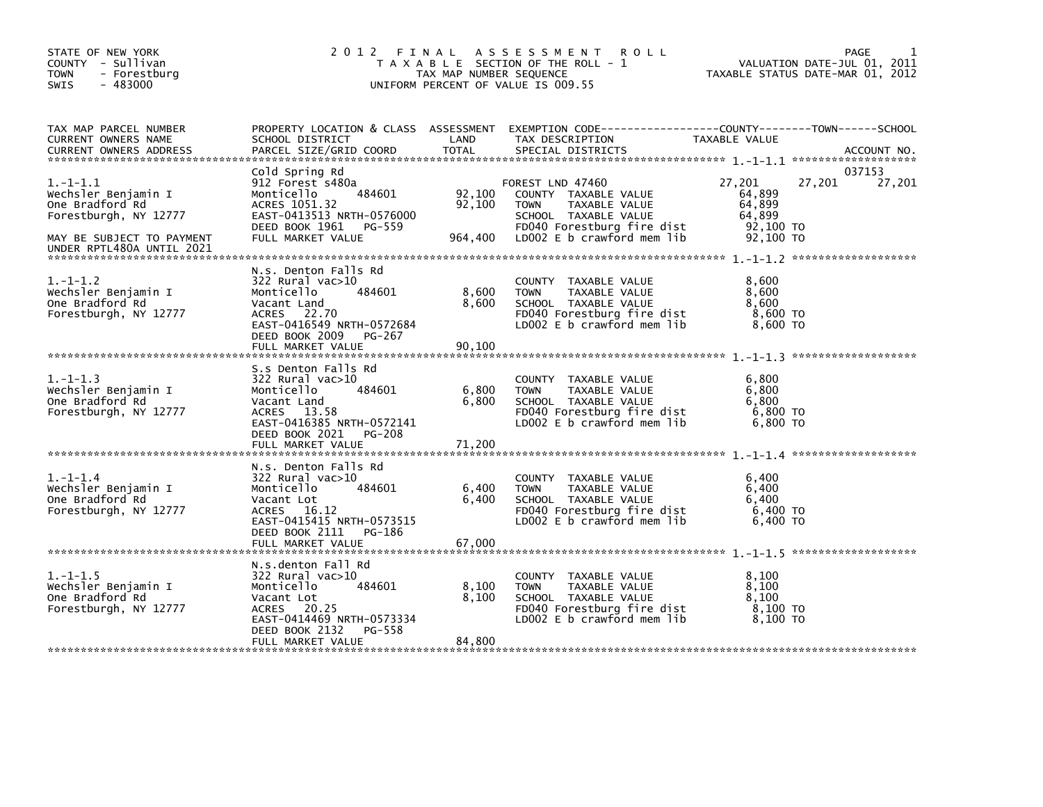STATE OF NEW YORK
COUNTY - Sullivan
TOWN - Forestburg
SWIS - 483000

# 2012 FINAL ASSESSMENT ROLL

TAXABLE SECTION OF THE ROLL - 1
TAX MAP NUMBER SEQUENCE
UNIFORM PERCENT OF VALUE IS 009.55

VALUATION DATE-JUL 01, 2011
TAXABLE STATUS DATE-MAR 01, 2012

| TAX MAP PARCEL NUMBER / CURRENT OWNERS NAME / CURRENT OWNERS ADDRESS | PROPERTY LOCATION & CLASS / SCHOOL DISTRICT / PARCEL SIZE/GRID COORD | ASSESSMENT LAND | ASSESSMENT TOTAL | EXEMPTION CODE / TAX DESCRIPTION / SPECIAL DISTRICTS | COUNTY TAXABLE VALUE | TOWN | SCHOOL | ACCOUNT NO. |
|---|---|---|---|---|---|---|---|---|
| **1.-1-1.1** | Cold Spring Rd | | | | | | | 037153 |
| 1.-1-1.1 | 912 Forest s480a | | | FOREST LND 47460 | 27,201 | 27,201 | 27,201 | |
| Wechsler Benjamin I | Monticello 484601 | 92,100 | | COUNTY TAXABLE VALUE | 64,899 | | | |
| One Bradford Rd | ACRES 1051.32 | | 92,100 | TOWN TAXABLE VALUE | 64,899 | | | |
| Forestburgh, NY 12777 | EAST-0413513 NRTH-0576000 | | | SCHOOL TAXABLE VALUE | 64,899 | | | |
| | DEED BOOK 1961 PG-559 | | | FD040 Forestburg fire dist | 92,100 TO | | | |
| MAY BE SUBJECT TO PAYMENT UNDER RPTL480A UNTIL 2021 | FULL MARKET VALUE | | 964,400 | LD002 E b crawford mem lib | 92,100 TO | | | |
| **1.-1-1.2** | N.S. Denton Falls Rd | | | | | | | |
| 1.-1-1.2 | 322 Rural vac>10 | | | COUNTY TAXABLE VALUE | 8,600 | | | |
| Wechsler Benjamin I | Monticello 484601 | 8,600 | | TOWN TAXABLE VALUE | 8,600 | | | |
| One Bradford Rd | Vacant Land | | 8,600 | SCHOOL TAXABLE VALUE | 8,600 | | | |
| Forestburgh, NY 12777 | ACRES 22.70 | | | FD040 Forestburg fire dist | 8,600 TO | | | |
| | EAST-0416549 NRTH-0572684 | | | LD002 E b crawford mem lib | 8,600 TO | | | |
| | DEED BOOK 2009 PG-267 | | | | | | | |
| | FULL MARKET VALUE | | 90,100 | | | | | |
| **1.-1-1.3** | S.s Denton Falls Rd | | | | | | | |
| 1.-1-1.3 | 322 Rural vac>10 | | | COUNTY TAXABLE VALUE | 6,800 | | | |
| Wechsler Benjamin I | Monticello 484601 | 6,800 | | TOWN TAXABLE VALUE | 6,800 | | | |
| One Bradford Rd | Vacant Land | | 6,800 | SCHOOL TAXABLE VALUE | 6,800 | | | |
| Forestburgh, NY 12777 | ACRES 13.58 | | | FD040 Forestburg fire dist | 6,800 TO | | | |
| | EAST-0416385 NRTH-0572141 | | | LD002 E b crawford mem lib | 6,800 TO | | | |
| | DEED BOOK 2021 PG-208 | | | | | | | |
| | FULL MARKET VALUE | | 71,200 | | | | | |
| **1.-1-1.4** | N.S. Denton Falls Rd | | | | | | | |
| 1.-1-1.4 | 322 Rural vac>10 | | | COUNTY TAXABLE VALUE | 6,400 | | | |
| Wechsler Benjamin I | Monticello 484601 | 6,400 | | TOWN TAXABLE VALUE | 6,400 | | | |
| One Bradford Rd | Vacant Lot | | 6,400 | SCHOOL TAXABLE VALUE | 6,400 | | | |
| Forestburgh, NY 12777 | ACRES 16.12 | | | FD040 Forestburg fire dist | 6,400 TO | | | |
| | EAST-0415415 NRTH-0573515 | | | LD002 E b crawford mem lib | 6,400 TO | | | |
| | DEED BOOK 2111 PG-186 | | | | | | | |
| | FULL MARKET VALUE | | 67,000 | | | | | |
| **1.-1-1.5** | N.s.denton Fall Rd | | | | | | | |
| 1.-1-1.5 | 322 Rural vac>10 | | | COUNTY TAXABLE VALUE | 8,100 | | | |
| Wechsler Benjamin I | Monticello 484601 | 8,100 | | TOWN TAXABLE VALUE | 8,100 | | | |
| One Bradford Rd | Vacant Lot | | 8,100 | SCHOOL TAXABLE VALUE | 8,100 | | | |
| Forestburgh, NY 12777 | ACRES 20.25 | | | FD040 Forestburg fire dist | 8,100 TO | | | |
| | EAST-0414469 NRTH-0573334 | | | LD002 E b crawford mem lib | 8,100 TO | | | |
| | DEED BOOK 2132 PG-558 | | | | | | | |
| | FULL MARKET VALUE | | 84,800 | | | | | |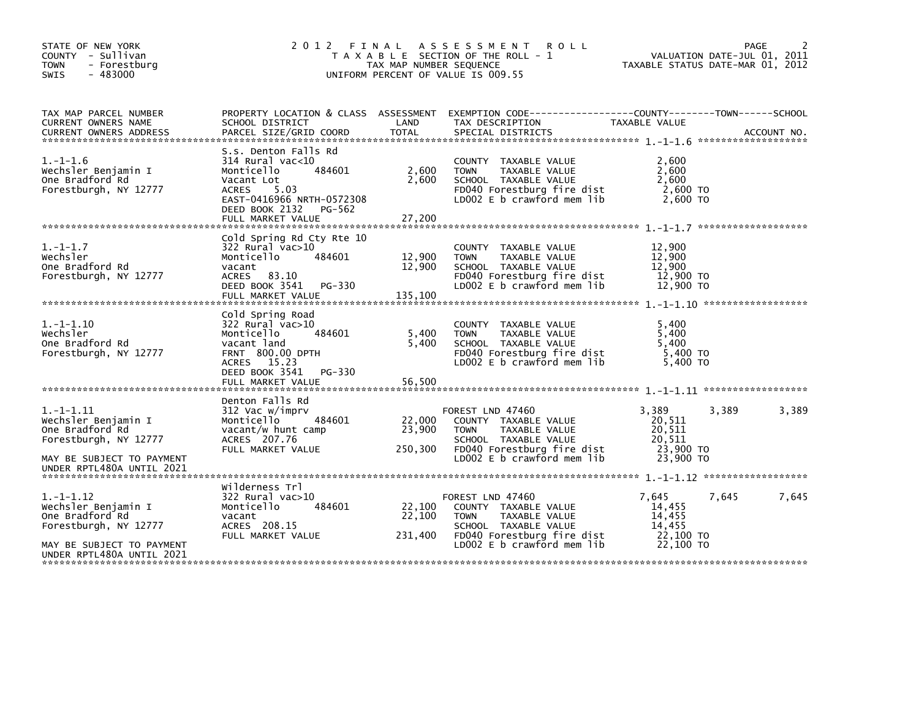STATE OF NEW YORK
COUNTY - Sullivan
TOWN - Forestburg
SWIS - 483000

# 2012 FINAL ASSESSMENT ROLL

TAXABLE SECTION OF THE ROLL - 1
TAX MAP NUMBER SEQUENCE
UNIFORM PERCENT OF VALUE IS 009.55

VALUATION DATE-JUL 01, 2011
TAXABLE STATUS DATE-MAR 01, 2012

| TAX MAP PARCEL NUMBER / CURRENT OWNERS NAME / CURRENT OWNERS ADDRESS | PROPERTY LOCATION & CLASS / SCHOOL DISTRICT / PARCEL SIZE/GRID COORD | ASSESSMENT LAND / TOTAL | EXEMPTION CODE / TAX DESCRIPTION / SPECIAL DISTRICTS | COUNTY TAXABLE VALUE | TOWN | SCHOOL | ACCOUNT NO. |
|---|---|---|---|---|---|---|---|
| 1.-1-1.6 | S.s. Denton Falls Rd | | | | | | |
| | 314 Rural vac<10 | | COUNTY TAXABLE VALUE | 2,600 | | | |
| Wechsler Benjamin I | Monticello 484601 | 2,600 | TOWN TAXABLE VALUE | 2,600 | | | |
| One Bradford Rd | Vacant Lot | 2,600 | SCHOOL TAXABLE VALUE | 2,600 | | | |
| Forestburgh, NY 12777 | ACRES 5.03 | | FD040 Forestburg fire dist | 2,600 TO | | | |
| | EAST-0416966 NRTH-0572308 | | LD002 E b crawford mem lib | 2,600 TO | | | |
| | DEED BOOK 2132 PG-562 | | | | | | |
| | FULL MARKET VALUE | 27,200 | | | | | |
| 1.-1-1.7 | Cold Spring Rd Cty Rte 10 | | | | | | |
| | 322 Rural vac>10 | | COUNTY TAXABLE VALUE | 12,900 | | | |
| Wechsler | Monticello 484601 | 12,900 | TOWN TAXABLE VALUE | 12,900 | | | |
| One Bradford Rd | vacant | 12,900 | SCHOOL TAXABLE VALUE | 12,900 | | | |
| Forestburgh, NY 12777 | ACRES 83.10 | | FD040 Forestburg fire dist | 12,900 TO | | | |
| | DEED BOOK 3541 PG-330 | | LD002 E b crawford mem lib | 12,900 TO | | | |
| | FULL MARKET VALUE | 135,100 | | | | | |
| 1.-1-1.10 | Cold Spring Road | | | | | | |
| | 322 Rural vac>10 | | COUNTY TAXABLE VALUE | 5,400 | | | |
| Wechsler | Monticello 484601 | 5,400 | TOWN TAXABLE VALUE | 5,400 | | | |
| One Bradford Rd | vacant land | 5,400 | SCHOOL TAXABLE VALUE | 5,400 | | | |
| Forestburgh, NY 12777 | FRNT 800.00 DPTH | | FD040 Forestburg fire dist | 5,400 TO | | | |
| | ACRES 15.23 | | LD002 E b crawford mem lib | 5,400 TO | | | |
| | DEED BOOK 3541 PG-330 | | | | | | |
| | FULL MARKET VALUE | 56,500 | | | | | |
| 1.-1-1.11 | Denton Falls Rd | | | | | | |
| | 312 Vac w/imprv | | FOREST LND 47460 | 3,389 | 3,389 | 3,389 | |
| Wechsler Benjamin I | Monticello 484601 | 22,000 | COUNTY TAXABLE VALUE | 20,511 | | | |
| One Bradford Rd | vacant/w hunt camp | 23,900 | TOWN TAXABLE VALUE | 20,511 | | | |
| Forestburgh, NY 12777 | ACRES 207.76 | | SCHOOL TAXABLE VALUE | 20,511 | | | |
| | FULL MARKET VALUE | 250,300 | FD040 Forestburg fire dist | 23,900 TO | | | |
| MAY BE SUBJECT TO PAYMENT UNDER RPTL480A UNTIL 2021 | | | LD002 E b crawford mem lib | 23,900 TO | | | |
| 1.-1-1.12 | Wilderness Trl | | | | | | |
| | 322 Rural vac>10 | | FOREST LND 47460 | 7,645 | 7,645 | 7,645 | |
| Wechsler Benjamin I | Monticello 484601 | 22,100 | COUNTY TAXABLE VALUE | 14,455 | | | |
| One Bradford Rd | vacant | 22,100 | TOWN TAXABLE VALUE | 14,455 | | | |
| Forestburgh, NY 12777 | ACRES 208.15 | | SCHOOL TAXABLE VALUE | 14,455 | | | |
| | FULL MARKET VALUE | 231,400 | FD040 Forestburg fire dist | 22,100 TO | | | |
| MAY BE SUBJECT TO PAYMENT UNDER RPTL480A UNTIL 2021 | | | LD002 E b crawford mem lib | 22,100 TO | | | |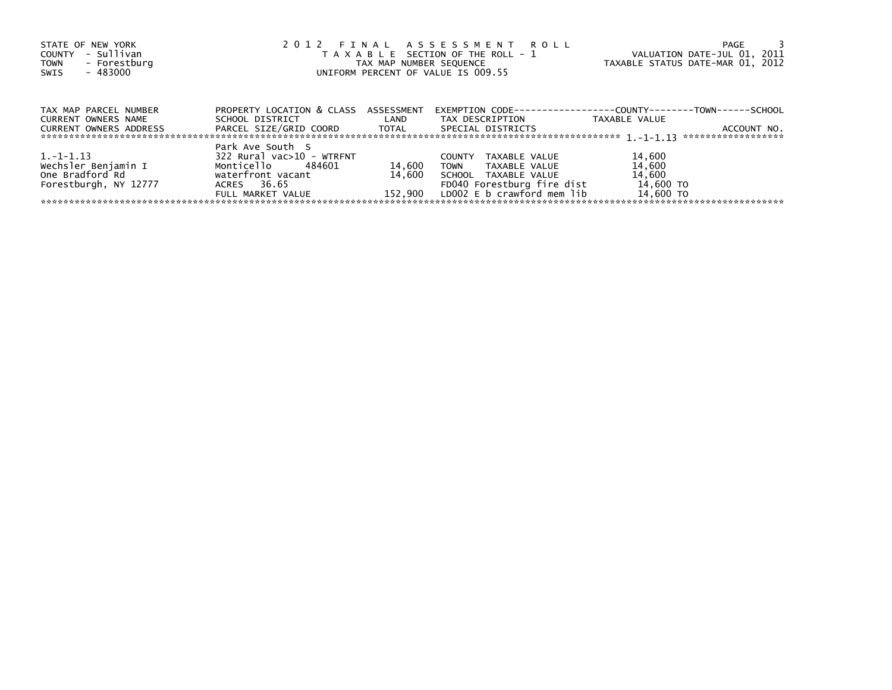STATE OF NEW YORK
COUNTY - Sullivan
TOWN - Forestburg
SWIS - 483000

**2012 FINAL ASSESSMENT ROLL**
**TAXABLE SECTION OF THE ROLL - 1**
TAX MAP NUMBER SEQUENCE
UNIFORM PERCENT OF VALUE IS 009.55

VALUATION DATE-JUL 01, 2011
TAXABLE STATUS DATE-MAR 01, 2012

| TAX MAP PARCEL NUMBER<br>CURRENT OWNERS NAME<br>CURRENT OWNERS ADDRESS | PROPERTY LOCATION & CLASS<br>SCHOOL DISTRICT<br>PARCEL SIZE/GRID COORD | ASSESSMENT<br>LAND<br>TOTAL | EXEMPTION CODE<br>TAX DESCRIPTION<br>SPECIAL DISTRICTS | COUNTY / TOWN / SCHOOL<br>TAXABLE VALUE | ACCOUNT NO. |
|---|---|---|---|---|---|
| 1.-1-1.13 | Park Ave South S | | | | |
| 1.-1-1.13 | 322 Rural vac>10 - WTRFNT | | COUNTY TAXABLE VALUE | 14,600 | |
| Wechsler Benjamin I | Monticello 484601 | 14,600 | TOWN TAXABLE VALUE | 14,600 | |
| One Bradford Rd | waterfront vacant | 14,600 | SCHOOL TAXABLE VALUE | 14,600 | |
| Forestburgh, NY 12777 | ACRES 36.65 | | FD040 Forestburg fire dist | 14,600 TO | |
| | FULL MARKET VALUE | 152,900 | LD002 E b crawford mem lib | 14,600 TO | |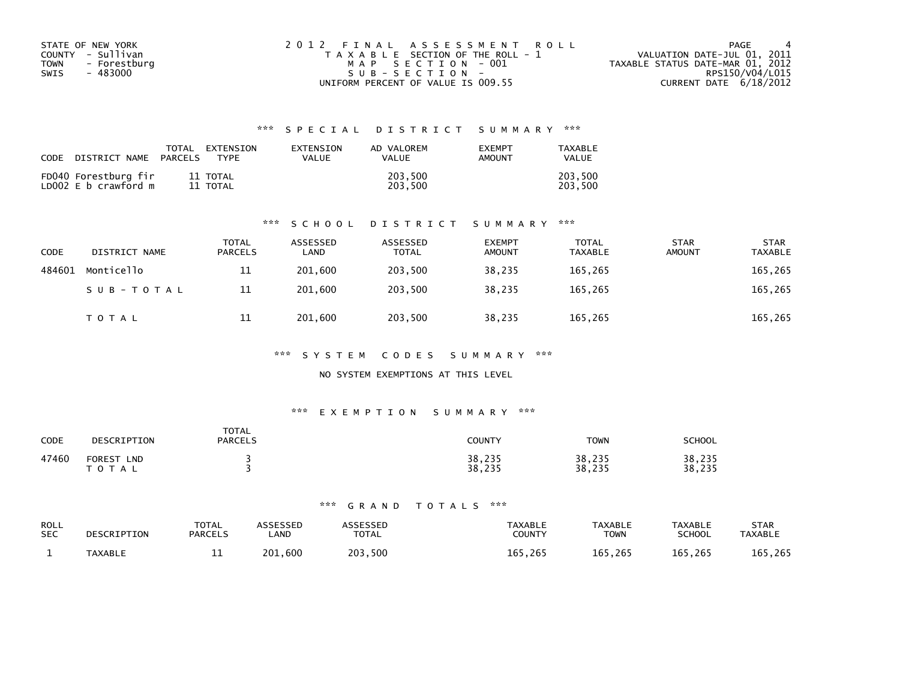STATE OF NEW YORK
COUNTY - Sullivan
TOWN - Forestburg
SWIS - 483000

2 0 1 2 F I N A L A S S E S S M E N T R O L L
T A X A B L E SECTION OF THE ROLL - 1
M A P S E C T I O N - 001
S U B - S E C T I O N -
UNIFORM PERCENT OF VALUE IS 009.55

VALUATION DATE-JUL 01, 2011
TAXABLE STATUS DATE-MAR 01, 2012
RPS150/V04/L015
CURRENT DATE 6/18/2012

### \*\*\* S P E C I A L D I S T R I C T S U M M A R Y \*\*\*

| CODE | DISTRICT NAME | TOTAL PARCELS | EXTENSION TYPE | EXTENSION VALUE | AD VALOREM VALUE | EXEMPT AMOUNT | TAXABLE VALUE |
|---|---|---|---|---|---|---|---|
| FD040 | Forestburg fir | 11 | TOTAL | | 203,500 | | 203,500 |
| LD002 | E b crawford m | 11 | TOTAL | | 203,500 | | 203,500 |

### \*\*\* S C H O O L D I S T R I C T S U M M A R Y \*\*\*

| CODE | DISTRICT NAME | TOTAL PARCELS | ASSESSED LAND | ASSESSED TOTAL | EXEMPT AMOUNT | TOTAL TAXABLE | STAR AMOUNT | STAR TAXABLE |
|---|---|---|---|---|---|---|---|---|
| 484601 | Monticello | 11 | 201,600 | 203,500 | 38,235 | 165,265 | | 165,265 |
| | S U B - T O T A L | 11 | 201,600 | 203,500 | 38,235 | 165,265 | | 165,265 |
| | T O T A L | 11 | 201,600 | 203,500 | 38,235 | 165,265 | | 165,265 |

### \*\*\* S Y S T E M C O D E S S U M M A R Y \*\*\*

NO SYSTEM EXEMPTIONS AT THIS LEVEL

### \*\*\* E X E M P T I O N S U M M A R Y \*\*\*

| CODE | DESCRIPTION | TOTAL PARCELS | COUNTY | TOWN | SCHOOL |
|---|---|---|---|---|---|
| 47460 | FOREST LND | 3 | 38,235 | 38,235 | 38,235 |
| | T O T A L | 3 | 38,235 | 38,235 | 38,235 |

### \*\*\* G R A N D T O T A L S \*\*\*

| ROLL SEC | DESCRIPTION | TOTAL PARCELS | ASSESSED LAND | ASSESSED TOTAL | TAXABLE COUNTY | TAXABLE TOWN | TAXABLE SCHOOL | STAR TAXABLE |
|---|---|---|---|---|---|---|---|---|
| 1 | TAXABLE | 11 | 201,600 | 203,500 | 165,265 | 165,265 | 165,265 | 165,265 |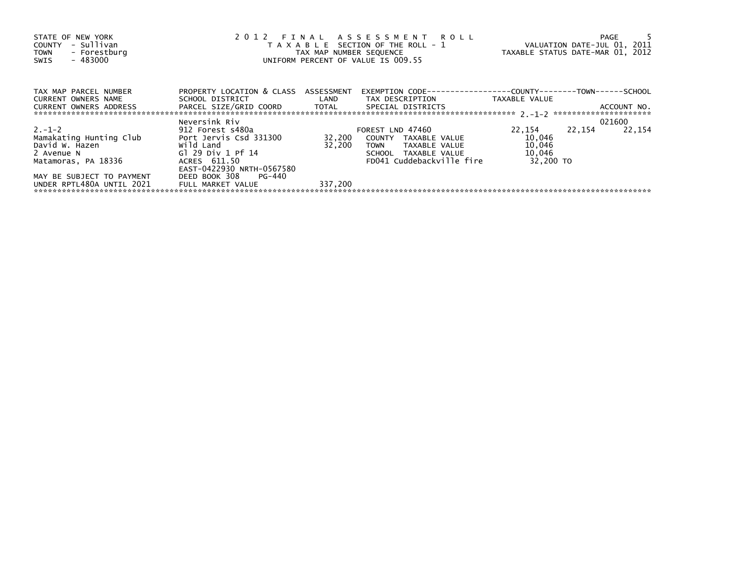STATE OF NEW YORK
COUNTY - Sullivan
TOWN - Forestburg
SWIS - 483000

2 0 1 2 F I N A L A S S E S S M E N T R O L L
T A X A B L E SECTION OF THE ROLL - 1
TAX MAP NUMBER SEQUENCE
UNIFORM PERCENT OF VALUE IS 009.55

VALUATION DATE-JUL 01, 2011
TAXABLE STATUS DATE-MAR 01, 2012

| TAX MAP PARCEL NUMBER<br>CURRENT OWNERS NAME<br>CURRENT OWNERS ADDRESS | PROPERTY LOCATION & CLASS<br>SCHOOL DISTRICT<br>PARCEL SIZE/GRID COORD | ASSESSMENT<br>LAND<br>TOTAL | EXEMPTION CODE<br>TAX DESCRIPTION<br>SPECIAL DISTRICTS | COUNTY<br>TAXABLE VALUE | TOWN | SCHOOL<br>ACCOUNT NO. |
|---|---|---|---|---|---|---|
| | Neversink Riv | | | | | 021600 |
| 2.-1-2 | 912 Forest s480a | | FOREST LND 47460 | 22,154 | 22,154 | 22,154 |
| Mamakating Hunting Club | Port Jervis Csd 331300 | 32,200 | COUNTY TAXABLE VALUE | 10,046 | | |
| David W. Hazen | Wild Land | 32,200 | TOWN TAXABLE VALUE | 10,046 | | |
| 2 Avenue N | Gl 29 Div 1 Pf 14 | | SCHOOL TAXABLE VALUE | 10,046 | | |
| Matamoras, PA 18336 | ACRES 611.50 | | FD041 Cuddebackville fire | 32,200 TO | | |
| | EAST-0422930 NRTH-0567580 | | | | | |
| MAY BE SUBJECT TO PAYMENT | DEED BOOK 308 PG-440 | | | | | |
| UNDER RPTL480A UNTIL 2021 | FULL MARKET VALUE | 337,200 | | | | |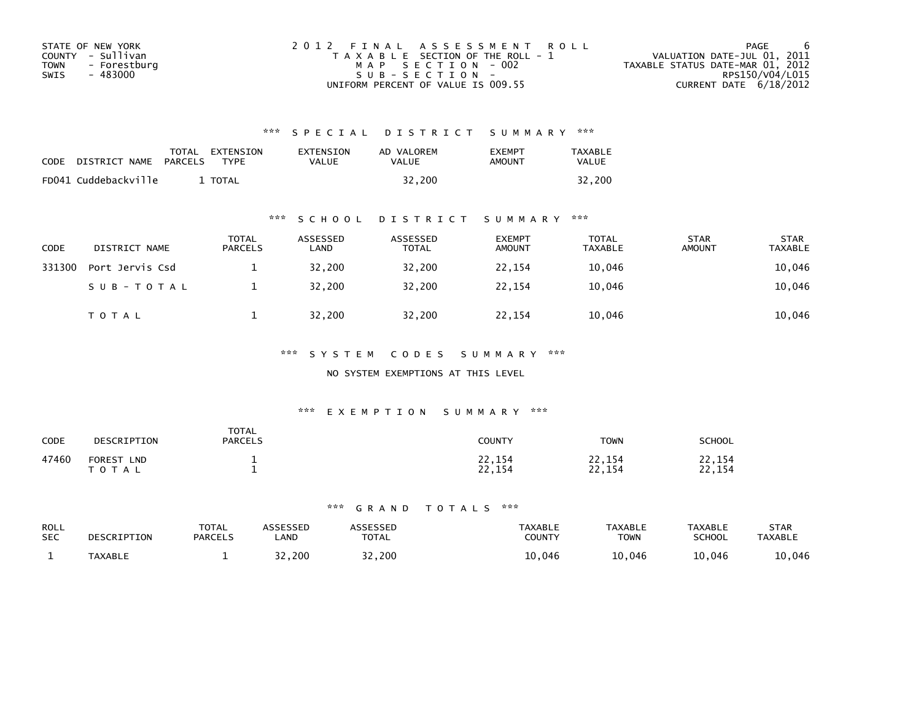STATE OF NEW YORK
COUNTY - Sullivan
TOWN - Forestburg
SWIS - 483000

2012 FINAL ASSESSMENT ROLL
TAXABLE SECTION OF THE ROLL - 1
MAP SECTION - 002
SUB-SECTION -
UNIFORM PERCENT OF VALUE IS 009.55

VALUATION DATE-JUL 01, 2011
TAXABLE STATUS DATE-MAR 01, 2012
RPS150/V04/L015
CURRENT DATE 6/18/2012

### *** SPECIAL DISTRICT SUMMARY ***

| CODE | DISTRICT NAME | TOTAL PARCELS | EXTENSION TYPE | EXTENSION VALUE | AD VALOREM VALUE | EXEMPT AMOUNT | TAXABLE VALUE |
|---|---|---|---|---|---|---|---|
| FD041 | Cuddebackville | 1 | TOTAL | | 32,200 | | 32,200 |

### *** SCHOOL DISTRICT SUMMARY ***

| CODE | DISTRICT NAME | TOTAL PARCELS | ASSESSED LAND | ASSESSED TOTAL | EXEMPT AMOUNT | TOTAL TAXABLE | STAR AMOUNT | STAR TAXABLE |
|---|---|---|---|---|---|---|---|---|
| 331300 | Port Jervis Csd | 1 | 32,200 | 32,200 | 22,154 | 10,046 | | 10,046 |
| | SUB-TOTAL | 1 | 32,200 | 32,200 | 22,154 | 10,046 | | 10,046 |
| | TOTAL | 1 | 32,200 | 32,200 | 22,154 | 10,046 | | 10,046 |

### *** SYSTEM CODES SUMMARY ***

NO SYSTEM EXEMPTIONS AT THIS LEVEL

### *** EXEMPTION SUMMARY ***

| CODE | DESCRIPTION | TOTAL PARCELS | COUNTY | TOWN | SCHOOL |
|---|---|---|---|---|---|
| 47460 | FOREST LND | 1 | 22,154 | 22,154 | 22,154 |
| | TOTAL | 1 | 22,154 | 22,154 | 22,154 |

### *** GRAND TOTALS ***

| ROLL SEC | DESCRIPTION | TOTAL PARCELS | ASSESSED LAND | ASSESSED TOTAL | TAXABLE COUNTY | TAXABLE TOWN | TAXABLE SCHOOL | STAR TAXABLE |
|---|---|---|---|---|---|---|---|---|
| 1 | TAXABLE | 1 | 32,200 | 32,200 | 10,046 | 10,046 | 10,046 | 10,046 |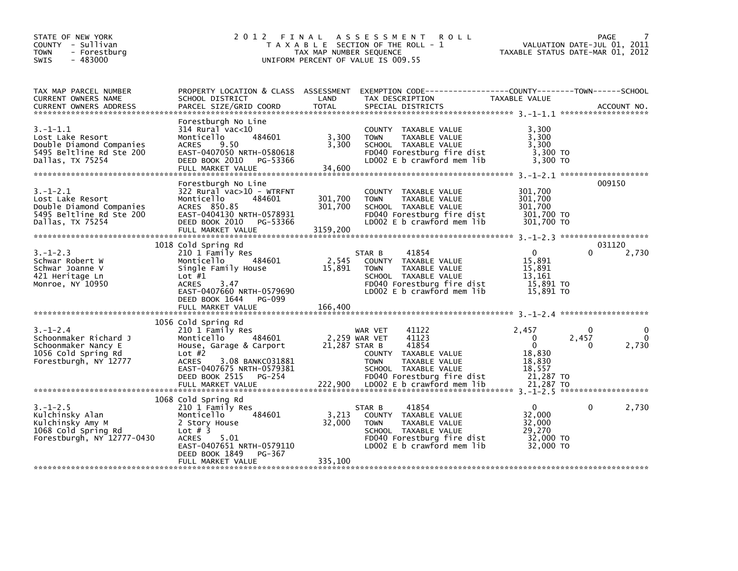STATE OF NEW YORK
COUNTY - Sullivan
TOWN - Forestburg
SWIS - 483000

# 2012 FINAL ASSESSMENT ROLL

TAXABLE SECTION OF THE ROLL - 1
TAX MAP NUMBER SEQUENCE
UNIFORM PERCENT OF VALUE IS 009.55

VALUATION DATE-JUL 01, 2011
TAXABLE STATUS DATE-MAR 01, 2012

| TAX MAP PARCEL NUMBER / CURRENT OWNERS NAME / CURRENT OWNERS ADDRESS | PROPERTY LOCATION & CLASS / SCHOOL DISTRICT / PARCEL SIZE/GRID COORD | ASSESSMENT LAND | TOTAL | EXEMPTION CODE / TAX DESCRIPTION / SPECIAL DISTRICTS | COUNTY TAXABLE VALUE | TOWN | SCHOOL | ACCOUNT NO. |
|---|---|---|---|---|---|---|---|---|
| 3.-1-1.1 | Forestburgh No Line | | | | | | | |
| Lost Lake Resort | 314 Rural vac<10 | | | COUNTY TAXABLE VALUE | 3,300 | | | |
| Double Diamond Companies | Monticello 484601 | 3,300 | | TOWN TAXABLE VALUE | 3,300 | | | |
| 5495 Beltline Rd Ste 200 | ACRES 9.50 | | 3,300 | SCHOOL TAXABLE VALUE | 3,300 | | | |
| Dallas, TX 75254 | EAST-0407050 NRTH-0580618 | | | FD040 Forestburg fire dist | 3,300 TO | | | |
| | DEED BOOK 2010 PG-53366 | | | LD002 E b crawford mem lib | 3,300 TO | | | |
| | FULL MARKET VALUE | | 34,600 | | | | | |
| 3.-1-2.1 | Forestburgh No Line | | | | | | | 009150 |
| Lost Lake Resort | 322 Rural vac>10 - WTRFNT | | | COUNTY TAXABLE VALUE | 301,700 | | | |
| Double Diamond Companies | Monticello 484601 | 301,700 | | TOWN TAXABLE VALUE | 301,700 | | | |
| 5495 Beltline Rd Ste 200 | ACRES 850.85 | | 301,700 | SCHOOL TAXABLE VALUE | 301,700 | | | |
| Dallas, TX 75254 | EAST-0404130 NRTH-0578931 | | | FD040 Forestburg fire dist | 301,700 TO | | | |
| | DEED BOOK 2010 PG-53366 | | | LD002 E b crawford mem lib | 301,700 TO | | | |
| | FULL MARKET VALUE | | 3159,200 | | | | | |
| 3.-1-2.3 | 1018 Cold Spring Rd | | | | | | | 031120 |
| Schwar Robert W | 210 1 Family Res | | | STAR B 41854 | 0 | 0 | 2,730 | |
| Schwar Joanne V | Monticello 484601 | 2,545 | | COUNTY TAXABLE VALUE | 15,891 | | | |
| 421 Heritage Ln | Single Family House | | 15,891 | TOWN TAXABLE VALUE | 15,891 | | | |
| Monroe, NY 10950 | Lot #1 | | | SCHOOL TAXABLE VALUE | 13,161 | | | |
| | ACRES 3.47 | | | FD040 Forestburg fire dist | 15,891 TO | | | |
| | EAST-0407660 NRTH-0579690 | | | LD002 E b crawford mem lib | 15,891 TO | | | |
| | DEED BOOK 1644 PG-099 | | | | | | | |
| | FULL MARKET VALUE | | 166,400 | | | | | |
| 3.-1-2.4 | 1056 Cold Spring Rd | | | | | | | |
| Schoonmaker Richard J | 210 1 Family Res | | | WAR VET 41122 | 2,457 | 0 | 0 | |
| Schoonmaker Nancy E | Monticello 484601 | 2,259 | | WAR VET 41123 | 0 | 2,457 | 0 | |
| 1056 Cold Spring Rd | House, Garage & Carport | | 21,287 | STAR B 41854 | 0 | 0 | 2,730 | |
| Forestburgh, NY 12777 | Lot #2 | | | COUNTY TAXABLE VALUE | 18,830 | | | |
| | ACRES 3.08 BANKC031881 | | | TOWN TAXABLE VALUE | 18,830 | | | |
| | EAST-0407675 NRTH-0579381 | | | SCHOOL TAXABLE VALUE | 18,557 | | | |
| | DEED BOOK 2515 PG-254 | | | FD040 Forestburg fire dist | 21,287 TO | | | |
| | FULL MARKET VALUE | | 222,900 | LD002 E b crawford mem lib | 21,287 TO | | | |
| 3.-1-2.5 | 1068 Cold Spring Rd | | | | | | | |
| Kulchinsky Alan | 210 1 Family Res | | | STAR B 41854 | 0 | 0 | 2,730 | |
| Kulchinsky Amy M | Monticello 484601 | 3,213 | | COUNTY TAXABLE VALUE | 32,000 | | | |
| 1068 Cold Spring Rd | 2 Story House | | 32,000 | TOWN TAXABLE VALUE | 32,000 | | | |
| Forestburgh, NY 12777-0430 | Lot # 3 | | | SCHOOL TAXABLE VALUE | 29,270 | | | |
| | ACRES 5.01 | | | FD040 Forestburg fire dist | 32,000 TO | | | |
| | EAST-0407651 NRTH-0579110 | | | LD002 E b crawford mem lib | 32,000 TO | | | |
| | DEED BOOK 1849 PG-367 | | | | | | | |
| | FULL MARKET VALUE | | 335,100 | | | | | |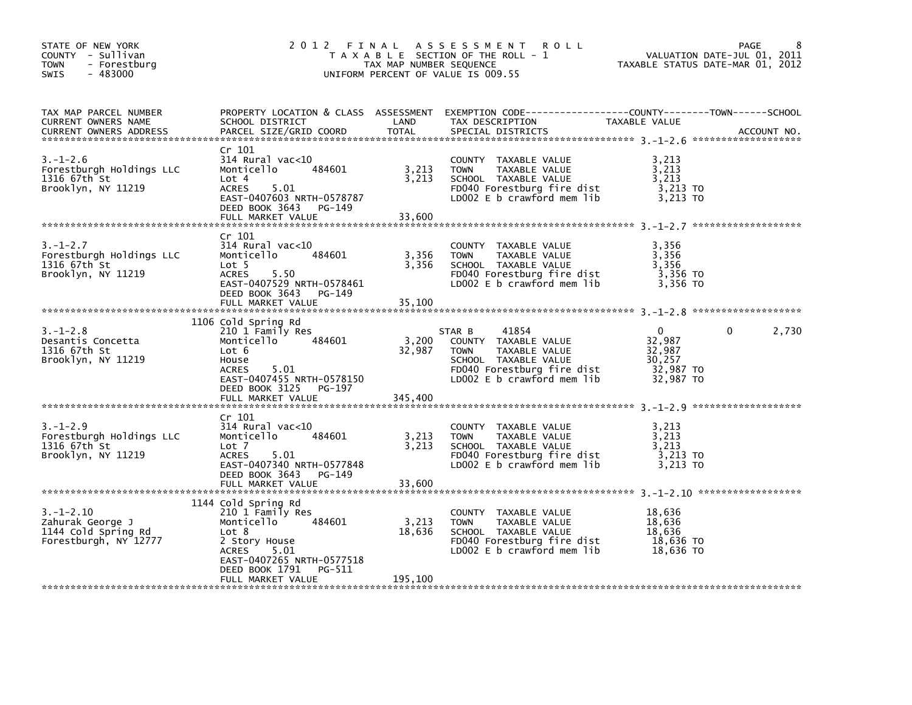STATE OF NEW YORK
COUNTY - Sullivan
TOWN - Forestburg
SWIS - 483000

# 2012 FINAL ASSESSMENT ROLL

TAXABLE SECTION OF THE ROLL - 1
TAX MAP NUMBER SEQUENCE
UNIFORM PERCENT OF VALUE IS 009.55

VALUATION DATE-JUL 01, 2011
TAXABLE STATUS DATE-MAR 01, 2012

| TAX MAP PARCEL NUMBER / CURRENT OWNERS NAME / CURRENT OWNERS ADDRESS | PROPERTY LOCATION & CLASS / SCHOOL DISTRICT / PARCEL SIZE/GRID COORD | ASSESSMENT LAND | TOTAL | EXEMPTION CODE / TAX DESCRIPTION / SPECIAL DISTRICTS | COUNTY TAXABLE VALUE | TOWN | SCHOOL | ACCOUNT NO. |
|---|---|---|---|---|---|---|---|---|
| 3.-1-2.6 | Cr 101 | | | | | | | |
| Forestburgh Holdings LLC | 314 Rural vac<10 | | | COUNTY TAXABLE VALUE | 3,213 | | | |
| 1316 67th St | Monticello 484601 | 3,213 | | TOWN TAXABLE VALUE | 3,213 | | | |
| Brooklyn, NY 11219 | Lot 4 | | 3,213 | SCHOOL TAXABLE VALUE | 3,213 | | | |
| | ACRES 5.01 | | | FD040 Forestburg fire dist | 3,213 TO | | | |
| | EAST-0407603 NRTH-0578787 | | | LD002 E b crawford mem lib | 3,213 TO | | | |
| | DEED BOOK 3643 PG-149 | | | | | | | |
| | FULL MARKET VALUE | | 33,600 | | | | | |
| 3.-1-2.7 | Cr 101 | | | | | | | |
| Forestburgh Holdings LLC | 314 Rural vac<10 | | | COUNTY TAXABLE VALUE | 3,356 | | | |
| 1316 67th St | Monticello 484601 | 3,356 | | TOWN TAXABLE VALUE | 3,356 | | | |
| Brooklyn, NY 11219 | Lot 5 | | 3,356 | SCHOOL TAXABLE VALUE | 3,356 | | | |
| | ACRES 5.50 | | | FD040 Forestburg fire dist | 3,356 TO | | | |
| | EAST-0407529 NRTH-0578461 | | | LD002 E b crawford mem lib | 3,356 TO | | | |
| | DEED BOOK 3643 PG-149 | | | | | | | |
| | FULL MARKET VALUE | | 35,100 | | | | | |
| 3.-1-2.8 | 1106 Cold Spring Rd | | | | | | | |
| Desantis Concetta | 210 1 Family Res | | | STAR B 41854 | 0 | 0 | 2,730 | |
| 1316 67th St | Monticello 484601 | 3,200 | | COUNTY TAXABLE VALUE | 32,987 | | | |
| Brooklyn, NY 11219 | Lot 6 | | 32,987 | TOWN TAXABLE VALUE | 32,987 | | | |
| | House | | | SCHOOL TAXABLE VALUE | 30,257 | | | |
| | ACRES 5.01 | | | FD040 Forestburg fire dist | 32,987 TO | | | |
| | EAST-0407455 NRTH-0578150 | | | LD002 E b crawford mem lib | 32,987 TO | | | |
| | DEED BOOK 3125 PG-197 | | | | | | | |
| | FULL MARKET VALUE | | 345,400 | | | | | |
| 3.-1-2.9 | Cr 101 | | | | | | | |
| Forestburgh Holdings LLC | 314 Rural vac<10 | | | COUNTY TAXABLE VALUE | 3,213 | | | |
| 1316 67th St | Monticello 484601 | 3,213 | | TOWN TAXABLE VALUE | 3,213 | | | |
| Brooklyn, NY 11219 | Lot 7 | | 3,213 | SCHOOL TAXABLE VALUE | 3,213 | | | |
| | ACRES 5.01 | | | FD040 Forestburg fire dist | 3,213 TO | | | |
| | EAST-0407340 NRTH-0577848 | | | LD002 E b crawford mem lib | 3,213 TO | | | |
| | DEED BOOK 3643 PG-149 | | | | | | | |
| | FULL MARKET VALUE | | 33,600 | | | | | |
| 3.-1-2.10 | 1144 Cold Spring Rd | | | | | | | |
| Zahurak George J | 210 1 Family Res | | | COUNTY TAXABLE VALUE | 18,636 | | | |
| 1144 Cold Spring Rd | Monticello 484601 | 3,213 | | TOWN TAXABLE VALUE | 18,636 | | | |
| Forestburgh, NY 12777 | Lot 8 | | 18,636 | SCHOOL TAXABLE VALUE | 18,636 | | | |
| | 2 Story House | | | FD040 Forestburg fire dist | 18,636 TO | | | |
| | ACRES 5.01 | | | LD002 E b crawford mem lib | 18,636 TO | | | |
| | EAST-0407265 NRTH-0577518 | | | | | | | |
| | DEED BOOK 1791 PG-511 | | | | | | | |
| | FULL MARKET VALUE | | 195,100 | | | | | |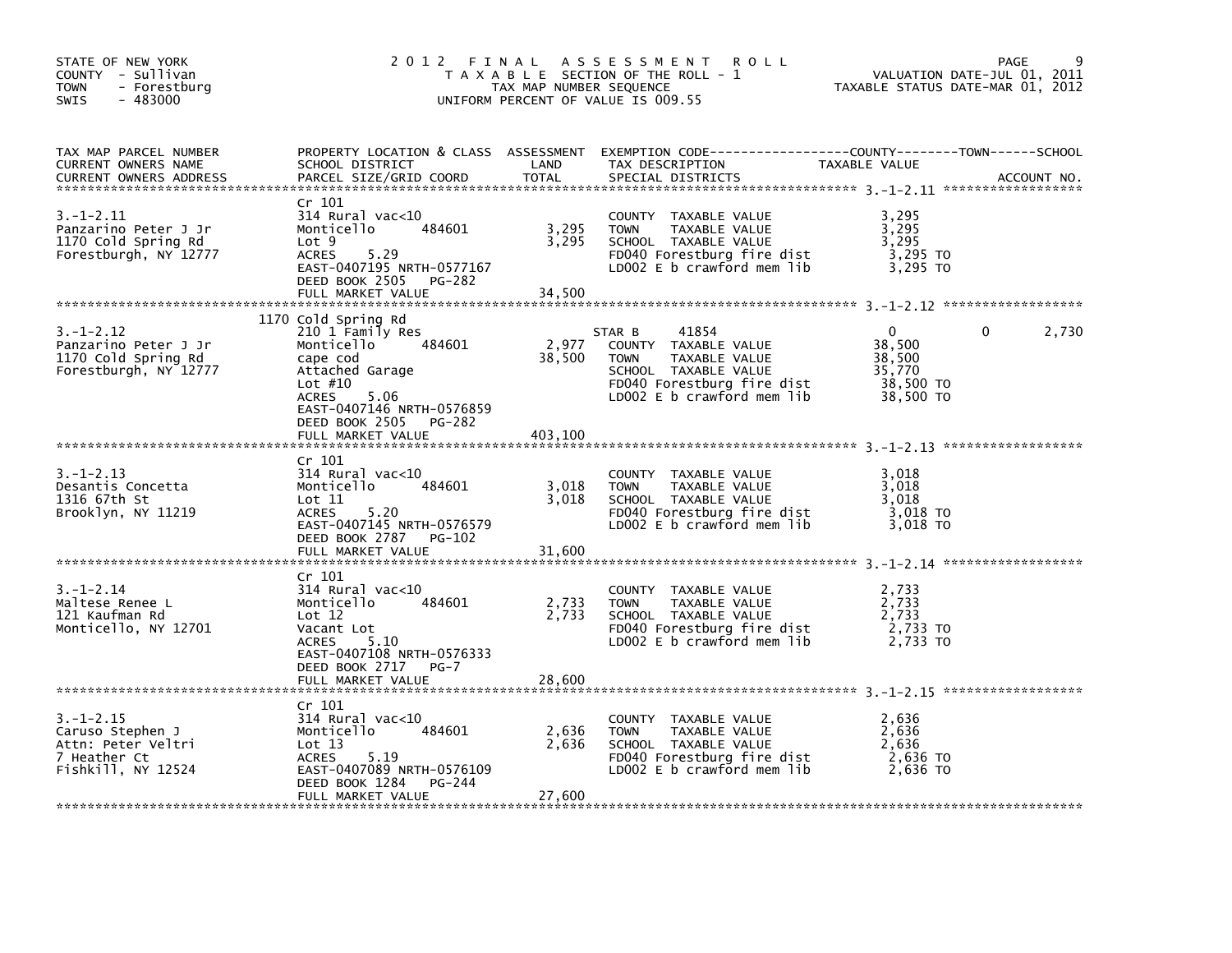STATE OF NEW YORK
COUNTY - Sullivan
TOWN - Forestburg
SWIS - 483000

# 2012 FINAL ASSESSMENT ROLL

TAXABLE SECTION OF THE ROLL - 1
TAX MAP NUMBER SEQUENCE
UNIFORM PERCENT OF VALUE IS 009.55

VALUATION DATE-JUL 01, 2011
TAXABLE STATUS DATE-MAR 01, 2012

| TAX MAP PARCEL NUMBER / CURRENT OWNERS NAME / CURRENT OWNERS ADDRESS | PROPERTY LOCATION & CLASS / SCHOOL DISTRICT / PARCEL SIZE/GRID COORD | ASSESSMENT LAND | TOTAL | EXEMPTION CODE / TAX DESCRIPTION / SPECIAL DISTRICTS | COUNTY TAXABLE VALUE | TOWN | SCHOOL |
|---|---|---|---|---|---|---|---|
| **3.-1-2.11** | Cr 101 | | | | | | |
| 3.-1-2.11 | 314 Rural vac<10 | | | COUNTY TAXABLE VALUE | 3,295 | | |
| Panzarino Peter J Jr | Monticello 484601 | 3,295 | | TOWN TAXABLE VALUE | 3,295 | | |
| 1170 Cold Spring Rd | Lot 9 | | 3,295 | SCHOOL TAXABLE VALUE | 3,295 | | |
| Forestburgh, NY 12777 | ACRES 5.29 | | | FD040 Forestburg fire dist | 3,295 TO | | |
| | EAST-0407195 NRTH-0577167 | | | LD002 E b crawford mem lib | 3,295 TO | | |
| | DEED BOOK 2505 PG-282 | | | | | | |
| | FULL MARKET VALUE | | 34,500 | | | | |
| **3.-1-2.12** | 1170 Cold Spring Rd | | | | | | |
| 3.-1-2.12 | 210 1 Family Res | | | STAR B 41854 | 0 | 0 | 2,730 |
| Panzarino Peter J Jr | Monticello 484601 | 2,977 | | COUNTY TAXABLE VALUE | 38,500 | | |
| 1170 Cold Spring Rd | cape cod | | 38,500 | TOWN TAXABLE VALUE | 38,500 | | |
| Forestburgh, NY 12777 | Attached Garage | | | SCHOOL TAXABLE VALUE | 35,770 | | |
| | Lot #10 | | | FD040 Forestburg fire dist | 38,500 TO | | |
| | ACRES 5.06 | | | LD002 E b crawford mem lib | 38,500 TO | | |
| | EAST-0407146 NRTH-0576859 | | | | | | |
| | DEED BOOK 2505 PG-282 | | | | | | |
| | FULL MARKET VALUE | | 403,100 | | | | |
| **3.-1-2.13** | Cr 101 | | | | | | |
| 3.-1-2.13 | 314 Rural vac<10 | | | COUNTY TAXABLE VALUE | 3,018 | | |
| Desantis Concetta | Monticello 484601 | 3,018 | | TOWN TAXABLE VALUE | 3,018 | | |
| 1316 67th St | Lot 11 | | 3,018 | SCHOOL TAXABLE VALUE | 3,018 | | |
| Brooklyn, NY 11219 | ACRES 5.20 | | | FD040 Forestburg fire dist | 3,018 TO | | |
| | EAST-0407145 NRTH-0576579 | | | LD002 E b crawford mem lib | 3,018 TO | | |
| | DEED BOOK 2787 PG-102 | | | | | | |
| | FULL MARKET VALUE | | 31,600 | | | | |
| **3.-1-2.14** | Cr 101 | | | | | | |
| 3.-1-2.14 | 314 Rural vac<10 | | | COUNTY TAXABLE VALUE | 2,733 | | |
| Maltese Renee L | Monticello 484601 | 2,733 | | TOWN TAXABLE VALUE | 2,733 | | |
| 121 Kaufman Rd | Lot 12 | | 2,733 | SCHOOL TAXABLE VALUE | 2,733 | | |
| Monticello, NY 12701 | Vacant Lot | | | FD040 Forestburg fire dist | 2,733 TO | | |
| | ACRES 5.10 | | | LD002 E b crawford mem lib | 2,733 TO | | |
| | EAST-0407108 NRTH-0576333 | | | | | | |
| | DEED BOOK 2717 PG-7 | | | | | | |
| | FULL MARKET VALUE | | 28,600 | | | | |
| **3.-1-2.15** | Cr 101 | | | | | | |
| 3.-1-2.15 | 314 Rural vac<10 | | | COUNTY TAXABLE VALUE | 2,636 | | |
| Caruso Stephen J | Monticello 484601 | 2,636 | | TOWN TAXABLE VALUE | 2,636 | | |
| Attn: Peter Veltri | Lot 13 | | 2,636 | SCHOOL TAXABLE VALUE | 2,636 | | |
| 7 Heather Ct | ACRES 5.19 | | | FD040 Forestburg fire dist | 2,636 TO | | |
| Fishkill, NY 12524 | EAST-0407089 NRTH-0576109 | | | LD002 E b crawford mem lib | 2,636 TO | | |
| | DEED BOOK 1284 PG-244 | | | | | | |
| | FULL MARKET VALUE | | 27,600 | | | | |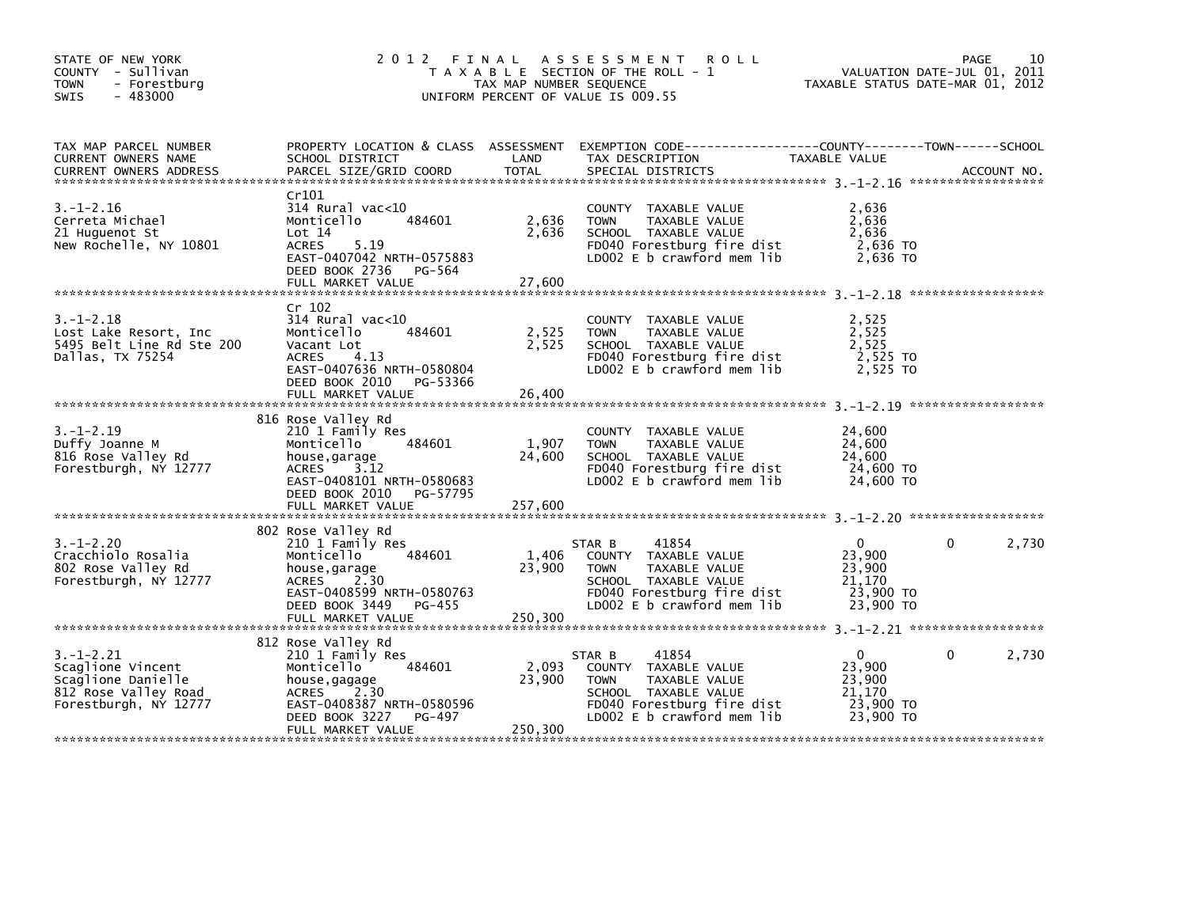STATE OF NEW YORK
COUNTY - Sullivan
TOWN - Forestburg
SWIS - 483000

# 2012 FINAL ASSESSMENT ROLL

TAXABLE SECTION OF THE ROLL - 1
TAX MAP NUMBER SEQUENCE
UNIFORM PERCENT OF VALUE IS 009.55

VALUATION DATE-JUL 01, 2011
TAXABLE STATUS DATE-MAR 01, 2012

| TAX MAP PARCEL NUMBER / CURRENT OWNERS NAME / CURRENT OWNERS ADDRESS | PROPERTY LOCATION & CLASS / SCHOOL DISTRICT / PARCEL SIZE/GRID COORD | ASSESSMENT LAND | TOTAL | EXEMPTION CODE / TAX DESCRIPTION / SPECIAL DISTRICTS | COUNTY TAXABLE VALUE | TOWN | SCHOOL |
|---|---|---|---|---|---|---|---|
| 3.-1-2.16 | Cr101 | | | | | | |
| Cerreta Michael | 314 Rural vac<10 | | | COUNTY TAXABLE VALUE | 2,636 | | |
| 21 Huguenot St | Monticello 484601 | 2,636 | | TOWN TAXABLE VALUE | 2,636 | | |
| New Rochelle, NY 10801 | Lot 14 | | 2,636 | SCHOOL TAXABLE VALUE | 2,636 | | |
| | ACRES 5.19 | | | FD040 Forestburg fire dist | 2,636 TO | | |
| | EAST-0407042 NRTH-0575883 | | | LD002 E b crawford mem lib | 2,636 TO | | |
| | DEED BOOK 2736 PG-564 | | | | | | |
| | FULL MARKET VALUE | | 27,600 | | | | |
| 3.-1-2.18 | Cr 102 | | | | | | |
| Lost Lake Resort, Inc | 314 Rural vac<10 | | | COUNTY TAXABLE VALUE | 2,525 | | |
| 5495 Belt Line Rd Ste 200 | Monticello 484601 | 2,525 | | TOWN TAXABLE VALUE | 2,525 | | |
| Dallas, TX 75254 | Vacant Lot | | 2,525 | SCHOOL TAXABLE VALUE | 2,525 | | |
| | ACRES 4.13 | | | FD040 Forestburg fire dist | 2,525 TO | | |
| | EAST-0407636 NRTH-0580804 | | | LD002 E b crawford mem lib | 2,525 TO | | |
| | DEED BOOK 2010 PG-53366 | | | | | | |
| | FULL MARKET VALUE | | 26,400 | | | | |
| 3.-1-2.19 | 816 Rose Valley Rd | | | | | | |
| Duffy Joanne M | 210 1 Family Res | | | COUNTY TAXABLE VALUE | 24,600 | | |
| 816 Rose Valley Rd | Monticello 484601 | 1,907 | | TOWN TAXABLE VALUE | 24,600 | | |
| Forestburgh, NY 12777 | house,garage | | 24,600 | SCHOOL TAXABLE VALUE | 24,600 | | |
| | ACRES 3.12 | | | FD040 Forestburg fire dist | 24,600 TO | | |
| | EAST-0408101 NRTH-0580683 | | | LD002 E b crawford mem lib | 24,600 TO | | |
| | DEED BOOK 2010 PG-57795 | | | | | | |
| | FULL MARKET VALUE | | 257,600 | | | | |
| 3.-1-2.20 | 802 Rose Valley Rd | | | | | | |
| Cracchiolo Rosalia | 210 1 Family Res | | | STAR B 41854 | 0 | 0 | 2,730 |
| 802 Rose Valley Rd | Monticello 484601 | 1,406 | | COUNTY TAXABLE VALUE | 23,900 | | |
| Forestburgh, NY 12777 | house,garage | | 23,900 | TOWN TAXABLE VALUE | 23,900 | | |
| | ACRES 2.30 | | | SCHOOL TAXABLE VALUE | 21,170 | | |
| | EAST-0408599 NRTH-0580763 | | | FD040 Forestburg fire dist | 23,900 TO | | |
| | DEED BOOK 3449 PG-455 | | | LD002 E b crawford mem lib | 23,900 TO | | |
| | FULL MARKET VALUE | | 250,300 | | | | |
| 3.-1-2.21 | 812 Rose Valley Rd | | | | | | |
| Scaglione Vincent | 210 1 Family Res | | | STAR B 41854 | 0 | 0 | 2,730 |
| Scaglione Danielle | Monticello 484601 | 2,093 | | COUNTY TAXABLE VALUE | 23,900 | | |
| 812 Rose Valley Road | house,gagage | | 23,900 | TOWN TAXABLE VALUE | 23,900 | | |
| Forestburgh, NY 12777 | ACRES 2.30 | | | SCHOOL TAXABLE VALUE | 21,170 | | |
| | EAST-0408387 NRTH-0580596 | | | FD040 Forestburg fire dist | 23,900 TO | | |
| | DEED BOOK 3227 PG-497 | | | LD002 E b crawford mem lib | 23,900 TO | | |
| | FULL MARKET VALUE | | 250,300 | | | | |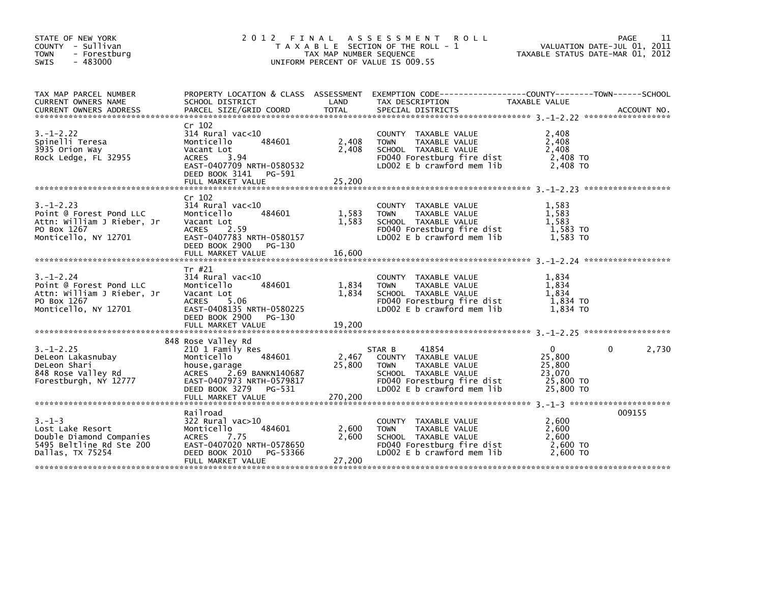STATE OF NEW YORK
COUNTY - Sullivan
TOWN - Forestburg
SWIS - 483000

# 2012 FINAL ASSESSMENT ROLL

TAXABLE SECTION OF THE ROLL - 1
TAX MAP NUMBER SEQUENCE
UNIFORM PERCENT OF VALUE IS 009.55

VALUATION DATE-JUL 01, 2011
TAXABLE STATUS DATE-MAR 01, 2012

| TAX MAP PARCEL NUMBER / CURRENT OWNERS NAME / CURRENT OWNERS ADDRESS | PROPERTY LOCATION & CLASS / SCHOOL DISTRICT / PARCEL SIZE/GRID COORD | ASSESSMENT LAND | TOTAL | EXEMPTION CODE / TAX DESCRIPTION / SPECIAL DISTRICTS | COUNTY TAXABLE VALUE | TOWN | SCHOOL | ACCOUNT NO. |
|---|---|---|---|---|---|---|---|---|
| 3.-1-2.22 | Cr 102 | | | | | | | |
| Spinelli Teresa | 314 Rural vac<10 | | | COUNTY TAXABLE VALUE | 2,408 | | | |
| 3935 Orion Way | Monticello 484601 | 2,408 | | TOWN TAXABLE VALUE | 2,408 | | | |
| Rock Ledge, FL 32955 | Vacant Lot | | 2,408 | SCHOOL TAXABLE VALUE | 2,408 | | | |
| | ACRES 3.94 | | | FD040 Forestburg fire dist | 2,408 TO | | | |
| | EAST-0407709 NRTH-0580532 | | | LD002 E b crawford mem lib | 2,408 TO | | | |
| | DEED BOOK 3141 PG-591 | | | | | | | |
| | FULL MARKET VALUE | | 25,200 | | | | | |
| 3.-1-2.23 | Cr 102 | | | | | | | |
| Point @ Forest Pond LLC | 314 Rural vac<10 | | | COUNTY TAXABLE VALUE | 1,583 | | | |
| Attn: William J Rieber, Jr | Monticello 484601 | 1,583 | | TOWN TAXABLE VALUE | 1,583 | | | |
| PO Box 1267 | Vacant Lot | | 1,583 | SCHOOL TAXABLE VALUE | 1,583 | | | |
| Monticello, NY 12701 | ACRES 2.59 | | | FD040 Forestburg fire dist | 1,583 TO | | | |
| | EAST-0407783 NRTH-0580157 | | | LD002 E b crawford mem lib | 1,583 TO | | | |
| | DEED BOOK 2900 PG-130 | | | | | | | |
| | FULL MARKET VALUE | | 16,600 | | | | | |
| 3.-1-2.24 | Tr #21 | | | | | | | |
| Point @ Forest Pond LLC | 314 Rural vac<10 | | | COUNTY TAXABLE VALUE | 1,834 | | | |
| Attn: William J Rieber, Jr | Monticello 484601 | 1,834 | | TOWN TAXABLE VALUE | 1,834 | | | |
| PO Box 1267 | Vacant Lot | | 1,834 | SCHOOL TAXABLE VALUE | 1,834 | | | |
| Monticello, NY 12701 | ACRES 5.06 | | | FD040 Forestburg fire dist | 1,834 TO | | | |
| | EAST-0408135 NRTH-0580225 | | | LD002 E b crawford mem lib | 1,834 TO | | | |
| | DEED BOOK 2900 PG-130 | | | | | | | |
| | FULL MARKET VALUE | | 19,200 | | | | | |
| 3.-1-2.25 | 848 Rose Valley Rd | | | | | | | |
| DeLeon Lakasnubay | 210 1 Family Res | | | STAR B 41854 | 0 | 0 | 2,730 | |
| DeLeon Shari | Monticello 484601 | 2,467 | | COUNTY TAXABLE VALUE | 25,800 | | | |
| 848 Rose Valley Rd | house,garage | | 25,800 | TOWN TAXABLE VALUE | 25,800 | | | |
| Forestburgh, NY 12777 | ACRES 2.69 BANKN140687 | | | SCHOOL TAXABLE VALUE | 23,070 | | | |
| | EAST-0407973 NRTH-0579817 | | | FD040 Forestburg fire dist | 25,800 TO | | | |
| | DEED BOOK 3279 PG-531 | | | LD002 E b crawford mem lib | 25,800 TO | | | |
| | FULL MARKET VALUE | | 270,200 | | | | | |
| 3.-1-3 | Railroad | | | | | | | 009155 |
| Lost Lake Resort | 322 Rural vac>10 | | | COUNTY TAXABLE VALUE | 2,600 | | | |
| Double Diamond Companies | Monticello 484601 | 2,600 | | TOWN TAXABLE VALUE | 2,600 | | | |
| 5495 Beltline Rd Ste 200 | ACRES 7.75 | | 2,600 | SCHOOL TAXABLE VALUE | 2,600 | | | |
| Dallas, TX 75254 | EAST-0407020 NRTH-0578650 | | | FD040 Forestburg fire dist | 2,600 TO | | | |
| | DEED BOOK 2010 PG-53366 | | | LD002 E b crawford mem lib | 2,600 TO | | | |
| | FULL MARKET VALUE | | 27,200 | | | | | |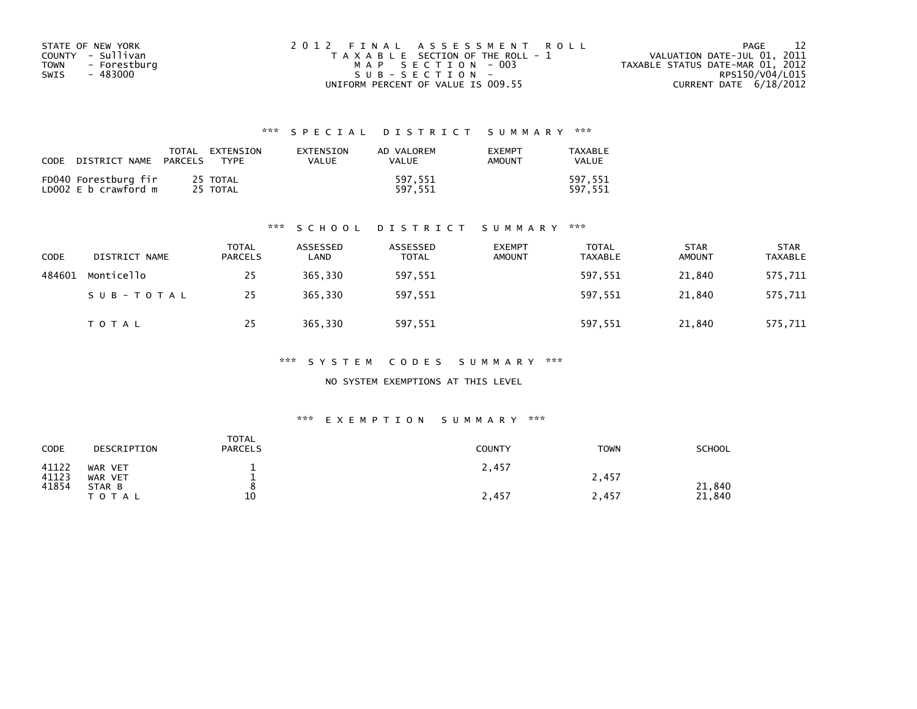STATE OF NEW YORK
COUNTY - Sullivan
TOWN - Forestburg
SWIS - 483000

2012 FINAL ASSESSMENT ROLL
TAXABLE SECTION OF THE ROLL - 1
MAP SECTION - 003
SUB-SECTION -
UNIFORM PERCENT OF VALUE IS 009.55

VALUATION DATE-JUL 01, 2011
TAXABLE STATUS DATE-MAR 01, 2012
RPS150/V04/L015
CURRENT DATE 6/18/2012

### *** SPECIAL DISTRICT SUMMARY ***

| CODE DISTRICT NAME | TOTAL PARCELS | EXTENSION TYPE | EXTENSION VALUE | AD VALOREM VALUE | EXEMPT AMOUNT | TAXABLE VALUE |
|---|---|---|---|---|---|---|
| FD040 Forestburg fir | 25 | TOTAL | | 597,551 | | 597,551 |
| LD002 E b crawford m | 25 | TOTAL | | 597,551 | | 597,551 |

### *** SCHOOL DISTRICT SUMMARY ***

| CODE | DISTRICT NAME | TOTAL PARCELS | ASSESSED LAND | ASSESSED TOTAL | EXEMPT AMOUNT | TOTAL TAXABLE | STAR AMOUNT | STAR TAXABLE |
|---|---|---|---|---|---|---|---|---|
| 484601 | Monticello | 25 | 365,330 | 597,551 | | 597,551 | 21,840 | 575,711 |
| | SUB-TOTAL | 25 | 365,330 | 597,551 | | 597,551 | 21,840 | 575,711 |
| | TOTAL | 25 | 365,330 | 597,551 | | 597,551 | 21,840 | 575,711 |

### *** SYSTEM CODES SUMMARY ***

NO SYSTEM EXEMPTIONS AT THIS LEVEL

### *** EXEMPTION SUMMARY ***

| CODE | DESCRIPTION | TOTAL PARCELS | COUNTY | TOWN | SCHOOL |
|---|---|---|---|---|---|
| 41122 | WAR VET | 1 | 2,457 | | |
| 41123 | WAR VET | 1 | | 2,457 | |
| 41854 | STAR B | 8 | | | 21,840 |
| | TOTAL | 10 | 2,457 | 2,457 | 21,840 |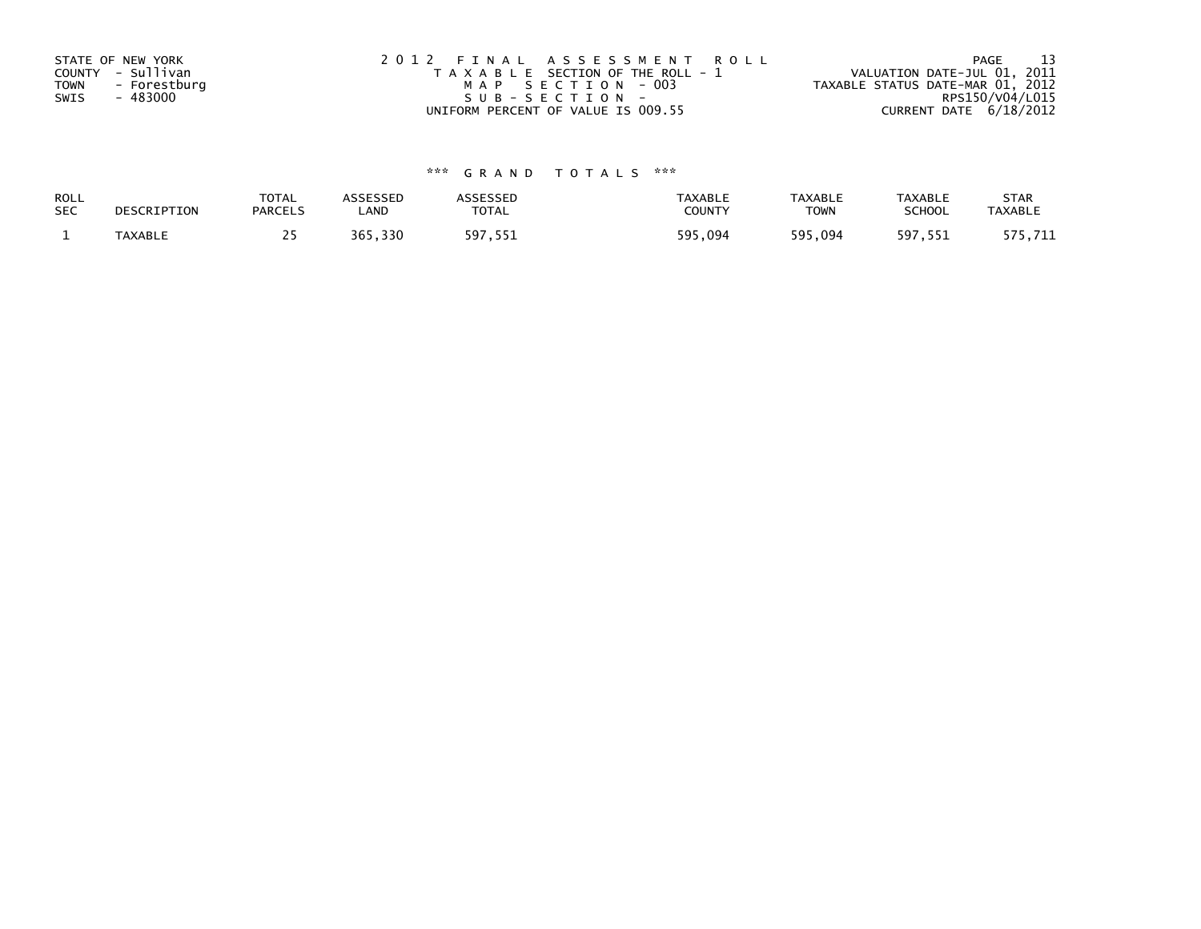STATE OF NEW YORK
COUNTY - Sullivan
TOWN - Forestburg
SWIS - 483000

2012 FINAL ASSESSMENT ROLL
TAXABLE SECTION OF THE ROLL - 1
MAP SECTION - 003
SUB-SECTION -
UNIFORM PERCENT OF VALUE IS 009.55

VALUATION DATE-JUL 01, 2011
TAXABLE STATUS DATE-MAR 01, 2012
RPS150/V04/L015
CURRENT DATE 6/18/2012

*** GRAND TOTALS ***

| ROLL SEC | DESCRIPTION | TOTAL PARCELS | ASSESSED LAND | ASSESSED TOTAL | TAXABLE COUNTY | TAXABLE TOWN | TAXABLE SCHOOL | STAR TAXABLE |
|---|---|---|---|---|---|---|---|---|
| 1 | TAXABLE | 25 | 365,330 | 597,551 | 595,094 | 595,094 | 597,551 | 575,711 |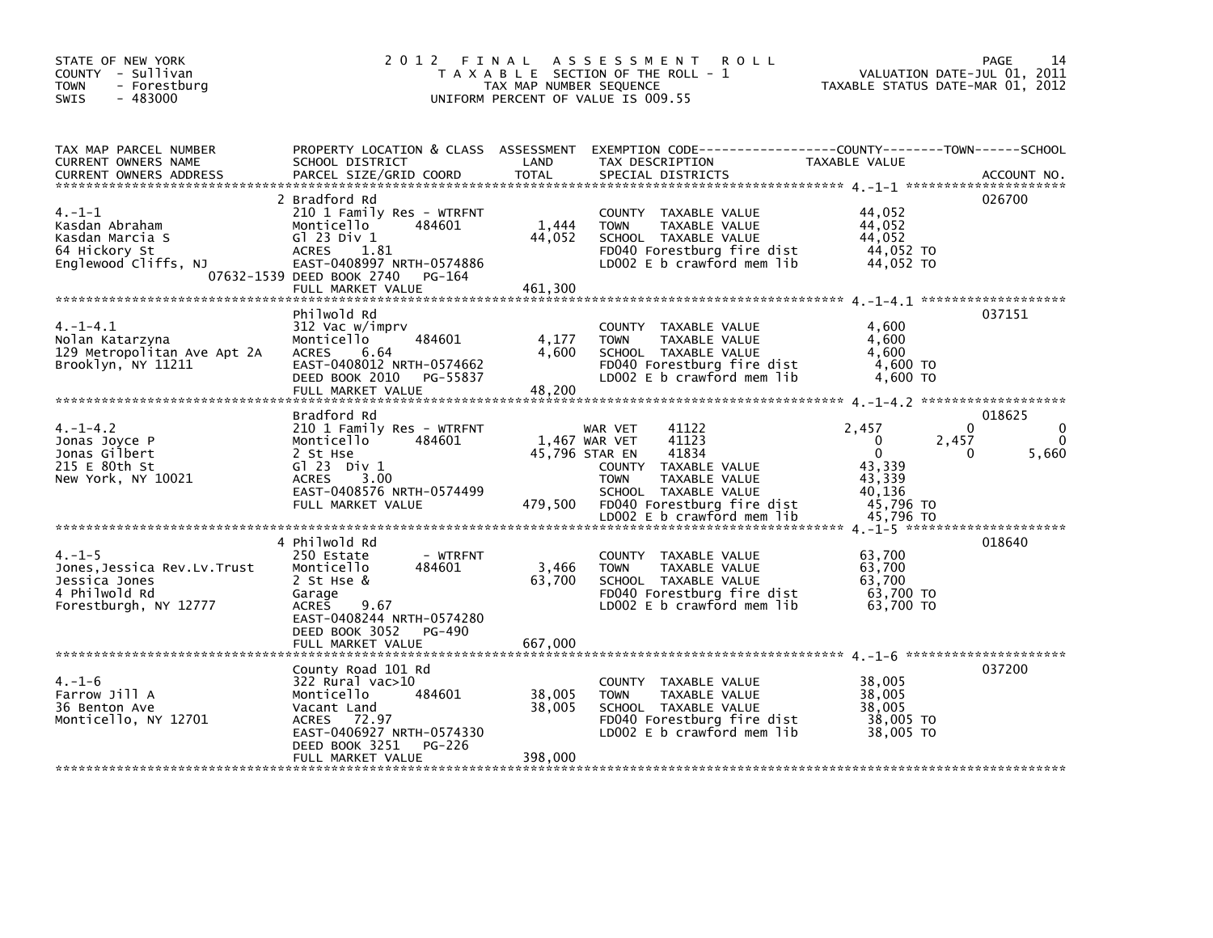STATE OF NEW YORK
COUNTY - Sullivan
TOWN - Forestburg
SWIS - 483000

# 2012 FINAL ASSESSMENT ROLL

TAXABLE SECTION OF THE ROLL - 1
TAX MAP NUMBER SEQUENCE
UNIFORM PERCENT OF VALUE IS 009.55

VALUATION DATE-JUL 01, 2011
TAXABLE STATUS DATE-MAR 01, 2012

| TAX MAP PARCEL NUMBER / CURRENT OWNERS NAME / CURRENT OWNERS ADDRESS | PROPERTY LOCATION & CLASS / SCHOOL DISTRICT / PARCEL SIZE/GRID COORD | ASSESSMENT LAND | TOTAL | EXEMPTION CODE / TAX DESCRIPTION / SPECIAL DISTRICTS | COUNTY TAXABLE VALUE | TOWN | SCHOOL | ACCOUNT NO. |
|---|---|---|---|---|---|---|---|---|
| 4.-1-1 | 2 Bradford Rd | | | | | | | 026700 |
| Kasdan Abraham | 210 1 Family Res - WTRFNT | | | COUNTY TAXABLE VALUE | 44,052 | | | |
| Kasdan Marcia S | Monticello 484601 | 1,444 | | TOWN TAXABLE VALUE | 44,052 | | | |
| 64 Hickory St | Gl 23 Div 1 | | 44,052 | SCHOOL TAXABLE VALUE | 44,052 | | | |
| Englewood Cliffs, NJ 07632-1539 | ACRES 1.81 | | | FD040 Forestburg fire dist | 44,052 TO | | | |
| | EAST-0408997 NRTH-0574886 | | | LD002 E b crawford mem lib | 44,052 TO | | | |
| | DEED BOOK 2740 PG-164 | | | | | | | |
| | FULL MARKET VALUE | | 461,300 | | | | | |
| 4.-1-4.1 | Philwold Rd | | | | | | | 037151 |
| Nolan Katarzyna | 312 Vac w/imprv | | | COUNTY TAXABLE VALUE | 4,600 | | | |
| 129 Metropolitan Ave Apt 2A | Monticello 484601 | 4,177 | | TOWN TAXABLE VALUE | 4,600 | | | |
| Brooklyn, NY 11211 | ACRES 6.64 | | 4,600 | SCHOOL TAXABLE VALUE | 4,600 | | | |
| | EAST-0408012 NRTH-0574662 | | | FD040 Forestburg fire dist | 4,600 TO | | | |
| | DEED BOOK 2010 PG-55837 | | | LD002 E b crawford mem lib | 4,600 TO | | | |
| | FULL MARKET VALUE | | 48,200 | | | | | |
| 4.-1-4.2 | Bradford Rd | | | | | | | 018625 |
| Jonas Joyce P | 210 1 Family Res - WTRFNT | | | WAR VET 41122 | 2,457 | 0 | 0 | |
| Jonas Gilbert | Monticello 484601 | 1,467 | | WAR VET 41123 | 0 | 2,457 | 0 | |
| 215 E 80th St | 2 St Hse | | 45,796 | STAR EN 41834 | 0 | 0 | 5,660 | |
| New York, NY 10021 | Gl 23 Div 1 | | | COUNTY TAXABLE VALUE | 43,339 | | | |
| | ACRES 3.00 | | | TOWN TAXABLE VALUE | 43,339 | | | |
| | EAST-0408576 NRTH-0574499 | | | SCHOOL TAXABLE VALUE | 40,136 | | | |
| | FULL MARKET VALUE | | 479,500 | FD040 Forestburg fire dist | 45,796 TO | | | |
| | | | | LD002 E b crawford mem lib | 45,796 TO | | | |
| 4.-1-5 | 4 Philwold Rd | | | | | | | 018640 |
| Jones,Jessica Rev.Lv.Trust | 250 Estate - WTRFNT | | | COUNTY TAXABLE VALUE | 63,700 | | | |
| Jessica Jones | Monticello 484601 | 3,466 | | TOWN TAXABLE VALUE | 63,700 | | | |
| 4 Philwold Rd | 2 St Hse & | | 63,700 | SCHOOL TAXABLE VALUE | 63,700 | | | |
| Forestburgh, NY 12777 | Garage | | | FD040 Forestburg fire dist | 63,700 TO | | | |
| | ACRES 9.67 | | | LD002 E b crawford mem lib | 63,700 TO | | | |
| | EAST-0408244 NRTH-0574280 | | | | | | | |
| | DEED BOOK 3052 PG-490 | | | | | | | |
| | FULL MARKET VALUE | | 667,000 | | | | | |
| 4.-1-6 | County Road 101 Rd | | | | | | | 037200 |
| Farrow Jill A | 322 Rural vac>10 | | | COUNTY TAXABLE VALUE | 38,005 | | | |
| 36 Benton Ave | Monticello 484601 | 38,005 | | TOWN TAXABLE VALUE | 38,005 | | | |
| Monticello, NY 12701 | Vacant Land | | 38,005 | SCHOOL TAXABLE VALUE | 38,005 | | | |
| | ACRES 72.97 | | | FD040 Forestburg fire dist | 38,005 TO | | | |
| | EAST-0406927 NRTH-0574330 | | | LD002 E b crawford mem lib | 38,005 TO | | | |
| | DEED BOOK 3251 PG-226 | | | | | | | |
| | FULL MARKET VALUE | | 398,000 | | | | | |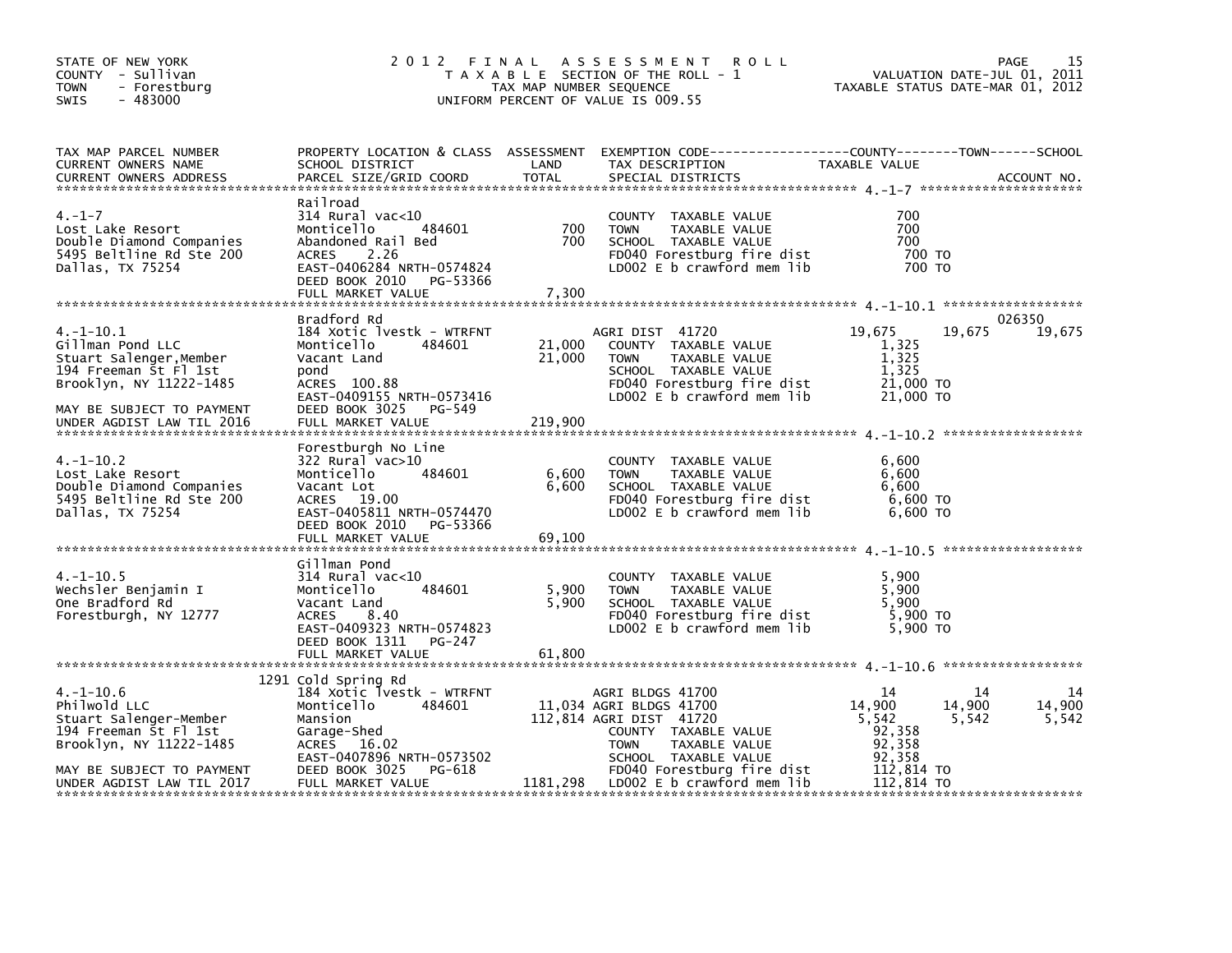STATE OF NEW YORK
COUNTY - Sullivan
TOWN - Forestburg
SWIS - 483000

# 2012 FINAL ASSESSMENT ROLL

TAXABLE SECTION OF THE ROLL - 1
TAX MAP NUMBER SEQUENCE
UNIFORM PERCENT OF VALUE IS 009.55

VALUATION DATE-JUL 01, 2011
TAXABLE STATUS DATE-MAR 01, 2012

| TAX MAP PARCEL NUMBER / CURRENT OWNERS NAME / CURRENT OWNERS ADDRESS | PROPERTY LOCATION & CLASS / SCHOOL DISTRICT / PARCEL SIZE/GRID COORD | ASSESSMENT LAND | TOTAL | EXEMPTION CODE / TAX DESCRIPTION / SPECIAL DISTRICTS | COUNTY TAXABLE VALUE | TOWN | SCHOOL | ACCOUNT NO. |
|---|---|---|---|---|---|---|---|---|
| **4.-1-7** | Railroad | | | | | | | |
| 4.-1-7 | 314 Rural vac<10 | | | COUNTY TAXABLE VALUE | 700 | | | |
| Lost Lake Resort | Monticello 484601 | 700 | | TOWN TAXABLE VALUE | 700 | | | |
| Double Diamond Companies | Abandoned Rail Bed | | 700 | SCHOOL TAXABLE VALUE | 700 | | | |
| 5495 Beltline Rd Ste 200 | ACRES 2.26 | | | FD040 Forestburg fire dist | 700 TO | | | |
| Dallas, TX 75254 | EAST-0406284 NRTH-0574824 | | | LD002 E b crawford mem lib | 700 TO | | | |
| | DEED BOOK 2010 PG-53366 | | | | | | | |
| | FULL MARKET VALUE | | 7,300 | | | | | |
| **4.-1-10.1** | Bradford Rd | | | | | | | 026350 |
| 4.-1-10.1 | 184 Xotic lvestk - WTRFNT | | | AGRI DIST 41720 | 19,675 | 19,675 | 19,675 | |
| Gillman Pond LLC | Monticello 484601 | 21,000 | | COUNTY TAXABLE VALUE | 1,325 | | | |
| Stuart Salenger,Member | Vacant Land | | 21,000 | TOWN TAXABLE VALUE | 1,325 | | | |
| 194 Freeman St Fl 1st | pond | | | SCHOOL TAXABLE VALUE | 1,325 | | | |
| Brooklyn, NY 11222-1485 | ACRES 100.88 | | | FD040 Forestburg fire dist | 21,000 TO | | | |
| | EAST-0409155 NRTH-0573416 | | | LD002 E b crawford mem lib | 21,000 TO | | | |
| MAY BE SUBJECT TO PAYMENT | DEED BOOK 3025 PG-549 | | | | | | | |
| UNDER AGDIST LAW TIL 2016 | FULL MARKET VALUE | | 219,900 | | | | | |
| **4.-1-10.2** | Forestburgh No Line | | | | | | | |
| 4.-1-10.2 | 322 Rural vac>10 | | | COUNTY TAXABLE VALUE | 6,600 | | | |
| Lost Lake Resort | Monticello 484601 | 6,600 | | TOWN TAXABLE VALUE | 6,600 | | | |
| Double Diamond Companies | Vacant Lot | | 6,600 | SCHOOL TAXABLE VALUE | 6,600 | | | |
| 5495 Beltline Rd Ste 200 | ACRES 19.00 | | | FD040 Forestburg fire dist | 6,600 TO | | | |
| Dallas, TX 75254 | EAST-0405811 NRTH-0574470 | | | LD002 E b crawford mem lib | 6,600 TO | | | |
| | DEED BOOK 2010 PG-53366 | | | | | | | |
| | FULL MARKET VALUE | | 69,100 | | | | | |
| **4.-1-10.5** | Gillman Pond | | | | | | | |
| 4.-1-10.5 | 314 Rural vac<10 | | | COUNTY TAXABLE VALUE | 5,900 | | | |
| Wechsler Benjamin I | Monticello 484601 | 5,900 | | TOWN TAXABLE VALUE | 5,900 | | | |
| One Bradford Rd | Vacant Land | | 5,900 | SCHOOL TAXABLE VALUE | 5,900 | | | |
| Forestburgh, NY 12777 | ACRES 8.40 | | | FD040 Forestburg fire dist | 5,900 TO | | | |
| | EAST-0409323 NRTH-0574823 | | | LD002 E b crawford mem lib | 5,900 TO | | | |
| | DEED BOOK 1311 PG-247 | | | | | | | |
| | FULL MARKET VALUE | | 61,800 | | | | | |
| **4.-1-10.6** | 1291 Cold Spring Rd | | | | | | | |
| 4.-1-10.6 | 184 Xotic lvestk - WTRFNT | | | AGRI BLDGS 41700 | 14 | 14 | 14 | |
| Philwold LLC | Monticello 484601 | 11,034 | | AGRI BLDGS 41700 | 14,900 | 14,900 | 14,900 | |
| Stuart Salenger-Member | Mansion | | 112,814 | AGRI DIST 41720 | 5,542 | 5,542 | 5,542 | |
| 194 Freeman St Fl 1st | Garage-Shed | | | COUNTY TAXABLE VALUE | 92,358 | | | |
| Brooklyn, NY 11222-1485 | ACRES 16.02 | | | TOWN TAXABLE VALUE | 92,358 | | | |
| | EAST-0407896 NRTH-0573502 | | | SCHOOL TAXABLE VALUE | 92,358 | | | |
| MAY BE SUBJECT TO PAYMENT | DEED BOOK 3025 PG-618 | | | FD040 Forestburg fire dist | 112,814 TO | | | |
| UNDER AGDIST LAW TIL 2017 | FULL MARKET VALUE | | 1181,298 | LD002 E b crawford mem lib | 112,814 TO | | | |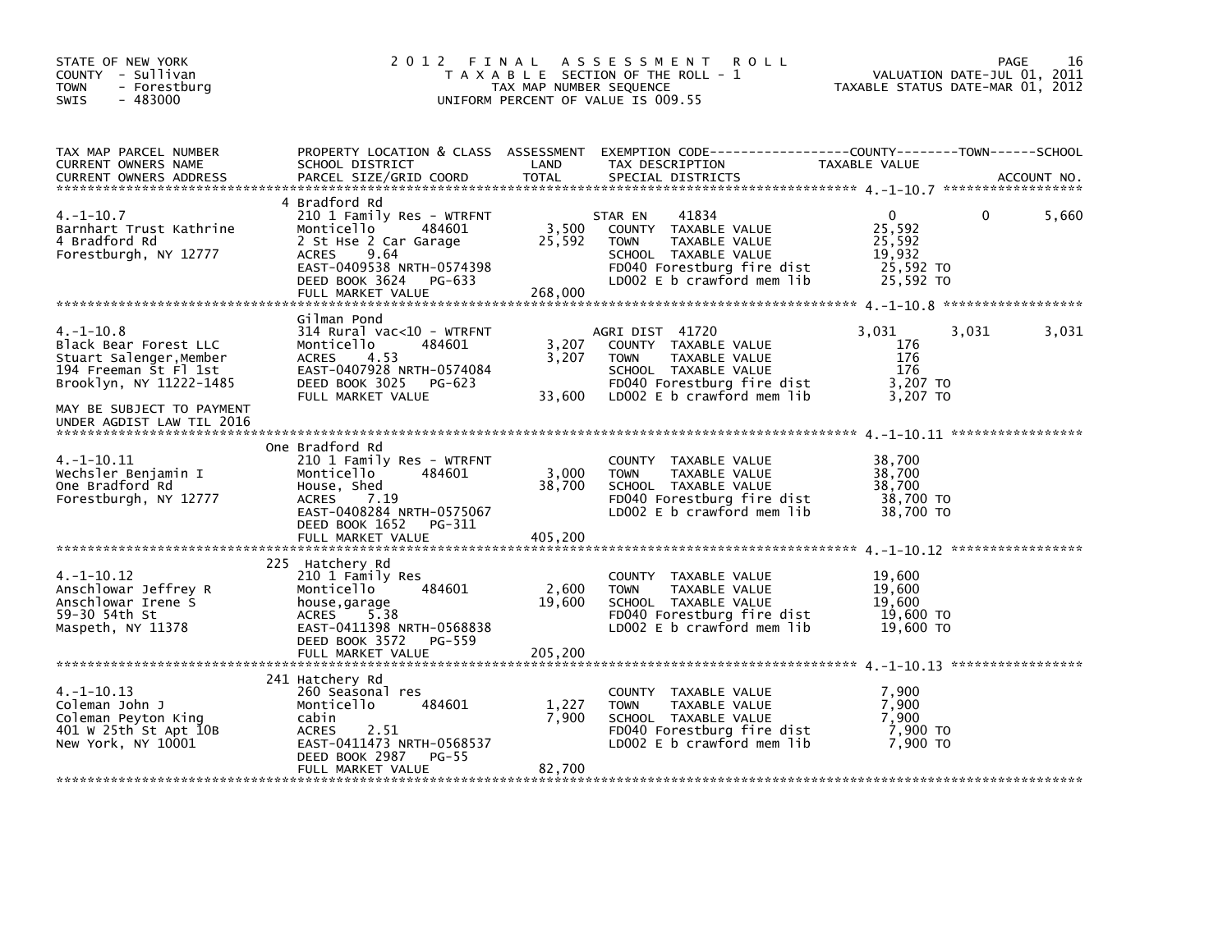STATE OF NEW YORK
COUNTY - Sullivan
TOWN - Forestburg
SWIS - 483000

# 2012 FINAL ASSESSMENT ROLL

TAXABLE SECTION OF THE ROLL - 1
TAX MAP NUMBER SEQUENCE
UNIFORM PERCENT OF VALUE IS 009.55

VALUATION DATE-JUL 01, 2011
TAXABLE STATUS DATE-MAR 01, 2012

| TAX MAP PARCEL NUMBER / CURRENT OWNERS NAME / CURRENT OWNERS ADDRESS | PROPERTY LOCATION & CLASS / SCHOOL DISTRICT / PARCEL SIZE/GRID COORD | ASSESSMENT LAND | TOTAL | EXEMPTION CODE / TAX DESCRIPTION / SPECIAL DISTRICTS | COUNTY TAXABLE VALUE | TOWN | SCHOOL |
|---|---|---|---|---|---|---|---|
| **4.-1-10.7** | 4 Bradford Rd | | | | | | |
| Barnhart Trust Kathrine | 210 1 Family Res - WTRFNT | | | STAR EN 41834 | 0 | 0 | 5,660 |
| 4 Bradford Rd | Monticello 484601 | 3,500 | | COUNTY TAXABLE VALUE | 25,592 | | |
| Forestburgh, NY 12777 | 2 St Hse 2 Car Garage | | 25,592 | TOWN TAXABLE VALUE | 25,592 | | |
| | ACRES 9.64 | | | SCHOOL TAXABLE VALUE | 19,932 | | |
| | EAST-0409538 NRTH-0574398 | | | FD040 Forestburg fire dist | 25,592 TO | | |
| | DEED BOOK 3624 PG-633 | | | LD002 E b crawford mem lib | 25,592 TO | | |
| | FULL MARKET VALUE | | 268,000 | | | | |
| **4.-1-10.8** | Gilman Pond | | | | | | |
| Black Bear Forest LLC | 314 Rural vac<10 - WTRFNT | | | AGRI DIST 41720 | 3,031 | 3,031 | 3,031 |
| Stuart Salenger,Member | Monticello 484601 | 3,207 | | COUNTY TAXABLE VALUE | 176 | | |
| 194 Freeman St Fl 1st | ACRES 4.53 | | 3,207 | TOWN TAXABLE VALUE | 176 | | |
| Brooklyn, NY 11222-1485 | EAST-0407928 NRTH-0574084 | | | SCHOOL TAXABLE VALUE | 176 | | |
| | DEED BOOK 3025 PG-623 | | | FD040 Forestburg fire dist | 3,207 TO | | |
| | FULL MARKET VALUE | | 33,600 | LD002 E b crawford mem lib | 3,207 TO | | |
| MAY BE SUBJECT TO PAYMENT UNDER AGDIST LAW TIL 2016 | | | | | | | |
| **4.-1-10.11** | One Bradford Rd | | | | | | |
| Wechsler Benjamin I | 210 1 Family Res - WTRFNT | | | COUNTY TAXABLE VALUE | 38,700 | | |
| One Bradford Rd | Monticello 484601 | 3,000 | | TOWN TAXABLE VALUE | 38,700 | | |
| Forestburgh, NY 12777 | House, Shed | | 38,700 | SCHOOL TAXABLE VALUE | 38,700 | | |
| | ACRES 7.19 | | | FD040 Forestburg fire dist | 38,700 TO | | |
| | EAST-0408284 NRTH-0575067 | | | LD002 E b crawford mem lib | 38,700 TO | | |
| | DEED BOOK 1652 PG-311 | | | | | | |
| | FULL MARKET VALUE | | 405,200 | | | | |
| **4.-1-10.12** | 225 Hatchery Rd | | | | | | |
| Anschlowar Jeffrey R | 210 1 Family Res | | | COUNTY TAXABLE VALUE | 19,600 | | |
| Anschlowar Irene S | Monticello 484601 | 2,600 | | TOWN TAXABLE VALUE | 19,600 | | |
| 59-30 54th St | house,garage | | 19,600 | SCHOOL TAXABLE VALUE | 19,600 | | |
| Maspeth, NY 11378 | ACRES 5.38 | | | FD040 Forestburg fire dist | 19,600 TO | | |
| | EAST-0411398 NRTH-0568838 | | | LD002 E b crawford mem lib | 19,600 TO | | |
| | DEED BOOK 3572 PG-559 | | | | | | |
| | FULL MARKET VALUE | | 205,200 | | | | |
| **4.-1-10.13** | 241 Hatchery Rd | | | | | | |
| Coleman John J | 260 Seasonal res | | | COUNTY TAXABLE VALUE | 7,900 | | |
| Coleman Peyton King | Monticello 484601 | 1,227 | | TOWN TAXABLE VALUE | 7,900 | | |
| 401 W 25th St Apt 10B | cabin | | 7,900 | SCHOOL TAXABLE VALUE | 7,900 | | |
| New York, NY 10001 | ACRES 2.51 | | | FD040 Forestburg fire dist | 7,900 TO | | |
| | EAST-0411473 NRTH-0568537 | | | LD002 E b crawford mem lib | 7,900 TO | | |
| | DEED BOOK 2987 PG-55 | | | | | | |
| | FULL MARKET VALUE | | 82,700 | | | | |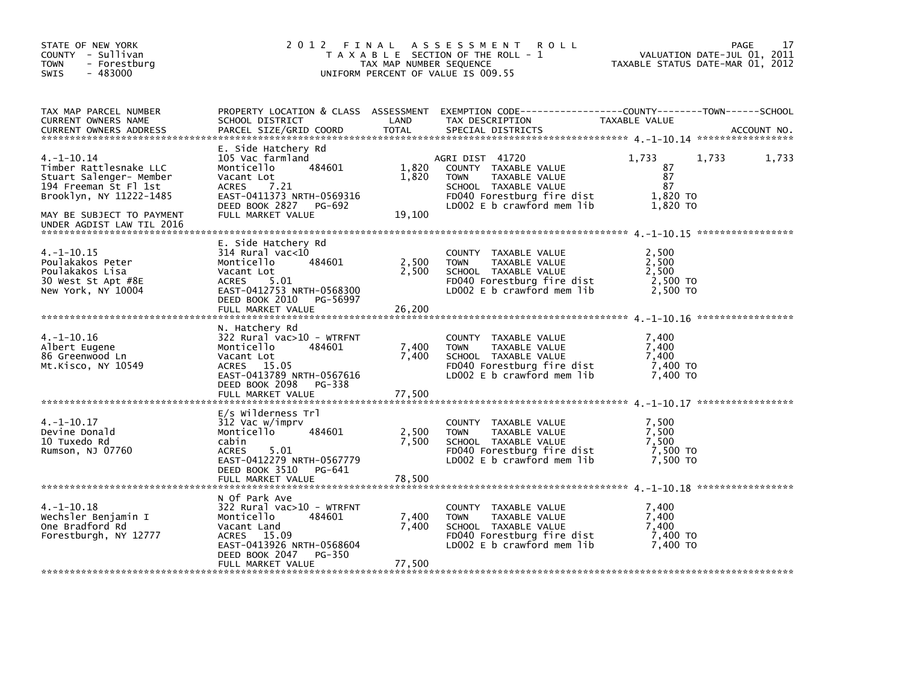STATE OF NEW YORK
COUNTY - Sullivan
TOWN - Forestburg
SWIS - 483000

# 2012 FINAL ASSESSMENT ROLL

TAXABLE SECTION OF THE ROLL - 1
TAX MAP NUMBER SEQUENCE
UNIFORM PERCENT OF VALUE IS 009.55

VALUATION DATE-JUL 01, 2011
TAXABLE STATUS DATE-MAR 01, 2012

| TAX MAP PARCEL NUMBER / CURRENT OWNERS NAME / CURRENT OWNERS ADDRESS | PROPERTY LOCATION & CLASS / SCHOOL DISTRICT / PARCEL SIZE/GRID COORD | ASSESSMENT LAND / TOTAL | EXEMPTION CODE / TAX DESCRIPTION / SPECIAL DISTRICTS | COUNTY TAXABLE VALUE | TOWN | SCHOOL |
|---|---|---|---|---|---|---|
| 4.-1-10.14 | E. Side Hatchery Rd | | | | | |
| | 105 Vac farmland | | AGRI DIST 41720 | 1,733 | 1,733 | 1,733 |
| Timber Rattlesnake LLC | Monticello 484601 | 1,820 | COUNTY TAXABLE VALUE | 87 | | |
| Stuart Salenger- Member | Vacant Lot | 1,820 | TOWN TAXABLE VALUE | 87 | | |
| 194 Freeman St Fl 1st | ACRES 7.21 | | SCHOOL TAXABLE VALUE | 87 | | |
| Brooklyn, NY 11222-1485 | EAST-0411373 NRTH-0569316 | | FD040 Forestburg fire dist | 1,820 TO | | |
| | DEED BOOK 2827 PG-692 | | LD002 E b crawford mem lib | 1,820 TO | | |
| MAY BE SUBJECT TO PAYMENT UNDER AGDIST LAW TIL 2016 | FULL MARKET VALUE | 19,100 | | | | |
| 4.-1-10.15 | E. Side Hatchery Rd | | | | | |
| | 314 Rural vac<10 | | COUNTY TAXABLE VALUE | 2,500 | | |
| Poulakakos Peter | Monticello 484601 | 2,500 | TOWN TAXABLE VALUE | 2,500 | | |
| Poulakakos Lisa | Vacant Lot | 2,500 | SCHOOL TAXABLE VALUE | 2,500 | | |
| 30 West St Apt #8E | ACRES 5.01 | | FD040 Forestburg fire dist | 2,500 TO | | |
| New York, NY 10004 | EAST-0412753 NRTH-0568300 | | LD002 E b crawford mem lib | 2,500 TO | | |
| | DEED BOOK 2010 PG-56997 | | | | | |
| | FULL MARKET VALUE | 26,200 | | | | |
| 4.-1-10.16 | N. Hatchery Rd | | | | | |
| | 322 Rural vac>10 - WTRFNT | | COUNTY TAXABLE VALUE | 7,400 | | |
| Albert Eugene | Monticello 484601 | 7,400 | TOWN TAXABLE VALUE | 7,400 | | |
| 86 Greenwood Ln | Vacant Lot | 7,400 | SCHOOL TAXABLE VALUE | 7,400 | | |
| Mt.Kisco, NY 10549 | ACRES 15.05 | | FD040 Forestburg fire dist | 7,400 TO | | |
| | EAST-0413789 NRTH-0567616 | | LD002 E b crawford mem lib | 7,400 TO | | |
| | DEED BOOK 2098 PG-338 | | | | | |
| | FULL MARKET VALUE | 77,500 | | | | |
| 4.-1-10.17 | E/s Wilderness Trl | | | | | |
| | 312 Vac w/imprv | | COUNTY TAXABLE VALUE | 7,500 | | |
| Devine Donald | Monticello 484601 | 2,500 | TOWN TAXABLE VALUE | 7,500 | | |
| 10 Tuxedo Rd | cabin | 7,500 | SCHOOL TAXABLE VALUE | 7,500 | | |
| Rumson, NJ 07760 | ACRES 5.01 | | FD040 Forestburg fire dist | 7,500 TO | | |
| | EAST-0412279 NRTH-0567779 | | LD002 E b crawford mem lib | 7,500 TO | | |
| | DEED BOOK 3510 PG-641 | | | | | |
| | FULL MARKET VALUE | 78,500 | | | | |
| 4.-1-10.18 | N Of Park Ave | | | | | |
| | 322 Rural vac>10 - WTRFNT | | COUNTY TAXABLE VALUE | 7,400 | | |
| Wechsler Benjamin I | Monticello 484601 | 7,400 | TOWN TAXABLE VALUE | 7,400 | | |
| One Bradford Rd | Vacant Land | 7,400 | SCHOOL TAXABLE VALUE | 7,400 | | |
| Forestburgh, NY 12777 | ACRES 15.09 | | FD040 Forestburg fire dist | 7,400 TO | | |
| | EAST-0413926 NRTH-0568604 | | LD002 E b crawford mem lib | 7,400 TO | | |
| | DEED BOOK 2047 PG-350 | | | | | |
| | FULL MARKET VALUE | 77,500 | | | | |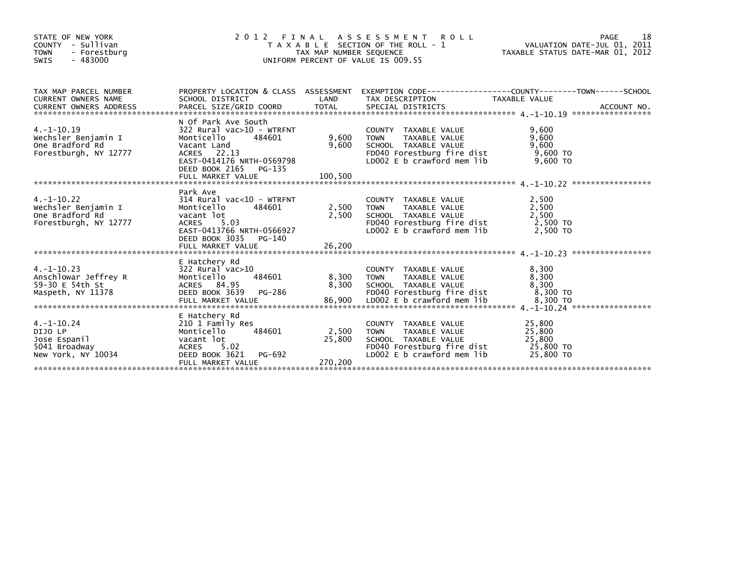STATE OF NEW YORK
COUNTY - Sullivan
TOWN - Forestburg
SWIS - 483000

# 2012 FINAL ASSESSMENT ROLL

TAXABLE SECTION OF THE ROLL - 1
TAX MAP NUMBER SEQUENCE
UNIFORM PERCENT OF VALUE IS 009.55

VALUATION DATE-JUL 01, 2011
TAXABLE STATUS DATE-MAR 01, 2012

| TAX MAP PARCEL NUMBER / CURRENT OWNERS NAME / CURRENT OWNERS ADDRESS | PROPERTY LOCATION & CLASS / SCHOOL DISTRICT / PARCEL SIZE/GRID COORD | ASSESSMENT LAND | ASSESSMENT TOTAL | EXEMPTION CODE / TAX DESCRIPTION / SPECIAL DISTRICTS | TAXABLE VALUE (COUNTY / TOWN / SCHOOL) | ACCOUNT NO. |
|---|---|---|---|---|---|---|
| 4.-1-10.19 | N Of Park Ave South | | | | | |
| | 322 Rural vac>10 - WTRFNT | | | COUNTY TAXABLE VALUE | 9,600 | |
| Wechsler Benjamin I | Monticello 484601 | 9,600 | | TOWN TAXABLE VALUE | 9,600 | |
| One Bradford Rd | Vacant Land | | 9,600 | SCHOOL TAXABLE VALUE | 9,600 | |
| Forestburgh, NY 12777 | ACRES 22.13 | | | FD040 Forestburg fire dist | 9,600 TO | |
| | EAST-0414176 NRTH-0569798 | | | LD002 E b crawford mem lib | 9,600 TO | |
| | DEED BOOK 2165 PG-135 | | | | | |
| | FULL MARKET VALUE | | 100,500 | | | |
| 4.-1-10.22 | Park Ave | | | | | |
| | 314 Rural vac<10 - WTRFNT | | | COUNTY TAXABLE VALUE | 2,500 | |
| Wechsler Benjamin I | Monticello 484601 | 2,500 | | TOWN TAXABLE VALUE | 2,500 | |
| One Bradford Rd | vacant lot | | 2,500 | SCHOOL TAXABLE VALUE | 2,500 | |
| Forestburgh, NY 12777 | ACRES 5.03 | | | FD040 Forestburg fire dist | 2,500 TO | |
| | EAST-0413766 NRTH-0566927 | | | LD002 E b crawford mem lib | 2,500 TO | |
| | DEED BOOK 3035 PG-140 | | | | | |
| | FULL MARKET VALUE | | 26,200 | | | |
| 4.-1-10.23 | E Hatchery Rd | | | | | |
| | 322 Rural vac>10 | | | COUNTY TAXABLE VALUE | 8,300 | |
| Anschlowar Jeffrey R | Monticello 484601 | 8,300 | | TOWN TAXABLE VALUE | 8,300 | |
| 59-30 E 54th St | ACRES 84.95 | | 8,300 | SCHOOL TAXABLE VALUE | 8,300 | |
| Maspeth, NY 11378 | DEED BOOK 3639 PG-286 | | | FD040 Forestburg fire dist | 8,300 TO | |
| | FULL MARKET VALUE | | 86,900 | LD002 E b crawford mem lib | 8,300 TO | |
| 4.-1-10.24 | E Hatchery Rd | | | | | |
| | 210 1 Family Res | | | COUNTY TAXABLE VALUE | 25,800 | |
| DIJO LP | Monticello 484601 | 2,500 | | TOWN TAXABLE VALUE | 25,800 | |
| Jose Espanil | vacant lot | | 25,800 | SCHOOL TAXABLE VALUE | 25,800 | |
| 5041 Broadway | ACRES 5.02 | | | FD040 Forestburg fire dist | 25,800 TO | |
| New York, NY 10034 | DEED BOOK 3621 PG-692 | | | LD002 E b crawford mem lib | 25,800 TO | |
| | FULL MARKET VALUE | | 270,200 | | | |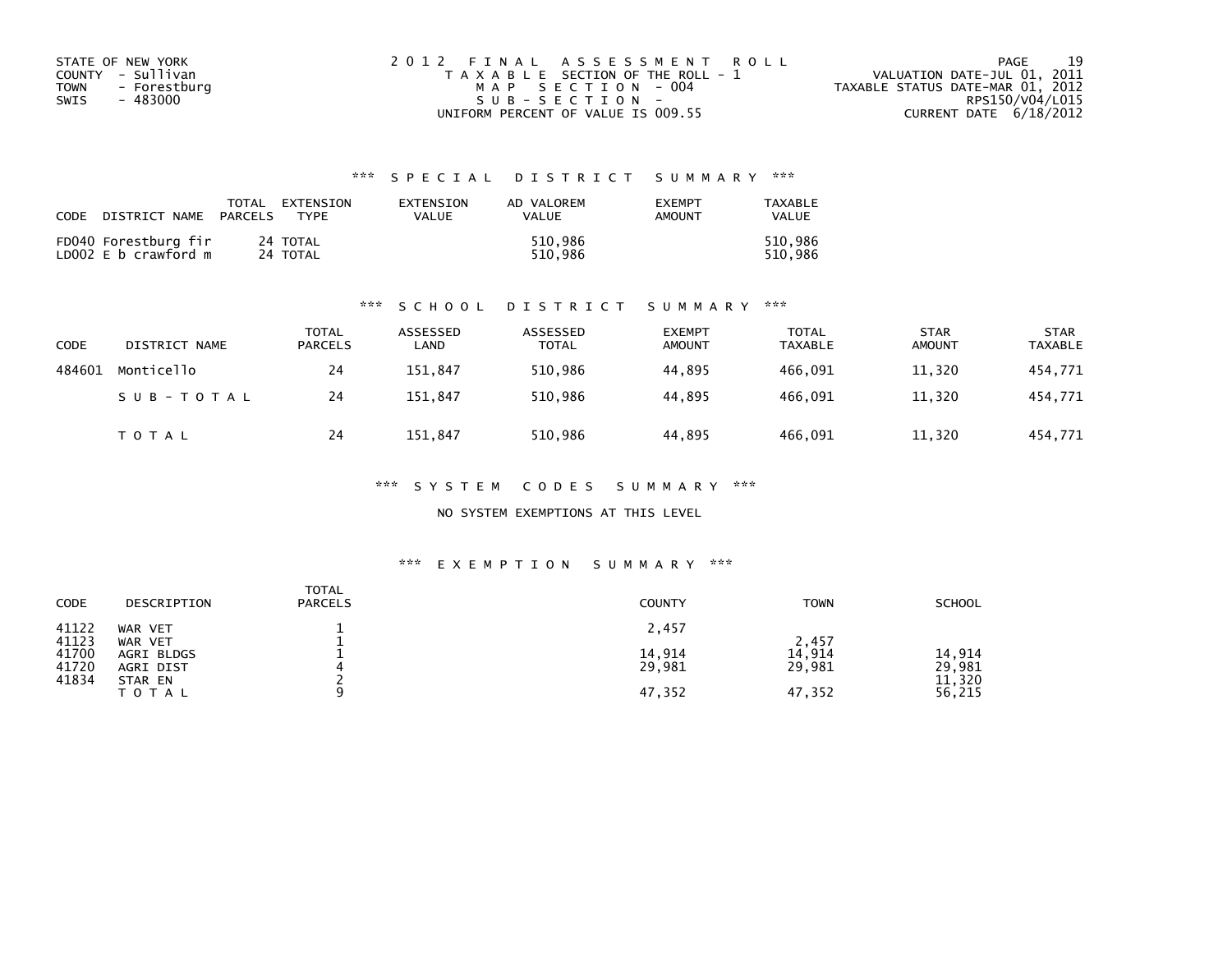STATE OF NEW YORK
COUNTY - Sullivan
TOWN - Forestburg
SWIS - 483000

2012 FINAL ASSESSMENT ROLL
TAXABLE SECTION OF THE ROLL - 1
MAP SECTION - 004
SUB-SECTION -
UNIFORM PERCENT OF VALUE IS 009.55

VALUATION DATE-JUL 01, 2011
TAXABLE STATUS DATE-MAR 01, 2012
RPS150/V04/L015
CURRENT DATE 6/18/2012

### *** SPECIAL DISTRICT SUMMARY ***

| CODE DISTRICT NAME | TOTAL PARCELS | EXTENSION TYPE | EXTENSION VALUE | AD VALOREM VALUE | EXEMPT AMOUNT | TAXABLE VALUE |
|---|---|---|---|---|---|---|
| FD040 Forestburg fir | 24 | TOTAL | | 510,986 | | 510,986 |
| LD002 E b crawford m | 24 | TOTAL | | 510,986 | | 510,986 |

### *** SCHOOL DISTRICT SUMMARY ***

| CODE | DISTRICT NAME | TOTAL PARCELS | ASSESSED LAND | ASSESSED TOTAL | EXEMPT AMOUNT | TOTAL TAXABLE | STAR AMOUNT | STAR TAXABLE |
|---|---|---|---|---|---|---|---|---|
| 484601 | Monticello | 24 | 151,847 | 510,986 | 44,895 | 466,091 | 11,320 | 454,771 |
| | SUB-TOTAL | 24 | 151,847 | 510,986 | 44,895 | 466,091 | 11,320 | 454,771 |
| | TOTAL | 24 | 151,847 | 510,986 | 44,895 | 466,091 | 11,320 | 454,771 |

### *** SYSTEM CODES SUMMARY ***

NO SYSTEM EXEMPTIONS AT THIS LEVEL

### *** EXEMPTION SUMMARY ***

| CODE | DESCRIPTION | TOTAL PARCELS | COUNTY | TOWN | SCHOOL |
|---|---|---|---|---|---|
| 41122 | WAR VET | 1 | 2,457 | | |
| 41123 | WAR VET | 1 | | 2,457 | |
| 41700 | AGRI BLDGS | 1 | 14,914 | 14,914 | 14,914 |
| 41720 | AGRI DIST | 4 | 29,981 | 29,981 | 29,981 |
| 41834 | STAR EN | 2 | | | 11,320 |
| | TOTAL | 9 | 47,352 | 47,352 | 56,215 |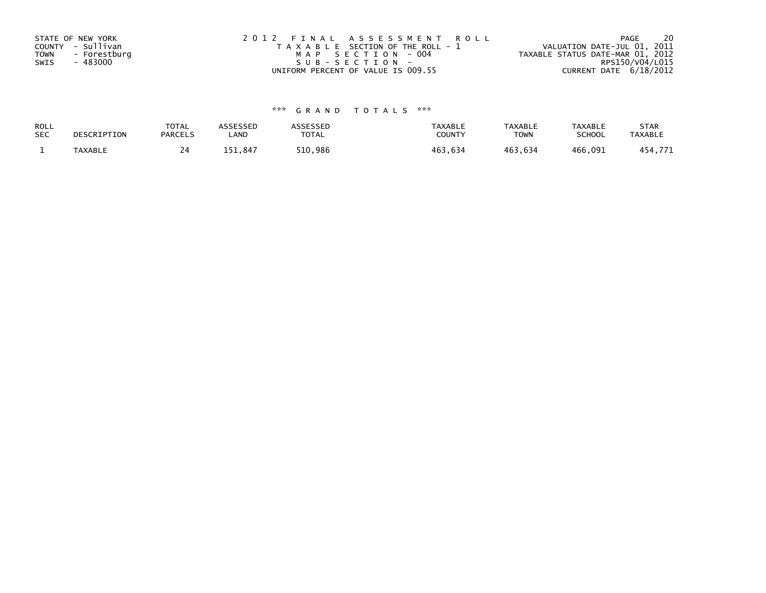STATE OF NEW YORK
COUNTY - Sullivan
TOWN - Forestburg
SWIS - 483000

2012 FINAL ASSESSMENT ROLL
TAXABLE SECTION OF THE ROLL - 1
MAP SECTION - 004
SUB-SECTION -
UNIFORM PERCENT OF VALUE IS 009.55

VALUATION DATE-JUL 01, 2011
TAXABLE STATUS DATE-MAR 01, 2012
RPS150/V04/L015
CURRENT DATE 6/18/2012

*** GRAND TOTALS ***

| ROLL SEC | DESCRIPTION | TOTAL PARCELS | ASSESSED LAND | ASSESSED TOTAL | TAXABLE COUNTY | TAXABLE TOWN | TAXABLE SCHOOL | STAR TAXABLE |
|---|---|---|---|---|---|---|---|---|
| 1 | TAXABLE | 24 | 151,847 | 510,986 | 463,634 | 463,634 | 466,091 | 454,771 |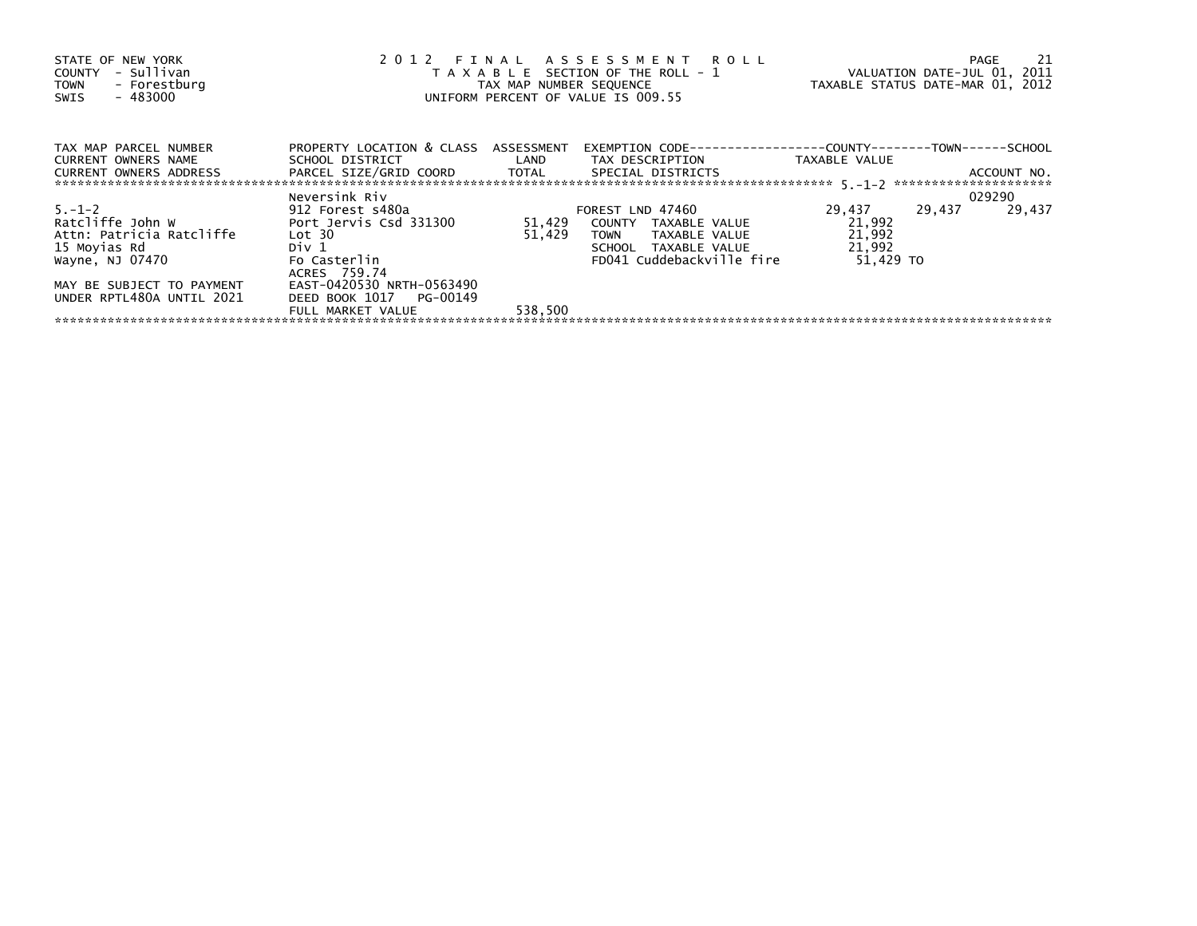STATE OF NEW YORK
COUNTY - Sullivan
TOWN - Forestburg
SWIS - 483000

2012 FINAL ASSESSMENT ROLL
TAXABLE SECTION OF THE ROLL - 1
TAX MAP NUMBER SEQUENCE
UNIFORM PERCENT OF VALUE IS 009.55

VALUATION DATE-JUL 01, 2011
TAXABLE STATUS DATE-MAR 01, 2012

| TAX MAP PARCEL NUMBER<br>CURRENT OWNERS NAME<br>CURRENT OWNERS ADDRESS | PROPERTY LOCATION & CLASS<br>SCHOOL DISTRICT<br>PARCEL SIZE/GRID COORD | ASSESSMENT<br>LAND<br>TOTAL | EXEMPTION CODE<br>TAX DESCRIPTION<br>SPECIAL DISTRICTS | COUNTY<br>TAXABLE VALUE | TOWN | SCHOOL<br>ACCOUNT NO. |
|---|---|---|---|---|---|---|
| 5.-1-2 | Neversink Riv | | | | | 029290 |
| 5.-1-2 | 912 Forest s480a | | FOREST LND 47460 | 29,437 | 29,437 | 29,437 |
| Ratcliffe John W | Port Jervis Csd 331300 | 51,429 | COUNTY TAXABLE VALUE | 21,992 | | |
| Attn: Patricia Ratcliffe | Lot 30 | 51,429 | TOWN TAXABLE VALUE | 21,992 | | |
| 15 Moyias Rd | Div 1 | | SCHOOL TAXABLE VALUE | 21,992 | | |
| Wayne, NJ 07470 | Fo Casterlin | | FD041 Cuddebackville fire | 51,429 TO | | |
| | ACRES 759.74 | | | | | |
| MAY BE SUBJECT TO PAYMENT | EAST-0420530 NRTH-0563490 | | | | | |
| UNDER RPTL480A UNTIL 2021 | DEED BOOK 1017 PG-00149 | | | | | |
| | FULL MARKET VALUE | 538,500 | | | | |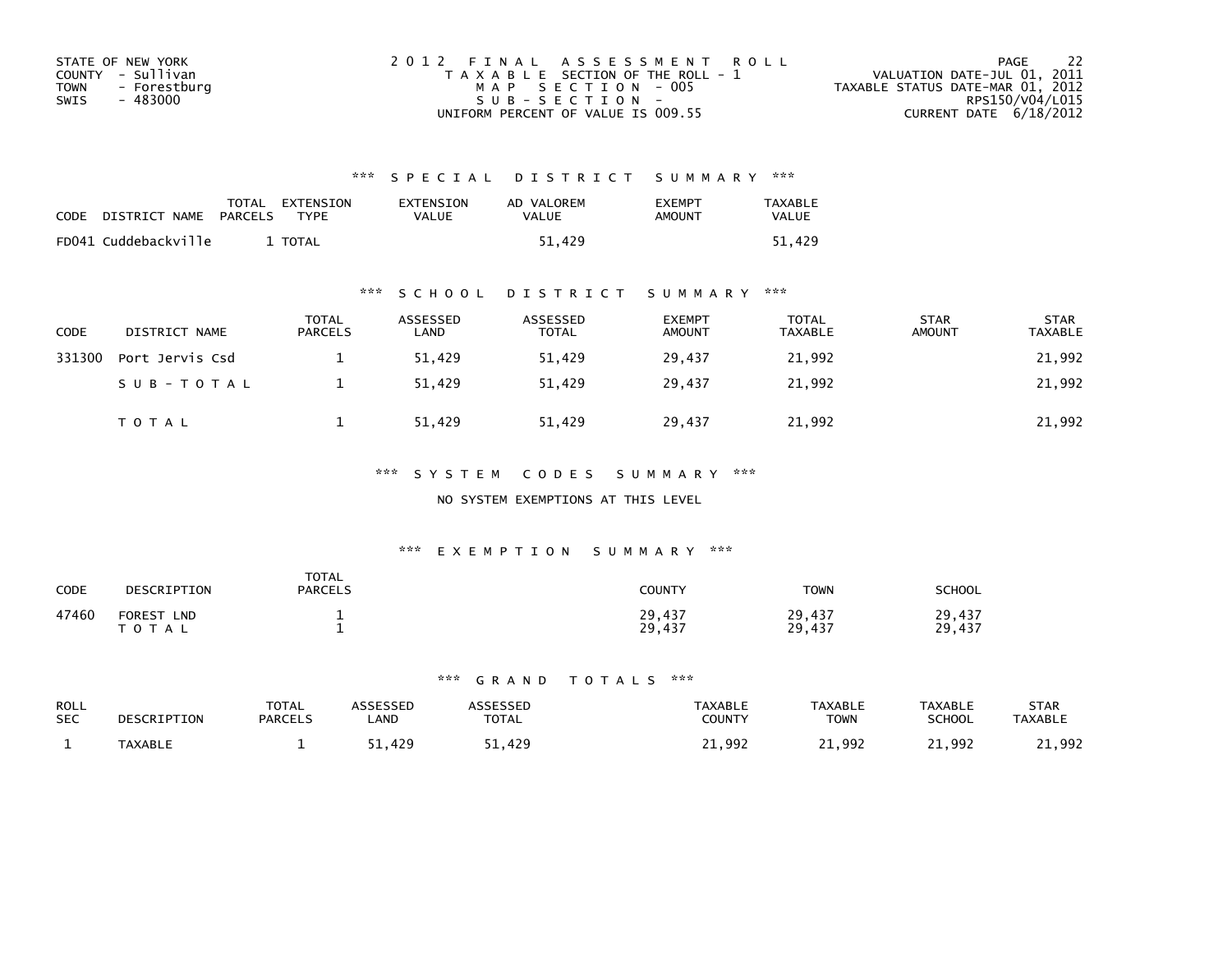STATE OF NEW YORK
COUNTY - Sullivan
TOWN - Forestburg
SWIS - 483000

2 0 1 2 F I N A L A S S E S S M E N T R O L L
T A X A B L E SECTION OF THE ROLL - 1
M A P S E C T I O N - 005
S U B - S E C T I O N -
UNIFORM PERCENT OF VALUE IS 009.55

VALUATION DATE-JUL 01, 2011
TAXABLE STATUS DATE-MAR 01, 2012
RPS150/V04/L015
CURRENT DATE 6/18/2012

### \*\*\* S P E C I A L D I S T R I C T S U M M A R Y \*\*\*

| CODE | DISTRICT NAME | TOTAL PARCELS | EXTENSION TYPE | EXTENSION VALUE | AD VALOREM VALUE | EXEMPT AMOUNT | TAXABLE VALUE |
|---|---|---|---|---|---|---|---|
| FD041 | Cuddebackville | 1 | TOTAL | | 51,429 | | 51,429 |

### \*\*\* S C H O O L D I S T R I C T S U M M A R Y \*\*\*

| CODE | DISTRICT NAME | TOTAL PARCELS | ASSESSED LAND | ASSESSED TOTAL | EXEMPT AMOUNT | TOTAL TAXABLE | STAR AMOUNT | STAR TAXABLE |
|---|---|---|---|---|---|---|---|---|
| 331300 | Port Jervis Csd | 1 | 51,429 | 51,429 | 29,437 | 21,992 | | 21,992 |
| | S U B - T O T A L | 1 | 51,429 | 51,429 | 29,437 | 21,992 | | 21,992 |
| | T O T A L | 1 | 51,429 | 51,429 | 29,437 | 21,992 | | 21,992 |

### \*\*\* S Y S T E M C O D E S S U M M A R Y \*\*\*

NO SYSTEM EXEMPTIONS AT THIS LEVEL

### \*\*\* E X E M P T I O N S U M M A R Y \*\*\*

| CODE | DESCRIPTION | TOTAL PARCELS | COUNTY | TOWN | SCHOOL |
|---|---|---|---|---|---|
| 47460 | FOREST LND | 1 | 29,437 | 29,437 | 29,437 |
| | T O T A L | 1 | 29,437 | 29,437 | 29,437 |

### \*\*\* G R A N D T O T A L S \*\*\*

| ROLL SEC | DESCRIPTION | TOTAL PARCELS | ASSESSED LAND | ASSESSED TOTAL | TAXABLE COUNTY | TAXABLE TOWN | TAXABLE SCHOOL | STAR TAXABLE |
|---|---|---|---|---|---|---|---|---|
| 1 | TAXABLE | 1 | 51,429 | 51,429 | 21,992 | 21,992 | 21,992 | 21,992 |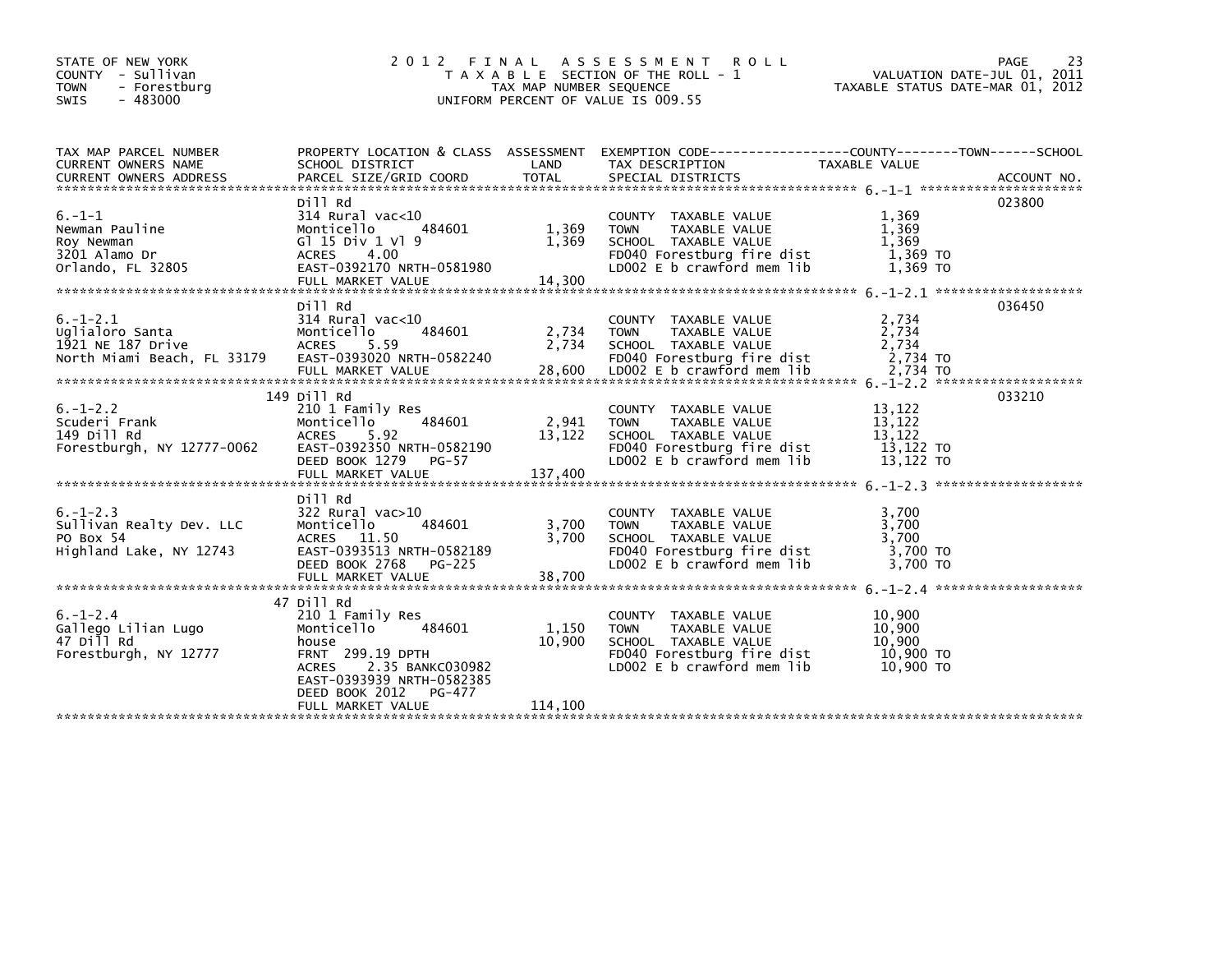STATE OF NEW YORK
COUNTY - Sullivan
TOWN - Forestburg
SWIS - 483000

# 2012 FINAL ASSESSMENT ROLL
TAXABLE SECTION OF THE ROLL - 1
TAX MAP NUMBER SEQUENCE
UNIFORM PERCENT OF VALUE IS 009.55

VALUATION DATE-JUL 01, 2011
TAXABLE STATUS DATE-MAR 01, 2012

| TAX MAP PARCEL NUMBER / CURRENT OWNERS NAME / CURRENT OWNERS ADDRESS | PROPERTY LOCATION & CLASS / SCHOOL DISTRICT / PARCEL SIZE/GRID COORD | ASSESSMENT LAND / TOTAL | EXEMPTION CODE / TAX DESCRIPTION / SPECIAL DISTRICTS | TAXABLE VALUE (COUNTY / TOWN / SCHOOL) | ACCOUNT NO. |
|---|---|---|---|---|---|
| 6.-1-1 | Dill Rd | | | | 023800 |
| Newman Pauline | 314 Rural vac<10 | | COUNTY TAXABLE VALUE | 1,369 | |
| Roy Newman | Monticello 484601 | 1,369 | TOWN TAXABLE VALUE | 1,369 | |
| 3201 Alamo Dr | Gl 15 Div 1 Vl 9 | 1,369 | SCHOOL TAXABLE VALUE | 1,369 | |
| Orlando, FL 32805 | ACRES 4.00 | | FD040 Forestburg fire dist | 1,369 TO | |
| | EAST-0392170 NRTH-0581980 | | LD002 E b crawford mem lib | 1,369 TO | |
| | FULL MARKET VALUE | 14,300 | | | |
| 6.-1-2.1 | Dill Rd | | | | 036450 |
| Uglialoro Santa | 314 Rural vac<10 | | COUNTY TAXABLE VALUE | 2,734 | |
| 1921 NE 187 Drive | Monticello 484601 | 2,734 | TOWN TAXABLE VALUE | 2,734 | |
| North Miami Beach, FL 33179 | ACRES 5.59 | 2,734 | SCHOOL TAXABLE VALUE | 2,734 | |
| | EAST-0393020 NRTH-0582240 | | FD040 Forestburg fire dist | 2,734 TO | |
| | FULL MARKET VALUE | 28,600 | LD002 E b crawford mem lib | 2,734 TO | |
| 6.-1-2.2 | 149 Dill Rd | | | | 033210 |
| Scuderi Frank | 210 1 Family Res | | COUNTY TAXABLE VALUE | 13,122 | |
| 149 Dill Rd | Monticello 484601 | 2,941 | TOWN TAXABLE VALUE | 13,122 | |
| Forestburgh, NY 12777-0062 | ACRES 5.92 | 13,122 | SCHOOL TAXABLE VALUE | 13,122 | |
| | EAST-0392350 NRTH-0582190 | | FD040 Forestburg fire dist | 13,122 TO | |
| | DEED BOOK 1279 PG-57 | | LD002 E b crawford mem lib | 13,122 TO | |
| | FULL MARKET VALUE | 137,400 | | | |
| 6.-1-2.3 | Dill Rd | | | | |
| Sullivan Realty Dev. LLC | 322 Rural vac>10 | | COUNTY TAXABLE VALUE | 3,700 | |
| PO Box 54 | Monticello 484601 | 3,700 | TOWN TAXABLE VALUE | 3,700 | |
| Highland Lake, NY 12743 | ACRES 11.50 | 3,700 | SCHOOL TAXABLE VALUE | 3,700 | |
| | EAST-0393513 NRTH-0582189 | | FD040 Forestburg fire dist | 3,700 TO | |
| | DEED BOOK 2768 PG-225 | | LD002 E b crawford mem lib | 3,700 TO | |
| | FULL MARKET VALUE | 38,700 | | | |
| 6.-1-2.4 | 47 Dill Rd | | | | |
| Gallego Lilian Lugo | 210 1 Family Res | | COUNTY TAXABLE VALUE | 10,900 | |
| 47 Dill Rd | Monticello 484601 | 1,150 | TOWN TAXABLE VALUE | 10,900 | |
| Forestburgh, NY 12777 | house | 10,900 | SCHOOL TAXABLE VALUE | 10,900 | |
| | FRNT 299.19 DPTH | | FD040 Forestburg fire dist | 10,900 TO | |
| | ACRES 2.35 BANKC030982 | | LD002 E b crawford mem lib | 10,900 TO | |
| | EAST-0393939 NRTH-0582385 | | | | |
| | DEED BOOK 2012 PG-477 | | | | |
| | FULL MARKET VALUE | 114,100 | | | |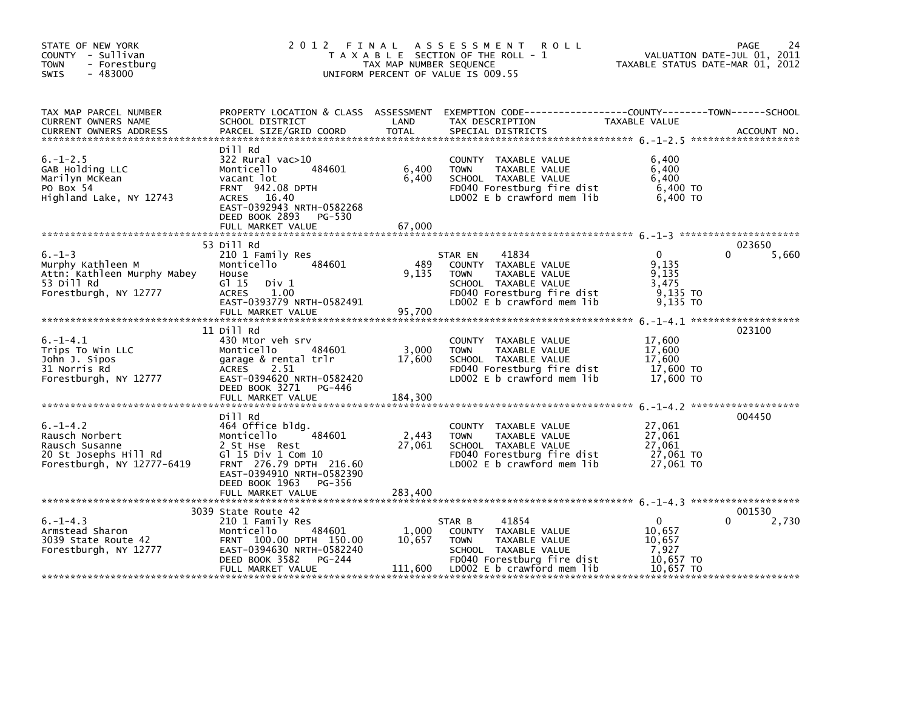STATE OF NEW YORK
COUNTY - Sullivan
TOWN - Forestburg
SWIS - 483000

# 2012 FINAL ASSESSMENT ROLL

TAXABLE SECTION OF THE ROLL - 1
TAX MAP NUMBER SEQUENCE
UNIFORM PERCENT OF VALUE IS 009.55

VALUATION DATE-JUL 01, 2011
TAXABLE STATUS DATE-MAR 01, 2012

| TAX MAP PARCEL NUMBER / CURRENT OWNERS NAME / CURRENT OWNERS ADDRESS | PROPERTY LOCATION & CLASS / SCHOOL DISTRICT / PARCEL SIZE/GRID COORD | ASSESSMENT LAND | TOTAL | EXEMPTION CODE / TAX DESCRIPTION / SPECIAL DISTRICTS | COUNTY TAXABLE VALUE | TOWN | SCHOOL | ACCOUNT NO. |
|---|---|---|---|---|---|---|---|---|
| 6.-1-2.5 | Dill Rd | | | | | | | |
| GAB Holding LLC | 322 Rural vac>10 | | | COUNTY TAXABLE VALUE | 6,400 | | | |
| Marilyn McKean | Monticello 484601 | 6,400 | | TOWN TAXABLE VALUE | 6,400 | | | |
| PO Box 54 | vacant lot | | 6,400 | SCHOOL TAXABLE VALUE | 6,400 | | | |
| Highland Lake, NY 12743 | FRNT 942.08 DPTH | | | FD040 Forestburg fire dist | 6,400 TO | | | |
| | ACRES 16.40 | | | LD002 E b crawford mem lib | 6,400 TO | | | |
| | EAST-0392943 NRTH-0582268 | | | | | | | |
| | DEED BOOK 2893 PG-530 | | | | | | | |
| | FULL MARKET VALUE | | 67,000 | | | | | |
| 6.-1-3 | 53 Dill Rd | | | | | | | 023650 |
| Murphy Kathleen M | 210 1 Family Res | | | STAR EN 41834 | 0 | 0 | 5,660 | |
| Attn: Kathleen Murphy Mabey | Monticello 484601 | 489 | | COUNTY TAXABLE VALUE | 9,135 | | | |
| 53 Dill Rd | House | | 9,135 | TOWN TAXABLE VALUE | 9,135 | | | |
| Forestburgh, NY 12777 | Gl 15 Div 1 | | | SCHOOL TAXABLE VALUE | 3,475 | | | |
| | ACRES 1.00 | | | FD040 Forestburg fire dist | 9,135 TO | | | |
| | EAST-0393779 NRTH-0582491 | | | LD002 E b crawford mem lib | 9,135 TO | | | |
| | FULL MARKET VALUE | | 95,700 | | | | | |
| 6.-1-4.1 | 11 Dill Rd | | | | | | | 023100 |
| Trips To Win LLC | 430 Mtor veh srv | | | COUNTY TAXABLE VALUE | 17,600 | | | |
| John J. Sipos | Monticello 484601 | 3,000 | | TOWN TAXABLE VALUE | 17,600 | | | |
| 31 Norris Rd | garage & rental trlr | | 17,600 | SCHOOL TAXABLE VALUE | 17,600 | | | |
| Forestburgh, NY 12777 | ACRES 2.51 | | | FD040 Forestburg fire dist | 17,600 TO | | | |
| | EAST-0394620 NRTH-0582420 | | | LD002 E b crawford mem lib | 17,600 TO | | | |
| | DEED BOOK 3271 PG-446 | | | | | | | |
| | FULL MARKET VALUE | | 184,300 | | | | | |
| 6.-1-4.2 | Dill Rd | | | | | | | 004450 |
| Rausch Norbert | 464 Office bldg. | | | COUNTY TAXABLE VALUE | 27,061 | | | |
| Rausch Susanne | Monticello 484601 | 2,443 | | TOWN TAXABLE VALUE | 27,061 | | | |
| 20 St Josephs Hill Rd | 2 St Hse Rest | | 27,061 | SCHOOL TAXABLE VALUE | 27,061 | | | |
| Forestburgh, NY 12777-6419 | Gl 15 Div 1 Com 10 | | | FD040 Forestburg fire dist | 27,061 TO | | | |
| | FRNT 276.79 DPTH 216.60 | | | LD002 E b crawford mem lib | 27,061 TO | | | |
| | EAST-0394910 NRTH-0582390 | | | | | | | |
| | DEED BOOK 1963 PG-356 | | | | | | | |
| | FULL MARKET VALUE | | 283,400 | | | | | |
| 6.-1-4.3 | 3039 State Route 42 | | | | | | | 001530 |
| Armstead Sharon | 210 1 Family Res | | | STAR B 41854 | 0 | 0 | 2,730 | |
| 3039 State Route 42 | Monticello 484601 | 1,000 | | COUNTY TAXABLE VALUE | 10,657 | | | |
| Forestburgh, NY 12777 | FRNT 100.00 DPTH 150.00 | | 10,657 | TOWN TAXABLE VALUE | 10,657 | | | |
| | EAST-0394630 NRTH-0582240 | | | SCHOOL TAXABLE VALUE | 7,927 | | | |
| | DEED BOOK 3582 PG-244 | | | FD040 Forestburg fire dist | 10,657 TO | | | |
| | FULL MARKET VALUE | | 111,600 | LD002 E b crawford mem lib | 10,657 TO | | | |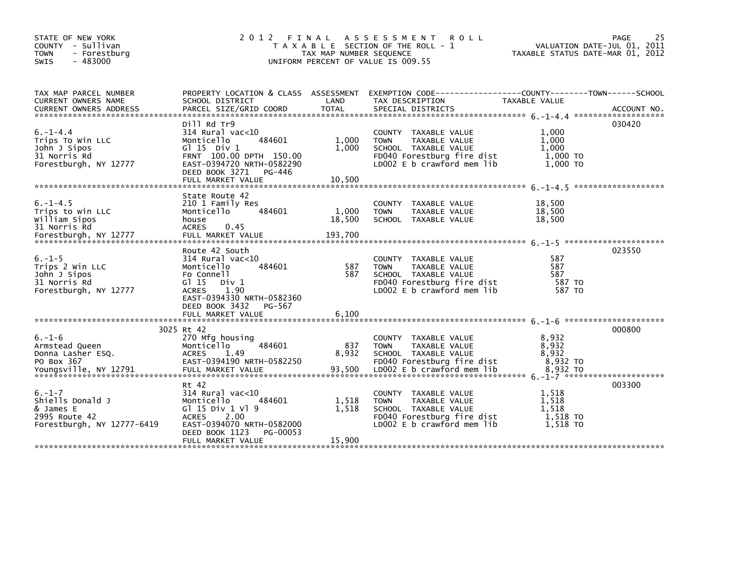STATE OF NEW YORK
COUNTY - Sullivan
TOWN - Forestburg
SWIS - 483000

2012 FINAL ASSESSMENT ROLL
TAXABLE SECTION OF THE ROLL - 1
TAX MAP NUMBER SEQUENCE
UNIFORM PERCENT OF VALUE IS 009.55

VALUATION DATE-JUL 01, 2011
TAXABLE STATUS DATE-MAR 01, 2012

| TAX MAP PARCEL NUMBER / CURRENT OWNERS NAME / CURRENT OWNERS ADDRESS | PROPERTY LOCATION & CLASS / SCHOOL DISTRICT / PARCEL SIZE/GRID COORD | ASSESSMENT LAND | ASSESSMENT TOTAL | EXEMPTION CODE / TAX DESCRIPTION / SPECIAL DISTRICTS | TAXABLE VALUE | ACCOUNT NO. |
|---|---|---|---|---|---|---|
| 6.-1-4.4 | Dill Rd Tr9 | | | | | 030420 |
| Trips To Win LLC | 314 Rural vac<10 | | | COUNTY TAXABLE VALUE | 1,000 | |
| John J Sipos | Monticello 484601 | 1,000 | | TOWN TAXABLE VALUE | 1,000 | |
| 31 Norris Rd | Gl 15 Div 1 | | 1,000 | SCHOOL TAXABLE VALUE | 1,000 | |
| Forestburgh, NY 12777 | FRNT 100.00 DPTH 150.00 | | | FD040 Forestburg fire dist | 1,000 TO | |
| | EAST-0394720 NRTH-0582290 | | | LD002 E b crawford mem lib | 1,000 TO | |
| | DEED BOOK 3271 PG-446 | | | | | |
| | FULL MARKET VALUE | | 10,500 | | | |
| 6.-1-4.5 | State Route 42 | | | | | |
| Trips to win LLC | 210 1 Family Res | | | COUNTY TAXABLE VALUE | 18,500 | |
| William Sipos | Monticello 484601 | 1,000 | | TOWN TAXABLE VALUE | 18,500 | |
| 31 Norris Rd | house | | 18,500 | SCHOOL TAXABLE VALUE | 18,500 | |
| Forestburgh, NY 12777 | ACRES 0.45 | | | | | |
| | FULL MARKET VALUE | | 193,700 | | | |
| 6.-1-5 | Route 42 South | | | | | 023550 |
| Trips 2 Win LLC | 314 Rural vac<10 | | | COUNTY TAXABLE VALUE | 587 | |
| John J Sipos | Monticello 484601 | 587 | | TOWN TAXABLE VALUE | 587 | |
| 31 Norris Rd | Fo Connell | | 587 | SCHOOL TAXABLE VALUE | 587 | |
| Forestburgh, NY 12777 | Gl 15 Div 1 | | | FD040 Forestburg fire dist | 587 TO | |
| | ACRES 1.90 | | | LD002 E b crawford mem lib | 587 TO | |
| | EAST-0394330 NRTH-0582360 | | | | | |
| | DEED BOOK 3432 PG-567 | | | | | |
| | FULL MARKET VALUE | | 6,100 | | | |
| 6.-1-6 | 3025 Rt 42 | | | | | 000800 |
| Armstead Queen | 270 Mfg housing | | | COUNTY TAXABLE VALUE | 8,932 | |
| Donna Lasher ESQ. | Monticello 484601 | 837 | | TOWN TAXABLE VALUE | 8,932 | |
| PO Box 367 | ACRES 1.49 | | 8,932 | SCHOOL TAXABLE VALUE | 8,932 | |
| Youngsville, NY 12791 | EAST-0394190 NRTH-0582250 | | | FD040 Forestburg fire dist | 8,932 TO | |
| | FULL MARKET VALUE | | 93,500 | LD002 E b crawford mem lib | 8,932 TO | |
| 6.-1-7 | Rt 42 | | | | | 003300 |
| Shiells Donald J | 314 Rural vac<10 | | | COUNTY TAXABLE VALUE | 1,518 | |
| & James E | Monticello 484601 | 1,518 | | TOWN TAXABLE VALUE | 1,518 | |
| 2995 Route 42 | Gl 15 Div 1 Vl 9 | | 1,518 | SCHOOL TAXABLE VALUE | 1,518 | |
| Forestburgh, NY 12777-6419 | ACRES 2.00 | | | FD040 Forestburg fire dist | 1,518 TO | |
| | EAST-0394070 NRTH-0582000 | | | LD002 E b crawford mem lib | 1,518 TO | |
| | DEED BOOK 1123 PG-00053 | | | | | |
| | FULL MARKET VALUE | | 15,900 | | | |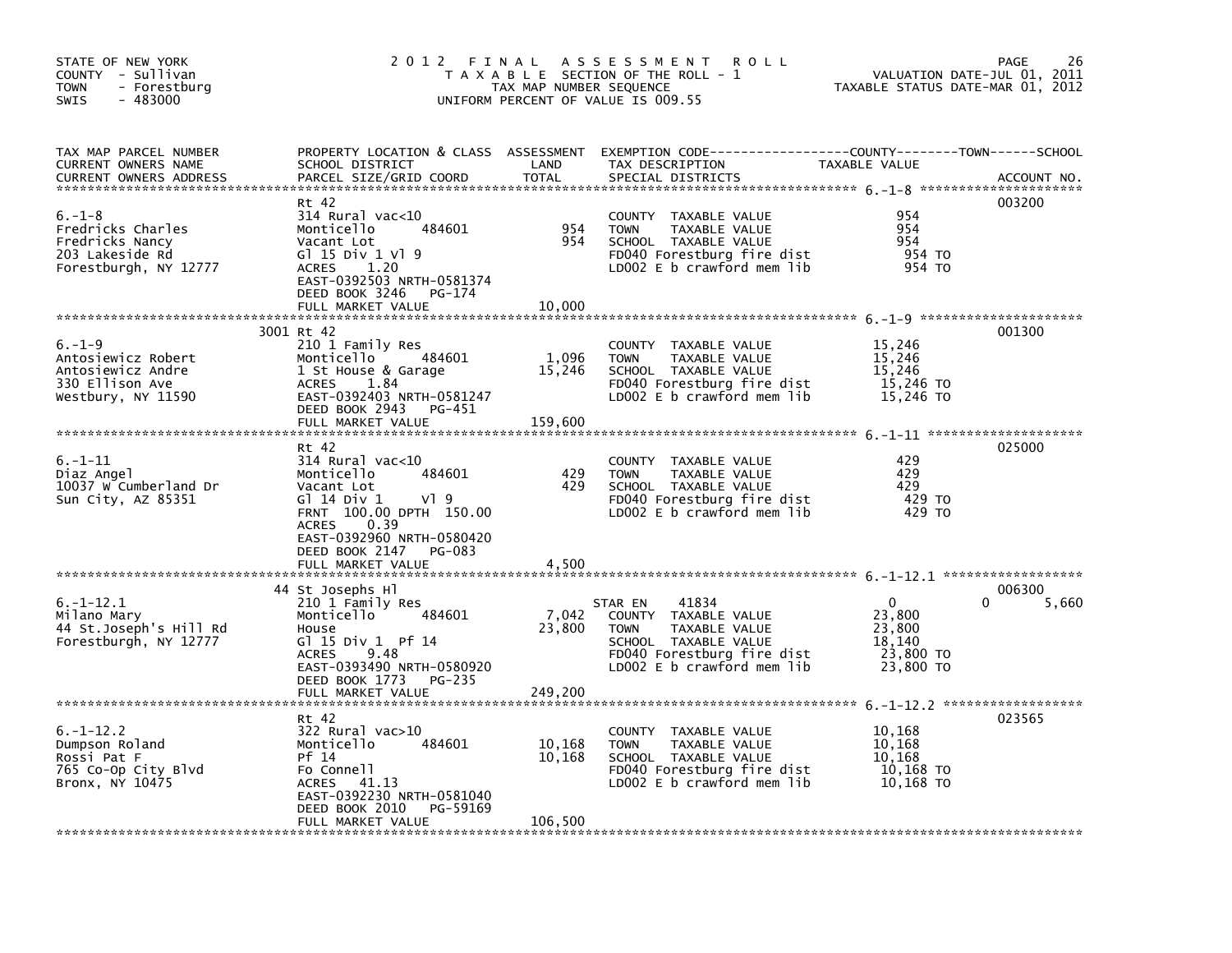STATE OF NEW YORK
COUNTY - Sullivan
TOWN - Forestburg
SWIS - 483000

# 2012 FINAL ASSESSMENT ROLL

TAXABLE SECTION OF THE ROLL - 1
TAX MAP NUMBER SEQUENCE
UNIFORM PERCENT OF VALUE IS 009.55

VALUATION DATE-JUL 01, 2011
TAXABLE STATUS DATE-MAR 01, 2012

| TAX MAP PARCEL NUMBER / CURRENT OWNERS NAME / CURRENT OWNERS ADDRESS | PROPERTY LOCATION & CLASS / SCHOOL DISTRICT / PARCEL SIZE/GRID COORD | ASSESSMENT LAND | TOTAL | EXEMPTION CODE / TAX DESCRIPTION / SPECIAL DISTRICTS | COUNTY | TOWN | SCHOOL / TAXABLE VALUE | ACCOUNT NO. |
|---|---|---|---|---|---|---|---|---|
| 6.-1-8 | Rt 42 | | | | | | | 003200 |
| Fredricks Charles | 314 Rural vac<10 | | | COUNTY TAXABLE VALUE | 954 | | | |
| Fredricks Nancy | Monticello 484601 | 954 | | TOWN TAXABLE VALUE | | 954 | | |
| 203 Lakeside Rd | Vacant Lot | | 954 | SCHOOL TAXABLE VALUE | | | 954 | |
| Forestburgh, NY 12777 | Gl 15 Div 1 Vl 9 | | | FD040 Forestburg fire dist | | | 954 TO | |
| | ACRES 1.20 | | | LD002 E b crawford mem lib | | | 954 TO | |
| | EAST-0392503 NRTH-0581374 | | | | | | | |
| | DEED BOOK 3246 PG-174 | | | | | | | |
| | FULL MARKET VALUE | | 10,000 | | | | | |
| 6.-1-9 | 3001 Rt 42 | | | | | | | 001300 |
| Antosiewicz Robert | 210 1 Family Res | | | COUNTY TAXABLE VALUE | 15,246 | | | |
| Antosiewicz Andre | Monticello 484601 | 1,096 | | TOWN TAXABLE VALUE | | 15,246 | | |
| 330 Ellison Ave | 1 St House & Garage | | 15,246 | SCHOOL TAXABLE VALUE | | | 15,246 | |
| Westbury, NY 11590 | ACRES 1.84 | | | FD040 Forestburg fire dist | | | 15,246 TO | |
| | EAST-0392403 NRTH-0581247 | | | LD002 E b crawford mem lib | | | 15,246 TO | |
| | DEED BOOK 2943 PG-451 | | | | | | | |
| | FULL MARKET VALUE | | 159,600 | | | | | |
| 6.-1-11 | Rt 42 | | | | | | | 025000 |
| Diaz Angel | 314 Rural vac<10 | | | COUNTY TAXABLE VALUE | 429 | | | |
| 10037 W Cumberland Dr | Monticello 484601 | 429 | | TOWN TAXABLE VALUE | | 429 | | |
| Sun City, AZ 85351 | Vacant Lot | | 429 | SCHOOL TAXABLE VALUE | | | 429 | |
| | Gl 14 Div 1 Vl 9 | | | FD040 Forestburg fire dist | | | 429 TO | |
| | FRNT 100.00 DPTH 150.00 | | | LD002 E b crawford mem lib | | | 429 TO | |
| | ACRES 0.39 | | | | | | | |
| | EAST-0392960 NRTH-0580420 | | | | | | | |
| | DEED BOOK 2147 PG-083 | | | | | | | |
| | FULL MARKET VALUE | | 4,500 | | | | | |
| 6.-1-12.1 | 44 St Josephs Hl | | | | | | | 006300 |
| Milano Mary | 210 1 Family Res | | | STAR EN 41834 | 0 | 0 | 5,660 | |
| 44 St.Joseph's Hill Rd | Monticello 484601 | 7,042 | | COUNTY TAXABLE VALUE | 23,800 | | | |
| Forestburgh, NY 12777 | House | | 23,800 | TOWN TAXABLE VALUE | | 23,800 | | |
| | Gl 15 Div 1 Pf 14 | | | SCHOOL TAXABLE VALUE | | | 18,140 | |
| | ACRES 9.48 | | | FD040 Forestburg fire dist | | | 23,800 TO | |
| | EAST-0393490 NRTH-0580920 | | | LD002 E b crawford mem lib | | | 23,800 TO | |
| | DEED BOOK 1773 PG-235 | | | | | | | |
| | FULL MARKET VALUE | | 249,200 | | | | | |
| 6.-1-12.2 | Rt 42 | | | | | | | 023565 |
| Dumpson Roland | 322 Rural vac>10 | | | COUNTY TAXABLE VALUE | 10,168 | | | |
| Rossi Pat F | Monticello 484601 | 10,168 | | TOWN TAXABLE VALUE | | 10,168 | | |
| 765 Co-Op City Blvd | Pf 14 | | 10,168 | SCHOOL TAXABLE VALUE | | | 10,168 | |
| Bronx, NY 10475 | Fo Connell | | | FD040 Forestburg fire dist | | | 10,168 TO | |
| | ACRES 41.13 | | | LD002 E b crawford mem lib | | | 10,168 TO | |
| | EAST-0392230 NRTH-0581040 | | | | | | | |
| | DEED BOOK 2010 PG-59169 | | | | | | | |
| | FULL MARKET VALUE | | 106,500 | | | | | |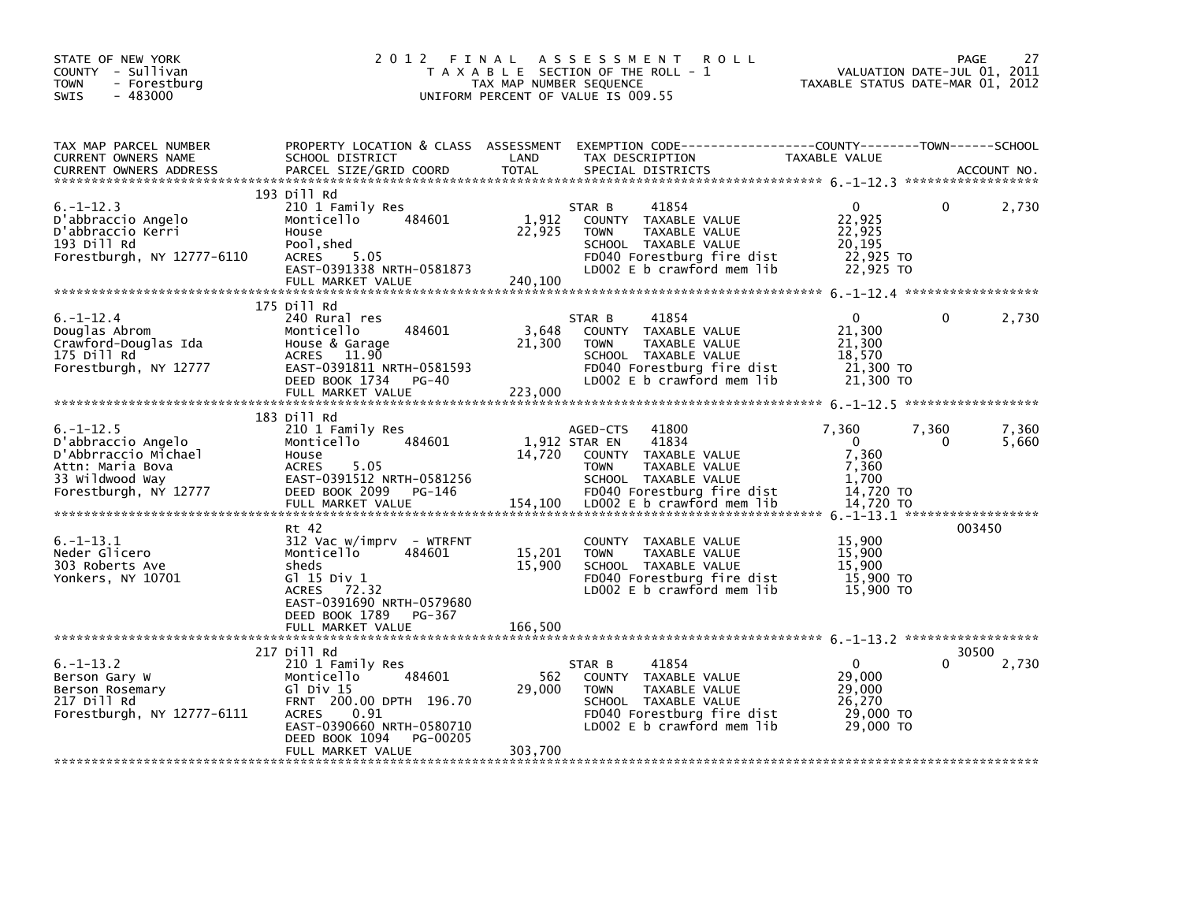STATE OF NEW YORK
COUNTY - Sullivan
TOWN - Forestburg
SWIS - 483000

# 2012 FINAL ASSESSMENT ROLL

TAXABLE SECTION OF THE ROLL - 1
TAX MAP NUMBER SEQUENCE
UNIFORM PERCENT OF VALUE IS 009.55

VALUATION DATE-JUL 01, 2011
TAXABLE STATUS DATE-MAR 01, 2012

| TAX MAP PARCEL NUMBER / CURRENT OWNERS NAME / CURRENT OWNERS ADDRESS | PROPERTY LOCATION & CLASS / SCHOOL DISTRICT / PARCEL SIZE/GRID COORD | ASSESSMENT LAND / TOTAL | EXEMPTION CODE / TAX DESCRIPTION / SPECIAL DISTRICTS | COUNTY TAXABLE VALUE | TOWN | SCHOOL | ACCOUNT NO. |
|---|---|---|---|---|---|---|---|
| **6.-1-12.3** | 193 Dill Rd | | | | | | |
| 6.-1-12.3 | 210 1 Family Res | | STAR B 41854 | 0 | 0 | 2,730 | |
| D'abbraccio Angelo | Monticello 484601 | 1,912 | COUNTY TAXABLE VALUE | 22,925 | | | |
| D'abbraccio Kerri | House | 22,925 | TOWN TAXABLE VALUE | 22,925 | | | |
| 193 Dill Rd | Pool,shed | | SCHOOL TAXABLE VALUE | 20,195 | | | |
| Forestburgh, NY 12777-6110 | ACRES 5.05 | | FD040 Forestburg fire dist | 22,925 TO | | | |
| | EAST-0391338 NRTH-0581873 | | LD002 E b crawford mem lib | 22,925 TO | | | |
| | FULL MARKET VALUE | 240,100 | | | | | |
| **6.-1-12.4** | 175 Dill Rd | | | | | | |
| 6.-1-12.4 | 240 Rural res | | STAR B 41854 | 0 | 0 | 2,730 | |
| Douglas Abrom | Monticello 484601 | 3,648 | COUNTY TAXABLE VALUE | 21,300 | | | |
| Crawford-Douglas Ida | House & Garage | 21,300 | TOWN TAXABLE VALUE | 21,300 | | | |
| 175 Dill Rd | ACRES 11.90 | | SCHOOL TAXABLE VALUE | 18,570 | | | |
| Forestburgh, NY 12777 | EAST-0391811 NRTH-0581593 | | FD040 Forestburg fire dist | 21,300 TO | | | |
| | DEED BOOK 1734 PG-40 | | LD002 E b crawford mem lib | 21,300 TO | | | |
| | FULL MARKET VALUE | 223,000 | | | | | |
| **6.-1-12.5** | 183 Dill Rd | | | | | | |
| 6.-1-12.5 | 210 1 Family Res | | AGED-CTS 41800 | 7,360 | 7,360 | 7,360 | |
| D'abbraccio Angelo | Monticello 484601 | 1,912 | STAR EN 41834 | 0 | 0 | 5,660 | |
| D'Abbrraccio Michael | House | 14,720 | COUNTY TAXABLE VALUE | 7,360 | | | |
| Attn: Maria Bova | ACRES 5.05 | | TOWN TAXABLE VALUE | 7,360 | | | |
| 33 Wildwood Way | EAST-0391512 NRTH-0581256 | | SCHOOL TAXABLE VALUE | 1,700 | | | |
| Forestburgh, NY 12777 | DEED BOOK 2099 PG-146 | | FD040 Forestburg fire dist | 14,720 TO | | | |
| | FULL MARKET VALUE | 154,100 | LD002 E b crawford mem lib | 14,720 TO | | | |
| **6.-1-13.1** | Rt 42 | | | | | | 003450 |
| 6.-1-13.1 | 312 Vac w/imprv - WTRFNT | | COUNTY TAXABLE VALUE | 15,900 | | | |
| Neder Glicero | Monticello 484601 | 15,201 | TOWN TAXABLE VALUE | 15,900 | | | |
| 303 Roberts Ave | sheds | 15,900 | SCHOOL TAXABLE VALUE | 15,900 | | | |
| Yonkers, NY 10701 | Gl 15 Div 1 | | FD040 Forestburg fire dist | 15,900 TO | | | |
| | ACRES 72.32 | | LD002 E b crawford mem lib | 15,900 TO | | | |
| | EAST-0391690 NRTH-0579680 | | | | | | |
| | DEED BOOK 1789 PG-367 | | | | | | |
| | FULL MARKET VALUE | 166,500 | | | | | |
| **6.-1-13.2** | 217 Dill Rd | | | | | | 30500 |
| 6.-1-13.2 | 210 1 Family Res | | STAR B 41854 | 0 | 0 | 2,730 | |
| Berson Gary W | Monticello 484601 | 562 | COUNTY TAXABLE VALUE | 29,000 | | | |
| Berson Rosemary | Gl Div 15 | 29,000 | TOWN TAXABLE VALUE | 29,000 | | | |
| 217 Dill Rd | FRNT 200.00 DPTH 196.70 | | SCHOOL TAXABLE VALUE | 26,270 | | | |
| Forestburgh, NY 12777-6111 | ACRES 0.91 | | FD040 Forestburg fire dist | 29,000 TO | | | |
| | EAST-0390660 NRTH-0580710 | | LD002 E b crawford mem lib | 29,000 TO | | | |
| | DEED BOOK 1094 PG-00205 | | | | | | |
| | FULL MARKET VALUE | 303,700 | | | | | |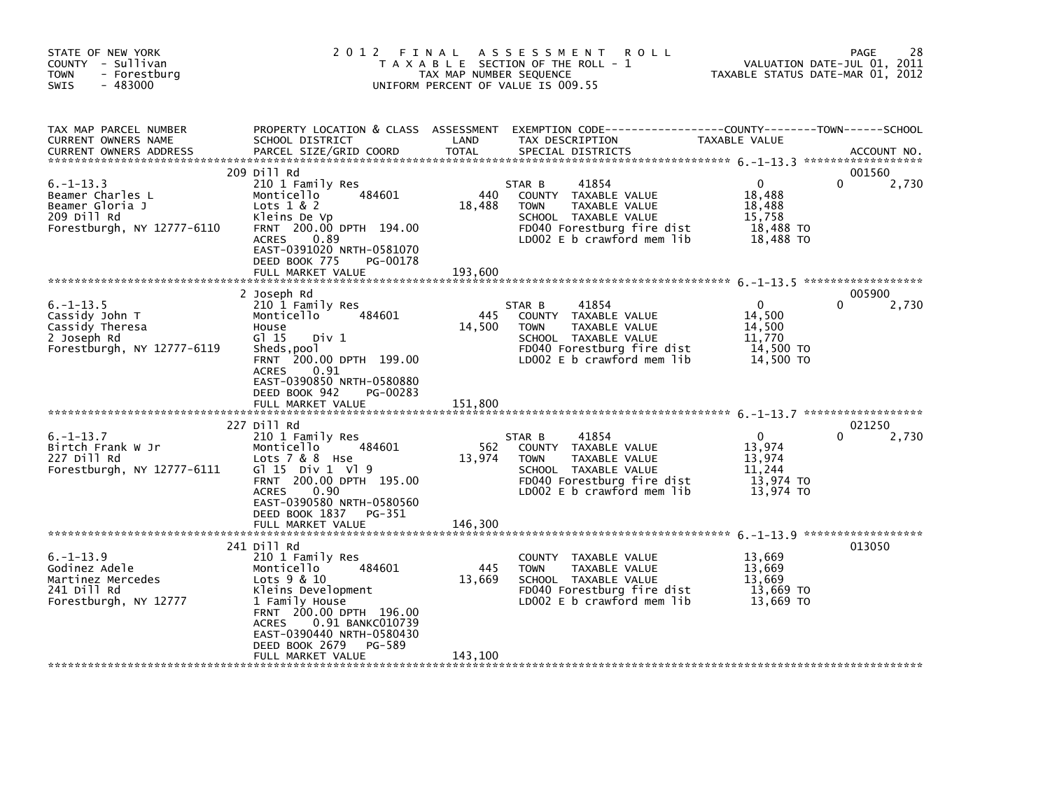STATE OF NEW YORK
COUNTY - Sullivan
TOWN - Forestburg
SWIS - 483000

# 2012 FINAL ASSESSMENT ROLL

TAXABLE SECTION OF THE ROLL - 1
TAX MAP NUMBER SEQUENCE
UNIFORM PERCENT OF VALUE IS 009.55

VALUATION DATE-JUL 01, 2011
TAXABLE STATUS DATE-MAR 01, 2012

| TAX MAP PARCEL NUMBER / CURRENT OWNERS NAME / CURRENT OWNERS ADDRESS | PROPERTY LOCATION & CLASS / SCHOOL DISTRICT / PARCEL SIZE/GRID COORD | ASSESSMENT LAND | TOTAL | EXEMPTION CODE / TAX DESCRIPTION / SPECIAL DISTRICTS | COUNTY TAXABLE VALUE | TOWN | SCHOOL | ACCOUNT NO. |
|---|---|---|---|---|---|---|---|---|
| 6.-1-13.3 | 209 Dill Rd | | | | | | | 001560 |
| Beamer Charles L | 210 1 Family Res | | | STAR B 41854 | 0 | 0 | 2,730 | |
| Beamer Gloria J | Monticello 484601 | 440 | | COUNTY TAXABLE VALUE | 18,488 | | | |
| 209 Dill Rd | Lots 1 & 2 | | 18,488 | TOWN TAXABLE VALUE | 18,488 | | | |
| Forestburgh, NY 12777-6110 | Kleins De Vp | | | SCHOOL TAXABLE VALUE | 15,758 | | | |
| | FRNT 200.00 DPTH 194.00 | | | FD040 Forestburg fire dist | 18,488 TO | | | |
| | ACRES 0.89 | | | LD002 E b crawford mem lib | 18,488 TO | | | |
| | EAST-0391020 NRTH-0581070 | | | | | | | |
| | DEED BOOK 775 PG-00178 | | | | | | | |
| | FULL MARKET VALUE | | 193,600 | | | | | |
| 6.-1-13.5 | 2 Joseph Rd | | | | | | | 005900 |
| Cassidy John T | 210 1 Family Res | | | STAR B 41854 | 0 | 0 | 2,730 | |
| Cassidy Theresa | Monticello 484601 | 445 | | COUNTY TAXABLE VALUE | 14,500 | | | |
| 2 Joseph Rd | House | | 14,500 | TOWN TAXABLE VALUE | 14,500 | | | |
| Forestburgh, NY 12777-6119 | Gl 15 Div 1 | | | SCHOOL TAXABLE VALUE | 11,770 | | | |
| | Sheds,pool | | | FD040 Forestburg fire dist | 14,500 TO | | | |
| | FRNT 200.00 DPTH 199.00 | | | LD002 E b crawford mem lib | 14,500 TO | | | |
| | ACRES 0.91 | | | | | | | |
| | EAST-0390850 NRTH-0580880 | | | | | | | |
| | DEED BOOK 942 PG-00283 | | | | | | | |
| | FULL MARKET VALUE | | 151,800 | | | | | |
| 6.-1-13.7 | 227 Dill Rd | | | | | | | 021250 |
| Birtch Frank W Jr | 210 1 Family Res | | | STAR B 41854 | 0 | 0 | 2,730 | |
| 227 Dill Rd | Monticello 484601 | 562 | | COUNTY TAXABLE VALUE | 13,974 | | | |
| Forestburgh, NY 12777-6111 | Lots 7 & 8 Hse | | 13,974 | TOWN TAXABLE VALUE | 13,974 | | | |
| | Gl 15 Div 1 Vl 9 | | | SCHOOL TAXABLE VALUE | 11,244 | | | |
| | FRNT 200.00 DPTH 195.00 | | | FD040 Forestburg fire dist | 13,974 TO | | | |
| | ACRES 0.90 | | | LD002 E b crawford mem lib | 13,974 TO | | | |
| | EAST-0390580 NRTH-0580560 | | | | | | | |
| | DEED BOOK 1837 PG-351 | | | | | | | |
| | FULL MARKET VALUE | | 146,300 | | | | | |
| 6.-1-13.9 | 241 Dill Rd | | | | | | | 013050 |
| Godinez Adele | 210 1 Family Res | | | COUNTY TAXABLE VALUE | 13,669 | | | |
| Martinez Mercedes | Monticello 484601 | 445 | | TOWN TAXABLE VALUE | 13,669 | | | |
| 241 Dill Rd | Lots 9 & 10 | | 13,669 | SCHOOL TAXABLE VALUE | 13,669 | | | |
| Forestburgh, NY 12777 | Kleins Development | | | FD040 Forestburg fire dist | 13,669 TO | | | |
| | 1 Family House | | | LD002 E b crawford mem lib | 13,669 TO | | | |
| | FRNT 200.00 DPTH 196.00 | | | | | | | |
| | ACRES 0.91 BANKC010739 | | | | | | | |
| | EAST-0390440 NRTH-0580430 | | | | | | | |
| | DEED BOOK 2679 PG-589 | | | | | | | |
| | FULL MARKET VALUE | | 143,100 | | | | | |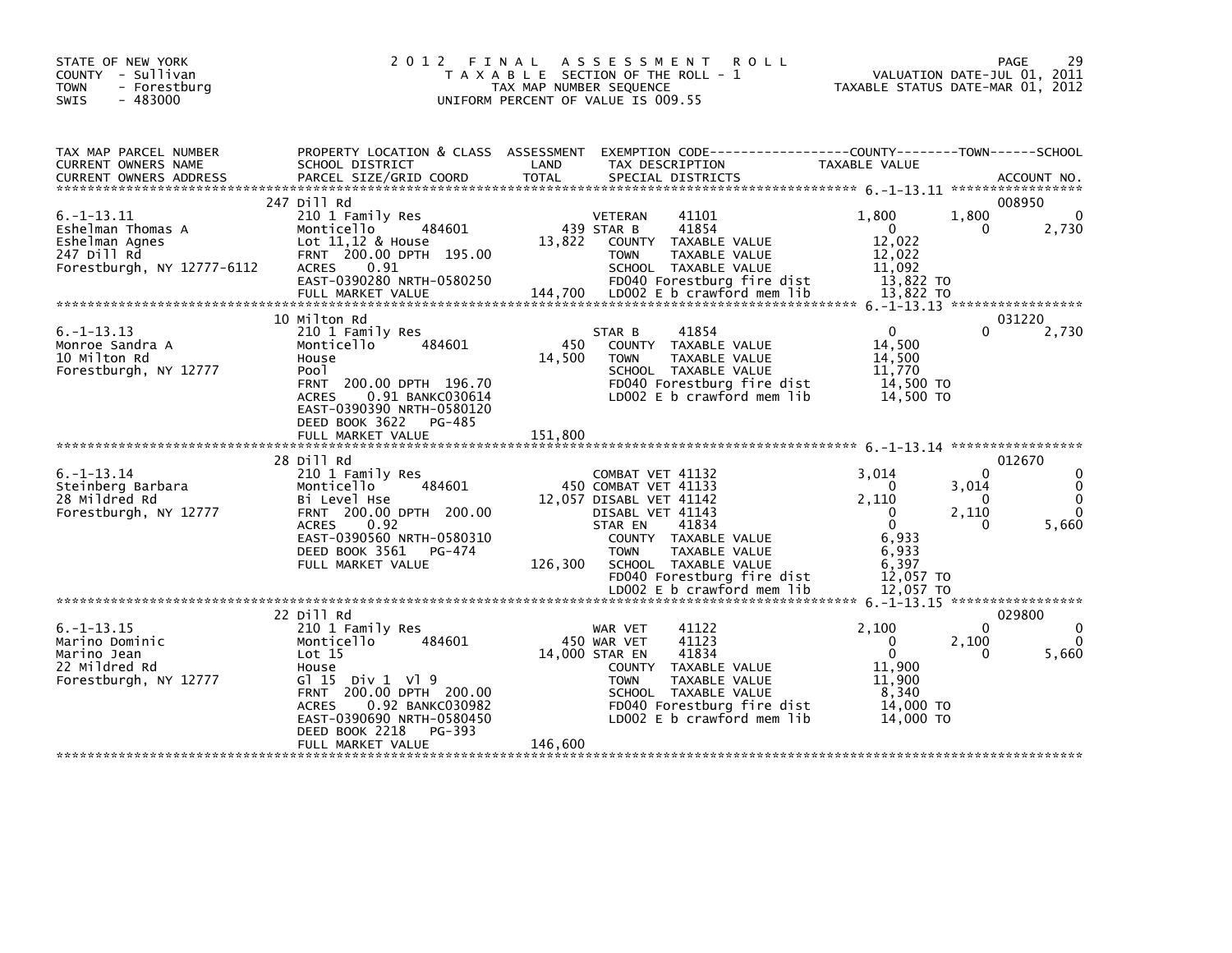STATE OF NEW YORK
COUNTY - Sullivan
TOWN - Forestburg
SWIS - 483000

# 2012 FINAL ASSESSMENT ROLL
TAXABLE SECTION OF THE ROLL - 1
TAX MAP NUMBER SEQUENCE
UNIFORM PERCENT OF VALUE IS 009.55

VALUATION DATE-JUL 01, 2011
TAXABLE STATUS DATE-MAR 01, 2012

| TAX MAP PARCEL NUMBER / CURRENT OWNERS NAME / CURRENT OWNERS ADDRESS | PROPERTY LOCATION & CLASS / SCHOOL DISTRICT / PARCEL SIZE/GRID COORD | ASSESSMENT LAND / TOTAL | EXEMPTION CODE / TAX DESCRIPTION / SPECIAL DISTRICTS | COUNTY TAXABLE VALUE | TOWN | SCHOOL | ACCOUNT NO. |
|---|---|---|---|---|---|---|---|
| | 247 Dill Rd | | | | | | 008950 |
| 6.-1-13.11 | 210 1 Family Res | | VETERAN 41101 | 1,800 | 1,800 | 0 | |
| Eshelman Thomas A | Monticello 484601 | 439 | STAR B 41854 | 0 | 0 | 2,730 | |
| Eshelman Agnes | Lot 11,12 & House | 13,822 | COUNTY TAXABLE VALUE | 12,022 | | | |
| 247 Dill Rd | FRNT 200.00 DPTH 195.00 | | TOWN TAXABLE VALUE | 12,022 | | | |
| Forestburgh, NY 12777-6112 | ACRES 0.91 | | SCHOOL TAXABLE VALUE | 11,092 | | | |
| | EAST-0390280 NRTH-0580250 | | FD040 Forestburg fire dist | 13,822 TO | | | |
| | FULL MARKET VALUE | 144,700 | LD002 E b crawford mem lib | 13,822 TO | | | |
| | 10 Milton Rd | | | | | | 031220 |
| 6.-1-13.13 | 210 1 Family Res | | STAR B 41854 | 0 | 0 | 2,730 | |
| Monroe Sandra A | Monticello 484601 | 450 | COUNTY TAXABLE VALUE | 14,500 | | | |
| 10 Milton Rd | House | 14,500 | TOWN TAXABLE VALUE | 14,500 | | | |
| Forestburgh, NY 12777 | Pool | | SCHOOL TAXABLE VALUE | 11,770 | | | |
| | FRNT 200.00 DPTH 196.70 | | FD040 Forestburg fire dist | 14,500 TO | | | |
| | ACRES 0.91 BANKC030614 | | LD002 E b crawford mem lib | 14,500 TO | | | |
| | EAST-0390390 NRTH-0580120 | | | | | | |
| | DEED BOOK 3622 PG-485 | | | | | | |
| | FULL MARKET VALUE | 151,800 | | | | | |
| | 28 Dill Rd | | | | | | 012670 |
| 6.-1-13.14 | 210 1 Family Res | | COMBAT VET 41132 | 3,014 | 0 | 0 | |
| Steinberg Barbara | Monticello 484601 | 450 | COMBAT VET 41133 | 0 | 3,014 | 0 | |
| 28 Mildred Rd | Bi Level Hse | 12,057 | DISABL VET 41142 | 2,110 | 0 | 0 | |
| Forestburgh, NY 12777 | FRNT 200.00 DPTH 200.00 | | DISABL VET 41143 | 0 | 2,110 | 0 | |
| | ACRES 0.92 | | STAR EN 41834 | 0 | 0 | 5,660 | |
| | EAST-0390560 NRTH-0580310 | | COUNTY TAXABLE VALUE | 6,933 | | | |
| | DEED BOOK 3561 PG-474 | | TOWN TAXABLE VALUE | 6,933 | | | |
| | FULL MARKET VALUE | 126,300 | SCHOOL TAXABLE VALUE | 6,397 | | | |
| | | | FD040 Forestburg fire dist | 12,057 TO | | | |
| | | | LD002 E b crawford mem lib | 12,057 TO | | | |
| | 22 Dill Rd | | | | | | 029800 |
| 6.-1-13.15 | 210 1 Family Res | | WAR VET 41122 | 2,100 | 0 | 0 | |
| Marino Dominic | Monticello 484601 | 450 | WAR VET 41123 | 0 | 2,100 | 0 | |
| Marino Jean | Lot 15 | 14,000 | STAR EN 41834 | 0 | 0 | 5,660 | |
| 22 Mildred Rd | House | | COUNTY TAXABLE VALUE | 11,900 | | | |
| Forestburgh, NY 12777 | Gl 15 Div 1 Vl 9 | | TOWN TAXABLE VALUE | 11,900 | | | |
| | FRNT 200.00 DPTH 200.00 | | SCHOOL TAXABLE VALUE | 8,340 | | | |
| | ACRES 0.92 BANKC030982 | | FD040 Forestburg fire dist | 14,000 TO | | | |
| | EAST-0390690 NRTH-0580450 | | LD002 E b crawford mem lib | 14,000 TO | | | |
| | DEED BOOK 2218 PG-393 | | | | | | |
| | FULL MARKET VALUE | 146,600 | | | | | |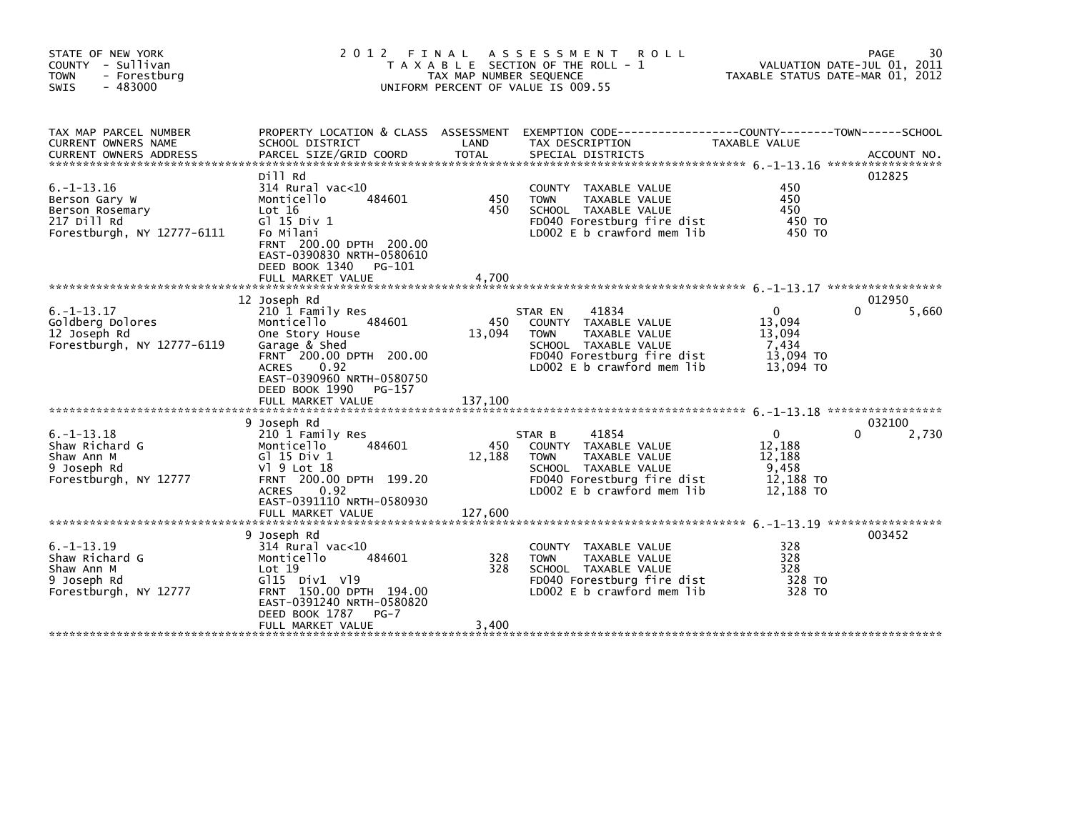STATE OF NEW YORK
COUNTY - Sullivan
TOWN - Forestburg
SWIS - 483000

# 2012 FINAL ASSESSMENT ROLL

TAXABLE SECTION OF THE ROLL - 1
TAX MAP NUMBER SEQUENCE
UNIFORM PERCENT OF VALUE IS 009.55

VALUATION DATE-JUL 01, 2011
TAXABLE STATUS DATE-MAR 01, 2012

| TAX MAP PARCEL NUMBER / CURRENT OWNERS NAME / CURRENT OWNERS ADDRESS | PROPERTY LOCATION & CLASS / SCHOOL DISTRICT / PARCEL SIZE/GRID COORD | ASSESSMENT LAND | TOTAL | EXEMPTION CODE / TAX DESCRIPTION / SPECIAL DISTRICTS | COUNTY TAXABLE VALUE | TOWN | SCHOOL / ACCOUNT NO. |
|---|---|---|---|---|---|---|---|
| 6.-1-13.16 | Dill Rd | | | | | | 012825 |
| Berson Gary W | 314 Rural vac<10 | | | COUNTY TAXABLE VALUE | 450 | | |
| Berson Rosemary | Monticello 484601 | 450 | | TOWN TAXABLE VALUE | 450 | | |
| 217 Dill Rd | Lot 16 | | 450 | SCHOOL TAXABLE VALUE | 450 | | |
| Forestburgh, NY 12777-6111 | Gl 15 Div 1 | | | FD040 Forestburg fire dist | 450 TO | | |
| | Fo Milani | | | LD002 E b crawford mem lib | 450 TO | | |
| | FRNT 200.00 DPTH 200.00 | | | | | | |
| | EAST-0390830 NRTH-0580610 | | | | | | |
| | DEED BOOK 1340 PG-101 | | | | | | |
| | FULL MARKET VALUE | | 4,700 | | | | |
| 6.-1-13.17 | 12 Joseph Rd | | | | | | 012950 |
| Goldberg Dolores | 210 1 Family Res | | | STAR EN 41834 | 0 | 0 | 5,660 |
| 12 Joseph Rd | Monticello 484601 | 450 | | COUNTY TAXABLE VALUE | 13,094 | | |
| Forestburgh, NY 12777-6119 | One Story House | | 13,094 | TOWN TAXABLE VALUE | 13,094 | | |
| | Garage & Shed | | | SCHOOL TAXABLE VALUE | 7,434 | | |
| | FRNT 200.00 DPTH 200.00 | | | FD040 Forestburg fire dist | 13,094 TO | | |
| | ACRES 0.92 | | | LD002 E b crawford mem lib | 13,094 TO | | |
| | EAST-0390960 NRTH-0580750 | | | | | | |
| | DEED BOOK 1990 PG-157 | | | | | | |
| | FULL MARKET VALUE | | 137,100 | | | | |
| 6.-1-13.18 | 9 Joseph Rd | | | | | | 032100 |
| Shaw Richard G | 210 1 Family Res | | | STAR B 41854 | 0 | 0 | 2,730 |
| Shaw Ann M | Monticello 484601 | 450 | | COUNTY TAXABLE VALUE | 12,188 | | |
| 9 Joseph Rd | Gl 15 Div 1 | | 12,188 | TOWN TAXABLE VALUE | 12,188 | | |
| Forestburgh, NY 12777 | Vl 9 Lot 18 | | | SCHOOL TAXABLE VALUE | 9,458 | | |
| | FRNT 200.00 DPTH 199.20 | | | FD040 Forestburg fire dist | 12,188 TO | | |
| | ACRES 0.92 | | | LD002 E b crawford mem lib | 12,188 TO | | |
| | EAST-0391110 NRTH-0580930 | | | | | | |
| | FULL MARKET VALUE | | 127,600 | | | | |
| 6.-1-13.19 | 9 Joseph Rd | | | | | | 003452 |
| Shaw Richard G | 314 Rural vac<10 | | | COUNTY TAXABLE VALUE | 328 | | |
| Shaw Ann M | Monticello 484601 | 328 | | TOWN TAXABLE VALUE | 328 | | |
| 9 Joseph Rd | Lot 19 | | 328 | SCHOOL TAXABLE VALUE | 328 | | |
| Forestburgh, NY 12777 | Gl15 Div1 Vl9 | | | FD040 Forestburg fire dist | 328 TO | | |
| | FRNT 150.00 DPTH 194.00 | | | LD002 E b crawford mem lib | 328 TO | | |
| | EAST-0391240 NRTH-0580820 | | | | | | |
| | DEED BOOK 1787 PG-7 | | | | | | |
| | FULL MARKET VALUE | | 3,400 | | | | |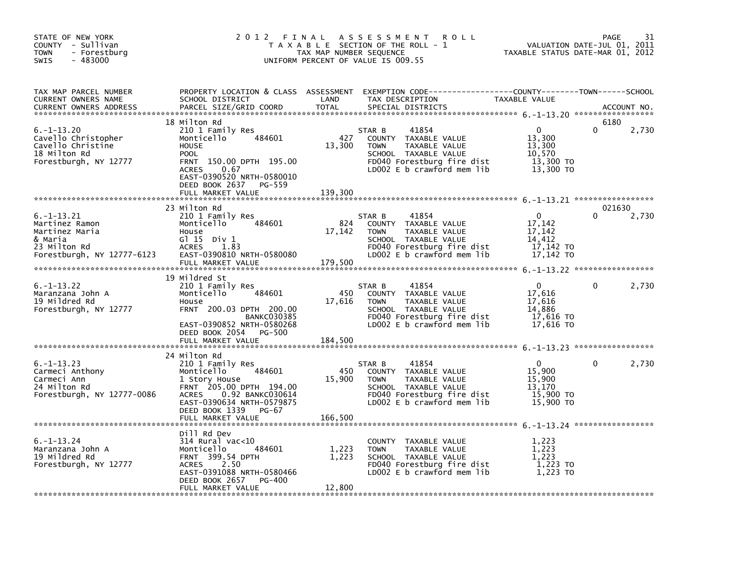STATE OF NEW YORK
COUNTY - Sullivan
TOWN - Forestburg
SWIS - 483000

# 2012 FINAL ASSESSMENT ROLL

TAXABLE SECTION OF THE ROLL - 1
TAX MAP NUMBER SEQUENCE
UNIFORM PERCENT OF VALUE IS 009.55

VALUATION DATE-JUL 01, 2011
TAXABLE STATUS DATE-MAR 01, 2012

| TAX MAP PARCEL NUMBER / CURRENT OWNERS NAME / CURRENT OWNERS ADDRESS | PROPERTY LOCATION & CLASS / SCHOOL DISTRICT / PARCEL SIZE/GRID COORD | ASSESSMENT LAND / TOTAL | EXEMPTION CODE / TAX DESCRIPTION / SPECIAL DISTRICTS | COUNTY TAXABLE VALUE | TOWN | SCHOOL / ACCOUNT NO. |
|---|---|---|---|---|---|---|
| 6.-1-13.20 | 18 Milton Rd | | | | | 6180 |
| Cavello Christopher | 210 1 Family Res | | STAR B 41854 | 0 | 0 | 2,730 |
| Cavello Christine | Monticello 484601 | 427 | COUNTY TAXABLE VALUE | 13,300 | | |
| 18 Milton Rd | HOUSE | 13,300 | TOWN TAXABLE VALUE | 13,300 | | |
| Forestburgh, NY 12777 | POOL | | SCHOOL TAXABLE VALUE | 10,570 | | |
| | FRNT 150.00 DPTH 195.00 | | FD040 Forestburg fire dist | 13,300 TO | | |
| | ACRES 0.67 | | LD002 E b crawford mem lib | 13,300 TO | | |
| | EAST-0390520 NRTH-0580010 | | | | | |
| | DEED BOOK 2637 PG-559 | | | | | |
| | FULL MARKET VALUE | 139,300 | | | | |
| 6.-1-13.21 | 23 Milton Rd | | | | | 021630 |
| Martinez Ramon | 210 1 Family Res | | STAR B 41854 | 0 | 0 | 2,730 |
| Martinez Maria | Monticello 484601 | 824 | COUNTY TAXABLE VALUE | 17,142 | | |
| & Maria | House | 17,142 | TOWN TAXABLE VALUE | 17,142 | | |
| 23 Milton Rd | Gl 15 Div 1 | | SCHOOL TAXABLE VALUE | 14,412 | | |
| Forestburgh, NY 12777-6123 | ACRES 1.83 | | FD040 Forestburg fire dist | 17,142 TO | | |
| | EAST-0390810 NRTH-0580080 | | LD002 E b crawford mem lib | 17,142 TO | | |
| | FULL MARKET VALUE | 179,500 | | | | |
| 6.-1-13.22 | 19 Mildred St | | | | | |
| Maranzana John A | 210 1 Family Res | | STAR B 41854 | 0 | 0 | 2,730 |
| 19 Mildred Rd | Monticello 484601 | 450 | COUNTY TAXABLE VALUE | 17,616 | | |
| Forestburgh, NY 12777 | House | 17,616 | TOWN TAXABLE VALUE | 17,616 | | |
| | FRNT 200.03 DPTH 200.00 | | SCHOOL TAXABLE VALUE | 14,886 | | |
| | BANKC030385 | | FD040 Forestburg fire dist | 17,616 TO | | |
| | EAST-0390852 NRTH-0580268 | | LD002 E b crawford mem lib | 17,616 TO | | |
| | DEED BOOK 2054 PG-500 | | | | | |
| | FULL MARKET VALUE | 184,500 | | | | |
| 6.-1-13.23 | 24 Milton Rd | | | | | |
| Carmeci Anthony | 210 1 Family Res | | STAR B 41854 | 0 | 0 | 2,730 |
| Carmeci Ann | Monticello 484601 | 450 | COUNTY TAXABLE VALUE | 15,900 | | |
| 24 Milton Rd | 1 Story House | 15,900 | TOWN TAXABLE VALUE | 15,900 | | |
| Forestburgh, NY 12777-0086 | FRNT 205.00 DPTH 194.00 | | SCHOOL TAXABLE VALUE | 13,170 | | |
| | ACRES 0.92 BANKC030614 | | FD040 Forestburg fire dist | 15,900 TO | | |
| | EAST-0390634 NRTH-0579875 | | LD002 E b crawford mem lib | 15,900 TO | | |
| | DEED BOOK 1339 PG-67 | | | | | |
| | FULL MARKET VALUE | 166,500 | | | | |
| 6.-1-13.24 | Dill Rd Dev | | | | | |
| Maranzana John A | 314 Rural vac<10 | | COUNTY TAXABLE VALUE | 1,223 | | |
| 19 Mildred Rd | Monticello 484601 | 1,223 | TOWN TAXABLE VALUE | 1,223 | | |
| Forestburgh, NY 12777 | FRNT 399.54 DPTH | 1,223 | SCHOOL TAXABLE VALUE | 1,223 | | |
| | ACRES 2.50 | | FD040 Forestburg fire dist | 1,223 TO | | |
| | EAST-0391088 NRTH-0580466 | | LD002 E b crawford mem lib | 1,223 TO | | |
| | DEED BOOK 2657 PG-400 | | | | | |
| | FULL MARKET VALUE | 12,800 | | | | |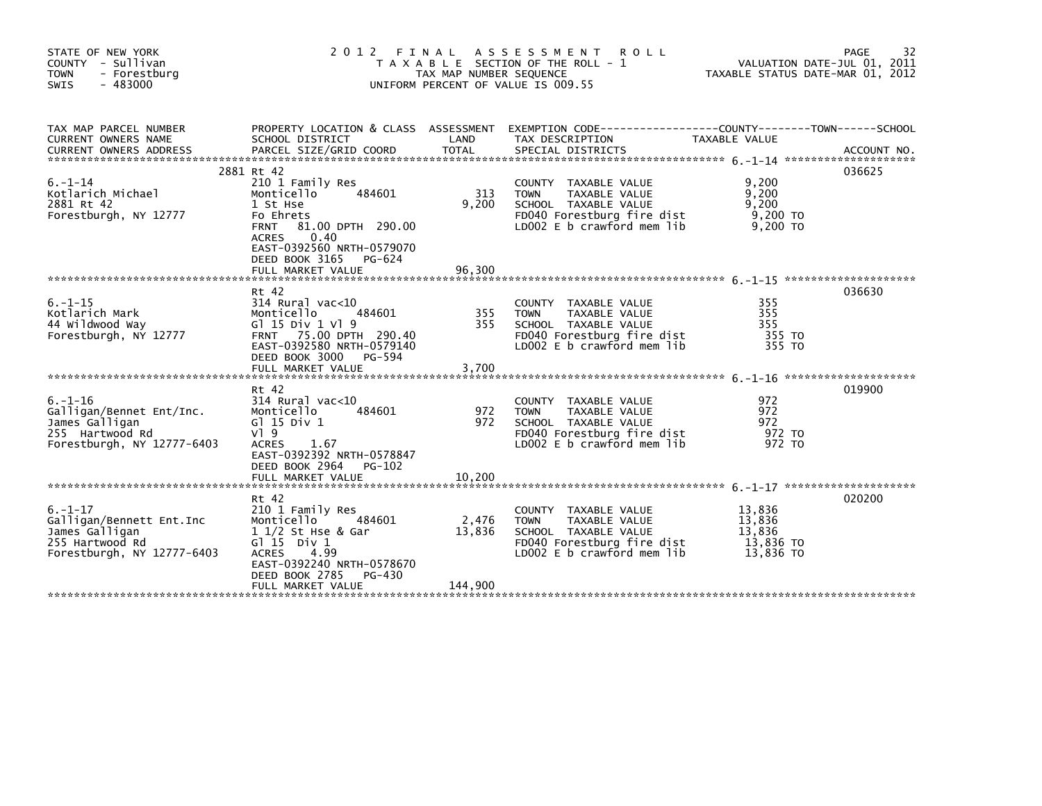STATE OF NEW YORK
COUNTY - Sullivan
TOWN - Forestburg
SWIS - 483000

# 2012 FINAL ASSESSMENT ROLL

TAXABLE SECTION OF THE ROLL - 1
TAX MAP NUMBER SEQUENCE
UNIFORM PERCENT OF VALUE IS 009.55

VALUATION DATE-JUL 01, 2011
TAXABLE STATUS DATE-MAR 01, 2012

| TAX MAP PARCEL NUMBER / CURRENT OWNERS NAME / CURRENT OWNERS ADDRESS | PROPERTY LOCATION & CLASS / SCHOOL DISTRICT / PARCEL SIZE/GRID COORD | ASSESSMENT LAND | TOTAL | EXEMPTION CODE / TAX DESCRIPTION / SPECIAL DISTRICTS | TAXABLE VALUE (COUNTY/TOWN/SCHOOL) | ACCOUNT NO. |
|---|---|---|---|---|---|---|
| 6.-1-14 | 2881 Rt 42 | | | | | 036625 |
| Kotlarich Michael | 210 1 Family Res | | | COUNTY TAXABLE VALUE | 9,200 | |
| 2881 Rt 42 | Monticello 484601 | 313 | | TOWN TAXABLE VALUE | 9,200 | |
| Forestburgh, NY 12777 | 1 St Hse | | 9,200 | SCHOOL TAXABLE VALUE | 9,200 | |
| | Fo Ehrets | | | FD040 Forestburg fire dist | 9,200 TO | |
| | FRNT 81.00 DPTH 290.00 | | | LD002 E b crawford mem lib | 9,200 TO | |
| | ACRES 0.40 | | | | | |
| | EAST-0392560 NRTH-0579070 | | | | | |
| | DEED BOOK 3165 PG-624 | | | | | |
| | FULL MARKET VALUE | | 96,300 | | | |
| 6.-1-15 | Rt 42 | | | | | 036630 |
| Kotlarich Mark | 314 Rural vac<10 | | | COUNTY TAXABLE VALUE | 355 | |
| 44 Wildwood Way | Monticello 484601 | 355 | | TOWN TAXABLE VALUE | 355 | |
| Forestburgh, NY 12777 | Gl 15 Div 1 Vl 9 | | 355 | SCHOOL TAXABLE VALUE | 355 | |
| | FRNT 75.00 DPTH 290.40 | | | FD040 Forestburg fire dist | 355 TO | |
| | EAST-0392580 NRTH-0579140 | | | LD002 E b crawford mem lib | 355 TO | |
| | DEED BOOK 3000 PG-594 | | | | | |
| | FULL MARKET VALUE | | 3,700 | | | |
| 6.-1-16 | Rt 42 | | | | | 019900 |
| Galligan/Bennet Ent/Inc. | 314 Rural vac<10 | | | COUNTY TAXABLE VALUE | 972 | |
| James Galligan | Monticello 484601 | 972 | | TOWN TAXABLE VALUE | 972 | |
| 255 Hartwood Rd | Gl 15 Div 1 | | 972 | SCHOOL TAXABLE VALUE | 972 | |
| Forestburgh, NY 12777-6403 | Vl 9 | | | FD040 Forestburg fire dist | 972 TO | |
| | ACRES 1.67 | | | LD002 E b crawford mem lib | 972 TO | |
| | EAST-0392392 NRTH-0578847 | | | | | |
| | DEED BOOK 2964 PG-102 | | | | | |
| | FULL MARKET VALUE | | 10,200 | | | |
| 6.-1-17 | Rt 42 | | | | | 020200 |
| Galligan/Bennett Ent.Inc | 210 1 Family Res | | | COUNTY TAXABLE VALUE | 13,836 | |
| James Galligan | Monticello 484601 | 2,476 | | TOWN TAXABLE VALUE | 13,836 | |
| 255 Hartwood Rd | 1 1/2 St Hse & Gar | | 13,836 | SCHOOL TAXABLE VALUE | 13,836 | |
| Forestburgh, NY 12777-6403 | Gl 15 Div 1 | | | FD040 Forestburg fire dist | 13,836 TO | |
| | ACRES 4.99 | | | LD002 E b crawford mem lib | 13,836 TO | |
| | EAST-0392240 NRTH-0578670 | | | | | |
| | DEED BOOK 2785 PG-430 | | | | | |
| | FULL MARKET VALUE | | 144,900 | | | |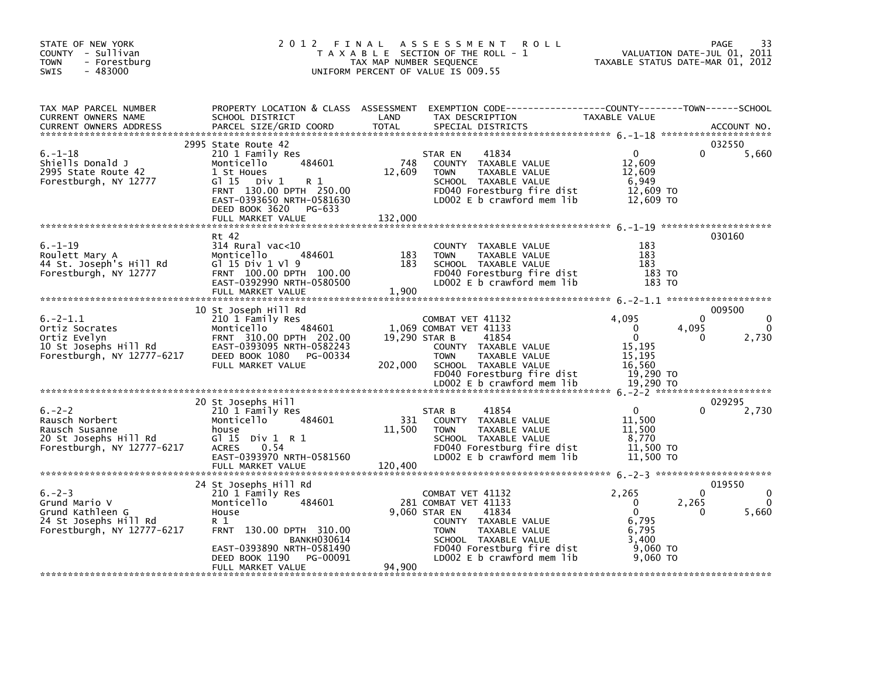STATE OF NEW YORK
COUNTY - Sullivan
TOWN - Forestburg
SWIS - 483000

# 2012 FINAL ASSESSMENT ROLL

TAXABLE SECTION OF THE ROLL - 1
TAX MAP NUMBER SEQUENCE
UNIFORM PERCENT OF VALUE IS 009.55

VALUATION DATE-JUL 01, 2011
TAXABLE STATUS DATE-MAR 01, 2012

| TAX MAP PARCEL NUMBER / CURRENT OWNERS NAME / CURRENT OWNERS ADDRESS | PROPERTY LOCATION & CLASS / SCHOOL DISTRICT / PARCEL SIZE/GRID COORD | ASSESSMENT LAND / TOTAL | EXEMPTION CODE / TAX DESCRIPTION / SPECIAL DISTRICTS | COUNTY TAXABLE VALUE | TOWN | SCHOOL | ACCOUNT NO. |
|---|---|---|---|---|---|---|---|
| **6.-1-18** | 2995 State Route 42 | | | | | | 032550 |
| 6.-1-18 | 210 1 Family Res | | STAR EN 41834 | 0 | 0 | 5,660 | |
| Shiells Donald J | Monticello 484601 | 748 | COUNTY TAXABLE VALUE | 12,609 | | | |
| 2995 State Route 42 | 1 St Houes | 12,609 | TOWN TAXABLE VALUE | 12,609 | | | |
| Forestburgh, NY 12777 | Gl 15 Div 1 R 1 | | SCHOOL TAXABLE VALUE | 6,949 | | | |
| | FRNT 130.00 DPTH 250.00 | | FD040 Forestburg fire dist | 12,609 TO | | | |
| | EAST-0393650 NRTH-0581630 | | LD002 E b crawford mem lib | 12,609 TO | | | |
| | DEED BOOK 3620 PG-633 | | | | | | |
| | FULL MARKET VALUE | 132,000 | | | | | |
| **6.-1-19** | Rt 42 | | | | | | 030160 |
| 6.-1-19 | 314 Rural vac<10 | | COUNTY TAXABLE VALUE | 183 | | | |
| Roulett Mary A | Monticello 484601 | 183 | TOWN TAXABLE VALUE | 183 | | | |
| 44 St. Joseph's Hill Rd | Gl 15 Div 1 Vl 9 | 183 | SCHOOL TAXABLE VALUE | 183 | | | |
| Forestburgh, NY 12777 | FRNT 100.00 DPTH 100.00 | | FD040 Forestburg fire dist | 183 TO | | | |
| | EAST-0392990 NRTH-0580500 | | LD002 E b crawford mem lib | 183 TO | | | |
| | FULL MARKET VALUE | 1,900 | | | | | |
| **6.-2-1.1** | 10 St Joseph Hill Rd | | | | | | 009500 |
| 6.-2-1.1 | 210 1 Family Res | | COMBAT VET 41132 | 4,095 | 0 | 0 | |
| Ortiz Socrates | Monticello 484601 | 1,069 | COMBAT VET 41133 | 0 | 4,095 | 0 | |
| Ortiz Evelyn | FRNT 310.00 DPTH 202.00 | 19,290 | STAR B 41854 | 0 | 0 | 2,730 | |
| 10 St Josephs Hill Rd | EAST-0393095 NRTH-0582243 | | COUNTY TAXABLE VALUE | 15,195 | | | |
| Forestburgh, NY 12777-6217 | DEED BOOK 1080 PG-00334 | | TOWN TAXABLE VALUE | 15,195 | | | |
| | FULL MARKET VALUE | 202,000 | SCHOOL TAXABLE VALUE | 16,560 | | | |
| | | | FD040 Forestburg fire dist | 19,290 TO | | | |
| | | | LD002 E b crawford mem lib | 19,290 TO | | | |
| **6.-2-2** | 20 St Josephs Hill | | | | | | 029295 |
| 6.-2-2 | 210 1 Family Res | | STAR B 41854 | 0 | 0 | 2,730 | |
| Rausch Norbert | Monticello 484601 | 331 | COUNTY TAXABLE VALUE | 11,500 | | | |
| Rausch Susanne | house | 11,500 | TOWN TAXABLE VALUE | 11,500 | | | |
| 20 St Josephs Hill Rd | Gl 15 Div 1 R 1 | | SCHOOL TAXABLE VALUE | 8,770 | | | |
| Forestburgh, NY 12777-6217 | ACRES 0.54 | | FD040 Forestburg fire dist | 11,500 TO | | | |
| | EAST-0393970 NRTH-0581560 | | LD002 E b crawford mem lib | 11,500 TO | | | |
| | FULL MARKET VALUE | 120,400 | | | | | |
| **6.-2-3** | 24 St Josephs Hill Rd | | | | | | 019550 |
| 6.-2-3 | 210 1 Family Res | | COMBAT VET 41132 | 2,265 | 0 | 0 | |
| Grund Mario V | Monticello 484601 | 281 | COMBAT VET 41133 | 0 | 2,265 | 0 | |
| Grund Kathleen G | House | 9,060 | STAR EN 41834 | 0 | 0 | 5,660 | |
| 24 St Josephs Hill Rd | R 1 | | COUNTY TAXABLE VALUE | 6,795 | | | |
| Forestburgh, NY 12777-6217 | FRNT 130.00 DPTH 310.00 | | TOWN TAXABLE VALUE | 6,795 | | | |
| | BANKH030614 | | SCHOOL TAXABLE VALUE | 3,400 | | | |
| | EAST-0393890 NRTH-0581490 | | FD040 Forestburg fire dist | 9,060 TO | | | |
| | DEED BOOK 1190 PG-00091 | | LD002 E b crawford mem lib | 9,060 TO | | | |
| | FULL MARKET VALUE | 94,900 | | | | | |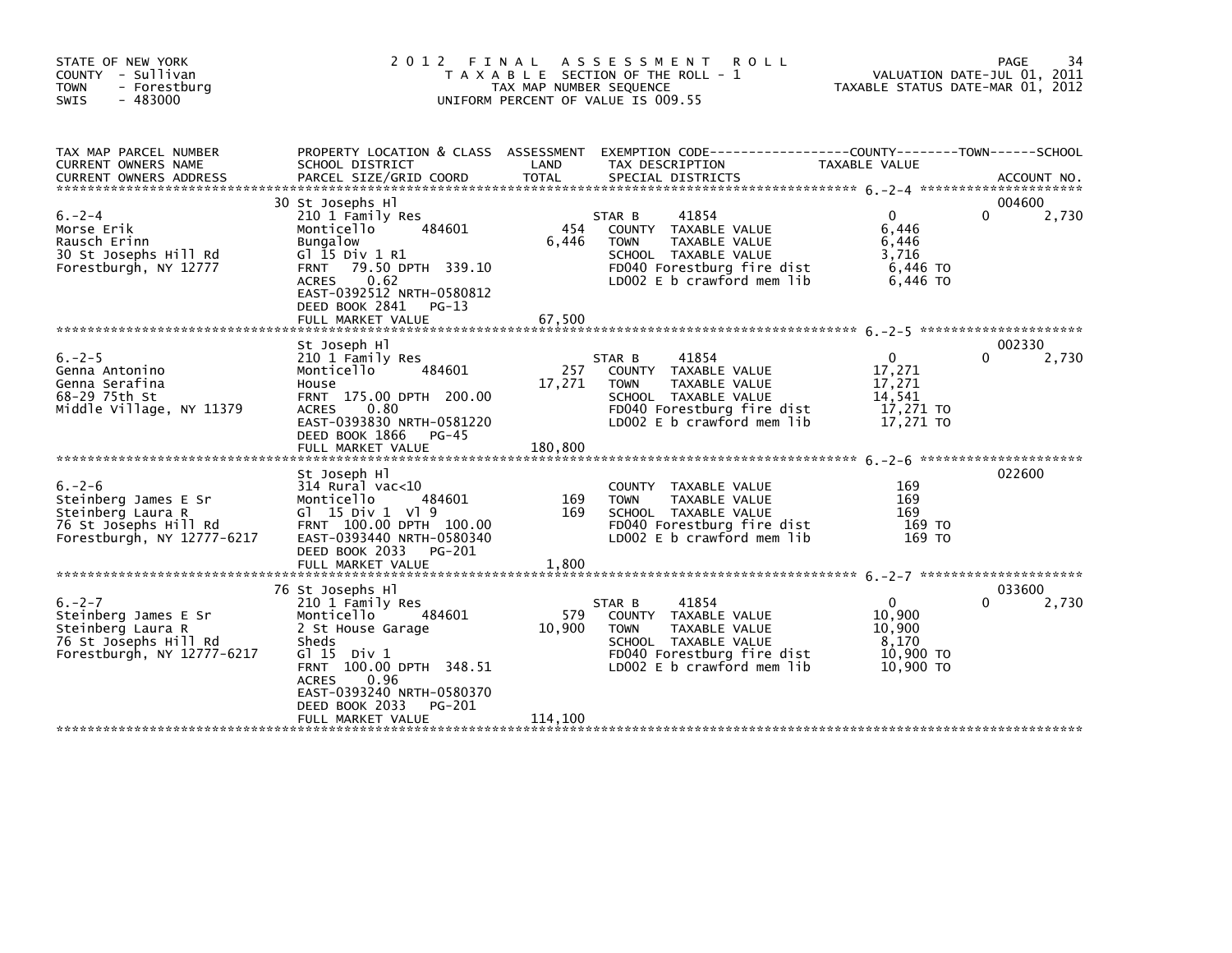STATE OF NEW YORK
COUNTY - Sullivan
TOWN - Forestburg
SWIS - 483000

# 2012 FINAL ASSESSMENT ROLL

TAXABLE SECTION OF THE ROLL - 1
TAX MAP NUMBER SEQUENCE
UNIFORM PERCENT OF VALUE IS 009.55

VALUATION DATE-JUL 01, 2011
TAXABLE STATUS DATE-MAR 01, 2012

| TAX MAP PARCEL NUMBER / CURRENT OWNERS NAME / CURRENT OWNERS ADDRESS | PROPERTY LOCATION & CLASS / SCHOOL DISTRICT / PARCEL SIZE/GRID COORD | ASSESSMENT LAND | ASSESSMENT TOTAL | EXEMPTION CODE / TAX DESCRIPTION / SPECIAL DISTRICTS | COUNTY TAXABLE VALUE | TOWN | SCHOOL / ACCOUNT NO. |
|---|---|---|---|---|---|---|---|
| 6.-2-4 | 30 St Josephs Hl | | | | | | 004600 |
| Morse Erik | 210 1 Family Res | | | STAR B 41854 | 0 | 0 | 2,730 |
| Rausch Erinn | Monticello 484601 | 454 | | COUNTY TAXABLE VALUE | 6,446 | | |
| 30 St Josephs Hill Rd | Bungalow | | 6,446 | TOWN TAXABLE VALUE | 6,446 | | |
| Forestburgh, NY 12777 | Gl 15 Div 1 R1 | | | SCHOOL TAXABLE VALUE | 3,716 | | |
| | FRNT 79.50 DPTH 339.10 | | | FD040 Forestburg fire dist | 6,446 TO | | |
| | ACRES 0.62 | | | LD002 E b crawford mem lib | 6,446 TO | | |
| | EAST-0392512 NRTH-0580812 | | | | | | |
| | DEED BOOK 2841 PG-13 | | | | | | |
| | FULL MARKET VALUE | | 67,500 | | | | |
| 6.-2-5 | St Joseph Hl | | | | | | 002330 |
| Genna Antonino | 210 1 Family Res | | | STAR B 41854 | 0 | 0 | 2,730 |
| Genna Serafina | Monticello 484601 | 257 | | COUNTY TAXABLE VALUE | 17,271 | | |
| 68-29 75th St | House | | 17,271 | TOWN TAXABLE VALUE | 17,271 | | |
| Middle Village, NY 11379 | FRNT 175.00 DPTH 200.00 | | | SCHOOL TAXABLE VALUE | 14,541 | | |
| | ACRES 0.80 | | | FD040 Forestburg fire dist | 17,271 TO | | |
| | EAST-0393830 NRTH-0581220 | | | LD002 E b crawford mem lib | 17,271 TO | | |
| | DEED BOOK 1866 PG-45 | | | | | | |
| | FULL MARKET VALUE | | 180,800 | | | | |
| 6.-2-6 | St Joseph Hl | | | | | | 022600 |
| Steinberg James E Sr | 314 Rural vac<10 | | | COUNTY TAXABLE VALUE | 169 | | |
| Steinberg Laura R | Monticello 484601 | 169 | | TOWN TAXABLE VALUE | 169 | | |
| 76 St Josephs Hill Rd | Gl 15 Div 1 Vl 9 | | 169 | SCHOOL TAXABLE VALUE | 169 | | |
| Forestburgh, NY 12777-6217 | FRNT 100.00 DPTH 100.00 | | | FD040 Forestburg fire dist | 169 TO | | |
| | EAST-0393440 NRTH-0580340 | | | LD002 E b crawford mem lib | 169 TO | | |
| | DEED BOOK 2033 PG-201 | | | | | | |
| | FULL MARKET VALUE | | 1,800 | | | | |
| 6.-2-7 | 76 St Josephs Hl | | | | | | 033600 |
| Steinberg James E Sr | 210 1 Family Res | | | STAR B 41854 | 0 | 0 | 2,730 |
| Steinberg Laura R | Monticello 484601 | 579 | | COUNTY TAXABLE VALUE | 10,900 | | |
| 76 St Josephs Hill Rd | 2 St House Garage | | 10,900 | TOWN TAXABLE VALUE | 10,900 | | |
| Forestburgh, NY 12777-6217 | Sheds | | | SCHOOL TAXABLE VALUE | 8,170 | | |
| | Gl 15 Div 1 | | | FD040 Forestburg fire dist | 10,900 TO | | |
| | FRNT 100.00 DPTH 348.51 | | | LD002 E b crawford mem lib | 10,900 TO | | |
| | ACRES 0.96 | | | | | | |
| | EAST-0393240 NRTH-0580370 | | | | | | |
| | DEED BOOK 2033 PG-201 | | | | | | |
| | FULL MARKET VALUE | | 114,100 | | | | |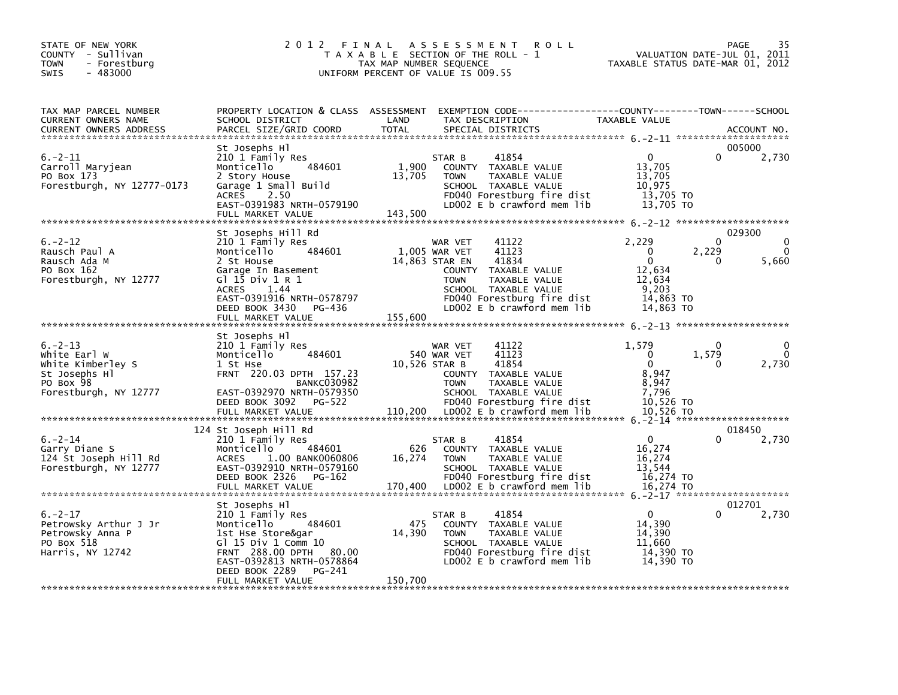STATE OF NEW YORK
COUNTY - Sullivan
TOWN - Forestburg
SWIS - 483000

# 2012 FINAL ASSESSMENT ROLL

TAXABLE SECTION OF THE ROLL - 1
TAX MAP NUMBER SEQUENCE
UNIFORM PERCENT OF VALUE IS 009.55

VALUATION DATE-JUL 01, 2011
TAXABLE STATUS DATE-MAR 01, 2012

| TAX MAP PARCEL NUMBER / CURRENT OWNERS NAME / CURRENT OWNERS ADDRESS | PROPERTY LOCATION & CLASS / SCHOOL DISTRICT / PARCEL SIZE/GRID COORD | ASSESSMENT LAND / TOTAL | EXEMPTION CODE / TAX DESCRIPTION / SPECIAL DISTRICTS | COUNTY TAXABLE VALUE | TOWN | SCHOOL | ACCOUNT NO. |
|---|---|---|---|---|---|---|---|
| 6.-2-11 | St Josephs Hl | | | | | | 005000 |
| Carroll Maryjean | 210 1 Family Res | | STAR B 41854 | 0 | 0 | 2,730 | |
| PO Box 173 | Monticello 484601 | 1,900 | COUNTY TAXABLE VALUE | 13,705 | | | |
| Forestburgh, NY 12777-0173 | 2 Story House | 13,705 | TOWN TAXABLE VALUE | 13,705 | | | |
| | Garage 1 Small Build | | SCHOOL TAXABLE VALUE | 10,975 | | | |
| | ACRES 2.50 | | FD040 Forestburg fire dist | 13,705 TO | | | |
| | EAST-0391983 NRTH-0579190 | | LD002 E b crawford mem lib | 13,705 TO | | | |
| | FULL MARKET VALUE | 143,500 | | | | | |
| 6.-2-12 | St Josephs Hill Rd | | | | | | 029300 |
| Rausch Paul A | 210 1 Family Res | | WAR VET 41122 | 2,229 | 0 | 0 | |
| Rausch Ada M | Monticello 484601 | 1,005 | WAR VET 41123 | 0 | 2,229 | 0 | |
| PO Box 162 | 2 St House | 14,863 | STAR EN 41834 | 0 | 0 | 5,660 | |
| Forestburgh, NY 12777 | Garage In Basement | | COUNTY TAXABLE VALUE | 12,634 | | | |
| | Gl 15 Div 1 R 1 | | TOWN TAXABLE VALUE | 12,634 | | | |
| | ACRES 1.44 | | SCHOOL TAXABLE VALUE | 9,203 | | | |
| | EAST-0391916 NRTH-0578797 | | FD040 Forestburg fire dist | 14,863 TO | | | |
| | DEED BOOK 3430 PG-436 | | LD002 E b crawford mem lib | 14,863 TO | | | |
| | FULL MARKET VALUE | 155,600 | | | | | |
| 6.-2-13 | St Josephs Hl | | | | | | |
| White Earl W | 210 1 Family Res | | WAR VET 41122 | 1,579 | 0 | 0 | |
| White Kimberley S | Monticello 484601 | 540 | WAR VET 41123 | 0 | 1,579 | 0 | |
| St Josephs Hl | 1 St Hse | 10,526 | STAR B 41854 | 0 | 0 | 2,730 | |
| PO Box 98 | FRNT 220.03 DPTH 157.23 | | COUNTY TAXABLE VALUE | 8,947 | | | |
| Forestburgh, NY 12777 | BANKC030982 | | TOWN TAXABLE VALUE | 8,947 | | | |
| | EAST-0392970 NRTH-0579350 | | SCHOOL TAXABLE VALUE | 7,796 | | | |
| | DEED BOOK 3092 PG-522 | | FD040 Forestburg fire dist | 10,526 TO | | | |
| | FULL MARKET VALUE | 110,200 | LD002 E b crawford mem lib | 10,526 TO | | | |
| 6.-2-14 | 124 St Joseph Hill Rd | | | | | | 018450 |
| Garry Diane S | 210 1 Family Res | | STAR B 41854 | 0 | 0 | 2,730 | |
| 124 St Joseph Hill Rd | Monticello 484601 | 626 | COUNTY TAXABLE VALUE | 16,274 | | | |
| Forestburgh, NY 12777 | ACRES 1.00 BANK0060806 | 16,274 | TOWN TAXABLE VALUE | 16,274 | | | |
| | EAST-0392910 NRTH-0579160 | | SCHOOL TAXABLE VALUE | 13,544 | | | |
| | DEED BOOK 2326 PG-162 | | FD040 Forestburg fire dist | 16,274 TO | | | |
| | FULL MARKET VALUE | 170,400 | LD002 E b crawford mem lib | 16,274 TO | | | |
| 6.-2-17 | St Josephs Hl | | | | | | 012701 |
| Petrowsky Arthur J Jr | 210 1 Family Res | | STAR B 41854 | 0 | 0 | 2,730 | |
| Petrowsky Anna P | Monticello 484601 | 475 | COUNTY TAXABLE VALUE | 14,390 | | | |
| PO Box 518 | 1st Hse Store&gar | 14,390 | TOWN TAXABLE VALUE | 14,390 | | | |
| Harris, NY 12742 | Gl 15 Div 1 Comm 10 | | SCHOOL TAXABLE VALUE | 11,660 | | | |
| | FRNT 288.00 DPTH 80.00 | | FD040 Forestburg fire dist | 14,390 TO | | | |
| | EAST-0392813 NRTH-0578864 | | LD002 E b crawford mem lib | 14,390 TO | | | |
| | DEED BOOK 2289 PG-241 | | | | | | |
| | FULL MARKET VALUE | 150,700 | | | | | |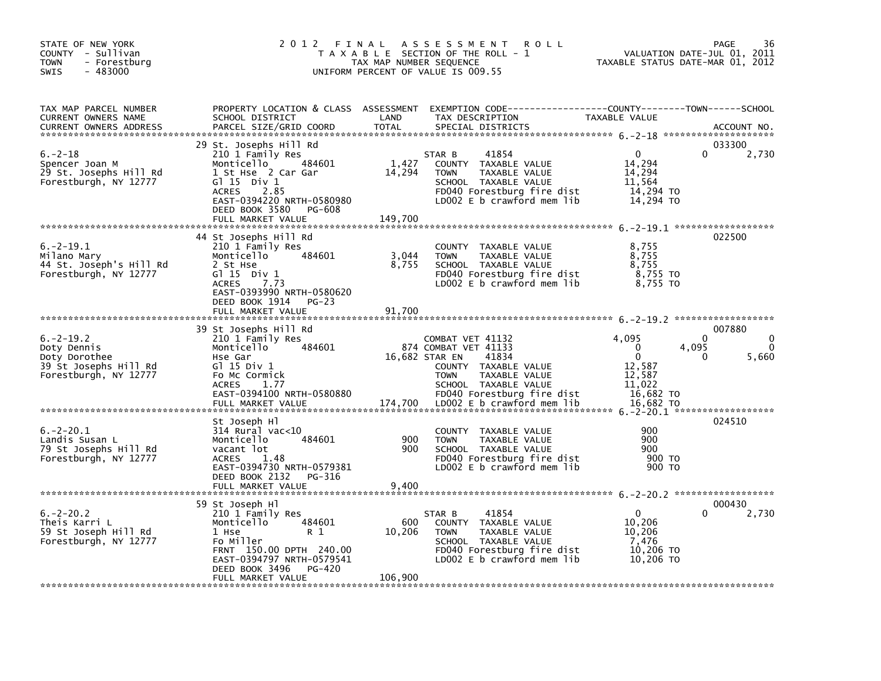STATE OF NEW YORK
COUNTY - Sullivan
TOWN - Forestburg
SWIS - 483000

# 2012 FINAL ASSESSMENT ROLL

TAXABLE SECTION OF THE ROLL - 1
TAX MAP NUMBER SEQUENCE
UNIFORM PERCENT OF VALUE IS 009.55

VALUATION DATE-JUL 01, 2011
TAXABLE STATUS DATE-MAR 01, 2012

| TAX MAP PARCEL NUMBER / CURRENT OWNERS NAME / CURRENT OWNERS ADDRESS | PROPERTY LOCATION & CLASS / SCHOOL DISTRICT / PARCEL SIZE/GRID COORD | ASSESSMENT LAND / TOTAL | EXEMPTION CODE / TAX DESCRIPTION / SPECIAL DISTRICTS | COUNTY TAXABLE VALUE | TOWN | SCHOOL | ACCOUNT NO. |
|---|---|---|---|---|---|---|---|
| 6.-2-18 | 29 St. Josephs Hill Rd | | | | | | 033300 |
| Spencer Joan M | 210 1 Family Res | | STAR B 41854 | 0 | 0 | 2,730 | |
| 29 St. Josephs Hill Rd | Monticello 484601 | 1,427 | COUNTY TAXABLE VALUE | 14,294 | | | |
| Forestburgh, NY 12777 | 1 St Hse 2 Car Gar | 14,294 | TOWN TAXABLE VALUE | 14,294 | | | |
| | Gl 15 Div 1 | | SCHOOL TAXABLE VALUE | 11,564 | | | |
| | ACRES 2.85 | | FD040 Forestburg fire dist | 14,294 TO | | | |
| | EAST-0394220 NRTH-0580980 | | LD002 E b crawford mem lib | 14,294 TO | | | |
| | DEED BOOK 3580 PG-608 | | | | | | |
| | FULL MARKET VALUE | 149,700 | | | | | |
| 6.-2-19.1 | 44 St Josephs Hill Rd | | | | | | 022500 |
| Milano Mary | 210 1 Family Res | | COUNTY TAXABLE VALUE | 8,755 | | | |
| 44 St. Joseph's Hill Rd | Monticello 484601 | 3,044 | TOWN TAXABLE VALUE | 8,755 | | | |
| Forestburgh, NY 12777 | 2 St Hse | 8,755 | SCHOOL TAXABLE VALUE | 8,755 | | | |
| | Gl 15 Div 1 | | FD040 Forestburg fire dist | 8,755 TO | | | |
| | ACRES 7.73 | | LD002 E b crawford mem lib | 8,755 TO | | | |
| | EAST-0393990 NRTH-0580620 | | | | | | |
| | DEED BOOK 1914 PG-23 | | | | | | |
| | FULL MARKET VALUE | 91,700 | | | | | |
| 6.-2-19.2 | 39 St Josephs Hill Rd | | | | | | 007880 |
| Doty Dennis | 210 1 Family Res | | COMBAT VET 41132 | 4,095 | 0 | 0 | |
| Doty Dorothee | Monticello 484601 | 874 | COMBAT VET 41133 | 0 | 4,095 | 0 | |
| 39 St Josephs Hill Rd | Hse Gar | 16,682 | STAR EN 41834 | 0 | 0 | 5,660 | |
| Forestburgh, NY 12777 | Gl 15 Div 1 | | COUNTY TAXABLE VALUE | 12,587 | | | |
| | Fo Mc Cormick | | TOWN TAXABLE VALUE | 12,587 | | | |
| | ACRES 1.77 | | SCHOOL TAXABLE VALUE | 11,022 | | | |
| | EAST-0394100 NRTH-0580880 | | FD040 Forestburg fire dist | 16,682 TO | | | |
| | FULL MARKET VALUE | 174,700 | LD002 E b crawford mem lib | 16,682 TO | | | |
| 6.-2-20.1 | St Joseph Hl | | | | | | 024510 |
| Landis Susan L | 314 Rural vac<10 | | COUNTY TAXABLE VALUE | 900 | | | |
| 79 St Josephs Hill Rd | Monticello 484601 | 900 | TOWN TAXABLE VALUE | 900 | | | |
| Forestburgh, NY 12777 | vacant lot | 900 | SCHOOL TAXABLE VALUE | 900 | | | |
| | ACRES 1.48 | | FD040 Forestburg fire dist | 900 TO | | | |
| | EAST-0394730 NRTH-0579381 | | LD002 E b crawford mem lib | 900 TO | | | |
| | DEED BOOK 2132 PG-316 | | | | | | |
| | FULL MARKET VALUE | 9,400 | | | | | |
| 6.-2-20.2 | 59 St Joseph Hl | | | | | | 000430 |
| Theis Karri L | 210 1 Family Res | | STAR B 41854 | 0 | 0 | 2,730 | |
| 59 St Joseph Hill Rd | Monticello 484601 | 600 | COUNTY TAXABLE VALUE | 10,206 | | | |
| Forestburgh, NY 12777 | 1 Hse R 1 | 10,206 | TOWN TAXABLE VALUE | 10,206 | | | |
| | Fo Miller | | SCHOOL TAXABLE VALUE | 7,476 | | | |
| | FRNT 150.00 DPTH 240.00 | | FD040 Forestburg fire dist | 10,206 TO | | | |
| | EAST-0394797 NRTH-0579541 | | LD002 E b crawford mem lib | 10,206 TO | | | |
| | DEED BOOK 3496 PG-420 | | | | | | |
| | FULL MARKET VALUE | 106,900 | | | | | |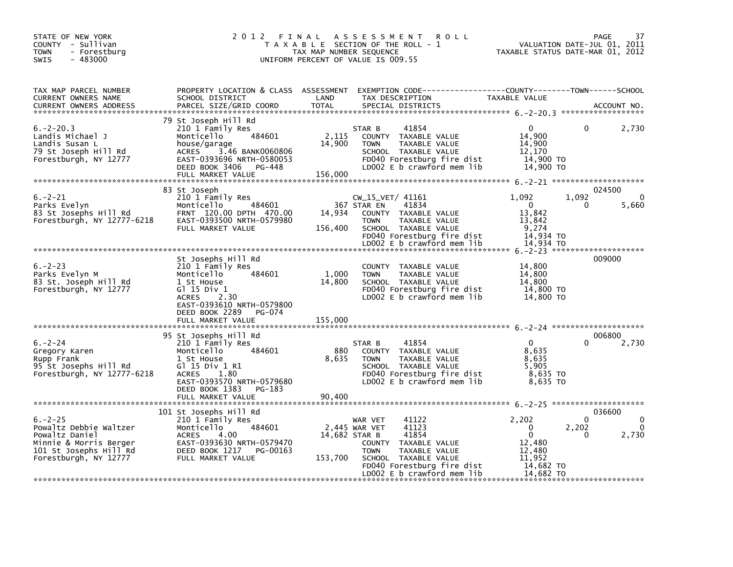STATE OF NEW YORK
COUNTY - Sullivan
TOWN - Forestburg
SWIS - 483000

# 2012 FINAL ASSESSMENT ROLL

TAXABLE SECTION OF THE ROLL - 1
TAX MAP NUMBER SEQUENCE
UNIFORM PERCENT OF VALUE IS 009.55

VALUATION DATE-JUL 01, 2011
TAXABLE STATUS DATE-MAR 01, 2012

| TAX MAP PARCEL NUMBER / CURRENT OWNERS NAME / CURRENT OWNERS ADDRESS | PROPERTY LOCATION & CLASS / SCHOOL DISTRICT / PARCEL SIZE/GRID COORD | ASSESSMENT LAND / TOTAL | EXEMPTION CODE / TAX DESCRIPTION / SPECIAL DISTRICTS | COUNTY TAXABLE VALUE | TOWN | SCHOOL / ACCOUNT NO. |
|---|---|---|---|---|---|---|
| 6.-2-20.3 | 79 St Joseph Hill Rd | | | | | |
| | 210 1 Family Res | | STAR B 41854 | 0 | 0 | 2,730 |
| Landis Michael J | Monticello 484601 | 2,115 | COUNTY TAXABLE VALUE | 14,900 | | |
| Landis Susan L | house/garage | 14,900 | TOWN TAXABLE VALUE | 14,900 | | |
| 79 St Joseph Hill Rd | ACRES 3.46 BANK0060806 | | SCHOOL TAXABLE VALUE | 12,170 | | |
| Forestburgh, NY 12777 | EAST-0393696 NRTH-0580053 | | FD040 Forestburg fire dist | 14,900 TO | | |
| | DEED BOOK 3406 PG-448 | | LD002 E b crawford mem lib | 14,900 TO | | |
| | FULL MARKET VALUE | 156,000 | | | | |
| 6.-2-21 | 83 St Joseph | | | | | 024500 |
| | 210 1 Family Res | | CW_15_VET/ 41161 | 1,092 | 1,092 | 0 |
| Parks Evelyn | Monticello 484601 | 367 | STAR EN 41834 | 0 | 0 | 5,660 |
| 83 St Josephs Hill Rd | FRNT 120.00 DPTH 470.00 | 14,934 | COUNTY TAXABLE VALUE | 13,842 | | |
| Forestburgh, NY 12777-6218 | EAST-0393500 NRTH-0579980 | | TOWN TAXABLE VALUE | 13,842 | | |
| | FULL MARKET VALUE | 156,400 | SCHOOL TAXABLE VALUE | 9,274 | | |
| | | | FD040 Forestburg fire dist | 14,934 TO | | |
| | | | LD002 E b crawford mem lib | 14,934 TO | | |
| 6.-2-23 | St Josephs Hill Rd | | | | | 009000 |
| | 210 1 Family Res | | COUNTY TAXABLE VALUE | 14,800 | | |
| Parks Evelyn M | Monticello 484601 | 1,000 | TOWN TAXABLE VALUE | 14,800 | | |
| 83 St. Joseph Hill Rd | 1 St House | 14,800 | SCHOOL TAXABLE VALUE | 14,800 | | |
| Forestburgh, NY 12777 | Gl 15 Div 1 | | FD040 Forestburg fire dist | 14,800 TO | | |
| | ACRES 2.30 | | LD002 E b crawford mem lib | 14,800 TO | | |
| | EAST-0393610 NRTH-0579800 | | | | | |
| | DEED BOOK 2289 PG-074 | | | | | |
| | FULL MARKET VALUE | 155,000 | | | | |
| 6.-2-24 | 95 St Josephs Hill Rd | | | | | 006800 |
| | 210 1 Family Res | | STAR B 41854 | 0 | 0 | 2,730 |
| Gregory Karen | Monticello 484601 | 880 | COUNTY TAXABLE VALUE | 8,635 | | |
| Rupp Frank | 1 St House | 8,635 | TOWN TAXABLE VALUE | 8,635 | | |
| 95 St Josephs Hill Rd | Gl 15 Div 1 R1 | | SCHOOL TAXABLE VALUE | 5,905 | | |
| Forestburgh, NY 12777-6218 | ACRES 1.80 | | FD040 Forestburg fire dist | 8,635 TO | | |
| | EAST-0393570 NRTH-0579680 | | LD002 E b crawford mem lib | 8,635 TO | | |
| | DEED BOOK 1383 PG-183 | | | | | |
| | FULL MARKET VALUE | 90,400 | | | | |
| 6.-2-25 | 101 St Josephs Hill Rd | | | | | 036600 |
| | 210 1 Family Res | | WAR VET 41122 | 2,202 | 0 | 0 |
| Powaltz Debbie Waltzer | Monticello 484601 | 2,445 | WAR VET 41123 | 0 | 2,202 | 0 |
| Powaltz Daniel | ACRES 4.00 | 14,682 | STAR B 41854 | 0 | 0 | 2,730 |
| Minnie & Morris Berger | EAST-0393630 NRTH-0579470 | | COUNTY TAXABLE VALUE | 12,480 | | |
| 101 St Josephs Hill Rd | DEED BOOK 1217 PG-00163 | | TOWN TAXABLE VALUE | 12,480 | | |
| Forestburgh, NY 12777 | FULL MARKET VALUE | 153,700 | SCHOOL TAXABLE VALUE | 11,952 | | |
| | | | FD040 Forestburg fire dist | 14,682 TO | | |
| | | | LD002 E b crawford mem lib | 14,682 TO | | |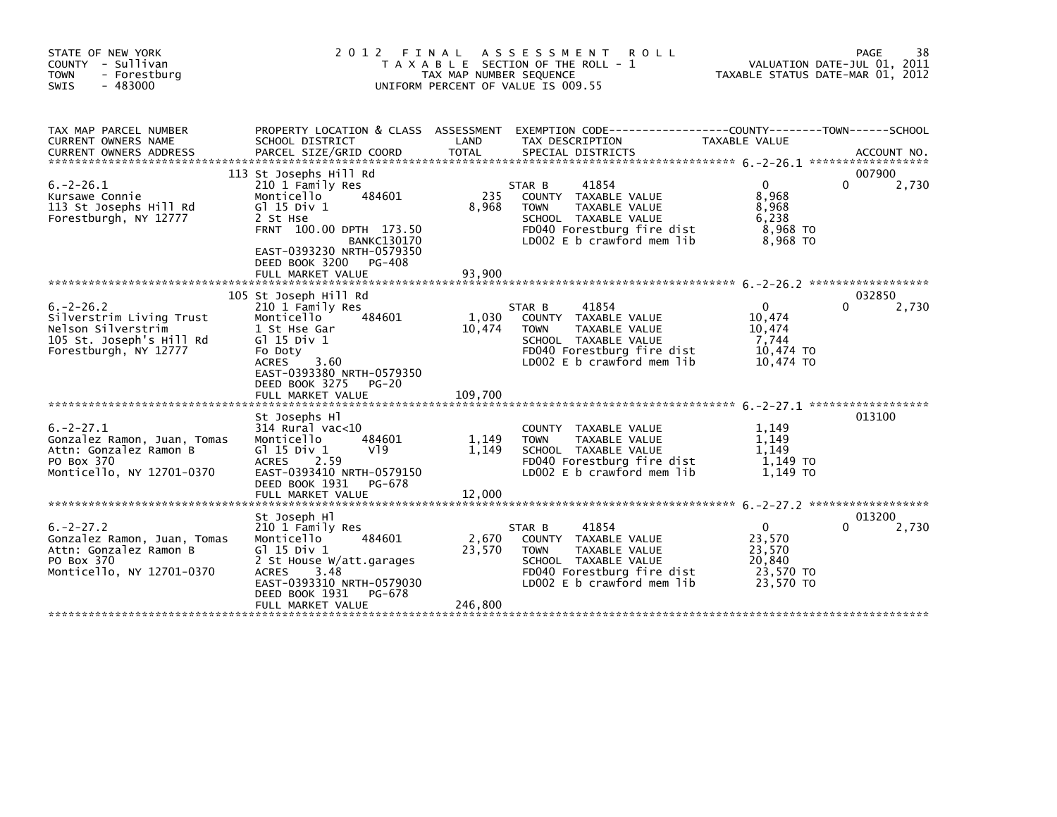STATE OF NEW YORK
COUNTY - Sullivan
TOWN - Forestburg
SWIS - 483000

2012 FINAL ASSESSMENT ROLL
TAXABLE SECTION OF THE ROLL - 1
TAX MAP NUMBER SEQUENCE
UNIFORM PERCENT OF VALUE IS 009.55

VALUATION DATE-JUL 01, 2011
TAXABLE STATUS DATE-MAR 01, 2012

| TAX MAP PARCEL NUMBER / CURRENT OWNERS NAME / CURRENT OWNERS ADDRESS | PROPERTY LOCATION & CLASS / SCHOOL DISTRICT / PARCEL SIZE/GRID COORD | ASSESSMENT LAND | TOTAL | EXEMPTION CODE / TAX DESCRIPTION / SPECIAL DISTRICTS | COUNTY TAXABLE VALUE | TOWN | SCHOOL / ACCOUNT NO. |
|---|---|---|---|---|---|---|---|
| **6.-2-26.1** | 113 St Josephs Hill Rd | | | | | | 007900 |
| Kursawe Connie | 210 1 Family Res | | | STAR B 41854 | 0 | 0 | 2,730 |
| 113 St Josephs Hill Rd | Monticello 484601 | 235 | | COUNTY TAXABLE VALUE | 8,968 | | |
| Forestburgh, NY 12777 | Gl 15 Div 1 | | 8,968 | TOWN TAXABLE VALUE | 8,968 | | |
| | 2 St Hse | | | SCHOOL TAXABLE VALUE | 6,238 | | |
| | FRNT 100.00 DPTH 173.50 | | | FD040 Forestburg fire dist | 8,968 TO | | |
| | BANKC130170 | | | LD002 E b crawford mem lib | 8,968 TO | | |
| | EAST-0393230 NRTH-0579350 | | | | | | |
| | DEED BOOK 3200 PG-408 | | | | | | |
| | FULL MARKET VALUE | | 93,900 | | | | |
| **6.-2-26.2** | 105 St Joseph Hill Rd | | | | | | 032850 |
| Silverstrim Living Trust | 210 1 Family Res | | | STAR B 41854 | 0 | 0 | 2,730 |
| Nelson Silverstrim | Monticello 484601 | 1,030 | | COUNTY TAXABLE VALUE | 10,474 | | |
| 105 St. Joseph's Hill Rd | 1 St Hse Gar | | 10,474 | TOWN TAXABLE VALUE | 10,474 | | |
| Forestburgh, NY 12777 | Gl 15 Div 1 | | | SCHOOL TAXABLE VALUE | 7,744 | | |
| | Fo Doty | | | FD040 Forestburg fire dist | 10,474 TO | | |
| | ACRES 3.60 | | | LD002 E b crawford mem lib | 10,474 TO | | |
| | EAST-0393380 NRTH-0579350 | | | | | | |
| | DEED BOOK 3275 PG-20 | | | | | | |
| | FULL MARKET VALUE | | 109,700 | | | | |
| **6.-2-27.1** | St Josephs Hl | | | | | | 013100 |
| Gonzalez Ramon, Juan, Tomas | 314 Rural vac<10 | | | COUNTY TAXABLE VALUE | 1,149 | | |
| Attn: Gonzalez Ramon B | Monticello 484601 | 1,149 | | TOWN TAXABLE VALUE | 1,149 | | |
| PO Box 370 | Gl 15 Div 1 Vl9 | | 1,149 | SCHOOL TAXABLE VALUE | 1,149 | | |
| Monticello, NY 12701-0370 | ACRES 2.59 | | | FD040 Forestburg fire dist | 1,149 TO | | |
| | EAST-0393410 NRTH-0579150 | | | LD002 E b crawford mem lib | 1,149 TO | | |
| | DEED BOOK 1931 PG-678 | | | | | | |
| | FULL MARKET VALUE | | 12,000 | | | | |
| **6.-2-27.2** | St Joseph Hl | | | | | | 013200 |
| Gonzalez Ramon, Juan, Tomas | 210 1 Family Res | | | STAR B 41854 | 0 | 0 | 2,730 |
| Attn: Gonzalez Ramon B | Monticello 484601 | 2,670 | | COUNTY TAXABLE VALUE | 23,570 | | |
| PO Box 370 | Gl 15 Div 1 | | 23,570 | TOWN TAXABLE VALUE | 23,570 | | |
| Monticello, NY 12701-0370 | 2 St House W/att.garages | | | SCHOOL TAXABLE VALUE | 20,840 | | |
| | ACRES 3.48 | | | FD040 Forestburg fire dist | 23,570 TO | | |
| | EAST-0393310 NRTH-0579030 | | | LD002 E b crawford mem lib | 23,570 TO | | |
| | DEED BOOK 1931 PG-678 | | | | | | |
| | FULL MARKET VALUE | | 246,800 | | | | |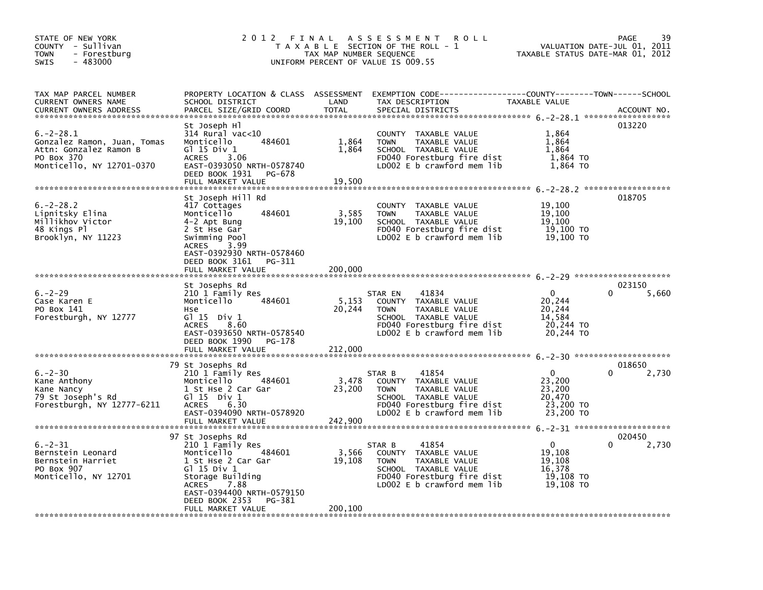STATE OF NEW YORK
COUNTY - Sullivan
TOWN - Forestburg
SWIS - 483000

# 2012 FINAL ASSESSMENT ROLL

TAXABLE SECTION OF THE ROLL - 1
TAX MAP NUMBER SEQUENCE
UNIFORM PERCENT OF VALUE IS 009.55

VALUATION DATE-JUL 01, 2011
TAXABLE STATUS DATE-MAR 01, 2012

| TAX MAP PARCEL NUMBER / CURRENT OWNERS NAME / CURRENT OWNERS ADDRESS | PROPERTY LOCATION & CLASS / SCHOOL DISTRICT / PARCEL SIZE/GRID COORD | ASSESSMENT LAND | TOTAL | EXEMPTION CODE / TAX DESCRIPTION / SPECIAL DISTRICTS | COUNTY TAXABLE VALUE | TOWN | SCHOOL | ACCOUNT NO. |
|---|---|---|---|---|---|---|---|---|
| 6.-2-28.1 | St Joseph Hl | | | | | | | 013220 |
| Gonzalez Ramon, Juan, Tomas | 314 Rural vac<10 | | | COUNTY TAXABLE VALUE | 1,864 | | | |
| Attn: Gonzalez Ramon B | Monticello 484601 | 1,864 | | TOWN TAXABLE VALUE | 1,864 | | | |
| PO Box 370 | Gl 15 Div 1 | | 1,864 | SCHOOL TAXABLE VALUE | 1,864 | | | |
| Monticello, NY 12701-0370 | ACRES 3.06 | | | FD040 Forestburg fire dist | 1,864 TO | | | |
| | EAST-0393050 NRTH-0578740 | | | LD002 E b crawford mem lib | 1,864 TO | | | |
| | DEED BOOK 1931 PG-678 | | | | | | | |
| | FULL MARKET VALUE | | 19,500 | | | | | |
| 6.-2-28.2 | St Joseph Hill Rd | | | | | | | 018705 |
| Lipnitsky Elina | 417 Cottages | | | COUNTY TAXABLE VALUE | 19,100 | | | |
| Millikhov Victor | Monticello 484601 | 3,585 | | TOWN TAXABLE VALUE | 19,100 | | | |
| 48 Kings Pl | 4-2 Apt Bung | | 19,100 | SCHOOL TAXABLE VALUE | 19,100 | | | |
| Brooklyn, NY 11223 | 2 St Hse Gar | | | FD040 Forestburg fire dist | 19,100 TO | | | |
| | Swimming Pool | | | LD002 E b crawford mem lib | 19,100 TO | | | |
| | ACRES 3.99 | | | | | | | |
| | EAST-0392930 NRTH-0578460 | | | | | | | |
| | DEED BOOK 3161 PG-311 | | | | | | | |
| | FULL MARKET VALUE | | 200,000 | | | | | |
| 6.-2-29 | St Josephs Rd | | | | | | | 023150 |
| Case Karen E | 210 1 Family Res | | | STAR EN 41834 | 0 | | 0 | 5,660 |
| PO Box 141 | Monticello 484601 | 5,153 | | COUNTY TAXABLE VALUE | 20,244 | | | |
| Forestburgh, NY 12777 | Hse | | 20,244 | TOWN TAXABLE VALUE | 20,244 | | | |
| | Gl 15 Div 1 | | | SCHOOL TAXABLE VALUE | 14,584 | | | |
| | ACRES 8.60 | | | FD040 Forestburg fire dist | 20,244 TO | | | |
| | EAST-0393650 NRTH-0578540 | | | LD002 E b crawford mem lib | 20,244 TO | | | |
| | DEED BOOK 1990 PG-178 | | | | | | | |
| | FULL MARKET VALUE | | 212,000 | | | | | |
| 6.-2-30 | 79 St Josephs Rd | | | | | | | 018650 |
| Kane Anthony | 210 1 Family Res | | | STAR B 41854 | 0 | | 0 | 2,730 |
| Kane Nancy | Monticello 484601 | 3,478 | | COUNTY TAXABLE VALUE | 23,200 | | | |
| 79 St Joseph's Rd | 1 St Hse 2 Car Gar | | 23,200 | TOWN TAXABLE VALUE | 23,200 | | | |
| Forestburgh, NY 12777-6211 | Gl 15 Div 1 | | | SCHOOL TAXABLE VALUE | 20,470 | | | |
| | ACRES 6.30 | | | FD040 Forestburg fire dist | 23,200 TO | | | |
| | EAST-0394090 NRTH-0578920 | | | LD002 E b crawford mem lib | 23,200 TO | | | |
| | FULL MARKET VALUE | | 242,900 | | | | | |
| 6.-2-31 | 97 St Josephs Rd | | | | | | | 020450 |
| Bernstein Leonard | 210 1 Family Res | | | STAR B 41854 | 0 | | 0 | 2,730 |
| Bernstein Harriet | Monticello 484601 | 3,566 | | COUNTY TAXABLE VALUE | 19,108 | | | |
| PO Box 907 | 1 St Hse 2 Car Gar | | 19,108 | TOWN TAXABLE VALUE | 19,108 | | | |
| Monticello, NY 12701 | Gl 15 Div 1 | | | SCHOOL TAXABLE VALUE | 16,378 | | | |
| | Storage Building | | | FD040 Forestburg fire dist | 19,108 TO | | | |
| | ACRES 7.88 | | | LD002 E b crawford mem lib | 19,108 TO | | | |
| | EAST-0394400 NRTH-0579150 | | | | | | | |
| | DEED BOOK 2353 PG-381 | | | | | | | |
| | FULL MARKET VALUE | | 200,100 | | | | | |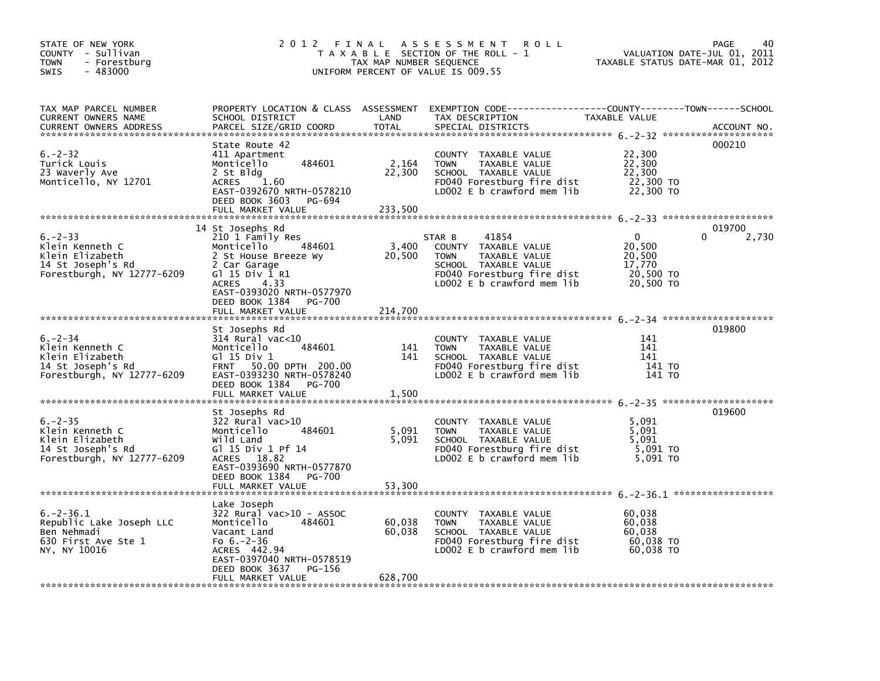STATE OF NEW YORK
COUNTY - Sullivan
TOWN - Forestburg
SWIS - 483000

# 2012 FINAL ASSESSMENT ROLL

TAXABLE SECTION OF THE ROLL - 1
TAX MAP NUMBER SEQUENCE
UNIFORM PERCENT OF VALUE IS 009.55

VALUATION DATE-JUL 01, 2011
TAXABLE STATUS DATE-MAR 01, 2012

| TAX MAP PARCEL NUMBER / CURRENT OWNERS NAME / CURRENT OWNERS ADDRESS | PROPERTY LOCATION & CLASS / SCHOOL DISTRICT / PARCEL SIZE/GRID COORD | ASSESSMENT LAND | TOTAL | EXEMPTION CODE / TAX DESCRIPTION / SPECIAL DISTRICTS | COUNTY | TOWN | SCHOOL | ACCOUNT NO. |
|---|---|---|---|---|---|---|---|---|
| 6.-2-32 | State Route 42 | | | | | | | 000210 |
| 6.-2-32 | 411 Apartment | | | COUNTY TAXABLE VALUE | 22,300 | | | |
| Turick Louis | Monticello 484601 | 2,164 | | TOWN TAXABLE VALUE | | 22,300 | | |
| 23 Waverly Ave | 2 St Bldg | | 22,300 | SCHOOL TAXABLE VALUE | | | 22,300 | |
| Monticello, NY 12701 | ACRES 1.60 | | | FD040 Forestburg fire dist | 22,300 TO | | | |
| | EAST-0392670 NRTH-0578210 | | | LD002 E b crawford mem lib | 22,300 TO | | | |
| | DEED BOOK 3603 PG-694 | | | | | | | |
| | FULL MARKET VALUE | | 233,500 | | | | | |
| 6.-2-33 | 14 St Josephs Rd | | | | | | | 019700 |
| 6.-2-33 | 210 1 Family Res | | | STAR B 41854 | 0 | 0 | 2,730 | |
| Klein Kenneth C | Monticello 484601 | 3,400 | | COUNTY TAXABLE VALUE | 20,500 | | | |
| Klein Elizabeth | 2 St House Breeze Wy | | 20,500 | TOWN TAXABLE VALUE | | 20,500 | | |
| 14 St Joseph's Rd | 2 Car Garage | | | SCHOOL TAXABLE VALUE | | | 17,770 | |
| Forestburgh, NY 12777-6209 | Gl 15 Div 1 R1 | | | FD040 Forestburg fire dist | 20,500 TO | | | |
| | ACRES 4.33 | | | LD002 E b crawford mem lib | 20,500 TO | | | |
| | EAST-0393020 NRTH-0577970 | | | | | | | |
| | DEED BOOK 1384 PG-700 | | | | | | | |
| | FULL MARKET VALUE | | 214,700 | | | | | |
| 6.-2-34 | St Josephs Rd | | | | | | | 019800 |
| 6.-2-34 | 314 Rural vac<10 | | | COUNTY TAXABLE VALUE | 141 | | | |
| Klein Kenneth C | Monticello 484601 | 141 | | TOWN TAXABLE VALUE | | 141 | | |
| Klein Elizabeth | Gl 15 Div 1 | | 141 | SCHOOL TAXABLE VALUE | | | 141 | |
| 14 St Joseph's Rd | FRNT 50.00 DPTH 200.00 | | | FD040 Forestburg fire dist | 141 TO | | | |
| Forestburgh, NY 12777-6209 | EAST-0393230 NRTH-0578240 | | | LD002 E b crawford mem lib | 141 TO | | | |
| | DEED BOOK 1384 PG-700 | | | | | | | |
| | FULL MARKET VALUE | | 1,500 | | | | | |
| 6.-2-35 | St Josephs Rd | | | | | | | 019600 |
| 6.-2-35 | 322 Rural vac>10 | | | COUNTY TAXABLE VALUE | 5,091 | | | |
| Klein Kenneth C | Monticello 484601 | 5,091 | | TOWN TAXABLE VALUE | | 5,091 | | |
| Klein Elizabeth | Wild Land | | 5,091 | SCHOOL TAXABLE VALUE | | | 5,091 | |
| 14 St Joseph's Rd | Gl 15 Div 1 Pf 14 | | | FD040 Forestburg fire dist | 5,091 TO | | | |
| Forestburgh, NY 12777-6209 | ACRES 18.82 | | | LD002 E b crawford mem lib | 5,091 TO | | | |
| | EAST-0393690 NRTH-0577870 | | | | | | | |
| | DEED BOOK 1384 PG-700 | | | | | | | |
| | FULL MARKET VALUE | | 53,300 | | | | | |
| 6.-2-36.1 | Lake Joseph | | | | | | | |
| 6.-2-36.1 | 322 Rural vac>10 - ASSOC | | | COUNTY TAXABLE VALUE | 60,038 | | | |
| Republic Lake Joseph LLC | Monticello 484601 | 60,038 | | TOWN TAXABLE VALUE | | 60,038 | | |
| Ben Nehmadi | Vacant Land | | 60,038 | SCHOOL TAXABLE VALUE | | | 60,038 | |
| 630 First Ave Ste 1 | Fo 6.-2-36 | | | FD040 Forestburg fire dist | 60,038 TO | | | |
| NY, NY 10016 | ACRES 442.94 | | | LD002 E b crawford mem lib | 60,038 TO | | | |
| | EAST-0397040 NRTH-0578519 | | | | | | | |
| | DEED BOOK 3637 PG-156 | | | | | | | |
| | FULL MARKET VALUE | | 628,700 | | | | | |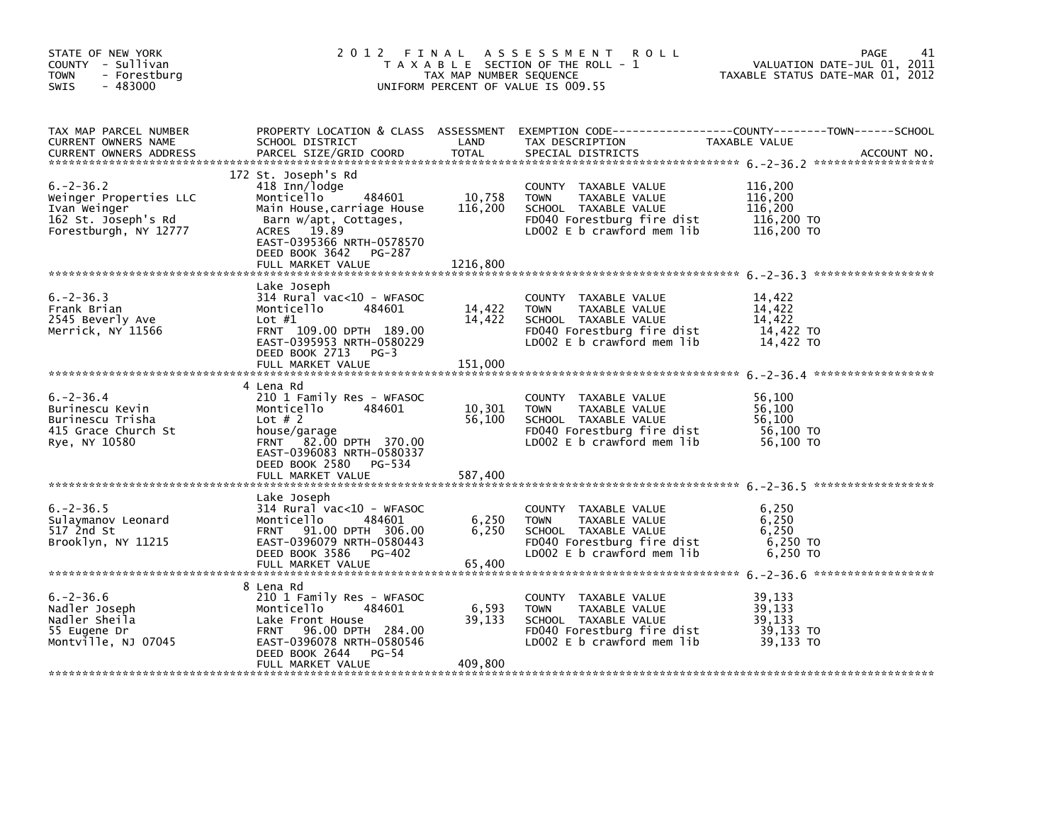STATE OF NEW YORK
COUNTY - Sullivan
TOWN - Forestburg
SWIS - 483000

# 2012 FINAL ASSESSMENT ROLL
TAXABLE SECTION OF THE ROLL - 1
TAX MAP NUMBER SEQUENCE
UNIFORM PERCENT OF VALUE IS 009.55

VALUATION DATE-JUL 01, 2011
TAXABLE STATUS DATE-MAR 01, 2012

| TAX MAP PARCEL NUMBER / CURRENT OWNERS NAME / CURRENT OWNERS ADDRESS | PROPERTY LOCATION & CLASS / SCHOOL DISTRICT / PARCEL SIZE/GRID COORD | ASSESSMENT LAND / TOTAL | EXEMPTION CODE / TAX DESCRIPTION / SPECIAL DISTRICTS | TAXABLE VALUE (COUNTY--------TOWN------SCHOOL) | ACCOUNT NO. |
|---|---|---|---|---|---|
| **6.-2-36.2** | 172 St. Joseph's Rd | | | | |
| 6.-2-36.2 | 418 Inn/lodge | | COUNTY TAXABLE VALUE | 116,200 | |
| Weinger Properties LLC | Monticello 484601 | 10,758 | TOWN TAXABLE VALUE | 116,200 | |
| Ivan Weinger | Main House,carriage House | 116,200 | SCHOOL TAXABLE VALUE | 116,200 | |
| 162 St. Joseph's Rd | Barn w/apt, Cottages, | | FD040 Forestburg fire dist | 116,200 TO | |
| Forestburgh, NY 12777 | ACRES 19.89 | | LD002 E b crawford mem lib | 116,200 TO | |
| | EAST-0395366 NRTH-0578570 | | | | |
| | DEED BOOK 3642 PG-287 | | | | |
| | FULL MARKET VALUE | 1216,800 | | | |
| **6.-2-36.3** | Lake Joseph | | | | |
| 6.-2-36.3 | 314 Rural vac<10 - WFASOC | | COUNTY TAXABLE VALUE | 14,422 | |
| Frank Brian | Monticello 484601 | 14,422 | TOWN TAXABLE VALUE | 14,422 | |
| 2545 Beverly Ave | Lot #1 | 14,422 | SCHOOL TAXABLE VALUE | 14,422 | |
| Merrick, NY 11566 | FRNT 109.00 DPTH 189.00 | | FD040 Forestburg fire dist | 14,422 TO | |
| | EAST-0395953 NRTH-0580229 | | LD002 E b crawford mem lib | 14,422 TO | |
| | DEED BOOK 2713 PG-3 | | | | |
| | FULL MARKET VALUE | 151,000 | | | |
| **6.-2-36.4** | 4 Lena Rd | | | | |
| 6.-2-36.4 | 210 1 Family Res - WFASOC | | COUNTY TAXABLE VALUE | 56,100 | |
| Burinescu Kevin | Monticello 484601 | 10,301 | TOWN TAXABLE VALUE | 56,100 | |
| Burinescu Trisha | Lot # 2 | 56,100 | SCHOOL TAXABLE VALUE | 56,100 | |
| 415 Grace Church St | house/garage | | FD040 Forestburg fire dist | 56,100 TO | |
| Rye, NY 10580 | FRNT 82.00 DPTH 370.00 | | LD002 E b crawford mem lib | 56,100 TO | |
| | EAST-0396083 NRTH-0580337 | | | | |
| | DEED BOOK 2580 PG-534 | | | | |
| | FULL MARKET VALUE | 587,400 | | | |
| **6.-2-36.5** | Lake Joseph | | | | |
| 6.-2-36.5 | 314 Rural vac<10 - WFASOC | | COUNTY TAXABLE VALUE | 6,250 | |
| Sulaymanov Leonard | Monticello 484601 | 6,250 | TOWN TAXABLE VALUE | 6,250 | |
| 517 2nd St | FRNT 91.00 DPTH 306.00 | 6,250 | SCHOOL TAXABLE VALUE | 6,250 | |
| Brooklyn, NY 11215 | EAST-0396079 NRTH-0580443 | | FD040 Forestburg fire dist | 6,250 TO | |
| | DEED BOOK 3586 PG-402 | | LD002 E b crawford mem lib | 6,250 TO | |
| | FULL MARKET VALUE | 65,400 | | | |
| **6.-2-36.6** | 8 Lena Rd | | | | |
| 6.-2-36.6 | 210 1 Family Res - WFASOC | | COUNTY TAXABLE VALUE | 39,133 | |
| Nadler Joseph | Monticello 484601 | 6,593 | TOWN TAXABLE VALUE | 39,133 | |
| Nadler Sheila | Lake Front House | 39,133 | SCHOOL TAXABLE VALUE | 39,133 | |
| 55 Eugene Dr | FRNT 96.00 DPTH 284.00 | | FD040 Forestburg fire dist | 39,133 TO | |
| Montville, NJ 07045 | EAST-0396078 NRTH-0580546 | | LD002 E b crawford mem lib | 39,133 TO | |
| | DEED BOOK 2644 PG-54 | | | | |
| | FULL MARKET VALUE | 409,800 | | | |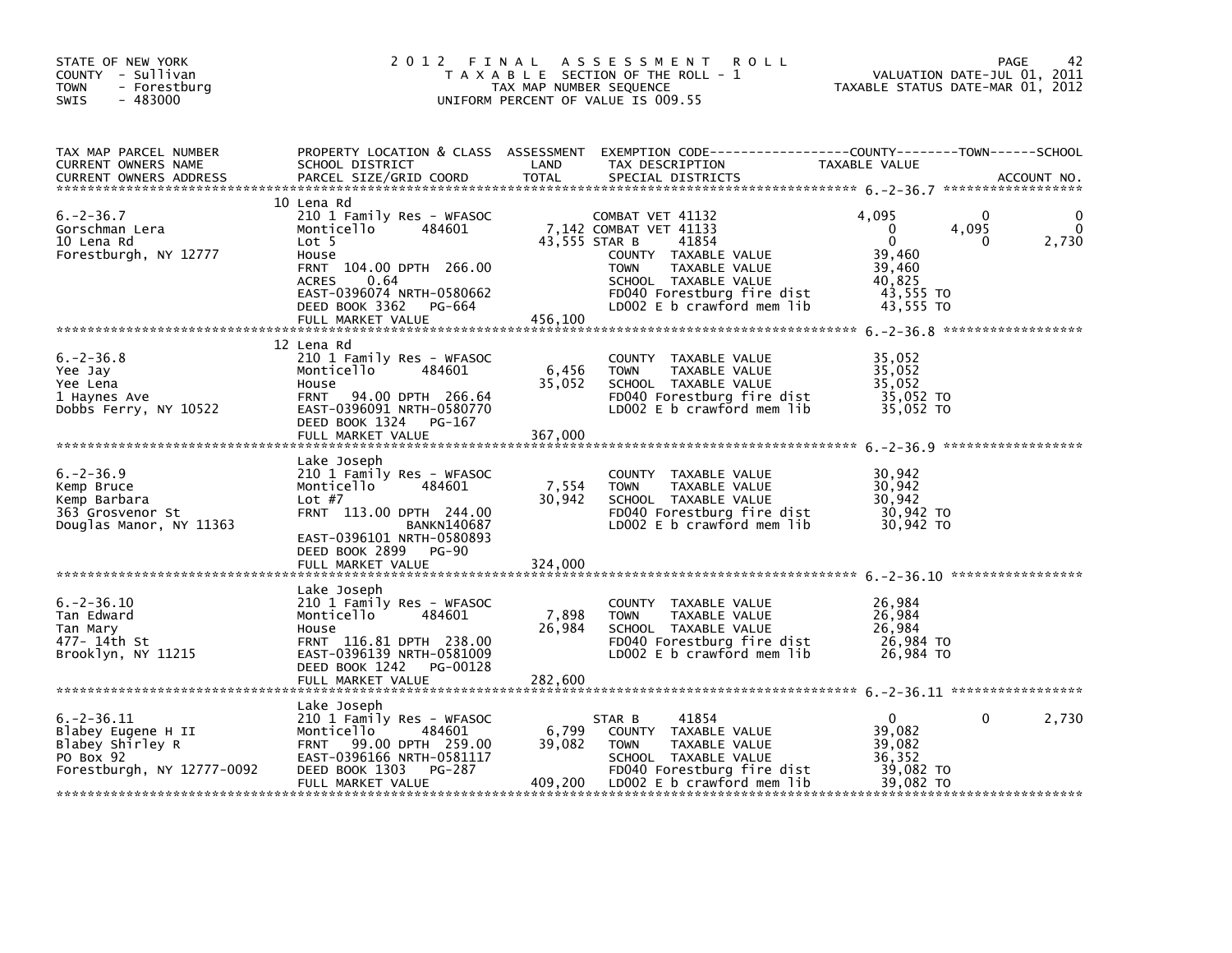STATE OF NEW YORK
COUNTY - Sullivan
TOWN - Forestburg
SWIS - 483000

# 2012 FINAL ASSESSMENT ROLL

TAXABLE SECTION OF THE ROLL - 1
TAX MAP NUMBER SEQUENCE
UNIFORM PERCENT OF VALUE IS 009.55

VALUATION DATE-JUL 01, 2011
TAXABLE STATUS DATE-MAR 01, 2012

| TAX MAP PARCEL NUMBER / CURRENT OWNERS NAME / CURRENT OWNERS ADDRESS | PROPERTY LOCATION & CLASS / SCHOOL DISTRICT / PARCEL SIZE/GRID COORD | ASSESSMENT LAND / TOTAL | EXEMPTION CODE / TAX DESCRIPTION / SPECIAL DISTRICTS | COUNTY TAXABLE VALUE | TOWN | SCHOOL |
|---|---|---|---|---|---|---|
| **6.-2-36.7** | 10 Lena Rd | | | | | |
| 6.-2-36.7 | 210 1 Family Res - WFASOC | | COMBAT VET 41132 | 4,095 | 0 | 0 |
| Gorschman Lera | Monticello 484601 | 7,142 | COMBAT VET 41133 | 0 | 4,095 | 0 |
| 10 Lena Rd | Lot 5 | 43,555 | STAR B 41854 | 0 | 0 | 2,730 |
| Forestburgh, NY 12777 | House | | COUNTY TAXABLE VALUE | 39,460 | | |
| | FRNT 104.00 DPTH 266.00 | | TOWN TAXABLE VALUE | 39,460 | | |
| | ACRES 0.64 | | SCHOOL TAXABLE VALUE | 40,825 | | |
| | EAST-0396074 NRTH-0580662 | | FD040 Forestburg fire dist | 43,555 TO | | |
| | DEED BOOK 3362 PG-664 | | LD002 E b crawford mem lib | 43,555 TO | | |
| | FULL MARKET VALUE | 456,100 | | | | |
| **6.-2-36.8** | 12 Lena Rd | | | | | |
| 6.-2-36.8 | 210 1 Family Res - WFASOC | | COUNTY TAXABLE VALUE | 35,052 | | |
| Yee Jay | Monticello 484601 | 6,456 | TOWN TAXABLE VALUE | 35,052 | | |
| Yee Lena | House | 35,052 | SCHOOL TAXABLE VALUE | 35,052 | | |
| 1 Haynes Ave | FRNT 94.00 DPTH 266.64 | | FD040 Forestburg fire dist | 35,052 TO | | |
| Dobbs Ferry, NY 10522 | EAST-0396091 NRTH-0580770 | | LD002 E b crawford mem lib | 35,052 TO | | |
| | DEED BOOK 1324 PG-167 | | | | | |
| | FULL MARKET VALUE | 367,000 | | | | |
| **6.-2-36.9** | Lake Joseph | | | | | |
| 6.-2-36.9 | 210 1 Family Res - WFASOC | | COUNTY TAXABLE VALUE | 30,942 | | |
| Kemp Bruce | Monticello 484601 | 7,554 | TOWN TAXABLE VALUE | 30,942 | | |
| Kemp Barbara | Lot #7 | 30,942 | SCHOOL TAXABLE VALUE | 30,942 | | |
| 363 Grosvenor St | FRNT 113.00 DPTH 244.00 | | FD040 Forestburg fire dist | 30,942 TO | | |
| Douglas Manor, NY 11363 | BANKN140687 | | LD002 E b crawford mem lib | 30,942 TO | | |
| | EAST-0396101 NRTH-0580893 | | | | | |
| | DEED BOOK 2899 PG-90 | | | | | |
| | FULL MARKET VALUE | 324,000 | | | | |
| **6.-2-36.10** | Lake Joseph | | | | | |
| 6.-2-36.10 | 210 1 Family Res - WFASOC | | COUNTY TAXABLE VALUE | 26,984 | | |
| Tan Edward | Monticello 484601 | 7,898 | TOWN TAXABLE VALUE | 26,984 | | |
| Tan Mary | House | 26,984 | SCHOOL TAXABLE VALUE | 26,984 | | |
| 477- 14th St | FRNT 116.81 DPTH 238.00 | | FD040 Forestburg fire dist | 26,984 TO | | |
| Brooklyn, NY 11215 | EAST-0396139 NRTH-0581009 | | LD002 E b crawford mem lib | 26,984 TO | | |
| | DEED BOOK 1242 PG-00128 | | | | | |
| | FULL MARKET VALUE | 282,600 | | | | |
| **6.-2-36.11** | Lake Joseph | | | | | |
| 6.-2-36.11 | 210 1 Family Res - WFASOC | | STAR B 41854 | 0 | 0 | 2,730 |
| Blabey Eugene H II | Monticello 484601 | 6,799 | COUNTY TAXABLE VALUE | 39,082 | | |
| Blabey Shirley R | FRNT 99.00 DPTH 259.00 | 39,082 | TOWN TAXABLE VALUE | 39,082 | | |
| PO Box 92 | EAST-0396166 NRTH-0581117 | | SCHOOL TAXABLE VALUE | 36,352 | | |
| Forestburgh, NY 12777-0092 | DEED BOOK 1303 PG-287 | | FD040 Forestburg fire dist | 39,082 TO | | |
| | FULL MARKET VALUE | 409,200 | LD002 E b crawford mem lib | 39,082 TO | | |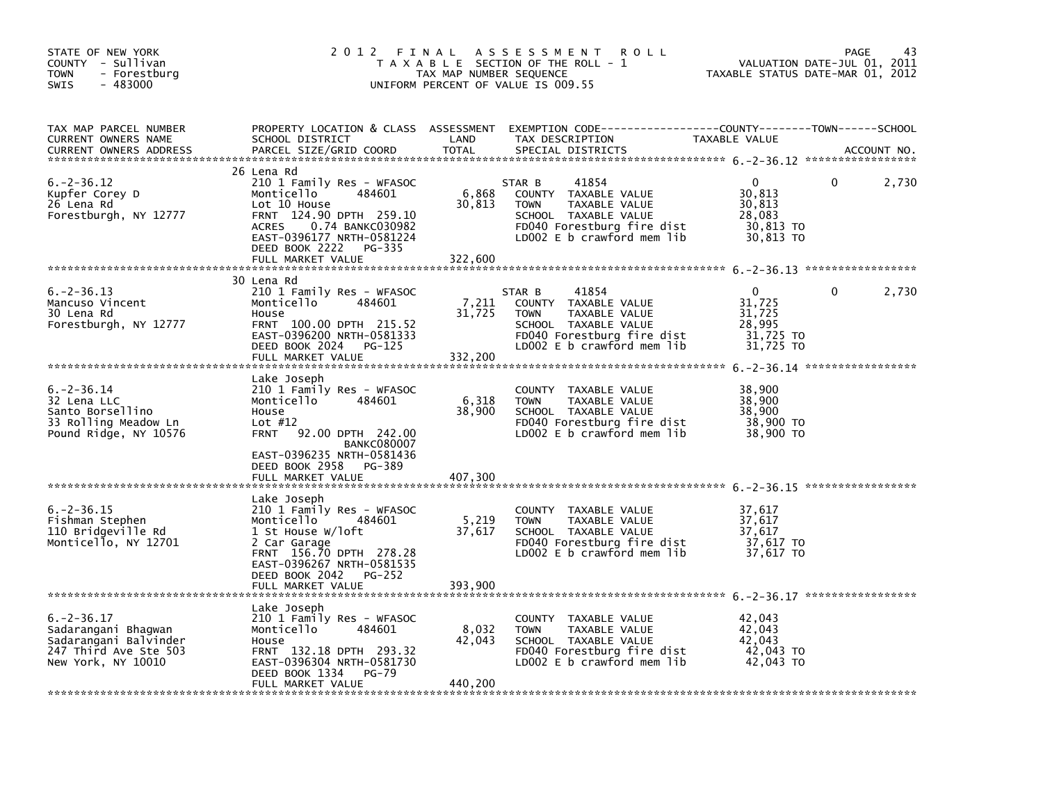STATE OF NEW YORK
COUNTY - Sullivan
TOWN - Forestburg
SWIS - 483000

# 2012 FINAL ASSESSMENT ROLL

TAXABLE SECTION OF THE ROLL - 1
TAX MAP NUMBER SEQUENCE
UNIFORM PERCENT OF VALUE IS 009.55

VALUATION DATE-JUL 01, 2011
TAXABLE STATUS DATE-MAR 01, 2012

| TAX MAP PARCEL NUMBER / CURRENT OWNERS NAME / CURRENT OWNERS ADDRESS | PROPERTY LOCATION & CLASS / SCHOOL DISTRICT / PARCEL SIZE/GRID COORD | ASSESSMENT LAND / TOTAL | EXEMPTION CODE / TAX DESCRIPTION / SPECIAL DISTRICTS | COUNTY | TOWN | SCHOOL |
|---|---|---|---|---|---|---|
| **6.-2-36.12** | 26 Lena Rd | | | | | |
| 6.-2-36.12 | 210 1 Family Res - WFASOC | | STAR B 41854 | 0 | 0 | 2,730 |
| Kupfer Corey D | Monticello 484601 | 6,868 | COUNTY TAXABLE VALUE | 30,813 | | |
| 26 Lena Rd | Lot 10 House | 30,813 | TOWN TAXABLE VALUE | | 30,813 | |
| Forestburgh, NY 12777 | FRNT 124.90 DPTH 259.10 | | SCHOOL TAXABLE VALUE | | | 28,083 |
| | ACRES 0.74 BANKC030982 | | FD040 Forestburg fire dist | 30,813 TO | | |
| | EAST-0396177 NRTH-0581224 | | LD002 E b crawford mem lib | 30,813 TO | | |
| | DEED BOOK 2222 PG-335 | | | | | |
| | FULL MARKET VALUE | 322,600 | | | | |
| **6.-2-36.13** | 30 Lena Rd | | | | | |
| 6.-2-36.13 | 210 1 Family Res - WFASOC | | STAR B 41854 | 0 | 0 | 2,730 |
| Mancuso Vincent | Monticello 484601 | 7,211 | COUNTY TAXABLE VALUE | 31,725 | | |
| 30 Lena Rd | House | 31,725 | TOWN TAXABLE VALUE | | 31,725 | |
| Forestburgh, NY 12777 | FRNT 100.00 DPTH 215.52 | | SCHOOL TAXABLE VALUE | | | 28,995 |
| | EAST-0396200 NRTH-0581333 | | FD040 Forestburg fire dist | 31,725 TO | | |
| | DEED BOOK 2024 PG-125 | | LD002 E b crawford mem lib | 31,725 TO | | |
| | FULL MARKET VALUE | 332,200 | | | | |
| **6.-2-36.14** | Lake Joseph | | | | | |
| 6.-2-36.14 | 210 1 Family Res - WFASOC | | COUNTY TAXABLE VALUE | 38,900 | | |
| 32 Lena LLC | Monticello 484601 | 6,318 | TOWN TAXABLE VALUE | | 38,900 | |
| Santo Borsellino | House | 38,900 | SCHOOL TAXABLE VALUE | | | 38,900 |
| 33 Rolling Meadow Ln | Lot #12 | | FD040 Forestburg fire dist | 38,900 TO | | |
| Pound Ridge, NY 10576 | FRNT 92.00 DPTH 242.00 | | LD002 E b crawford mem lib | 38,900 TO | | |
| | BANKC080007 | | | | | |
| | EAST-0396235 NRTH-0581436 | | | | | |
| | DEED BOOK 2958 PG-389 | | | | | |
| | FULL MARKET VALUE | 407,300 | | | | |
| **6.-2-36.15** | Lake Joseph | | | | | |
| 6.-2-36.15 | 210 1 Family Res - WFASOC | | COUNTY TAXABLE VALUE | 37,617 | | |
| Fishman Stephen | Monticello 484601 | 5,219 | TOWN TAXABLE VALUE | | 37,617 | |
| 110 Bridgeville Rd | 1 St House W/loft | 37,617 | SCHOOL TAXABLE VALUE | | | 37,617 |
| Monticello, NY 12701 | 2 Car Garage | | FD040 Forestburg fire dist | 37,617 TO | | |
| | FRNT 156.70 DPTH 278.28 | | LD002 E b crawford mem lib | 37,617 TO | | |
| | EAST-0396267 NRTH-0581535 | | | | | |
| | DEED BOOK 2042 PG-252 | | | | | |
| | FULL MARKET VALUE | 393,900 | | | | |
| **6.-2-36.17** | Lake Joseph | | | | | |
| 6.-2-36.17 | 210 1 Family Res - WFASOC | | COUNTY TAXABLE VALUE | 42,043 | | |
| Sadarangani Bhagwan | Monticello 484601 | 8,032 | TOWN TAXABLE VALUE | | 42,043 | |
| Sadarangani Balvinder | House | 42,043 | SCHOOL TAXABLE VALUE | | | 42,043 |
| 247 Third Ave Ste 503 | FRNT 132.18 DPTH 293.32 | | FD040 Forestburg fire dist | 42,043 TO | | |
| New York, NY 10010 | EAST-0396304 NRTH-0581730 | | LD002 E b crawford mem lib | 42,043 TO | | |
| | DEED BOOK 1334 PG-79 | | | | | |
| | FULL MARKET VALUE | 440,200 | | | | |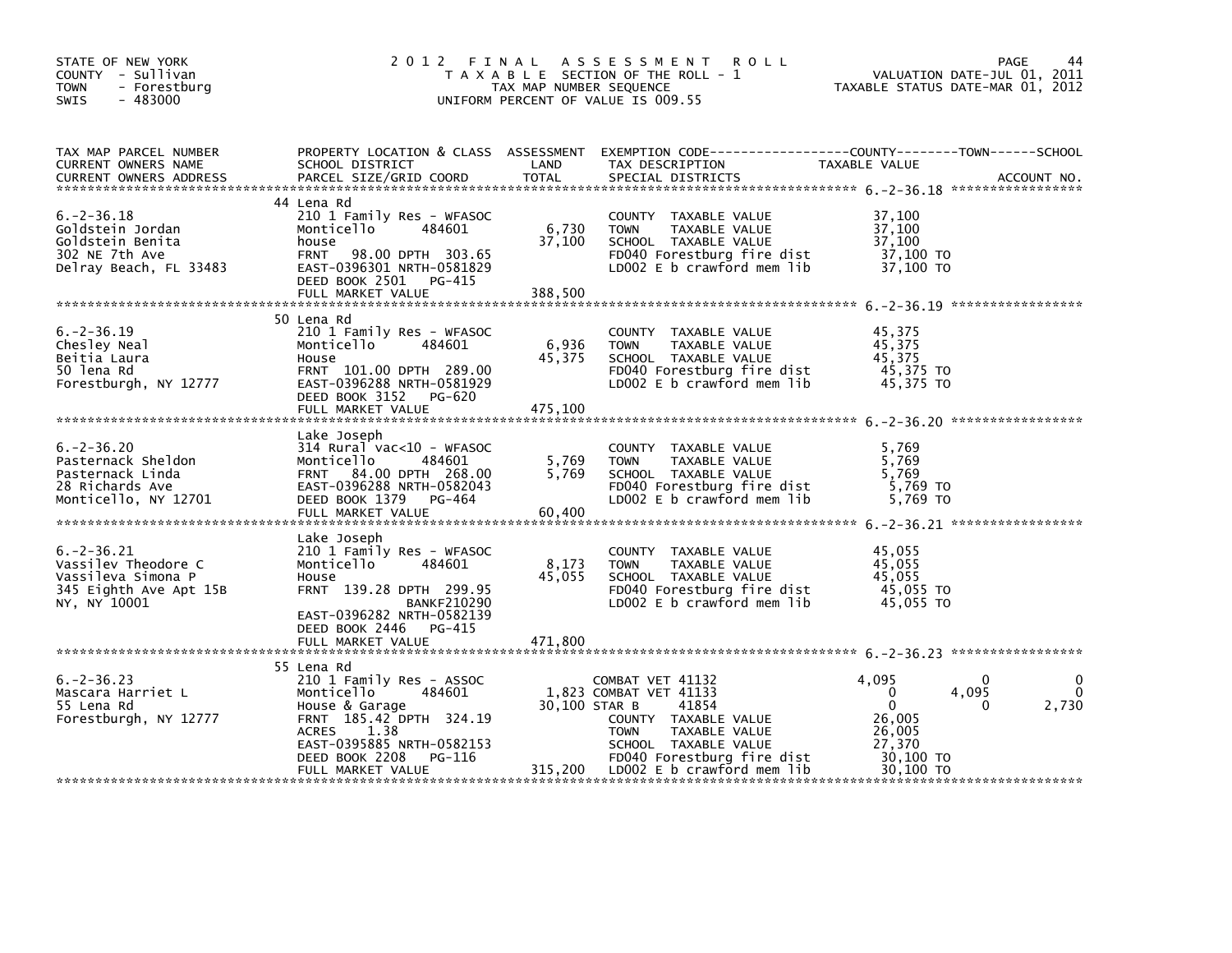STATE OF NEW YORK
COUNTY - Sullivan
TOWN - Forestburg
SWIS - 483000

# 2012 FINAL ASSESSMENT ROLL
TAXABLE SECTION OF THE ROLL - 1
TAX MAP NUMBER SEQUENCE
UNIFORM PERCENT OF VALUE IS 009.55

VALUATION DATE-JUL 01, 2011
TAXABLE STATUS DATE-MAR 01, 2012

| TAX MAP PARCEL NUMBER / CURRENT OWNERS NAME / CURRENT OWNERS ADDRESS | PROPERTY LOCATION & CLASS / SCHOOL DISTRICT / PARCEL SIZE/GRID COORD | ASSESSMENT LAND | TOTAL | EXEMPTION CODE / TAX DESCRIPTION / SPECIAL DISTRICTS | COUNTY TAXABLE VALUE | TOWN | SCHOOL |
|---|---|---|---|---|---|---|---|
| **6.-2-36.18** | 44 Lena Rd | | | | | | |
| 6.-2-36.18 | 210 1 Family Res - WFASOC | | | COUNTY TAXABLE VALUE | 37,100 | | |
| Goldstein Jordan | Monticello 484601 | 6,730 | | TOWN TAXABLE VALUE | 37,100 | | |
| Goldstein Benita | house | | 37,100 | SCHOOL TAXABLE VALUE | 37,100 | | |
| 302 NE 7th Ave | FRNT 98.00 DPTH 303.65 | | | FD040 Forestburg fire dist | 37,100 TO | | |
| Delray Beach, FL 33483 | EAST-0396301 NRTH-0581829 | | | LD002 E b crawford mem lib | 37,100 TO | | |
| | DEED BOOK 2501 PG-415 | | | | | | |
| | FULL MARKET VALUE | | 388,500 | | | | |
| **6.-2-36.19** | 50 Lena Rd | | | | | | |
| 6.-2-36.19 | 210 1 Family Res - WFASOC | | | COUNTY TAXABLE VALUE | 45,375 | | |
| Chesley Neal | Monticello 484601 | 6,936 | | TOWN TAXABLE VALUE | 45,375 | | |
| Beitia Laura | House | | 45,375 | SCHOOL TAXABLE VALUE | 45,375 | | |
| 50 lena Rd | FRNT 101.00 DPTH 289.00 | | | FD040 Forestburg fire dist | 45,375 TO | | |
| Forestburgh, NY 12777 | EAST-0396288 NRTH-0581929 | | | LD002 E b crawford mem lib | 45,375 TO | | |
| | DEED BOOK 3152 PG-620 | | | | | | |
| | FULL MARKET VALUE | | 475,100 | | | | |
| **6.-2-36.20** | Lake Joseph | | | | | | |
| 6.-2-36.20 | 314 Rural vac<10 - WFASOC | | | COUNTY TAXABLE VALUE | 5,769 | | |
| Pasternack Sheldon | Monticello 484601 | 5,769 | | TOWN TAXABLE VALUE | 5,769 | | |
| Pasternack Linda | FRNT 84.00 DPTH 268.00 | | 5,769 | SCHOOL TAXABLE VALUE | 5,769 | | |
| 28 Richards Ave | EAST-0396288 NRTH-0582043 | | | FD040 Forestburg fire dist | 5,769 TO | | |
| Monticello, NY 12701 | DEED BOOK 1379 PG-464 | | | LD002 E b crawford mem lib | 5,769 TO | | |
| | FULL MARKET VALUE | | 60,400 | | | | |
| **6.-2-36.21** | Lake Joseph | | | | | | |
| 6.-2-36.21 | 210 1 Family Res - WFASOC | | | COUNTY TAXABLE VALUE | 45,055 | | |
| Vassilev Theodore C | Monticello 484601 | 8,173 | | TOWN TAXABLE VALUE | 45,055 | | |
| Vassileva Simona P | House | | 45,055 | SCHOOL TAXABLE VALUE | 45,055 | | |
| 345 Eighth Ave Apt 15B | FRNT 139.28 DPTH 299.95 | | | FD040 Forestburg fire dist | 45,055 TO | | |
| NY, NY 10001 | BANKF210290 | | | LD002 E b crawford mem lib | 45,055 TO | | |
| | EAST-0396282 NRTH-0582139 | | | | | | |
| | DEED BOOK 2446 PG-415 | | | | | | |
| | FULL MARKET VALUE | | 471,800 | | | | |
| **6.-2-36.23** | 55 Lena Rd | | | | | | |
| 6.-2-36.23 | 210 1 Family Res - ASSOC | | | COMBAT VET 41132 | 4,095 | 0 | 0 |
| Mascara Harriet L | Monticello 484601 | 1,823 | | COMBAT VET 41133 | 0 | 4,095 | 0 |
| 55 Lena Rd | House & Garage | | 30,100 | STAR B 41854 | 0 | 0 | 2,730 |
| Forestburgh, NY 12777 | FRNT 185.42 DPTH 324.19 | | | COUNTY TAXABLE VALUE | 26,005 | | |
| | ACRES 1.38 | | | TOWN TAXABLE VALUE | 26,005 | | |
| | EAST-0395885 NRTH-0582153 | | | SCHOOL TAXABLE VALUE | 27,370 | | |
| | DEED BOOK 2208 PG-116 | | | FD040 Forestburg fire dist | 30,100 TO | | |
| | FULL MARKET VALUE | | 315,200 | LD002 E b crawford mem lib | 30,100 TO | | |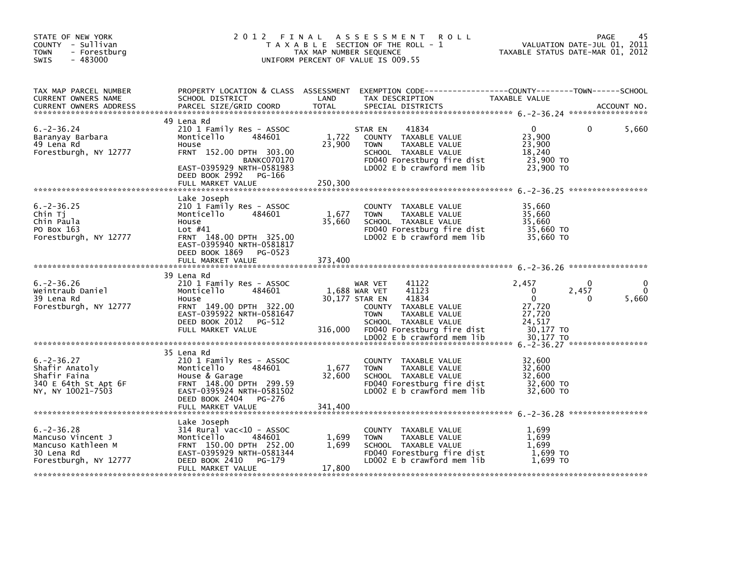STATE OF NEW YORK
COUNTY - Sullivan
TOWN - Forestburg
SWIS - 483000

# 2012 FINAL ASSESSMENT ROLL

TAXABLE SECTION OF THE ROLL - 1
TAX MAP NUMBER SEQUENCE
UNIFORM PERCENT OF VALUE IS 009.55

VALUATION DATE-JUL 01, 2011
TAXABLE STATUS DATE-MAR 01, 2012

| TAX MAP PARCEL NUMBER / CURRENT OWNERS NAME / CURRENT OWNERS ADDRESS | PROPERTY LOCATION & CLASS / SCHOOL DISTRICT / PARCEL SIZE/GRID COORD | ASSESSMENT LAND / TOTAL | EXEMPTION CODE / TAX DESCRIPTION / SPECIAL DISTRICTS | COUNTY TAXABLE VALUE | TOWN | SCHOOL |
|---|---|---|---|---|---|---|
| **6.-2-36.24** | 49 Lena Rd | | | | | |
| Baranyay Barbara | 210 1 Family Res - ASSOC | | STAR EN 41834 | 0 | 0 | 5,660 |
| 49 Lena Rd | Monticello 484601 | 1,722 | COUNTY TAXABLE VALUE | 23,900 | | |
| Forestburgh, NY 12777 | House | 23,900 | TOWN TAXABLE VALUE | 23,900 | | |
| | FRNT 152.00 DPTH 303.00 | | SCHOOL TAXABLE VALUE | 18,240 | | |
| | BANKC070170 | | FD040 Forestburg fire dist | 23,900 TO | | |
| | EAST-0395929 NRTH-0581983 | | LD002 E b crawford mem lib | 23,900 TO | | |
| | DEED BOOK 2992 PG-166 | | | | | |
| | FULL MARKET VALUE | 250,300 | | | | |
| **6.-2-36.25** | Lake Joseph | | | | | |
| Chin Tj | 210 1 Family Res - ASSOC | | COUNTY TAXABLE VALUE | 35,660 | | |
| Chin Paula | Monticello 484601 | 1,677 | TOWN TAXABLE VALUE | 35,660 | | |
| PO Box 163 | House | 35,660 | SCHOOL TAXABLE VALUE | 35,660 | | |
| Forestburgh, NY 12777 | Lot #41 | | FD040 Forestburg fire dist | 35,660 TO | | |
| | FRNT 148.00 DPTH 325.00 | | LD002 E b crawford mem lib | 35,660 TO | | |
| | EAST-0395940 NRTH-0581817 | | | | | |
| | DEED BOOK 1869 PG-0523 | | | | | |
| | FULL MARKET VALUE | 373,400 | | | | |
| **6.-2-36.26** | 39 Lena Rd | | | | | |
| Weintraub Daniel | 210 1 Family Res - ASSOC | | WAR VET 41122 | 2,457 | 0 | 0 |
| 39 Lena Rd | Monticello 484601 | 1,688 | WAR VET 41123 | 0 | 2,457 | 0 |
| Forestburgh, NY 12777 | House | 30,177 | STAR EN 41834 | 0 | 0 | 5,660 |
| | FRNT 149.00 DPTH 322.00 | | COUNTY TAXABLE VALUE | 27,720 | | |
| | EAST-0395922 NRTH-0581647 | | TOWN TAXABLE VALUE | 27,720 | | |
| | DEED BOOK 2012 PG-512 | | SCHOOL TAXABLE VALUE | 24,517 | | |
| | FULL MARKET VALUE | 316,000 | FD040 Forestburg fire dist | 30,177 TO | | |
| | | | LD002 E b crawford mem lib | 30,177 TO | | |
| **6.-2-36.27** | 35 Lena Rd | | | | | |
| Shafir Anatoly | 210 1 Family Res - ASSOC | | COUNTY TAXABLE VALUE | 32,600 | | |
| Shafir Faina | Monticello 484601 | 1,677 | TOWN TAXABLE VALUE | 32,600 | | |
| 340 E 64th St Apt 6F | House & Garage | 32,600 | SCHOOL TAXABLE VALUE | 32,600 | | |
| NY, NY 10021-7503 | FRNT 148.00 DPTH 299.59 | | FD040 Forestburg fire dist | 32,600 TO | | |
| | EAST-0395924 NRTH-0581502 | | LD002 E b crawford mem lib | 32,600 TO | | |
| | DEED BOOK 2404 PG-276 | | | | | |
| | FULL MARKET VALUE | 341,400 | | | | |
| **6.-2-36.28** | Lake Joseph | | | | | |
| Mancuso Vincent J | 314 Rural vac<10 - ASSOC | | COUNTY TAXABLE VALUE | 1,699 | | |
| Mancuso Kathleen M | Monticello 484601 | 1,699 | TOWN TAXABLE VALUE | 1,699 | | |
| 30 Lena Rd | FRNT 150.00 DPTH 252.00 | 1,699 | SCHOOL TAXABLE VALUE | 1,699 | | |
| Forestburgh, NY 12777 | EAST-0395929 NRTH-0581344 | | FD040 Forestburg fire dist | 1,699 TO | | |
| | DEED BOOK 2410 PG-179 | | LD002 E b crawford mem lib | 1,699 TO | | |
| | FULL MARKET VALUE | 17,800 | | | | |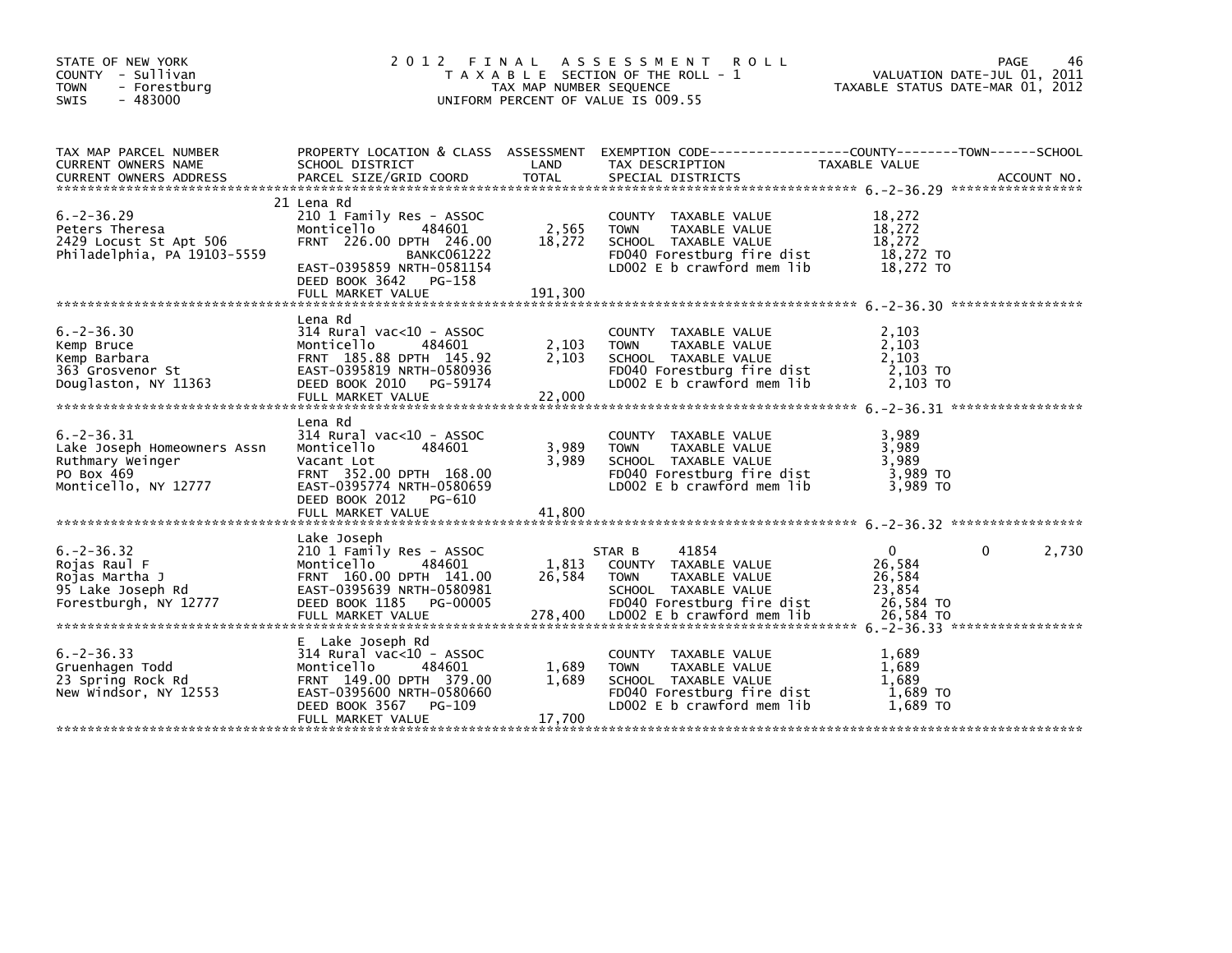STATE OF NEW YORK
COUNTY - Sullivan
TOWN - Forestburg
SWIS - 483000

# 2012 FINAL ASSESSMENT ROLL

TAXABLE SECTION OF THE ROLL - 1
TAX MAP NUMBER SEQUENCE
UNIFORM PERCENT OF VALUE IS 009.55

VALUATION DATE-JUL 01, 2011
TAXABLE STATUS DATE-MAR 01, 2012

| TAX MAP PARCEL NUMBER / CURRENT OWNERS NAME / CURRENT OWNERS ADDRESS | PROPERTY LOCATION & CLASS / SCHOOL DISTRICT / PARCEL SIZE/GRID COORD | ASSESSMENT LAND | ASSESSMENT TOTAL | EXEMPTION CODE / TAX DESCRIPTION / SPECIAL DISTRICTS | COUNTY TAXABLE VALUE | TOWN | SCHOOL | ACCOUNT NO. |
|---|---|---|---|---|---|---|---|---|
| 6.-2-36.29 | 21 Lena Rd | | | | | | | |
| | 210 1 Family Res - ASSOC | | | COUNTY TAXABLE VALUE | 18,272 | | | |
| Peters Theresa | Monticello 484601 | 2,565 | | TOWN TAXABLE VALUE | 18,272 | | | |
| 2429 Locust St Apt 506 | FRNT 226.00 DPTH 246.00 | | 18,272 | SCHOOL TAXABLE VALUE | 18,272 | | | |
| Philadelphia, PA 19103-5559 | BANKC061222 | | | FD040 Forestburg fire dist | 18,272 TO | | | |
| | EAST-0395859 NRTH-0581154 | | | LD002 E b crawford mem lib | 18,272 TO | | | |
| | DEED BOOK 3642 PG-158 | | | | | | | |
| | FULL MARKET VALUE | | 191,300 | | | | | |
| 6.-2-36.30 | Lena Rd | | | | | | | |
| | 314 Rural vac<10 - ASSOC | | | COUNTY TAXABLE VALUE | 2,103 | | | |
| Kemp Bruce | Monticello 484601 | 2,103 | | TOWN TAXABLE VALUE | 2,103 | | | |
| Kemp Barbara | FRNT 185.88 DPTH 145.92 | | 2,103 | SCHOOL TAXABLE VALUE | 2,103 | | | |
| 363 Grosvenor St | EAST-0395819 NRTH-0580936 | | | FD040 Forestburg fire dist | 2,103 TO | | | |
| Douglaston, NY 11363 | DEED BOOK 2010 PG-59174 | | | LD002 E b crawford mem lib | 2,103 TO | | | |
| | FULL MARKET VALUE | | 22,000 | | | | | |
| 6.-2-36.31 | Lena Rd | | | | | | | |
| | 314 Rural vac<10 - ASSOC | | | COUNTY TAXABLE VALUE | 3,989 | | | |
| Lake Joseph Homeowners Assn | Monticello 484601 | 3,989 | | TOWN TAXABLE VALUE | 3,989 | | | |
| Ruthmary Weinger | Vacant Lot | | 3,989 | SCHOOL TAXABLE VALUE | 3,989 | | | |
| PO Box 469 | FRNT 352.00 DPTH 168.00 | | | FD040 Forestburg fire dist | 3,989 TO | | | |
| Monticello, NY 12777 | EAST-0395774 NRTH-0580659 | | | LD002 E b crawford mem lib | 3,989 TO | | | |
| | DEED BOOK 2012 PG-610 | | | | | | | |
| | FULL MARKET VALUE | | 41,800 | | | | | |
| 6.-2-36.32 | Lake Joseph | | | | | | | |
| | 210 1 Family Res - ASSOC | | | STAR B 41854 | 0 | 0 | 2,730 | |
| Rojas Raul F | Monticello 484601 | 1,813 | | COUNTY TAXABLE VALUE | 26,584 | | | |
| Rojas Martha J | FRNT 160.00 DPTH 141.00 | | 26,584 | TOWN TAXABLE VALUE | 26,584 | | | |
| 95 Lake Joseph Rd | EAST-0395639 NRTH-0580981 | | | SCHOOL TAXABLE VALUE | 23,854 | | | |
| Forestburgh, NY 12777 | DEED BOOK 1185 PG-00005 | | | FD040 Forestburg fire dist | 26,584 TO | | | |
| | FULL MARKET VALUE | | 278,400 | LD002 E b crawford mem lib | 26,584 TO | | | |
| 6.-2-36.33 | E Lake Joseph Rd | | | | | | | |
| | 314 Rural vac<10 - ASSOC | | | COUNTY TAXABLE VALUE | 1,689 | | | |
| Gruenhagen Todd | Monticello 484601 | 1,689 | | TOWN TAXABLE VALUE | 1,689 | | | |
| 23 Spring Rock Rd | FRNT 149.00 DPTH 379.00 | | 1,689 | SCHOOL TAXABLE VALUE | 1,689 | | | |
| New Windsor, NY 12553 | EAST-0395600 NRTH-0580660 | | | FD040 Forestburg fire dist | 1,689 TO | | | |
| | DEED BOOK 3567 PG-109 | | | LD002 E b crawford mem lib | 1,689 TO | | | |
| | FULL MARKET VALUE | | 17,700 | | | | | |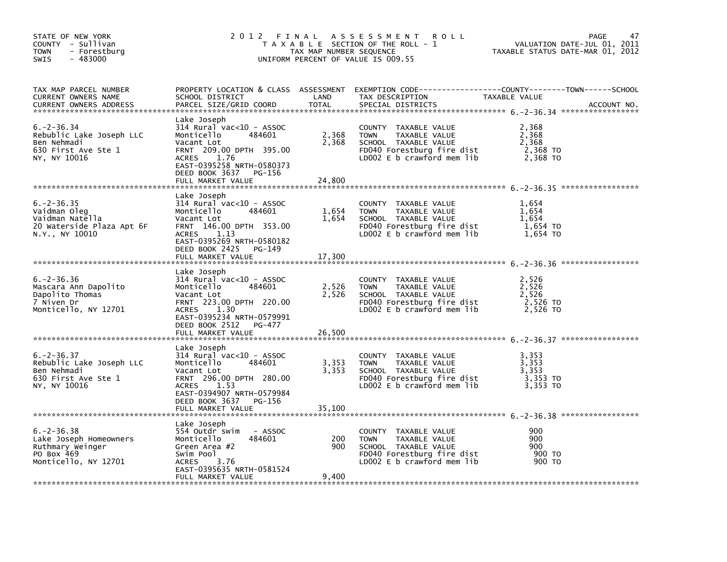STATE OF NEW YORK
COUNTY - Sullivan
TOWN - Forestburg
SWIS - 483000

# 2012 FINAL ASSESSMENT ROLL
TAXABLE SECTION OF THE ROLL - 1
TAX MAP NUMBER SEQUENCE
UNIFORM PERCENT OF VALUE IS 009.55

VALUATION DATE-JUL 01, 2011
TAXABLE STATUS DATE-MAR 01, 2012

| TAX MAP PARCEL NUMBER / CURRENT OWNERS NAME / CURRENT OWNERS ADDRESS | PROPERTY LOCATION & CLASS / SCHOOL DISTRICT / PARCEL SIZE/GRID COORD | ASSESSMENT LAND / TOTAL | EXEMPTION CODE / TAX DESCRIPTION / SPECIAL DISTRICTS | TAXABLE VALUE (COUNTY / TOWN / SCHOOL) | ACCOUNT NO. |
|---|---|---|---|---|---|
| 6.-2-36.34 | Lake Joseph | | | | |
| Rebublic Lake Joseph LLC | 314 Rural vac<10 - ASSOC | | COUNTY TAXABLE VALUE | 2,368 | |
| Ben Nehmadi | Monticello 484601 | 2,368 | TOWN TAXABLE VALUE | 2,368 | |
| 630 First Ave Ste 1 | Vacant Lot | 2,368 | SCHOOL TAXABLE VALUE | 2,368 | |
| NY, NY 10016 | FRNT 209.00 DPTH 395.00 | | FD040 Forestburg fire dist | 2,368 TO | |
| | ACRES 1.76 | | LD002 E b crawford mem lib | 2,368 TO | |
| | EAST-0395258 NRTH-0580373 | | | | |
| | DEED BOOK 3637 PG-156 | | | | |
| | FULL MARKET VALUE | 24,800 | | | |
| 6.-2-36.35 | Lake Joseph | | | | |
| Vaidman Oleg | 314 Rural vac<10 - ASSOC | | COUNTY TAXABLE VALUE | 1,654 | |
| Vaidman Natella | Monticello 484601 | 1,654 | TOWN TAXABLE VALUE | 1,654 | |
| 20 Waterside Plaza Apt 6F | Vacant Lot | 1,654 | SCHOOL TAXABLE VALUE | 1,654 | |
| N.Y., NY 10010 | FRNT 146.00 DPTH 353.00 | | FD040 Forestburg fire dist | 1,654 TO | |
| | ACRES 1.13 | | LD002 E b crawford mem lib | 1,654 TO | |
| | EAST-0395269 NRTH-0580182 | | | | |
| | DEED BOOK 2425 PG-149 | | | | |
| | FULL MARKET VALUE | 17,300 | | | |
| 6.-2-36.36 | Lake Joseph | | | | |
| Mascara Ann Dapolito | 314 Rural vac<10 - ASSOC | | COUNTY TAXABLE VALUE | 2,526 | |
| Dapolito Thomas | Monticello 484601 | 2,526 | TOWN TAXABLE VALUE | 2,526 | |
| 7 Niven Dr | Vacant Lot | 2,526 | SCHOOL TAXABLE VALUE | 2,526 | |
| Monticello, NY 12701 | FRNT 223.00 DPTH 220.00 | | FD040 Forestburg fire dist | 2,526 TO | |
| | ACRES 1.30 | | LD002 E b crawford mem lib | 2,526 TO | |
| | EAST-0395234 NRTH-0579991 | | | | |
| | DEED BOOK 2512 PG-477 | | | | |
| | FULL MARKET VALUE | 26,500 | | | |
| 6.-2-36.37 | Lake Joseph | | | | |
| Rebublic Lake Joseph LLC | 314 Rural vac<10 - ASSOC | | COUNTY TAXABLE VALUE | 3,353 | |
| Ben Nehmadi | Monticello 484601 | 3,353 | TOWN TAXABLE VALUE | 3,353 | |
| 630 First Ave Ste 1 | Vacant Lot | 3,353 | SCHOOL TAXABLE VALUE | 3,353 | |
| NY, NY 10016 | FRNT 296.00 DPTH 280.00 | | FD040 Forestburg fire dist | 3,353 TO | |
| | ACRES 1.53 | | LD002 E b crawford mem lib | 3,353 TO | |
| | EAST-0394907 NRTH-0579984 | | | | |
| | DEED BOOK 3637 PG-156 | | | | |
| | FULL MARKET VALUE | 35,100 | | | |
| 6.-2-36.38 | Lake Joseph | | | | |
| Lake Joseph Homeowners | 554 Outdr swim - ASSOC | | COUNTY TAXABLE VALUE | 900 | |
| Ruthmary Weinger | Monticello 484601 | 200 | TOWN TAXABLE VALUE | 900 | |
| PO Box 469 | Green Area #2 | 900 | SCHOOL TAXABLE VALUE | 900 | |
| Monticello, NY 12701 | Swim Pool | | FD040 Forestburg fire dist | 900 TO | |
| | ACRES 3.76 | | LD002 E b crawford mem lib | 900 TO | |
| | EAST-0395635 NRTH-0581524 | | | | |
| | FULL MARKET VALUE | 9,400 | | | |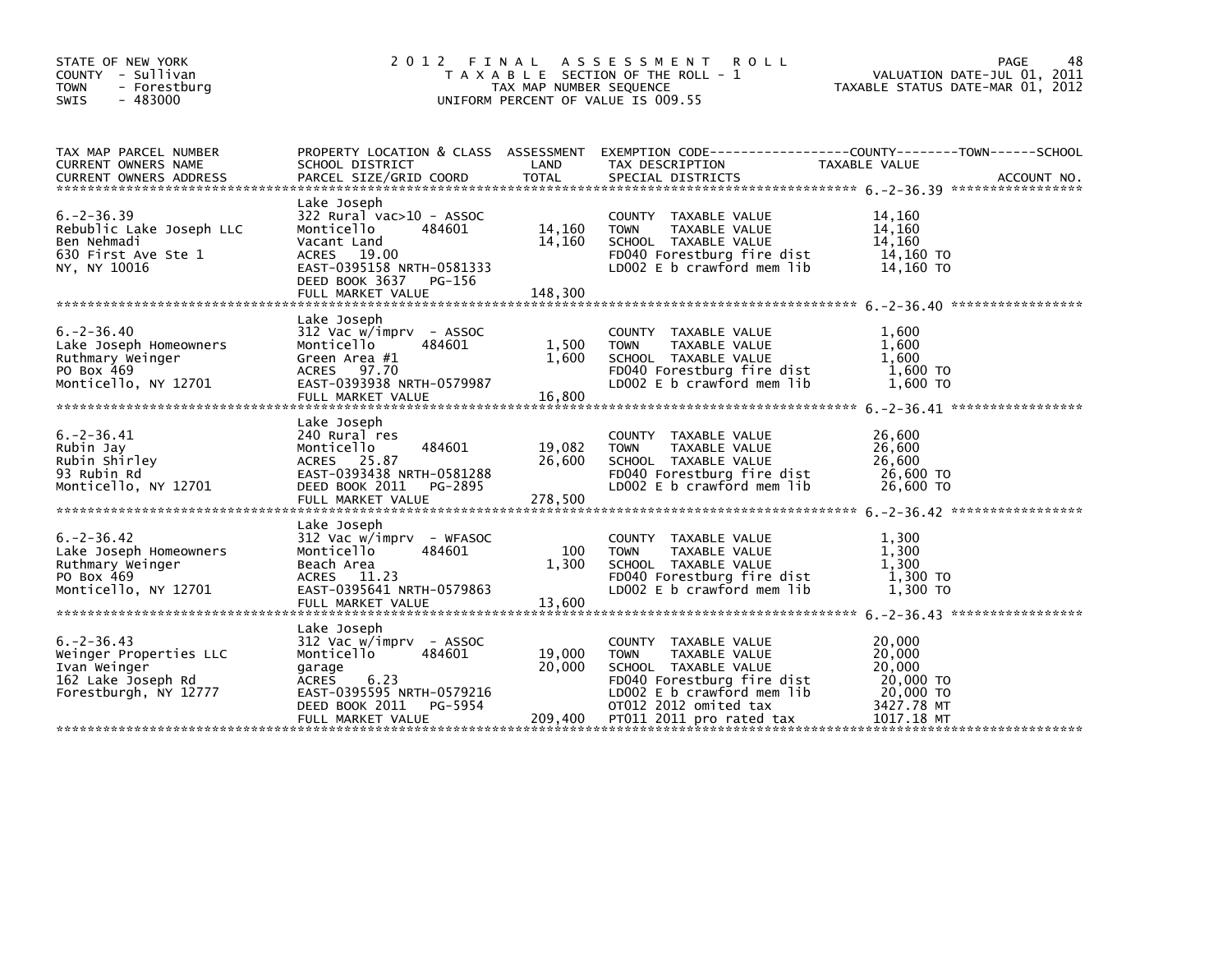STATE OF NEW YORK
COUNTY - Sullivan
TOWN - Forestburg
SWIS - 483000

# 2012 FINAL ASSESSMENT ROLL

TAXABLE SECTION OF THE ROLL - 1
TAX MAP NUMBER SEQUENCE
UNIFORM PERCENT OF VALUE IS 009.55

VALUATION DATE-JUL 01, 2011
TAXABLE STATUS DATE-MAR 01, 2012

| TAX MAP PARCEL NUMBER / CURRENT OWNERS NAME / CURRENT OWNERS ADDRESS | PROPERTY LOCATION & CLASS / SCHOOL DISTRICT / PARCEL SIZE/GRID COORD | ASSESSMENT LAND | TOTAL | EXEMPTION CODE / TAX DESCRIPTION / SPECIAL DISTRICTS | TAXABLE VALUE (COUNTY / TOWN / SCHOOL) | ACCOUNT NO. |
|---|---|---|---|---|---|---|
| **6.-2-36.39** | Lake Joseph | | | | | |
| 6.-2-36.39 | 322 Rural vac>10 - ASSOC | | | COUNTY TAXABLE VALUE | 14,160 | |
| Rebublic Lake Joseph LLC | Monticello 484601 | 14,160 | | TOWN TAXABLE VALUE | 14,160 | |
| Ben Nehmadi | Vacant Land | | 14,160 | SCHOOL TAXABLE VALUE | 14,160 | |
| 630 First Ave Ste 1 | ACRES 19.00 | | | FD040 Forestburg fire dist | 14,160 TO | |
| NY, NY 10016 | EAST-0395158 NRTH-0581333 | | | LD002 E b crawford mem lib | 14,160 TO | |
| | DEED BOOK 3637 PG-156 | | | | | |
| | FULL MARKET VALUE | | 148,300 | | | |
| **6.-2-36.40** | Lake Joseph | | | | | |
| 6.-2-36.40 | 312 Vac w/imprv - ASSOC | | | COUNTY TAXABLE VALUE | 1,600 | |
| Lake Joseph Homeowners | Monticello 484601 | 1,500 | | TOWN TAXABLE VALUE | 1,600 | |
| Ruthmary Weinger | Green Area #1 | | 1,600 | SCHOOL TAXABLE VALUE | 1,600 | |
| PO Box 469 | ACRES 97.70 | | | FD040 Forestburg fire dist | 1,600 TO | |
| Monticello, NY 12701 | EAST-0393938 NRTH-0579987 | | | LD002 E b crawford mem lib | 1,600 TO | |
| | FULL MARKET VALUE | | 16,800 | | | |
| **6.-2-36.41** | Lake Joseph | | | | | |
| 6.-2-36.41 | 240 Rural res | | | COUNTY TAXABLE VALUE | 26,600 | |
| Rubin Jay | Monticello 484601 | 19,082 | | TOWN TAXABLE VALUE | 26,600 | |
| Rubin Shirley | ACRES 25.87 | | 26,600 | SCHOOL TAXABLE VALUE | 26,600 | |
| 93 Rubin Rd | EAST-0393438 NRTH-0581288 | | | FD040 Forestburg fire dist | 26,600 TO | |
| Monticello, NY 12701 | DEED BOOK 2011 PG-2895 | | | LD002 E b crawford mem lib | 26,600 TO | |
| | FULL MARKET VALUE | | 278,500 | | | |
| **6.-2-36.42** | Lake Joseph | | | | | |
| 6.-2-36.42 | 312 Vac w/imprv - WFASOC | | | COUNTY TAXABLE VALUE | 1,300 | |
| Lake Joseph Homeowners | Monticello 484601 | 100 | | TOWN TAXABLE VALUE | 1,300 | |
| Ruthmary Weinger | Beach Area | | 1,300 | SCHOOL TAXABLE VALUE | 1,300 | |
| PO Box 469 | ACRES 11.23 | | | FD040 Forestburg fire dist | 1,300 TO | |
| Monticello, NY 12701 | EAST-0395641 NRTH-0579863 | | | LD002 E b crawford mem lib | 1,300 TO | |
| | FULL MARKET VALUE | | 13,600 | | | |
| **6.-2-36.43** | Lake Joseph | | | | | |
| 6.-2-36.43 | 312 Vac w/imprv - ASSOC | | | COUNTY TAXABLE VALUE | 20,000 | |
| Weinger Properties LLC | Monticello 484601 | 19,000 | | TOWN TAXABLE VALUE | 20,000 | |
| Ivan Weinger | garage | | 20,000 | SCHOOL TAXABLE VALUE | 20,000 | |
| 162 Lake Joseph Rd | ACRES 6.23 | | | FD040 Forestburg fire dist | 20,000 TO | |
| Forestburgh, NY 12777 | EAST-0395595 NRTH-0579216 | | | LD002 E b crawford mem lib | 20,000 TO | |
| | DEED BOOK 2011 PG-5954 | | | OT012 2012 omited tax | 3427.78 MT | |
| | FULL MARKET VALUE | | 209,400 | PT011 2011 pro rated tax | 1017.18 MT | |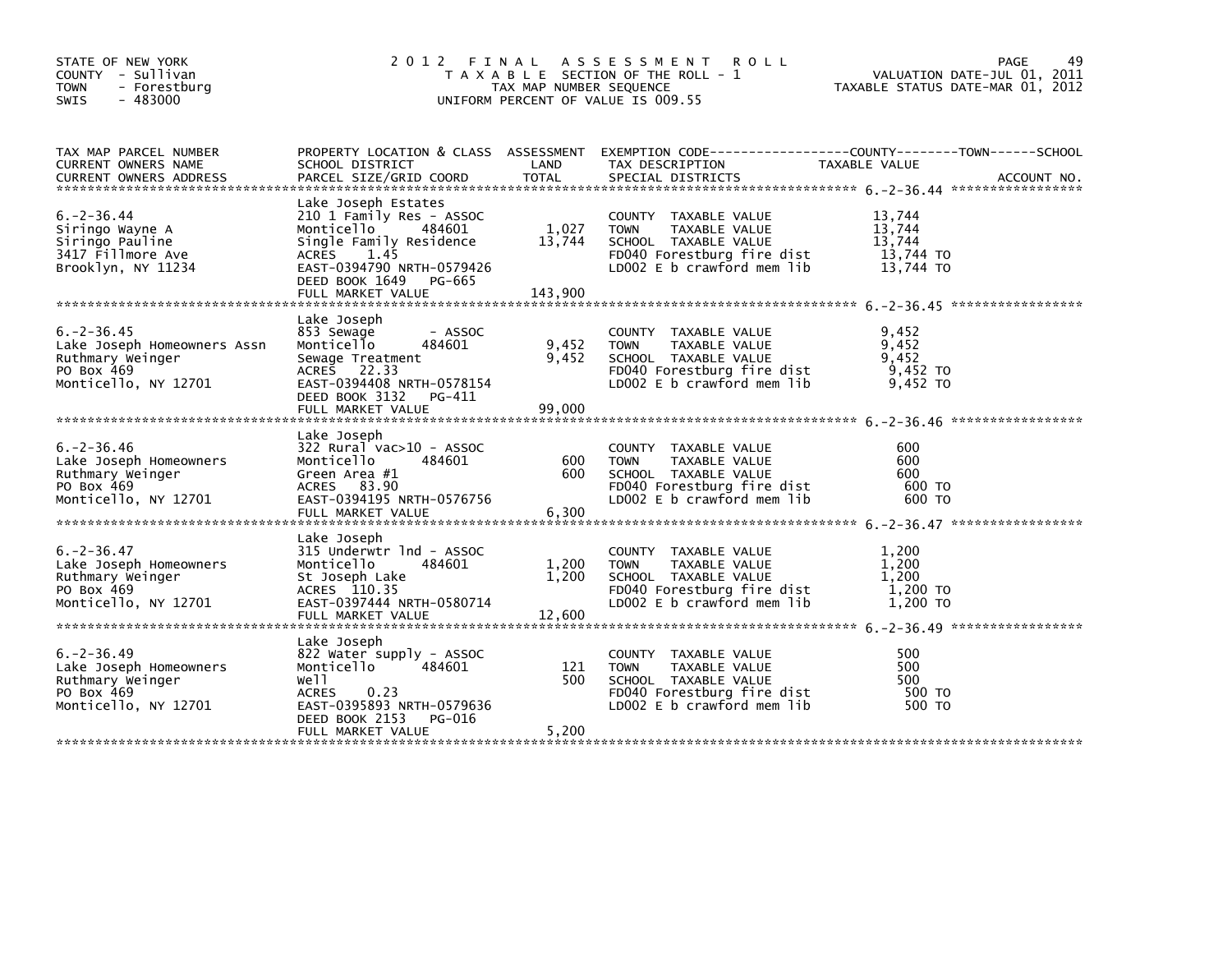STATE OF NEW YORK
COUNTY - Sullivan
TOWN - Forestburg
SWIS - 483000

# 2012 FINAL ASSESSMENT ROLL

TAXABLE SECTION OF THE ROLL - 1
TAX MAP NUMBER SEQUENCE
UNIFORM PERCENT OF VALUE IS 009.55

VALUATION DATE-JUL 01, 2011
TAXABLE STATUS DATE-MAR 01, 2012

| TAX MAP PARCEL NUMBER / CURRENT OWNERS NAME / CURRENT OWNERS ADDRESS | PROPERTY LOCATION & CLASS / SCHOOL DISTRICT / PARCEL SIZE/GRID COORD | ASSESSMENT LAND | TOTAL | EXEMPTION CODE / TAX DESCRIPTION / SPECIAL DISTRICTS | TAXABLE VALUE | ACCOUNT NO. |
|---|---|---|---|---|---|---|
| 6.-2-36.44 | Lake Joseph Estates | | | | | |
| | 210 1 Family Res - ASSOC | | | COUNTY TAXABLE VALUE | 13,744 | |
| Siringo Wayne A | Monticello 484601 | 1,027 | | TOWN TAXABLE VALUE | 13,744 | |
| Siringo Pauline | Single Family Residence | | 13,744 | SCHOOL TAXABLE VALUE | 13,744 | |
| 3417 Fillmore Ave | ACRES 1.45 | | | FD040 Forestburg fire dist | 13,744 TO | |
| Brooklyn, NY 11234 | EAST-0394790 NRTH-0579426 | | | LD002 E b crawford mem lib | 13,744 TO | |
| | DEED BOOK 1649 PG-665 | | | | | |
| | FULL MARKET VALUE | | 143,900 | | | |
| 6.-2-36.45 | Lake Joseph | | | | | |
| | 853 Sewage - ASSOC | | | COUNTY TAXABLE VALUE | 9,452 | |
| Lake Joseph Homeowners Assn | Monticello 484601 | 9,452 | | TOWN TAXABLE VALUE | 9,452 | |
| Ruthmary Weinger | Sewage Treatment | | 9,452 | SCHOOL TAXABLE VALUE | 9,452 | |
| PO Box 469 | ACRES 22.33 | | | FD040 Forestburg fire dist | 9,452 TO | |
| Monticello, NY 12701 | EAST-0394408 NRTH-0578154 | | | LD002 E b crawford mem lib | 9,452 TO | |
| | DEED BOOK 3132 PG-411 | | | | | |
| | FULL MARKET VALUE | | 99,000 | | | |
| 6.-2-36.46 | Lake Joseph | | | | | |
| | 322 Rural vac>10 - ASSOC | | | COUNTY TAXABLE VALUE | 600 | |
| Lake Joseph Homeowners | Monticello 484601 | 600 | | TOWN TAXABLE VALUE | 600 | |
| Ruthmary Weinger | Green Area #1 | | 600 | SCHOOL TAXABLE VALUE | 600 | |
| PO Box 469 | ACRES 83.90 | | | FD040 Forestburg fire dist | 600 TO | |
| Monticello, NY 12701 | EAST-0394195 NRTH-0576756 | | | LD002 E b crawford mem lib | 600 TO | |
| | FULL MARKET VALUE | | 6,300 | | | |
| 6.-2-36.47 | Lake Joseph | | | | | |
| | 315 Underwtr lnd - ASSOC | | | COUNTY TAXABLE VALUE | 1,200 | |
| Lake Joseph Homeowners | Monticello 484601 | 1,200 | | TOWN TAXABLE VALUE | 1,200 | |
| Ruthmary Weinger | St Joseph Lake | | 1,200 | SCHOOL TAXABLE VALUE | 1,200 | |
| PO Box 469 | ACRES 110.35 | | | FD040 Forestburg fire dist | 1,200 TO | |
| Monticello, NY 12701 | EAST-0397444 NRTH-0580714 | | | LD002 E b crawford mem lib | 1,200 TO | |
| | FULL MARKET VALUE | | 12,600 | | | |
| 6.-2-36.49 | Lake Joseph | | | | | |
| | 822 Water supply - ASSOC | | | COUNTY TAXABLE VALUE | 500 | |
| Lake Joseph Homeowners | Monticello 484601 | 121 | | TOWN TAXABLE VALUE | 500 | |
| Ruthmary Weinger | Well | | 500 | SCHOOL TAXABLE VALUE | 500 | |
| PO Box 469 | ACRES 0.23 | | | FD040 Forestburg fire dist | 500 TO | |
| Monticello, NY 12701 | EAST-0395893 NRTH-0579636 | | | LD002 E b crawford mem lib | 500 TO | |
| | DEED BOOK 2153 PG-016 | | | | | |
| | FULL MARKET VALUE | | 5,200 | | | |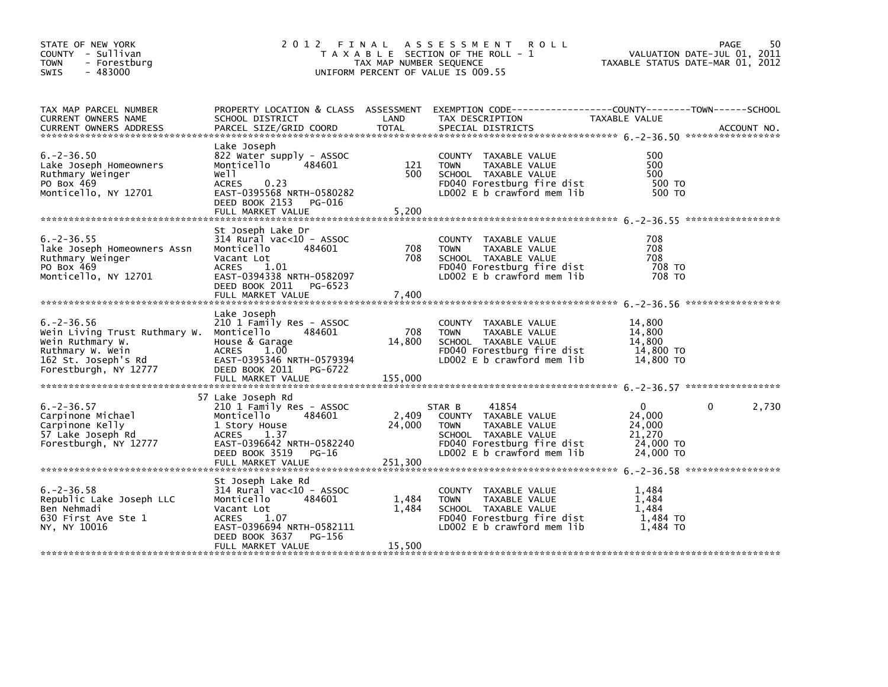STATE OF NEW YORK
COUNTY - Sullivan
TOWN - Forestburg
SWIS - 483000

# 2012 FINAL ASSESSMENT ROLL

TAXABLE SECTION OF THE ROLL - 1
TAX MAP NUMBER SEQUENCE
UNIFORM PERCENT OF VALUE IS 009.55

VALUATION DATE-JUL 01, 2011
TAXABLE STATUS DATE-MAR 01, 2012

| TAX MAP PARCEL NUMBER / CURRENT OWNERS NAME / CURRENT OWNERS ADDRESS | PROPERTY LOCATION & CLASS / SCHOOL DISTRICT / PARCEL SIZE/GRID COORD | ASSESSMENT LAND | TOTAL | EXEMPTION CODE / TAX DESCRIPTION / SPECIAL DISTRICTS | COUNTY TAXABLE VALUE | TOWN | SCHOOL / ACCOUNT NO. |
|---|---|---|---|---|---|---|---|
| **6.-2-36.50** | Lake Joseph | | | | | | |
| 6.-2-36.50 | 822 Water supply - ASSOC | | | COUNTY TAXABLE VALUE | 500 | | |
| Lake Joseph Homeowners | Monticello 484601 | 121 | | TOWN TAXABLE VALUE | 500 | | |
| Ruthmary Weinger | Well | | 500 | SCHOOL TAXABLE VALUE | 500 | | |
| PO Box 469 | ACRES 0.23 | | | FD040 Forestburg fire dist | 500 TO | | |
| Monticello, NY 12701 | EAST-0395568 NRTH-0580282 | | | LD002 E b crawford mem lib | 500 TO | | |
| | DEED BOOK 2153 PG-016 | | | | | | |
| | FULL MARKET VALUE | | 5,200 | | | | |
| **6.-2-36.55** | St Joseph Lake Dr | | | | | | |
| 6.-2-36.55 | 314 Rural vac<10 - ASSOC | | | COUNTY TAXABLE VALUE | 708 | | |
| lake Joseph Homeowners Assn | Monticello 484601 | 708 | | TOWN TAXABLE VALUE | 708 | | |
| Ruthmary Weinger | Vacant Lot | | 708 | SCHOOL TAXABLE VALUE | 708 | | |
| PO Box 469 | ACRES 1.01 | | | FD040 Forestburg fire dist | 708 TO | | |
| Monticello, NY 12701 | EAST-0394338 NRTH-0582097 | | | LD002 E b crawford mem lib | 708 TO | | |
| | DEED BOOK 2011 PG-6523 | | | | | | |
| | FULL MARKET VALUE | | 7,400 | | | | |
| **6.-2-36.56** | Lake Joseph | | | | | | |
| 6.-2-36.56 | 210 1 Family Res - ASSOC | | | COUNTY TAXABLE VALUE | 14,800 | | |
| Wein Living Trust Ruthmary W. | Monticello 484601 | 708 | | TOWN TAXABLE VALUE | 14,800 | | |
| Wein Ruthmary W. | House & Garage | | 14,800 | SCHOOL TAXABLE VALUE | 14,800 | | |
| Ruthmary W. Wein | ACRES 1.00 | | | FD040 Forestburg fire dist | 14,800 TO | | |
| 162 St. Joseph's Rd | EAST-0395346 NRTH-0579394 | | | LD002 E b crawford mem lib | 14,800 TO | | |
| Forestburgh, NY 12777 | DEED BOOK 2011 PG-6722 | | | | | | |
| | FULL MARKET VALUE | | 155,000 | | | | |
| **6.-2-36.57** | 57 Lake Joseph Rd | | | | | | |
| 6.-2-36.57 | 210 1 Family Res - ASSOC | | | STAR B 41854 | 0 | 0 | 2,730 |
| Carpinone Michael | Monticello 484601 | 2,409 | | COUNTY TAXABLE VALUE | 24,000 | | |
| Carpinone Kelly | 1 Story House | | 24,000 | TOWN TAXABLE VALUE | 24,000 | | |
| 57 Lake Joseph Rd | ACRES 1.37 | | | SCHOOL TAXABLE VALUE | 21,270 | | |
| Forestburgh, NY 12777 | EAST-0396642 NRTH-0582240 | | | FD040 Forestburg fire dist | 24,000 TO | | |
| | DEED BOOK 3519 PG-16 | | | LD002 E b crawford mem lib | 24,000 TO | | |
| | FULL MARKET VALUE | | 251,300 | | | | |
| **6.-2-36.58** | St Joseph Lake Rd | | | | | | |
| 6.-2-36.58 | 314 Rural vac<10 - ASSOC | | | COUNTY TAXABLE VALUE | 1,484 | | |
| Republic Lake Joseph LLC | Monticello 484601 | 1,484 | | TOWN TAXABLE VALUE | 1,484 | | |
| Ben Nehmadi | Vacant Lot | | 1,484 | SCHOOL TAXABLE VALUE | 1,484 | | |
| 630 First Ave Ste 1 | ACRES 1.07 | | | FD040 Forestburg fire dist | 1,484 TO | | |
| NY, NY 10016 | EAST-0396694 NRTH-0582111 | | | LD002 E b crawford mem lib | 1,484 TO | | |
| | DEED BOOK 3637 PG-156 | | | | | | |
| | FULL MARKET VALUE | | 15,500 | | | | |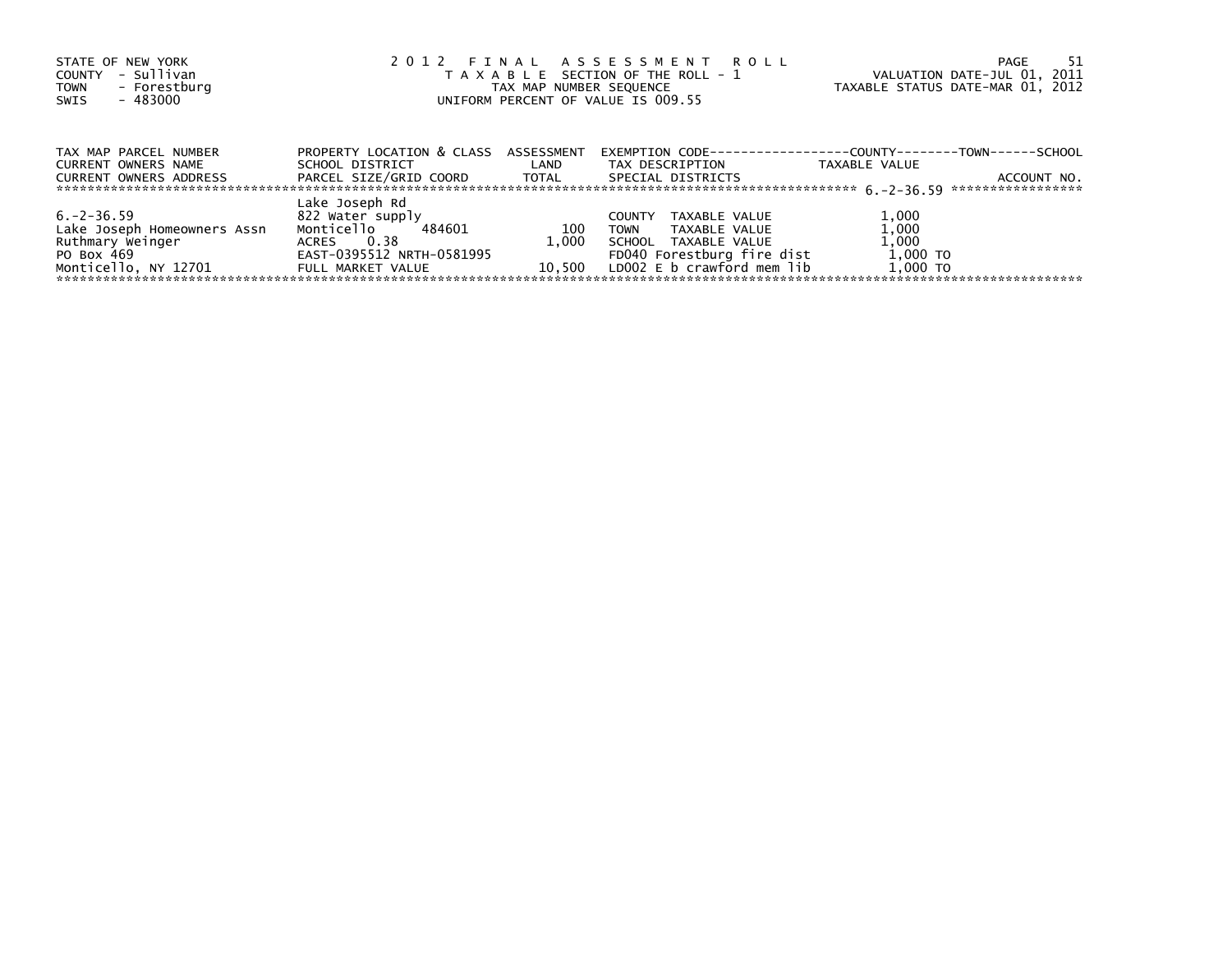STATE OF NEW YORK
COUNTY - Sullivan
TOWN - Forestburg
SWIS - 483000

2 0 1 2 F I N A L A S S E S S M E N T R O L L
T A X A B L E SECTION OF THE ROLL - 1
TAX MAP NUMBER SEQUENCE
UNIFORM PERCENT OF VALUE IS 009.55

VALUATION DATE-JUL 01, 2011
TAXABLE STATUS DATE-MAR 01, 2012

| TAX MAP PARCEL NUMBER<br>CURRENT OWNERS NAME<br>CURRENT OWNERS ADDRESS | PROPERTY LOCATION & CLASS<br>SCHOOL DISTRICT<br>PARCEL SIZE/GRID COORD | ASSESSMENT<br>LAND<br>TOTAL | EXEMPTION CODE<br>TAX DESCRIPTION<br>SPECIAL DISTRICTS | COUNTY / TOWN / SCHOOL<br>TAXABLE VALUE | ACCOUNT NO. |
|---|---|---|---|---|---|
| 6.-2-36.59 | Lake Joseph Rd | | | | |
| | 822 Water supply | | COUNTY TAXABLE VALUE | 1,000 | |
| Lake Joseph Homeowners Assn | Monticello 484601 | 100 | TOWN TAXABLE VALUE | 1,000 | |
| Ruthmary Weinger | ACRES 0.38 | 1,000 | SCHOOL TAXABLE VALUE | 1,000 | |
| PO Box 469 | EAST-0395512 NRTH-0581995 | | FD040 Forestburg fire dist | 1,000 TO | |
| Monticello, NY 12701 | FULL MARKET VALUE | 10,500 | LD002 E b crawford mem lib | 1,000 TO | |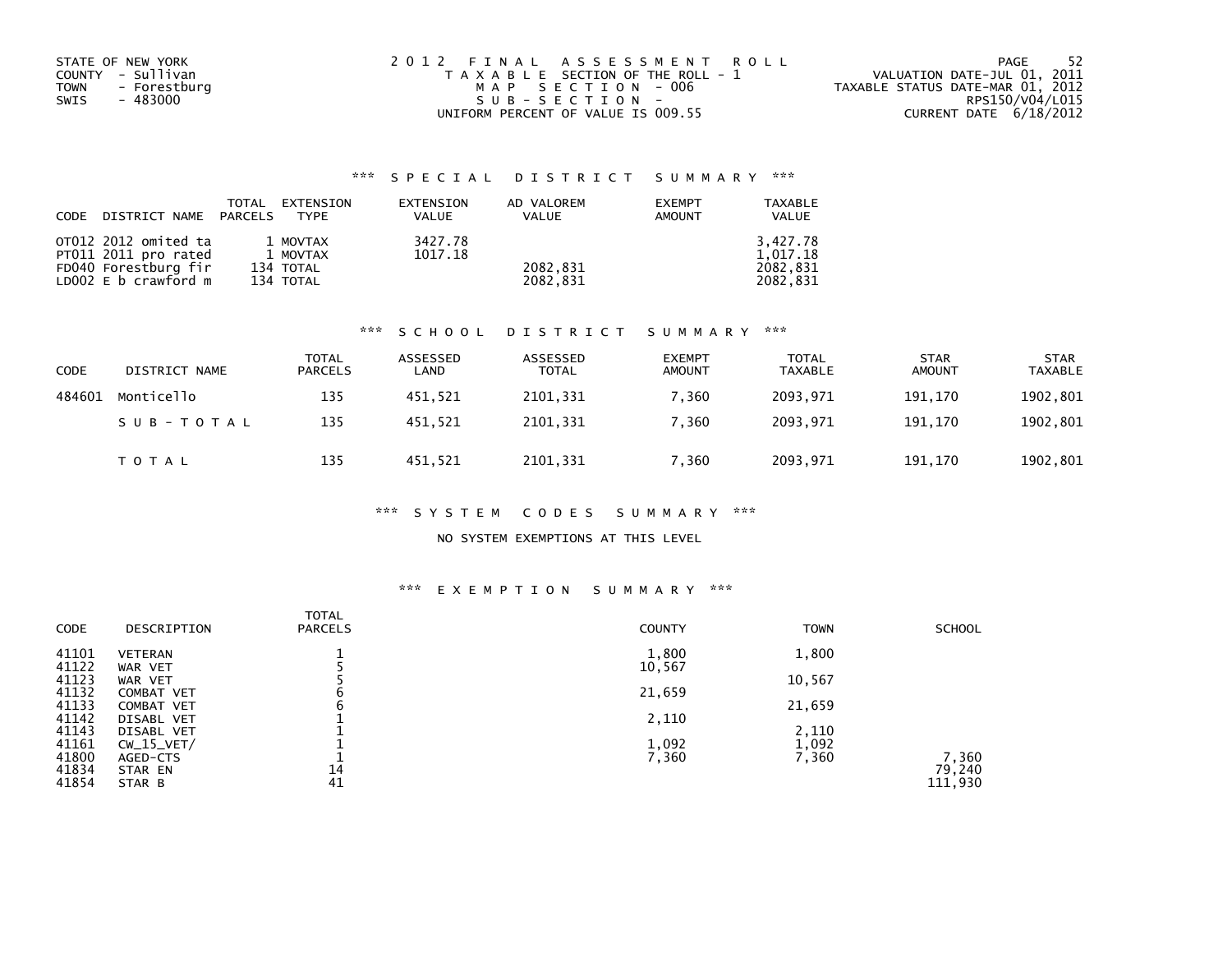STATE OF NEW YORK
COUNTY - Sullivan
TOWN - Forestburg
SWIS - 483000

2012 FINAL ASSESSMENT ROLL
TAXABLE SECTION OF THE ROLL - 1
MAP SECTION - 006
SUB-SECTION -
UNIFORM PERCENT OF VALUE IS 009.55

VALUATION DATE-JUL 01, 2011
TAXABLE STATUS DATE-MAR 01, 2012
RPS150/V04/L015
CURRENT DATE 6/18/2012

### *** SPECIAL DISTRICT SUMMARY ***

| CODE | DISTRICT NAME | TOTAL PARCELS | EXTENSION TYPE | EXTENSION VALUE | AD VALOREM VALUE | EXEMPT AMOUNT | TAXABLE VALUE |
|---|---|---|---|---|---|---|---|
| OT012 | 2012 omited ta | 1 | MOVTAX | 3427.78 | | | 3,427.78 |
| PT011 | 2011 pro rated | 1 | MOVTAX | 1017.18 | | | 1,017.18 |
| FD040 | Forestburg fir | 134 | TOTAL | | 2082,831 | | 2082,831 |
| LD002 | E b crawford m | 134 | TOTAL | | 2082,831 | | 2082,831 |

### *** SCHOOL DISTRICT SUMMARY ***

| CODE | DISTRICT NAME | TOTAL PARCELS | ASSESSED LAND | ASSESSED TOTAL | EXEMPT AMOUNT | TOTAL TAXABLE | STAR AMOUNT | STAR TAXABLE |
|---|---|---|---|---|---|---|---|---|
| 484601 | Monticello | 135 | 451,521 | 2101,331 | 7,360 | 2093,971 | 191,170 | 1902,801 |
| | SUB-TOTAL | 135 | 451,521 | 2101,331 | 7,360 | 2093,971 | 191,170 | 1902,801 |
| | TOTAL | 135 | 451,521 | 2101,331 | 7,360 | 2093,971 | 191,170 | 1902,801 |

### *** SYSTEM CODES SUMMARY ***

NO SYSTEM EXEMPTIONS AT THIS LEVEL

### *** EXEMPTION SUMMARY ***

| CODE | DESCRIPTION | TOTAL PARCELS | COUNTY | TOWN | SCHOOL |
|---|---|---|---|---|---|
| 41101 | VETERAN | 1 | 1,800 | 1,800 | |
| 41122 | WAR VET | 5 | 10,567 | | |
| 41123 | WAR VET | 5 | | 10,567 | |
| 41132 | COMBAT VET | 6 | 21,659 | | |
| 41133 | COMBAT VET | 6 | | 21,659 | |
| 41142 | DISABL VET | 1 | 2,110 | | |
| 41143 | DISABL VET | 1 | | 2,110 | |
| 41161 | CW_15_VET/ | 1 | 1,092 | 1,092 | |
| 41800 | AGED-CTS | 1 | 7,360 | 7,360 | 7,360 |
| 41834 | STAR EN | 14 | | | 79,240 |
| 41854 | STAR B | 41 | | | 111,930 |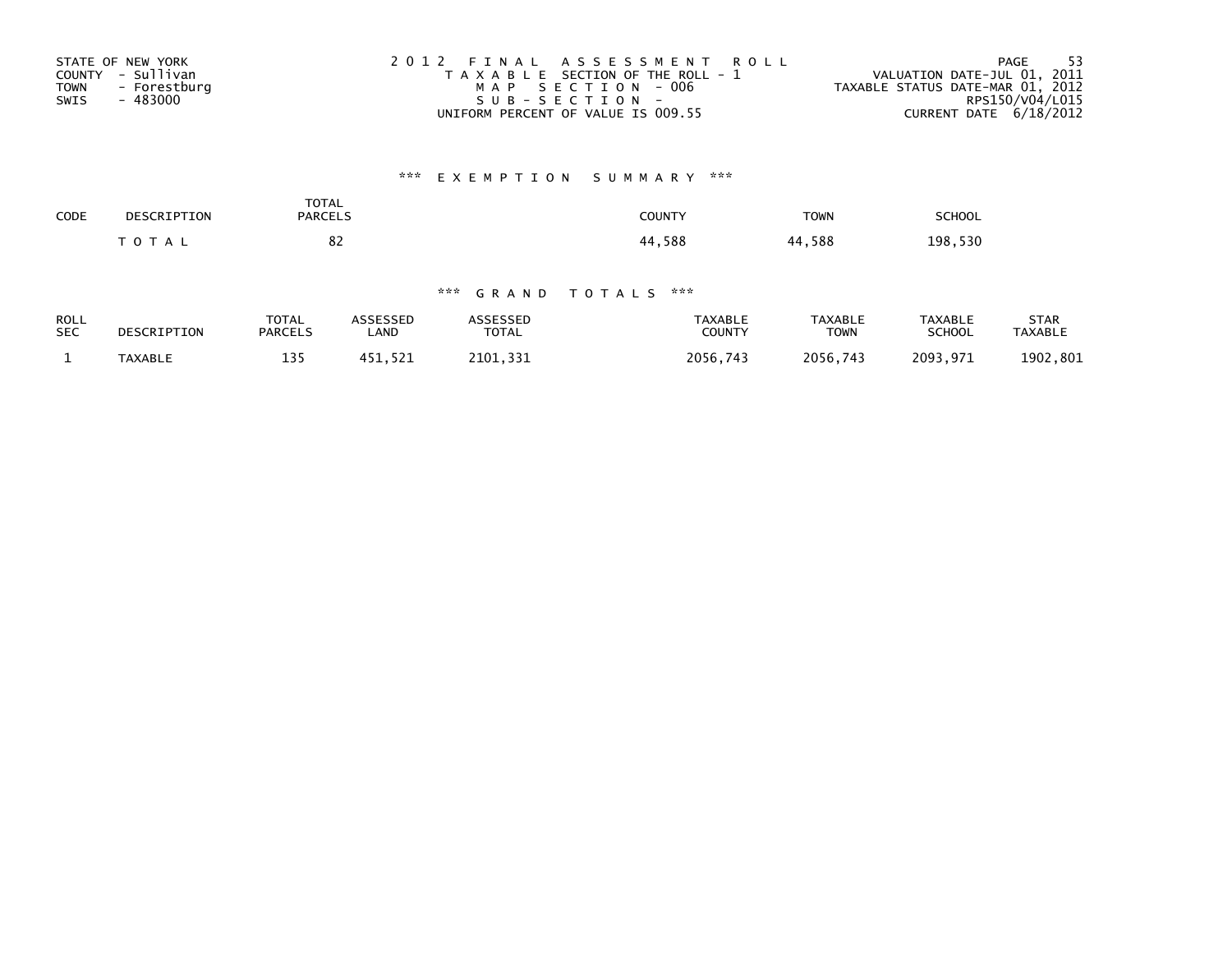STATE OF NEW YORK
COUNTY - Sullivan
TOWN - Forestburg
SWIS - 483000

2012 FINAL ASSESSMENT ROLL
TAXABLE SECTION OF THE ROLL - 1
MAP SECTION - 006
SUB-SECTION -
UNIFORM PERCENT OF VALUE IS 009.55

VALUATION DATE-JUL 01, 2011
TAXABLE STATUS DATE-MAR 01, 2012
RPS150/V04/L015
CURRENT DATE 6/18/2012

## *** EXEMPTION SUMMARY ***

| CODE | DESCRIPTION | TOTAL PARCELS | COUNTY | TOWN | SCHOOL |
|---|---|---|---|---|---|
| | TOTAL | 82 | 44,588 | 44,588 | 198,530 |

## *** GRAND TOTALS ***

| ROLL SEC | DESCRIPTION | TOTAL PARCELS | ASSESSED LAND | ASSESSED TOTAL | TAXABLE COUNTY | TAXABLE TOWN | TAXABLE SCHOOL | STAR TAXABLE |
|---|---|---|---|---|---|---|---|---|
| 1 | TAXABLE | 135 | 451,521 | 2101,331 | 2056,743 | 2056,743 | 2093,971 | 1902,801 |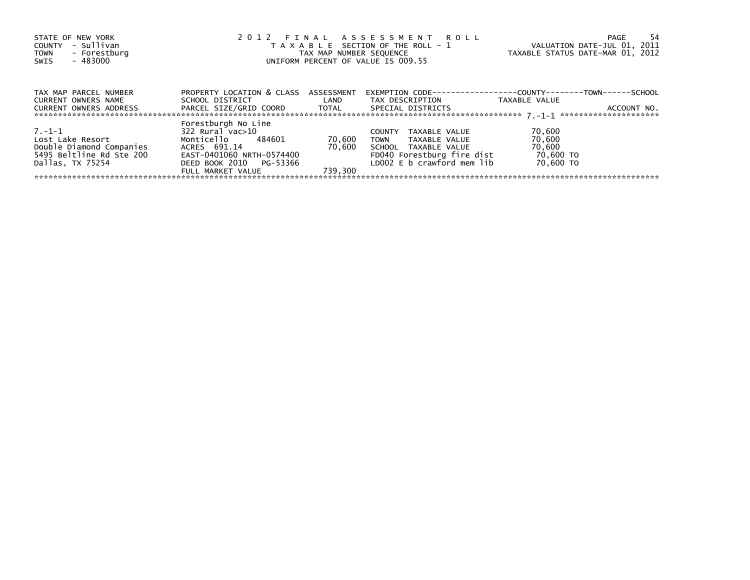STATE OF NEW YORK
COUNTY - Sullivan
TOWN - Forestburg
SWIS - 483000

2 0 1 2 F I N A L A S S E S S M E N T R O L L
T A X A B L E SECTION OF THE ROLL - 1
TAX MAP NUMBER SEQUENCE
UNIFORM PERCENT OF VALUE IS 009.55

VALUATION DATE-JUL 01, 2011
TAXABLE STATUS DATE-MAR 01, 2012

| TAX MAP PARCEL NUMBER<br>CURRENT OWNERS NAME<br>CURRENT OWNERS ADDRESS | PROPERTY LOCATION & CLASS<br>SCHOOL DISTRICT<br>PARCEL SIZE/GRID COORD | ASSESSMENT<br>LAND<br>TOTAL | EXEMPTION CODE------------------COUNTY--------TOWN------SCHOOL<br>TAX DESCRIPTION<br>SPECIAL DISTRICTS | TAXABLE VALUE | ACCOUNT NO. |
|---|---|---|---|---|---|
| ******* 7.-1-1 ******* | | | | | |
| | Forestburgh No Line | | | | |
| 7.-1-1 | 322 Rural vac>10 | | COUNTY TAXABLE VALUE | 70,600 | |
| Lost Lake Resort | Monticello 484601 | 70,600 | TOWN TAXABLE VALUE | 70,600 | |
| Double Diamond Companies | ACRES 691.14 | 70,600 | SCHOOL TAXABLE VALUE | 70,600 | |
| 5495 Beltline Rd Ste 200 | EAST-0401060 NRTH-0574400 | | FD040 Forestburg fire dist | 70,600 TO | |
| Dallas, TX 75254 | DEED BOOK 2010 PG-53366 | | LD002 E b crawford mem lib | 70,600 TO | |
| | FULL MARKET VALUE | 739,300 | | | |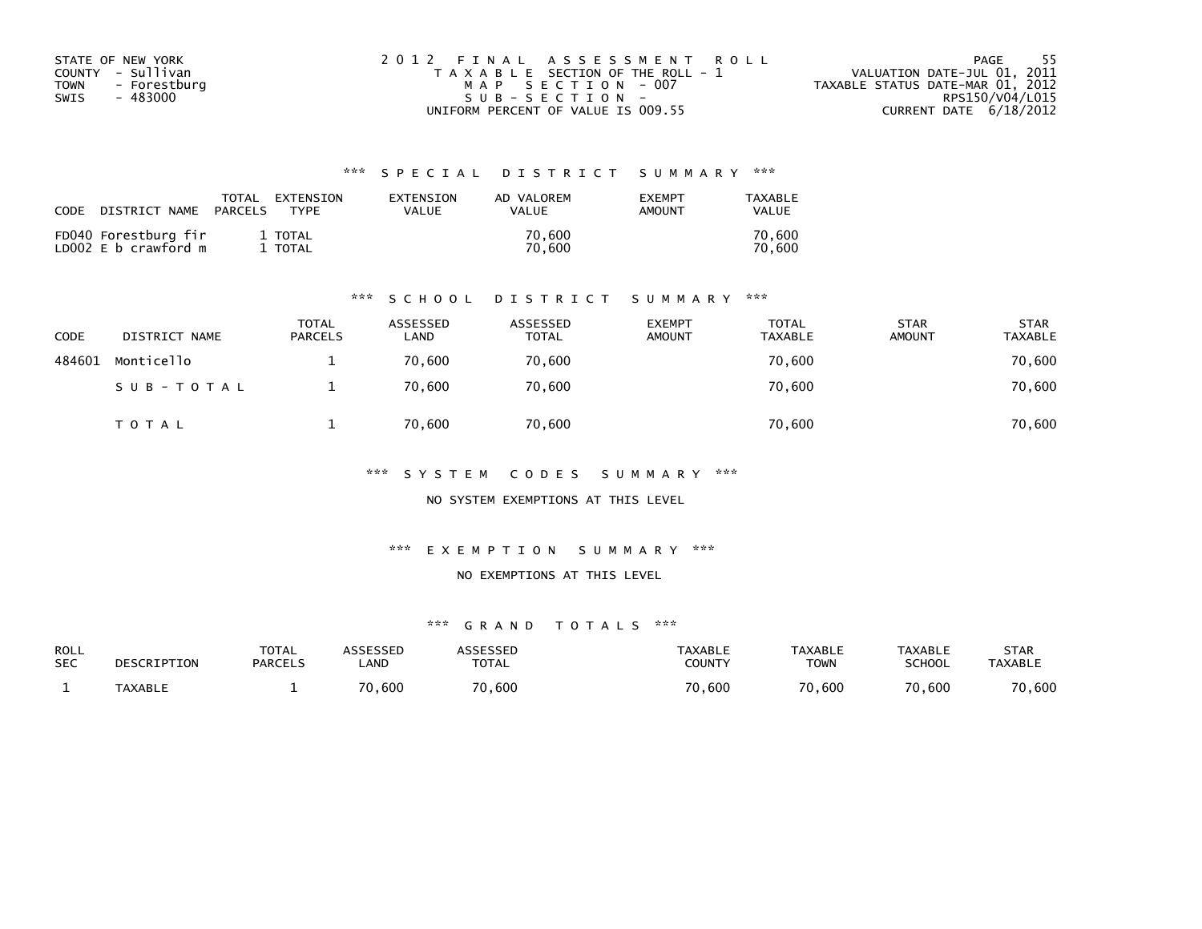STATE OF NEW YORK
COUNTY - Sullivan
TOWN - Forestburg
SWIS - 483000

2012 FINAL ASSESSMENT ROLL
TAXABLE SECTION OF THE ROLL - 1
MAP SECTION - 007
SUB-SECTION -
UNIFORM PERCENT OF VALUE IS 009.55

VALUATION DATE-JUL 01, 2011
TAXABLE STATUS DATE-MAR 01, 2012
RPS150/V04/L015
CURRENT DATE 6/18/2012

### *** SPECIAL DISTRICT SUMMARY ***

| CODE | DISTRICT NAME | TOTAL PARCELS | EXTENSION TYPE | EXTENSION VALUE | AD VALOREM VALUE | EXEMPT AMOUNT | TAXABLE VALUE |
|---|---|---|---|---|---|---|---|
| FD040 | Forestburg fir | 1 | TOTAL | | 70,600 | | 70,600 |
| LD002 | E b crawford m | 1 | TOTAL | | 70,600 | | 70,600 |

### *** SCHOOL DISTRICT SUMMARY ***

| CODE | DISTRICT NAME | TOTAL PARCELS | ASSESSED LAND | ASSESSED TOTAL | EXEMPT AMOUNT | TOTAL TAXABLE | STAR AMOUNT | STAR TAXABLE |
|---|---|---|---|---|---|---|---|---|
| 484601 | Monticello | 1 | 70,600 | 70,600 | | 70,600 | | 70,600 |
| | SUB-TOTAL | 1 | 70,600 | 70,600 | | 70,600 | | 70,600 |
| | TOTAL | 1 | 70,600 | 70,600 | | 70,600 | | 70,600 |

### *** SYSTEM CODES SUMMARY ***

NO SYSTEM EXEMPTIONS AT THIS LEVEL

### *** EXEMPTION SUMMARY ***

NO EXEMPTIONS AT THIS LEVEL

### *** GRAND TOTALS ***

| ROLL SEC | DESCRIPTION | TOTAL PARCELS | ASSESSED LAND | ASSESSED TOTAL | TAXABLE COUNTY | TAXABLE TOWN | TAXABLE SCHOOL | STAR TAXABLE |
|---|---|---|---|---|---|---|---|---|
| 1 | TAXABLE | 1 | 70,600 | 70,600 | 70,600 | 70,600 | 70,600 | 70,600 |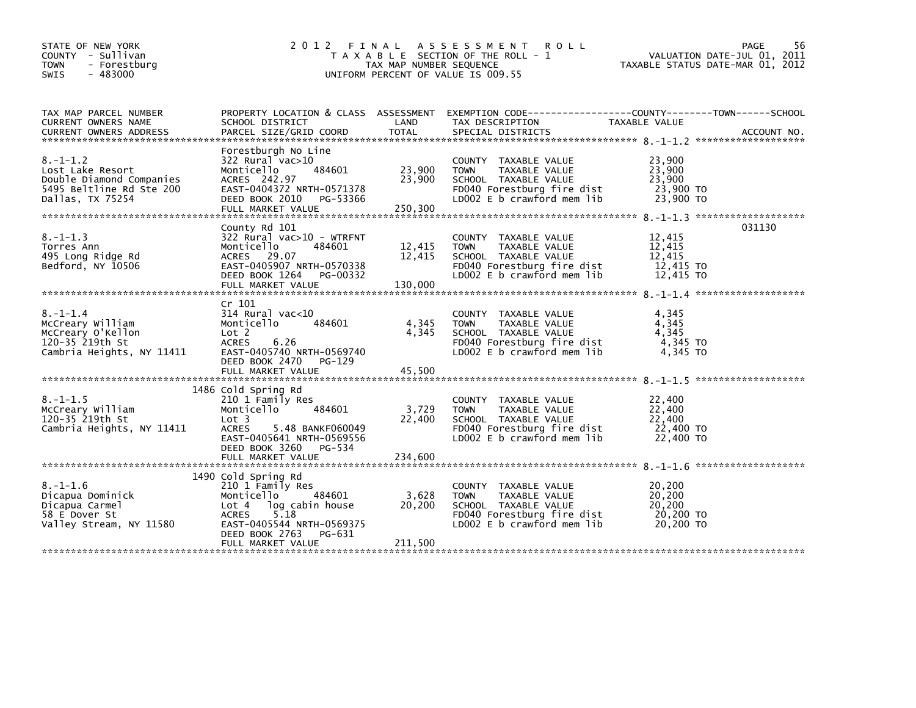STATE OF NEW YORK
COUNTY - Sullivan
TOWN - Forestburg
SWIS - 483000

# 2012 FINAL ASSESSMENT ROLL

TAXABLE SECTION OF THE ROLL - 1
TAX MAP NUMBER SEQUENCE
UNIFORM PERCENT OF VALUE IS 009.55

VALUATION DATE-JUL 01, 2011
TAXABLE STATUS DATE-MAR 01, 2012

| TAX MAP PARCEL NUMBER / CURRENT OWNERS NAME / CURRENT OWNERS ADDRESS | PROPERTY LOCATION & CLASS / SCHOOL DISTRICT / PARCEL SIZE/GRID COORD | ASSESSMENT LAND | TOTAL | EXEMPTION CODE / TAX DESCRIPTION / SPECIAL DISTRICTS | TAXABLE VALUE | ACCOUNT NO. |
|---|---|---|---|---|---|---|
| 8.-1-1.2 | Forestburgh No Line | | | | | |
| Lost Lake Resort | 322 Rural vac>10 | | | COUNTY TAXABLE VALUE | 23,900 | |
| Double Diamond Companies | Monticello 484601 | 23,900 | | TOWN TAXABLE VALUE | 23,900 | |
| 5495 Beltline Rd Ste 200 | ACRES 242.97 | | 23,900 | SCHOOL TAXABLE VALUE | 23,900 | |
| Dallas, TX 75254 | EAST-0404372 NRTH-0571378 | | | FD040 Forestburg fire dist | 23,900 TO | |
| | DEED BOOK 2010 PG-53366 | | | LD002 E b crawford mem lib | 23,900 TO | |
| | FULL MARKET VALUE | | 250,300 | | | |
| 8.-1-1.3 | County Rd 101 | | | | | 031130 |
| Torres Ann | 322 Rural vac>10 - WTRFNT | | | COUNTY TAXABLE VALUE | 12,415 | |
| 495 Long Ridge Rd | Monticello 484601 | 12,415 | | TOWN TAXABLE VALUE | 12,415 | |
| Bedford, NY 10506 | ACRES 29.07 | | 12,415 | SCHOOL TAXABLE VALUE | 12,415 | |
| | EAST-0405907 NRTH-0570338 | | | FD040 Forestburg fire dist | 12,415 TO | |
| | DEED BOOK 1264 PG-00332 | | | LD002 E b crawford mem lib | 12,415 TO | |
| | FULL MARKET VALUE | | 130,000 | | | |
| 8.-1-1.4 | Cr 101 | | | | | |
| McCreary William | 314 Rural vac<10 | | | COUNTY TAXABLE VALUE | 4,345 | |
| McCreary O'Kellon | Monticello 484601 | 4,345 | | TOWN TAXABLE VALUE | 4,345 | |
| 120-35 219th St | Lot 2 | | 4,345 | SCHOOL TAXABLE VALUE | 4,345 | |
| Cambria Heights, NY 11411 | ACRES 6.26 | | | FD040 Forestburg fire dist | 4,345 TO | |
| | EAST-0405740 NRTH-0569740 | | | LD002 E b crawford mem lib | 4,345 TO | |
| | DEED BOOK 2470 PG-129 | | | | | |
| | FULL MARKET VALUE | | 45,500 | | | |
| 8.-1-1.5 | 1486 Cold Spring Rd | | | | | |
| McCreary William | 210 1 Family Res | | | COUNTY TAXABLE VALUE | 22,400 | |
| 120-35 219th St | Monticello 484601 | 3,729 | | TOWN TAXABLE VALUE | 22,400 | |
| Cambria Heights, NY 11411 | Lot 3 | | 22,400 | SCHOOL TAXABLE VALUE | 22,400 | |
| | ACRES 5.48 BANKF060049 | | | FD040 Forestburg fire dist | 22,400 TO | |
| | EAST-0405641 NRTH-0569556 | | | LD002 E b crawford mem lib | 22,400 TO | |
| | DEED BOOK 3260 PG-534 | | | | | |
| | FULL MARKET VALUE | | 234,600 | | | |
| 8.-1-1.6 | 1490 Cold Spring Rd | | | | | |
| Dicapua Dominick | 210 1 Family Res | | | COUNTY TAXABLE VALUE | 20,200 | |
| Dicapua Carmel | Monticello 484601 | 3,628 | | TOWN TAXABLE VALUE | 20,200 | |
| 58 E Dover St | Lot 4 log cabin house | | 20,200 | SCHOOL TAXABLE VALUE | 20,200 | |
| Valley Stream, NY 11580 | ACRES 5.18 | | | FD040 Forestburg fire dist | 20,200 TO | |
| | EAST-0405544 NRTH-0569375 | | | LD002 E b crawford mem lib | 20,200 TO | |
| | DEED BOOK 2763 PG-631 | | | | | |
| | FULL MARKET VALUE | | 211,500 | | | |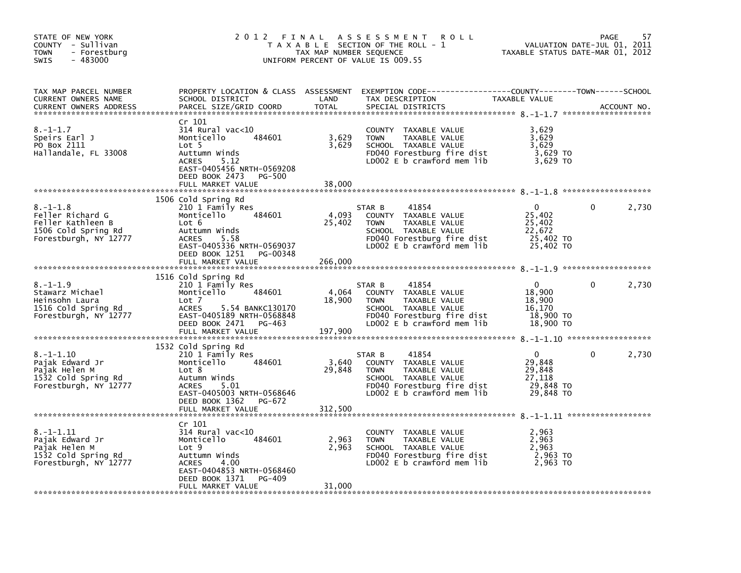STATE OF NEW YORK
COUNTY - Sullivan
TOWN - Forestburg
SWIS - 483000

# 2012 FINAL ASSESSMENT ROLL

TAXABLE SECTION OF THE ROLL - 1
TAX MAP NUMBER SEQUENCE
UNIFORM PERCENT OF VALUE IS 009.55

VALUATION DATE-JUL 01, 2011
TAXABLE STATUS DATE-MAR 01, 2012

| TAX MAP PARCEL NUMBER / CURRENT OWNERS NAME / CURRENT OWNERS ADDRESS | PROPERTY LOCATION & CLASS / SCHOOL DISTRICT / PARCEL SIZE/GRID COORD | ASSESSMENT LAND | TOTAL | EXEMPTION CODE / TAX DESCRIPTION / SPECIAL DISTRICTS | COUNTY TAXABLE VALUE | TOWN | SCHOOL / ACCOUNT NO. |
|---|---|---|---|---|---|---|---|
| 8.-1-1.7 | Cr 101 | | | | | | |
| Speirs Earl J | 314 Rural vac<10 | | | COUNTY TAXABLE VALUE | 3,629 | | |
| PO Box 2111 | Monticello 484601 | 3,629 | | TOWN TAXABLE VALUE | 3,629 | | |
| Hallandale, FL 33008 | Lot 5 | | 3,629 | SCHOOL TAXABLE VALUE | 3,629 | | |
| | Auttumn Winds | | | FD040 Forestburg fire dist | 3,629 TO | | |
| | ACRES 5.12 | | | LD002 E b crawford mem lib | 3,629 TO | | |
| | EAST-0405456 NRTH-0569208 | | | | | | |
| | DEED BOOK 2473 PG-500 | | | | | | |
| | FULL MARKET VALUE | | 38,000 | | | | |
| 8.-1-1.8 | 1506 Cold Spring Rd | | | | | | |
| Feller Richard G | 210 1 Family Res | | | STAR B 41854 | 0 | 0 | 2,730 |
| Feller Kathleen B | Monticello 484601 | 4,093 | | COUNTY TAXABLE VALUE | 25,402 | | |
| 1506 Cold Spring Rd | Lot 6 | | 25,402 | TOWN TAXABLE VALUE | 25,402 | | |
| Forestburgh, NY 12777 | Auttumn Winds | | | SCHOOL TAXABLE VALUE | 22,672 | | |
| | ACRES 5.58 | | | FD040 Forestburg fire dist | 25,402 TO | | |
| | EAST-0405336 NRTH-0569037 | | | LD002 E b crawford mem lib | 25,402 TO | | |
| | DEED BOOK 1251 PG-00348 | | | | | | |
| | FULL MARKET VALUE | | 266,000 | | | | |
| 8.-1-1.9 | 1516 Cold Spring Rd | | | | | | |
| Stawarz Michael | 210 1 Family Res | | | STAR B 41854 | 0 | 0 | 2,730 |
| Heinsohn Laura | Monticello 484601 | 4,064 | | COUNTY TAXABLE VALUE | 18,900 | | |
| 1516 Cold Spring Rd | Lot 7 | | 18,900 | TOWN TAXABLE VALUE | 18,900 | | |
| Forestburgh, NY 12777 | ACRES 5.54 BANKC130170 | | | SCHOOL TAXABLE VALUE | 16,170 | | |
| | EAST-0405189 NRTH-0568848 | | | FD040 Forestburg fire dist | 18,900 TO | | |
| | DEED BOOK 2471 PG-463 | | | LD002 E b crawford mem lib | 18,900 TO | | |
| | FULL MARKET VALUE | | 197,900 | | | | |
| 8.-1-1.10 | 1532 Cold Spring Rd | | | | | | |
| Pajak Edward Jr | 210 1 Family Res | | | STAR B 41854 | 0 | 0 | 2,730 |
| Pajak Helen M | Monticello 484601 | 3,640 | | COUNTY TAXABLE VALUE | 29,848 | | |
| 1532 Cold Spring Rd | Lot 8 | | 29,848 | TOWN TAXABLE VALUE | 29,848 | | |
| Forestburgh, NY 12777 | Autumn Winds | | | SCHOOL TAXABLE VALUE | 27,118 | | |
| | ACRES 5.01 | | | FD040 Forestburg fire dist | 29,848 TO | | |
| | EAST-0405003 NRTH-0568646 | | | LD002 E b crawford mem lib | 29,848 TO | | |
| | DEED BOOK 1362 PG-672 | | | | | | |
| | FULL MARKET VALUE | | 312,500 | | | | |
| 8.-1-1.11 | Cr 101 | | | | | | |
| Pajak Edward Jr | 314 Rural vac<10 | | | COUNTY TAXABLE VALUE | 2,963 | | |
| Pajak Helen M | Monticello 484601 | 2,963 | | TOWN TAXABLE VALUE | 2,963 | | |
| 1532 Cold Spring Rd | Lot 9 | | 2,963 | SCHOOL TAXABLE VALUE | 2,963 | | |
| Forestburgh, NY 12777 | Auttumn Winds | | | FD040 Forestburg fire dist | 2,963 TO | | |
| | ACRES 4.00 | | | LD002 E b crawford mem lib | 2,963 TO | | |
| | EAST-0404853 NRTH-0568460 | | | | | | |
| | DEED BOOK 1371 PG-409 | | | | | | |
| | FULL MARKET VALUE | | 31,000 | | | | |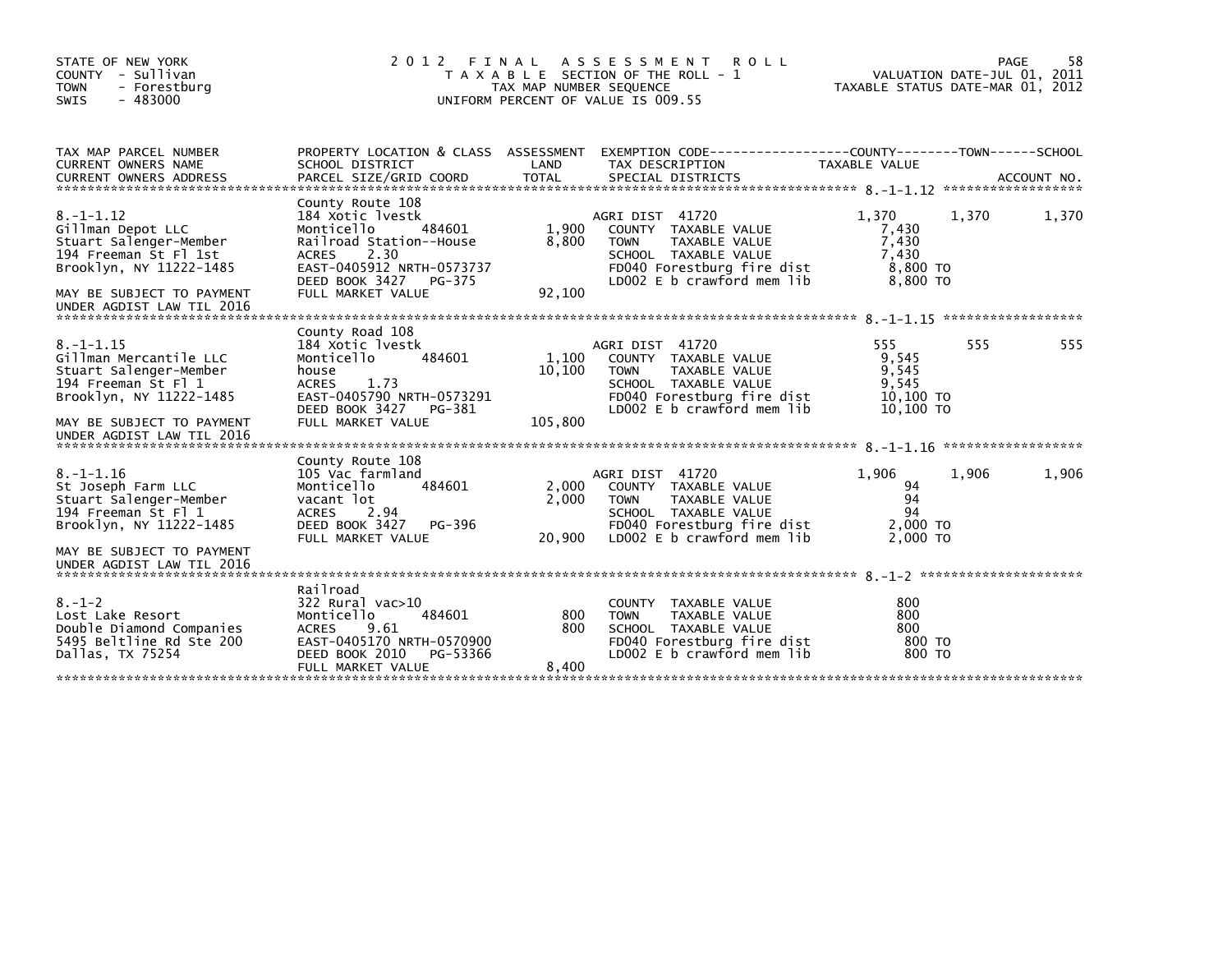STATE OF NEW YORK
COUNTY - Sullivan
TOWN - Forestburg
SWIS - 483000

# 2012 FINAL ASSESSMENT ROLL

TAXABLE SECTION OF THE ROLL - 1
TAX MAP NUMBER SEQUENCE
UNIFORM PERCENT OF VALUE IS 009.55

VALUATION DATE-JUL 01, 2011
TAXABLE STATUS DATE-MAR 01, 2012

| TAX MAP PARCEL NUMBER / CURRENT OWNERS NAME / CURRENT OWNERS ADDRESS | PROPERTY LOCATION & CLASS / SCHOOL DISTRICT / PARCEL SIZE/GRID COORD | ASSESSMENT LAND / TOTAL | EXEMPTION CODE / TAX DESCRIPTION / SPECIAL DISTRICTS | COUNTY TAXABLE VALUE | TOWN | SCHOOL |
|---|---|---|---|---|---|---|
| **8.-1-1.12** | County Route 108 | | | | | |
| | 184 Xotic lvestk | | AGRI DIST 41720 | 1,370 | 1,370 | 1,370 |
| Gillman Depot LLC | Monticello 484601 | 1,900 | COUNTY TAXABLE VALUE | 7,430 | | |
| Stuart Salenger-Member | Railroad Station--House | 8,800 | TOWN TAXABLE VALUE | 7,430 | | |
| 194 Freeman St Fl 1st | ACRES 2.30 | | SCHOOL TAXABLE VALUE | 7,430 | | |
| Brooklyn, NY 11222-1485 | EAST-0405912 NRTH-0573737 | | FD040 Forestburg fire dist | 8,800 TO | | |
| | DEED BOOK 3427 PG-375 | | LD002 E b crawford mem lib | 8,800 TO | | |
| MAY BE SUBJECT TO PAYMENT | FULL MARKET VALUE | 92,100 | | | | |
| UNDER AGDIST LAW TIL 2016 | | | | | | |
| **8.-1-1.15** | County Road 108 | | | | | |
| | 184 Xotic lvestk | | AGRI DIST 41720 | 555 | 555 | 555 |
| Gillman Mercantile LLC | Monticello 484601 | 1,100 | COUNTY TAXABLE VALUE | 9,545 | | |
| Stuart Salenger-Member | house | 10,100 | TOWN TAXABLE VALUE | 9,545 | | |
| 194 Freeman St Fl 1 | ACRES 1.73 | | SCHOOL TAXABLE VALUE | 9,545 | | |
| Brooklyn, NY 11222-1485 | EAST-0405790 NRTH-0573291 | | FD040 Forestburg fire dist | 10,100 TO | | |
| | DEED BOOK 3427 PG-381 | | LD002 E b crawford mem lib | 10,100 TO | | |
| MAY BE SUBJECT TO PAYMENT | FULL MARKET VALUE | 105,800 | | | | |
| UNDER AGDIST LAW TIL 2016 | | | | | | |
| **8.-1-1.16** | County Route 108 | | | | | |
| | 105 Vac farmland | | AGRI DIST 41720 | 1,906 | 1,906 | 1,906 |
| St Joseph Farm LLC | Monticello 484601 | 2,000 | COUNTY TAXABLE VALUE | 94 | | |
| Stuart Salenger-Member | vacant lot | 2,000 | TOWN TAXABLE VALUE | 94 | | |
| 194 Freeman St Fl 1 | ACRES 2.94 | | SCHOOL TAXABLE VALUE | 94 | | |
| Brooklyn, NY 11222-1485 | DEED BOOK 3427 PG-396 | | FD040 Forestburg fire dist | 2,000 TO | | |
| | FULL MARKET VALUE | 20,900 | LD002 E b crawford mem lib | 2,000 TO | | |
| MAY BE SUBJECT TO PAYMENT | | | | | | |
| UNDER AGDIST LAW TIL 2016 | | | | | | |
| **8.-1-2** | Railroad | | | | | |
| | 322 Rural vac>10 | | COUNTY TAXABLE VALUE | 800 | | |
| Lost Lake Resort | Monticello 484601 | 800 | TOWN TAXABLE VALUE | 800 | | |
| Double Diamond Companies | ACRES 9.61 | 800 | SCHOOL TAXABLE VALUE | 800 | | |
| 5495 Beltline Rd Ste 200 | EAST-0405170 NRTH-0570900 | | FD040 Forestburg fire dist | 800 TO | | |
| Dallas, TX 75254 | DEED BOOK 2010 PG-53366 | | LD002 E b crawford mem lib | 800 TO | | |
| | FULL MARKET VALUE | 8,400 | | | | |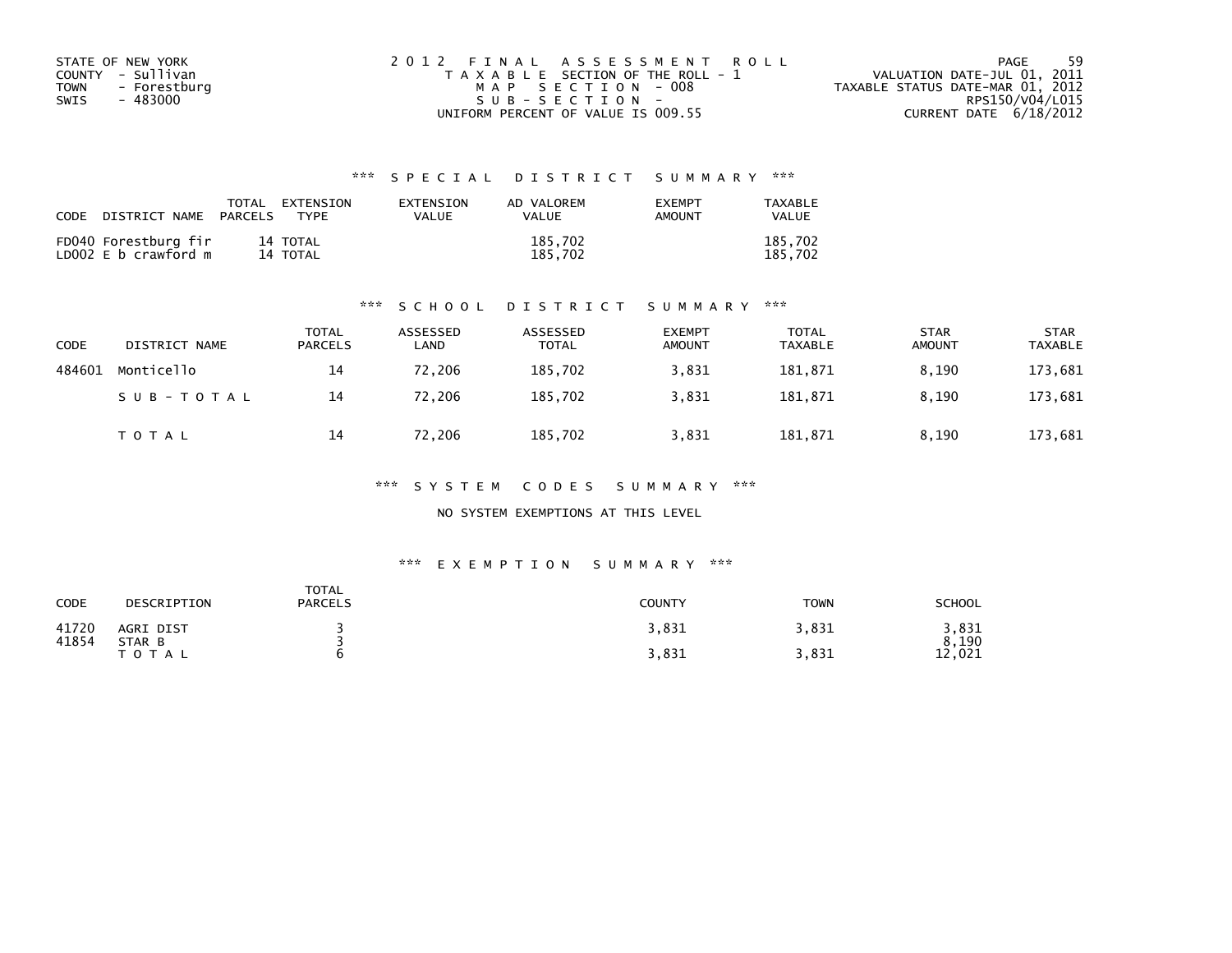STATE OF NEW YORK
COUNTY - Sullivan
TOWN - Forestburg
SWIS - 483000

2012 FINAL ASSESSMENT ROLL
TAXABLE SECTION OF THE ROLL - 1
MAP SECTION - 008
SUB-SECTION -
UNIFORM PERCENT OF VALUE IS 009.55

VALUATION DATE-JUL 01, 2011
TAXABLE STATUS DATE-MAR 01, 2012
RPS150/V04/L015
CURRENT DATE 6/18/2012

### *** SPECIAL DISTRICT SUMMARY ***

| CODE DISTRICT NAME | TOTAL PARCELS | EXTENSION TYPE | EXTENSION VALUE | AD VALOREM VALUE | EXEMPT AMOUNT | TAXABLE VALUE |
|---|---|---|---|---|---|---|
| FD040 Forestburg fir | 14 | TOTAL | | 185,702 | | 185,702 |
| LD002 E b crawford m | 14 | TOTAL | | 185,702 | | 185,702 |

### *** SCHOOL DISTRICT SUMMARY ***

| CODE | DISTRICT NAME | TOTAL PARCELS | ASSESSED LAND | ASSESSED TOTAL | EXEMPT AMOUNT | TOTAL TAXABLE | STAR AMOUNT | STAR TAXABLE |
|---|---|---|---|---|---|---|---|---|
| 484601 | Monticello | 14 | 72,206 | 185,702 | 3,831 | 181,871 | 8,190 | 173,681 |
| | SUB-TOTAL | 14 | 72,206 | 185,702 | 3,831 | 181,871 | 8,190 | 173,681 |
| | TOTAL | 14 | 72,206 | 185,702 | 3,831 | 181,871 | 8,190 | 173,681 |

### *** SYSTEM CODES SUMMARY ***

NO SYSTEM EXEMPTIONS AT THIS LEVEL

### *** EXEMPTION SUMMARY ***

| CODE | DESCRIPTION | TOTAL PARCELS | COUNTY | TOWN | SCHOOL |
|---|---|---|---|---|---|
| 41720 | AGRI DIST | 3 | 3,831 | 3,831 | 3,831 |
| 41854 | STAR B | 3 | | | 8,190 |
| | TOTAL | 6 | 3,831 | 3,831 | 12,021 |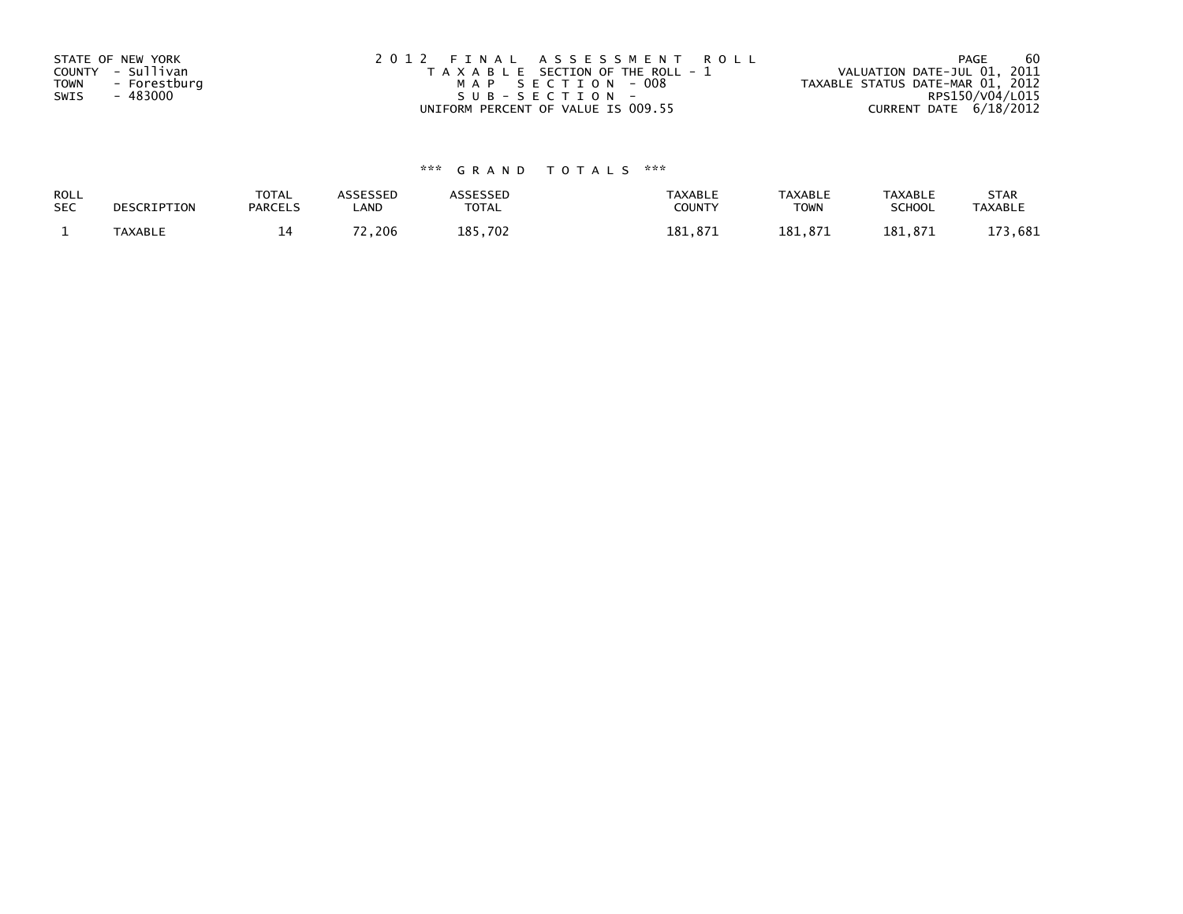STATE OF NEW YORK
COUNTY - Sullivan
TOWN - Forestburg
SWIS - 483000

2012 FINAL ASSESSMENT ROLL
TAXABLE SECTION OF THE ROLL - 1
MAP SECTION - 008
SUB-SECTION -
UNIFORM PERCENT OF VALUE IS 009.55

VALUATION DATE-JUL 01, 2011
TAXABLE STATUS DATE-MAR 01, 2012
RPS150/V04/L015
CURRENT DATE 6/18/2012

*** GRAND TOTALS ***

| ROLL SEC | DESCRIPTION | TOTAL PARCELS | ASSESSED LAND | ASSESSED TOTAL | TAXABLE COUNTY | TAXABLE TOWN | TAXABLE SCHOOL | STAR TAXABLE |
|---|---|---|---|---|---|---|---|---|
| 1 | TAXABLE | 14 | 72,206 | 185,702 | 181,871 | 181,871 | 181,871 | 173,681 |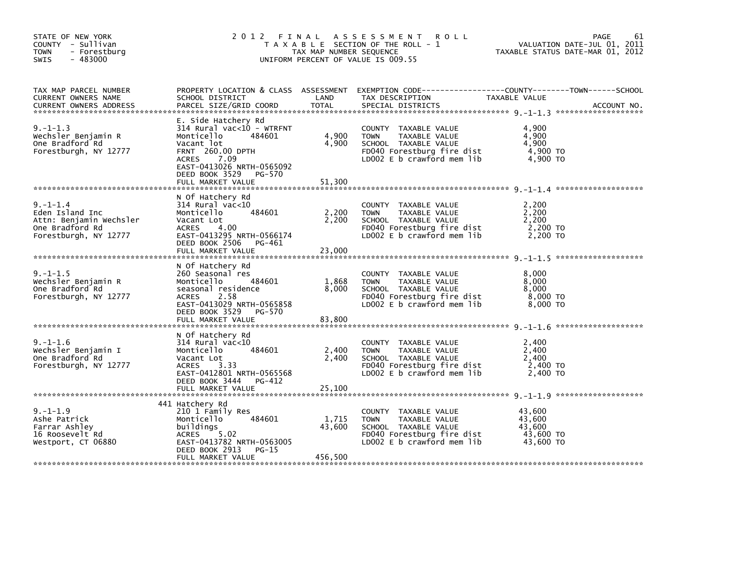STATE OF NEW YORK
COUNTY - Sullivan
TOWN - Forestburg
SWIS - 483000

# 2012 FINAL ASSESSMENT ROLL
TAXABLE SECTION OF THE ROLL - 1
TAX MAP NUMBER SEQUENCE
UNIFORM PERCENT OF VALUE IS 009.55

VALUATION DATE-JUL 01, 2011
TAXABLE STATUS DATE-MAR 01, 2012

| TAX MAP PARCEL NUMBER / CURRENT OWNERS NAME / CURRENT OWNERS ADDRESS | PROPERTY LOCATION & CLASS / SCHOOL DISTRICT / PARCEL SIZE/GRID COORD | ASSESSMENT LAND | TOTAL | EXEMPTION CODE / TAX DESCRIPTION / SPECIAL DISTRICTS | TAXABLE VALUE (COUNTY--------TOWN------SCHOOL) | ACCOUNT NO. |
|---|---|---|---|---|---|---|
| 9.-1-1.3 | E. Side Hatchery Rd | | | | | |
| Wechsler Benjamin R | 314 Rural vac<10 - WTRFNT | | | COUNTY TAXABLE VALUE | 4,900 | |
| One Bradford Rd | Monticello 484601 | 4,900 | | TOWN TAXABLE VALUE | 4,900 | |
| Forestburgh, NY 12777 | Vacant lot | | 4,900 | SCHOOL TAXABLE VALUE | 4,900 | |
| | FRNT 260.00 DPTH | | | FD040 Forestburg fire dist | 4,900 TO | |
| | ACRES 7.09 | | | LD002 E b crawford mem lib | 4,900 TO | |
| | EAST-0413026 NRTH-0565092 | | | | | |
| | DEED BOOK 3529 PG-570 | | | | | |
| | FULL MARKET VALUE | | 51,300 | | | |
| 9.-1-1.4 | N Of Hatchery Rd | | | | | |
| Eden Island Inc | 314 Rural vac<10 | | | COUNTY TAXABLE VALUE | 2,200 | |
| Attn: Benjamin Wechsler | Monticello 484601 | 2,200 | | TOWN TAXABLE VALUE | 2,200 | |
| One Bradford Rd | Vacant Lot | | 2,200 | SCHOOL TAXABLE VALUE | 2,200 | |
| Forestburgh, NY 12777 | ACRES 4.00 | | | FD040 Forestburg fire dist | 2,200 TO | |
| | EAST-0413295 NRTH-0566174 | | | LD002 E b crawford mem lib | 2,200 TO | |
| | DEED BOOK 2506 PG-461 | | | | | |
| | FULL MARKET VALUE | | 23,000 | | | |
| 9.-1-1.5 | N Of Hatchery Rd | | | | | |
| Wechsler Benjamin R | 260 Seasonal res | | | COUNTY TAXABLE VALUE | 8,000 | |
| One Bradford Rd | Monticello 484601 | 1,868 | | TOWN TAXABLE VALUE | 8,000 | |
| Forestburgh, NY 12777 | seasonal residence | | 8,000 | SCHOOL TAXABLE VALUE | 8,000 | |
| | ACRES 2.58 | | | FD040 Forestburg fire dist | 8,000 TO | |
| | EAST-0413029 NRTH-0565858 | | | LD002 E b crawford mem lib | 8,000 TO | |
| | DEED BOOK 3529 PG-570 | | | | | |
| | FULL MARKET VALUE | | 83,800 | | | |
| 9.-1-1.6 | N Of Hatchery Rd | | | | | |
| Wechsler Benjamin I | 314 Rural vac<10 | | | COUNTY TAXABLE VALUE | 2,400 | |
| One Bradford Rd | Monticello 484601 | 2,400 | | TOWN TAXABLE VALUE | 2,400 | |
| Forestburgh, NY 12777 | Vacant Lot | | 2,400 | SCHOOL TAXABLE VALUE | 2,400 | |
| | ACRES 3.33 | | | FD040 Forestburg fire dist | 2,400 TO | |
| | EAST-0412801 NRTH-0565568 | | | LD002 E b crawford mem lib | 2,400 TO | |
| | DEED BOOK 3444 PG-412 | | | | | |
| | FULL MARKET VALUE | | 25,100 | | | |
| 9.-1-1.9 | 441 Hatchery Rd | | | | | |
| Ashe Patrick | 210 1 Family Res | | | COUNTY TAXABLE VALUE | 43,600 | |
| Farrar Ashley | Monticello 484601 | 1,715 | | TOWN TAXABLE VALUE | 43,600 | |
| 16 Roosevelt Rd | buildings | | 43,600 | SCHOOL TAXABLE VALUE | 43,600 | |
| Westport, CT 06880 | ACRES 5.02 | | | FD040 Forestburg fire dist | 43,600 TO | |
| | EAST-0413782 NRTH-0563005 | | | LD002 E b crawford mem lib | 43,600 TO | |
| | DEED BOOK 2913 PG-15 | | | | | |
| | FULL MARKET VALUE | | 456,500 | | | |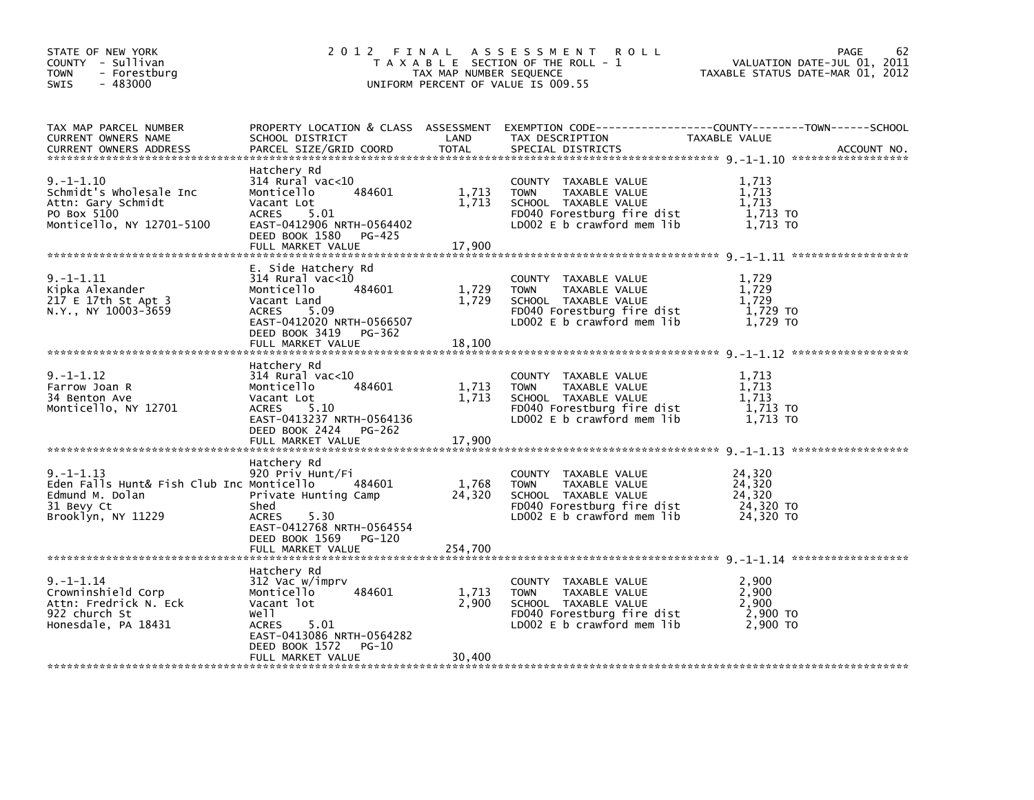STATE OF NEW YORK
COUNTY - Sullivan
TOWN - Forestburg
SWIS - 483000

# 2012 FINAL ASSESSMENT ROLL

TAXABLE SECTION OF THE ROLL - 1
TAX MAP NUMBER SEQUENCE
UNIFORM PERCENT OF VALUE IS 009.55

VALUATION DATE-JUL 01, 2011
TAXABLE STATUS DATE-MAR 01, 2012

| TAX MAP PARCEL NUMBER / CURRENT OWNERS NAME / CURRENT OWNERS ADDRESS | PROPERTY LOCATION & CLASS / SCHOOL DISTRICT / PARCEL SIZE/GRID COORD | ASSESSMENT LAND | TOTAL | EXEMPTION CODE / TAX DESCRIPTION / SPECIAL DISTRICTS | TAXABLE VALUE (COUNTY / TOWN / SCHOOL) | ACCOUNT NO. |
|---|---|---|---|---|---|---|
| 9.-1-1.10 | Hatchery Rd | | | | | |
| Schmidt's Wholesale Inc | 314 Rural vac<10 | | | COUNTY TAXABLE VALUE | 1,713 | |
| Attn: Gary Schmidt | Monticello 484601 | 1,713 | | TOWN TAXABLE VALUE | 1,713 | |
| PO Box 5100 | Vacant Lot | | 1,713 | SCHOOL TAXABLE VALUE | 1,713 | |
| Monticello, NY 12701-5100 | ACRES 5.01 | | | FD040 Forestburg fire dist | 1,713 TO | |
| | EAST-0412906 NRTH-0564402 | | | LD002 E b crawford mem lib | 1,713 TO | |
| | DEED BOOK 1580 PG-425 | | | | | |
| | FULL MARKET VALUE | | 17,900 | | | |
| 9.-1-1.11 | E. Side Hatchery Rd | | | | | |
| Kipka Alexander | 314 Rural vac<10 | | | COUNTY TAXABLE VALUE | 1,729 | |
| 217 E 17th St Apt 3 | Monticello 484601 | 1,729 | | TOWN TAXABLE VALUE | 1,729 | |
| N.Y., NY 10003-3659 | Vacant Land | | 1,729 | SCHOOL TAXABLE VALUE | 1,729 | |
| | ACRES 5.09 | | | FD040 Forestburg fire dist | 1,729 TO | |
| | EAST-0412020 NRTH-0566507 | | | LD002 E b crawford mem lib | 1,729 TO | |
| | DEED BOOK 3419 PG-362 | | | | | |
| | FULL MARKET VALUE | | 18,100 | | | |
| 9.-1-1.12 | Hatchery Rd | | | | | |
| Farrow Joan R | 314 Rural vac<10 | | | COUNTY TAXABLE VALUE | 1,713 | |
| 34 Benton Ave | Monticello 484601 | 1,713 | | TOWN TAXABLE VALUE | 1,713 | |
| Monticello, NY 12701 | Vacant Lot | | 1,713 | SCHOOL TAXABLE VALUE | 1,713 | |
| | ACRES 5.10 | | | FD040 Forestburg fire dist | 1,713 TO | |
| | EAST-0413237 NRTH-0564136 | | | LD002 E b crawford mem lib | 1,713 TO | |
| | DEED BOOK 2424 PG-262 | | | | | |
| | FULL MARKET VALUE | | 17,900 | | | |
| 9.-1-1.13 | Hatchery Rd | | | | | |
| Eden Falls Hunt& Fish Club Inc | 920 Priv Hunt/Fi | | | COUNTY TAXABLE VALUE | 24,320 | |
| Edmund M. Dolan | Monticello 484601 | 1,768 | | TOWN TAXABLE VALUE | 24,320 | |
| 31 Bevy Ct | Private Hunting Camp | | 24,320 | SCHOOL TAXABLE VALUE | 24,320 | |
| Brooklyn, NY 11229 | Shed | | | FD040 Forestburg fire dist | 24,320 TO | |
| | ACRES 5.30 | | | LD002 E b crawford mem lib | 24,320 TO | |
| | EAST-0412768 NRTH-0564554 | | | | | |
| | DEED BOOK 1569 PG-120 | | | | | |
| | FULL MARKET VALUE | | 254,700 | | | |
| 9.-1-1.14 | Hatchery Rd | | | | | |
| Crowninshield Corp | 312 Vac w/imprv | | | COUNTY TAXABLE VALUE | 2,900 | |
| Attn: Fredrick N. Eck | Monticello 484601 | 1,713 | | TOWN TAXABLE VALUE | 2,900 | |
| 922 church St | Vacant lot | | 2,900 | SCHOOL TAXABLE VALUE | 2,900 | |
| Honesdale, PA 18431 | Well | | | FD040 Forestburg fire dist | 2,900 TO | |
| | ACRES 5.01 | | | LD002 E b crawford mem lib | 2,900 TO | |
| | EAST-0413086 NRTH-0564282 | | | | | |
| | DEED BOOK 1572 PG-10 | | | | | |
| | FULL MARKET VALUE | | 30,400 | | | |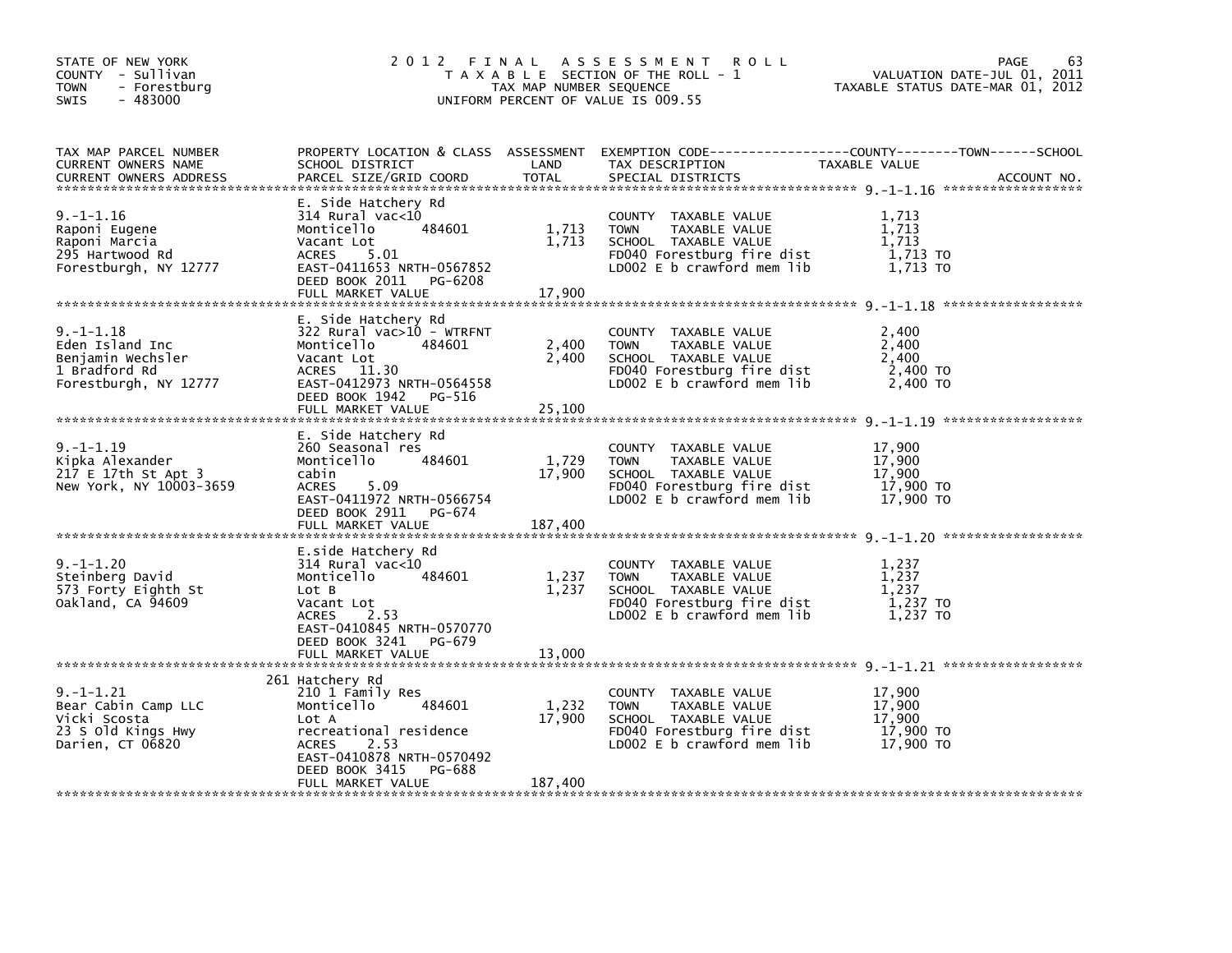STATE OF NEW YORK
COUNTY - Sullivan
TOWN - Forestburg
SWIS - 483000

# 2012 FINAL ASSESSMENT ROLL

TAXABLE SECTION OF THE ROLL - 1
TAX MAP NUMBER SEQUENCE
UNIFORM PERCENT OF VALUE IS 009.55

VALUATION DATE-JUL 01, 2011
TAXABLE STATUS DATE-MAR 01, 2012

| TAX MAP PARCEL NUMBER / CURRENT OWNERS NAME / CURRENT OWNERS ADDRESS | PROPERTY LOCATION & CLASS / SCHOOL DISTRICT / PARCEL SIZE/GRID COORD | ASSESSMENT LAND | TOTAL | EXEMPTION CODE / TAX DESCRIPTION / SPECIAL DISTRICTS | TAXABLE VALUE (COUNTY / TOWN / SCHOOL) |
|---|---|---|---|---|---|
| 9.-1-1.16 | E. Side Hatchery Rd | | | | |
| Raponi Eugene | 314 Rural vac<10 | | | COUNTY TAXABLE VALUE | 1,713 |
| Raponi Marcia | Monticello 484601 | 1,713 | | TOWN TAXABLE VALUE | 1,713 |
| 295 Hartwood Rd | Vacant Lot | | 1,713 | SCHOOL TAXABLE VALUE | 1,713 |
| Forestburgh, NY 12777 | ACRES 5.01 | | | FD040 Forestburg fire dist | 1,713 TO |
| | EAST-0411653 NRTH-0567852 | | | LD002 E b crawford mem lib | 1,713 TO |
| | DEED BOOK 2011 PG-6208 | | | | |
| | FULL MARKET VALUE | | 17,900 | | |
| 9.-1-1.18 | E. Side Hatchery Rd | | | | |
| Eden Island Inc | 322 Rural vac>10 - WTRFNT | | | COUNTY TAXABLE VALUE | 2,400 |
| Benjamin Wechsler | Monticello 484601 | 2,400 | | TOWN TAXABLE VALUE | 2,400 |
| 1 Bradford Rd | Vacant Lot | | 2,400 | SCHOOL TAXABLE VALUE | 2,400 |
| Forestburgh, NY 12777 | ACRES 11.30 | | | FD040 Forestburg fire dist | 2,400 TO |
| | EAST-0412973 NRTH-0564558 | | | LD002 E b crawford mem lib | 2,400 TO |
| | DEED BOOK 1942 PG-516 | | | | |
| | FULL MARKET VALUE | | 25,100 | | |
| 9.-1-1.19 | E. Side Hatchery Rd | | | | |
| Kipka Alexander | 260 Seasonal res | | | COUNTY TAXABLE VALUE | 17,900 |
| 217 E 17th St Apt 3 | Monticello 484601 | 1,729 | | TOWN TAXABLE VALUE | 17,900 |
| New York, NY 10003-3659 | cabin | | 17,900 | SCHOOL TAXABLE VALUE | 17,900 |
| | ACRES 5.09 | | | FD040 Forestburg fire dist | 17,900 TO |
| | EAST-0411972 NRTH-0566754 | | | LD002 E b crawford mem lib | 17,900 TO |
| | DEED BOOK 2911 PG-674 | | | | |
| | FULL MARKET VALUE | | 187,400 | | |
| 9.-1-1.20 | E.side Hatchery Rd | | | | |
| Steinberg David | 314 Rural vac<10 | | | COUNTY TAXABLE VALUE | 1,237 |
| 573 Forty Eighth St | Monticello 484601 | 1,237 | | TOWN TAXABLE VALUE | 1,237 |
| Oakland, CA 94609 | Lot B | | 1,237 | SCHOOL TAXABLE VALUE | 1,237 |
| | Vacant Lot | | | FD040 Forestburg fire dist | 1,237 TO |
| | ACRES 2.53 | | | LD002 E b crawford mem lib | 1,237 TO |
| | EAST-0410845 NRTH-0570770 | | | | |
| | DEED BOOK 3241 PG-679 | | | | |
| | FULL MARKET VALUE | | 13,000 | | |
| 9.-1-1.21 | 261 Hatchery Rd | | | | |
| Bear Cabin Camp LLC | 210 1 Family Res | | | COUNTY TAXABLE VALUE | 17,900 |
| Vicki Scosta | Monticello 484601 | 1,232 | | TOWN TAXABLE VALUE | 17,900 |
| 23 S Old Kings Hwy | Lot A | | 17,900 | SCHOOL TAXABLE VALUE | 17,900 |
| Darien, CT 06820 | recreational residence | | | FD040 Forestburg fire dist | 17,900 TO |
| | ACRES 2.53 | | | LD002 E b crawford mem lib | 17,900 TO |
| | EAST-0410878 NRTH-0570492 | | | | |
| | DEED BOOK 3415 PG-688 | | | | |
| | FULL MARKET VALUE | | 187,400 | | |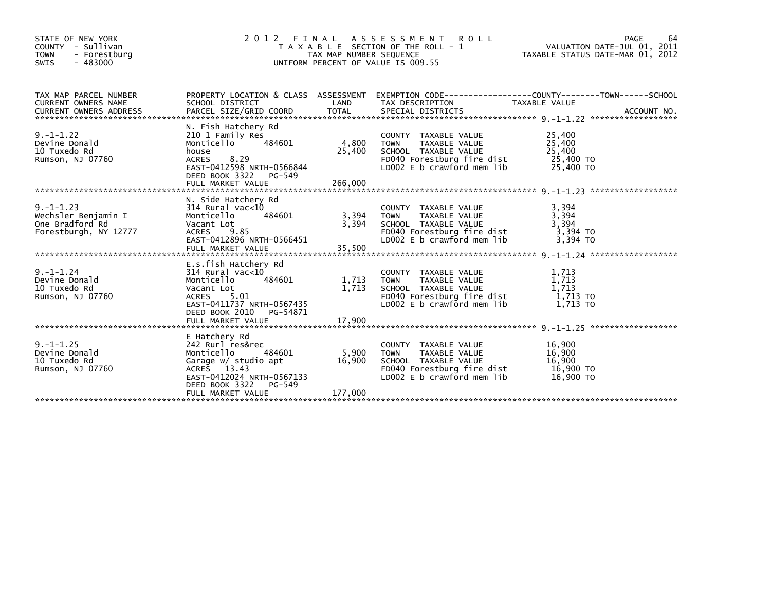STATE OF NEW YORK
COUNTY - Sullivan
TOWN - Forestburg
SWIS - 483000

# 2012 FINAL ASSESSMENT ROLL

TAXABLE SECTION OF THE ROLL - 1
TAX MAP NUMBER SEQUENCE
UNIFORM PERCENT OF VALUE IS 009.55

VALUATION DATE-JUL 01, 2011
TAXABLE STATUS DATE-MAR 01, 2012

| TAX MAP PARCEL NUMBER / CURRENT OWNERS NAME / CURRENT OWNERS ADDRESS | PROPERTY LOCATION & CLASS / SCHOOL DISTRICT / PARCEL SIZE/GRID COORD | ASSESSMENT LAND | TOTAL | EXEMPTION CODE / TAX DESCRIPTION / SPECIAL DISTRICTS | TAXABLE VALUE | ACCOUNT NO. |
|---|---|---|---|---|---|---|
| 9.-1-1.22 | N. Fish Hatchery Rd | | | | | |
| Devine Donald | 210 1 Family Res | | | COUNTY TAXABLE VALUE | 25,400 | |
| 10 Tuxedo Rd | Monticello 484601 | 4,800 | | TOWN TAXABLE VALUE | 25,400 | |
| Rumson, NJ 07760 | house | | 25,400 | SCHOOL TAXABLE VALUE | 25,400 | |
| | ACRES 8.29 | | | FD040 Forestburg fire dist | 25,400 TO | |
| | EAST-0412598 NRTH-0566844 | | | LD002 E b crawford mem lib | 25,400 TO | |
| | DEED BOOK 3322 PG-549 | | | | | |
| | FULL MARKET VALUE | | 266,000 | | | |
| 9.-1-1.23 | N. Side Hatchery Rd | | | | | |
| Wechsler Benjamin I | 314 Rural vac<10 | | | COUNTY TAXABLE VALUE | 3,394 | |
| One Bradford Rd | Monticello 484601 | 3,394 | | TOWN TAXABLE VALUE | 3,394 | |
| Forestburgh, NY 12777 | Vacant Lot | | 3,394 | SCHOOL TAXABLE VALUE | 3,394 | |
| | ACRES 9.85 | | | FD040 Forestburg fire dist | 3,394 TO | |
| | EAST-0412896 NRTH-0566451 | | | LD002 E b crawford mem lib | 3,394 TO | |
| | FULL MARKET VALUE | | 35,500 | | | |
| 9.-1-1.24 | E.s.fish Hatchery Rd | | | | | |
| Devine Donald | 314 Rural vac<10 | | | COUNTY TAXABLE VALUE | 1,713 | |
| 10 Tuxedo Rd | Monticello 484601 | 1,713 | | TOWN TAXABLE VALUE | 1,713 | |
| Rumson, NJ 07760 | Vacant Lot | | 1,713 | SCHOOL TAXABLE VALUE | 1,713 | |
| | ACRES 5.01 | | | FD040 Forestburg fire dist | 1,713 TO | |
| | EAST-0411737 NRTH-0567435 | | | LD002 E b crawford mem lib | 1,713 TO | |
| | DEED BOOK 2010 PG-54871 | | | | | |
| | FULL MARKET VALUE | | 17,900 | | | |
| 9.-1-1.25 | E Hatchery Rd | | | | | |
| Devine Donald | 242 Rurl res&rec | | | COUNTY TAXABLE VALUE | 16,900 | |
| 10 Tuxedo Rd | Monticello 484601 | 5,900 | | TOWN TAXABLE VALUE | 16,900 | |
| Rumson, NJ 07760 | Garage w/ studio apt | | 16,900 | SCHOOL TAXABLE VALUE | 16,900 | |
| | ACRES 13.43 | | | FD040 Forestburg fire dist | 16,900 TO | |
| | EAST-0412024 NRTH-0567133 | | | LD002 E b crawford mem lib | 16,900 TO | |
| | DEED BOOK 3322 PG-549 | | | | | |
| | FULL MARKET VALUE | | 177,000 | | | |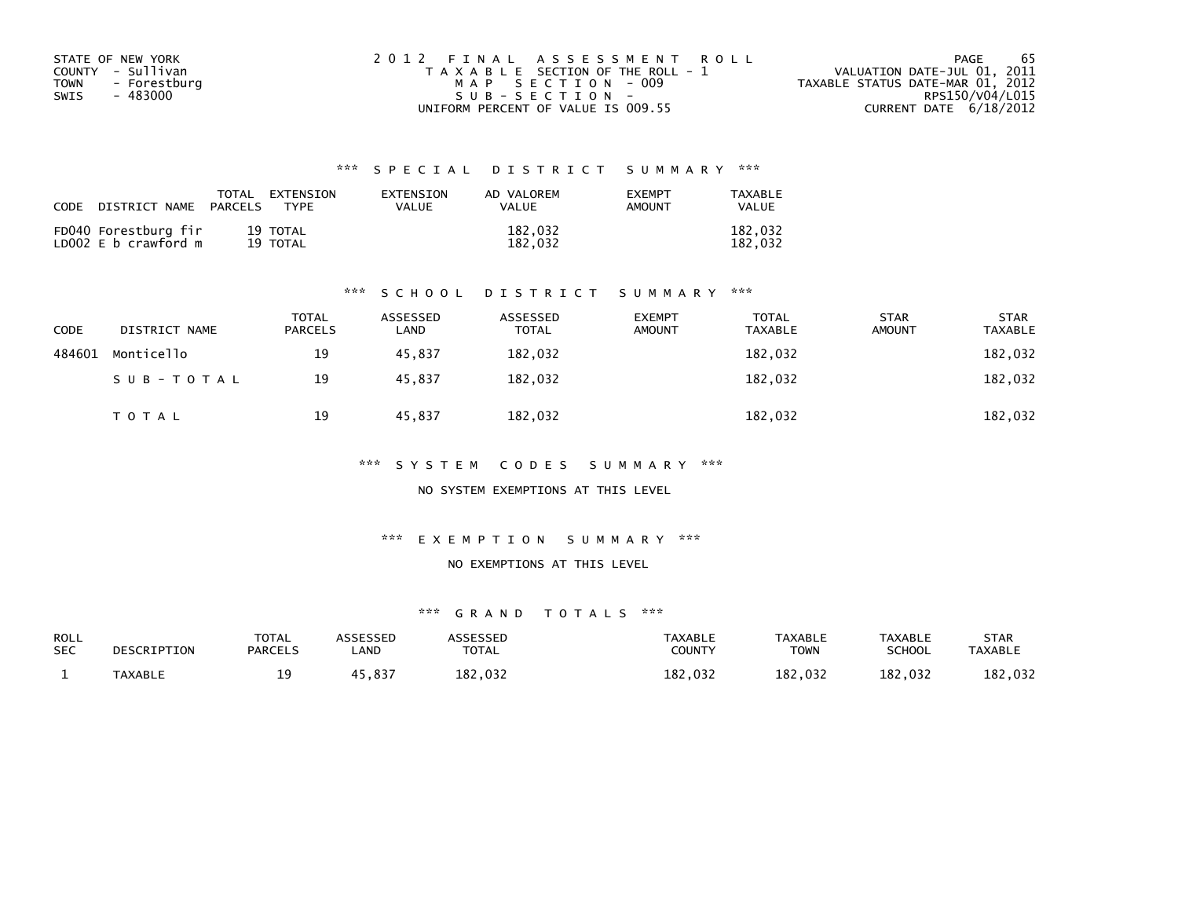STATE OF NEW YORK
COUNTY - Sullivan
TOWN - Forestburg
SWIS - 483000

2 0 1 2 F I N A L A S S E S S M E N T R O L L
T A X A B L E SECTION OF THE ROLL - 1
M A P S E C T I O N - 009
S U B - S E C T I O N -
UNIFORM PERCENT OF VALUE IS 009.55

VALUATION DATE-JUL 01, 2011
TAXABLE STATUS DATE-MAR 01, 2012
RPS150/V04/L015
CURRENT DATE 6/18/2012

### *** S P E C I A L D I S T R I C T S U M M A R Y ***

| CODE DISTRICT NAME | TOTAL PARCELS | EXTENSION TYPE | EXTENSION VALUE | AD VALOREM VALUE | EXEMPT AMOUNT | TAXABLE VALUE |
|---|---|---|---|---|---|---|
| FD040 Forestburg fir | 19 | TOTAL | | 182,032 | | 182,032 |
| LD002 E b crawford m | 19 | TOTAL | | 182,032 | | 182,032 |

### *** S C H O O L D I S T R I C T S U M M A R Y ***

| CODE | DISTRICT NAME | TOTAL PARCELS | ASSESSED LAND | ASSESSED TOTAL | EXEMPT AMOUNT | TOTAL TAXABLE | STAR AMOUNT | STAR TAXABLE |
|---|---|---|---|---|---|---|---|---|
| 484601 | Monticello | 19 | 45,837 | 182,032 | | 182,032 | | 182,032 |
| | S U B - T O T A L | 19 | 45,837 | 182,032 | | 182,032 | | 182,032 |
| | T O T A L | 19 | 45,837 | 182,032 | | 182,032 | | 182,032 |

### *** S Y S T E M C O D E S S U M M A R Y ***

NO SYSTEM EXEMPTIONS AT THIS LEVEL

### *** E X E M P T I O N S U M M A R Y ***

NO EXEMPTIONS AT THIS LEVEL

### *** G R A N D T O T A L S ***

| ROLL SEC | DESCRIPTION | TOTAL PARCELS | ASSESSED LAND | ASSESSED TOTAL | TAXABLE COUNTY | TAXABLE TOWN | TAXABLE SCHOOL | STAR TAXABLE |
|---|---|---|---|---|---|---|---|---|
| 1 | TAXABLE | 19 | 45,837 | 182,032 | 182,032 | 182,032 | 182,032 | 182,032 |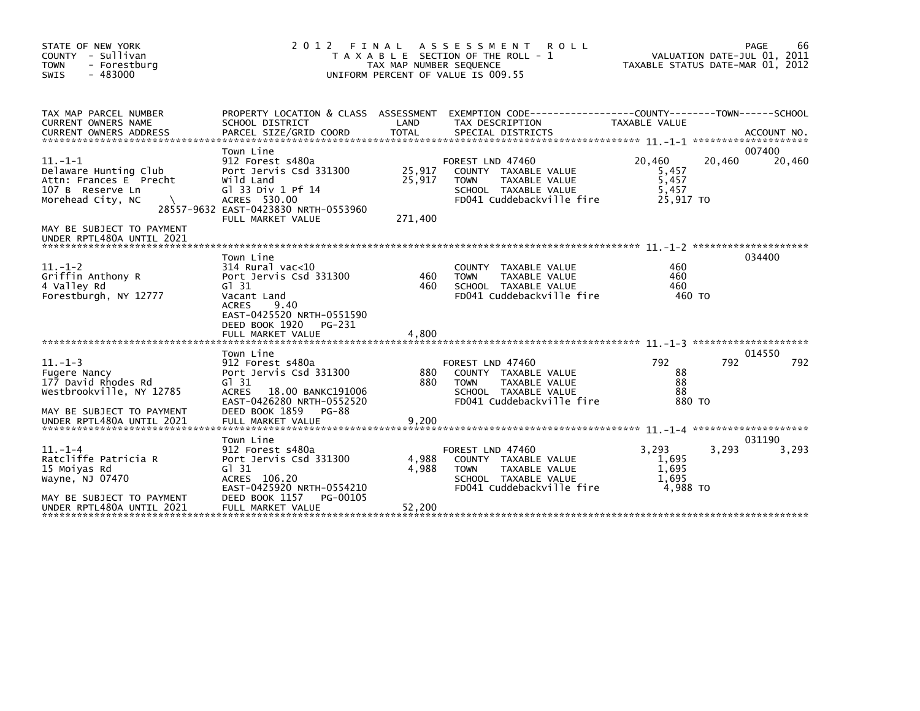STATE OF NEW YORK
COUNTY - Sullivan
TOWN - Forestburg
SWIS - 483000

# 2012 FINAL ASSESSMENT ROLL

TAXABLE SECTION OF THE ROLL - 1
TAX MAP NUMBER SEQUENCE
UNIFORM PERCENT OF VALUE IS 009.55

VALUATION DATE-JUL 01, 2011
TAXABLE STATUS DATE-MAR 01, 2012

| TAX MAP PARCEL NUMBER / CURRENT OWNERS NAME / CURRENT OWNERS ADDRESS | PROPERTY LOCATION & CLASS / SCHOOL DISTRICT / PARCEL SIZE/GRID COORD | ASSESSMENT LAND / TOTAL | EXEMPTION CODE / TAX DESCRIPTION / SPECIAL DISTRICTS | COUNTY TAXABLE VALUE | TOWN | SCHOOL | ACCOUNT NO. |
|---|---|---|---|---|---|---|---|
| 11.-1-1 | Town Line | | | | | | 007400 |
| | 912 Forest s480a | | FOREST LND 47460 | 20,460 | 20,460 | 20,460 | |
| Delaware Hunting Club | Port Jervis Csd 331300 | 25,917 | COUNTY TAXABLE VALUE | 5,457 | | | |
| Attn: Frances E Precht | Wild Land | 25,917 | TOWN TAXABLE VALUE | 5,457 | | | |
| 107 B Reserve Ln | Gl 33 Div 1 Pf 14 | | SCHOOL TAXABLE VALUE | 5,457 | | | |
| Morehead City, NC \ | ACRES 530.00 | | FD041 Cuddebackville fire | 25,917 TO | | | |
| 28557-9632 | EAST-0423830 NRTH-0553960 | | | | | | |
| | FULL MARKET VALUE | 271,400 | | | | | |
| MAY BE SUBJECT TO PAYMENT UNDER RPTL480A UNTIL 2021 | | | | | | | |
| 11.-1-2 | Town Line | | | | | | 034400 |
| | 314 Rural vac<10 | | COUNTY TAXABLE VALUE | 460 | | | |
| Griffin Anthony R | Port Jervis Csd 331300 | 460 | TOWN TAXABLE VALUE | 460 | | | |
| 4 Valley Rd | Gl 31 | 460 | SCHOOL TAXABLE VALUE | 460 | | | |
| Forestburgh, NY 12777 | Vacant Land | | FD041 Cuddebackville fire | 460 TO | | | |
| | ACRES 9.40 | | | | | | |
| | EAST-0425520 NRTH-0551590 | | | | | | |
| | DEED BOOK 1920 PG-231 | | | | | | |
| | FULL MARKET VALUE | 4,800 | | | | | |
| 11.-1-3 | Town Line | | | | | | 014550 |
| | 912 Forest s480a | | FOREST LND 47460 | 792 | 792 | 792 | |
| Fugere Nancy | Port Jervis Csd 331300 | 880 | COUNTY TAXABLE VALUE | 88 | | | |
| 177 David Rhodes Rd | Gl 31 | 880 | TOWN TAXABLE VALUE | 88 | | | |
| Westbrookville, NY 12785 | ACRES 18.00 BANKC191006 | | SCHOOL TAXABLE VALUE | 88 | | | |
| | EAST-0426280 NRTH-0552520 | | FD041 Cuddebackville fire | 880 TO | | | |
| MAY BE SUBJECT TO PAYMENT | DEED BOOK 1859 PG-88 | | | | | | |
| UNDER RPTL480A UNTIL 2021 | FULL MARKET VALUE | 9,200 | | | | | |
| 11.-1-4 | Town Line | | | | | | 031190 |
| | 912 Forest s480a | | FOREST LND 47460 | 3,293 | 3,293 | 3,293 | |
| Ratcliffe Patricia R | Port Jervis Csd 331300 | 4,988 | COUNTY TAXABLE VALUE | 1,695 | | | |
| 15 Moiyas Rd | Gl 31 | 4,988 | TOWN TAXABLE VALUE | 1,695 | | | |
| Wayne, NJ 07470 | ACRES 106.20 | | SCHOOL TAXABLE VALUE | 1,695 | | | |
| | EAST-0425920 NRTH-0554210 | | FD041 Cuddebackville fire | 4,988 TO | | | |
| MAY BE SUBJECT TO PAYMENT | DEED BOOK 1157 PG-00105 | | | | | | |
| UNDER RPTL480A UNTIL 2021 | FULL MARKET VALUE | 52,200 | | | | | |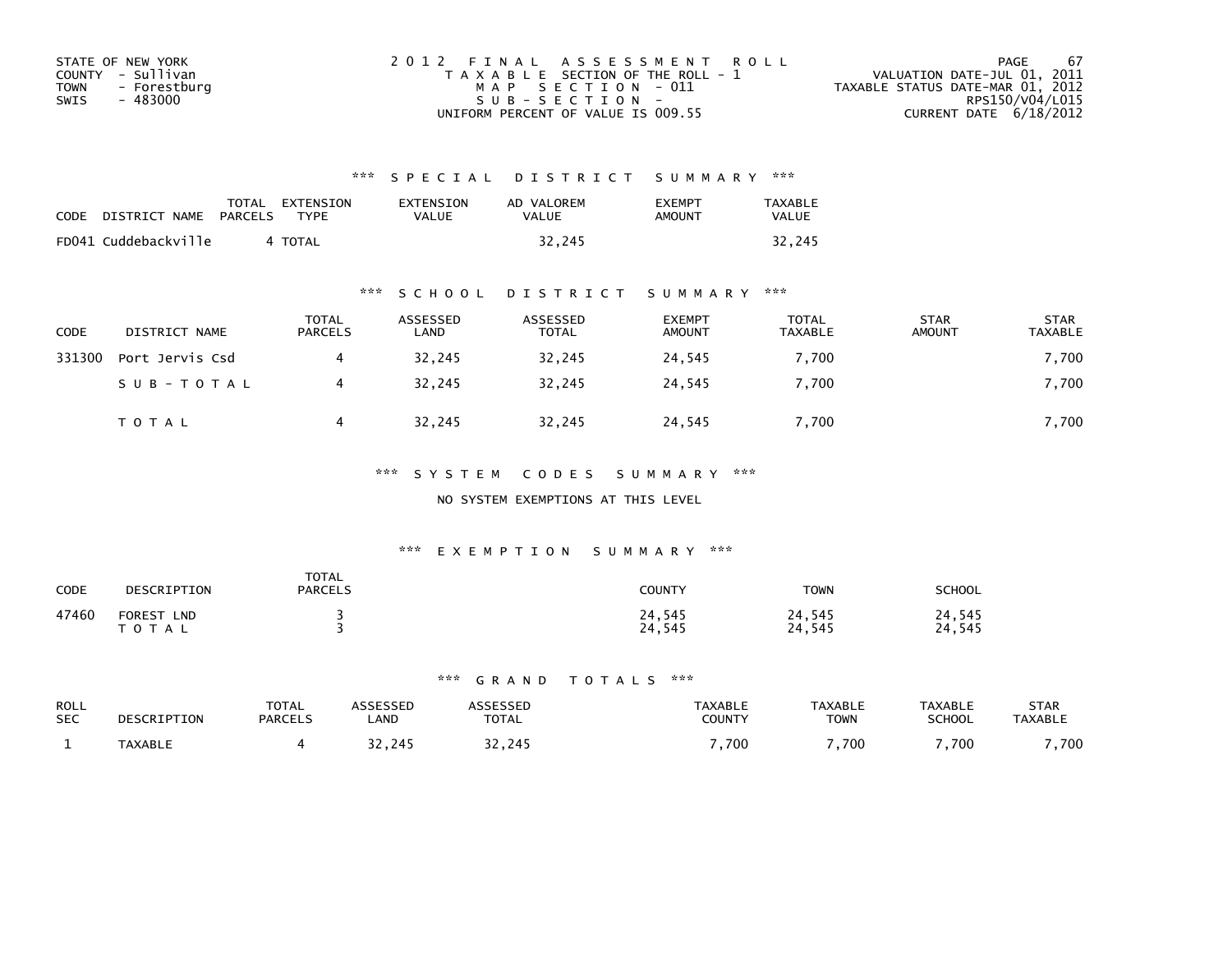STATE OF NEW YORK
COUNTY - Sullivan
TOWN - Forestburg
SWIS - 483000

2012 FINAL ASSESSMENT ROLL
TAXABLE SECTION OF THE ROLL - 1
MAP SECTION - 011
SUB-SECTION -
UNIFORM PERCENT OF VALUE IS 009.55

VALUATION DATE-JUL 01, 2011
TAXABLE STATUS DATE-MAR 01, 2012
RPS150/V04/L015
CURRENT DATE 6/18/2012

## *** SPECIAL DISTRICT SUMMARY ***

| CODE | DISTRICT NAME | TOTAL PARCELS | EXTENSION TYPE | EXTENSION VALUE | AD VALOREM VALUE | EXEMPT AMOUNT | TAXABLE VALUE |
|---|---|---|---|---|---|---|---|
| FD041 | Cuddebackville | 4 | TOTAL | | 32,245 | | 32,245 |

## *** SCHOOL DISTRICT SUMMARY ***

| CODE | DISTRICT NAME | TOTAL PARCELS | ASSESSED LAND | ASSESSED TOTAL | EXEMPT AMOUNT | TOTAL TAXABLE | STAR AMOUNT | STAR TAXABLE |
|---|---|---|---|---|---|---|---|---|
| 331300 | Port Jervis Csd | 4 | 32,245 | 32,245 | 24,545 | 7,700 | | 7,700 |
| | SUB-TOTAL | 4 | 32,245 | 32,245 | 24,545 | 7,700 | | 7,700 |
| | TOTAL | 4 | 32,245 | 32,245 | 24,545 | 7,700 | | 7,700 |

## *** SYSTEM CODES SUMMARY ***

NO SYSTEM EXEMPTIONS AT THIS LEVEL

## *** EXEMPTION SUMMARY ***

| CODE | DESCRIPTION | TOTAL PARCELS | COUNTY | TOWN | SCHOOL |
|---|---|---|---|---|---|
| 47460 | FOREST LND | 3 | 24,545 | 24,545 | 24,545 |
| | TOTAL | 3 | 24,545 | 24,545 | 24,545 |

## *** GRAND TOTALS ***

| ROLL SEC | DESCRIPTION | TOTAL PARCELS | ASSESSED LAND | ASSESSED TOTAL | TAXABLE COUNTY | TAXABLE TOWN | TAXABLE SCHOOL | STAR TAXABLE |
|---|---|---|---|---|---|---|---|---|
| 1 | TAXABLE | 4 | 32,245 | 32,245 | 7,700 | 7,700 | 7,700 | 7,700 |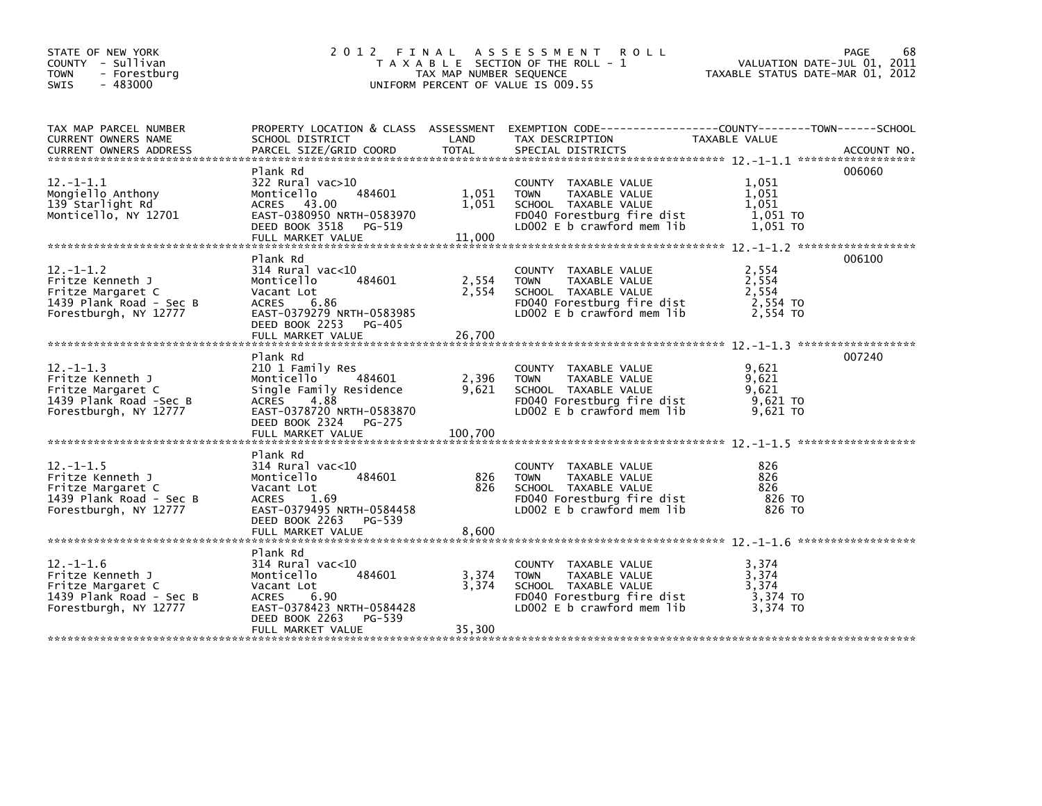STATE OF NEW YORK
COUNTY - Sullivan
TOWN - Forestburg
SWIS - 483000

# 2012 FINAL ASSESSMENT ROLL

TAXABLE SECTION OF THE ROLL - 1
TAX MAP NUMBER SEQUENCE
UNIFORM PERCENT OF VALUE IS 009.55

VALUATION DATE-JUL 01, 2011
TAXABLE STATUS DATE-MAR 01, 2012

| TAX MAP PARCEL NUMBER / CURRENT OWNERS NAME / CURRENT OWNERS ADDRESS | PROPERTY LOCATION & CLASS / SCHOOL DISTRICT / PARCEL SIZE/GRID COORD | ASSESSMENT LAND | TOTAL | EXEMPTION CODE / TAX DESCRIPTION / SPECIAL DISTRICTS | TAXABLE VALUE (COUNTY / TOWN / SCHOOL) | ACCOUNT NO. |
|---|---|---|---|---|---|---|
| 12.-1-1.1 | Plank Rd | | | | | 006060 |
| Mongiello Anthony | 322 Rural vac>10 | | | COUNTY TAXABLE VALUE | 1,051 | |
| 139 Starlight Rd | Monticello 484601 | 1,051 | | TOWN TAXABLE VALUE | 1,051 | |
| Monticello, NY 12701 | ACRES 43.00 | | 1,051 | SCHOOL TAXABLE VALUE | 1,051 | |
| | EAST-0380950 NRTH-0583970 | | | FD040 Forestburg fire dist | 1,051 TO | |
| | DEED BOOK 3518 PG-519 | | | LD002 E b crawford mem lib | 1,051 TO | |
| | FULL MARKET VALUE | | 11,000 | | | |
| 12.-1-1.2 | Plank Rd | | | | | 006100 |
| Fritze Kenneth J | 314 Rural vac<10 | | | COUNTY TAXABLE VALUE | 2,554 | |
| Fritze Margaret C | Monticello 484601 | 2,554 | | TOWN TAXABLE VALUE | 2,554 | |
| 1439 Plank Road - Sec B | Vacant Lot | | 2,554 | SCHOOL TAXABLE VALUE | 2,554 | |
| Forestburgh, NY 12777 | ACRES 6.86 | | | FD040 Forestburg fire dist | 2,554 TO | |
| | EAST-0379279 NRTH-0583985 | | | LD002 E b crawford mem lib | 2,554 TO | |
| | DEED BOOK 2253 PG-405 | | | | | |
| | FULL MARKET VALUE | | 26,700 | | | |
| 12.-1-1.3 | Plank Rd | | | | | 007240 |
| Fritze Kenneth J | 210 1 Family Res | | | COUNTY TAXABLE VALUE | 9,621 | |
| Fritze Margaret C | Monticello 484601 | 2,396 | | TOWN TAXABLE VALUE | 9,621 | |
| 1439 Plank Road -Sec B | Single Family Residence | | 9,621 | SCHOOL TAXABLE VALUE | 9,621 | |
| Forestburgh, NY 12777 | ACRES 4.88 | | | FD040 Forestburg fire dist | 9,621 TO | |
| | EAST-0378720 NRTH-0583870 | | | LD002 E b crawford mem lib | 9,621 TO | |
| | DEED BOOK 2324 PG-275 | | | | | |
| | FULL MARKET VALUE | | 100,700 | | | |
| 12.-1-1.5 | Plank Rd | | | | | |
| Fritze Kenneth J | 314 Rural vac<10 | | | COUNTY TAXABLE VALUE | 826 | |
| Fritze Margaret C | Monticello 484601 | 826 | | TOWN TAXABLE VALUE | 826 | |
| 1439 Plank Road - Sec B | Vacant Lot | | 826 | SCHOOL TAXABLE VALUE | 826 | |
| Forestburgh, NY 12777 | ACRES 1.69 | | | FD040 Forestburg fire dist | 826 TO | |
| | EAST-0379495 NRTH-0584458 | | | LD002 E b crawford mem lib | 826 TO | |
| | DEED BOOK 2263 PG-539 | | | | | |
| | FULL MARKET VALUE | | 8,600 | | | |
| 12.-1-1.6 | Plank Rd | | | | | |
| Fritze Kenneth J | 314 Rural vac<10 | | | COUNTY TAXABLE VALUE | 3,374 | |
| Fritze Margaret C | Monticello 484601 | 3,374 | | TOWN TAXABLE VALUE | 3,374 | |
| 1439 Plank Road - Sec B | Vacant Lot | | 3,374 | SCHOOL TAXABLE VALUE | 3,374 | |
| Forestburgh, NY 12777 | ACRES 6.90 | | | FD040 Forestburg fire dist | 3,374 TO | |
| | EAST-0378423 NRTH-0584428 | | | LD002 E b crawford mem lib | 3,374 TO | |
| | DEED BOOK 2263 PG-539 | | | | | |
| | FULL MARKET VALUE | | 35,300 | | | |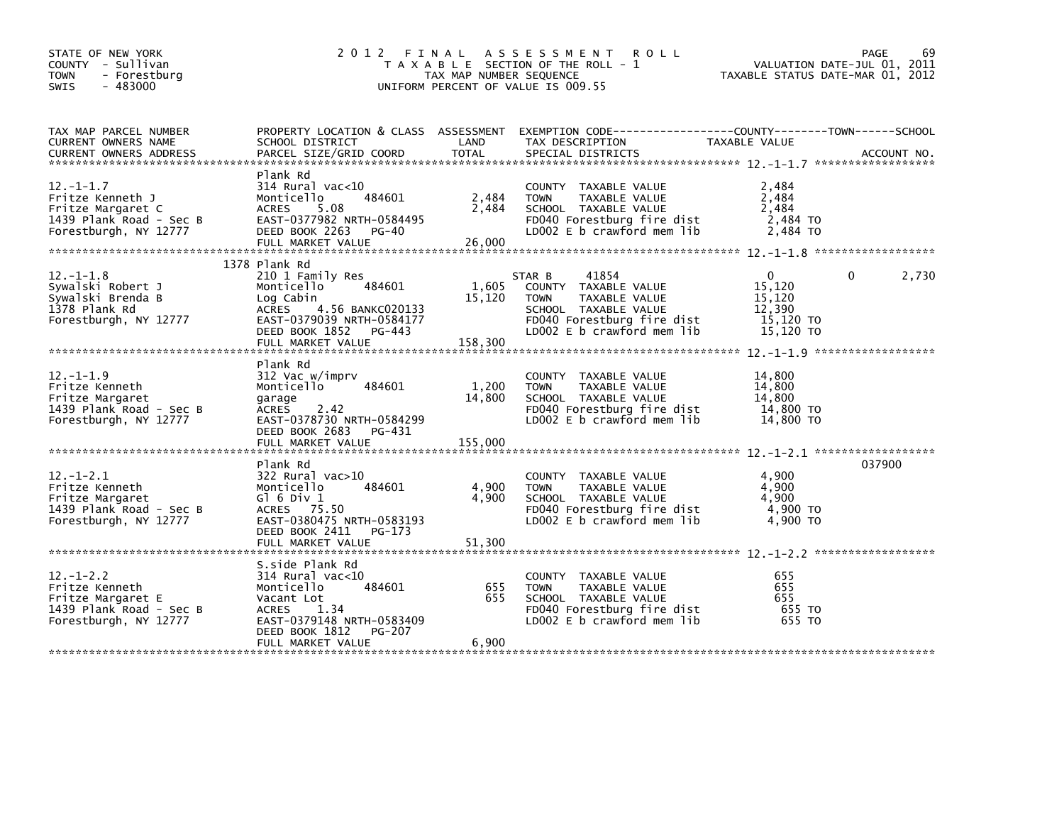STATE OF NEW YORK
COUNTY - Sullivan
TOWN - Forestburg
SWIS - 483000

# 2012 FINAL ASSESSMENT ROLL

TAXABLE SECTION OF THE ROLL - 1
TAX MAP NUMBER SEQUENCE
UNIFORM PERCENT OF VALUE IS 009.55

VALUATION DATE-JUL 01, 2011
TAXABLE STATUS DATE-MAR 01, 2012

| TAX MAP PARCEL NUMBER / CURRENT OWNERS NAME / CURRENT OWNERS ADDRESS | PROPERTY LOCATION & CLASS / SCHOOL DISTRICT / PARCEL SIZE/GRID COORD | ASSESSMENT LAND | TOTAL | EXEMPTION CODE / TAX DESCRIPTION / SPECIAL DISTRICTS | COUNTY TAXABLE VALUE | TOWN | SCHOOL | ACCOUNT NO. |
|---|---|---|---|---|---|---|---|---|
| 12.-1-1.7 | Plank Rd | | | | | | | |
| Fritze Kenneth J | 314 Rural vac<10 | | | COUNTY TAXABLE VALUE | 2,484 | | | |
| Fritze Margaret C | Monticello 484601 | 2,484 | | TOWN TAXABLE VALUE | 2,484 | | | |
| 1439 Plank Road - Sec B | ACRES 5.08 | | 2,484 | SCHOOL TAXABLE VALUE | 2,484 | | | |
| Forestburgh, NY 12777 | EAST-0377982 NRTH-0584495 | | | FD040 Forestburg fire dist | 2,484 TO | | | |
| | DEED BOOK 2263 PG-40 | | | LD002 E b crawford mem lib | 2,484 TO | | | |
| | FULL MARKET VALUE | | 26,000 | | | | | |
| 12.-1-1.8 | 1378 Plank Rd | | | | | | | |
| Sywalski Robert J | 210 1 Family Res | | | STAR B 41854 | 0 | 0 | 2,730 | |
| Sywalski Brenda B | Monticello 484601 | 1,605 | | COUNTY TAXABLE VALUE | 15,120 | | | |
| 1378 Plank Rd | Log Cabin | | 15,120 | TOWN TAXABLE VALUE | 15,120 | | | |
| Forestburgh, NY 12777 | ACRES 4.56 BANKC020133 | | | SCHOOL TAXABLE VALUE | 12,390 | | | |
| | EAST-0379039 NRTH-0584177 | | | FD040 Forestburg fire dist | 15,120 TO | | | |
| | DEED BOOK 1852 PG-443 | | | LD002 E b crawford mem lib | 15,120 TO | | | |
| | FULL MARKET VALUE | | 158,300 | | | | | |
| 12.-1-1.9 | Plank Rd | | | | | | | |
| Fritze Kenneth | 312 Vac w/imprv | | | COUNTY TAXABLE VALUE | 14,800 | | | |
| Fritze Margaret | Monticello 484601 | 1,200 | | TOWN TAXABLE VALUE | 14,800 | | | |
| 1439 Plank Road - Sec B | garage | | 14,800 | SCHOOL TAXABLE VALUE | 14,800 | | | |
| Forestburgh, NY 12777 | ACRES 2.42 | | | FD040 Forestburg fire dist | 14,800 TO | | | |
| | EAST-0378730 NRTH-0584299 | | | LD002 E b crawford mem lib | 14,800 TO | | | |
| | DEED BOOK 2683 PG-431 | | | | | | | |
| | FULL MARKET VALUE | | 155,000 | | | | | |
| 12.-1-2.1 | Plank Rd | | | | | | | 037900 |
| Fritze Kenneth | 322 Rural vac>10 | | | COUNTY TAXABLE VALUE | 4,900 | | | |
| Fritze Margaret | Monticello 484601 | 4,900 | | TOWN TAXABLE VALUE | 4,900 | | | |
| 1439 Plank Road - Sec B | Gl 6 Div 1 | | 4,900 | SCHOOL TAXABLE VALUE | 4,900 | | | |
| Forestburgh, NY 12777 | ACRES 75.50 | | | FD040 Forestburg fire dist | 4,900 TO | | | |
| | EAST-0380475 NRTH-0583193 | | | LD002 E b crawford mem lib | 4,900 TO | | | |
| | DEED BOOK 2411 PG-173 | | | | | | | |
| | FULL MARKET VALUE | | 51,300 | | | | | |
| 12.-1-2.2 | S.side Plank Rd | | | | | | | |
| Fritze Kenneth | 314 Rural vac<10 | | | COUNTY TAXABLE VALUE | 655 | | | |
| Fritze Margaret E | Monticello 484601 | 655 | | TOWN TAXABLE VALUE | 655 | | | |
| 1439 Plank Road - Sec B | Vacant Lot | | 655 | SCHOOL TAXABLE VALUE | 655 | | | |
| Forestburgh, NY 12777 | ACRES 1.34 | | | FD040 Forestburg fire dist | 655 TO | | | |
| | EAST-0379148 NRTH-0583409 | | | LD002 E b crawford mem lib | 655 TO | | | |
| | DEED BOOK 1812 PG-207 | | | | | | | |
| | FULL MARKET VALUE | | 6,900 | | | | | |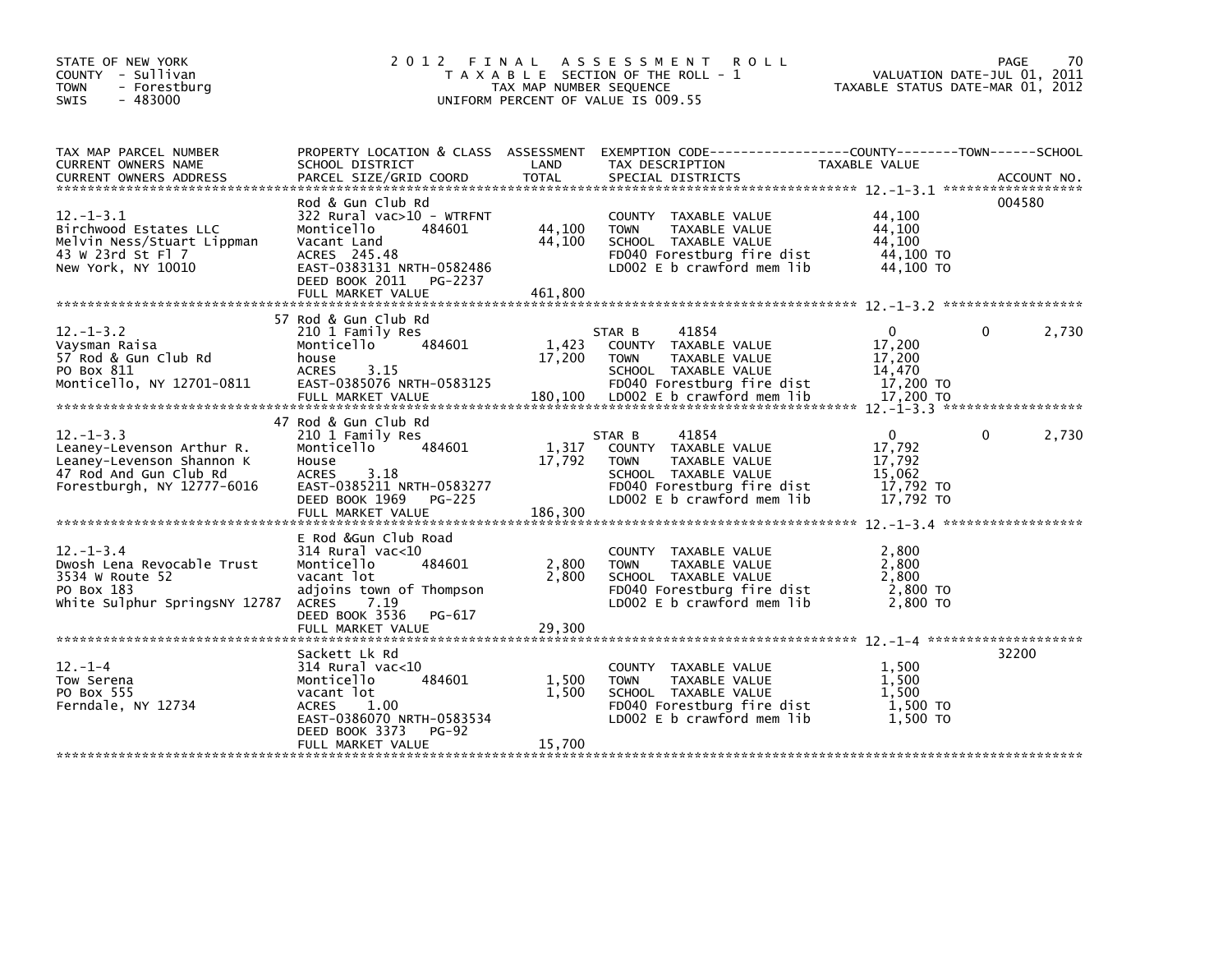STATE OF NEW YORK
COUNTY - Sullivan
TOWN - Forestburg
SWIS - 483000

# 2012 FINAL ASSESSMENT ROLL

TAXABLE SECTION OF THE ROLL - 1
TAX MAP NUMBER SEQUENCE
UNIFORM PERCENT OF VALUE IS 009.55

VALUATION DATE-JUL 01, 2011
TAXABLE STATUS DATE-MAR 01, 2012

| TAX MAP PARCEL NUMBER / CURRENT OWNERS NAME / CURRENT OWNERS ADDRESS | PROPERTY LOCATION & CLASS / SCHOOL DISTRICT / PARCEL SIZE/GRID COORD | ASSESSMENT LAND | TOTAL | EXEMPTION CODE / TAX DESCRIPTION / SPECIAL DISTRICTS | COUNTY TAXABLE VALUE | TOWN | SCHOOL | ACCOUNT NO. |
|---|---|---|---|---|---|---|---|---|
| **12.-1-3.1** | Rod & Gun Club Rd | | | | | | | 004580 |
| 12.-1-3.1 | 322 Rural vac>10 - WTRFNT | | | COUNTY TAXABLE VALUE | 44,100 | | | |
| Birchwood Estates LLC | Monticello 484601 | 44,100 | | TOWN TAXABLE VALUE | 44,100 | | | |
| Melvin Ness/Stuart Lippman | Vacant Land | | 44,100 | SCHOOL TAXABLE VALUE | 44,100 | | | |
| 43 W 23rd St Fl 7 | ACRES 245.48 | | | FD040 Forestburg fire dist | 44,100 TO | | | |
| New York, NY 10010 | EAST-0383131 NRTH-0582486 | | | LD002 E b crawford mem lib | 44,100 TO | | | |
| | DEED BOOK 2011 PG-2237 | | | | | | | |
| | FULL MARKET VALUE | | 461,800 | | | | | |
| **12.-1-3.2** | 57 Rod & Gun Club Rd | | | | | | | |
| 12.-1-3.2 | 210 1 Family Res | | | STAR B 41854 | 0 | 0 | 2,730 | |
| Vaysman Raisa | Monticello 484601 | 1,423 | | COUNTY TAXABLE VALUE | 17,200 | | | |
| 57 Rod & Gun Club Rd | house | | 17,200 | TOWN TAXABLE VALUE | 17,200 | | | |
| PO Box 811 | ACRES 3.15 | | | SCHOOL TAXABLE VALUE | 14,470 | | | |
| Monticello, NY 12701-0811 | EAST-0385076 NRTH-0583125 | | | FD040 Forestburg fire dist | 17,200 TO | | | |
| | FULL MARKET VALUE | | 180,100 | LD002 E b crawford mem lib | 17,200 TO | | | |
| **12.-1-3.3** | 47 Rod & Gun Club Rd | | | | | | | |
| 12.-1-3.3 | 210 1 Family Res | | | STAR B 41854 | 0 | 0 | 2,730 | |
| Leaney-Levenson Arthur R. | Monticello 484601 | 1,317 | | COUNTY TAXABLE VALUE | 17,792 | | | |
| Leaney-Levenson Shannon K | House | | 17,792 | TOWN TAXABLE VALUE | 17,792 | | | |
| 47 Rod And Gun Club Rd | ACRES 3.18 | | | SCHOOL TAXABLE VALUE | 15,062 | | | |
| Forestburgh, NY 12777-6016 | EAST-0385211 NRTH-0583277 | | | FD040 Forestburg fire dist | 17,792 TO | | | |
| | DEED BOOK 1969 PG-225 | | | LD002 E b crawford mem lib | 17,792 TO | | | |
| | FULL MARKET VALUE | | 186,300 | | | | | |
| **12.-1-3.4** | E Rod &Gun Club Road | | | | | | | |
| 12.-1-3.4 | 314 Rural vac<10 | | | COUNTY TAXABLE VALUE | 2,800 | | | |
| Dwosh Lena Revocable Trust | Monticello 484601 | 2,800 | | TOWN TAXABLE VALUE | 2,800 | | | |
| 3534 W Route 52 | vacant lot | | 2,800 | SCHOOL TAXABLE VALUE | 2,800 | | | |
| PO Box 183 | adjoins town of Thompson | | | FD040 Forestburg fire dist | 2,800 TO | | | |
| White Sulphur SpringsNY 12787 | ACRES 7.19 | | | LD002 E b crawford mem lib | 2,800 TO | | | |
| | DEED BOOK 3536 PG-617 | | | | | | | |
| | FULL MARKET VALUE | | 29,300 | | | | | |
| **12.-1-4** | Sackett Lk Rd | | | | | | | 32200 |
| 12.-1-4 | 314 Rural vac<10 | | | COUNTY TAXABLE VALUE | 1,500 | | | |
| Tow Serena | Monticello 484601 | 1,500 | | TOWN TAXABLE VALUE | 1,500 | | | |
| PO Box 555 | vacant lot | | 1,500 | SCHOOL TAXABLE VALUE | 1,500 | | | |
| Ferndale, NY 12734 | ACRES 1.00 | | | FD040 Forestburg fire dist | 1,500 TO | | | |
| | EAST-0386070 NRTH-0583534 | | | LD002 E b crawford mem lib | 1,500 TO | | | |
| | DEED BOOK 3373 PG-92 | | | | | | | |
| | FULL MARKET VALUE | | 15,700 | | | | | |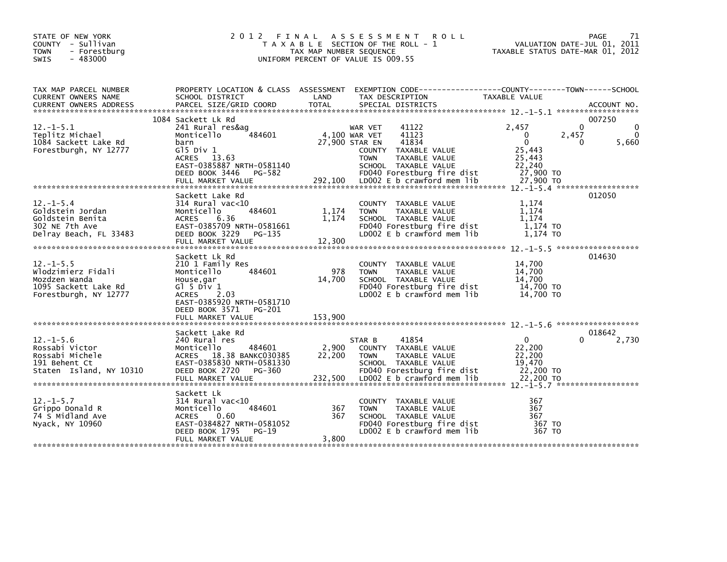STATE OF NEW YORK
COUNTY - Sullivan
TOWN - Forestburg
SWIS - 483000

# 2012 FINAL ASSESSMENT ROLL

TAXABLE SECTION OF THE ROLL - 1
TAX MAP NUMBER SEQUENCE
UNIFORM PERCENT OF VALUE IS 009.55

VALUATION DATE-JUL 01, 2011
TAXABLE STATUS DATE-MAR 01, 2012

| TAX MAP PARCEL NUMBER / CURRENT OWNERS NAME / CURRENT OWNERS ADDRESS | PROPERTY LOCATION & CLASS / SCHOOL DISTRICT / PARCEL SIZE/GRID COORD | ASSESSMENT LAND | ASSESSMENT TOTAL | EXEMPTION CODE / TAX DESCRIPTION / SPECIAL DISTRICTS | COUNTY TAXABLE VALUE | TOWN | SCHOOL | ACCOUNT NO. |
|---|---|---|---|---|---|---|---|---|
| 12.-1-5.1 | 1084 Sackett Lk Rd | | | | | | | 007250 |
| Teplitz Michael | 241 Rural res&ag | | | WAR VET 41122 | 2,457 | 0 | 0 | |
| 1084 Sackett Lake Rd | Monticello 484601 | 4,100 | | WAR VET 41123 | 0 | 2,457 | 0 | |
| Forestburgh, NY 12777 | barn | | 27,900 | STAR EN 41834 | 0 | 0 | 5,660 | |
| | Gl5 Div 1 | | | COUNTY TAXABLE VALUE | 25,443 | | | |
| | ACRES 13.63 | | | TOWN TAXABLE VALUE | 25,443 | | | |
| | EAST-0385887 NRTH-0581140 | | | SCHOOL TAXABLE VALUE | 22,240 | | | |
| | DEED BOOK 3446 PG-582 | | | FD040 Forestburg fire dist | 27,900 TO | | | |
| | FULL MARKET VALUE | | 292,100 | LD002 E b crawford mem lib | 27,900 TO | | | |
| 12.-1-5.4 | Sackett Lake Rd | | | | | | | 012050 |
| Goldstein Jordan | 314 Rural vac<10 | | | COUNTY TAXABLE VALUE | 1,174 | | | |
| Goldstein Benita | Monticello 484601 | 1,174 | | TOWN TAXABLE VALUE | 1,174 | | | |
| 302 NE 7th Ave | ACRES 6.36 | | 1,174 | SCHOOL TAXABLE VALUE | 1,174 | | | |
| Delray Beach, FL 33483 | EAST-0385709 NRTH-0581661 | | | FD040 Forestburg fire dist | 1,174 TO | | | |
| | DEED BOOK 3229 PG-135 | | | LD002 E b crawford mem lib | 1,174 TO | | | |
| | FULL MARKET VALUE | | 12,300 | | | | | |
| 12.-1-5.5 | Sackett Lk Rd | | | | | | | 014630 |
| Wlodzimierz Fidali | 210 1 Family Res | | | COUNTY TAXABLE VALUE | 14,700 | | | |
| Mozdzen Wanda | Monticello 484601 | 978 | | TOWN TAXABLE VALUE | 14,700 | | | |
| 1095 Sackett Lake Rd | House,gar | | 14,700 | SCHOOL TAXABLE VALUE | 14,700 | | | |
| Forestburgh, NY 12777 | Gl 5 Div 1 | | | FD040 Forestburg fire dist | 14,700 TO | | | |
| | ACRES 2.03 | | | LD002 E b crawford mem lib | 14,700 TO | | | |
| | EAST-0385920 NRTH-0581710 | | | | | | | |
| | DEED BOOK 3571 PG-201 | | | | | | | |
| | FULL MARKET VALUE | | 153,900 | | | | | |
| 12.-1-5.6 | Sackett Lake Rd | | | | | | | 018642 |
| Rossabi Victor | 240 Rural res | | | STAR B 41854 | 0 | 0 | 2,730 | |
| Rossabi Michele | Monticello 484601 | 2,900 | | COUNTY TAXABLE VALUE | 22,200 | | | |
| 191 Behent Ct | ACRES 18.38 BANKC030385 | | 22,200 | TOWN TAXABLE VALUE | 22,200 | | | |
| Staten Island, NY 10310 | EAST-0385830 NRTH-0581330 | | | SCHOOL TAXABLE VALUE | 19,470 | | | |
| | DEED BOOK 2720 PG-360 | | | FD040 Forestburg fire dist | 22,200 TO | | | |
| | FULL MARKET VALUE | | 232,500 | LD002 E b crawford mem lib | 22,200 TO | | | |
| 12.-1-5.7 | Sackett Lk | | | | | | | |
| Grippo Donald R | 314 Rural vac<10 | | | COUNTY TAXABLE VALUE | 367 | | | |
| 74 S Midland Ave | Monticello 484601 | 367 | | TOWN TAXABLE VALUE | 367 | | | |
| Nyack, NY 10960 | ACRES 0.60 | | 367 | SCHOOL TAXABLE VALUE | 367 | | | |
| | EAST-0384827 NRTH-0581052 | | | FD040 Forestburg fire dist | 367 TO | | | |
| | DEED BOOK 1795 PG-19 | | | LD002 E b crawford mem lib | 367 TO | | | |
| | FULL MARKET VALUE | | 3,800 | | | | | |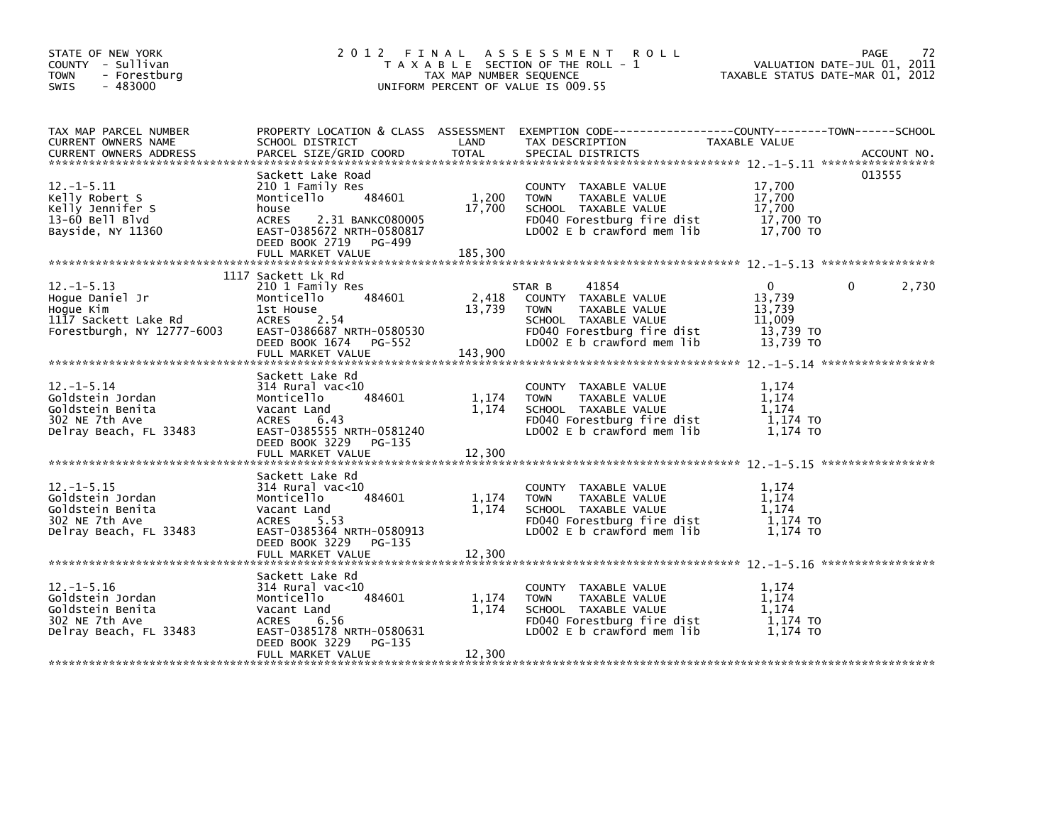STATE OF NEW YORK
COUNTY - Sullivan
TOWN - Forestburg
SWIS - 483000

# 2012 FINAL ASSESSMENT ROLL

TAXABLE SECTION OF THE ROLL - 1
TAX MAP NUMBER SEQUENCE
UNIFORM PERCENT OF VALUE IS 009.55

VALUATION DATE-JUL 01, 2011
TAXABLE STATUS DATE-MAR 01, 2012

| TAX MAP PARCEL NUMBER / CURRENT OWNERS NAME / CURRENT OWNERS ADDRESS | PROPERTY LOCATION & CLASS / SCHOOL DISTRICT / PARCEL SIZE/GRID COORD | ASSESSMENT LAND | TOTAL | EXEMPTION CODE / TAX DESCRIPTION / SPECIAL DISTRICTS | COUNTY TAXABLE VALUE | TOWN | SCHOOL | ACCOUNT NO. |
|---|---|---|---|---|---|---|---|---|
| 12.-1-5.11 | Sackett Lake Road | | | | | | | 013555 |
| Kelly Robert S | 210 1 Family Res | | | COUNTY TAXABLE VALUE | 17,700 | | | |
| Kelly Jennifer S | Monticello 484601 | 1,200 | | TOWN TAXABLE VALUE | 17,700 | | | |
| 13-60 Bell Blvd | house | | 17,700 | SCHOOL TAXABLE VALUE | 17,700 | | | |
| Bayside, NY 11360 | ACRES 2.31 BANKC080005 | | | FD040 Forestburg fire dist | 17,700 TO | | | |
| | EAST-0385672 NRTH-0580817 | | | LD002 E b crawford mem lib | 17,700 TO | | | |
| | DEED BOOK 2719 PG-499 | | | | | | | |
| | FULL MARKET VALUE | | 185,300 | | | | | |
| 12.-1-5.13 | 1117 Sackett Lk Rd | | | | | | | |
| Hogue Daniel Jr | 210 1 Family Res | | | STAR B 41854 | 0 | 0 | 2,730 | |
| Hogue Kim | Monticello 484601 | 2,418 | | COUNTY TAXABLE VALUE | 13,739 | | | |
| 1117 Sackett Lake Rd | 1st House | | 13,739 | TOWN TAXABLE VALUE | 13,739 | | | |
| Forestburgh, NY 12777-6003 | ACRES 2.54 | | | SCHOOL TAXABLE VALUE | 11,009 | | | |
| | EAST-0386687 NRTH-0580530 | | | FD040 Forestburg fire dist | 13,739 TO | | | |
| | DEED BOOK 1674 PG-552 | | | LD002 E b crawford mem lib | 13,739 TO | | | |
| | FULL MARKET VALUE | | 143,900 | | | | | |
| 12.-1-5.14 | Sackett Lake Rd | | | | | | | |
| Goldstein Jordan | 314 Rural vac<10 | | | COUNTY TAXABLE VALUE | 1,174 | | | |
| Goldstein Benita | Monticello 484601 | 1,174 | | TOWN TAXABLE VALUE | 1,174 | | | |
| 302 NE 7th Ave | Vacant Land | | 1,174 | SCHOOL TAXABLE VALUE | 1,174 | | | |
| Delray Beach, FL 33483 | ACRES 6.43 | | | FD040 Forestburg fire dist | 1,174 TO | | | |
| | EAST-0385555 NRTH-0581240 | | | LD002 E b crawford mem lib | 1,174 TO | | | |
| | DEED BOOK 3229 PG-135 | | | | | | | |
| | FULL MARKET VALUE | | 12,300 | | | | | |
| 12.-1-5.15 | Sackett Lake Rd | | | | | | | |
| Goldstein Jordan | 314 Rural vac<10 | | | COUNTY TAXABLE VALUE | 1,174 | | | |
| Goldstein Benita | Monticello 484601 | 1,174 | | TOWN TAXABLE VALUE | 1,174 | | | |
| 302 NE 7th Ave | Vacant Land | | 1,174 | SCHOOL TAXABLE VALUE | 1,174 | | | |
| Delray Beach, FL 33483 | ACRES 5.53 | | | FD040 Forestburg fire dist | 1,174 TO | | | |
| | EAST-0385364 NRTH-0580913 | | | LD002 E b crawford mem lib | 1,174 TO | | | |
| | DEED BOOK 3229 PG-135 | | | | | | | |
| | FULL MARKET VALUE | | 12,300 | | | | | |
| 12.-1-5.16 | Sackett Lake Rd | | | | | | | |
| Goldstein Jordan | 314 Rural vac<10 | | | COUNTY TAXABLE VALUE | 1,174 | | | |
| Goldstein Benita | Monticello 484601 | 1,174 | | TOWN TAXABLE VALUE | 1,174 | | | |
| 302 NE 7th Ave | Vacant Land | | 1,174 | SCHOOL TAXABLE VALUE | 1,174 | | | |
| Delray Beach, FL 33483 | ACRES 6.56 | | | FD040 Forestburg fire dist | 1,174 TO | | | |
| | EAST-0385178 NRTH-0580631 | | | LD002 E b crawford mem lib | 1,174 TO | | | |
| | DEED BOOK 3229 PG-135 | | | | | | | |
| | FULL MARKET VALUE | | 12,300 | | | | | |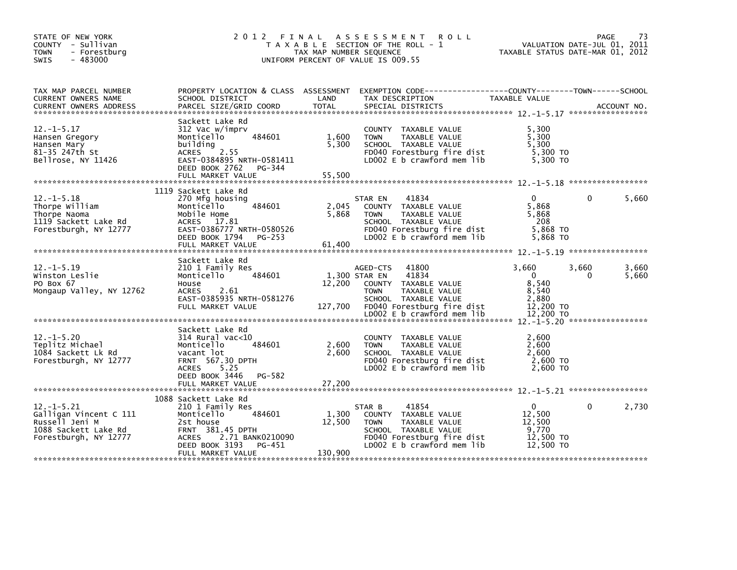STATE OF NEW YORK
COUNTY - Sullivan
TOWN - Forestburg
SWIS - 483000

# 2012 FINAL ASSESSMENT ROLL

TAXABLE SECTION OF THE ROLL - 1
TAX MAP NUMBER SEQUENCE
UNIFORM PERCENT OF VALUE IS 009.55

VALUATION DATE-JUL 01, 2011
TAXABLE STATUS DATE-MAR 01, 2012

| TAX MAP PARCEL NUMBER / CURRENT OWNERS NAME / CURRENT OWNERS ADDRESS | PROPERTY LOCATION & CLASS / SCHOOL DISTRICT / PARCEL SIZE/GRID COORD | ASSESSMENT LAND | TOTAL | EXEMPTION CODE / TAX DESCRIPTION / SPECIAL DISTRICTS | COUNTY TAXABLE VALUE | TOWN | SCHOOL |
|---|---|---|---|---|---|---|---|
| 12.-1-5.17 | Sackett Lake Rd | | | | | | |
| Hansen Gregory | 312 Vac w/imprv | | | COUNTY TAXABLE VALUE | 5,300 | | |
| Hansen Mary | Monticello 484601 | 1,600 | | TOWN TAXABLE VALUE | 5,300 | | |
| 81-35 247th St | building | | 5,300 | SCHOOL TAXABLE VALUE | 5,300 | | |
| Bellrose, NY 11426 | ACRES 2.55 | | | FD040 Forestburg fire dist | 5,300 TO | | |
| | EAST-0384895 NRTH-0581411 | | | LD002 E b crawford mem lib | 5,300 TO | | |
| | DEED BOOK 2762 PG-344 | | | | | | |
| | FULL MARKET VALUE | | 55,500 | | | | |
| 12.-1-5.18 | 1119 Sackett Lake Rd | | | | | | |
| Thorpe William | 270 Mfg housing | | | STAR EN 41834 | 0 | 0 | 5,660 |
| Thorpe Naoma | Monticello 484601 | 2,045 | | COUNTY TAXABLE VALUE | 5,868 | | |
| 1119 Sackett Lake Rd | Mobile Home | | 5,868 | TOWN TAXABLE VALUE | 5,868 | | |
| Forestburgh, NY 12777 | ACRES 17.81 | | | SCHOOL TAXABLE VALUE | 208 | | |
| | EAST-0386777 NRTH-0580526 | | | FD040 Forestburg fire dist | 5,868 TO | | |
| | DEED BOOK 1794 PG-253 | | | LD002 E b crawford mem lib | 5,868 TO | | |
| | FULL MARKET VALUE | | 61,400 | | | | |
| 12.-1-5.19 | Sackett Lake Rd | | | | | | |
| Winston Leslie | 210 1 Family Res | | | AGED-CTS 41800 | 3,660 | 3,660 | 3,660 |
| PO Box 67 | Monticello 484601 | 1,300 | | STAR EN 41834 | 0 | 0 | 5,660 |
| Mongaup Valley, NY 12762 | House | | 12,200 | COUNTY TAXABLE VALUE | 8,540 | | |
| | ACRES 2.61 | | | TOWN TAXABLE VALUE | 8,540 | | |
| | EAST-0385935 NRTH-0581276 | | | SCHOOL TAXABLE VALUE | 2,880 | | |
| | FULL MARKET VALUE | | 127,700 | FD040 Forestburg fire dist | 12,200 TO | | |
| | | | | LD002 E b crawford mem lib | 12,200 TO | | |
| 12.-1-5.20 | Sackett Lake Rd | | | | | | |
| Teplitz Michael | 314 Rural vac<10 | | | COUNTY TAXABLE VALUE | 2,600 | | |
| 1084 Sackett Lk Rd | Monticello 484601 | 2,600 | | TOWN TAXABLE VALUE | 2,600 | | |
| Forestburgh, NY 12777 | vacant lot | | 2,600 | SCHOOL TAXABLE VALUE | 2,600 | | |
| | FRNT 567.30 DPTH | | | FD040 Forestburg fire dist | 2,600 TO | | |
| | ACRES 5.25 | | | LD002 E b crawford mem lib | 2,600 TO | | |
| | DEED BOOK 3446 PG-582 | | | | | | |
| | FULL MARKET VALUE | | 27,200 | | | | |
| 12.-1-5.21 | 1088 Sackett Lake Rd | | | | | | |
| Galligan Vincent C 111 | 210 1 Family Res | | | STAR B 41854 | 0 | 0 | 2,730 |
| Russell Jeni M | Monticello 484601 | 1,300 | | COUNTY TAXABLE VALUE | 12,500 | | |
| 1088 Sackett Lake Rd | 2st house | | 12,500 | TOWN TAXABLE VALUE | 12,500 | | |
| Forestburgh, NY 12777 | FRNT 381.45 DPTH | | | SCHOOL TAXABLE VALUE | 9,770 | | |
| | ACRES 2.71 BANK0210090 | | | FD040 Forestburg fire dist | 12,500 TO | | |
| | DEED BOOK 3193 PG-451 | | | LD002 E b crawford mem lib | 12,500 TO | | |
| | FULL MARKET VALUE | | 130,900 | | | | |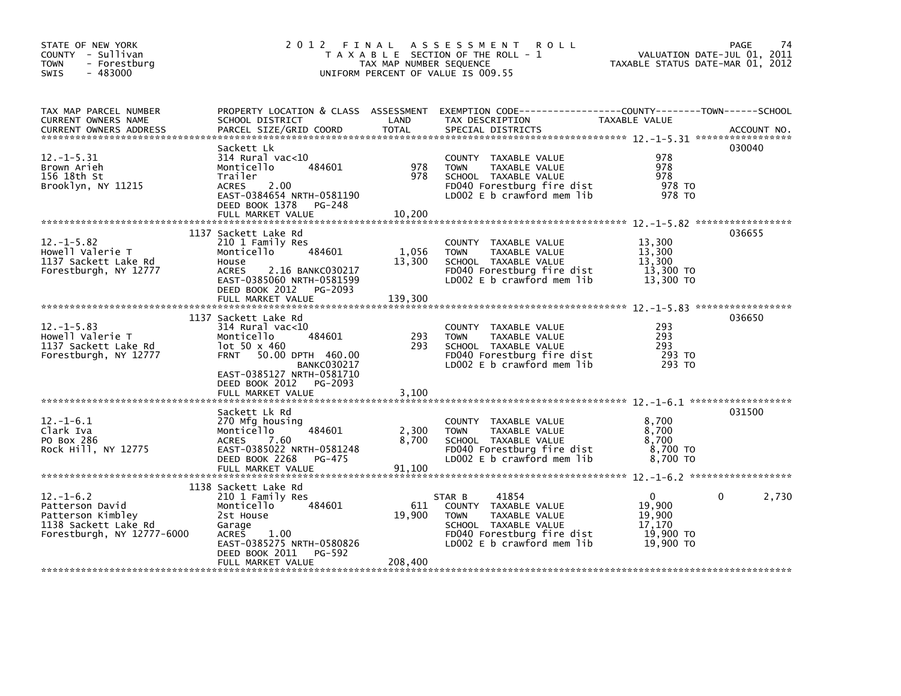STATE OF NEW YORK
COUNTY - Sullivan
TOWN - Forestburg
SWIS - 483000

# 2012 FINAL ASSESSMENT ROLL

TAXABLE SECTION OF THE ROLL - 1
TAX MAP NUMBER SEQUENCE
UNIFORM PERCENT OF VALUE IS 009.55

VALUATION DATE-JUL 01, 2011
TAXABLE STATUS DATE-MAR 01, 2012

| TAX MAP PARCEL NUMBER / CURRENT OWNERS NAME / CURRENT OWNERS ADDRESS | PROPERTY LOCATION & CLASS / SCHOOL DISTRICT / PARCEL SIZE/GRID COORD | ASSESSMENT LAND | TOTAL | EXEMPTION CODE / TAX DESCRIPTION / SPECIAL DISTRICTS | COUNTY TAXABLE VALUE | TOWN | SCHOOL | ACCOUNT NO. |
|---|---|---|---|---|---|---|---|---|
| 12.-1-5.31 | Sackett Lk | | | | | | | 030040 |
| Brown Arieh | 314 Rural vac<10 | | | COUNTY TAXABLE VALUE | 978 | | | |
| 156 18th St | Monticello 484601 | 978 | | TOWN TAXABLE VALUE | 978 | | | |
| Brooklyn, NY 11215 | Trailer | | 978 | SCHOOL TAXABLE VALUE | 978 | | | |
| | ACRES 2.00 | | | FD040 Forestburg fire dist | 978 TO | | | |
| | EAST-0384654 NRTH-0581190 | | | LD002 E b crawford mem lib | 978 TO | | | |
| | DEED BOOK 1378 PG-248 | | | | | | | |
| | FULL MARKET VALUE | | 10,200 | | | | | |
| 12.-1-5.82 | 1137 Sackett Lake Rd | | | | | | | 036655 |
| Howell Valerie T | 210 1 Family Res | | | COUNTY TAXABLE VALUE | 13,300 | | | |
| 1137 Sackett Lake Rd | Monticello 484601 | 1,056 | | TOWN TAXABLE VALUE | 13,300 | | | |
| Forestburgh, NY 12777 | House | | 13,300 | SCHOOL TAXABLE VALUE | 13,300 | | | |
| | ACRES 2.16 BANKC030217 | | | FD040 Forestburg fire dist | 13,300 TO | | | |
| | EAST-0385060 NRTH-0581599 | | | LD002 E b crawford mem lib | 13,300 TO | | | |
| | DEED BOOK 2012 PG-2093 | | | | | | | |
| | FULL MARKET VALUE | | 139,300 | | | | | |
| 12.-1-5.83 | 1137 Sackett Lake Rd | | | | | | | 036650 |
| Howell Valerie T | 314 Rural vac<10 | | | COUNTY TAXABLE VALUE | 293 | | | |
| 1137 Sackett Lake Rd | Monticello 484601 | 293 | | TOWN TAXABLE VALUE | 293 | | | |
| Forestburgh, NY 12777 | lot 50 x 460 | | 293 | SCHOOL TAXABLE VALUE | 293 | | | |
| | FRNT 50.00 DPTH 460.00 | | | FD040 Forestburg fire dist | 293 TO | | | |
| | BANKC030217 | | | LD002 E b crawford mem lib | 293 TO | | | |
| | EAST-0385127 NRTH-0581710 | | | | | | | |
| | DEED BOOK 2012 PG-2093 | | | | | | | |
| | FULL MARKET VALUE | | 3,100 | | | | | |
| 12.-1-6.1 | Sackett Lk Rd | | | | | | | 031500 |
| Clark Iva | 270 Mfg housing | | | COUNTY TAXABLE VALUE | 8,700 | | | |
| PO Box 286 | Monticello 484601 | 2,300 | | TOWN TAXABLE VALUE | 8,700 | | | |
| Rock Hill, NY 12775 | ACRES 7.60 | | 8,700 | SCHOOL TAXABLE VALUE | 8,700 | | | |
| | EAST-0385022 NRTH-0581248 | | | FD040 Forestburg fire dist | 8,700 TO | | | |
| | DEED BOOK 2268 PG-475 | | | LD002 E b crawford mem lib | 8,700 TO | | | |
| | FULL MARKET VALUE | | 91,100 | | | | | |
| 12.-1-6.2 | 1138 Sackett Lake Rd | | | | | | | |
| Patterson David | 210 1 Family Res | | | STAR B 41854 | 0 | 0 | 2,730 | |
| Patterson Kimbley | Monticello 484601 | 611 | | COUNTY TAXABLE VALUE | 19,900 | | | |
| 1138 Sackett Lake Rd | 2st House | | 19,900 | TOWN TAXABLE VALUE | 19,900 | | | |
| Forestburgh, NY 12777-6000 | Garage | | | SCHOOL TAXABLE VALUE | 17,170 | | | |
| | ACRES 1.00 | | | FD040 Forestburg fire dist | 19,900 TO | | | |
| | EAST-0385275 NRTH-0580826 | | | LD002 E b crawford mem lib | 19,900 TO | | | |
| | DEED BOOK 2011 PG-592 | | | | | | | |
| | FULL MARKET VALUE | | 208,400 | | | | | |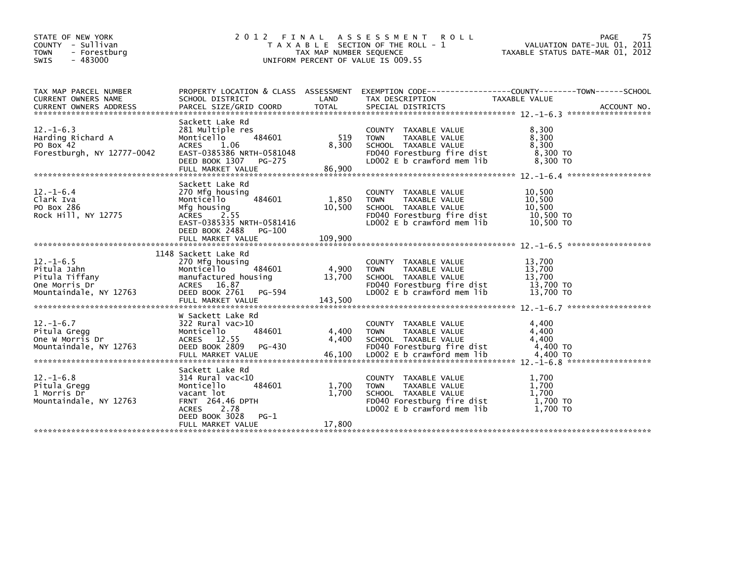STATE OF NEW YORK
COUNTY - Sullivan
TOWN - Forestburg
SWIS - 483000

# 2012 FINAL ASSESSMENT ROLL

TAXABLE SECTION OF THE ROLL - 1
TAX MAP NUMBER SEQUENCE
UNIFORM PERCENT OF VALUE IS 009.55

VALUATION DATE-JUL 01, 2011
TAXABLE STATUS DATE-MAR 01, 2012

| TAX MAP PARCEL NUMBER / CURRENT OWNERS NAME / CURRENT OWNERS ADDRESS | PROPERTY LOCATION & CLASS / SCHOOL DISTRICT / PARCEL SIZE/GRID COORD | ASSESSMENT LAND | TOTAL | EXEMPTION CODE / TAX DESCRIPTION / SPECIAL DISTRICTS | TAXABLE VALUE (COUNTY / TOWN / SCHOOL) | ACCOUNT NO. |
|---|---|---|---|---|---|---|
| 12.-1-6.3<br>Harding Richard A<br>PO Box 42<br>Forestburgh, NY 12777-0042 | Sackett Lake Rd<br>281 Multiple res<br>Monticello 484601<br>ACRES 1.06<br>EAST-0385386 NRTH-0581048<br>DEED BOOK 1307 PG-275<br>FULL MARKET VALUE 86,900 | 519 | 8,300 | COUNTY TAXABLE VALUE<br>TOWN TAXABLE VALUE<br>SCHOOL TAXABLE VALUE<br>FD040 Forestburg fire dist<br>LD002 E b crawford mem lib | 8,300<br>8,300<br>8,300<br>8,300 TO<br>8,300 TO | |
| 12.-1-6.4<br>Clark Iva<br>PO Box 286<br>Rock Hill, NY 12775 | Sackett Lake Rd<br>270 Mfg housing<br>Monticello 484601<br>Mfg housing<br>ACRES 2.55<br>EAST-0385335 NRTH-0581416<br>DEED BOOK 2488 PG-100<br>FULL MARKET VALUE 109,900 | 1,850 | 10,500 | COUNTY TAXABLE VALUE<br>TOWN TAXABLE VALUE<br>SCHOOL TAXABLE VALUE<br>FD040 Forestburg fire dist<br>LD002 E b crawford mem lib | 10,500<br>10,500<br>10,500<br>10,500 TO<br>10,500 TO | |
| 12.-1-6.5<br>Pitula Jahn<br>Pitula Tiffany<br>One Morris Dr<br>Mountaindale, NY 12763 | 1148 Sackett Lake Rd<br>270 Mfg housing<br>Monticello 484601<br>manufactured housing<br>ACRES 16.87<br>DEED BOOK 2761 PG-594<br>FULL MARKET VALUE 143,500 | 4,900 | 13,700 | COUNTY TAXABLE VALUE<br>TOWN TAXABLE VALUE<br>SCHOOL TAXABLE VALUE<br>FD040 Forestburg fire dist<br>LD002 E b crawford mem lib | 13,700<br>13,700<br>13,700<br>13,700 TO<br>13,700 TO | |
| 12.-1-6.7<br>Pitula Gregg<br>One W Morris Dr<br>Mountaindale, NY 12763 | W Sackett Lake Rd<br>322 Rural vac>10<br>Monticello 484601<br>ACRES 12.55<br>DEED BOOK 2809 PG-430<br>FULL MARKET VALUE 46,100 | 4,400 | 4,400 | COUNTY TAXABLE VALUE<br>TOWN TAXABLE VALUE<br>SCHOOL TAXABLE VALUE<br>FD040 Forestburg fire dist<br>LD002 E b crawford mem lib | 4,400<br>4,400<br>4,400<br>4,400 TO<br>4,400 TO | |
| 12.-1-6.8<br>Pitula Gregg<br>1 Morris Dr<br>Mountaindale, NY 12763 | Sackett Lake Rd<br>314 Rural vac<10<br>Monticello 484601<br>vacant lot<br>FRNT 264.46 DPTH<br>ACRES 2.78<br>DEED BOOK 3028 PG-1<br>FULL MARKET VALUE 17,800 | 1,700 | 1,700 | COUNTY TAXABLE VALUE<br>TOWN TAXABLE VALUE<br>SCHOOL TAXABLE VALUE<br>FD040 Forestburg fire dist<br>LD002 E b crawford mem lib | 1,700<br>1,700<br>1,700<br>1,700 TO<br>1,700 TO | |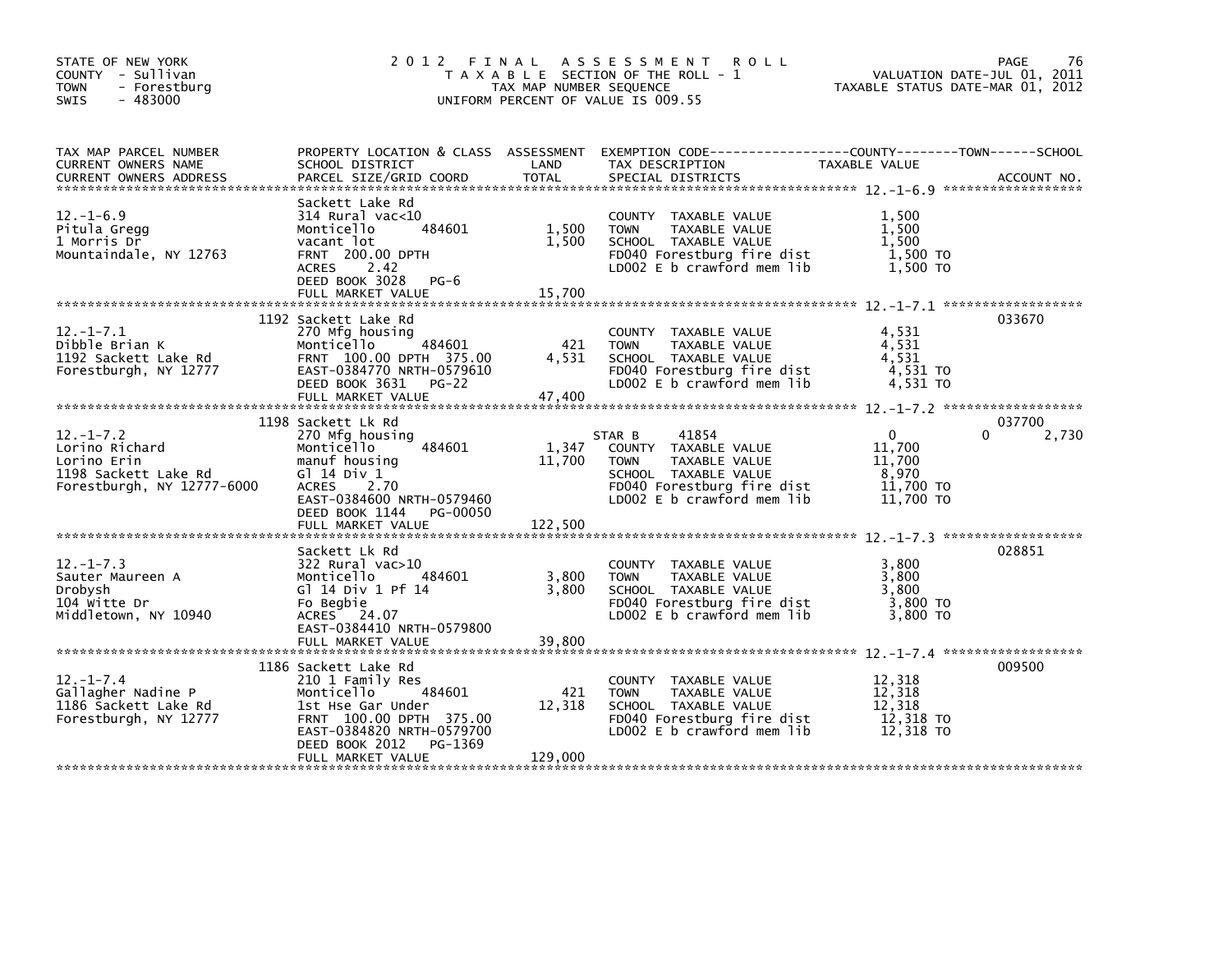STATE OF NEW YORK
COUNTY - Sullivan
TOWN - Forestburg
SWIS - 483000

# 2012 FINAL ASSESSMENT ROLL

TAXABLE SECTION OF THE ROLL - 1
TAX MAP NUMBER SEQUENCE
UNIFORM PERCENT OF VALUE IS 009.55

VALUATION DATE-JUL 01, 2011
TAXABLE STATUS DATE-MAR 01, 2012

| TAX MAP PARCEL NUMBER / CURRENT OWNERS NAME / CURRENT OWNERS ADDRESS | PROPERTY LOCATION & CLASS / SCHOOL DISTRICT / PARCEL SIZE/GRID COORD | ASSESSMENT LAND | TOTAL | EXEMPTION CODE / TAX DESCRIPTION / SPECIAL DISTRICTS | COUNTY TAXABLE VALUE | TOWN | SCHOOL | ACCOUNT NO. |
|---|---|---|---|---|---|---|---|---|
| 12.-1-6.9 | Sackett Lake Rd | | | | | | | |
| Pitula Gregg | 314 Rural vac<10 | | | COUNTY TAXABLE VALUE | 1,500 | | | |
| 1 Morris Dr | Monticello 484601 | 1,500 | | TOWN TAXABLE VALUE | 1,500 | | | |
| Mountaindale, NY 12763 | vacant lot | | 1,500 | SCHOOL TAXABLE VALUE | 1,500 | | | |
| | FRNT 200.00 DPTH | | | FD040 Forestburg fire dist | 1,500 TO | | | |
| | ACRES 2.42 | | | LD002 E b crawford mem lib | 1,500 TO | | | |
| | DEED BOOK 3028 PG-6 | | | | | | | |
| | FULL MARKET VALUE | | 15,700 | | | | | |
| 12.-1-7.1 | 1192 Sackett Lake Rd | | | | | | | 033670 |
| Dibble Brian K | 270 Mfg housing | | | COUNTY TAXABLE VALUE | 4,531 | | | |
| 1192 Sackett Lake Rd | Monticello 484601 | 421 | | TOWN TAXABLE VALUE | 4,531 | | | |
| Forestburgh, NY 12777 | FRNT 100.00 DPTH 375.00 | | 4,531 | SCHOOL TAXABLE VALUE | 4,531 | | | |
| | EAST-0384770 NRTH-0579610 | | | FD040 Forestburg fire dist | 4,531 TO | | | |
| | DEED BOOK 3631 PG-22 | | | LD002 E b crawford mem lib | 4,531 TO | | | |
| | FULL MARKET VALUE | | 47,400 | | | | | |
| 12.-1-7.2 | 1198 Sackett Lk Rd | | | | | | | 037700 |
| Lorino Richard | 270 Mfg housing | | | STAR B 41854 | 0 | 0 | 2,730 | |
| Lorino Erin | Monticello 484601 | 1,347 | | COUNTY TAXABLE VALUE | 11,700 | | | |
| 1198 Sackett Lake Rd | manuf housing | | 11,700 | TOWN TAXABLE VALUE | 11,700 | | | |
| Forestburgh, NY 12777-6000 | Gl 14 Div 1 | | | SCHOOL TAXABLE VALUE | 8,970 | | | |
| | ACRES 2.70 | | | FD040 Forestburg fire dist | 11,700 TO | | | |
| | EAST-0384600 NRTH-0579460 | | | LD002 E b crawford mem lib | 11,700 TO | | | |
| | DEED BOOK 1144 PG-00050 | | | | | | | |
| | FULL MARKET VALUE | | 122,500 | | | | | |
| 12.-1-7.3 | Sackett Lk Rd | | | | | | | 028851 |
| Sauter Maureen A | 322 Rural vac>10 | | | COUNTY TAXABLE VALUE | 3,800 | | | |
| Drobysh | Monticello 484601 | 3,800 | | TOWN TAXABLE VALUE | 3,800 | | | |
| 104 Witte Dr | Gl 14 Div 1 Pf 14 | | 3,800 | SCHOOL TAXABLE VALUE | 3,800 | | | |
| Middletown, NY 10940 | Fo Begbie | | | FD040 Forestburg fire dist | 3,800 TO | | | |
| | ACRES 24.07 | | | LD002 E b crawford mem lib | 3,800 TO | | | |
| | EAST-0384410 NRTH-0579800 | | | | | | | |
| | FULL MARKET VALUE | | 39,800 | | | | | |
| 12.-1-7.4 | 1186 Sackett Lake Rd | | | | | | | 009500 |
| Gallagher Nadine P | 210 1 Family Res | | | COUNTY TAXABLE VALUE | 12,318 | | | |
| 1186 Sackett Lake Rd | Monticello 484601 | 421 | | TOWN TAXABLE VALUE | 12,318 | | | |
| Forestburgh, NY 12777 | 1st Hse Gar Under | | 12,318 | SCHOOL TAXABLE VALUE | 12,318 | | | |
| | FRNT 100.00 DPTH 375.00 | | | FD040 Forestburg fire dist | 12,318 TO | | | |
| | EAST-0384820 NRTH-0579700 | | | LD002 E b crawford mem lib | 12,318 TO | | | |
| | DEED BOOK 2012 PG-1369 | | | | | | | |
| | FULL MARKET VALUE | | 129,000 | | | | | |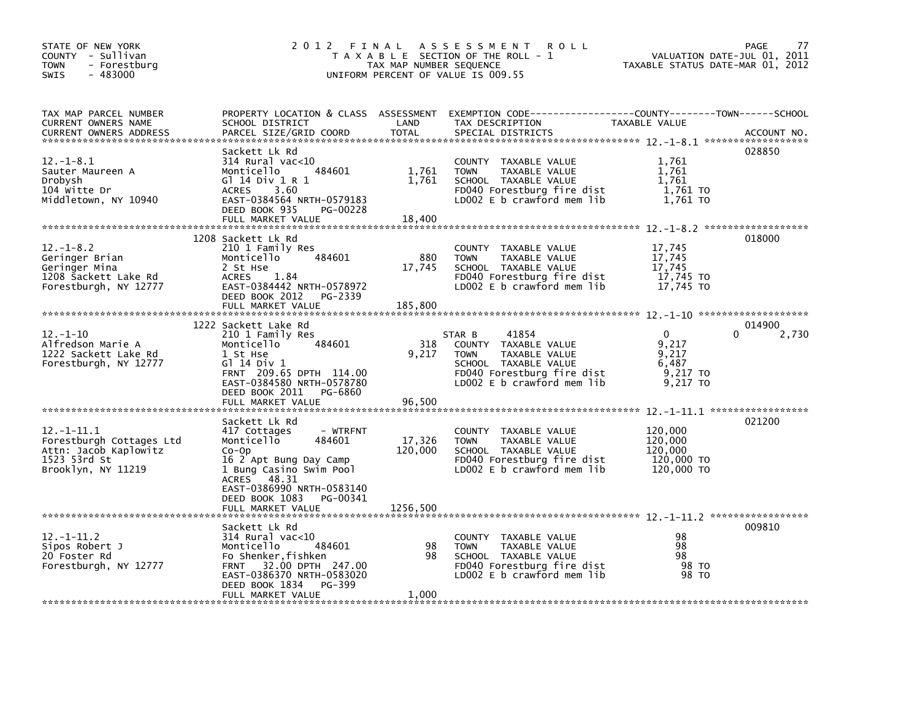STATE OF NEW YORK
COUNTY - Sullivan
TOWN - Forestburg
SWIS - 483000

# 2012 FINAL ASSESSMENT ROLL
TAXABLE SECTION OF THE ROLL - 1
TAX MAP NUMBER SEQUENCE
UNIFORM PERCENT OF VALUE IS 009.55

VALUATION DATE-JUL 01, 2011
TAXABLE STATUS DATE-MAR 01, 2012

| TAX MAP PARCEL NUMBER / CURRENT OWNERS NAME / CURRENT OWNERS ADDRESS | PROPERTY LOCATION & CLASS / SCHOOL DISTRICT / PARCEL SIZE/GRID COORD | ASSESSMENT LAND | TOTAL | EXEMPTION CODE / TAX DESCRIPTION / SPECIAL DISTRICTS | COUNTY / TOWN TAXABLE VALUE | SCHOOL | ACCOUNT NO. |
|---|---|---|---|---|---|---|---|
| **12.-1-8.1** | Sackett Lk Rd | | | | | | 028850 |
| Sauter Maureen A | 314 Rural vac<10 | | | COUNTY TAXABLE VALUE | 1,761 | | |
| Drobysh | Monticello 484601 | 1,761 | | TOWN TAXABLE VALUE | 1,761 | | |
| 104 Witte Dr | Gl 14 Div 1 R 1 | | 1,761 | SCHOOL TAXABLE VALUE | 1,761 | | |
| Middletown, NY 10940 | ACRES 3.60 | | | FD040 Forestburg fire dist | 1,761 TO | | |
| | EAST-0384564 NRTH-0579183 | | | LD002 E b crawford mem lib | 1,761 TO | | |
| | DEED BOOK 935 PG-00228 | | | | | | |
| | FULL MARKET VALUE | | 18,400 | | | | |
| **12.-1-8.2** | 1208 Sackett Lk Rd | | | | | | 018000 |
| Geringer Brian | 210 1 Family Res | | | COUNTY TAXABLE VALUE | 17,745 | | |
| Geringer Mina | Monticello 484601 | 880 | | TOWN TAXABLE VALUE | 17,745 | | |
| 1208 Sackett Lake Rd | 2 St Hse | | 17,745 | SCHOOL TAXABLE VALUE | 17,745 | | |
| Forestburgh, NY 12777 | ACRES 1.84 | | | FD040 Forestburg fire dist | 17,745 TO | | |
| | EAST-0384442 NRTH-0578972 | | | LD002 E b crawford mem lib | 17,745 TO | | |
| | DEED BOOK 2012 PG-2339 | | | | | | |
| | FULL MARKET VALUE | | 185,800 | | | | |
| **12.-1-10** | 1222 Sackett Lake Rd | | | | | | 014900 |
| Alfredson Marie A | 210 1 Family Res | | | STAR B 41854 | 0 | 0 | 2,730 |
| 1222 Sackett Lake Rd | Monticello 484601 | 318 | | COUNTY TAXABLE VALUE | 9,217 | | |
| Forestburgh, NY 12777 | 1 St Hse | | 9,217 | TOWN TAXABLE VALUE | 9,217 | | |
| | Gl 14 Div 1 | | | SCHOOL TAXABLE VALUE | 6,487 | | |
| | FRNT 209.65 DPTH 114.00 | | | FD040 Forestburg fire dist | 9,217 TO | | |
| | EAST-0384580 NRTH-0578780 | | | LD002 E b crawford mem lib | 9,217 TO | | |
| | DEED BOOK 2011 PG-6860 | | | | | | |
| | FULL MARKET VALUE | | 96,500 | | | | |
| **12.-1-11.1** | Sackett Lk Rd | | | | | | 021200 |
| Forestburgh Cottages Ltd | 417 Cottages - WTRFNT | | | COUNTY TAXABLE VALUE | 120,000 | | |
| Attn: Jacob Kaplowitz | Monticello 484601 | 17,326 | | TOWN TAXABLE VALUE | 120,000 | | |
| 1523 53rd St | Co-Op | | 120,000 | SCHOOL TAXABLE VALUE | 120,000 | | |
| Brooklyn, NY 11219 | 16 2 Apt Bung Day Camp | | | FD040 Forestburg fire dist | 120,000 TO | | |
| | 1 Bung Casino Swim Pool | | | LD002 E b crawford mem lib | 120,000 TO | | |
| | ACRES 48.31 | | | | | | |
| | EAST-0386990 NRTH-0583140 | | | | | | |
| | DEED BOOK 1083 PG-00341 | | | | | | |
| | FULL MARKET VALUE | | 1256,500 | | | | |
| **12.-1-11.2** | Sackett Lk Rd | | | | | | 009810 |
| Sipos Robert J | 314 Rural vac<10 | | | COUNTY TAXABLE VALUE | 98 | | |
| 20 Foster Rd | Monticello 484601 | 98 | | TOWN TAXABLE VALUE | 98 | | |
| Forestburgh, NY 12777 | Fo Shenker,fishken | | 98 | SCHOOL TAXABLE VALUE | 98 | | |
| | FRNT 32.00 DPTH 247.00 | | | FD040 Forestburg fire dist | 98 TO | | |
| | EAST-0386370 NRTH-0583020 | | | LD002 E b crawford mem lib | 98 TO | | |
| | DEED BOOK 1834 PG-399 | | | | | | |
| | FULL MARKET VALUE | | 1,000 | | | | |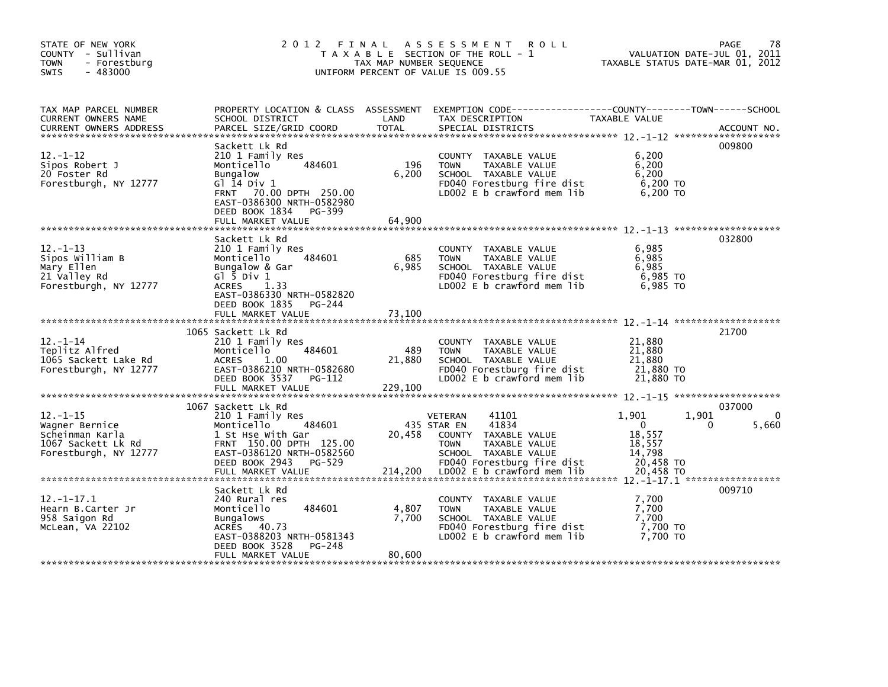STATE OF NEW YORK
COUNTY - Sullivan
TOWN - Forestburg
SWIS - 483000

# 2012 FINAL ASSESSMENT ROLL

TAXABLE SECTION OF THE ROLL - 1
TAX MAP NUMBER SEQUENCE
UNIFORM PERCENT OF VALUE IS 009.55

VALUATION DATE-JUL 01, 2011
TAXABLE STATUS DATE-MAR 01, 2012

| TAX MAP PARCEL NUMBER / CURRENT OWNERS NAME / CURRENT OWNERS ADDRESS | PROPERTY LOCATION & CLASS / SCHOOL DISTRICT / PARCEL SIZE/GRID COORD | ASSESSMENT LAND | ASSESSMENT TOTAL | EXEMPTION CODE / TAX DESCRIPTION / SPECIAL DISTRICTS | COUNTY TAXABLE VALUE | TOWN | SCHOOL | ACCOUNT NO. |
|---|---|---|---|---|---|---|---|---|
| **12.-1-12** | Sackett Lk Rd | | | | | | | 009800 |
| 12.-1-12 | 210 1 Family Res | | | COUNTY TAXABLE VALUE | 6,200 | | | |
| Sipos Robert J | Monticello 484601 | 196 | | TOWN TAXABLE VALUE | 6,200 | | | |
| 20 Foster Rd | Bungalow | | 6,200 | SCHOOL TAXABLE VALUE | 6,200 | | | |
| Forestburgh, NY 12777 | Gl 14 Div 1 | | | FD040 Forestburg fire dist | 6,200 TO | | | |
| | FRNT 70.00 DPTH 250.00 | | | LD002 E b crawford mem lib | 6,200 TO | | | |
| | EAST-0386300 NRTH-0582980 | | | | | | | |
| | DEED BOOK 1834 PG-399 | | | | | | | |
| | FULL MARKET VALUE | | 64,900 | | | | | |
| **12.-1-13** | Sackett Lk Rd | | | | | | | 032800 |
| 12.-1-13 | 210 1 Family Res | | | COUNTY TAXABLE VALUE | 6,985 | | | |
| Sipos William B | Monticello 484601 | 685 | | TOWN TAXABLE VALUE | 6,985 | | | |
| Mary Ellen | Bungalow & Gar | | 6,985 | SCHOOL TAXABLE VALUE | 6,985 | | | |
| 21 Valley Rd | Gl 5 Div 1 | | | FD040 Forestburg fire dist | 6,985 TO | | | |
| Forestburgh, NY 12777 | ACRES 1.33 | | | LD002 E b crawford mem lib | 6,985 TO | | | |
| | EAST-0386330 NRTH-0582820 | | | | | | | |
| | DEED BOOK 1835 PG-244 | | | | | | | |
| | FULL MARKET VALUE | | 73,100 | | | | | |
| **12.-1-14** | 1065 Sackett Lk Rd | | | | | | | 21700 |
| 12.-1-14 | 210 1 Family Res | | | COUNTY TAXABLE VALUE | 21,880 | | | |
| Teplitz Alfred | Monticello 484601 | 489 | | TOWN TAXABLE VALUE | 21,880 | | | |
| 1065 Sackett Lake Rd | ACRES 1.00 | | 21,880 | SCHOOL TAXABLE VALUE | 21,880 | | | |
| Forestburgh, NY 12777 | EAST-0386210 NRTH-0582680 | | | FD040 Forestburg fire dist | 21,880 TO | | | |
| | DEED BOOK 3537 PG-112 | | | LD002 E b crawford mem lib | 21,880 TO | | | |
| | FULL MARKET VALUE | | 229,100 | | | | | |
| **12.-1-15** | 1067 Sackett Lk Rd | | | | | | | 037000 |
| 12.-1-15 | 210 1 Family Res | | | VETERAN 41101 | 1,901 | 1,901 | 0 | |
| Wagner Bernice | Monticello 484601 | 435 | | STAR EN 41834 | 0 | 0 | 5,660 | |
| Scheinman Karla | 1 St Hse With Gar | | 20,458 | COUNTY TAXABLE VALUE | 18,557 | | | |
| 1067 Sackett Lk Rd | FRNT 150.00 DPTH 125.00 | | | TOWN TAXABLE VALUE | 18,557 | | | |
| Forestburgh, NY 12777 | EAST-0386120 NRTH-0582560 | | | SCHOOL TAXABLE VALUE | 14,798 | | | |
| | DEED BOOK 2943 PG-529 | | | FD040 Forestburg fire dist | 20,458 TO | | | |
| | FULL MARKET VALUE | | 214,200 | LD002 E b crawford mem lib | 20,458 TO | | | |
| **12.-1-17.1** | Sackett Lk Rd | | | | | | | 009710 |
| 12.-1-17.1 | 240 Rural res | | | COUNTY TAXABLE VALUE | 7,700 | | | |
| Hearn B.Carter Jr | Monticello 484601 | 4,807 | | TOWN TAXABLE VALUE | 7,700 | | | |
| 958 Saigon Rd | Bungalows | | 7,700 | SCHOOL TAXABLE VALUE | 7,700 | | | |
| McLean, VA 22102 | ACRES 40.73 | | | FD040 Forestburg fire dist | 7,700 TO | | | |
| | EAST-0388203 NRTH-0581343 | | | LD002 E b crawford mem lib | 7,700 TO | | | |
| | DEED BOOK 3528 PG-248 | | | | | | | |
| | FULL MARKET VALUE | | 80,600 | | | | | |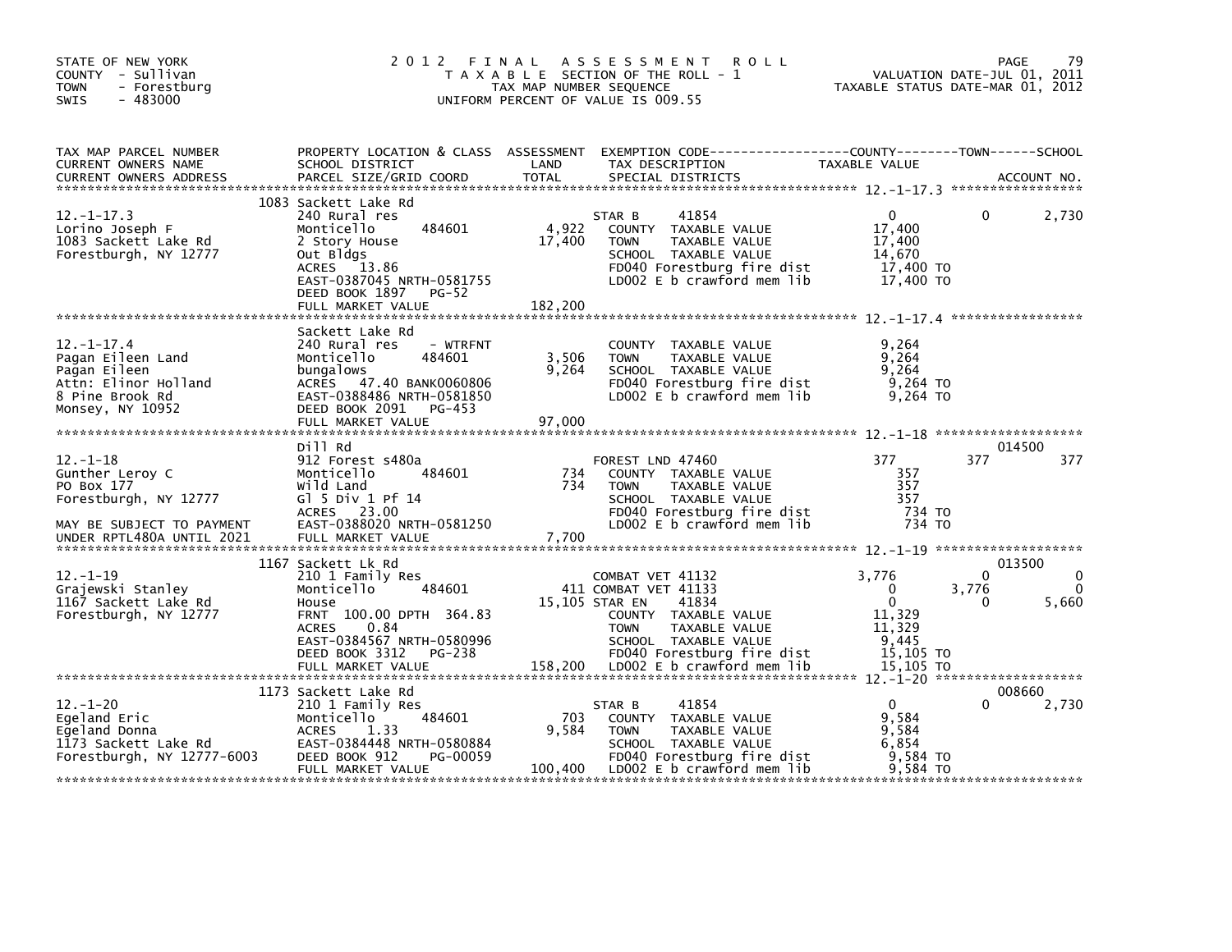STATE OF NEW YORK
COUNTY - Sullivan
TOWN - Forestburg
SWIS - 483000

# 2012 FINAL ASSESSMENT ROLL

TAXABLE SECTION OF THE ROLL - 1
TAX MAP NUMBER SEQUENCE
UNIFORM PERCENT OF VALUE IS 009.55

VALUATION DATE-JUL 01, 2011
TAXABLE STATUS DATE-MAR 01, 2012

| TAX MAP PARCEL NUMBER / CURRENT OWNERS NAME / CURRENT OWNERS ADDRESS | PROPERTY LOCATION & CLASS / SCHOOL DISTRICT / PARCEL SIZE/GRID COORD | ASSESSMENT LAND / TOTAL | EXEMPTION CODE / TAX DESCRIPTION / SPECIAL DISTRICTS | COUNTY TAXABLE VALUE | TOWN | SCHOOL | ACCOUNT NO. |
|---|---|---|---|---|---|---|---|
| 12.-1-17.3 | 1083 Sackett Lake Rd | | | | | | |
| Lorino Joseph F | 240 Rural res | | STAR B 41854 | 0 | 0 | 2,730 | |
| 1083 Sackett Lake Rd | Monticello 484601 | 4,922 | COUNTY TAXABLE VALUE | 17,400 | | | |
| Forestburgh, NY 12777 | 2 Story House | 17,400 | TOWN TAXABLE VALUE | 17,400 | | | |
| | Out Bldgs | | SCHOOL TAXABLE VALUE | 14,670 | | | |
| | ACRES 13.86 | | FD040 Forestburg fire dist | 17,400 TO | | | |
| | EAST-0387045 NRTH-0581755 | | LD002 E b crawford mem lib | 17,400 TO | | | |
| | DEED BOOK 1897 PG-52 | | | | | | |
| | FULL MARKET VALUE | 182,200 | | | | | |
| 12.-1-17.4 | Sackett Lake Rd | | | | | | |
| Pagan Eileen Land | 240 Rural res - WTRFNT | | COUNTY TAXABLE VALUE | 9,264 | | | |
| Pagan Eileen | Monticello 484601 | 3,506 | TOWN TAXABLE VALUE | 9,264 | | | |
| Attn: Elinor Holland | bungalows | 9,264 | SCHOOL TAXABLE VALUE | 9,264 | | | |
| 8 Pine Brook Rd | ACRES 47.40 BANK0060806 | | FD040 Forestburg fire dist | 9,264 TO | | | |
| Monsey, NY 10952 | EAST-0388486 NRTH-0581850 | | LD002 E b crawford mem lib | 9,264 TO | | | |
| | DEED BOOK 2091 PG-453 | | | | | | |
| | FULL MARKET VALUE | 97,000 | | | | | |
| 12.-1-18 | Dill Rd | | | | | | 014500 |
| Gunther Leroy C | 912 Forest s480a | | FOREST LND 47460 | 377 | 377 | 377 | |
| PO Box 177 | Monticello 484601 | 734 | COUNTY TAXABLE VALUE | 357 | | | |
| Forestburgh, NY 12777 | Wild Land | 734 | TOWN TAXABLE VALUE | 357 | | | |
| | Gl 5 Div 1 Pf 14 | | SCHOOL TAXABLE VALUE | 357 | | | |
| | ACRES 23.00 | | FD040 Forestburg fire dist | 734 TO | | | |
| MAY BE SUBJECT TO PAYMENT | EAST-0388020 NRTH-0581250 | | LD002 E b crawford mem lib | 734 TO | | | |
| UNDER RPTL480A UNTIL 2021 | FULL MARKET VALUE | 7,700 | | | | | |
| 12.-1-19 | 1167 Sackett Lk Rd | | | | | | 013500 |
| Grajewski Stanley | 210 1 Family Res | | COMBAT VET 41132 | 3,776 | 0 | 0 | |
| 1167 Sackett Lake Rd | Monticello 484601 | 411 | COMBAT VET 41133 | 0 | 3,776 | 0 | |
| Forestburgh, NY 12777 | House | 15,105 | STAR EN 41834 | 0 | 0 | 5,660 | |
| | FRNT 100.00 DPTH 364.83 | | COUNTY TAXABLE VALUE | 11,329 | | | |
| | ACRES 0.84 | | TOWN TAXABLE VALUE | 11,329 | | | |
| | EAST-0384567 NRTH-0580996 | | SCHOOL TAXABLE VALUE | 9,445 | | | |
| | DEED BOOK 3312 PG-238 | | FD040 Forestburg fire dist | 15,105 TO | | | |
| | FULL MARKET VALUE | 158,200 | LD002 E b crawford mem lib | 15,105 TO | | | |
| 12.-1-20 | 1173 Sackett Lake Rd | | | | | | 008660 |
| Egeland Eric | 210 1 Family Res | | STAR B 41854 | 0 | 0 | 2,730 | |
| Egeland Donna | Monticello 484601 | 703 | COUNTY TAXABLE VALUE | 9,584 | | | |
| 1173 Sackett Lake Rd | ACRES 1.33 | 9,584 | TOWN TAXABLE VALUE | 9,584 | | | |
| Forestburgh, NY 12777-6003 | EAST-0384448 NRTH-0580884 | | SCHOOL TAXABLE VALUE | 6,854 | | | |
| | DEED BOOK 912 PG-00059 | | FD040 Forestburg fire dist | 9,584 TO | | | |
| | FULL MARKET VALUE | 100,400 | LD002 E b crawford mem lib | 9,584 TO | | | |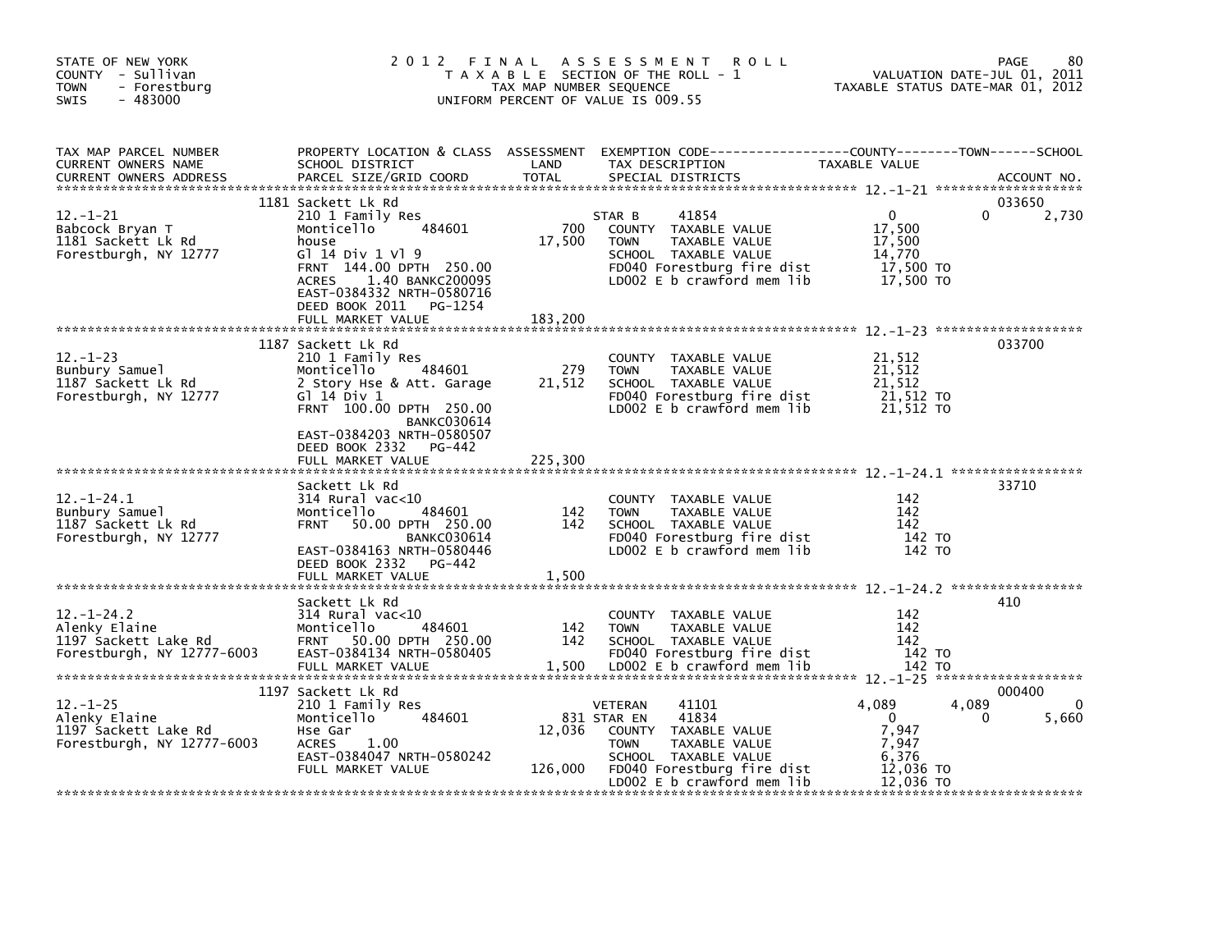STATE OF NEW YORK
COUNTY - Sullivan
TOWN - Forestburg
SWIS - 483000

# 2012 FINAL ASSESSMENT ROLL

TAXABLE SECTION OF THE ROLL - 1
TAX MAP NUMBER SEQUENCE
UNIFORM PERCENT OF VALUE IS 009.55

VALUATION DATE-JUL 01, 2011
TAXABLE STATUS DATE-MAR 01, 2012

| TAX MAP PARCEL NUMBER / CURRENT OWNERS NAME / CURRENT OWNERS ADDRESS | PROPERTY LOCATION & CLASS / SCHOOL DISTRICT / PARCEL SIZE/GRID COORD | ASSESSMENT LAND / TOTAL | EXEMPTION CODE / TAX DESCRIPTION / SPECIAL DISTRICTS | COUNTY TAXABLE VALUE | TOWN | SCHOOL | ACCOUNT NO. |
|---|---|---|---|---|---|---|---|
| 12.-1-21 | 1181 Sackett Lk Rd | | | | | | 033650 |
| Babcock Bryan T | 210 1 Family Res | | STAR B 41854 | 0 | 0 | 2,730 | |
| 1181 Sackett Lk Rd | Monticello 484601 | 700 | COUNTY TAXABLE VALUE | 17,500 | | | |
| Forestburgh, NY 12777 | house | 17,500 | TOWN TAXABLE VALUE | 17,500 | | | |
| | Gl 14 Div 1 Vl 9 | | SCHOOL TAXABLE VALUE | 14,770 | | | |
| | FRNT 144.00 DPTH 250.00 | | FD040 Forestburg fire dist | 17,500 TO | | | |
| | ACRES 1.40 BANKC200095 | | LD002 E b crawford mem lib | 17,500 TO | | | |
| | EAST-0384332 NRTH-0580716 | | | | | | |
| | DEED BOOK 2011 PG-1254 | | | | | | |
| | FULL MARKET VALUE | 183,200 | | | | | |
| 12.-1-23 | 1187 Sackett Lk Rd | | | | | | 033700 |
| Bunbury Samuel | 210 1 Family Res | | COUNTY TAXABLE VALUE | 21,512 | | | |
| 1187 Sackett Lk Rd | Monticello 484601 | 279 | TOWN TAXABLE VALUE | 21,512 | | | |
| Forestburgh, NY 12777 | 2 Story Hse & Att. Garage | 21,512 | SCHOOL TAXABLE VALUE | 21,512 | | | |
| | Gl 14 Div 1 | | FD040 Forestburg fire dist | 21,512 TO | | | |
| | FRNT 100.00 DPTH 250.00 | | LD002 E b crawford mem lib | 21,512 TO | | | |
| | BANKC030614 | | | | | | |
| | EAST-0384203 NRTH-0580507 | | | | | | |
| | DEED BOOK 2332 PG-442 | | | | | | |
| | FULL MARKET VALUE | 225,300 | | | | | |
| 12.-1-24.1 | Sackett Lk Rd | | | | | | 33710 |
| Bunbury Samuel | 314 Rural vac<10 | | COUNTY TAXABLE VALUE | 142 | | | |
| 1187 Sackett Lk Rd | Monticello 484601 | 142 | TOWN TAXABLE VALUE | 142 | | | |
| Forestburgh, NY 12777 | FRNT 50.00 DPTH 250.00 | 142 | SCHOOL TAXABLE VALUE | 142 | | | |
| | BANKC030614 | | FD040 Forestburg fire dist | 142 TO | | | |
| | EAST-0384163 NRTH-0580446 | | LD002 E b crawford mem lib | 142 TO | | | |
| | DEED BOOK 2332 PG-442 | | | | | | |
| | FULL MARKET VALUE | 1,500 | | | | | |
| 12.-1-24.2 | Sackett Lk Rd | | | | | | 410 |
| Alenky Elaine | 314 Rural vac<10 | | COUNTY TAXABLE VALUE | 142 | | | |
| 1197 Sackett Lake Rd | Monticello 484601 | 142 | TOWN TAXABLE VALUE | 142 | | | |
| Forestburgh, NY 12777-6003 | FRNT 50.00 DPTH 250.00 | 142 | SCHOOL TAXABLE VALUE | 142 | | | |
| | EAST-0384134 NRTH-0580405 | | FD040 Forestburg fire dist | 142 TO | | | |
| | FULL MARKET VALUE | 1,500 | LD002 E b crawford mem lib | 142 TO | | | |
| 12.-1-25 | 1197 Sackett Lk Rd | | | | | | 000400 |
| Alenky Elaine | 210 1 Family Res | | VETERAN 41101 | 4,089 | 4,089 | 0 | |
| 1197 Sackett Lake Rd | Monticello 484601 | 831 | STAR EN 41834 | 0 | 0 | 5,660 | |
| Forestburgh, NY 12777-6003 | Hse Gar | 12,036 | COUNTY TAXABLE VALUE | 7,947 | | | |
| | ACRES 1.00 | | TOWN TAXABLE VALUE | 7,947 | | | |
| | EAST-0384047 NRTH-0580242 | | SCHOOL TAXABLE VALUE | 6,376 | | | |
| | FULL MARKET VALUE | 126,000 | FD040 Forestburg fire dist | 12,036 TO | | | |
| | | | LD002 E b crawford mem lib | 12,036 TO | | | |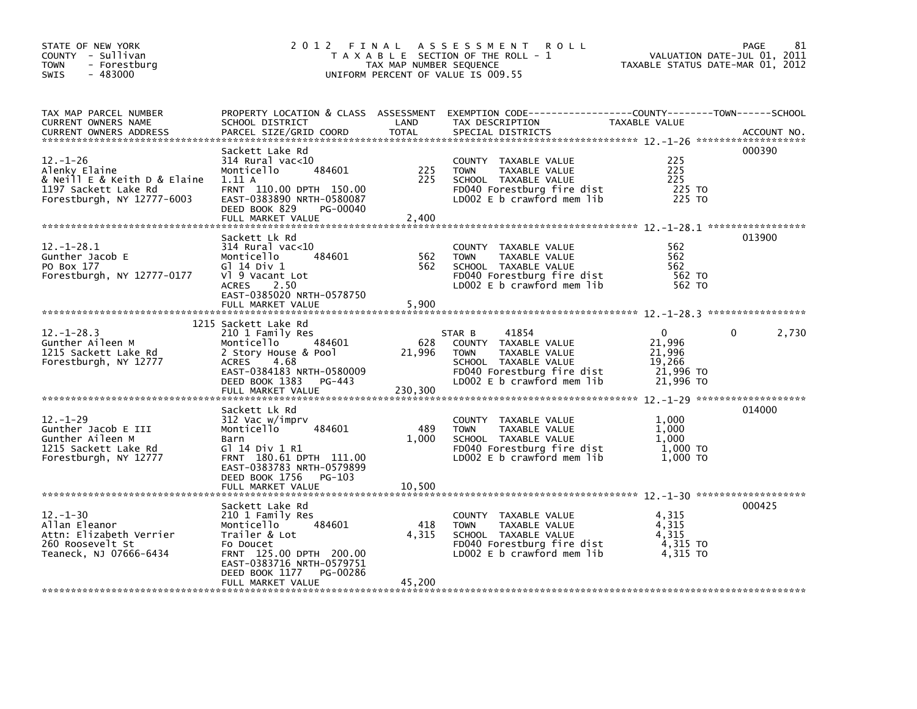STATE OF NEW YORK
COUNTY - Sullivan
TOWN - Forestburg
SWIS - 483000

2012 FINAL ASSESSMENT ROLL
TAXABLE SECTION OF THE ROLL - 1
TAX MAP NUMBER SEQUENCE
UNIFORM PERCENT OF VALUE IS 009.55

VALUATION DATE-JUL 01, 2011
TAXABLE STATUS DATE-MAR 01, 2012

| TAX MAP PARCEL NUMBER / CURRENT OWNERS NAME / CURRENT OWNERS ADDRESS | PROPERTY LOCATION & CLASS / SCHOOL DISTRICT / PARCEL SIZE/GRID COORD | ASSESSMENT LAND / TOTAL | EXEMPTION CODE / TAX DESCRIPTION / SPECIAL DISTRICTS | COUNTY TAXABLE VALUE | TOWN | SCHOOL | ACCOUNT NO. |
|---|---|---|---|---|---|---|---|
| 12.-1-26 | Sackett Lake Rd | | | | | | 000390 |
| Alenky Elaine | 314 Rural vac<10 | | COUNTY TAXABLE VALUE | 225 | | | |
| & Neill E & Keith D & Elaine | Monticello 484601 | 225 | TOWN TAXABLE VALUE | 225 | | | |
| 1197 Sackett Lake Rd | 1.11 A | 225 | SCHOOL TAXABLE VALUE | 225 | | | |
| Forestburgh, NY 12777-6003 | FRNT 110.00 DPTH 150.00 | | FD040 Forestburg fire dist | 225 TO | | | |
| | EAST-0383890 NRTH-0580087 | | LD002 E b crawford mem lib | 225 TO | | | |
| | DEED BOOK 829 PG-00040 | | | | | | |
| | FULL MARKET VALUE | 2,400 | | | | | |
| 12.-1-28.1 | Sackett Lk Rd | | | | | | 013900 |
| Gunther Jacob E | 314 Rural vac<10 | | COUNTY TAXABLE VALUE | 562 | | | |
| PO Box 177 | Monticello 484601 | 562 | TOWN TAXABLE VALUE | 562 | | | |
| Forestburgh, NY 12777-0177 | Gl 14 Div 1 | 562 | SCHOOL TAXABLE VALUE | 562 | | | |
| | Vl 9 Vacant Lot | | FD040 Forestburg fire dist | 562 TO | | | |
| | ACRES 2.50 | | LD002 E b crawford mem lib | 562 TO | | | |
| | EAST-0385020 NRTH-0578750 | | | | | | |
| | FULL MARKET VALUE | 5,900 | | | | | |
| 12.-1-28.3 | 1215 Sackett Lake Rd | | | | | | |
| Gunther Aileen M | 210 1 Family Res | | STAR B 41854 | 0 | 0 | 2,730 | |
| 1215 Sackett Lake Rd | Monticello 484601 | 628 | COUNTY TAXABLE VALUE | 21,996 | | | |
| Forestburgh, NY 12777 | 2 Story House & Pool | 21,996 | TOWN TAXABLE VALUE | 21,996 | | | |
| | ACRES 4.68 | | SCHOOL TAXABLE VALUE | 19,266 | | | |
| | EAST-0384183 NRTH-0580009 | | FD040 Forestburg fire dist | 21,996 TO | | | |
| | DEED BOOK 1383 PG-443 | | LD002 E b crawford mem lib | 21,996 TO | | | |
| | FULL MARKET VALUE | 230,300 | | | | | |
| 12.-1-29 | Sackett Lk Rd | | | | | | 014000 |
| Gunther Jacob E III | 312 Vac w/imprv | | COUNTY TAXABLE VALUE | 1,000 | | | |
| Gunther Aileen M | Monticello 484601 | 489 | TOWN TAXABLE VALUE | 1,000 | | | |
| 1215 Sackett Lake Rd | Barn | 1,000 | SCHOOL TAXABLE VALUE | 1,000 | | | |
| Forestburgh, NY 12777 | Gl 14 Div 1 R1 | | FD040 Forestburg fire dist | 1,000 TO | | | |
| | FRNT 180.61 DPTH 111.00 | | LD002 E b crawford mem lib | 1,000 TO | | | |
| | EAST-0383783 NRTH-0579899 | | | | | | |
| | DEED BOOK 1756 PG-103 | | | | | | |
| | FULL MARKET VALUE | 10,500 | | | | | |
| 12.-1-30 | Sackett Lake Rd | | | | | | 000425 |
| Allan Eleanor | 210 1 Family Res | | COUNTY TAXABLE VALUE | 4,315 | | | |
| Attn: Elizabeth Verrier | Monticello 484601 | 418 | TOWN TAXABLE VALUE | 4,315 | | | |
| 260 Roosevelt St | Trailer & Lot | 4,315 | SCHOOL TAXABLE VALUE | 4,315 | | | |
| Teaneck, NJ 07666-6434 | Fo Doucet | | FD040 Forestburg fire dist | 4,315 TO | | | |
| | FRNT 125.00 DPTH 200.00 | | LD002 E b crawford mem lib | 4,315 TO | | | |
| | EAST-0383716 NRTH-0579751 | | | | | | |
| | DEED BOOK 1177 PG-00286 | | | | | | |
| | FULL MARKET VALUE | 45,200 | | | | | |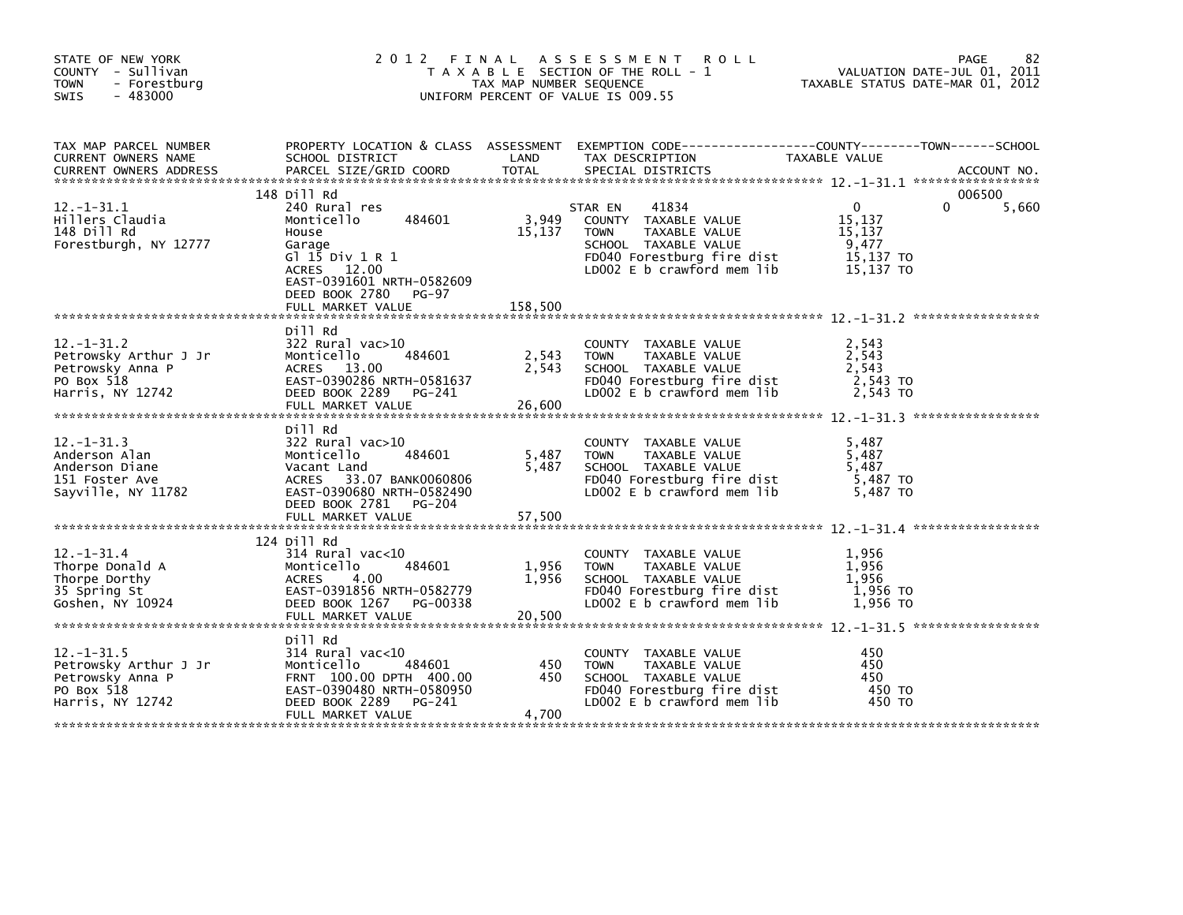STATE OF NEW YORK
COUNTY - Sullivan
TOWN - Forestburg
SWIS - 483000

# 2012 FINAL ASSESSMENT ROLL

TAXABLE SECTION OF THE ROLL - 1
TAX MAP NUMBER SEQUENCE
UNIFORM PERCENT OF VALUE IS 009.55

VALUATION DATE-JUL 01, 2011
TAXABLE STATUS DATE-MAR 01, 2012

| TAX MAP PARCEL NUMBER / CURRENT OWNERS NAME / CURRENT OWNERS ADDRESS | PROPERTY LOCATION & CLASS / SCHOOL DISTRICT / PARCEL SIZE/GRID COORD | ASSESSMENT LAND | TOTAL | EXEMPTION CODE / TAX DESCRIPTION / SPECIAL DISTRICTS | COUNTY TAXABLE VALUE | TOWN | SCHOOL | ACCOUNT NO. |
|---|---|---|---|---|---|---|---|---|
| 12.-1-31.1 | 148 Dill Rd | | | | | | | 006500 |
| Hillers Claudia | 240 Rural res | | | STAR EN 41834 | 0 | 0 | 5,660 | |
| 148 Dill Rd | Monticello 484601 | 3,949 | | COUNTY TAXABLE VALUE | 15,137 | | | |
| Forestburgh, NY 12777 | House | | 15,137 | TOWN TAXABLE VALUE | 15,137 | | | |
| | Garage | | | SCHOOL TAXABLE VALUE | 9,477 | | | |
| | Gl 15 Div 1 R 1 | | | FD040 Forestburg fire dist | 15,137 TO | | | |
| | ACRES 12.00 | | | LD002 E b crawford mem lib | 15,137 TO | | | |
| | EAST-0391601 NRTH-0582609 | | | | | | | |
| | DEED BOOK 2780 PG-97 | | | | | | | |
| | FULL MARKET VALUE | | 158,500 | | | | | |
| 12.-1-31.2 | Dill Rd | | | | | | | |
| Petrowsky Arthur J Jr | 322 Rural vac>10 | | | COUNTY TAXABLE VALUE | 2,543 | | | |
| Petrowsky Anna P | Monticello 484601 | 2,543 | | TOWN TAXABLE VALUE | 2,543 | | | |
| PO Box 518 | ACRES 13.00 | | 2,543 | SCHOOL TAXABLE VALUE | 2,543 | | | |
| Harris, NY 12742 | EAST-0390286 NRTH-0581637 | | | FD040 Forestburg fire dist | 2,543 TO | | | |
| | DEED BOOK 2289 PG-241 | | | LD002 E b crawford mem lib | 2,543 TO | | | |
| | FULL MARKET VALUE | | 26,600 | | | | | |
| 12.-1-31.3 | Dill Rd | | | | | | | |
| Anderson Alan | 322 Rural vac>10 | | | COUNTY TAXABLE VALUE | 5,487 | | | |
| Anderson Diane | Monticello 484601 | 5,487 | | TOWN TAXABLE VALUE | 5,487 | | | |
| 151 Foster Ave | Vacant Land | | 5,487 | SCHOOL TAXABLE VALUE | 5,487 | | | |
| Sayville, NY 11782 | ACRES 33.07 BANK0060806 | | | FD040 Forestburg fire dist | 5,487 TO | | | |
| | EAST-0390680 NRTH-0582490 | | | LD002 E b crawford mem lib | 5,487 TO | | | |
| | DEED BOOK 2781 PG-204 | | | | | | | |
| | FULL MARKET VALUE | | 57,500 | | | | | |
| 12.-1-31.4 | 124 Dill Rd | | | | | | | |
| Thorpe Donald A | 314 Rural vac<10 | | | COUNTY TAXABLE VALUE | 1,956 | | | |
| Thorpe Dorthy | Monticello 484601 | 1,956 | | TOWN TAXABLE VALUE | 1,956 | | | |
| 35 Spring St | ACRES 4.00 | | 1,956 | SCHOOL TAXABLE VALUE | 1,956 | | | |
| Goshen, NY 10924 | EAST-0391856 NRTH-0582779 | | | FD040 Forestburg fire dist | 1,956 TO | | | |
| | DEED BOOK 1267 PG-00338 | | | LD002 E b crawford mem lib | 1,956 TO | | | |
| | FULL MARKET VALUE | | 20,500 | | | | | |
| 12.-1-31.5 | Dill Rd | | | | | | | |
| Petrowsky Arthur J Jr | 314 Rural vac<10 | | | COUNTY TAXABLE VALUE | 450 | | | |
| Petrowsky Anna P | Monticello 484601 | 450 | | TOWN TAXABLE VALUE | 450 | | | |
| PO Box 518 | FRNT 100.00 DPTH 400.00 | | 450 | SCHOOL TAXABLE VALUE | 450 | | | |
| Harris, NY 12742 | EAST-0390480 NRTH-0580950 | | | FD040 Forestburg fire dist | 450 TO | | | |
| | DEED BOOK 2289 PG-241 | | | LD002 E b crawford mem lib | 450 TO | | | |
| | FULL MARKET VALUE | | 4,700 | | | | | |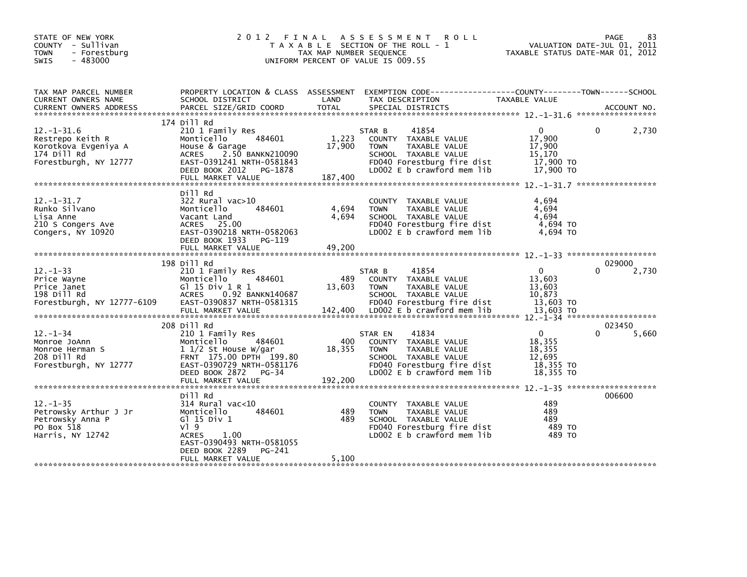STATE OF NEW YORK
COUNTY - Sullivan
TOWN - Forestburg
SWIS - 483000

# 2012 FINAL ASSESSMENT ROLL
TAXABLE SECTION OF THE ROLL - 1
TAX MAP NUMBER SEQUENCE
UNIFORM PERCENT OF VALUE IS 009.55

VALUATION DATE-JUL 01, 2011
TAXABLE STATUS DATE-MAR 01, 2012

| TAX MAP PARCEL NUMBER / CURRENT OWNERS NAME / CURRENT OWNERS ADDRESS | PROPERTY LOCATION & CLASS / SCHOOL DISTRICT / PARCEL SIZE/GRID COORD | ASSESSMENT LAND / TOTAL | EXEMPTION CODE / TAX DESCRIPTION / SPECIAL DISTRICTS | COUNTY TAXABLE VALUE | TOWN | SCHOOL / ACCOUNT NO. |
|---|---|---|---|---|---|---|
| 12.-1-31.6 | 174 Dill Rd | | | | | |
| | 210 1 Family Res | | STAR B 41854 | 0 | 0 | 2,730 |
| Restrepo Keith R | Monticello 484601 | 1,223 | COUNTY TAXABLE VALUE | 17,900 | | |
| Korotkova Evgeniya A | House & Garage | 17,900 | TOWN TAXABLE VALUE | 17,900 | | |
| 174 Dill Rd | ACRES 2.50 BANKN210090 | | SCHOOL TAXABLE VALUE | 15,170 | | |
| Forestburgh, NY 12777 | EAST-0391241 NRTH-0581843 | | FD040 Forestburg fire dist | 17,900 TO | | |
| | DEED BOOK 2012 PG-1878 | | LD002 E b crawford mem lib | 17,900 TO | | |
| | FULL MARKET VALUE | 187,400 | | | | |
| 12.-1-31.7 | Dill Rd | | | | | |
| | 322 Rural vac>10 | | COUNTY TAXABLE VALUE | 4,694 | | |
| Runko Silvano | Monticello 484601 | 4,694 | TOWN TAXABLE VALUE | 4,694 | | |
| Lisa Anne | Vacant Land | 4,694 | SCHOOL TAXABLE VALUE | 4,694 | | |
| 210 S Congers Ave | ACRES 25.00 | | FD040 Forestburg fire dist | 4,694 TO | | |
| Congers, NY 10920 | EAST-0390218 NRTH-0582063 | | LD002 E b crawford mem lib | 4,694 TO | | |
| | DEED BOOK 1933 PG-119 | | | | | |
| | FULL MARKET VALUE | 49,200 | | | | |
| 12.-1-33 | 198 Dill Rd | | | | | 029000 |
| | 210 1 Family Res | | STAR B 41854 | 0 | 0 | 2,730 |
| Price Wayne | Monticello 484601 | 489 | COUNTY TAXABLE VALUE | 13,603 | | |
| Price Janet | Gl 15 Div 1 R 1 | 13,603 | TOWN TAXABLE VALUE | 13,603 | | |
| 198 Dill Rd | ACRES 0.92 BANKN140687 | | SCHOOL TAXABLE VALUE | 10,873 | | |
| Forestburgh, NY 12777-6109 | EAST-0390837 NRTH-0581315 | | FD040 Forestburg fire dist | 13,603 TO | | |
| | FULL MARKET VALUE | 142,400 | LD002 E b crawford mem lib | 13,603 TO | | |
| 12.-1-34 | 208 Dill Rd | | | | | 023450 |
| | 210 1 Family Res | | STAR EN 41834 | 0 | 0 | 5,660 |
| Monroe JoAnn | Monticello 484601 | 400 | COUNTY TAXABLE VALUE | 18,355 | | |
| Monroe Herman S | 1 1/2 St House W/gar | 18,355 | TOWN TAXABLE VALUE | 18,355 | | |
| 208 Dill Rd | FRNT 175.00 DPTH 199.80 | | SCHOOL TAXABLE VALUE | 12,695 | | |
| Forestburgh, NY 12777 | EAST-0390729 NRTH-0581176 | | FD040 Forestburg fire dist | 18,355 TO | | |
| | DEED BOOK 2872 PG-34 | | LD002 E b crawford mem lib | 18,355 TO | | |
| | FULL MARKET VALUE | 192,200 | | | | |
| 12.-1-35 | Dill Rd | | | | | 006600 |
| | 314 Rural vac<10 | | COUNTY TAXABLE VALUE | 489 | | |
| Petrowsky Arthur J Jr | Monticello 484601 | 489 | TOWN TAXABLE VALUE | 489 | | |
| Petrowsky Anna P | Gl 15 Div 1 | 489 | SCHOOL TAXABLE VALUE | 489 | | |
| PO Box 518 | Vl 9 | | FD040 Forestburg fire dist | 489 TO | | |
| Harris, NY 12742 | ACRES 1.00 | | LD002 E b crawford mem lib | 489 TO | | |
| | EAST-0390493 NRTH-0581055 | | | | | |
| | DEED BOOK 2289 PG-241 | | | | | |
| | FULL MARKET VALUE | 5,100 | | | | |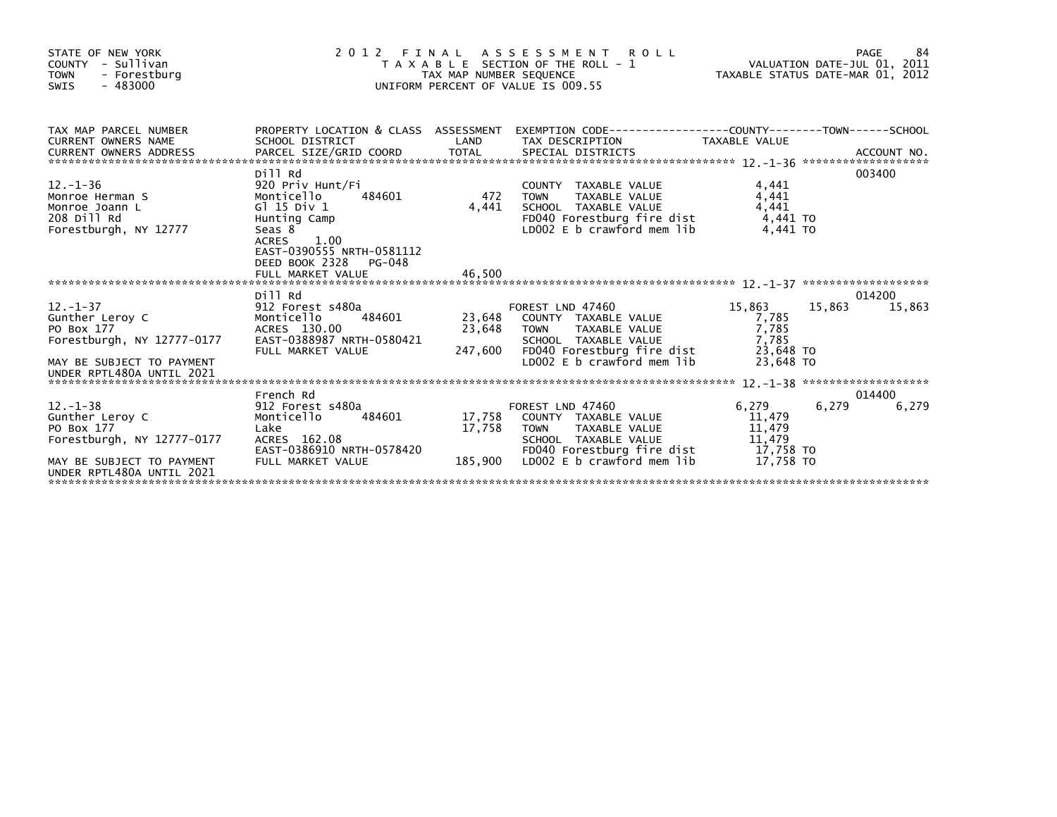STATE OF NEW YORK
COUNTY - Sullivan
TOWN - Forestburg
SWIS - 483000

# 2012 FINAL ASSESSMENT ROLL

TAXABLE SECTION OF THE ROLL - 1
TAX MAP NUMBER SEQUENCE
UNIFORM PERCENT OF VALUE IS 009.55

VALUATION DATE-JUL 01, 2011
TAXABLE STATUS DATE-MAR 01, 2012

| TAX MAP PARCEL NUMBER / CURRENT OWNERS NAME / CURRENT OWNERS ADDRESS | PROPERTY LOCATION & CLASS / SCHOOL DISTRICT / PARCEL SIZE/GRID COORD | ASSESSMENT LAND | ASSESSMENT TOTAL | EXEMPTION CODE / TAX DESCRIPTION / SPECIAL DISTRICTS | COUNTY TAXABLE VALUE | TOWN | SCHOOL | ACCOUNT NO. |
|---|---|---|---|---|---|---|---|---|
| 12.-1-36 | Dill Rd | | | | | | | 003400 |
| | 920 Priv Hunt/Fi | | | COUNTY TAXABLE VALUE | 4,441 | | | |
| Monroe Herman S | Monticello 484601 | 472 | | TOWN TAXABLE VALUE | 4,441 | | | |
| Monroe Joann L | Gl 15 Div 1 | | 4,441 | SCHOOL TAXABLE VALUE | 4,441 | | | |
| 208 Dill Rd | Hunting Camp | | | FD040 Forestburg fire dist | 4,441 TO | | | |
| Forestburgh, NY 12777 | Seas 8 | | | LD002 E b crawford mem lib | 4,441 TO | | | |
| | ACRES 1.00 | | | | | | | |
| | EAST-0390555 NRTH-0581112 | | | | | | | |
| | DEED BOOK 2328 PG-048 | | | | | | | |
| | FULL MARKET VALUE | | 46,500 | | | | | |
| 12.-1-37 | Dill Rd | | | | | | | 014200 |
| | 912 Forest s480a | | | FOREST LND 47460 | 15,863 | 15,863 | 15,863 | |
| Gunther Leroy C | Monticello 484601 | 23,648 | | COUNTY TAXABLE VALUE | 7,785 | | | |
| PO Box 177 | ACRES 130.00 | | 23,648 | TOWN TAXABLE VALUE | 7,785 | | | |
| Forestburgh, NY 12777-0177 | EAST-0388987 NRTH-0580421 | | | SCHOOL TAXABLE VALUE | 7,785 | | | |
| | FULL MARKET VALUE | | 247,600 | FD040 Forestburg fire dist | 23,648 TO | | | |
| MAY BE SUBJECT TO PAYMENT UNDER RPTL480A UNTIL 2021 | | | | LD002 E b crawford mem lib | 23,648 TO | | | |
| 12.-1-38 | French Rd | | | | | | | 014400 |
| | 912 Forest s480a | | | FOREST LND 47460 | 6,279 | 6,279 | 6,279 | |
| Gunther Leroy C | Monticello 484601 | 17,758 | | COUNTY TAXABLE VALUE | 11,479 | | | |
| PO Box 177 | Lake | | 17,758 | TOWN TAXABLE VALUE | 11,479 | | | |
| Forestburgh, NY 12777-0177 | ACRES 162.08 | | | SCHOOL TAXABLE VALUE | 11,479 | | | |
| | EAST-0386910 NRTH-0578420 | | | FD040 Forestburg fire dist | 17,758 TO | | | |
| MAY BE SUBJECT TO PAYMENT UNDER RPTL480A UNTIL 2021 | FULL MARKET VALUE | | 185,900 | LD002 E b crawford mem lib | 17,758 TO | | | |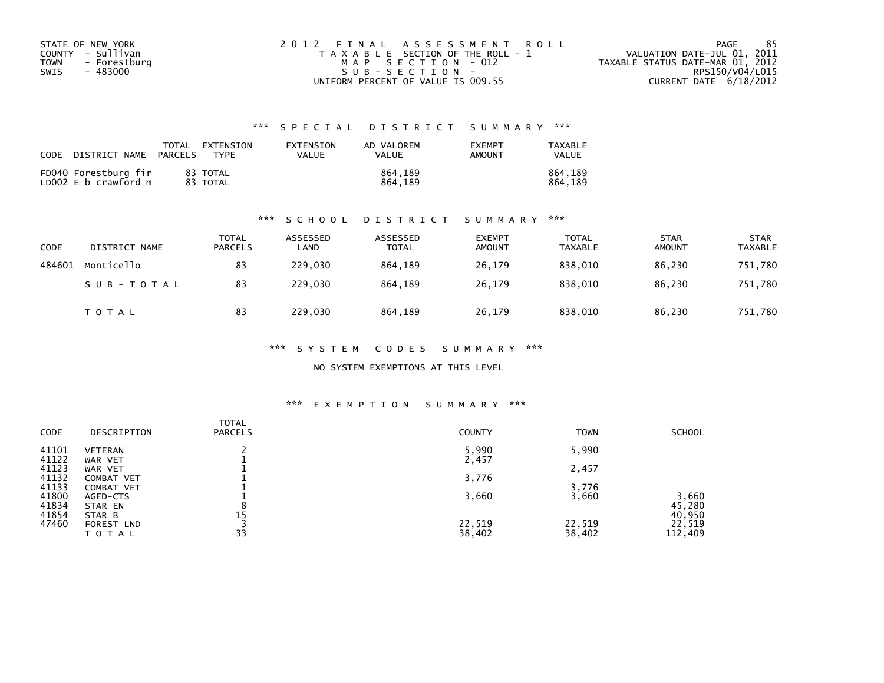STATE OF NEW YORK
COUNTY - Sullivan
TOWN - Forestburg
SWIS - 483000

2012 FINAL ASSESSMENT ROLL
TAXABLE SECTION OF THE ROLL - 1
MAP SECTION - 012
SUB-SECTION -
UNIFORM PERCENT OF VALUE IS 009.55

VALUATION DATE-JUL 01, 2011
TAXABLE STATUS DATE-MAR 01, 2012
RPS150/V04/L015
CURRENT DATE 6/18/2012

## *** SPECIAL DISTRICT SUMMARY ***

| CODE | DISTRICT NAME | TOTAL PARCELS | EXTENSION TYPE | EXTENSION VALUE | AD VALOREM VALUE | EXEMPT AMOUNT | TAXABLE VALUE |
|---|---|---|---|---|---|---|---|
| FD040 | Forestburg fir | 83 | TOTAL | | 864,189 | | 864,189 |
| LD002 | E b crawford m | 83 | TOTAL | | 864,189 | | 864,189 |

## *** SCHOOL DISTRICT SUMMARY ***

| CODE | DISTRICT NAME | TOTAL PARCELS | ASSESSED LAND | ASSESSED TOTAL | EXEMPT AMOUNT | TOTAL TAXABLE | STAR AMOUNT | STAR TAXABLE |
|---|---|---|---|---|---|---|---|---|
| 484601 | Monticello | 83 | 229,030 | 864,189 | 26,179 | 838,010 | 86,230 | 751,780 |
| | SUB-TOTAL | 83 | 229,030 | 864,189 | 26,179 | 838,010 | 86,230 | 751,780 |
| | TOTAL | 83 | 229,030 | 864,189 | 26,179 | 838,010 | 86,230 | 751,780 |

## *** SYSTEM CODES SUMMARY ***

NO SYSTEM EXEMPTIONS AT THIS LEVEL

## *** EXEMPTION SUMMARY ***

| CODE | DESCRIPTION | TOTAL PARCELS | COUNTY | TOWN | SCHOOL |
|---|---|---|---|---|---|
| 41101 | VETERAN | 2 | 5,990 | 5,990 | |
| 41122 | WAR VET | 1 | 2,457 | | |
| 41123 | WAR VET | 1 | | 2,457 | |
| 41132 | COMBAT VET | 1 | 3,776 | | |
| 41133 | COMBAT VET | 1 | | 3,776 | |
| 41800 | AGED-CTS | 1 | 3,660 | 3,660 | 3,660 |
| 41834 | STAR EN | 8 | | | 45,280 |
| 41854 | STAR B | 15 | | | 40,950 |
| 47460 | FOREST LND | 3 | 22,519 | 22,519 | 22,519 |
| | TOTAL | 33 | 38,402 | 38,402 | 112,409 |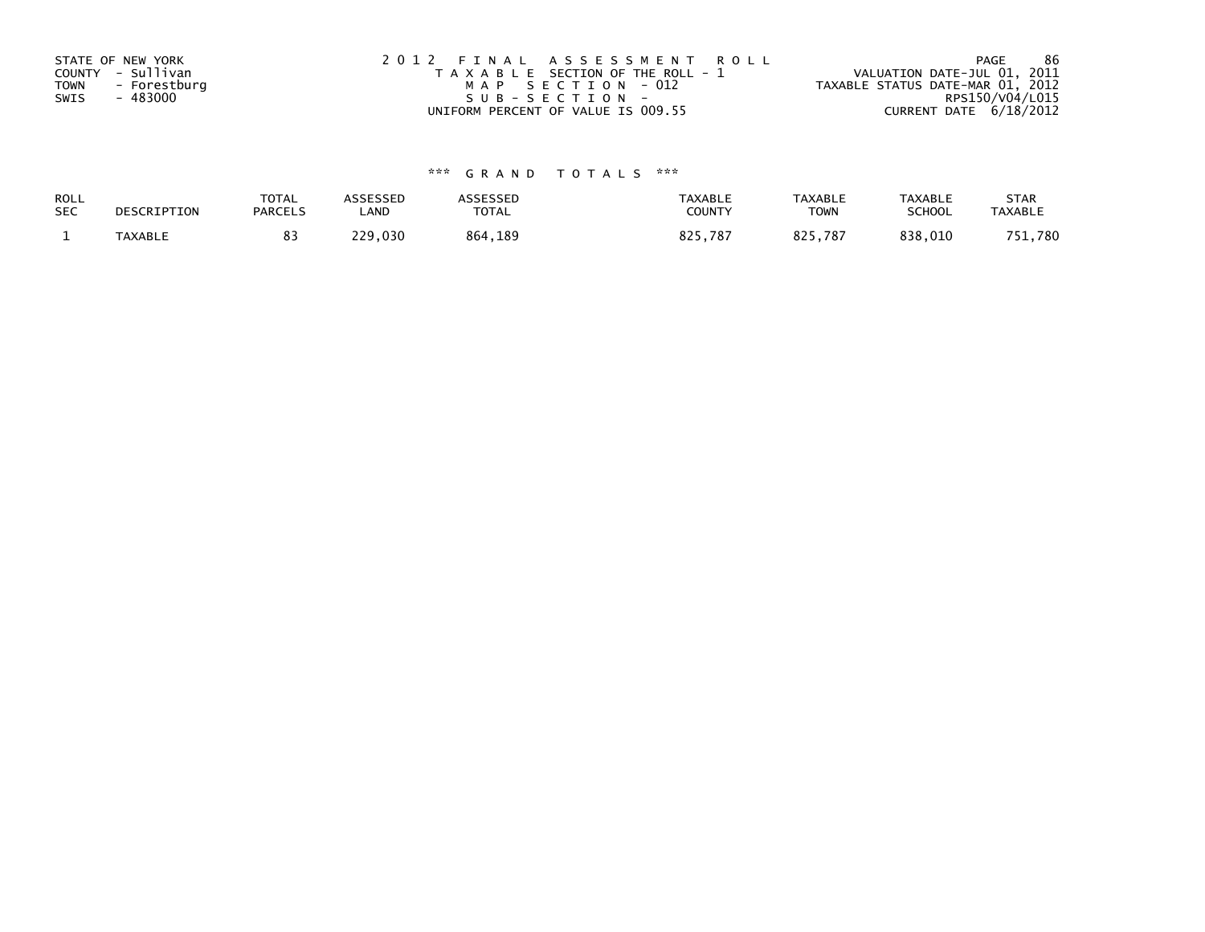STATE OF NEW YORK
COUNTY - Sullivan
TOWN - Forestburg
SWIS - 483000

2012 FINAL ASSESSMENT ROLL
TAXABLE SECTION OF THE ROLL - 1
MAP SECTION - 012
SUB-SECTION -
UNIFORM PERCENT OF VALUE IS 009.55

VALUATION DATE-JUL 01, 2011
TAXABLE STATUS DATE-MAR 01, 2012
RPS150/V04/L015
CURRENT DATE 6/18/2012

*** GRAND TOTALS ***

| ROLL SEC | DESCRIPTION | TOTAL PARCELS | ASSESSED LAND | ASSESSED TOTAL | TAXABLE COUNTY | TAXABLE TOWN | TAXABLE SCHOOL | STAR TAXABLE |
|---|---|---|---|---|---|---|---|---|
| 1 | TAXABLE | 83 | 229,030 | 864,189 | 825,787 | 825,787 | 838,010 | 751,780 |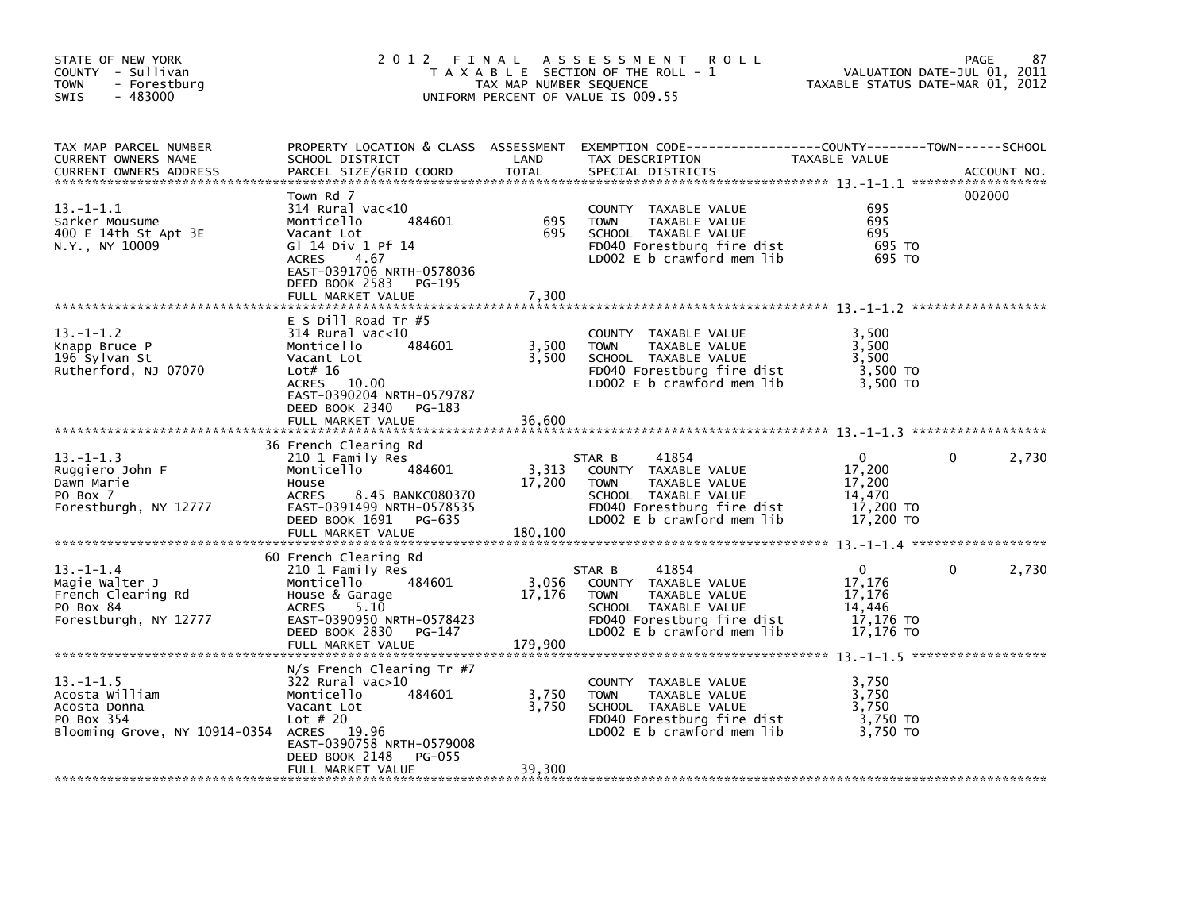STATE OF NEW YORK
COUNTY - Sullivan
TOWN - Forestburg
SWIS - 483000

# 2012 FINAL ASSESSMENT ROLL

TAXABLE SECTION OF THE ROLL - 1
TAX MAP NUMBER SEQUENCE
UNIFORM PERCENT OF VALUE IS 009.55

VALUATION DATE-JUL 01, 2011
TAXABLE STATUS DATE-MAR 01, 2012

| TAX MAP PARCEL NUMBER / CURRENT OWNERS NAME / CURRENT OWNERS ADDRESS | PROPERTY LOCATION & CLASS / SCHOOL DISTRICT / PARCEL SIZE/GRID COORD | ASSESSMENT LAND / TOTAL | EXEMPTION CODE / TAX DESCRIPTION / SPECIAL DISTRICTS | COUNTY | TOWN | SCHOOL TAXABLE VALUE / ACCOUNT NO. |
|---|---|---|---|---|---|---|
| 13.-1-1.1 | Town Rd 7 | | | | | 002000 |
| Sarker Mousume | 314 Rural vac<10 | | COUNTY TAXABLE VALUE | 695 | | |
| 400 E 14th St Apt 3E | Monticello 484601 | 695 | TOWN TAXABLE VALUE | | 695 | |
| N.Y., NY 10009 | Vacant Lot | 695 | SCHOOL TAXABLE VALUE | | | 695 |
| | Gl 14 Div 1 Pf 14 | | FD040 Forestburg fire dist | 695 TO | | |
| | ACRES 4.67 | | LD002 E b crawford mem lib | 695 TO | | |
| | EAST-0391706 NRTH-0578036 | | | | | |
| | DEED BOOK 2583 PG-195 | | | | | |
| | FULL MARKET VALUE | 7,300 | | | | |
| 13.-1-1.2 | E S Dill Road Tr #5 | | | | | |
| Knapp Bruce P | 314 Rural vac<10 | | COUNTY TAXABLE VALUE | 3,500 | | |
| 196 Sylvan St | Monticello 484601 | 3,500 | TOWN TAXABLE VALUE | | 3,500 | |
| Rutherford, NJ 07070 | Vacant Lot | 3,500 | SCHOOL TAXABLE VALUE | | | 3,500 |
| | Lot# 16 | | FD040 Forestburg fire dist | 3,500 TO | | |
| | ACRES 10.00 | | LD002 E b crawford mem lib | 3,500 TO | | |
| | EAST-0390204 NRTH-0579787 | | | | | |
| | DEED BOOK 2340 PG-183 | | | | | |
| | FULL MARKET VALUE | 36,600 | | | | |
| 13.-1-1.3 | 36 French Clearing Rd | | | | | |
| Ruggiero John F | 210 1 Family Res | | STAR B 41854 | 0 | 0 | 2,730 |
| Dawn Marie | Monticello 484601 | 3,313 | COUNTY TAXABLE VALUE | 17,200 | | |
| PO Box 7 | House | 17,200 | TOWN TAXABLE VALUE | | 17,200 | |
| Forestburgh, NY 12777 | ACRES 8.45 BANKC080370 | | SCHOOL TAXABLE VALUE | | | 14,470 |
| | EAST-0391499 NRTH-0578535 | | FD040 Forestburg fire dist | 17,200 TO | | |
| | DEED BOOK 1691 PG-635 | | LD002 E b crawford mem lib | 17,200 TO | | |
| | FULL MARKET VALUE | 180,100 | | | | |
| 13.-1-1.4 | 60 French Clearing Rd | | | | | |
| Magie Walter J | 210 1 Family Res | | STAR B 41854 | 0 | 0 | 2,730 |
| French Clearing Rd | Monticello 484601 | 3,056 | COUNTY TAXABLE VALUE | 17,176 | | |
| PO Box 84 | House & Garage | 17,176 | TOWN TAXABLE VALUE | | 17,176 | |
| Forestburgh, NY 12777 | ACRES 5.10 | | SCHOOL TAXABLE VALUE | | | 14,446 |
| | EAST-0390950 NRTH-0578423 | | FD040 Forestburg fire dist | 17,176 TO | | |
| | DEED BOOK 2830 PG-147 | | LD002 E b crawford mem lib | 17,176 TO | | |
| | FULL MARKET VALUE | 179,900 | | | | |
| 13.-1-1.5 | N/s French Clearing Tr #7 | | | | | |
| Acosta William | 322 Rural vac>10 | | COUNTY TAXABLE VALUE | 3,750 | | |
| Acosta Donna | Monticello 484601 | 3,750 | TOWN TAXABLE VALUE | | 3,750 | |
| PO Box 354 | Vacant Lot | 3,750 | SCHOOL TAXABLE VALUE | | | 3,750 |
| Blooming Grove, NY 10914-0354 | Lot # 20 | | FD040 Forestburg fire dist | 3,750 TO | | |
| | ACRES 19.96 | | LD002 E b crawford mem lib | 3,750 TO | | |
| | EAST-0390758 NRTH-0579008 | | | | | |
| | DEED BOOK 2148 PG-055 | | | | | |
| | FULL MARKET VALUE | 39,300 | | | | |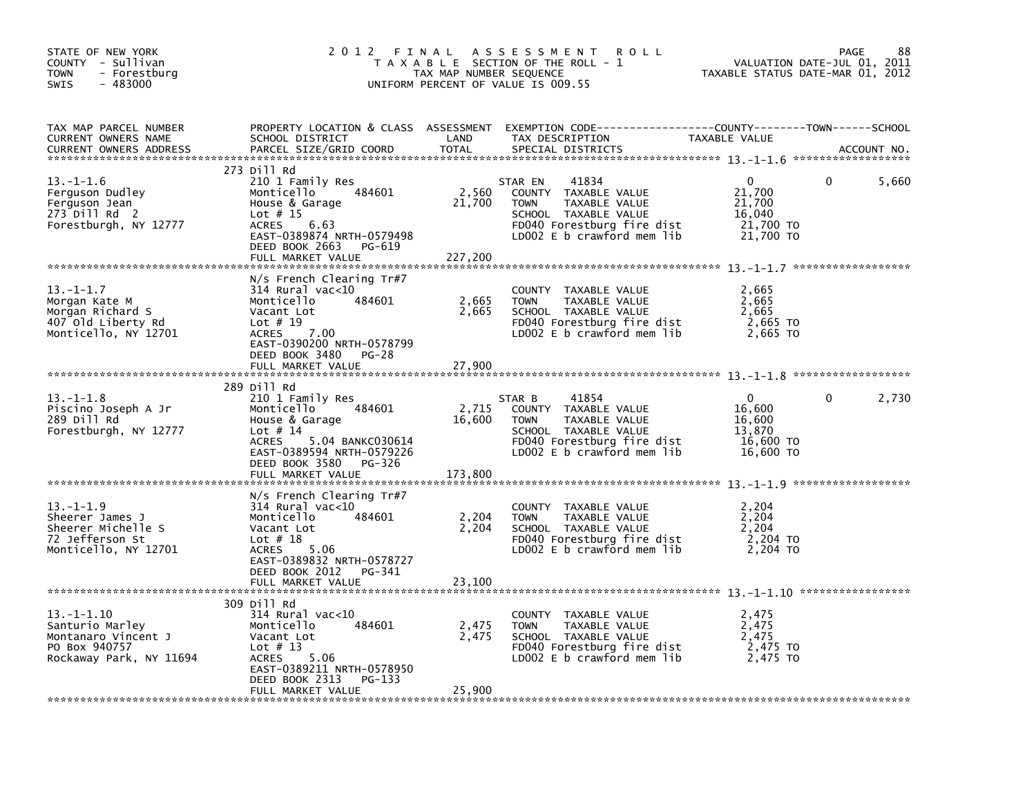STATE OF NEW YORK
COUNTY - Sullivan
TOWN - Forestburg
SWIS - 483000

# 2012 FINAL ASSESSMENT ROLL

TAXABLE SECTION OF THE ROLL - 1
TAX MAP NUMBER SEQUENCE
UNIFORM PERCENT OF VALUE IS 009.55

VALUATION DATE-JUL 01, 2011
TAXABLE STATUS DATE-MAR 01, 2012

| TAX MAP PARCEL NUMBER / CURRENT OWNERS NAME / CURRENT OWNERS ADDRESS | PROPERTY LOCATION & CLASS / SCHOOL DISTRICT / PARCEL SIZE/GRID COORD | ASSESSMENT LAND | TOTAL | EXEMPTION CODE / TAX DESCRIPTION / SPECIAL DISTRICTS | COUNTY TAXABLE VALUE | TOWN | SCHOOL |
|---|---|---|---|---|---|---|---|
| **13.-1-1.6** | 273 Dill Rd | | | | | | |
| Ferguson Dudley | 210 1 Family Res | | | STAR EN 41834 | 0 | 0 | 5,660 |
| Ferguson Jean | Monticello 484601 | 2,560 | | COUNTY TAXABLE VALUE | 21,700 | | |
| 273 Dill Rd 2 | House & Garage | | 21,700 | TOWN TAXABLE VALUE | 21,700 | | |
| Forestburgh, NY 12777 | Lot # 15 | | | SCHOOL TAXABLE VALUE | 16,040 | | |
| | ACRES 6.63 | | | FD040 Forestburg fire dist | 21,700 TO | | |
| | EAST-0389874 NRTH-0579498 | | | LD002 E b crawford mem lib | 21,700 TO | | |
| | DEED BOOK 2663 PG-619 | | | | | | |
| | FULL MARKET VALUE | | 227,200 | | | | |
| **13.-1-1.7** | N/S French Clearing Tr#7 | | | | | | |
| Morgan Kate M | 314 Rural vac<10 | | | COUNTY TAXABLE VALUE | 2,665 | | |
| Morgan Richard S | Monticello 484601 | 2,665 | | TOWN TAXABLE VALUE | 2,665 | | |
| 407 Old Liberty Rd | Vacant Lot | | 2,665 | SCHOOL TAXABLE VALUE | 2,665 | | |
| Monticello, NY 12701 | Lot # 19 | | | FD040 Forestburg fire dist | 2,665 TO | | |
| | ACRES 7.00 | | | LD002 E b crawford mem lib | 2,665 TO | | |
| | EAST-0390200 NRTH-0578799 | | | | | | |
| | DEED BOOK 3480 PG-28 | | | | | | |
| | FULL MARKET VALUE | | 27,900 | | | | |
| **13.-1-1.8** | 289 Dill Rd | | | | | | |
| Piscino Joseph A Jr | 210 1 Family Res | | | STAR B 41854 | 0 | 0 | 2,730 |
| 289 Dill Rd | Monticello 484601 | 2,715 | | COUNTY TAXABLE VALUE | 16,600 | | |
| Forestburgh, NY 12777 | House & Garage | | 16,600 | TOWN TAXABLE VALUE | 16,600 | | |
| | Lot # 14 | | | SCHOOL TAXABLE VALUE | 13,870 | | |
| | ACRES 5.04 BANKC030614 | | | FD040 Forestburg fire dist | 16,600 TO | | |
| | EAST-0389594 NRTH-0579226 | | | LD002 E b crawford mem lib | 16,600 TO | | |
| | DEED BOOK 3580 PG-326 | | | | | | |
| | FULL MARKET VALUE | | 173,800 | | | | |
| **13.-1-1.9** | N/S French Clearing Tr#7 | | | | | | |
| Sheerer James J | 314 Rural vac<10 | | | COUNTY TAXABLE VALUE | 2,204 | | |
| Sheerer Michelle S | Monticello 484601 | 2,204 | | TOWN TAXABLE VALUE | 2,204 | | |
| 72 Jefferson St | Vacant Lot | | 2,204 | SCHOOL TAXABLE VALUE | 2,204 | | |
| Monticello, NY 12701 | Lot # 18 | | | FD040 Forestburg fire dist | 2,204 TO | | |
| | ACRES 5.06 | | | LD002 E b crawford mem lib | 2,204 TO | | |
| | EAST-0389832 NRTH-0578727 | | | | | | |
| | DEED BOOK 2012 PG-341 | | | | | | |
| | FULL MARKET VALUE | | 23,100 | | | | |
| **13.-1-1.10** | 309 Dill Rd | | | | | | |
| Santurio Marley | 314 Rural vac<10 | | | COUNTY TAXABLE VALUE | 2,475 | | |
| Montanaro Vincent J | Monticello 484601 | 2,475 | | TOWN TAXABLE VALUE | 2,475 | | |
| PO Box 940757 | Vacant Lot | | 2,475 | SCHOOL TAXABLE VALUE | 2,475 | | |
| Rockaway Park, NY 11694 | Lot # 13 | | | FD040 Forestburg fire dist | 2,475 TO | | |
| | ACRES 5.06 | | | LD002 E b crawford mem lib | 2,475 TO | | |
| | EAST-0389211 NRTH-0578950 | | | | | | |
| | DEED BOOK 2313 PG-133 | | | | | | |
| | FULL MARKET VALUE | | 25,900 | | | | |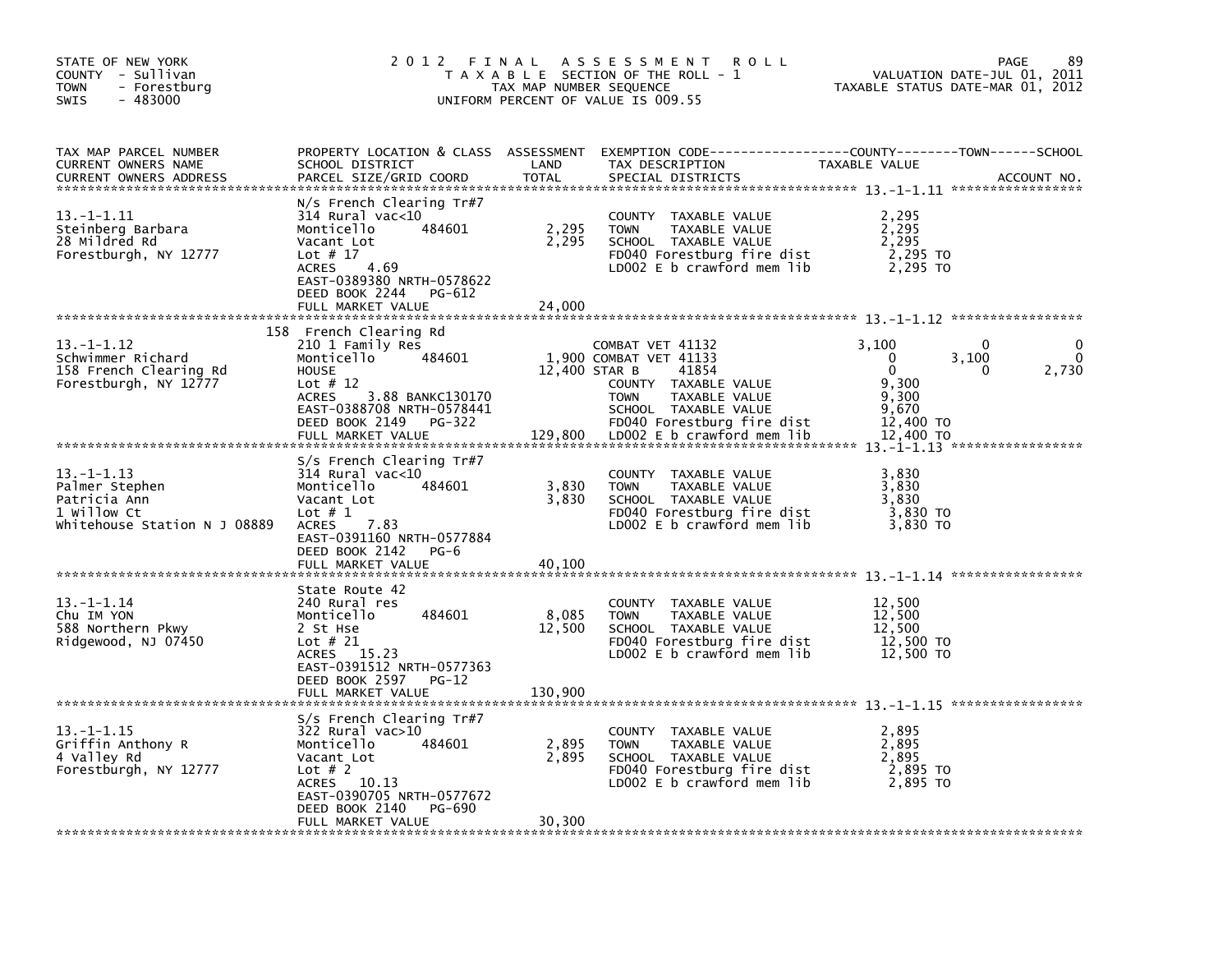STATE OF NEW YORK
COUNTY - Sullivan
TOWN - Forestburg
SWIS - 483000

2012 FINAL ASSESSMENT ROLL
TAXABLE SECTION OF THE ROLL - 1
TAX MAP NUMBER SEQUENCE
UNIFORM PERCENT OF VALUE IS 009.55

VALUATION DATE-JUL 01, 2011
TAXABLE STATUS DATE-MAR 01, 2012

| TAX MAP PARCEL NUMBER / CURRENT OWNERS NAME / CURRENT OWNERS ADDRESS | PROPERTY LOCATION & CLASS / SCHOOL DISTRICT / PARCEL SIZE/GRID COORD | ASSESSMENT LAND / TOTAL | EXEMPTION CODE / TAX DESCRIPTION / SPECIAL DISTRICTS | COUNTY TAXABLE VALUE | TOWN | SCHOOL |
|---|---|---|---|---|---|---|
| **13.-1-1.11** | N/s French Clearing Tr#7 | | | | | |
| 13.-1-1.11 | 314 Rural vac<10 | | COUNTY TAXABLE VALUE | 2,295 | | |
| Steinberg Barbara | Monticello 484601 | 2,295 | TOWN TAXABLE VALUE | 2,295 | | |
| 28 Mildred Rd | Vacant Lot | 2,295 | SCHOOL TAXABLE VALUE | 2,295 | | |
| Forestburgh, NY 12777 | Lot # 17 | | FD040 Forestburg fire dist | 2,295 TO | | |
| | ACRES 4.69 | | LD002 E b crawford mem lib | 2,295 TO | | |
| | EAST-0389380 NRTH-0578622 | | | | | |
| | DEED BOOK 2244 PG-612 | | | | | |
| | FULL MARKET VALUE | 24,000 | | | | |
| **13.-1-1.12** | 158 French Clearing Rd | | | | | |
| 13.-1-1.12 | 210 1 Family Res | | COMBAT VET 41132 | 3,100 | 0 | 0 |
| Schwimmer Richard | Monticello 484601 | 1,900 | COMBAT VET 41133 | 0 | 3,100 | 0 |
| 158 French Clearing Rd | HOUSE | 12,400 | STAR B 41854 | 0 | 0 | 2,730 |
| Forestburgh, NY 12777 | Lot # 12 | | COUNTY TAXABLE VALUE | 9,300 | | |
| | ACRES 3.88 BANKC130170 | | TOWN TAXABLE VALUE | 9,300 | | |
| | EAST-0388708 NRTH-0578441 | | SCHOOL TAXABLE VALUE | 9,670 | | |
| | DEED BOOK 2149 PG-322 | | FD040 Forestburg fire dist | 12,400 TO | | |
| | FULL MARKET VALUE | 129,800 | LD002 E b crawford mem lib | 12,400 TO | | |
| **13.-1-1.13** | S/s French Clearing Tr#7 | | | | | |
| 13.-1-1.13 | 314 Rural vac<10 | | COUNTY TAXABLE VALUE | 3,830 | | |
| Palmer Stephen | Monticello 484601 | 3,830 | TOWN TAXABLE VALUE | 3,830 | | |
| Patricia Ann | Vacant Lot | 3,830 | SCHOOL TAXABLE VALUE | 3,830 | | |
| 1 Willow Ct | Lot # 1 | | FD040 Forestburg fire dist | 3,830 TO | | |
| Whitehouse Station N J 08889 | ACRES 7.83 | | LD002 E b crawford mem lib | 3,830 TO | | |
| | EAST-0391160 NRTH-0577884 | | | | | |
| | DEED BOOK 2142 PG-6 | | | | | |
| | FULL MARKET VALUE | 40,100 | | | | |
| **13.-1-1.14** | State Route 42 | | | | | |
| 13.-1-1.14 | 240 Rural res | | COUNTY TAXABLE VALUE | 12,500 | | |
| Chu IM YON | Monticello 484601 | 8,085 | TOWN TAXABLE VALUE | 12,500 | | |
| 588 Northern Pkwy | 2 St Hse | 12,500 | SCHOOL TAXABLE VALUE | 12,500 | | |
| Ridgewood, NJ 07450 | Lot # 21 | | FD040 Forestburg fire dist | 12,500 TO | | |
| | ACRES 15.23 | | LD002 E b crawford mem lib | 12,500 TO | | |
| | EAST-0391512 NRTH-0577363 | | | | | |
| | DEED BOOK 2597 PG-12 | | | | | |
| | FULL MARKET VALUE | 130,900 | | | | |
| **13.-1-1.15** | S/s French Clearing Tr#7 | | | | | |
| 13.-1-1.15 | 322 Rural vac>10 | | COUNTY TAXABLE VALUE | 2,895 | | |
| Griffin Anthony R | Monticello 484601 | 2,895 | TOWN TAXABLE VALUE | 2,895 | | |
| 4 Valley Rd | Vacant Lot | 2,895 | SCHOOL TAXABLE VALUE | 2,895 | | |
| Forestburgh, NY 12777 | Lot # 2 | | FD040 Forestburg fire dist | 2,895 TO | | |
| | ACRES 10.13 | | LD002 E b crawford mem lib | 2,895 TO | | |
| | EAST-0390705 NRTH-0577672 | | | | | |
| | DEED BOOK 2140 PG-690 | | | | | |
| | FULL MARKET VALUE | 30,300 | | | | |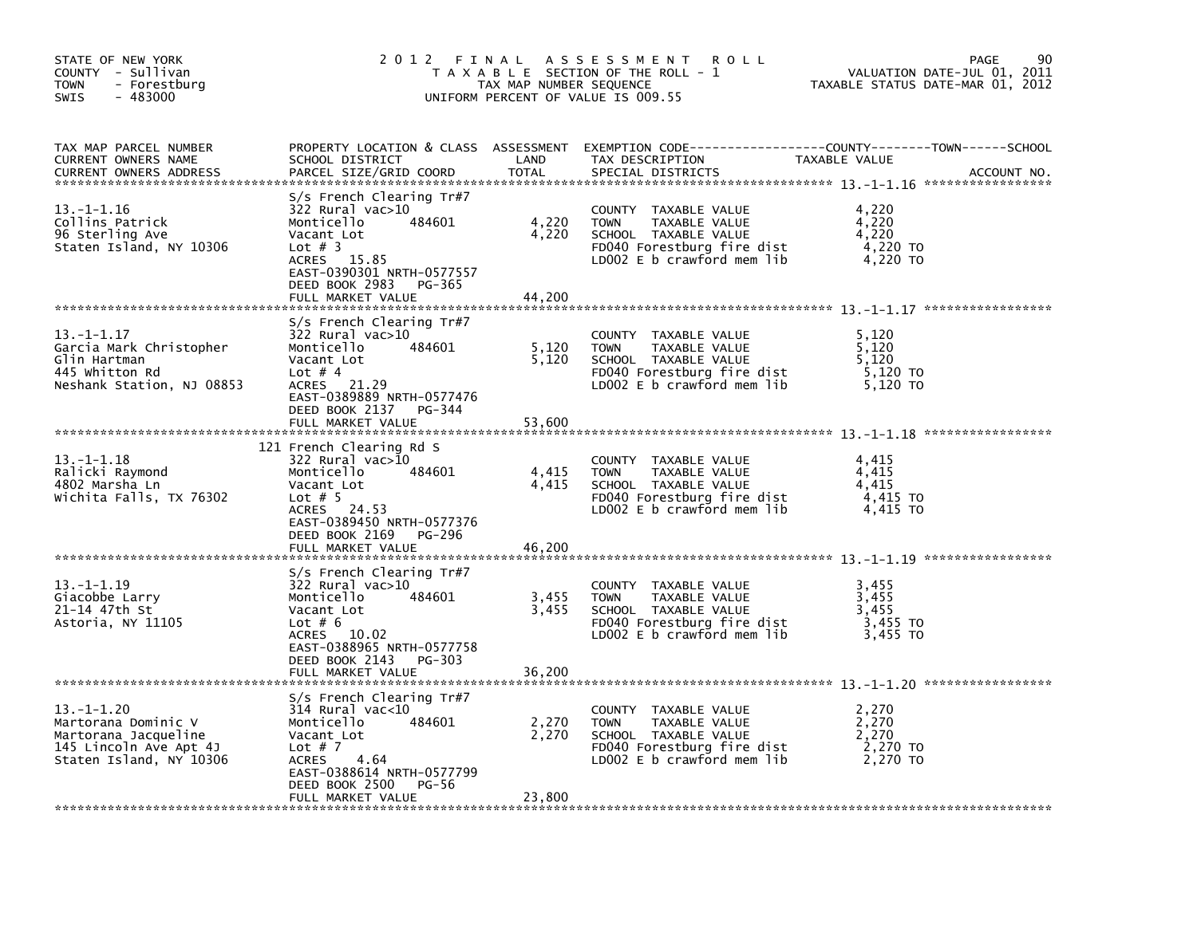STATE OF NEW YORK
COUNTY - Sullivan
TOWN - Forestburg
SWIS - 483000

2012 FINAL ASSESSMENT ROLL
TAXABLE SECTION OF THE ROLL - 1
TAX MAP NUMBER SEQUENCE
UNIFORM PERCENT OF VALUE IS 009.55

VALUATION DATE-JUL 01, 2011
TAXABLE STATUS DATE-MAR 01, 2012

| TAX MAP PARCEL NUMBER / CURRENT OWNERS NAME / CURRENT OWNERS ADDRESS | PROPERTY LOCATION & CLASS / SCHOOL DISTRICT / PARCEL SIZE/GRID COORD | ASSESSMENT LAND / TOTAL | EXEMPTION CODE / TAX DESCRIPTION / SPECIAL DISTRICTS | TAXABLE VALUE (COUNTY / TOWN / SCHOOL) | ACCOUNT NO. |
|---|---|---|---|---|---|
| **13.-1-1.16** | S/s French Clearing Tr#7 | | | | |
| 13.-1-1.16 | 322 Rural vac>10 | | COUNTY TAXABLE VALUE | 4,220 | |
| Collins Patrick | Monticello 484601 | 4,220 | TOWN TAXABLE VALUE | 4,220 | |
| 96 Sterling Ave | Vacant Lot | 4,220 | SCHOOL TAXABLE VALUE | 4,220 | |
| Staten Island, NY 10306 | Lot # 3 | | FD040 Forestburg fire dist | 4,220 TO | |
| | ACRES 15.85 | | LD002 E b crawford mem lib | 4,220 TO | |
| | EAST-0390301 NRTH-0577557 | | | | |
| | DEED BOOK 2983 PG-365 | | | | |
| | FULL MARKET VALUE | 44,200 | | | |
| **13.-1-1.17** | S/s French Clearing Tr#7 | | | | |
| 13.-1-1.17 | 322 Rural vac>10 | | COUNTY TAXABLE VALUE | 5,120 | |
| Garcia Mark Christopher | Monticello 484601 | 5,120 | TOWN TAXABLE VALUE | 5,120 | |
| Glin Hartman | Vacant Lot | 5,120 | SCHOOL TAXABLE VALUE | 5,120 | |
| 445 Whitton Rd | Lot # 4 | | FD040 Forestburg fire dist | 5,120 TO | |
| Neshank Station, NJ 08853 | ACRES 21.29 | | LD002 E b crawford mem lib | 5,120 TO | |
| | EAST-0389889 NRTH-0577476 | | | | |
| | DEED BOOK 2137 PG-344 | | | | |
| | FULL MARKET VALUE | 53,600 | | | |
| **13.-1-1.18** | 121 French Clearing Rd S | | | | |
| 13.-1-1.18 | 322 Rural vac>10 | | COUNTY TAXABLE VALUE | 4,415 | |
| Ralicki Raymond | Monticello 484601 | 4,415 | TOWN TAXABLE VALUE | 4,415 | |
| 4802 Marsha Ln | Vacant Lot | 4,415 | SCHOOL TAXABLE VALUE | 4,415 | |
| Wichita Falls, TX 76302 | Lot # 5 | | FD040 Forestburg fire dist | 4,415 TO | |
| | ACRES 24.53 | | LD002 E b crawford mem lib | 4,415 TO | |
| | EAST-0389450 NRTH-0577376 | | | | |
| | DEED BOOK 2169 PG-296 | | | | |
| | FULL MARKET VALUE | 46,200 | | | |
| **13.-1-1.19** | S/s French Clearing Tr#7 | | | | |
| 13.-1-1.19 | 322 Rural vac>10 | | COUNTY TAXABLE VALUE | 3,455 | |
| Giacobbe Larry | Monticello 484601 | 3,455 | TOWN TAXABLE VALUE | 3,455 | |
| 21-14 47th St | Vacant Lot | 3,455 | SCHOOL TAXABLE VALUE | 3,455 | |
| Astoria, NY 11105 | Lot # 6 | | FD040 Forestburg fire dist | 3,455 TO | |
| | ACRES 10.02 | | LD002 E b crawford mem lib | 3,455 TO | |
| | EAST-0388965 NRTH-0577758 | | | | |
| | DEED BOOK 2143 PG-303 | | | | |
| | FULL MARKET VALUE | 36,200 | | | |
| **13.-1-1.20** | S/s French Clearing Tr#7 | | | | |
| 13.-1-1.20 | 314 Rural vac<10 | | COUNTY TAXABLE VALUE | 2,270 | |
| Martorana Dominic V | Monticello 484601 | 2,270 | TOWN TAXABLE VALUE | 2,270 | |
| Martorana Jacqueline | Vacant Lot | 2,270 | SCHOOL TAXABLE VALUE | 2,270 | |
| 145 Lincoln Ave Apt 4J | Lot # 7 | | FD040 Forestburg fire dist | 2,270 TO | |
| Staten Island, NY 10306 | ACRES 4.64 | | LD002 E b crawford mem lib | 2,270 TO | |
| | EAST-0388614 NRTH-0577799 | | | | |
| | DEED BOOK 2500 PG-56 | | | | |
| | FULL MARKET VALUE | 23,800 | | | |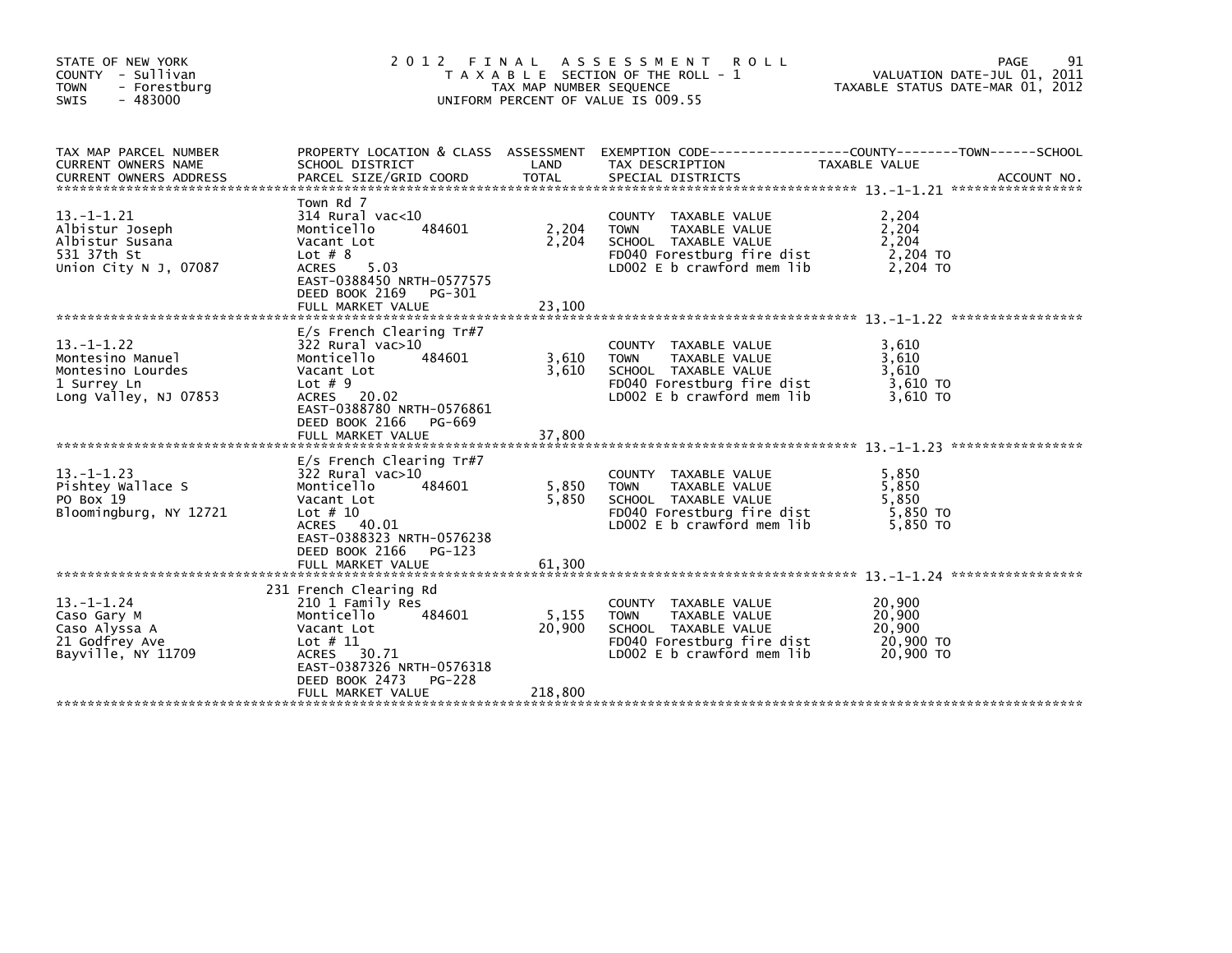STATE OF NEW YORK
COUNTY - Sullivan
TOWN - Forestburg
SWIS - 483000

# 2012 FINAL ASSESSMENT ROLL

TAXABLE SECTION OF THE ROLL - 1
TAX MAP NUMBER SEQUENCE
UNIFORM PERCENT OF VALUE IS 009.55

VALUATION DATE-JUL 01, 2011
TAXABLE STATUS DATE-MAR 01, 2012

| TAX MAP PARCEL NUMBER / CURRENT OWNERS NAME / CURRENT OWNERS ADDRESS | PROPERTY LOCATION & CLASS / SCHOOL DISTRICT / PARCEL SIZE/GRID COORD | ASSESSMENT LAND / TOTAL | EXEMPTION CODE / TAX DESCRIPTION / SPECIAL DISTRICTS | TAXABLE VALUE (COUNTY / TOWN / SCHOOL) | ACCOUNT NO. |
|---|---|---|---|---|---|
| **13.-1-1.21** | Town Rd 7 | | | | |
| Albistur Joseph | 314 Rural vac<10 | | COUNTY TAXABLE VALUE | 2,204 | |
| Albistur Susana | Monticello 484601 | 2,204 | TOWN TAXABLE VALUE | 2,204 | |
| 531 37th St | Vacant Lot | 2,204 | SCHOOL TAXABLE VALUE | 2,204 | |
| Union City N J, 07087 | Lot # 8 | | FD040 Forestburg fire dist | 2,204 TO | |
| | ACRES 5.03 | | LD002 E b crawford mem lib | 2,204 TO | |
| | EAST-0388450 NRTH-0577575 | | | | |
| | DEED BOOK 2169 PG-301 | | | | |
| | FULL MARKET VALUE | 23,100 | | | |
| **13.-1-1.22** | E/s French Clearing Tr#7 | | | | |
| Montesino Manuel | 322 Rural vac>10 | | COUNTY TAXABLE VALUE | 3,610 | |
| Montesino Lourdes | Monticello 484601 | 3,610 | TOWN TAXABLE VALUE | 3,610 | |
| 1 Surrey Ln | Vacant Lot | 3,610 | SCHOOL TAXABLE VALUE | 3,610 | |
| Long Valley, NJ 07853 | Lot # 9 | | FD040 Forestburg fire dist | 3,610 TO | |
| | ACRES 20.02 | | LD002 E b crawford mem lib | 3,610 TO | |
| | EAST-0388780 NRTH-0576861 | | | | |
| | DEED BOOK 2166 PG-669 | | | | |
| | FULL MARKET VALUE | 37,800 | | | |
| **13.-1-1.23** | E/s French Clearing Tr#7 | | | | |
| Pishtey Wallace S | 322 Rural vac>10 | | COUNTY TAXABLE VALUE | 5,850 | |
| PO Box 19 | Monticello 484601 | 5,850 | TOWN TAXABLE VALUE | 5,850 | |
| Bloomingburg, NY 12721 | Vacant Lot | 5,850 | SCHOOL TAXABLE VALUE | 5,850 | |
| | Lot # 10 | | FD040 Forestburg fire dist | 5,850 TO | |
| | ACRES 40.01 | | LD002 E b crawford mem lib | 5,850 TO | |
| | EAST-0388323 NRTH-0576238 | | | | |
| | DEED BOOK 2166 PG-123 | | | | |
| | FULL MARKET VALUE | 61,300 | | | |
| **13.-1-1.24** | 231 French Clearing Rd | | | | |
| Caso Gary M | 210 1 Family Res | | COUNTY TAXABLE VALUE | 20,900 | |
| Caso Alyssa A | Monticello 484601 | 5,155 | TOWN TAXABLE VALUE | 20,900 | |
| 21 Godfrey Ave | Vacant Lot | 20,900 | SCHOOL TAXABLE VALUE | 20,900 | |
| Bayville, NY 11709 | Lot # 11 | | FD040 Forestburg fire dist | 20,900 TO | |
| | ACRES 30.71 | | LD002 E b crawford mem lib | 20,900 TO | |
| | EAST-0387326 NRTH-0576318 | | | | |
| | DEED BOOK 2473 PG-228 | | | | |
| | FULL MARKET VALUE | 218,800 | | | |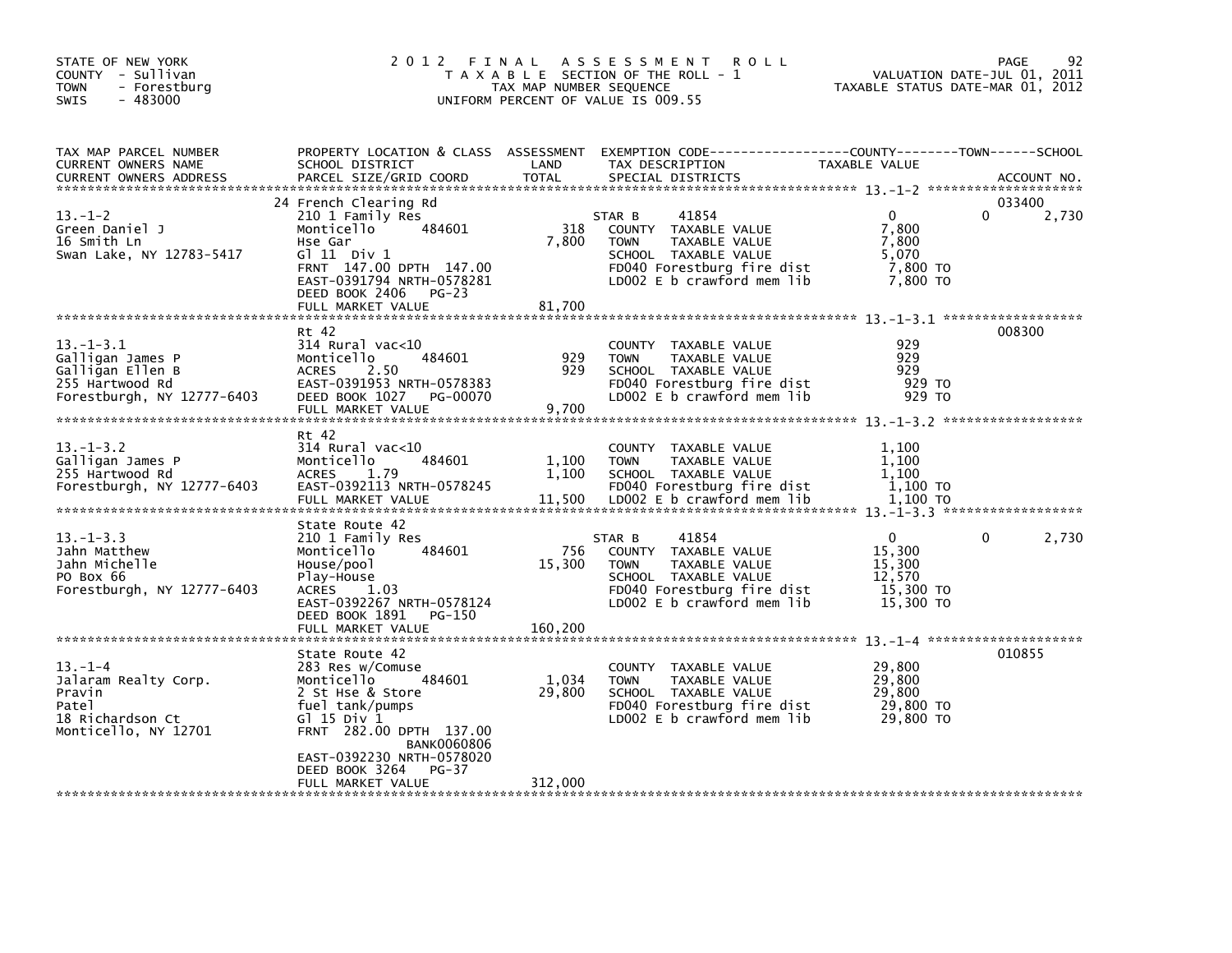STATE OF NEW YORK
COUNTY - Sullivan
TOWN - Forestburg
SWIS - 483000

# 2012 FINAL ASSESSMENT ROLL

TAXABLE SECTION OF THE ROLL - 1
TAX MAP NUMBER SEQUENCE
UNIFORM PERCENT OF VALUE IS 009.55

VALUATION DATE-JUL 01, 2011
TAXABLE STATUS DATE-MAR 01, 2012

| TAX MAP PARCEL NUMBER / CURRENT OWNERS NAME / CURRENT OWNERS ADDRESS | PROPERTY LOCATION & CLASS / SCHOOL DISTRICT / PARCEL SIZE/GRID COORD | ASSESSMENT LAND | ASSESSMENT TOTAL | EXEMPTION CODE / TAX DESCRIPTION / SPECIAL DISTRICTS | COUNTY TAXABLE VALUE | TOWN | SCHOOL / ACCOUNT NO. |
|---|---|---|---|---|---|---|---|
| **13.-1-2** | 24 French Clearing Rd | | | | | | 033400 |
| Green Daniel J | 210 1 Family Res | | | STAR B 41854 | 0 | 0 | 2,730 |
| 16 Smith Ln | Monticello 484601 | 318 | | COUNTY TAXABLE VALUE | 7,800 | | |
| Swan Lake, NY 12783-5417 | Hse Gar | | 7,800 | TOWN TAXABLE VALUE | 7,800 | | |
| | Gl 11 Div 1 | | | SCHOOL TAXABLE VALUE | 5,070 | | |
| | FRNT 147.00 DPTH 147.00 | | | FD040 Forestburg fire dist | 7,800 TO | | |
| | EAST-0391794 NRTH-0578281 | | | LD002 E b crawford mem lib | 7,800 TO | | |
| | DEED BOOK 2406 PG-23 | | | | | | |
| | FULL MARKET VALUE | | 81,700 | | | | |
| **13.-1-3.1** | Rt 42 | | | | | | 008300 |
| Galligan James P | 314 Rural vac<10 | | | COUNTY TAXABLE VALUE | 929 | | |
| Galligan Ellen B | Monticello 484601 | 929 | | TOWN TAXABLE VALUE | 929 | | |
| 255 Hartwood Rd | ACRES 2.50 | | 929 | SCHOOL TAXABLE VALUE | 929 | | |
| Forestburgh, NY 12777-6403 | EAST-0391953 NRTH-0578383 | | | FD040 Forestburg fire dist | 929 TO | | |
| | DEED BOOK 1027 PG-00070 | | | LD002 E b crawford mem lib | 929 TO | | |
| | FULL MARKET VALUE | | 9,700 | | | | |
| **13.-1-3.2** | Rt 42 | | | | | | |
| Galligan James P | 314 Rural vac<10 | | | COUNTY TAXABLE VALUE | 1,100 | | |
| 255 Hartwood Rd | Monticello 484601 | 1,100 | | TOWN TAXABLE VALUE | 1,100 | | |
| Forestburgh, NY 12777-6403 | ACRES 1.79 | | 1,100 | SCHOOL TAXABLE VALUE | 1,100 | | |
| | EAST-0392113 NRTH-0578245 | | | FD040 Forestburg fire dist | 1,100 TO | | |
| | FULL MARKET VALUE | | 11,500 | LD002 E b crawford mem lib | 1,100 TO | | |
| **13.-1-3.3** | State Route 42 | | | | | | |
| Jahn Matthew | 210 1 Family Res | | | STAR B 41854 | 0 | 0 | 2,730 |
| Jahn Michelle | Monticello 484601 | 756 | | COUNTY TAXABLE VALUE | 15,300 | | |
| PO Box 66 | House/pool | | 15,300 | TOWN TAXABLE VALUE | 15,300 | | |
| Forestburgh, NY 12777-6403 | Play-House | | | SCHOOL TAXABLE VALUE | 12,570 | | |
| | ACRES 1.03 | | | FD040 Forestburg fire dist | 15,300 TO | | |
| | EAST-0392267 NRTH-0578124 | | | LD002 E b crawford mem lib | 15,300 TO | | |
| | DEED BOOK 1891 PG-150 | | | | | | |
| | FULL MARKET VALUE | | 160,200 | | | | |
| **13.-1-4** | State Route 42 | | | | | | 010855 |
| Jalaram Realty Corp. | 283 Res w/Comuse | | | COUNTY TAXABLE VALUE | 29,800 | | |
| Pravin | Monticello 484601 | 1,034 | | TOWN TAXABLE VALUE | 29,800 | | |
| Patel | 2 St Hse & Store | | 29,800 | SCHOOL TAXABLE VALUE | 29,800 | | |
| 18 Richardson Ct | fuel tank/pumps | | | FD040 Forestburg fire dist | 29,800 TO | | |
| Monticello, NY 12701 | Gl 15 Div 1 | | | LD002 E b crawford mem lib | 29,800 TO | | |
| | FRNT 282.00 DPTH 137.00 | | | | | | |
| | BANK0060806 | | | | | | |
| | EAST-0392230 NRTH-0578020 | | | | | | |
| | DEED BOOK 3264 PG-37 | | | | | | |
| | FULL MARKET VALUE | | 312,000 | | | | |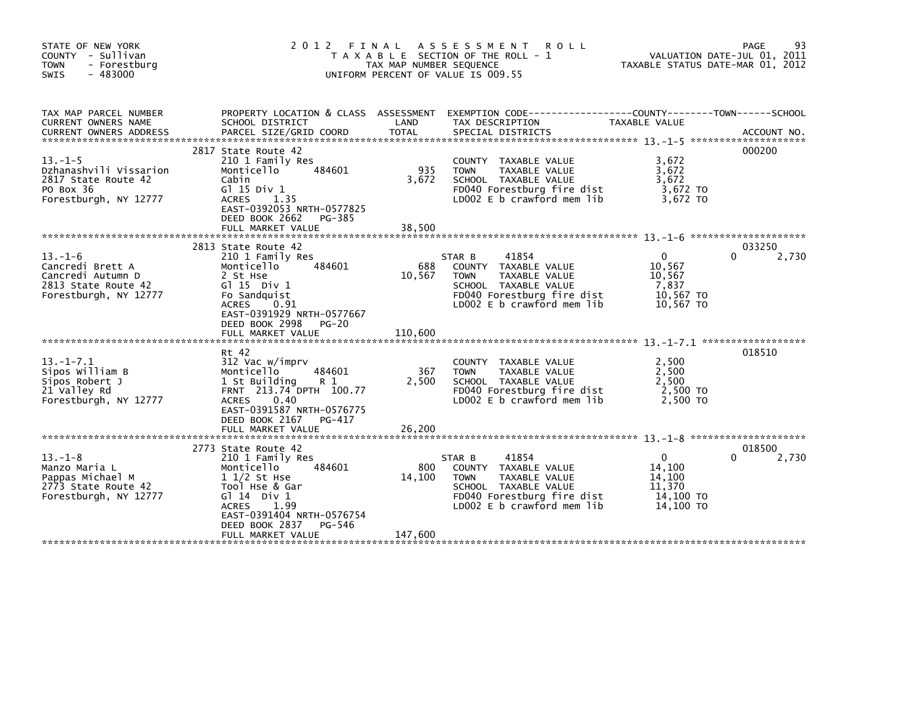STATE OF NEW YORK
COUNTY - Sullivan
TOWN - Forestburg
SWIS - 483000

# 2012 FINAL ASSESSMENT ROLL

TAXABLE SECTION OF THE ROLL - 1
TAX MAP NUMBER SEQUENCE
UNIFORM PERCENT OF VALUE IS 009.55

VALUATION DATE-JUL 01, 2011
TAXABLE STATUS DATE-MAR 01, 2012

| TAX MAP PARCEL NUMBER / CURRENT OWNERS NAME / CURRENT OWNERS ADDRESS | PROPERTY LOCATION & CLASS / SCHOOL DISTRICT / PARCEL SIZE/GRID COORD | ASSESSMENT LAND | ASSESSMENT TOTAL | EXEMPTION CODE / TAX DESCRIPTION / SPECIAL DISTRICTS | COUNTY / TOWN TAXABLE VALUE | SCHOOL | ACCOUNT NO. |
|---|---|---|---|---|---|---|---|
| 13.-1-5 | 2817 State Route 42 | | | | | | 000200 |
| Dzhanashvili Vissarion | 210 1 Family Res | | | COUNTY TAXABLE VALUE | 3,672 | | |
| 2817 State Route 42 | Monticello 484601 | 935 | | TOWN TAXABLE VALUE | 3,672 | | |
| PO Box 36 | Cabin | | 3,672 | SCHOOL TAXABLE VALUE | 3,672 | | |
| Forestburgh, NY 12777 | Gl 15 Div 1 | | | FD040 Forestburg fire dist | 3,672 TO | | |
| | ACRES 1.35 | | | LD002 E b crawford mem lib | 3,672 TO | | |
| | EAST-0392053 NRTH-0577825 | | | | | | |
| | DEED BOOK 2662 PG-385 | | | | | | |
| | FULL MARKET VALUE | | 38,500 | | | | |
| 13.-1-6 | 2813 State Route 42 | | | | | | 033250 |
| Cancredi Brett A | 210 1 Family Res | | | STAR B 41854 | 0 | 0 2,730 | |
| Cancredi Autumn D | Monticello 484601 | 688 | | COUNTY TAXABLE VALUE | 10,567 | | |
| 2813 State Route 42 | 2 St Hse | | 10,567 | TOWN TAXABLE VALUE | 10,567 | | |
| Forestburgh, NY 12777 | Gl 15 Div 1 | | | SCHOOL TAXABLE VALUE | 7,837 | | |
| | Fo Sandquist | | | FD040 Forestburg fire dist | 10,567 TO | | |
| | ACRES 0.91 | | | LD002 E b crawford mem lib | 10,567 TO | | |
| | EAST-0391929 NRTH-0577667 | | | | | | |
| | DEED BOOK 2998 PG-20 | | | | | | |
| | FULL MARKET VALUE | | 110,600 | | | | |
| 13.-1-7.1 | Rt 42 | | | | | | 018510 |
| Sipos William B | 312 Vac w/imprv | | | COUNTY TAXABLE VALUE | 2,500 | | |
| Sipos Robert J | Monticello 484601 | 367 | | TOWN TAXABLE VALUE | 2,500 | | |
| 21 Valley Rd | 1 St Building R 1 | | 2,500 | SCHOOL TAXABLE VALUE | 2,500 | | |
| Forestburgh, NY 12777 | FRNT 213.74 DPTH 100.77 | | | FD040 Forestburg fire dist | 2,500 TO | | |
| | ACRES 0.40 | | | LD002 E b crawford mem lib | 2,500 TO | | |
| | EAST-0391587 NRTH-0576775 | | | | | | |
| | DEED BOOK 2167 PG-417 | | | | | | |
| | FULL MARKET VALUE | | 26,200 | | | | |
| 13.-1-8 | 2773 State Route 42 | | | | | | 018500 |
| Manzo Maria L | 210 1 Family Res | | | STAR B 41854 | 0 | 0 2,730 | |
| Pappas Michael M | Monticello 484601 | 800 | | COUNTY TAXABLE VALUE | 14,100 | | |
| 2773 State Route 42 | 1 1/2 St Hse | | 14,100 | TOWN TAXABLE VALUE | 14,100 | | |
| Forestburgh, NY 12777 | Tool Hse & Gar | | | SCHOOL TAXABLE VALUE | 11,370 | | |
| | Gl 14 Div 1 | | | FD040 Forestburg fire dist | 14,100 TO | | |
| | ACRES 1.99 | | | LD002 E b crawford mem lib | 14,100 TO | | |
| | EAST-0391404 NRTH-0576754 | | | | | | |
| | DEED BOOK 2837 PG-546 | | | | | | |
| | FULL MARKET VALUE | | 147,600 | | | | |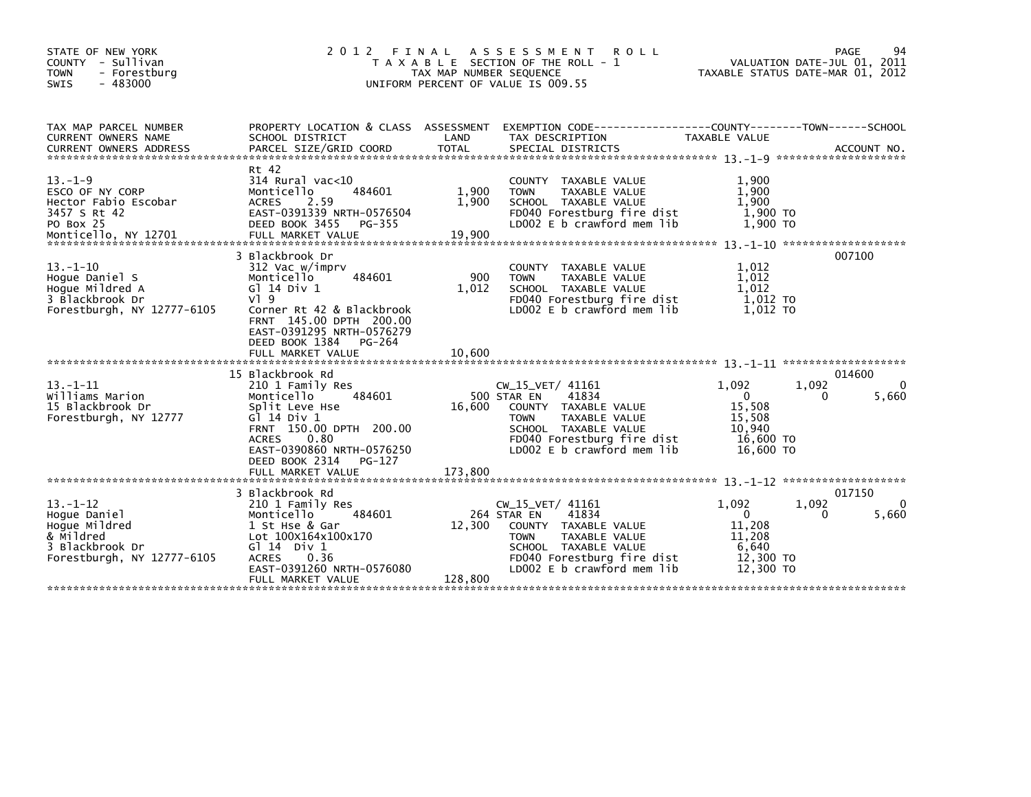STATE OF NEW YORK
COUNTY - Sullivan
TOWN - Forestburg
SWIS - 483000

# 2012 FINAL ASSESSMENT ROLL

TAXABLE SECTION OF THE ROLL - 1
TAX MAP NUMBER SEQUENCE
UNIFORM PERCENT OF VALUE IS 009.55

VALUATION DATE-JUL 01, 2011
TAXABLE STATUS DATE-MAR 01, 2012

| TAX MAP PARCEL NUMBER / CURRENT OWNERS NAME / CURRENT OWNERS ADDRESS | PROPERTY LOCATION & CLASS / SCHOOL DISTRICT / PARCEL SIZE/GRID COORD | ASSESSMENT LAND / TOTAL | EXEMPTION CODE / TAX DESCRIPTION / SPECIAL DISTRICTS | COUNTY TAXABLE VALUE | TOWN | SCHOOL | ACCOUNT NO. |
|---|---|---|---|---|---|---|---|
| 13.-1-9 | Rt 42 | | | | | | |
| | 314 Rural vac<10 | | COUNTY TAXABLE VALUE | 1,900 | | | |
| ESCO OF NY CORP | Monticello 484601 | 1,900 | TOWN TAXABLE VALUE | 1,900 | | | |
| Hector Fabio Escobar | ACRES 2.59 | 1,900 | SCHOOL TAXABLE VALUE | 1,900 | | | |
| 3457 S Rt 42 | EAST-0391339 NRTH-0576504 | | FD040 Forestburg fire dist | 1,900 TO | | | |
| PO Box 25 | DEED BOOK 3455 PG-355 | | LD002 E b crawford mem lib | 1,900 TO | | | |
| Monticello, NY 12701 | FULL MARKET VALUE | 19,900 | | | | | |
| 13.-1-10 | 3 Blackbrook Dr | | | | | | 007100 |
| | 312 Vac w/imprv | | COUNTY TAXABLE VALUE | 1,012 | | | |
| Hogue Daniel S | Monticello 484601 | 900 | TOWN TAXABLE VALUE | 1,012 | | | |
| Hogue Mildred A | Gl 14 Div 1 | 1,012 | SCHOOL TAXABLE VALUE | 1,012 | | | |
| 3 Blackbrook Dr | Vl 9 | | FD040 Forestburg fire dist | 1,012 TO | | | |
| Forestburgh, NY 12777-6105 | Corner Rt 42 & Blackbrook | | LD002 E b crawford mem lib | 1,012 TO | | | |
| | FRNT 145.00 DPTH 200.00 | | | | | | |
| | EAST-0391295 NRTH-0576279 | | | | | | |
| | DEED BOOK 1384 PG-264 | | | | | | |
| | FULL MARKET VALUE | 10,600 | | | | | |
| 13.-1-11 | 15 Blackbrook Rd | | | | | | 014600 |
| | 210 1 Family Res | | CW_15_VET/ 41161 | 1,092 | 1,092 | 0 | |
| Williams Marion | Monticello 484601 | 500 | STAR EN 41834 | 0 | 0 | 5,660 | |
| 15 Blackbrook Dr | Split Leve Hse | 16,600 | COUNTY TAXABLE VALUE | 15,508 | | | |
| Forestburgh, NY 12777 | Gl 14 Div 1 | | TOWN TAXABLE VALUE | 15,508 | | | |
| | FRNT 150.00 DPTH 200.00 | | SCHOOL TAXABLE VALUE | 10,940 | | | |
| | ACRES 0.80 | | FD040 Forestburg fire dist | 16,600 TO | | | |
| | EAST-0390860 NRTH-0576250 | | LD002 E b crawford mem lib | 16,600 TO | | | |
| | DEED BOOK 2314 PG-127 | | | | | | |
| | FULL MARKET VALUE | 173,800 | | | | | |
| 13.-1-12 | 3 Blackbrook Rd | | | | | | 017150 |
| | 210 1 Family Res | | CW_15_VET/ 41161 | 1,092 | 1,092 | 0 | |
| Hogue Daniel | Monticello 484601 | 264 | STAR EN 41834 | 0 | 0 | 5,660 | |
| Hogue Mildred | 1 St Hse & Gar | 12,300 | COUNTY TAXABLE VALUE | 11,208 | | | |
| & Mildred | Lot 100X164x100x170 | | TOWN TAXABLE VALUE | 11,208 | | | |
| 3 Blackbrook Dr | Gl 14 Div 1 | | SCHOOL TAXABLE VALUE | 6,640 | | | |
| Forestburgh, NY 12777-6105 | ACRES 0.36 | | FD040 Forestburg fire dist | 12,300 TO | | | |
| | EAST-0391260 NRTH-0576080 | | LD002 E b crawford mem lib | 12,300 TO | | | |
| | FULL MARKET VALUE | 128,800 | | | | | |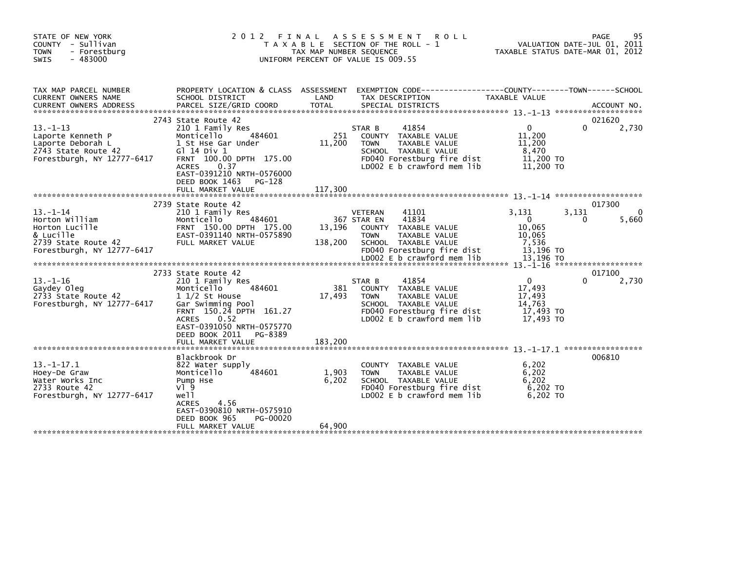STATE OF NEW YORK
COUNTY - Sullivan
TOWN - Forestburg
SWIS - 483000

# 2012 FINAL ASSESSMENT ROLL

TAXABLE SECTION OF THE ROLL - 1
TAX MAP NUMBER SEQUENCE
UNIFORM PERCENT OF VALUE IS 009.55

VALUATION DATE-JUL 01, 2011
TAXABLE STATUS DATE-MAR 01, 2012

| TAX MAP PARCEL NUMBER / CURRENT OWNERS NAME / CURRENT OWNERS ADDRESS | PROPERTY LOCATION & CLASS / SCHOOL DISTRICT / PARCEL SIZE/GRID COORD | ASSESSMENT LAND | TOTAL | EXEMPTION CODE / TAX DESCRIPTION / SPECIAL DISTRICTS | COUNTY TAXABLE VALUE | TOWN | SCHOOL / ACCOUNT NO. |
|---|---|---|---|---|---|---|---|
| 13.-1-13 | 2743 State Route 42 | | | | | | 021620 |
| Laporte Kenneth P | 210 1 Family Res | | | STAR B 41854 | 0 | 0 | 2,730 |
| Laporte Deborah L | Monticello 484601 | 251 | | COUNTY TAXABLE VALUE | 11,200 | | |
| 2743 State Route 42 | 1 St Hse Gar Under | | 11,200 | TOWN TAXABLE VALUE | 11,200 | | |
| Forestburgh, NY 12777-6417 | Gl 14 Div 1 | | | SCHOOL TAXABLE VALUE | 8,470 | | |
| | FRNT 100.00 DPTH 175.00 | | | FD040 Forestburg fire dist | 11,200 TO | | |
| | ACRES 0.37 | | | LD002 E b crawford mem lib | 11,200 TO | | |
| | EAST-0391210 NRTH-0576000 | | | | | | |
| | DEED BOOK 1463 PG-128 | | | | | | |
| | FULL MARKET VALUE | | 117,300 | | | | |
| 13.-1-14 | 2739 State Route 42 | | | | | | 017300 |
| Horton William | 210 1 Family Res | | | VETERAN 41101 | 3,131 | 3,131 | 0 |
| Horton Lucille | Monticello 484601 | 367 | | STAR EN 41834 | 0 | 0 | 5,660 |
| & Lucille | FRNT 150.00 DPTH 175.00 | | 13,196 | COUNTY TAXABLE VALUE | 10,065 | | |
| 2739 State Route 42 | EAST-0391140 NRTH-0575890 | | | TOWN TAXABLE VALUE | 10,065 | | |
| Forestburgh, NY 12777-6417 | FULL MARKET VALUE | | 138,200 | SCHOOL TAXABLE VALUE | 7,536 | | |
| | | | | FD040 Forestburg fire dist | 13,196 TO | | |
| | | | | LD002 E b crawford mem lib | 13,196 TO | | |
| 13.-1-16 | 2733 State Route 42 | | | | | | 017100 |
| Gaydey Oleg | 210 1 Family Res | | | STAR B 41854 | 0 | 0 | 2,730 |
| 2733 State Route 42 | Monticello 484601 | 381 | | COUNTY TAXABLE VALUE | 17,493 | | |
| Forestburgh, NY 12777-6417 | 1 1/2 St House | | 17,493 | TOWN TAXABLE VALUE | 17,493 | | |
| | Gar Swimming Pool | | | SCHOOL TAXABLE VALUE | 14,763 | | |
| | FRNT 150.24 DPTH 161.27 | | | FD040 Forestburg fire dist | 17,493 TO | | |
| | ACRES 0.52 | | | LD002 E b crawford mem lib | 17,493 TO | | |
| | EAST-0391050 NRTH-0575770 | | | | | | |
| | DEED BOOK 2011 PG-8389 | | | | | | |
| | FULL MARKET VALUE | | 183,200 | | | | |
| 13.-1-17.1 | Blackbrook Dr | | | | | | 006810 |
| Hoey-De Graw | 822 Water supply | | | COUNTY TAXABLE VALUE | 6,202 | | |
| Water Works Inc | Monticello 484601 | 1,903 | | TOWN TAXABLE VALUE | 6,202 | | |
| 2733 Route 42 | Pump Hse | | 6,202 | SCHOOL TAXABLE VALUE | 6,202 | | |
| Forestburgh, NY 12777-6417 | Vl 9 | | | FD040 Forestburg fire dist | 6,202 TO | | |
| | well | | | LD002 E b crawford mem lib | 6,202 TO | | |
| | ACRES 4.56 | | | | | | |
| | EAST-0390810 NRTH-0575910 | | | | | | |
| | DEED BOOK 965 PG-00020 | | | | | | |
| | FULL MARKET VALUE | | 64,900 | | | | |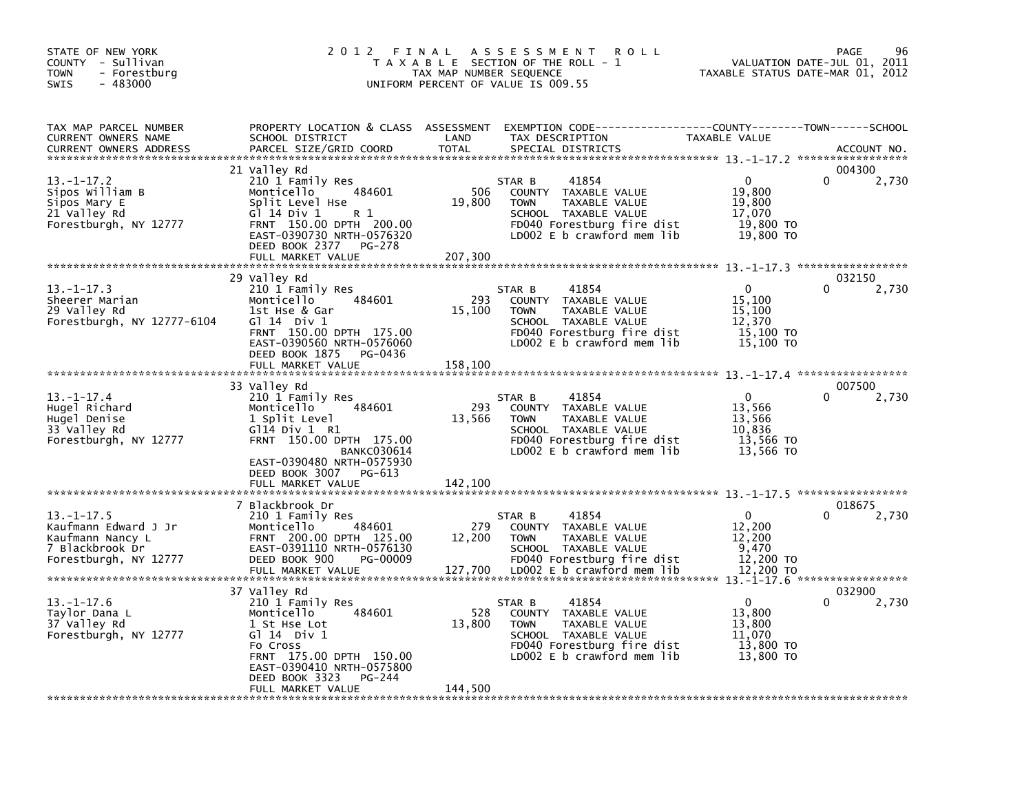STATE OF NEW YORK
COUNTY - Sullivan
TOWN - Forestburg
SWIS - 483000

# 2012 FINAL ASSESSMENT ROLL

TAXABLE SECTION OF THE ROLL - 1
TAX MAP NUMBER SEQUENCE
UNIFORM PERCENT OF VALUE IS 009.55

VALUATION DATE-JUL 01, 2011
TAXABLE STATUS DATE-MAR 01, 2012

| TAX MAP PARCEL NUMBER / CURRENT OWNERS NAME / CURRENT OWNERS ADDRESS | PROPERTY LOCATION & CLASS / SCHOOL DISTRICT / PARCEL SIZE/GRID COORD | ASSESSMENT LAND | TOTAL | EXEMPTION CODE / TAX DESCRIPTION / SPECIAL DISTRICTS | COUNTY TAXABLE VALUE | TOWN | SCHOOL / ACCOUNT NO. |
|---|---|---|---|---|---|---|---|
| 13.-1-17.2 | 21 Valley Rd | | | | | | 004300 |
| Sipos William B | 210 1 Family Res | | | STAR B 41854 | 0 | 0 | 2,730 |
| Sipos Mary E | Monticello 484601 | 506 | | COUNTY TAXABLE VALUE | 19,800 | | |
| 21 Valley Rd | Split Level Hse | | 19,800 | TOWN TAXABLE VALUE | 19,800 | | |
| Forestburgh, NY 12777 | Gl 14 Div 1 R 1 | | | SCHOOL TAXABLE VALUE | 17,070 | | |
| | FRNT 150.00 DPTH 200.00 | | | FD040 Forestburg fire dist | 19,800 TO | | |
| | EAST-0390730 NRTH-0576320 | | | LD002 E b crawford mem lib | 19,800 TO | | |
| | DEED BOOK 2377 PG-278 | | | | | | |
| | FULL MARKET VALUE | | 207,300 | | | | |
| 13.-1-17.3 | 29 Valley Rd | | | | | | 032150 |
| Sheerer Marian | 210 1 Family Res | | | STAR B 41854 | 0 | 0 | 2,730 |
| 29 Valley Rd | Monticello 484601 | 293 | | COUNTY TAXABLE VALUE | 15,100 | | |
| Forestburgh, NY 12777-6104 | 1st Hse & Gar | | 15,100 | TOWN TAXABLE VALUE | 15,100 | | |
| | Gl 14 Div 1 | | | SCHOOL TAXABLE VALUE | 12,370 | | |
| | FRNT 150.00 DPTH 175.00 | | | FD040 Forestburg fire dist | 15,100 TO | | |
| | EAST-0390560 NRTH-0576060 | | | LD002 E b crawford mem lib | 15,100 TO | | |
| | DEED BOOK 1875 PG-0436 | | | | | | |
| | FULL MARKET VALUE | | 158,100 | | | | |
| 13.-1-17.4 | 33 Valley Rd | | | | | | 007500 |
| Hugel Richard | 210 1 Family Res | | | STAR B 41854 | 0 | 0 | 2,730 |
| Hugel Denise | Monticello 484601 | 293 | | COUNTY TAXABLE VALUE | 13,566 | | |
| 33 Valley Rd | 1 Split Level | | 13,566 | TOWN TAXABLE VALUE | 13,566 | | |
| Forestburgh, NY 12777 | Gl14 Div 1 R1 | | | SCHOOL TAXABLE VALUE | 10,836 | | |
| | FRNT 150.00 DPTH 175.00 | | | FD040 Forestburg fire dist | 13,566 TO | | |
| | BANKC030614 | | | LD002 E b crawford mem lib | 13,566 TO | | |
| | EAST-0390480 NRTH-0575930 | | | | | | |
| | DEED BOOK 3007 PG-613 | | | | | | |
| | FULL MARKET VALUE | | 142,100 | | | | |
| 13.-1-17.5 | 7 Blackbrook Dr | | | | | | 018675 |
| Kaufmann Edward J Jr | 210 1 Family Res | | | STAR B 41854 | 0 | 0 | 2,730 |
| Kaufmann Nancy L | Monticello 484601 | 279 | | COUNTY TAXABLE VALUE | 12,200 | | |
| 7 Blackbrook Dr | FRNT 200.00 DPTH 125.00 | | 12,200 | TOWN TAXABLE VALUE | 12,200 | | |
| Forestburgh, NY 12777 | EAST-0391110 NRTH-0576130 | | | SCHOOL TAXABLE VALUE | 9,470 | | |
| | DEED BOOK 900 PG-00009 | | | FD040 Forestburg fire dist | 12,200 TO | | |
| | FULL MARKET VALUE | | 127,700 | LD002 E b crawford mem lib | 12,200 TO | | |
| 13.-1-17.6 | 37 Valley Rd | | | | | | 032900 |
| Taylor Dana L | 210 1 Family Res | | | STAR B 41854 | 0 | 0 | 2,730 |
| 37 Valley Rd | Monticello 484601 | 528 | | COUNTY TAXABLE VALUE | 13,800 | | |
| Forestburgh, NY 12777 | 1 St Hse Lot | | 13,800 | TOWN TAXABLE VALUE | 13,800 | | |
| | Gl 14 Div 1 | | | SCHOOL TAXABLE VALUE | 11,070 | | |
| | Fo Cross | | | FD040 Forestburg fire dist | 13,800 TO | | |
| | FRNT 175.00 DPTH 150.00 | | | LD002 E b crawford mem lib | 13,800 TO | | |
| | EAST-0390410 NRTH-0575800 | | | | | | |
| | DEED BOOK 3323 PG-244 | | | | | | |
| | FULL MARKET VALUE | | 144,500 | | | | |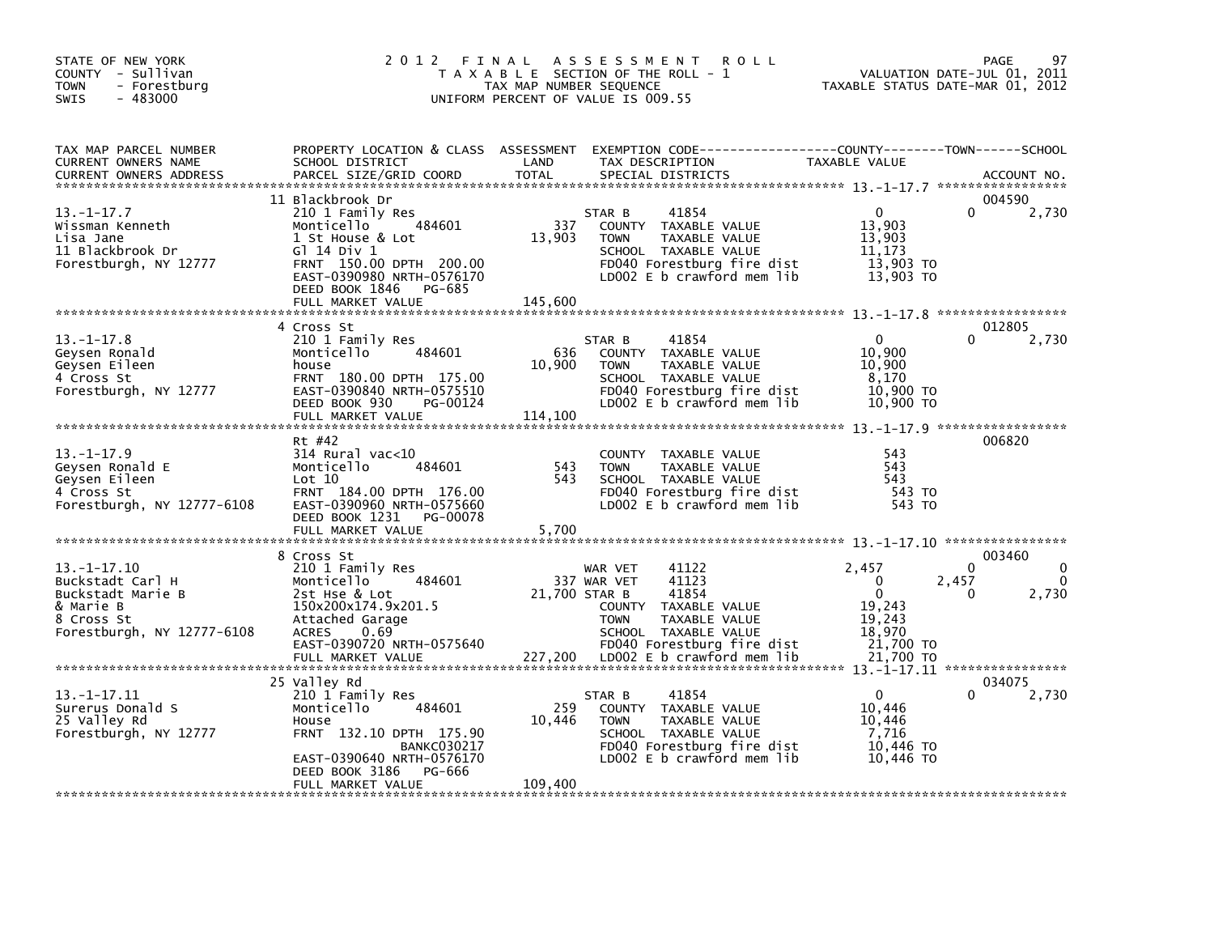STATE OF NEW YORK
COUNTY - Sullivan
TOWN - Forestburg
SWIS - 483000

2012 FINAL ASSESSMENT ROLL
TAXABLE SECTION OF THE ROLL - 1
TAX MAP NUMBER SEQUENCE
UNIFORM PERCENT OF VALUE IS 009.55

VALUATION DATE-JUL 01, 2011
TAXABLE STATUS DATE-MAR 01, 2012

| TAX MAP PARCEL NUMBER / CURRENT OWNERS NAME / CURRENT OWNERS ADDRESS | PROPERTY LOCATION & CLASS / SCHOOL DISTRICT / PARCEL SIZE/GRID COORD | ASSESSMENT LAND / TOTAL | EXEMPTION CODE / TAX DESCRIPTION / SPECIAL DISTRICTS | COUNTY TAXABLE VALUE | TOWN | SCHOOL | ACCOUNT NO. |
|---|---|---|---|---|---|---|---|
| 13.-1-17.7 | 11 Blackbrook Dr | | | | | | 004590 |
| | 210 1 Family Res | | STAR B 41854 | 0 | 0 | 2,730 | |
| Wissman Kenneth | Monticello 484601 | 337 | COUNTY TAXABLE VALUE | 13,903 | | | |
| Lisa Jane | 1 St House & Lot | 13,903 | TOWN TAXABLE VALUE | 13,903 | | | |
| 11 Blackbrook Dr | Gl 14 Div 1 | | SCHOOL TAXABLE VALUE | 11,173 | | | |
| Forestburgh, NY 12777 | FRNT 150.00 DPTH 200.00 | | FD040 Forestburg fire dist | 13,903 TO | | | |
| | EAST-0390980 NRTH-0576170 | | LD002 E b crawford mem lib | 13,903 TO | | | |
| | DEED BOOK 1846 PG-685 | | | | | | |
| | FULL MARKET VALUE | 145,600 | | | | | |
| 13.-1-17.8 | 4 Cross St | | | | | | 012805 |
| | 210 1 Family Res | | STAR B 41854 | 0 | 0 | 2,730 | |
| Geysen Ronald | Monticello 484601 | 636 | COUNTY TAXABLE VALUE | 10,900 | | | |
| Geysen Eileen | house | 10,900 | TOWN TAXABLE VALUE | 10,900 | | | |
| 4 Cross St | FRNT 180.00 DPTH 175.00 | | SCHOOL TAXABLE VALUE | 8,170 | | | |
| Forestburgh, NY 12777 | EAST-0390840 NRTH-0575510 | | FD040 Forestburg fire dist | 10,900 TO | | | |
| | DEED BOOK 930 PG-00124 | | LD002 E b crawford mem lib | 10,900 TO | | | |
| | FULL MARKET VALUE | 114,100 | | | | | |
| 13.-1-17.9 | Rt #42 | | | | | | 006820 |
| | 314 Rural vac<10 | | COUNTY TAXABLE VALUE | 543 | | | |
| Geysen Ronald E | Monticello 484601 | 543 | TOWN TAXABLE VALUE | 543 | | | |
| Geysen Eileen | Lot 10 | 543 | SCHOOL TAXABLE VALUE | 543 | | | |
| 4 Cross St | FRNT 184.00 DPTH 176.00 | | FD040 Forestburg fire dist | 543 TO | | | |
| Forestburgh, NY 12777-6108 | EAST-0390960 NRTH-0575660 | | LD002 E b crawford mem lib | 543 TO | | | |
| | DEED BOOK 1231 PG-00078 | | | | | | |
| | FULL MARKET VALUE | 5,700 | | | | | |
| 13.-1-17.10 | 8 Cross St | | | | | | 003460 |
| | 210 1 Family Res | | WAR VET 41122 | 2,457 | 0 | 0 | |
| Buckstadt Carl H | Monticello 484601 | 337 | WAR VET 41123 | 0 | 2,457 | 0 | |
| Buckstadt Marie B | 2st Hse & Lot | 21,700 | STAR B 41854 | 0 | 0 | 2,730 | |
| & Marie B | 150x200x174.9x201.5 | | COUNTY TAXABLE VALUE | 19,243 | | | |
| 8 Cross St | Attached Garage | | TOWN TAXABLE VALUE | 19,243 | | | |
| Forestburgh, NY 12777-6108 | ACRES 0.69 | | SCHOOL TAXABLE VALUE | 18,970 | | | |
| | EAST-0390720 NRTH-0575640 | | FD040 Forestburg fire dist | 21,700 TO | | | |
| | FULL MARKET VALUE | 227,200 | LD002 E b crawford mem lib | 21,700 TO | | | |
| 13.-1-17.11 | 25 Valley Rd | | | | | | 034075 |
| | 210 1 Family Res | | STAR B 41854 | 0 | 0 | 2,730 | |
| Surerus Donald S | Monticello 484601 | 259 | COUNTY TAXABLE VALUE | 10,446 | | | |
| 25 Valley Rd | House | 10,446 | TOWN TAXABLE VALUE | 10,446 | | | |
| Forestburgh, NY 12777 | FRNT 132.10 DPTH 175.90 | | SCHOOL TAXABLE VALUE | 7,716 | | | |
| | BANKC030217 | | FD040 Forestburg fire dist | 10,446 TO | | | |
| | EAST-0390640 NRTH-0576170 | | LD002 E b crawford mem lib | 10,446 TO | | | |
| | DEED BOOK 3186 PG-666 | | | | | | |
| | FULL MARKET VALUE | 109,400 | | | | | |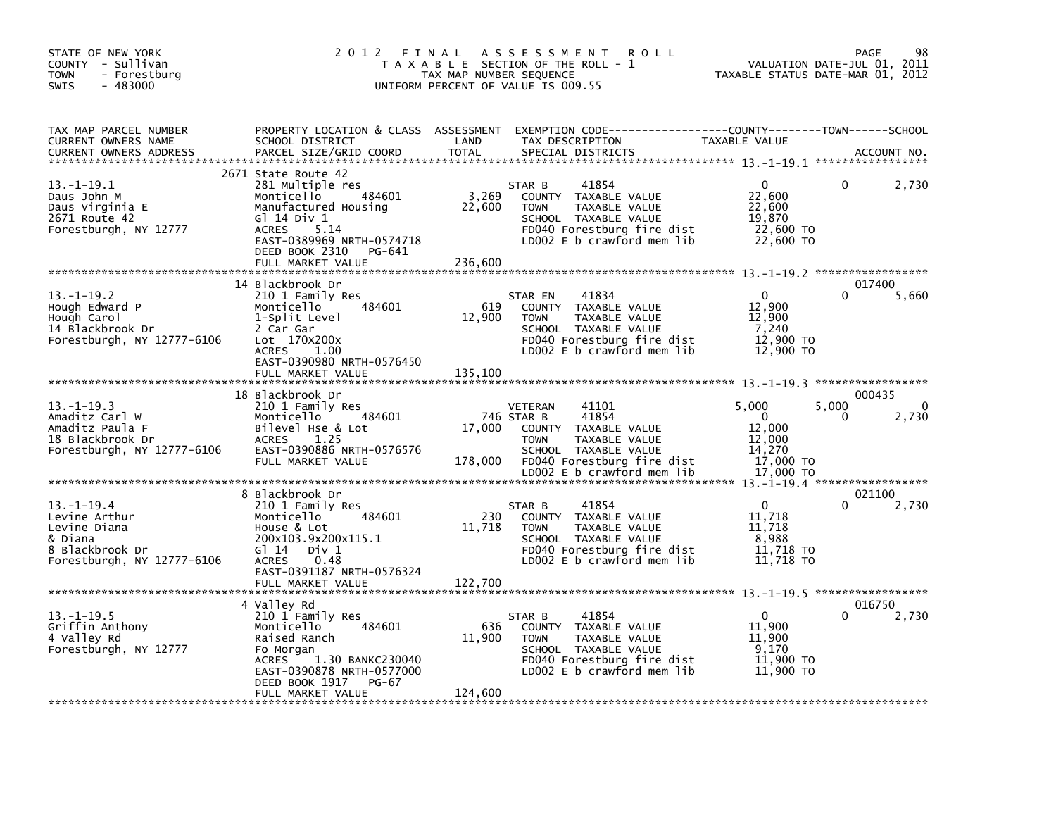STATE OF NEW YORK
COUNTY - Sullivan
TOWN - Forestburg
SWIS - 483000

# 2012 FINAL ASSESSMENT ROLL

TAXABLE SECTION OF THE ROLL - 1
TAX MAP NUMBER SEQUENCE
UNIFORM PERCENT OF VALUE IS 009.55

VALUATION DATE-JUL 01, 2011
TAXABLE STATUS DATE-MAR 01, 2012

| TAX MAP PARCEL NUMBER / CURRENT OWNERS NAME / CURRENT OWNERS ADDRESS | PROPERTY LOCATION & CLASS / SCHOOL DISTRICT / PARCEL SIZE/GRID COORD | ASSESSMENT LAND / TOTAL | EXEMPTION CODE / TAX DESCRIPTION / SPECIAL DISTRICTS | COUNTY TAXABLE VALUE | TOWN | SCHOOL | ACCOUNT NO. |
|---|---|---|---|---|---|---|---|
| **13.-1-19.1** | 2671 State Route 42 | | | | | | |
| 13.-1-19.1 | 281 Multiple res | | STAR B 41854 | 0 | 0 | 2,730 | |
| Daus John M | Monticello 484601 | 3,269 | COUNTY TAXABLE VALUE | 22,600 | | | |
| Daus Virginia E | Manufactured Housing | 22,600 | TOWN TAXABLE VALUE | 22,600 | | | |
| 2671 Route 42 | Gl 14 Div 1 | | SCHOOL TAXABLE VALUE | 19,870 | | | |
| Forestburgh, NY 12777 | ACRES 5.14 | | FD040 Forestburg fire dist | 22,600 TO | | | |
| | EAST-0389969 NRTH-0574718 | | LD002 E b crawford mem lib | 22,600 TO | | | |
| | DEED BOOK 2310 PG-641 | | | | | | |
| | FULL MARKET VALUE | 236,600 | | | | | |
| **13.-1-19.2** | 14 Blackbrook Dr | | | | | | 017400 |
| 13.-1-19.2 | 210 1 Family Res | | STAR EN 41834 | 0 | 0 | 5,660 | |
| Hough Edward P | Monticello 484601 | 619 | COUNTY TAXABLE VALUE | 12,900 | | | |
| Hough Carol | 1-Split Level | 12,900 | TOWN TAXABLE VALUE | 12,900 | | | |
| 14 Blackbrook Dr | 2 Car Gar | | SCHOOL TAXABLE VALUE | 7,240 | | | |
| Forestburgh, NY 12777-6106 | Lot 170X200x | | FD040 Forestburg fire dist | 12,900 TO | | | |
| | ACRES 1.00 | | LD002 E b crawford mem lib | 12,900 TO | | | |
| | EAST-0390980 NRTH-0576450 | | | | | | |
| | FULL MARKET VALUE | 135,100 | | | | | |
| **13.-1-19.3** | 18 Blackbrook Dr | | | | | | 000435 |
| 13.-1-19.3 | 210 1 Family Res | | VETERAN 41101 | 5,000 | 5,000 | 0 | |
| Amaditz Carl W | Monticello 484601 | 746 | STAR B 41854 | 0 | 0 | 2,730 | |
| Amaditz Paula F | Bilevel Hse & Lot | 17,000 | COUNTY TAXABLE VALUE | 12,000 | | | |
| 18 Blackbrook Dr | ACRES 1.25 | | TOWN TAXABLE VALUE | 12,000 | | | |
| Forestburgh, NY 12777-6106 | EAST-0390886 NRTH-0576576 | | SCHOOL TAXABLE VALUE | 14,270 | | | |
| | FULL MARKET VALUE | 178,000 | FD040 Forestburg fire dist | 17,000 TO | | | |
| | | | LD002 E b crawford mem lib | 17,000 TO | | | |
| **13.-1-19.4** | 8 Blackbrook Dr | | | | | | 021100 |
| 13.-1-19.4 | 210 1 Family Res | | STAR B 41854 | 0 | 0 | 2,730 | |
| Levine Arthur | Monticello 484601 | 230 | COUNTY TAXABLE VALUE | 11,718 | | | |
| Levine Diana | House & Lot | 11,718 | TOWN TAXABLE VALUE | 11,718 | | | |
| & Diana | 200x103.9x200x115.1 | | SCHOOL TAXABLE VALUE | 8,988 | | | |
| 8 Blackbrook Dr | Gl 14 Div 1 | | FD040 Forestburg fire dist | 11,718 TO | | | |
| Forestburgh, NY 12777-6106 | ACRES 0.48 | | LD002 E b crawford mem lib | 11,718 TO | | | |
| | EAST-0391187 NRTH-0576324 | | | | | | |
| | FULL MARKET VALUE | 122,700 | | | | | |
| **13.-1-19.5** | 4 Valley Rd | | | | | | 016750 |
| 13.-1-19.5 | 210 1 Family Res | | STAR B 41854 | 0 | 0 | 2,730 | |
| Griffin Anthony | Monticello 484601 | 636 | COUNTY TAXABLE VALUE | 11,900 | | | |
| 4 Valley Rd | Raised Ranch | 11,900 | TOWN TAXABLE VALUE | 11,900 | | | |
| Forestburgh, NY 12777 | Fo Morgan | | SCHOOL TAXABLE VALUE | 9,170 | | | |
| | ACRES 1.30 BANKC230040 | | FD040 Forestburg fire dist | 11,900 TO | | | |
| | EAST-0390878 NRTH-0577000 | | LD002 E b crawford mem lib | 11,900 TO | | | |
| | DEED BOOK 1917 PG-67 | | | | | | |
| | FULL MARKET VALUE | 124,600 | | | | | |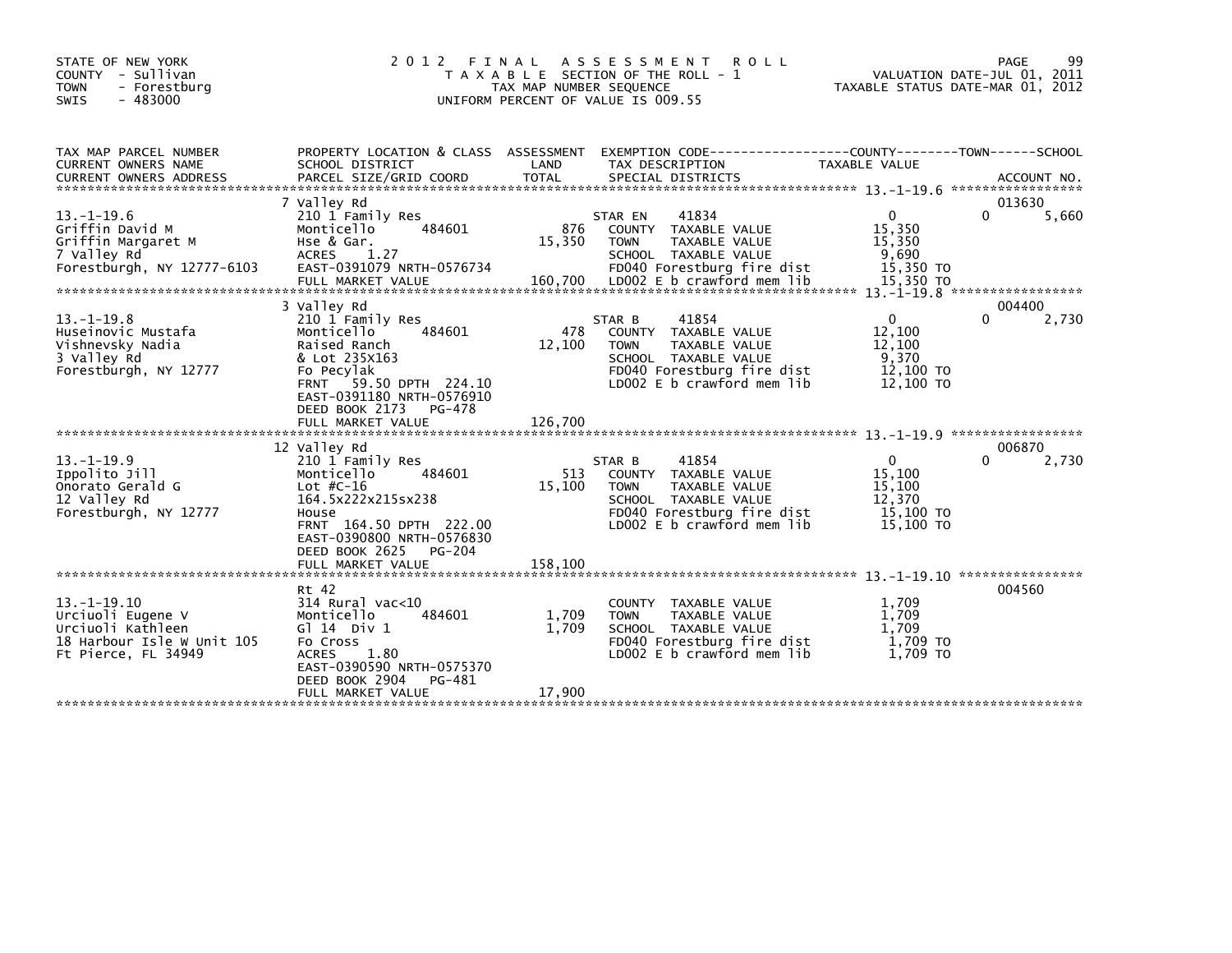STATE OF NEW YORK
COUNTY - Sullivan
TOWN - Forestburg
SWIS - 483000

# 2012 FINAL ASSESSMENT ROLL

TAXABLE SECTION OF THE ROLL - 1
TAX MAP NUMBER SEQUENCE
UNIFORM PERCENT OF VALUE IS 009.55

VALUATION DATE-JUL 01, 2011
TAXABLE STATUS DATE-MAR 01, 2012

| TAX MAP PARCEL NUMBER / CURRENT OWNERS NAME / CURRENT OWNERS ADDRESS | PROPERTY LOCATION & CLASS / SCHOOL DISTRICT / PARCEL SIZE/GRID COORD | ASSESSMENT LAND / TOTAL | EXEMPTION CODE / TAX DESCRIPTION / SPECIAL DISTRICTS | COUNTY TAXABLE VALUE | TOWN | SCHOOL / ACCOUNT NO. |
|---|---|---|---|---|---|---|
| 13.-1-19.6 | 7 Valley Rd | | | | | 013630 |
| | 210 1 Family Res | | STAR EN 41834 | 0 | 0 | 5,660 |
| Griffin David M | Monticello 484601 | 876 | COUNTY TAXABLE VALUE | 15,350 | | |
| Griffin Margaret M | Hse & Gar. | 15,350 | TOWN TAXABLE VALUE | 15,350 | | |
| 7 Valley Rd | ACRES 1.27 | | SCHOOL TAXABLE VALUE | 9,690 | | |
| Forestburgh, NY 12777-6103 | EAST-0391079 NRTH-0576734 | | FD040 Forestburg fire dist | 15,350 TO | | |
| | FULL MARKET VALUE | 160,700 | LD002 E b crawford mem lib | 15,350 TO | | |
| 13.-1-19.8 | 3 Valley Rd | | | | | 004400 |
| | 210 1 Family Res | | STAR B 41854 | 0 | 0 | 2,730 |
| Huseinovic Mustafa | Monticello 484601 | 478 | COUNTY TAXABLE VALUE | 12,100 | | |
| Vishnevsky Nadia | Raised Ranch | 12,100 | TOWN TAXABLE VALUE | 12,100 | | |
| 3 Valley Rd | & Lot 235X163 | | SCHOOL TAXABLE VALUE | 9,370 | | |
| Forestburgh, NY 12777 | Fo Pecylak | | FD040 Forestburg fire dist | 12,100 TO | | |
| | FRNT 59.50 DPTH 224.10 | | LD002 E b crawford mem lib | 12,100 TO | | |
| | EAST-0391180 NRTH-0576910 | | | | | |
| | DEED BOOK 2173 PG-478 | | | | | |
| | FULL MARKET VALUE | 126,700 | | | | |
| 13.-1-19.9 | 12 Valley Rd | | | | | 006870 |
| | 210 1 Family Res | | STAR B 41854 | 0 | 0 | 2,730 |
| Ippolito Jill | Monticello 484601 | 513 | COUNTY TAXABLE VALUE | 15,100 | | |
| Onorato Gerald G | Lot #C-16 | 15,100 | TOWN TAXABLE VALUE | 15,100 | | |
| 12 Valley Rd | 164.5x222x215sx238 | | SCHOOL TAXABLE VALUE | 12,370 | | |
| Forestburgh, NY 12777 | House | | FD040 Forestburg fire dist | 15,100 TO | | |
| | FRNT 164.50 DPTH 222.00 | | LD002 E b crawford mem lib | 15,100 TO | | |
| | EAST-0390800 NRTH-0576830 | | | | | |
| | DEED BOOK 2625 PG-204 | | | | | |
| | FULL MARKET VALUE | 158,100 | | | | |
| 13.-1-19.10 | Rt 42 | | | | | 004560 |
| | 314 Rural vac<10 | | COUNTY TAXABLE VALUE | 1,709 | | |
| Urciuoli Eugene V | Monticello 484601 | 1,709 | TOWN TAXABLE VALUE | 1,709 | | |
| Urciuoli Kathleen | Gl 14 Div 1 | 1,709 | SCHOOL TAXABLE VALUE | 1,709 | | |
| 18 Harbour Isle W Unit 105 | Fo Cross | | FD040 Forestburg fire dist | 1,709 TO | | |
| Ft Pierce, FL 34949 | ACRES 1.80 | | LD002 E b crawford mem lib | 1,709 TO | | |
| | EAST-0390590 NRTH-0575370 | | | | | |
| | DEED BOOK 2904 PG-481 | | | | | |
| | FULL MARKET VALUE | 17,900 | | | | |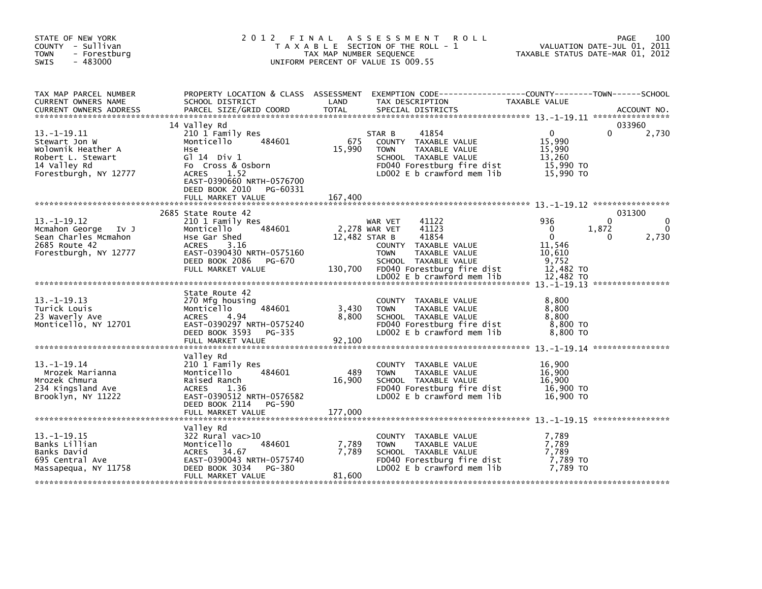STATE OF NEW YORK
COUNTY - Sullivan
TOWN - Forestburg
SWIS - 483000

# 2012 FINAL ASSESSMENT ROLL

TAXABLE SECTION OF THE ROLL - 1
TAX MAP NUMBER SEQUENCE
UNIFORM PERCENT OF VALUE IS 009.55

VALUATION DATE-JUL 01, 2011
TAXABLE STATUS DATE-MAR 01, 2012

| TAX MAP PARCEL NUMBER / CURRENT OWNERS NAME / CURRENT OWNERS ADDRESS | PROPERTY LOCATION & CLASS / SCHOOL DISTRICT / PARCEL SIZE/GRID COORD | ASSESSMENT LAND | TOTAL | EXEMPTION CODE / TAX DESCRIPTION / SPECIAL DISTRICTS | COUNTY TAXABLE VALUE | TOWN | SCHOOL | ACCOUNT NO. |
|---|---|---|---|---|---|---|---|---|
| 13.-1-19.11 | 14 Valley Rd | | | | | | | 033960 |
| Stewart Jon W | 210 1 Family Res | | | STAR B 41854 | 0 | 0 | 2,730 | |
| Wolownik Heather A | Monticello 484601 | 675 | | COUNTY TAXABLE VALUE | 15,990 | | | |
| Robert L. Stewart | Hse | | 15,990 | TOWN TAXABLE VALUE | 15,990 | | | |
| 14 Valley Rd | Gl 14 Div 1 | | | SCHOOL TAXABLE VALUE | 13,260 | | | |
| Forestburgh, NY 12777 | Fo Cross & Osborn | | | FD040 Forestburg fire dist | 15,990 TO | | | |
| | ACRES 1.52 | | | LD002 E b crawford mem lib | 15,990 TO | | | |
| | EAST-0390660 NRTH-0576700 | | | | | | | |
| | DEED BOOK 2010 PG-60331 | | | | | | | |
| | FULL MARKET VALUE | | 167,400 | | | | | |
| 13.-1-19.12 | 2685 State Route 42 | | | | | | | 031300 |
| Mcmahon George Iv J | 210 1 Family Res | | | WAR VET 41122 | 936 | 0 | 0 | |
| Sean Charles Mcmahon | Monticello 484601 | 2,278 | | WAR VET 41123 | 0 | 1,872 | 0 | |
| 2685 Route 42 | Hse Gar Shed | | 12,482 | STAR B 41854 | 0 | 0 | 2,730 | |
| Forestburgh, NY 12777 | ACRES 3.16 | | | COUNTY TAXABLE VALUE | 11,546 | | | |
| | EAST-0390430 NRTH-0575160 | | | TOWN TAXABLE VALUE | 10,610 | | | |
| | DEED BOOK 2086 PG-670 | | | SCHOOL TAXABLE VALUE | 9,752 | | | |
| | FULL MARKET VALUE | | 130,700 | FD040 Forestburg fire dist | 12,482 TO | | | |
| | | | | LD002 E b crawford mem lib | 12,482 TO | | | |
| 13.-1-19.13 | State Route 42 | | | | | | | |
| Turick Louis | 270 Mfg housing | | | COUNTY TAXABLE VALUE | 8,800 | | | |
| 23 Waverly Ave | Monticello 484601 | 3,430 | | TOWN TAXABLE VALUE | 8,800 | | | |
| Monticello, NY 12701 | ACRES 4.94 | | 8,800 | SCHOOL TAXABLE VALUE | 8,800 | | | |
| | EAST-0390297 NRTH-0575240 | | | FD040 Forestburg fire dist | 8,800 TO | | | |
| | DEED BOOK 3593 PG-335 | | | LD002 E b crawford mem lib | 8,800 TO | | | |
| | FULL MARKET VALUE | | 92,100 | | | | | |
| 13.-1-19.14 | Valley Rd | | | | | | | |
| Mrozek Marianna | 210 1 Family Res | | | COUNTY TAXABLE VALUE | 16,900 | | | |
| Mrozek Chmura | Monticello 484601 | 489 | | TOWN TAXABLE VALUE | 16,900 | | | |
| 234 Kingsland Ave | Raised Ranch | | 16,900 | SCHOOL TAXABLE VALUE | 16,900 | | | |
| Brooklyn, NY 11222 | ACRES 1.36 | | | FD040 Forestburg fire dist | 16,900 TO | | | |
| | EAST-0390512 NRTH-0576582 | | | LD002 E b crawford mem lib | 16,900 TO | | | |
| | DEED BOOK 2114 PG-590 | | | | | | | |
| | FULL MARKET VALUE | | 177,000 | | | | | |
| 13.-1-19.15 | Valley Rd | | | | | | | |
| Banks Lillian | 322 Rural vac>10 | | | COUNTY TAXABLE VALUE | 7,789 | | | |
| Banks David | Monticello 484601 | 7,789 | | TOWN TAXABLE VALUE | 7,789 | | | |
| 695 Central Ave | ACRES 34.67 | | 7,789 | SCHOOL TAXABLE VALUE | 7,789 | | | |
| Massapequa, NY 11758 | EAST-0390043 NRTH-0575740 | | | FD040 Forestburg fire dist | 7,789 TO | | | |
| | DEED BOOK 3034 PG-380 | | | LD002 E b crawford mem lib | 7,789 TO | | | |
| | FULL MARKET VALUE | | 81,600 | | | | | |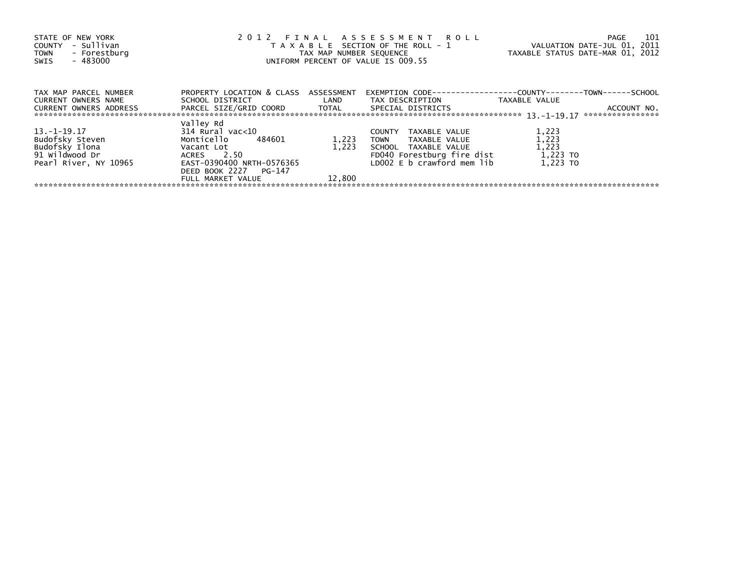STATE OF NEW YORK
COUNTY - Sullivan
TOWN - Forestburg
SWIS - 483000

2012 FINAL ASSESSMENT ROLL
TAXABLE SECTION OF THE ROLL - 1
TAX MAP NUMBER SEQUENCE
UNIFORM PERCENT OF VALUE IS 009.55

VALUATION DATE-JUL 01, 2011
TAXABLE STATUS DATE-MAR 01, 2012

| TAX MAP PARCEL NUMBER<br>CURRENT OWNERS NAME<br>CURRENT OWNERS ADDRESS | PROPERTY LOCATION & CLASS<br>SCHOOL DISTRICT<br>PARCEL SIZE/GRID COORD | ASSESSMENT<br>LAND<br>TOTAL | EXEMPTION CODE-----COUNTY-----TOWN-----SCHOOL<br>TAX DESCRIPTION<br>SPECIAL DISTRICTS | TAXABLE VALUE | ACCOUNT NO. |
|---|---|---|---|---|---|
| 13.-1-19.17 | Valley Rd | | | | |
| | 314 Rural vac<10 | | COUNTY TAXABLE VALUE | 1,223 | |
| Budofsky Steven | Monticello 484601 | 1,223 | TOWN TAXABLE VALUE | 1,223 | |
| Budofsky Ilona | Vacant Lot | 1,223 | SCHOOL TAXABLE VALUE | 1,223 | |
| 91 Wildwood Dr | ACRES 2.50 | | FD040 Forestburg fire dist | 1,223 TO | |
| Pearl River, NY 10965 | EAST-0390400 NRTH-0576365 | | LD002 E b crawford mem lib | 1,223 TO | |
| | DEED BOOK 2227 PG-147 | | | | |
| | FULL MARKET VALUE | 12,800 | | | |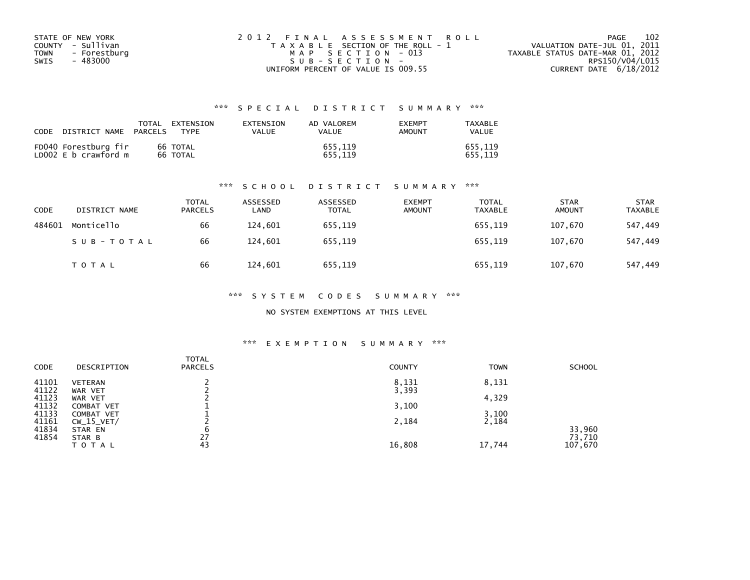STATE OF NEW YORK
COUNTY - Sullivan
TOWN - Forestburg
SWIS - 483000

2012 FINAL ASSESSMENT ROLL
TAXABLE SECTION OF THE ROLL - 1
MAP SECTION - 013
SUB-SECTION -
UNIFORM PERCENT OF VALUE IS 009.55

VALUATION DATE-JUL 01, 2011
TAXABLE STATUS DATE-MAR 01, 2012
RPS150/V04/L015
CURRENT DATE 6/18/2012

### *** SPECIAL DISTRICT SUMMARY ***

| CODE | DISTRICT NAME | TOTAL PARCELS | EXTENSION TYPE | EXTENSION VALUE | AD VALOREM VALUE | EXEMPT AMOUNT | TAXABLE VALUE |
|---|---|---|---|---|---|---|---|
| FD040 | Forestburg fir | 66 | TOTAL | | 655,119 | | 655,119 |
| LD002 | E b crawford m | 66 | TOTAL | | 655,119 | | 655,119 |

### *** SCHOOL DISTRICT SUMMARY ***

| CODE | DISTRICT NAME | TOTAL PARCELS | ASSESSED LAND | ASSESSED TOTAL | EXEMPT AMOUNT | TOTAL TAXABLE | STAR AMOUNT | STAR TAXABLE |
|---|---|---|---|---|---|---|---|---|
| 484601 | Monticello | 66 | 124,601 | 655,119 | | 655,119 | 107,670 | 547,449 |
| | SUB-TOTAL | 66 | 124,601 | 655,119 | | 655,119 | 107,670 | 547,449 |
| | TOTAL | 66 | 124,601 | 655,119 | | 655,119 | 107,670 | 547,449 |

### *** SYSTEM CODES SUMMARY ***

NO SYSTEM EXEMPTIONS AT THIS LEVEL

### *** EXEMPTION SUMMARY ***

| CODE | DESCRIPTION | TOTAL PARCELS | COUNTY | TOWN | SCHOOL |
|---|---|---|---|---|---|
| 41101 | VETERAN | 2 | 8,131 | 8,131 | |
| 41122 | WAR VET | 2 | 3,393 | | |
| 41123 | WAR VET | 2 | | 4,329 | |
| 41132 | COMBAT VET | 1 | 3,100 | | |
| 41133 | COMBAT VET | 1 | | 3,100 | |
| 41161 | CW_15_VET/ | 2 | 2,184 | 2,184 | |
| 41834 | STAR EN | 6 | | | 33,960 |
| 41854 | STAR B | 27 | | | 73,710 |
| | TOTAL | 43 | 16,808 | 17,744 | 107,670 |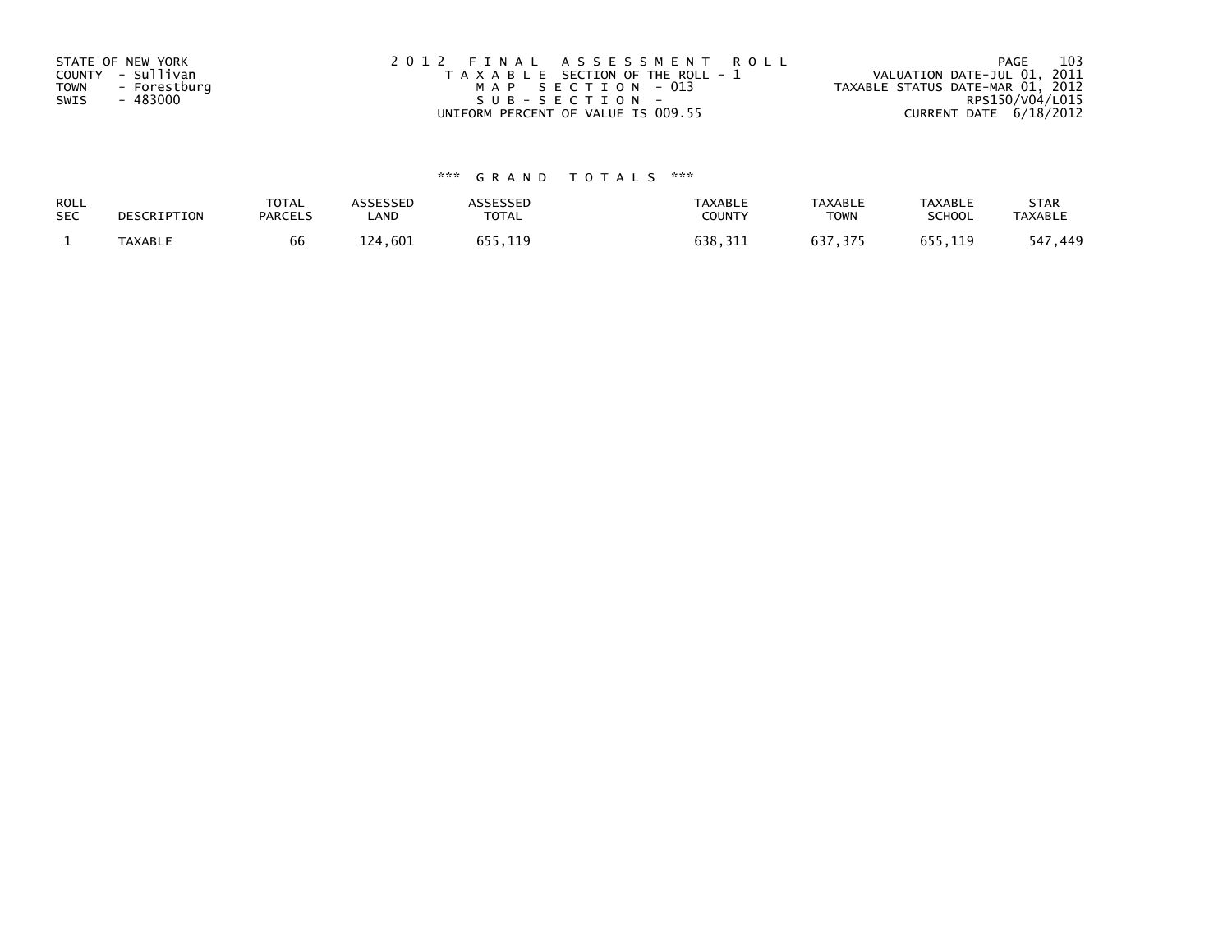STATE OF NEW YORK
COUNTY - Sullivan
TOWN - Forestburg
SWIS - 483000

2012 FINAL ASSESSMENT ROLL
TAXABLE SECTION OF THE ROLL - 1
MAP SECTION - 013
SUB-SECTION -
UNIFORM PERCENT OF VALUE IS 009.55

VALUATION DATE-JUL 01, 2011
TAXABLE STATUS DATE-MAR 01, 2012
RPS150/V04/L015
CURRENT DATE 6/18/2012

*** GRAND TOTALS ***

| ROLL SEC | DESCRIPTION | TOTAL PARCELS | ASSESSED LAND | ASSESSED TOTAL | TAXABLE COUNTY | TAXABLE TOWN | TAXABLE SCHOOL | STAR TAXABLE |
|---|---|---|---|---|---|---|---|---|
| 1 | TAXABLE | 66 | 124,601 | 655,119 | 638,311 | 637,375 | 655,119 | 547,449 |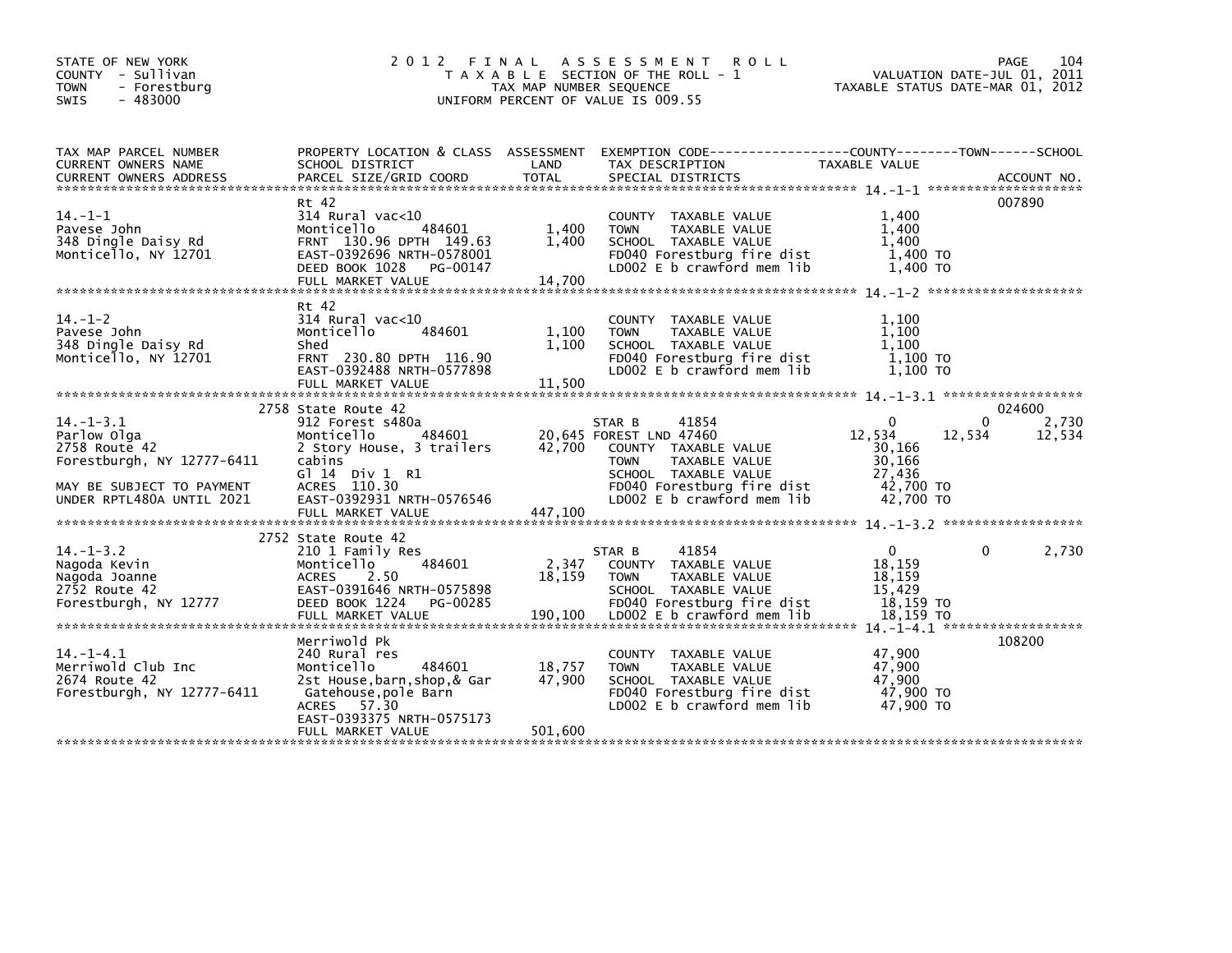STATE OF NEW YORK
COUNTY - Sullivan
TOWN - Forestburg
SWIS - 483000

# 2012 FINAL ASSESSMENT ROLL

TAXABLE SECTION OF THE ROLL - 1
TAX MAP NUMBER SEQUENCE
UNIFORM PERCENT OF VALUE IS 009.55

VALUATION DATE-JUL 01, 2011
TAXABLE STATUS DATE-MAR 01, 2012

| TAX MAP PARCEL NUMBER / CURRENT OWNERS NAME / CURRENT OWNERS ADDRESS | PROPERTY LOCATION & CLASS / SCHOOL DISTRICT / PARCEL SIZE/GRID COORD | ASSESSMENT LAND | TOTAL | EXEMPTION CODE / TAX DESCRIPTION / SPECIAL DISTRICTS | COUNTY TAXABLE VALUE | TOWN | SCHOOL | ACCOUNT NO. |
|---|---|---|---|---|---|---|---|---|
| **14.-1-1** | Rt 42 | | | | | | | 007890 |
| Pavese John | 314 Rural vac<10 | | | COUNTY TAXABLE VALUE | 1,400 | | | |
| 348 Dingle Daisy Rd | Monticello 484601 | 1,400 | | TOWN TAXABLE VALUE | 1,400 | | | |
| Monticello, NY 12701 | FRNT 130.96 DPTH 149.63 | | 1,400 | SCHOOL TAXABLE VALUE | 1,400 | | | |
| | EAST-0392696 NRTH-0578001 | | | FD040 Forestburg fire dist | 1,400 TO | | | |
| | DEED BOOK 1028 PG-00147 | | | LD002 E b crawford mem lib | 1,400 TO | | | |
| | FULL MARKET VALUE | | 14,700 | | | | | |
| **14.-1-2** | Rt 42 | | | | | | | |
| Pavese John | 314 Rural vac<10 | | | COUNTY TAXABLE VALUE | 1,100 | | | |
| 348 Dingle Daisy Rd | Monticello 484601 | 1,100 | | TOWN TAXABLE VALUE | 1,100 | | | |
| Monticello, NY 12701 | Shed | | 1,100 | SCHOOL TAXABLE VALUE | 1,100 | | | |
| | FRNT 230.80 DPTH 116.90 | | | FD040 Forestburg fire dist | 1,100 TO | | | |
| | EAST-0392488 NRTH-0577898 | | | LD002 E b crawford mem lib | 1,100 TO | | | |
| | FULL MARKET VALUE | | 11,500 | | | | | |
| **14.-1-3.1** | 2758 State Route 42 | | | | | | | 024600 |
| Parlow Olga | 912 Forest s480a | | | STAR B 41854 | 0 | 0 | 2,730 | |
| 2758 Route 42 | Monticello 484601 | 20,645 | | FOREST LND 47460 | 12,534 | 12,534 | 12,534 | |
| Forestburgh, NY 12777-6411 | 2 Story House, 3 trailers | | 42,700 | COUNTY TAXABLE VALUE | 30,166 | | | |
| | cabins | | | TOWN TAXABLE VALUE | 30,166 | | | |
| | Gl 14 Div 1 R1 | | | SCHOOL TAXABLE VALUE | 27,436 | | | |
| MAY BE SUBJECT TO PAYMENT | ACRES 110.30 | | | FD040 Forestburg fire dist | 42,700 TO | | | |
| UNDER RPTL480A UNTIL 2021 | EAST-0392931 NRTH-0576546 | | | LD002 E b crawford mem lib | 42,700 TO | | | |
| | FULL MARKET VALUE | | 447,100 | | | | | |
| **14.-1-3.2** | 2752 State Route 42 | | | | | | | |
| Nagoda Kevin | 210 1 Family Res | | | STAR B 41854 | 0 | 0 | 2,730 | |
| Nagoda Joanne | Monticello 484601 | 2,347 | | COUNTY TAXABLE VALUE | 18,159 | | | |
| 2752 Route 42 | ACRES 2.50 | | 18,159 | TOWN TAXABLE VALUE | 18,159 | | | |
| Forestburgh, NY 12777 | EAST-0391646 NRTH-0575898 | | | SCHOOL TAXABLE VALUE | 15,429 | | | |
| | DEED BOOK 1224 PG-00285 | | | FD040 Forestburg fire dist | 18,159 TO | | | |
| | FULL MARKET VALUE | | 190,100 | LD002 E b crawford mem lib | 18,159 TO | | | |
| **14.-1-4.1** | Merriwold Pk | | | | | | | 108200 |
| Merriwold Club Inc | 240 Rural res | | | COUNTY TAXABLE VALUE | 47,900 | | | |
| 2674 Route 42 | Monticello 484601 | 18,757 | | TOWN TAXABLE VALUE | 47,900 | | | |
| Forestburgh, NY 12777-6411 | 2st House,barn,shop,& Gar | | 47,900 | SCHOOL TAXABLE VALUE | 47,900 | | | |
| | Gatehouse,pole Barn | | | FD040 Forestburg fire dist | 47,900 TO | | | |
| | ACRES 57.30 | | | LD002 E b crawford mem lib | 47,900 TO | | | |
| | EAST-0393375 NRTH-0575173 | | | | | | | |
| | FULL MARKET VALUE | | 501,600 | | | | | |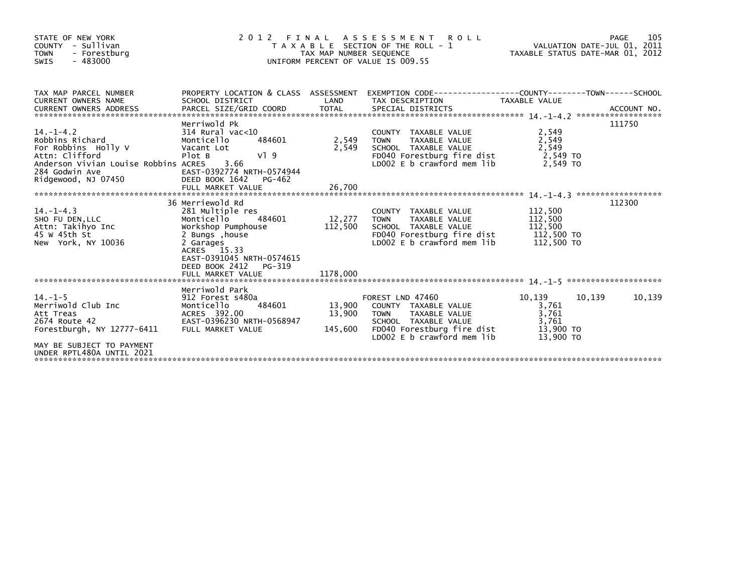STATE OF NEW YORK
COUNTY - Sullivan
TOWN - Forestburg
SWIS - 483000

# 2012 FINAL ASSESSMENT ROLL
TAXABLE SECTION OF THE ROLL - 1
TAX MAP NUMBER SEQUENCE
UNIFORM PERCENT OF VALUE IS 009.55

VALUATION DATE-JUL 01, 2011
TAXABLE STATUS DATE-MAR 01, 2012

| TAX MAP PARCEL NUMBER / CURRENT OWNERS NAME / CURRENT OWNERS ADDRESS | PROPERTY LOCATION & CLASS / SCHOOL DISTRICT / PARCEL SIZE/GRID COORD | ASSESSMENT LAND / TOTAL | EXEMPTION CODE / TAX DESCRIPTION / SPECIAL DISTRICTS | COUNTY TAXABLE VALUE | TOWN | SCHOOL / ACCOUNT NO. |
|---|---|---|---|---|---|---|
| 14.-1-4.2 | Merriwold Pk | | | | | 111750 |
| | 314 Rural vac<10 | | COUNTY TAXABLE VALUE | 2,549 | | |
| Robbins Richard | Monticello 484601 | 2,549 | TOWN TAXABLE VALUE | 2,549 | | |
| For Robbins Holly V | Vacant Lot | 2,549 | SCHOOL TAXABLE VALUE | 2,549 | | |
| Attn: Clifford | Plot B Vl 9 | | FD040 Forestburg fire dist | 2,549 TO | | |
| Anderson Vivian Louise Robbins | ACRES 3.66 | | LD002 E b crawford mem lib | 2,549 TO | | |
| 284 Godwin Ave | EAST-0392774 NRTH-0574944 | | | | | |
| Ridgewood, NJ 07450 | DEED BOOK 1642 PG-462 | | | | | |
| | FULL MARKET VALUE | 26,700 | | | | |
| 14.-1-4.3 | 36 Merriewold Rd | | | | | 112300 |
| | 281 Multiple res | | COUNTY TAXABLE VALUE | 112,500 | | |
| SHO FU DEN,LLC | Monticello 484601 | 12,277 | TOWN TAXABLE VALUE | 112,500 | | |
| Attn: Takihyo Inc | Workshop Pumphouse | 112,500 | SCHOOL TAXABLE VALUE | 112,500 | | |
| 45 W 45th St | 2 Bungs ,house | | FD040 Forestburg fire dist | 112,500 TO | | |
| New York, NY 10036 | 2 Garages | | LD002 E b crawford mem lib | 112,500 TO | | |
| | ACRES 15.33 | | | | | |
| | EAST-0391045 NRTH-0574615 | | | | | |
| | DEED BOOK 2412 PG-319 | | | | | |
| | FULL MARKET VALUE | 1178,000 | | | | |
| 14.-1-5 | Merriwold Park | | | | | |
| | 912 Forest s480a | | FOREST LND 47460 | 10,139 | 10,139 | 10,139 |
| Merriwold Club Inc | Monticello 484601 | 13,900 | COUNTY TAXABLE VALUE | 3,761 | | |
| Att Treas | ACRES 392.00 | 13,900 | TOWN TAXABLE VALUE | 3,761 | | |
| 2674 Route 42 | EAST-0396230 NRTH-0568947 | | SCHOOL TAXABLE VALUE | 3,761 | | |
| Forestburgh, NY 12777-6411 | FULL MARKET VALUE | 145,600 | FD040 Forestburg fire dist | 13,900 TO | | |
| | | | LD002 E b crawford mem lib | 13,900 TO | | |
| MAY BE SUBJECT TO PAYMENT UNDER RPTL480A UNTIL 2021 | | | | | | |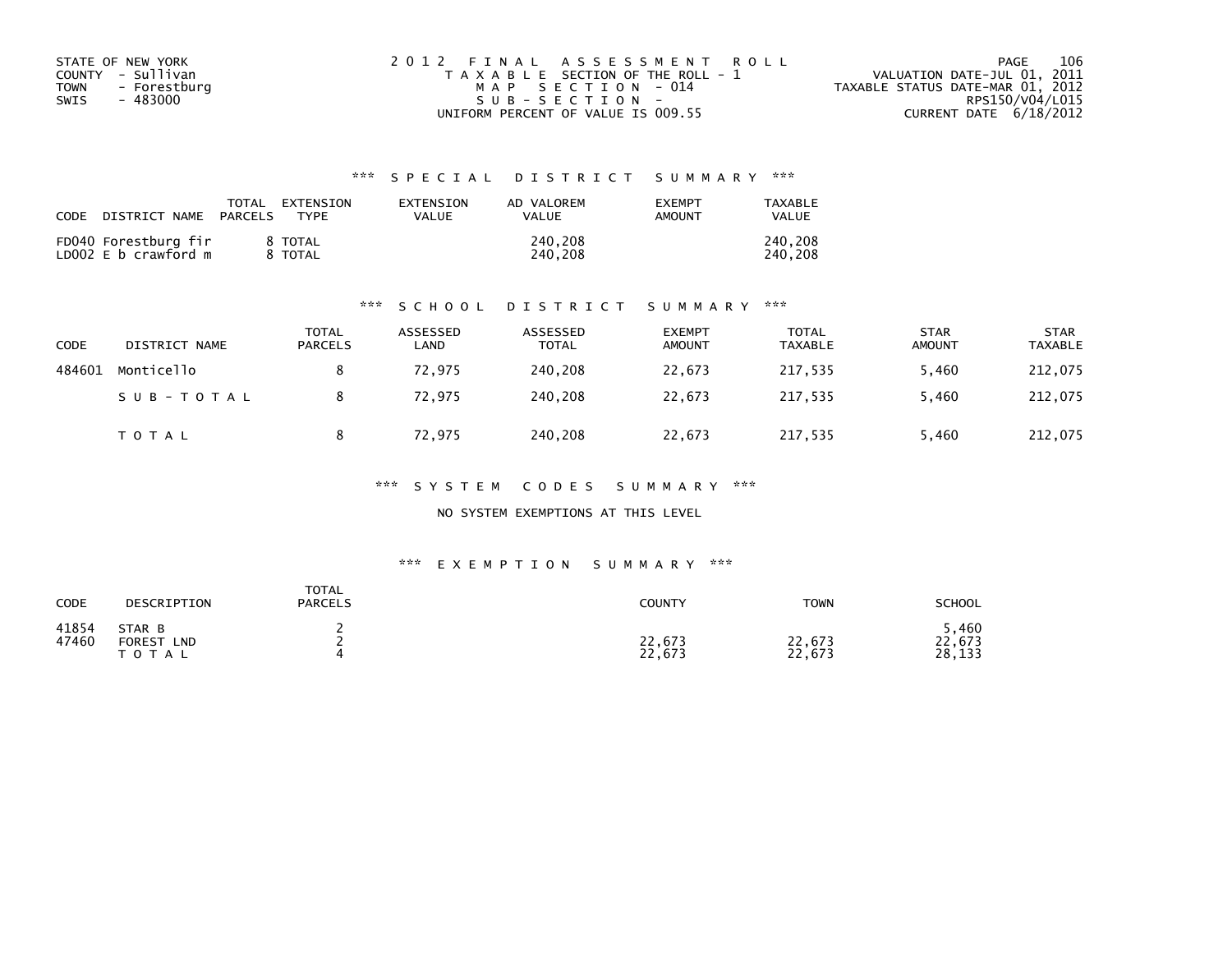STATE OF NEW YORK
COUNTY - Sullivan
TOWN - Forestburg
SWIS - 483000

2012 FINAL ASSESSMENT ROLL
TAXABLE SECTION OF THE ROLL - 1
MAP SECTION - 014
SUB-SECTION -
UNIFORM PERCENT OF VALUE IS 009.55

VALUATION DATE-JUL 01, 2011
TAXABLE STATUS DATE-MAR 01, 2012
RPS150/V04/L015
CURRENT DATE 6/18/2012

### *** SPECIAL DISTRICT SUMMARY ***

| CODE DISTRICT NAME | TOTAL PARCELS | EXTENSION TYPE | EXTENSION VALUE | AD VALOREM VALUE | EXEMPT AMOUNT | TAXABLE VALUE |
|---|---|---|---|---|---|---|
| FD040 Forestburg fir | 8 | TOTAL | | 240,208 | | 240,208 |
| LD002 E b crawford m | 8 | TOTAL | | 240,208 | | 240,208 |

### *** SCHOOL DISTRICT SUMMARY ***

| CODE | DISTRICT NAME | TOTAL PARCELS | ASSESSED LAND | ASSESSED TOTAL | EXEMPT AMOUNT | TOTAL TAXABLE | STAR AMOUNT | STAR TAXABLE |
|---|---|---|---|---|---|---|---|---|
| 484601 | Monticello | 8 | 72,975 | 240,208 | 22,673 | 217,535 | 5,460 | 212,075 |
| | SUB-TOTAL | 8 | 72,975 | 240,208 | 22,673 | 217,535 | 5,460 | 212,075 |
| | TOTAL | 8 | 72,975 | 240,208 | 22,673 | 217,535 | 5,460 | 212,075 |

### *** SYSTEM CODES SUMMARY ***

NO SYSTEM EXEMPTIONS AT THIS LEVEL

### *** EXEMPTION SUMMARY ***

| CODE | DESCRIPTION | TOTAL PARCELS | COUNTY | TOWN | SCHOOL |
|---|---|---|---|---|---|
| 41854 | STAR B | 2 | | | 5,460 |
| 47460 | FOREST LND | 2 | 22,673 | 22,673 | 22,673 |
| | TOTAL | 4 | 22,673 | 22,673 | 28,133 |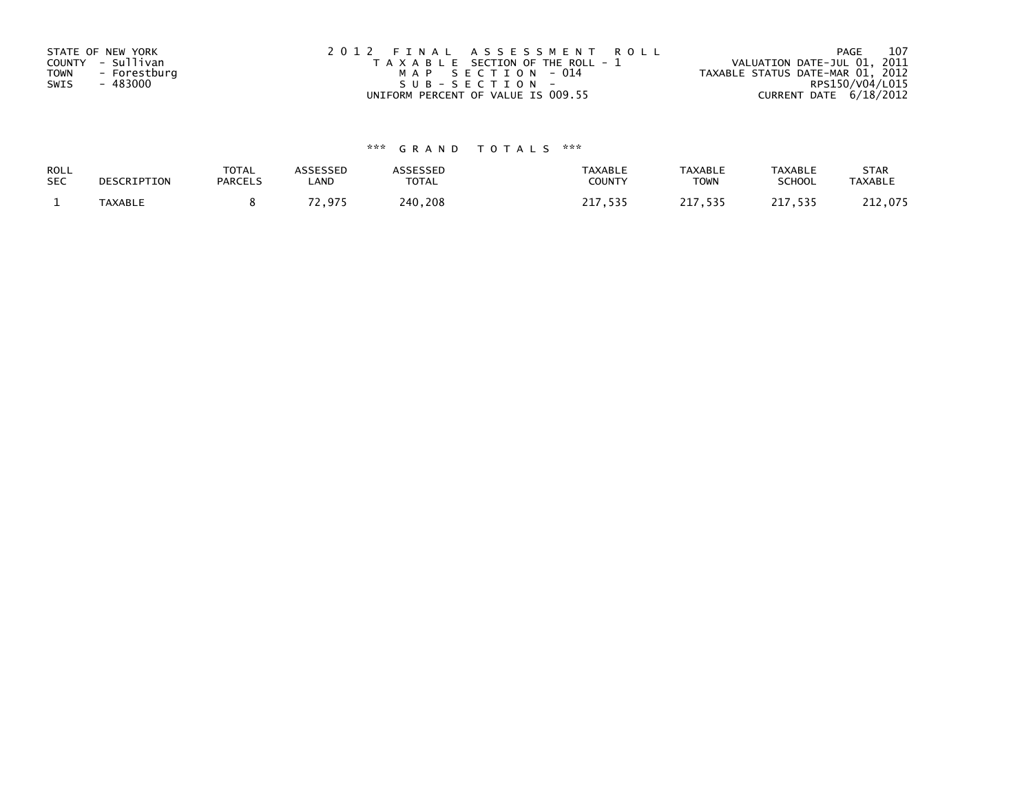STATE OF NEW YORK
COUNTY - Sullivan
TOWN - Forestburg
SWIS - 483000

2012 FINAL ASSESSMENT ROLL
TAXABLE SECTION OF THE ROLL - 1
MAP SECTION - 014
SUB-SECTION -
UNIFORM PERCENT OF VALUE IS 009.55

VALUATION DATE-JUL 01, 2011
TAXABLE STATUS DATE-MAR 01, 2012
RPS150/V04/L015
CURRENT DATE 6/18/2012

*** GRAND TOTALS ***

| ROLL SEC | DESCRIPTION | TOTAL PARCELS | ASSESSED LAND | ASSESSED TOTAL | TAXABLE COUNTY | TAXABLE TOWN | TAXABLE SCHOOL | STAR TAXABLE |
|---|---|---|---|---|---|---|---|---|
| 1 | TAXABLE | 8 | 72,975 | 240,208 | 217,535 | 217,535 | 217,535 | 212,075 |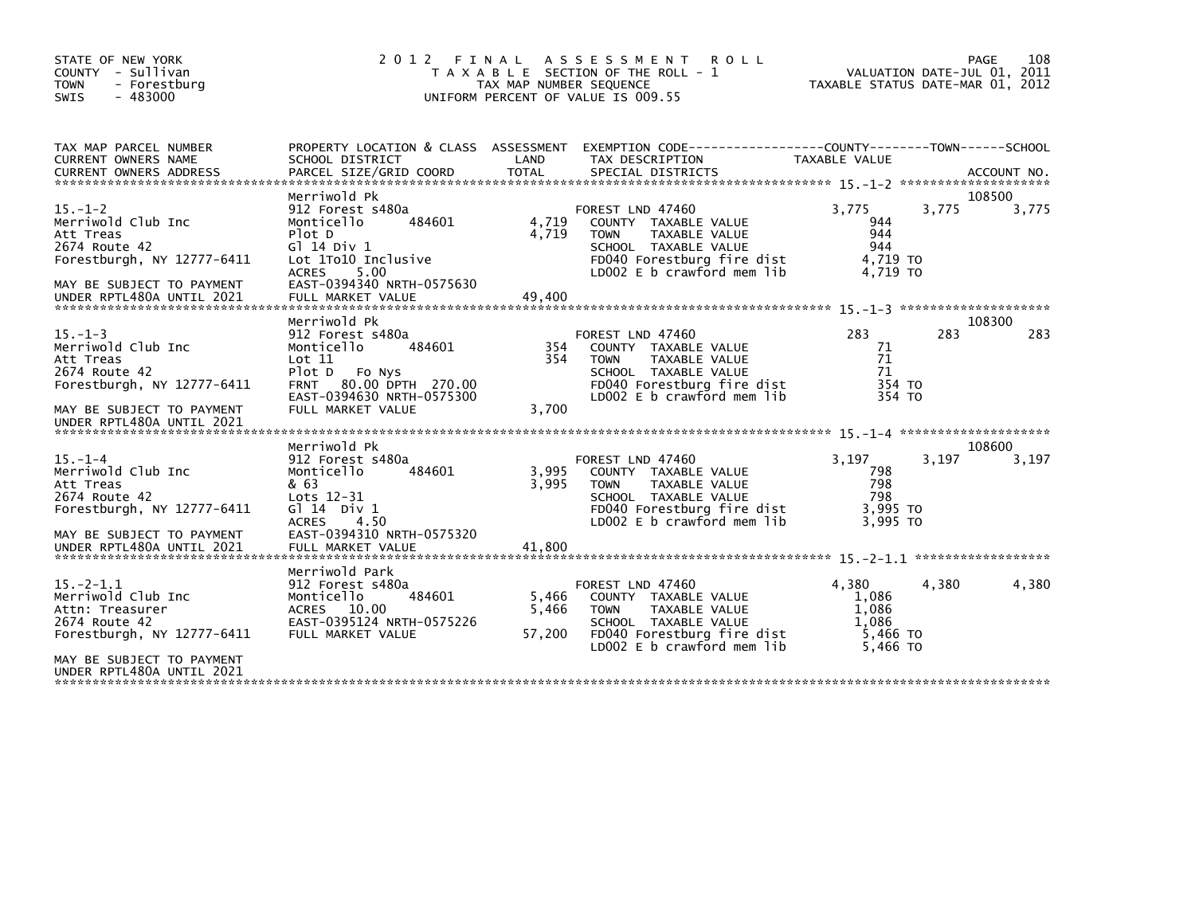STATE OF NEW YORK
COUNTY - Sullivan
TOWN - Forestburg
SWIS - 483000

# 2012 FINAL ASSESSMENT ROLL

TAXABLE SECTION OF THE ROLL - 1
TAX MAP NUMBER SEQUENCE
UNIFORM PERCENT OF VALUE IS 009.55

VALUATION DATE-JUL 01, 2011
TAXABLE STATUS DATE-MAR 01, 2012

| TAX MAP PARCEL NUMBER / CURRENT OWNERS NAME / CURRENT OWNERS ADDRESS | PROPERTY LOCATION & CLASS / SCHOOL DISTRICT / PARCEL SIZE/GRID COORD | ASSESSMENT LAND / TOTAL | EXEMPTION CODE / TAX DESCRIPTION / SPECIAL DISTRICTS | COUNTY TAXABLE VALUE | TOWN | SCHOOL | ACCOUNT NO. |
|---|---|---|---|---|---|---|---|
| 15.-1-2 | Merriwold Pk | | | | | | 108500 |
| Merriwold Club Inc | 912 Forest s480a | | FOREST LND 47460 | 3,775 | 3,775 | 3,775 | |
| Att Treas | Monticello 484601 | 4,719 | COUNTY TAXABLE VALUE | 944 | | | |
| 2674 Route 42 | Plot D | 4,719 | TOWN TAXABLE VALUE | 944 | | | |
| Forestburgh, NY 12777-6411 | Gl 14 Div 1 | | SCHOOL TAXABLE VALUE | 944 | | | |
| | Lot 1To10 Inclusive | | FD040 Forestburg fire dist | 4,719 TO | | | |
| | ACRES 5.00 | | LD002 E b crawford mem lib | 4,719 TO | | | |
| MAY BE SUBJECT TO PAYMENT | EAST-0394340 NRTH-0575630 | | | | | | |
| UNDER RPTL480A UNTIL 2021 | FULL MARKET VALUE | 49,400 | | | | | |
| 15.-1-3 | Merriwold Pk | | | | | | 108300 |
| Merriwold Club Inc | 912 Forest s480a | | FOREST LND 47460 | 283 | 283 | 283 | |
| Att Treas | Monticello 484601 | 354 | COUNTY TAXABLE VALUE | 71 | | | |
| 2674 Route 42 | Lot 11 | 354 | TOWN TAXABLE VALUE | 71 | | | |
| Forestburgh, NY 12777-6411 | Plot D Fo Nys | | SCHOOL TAXABLE VALUE | 71 | | | |
| | FRNT 80.00 DPTH 270.00 | | FD040 Forestburg fire dist | 354 TO | | | |
| | EAST-0394630 NRTH-0575300 | | LD002 E b crawford mem lib | 354 TO | | | |
| MAY BE SUBJECT TO PAYMENT | FULL MARKET VALUE | 3,700 | | | | | |
| UNDER RPTL480A UNTIL 2021 | | | | | | | |
| 15.-1-4 | Merriwold Pk | | | | | | 108600 |
| Merriwold Club Inc | 912 Forest s480a | | FOREST LND 47460 | 3,197 | 3,197 | 3,197 | |
| Att Treas | Monticello 484601 | 3,995 | COUNTY TAXABLE VALUE | 798 | | | |
| 2674 Route 42 | & 63 | 3,995 | TOWN TAXABLE VALUE | 798 | | | |
| Forestburgh, NY 12777-6411 | Lots 12-31 | | SCHOOL TAXABLE VALUE | 798 | | | |
| | Gl 14 Div 1 | | FD040 Forestburg fire dist | 3,995 TO | | | |
| | ACRES 4.50 | | LD002 E b crawford mem lib | 3,995 TO | | | |
| MAY BE SUBJECT TO PAYMENT | EAST-0394310 NRTH-0575320 | | | | | | |
| UNDER RPTL480A UNTIL 2021 | FULL MARKET VALUE | 41,800 | | | | | |
| 15.-2-1.1 | Merriwold Park | | | | | | |
| Merriwold Club Inc | 912 Forest s480a | | FOREST LND 47460 | 4,380 | 4,380 | 4,380 | |
| Attn: Treasurer | Monticello 484601 | 5,466 | COUNTY TAXABLE VALUE | 1,086 | | | |
| 2674 Route 42 | ACRES 10.00 | 5,466 | TOWN TAXABLE VALUE | 1,086 | | | |
| Forestburgh, NY 12777-6411 | EAST-0395124 NRTH-0575226 | | SCHOOL TAXABLE VALUE | 1,086 | | | |
| | FULL MARKET VALUE | 57,200 | FD040 Forestburg fire dist | 5,466 TO | | | |
| | | | LD002 E b crawford mem lib | 5,466 TO | | | |
| MAY BE SUBJECT TO PAYMENT | | | | | | | |
| UNDER RPTL480A UNTIL 2021 | | | | | | | |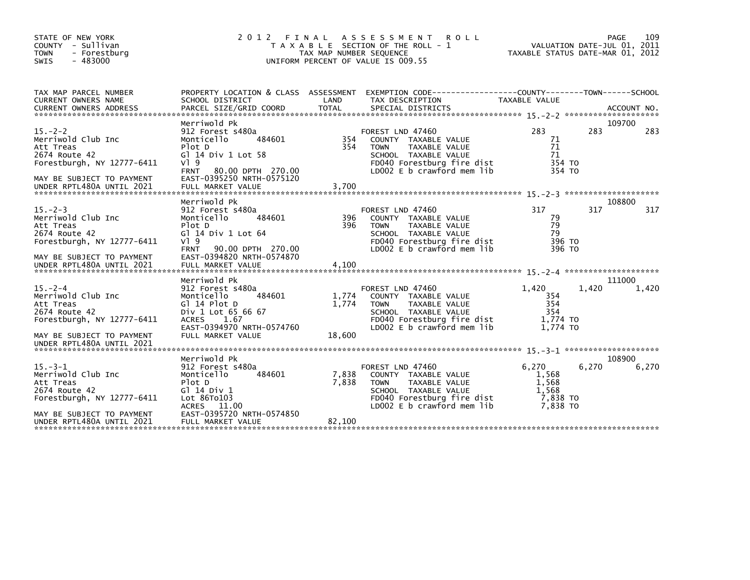STATE OF NEW YORK
COUNTY - Sullivan
TOWN - Forestburg
SWIS - 483000

2012 FINAL ASSESSMENT ROLL
TAXABLE SECTION OF THE ROLL - 1
TAX MAP NUMBER SEQUENCE
UNIFORM PERCENT OF VALUE IS 009.55

VALUATION DATE-JUL 01, 2011
TAXABLE STATUS DATE-MAR 01, 2012

| TAX MAP PARCEL NUMBER / CURRENT OWNERS NAME / CURRENT OWNERS ADDRESS | PROPERTY LOCATION & CLASS / SCHOOL DISTRICT / PARCEL SIZE/GRID COORD | ASSESSMENT LAND / TOTAL | EXEMPTION CODE / TAX DESCRIPTION / SPECIAL DISTRICTS | COUNTY TAXABLE VALUE | TOWN | SCHOOL | ACCOUNT NO. |
|---|---|---|---|---|---|---|---|
| 15.-2-2 | Merriwold Pk | | | | | | 109700 |
| Merriwold Club Inc | 912 Forest s480a | | FOREST LND 47460 | 283 | 283 | 283 | |
| Att Treas | Monticello 484601 | 354 | COUNTY TAXABLE VALUE | 71 | | | |
| 2674 Route 42 | Plot D | 354 | TOWN TAXABLE VALUE | 71 | | | |
| Forestburgh, NY 12777-6411 | Gl 14 Div 1 Lot 58 | | SCHOOL TAXABLE VALUE | 71 | | | |
| | Vl 9 | | FD040 Forestburg fire dist | 354 TO | | | |
| | FRNT 80.00 DPTH 270.00 | | LD002 E b crawford mem lib | 354 TO | | | |
| MAY BE SUBJECT TO PAYMENT | EAST-0395250 NRTH-0575120 | | | | | | |
| UNDER RPTL480A UNTIL 2021 | FULL MARKET VALUE | 3,700 | | | | | |
| 15.-2-3 | Merriwold Pk | | | | | | 108800 |
| Merriwold Club Inc | 912 Forest s480a | | FOREST LND 47460 | 317 | 317 | 317 | |
| Att Treas | Monticello 484601 | 396 | COUNTY TAXABLE VALUE | 79 | | | |
| 2674 Route 42 | Plot D | 396 | TOWN TAXABLE VALUE | 79 | | | |
| Forestburgh, NY 12777-6411 | Gl 14 Div 1 Lot 64 | | SCHOOL TAXABLE VALUE | 79 | | | |
| | Vl 9 | | FD040 Forestburg fire dist | 396 TO | | | |
| | FRNT 90.00 DPTH 270.00 | | LD002 E b crawford mem lib | 396 TO | | | |
| MAY BE SUBJECT TO PAYMENT | EAST-0394820 NRTH-0574870 | | | | | | |
| UNDER RPTL480A UNTIL 2021 | FULL MARKET VALUE | 4,100 | | | | | |
| 15.-2-4 | Merriwold Pk | | | | | | 111000 |
| Merriwold Club Inc | 912 Forest s480a | | FOREST LND 47460 | 1,420 | 1,420 | 1,420 | |
| Att Treas | Monticello 484601 | 1,774 | COUNTY TAXABLE VALUE | 354 | | | |
| 2674 Route 42 | Gl 14 Plot D | 1,774 | TOWN TAXABLE VALUE | 354 | | | |
| Forestburgh, NY 12777-6411 | Div 1 Lot 65 66 67 | | SCHOOL TAXABLE VALUE | 354 | | | |
| | ACRES 1.67 | | FD040 Forestburg fire dist | 1,774 TO | | | |
| | EAST-0394970 NRTH-0574760 | | LD002 E b crawford mem lib | 1,774 TO | | | |
| MAY BE SUBJECT TO PAYMENT | FULL MARKET VALUE | 18,600 | | | | | |
| UNDER RPTL480A UNTIL 2021 | | | | | | | |
| 15.-3-1 | Merriwold Pk | | | | | | 108900 |
| Merriwold Club Inc | 912 Forest s480a | | FOREST LND 47460 | 6,270 | 6,270 | 6,270 | |
| Att Treas | Monticello 484601 | 7,838 | COUNTY TAXABLE VALUE | 1,568 | | | |
| 2674 Route 42 | Plot D | 7,838 | TOWN TAXABLE VALUE | 1,568 | | | |
| Forestburgh, NY 12777-6411 | Gl 14 Div 1 | | SCHOOL TAXABLE VALUE | 1,568 | | | |
| | Lot 86To103 | | FD040 Forestburg fire dist | 7,838 TO | | | |
| | ACRES 11.00 | | LD002 E b crawford mem lib | 7,838 TO | | | |
| MAY BE SUBJECT TO PAYMENT | EAST-0395720 NRTH-0574850 | | | | | | |
| UNDER RPTL480A UNTIL 2021 | FULL MARKET VALUE | 82,100 | | | | | |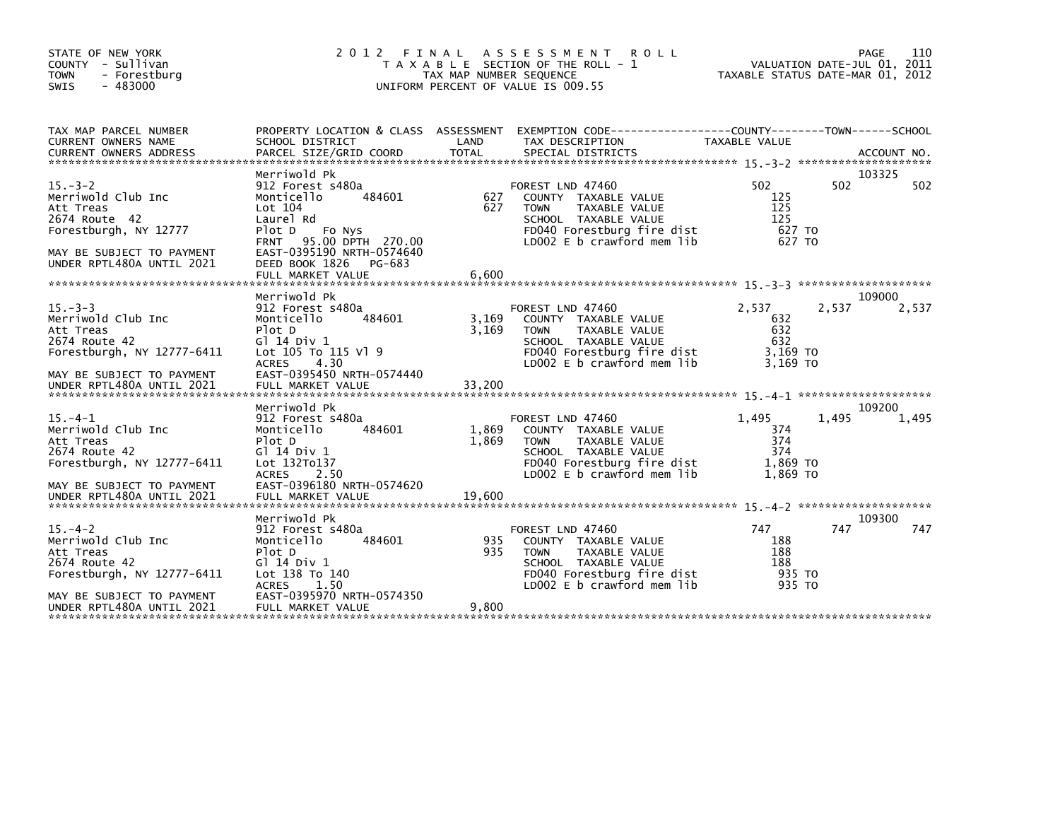STATE OF NEW YORK
COUNTY - Sullivan
TOWN - Forestburg
SWIS - 483000

# 2012 FINAL ASSESSMENT ROLL

TAXABLE SECTION OF THE ROLL - 1
TAX MAP NUMBER SEQUENCE
UNIFORM PERCENT OF VALUE IS 009.55

VALUATION DATE-JUL 01, 2011
TAXABLE STATUS DATE-MAR 01, 2012

| TAX MAP PARCEL NUMBER / CURRENT OWNERS NAME / CURRENT OWNERS ADDRESS | PROPERTY LOCATION & CLASS / SCHOOL DISTRICT / PARCEL SIZE/GRID COORD | ASSESSMENT LAND | TOTAL | EXEMPTION CODE / TAX DESCRIPTION / SPECIAL DISTRICTS | COUNTY TAXABLE VALUE | TOWN | SCHOOL | ACCOUNT NO. |
|---|---|---|---|---|---|---|---|---|
| **15.-3-2** | Merriwold Pk | | | | | | | 103325 |
| Merriwold Club Inc | 912 Forest s480a | | | FOREST LND 47460 | 502 | 502 | 502 | |
| Att Treas | Monticello 484601 | 627 | | COUNTY TAXABLE VALUE | 125 | | | |
| 2674 Route 42 | Lot 104 | | 627 | TOWN TAXABLE VALUE | 125 | | | |
| Forestburgh, NY 12777 | Laurel Rd | | | SCHOOL TAXABLE VALUE | 125 | | | |
| | Plot D Fo Nys | | | FD040 Forestburg fire dist | 627 TO | | | |
| | FRNT 95.00 DPTH 270.00 | | | LD002 E b crawford mem lib | 627 TO | | | |
| MAY BE SUBJECT TO PAYMENT | EAST-0395190 NRTH-0574640 | | | | | | | |
| UNDER RPTL480A UNTIL 2021 | DEED BOOK 1826 PG-683 | | | | | | | |
| | FULL MARKET VALUE | | 6,600 | | | | | |
| **15.-3-3** | Merriwold Pk | | | | | | | 109000 |
| Merriwold Club Inc | 912 Forest s480a | | | FOREST LND 47460 | 2,537 | 2,537 | 2,537 | |
| Att Treas | Monticello 484601 | 3,169 | | COUNTY TAXABLE VALUE | 632 | | | |
| 2674 Route 42 | Plot D | | 3,169 | TOWN TAXABLE VALUE | 632 | | | |
| Forestburgh, NY 12777-6411 | Gl 14 Div 1 | | | SCHOOL TAXABLE VALUE | 632 | | | |
| | Lot 105 To 115 Vl 9 | | | FD040 Forestburg fire dist | 3,169 TO | | | |
| | ACRES 4.30 | | | LD002 E b crawford mem lib | 3,169 TO | | | |
| MAY BE SUBJECT TO PAYMENT | EAST-0395450 NRTH-0574440 | | | | | | | |
| UNDER RPTL480A UNTIL 2021 | FULL MARKET VALUE | | 33,200 | | | | | |
| **15.-4-1** | Merriwold Pk | | | | | | | 109200 |
| Merriwold Club Inc | 912 Forest s480a | | | FOREST LND 47460 | 1,495 | 1,495 | 1,495 | |
| Att Treas | Monticello 484601 | 1,869 | | COUNTY TAXABLE VALUE | 374 | | | |
| 2674 Route 42 | Plot D | | 1,869 | TOWN TAXABLE VALUE | 374 | | | |
| Forestburgh, NY 12777-6411 | Gl 14 Div 1 | | | SCHOOL TAXABLE VALUE | 374 | | | |
| | Lot 132To137 | | | FD040 Forestburg fire dist | 1,869 TO | | | |
| | ACRES 2.50 | | | LD002 E b crawford mem lib | 1,869 TO | | | |
| MAY BE SUBJECT TO PAYMENT | EAST-0396180 NRTH-0574620 | | | | | | | |
| UNDER RPTL480A UNTIL 2021 | FULL MARKET VALUE | | 19,600 | | | | | |
| **15.-4-2** | Merriwold Pk | | | | | | | 109300 |
| Merriwold Club Inc | 912 Forest s480a | | | FOREST LND 47460 | 747 | 747 | 747 | |
| Att Treas | Monticello 484601 | 935 | | COUNTY TAXABLE VALUE | 188 | | | |
| 2674 Route 42 | Plot D | | 935 | TOWN TAXABLE VALUE | 188 | | | |
| Forestburgh, NY 12777-6411 | Gl 14 Div 1 | | | SCHOOL TAXABLE VALUE | 188 | | | |
| | Lot 138 To 140 | | | FD040 Forestburg fire dist | 935 TO | | | |
| | ACRES 1.50 | | | LD002 E b crawford mem lib | 935 TO | | | |
| MAY BE SUBJECT TO PAYMENT | EAST-0395970 NRTH-0574350 | | | | | | | |
| UNDER RPTL480A UNTIL 2021 | FULL MARKET VALUE | | 9,800 | | | | | |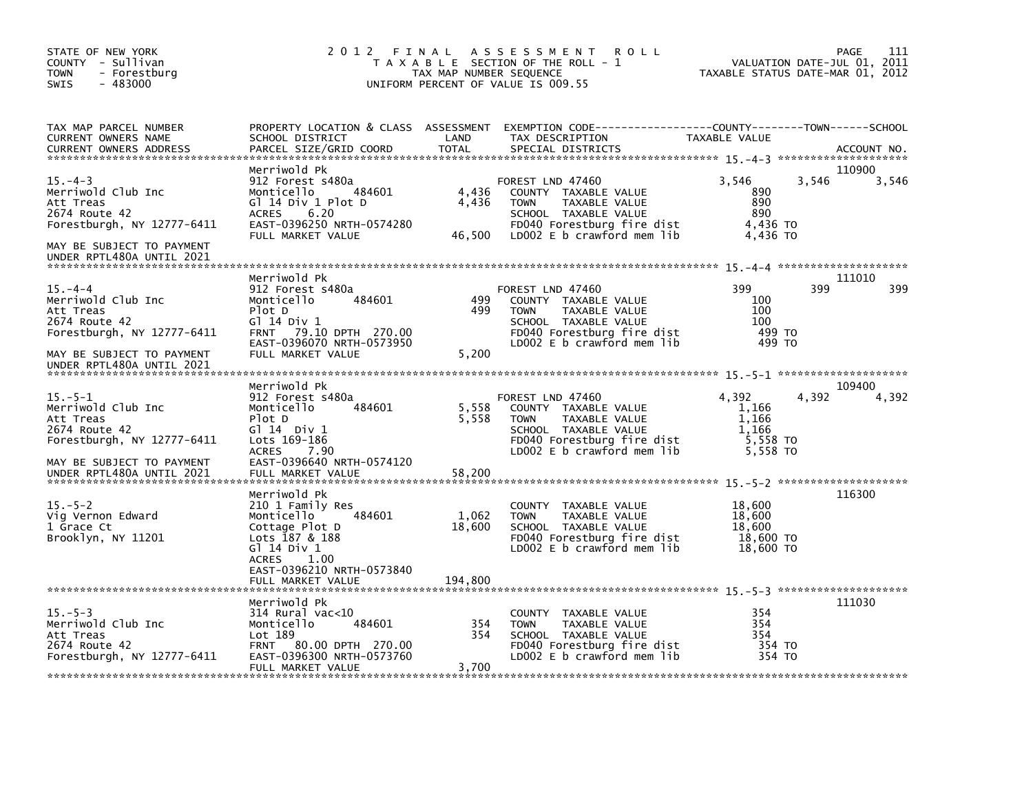STATE OF NEW YORK
COUNTY - Sullivan
TOWN - Forestburg
SWIS - 483000

# 2012 FINAL ASSESSMENT ROLL

TAXABLE SECTION OF THE ROLL - 1
TAX MAP NUMBER SEQUENCE
UNIFORM PERCENT OF VALUE IS 009.55

VALUATION DATE-JUL 01, 2011
TAXABLE STATUS DATE-MAR 01, 2012

| TAX MAP PARCEL NUMBER / CURRENT OWNERS NAME / CURRENT OWNERS ADDRESS | PROPERTY LOCATION & CLASS / SCHOOL DISTRICT / PARCEL SIZE/GRID COORD | ASSESSMENT LAND | TOTAL | EXEMPTION CODE / TAX DESCRIPTION / SPECIAL DISTRICTS | COUNTY TAXABLE VALUE | TOWN | SCHOOL | ACCOUNT NO. |
|---|---|---|---|---|---|---|---|---|
| 15.-4-3 | Merriwold Pk | | | | | | | 110900 |
| Merriwold Club Inc | 912 Forest s480a | | | FOREST LND 47460 | 3,546 | 3,546 | 3,546 | |
| Att Treas | Monticello 484601 | 4,436 | | COUNTY TAXABLE VALUE | 890 | | | |
| 2674 Route 42 | Gl 14 Div 1 Plot D | | 4,436 | TOWN TAXABLE VALUE | 890 | | | |
| Forestburgh, NY 12777-6411 | ACRES 6.20 | | | SCHOOL TAXABLE VALUE | 890 | | | |
| | EAST-0396250 NRTH-0574280 | | | FD040 Forestburg fire dist | 4,436 TO | | | |
| MAY BE SUBJECT TO PAYMENT UNDER RPTL480A UNTIL 2021 | FULL MARKET VALUE | | 46,500 | LD002 E b crawford mem lib | 4,436 TO | | | |
| 15.-4-4 | Merriwold Pk | | | | | | | 111010 |
| Merriwold Club Inc | 912 Forest s480a | | | FOREST LND 47460 | 399 | 399 | 399 | |
| Att Treas | Monticello 484601 | 499 | | COUNTY TAXABLE VALUE | 100 | | | |
| 2674 Route 42 | Plot D | | 499 | TOWN TAXABLE VALUE | 100 | | | |
| Forestburgh, NY 12777-6411 | Gl 14 Div 1 | | | SCHOOL TAXABLE VALUE | 100 | | | |
| | FRNT 79.10 DPTH 270.00 | | | FD040 Forestburg fire dist | 499 TO | | | |
| | EAST-0396070 NRTH-0573950 | | | LD002 E b crawford mem lib | 499 TO | | | |
| MAY BE SUBJECT TO PAYMENT UNDER RPTL480A UNTIL 2021 | FULL MARKET VALUE | | 5,200 | | | | | |
| 15.-5-1 | Merriwold Pk | | | | | | | 109400 |
| Merriwold Club Inc | 912 Forest s480a | | | FOREST LND 47460 | 4,392 | 4,392 | 4,392 | |
| Att Treas | Monticello 484601 | 5,558 | | COUNTY TAXABLE VALUE | 1,166 | | | |
| 2674 Route 42 | Plot D | | 5,558 | TOWN TAXABLE VALUE | 1,166 | | | |
| Forestburgh, NY 12777-6411 | Gl 14 Div 1 | | | SCHOOL TAXABLE VALUE | 1,166 | | | |
| | Lots 169-186 | | | FD040 Forestburg fire dist | 5,558 TO | | | |
| | ACRES 7.90 | | | LD002 E b crawford mem lib | 5,558 TO | | | |
| MAY BE SUBJECT TO PAYMENT | EAST-0396640 NRTH-0574120 | | | | | | | |
| UNDER RPTL480A UNTIL 2021 | FULL MARKET VALUE | | 58,200 | | | | | |
| 15.-5-2 | Merriwold Pk | | | | | | | 116300 |
| Vig Vernon Edward | 210 1 Family Res | | | COUNTY TAXABLE VALUE | 18,600 | | | |
| 1 Grace Ct | Monticello 484601 | 1,062 | | TOWN TAXABLE VALUE | 18,600 | | | |
| Brooklyn, NY 11201 | Cottage Plot D | | 18,600 | SCHOOL TAXABLE VALUE | 18,600 | | | |
| | Lots 187 & 188 | | | FD040 Forestburg fire dist | 18,600 TO | | | |
| | Gl 14 Div 1 | | | LD002 E b crawford mem lib | 18,600 TO | | | |
| | ACRES 1.00 | | | | | | | |
| | EAST-0396210 NRTH-0573840 | | | | | | | |
| | FULL MARKET VALUE | | 194,800 | | | | | |
| 15.-5-3 | Merriwold Pk | | | | | | | 111030 |
| Merriwold Club Inc | 314 Rural vac<10 | | | COUNTY TAXABLE VALUE | 354 | | | |
| Att Treas | Monticello 484601 | 354 | | TOWN TAXABLE VALUE | 354 | | | |
| 2674 Route 42 | Lot 189 | | 354 | SCHOOL TAXABLE VALUE | 354 | | | |
| Forestburgh, NY 12777-6411 | FRNT 80.00 DPTH 270.00 | | | FD040 Forestburg fire dist | 354 TO | | | |
| | EAST-0396300 NRTH-0573760 | | | LD002 E b crawford mem lib | 354 TO | | | |
| | FULL MARKET VALUE | | 3,700 | | | | | |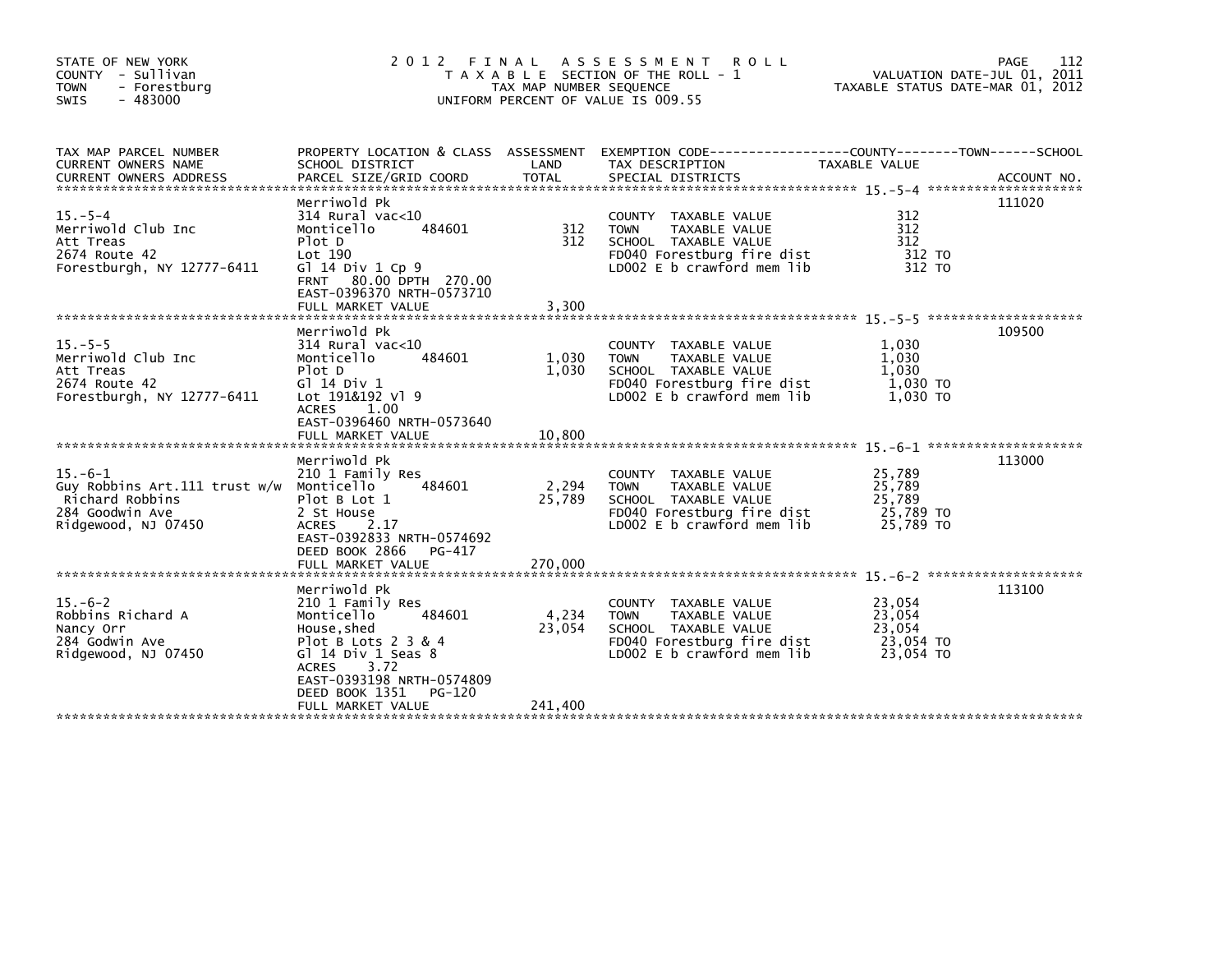STATE OF NEW YORK
COUNTY - Sullivan
TOWN - Forestburg
SWIS - 483000

# 2012 FINAL ASSESSMENT ROLL

TAXABLE SECTION OF THE ROLL - 1
TAX MAP NUMBER SEQUENCE
UNIFORM PERCENT OF VALUE IS 009.55

VALUATION DATE-JUL 01, 2011
TAXABLE STATUS DATE-MAR 01, 2012

| TAX MAP PARCEL NUMBER / CURRENT OWNERS NAME / CURRENT OWNERS ADDRESS | PROPERTY LOCATION & CLASS / SCHOOL DISTRICT / PARCEL SIZE/GRID COORD | ASSESSMENT LAND | ASSESSMENT TOTAL | EXEMPTION CODE / TAX DESCRIPTION / SPECIAL DISTRICTS | TAXABLE VALUE (COUNTY--TOWN--SCHOOL) | ACCOUNT NO. |
|---|---|---|---|---|---|---|
| 15.-5-4 | Merriwold Pk | | | | | 111020 |
| Merriwold Club Inc | 314 Rural vac<10 | | | COUNTY TAXABLE VALUE | 312 | |
| Att Treas | Monticello 484601 | 312 | | TOWN TAXABLE VALUE | 312 | |
| 2674 Route 42 | Plot D | | 312 | SCHOOL TAXABLE VALUE | 312 | |
| Forestburgh, NY 12777-6411 | Lot 190 | | | FD040 Forestburg fire dist | 312 TO | |
| | Gl 14 Div 1 Cp 9 | | | LD002 E b crawford mem lib | 312 TO | |
| | FRNT 80.00 DPTH 270.00 | | | | | |
| | EAST-0396370 NRTH-0573710 | | | | | |
| | FULL MARKET VALUE | | 3,300 | | | |
| 15.-5-5 | Merriwold Pk | | | | | 109500 |
| Merriwold Club Inc | 314 Rural vac<10 | | | COUNTY TAXABLE VALUE | 1,030 | |
| Att Treas | Monticello 484601 | 1,030 | | TOWN TAXABLE VALUE | 1,030 | |
| 2674 Route 42 | Plot D | | 1,030 | SCHOOL TAXABLE VALUE | 1,030 | |
| Forestburgh, NY 12777-6411 | Gl 14 Div 1 | | | FD040 Forestburg fire dist | 1,030 TO | |
| | Lot 191&192 Vl 9 | | | LD002 E b crawford mem lib | 1,030 TO | |
| | ACRES 1.00 | | | | | |
| | EAST-0396460 NRTH-0573640 | | | | | |
| | FULL MARKET VALUE | | 10,800 | | | |
| 15.-6-1 | Merriwold Pk | | | | | 113000 |
| Guy Robbins Art.111 trust w/w | 210 1 Family Res | | | COUNTY TAXABLE VALUE | 25,789 | |
| Richard Robbins | Monticello 484601 | 2,294 | | TOWN TAXABLE VALUE | 25,789 | |
| 284 Goodwin Ave | Plot B Lot 1 | | 25,789 | SCHOOL TAXABLE VALUE | 25,789 | |
| Ridgewood, NJ 07450 | 2 St House | | | FD040 Forestburg fire dist | 25,789 TO | |
| | ACRES 2.17 | | | LD002 E b crawford mem lib | 25,789 TO | |
| | EAST-0392833 NRTH-0574692 | | | | | |
| | DEED BOOK 2866 PG-417 | | | | | |
| | FULL MARKET VALUE | | 270,000 | | | |
| 15.-6-2 | Merriwold Pk | | | | | 113100 |
| Robbins Richard A | 210 1 Family Res | | | COUNTY TAXABLE VALUE | 23,054 | |
| Nancy Orr | Monticello 484601 | 4,234 | | TOWN TAXABLE VALUE | 23,054 | |
| 284 Godwin Ave | House,shed | | 23,054 | SCHOOL TAXABLE VALUE | 23,054 | |
| Ridgewood, NJ 07450 | Plot B Lots 2 3 & 4 | | | FD040 Forestburg fire dist | 23,054 TO | |
| | Gl 14 Div 1 Seas 8 | | | LD002 E b crawford mem lib | 23,054 TO | |
| | ACRES 3.72 | | | | | |
| | EAST-0393198 NRTH-0574809 | | | | | |
| | DEED BOOK 1351 PG-120 | | | | | |
| | FULL MARKET VALUE | | 241,400 | | | |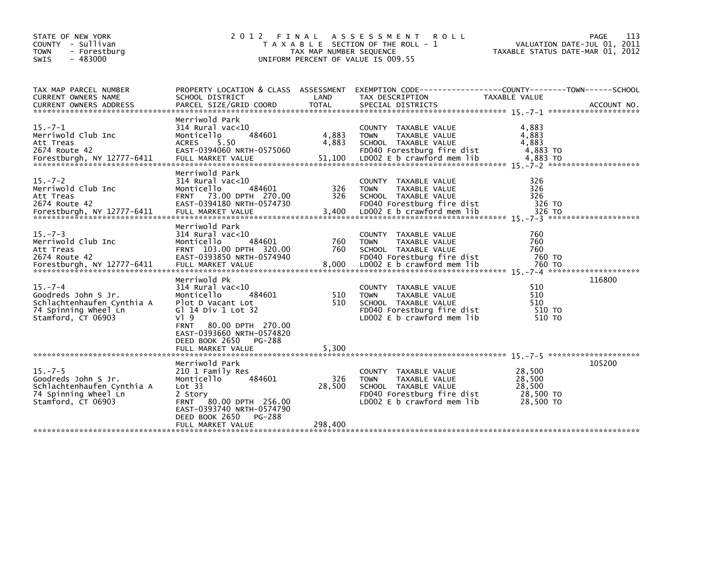STATE OF NEW YORK
COUNTY - Sullivan
TOWN - Forestburg
SWIS - 483000

# 2012 FINAL ASSESSMENT ROLL

TAXABLE SECTION OF THE ROLL - 1
TAX MAP NUMBER SEQUENCE
UNIFORM PERCENT OF VALUE IS 009.55

VALUATION DATE-JUL 01, 2011
TAXABLE STATUS DATE-MAR 01, 2012

| TAX MAP PARCEL NUMBER / CURRENT OWNERS NAME / CURRENT OWNERS ADDRESS | PROPERTY LOCATION & CLASS / SCHOOL DISTRICT / PARCEL SIZE/GRID COORD | ASSESSMENT LAND | TOTAL | EXEMPTION CODE / TAX DESCRIPTION / SPECIAL DISTRICTS | TAXABLE VALUE (COUNTY--------TOWN------SCHOOL) | ACCOUNT NO. |
|---|---|---|---|---|---|---|
| 15.-7-1 | Merriwold Park | | | | | |
| Merriwold Club Inc | 314 Rural vac<10 | | | COUNTY TAXABLE VALUE | 4,883 | |
| Att Treas | Monticello 484601 | 4,883 | | TOWN TAXABLE VALUE | 4,883 | |
| 2674 Route 42 | ACRES 5.50 | | 4,883 | SCHOOL TAXABLE VALUE | 4,883 | |
| Forestburgh, NY 12777-6411 | EAST-0394060 NRTH-0575060 | | | FD040 Forestburg fire dist | 4,883 TO | |
| | FULL MARKET VALUE | | 51,100 | LD002 E b crawford mem lib | 4,883 TO | |
| 15.-7-2 | Merriwold Park | | | | | |
| Merriwold Club Inc | 314 Rural vac<10 | | | COUNTY TAXABLE VALUE | 326 | |
| Att Treas | Monticello 484601 | 326 | | TOWN TAXABLE VALUE | 326 | |
| 2674 Route 42 | FRNT 73.00 DPTH 270.00 | | 326 | SCHOOL TAXABLE VALUE | 326 | |
| Forestburgh, NY 12777-6411 | EAST-0394180 NRTH-0574730 | | | FD040 Forestburg fire dist | 326 TO | |
| | FULL MARKET VALUE | | 3,400 | LD002 E b crawford mem lib | 326 TO | |
| 15.-7-3 | Merriwold Park | | | | | |
| Merriwold Club Inc | 314 Rural vac<10 | | | COUNTY TAXABLE VALUE | 760 | |
| Att Treas | Monticello 484601 | 760 | | TOWN TAXABLE VALUE | 760 | |
| 2674 Route 42 | FRNT 103.00 DPTH 320.00 | | 760 | SCHOOL TAXABLE VALUE | 760 | |
| Forestburgh, NY 12777-6411 | EAST-0393850 NRTH-0574940 | | | FD040 Forestburg fire dist | 760 TO | |
| | FULL MARKET VALUE | | 8,000 | LD002 E b crawford mem lib | 760 TO | |
| 15.-7-4 | Merriwold Pk | | | | | 116800 |
| Goodreds John S Jr. | 314 Rural vac<10 | | | COUNTY TAXABLE VALUE | 510 | |
| Schlachtenhaufen Cynthia A | Monticello 484601 | 510 | | TOWN TAXABLE VALUE | 510 | |
| 74 Spinning Wheel Ln | Plot D Vacant Lot | | 510 | SCHOOL TAXABLE VALUE | 510 | |
| Stamford, CT 06903 | Gl 14 Div 1 Lot 32 | | | FD040 Forestburg fire dist | 510 TO | |
| | Vl 9 | | | LD002 E b crawford mem lib | 510 TO | |
| | FRNT 80.00 DPTH 270.00 | | | | | |
| | EAST-0393660 NRTH-0574820 | | | | | |
| | DEED BOOK 2650 PG-288 | | | | | |
| | FULL MARKET VALUE | | 5,300 | | | |
| 15.-7-5 | Merriwold Park | | | | | 105200 |
| Goodreds John S Jr. | 210 1 Family Res | | | COUNTY TAXABLE VALUE | 28,500 | |
| Schlachtenhaufen Cynthia A | Monticello 484601 | 326 | | TOWN TAXABLE VALUE | 28,500 | |
| 74 Spinning Wheel Ln | Lot 33 | | 28,500 | SCHOOL TAXABLE VALUE | 28,500 | |
| Stamford, CT 06903 | 2 Story | | | FD040 Forestburg fire dist | 28,500 TO | |
| | FRNT 80.00 DPTH 256.00 | | | LD002 E b crawford mem lib | 28,500 TO | |
| | EAST-0393740 NRTH-0574790 | | | | | |
| | DEED BOOK 2650 PG-288 | | | | | |
| | FULL MARKET VALUE | | 298,400 | | | |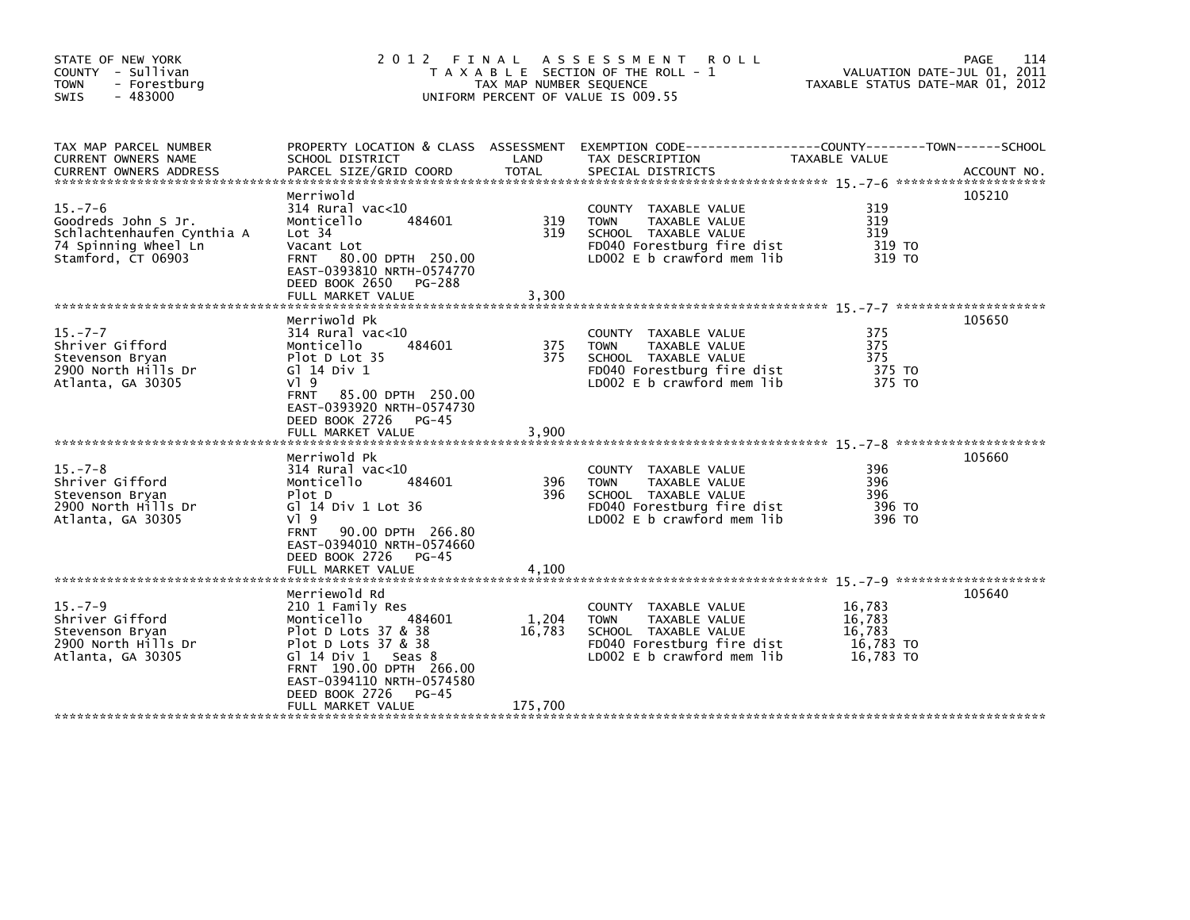STATE OF NEW YORK
COUNTY - Sullivan
TOWN - Forestburg
SWIS - 483000

# 2012 FINAL ASSESSMENT ROLL

TAXABLE SECTION OF THE ROLL - 1
TAX MAP NUMBER SEQUENCE
UNIFORM PERCENT OF VALUE IS 009.55

VALUATION DATE-JUL 01, 2011
TAXABLE STATUS DATE-MAR 01, 2012

| TAX MAP PARCEL NUMBER / CURRENT OWNERS NAME / CURRENT OWNERS ADDRESS | PROPERTY LOCATION & CLASS / SCHOOL DISTRICT / PARCEL SIZE/GRID COORD | ASSESSMENT LAND | TOTAL | EXEMPTION CODE / TAX DESCRIPTION / SPECIAL DISTRICTS | TAXABLE VALUE | ACCOUNT NO. |
|---|---|---|---|---|---|---|
| 15.-7-6 | Merriwold | | | | | 105210 |
| 15.-7-6 | 314 Rural vac<10 | | | COUNTY TAXABLE VALUE | 319 | |
| Goodreds John S Jr. | Monticello 484601 | 319 | | TOWN TAXABLE VALUE | 319 | |
| Schlachtenhaufen Cynthia A | Lot 34 | | 319 | SCHOOL TAXABLE VALUE | 319 | |
| 74 Spinning Wheel Ln | Vacant Lot | | | FD040 Forestburg fire dist | 319 TO | |
| Stamford, CT 06903 | FRNT 80.00 DPTH 250.00 | | | LD002 E b crawford mem lib | 319 TO | |
| | EAST-0393810 NRTH-0574770 | | | | | |
| | DEED BOOK 2650 PG-288 | | | | | |
| | FULL MARKET VALUE | | 3,300 | | | |
| 15.-7-7 | Merriwold Pk | | | | | 105650 |
| 15.-7-7 | 314 Rural vac<10 | | | COUNTY TAXABLE VALUE | 375 | |
| Shriver Gifford | Monticello 484601 | 375 | | TOWN TAXABLE VALUE | 375 | |
| Stevenson Bryan | Plot D Lot 35 | | 375 | SCHOOL TAXABLE VALUE | 375 | |
| 2900 North Hills Dr | Gl 14 Div 1 | | | FD040 Forestburg fire dist | 375 TO | |
| Atlanta, GA 30305 | Vl 9 | | | LD002 E b crawford mem lib | 375 TO | |
| | FRNT 85.00 DPTH 250.00 | | | | | |
| | EAST-0393920 NRTH-0574730 | | | | | |
| | DEED BOOK 2726 PG-45 | | | | | |
| | FULL MARKET VALUE | | 3,900 | | | |
| 15.-7-8 | Merriwold Pk | | | | | 105660 |
| 15.-7-8 | 314 Rural vac<10 | | | COUNTY TAXABLE VALUE | 396 | |
| Shriver Gifford | Monticello 484601 | 396 | | TOWN TAXABLE VALUE | 396 | |
| Stevenson Bryan | Plot D | | 396 | SCHOOL TAXABLE VALUE | 396 | |
| 2900 North Hills Dr | Gl 14 Div 1 Lot 36 | | | FD040 Forestburg fire dist | 396 TO | |
| Atlanta, GA 30305 | Vl 9 | | | LD002 E b crawford mem lib | 396 TO | |
| | FRNT 90.00 DPTH 266.80 | | | | | |
| | EAST-0394010 NRTH-0574660 | | | | | |
| | DEED BOOK 2726 PG-45 | | | | | |
| | FULL MARKET VALUE | | 4,100 | | | |
| 15.-7-9 | Merriewold Rd | | | | | 105640 |
| 15.-7-9 | 210 1 Family Res | | | COUNTY TAXABLE VALUE | 16,783 | |
| Shriver Gifford | Monticello 484601 | 1,204 | | TOWN TAXABLE VALUE | 16,783 | |
| Stevenson Bryan | Plot D Lots 37 & 38 | | 16,783 | SCHOOL TAXABLE VALUE | 16,783 | |
| 2900 North Hills Dr | Plot D Lots 37 & 38 | | | FD040 Forestburg fire dist | 16,783 TO | |
| Atlanta, GA 30305 | Gl 14 Div 1 Seas 8 | | | LD002 E b crawford mem lib | 16,783 TO | |
| | FRNT 190.00 DPTH 266.00 | | | | | |
| | EAST-0394110 NRTH-0574580 | | | | | |
| | DEED BOOK 2726 PG-45 | | | | | |
| | FULL MARKET VALUE | | 175,700 | | | |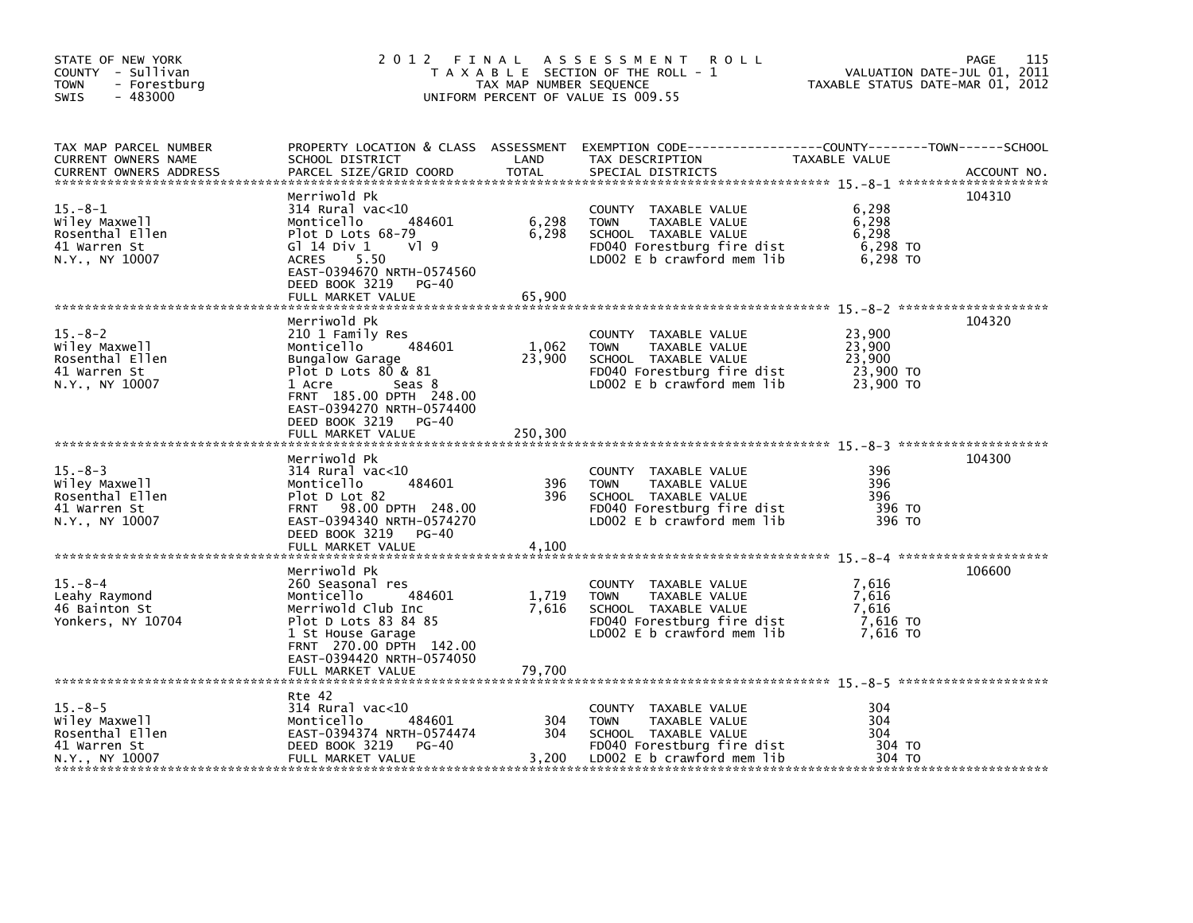STATE OF NEW YORK
COUNTY - Sullivan
TOWN - Forestburg
SWIS - 483000

# 2012 FINAL ASSESSMENT ROLL
TAXABLE SECTION OF THE ROLL - 1
TAX MAP NUMBER SEQUENCE
UNIFORM PERCENT OF VALUE IS 009.55

VALUATION DATE-JUL 01, 2011
TAXABLE STATUS DATE-MAR 01, 2012

| TAX MAP PARCEL NUMBER / CURRENT OWNERS NAME / CURRENT OWNERS ADDRESS | PROPERTY LOCATION & CLASS / SCHOOL DISTRICT / PARCEL SIZE/GRID COORD | ASSESSMENT LAND | TOTAL | EXEMPTION CODE / TAX DESCRIPTION / SPECIAL DISTRICTS | COUNTY--------TOWN------SCHOOL TAXABLE VALUE | ACCOUNT NO. |
|---|---|---|---|---|---|---|
| 15.-8-1 | Merriwold Pk | | | | | 104310 |
| Wiley Maxwell | 314 Rural vac<10 | | | COUNTY TAXABLE VALUE | 6,298 | |
| Rosenthal Ellen | Monticello 484601 | 6,298 | | TOWN TAXABLE VALUE | 6,298 | |
| 41 Warren St | Plot D Lots 68-79 | | 6,298 | SCHOOL TAXABLE VALUE | 6,298 | |
| N.Y., NY 10007 | Gl 14 Div 1 Vl 9 | | | FD040 Forestburg fire dist | 6,298 TO | |
| | ACRES 5.50 | | | LD002 E b crawford mem lib | 6,298 TO | |
| | EAST-0394670 NRTH-0574560 | | | | | |
| | DEED BOOK 3219 PG-40 | | | | | |
| | FULL MARKET VALUE | | 65,900 | | | |
| 15.-8-2 | Merriwold Pk | | | | | 104320 |
| Wiley Maxwell | 210 1 Family Res | | | COUNTY TAXABLE VALUE | 23,900 | |
| Rosenthal Ellen | Monticello 484601 | 1,062 | | TOWN TAXABLE VALUE | 23,900 | |
| 41 Warren St | Bungalow Garage | | 23,900 | SCHOOL TAXABLE VALUE | 23,900 | |
| N.Y., NY 10007 | Plot D Lots 80 & 81 | | | FD040 Forestburg fire dist | 23,900 TO | |
| | 1 Acre Seas 8 | | | LD002 E b crawford mem lib | 23,900 TO | |
| | FRNT 185.00 DPTH 248.00 | | | | | |
| | EAST-0394270 NRTH-0574400 | | | | | |
| | DEED BOOK 3219 PG-40 | | | | | |
| | FULL MARKET VALUE | | 250,300 | | | |
| 15.-8-3 | Merriwold Pk | | | | | 104300 |
| Wiley Maxwell | 314 Rural vac<10 | | | COUNTY TAXABLE VALUE | 396 | |
| Rosenthal Ellen | Monticello 484601 | 396 | | TOWN TAXABLE VALUE | 396 | |
| 41 Warren St | Plot D Lot 82 | | 396 | SCHOOL TAXABLE VALUE | 396 | |
| N.Y., NY 10007 | FRNT 98.00 DPTH 248.00 | | | FD040 Forestburg fire dist | 396 TO | |
| | EAST-0394340 NRTH-0574270 | | | LD002 E b crawford mem lib | 396 TO | |
| | DEED BOOK 3219 PG-40 | | | | | |
| | FULL MARKET VALUE | | 4,100 | | | |
| 15.-8-4 | Merriwold Pk | | | | | 106600 |
| Leahy Raymond | 260 Seasonal res | | | COUNTY TAXABLE VALUE | 7,616 | |
| 46 Bainton St | Monticello 484601 | 1,719 | | TOWN TAXABLE VALUE | 7,616 | |
| Yonkers, NY 10704 | Merriwold Club Inc | | 7,616 | SCHOOL TAXABLE VALUE | 7,616 | |
| | Plot D Lots 83 84 85 | | | FD040 Forestburg fire dist | 7,616 TO | |
| | 1 St House Garage | | | LD002 E b crawford mem lib | 7,616 TO | |
| | FRNT 270.00 DPTH 142.00 | | | | | |
| | EAST-0394420 NRTH-0574050 | | | | | |
| | FULL MARKET VALUE | | 79,700 | | | |
| 15.-8-5 | Rte 42 | | | | | |
| Wiley Maxwell | 314 Rural vac<10 | | | COUNTY TAXABLE VALUE | 304 | |
| Rosenthal Ellen | Monticello 484601 | 304 | | TOWN TAXABLE VALUE | 304 | |
| 41 Warren St | EAST-0394374 NRTH-0574474 | | 304 | SCHOOL TAXABLE VALUE | 304 | |
| N.Y., NY 10007 | DEED BOOK 3219 PG-40 | | | FD040 Forestburg fire dist | 304 TO | |
| | FULL MARKET VALUE | | 3,200 | LD002 E b crawford mem lib | 304 TO | |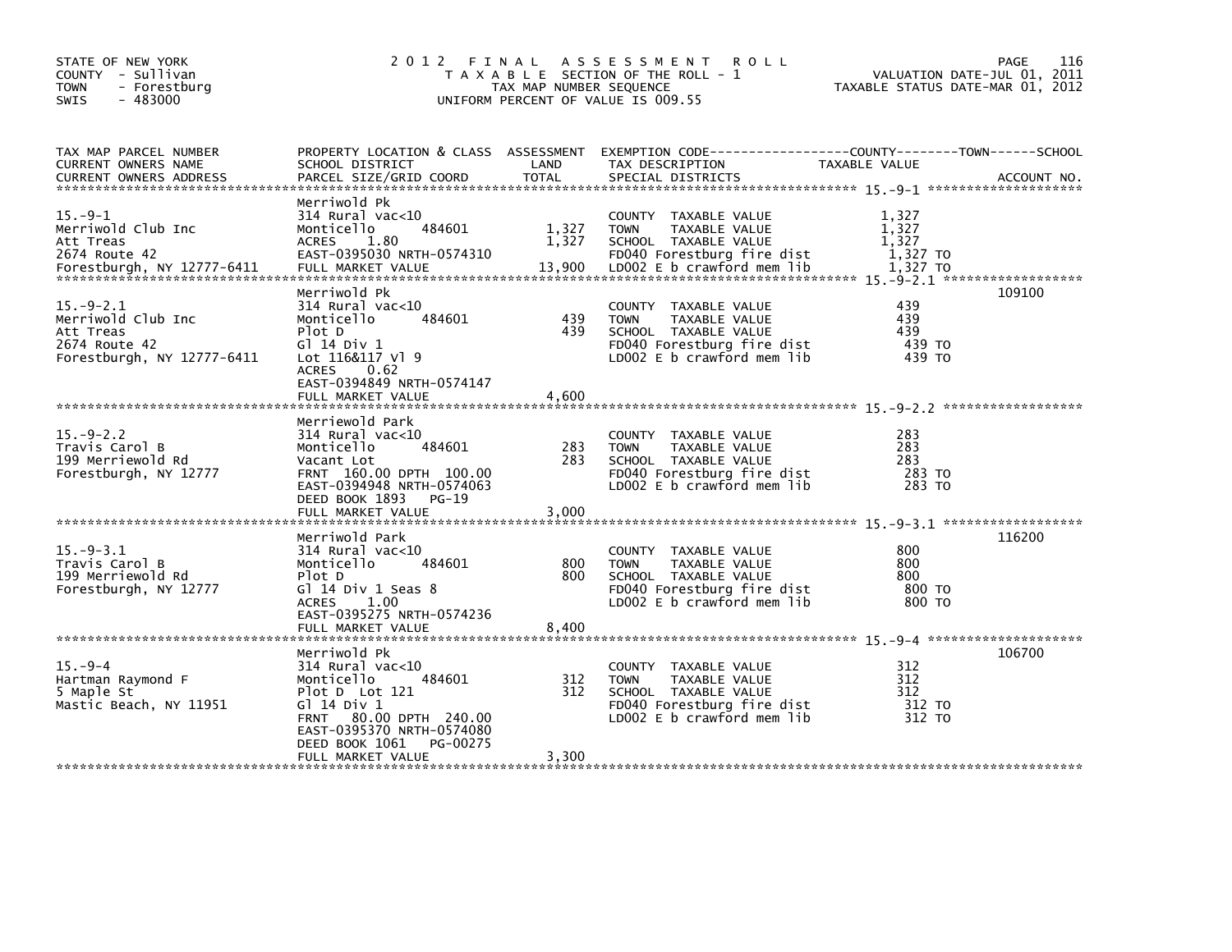STATE OF NEW YORK
COUNTY - Sullivan
TOWN - Forestburg
SWIS - 483000

# 2012 FINAL ASSESSMENT ROLL

TAXABLE SECTION OF THE ROLL - 1
TAX MAP NUMBER SEQUENCE
UNIFORM PERCENT OF VALUE IS 009.55

VALUATION DATE-JUL 01, 2011
TAXABLE STATUS DATE-MAR 01, 2012

| TAX MAP PARCEL NUMBER / CURRENT OWNERS NAME / CURRENT OWNERS ADDRESS | PROPERTY LOCATION & CLASS / SCHOOL DISTRICT / PARCEL SIZE/GRID COORD | ASSESSMENT LAND | TOTAL | EXEMPTION CODE / TAX DESCRIPTION / SPECIAL DISTRICTS | TAXABLE VALUE (COUNTY--TOWN--SCHOOL) | ACCOUNT NO. |
|---|---|---|---|---|---|---|
| 15.-9-1 | Merriwold Pk | | | | | |
| Merriwold Club Inc | 314 Rural vac<10 | | | COUNTY TAXABLE VALUE | 1,327 | |
| Att Treas | Monticello 484601 | 1,327 | | TOWN TAXABLE VALUE | 1,327 | |
| 2674 Route 42 | ACRES 1.80 | | 1,327 | SCHOOL TAXABLE VALUE | 1,327 | |
| Forestburgh, NY 12777-6411 | EAST-0395030 NRTH-0574310 | | | FD040 Forestburg fire dist | 1,327 TO | |
| | FULL MARKET VALUE | | 13,900 | LD002 E b crawford mem lib | 1,327 TO | |
| 15.-9-2.1 | Merriwold Pk | | | | | 109100 |
| Merriwold Club Inc | 314 Rural vac<10 | | | COUNTY TAXABLE VALUE | 439 | |
| Att Treas | Monticello 484601 | 439 | | TOWN TAXABLE VALUE | 439 | |
| 2674 Route 42 | Plot D | | 439 | SCHOOL TAXABLE VALUE | 439 | |
| Forestburgh, NY 12777-6411 | Gl 14 Div 1 | | | FD040 Forestburg fire dist | 439 TO | |
| | Lot 116&117 Vl 9 | | | LD002 E b crawford mem lib | 439 TO | |
| | ACRES 0.62 | | | | | |
| | EAST-0394849 NRTH-0574147 | | | | | |
| | FULL MARKET VALUE | | 4,600 | | | |
| 15.-9-2.2 | Merriewold Park | | | | | |
| Travis Carol B | 314 Rural vac<10 | | | COUNTY TAXABLE VALUE | 283 | |
| 199 Merriewold Rd | Monticello 484601 | 283 | | TOWN TAXABLE VALUE | 283 | |
| Forestburgh, NY 12777 | Vacant Lot | | 283 | SCHOOL TAXABLE VALUE | 283 | |
| | FRNT 160.00 DPTH 100.00 | | | FD040 Forestburg fire dist | 283 TO | |
| | EAST-0394948 NRTH-0574063 | | | LD002 E b crawford mem lib | 283 TO | |
| | DEED BOOK 1893 PG-19 | | | | | |
| | FULL MARKET VALUE | | 3,000 | | | |
| 15.-9-3.1 | Merriwold Park | | | | | 116200 |
| Travis Carol B | 314 Rural vac<10 | | | COUNTY TAXABLE VALUE | 800 | |
| 199 Merriewold Rd | Monticello 484601 | 800 | | TOWN TAXABLE VALUE | 800 | |
| Forestburgh, NY 12777 | Plot D | | 800 | SCHOOL TAXABLE VALUE | 800 | |
| | Gl 14 Div 1 Seas 8 | | | FD040 Forestburg fire dist | 800 TO | |
| | ACRES 1.00 | | | LD002 E b crawford mem lib | 800 TO | |
| | EAST-0395275 NRTH-0574236 | | | | | |
| | FULL MARKET VALUE | | 8,400 | | | |
| 15.-9-4 | Merriwold Pk | | | | | 106700 |
| Hartman Raymond F | 314 Rural vac<10 | | | COUNTY TAXABLE VALUE | 312 | |
| 5 Maple St | Monticello 484601 | 312 | | TOWN TAXABLE VALUE | 312 | |
| Mastic Beach, NY 11951 | Plot D Lot 121 | | 312 | SCHOOL TAXABLE VALUE | 312 | |
| | Gl 14 Div 1 | | | FD040 Forestburg fire dist | 312 TO | |
| | FRNT 80.00 DPTH 240.00 | | | LD002 E b crawford mem lib | 312 TO | |
| | EAST-0395370 NRTH-0574080 | | | | | |
| | DEED BOOK 1061 PG-00275 | | | | | |
| | FULL MARKET VALUE | | 3,300 | | | |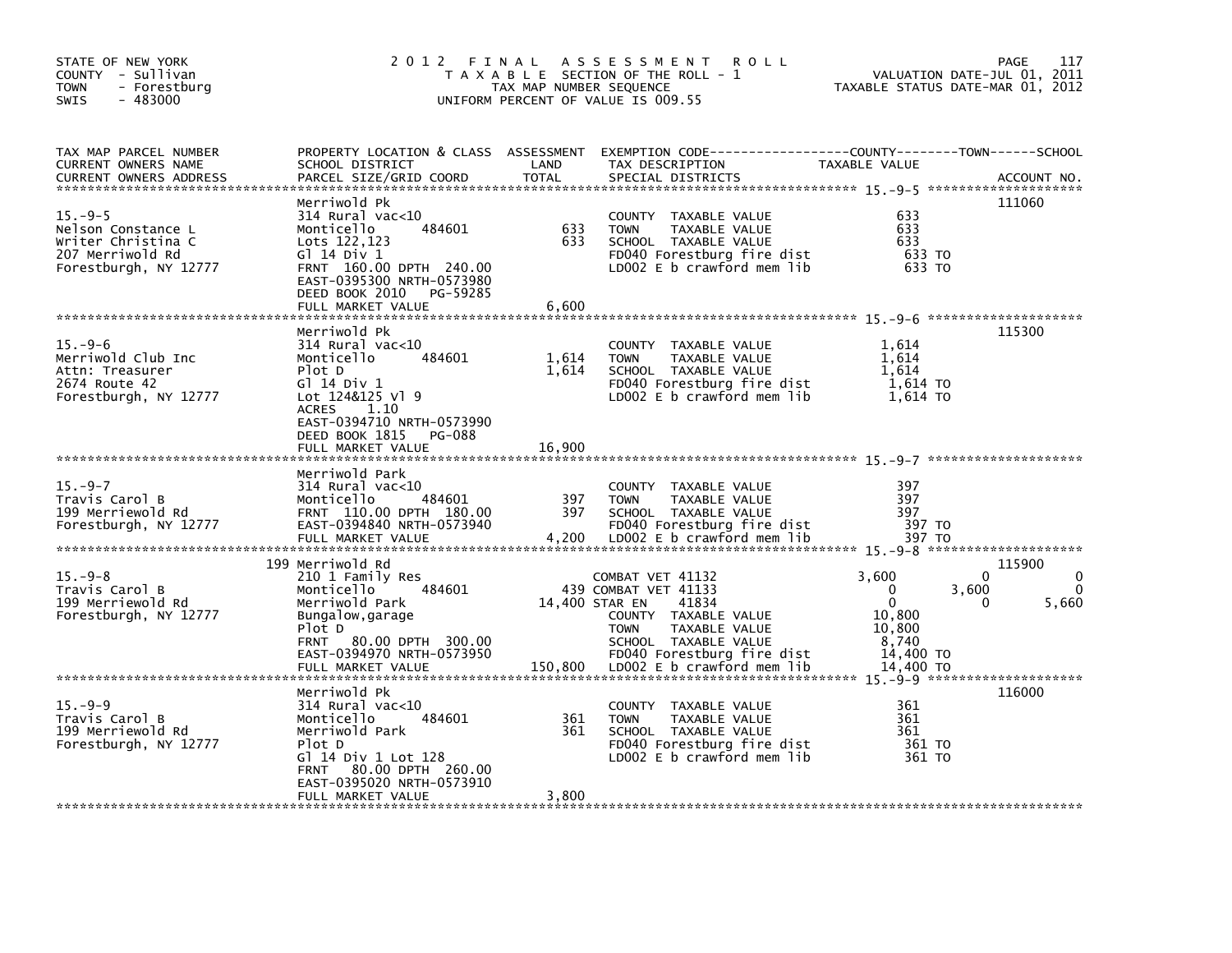STATE OF NEW YORK
COUNTY - Sullivan
TOWN - Forestburg
SWIS - 483000

# 2012 FINAL ASSESSMENT ROLL

TAXABLE SECTION OF THE ROLL - 1
TAX MAP NUMBER SEQUENCE
UNIFORM PERCENT OF VALUE IS 009.55

VALUATION DATE-JUL 01, 2011
TAXABLE STATUS DATE-MAR 01, 2012

| TAX MAP PARCEL NUMBER / CURRENT OWNERS NAME / CURRENT OWNERS ADDRESS | PROPERTY LOCATION & CLASS / SCHOOL DISTRICT / PARCEL SIZE/GRID COORD | ASSESSMENT LAND / TOTAL | EXEMPTION CODE / TAX DESCRIPTION / SPECIAL DISTRICTS | COUNTY TAXABLE VALUE | TOWN | SCHOOL | ACCOUNT NO. |
|---|---|---|---|---|---|---|---|
| 15.-9-5 | Merriwold Pk | | | | | | 111060 |
| Nelson Constance L | 314 Rural vac<10 | | COUNTY TAXABLE VALUE | 633 | | | |
| Writer Christina C | Monticello 484601 | 633 | TOWN TAXABLE VALUE | 633 | | | |
| 207 Merriwold Rd | Lots 122,123 | 633 | SCHOOL TAXABLE VALUE | 633 | | | |
| Forestburgh, NY 12777 | Gl 14 Div 1 | | FD040 Forestburg fire dist | 633 TO | | | |
| | FRNT 160.00 DPTH 240.00 | | LD002 E b crawford mem lib | 633 TO | | | |
| | EAST-0395300 NRTH-0573980 | | | | | | |
| | DEED BOOK 2010 PG-59285 | | | | | | |
| | FULL MARKET VALUE | 6,600 | | | | | |
| 15.-9-6 | Merriwold Pk | | | | | | 115300 |
| Merriwold Club Inc | 314 Rural vac<10 | | COUNTY TAXABLE VALUE | 1,614 | | | |
| Attn: Treasurer | Monticello 484601 | 1,614 | TOWN TAXABLE VALUE | 1,614 | | | |
| 2674 Route 42 | Plot D | 1,614 | SCHOOL TAXABLE VALUE | 1,614 | | | |
| Forestburgh, NY 12777 | Gl 14 Div 1 | | FD040 Forestburg fire dist | 1,614 TO | | | |
| | Lot 124&125 Vl 9 | | LD002 E b crawford mem lib | 1,614 TO | | | |
| | ACRES 1.10 | | | | | | |
| | EAST-0394710 NRTH-0573990 | | | | | | |
| | DEED BOOK 1815 PG-088 | | | | | | |
| | FULL MARKET VALUE | 16,900 | | | | | |
| 15.-9-7 | Merriwold Park | | | | | | |
| Travis Carol B | 314 Rural vac<10 | | COUNTY TAXABLE VALUE | 397 | | | |
| 199 Merriewold Rd | Monticello 484601 | 397 | TOWN TAXABLE VALUE | 397 | | | |
| Forestburgh, NY 12777 | FRNT 110.00 DPTH 180.00 | 397 | SCHOOL TAXABLE VALUE | 397 | | | |
| | EAST-0394840 NRTH-0573940 | | FD040 Forestburg fire dist | 397 TO | | | |
| | FULL MARKET VALUE | 4,200 | LD002 E b crawford mem lib | 397 TO | | | |
| 15.-9-8 | 199 Merriwold Rd | | | | | | 115900 |
| Travis Carol B | 210 1 Family Res | | COMBAT VET 41132 | 3,600 | 0 | 0 | |
| 199 Merriewold Rd | Monticello 484601 | 439 | COMBAT VET 41133 | 0 | 3,600 | 0 | |
| Forestburgh, NY 12777 | Merriwold Park | 14,400 | STAR EN 41834 | 0 | 0 | 5,660 | |
| | Bungalow,garage | | COUNTY TAXABLE VALUE | 10,800 | | | |
| | Plot D | | TOWN TAXABLE VALUE | 10,800 | | | |
| | FRNT 80.00 DPTH 300.00 | | SCHOOL TAXABLE VALUE | 8,740 | | | |
| | EAST-0394970 NRTH-0573950 | | FD040 Forestburg fire dist | 14,400 TO | | | |
| | FULL MARKET VALUE | 150,800 | LD002 E b crawford mem lib | 14,400 TO | | | |
| 15.-9-9 | Merriwold Pk | | | | | | 116000 |
| Travis Carol B | 314 Rural vac<10 | | COUNTY TAXABLE VALUE | 361 | | | |
| 199 Merriewold Rd | Monticello 484601 | 361 | TOWN TAXABLE VALUE | 361 | | | |
| Forestburgh, NY 12777 | Merriwold Park | 361 | SCHOOL TAXABLE VALUE | 361 | | | |
| | Plot D | | FD040 Forestburg fire dist | 361 TO | | | |
| | Gl 14 Div 1 Lot 128 | | LD002 E b crawford mem lib | 361 TO | | | |
| | FRNT 80.00 DPTH 260.00 | | | | | | |
| | EAST-0395020 NRTH-0573910 | | | | | | |
| | FULL MARKET VALUE | 3,800 | | | | | |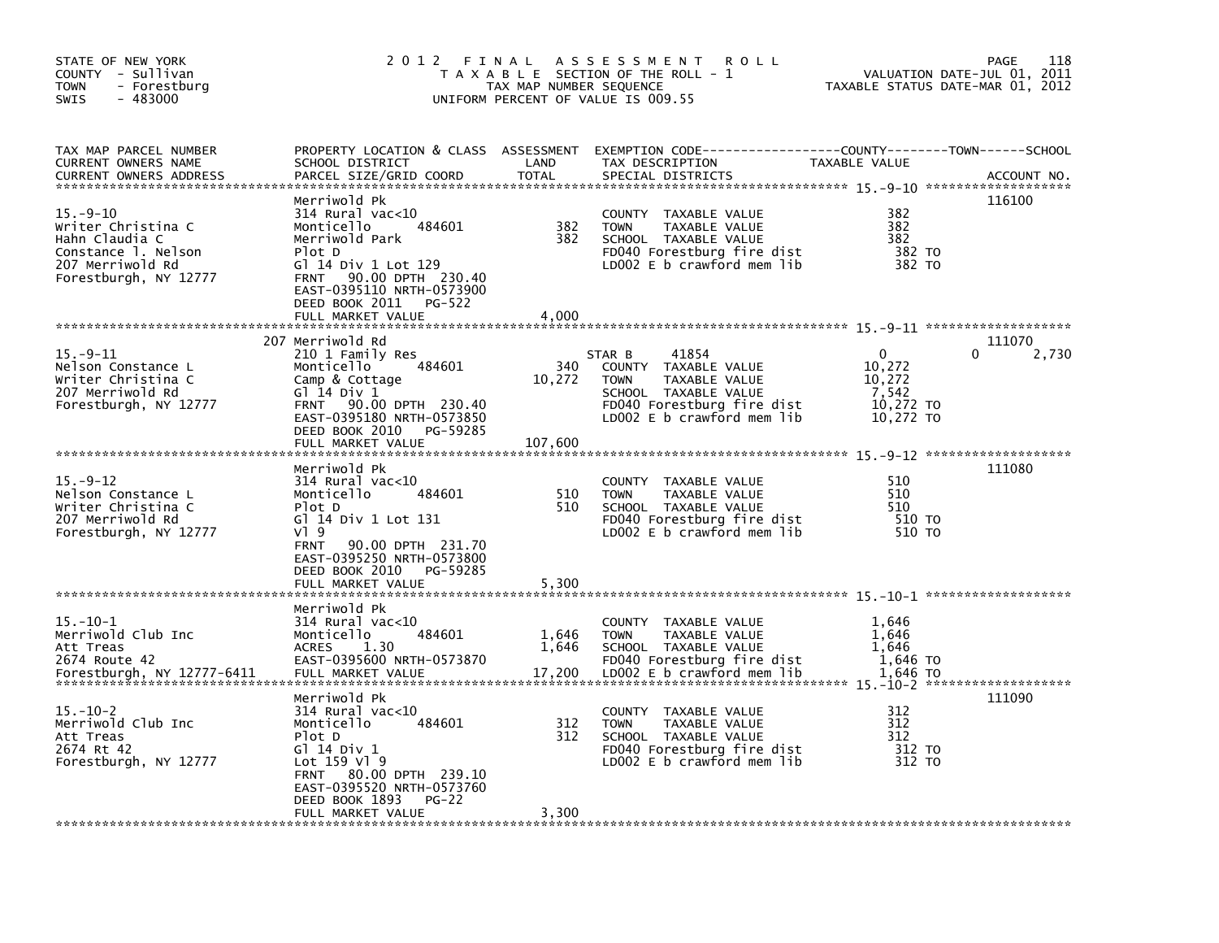STATE OF NEW YORK
COUNTY - Sullivan
TOWN - Forestburg
SWIS - 483000

# 2012 FINAL ASSESSMENT ROLL

TAXABLE SECTION OF THE ROLL - 1
TAX MAP NUMBER SEQUENCE
UNIFORM PERCENT OF VALUE IS 009.55

VALUATION DATE-JUL 01, 2011
TAXABLE STATUS DATE-MAR 01, 2012

| TAX MAP PARCEL NUMBER / CURRENT OWNERS NAME / CURRENT OWNERS ADDRESS | PROPERTY LOCATION & CLASS / SCHOOL DISTRICT / PARCEL SIZE/GRID COORD | ASSESSMENT LAND | TOTAL | EXEMPTION CODE / TAX DESCRIPTION / SPECIAL DISTRICTS | COUNTY TAXABLE VALUE | TOWN | SCHOOL | ACCOUNT NO. |
|---|---|---|---|---|---|---|---|---|
| 15.-9-10 | Merriwold Pk | | | | | | | 116100 |
| Writer Christina C | 314 Rural vac<10 | | | COUNTY TAXABLE VALUE | 382 | | | |
| Hahn Claudia C | Monticello 484601 | 382 | | TOWN TAXABLE VALUE | 382 | | | |
| Constance l. Nelson | Merriwold Park | | 382 | SCHOOL TAXABLE VALUE | 382 | | | |
| 207 Merriwold Rd | Plot D | | | FD040 Forestburg fire dist | 382 TO | | | |
| Forestburgh, NY 12777 | Gl 14 Div 1 Lot 129 | | | LD002 E b crawford mem lib | 382 TO | | | |
| | FRNT 90.00 DPTH 230.40 | | | | | | | |
| | EAST-0395110 NRTH-0573900 | | | | | | | |
| | DEED BOOK 2011 PG-522 | | | | | | | |
| | FULL MARKET VALUE | | 4,000 | | | | | |
| 15.-9-11 | 207 Merriwold Rd | | | | | | | 111070 |
| Nelson Constance L | 210 1 Family Res | | | STAR B 41854 | 0 | 0 | 2,730 | |
| Writer Christina C | Monticello 484601 | 340 | | COUNTY TAXABLE VALUE | 10,272 | | | |
| 207 Merriwold Rd | Camp & Cottage | | 10,272 | TOWN TAXABLE VALUE | 10,272 | | | |
| Forestburgh, NY 12777 | Gl 14 Div 1 | | | SCHOOL TAXABLE VALUE | 7,542 | | | |
| | FRNT 90.00 DPTH 230.40 | | | FD040 Forestburg fire dist | 10,272 TO | | | |
| | EAST-0395180 NRTH-0573850 | | | LD002 E b crawford mem lib | 10,272 TO | | | |
| | DEED BOOK 2010 PG-59285 | | | | | | | |
| | FULL MARKET VALUE | | 107,600 | | | | | |
| 15.-9-12 | Merriwold Pk | | | | | | | 111080 |
| Nelson Constance L | 314 Rural vac<10 | | | COUNTY TAXABLE VALUE | 510 | | | |
| Writer Christina C | Monticello 484601 | 510 | | TOWN TAXABLE VALUE | 510 | | | |
| 207 Merriwold Rd | Plot D | | 510 | SCHOOL TAXABLE VALUE | 510 | | | |
| Forestburgh, NY 12777 | Gl 14 Div 1 Lot 131 | | | FD040 Forestburg fire dist | 510 TO | | | |
| | Vl 9 | | | LD002 E b crawford mem lib | 510 TO | | | |
| | FRNT 90.00 DPTH 231.70 | | | | | | | |
| | EAST-0395250 NRTH-0573800 | | | | | | | |
| | DEED BOOK 2010 PG-59285 | | | | | | | |
| | FULL MARKET VALUE | | 5,300 | | | | | |
| 15.-10-1 | Merriwold Pk | | | | | | | |
| Merriwold Club Inc | 314 Rural vac<10 | | | COUNTY TAXABLE VALUE | 1,646 | | | |
| Att Treas | Monticello 484601 | 1,646 | | TOWN TAXABLE VALUE | 1,646 | | | |
| 2674 Route 42 | ACRES 1.30 | | 1,646 | SCHOOL TAXABLE VALUE | 1,646 | | | |
| Forestburgh, NY 12777-6411 | EAST-0395600 NRTH-0573870 | | | FD040 Forestburg fire dist | 1,646 TO | | | |
| | FULL MARKET VALUE | | 17,200 | LD002 E b crawford mem lib | 1,646 TO | | | |
| 15.-10-2 | Merriwold Pk | | | | | | | 111090 |
| Merriwold Club Inc | 314 Rural vac<10 | | | COUNTY TAXABLE VALUE | 312 | | | |
| Att Treas | Monticello 484601 | 312 | | TOWN TAXABLE VALUE | 312 | | | |
| 2674 Rt 42 | Plot D | | 312 | SCHOOL TAXABLE VALUE | 312 | | | |
| Forestburgh, NY 12777 | Gl 14 Div 1 | | | FD040 Forestburg fire dist | 312 TO | | | |
| | Lot 159 Vl 9 | | | LD002 E b crawford mem lib | 312 TO | | | |
| | FRNT 80.00 DPTH 239.10 | | | | | | | |
| | EAST-0395520 NRTH-0573760 | | | | | | | |
| | DEED BOOK 1893 PG-22 | | | | | | | |
| | FULL MARKET VALUE | | 3,300 | | | | | |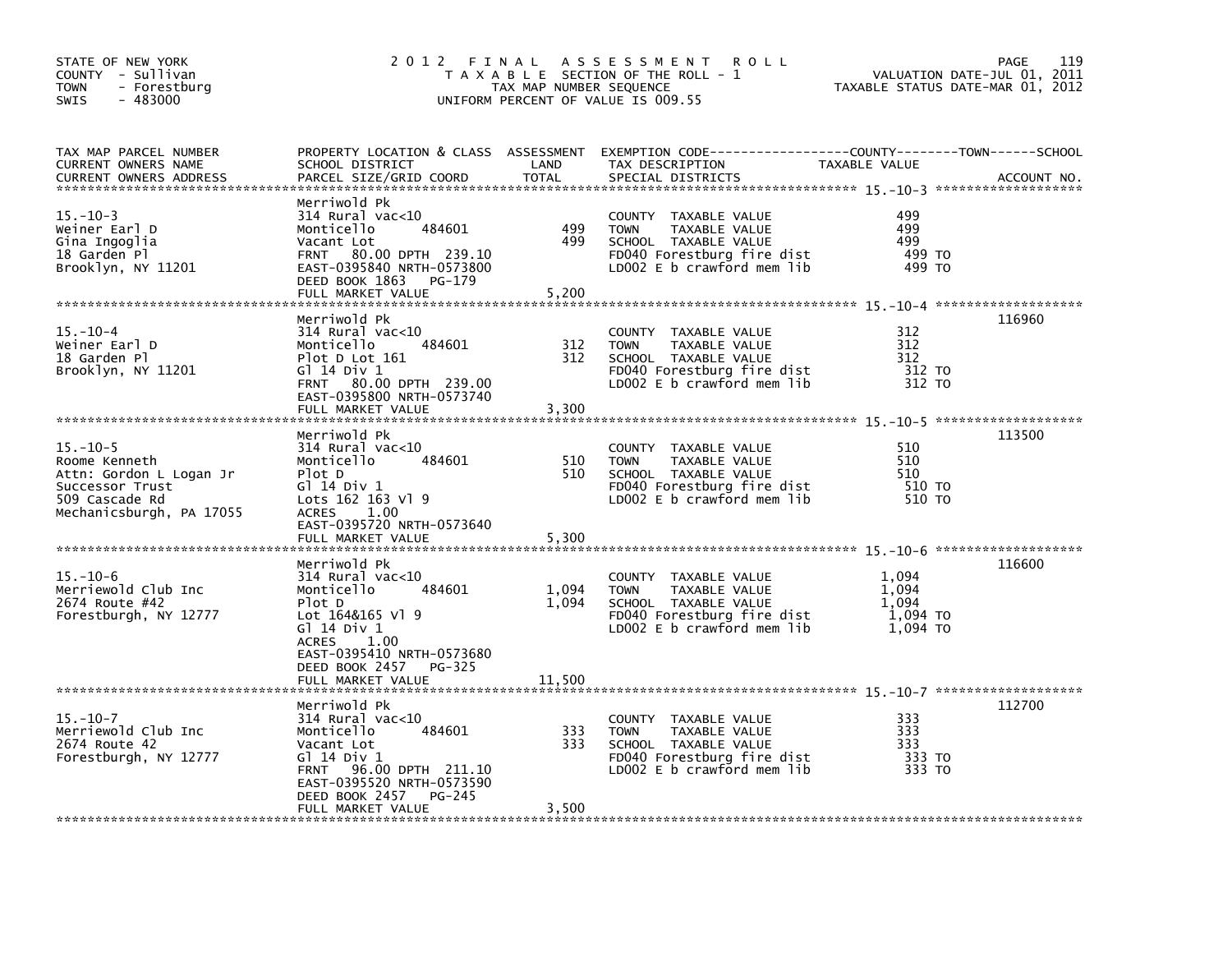STATE OF NEW YORK
COUNTY - Sullivan
TOWN - Forestburg
SWIS - 483000

# 2012 FINAL ASSESSMENT ROLL

TAXABLE SECTION OF THE ROLL - 1
TAX MAP NUMBER SEQUENCE
UNIFORM PERCENT OF VALUE IS 009.55

VALUATION DATE-JUL 01, 2011
TAXABLE STATUS DATE-MAR 01, 2012

| TAX MAP PARCEL NUMBER / CURRENT OWNERS NAME / CURRENT OWNERS ADDRESS | PROPERTY LOCATION & CLASS / SCHOOL DISTRICT / PARCEL SIZE/GRID COORD | ASSESSMENT LAND | TOTAL | EXEMPTION CODE / TAX DESCRIPTION / SPECIAL DISTRICTS | TAXABLE VALUE (COUNTY / TOWN / SCHOOL) | ACCOUNT NO. |
|---|---|---|---|---|---|---|
| 15.-10-3 | Merriwold Pk | | | | | |
| Weiner Earl D | 314 Rural vac<10 | | | COUNTY TAXABLE VALUE | 499 | |
| Gina Ingoglia | Monticello 484601 | 499 | | TOWN TAXABLE VALUE | 499 | |
| 18 Garden Pl | Vacant Lot | | 499 | SCHOOL TAXABLE VALUE | 499 | |
| Brooklyn, NY 11201 | FRNT 80.00 DPTH 239.10 | | | FD040 Forestburg fire dist | 499 TO | |
| | EAST-0395840 NRTH-0573800 | | | LD002 E b crawford mem lib | 499 TO | |
| | DEED BOOK 1863 PG-179 | | | | | |
| | FULL MARKET VALUE | | 5,200 | | | |
| 15.-10-4 | Merriwold Pk | | | | | 116960 |
| Weiner Earl D | 314 Rural vac<10 | | | COUNTY TAXABLE VALUE | 312 | |
| 18 Garden Pl | Monticello 484601 | 312 | | TOWN TAXABLE VALUE | 312 | |
| Brooklyn, NY 11201 | Plot D Lot 161 | | 312 | SCHOOL TAXABLE VALUE | 312 | |
| | Gl 14 Div 1 | | | FD040 Forestburg fire dist | 312 TO | |
| | FRNT 80.00 DPTH 239.00 | | | LD002 E b crawford mem lib | 312 TO | |
| | EAST-0395800 NRTH-0573740 | | | | | |
| | FULL MARKET VALUE | | 3,300 | | | |
| 15.-10-5 | Merriwold Pk | | | | | 113500 |
| Roome Kenneth | 314 Rural vac<10 | | | COUNTY TAXABLE VALUE | 510 | |
| Attn: Gordon L Logan Jr | Monticello 484601 | 510 | | TOWN TAXABLE VALUE | 510 | |
| Successor Trust | Plot D | | 510 | SCHOOL TAXABLE VALUE | 510 | |
| 509 Cascade Rd | Gl 14 Div 1 | | | FD040 Forestburg fire dist | 510 TO | |
| Mechanicsburgh, PA 17055 | Lots 162 163 Vl 9 | | | LD002 E b crawford mem lib | 510 TO | |
| | ACRES 1.00 | | | | | |
| | EAST-0395720 NRTH-0573640 | | | | | |
| | FULL MARKET VALUE | | 5,300 | | | |
| 15.-10-6 | Merriwold Pk | | | | | 116600 |
| Merriewold Club Inc | 314 Rural vac<10 | | | COUNTY TAXABLE VALUE | 1,094 | |
| 2674 Route #42 | Monticello 484601 | 1,094 | | TOWN TAXABLE VALUE | 1,094 | |
| Forestburgh, NY 12777 | Plot D | | 1,094 | SCHOOL TAXABLE VALUE | 1,094 | |
| | Lot 164&165 Vl 9 | | | FD040 Forestburg fire dist | 1,094 TO | |
| | Gl 14 Div 1 | | | LD002 E b crawford mem lib | 1,094 TO | |
| | ACRES 1.00 | | | | | |
| | EAST-0395410 NRTH-0573680 | | | | | |
| | DEED BOOK 2457 PG-325 | | | | | |
| | FULL MARKET VALUE | | 11,500 | | | |
| 15.-10-7 | Merriwold Pk | | | | | 112700 |
| Merriewold Club Inc | 314 Rural vac<10 | | | COUNTY TAXABLE VALUE | 333 | |
| 2674 Route 42 | Monticello 484601 | 333 | | TOWN TAXABLE VALUE | 333 | |
| Forestburgh, NY 12777 | Vacant Lot | | 333 | SCHOOL TAXABLE VALUE | 333 | |
| | Gl 14 Div 1 | | | FD040 Forestburg fire dist | 333 TO | |
| | FRNT 96.00 DPTH 211.10 | | | LD002 E b crawford mem lib | 333 TO | |
| | EAST-0395520 NRTH-0573590 | | | | | |
| | DEED BOOK 2457 PG-245 | | | | | |
| | FULL MARKET VALUE | | 3,500 | | | |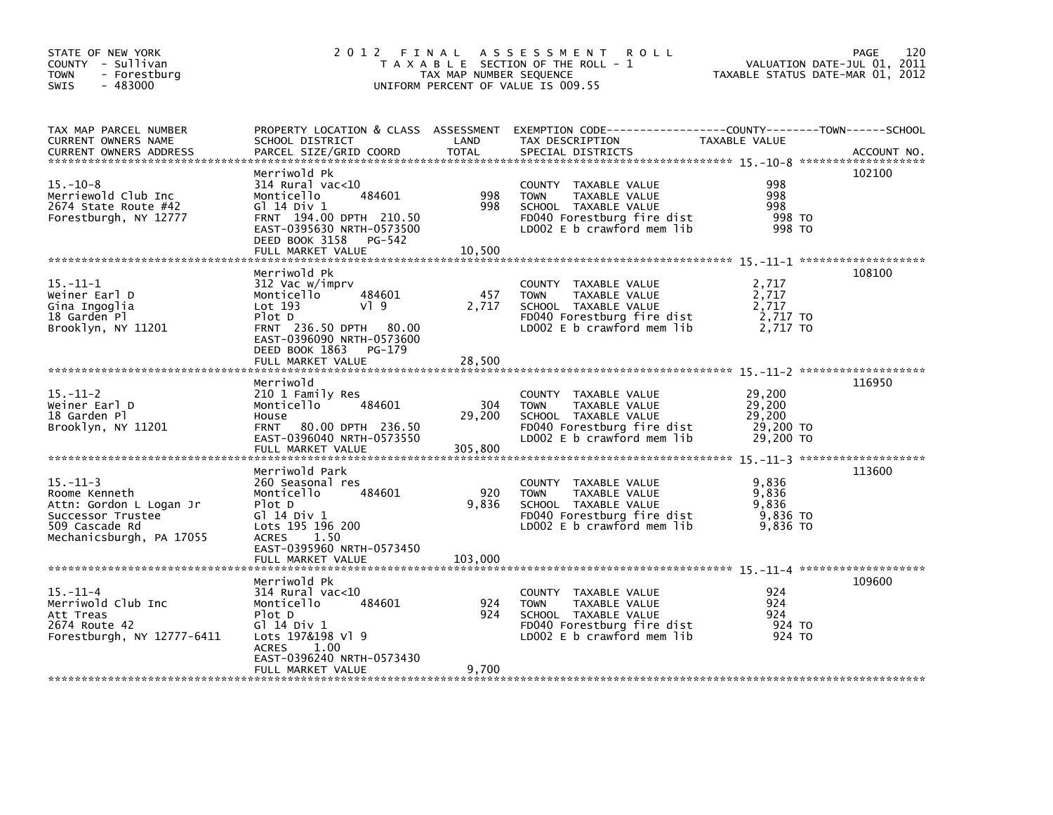STATE OF NEW YORK
COUNTY - Sullivan
TOWN - Forestburg
SWIS - 483000

# 2012 FINAL ASSESSMENT ROLL

TAXABLE SECTION OF THE ROLL - 1
TAX MAP NUMBER SEQUENCE
UNIFORM PERCENT OF VALUE IS 009.55

VALUATION DATE-JUL 01, 2011
TAXABLE STATUS DATE-MAR 01, 2012

| TAX MAP PARCEL NUMBER / CURRENT OWNERS NAME / CURRENT OWNERS ADDRESS | PROPERTY LOCATION & CLASS / SCHOOL DISTRICT / PARCEL SIZE/GRID COORD | ASSESSMENT LAND | ASSESSMENT TOTAL | EXEMPTION CODE / TAX DESCRIPTION / SPECIAL DISTRICTS | TAXABLE VALUE (COUNTY / TOWN / SCHOOL) | ACCOUNT NO. |
|---|---|---|---|---|---|---|
| 15.-10-8<br>Merriewold Club Inc<br>2674 State Route #42<br>Forestburgh, NY 12777 | Merriwold Pk<br>314 Rural vac<10<br>Monticello 484601<br>Gl 14 Div 1<br>FRNT 194.00 DPTH 210.50<br>EAST-0395630 NRTH-0573500<br>DEED BOOK 3158 PG-542<br>FULL MARKET VALUE 10,500 | 998 | 998 | COUNTY TAXABLE VALUE<br>TOWN TAXABLE VALUE<br>SCHOOL TAXABLE VALUE<br>FD040 Forestburg fire dist<br>LD002 E b crawford mem lib | 998<br>998<br>998<br>998 TO<br>998 TO | 102100 |
| 15.-11-1<br>Weiner Earl D<br>Gina Ingoglia<br>18 Garden Pl<br>Brooklyn, NY 11201 | Merriwold Pk<br>312 Vac w/imprv<br>Monticello 484601<br>Lot 193 Vl 9<br>Plot D<br>FRNT 236.50 DPTH 80.00<br>EAST-0396090 NRTH-0573600<br>DEED BOOK 1863 PG-179<br>FULL MARKET VALUE 28,500 | 457 | 2,717 | COUNTY TAXABLE VALUE<br>TOWN TAXABLE VALUE<br>SCHOOL TAXABLE VALUE<br>FD040 Forestburg fire dist<br>LD002 E b crawford mem lib | 2,717<br>2,717<br>2,717<br>2,717 TO<br>2,717 TO | 108100 |
| 15.-11-2<br>Weiner Earl D<br>18 Garden Pl<br>Brooklyn, NY 11201 | Merriwold<br>210 1 Family Res<br>Monticello 484601<br>House<br>FRNT 80.00 DPTH 236.50<br>EAST-0396040 NRTH-0573550<br>FULL MARKET VALUE 305,800 | 304 | 29,200 | COUNTY TAXABLE VALUE<br>TOWN TAXABLE VALUE<br>SCHOOL TAXABLE VALUE<br>FD040 Forestburg fire dist<br>LD002 E b crawford mem lib | 29,200<br>29,200<br>29,200<br>29,200 TO<br>29,200 TO | 116950 |
| 15.-11-3<br>Roome Kenneth<br>Attn: Gordon L Logan Jr<br>Successor Trustee<br>509 Cascade Rd<br>Mechanicsburgh, PA 17055 | Merriwold Park<br>260 Seasonal res<br>Monticello 484601<br>Plot D<br>Gl 14 Div 1<br>Lots 195 196 200<br>ACRES 1.50<br>EAST-0395960 NRTH-0573450<br>FULL MARKET VALUE 103,000 | 920 | 9,836 | COUNTY TAXABLE VALUE<br>TOWN TAXABLE VALUE<br>SCHOOL TAXABLE VALUE<br>FD040 Forestburg fire dist<br>LD002 E b crawford mem lib | 9,836<br>9,836<br>9,836<br>9,836 TO<br>9,836 TO | 113600 |
| 15.-11-4<br>Merriwold Club Inc<br>Att Treas<br>2674 Route 42<br>Forestburgh, NY 12777-6411 | Merriwold Pk<br>314 Rural vac<10<br>Monticello 484601<br>Plot D<br>Gl 14 Div 1<br>Lots 197&198 Vl 9<br>ACRES 1.00<br>EAST-0396240 NRTH-0573430<br>FULL MARKET VALUE 9,700 | 924 | 924 | COUNTY TAXABLE VALUE<br>TOWN TAXABLE VALUE<br>SCHOOL TAXABLE VALUE<br>FD040 Forestburg fire dist<br>LD002 E b crawford mem lib | 924<br>924<br>924<br>924 TO<br>924 TO | 109600 |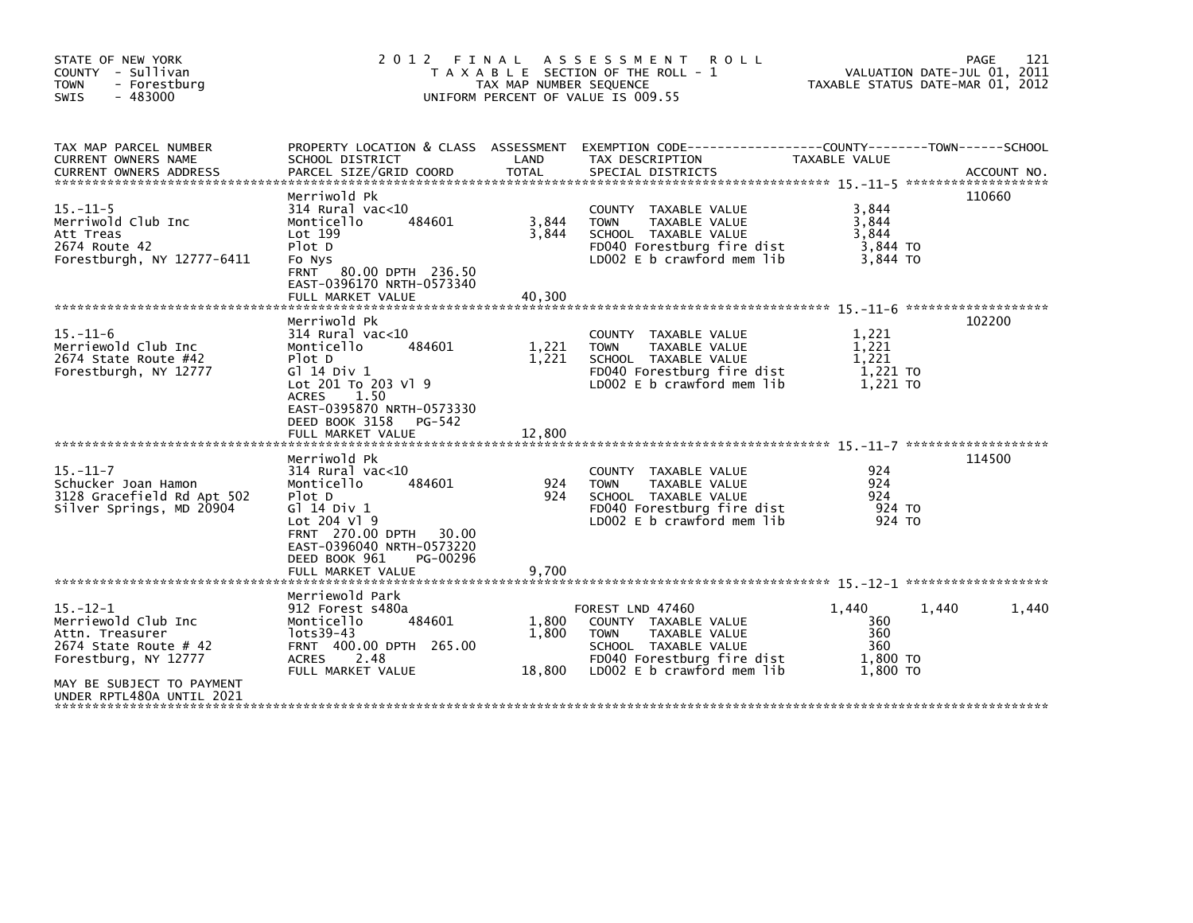STATE OF NEW YORK
COUNTY - Sullivan
TOWN - Forestburg
SWIS - 483000

# 2012 FINAL ASSESSMENT ROLL

TAXABLE SECTION OF THE ROLL - 1
TAX MAP NUMBER SEQUENCE
UNIFORM PERCENT OF VALUE IS 009.55

VALUATION DATE-JUL 01, 2011
TAXABLE STATUS DATE-MAR 01, 2012

| TAX MAP PARCEL NUMBER / CURRENT OWNERS NAME / CURRENT OWNERS ADDRESS | PROPERTY LOCATION & CLASS / SCHOOL DISTRICT / PARCEL SIZE/GRID COORD | ASSESSMENT LAND | TOTAL | EXEMPTION CODE / TAX DESCRIPTION / SPECIAL DISTRICTS | COUNTY TAXABLE VALUE | TOWN | SCHOOL | ACCOUNT NO. |
|---|---|---|---|---|---|---|---|---|
| 15.-11-5 | Merriwold Pk | | | | | | | 110660 |
| Merriwold Club Inc | 314 Rural vac<10 | | | COUNTY TAXABLE VALUE | 3,844 | | | |
| Att Treas | Monticello 484601 | 3,844 | | TOWN TAXABLE VALUE | 3,844 | | | |
| 2674 Route 42 | Lot 199 | | 3,844 | SCHOOL TAXABLE VALUE | 3,844 | | | |
| Forestburgh, NY 12777-6411 | Plot D | | | FD040 Forestburg fire dist | 3,844 TO | | | |
| | Fo Nys | | | LD002 E b crawford mem lib | 3,844 TO | | | |
| | FRNT 80.00 DPTH 236.50 | | | | | | | |
| | EAST-0396170 NRTH-0573340 | | | | | | | |
| | FULL MARKET VALUE | | 40,300 | | | | | |
| 15.-11-6 | Merriwold Pk | | | | | | | 102200 |
| Merriewold Club Inc | 314 Rural vac<10 | | | COUNTY TAXABLE VALUE | 1,221 | | | |
| 2674 State Route #42 | Monticello 484601 | 1,221 | | TOWN TAXABLE VALUE | 1,221 | | | |
| Forestburgh, NY 12777 | Plot D | | 1,221 | SCHOOL TAXABLE VALUE | 1,221 | | | |
| | Gl 14 Div 1 | | | FD040 Forestburg fire dist | 1,221 TO | | | |
| | Lot 201 To 203 Vl 9 | | | LD002 E b crawford mem lib | 1,221 TO | | | |
| | ACRES 1.50 | | | | | | | |
| | EAST-0395870 NRTH-0573330 | | | | | | | |
| | DEED BOOK 3158 PG-542 | | | | | | | |
| | FULL MARKET VALUE | | 12,800 | | | | | |
| 15.-11-7 | Merriwold Pk | | | | | | | 114500 |
| Schucker Joan Hamon | 314 Rural vac<10 | | | COUNTY TAXABLE VALUE | 924 | | | |
| 3128 Gracefield Rd Apt 502 | Monticello 484601 | 924 | | TOWN TAXABLE VALUE | 924 | | | |
| Silver Springs, MD 20904 | Plot D | | 924 | SCHOOL TAXABLE VALUE | 924 | | | |
| | Gl 14 Div 1 | | | FD040 Forestburg fire dist | 924 TO | | | |
| | Lot 204 Vl 9 | | | LD002 E b crawford mem lib | 924 TO | | | |
| | FRNT 270.00 DPTH 30.00 | | | | | | | |
| | EAST-0396040 NRTH-0573220 | | | | | | | |
| | DEED BOOK 961 PG-00296 | | | | | | | |
| | FULL MARKET VALUE | | 9,700 | | | | | |
| 15.-12-1 | Merriewold Park | | | | | | | |
| Merriewold Club Inc | 912 Forest s480a | | | FOREST LND 47460 | 1,440 | 1,440 | 1,440 | |
| Attn. Treasurer | Monticello 484601 | 1,800 | | COUNTY TAXABLE VALUE | 360 | | | |
| 2674 State Route # 42 | lots39-43 | | 1,800 | TOWN TAXABLE VALUE | 360 | | | |
| Forestburg, NY 12777 | FRNT 400.00 DPTH 265.00 | | | SCHOOL TAXABLE VALUE | 360 | | | |
| | ACRES 2.48 | | | FD040 Forestburg fire dist | 1,800 TO | | | |
| | FULL MARKET VALUE | | 18,800 | LD002 E b crawford mem lib | 1,800 TO | | | |
| MAY BE SUBJECT TO PAYMENT UNDER RPTL480A UNTIL 2021 | | | | | | | | |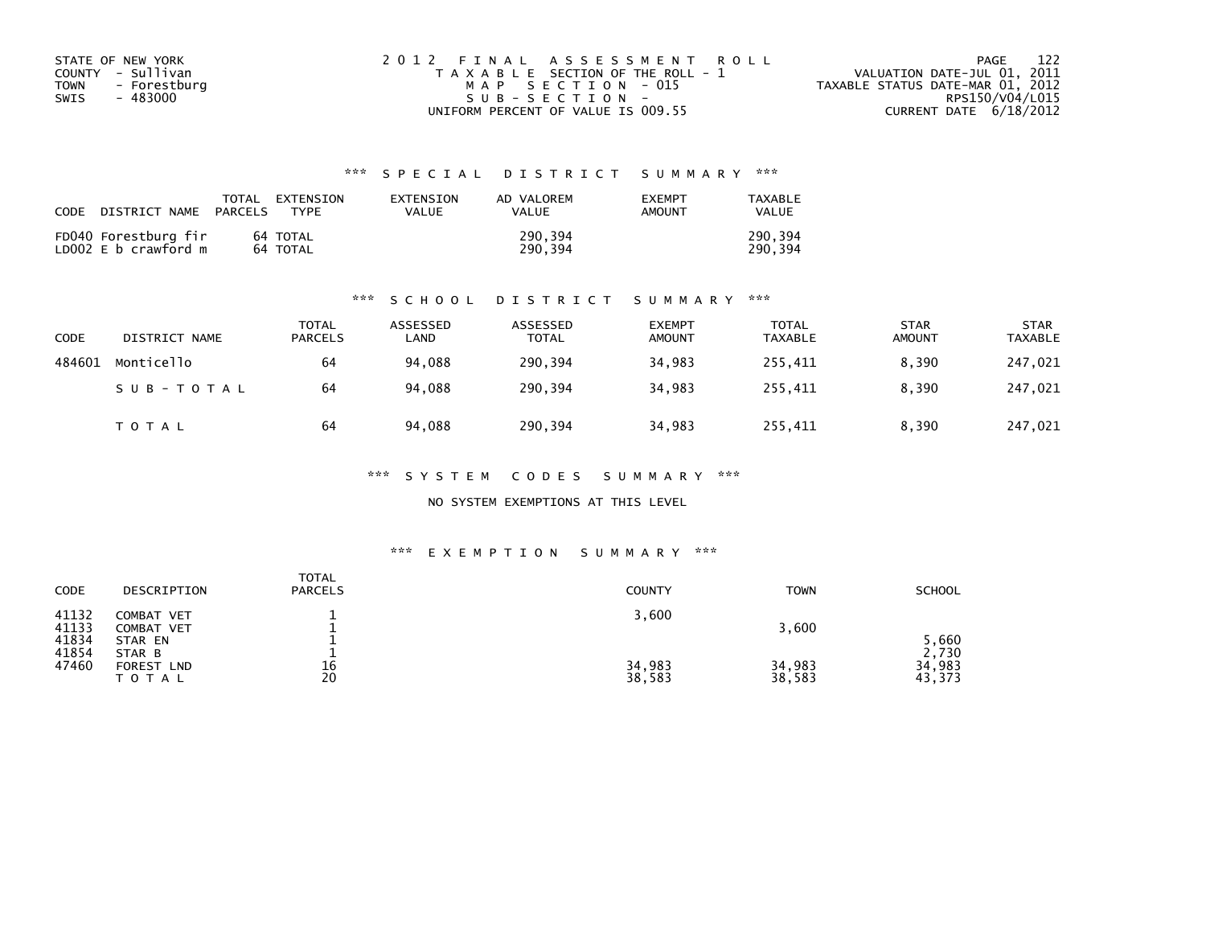STATE OF NEW YORK
COUNTY - Sullivan
TOWN - Forestburg
SWIS - 483000

2012 FINAL ASSESSMENT ROLL
TAXABLE SECTION OF THE ROLL - 1
MAP SECTION - 015
SUB-SECTION -
UNIFORM PERCENT OF VALUE IS 009.55

VALUATION DATE-JUL 01, 2011
TAXABLE STATUS DATE-MAR 01, 2012
RPS150/V04/L015
CURRENT DATE 6/18/2012

### *** SPECIAL DISTRICT SUMMARY ***

| CODE DISTRICT NAME | TOTAL PARCELS | EXTENSION TYPE | EXTENSION VALUE | AD VALOREM VALUE | EXEMPT AMOUNT | TAXABLE VALUE |
|---|---|---|---|---|---|---|
| FD040 Forestburg fir | 64 | TOTAL | | 290,394 | | 290,394 |
| LD002 E b crawford m | 64 | TOTAL | | 290,394 | | 290,394 |

### *** SCHOOL DISTRICT SUMMARY ***

| CODE | DISTRICT NAME | TOTAL PARCELS | ASSESSED LAND | ASSESSED TOTAL | EXEMPT AMOUNT | TOTAL TAXABLE | STAR AMOUNT | STAR TAXABLE |
|---|---|---|---|---|---|---|---|---|
| 484601 | Monticello | 64 | 94,088 | 290,394 | 34,983 | 255,411 | 8,390 | 247,021 |
| | SUB-TOTAL | 64 | 94,088 | 290,394 | 34,983 | 255,411 | 8,390 | 247,021 |
| | TOTAL | 64 | 94,088 | 290,394 | 34,983 | 255,411 | 8,390 | 247,021 |

### *** SYSTEM CODES SUMMARY ***

NO SYSTEM EXEMPTIONS AT THIS LEVEL

### *** EXEMPTION SUMMARY ***

| CODE | DESCRIPTION | TOTAL PARCELS | COUNTY | TOWN | SCHOOL |
|---|---|---|---|---|---|
| 41132 | COMBAT VET | 1 | 3,600 | | |
| 41133 | COMBAT VET | 1 | | 3,600 | |
| 41834 | STAR EN | 1 | | | 5,660 |
| 41854 | STAR B | 1 | | | 2,730 |
| 47460 | FOREST LND | 16 | 34,983 | 34,983 | 34,983 |
| | TOTAL | 20 | 38,583 | 38,583 | 43,373 |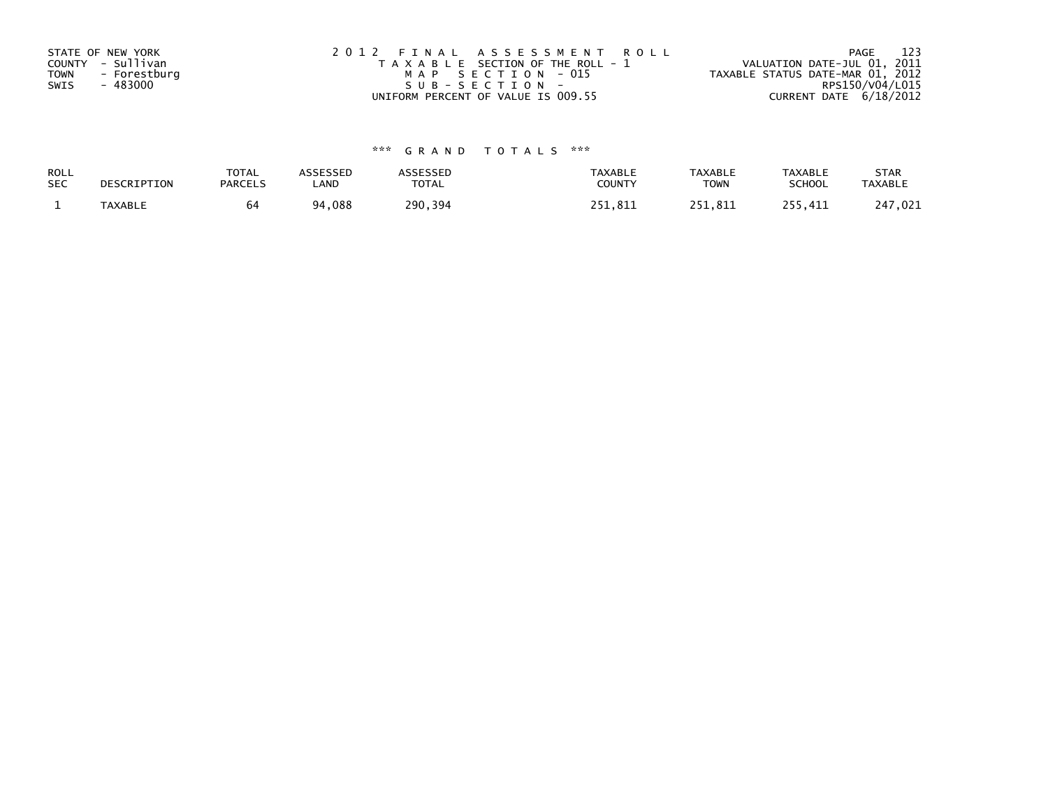STATE OF NEW YORK
COUNTY - Sullivan
TOWN - Forestburg
SWIS - 483000

2012 FINAL ASSESSMENT ROLL
TAXABLE SECTION OF THE ROLL - 1
MAP SECTION - 015
SUB-SECTION -
UNIFORM PERCENT OF VALUE IS 009.55

VALUATION DATE-JUL 01, 2011
TAXABLE STATUS DATE-MAR 01, 2012
RPS150/V04/L015
CURRENT DATE 6/18/2012

### *** GRAND TOTALS ***

| ROLL SEC | DESCRIPTION | TOTAL PARCELS | ASSESSED LAND | ASSESSED TOTAL | TAXABLE COUNTY | TAXABLE TOWN | TAXABLE SCHOOL | STAR TAXABLE |
|---|---|---|---|---|---|---|---|---|
| 1 | TAXABLE | 64 | 94,088 | 290,394 | 251,811 | 251,811 | 255,411 | 247,021 |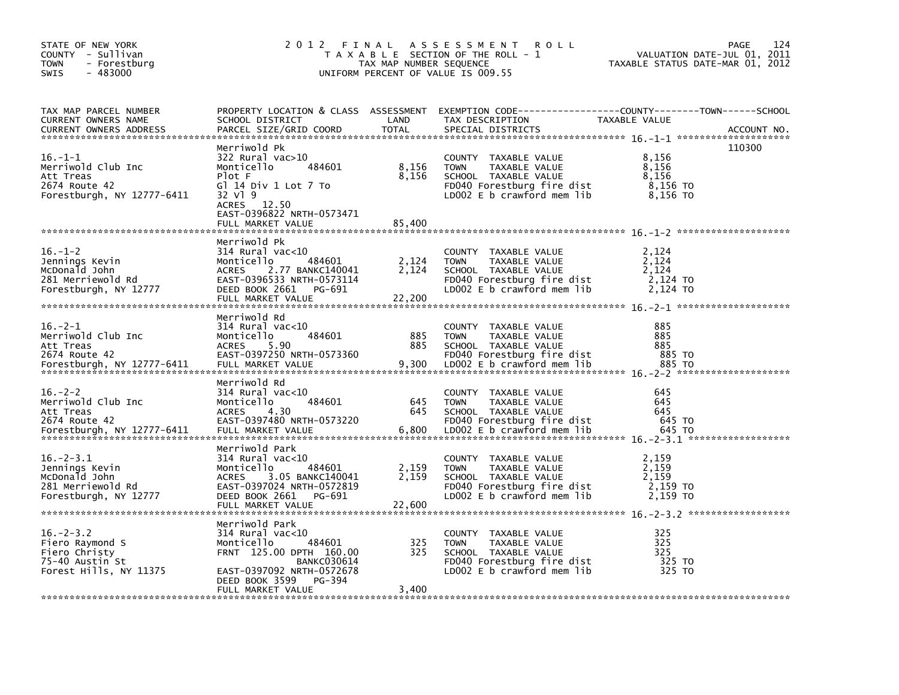STATE OF NEW YORK
COUNTY - Sullivan
TOWN - Forestburg
SWIS - 483000

# 2012 FINAL ASSESSMENT ROLL

TAXABLE SECTION OF THE ROLL - 1
TAX MAP NUMBER SEQUENCE
UNIFORM PERCENT OF VALUE IS 009.55

VALUATION DATE-JUL 01, 2011
TAXABLE STATUS DATE-MAR 01, 2012

| TAX MAP PARCEL NUMBER / CURRENT OWNERS NAME / CURRENT OWNERS ADDRESS | PROPERTY LOCATION & CLASS / SCHOOL DISTRICT / PARCEL SIZE/GRID COORD | ASSESSMENT LAND | TOTAL | EXEMPTION CODE / TAX DESCRIPTION / SPECIAL DISTRICTS | TAXABLE VALUE (COUNTY / TOWN / SCHOOL) | ACCOUNT NO. |
|---|---|---|---|---|---|---|
| 16.-1-1<br>Merriwold Club Inc<br>Att Treas<br>2674 Route 42<br>Forestburgh, NY 12777-6411 | Merriwold Pk<br>322 Rural vac>10<br>Monticello 484601<br>Plot F<br>Gl 14 Div 1 Lot 7 To<br>32 Vl 9<br>ACRES 12.50<br>EAST-0396822 NRTH-0573471<br>FULL MARKET VALUE | 8,156 | 8,156<br><br><br><br><br><br><br><br>85,400 | COUNTY TAXABLE VALUE<br>TOWN TAXABLE VALUE<br>SCHOOL TAXABLE VALUE<br>FD040 Forestburg fire dist<br>LD002 E b crawford mem lib | 8,156<br>8,156<br>8,156<br>8,156 TO<br>8,156 TO | 110300 |
| 16.-1-2<br>Jennings Kevin<br>McDonald John<br>281 Merriewold Rd<br>Forestburgh, NY 12777 | Merriwold Pk<br>314 Rural vac<10<br>Monticello 484601<br>ACRES 2.77 BANKC140041<br>EAST-0396533 NRTH-0573114<br>DEED BOOK 2661 PG-691<br>FULL MARKET VALUE | 2,124 | 2,124<br><br><br><br><br>22,200 | COUNTY TAXABLE VALUE<br>TOWN TAXABLE VALUE<br>SCHOOL TAXABLE VALUE<br>FD040 Forestburg fire dist<br>LD002 E b crawford mem lib | 2,124<br>2,124<br>2,124<br>2,124 TO<br>2,124 TO | |
| 16.-2-1<br>Merriwold Club Inc<br>Att Treas<br>2674 Route 42<br>Forestburgh, NY 12777-6411 | Merriwold Rd<br>314 Rural vac<10<br>Monticello 484601<br>ACRES 5.90<br>EAST-0397250 NRTH-0573360<br>FULL MARKET VALUE | 885 | 885<br><br><br><br>9,300 | COUNTY TAXABLE VALUE<br>TOWN TAXABLE VALUE<br>SCHOOL TAXABLE VALUE<br>FD040 Forestburg fire dist<br>LD002 E b crawford mem lib | 885<br>885<br>885<br>885 TO<br>885 TO | |
| 16.-2-2<br>Merriwold Club Inc<br>Att Treas<br>2674 Route 42<br>Forestburgh, NY 12777-6411 | Merriwold Rd<br>314 Rural vac<10<br>Monticello 484601<br>ACRES 4.30<br>EAST-0397480 NRTH-0573220<br>FULL MARKET VALUE | 645 | 645<br><br><br><br>6,800 | COUNTY TAXABLE VALUE<br>TOWN TAXABLE VALUE<br>SCHOOL TAXABLE VALUE<br>FD040 Forestburg fire dist<br>LD002 E b crawford mem lib | 645<br>645<br>645<br>645 TO<br>645 TO | |
| 16.-2-3.1<br>Jennings Kevin<br>McDonald John<br>281 Merriewold Rd<br>Forestburgh, NY 12777 | Merriwold Park<br>314 Rural vac<10<br>Monticello 484601<br>ACRES 3.05 BANKC140041<br>EAST-0397024 NRTH-0572819<br>DEED BOOK 2661 PG-691<br>FULL MARKET VALUE | 2,159 | 2,159<br><br><br><br><br>22,600 | COUNTY TAXABLE VALUE<br>TOWN TAXABLE VALUE<br>SCHOOL TAXABLE VALUE<br>FD040 Forestburg fire dist<br>LD002 E b crawford mem lib | 2,159<br>2,159<br>2,159<br>2,159 TO<br>2,159 TO | |
| 16.-2-3.2<br>Fiero Raymond S<br>Fiero Christy<br>75-40 Austin St<br>Forest Hills, NY 11375 | Merriwold Park<br>314 Rural vac<10<br>Monticello 484601<br>FRNT 125.00 DPTH 160.00<br>BANKC030614<br>EAST-0397092 NRTH-0572678<br>DEED BOOK 3599 PG-394<br>FULL MARKET VALUE | 325 | 325<br><br><br><br><br><br>3,400 | COUNTY TAXABLE VALUE<br>TOWN TAXABLE VALUE<br>SCHOOL TAXABLE VALUE<br>FD040 Forestburg fire dist<br>LD002 E b crawford mem lib | 325<br>325<br>325<br>325 TO<br>325 TO | |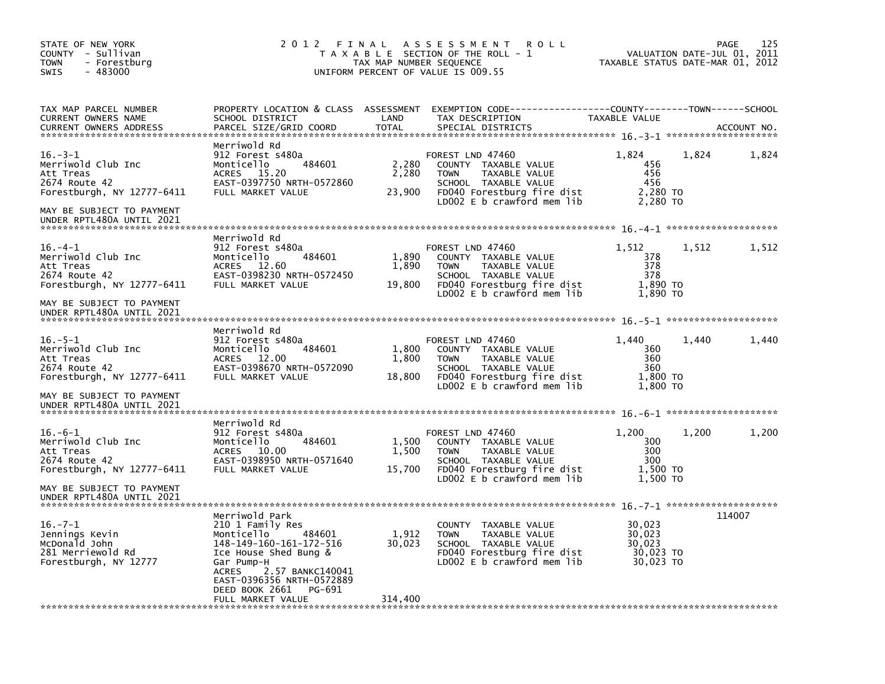STATE OF NEW YORK
COUNTY - Sullivan
TOWN - Forestburg
SWIS - 483000

2012 FINAL ASSESSMENT ROLL
TAXABLE SECTION OF THE ROLL - 1
TAX MAP NUMBER SEQUENCE
UNIFORM PERCENT OF VALUE IS 009.55

VALUATION DATE-JUL 01, 2011
TAXABLE STATUS DATE-MAR 01, 2012

| TAX MAP PARCEL NUMBER / CURRENT OWNERS NAME / CURRENT OWNERS ADDRESS | PROPERTY LOCATION & CLASS / SCHOOL DISTRICT / PARCEL SIZE/GRID COORD | ASSESSMENT LAND / TOTAL | EXEMPTION CODE / TAX DESCRIPTION / SPECIAL DISTRICTS | COUNTY TAXABLE VALUE | TOWN | SCHOOL | ACCOUNT NO. |
|---|---|---|---|---|---|---|---|
| 16.-3-1 | Merriwold Rd | | | | | | |
| | 912 Forest s480a | | FOREST LND 47460 | 1,824 | 1,824 | 1,824 | |
| Merriwold Club Inc | Monticello 484601 | 2,280 | COUNTY TAXABLE VALUE | 456 | | | |
| Att Treas | ACRES 15.20 | 2,280 | TOWN TAXABLE VALUE | 456 | | | |
| 2674 Route 42 | EAST-0397750 NRTH-0572860 | | SCHOOL TAXABLE VALUE | 456 | | | |
| Forestburgh, NY 12777-6411 | FULL MARKET VALUE | 23,900 | FD040 Forestburg fire dist | 2,280 TO | | | |
| | | | LD002 E b crawford mem lib | 2,280 TO | | | |
| MAY BE SUBJECT TO PAYMENT UNDER RPTL480A UNTIL 2021 | | | | | | | |
| 16.-4-1 | Merriwold Rd | | | | | | |
| | 912 Forest s480a | | FOREST LND 47460 | 1,512 | 1,512 | 1,512 | |
| Merriwold Club Inc | Monticello 484601 | 1,890 | COUNTY TAXABLE VALUE | 378 | | | |
| Att Treas | ACRES 12.60 | 1,890 | TOWN TAXABLE VALUE | 378 | | | |
| 2674 Route 42 | EAST-0398230 NRTH-0572450 | | SCHOOL TAXABLE VALUE | 378 | | | |
| Forestburgh, NY 12777-6411 | FULL MARKET VALUE | 19,800 | FD040 Forestburg fire dist | 1,890 TO | | | |
| | | | LD002 E b crawford mem lib | 1,890 TO | | | |
| MAY BE SUBJECT TO PAYMENT UNDER RPTL480A UNTIL 2021 | | | | | | | |
| 16.-5-1 | Merriwold Rd | | | | | | |
| | 912 Forest s480a | | FOREST LND 47460 | 1,440 | 1,440 | 1,440 | |
| Merriwold Club Inc | Monticello 484601 | 1,800 | COUNTY TAXABLE VALUE | 360 | | | |
| Att Treas | ACRES 12.00 | 1,800 | TOWN TAXABLE VALUE | 360 | | | |
| 2674 Route 42 | EAST-0398670 NRTH-0572090 | | SCHOOL TAXABLE VALUE | 360 | | | |
| Forestburgh, NY 12777-6411 | FULL MARKET VALUE | 18,800 | FD040 Forestburg fire dist | 1,800 TO | | | |
| | | | LD002 E b crawford mem lib | 1,800 TO | | | |
| MAY BE SUBJECT TO PAYMENT UNDER RPTL480A UNTIL 2021 | | | | | | | |
| 16.-6-1 | Merriwold Rd | | | | | | |
| | 912 Forest s480a | | FOREST LND 47460 | 1,200 | 1,200 | 1,200 | |
| Merriwold Club Inc | Monticello 484601 | 1,500 | COUNTY TAXABLE VALUE | 300 | | | |
| Att Treas | ACRES 10.00 | 1,500 | TOWN TAXABLE VALUE | 300 | | | |
| 2674 Route 42 | EAST-0398950 NRTH-0571640 | | SCHOOL TAXABLE VALUE | 300 | | | |
| Forestburgh, NY 12777-6411 | FULL MARKET VALUE | 15,700 | FD040 Forestburg fire dist | 1,500 TO | | | |
| | | | LD002 E b crawford mem lib | 1,500 TO | | | |
| MAY BE SUBJECT TO PAYMENT UNDER RPTL480A UNTIL 2021 | | | | | | | |
| 16.-7-1 | Merriwold Park | | | | | | 114007 |
| | 210 1 Family Res | | COUNTY TAXABLE VALUE | 30,023 | | | |
| Jennings Kevin | Monticello 484601 | 1,912 | TOWN TAXABLE VALUE | 30,023 | | | |
| McDonald John | 148-149-160-161-172-516 | 30,023 | SCHOOL TAXABLE VALUE | 30,023 | | | |
| 281 Merriewold Rd | Ice House Shed Bung & | | FD040 Forestburg fire dist | 30,023 TO | | | |
| Forestburgh, NY 12777 | Gar Pump-H | | LD002 E b crawford mem lib | 30,023 TO | | | |
| | ACRES 2.57 BANKC140041 | | | | | | |
| | EAST-0396356 NRTH-0572889 | | | | | | |
| | DEED BOOK 2661 PG-691 | | | | | | |
| | FULL MARKET VALUE | 314,400 | | | | | |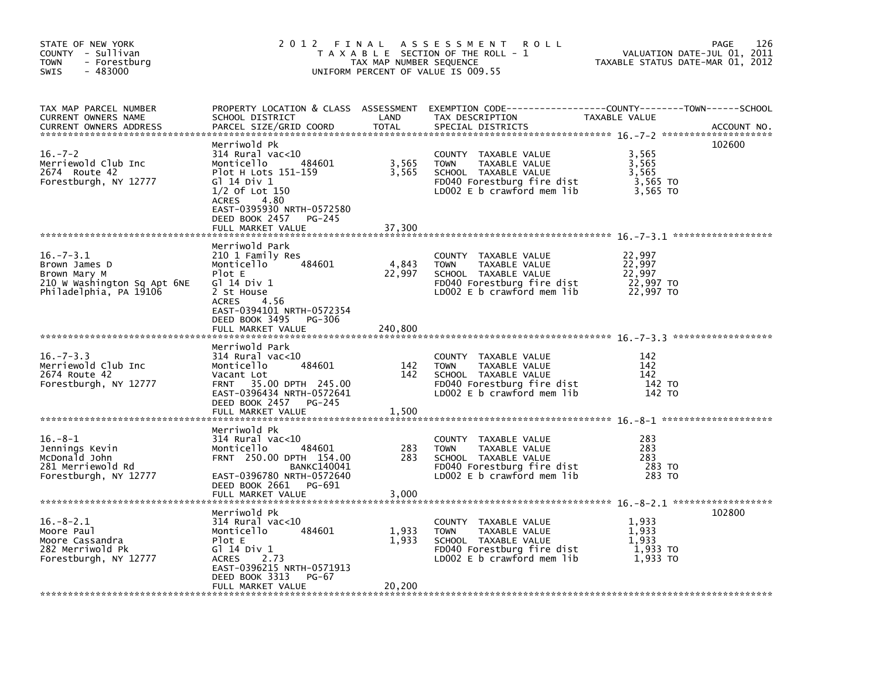STATE OF NEW YORK
COUNTY - Sullivan
TOWN - Forestburg
SWIS - 483000

# 2012 FINAL ASSESSMENT ROLL
TAXABLE SECTION OF THE ROLL - 1
TAX MAP NUMBER SEQUENCE
UNIFORM PERCENT OF VALUE IS 009.55

VALUATION DATE-JUL 01, 2011
TAXABLE STATUS DATE-MAR 01, 2012

| TAX MAP PARCEL NUMBER / CURRENT OWNERS NAME / CURRENT OWNERS ADDRESS | PROPERTY LOCATION & CLASS / SCHOOL DISTRICT / PARCEL SIZE/GRID COORD | ASSESSMENT LAND | TOTAL | EXEMPTION CODE / TAX DESCRIPTION / SPECIAL DISTRICTS | COUNTY / TOWN / SCHOOL TAXABLE VALUE | ACCOUNT NO. |
|---|---|---|---|---|---|---|
| 16.-7-2 | Merriwold Pk | | | | | 102600 |
| Merriewold Club Inc | 314 Rural vac<10 | | | COUNTY TAXABLE VALUE | 3,565 | |
| 2674 Route 42 | Monticello 484601 | 3,565 | | TOWN TAXABLE VALUE | 3,565 | |
| Forestburgh, NY 12777 | Plot H Lots 151-159 | | 3,565 | SCHOOL TAXABLE VALUE | 3,565 | |
| | Gl 14 Div 1 | | | FD040 Forestburg fire dist | 3,565 TO | |
| | 1/2 Of Lot 150 | | | LD002 E b crawford mem lib | 3,565 TO | |
| | ACRES 4.80 | | | | | |
| | EAST-0395930 NRTH-0572580 | | | | | |
| | DEED BOOK 2457 PG-245 | | | | | |
| | FULL MARKET VALUE | | 37,300 | | | |
| 16.-7-3.1 | Merriwold Park | | | | | |
| Brown James D | 210 1 Family Res | | | COUNTY TAXABLE VALUE | 22,997 | |
| Brown Mary M | Monticello 484601 | 4,843 | | TOWN TAXABLE VALUE | 22,997 | |
| 210 W Washington Sq Apt 6NE | Plot E | | 22,997 | SCHOOL TAXABLE VALUE | 22,997 | |
| Philadelphia, PA 19106 | Gl 14 Div 1 | | | FD040 Forestburg fire dist | 22,997 TO | |
| | 2 St House | | | LD002 E b crawford mem lib | 22,997 TO | |
| | ACRES 4.56 | | | | | |
| | EAST-0394101 NRTH-0572354 | | | | | |
| | DEED BOOK 3495 PG-306 | | | | | |
| | FULL MARKET VALUE | | 240,800 | | | |
| 16.-7-3.3 | Merriwold Park | | | | | |
| Merriewold Club Inc | 314 Rural vac<10 | | | COUNTY TAXABLE VALUE | 142 | |
| 2674 Route 42 | Monticello 484601 | 142 | | TOWN TAXABLE VALUE | 142 | |
| Forestburgh, NY 12777 | Vacant Lot | | 142 | SCHOOL TAXABLE VALUE | 142 | |
| | FRNT 35.00 DPTH 245.00 | | | FD040 Forestburg fire dist | 142 TO | |
| | EAST-0396434 NRTH-0572641 | | | LD002 E b crawford mem lib | 142 TO | |
| | DEED BOOK 2457 PG-245 | | | | | |
| | FULL MARKET VALUE | | 1,500 | | | |
| 16.-8-1 | Merriwold Pk | | | | | |
| Jennings Kevin | 314 Rural vac<10 | | | COUNTY TAXABLE VALUE | 283 | |
| McDonald John | Monticello 484601 | 283 | | TOWN TAXABLE VALUE | 283 | |
| 281 Merriewold Rd | FRNT 250.00 DPTH 154.00 | | 283 | SCHOOL TAXABLE VALUE | 283 | |
| Forestburgh, NY 12777 | BANKC140041 | | | FD040 Forestburg fire dist | 283 TO | |
| | EAST-0396780 NRTH-0572640 | | | LD002 E b crawford mem lib | 283 TO | |
| | DEED BOOK 2661 PG-691 | | | | | |
| | FULL MARKET VALUE | | 3,000 | | | |
| 16.-8-2.1 | Merriwold Pk | | | | | 102800 |
| Moore Paul | 314 Rural vac<10 | | | COUNTY TAXABLE VALUE | 1,933 | |
| Moore Cassandra | Monticello 484601 | 1,933 | | TOWN TAXABLE VALUE | 1,933 | |
| 282 Merriwold Pk | Plot E | | 1,933 | SCHOOL TAXABLE VALUE | 1,933 | |
| Forestburgh, NY 12777 | Gl 14 Div 1 | | | FD040 Forestburg fire dist | 1,933 TO | |
| | ACRES 2.73 | | | LD002 E b crawford mem lib | 1,933 TO | |
| | EAST-0396215 NRTH-0571913 | | | | | |
| | DEED BOOK 3313 PG-67 | | | | | |
| | FULL MARKET VALUE | | 20,200 | | | |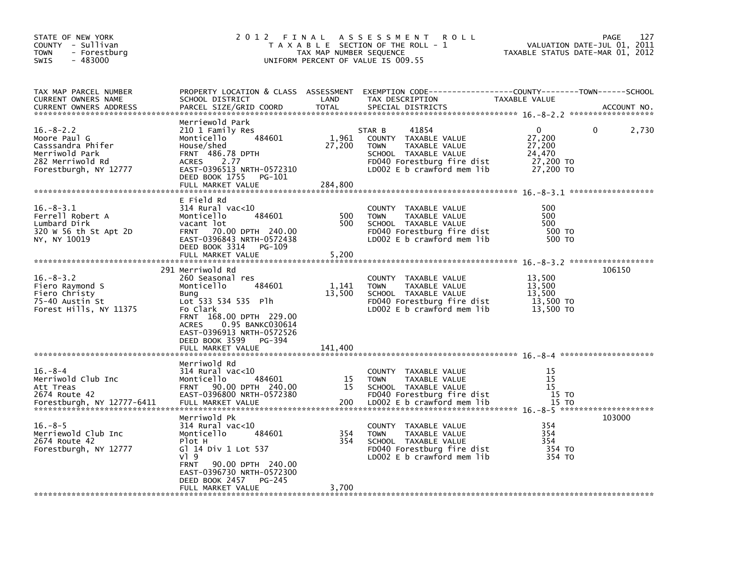STATE OF NEW YORK
COUNTY - Sullivan
TOWN - Forestburg
SWIS - 483000

# 2012 FINAL ASSESSMENT ROLL

TAXABLE SECTION OF THE ROLL - 1
TAX MAP NUMBER SEQUENCE
UNIFORM PERCENT OF VALUE IS 009.55

VALUATION DATE-JUL 01, 2011
TAXABLE STATUS DATE-MAR 01, 2012

| TAX MAP PARCEL NUMBER / CURRENT OWNERS NAME / CURRENT OWNERS ADDRESS | PROPERTY LOCATION & CLASS / SCHOOL DISTRICT / PARCEL SIZE/GRID COORD | ASSESSMENT LAND | TOTAL | EXEMPTION CODE / TAX DESCRIPTION / SPECIAL DISTRICTS | COUNTY TAXABLE VALUE | TOWN | SCHOOL | ACCOUNT NO. |
|---|---|---|---|---|---|---|---|---|
| **16.-8-2.2** | Merriewold Park | | | | | | | |
| 16.-8-2.2 | 210 1 Family Res | | | STAR B 41854 | 0 | 0 | 2,730 | |
| Moore Paul G | Monticello 484601 | 1,961 | | COUNTY TAXABLE VALUE | 27,200 | | | |
| Casssandra Phifer | House/shed | | 27,200 | TOWN TAXABLE VALUE | 27,200 | | | |
| Merriwold Park | FRNT 486.78 DPTH | | | SCHOOL TAXABLE VALUE | 24,470 | | | |
| 282 Merriwold Rd | ACRES 2.77 | | | FD040 Forestburg fire dist | 27,200 TO | | | |
| Forestburgh, NY 12777 | EAST-0396513 NRTH-0572310 | | | LD002 E b crawford mem lib | 27,200 TO | | | |
| | DEED BOOK 1755 PG-101 | | | | | | | |
| | FULL MARKET VALUE | | 284,800 | | | | | |
| **16.-8-3.1** | E Field Rd | | | | | | | |
| 16.-8-3.1 | 314 Rural vac<10 | | | COUNTY TAXABLE VALUE | 500 | | | |
| Ferrell Robert A | Monticello 484601 | 500 | | TOWN TAXABLE VALUE | 500 | | | |
| Lumbard Dirk | vacant lot | | 500 | SCHOOL TAXABLE VALUE | 500 | | | |
| 320 W 56 th St Apt 2D | FRNT 70.00 DPTH 240.00 | | | FD040 Forestburg fire dist | 500 TO | | | |
| NY, NY 10019 | EAST-0396843 NRTH-0572438 | | | LD002 E b crawford mem lib | 500 TO | | | |
| | DEED BOOK 3314 PG-109 | | | | | | | |
| | FULL MARKET VALUE | | 5,200 | | | | | |
| **16.-8-3.2** | 291 Merriwold Rd | | | | | | | 106150 |
| 16.-8-3.2 | 260 Seasonal res | | | COUNTY TAXABLE VALUE | 13,500 | | | |
| Fiero Raymond S | Monticello 484601 | 1,141 | | TOWN TAXABLE VALUE | 13,500 | | | |
| Fiero Christy | Bung | | 13,500 | SCHOOL TAXABLE VALUE | 13,500 | | | |
| 75-40 Austin St | Lot 533 534 535 Plh | | | FD040 Forestburg fire dist | 13,500 TO | | | |
| Forest Hills, NY 11375 | Fo Clark | | | LD002 E b crawford mem lib | 13,500 TO | | | |
| | FRNT 168.00 DPTH 229.00 | | | | | | | |
| | ACRES 0.95 BANKC030614 | | | | | | | |
| | EAST-0396913 NRTH-0572526 | | | | | | | |
| | DEED BOOK 3599 PG-394 | | | | | | | |
| | FULL MARKET VALUE | | 141,400 | | | | | |
| **16.-8-4** | Merriwold Rd | | | | | | | |
| 16.-8-4 | 314 Rural vac<10 | | | COUNTY TAXABLE VALUE | 15 | | | |
| Merriwold Club Inc | Monticello 484601 | 15 | | TOWN TAXABLE VALUE | 15 | | | |
| Att Treas | FRNT 90.00 DPTH 240.00 | | 15 | SCHOOL TAXABLE VALUE | 15 | | | |
| 2674 Route 42 | EAST-0396800 NRTH-0572380 | | | FD040 Forestburg fire dist | 15 TO | | | |
| Forestburgh, NY 12777-6411 | FULL MARKET VALUE | | 200 | LD002 E b crawford mem lib | 15 TO | | | |
| **16.-8-5** | Merriwold Pk | | | | | | | 103000 |
| 16.-8-5 | 314 Rural vac<10 | | | COUNTY TAXABLE VALUE | 354 | | | |
| Merriewold Club Inc | Monticello 484601 | 354 | | TOWN TAXABLE VALUE | 354 | | | |
| 2674 Route 42 | Plot H | | 354 | SCHOOL TAXABLE VALUE | 354 | | | |
| Forestburgh, NY 12777 | Gl 14 Div 1 Lot 537 | | | FD040 Forestburg fire dist | 354 TO | | | |
| | Vl 9 | | | LD002 E b crawford mem lib | 354 TO | | | |
| | FRNT 90.00 DPTH 240.00 | | | | | | | |
| | EAST-0396730 NRTH-0572300 | | | | | | | |
| | DEED BOOK 2457 PG-245 | | | | | | | |
| | FULL MARKET VALUE | | 3,700 | | | | | |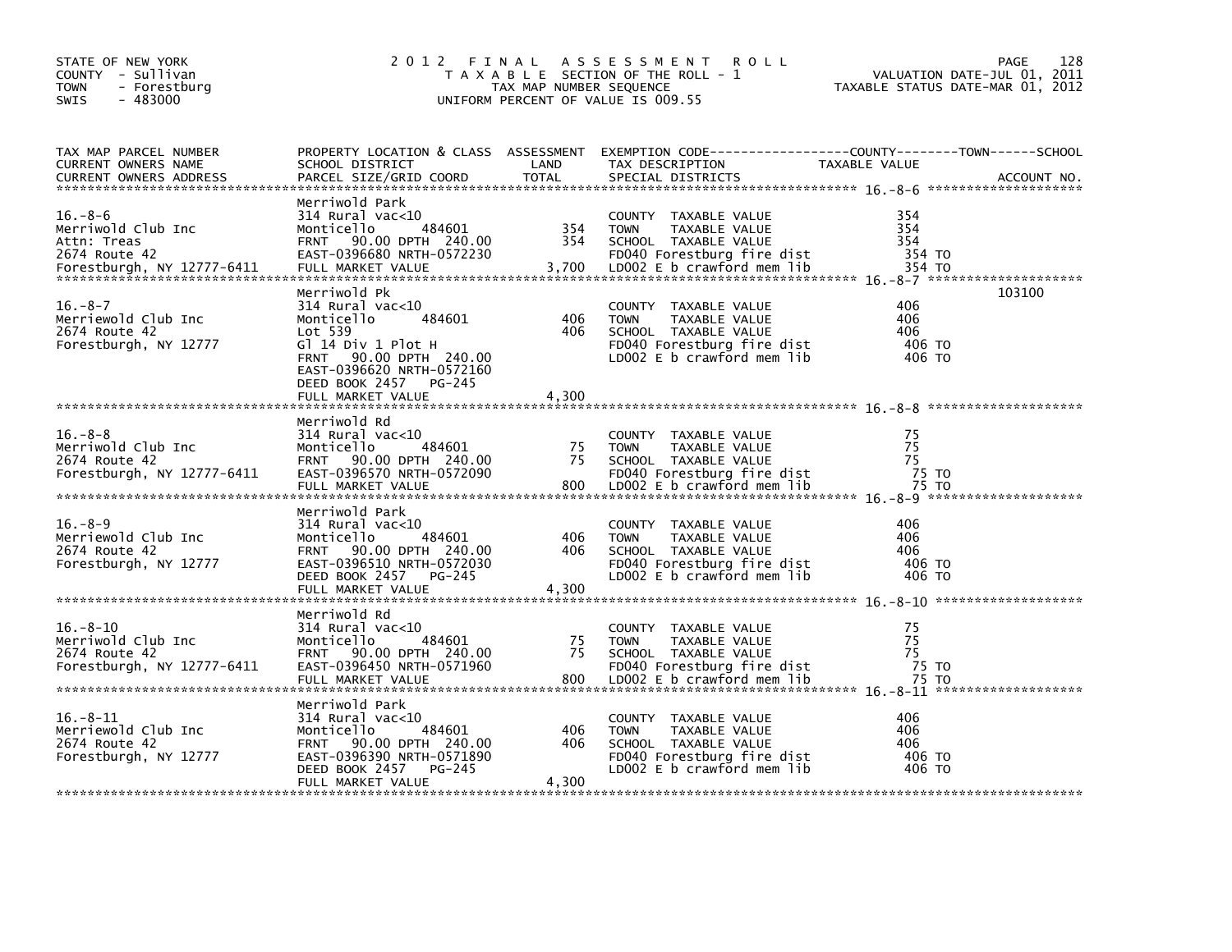STATE OF NEW YORK
COUNTY - Sullivan
TOWN - Forestburg
SWIS - 483000

# 2012 FINAL ASSESSMENT ROLL

TAXABLE SECTION OF THE ROLL - 1
TAX MAP NUMBER SEQUENCE
UNIFORM PERCENT OF VALUE IS 009.55

VALUATION DATE-JUL 01, 2011
TAXABLE STATUS DATE-MAR 01, 2012

| TAX MAP PARCEL NUMBER / CURRENT OWNERS NAME / CURRENT OWNERS ADDRESS | PROPERTY LOCATION & CLASS / SCHOOL DISTRICT / PARCEL SIZE/GRID COORD | ASSESSMENT LAND | ASSESSMENT TOTAL | EXEMPTION CODE / TAX DESCRIPTION / SPECIAL DISTRICTS | TAXABLE VALUE | ACCOUNT NO. |
|---|---|---|---|---|---|---|
| 16.-8-6 | Merriwold Park | | | | | |
| Merriwold Club Inc | 314 Rural vac<10 | | | COUNTY TAXABLE VALUE | 354 | |
| Attn: Treas | Monticello 484601 | 354 | | TOWN TAXABLE VALUE | 354 | |
| 2674 Route 42 | FRNT 90.00 DPTH 240.00 | | 354 | SCHOOL TAXABLE VALUE | 354 | |
| Forestburgh, NY 12777-6411 | EAST-0396680 NRTH-0572230 | | | FD040 Forestburg fire dist | 354 TO | |
| | FULL MARKET VALUE | | 3,700 | LD002 E b crawford mem lib | 354 TO | |
| 16.-8-7 | Merriwold Pk | | | | | 103100 |
| Merriewold Club Inc | 314 Rural vac<10 | | | COUNTY TAXABLE VALUE | 406 | |
| 2674 Route 42 | Monticello 484601 | 406 | | TOWN TAXABLE VALUE | 406 | |
| Forestburgh, NY 12777 | Lot 539 | | 406 | SCHOOL TAXABLE VALUE | 406 | |
| | Gl 14 Div 1 Plot H | | | FD040 Forestburg fire dist | 406 TO | |
| | FRNT 90.00 DPTH 240.00 | | | LD002 E b crawford mem lib | 406 TO | |
| | EAST-0396620 NRTH-0572160 | | | | | |
| | DEED BOOK 2457 PG-245 | | | | | |
| | FULL MARKET VALUE | | 4,300 | | | |
| 16.-8-8 | Merriwold Rd | | | | | |
| Merriwold Club Inc | 314 Rural vac<10 | | | COUNTY TAXABLE VALUE | 75 | |
| 2674 Route 42 | Monticello 484601 | 75 | | TOWN TAXABLE VALUE | 75 | |
| Forestburgh, NY 12777-6411 | FRNT 90.00 DPTH 240.00 | | 75 | SCHOOL TAXABLE VALUE | 75 | |
| | EAST-0396570 NRTH-0572090 | | | FD040 Forestburg fire dist | 75 TO | |
| | FULL MARKET VALUE | | 800 | LD002 E b crawford mem lib | 75 TO | |
| 16.-8-9 | Merriwold Park | | | | | |
| Merriewold Club Inc | 314 Rural vac<10 | | | COUNTY TAXABLE VALUE | 406 | |
| 2674 Route 42 | Monticello 484601 | 406 | | TOWN TAXABLE VALUE | 406 | |
| Forestburgh, NY 12777 | FRNT 90.00 DPTH 240.00 | | 406 | SCHOOL TAXABLE VALUE | 406 | |
| | EAST-0396510 NRTH-0572030 | | | FD040 Forestburg fire dist | 406 TO | |
| | DEED BOOK 2457 PG-245 | | | LD002 E b crawford mem lib | 406 TO | |
| | FULL MARKET VALUE | | 4,300 | | | |
| 16.-8-10 | Merriwold Rd | | | | | |
| Merriwold Club Inc | 314 Rural vac<10 | | | COUNTY TAXABLE VALUE | 75 | |
| 2674 Route 42 | Monticello 484601 | 75 | | TOWN TAXABLE VALUE | 75 | |
| Forestburgh, NY 12777-6411 | FRNT 90.00 DPTH 240.00 | | 75 | SCHOOL TAXABLE VALUE | 75 | |
| | EAST-0396450 NRTH-0571960 | | | FD040 Forestburg fire dist | 75 TO | |
| | FULL MARKET VALUE | | 800 | LD002 E b crawford mem lib | 75 TO | |
| 16.-8-11 | Merriwold Park | | | | | |
| Merriewold Club Inc | 314 Rural vac<10 | | | COUNTY TAXABLE VALUE | 406 | |
| 2674 Route 42 | Monticello 484601 | 406 | | TOWN TAXABLE VALUE | 406 | |
| Forestburgh, NY 12777 | FRNT 90.00 DPTH 240.00 | | 406 | SCHOOL TAXABLE VALUE | 406 | |
| | EAST-0396390 NRTH-0571890 | | | FD040 Forestburg fire dist | 406 TO | |
| | DEED BOOK 2457 PG-245 | | | LD002 E b crawford mem lib | 406 TO | |
| | FULL MARKET VALUE | | 4,300 | | | |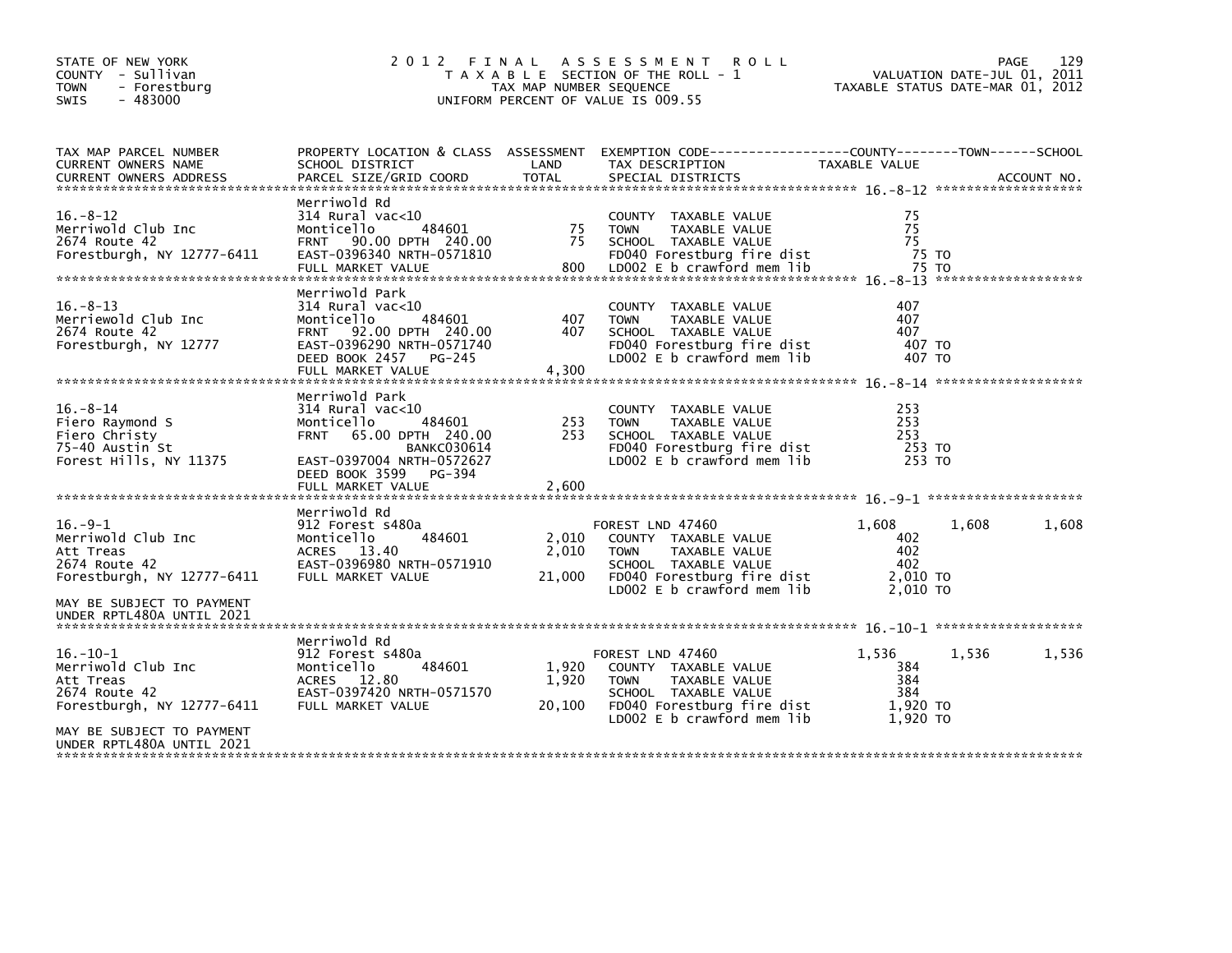STATE OF NEW YORK
COUNTY - Sullivan
TOWN - Forestburg
SWIS - 483000

# 2012 FINAL ASSESSMENT ROLL
TAXABLE SECTION OF THE ROLL - 1
TAX MAP NUMBER SEQUENCE
UNIFORM PERCENT OF VALUE IS 009.55

VALUATION DATE-JUL 01, 2011
TAXABLE STATUS DATE-MAR 01, 2012

| TAX MAP PARCEL NUMBER / CURRENT OWNERS NAME / CURRENT OWNERS ADDRESS | PROPERTY LOCATION & CLASS / SCHOOL DISTRICT / PARCEL SIZE/GRID COORD | ASSESSMENT LAND / TOTAL | EXEMPTION CODE / TAX DESCRIPTION / SPECIAL DISTRICTS | COUNTY TAXABLE VALUE | TOWN | SCHOOL |
|---|---|---|---|---|---|---|
| **16.-8-12** | Merriwold Rd | | | | | |
| Merriwold Club Inc | 314 Rural vac<10 | | COUNTY TAXABLE VALUE | 75 | | |
| 2674 Route 42 | Monticello 484601 | 75 | TOWN TAXABLE VALUE | 75 | | |
| Forestburgh, NY 12777-6411 | FRNT 90.00 DPTH 240.00 | 75 | SCHOOL TAXABLE VALUE | 75 | | |
| | EAST-0396340 NRTH-0571810 | | FD040 Forestburg fire dist | 75 TO | | |
| | FULL MARKET VALUE | 800 | LD002 E b crawford mem lib | 75 TO | | |
| **16.-8-13** | Merriwold Park | | | | | |
| Merriewold Club Inc | 314 Rural vac<10 | | COUNTY TAXABLE VALUE | 407 | | |
| 2674 Route 42 | Monticello 484601 | 407 | TOWN TAXABLE VALUE | 407 | | |
| Forestburgh, NY 12777 | FRNT 92.00 DPTH 240.00 | 407 | SCHOOL TAXABLE VALUE | 407 | | |
| | EAST-0396290 NRTH-0571740 | | FD040 Forestburg fire dist | 407 TO | | |
| | DEED BOOK 2457 PG-245 | | LD002 E b crawford mem lib | 407 TO | | |
| | FULL MARKET VALUE | 4,300 | | | | |
| **16.-8-14** | Merriwold Park | | | | | |
| Fiero Raymond S | 314 Rural vac<10 | | COUNTY TAXABLE VALUE | 253 | | |
| Fiero Christy | Monticello 484601 | 253 | TOWN TAXABLE VALUE | 253 | | |
| 75-40 Austin St | FRNT 65.00 DPTH 240.00 | 253 | SCHOOL TAXABLE VALUE | 253 | | |
| Forest Hills, NY 11375 | BANKC030614 | | FD040 Forestburg fire dist | 253 TO | | |
| | EAST-0397004 NRTH-0572627 | | LD002 E b crawford mem lib | 253 TO | | |
| | DEED BOOK 3599 PG-394 | | | | | |
| | FULL MARKET VALUE | 2,600 | | | | |
| **16.-9-1** | Merriwold Rd | | | | | |
| Merriwold Club Inc | 912 Forest s480a | | FOREST LND 47460 | 1,608 | 1,608 | 1,608 |
| Att Treas | Monticello 484601 | 2,010 | COUNTY TAXABLE VALUE | 402 | | |
| 2674 Route 42 | ACRES 13.40 | 2,010 | TOWN TAXABLE VALUE | 402 | | |
| Forestburgh, NY 12777-6411 | EAST-0396980 NRTH-0571910 | | SCHOOL TAXABLE VALUE | 402 | | |
| | FULL MARKET VALUE | 21,000 | FD040 Forestburg fire dist | 2,010 TO | | |
| MAY BE SUBJECT TO PAYMENT UNDER RPTL480A UNTIL 2021 | | | LD002 E b crawford mem lib | 2,010 TO | | |
| **16.-10-1** | Merriwold Rd | | | | | |
| Merriwold Club Inc | 912 Forest s480a | | FOREST LND 47460 | 1,536 | 1,536 | 1,536 |
| Att Treas | Monticello 484601 | 1,920 | COUNTY TAXABLE VALUE | 384 | | |
| 2674 Route 42 | ACRES 12.80 | 1,920 | TOWN TAXABLE VALUE | 384 | | |
| Forestburgh, NY 12777-6411 | EAST-0397420 NRTH-0571570 | | SCHOOL TAXABLE VALUE | 384 | | |
| | FULL MARKET VALUE | 20,100 | FD040 Forestburg fire dist | 1,920 TO | | |
| MAY BE SUBJECT TO PAYMENT UNDER RPTL480A UNTIL 2021 | | | LD002 E b crawford mem lib | 1,920 TO | | |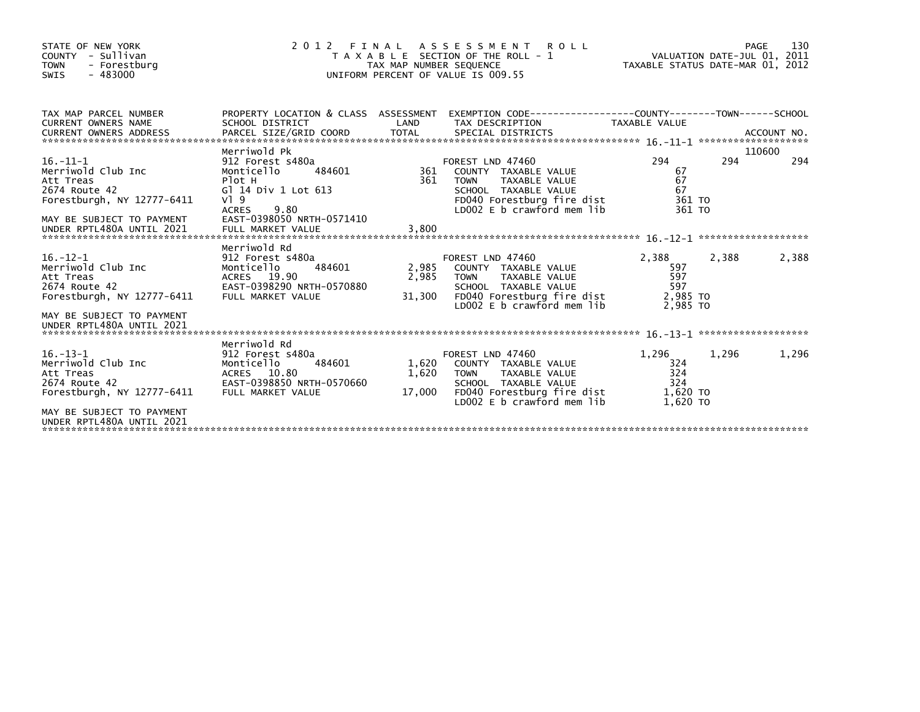STATE OF NEW YORK
COUNTY - Sullivan
TOWN - Forestburg
SWIS - 483000

# 2012 FINAL ASSESSMENT ROLL
TAXABLE SECTION OF THE ROLL - 1
TAX MAP NUMBER SEQUENCE
UNIFORM PERCENT OF VALUE IS 009.55

VALUATION DATE-JUL 01, 2011
TAXABLE STATUS DATE-MAR 01, 2012

| TAX MAP PARCEL NUMBER / CURRENT OWNERS NAME / CURRENT OWNERS ADDRESS | PROPERTY LOCATION & CLASS / SCHOOL DISTRICT / PARCEL SIZE/GRID COORD | ASSESSMENT LAND / TOTAL | EXEMPTION CODE / TAX DESCRIPTION / SPECIAL DISTRICTS | COUNTY TAXABLE VALUE | TOWN | SCHOOL / ACCOUNT NO. |
|---|---|---|---|---|---|---|
| **16.-11-1** | Merriwold Pk | | | | | 110600 |
| 16.-11-1 | 912 Forest s480a | | FOREST LND 47460 | 294 | 294 | 294 |
| Merriwold Club Inc | Monticello 484601 | 361 | COUNTY TAXABLE VALUE | 67 | | |
| Att Treas | Plot H | 361 | TOWN TAXABLE VALUE | 67 | | |
| 2674 Route 42 | Gl 14 Div 1 Lot 613 | | SCHOOL TAXABLE VALUE | 67 | | |
| Forestburgh, NY 12777-6411 | Vl 9 | | FD040 Forestburg fire dist | 361 TO | | |
| | ACRES 9.80 | | LD002 E b crawford mem lib | 361 TO | | |
| MAY BE SUBJECT TO PAYMENT | EAST-0398050 NRTH-0571410 | | | | | |
| UNDER RPTL480A UNTIL 2021 | FULL MARKET VALUE | 3,800 | | | | |
| **16.-12-1** | Merriwold Rd | | | | | |
| 16.-12-1 | 912 Forest s480a | | FOREST LND 47460 | 2,388 | 2,388 | 2,388 |
| Merriwold Club Inc | Monticello 484601 | 2,985 | COUNTY TAXABLE VALUE | 597 | | |
| Att Treas | ACRES 19.90 | 2,985 | TOWN TAXABLE VALUE | 597 | | |
| 2674 Route 42 | EAST-0398290 NRTH-0570880 | | SCHOOL TAXABLE VALUE | 597 | | |
| Forestburgh, NY 12777-6411 | FULL MARKET VALUE | 31,300 | FD040 Forestburg fire dist | 2,985 TO | | |
| | | | LD002 E b crawford mem lib | 2,985 TO | | |
| MAY BE SUBJECT TO PAYMENT | | | | | | |
| UNDER RPTL480A UNTIL 2021 | | | | | | |
| **16.-13-1** | Merriwold Rd | | | | | |
| 16.-13-1 | 912 Forest s480a | | FOREST LND 47460 | 1,296 | 1,296 | 1,296 |
| Merriwold Club Inc | Monticello 484601 | 1,620 | COUNTY TAXABLE VALUE | 324 | | |
| Att Treas | ACRES 10.80 | 1,620 | TOWN TAXABLE VALUE | 324 | | |
| 2674 Route 42 | EAST-0398850 NRTH-0570660 | | SCHOOL TAXABLE VALUE | 324 | | |
| Forestburgh, NY 12777-6411 | FULL MARKET VALUE | 17,000 | FD040 Forestburg fire dist | 1,620 TO | | |
| | | | LD002 E b crawford mem lib | 1,620 TO | | |
| MAY BE SUBJECT TO PAYMENT | | | | | | |
| UNDER RPTL480A UNTIL 2021 | | | | | | |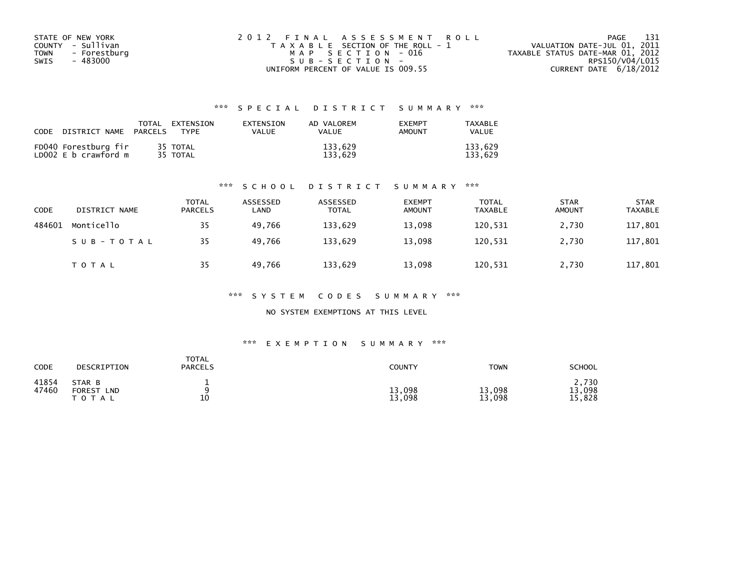STATE OF NEW YORK
COUNTY - Sullivan
TOWN - Forestburg
SWIS - 483000

2012 FINAL ASSESSMENT ROLL
TAXABLE SECTION OF THE ROLL - 1
MAP SECTION - 016
SUB-SECTION -
UNIFORM PERCENT OF VALUE IS 009.55

VALUATION DATE-JUL 01, 2011
TAXABLE STATUS DATE-MAR 01, 2012
RPS150/V04/L015
CURRENT DATE 6/18/2012

### *** SPECIAL DISTRICT SUMMARY ***

| CODE DISTRICT NAME | TOTAL PARCELS | EXTENSION TYPE | EXTENSION VALUE | AD VALOREM VALUE | EXEMPT AMOUNT | TAXABLE VALUE |
|---|---|---|---|---|---|---|
| FD040 Forestburg fir | 35 | TOTAL | | 133,629 | | 133,629 |
| LD002 E b crawford m | 35 | TOTAL | | 133,629 | | 133,629 |

### *** SCHOOL DISTRICT SUMMARY ***

| CODE | DISTRICT NAME | TOTAL PARCELS | ASSESSED LAND | ASSESSED TOTAL | EXEMPT AMOUNT | TOTAL TAXABLE | STAR AMOUNT | STAR TAXABLE |
|---|---|---|---|---|---|---|---|---|
| 484601 | Monticello | 35 | 49,766 | 133,629 | 13,098 | 120,531 | 2,730 | 117,801 |
| | SUB-TOTAL | 35 | 49,766 | 133,629 | 13,098 | 120,531 | 2,730 | 117,801 |
| | TOTAL | 35 | 49,766 | 133,629 | 13,098 | 120,531 | 2,730 | 117,801 |

### *** SYSTEM CODES SUMMARY ***

NO SYSTEM EXEMPTIONS AT THIS LEVEL

### *** EXEMPTION SUMMARY ***

| CODE | DESCRIPTION | TOTAL PARCELS | COUNTY | TOWN | SCHOOL |
|---|---|---|---|---|---|
| 41854 | STAR B | 1 | | | 2,730 |
| 47460 | FOREST LND | 9 | 13,098 | 13,098 | 13,098 |
| | TOTAL | 10 | 13,098 | 13,098 | 15,828 |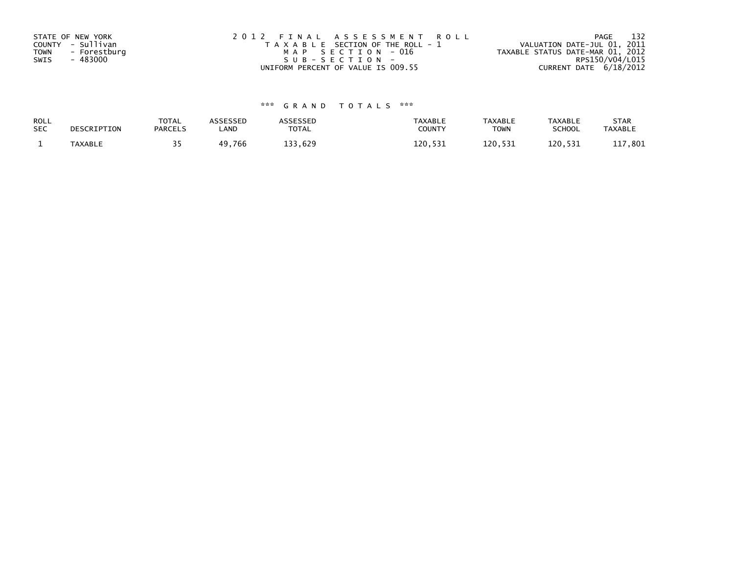STATE OF NEW YORK
COUNTY - Sullivan
TOWN - Forestburg
SWIS - 483000

2012 FINAL ASSESSMENT ROLL
TAXABLE SECTION OF THE ROLL - 1
MAP SECTION - 016
SUB-SECTION -
UNIFORM PERCENT OF VALUE IS 009.55

VALUATION DATE-JUL 01, 2011
TAXABLE STATUS DATE-MAR 01, 2012
RPS150/V04/L015
CURRENT DATE 6/18/2012

*** GRAND TOTALS ***

| ROLL SEC | DESCRIPTION | TOTAL PARCELS | ASSESSED LAND | ASSESSED TOTAL | TAXABLE COUNTY | TAXABLE TOWN | TAXABLE SCHOOL | STAR TAXABLE |
|---|---|---|---|---|---|---|---|---|
| 1 | TAXABLE | 35 | 49,766 | 133,629 | 120,531 | 120,531 | 120,531 | 117,801 |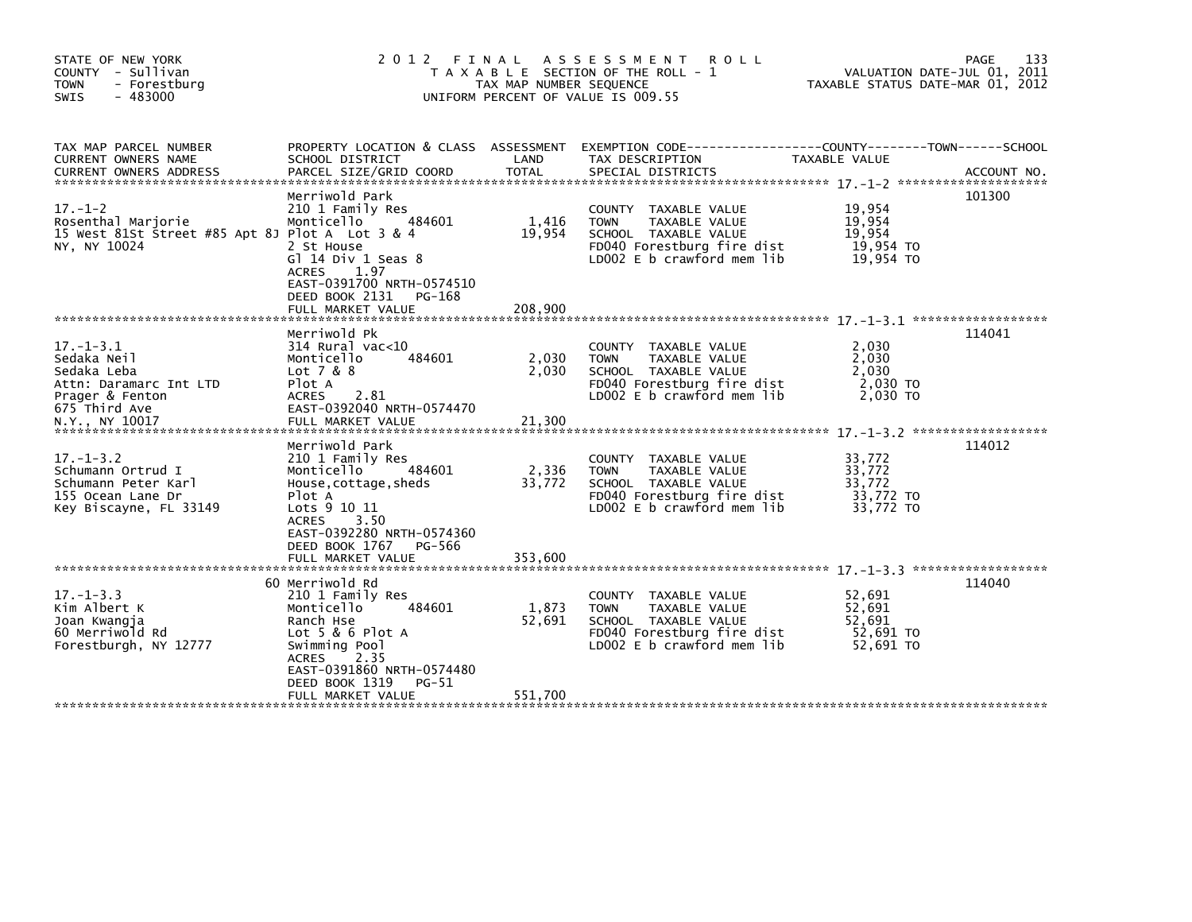STATE OF NEW YORK
COUNTY - Sullivan
TOWN - Forestburg
SWIS - 483000

# 2012 FINAL ASSESSMENT ROLL

TAXABLE SECTION OF THE ROLL - 1
TAX MAP NUMBER SEQUENCE
UNIFORM PERCENT OF VALUE IS 009.55

VALUATION DATE-JUL 01, 2011
TAXABLE STATUS DATE-MAR 01, 2012

| TAX MAP PARCEL NUMBER / CURRENT OWNERS NAME / CURRENT OWNERS ADDRESS | PROPERTY LOCATION & CLASS / SCHOOL DISTRICT / PARCEL SIZE/GRID COORD | ASSESSMENT LAND | TOTAL | EXEMPTION CODE / TAX DESCRIPTION / SPECIAL DISTRICTS | TAXABLE VALUE (COUNTY / TOWN / SCHOOL) | ACCOUNT NO. |
|---|---|---|---|---|---|---|
| 17.-1-2 | Merriwold Park | | | | | 101300 |
| Rosenthal Marjorie | 210 1 Family Res | | | COUNTY TAXABLE VALUE | 19,954 | |
| 15 West 81St Street #85 Apt 8J | Monticello 484601 | 1,416 | | TOWN TAXABLE VALUE | 19,954 | |
| NY, NY 10024 | Plot A Lot 3 & 4 | | 19,954 | SCHOOL TAXABLE VALUE | 19,954 | |
| | 2 St House | | | FD040 Forestburg fire dist | 19,954 TO | |
| | Gl 14 Div 1 Seas 8 | | | LD002 E b crawford mem lib | 19,954 TO | |
| | ACRES 1.97 | | | | | |
| | EAST-0391700 NRTH-0574510 | | | | | |
| | DEED BOOK 2131 PG-168 | | | | | |
| | FULL MARKET VALUE | | 208,900 | | | |
| 17.-1-3.1 | Merriwold Pk | | | | | 114041 |
| Sedaka Neil | 314 Rural vac<10 | | | COUNTY TAXABLE VALUE | 2,030 | |
| Sedaka Leba | Monticello 484601 | 2,030 | | TOWN TAXABLE VALUE | 2,030 | |
| Attn: Daramarc Int LTD | Lot 7 & 8 | | 2,030 | SCHOOL TAXABLE VALUE | 2,030 | |
| Prager & Fenton | Plot A | | | FD040 Forestburg fire dist | 2,030 TO | |
| 675 Third Ave | ACRES 2.81 | | | LD002 E b crawford mem lib | 2,030 TO | |
| | EAST-0392040 NRTH-0574470 | | | | | |
| N.Y., NY 10017 | FULL MARKET VALUE | | 21,300 | | | |
| 17.-1-3.2 | Merriwold Park | | | | | 114012 |
| Schumann Ortrud I | 210 1 Family Res | | | COUNTY TAXABLE VALUE | 33,772 | |
| Schumann Peter Karl | Monticello 484601 | 2,336 | | TOWN TAXABLE VALUE | 33,772 | |
| 155 Ocean Lane Dr | House,cottage,sheds | | 33,772 | SCHOOL TAXABLE VALUE | 33,772 | |
| Key Biscayne, FL 33149 | Plot A | | | FD040 Forestburg fire dist | 33,772 TO | |
| | Lots 9 10 11 | | | LD002 E b crawford mem lib | 33,772 TO | |
| | ACRES 3.50 | | | | | |
| | EAST-0392280 NRTH-0574360 | | | | | |
| | DEED BOOK 1767 PG-566 | | | | | |
| | FULL MARKET VALUE | | 353,600 | | | |
| 17.-1-3.3 | 60 Merriwold Rd | | | | | 114040 |
| Kim Albert K | 210 1 Family Res | | | COUNTY TAXABLE VALUE | 52,691 | |
| Joan Kwangja | Monticello 484601 | 1,873 | | TOWN TAXABLE VALUE | 52,691 | |
| 60 Merriwold Rd | Ranch Hse | | 52,691 | SCHOOL TAXABLE VALUE | 52,691 | |
| Forestburgh, NY 12777 | Lot 5 & 6 Plot A | | | FD040 Forestburg fire dist | 52,691 TO | |
| | Swimming Pool | | | LD002 E b crawford mem lib | 52,691 TO | |
| | ACRES 2.35 | | | | | |
| | EAST-0391860 NRTH-0574480 | | | | | |
| | DEED BOOK 1319 PG-51 | | | | | |
| | FULL MARKET VALUE | | 551,700 | | | |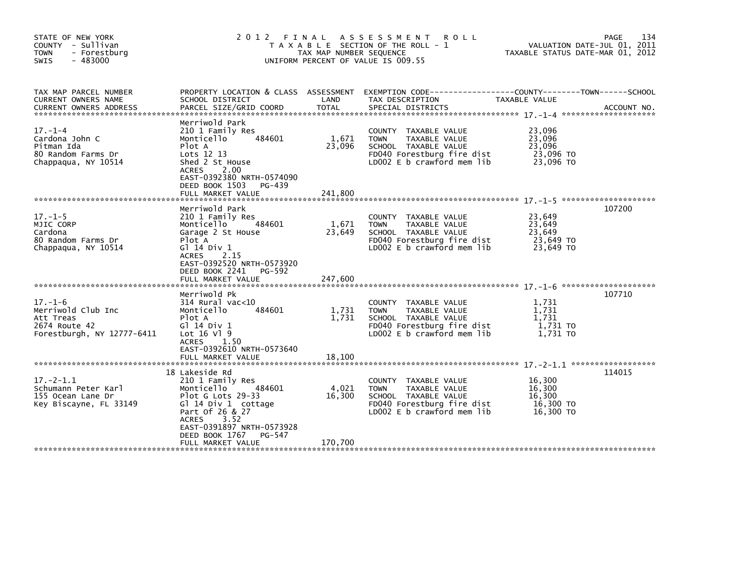STATE OF NEW YORK
COUNTY - Sullivan
TOWN - Forestburg
SWIS - 483000

# 2012 FINAL ASSESSMENT ROLL

TAXABLE SECTION OF THE ROLL - 1
TAX MAP NUMBER SEQUENCE
UNIFORM PERCENT OF VALUE IS 009.55

VALUATION DATE-JUL 01, 2011
TAXABLE STATUS DATE-MAR 01, 2012

| TAX MAP PARCEL NUMBER / CURRENT OWNERS NAME / CURRENT OWNERS ADDRESS | PROPERTY LOCATION & CLASS / SCHOOL DISTRICT / PARCEL SIZE/GRID COORD | ASSESSMENT LAND | TOTAL | EXEMPTION CODE / TAX DESCRIPTION / SPECIAL DISTRICTS | TAXABLE VALUE (COUNTY / TOWN / SCHOOL) | ACCOUNT NO. |
|---|---|---|---|---|---|---|
| 17.-1-4 | Merriwold Park | | | | | |
| | 210 1 Family Res | | | COUNTY TAXABLE VALUE | 23,096 | |
| Cardona John C | Monticello 484601 | 1,671 | | TOWN TAXABLE VALUE | 23,096 | |
| Pitman Ida | Plot A | | 23,096 | SCHOOL TAXABLE VALUE | 23,096 | |
| 80 Random Farms Dr | Lots 12 13 | | | FD040 Forestburg fire dist | 23,096 TO | |
| Chappaqua, NY 10514 | Shed 2 St House | | | LD002 E b crawford mem lib | 23,096 TO | |
| | ACRES 2.00 | | | | | |
| | EAST-0392380 NRTH-0574090 | | | | | |
| | DEED BOOK 1503 PG-439 | | | | | |
| | FULL MARKET VALUE | | 241,800 | | | |
| 17.-1-5 | Merriwold Park | | | | | 107200 |
| | 210 1 Family Res | | | COUNTY TAXABLE VALUE | 23,649 | |
| MJIC CORP | Monticello 484601 | 1,671 | | TOWN TAXABLE VALUE | 23,649 | |
| Cardona | Garage 2 St House | | 23,649 | SCHOOL TAXABLE VALUE | 23,649 | |
| 80 Random Farms Dr | Plot A | | | FD040 Forestburg fire dist | 23,649 TO | |
| Chappaqua, NY 10514 | Gl 14 Div 1 | | | LD002 E b crawford mem lib | 23,649 TO | |
| | ACRES 2.15 | | | | | |
| | EAST-0392520 NRTH-0573920 | | | | | |
| | DEED BOOK 2241 PG-592 | | | | | |
| | FULL MARKET VALUE | | 247,600 | | | |
| 17.-1-6 | Merriwold Pk | | | | | 107710 |
| | 314 Rural vac<10 | | | COUNTY TAXABLE VALUE | 1,731 | |
| Merriwold Club Inc | Monticello 484601 | 1,731 | | TOWN TAXABLE VALUE | 1,731 | |
| Att Treas | Plot A | | 1,731 | SCHOOL TAXABLE VALUE | 1,731 | |
| 2674 Route 42 | Gl 14 Div 1 | | | FD040 Forestburg fire dist | 1,731 TO | |
| Forestburgh, NY 12777-6411 | Lot 16 Vl 9 | | | LD002 E b crawford mem lib | 1,731 TO | |
| | ACRES 1.50 | | | | | |
| | EAST-0392610 NRTH-0573640 | | | | | |
| | FULL MARKET VALUE | | 18,100 | | | |
| 17.-2-1.1 | 18 Lakeside Rd | | | | | 114015 |
| | 210 1 Family Res | | | COUNTY TAXABLE VALUE | 16,300 | |
| Schumann Peter Karl | Monticello 484601 | 4,021 | | TOWN TAXABLE VALUE | 16,300 | |
| 155 Ocean Lane Dr | Plot G Lots 29-33 | | 16,300 | SCHOOL TAXABLE VALUE | 16,300 | |
| Key Biscayne, FL 33149 | Gl 14 Div 1 cottage | | | FD040 Forestburg fire dist | 16,300 TO | |
| | Part Of 26 & 27 | | | LD002 E b crawford mem lib | 16,300 TO | |
| | ACRES 3.52 | | | | | |
| | EAST-0391897 NRTH-0573928 | | | | | |
| | DEED BOOK 1767 PG-547 | | | | | |
| | FULL MARKET VALUE | | 170,700 | | | |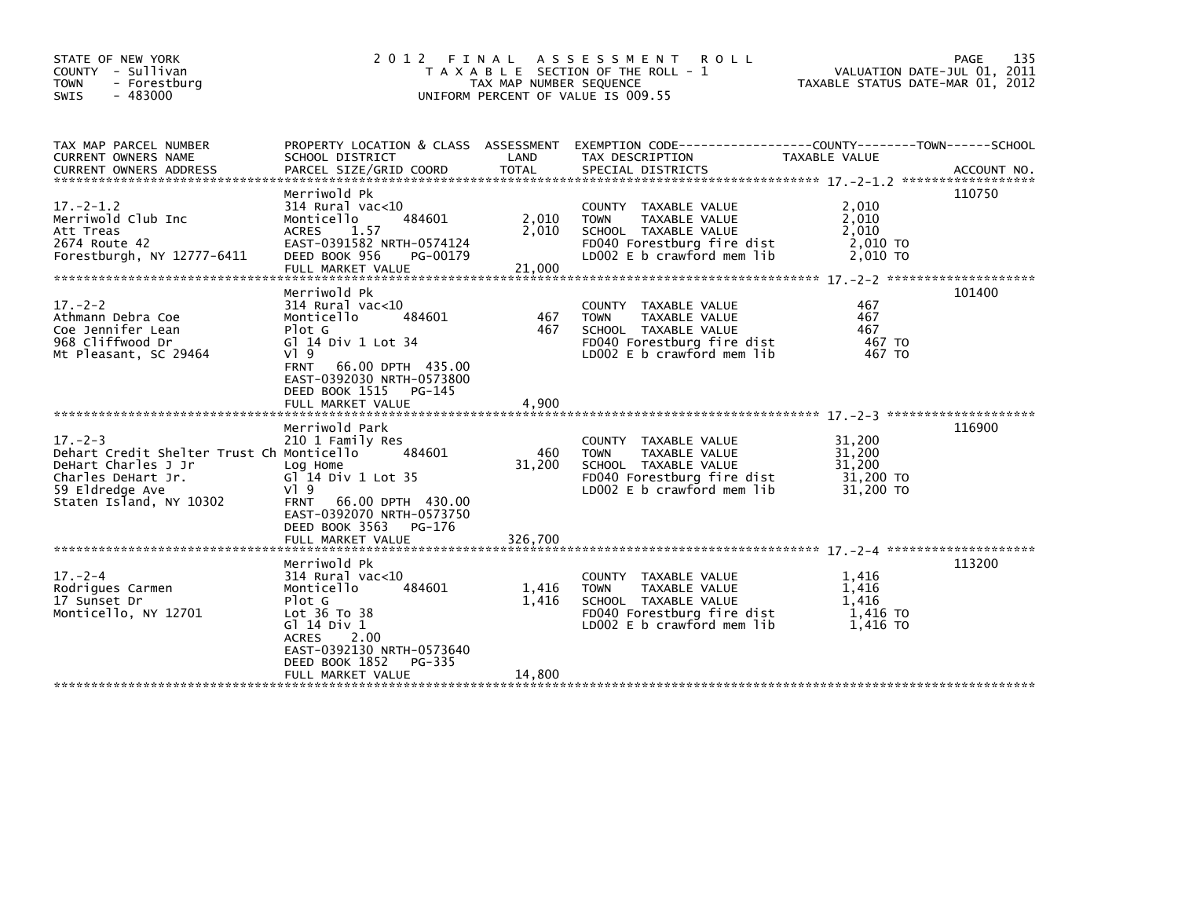STATE OF NEW YORK
COUNTY - Sullivan
TOWN - Forestburg
SWIS - 483000

# 2012 FINAL ASSESSMENT ROLL
TAXABLE SECTION OF THE ROLL - 1
TAX MAP NUMBER SEQUENCE
UNIFORM PERCENT OF VALUE IS 009.55

VALUATION DATE-JUL 01, 2011
TAXABLE STATUS DATE-MAR 01, 2012

| TAX MAP PARCEL NUMBER / CURRENT OWNERS NAME / CURRENT OWNERS ADDRESS | PROPERTY LOCATION & CLASS / SCHOOL DISTRICT / PARCEL SIZE/GRID COORD | ASSESSMENT LAND / TOTAL | EXEMPTION CODE / TAX DESCRIPTION / SPECIAL DISTRICTS | TAXABLE VALUE (COUNTY / TOWN / SCHOOL) | ACCOUNT NO. |
|---|---|---|---|---|---|
| 17.-2-1.2 | Merriwold Pk | | | | 110750 |
| 17.-2-1.2 | 314 Rural vac<10 | | COUNTY TAXABLE VALUE | 2,010 | |
| Merriwold Club Inc | Monticello 484601 | 2,010 | TOWN TAXABLE VALUE | 2,010 | |
| Att Treas | ACRES 1.57 | 2,010 | SCHOOL TAXABLE VALUE | 2,010 | |
| 2674 Route 42 | EAST-0391582 NRTH-0574124 | | FD040 Forestburg fire dist | 2,010 TO | |
| Forestburgh, NY 12777-6411 | DEED BOOK 956 PG-00179 | | LD002 E b crawford mem lib | 2,010 TO | |
| | FULL MARKET VALUE | 21,000 | | | |
| 17.-2-2 | Merriwold Pk | | | | 101400 |
| 17.-2-2 | 314 Rural vac<10 | | COUNTY TAXABLE VALUE | 467 | |
| Athmann Debra Coe | Monticello 484601 | 467 | TOWN TAXABLE VALUE | 467 | |
| Coe Jennifer Lean | Plot G | 467 | SCHOOL TAXABLE VALUE | 467 | |
| 968 Cliffwood Dr | Gl 14 Div 1 Lot 34 | | FD040 Forestburg fire dist | 467 TO | |
| Mt Pleasant, SC 29464 | Vl 9 | | LD002 E b crawford mem lib | 467 TO | |
| | FRNT 66.00 DPTH 435.00 | | | | |
| | EAST-0392030 NRTH-0573800 | | | | |
| | DEED BOOK 1515 PG-145 | | | | |
| | FULL MARKET VALUE | 4,900 | | | |
| 17.-2-3 | Merriwold Park | | | | 116900 |
| 17.-2-3 | 210 1 Family Res | | COUNTY TAXABLE VALUE | 31,200 | |
| Dehart Credit Shelter Trust Ch | Monticello 484601 | 460 | TOWN TAXABLE VALUE | 31,200 | |
| DeHart Charles J Jr | Log Home | 31,200 | SCHOOL TAXABLE VALUE | 31,200 | |
| Charles DeHart Jr. | Gl 14 Div 1 Lot 35 | | FD040 Forestburg fire dist | 31,200 TO | |
| 59 Eldredge Ave | Vl 9 | | LD002 E b crawford mem lib | 31,200 TO | |
| Staten Island, NY 10302 | FRNT 66.00 DPTH 430.00 | | | | |
| | EAST-0392070 NRTH-0573750 | | | | |
| | DEED BOOK 3563 PG-176 | | | | |
| | FULL MARKET VALUE | 326,700 | | | |
| 17.-2-4 | Merriwold Pk | | | | 113200 |
| 17.-2-4 | 314 Rural vac<10 | | COUNTY TAXABLE VALUE | 1,416 | |
| Rodrigues Carmen | Monticello 484601 | 1,416 | TOWN TAXABLE VALUE | 1,416 | |
| 17 Sunset Dr | Plot G | 1,416 | SCHOOL TAXABLE VALUE | 1,416 | |
| Monticello, NY 12701 | Lot 36 To 38 | | FD040 Forestburg fire dist | 1,416 TO | |
| | Gl 14 Div 1 | | LD002 E b crawford mem lib | 1,416 TO | |
| | ACRES 2.00 | | | | |
| | EAST-0392130 NRTH-0573640 | | | | |
| | DEED BOOK 1852 PG-335 | | | | |
| | FULL MARKET VALUE | 14,800 | | | |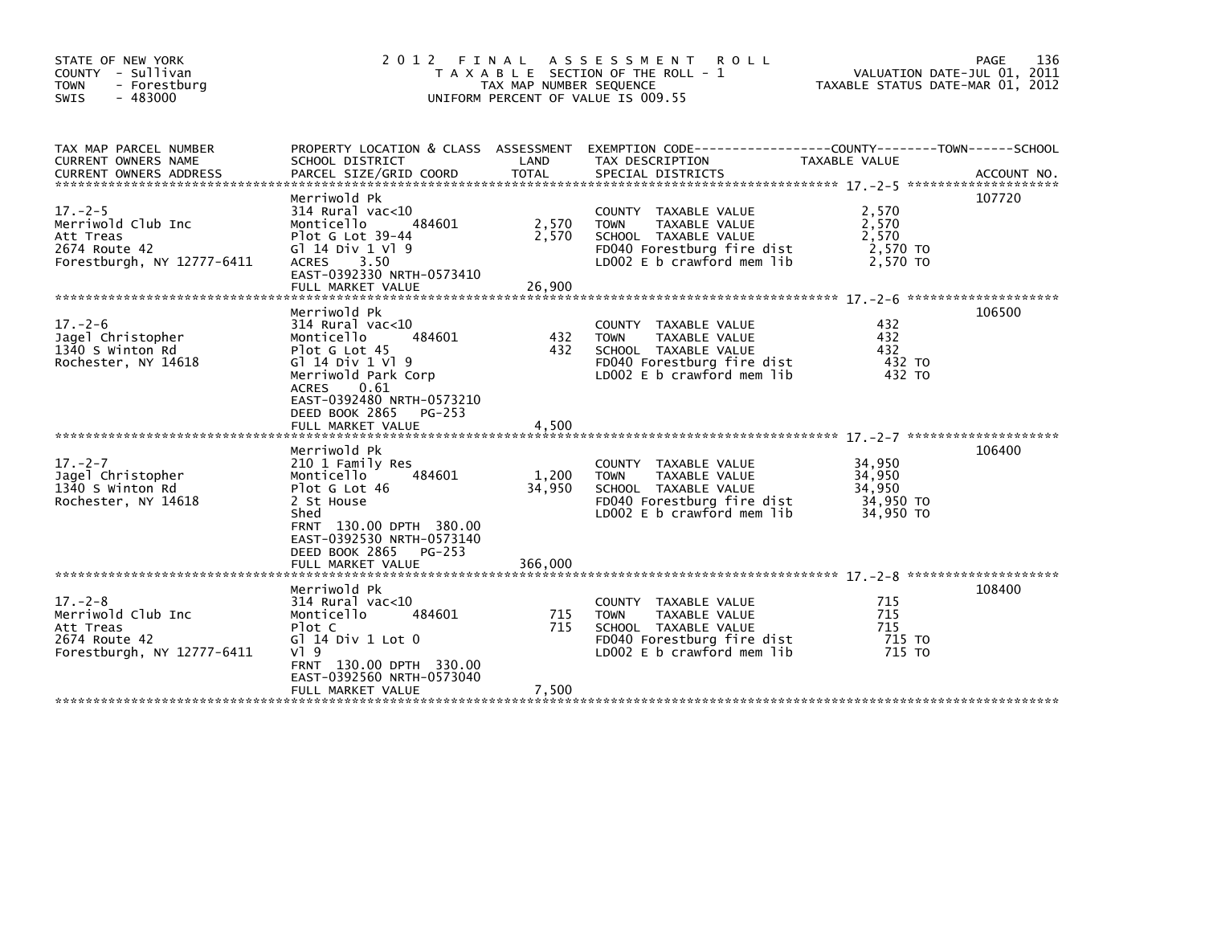STATE OF NEW YORK
COUNTY - Sullivan
TOWN - Forestburg
SWIS - 483000

2 0 1 2 F I N A L A S S E S S M E N T R O L L
T A X A B L E SECTION OF THE ROLL - 1
TAX MAP NUMBER SEQUENCE
UNIFORM PERCENT OF VALUE IS 009.55

VALUATION DATE-JUL 01, 2011
TAXABLE STATUS DATE-MAR 01, 2012

| TAX MAP PARCEL NUMBER / CURRENT OWNERS NAME / CURRENT OWNERS ADDRESS | PROPERTY LOCATION & CLASS / SCHOOL DISTRICT / PARCEL SIZE/GRID COORD | ASSESSMENT LAND / TOTAL | EXEMPTION CODE / TAX DESCRIPTION / SPECIAL DISTRICTS | TAXABLE VALUE (COUNTY / TOWN / SCHOOL) | ACCOUNT NO. |
|---|---|---|---|---|---|
| 17.-2-5 | Merriwold Pk | | | | 107720 |
| Merriwold Club Inc | 314 Rural vac<10 | | COUNTY TAXABLE VALUE | 2,570 | |
| Att Treas | Monticello 484601 | 2,570 | TOWN TAXABLE VALUE | 2,570 | |
| 2674 Route 42 | Plot G Lot 39-44 | 2,570 | SCHOOL TAXABLE VALUE | 2,570 | |
| Forestburgh, NY 12777-6411 | Gl 14 Div 1 Vl 9 | | FD040 Forestburg fire dist | 2,570 TO | |
| | ACRES 3.50 | | LD002 E b crawford mem lib | 2,570 TO | |
| | EAST-0392330 NRTH-0573410 | | | | |
| | FULL MARKET VALUE | 26,900 | | | |
| 17.-2-6 | Merriwold Pk | | | | 106500 |
| Jagel Christopher | 314 Rural vac<10 | | COUNTY TAXABLE VALUE | 432 | |
| 1340 S Winton Rd | Monticello 484601 | 432 | TOWN TAXABLE VALUE | 432 | |
| Rochester, NY 14618 | Plot G Lot 45 | 432 | SCHOOL TAXABLE VALUE | 432 | |
| | Gl 14 Div 1 Vl 9 | | FD040 Forestburg fire dist | 432 TO | |
| | Merriwold Park Corp | | LD002 E b crawford mem lib | 432 TO | |
| | ACRES 0.61 | | | | |
| | EAST-0392480 NRTH-0573210 | | | | |
| | DEED BOOK 2865 PG-253 | | | | |
| | FULL MARKET VALUE | 4,500 | | | |
| 17.-2-7 | Merriwold Pk | | | | 106400 |
| Jagel Christopher | 210 1 Family Res | | COUNTY TAXABLE VALUE | 34,950 | |
| 1340 S Winton Rd | Monticello 484601 | 1,200 | TOWN TAXABLE VALUE | 34,950 | |
| Rochester, NY 14618 | Plot G Lot 46 | 34,950 | SCHOOL TAXABLE VALUE | 34,950 | |
| | 2 St House | | FD040 Forestburg fire dist | 34,950 TO | |
| | Shed | | LD002 E b crawford mem lib | 34,950 TO | |
| | FRNT 130.00 DPTH 380.00 | | | | |
| | EAST-0392530 NRTH-0573140 | | | | |
| | DEED BOOK 2865 PG-253 | | | | |
| | FULL MARKET VALUE | 366,000 | | | |
| 17.-2-8 | Merriwold Pk | | | | 108400 |
| Merriwold Club Inc | 314 Rural vac<10 | | COUNTY TAXABLE VALUE | 715 | |
| Att Treas | Monticello 484601 | 715 | TOWN TAXABLE VALUE | 715 | |
| 2674 Route 42 | Plot C | 715 | SCHOOL TAXABLE VALUE | 715 | |
| Forestburgh, NY 12777-6411 | Gl 14 Div 1 Lot 0 | | FD040 Forestburg fire dist | 715 TO | |
| | Vl 9 | | LD002 E b crawford mem lib | 715 TO | |
| | FRNT 130.00 DPTH 330.00 | | | | |
| | EAST-0392560 NRTH-0573040 | | | | |
| | FULL MARKET VALUE | 7,500 | | | |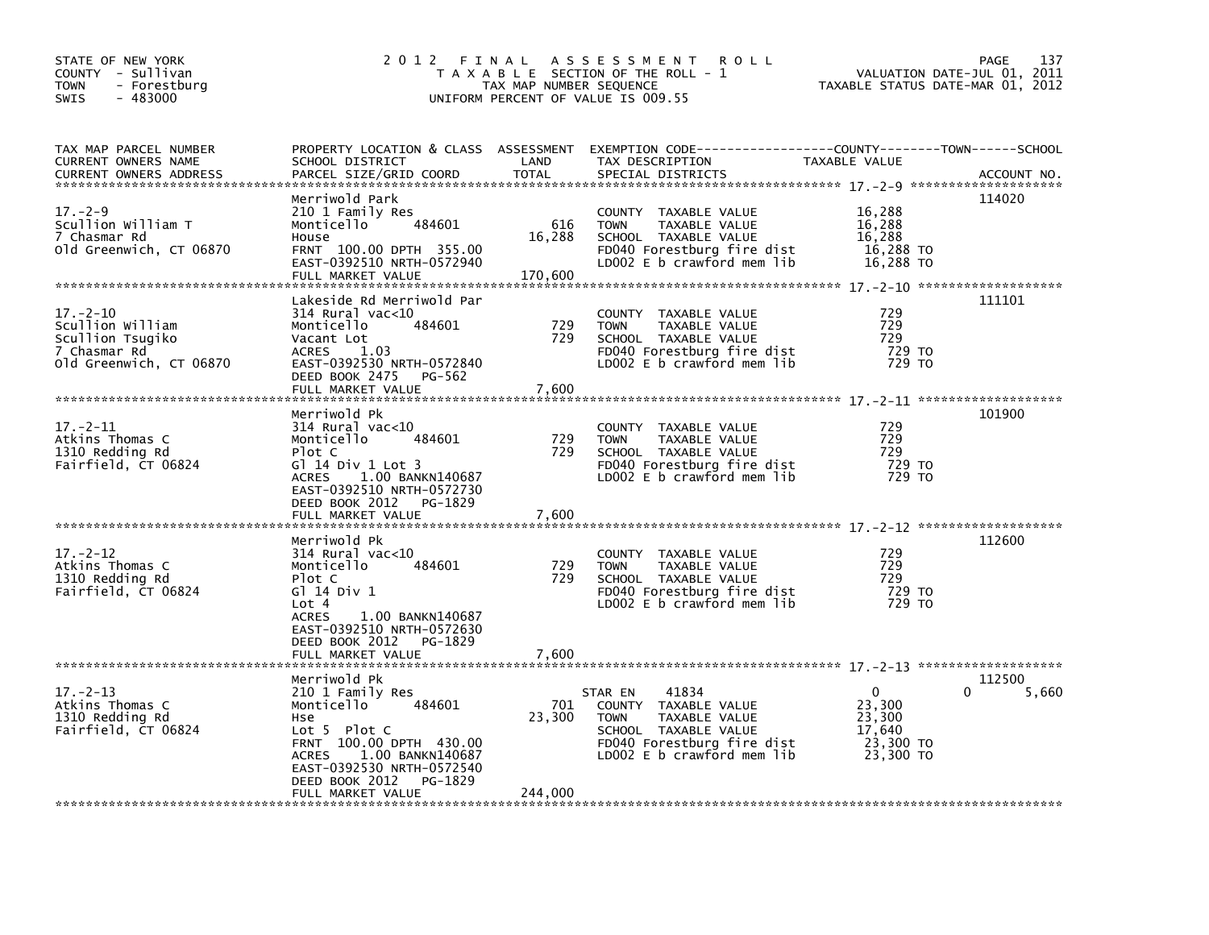STATE OF NEW YORK
COUNTY - Sullivan
TOWN - Forestburg
SWIS - 483000

# 2012 FINAL ASSESSMENT ROLL
TAXABLE SECTION OF THE ROLL - 1
TAX MAP NUMBER SEQUENCE
UNIFORM PERCENT OF VALUE IS 009.55

VALUATION DATE-JUL 01, 2011
TAXABLE STATUS DATE-MAR 01, 2012

| TAX MAP PARCEL NUMBER / CURRENT OWNERS NAME / CURRENT OWNERS ADDRESS | PROPERTY LOCATION & CLASS / SCHOOL DISTRICT / PARCEL SIZE/GRID COORD | ASSESSMENT LAND | TOTAL | EXEMPTION CODE / TAX DESCRIPTION / SPECIAL DISTRICTS | COUNTY / TOWN / SCHOOL TAXABLE VALUE | ACCOUNT NO. |
|---|---|---|---|---|---|---|
| 17.-2-9 | Merriwold Park | | | | | 114020 |
| Scullion William T | 210 1 Family Res | | | COUNTY TAXABLE VALUE | 16,288 | |
| 7 Chasmar Rd | Monticello 484601 | 616 | | TOWN TAXABLE VALUE | 16,288 | |
| Old Greenwich, CT 06870 | House | | 16,288 | SCHOOL TAXABLE VALUE | 16,288 | |
| | FRNT 100.00 DPTH 355.00 | | | FD040 Forestburg fire dist | 16,288 TO | |
| | EAST-0392510 NRTH-0572940 | | | LD002 E b crawford mem lib | 16,288 TO | |
| | FULL MARKET VALUE | | 170,600 | | | |
| 17.-2-10 | Lakeside Rd Merriwold Par | | | | | 111101 |
| Scullion William | 314 Rural vac<10 | | | COUNTY TAXABLE VALUE | 729 | |
| Scullion Tsugiko | Monticello 484601 | 729 | | TOWN TAXABLE VALUE | 729 | |
| 7 Chasmar Rd | Vacant Lot | | 729 | SCHOOL TAXABLE VALUE | 729 | |
| Old Greenwich, CT 06870 | ACRES 1.03 | | | FD040 Forestburg fire dist | 729 TO | |
| | EAST-0392530 NRTH-0572840 | | | LD002 E b crawford mem lib | 729 TO | |
| | DEED BOOK 2475 PG-562 | | | | | |
| | FULL MARKET VALUE | | 7,600 | | | |
| 17.-2-11 | Merriwold Pk | | | | | 101900 |
| Atkins Thomas C | 314 Rural vac<10 | | | COUNTY TAXABLE VALUE | 729 | |
| 1310 Redding Rd | Monticello 484601 | 729 | | TOWN TAXABLE VALUE | 729 | |
| Fairfield, CT 06824 | Plot C | | 729 | SCHOOL TAXABLE VALUE | 729 | |
| | Gl 14 Div 1 Lot 3 | | | FD040 Forestburg fire dist | 729 TO | |
| | ACRES 1.00 BANKN140687 | | | LD002 E b crawford mem lib | 729 TO | |
| | EAST-0392510 NRTH-0572730 | | | | | |
| | DEED BOOK 2012 PG-1829 | | | | | |
| | FULL MARKET VALUE | | 7,600 | | | |
| 17.-2-12 | Merriwold Pk | | | | | 112600 |
| Atkins Thomas C | 314 Rural vac<10 | | | COUNTY TAXABLE VALUE | 729 | |
| 1310 Redding Rd | Monticello 484601 | 729 | | TOWN TAXABLE VALUE | 729 | |
| Fairfield, CT 06824 | Plot C | | 729 | SCHOOL TAXABLE VALUE | 729 | |
| | Gl 14 Div 1 | | | FD040 Forestburg fire dist | 729 TO | |
| | Lot 4 | | | LD002 E b crawford mem lib | 729 TO | |
| | ACRES 1.00 BANKN140687 | | | | | |
| | EAST-0392510 NRTH-0572630 | | | | | |
| | DEED BOOK 2012 PG-1829 | | | | | |
| | FULL MARKET VALUE | | 7,600 | | | |
| 17.-2-13 | Merriwold Pk | | | | | 112500 |
| Atkins Thomas C | 210 1 Family Res | | | STAR EN 41834 | 0 0 5,660 | |
| 1310 Redding Rd | Monticello 484601 | 701 | | COUNTY TAXABLE VALUE | 23,300 | |
| Fairfield, CT 06824 | Hse | | 23,300 | TOWN TAXABLE VALUE | 23,300 | |
| | Lot 5 Plot C | | | SCHOOL TAXABLE VALUE | 17,640 | |
| | FRNT 100.00 DPTH 430.00 | | | FD040 Forestburg fire dist | 23,300 TO | |
| | ACRES 1.00 BANKN140687 | | | LD002 E b crawford mem lib | 23,300 TO | |
| | EAST-0392530 NRTH-0572540 | | | | | |
| | DEED BOOK 2012 PG-1829 | | | | | |
| | FULL MARKET VALUE | | 244,000 | | | |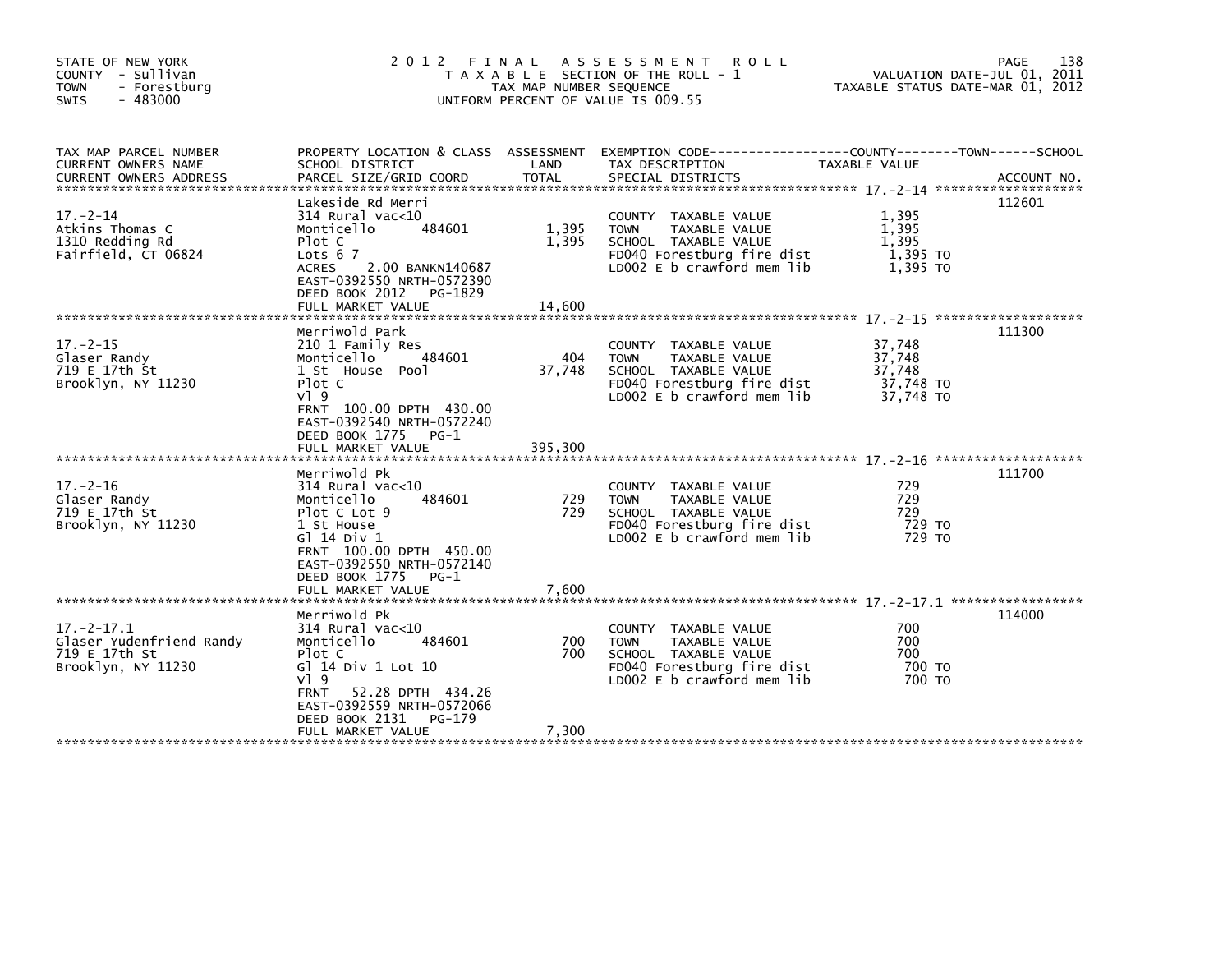STATE OF NEW YORK
COUNTY - Sullivan
TOWN - Forestburg
SWIS - 483000

# 2012 FINAL ASSESSMENT ROLL

TAXABLE SECTION OF THE ROLL - 1
TAX MAP NUMBER SEQUENCE
UNIFORM PERCENT OF VALUE IS 009.55

VALUATION DATE-JUL 01, 2011
TAXABLE STATUS DATE-MAR 01, 2012

| TAX MAP PARCEL NUMBER / CURRENT OWNERS NAME / CURRENT OWNERS ADDRESS | PROPERTY LOCATION & CLASS / SCHOOL DISTRICT / PARCEL SIZE/GRID COORD | ASSESSMENT LAND | TOTAL | EXEMPTION CODE / TAX DESCRIPTION / SPECIAL DISTRICTS | TAXABLE VALUE (COUNTY--------TOWN------SCHOOL) | ACCOUNT NO. |
|---|---|---|---|---|---|---|
| **17.-2-14** | Lakeside Rd Merri | | | | | 112601 |
| 17.-2-14 | 314 Rural vac<10 | | | COUNTY TAXABLE VALUE | 1,395 | |
| Atkins Thomas C | Monticello 484601 | 1,395 | | TOWN TAXABLE VALUE | 1,395 | |
| 1310 Redding Rd | Plot C | | 1,395 | SCHOOL TAXABLE VALUE | 1,395 | |
| Fairfield, CT 06824 | Lots 6 7 | | | FD040 Forestburg fire dist | 1,395 TO | |
| | ACRES 2.00 BANKN140687 | | | LD002 E b crawford mem lib | 1,395 TO | |
| | EAST-0392550 NRTH-0572390 | | | | | |
| | DEED BOOK 2012 PG-1829 | | | | | |
| | FULL MARKET VALUE | | 14,600 | | | |
| **17.-2-15** | Merriwold Park | | | | | 111300 |
| 17.-2-15 | 210 1 Family Res | | | COUNTY TAXABLE VALUE | 37,748 | |
| Glaser Randy | Monticello 484601 | 404 | | TOWN TAXABLE VALUE | 37,748 | |
| 719 E 17th St | 1 St House Pool | | 37,748 | SCHOOL TAXABLE VALUE | 37,748 | |
| Brooklyn, NY 11230 | Plot C | | | FD040 Forestburg fire dist | 37,748 TO | |
| | Vl 9 | | | LD002 E b crawford mem lib | 37,748 TO | |
| | FRNT 100.00 DPTH 430.00 | | | | | |
| | EAST-0392540 NRTH-0572240 | | | | | |
| | DEED BOOK 1775 PG-1 | | | | | |
| | FULL MARKET VALUE | | 395,300 | | | |
| **17.-2-16** | Merriwold Pk | | | | | 111700 |
| 17.-2-16 | 314 Rural vac<10 | | | COUNTY TAXABLE VALUE | 729 | |
| Glaser Randy | Monticello 484601 | 729 | | TOWN TAXABLE VALUE | 729 | |
| 719 E 17th St | Plot C Lot 9 | | 729 | SCHOOL TAXABLE VALUE | 729 | |
| Brooklyn, NY 11230 | 1 St House | | | FD040 Forestburg fire dist | 729 TO | |
| | Gl 14 Div 1 | | | LD002 E b crawford mem lib | 729 TO | |
| | FRNT 100.00 DPTH 450.00 | | | | | |
| | EAST-0392550 NRTH-0572140 | | | | | |
| | DEED BOOK 1775 PG-1 | | | | | |
| | FULL MARKET VALUE | | 7,600 | | | |
| **17.-2-17.1** | Merriwold Pk | | | | | 114000 |
| 17.-2-17.1 | 314 Rural vac<10 | | | COUNTY TAXABLE VALUE | 700 | |
| Glaser Yudenfriend Randy | Monticello 484601 | 700 | | TOWN TAXABLE VALUE | 700 | |
| 719 E 17th St | Plot C | | 700 | SCHOOL TAXABLE VALUE | 700 | |
| Brooklyn, NY 11230 | Gl 14 Div 1 Lot 10 | | | FD040 Forestburg fire dist | 700 TO | |
| | Vl 9 | | | LD002 E b crawford mem lib | 700 TO | |
| | FRNT 52.28 DPTH 434.26 | | | | | |
| | EAST-0392559 NRTH-0572066 | | | | | |
| | DEED BOOK 2131 PG-179 | | | | | |
| | FULL MARKET VALUE | | 7,300 | | | |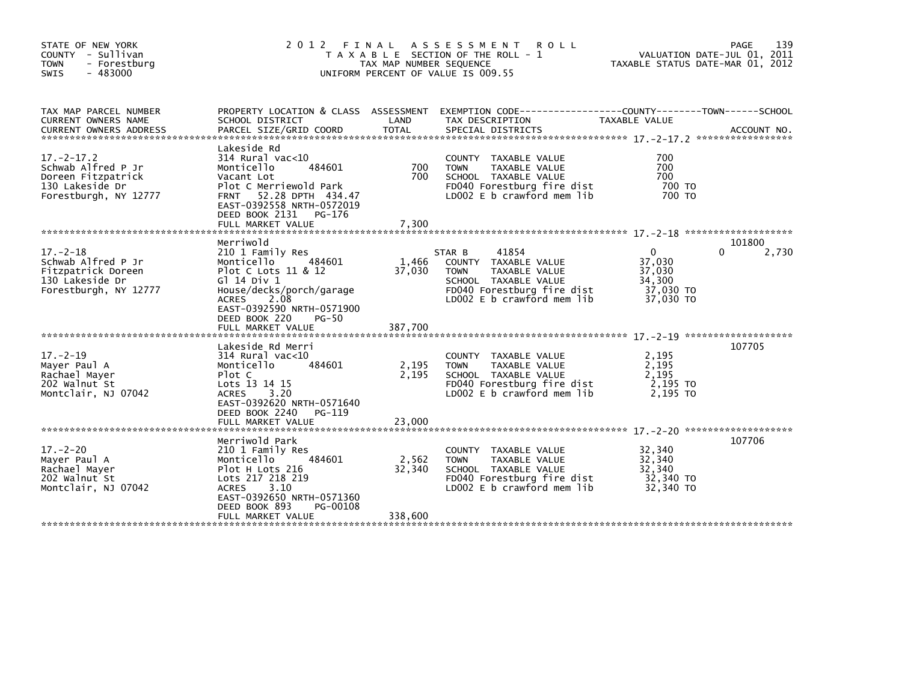STATE OF NEW YORK
COUNTY - Sullivan
TOWN - Forestburg
SWIS - 483000

# 2012 FINAL ASSESSMENT ROLL

TAXABLE SECTION OF THE ROLL - 1
TAX MAP NUMBER SEQUENCE
UNIFORM PERCENT OF VALUE IS 009.55

VALUATION DATE-JUL 01, 2011
TAXABLE STATUS DATE-MAR 01, 2012

| TAX MAP PARCEL NUMBER / CURRENT OWNERS NAME / CURRENT OWNERS ADDRESS | PROPERTY LOCATION & CLASS / SCHOOL DISTRICT / PARCEL SIZE/GRID COORD | ASSESSMENT LAND / TOTAL | EXEMPTION CODE / TAX DESCRIPTION / SPECIAL DISTRICTS | COUNTY | TOWN | SCHOOL / TAXABLE VALUE | ACCOUNT NO. |
|---|---|---|---|---|---|---|---|
| 17.-2-17.2 | Lakeside Rd | | | | | | |
| Schwab Alfred P Jr | 314 Rural vac<10 | | COUNTY TAXABLE VALUE | 700 | | | |
| Doreen Fitzpatrick | Monticello 484601 | 700 | TOWN TAXABLE VALUE | | 700 | | |
| 130 Lakeside Dr | Vacant Lot | 700 | SCHOOL TAXABLE VALUE | | | 700 | |
| Forestburgh, NY 12777 | Plot C Merriewold Park | | FD040 Forestburg fire dist | 700 TO | | | |
| | FRNT 52.28 DPTH 434.47 | | LD002 E b crawford mem lib | 700 TO | | | |
| | EAST-0392558 NRTH-0572019 | | | | | | |
| | DEED BOOK 2131 PG-176 | | | | | | |
| | FULL MARKET VALUE | 7,300 | | | | | |
| 17.-2-18 | Merriwold | | | | | | 101800 |
| Schwab Alfred P Jr | 210 1 Family Res | | STAR B 41854 | 0 | 0 | 2,730 | |
| Fitzpatrick Doreen | Monticello 484601 | 1,466 | COUNTY TAXABLE VALUE | 37,030 | | | |
| 130 Lakeside Dr | Plot C Lots 11 & 12 | 37,030 | TOWN TAXABLE VALUE | | 37,030 | | |
| Forestburgh, NY 12777 | Gl 14 Div 1 | | SCHOOL TAXABLE VALUE | | | 34,300 | |
| | House/decks/porch/garage | | FD040 Forestburg fire dist | 37,030 TO | | | |
| | ACRES 2.08 | | LD002 E b crawford mem lib | 37,030 TO | | | |
| | EAST-0392590 NRTH-0571900 | | | | | | |
| | DEED BOOK 220 PG-50 | | | | | | |
| | FULL MARKET VALUE | 387,700 | | | | | |
| 17.-2-19 | Lakeside Rd Merri | | | | | | 107705 |
| Mayer Paul A | 314 Rural vac<10 | | COUNTY TAXABLE VALUE | 2,195 | | | |
| Rachael Mayer | Monticello 484601 | 2,195 | TOWN TAXABLE VALUE | | 2,195 | | |
| 202 Walnut St | Plot C | 2,195 | SCHOOL TAXABLE VALUE | | | 2,195 | |
| Montclair, NJ 07042 | Lots 13 14 15 | | FD040 Forestburg fire dist | 2,195 TO | | | |
| | ACRES 3.20 | | LD002 E b crawford mem lib | 2,195 TO | | | |
| | EAST-0392620 NRTH-0571640 | | | | | | |
| | DEED BOOK 2240 PG-119 | | | | | | |
| | FULL MARKET VALUE | 23,000 | | | | | |
| 17.-2-20 | Merriwold Park | | | | | | 107706 |
| Mayer Paul A | 210 1 Family Res | | COUNTY TAXABLE VALUE | 32,340 | | | |
| Rachael Mayer | Monticello 484601 | 2,562 | TOWN TAXABLE VALUE | | 32,340 | | |
| 202 Walnut St | Plot H Lots 216 | 32,340 | SCHOOL TAXABLE VALUE | | | 32,340 | |
| Montclair, NJ 07042 | Lots 217 218 219 | | FD040 Forestburg fire dist | 32,340 TO | | | |
| | ACRES 3.10 | | LD002 E b crawford mem lib | 32,340 TO | | | |
| | EAST-0392650 NRTH-0571360 | | | | | | |
| | DEED BOOK 893 PG-00108 | | | | | | |
| | FULL MARKET VALUE | 338,600 | | | | | |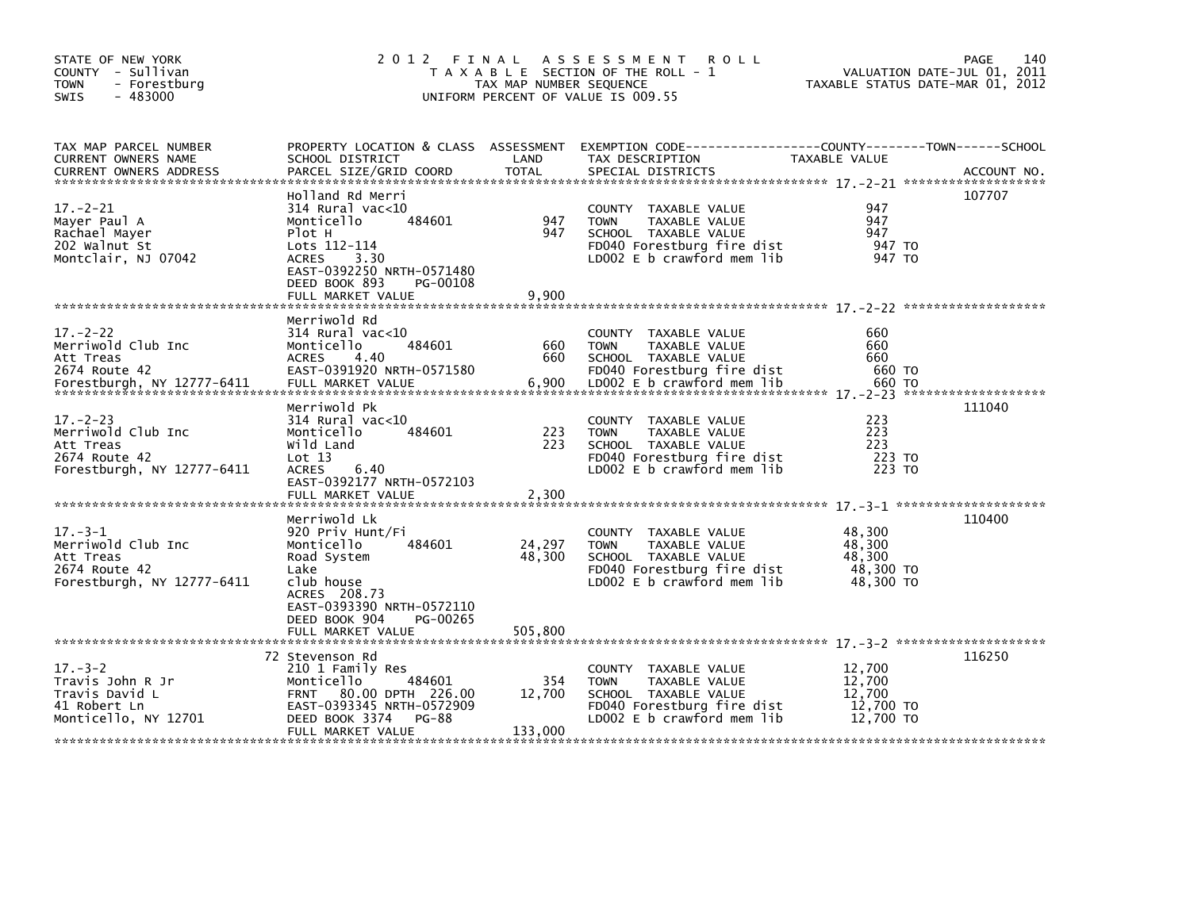STATE OF NEW YORK
COUNTY - Sullivan
TOWN - Forestburg
SWIS - 483000

# 2012 FINAL ASSESSMENT ROLL

TAXABLE SECTION OF THE ROLL - 1
TAX MAP NUMBER SEQUENCE
UNIFORM PERCENT OF VALUE IS 009.55

VALUATION DATE-JUL 01, 2011
TAXABLE STATUS DATE-MAR 01, 2012

| TAX MAP PARCEL NUMBER / CURRENT OWNERS NAME / CURRENT OWNERS ADDRESS | PROPERTY LOCATION & CLASS / SCHOOL DISTRICT / PARCEL SIZE/GRID COORD | ASSESSMENT LAND | TOTAL | EXEMPTION CODE / TAX DESCRIPTION / SPECIAL DISTRICTS | TAXABLE VALUE | ACCOUNT NO. |
|---|---|---|---|---|---|---|
| 17.-2-21 | Holland Rd Merri | | | | | 107707 |
| Mayer Paul A | 314 Rural vac<10 | | | COUNTY TAXABLE VALUE | 947 | |
| Rachael Mayer | Monticello 484601 | 947 | | TOWN TAXABLE VALUE | 947 | |
| 202 Walnut St | Plot H | | 947 | SCHOOL TAXABLE VALUE | 947 | |
| Montclair, NJ 07042 | Lots 112-114 | | | FD040 Forestburg fire dist | 947 TO | |
| | ACRES 3.30 | | | LD002 E b crawford mem lib | 947 TO | |
| | EAST-0392250 NRTH-0571480 | | | | | |
| | DEED BOOK 893 PG-00108 | | | | | |
| | FULL MARKET VALUE | | 9,900 | | | |
| 17.-2-22 | Merriwold Rd | | | | | |
| Merriwold Club Inc | 314 Rural vac<10 | | | COUNTY TAXABLE VALUE | 660 | |
| Att Treas | Monticello 484601 | 660 | | TOWN TAXABLE VALUE | 660 | |
| 2674 Route 42 | ACRES 4.40 | | 660 | SCHOOL TAXABLE VALUE | 660 | |
| Forestburgh, NY 12777-6411 | EAST-0391920 NRTH-0571580 | | | FD040 Forestburg fire dist | 660 TO | |
| | FULL MARKET VALUE | | 6,900 | LD002 E b crawford mem lib | 660 TO | |
| 17.-2-23 | Merriwold Pk | | | | | 111040 |
| Merriwold Club Inc | 314 Rural vac<10 | | | COUNTY TAXABLE VALUE | 223 | |
| Att Treas | Monticello 484601 | 223 | | TOWN TAXABLE VALUE | 223 | |
| 2674 Route 42 | Wild Land | | 223 | SCHOOL TAXABLE VALUE | 223 | |
| Forestburgh, NY 12777-6411 | Lot 13 | | | FD040 Forestburg fire dist | 223 TO | |
| | ACRES 6.40 | | | LD002 E b crawford mem lib | 223 TO | |
| | EAST-0392177 NRTH-0572103 | | | | | |
| | FULL MARKET VALUE | | 2,300 | | | |
| 17.-3-1 | Merriwold Lk | | | | | 110400 |
| Merriwold Club Inc | 920 Priv Hunt/Fi | | | COUNTY TAXABLE VALUE | 48,300 | |
| Att Treas | Monticello 484601 | 24,297 | | TOWN TAXABLE VALUE | 48,300 | |
| 2674 Route 42 | Road System | | 48,300 | SCHOOL TAXABLE VALUE | 48,300 | |
| Forestburgh, NY 12777-6411 | Lake | | | FD040 Forestburg fire dist | 48,300 TO | |
| | club house | | | LD002 E b crawford mem lib | 48,300 TO | |
| | ACRES 208.73 | | | | | |
| | EAST-0393390 NRTH-0572110 | | | | | |
| | DEED BOOK 904 PG-00265 | | | | | |
| | FULL MARKET VALUE | | 505,800 | | | |
| 17.-3-2 | 72 Stevenson Rd | | | | | 116250 |
| Travis John R Jr | 210 1 Family Res | | | COUNTY TAXABLE VALUE | 12,700 | |
| Travis David L | Monticello 484601 | 354 | | TOWN TAXABLE VALUE | 12,700 | |
| 41 Robert Ln | FRNT 80.00 DPTH 226.00 | | 12,700 | SCHOOL TAXABLE VALUE | 12,700 | |
| Monticello, NY 12701 | EAST-0393345 NRTH-0572909 | | | FD040 Forestburg fire dist | 12,700 TO | |
| | DEED BOOK 3374 PG-88 | | | LD002 E b crawford mem lib | 12,700 TO | |
| | FULL MARKET VALUE | | 133,000 | | | |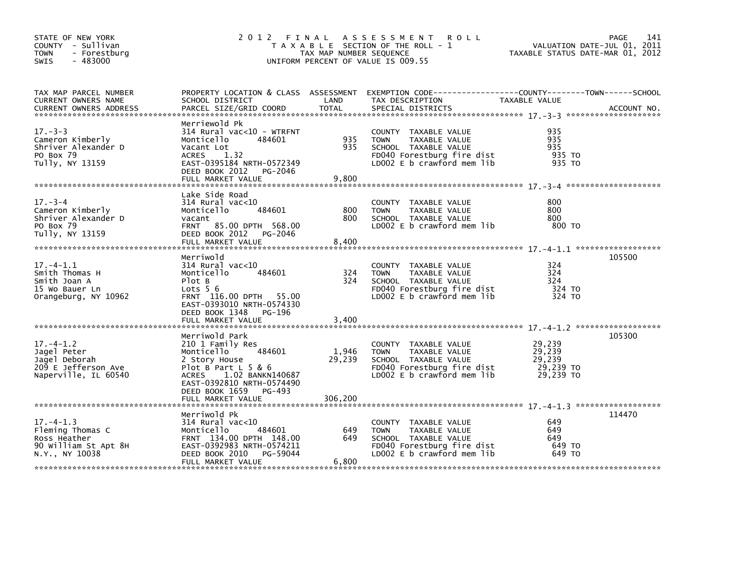STATE OF NEW YORK
COUNTY - Sullivan
TOWN - Forestburg
SWIS - 483000

# 2012 FINAL ASSESSMENT ROLL

TAXABLE SECTION OF THE ROLL - 1
TAX MAP NUMBER SEQUENCE
UNIFORM PERCENT OF VALUE IS 009.55

VALUATION DATE-JUL 01, 2011
TAXABLE STATUS DATE-MAR 01, 2012

| TAX MAP PARCEL NUMBER / CURRENT OWNERS NAME / CURRENT OWNERS ADDRESS | PROPERTY LOCATION & CLASS / SCHOOL DISTRICT / PARCEL SIZE/GRID COORD | ASSESSMENT LAND / TOTAL | EXEMPTION CODE / TAX DESCRIPTION / SPECIAL DISTRICTS | TAXABLE VALUE (COUNTY / TOWN / SCHOOL) | ACCOUNT NO. |
|---|---|---|---|---|---|
| 17.-3-3<br>Cameron Kimberly<br>Shriver Alexander D<br>PO Box 79<br>Tully, NY 13159 | Merriewold Pk<br>314 Rural vac<10 - WTRFNT<br>Monticello 484601<br>Vacant Lot<br>ACRES 1.32<br>EAST-0395184 NRTH-0572349<br>DEED BOOK 2012 PG-2046<br>FULL MARKET VALUE | 935<br>935<br>9,800 | COUNTY TAXABLE VALUE<br>TOWN TAXABLE VALUE<br>SCHOOL TAXABLE VALUE<br>FD040 Forestburg fire dist<br>LD002 E b crawford mem lib | 935<br>935<br>935<br>935 TO<br>935 TO | |
| 17.-3-4<br>Cameron Kimberly<br>Shriver Alexander D<br>PO Box 79<br>Tully, NY 13159 | Lake Side Road<br>314 Rural vac<10<br>Monticello 484601<br>vacant<br>FRNT 85.00 DPTH 568.00<br>DEED BOOK 2012 PG-2046<br>FULL MARKET VALUE | 800<br>800<br>8,400 | COUNTY TAXABLE VALUE<br>TOWN TAXABLE VALUE<br>SCHOOL TAXABLE VALUE<br>LD002 E b crawford mem lib | 800<br>800<br>800<br>800 TO | |
| 17.-4-1.1<br>Smith Thomas H<br>Smith Joan A<br>15 Wo Bauer Ln<br>Orangeburg, NY 10962 | Merriwold<br>314 Rural vac<10<br>Monticello 484601<br>Plot B<br>Lots 5 6<br>FRNT 116.00 DPTH 55.00<br>EAST-0393010 NRTH-0574330<br>DEED BOOK 1348 PG-196<br>FULL MARKET VALUE | 324<br>324<br>3,400 | COUNTY TAXABLE VALUE<br>TOWN TAXABLE VALUE<br>SCHOOL TAXABLE VALUE<br>FD040 Forestburg fire dist<br>LD002 E b crawford mem lib | 324<br>324<br>324<br>324 TO<br>324 TO | 105500 |
| 17.-4-1.2<br>Jagel Peter<br>Jagel Deborah<br>209 E Jefferson Ave<br>Naperville, IL 60540 | Merriwold Park<br>210 1 Family Res<br>Monticello 484601<br>2 Story House<br>Plot B Part L 5 & 6<br>ACRES 1.02 BANKN140687<br>EAST-0392810 NRTH-0574490<br>DEED BOOK 1659 PG-493<br>FULL MARKET VALUE | 1,946<br>29,239<br>306,200 | COUNTY TAXABLE VALUE<br>TOWN TAXABLE VALUE<br>SCHOOL TAXABLE VALUE<br>FD040 Forestburg fire dist<br>LD002 E b crawford mem lib | 29,239<br>29,239<br>29,239<br>29,239 TO<br>29,239 TO | 105300 |
| 17.-4-1.3<br>Fleming Thomas C<br>Ross Heather<br>90 William St Apt 8H<br>N.Y., NY 10038 | Merriwold Pk<br>314 Rural vac<10<br>Monticello 484601<br>FRNT 134.00 DPTH 148.00<br>EAST-0392983 NRTH-0574211<br>DEED BOOK 2010 PG-59044<br>FULL MARKET VALUE | 649<br>649<br>6,800 | COUNTY TAXABLE VALUE<br>TOWN TAXABLE VALUE<br>SCHOOL TAXABLE VALUE<br>FD040 Forestburg fire dist<br>LD002 E b crawford mem lib | 649<br>649<br>649<br>649 TO<br>649 TO | 114470 |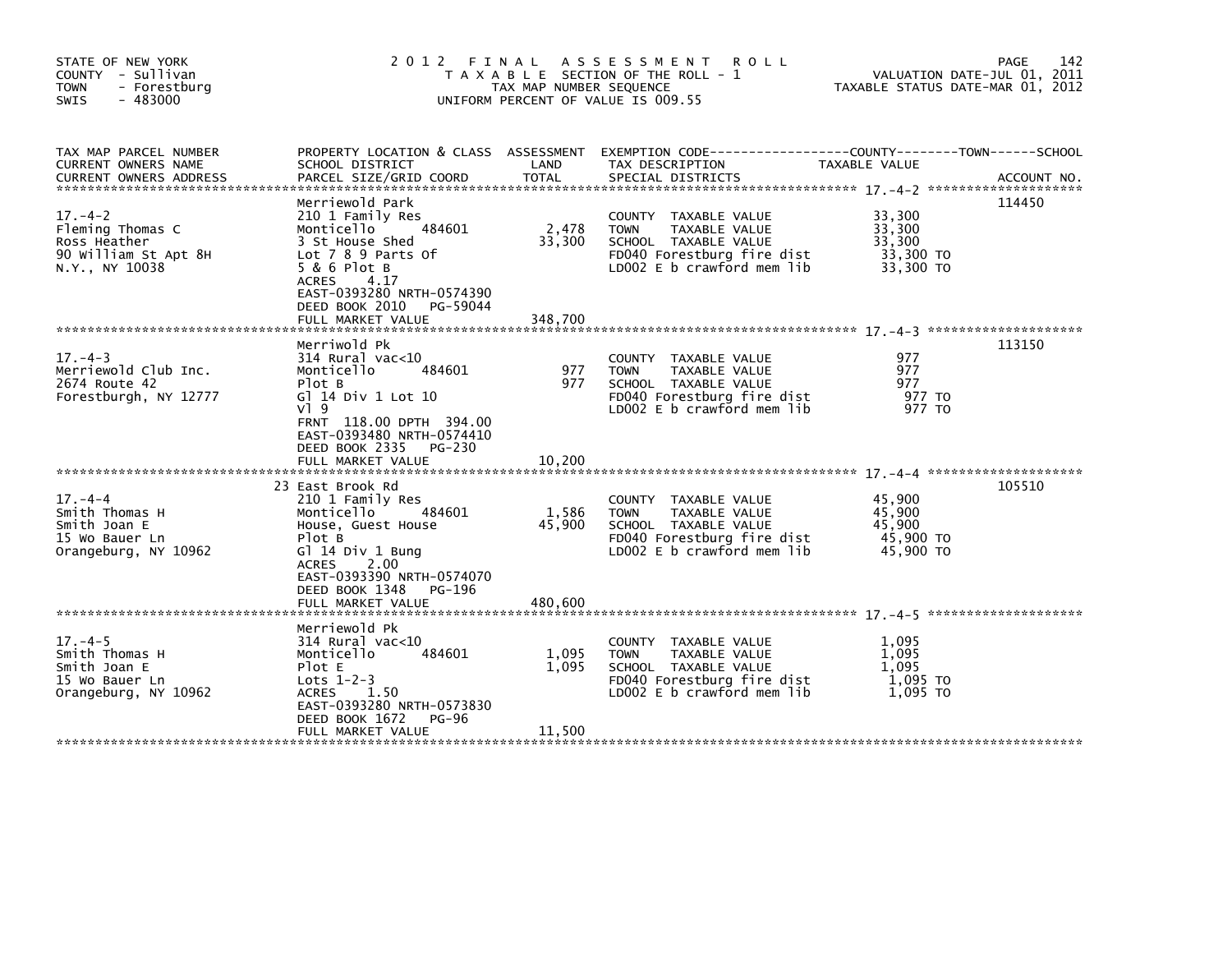STATE OF NEW YORK
COUNTY - Sullivan
TOWN - Forestburg
SWIS - 483000

# 2012 FINAL ASSESSMENT ROLL
TAXABLE SECTION OF THE ROLL - 1
TAX MAP NUMBER SEQUENCE
UNIFORM PERCENT OF VALUE IS 009.55

VALUATION DATE-JUL 01, 2011
TAXABLE STATUS DATE-MAR 01, 2012

| TAX MAP PARCEL NUMBER / CURRENT OWNERS NAME / CURRENT OWNERS ADDRESS | PROPERTY LOCATION & CLASS / SCHOOL DISTRICT / PARCEL SIZE/GRID COORD | ASSESSMENT LAND / TOTAL | EXEMPTION CODE / TAX DESCRIPTION / SPECIAL DISTRICTS | TAXABLE VALUE (COUNTY / TOWN / SCHOOL) | ACCOUNT NO. |
|---|---|---|---|---|---|
| 17.-4-2 | Merriewold Park | | | | 114450 |
| Fleming Thomas C | 210 1 Family Res | | COUNTY TAXABLE VALUE | 33,300 | |
| Ross Heather | Monticello 484601 | 2,478 | TOWN TAXABLE VALUE | 33,300 | |
| 90 William St Apt 8H | 3 St House Shed | 33,300 | SCHOOL TAXABLE VALUE | 33,300 | |
| N.Y., NY 10038 | Lot 7 8 9 Parts Of | | FD040 Forestburg fire dist | 33,300 TO | |
| | 5 & 6 Plot B | | LD002 E b crawford mem lib | 33,300 TO | |
| | ACRES 4.17 | | | | |
| | EAST-0393280 NRTH-0574390 | | | | |
| | DEED BOOK 2010 PG-59044 | | | | |
| | FULL MARKET VALUE | 348,700 | | | |
| 17.-4-3 | Merriwold Pk | | | | 113150 |
| Merriewold Club Inc. | 314 Rural vac<10 | | COUNTY TAXABLE VALUE | 977 | |
| 2674 Route 42 | Monticello 484601 | 977 | TOWN TAXABLE VALUE | 977 | |
| Forestburgh, NY 12777 | Plot B | 977 | SCHOOL TAXABLE VALUE | 977 | |
| | Gl 14 Div 1 Lot 10 | | FD040 Forestburg fire dist | 977 TO | |
| | Vl 9 | | LD002 E b crawford mem lib | 977 TO | |
| | FRNT 118.00 DPTH 394.00 | | | | |
| | EAST-0393480 NRTH-0574410 | | | | |
| | DEED BOOK 2335 PG-230 | | | | |
| | FULL MARKET VALUE | 10,200 | | | |
| 17.-4-4 | 23 East Brook Rd | | | | 105510 |
| Smith Thomas H | 210 1 Family Res | | COUNTY TAXABLE VALUE | 45,900 | |
| Smith Joan E | Monticello 484601 | 1,586 | TOWN TAXABLE VALUE | 45,900 | |
| 15 Wo Bauer Ln | House, Guest House | 45,900 | SCHOOL TAXABLE VALUE | 45,900 | |
| Orangeburg, NY 10962 | Plot B | | FD040 Forestburg fire dist | 45,900 TO | |
| | Gl 14 Div 1 Bung | | LD002 E b crawford mem lib | 45,900 TO | |
| | ACRES 2.00 | | | | |
| | EAST-0393390 NRTH-0574070 | | | | |
| | DEED BOOK 1348 PG-196 | | | | |
| | FULL MARKET VALUE | 480,600 | | | |
| 17.-4-5 | Merriewold Pk | | | | |
| Smith Thomas H | 314 Rural vac<10 | | COUNTY TAXABLE VALUE | 1,095 | |
| Smith Joan E | Monticello 484601 | 1,095 | TOWN TAXABLE VALUE | 1,095 | |
| 15 Wo Bauer Ln | Plot E | 1,095 | SCHOOL TAXABLE VALUE | 1,095 | |
| Orangeburg, NY 10962 | Lots 1-2-3 | | FD040 Forestburg fire dist | 1,095 TO | |
| | ACRES 1.50 | | LD002 E b crawford mem lib | 1,095 TO | |
| | EAST-0393280 NRTH-0573830 | | | | |
| | DEED BOOK 1672 PG-96 | | | | |
| | FULL MARKET VALUE | 11,500 | | | |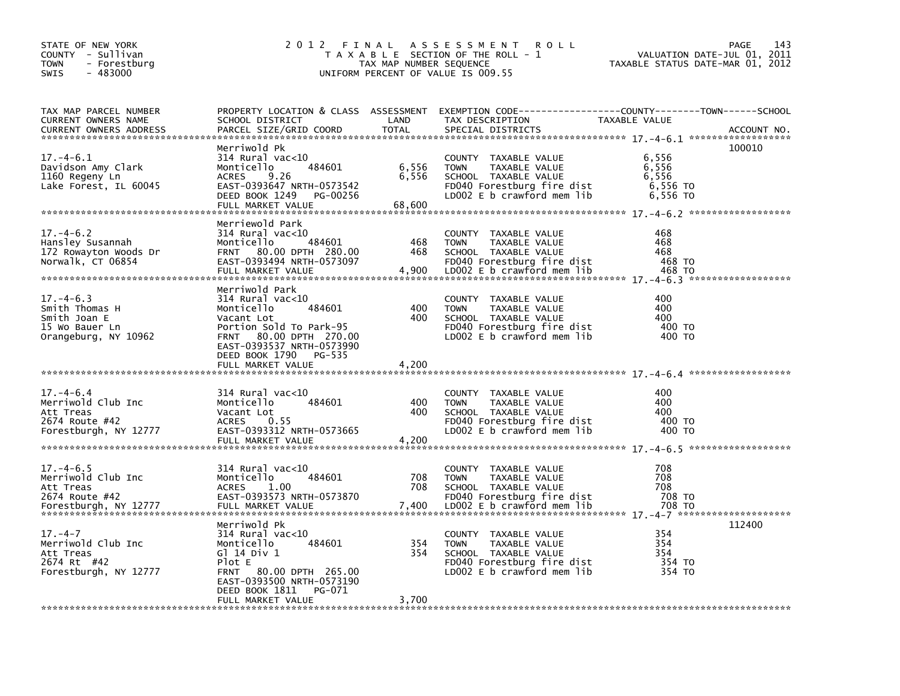STATE OF NEW YORK
COUNTY - Sullivan
TOWN - Forestburg
SWIS - 483000

# 2012 FINAL ASSESSMENT ROLL

TAXABLE SECTION OF THE ROLL - 1
TAX MAP NUMBER SEQUENCE
UNIFORM PERCENT OF VALUE IS 009.55

VALUATION DATE-JUL 01, 2011
TAXABLE STATUS DATE-MAR 01, 2012

| TAX MAP PARCEL NUMBER / CURRENT OWNERS NAME / CURRENT OWNERS ADDRESS | PROPERTY LOCATION & CLASS / SCHOOL DISTRICT / PARCEL SIZE/GRID COORD | ASSESSMENT LAND | ASSESSMENT TOTAL | EXEMPTION CODE / TAX DESCRIPTION / SPECIAL DISTRICTS | TAXABLE VALUE (COUNTY / TOWN / SCHOOL) | ACCOUNT NO. |
|---|---|---|---|---|---|---|
| 17.-4-6.1 | Merriwold Pk | | | | | 100010 |
| Davidson Amy Clark | 314 Rural vac<10 | | | COUNTY TAXABLE VALUE | 6,556 | |
| 1160 Regeny Ln | Monticello 484601 | 6,556 | | TOWN TAXABLE VALUE | 6,556 | |
| Lake Forest, IL 60045 | ACRES 9.26 | | 6,556 | SCHOOL TAXABLE VALUE | 6,556 | |
| | EAST-0393647 NRTH-0573542 | | | FD040 Forestburg fire dist | 6,556 TO | |
| | DEED BOOK 1249 PG-00256 | | | LD002 E b crawford mem lib | 6,556 TO | |
| | FULL MARKET VALUE | | 68,600 | | | |
| 17.-4-6.2 | Merriewold Park | | | | | |
| Hansley Susannah | 314 Rural vac<10 | | | COUNTY TAXABLE VALUE | 468 | |
| 172 Rowayton Woods Dr | Monticello 484601 | 468 | | TOWN TAXABLE VALUE | 468 | |
| Norwalk, CT 06854 | FRNT 80.00 DPTH 280.00 | | 468 | SCHOOL TAXABLE VALUE | 468 | |
| | EAST-0393494 NRTH-0573097 | | | FD040 Forestburg fire dist | 468 TO | |
| | FULL MARKET VALUE | | 4,900 | LD002 E b crawford mem lib | 468 TO | |
| 17.-4-6.3 | Merriwold Park | | | | | |
| Smith Thomas H | 314 Rural vac<10 | | | COUNTY TAXABLE VALUE | 400 | |
| Smith Joan E | Monticello 484601 | 400 | | TOWN TAXABLE VALUE | 400 | |
| 15 Wo Bauer Ln | Vacant Lot | | 400 | SCHOOL TAXABLE VALUE | 400 | |
| Orangeburg, NY 10962 | Portion Sold To Park-95 | | | FD040 Forestburg fire dist | 400 TO | |
| | FRNT 80.00 DPTH 270.00 | | | LD002 E b crawford mem lib | 400 TO | |
| | EAST-0393537 NRTH-0573990 | | | | | |
| | DEED BOOK 1790 PG-535 | | | | | |
| | FULL MARKET VALUE | | 4,200 | | | |
| 17.-4-6.4 | 314 Rural vac<10 | | | COUNTY TAXABLE VALUE | 400 | |
| Merriwold Club Inc | Monticello 484601 | 400 | | TOWN TAXABLE VALUE | 400 | |
| Att Treas | Vacant Lot | | 400 | SCHOOL TAXABLE VALUE | 400 | |
| 2674 Route #42 | ACRES 0.55 | | | FD040 Forestburg fire dist | 400 TO | |
| Forestburgh, NY 12777 | EAST-0393312 NRTH-0573665 | | | LD002 E b crawford mem lib | 400 TO | |
| | FULL MARKET VALUE | | 4,200 | | | |
| 17.-4-6.5 | 314 Rural vac<10 | | | COUNTY TAXABLE VALUE | 708 | |
| Merriwold Club Inc | Monticello 484601 | 708 | | TOWN TAXABLE VALUE | 708 | |
| Att Treas | ACRES 1.00 | | 708 | SCHOOL TAXABLE VALUE | 708 | |
| 2674 Route #42 | EAST-0393573 NRTH-0573870 | | | FD040 Forestburg fire dist | 708 TO | |
| Forestburgh, NY 12777 | FULL MARKET VALUE | | 7,400 | LD002 E b crawford mem lib | 708 TO | |
| 17.-4-7 | Merriwold Pk | | | | | 112400 |
| Merriwold Club Inc | 314 Rural vac<10 | | | COUNTY TAXABLE VALUE | 354 | |
| Att Treas | Monticello 484601 | 354 | | TOWN TAXABLE VALUE | 354 | |
| 2674 Rt #42 | Gl 14 Div 1 | | 354 | SCHOOL TAXABLE VALUE | 354 | |
| Forestburgh, NY 12777 | Plot E | | | FD040 Forestburg fire dist | 354 TO | |
| | FRNT 80.00 DPTH 265.00 | | | LD002 E b crawford mem lib | 354 TO | |
| | EAST-0393500 NRTH-0573190 | | | | | |
| | DEED BOOK 1811 PG-071 | | | | | |
| | FULL MARKET VALUE | | 3,700 | | | |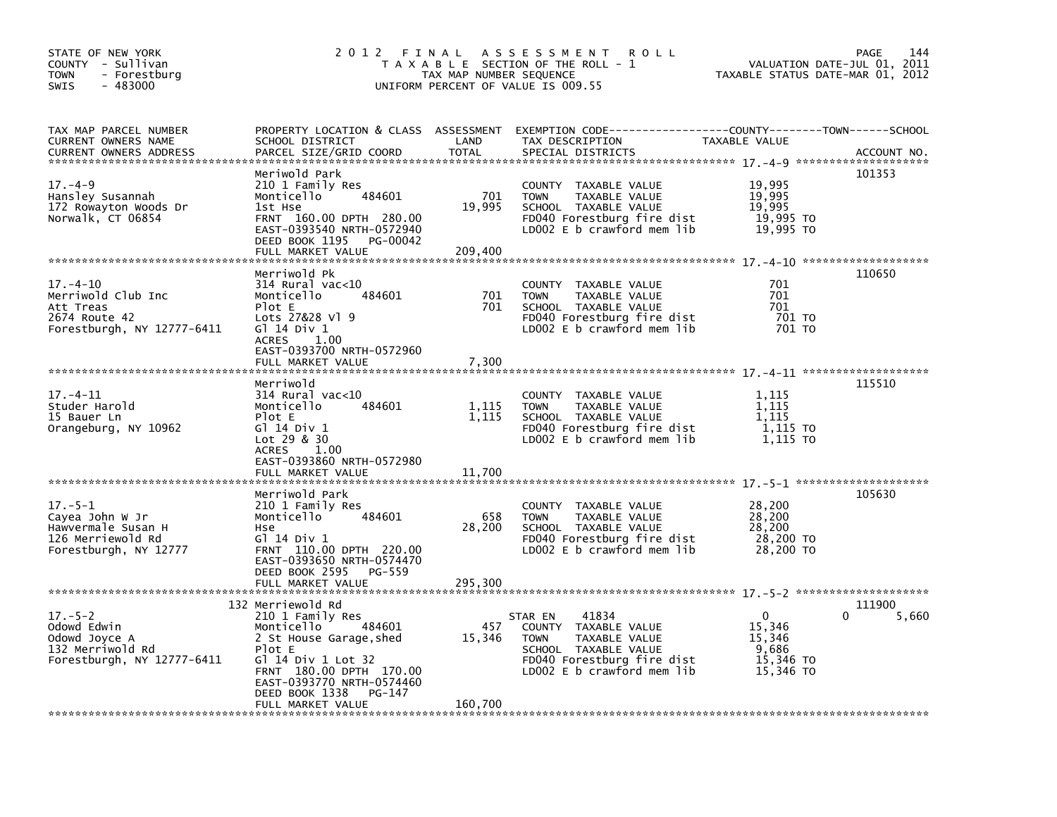STATE OF NEW YORK
COUNTY - Sullivan
TOWN - Forestburg
SWIS - 483000

# 2012 FINAL ASSESSMENT ROLL

TAXABLE SECTION OF THE ROLL - 1
TAX MAP NUMBER SEQUENCE
UNIFORM PERCENT OF VALUE IS 009.55

VALUATION DATE-JUL 01, 2011
TAXABLE STATUS DATE-MAR 01, 2012

| TAX MAP PARCEL NUMBER / CURRENT OWNERS NAME / CURRENT OWNERS ADDRESS | PROPERTY LOCATION & CLASS / SCHOOL DISTRICT / PARCEL SIZE/GRID COORD | ASSESSMENT LAND | TOTAL | EXEMPTION CODE / TAX DESCRIPTION / SPECIAL DISTRICTS | COUNTY | TOWN | SCHOOL / ACCOUNT NO. |
|---|---|---|---|---|---|---|---|
| 17.-4-9 | Meriwold Park | | | | | | 101353 |
| Hansley Susannah | 210 1 Family Res | | | COUNTY TAXABLE VALUE | 19,995 | | |
| 172 Rowayton Woods Dr | Monticello 484601 | 701 | | TOWN TAXABLE VALUE | | 19,995 | |
| Norwalk, CT 06854 | 1st Hse | | 19,995 | SCHOOL TAXABLE VALUE | | | 19,995 |
| | FRNT 160.00 DPTH 280.00 | | | FD040 Forestburg fire dist | 19,995 TO | | |
| | EAST-0393540 NRTH-0572940 | | | LD002 E b crawford mem lib | 19,995 TO | | |
| | DEED BOOK 1195 PG-00042 | | | | | | |
| | FULL MARKET VALUE | | 209,400 | | | | |
| 17.-4-10 | Merriwold Pk | | | | | | 110650 |
| Merriwold Club Inc | 314 Rural vac<10 | | | COUNTY TAXABLE VALUE | 701 | | |
| Att Treas | Monticello 484601 | 701 | | TOWN TAXABLE VALUE | | 701 | |
| 2674 Route 42 | Plot E | | 701 | SCHOOL TAXABLE VALUE | | | 701 |
| Forestburgh, NY 12777-6411 | Lots 27&28 Vl 9 | | | FD040 Forestburg fire dist | 701 TO | | |
| | Gl 14 Div 1 | | | LD002 E b crawford mem lib | 701 TO | | |
| | ACRES 1.00 | | | | | | |
| | EAST-0393700 NRTH-0572960 | | | | | | |
| | FULL MARKET VALUE | | 7,300 | | | | |
| 17.-4-11 | Merriwold | | | | | | 115510 |
| Studer Harold | 314 Rural vac<10 | | | COUNTY TAXABLE VALUE | 1,115 | | |
| 15 Bauer Ln | Monticello 484601 | 1,115 | | TOWN TAXABLE VALUE | | 1,115 | |
| Orangeburg, NY 10962 | Plot E | | 1,115 | SCHOOL TAXABLE VALUE | | | 1,115 |
| | Gl 14 Div 1 | | | FD040 Forestburg fire dist | 1,115 TO | | |
| | Lot 29 & 30 | | | LD002 E b crawford mem lib | 1,115 TO | | |
| | ACRES 1.00 | | | | | | |
| | EAST-0393860 NRTH-0572980 | | | | | | |
| | FULL MARKET VALUE | | 11,700 | | | | |
| 17.-5-1 | Merriwold Park | | | | | | 105630 |
| Cayea John W Jr | 210 1 Family Res | | | COUNTY TAXABLE VALUE | 28,200 | | |
| Hawvermale Susan H | Monticello 484601 | 658 | | TOWN TAXABLE VALUE | | 28,200 | |
| 126 Merriewold Rd | Hse | | 28,200 | SCHOOL TAXABLE VALUE | | | 28,200 |
| Forestburgh, NY 12777 | Gl 14 Div 1 | | | FD040 Forestburg fire dist | 28,200 TO | | |
| | FRNT 110.00 DPTH 220.00 | | | LD002 E b crawford mem lib | 28,200 TO | | |
| | EAST-0393650 NRTH-0574470 | | | | | | |
| | DEED BOOK 2595 PG-559 | | | | | | |
| | FULL MARKET VALUE | | 295,300 | | | | |
| 17.-5-2 | 132 Merriewold Rd | | | | | | 111900 |
| Odowd Edwin | 210 1 Family Res | | | STAR EN 41834 | 0 | 0 | 5,660 |
| Odowd Joyce A | Monticello 484601 | 457 | | COUNTY TAXABLE VALUE | 15,346 | | |
| 132 Merriwold Rd | 2 St House Garage,shed | | 15,346 | TOWN TAXABLE VALUE | | 15,346 | |
| Forestburgh, NY 12777-6411 | Plot E | | | SCHOOL TAXABLE VALUE | | | 9,686 |
| | Gl 14 Div 1 Lot 32 | | | FD040 Forestburg fire dist | 15,346 TO | | |
| | FRNT 180.00 DPTH 170.00 | | | LD002 E b crawford mem lib | 15,346 TO | | |
| | EAST-0393770 NRTH-0574460 | | | | | | |
| | DEED BOOK 1338 PG-147 | | | | | | |
| | FULL MARKET VALUE | | 160,700 | | | | |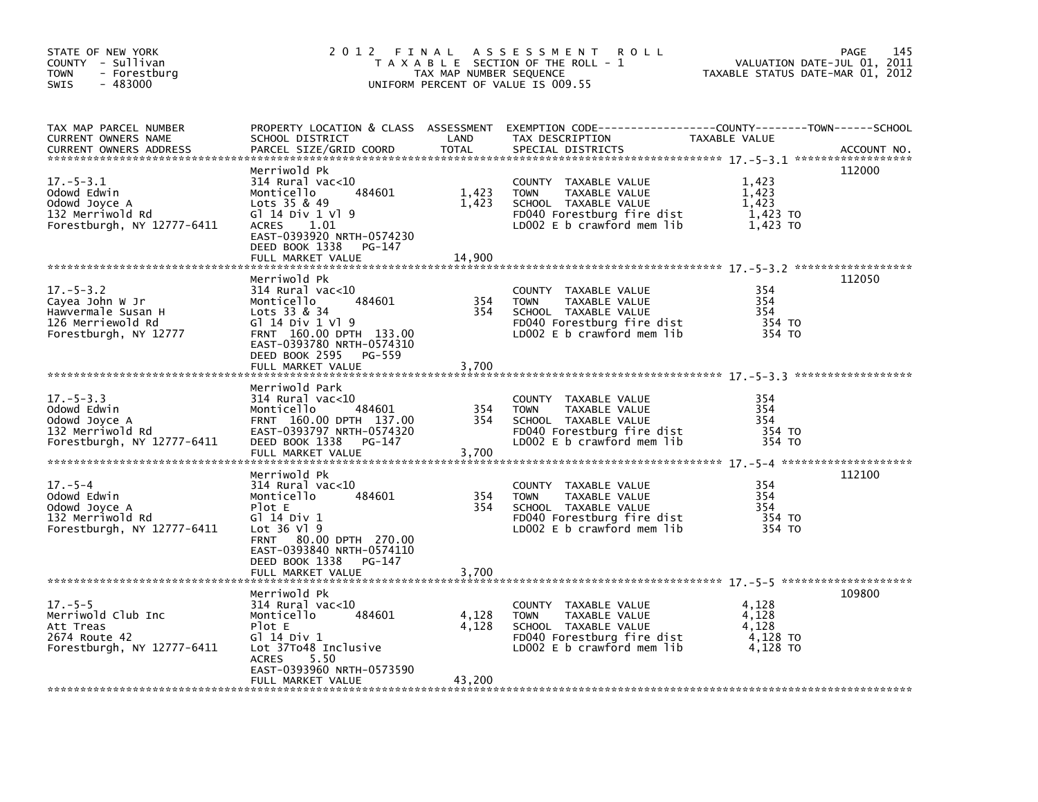STATE OF NEW YORK
COUNTY - Sullivan
TOWN - Forestburg
SWIS - 483000

# 2012 FINAL ASSESSMENT ROLL

TAXABLE SECTION OF THE ROLL - 1
TAX MAP NUMBER SEQUENCE
UNIFORM PERCENT OF VALUE IS 009.55

VALUATION DATE-JUL 01, 2011
TAXABLE STATUS DATE-MAR 01, 2012

| TAX MAP PARCEL NUMBER / CURRENT OWNERS NAME / CURRENT OWNERS ADDRESS | PROPERTY LOCATION & CLASS / SCHOOL DISTRICT / PARCEL SIZE/GRID COORD | ASSESSMENT LAND / TOTAL | EXEMPTION CODE / TAX DESCRIPTION / SPECIAL DISTRICTS | TAXABLE VALUE (COUNTY / TOWN / SCHOOL) | ACCOUNT NO. |
|---|---|---|---|---|---|
| **17.-5-3.1** | Merriwold Pk | | | | 112000 |
| 17.-5-3.1 | 314 Rural vac<10 | | COUNTY TAXABLE VALUE | 1,423 | |
| Odowd Edwin | Monticello 484601 | 1,423 | TOWN TAXABLE VALUE | 1,423 | |
| Odowd Joyce A | Lots 35 & 49 | 1,423 | SCHOOL TAXABLE VALUE | 1,423 | |
| 132 Merriwold Rd | Gl 14 Div 1 Vl 9 | | FD040 Forestburg fire dist | 1,423 TO | |
| Forestburgh, NY 12777-6411 | ACRES 1.01 | | LD002 E b crawford mem lib | 1,423 TO | |
| | EAST-0393920 NRTH-0574230 | | | | |
| | DEED BOOK 1338 PG-147 | | | | |
| | FULL MARKET VALUE | 14,900 | | | |
| **17.-5-3.2** | Merriwold Pk | | | | 112050 |
| 17.-5-3.2 | 314 Rural vac<10 | | COUNTY TAXABLE VALUE | 354 | |
| Cayea John W Jr | Monticello 484601 | 354 | TOWN TAXABLE VALUE | 354 | |
| Hawvermale Susan H | Lots 33 & 34 | 354 | SCHOOL TAXABLE VALUE | 354 | |
| 126 Merriewold Rd | Gl 14 Div 1 Vl 9 | | FD040 Forestburg fire dist | 354 TO | |
| Forestburgh, NY 12777 | FRNT 160.00 DPTH 133.00 | | LD002 E b crawford mem lib | 354 TO | |
| | EAST-0393780 NRTH-0574310 | | | | |
| | DEED BOOK 2595 PG-559 | | | | |
| | FULL MARKET VALUE | 3,700 | | | |
| **17.-5-3.3** | Merriwold Park | | | | |
| 17.-5-3.3 | 314 Rural vac<10 | | COUNTY TAXABLE VALUE | 354 | |
| Odowd Edwin | Monticello 484601 | 354 | TOWN TAXABLE VALUE | 354 | |
| Odowd Joyce A | FRNT 160.00 DPTH 137.00 | 354 | SCHOOL TAXABLE VALUE | 354 | |
| 132 Merriwold Rd | EAST-0393797 NRTH-0574320 | | FD040 Forestburg fire dist | 354 TO | |
| Forestburgh, NY 12777-6411 | DEED BOOK 1338 PG-147 | | LD002 E b crawford mem lib | 354 TO | |
| | FULL MARKET VALUE | 3,700 | | | |
| **17.-5-4** | Merriwold Pk | | | | 112100 |
| 17.-5-4 | 314 Rural vac<10 | | COUNTY TAXABLE VALUE | 354 | |
| Odowd Edwin | Monticello 484601 | 354 | TOWN TAXABLE VALUE | 354 | |
| Odowd Joyce A | Plot E | 354 | SCHOOL TAXABLE VALUE | 354 | |
| 132 Merriwold Rd | Gl 14 Div 1 | | FD040 Forestburg fire dist | 354 TO | |
| Forestburgh, NY 12777-6411 | Lot 36 Vl 9 | | LD002 E b crawford mem lib | 354 TO | |
| | FRNT 80.00 DPTH 270.00 | | | | |
| | EAST-0393840 NRTH-0574110 | | | | |
| | DEED BOOK 1338 PG-147 | | | | |
| | FULL MARKET VALUE | 3,700 | | | |
| **17.-5-5** | Merriwold Pk | | | | 109800 |
| 17.-5-5 | 314 Rural vac<10 | | COUNTY TAXABLE VALUE | 4,128 | |
| Merriwold Club Inc | Monticello 484601 | 4,128 | TOWN TAXABLE VALUE | 4,128 | |
| Att Treas | Plot E | 4,128 | SCHOOL TAXABLE VALUE | 4,128 | |
| 2674 Route 42 | Gl 14 Div 1 | | FD040 Forestburg fire dist | 4,128 TO | |
| Forestburgh, NY 12777-6411 | Lot 37To48 Inclusive | | LD002 E b crawford mem lib | 4,128 TO | |
| | ACRES 5.50 | | | | |
| | EAST-0393960 NRTH-0573590 | | | | |
| | FULL MARKET VALUE | 43,200 | | | |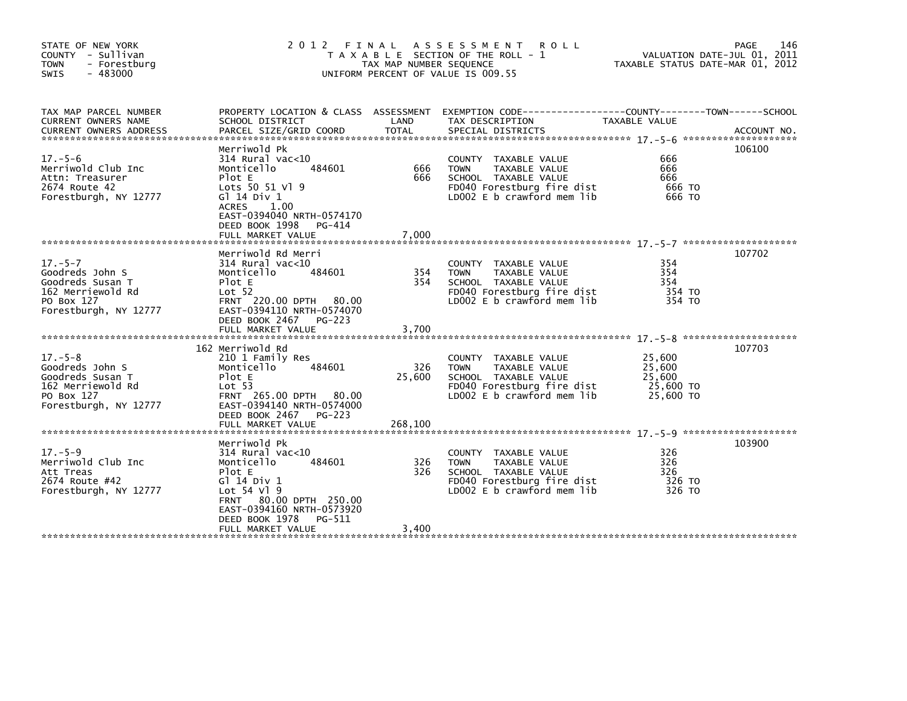STATE OF NEW YORK
COUNTY - Sullivan
TOWN - Forestburg
SWIS - 483000

# 2012 FINAL ASSESSMENT ROLL

TAXABLE SECTION OF THE ROLL - 1
TAX MAP NUMBER SEQUENCE
UNIFORM PERCENT OF VALUE IS 009.55

VALUATION DATE-JUL 01, 2011
TAXABLE STATUS DATE-MAR 01, 2012

| TAX MAP PARCEL NUMBER / CURRENT OWNERS NAME / CURRENT OWNERS ADDRESS | PROPERTY LOCATION & CLASS / SCHOOL DISTRICT / PARCEL SIZE/GRID COORD | ASSESSMENT LAND | TOTAL | EXEMPTION CODE / TAX DESCRIPTION / SPECIAL DISTRICTS | TAXABLE VALUE | ACCOUNT NO. |
|---|---|---|---|---|---|---|
| 17.-5-6 | Merriwold Pk | | | | | 106100 |
| Merriwold Club Inc | 314 Rural vac<10 | | | COUNTY TAXABLE VALUE | 666 | |
| Attn: Treasurer | Monticello 484601 | 666 | | TOWN TAXABLE VALUE | 666 | |
| 2674 Route 42 | Plot E | | 666 | SCHOOL TAXABLE VALUE | 666 | |
| Forestburgh, NY 12777 | Lots 50 51 Vl 9 | | | FD040 Forestburg fire dist | 666 TO | |
| | Gl 14 Div 1 | | | LD002 E b crawford mem lib | 666 TO | |
| | ACRES 1.00 | | | | | |
| | EAST-0394040 NRTH-0574170 | | | | | |
| | DEED BOOK 1998 PG-414 | | | | | |
| | FULL MARKET VALUE | | 7,000 | | | |
| 17.-5-7 | Merriwold Rd Merri | | | | | 107702 |
| Goodreds John S | 314 Rural vac<10 | | | COUNTY TAXABLE VALUE | 354 | |
| Goodreds Susan T | Monticello 484601 | 354 | | TOWN TAXABLE VALUE | 354 | |
| 162 Merriewold Rd | Plot E | | 354 | SCHOOL TAXABLE VALUE | 354 | |
| PO Box 127 | Lot 52 | | | FD040 Forestburg fire dist | 354 TO | |
| Forestburgh, NY 12777 | FRNT 220.00 DPTH 80.00 | | | LD002 E b crawford mem lib | 354 TO | |
| | EAST-0394110 NRTH-0574070 | | | | | |
| | DEED BOOK 2467 PG-223 | | | | | |
| | FULL MARKET VALUE | | 3,700 | | | |
| 17.-5-8 | 162 Merriwold Rd | | | | | 107703 |
| Goodreds John S | 210 1 Family Res | | | COUNTY TAXABLE VALUE | 25,600 | |
| Goodreds Susan T | Monticello 484601 | 326 | | TOWN TAXABLE VALUE | 25,600 | |
| 162 Merriewold Rd | Plot E | | 25,600 | SCHOOL TAXABLE VALUE | 25,600 | |
| PO Box 127 | Lot 53 | | | FD040 Forestburg fire dist | 25,600 TO | |
| Forestburgh, NY 12777 | FRNT 265.00 DPTH 80.00 | | | LD002 E b crawford mem lib | 25,600 TO | |
| | EAST-0394140 NRTH-0574000 | | | | | |
| | DEED BOOK 2467 PG-223 | | | | | |
| | FULL MARKET VALUE | | 268,100 | | | |
| 17.-5-9 | Merriwold Pk | | | | | 103900 |
| Merriwold Club Inc | 314 Rural vac<10 | | | COUNTY TAXABLE VALUE | 326 | |
| Att Treas | Monticello 484601 | 326 | | TOWN TAXABLE VALUE | 326 | |
| 2674 Route #42 | Plot E | | 326 | SCHOOL TAXABLE VALUE | 326 | |
| Forestburgh, NY 12777 | Gl 14 Div 1 | | | FD040 Forestburg fire dist | 326 TO | |
| | Lot 54 Vl 9 | | | LD002 E b crawford mem lib | 326 TO | |
| | FRNT 80.00 DPTH 250.00 | | | | | |
| | EAST-0394160 NRTH-0573920 | | | | | |
| | DEED BOOK 1978 PG-511 | | | | | |
| | FULL MARKET VALUE | | 3,400 | | | |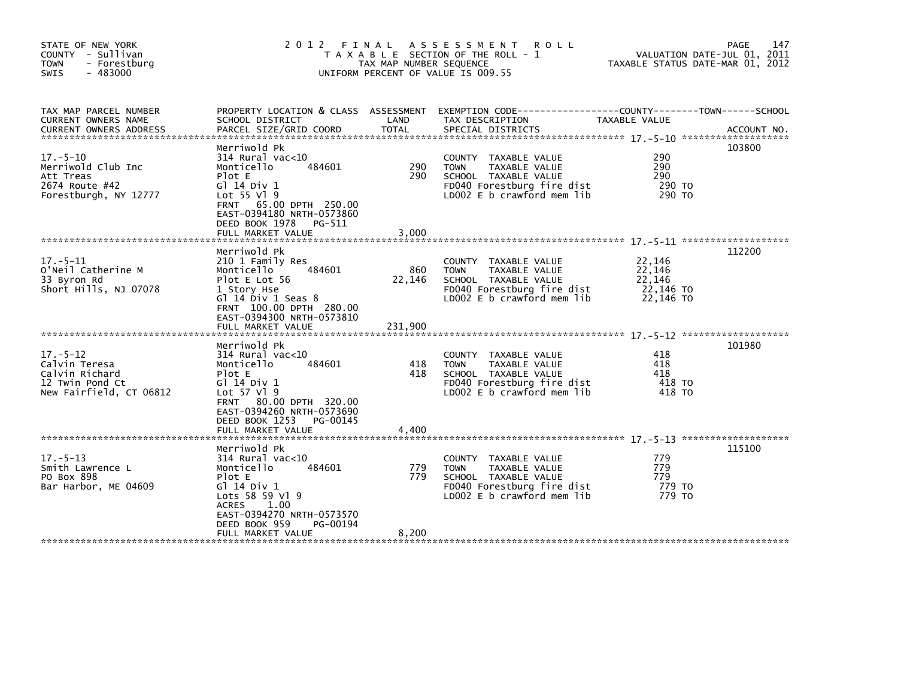STATE OF NEW YORK
COUNTY - Sullivan
TOWN - Forestburg
SWIS - 483000

# 2012 FINAL ASSESSMENT ROLL
TAXABLE SECTION OF THE ROLL - 1
TAX MAP NUMBER SEQUENCE
UNIFORM PERCENT OF VALUE IS 009.55

VALUATION DATE-JUL 01, 2011
TAXABLE STATUS DATE-MAR 01, 2012

| TAX MAP PARCEL NUMBER / CURRENT OWNERS NAME / CURRENT OWNERS ADDRESS | PROPERTY LOCATION & CLASS / SCHOOL DISTRICT / PARCEL SIZE/GRID COORD | ASSESSMENT LAND | ASSESSMENT TOTAL | EXEMPTION CODE / TAX DESCRIPTION / SPECIAL DISTRICTS | TAXABLE VALUE | ACCOUNT NO. |
|---|---|---|---|---|---|---|
| 17.-5-10 | Merriwold Pk | | | | | 103800 |
| Merriwold Club Inc | 314 Rural vac<10 | | | COUNTY TAXABLE VALUE | 290 | |
| Att Treas | Monticello 484601 | 290 | | TOWN TAXABLE VALUE | 290 | |
| 2674 Route #42 | Plot E | | 290 | SCHOOL TAXABLE VALUE | 290 | |
| Forestburgh, NY 12777 | Gl 14 Div 1 | | | FD040 Forestburg fire dist | 290 TO | |
| | Lot 55 Vl 9 | | | LD002 E b crawford mem lib | 290 TO | |
| | FRNT 65.00 DPTH 250.00 | | | | | |
| | EAST-0394180 NRTH-0573860 | | | | | |
| | DEED BOOK 1978 PG-511 | | | | | |
| | FULL MARKET VALUE | | 3,000 | | | |
| 17.-5-11 | Merriwold Pk | | | | | 112200 |
| O'Neil Catherine M | 210 1 Family Res | | | COUNTY TAXABLE VALUE | 22,146 | |
| 33 Byron Rd | Monticello 484601 | 860 | | TOWN TAXABLE VALUE | 22,146 | |
| Short Hills, NJ 07078 | Plot E Lot 56 | | 22,146 | SCHOOL TAXABLE VALUE | 22,146 | |
| | 1 Story Hse | | | FD040 Forestburg fire dist | 22,146 TO | |
| | Gl 14 Div 1 Seas 8 | | | LD002 E b crawford mem lib | 22,146 TO | |
| | FRNT 100.00 DPTH 280.00 | | | | | |
| | EAST-0394300 NRTH-0573810 | | | | | |
| | FULL MARKET VALUE | | 231,900 | | | |
| 17.-5-12 | Merriwold Pk | | | | | 101980 |
| Calvin Teresa | 314 Rural vac<10 | | | COUNTY TAXABLE VALUE | 418 | |
| Calvin Richard | Monticello 484601 | 418 | | TOWN TAXABLE VALUE | 418 | |
| 12 Twin Pond Ct | Plot E | | 418 | SCHOOL TAXABLE VALUE | 418 | |
| New Fairfield, CT 06812 | Gl 14 Div 1 | | | FD040 Forestburg fire dist | 418 TO | |
| | Lot 57 Vl 9 | | | LD002 E b crawford mem lib | 418 TO | |
| | FRNT 80.00 DPTH 320.00 | | | | | |
| | EAST-0394260 NRTH-0573690 | | | | | |
| | DEED BOOK 1253 PG-00145 | | | | | |
| | FULL MARKET VALUE | | 4,400 | | | |
| 17.-5-13 | Merriwold Pk | | | | | 115100 |
| Smith Lawrence L | 314 Rural vac<10 | | | COUNTY TAXABLE VALUE | 779 | |
| PO Box 898 | Monticello 484601 | 779 | | TOWN TAXABLE VALUE | 779 | |
| Bar Harbor, ME 04609 | Plot E | | 779 | SCHOOL TAXABLE VALUE | 779 | |
| | Gl 14 Div 1 | | | FD040 Forestburg fire dist | 779 TO | |
| | Lots 58 59 Vl 9 | | | LD002 E b crawford mem lib | 779 TO | |
| | ACRES 1.00 | | | | | |
| | EAST-0394270 NRTH-0573570 | | | | | |
| | DEED BOOK 959 PG-00194 | | | | | |
| | FULL MARKET VALUE | | 8,200 | | | |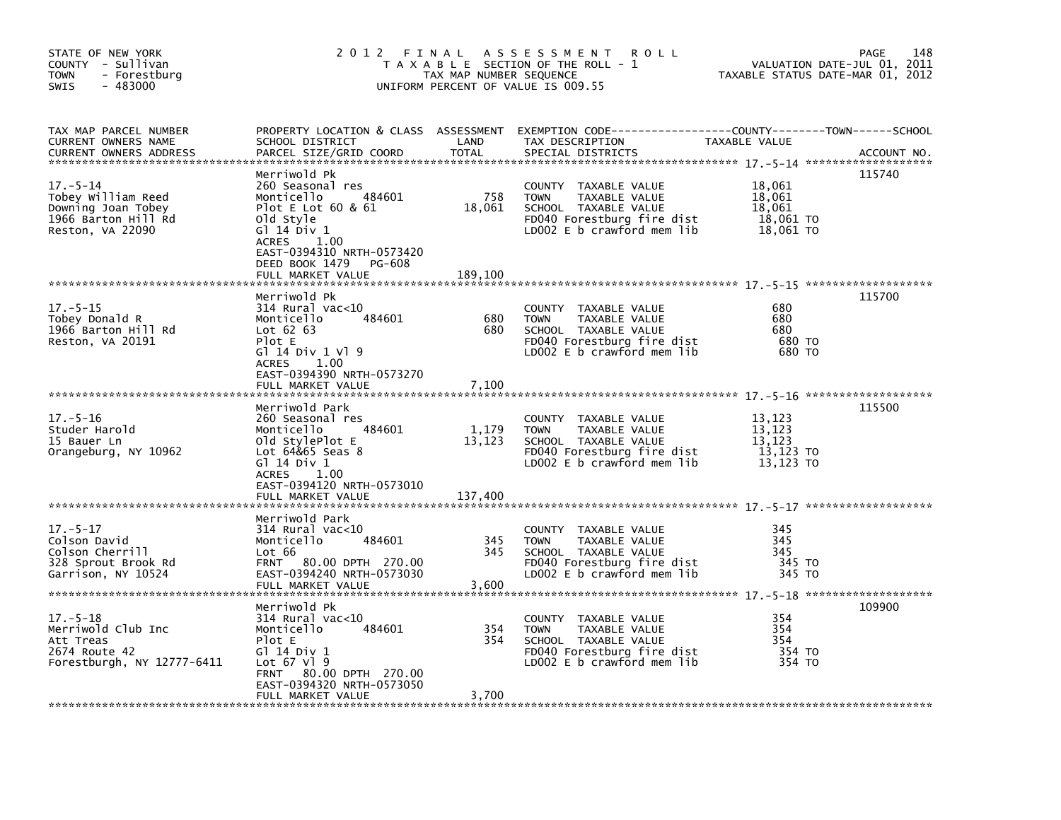STATE OF NEW YORK
COUNTY - Sullivan
TOWN - Forestburg
SWIS - 483000

# 2012 FINAL ASSESSMENT ROLL

TAXABLE SECTION OF THE ROLL - 1
TAX MAP NUMBER SEQUENCE
UNIFORM PERCENT OF VALUE IS 009.55

VALUATION DATE-JUL 01, 2011
TAXABLE STATUS DATE-MAR 01, 2012

| TAX MAP PARCEL NUMBER / CURRENT OWNERS NAME / CURRENT OWNERS ADDRESS | PROPERTY LOCATION & CLASS / SCHOOL DISTRICT / PARCEL SIZE/GRID COORD | ASSESSMENT LAND | TOTAL | EXEMPTION CODE / TAX DESCRIPTION / SPECIAL DISTRICTS | TAXABLE VALUE (COUNTY / TOWN / SCHOOL) | ACCOUNT NO. |
|---|---|---|---|---|---|---|
| 17.-5-14 | Merriwold Pk | | | | | 115740 |
| Tobey William Reed | 260 Seasonal res | | | COUNTY TAXABLE VALUE | 18,061 | |
| Downing Joan Tobey | Monticello 484601 | 758 | | TOWN TAXABLE VALUE | 18,061 | |
| 1966 Barton Hill Rd | Plot E Lot 60 & 61 | | 18,061 | SCHOOL TAXABLE VALUE | 18,061 | |
| Reston, VA 22090 | Old Style | | | FD040 Forestburg fire dist | 18,061 TO | |
| | Gl 14 Div 1 | | | LD002 E b crawford mem lib | 18,061 TO | |
| | ACRES 1.00 | | | | | |
| | EAST-0394310 NRTH-0573420 | | | | | |
| | DEED BOOK 1479 PG-608 | | | | | |
| | FULL MARKET VALUE | | 189,100 | | | |
| 17.-5-15 | Merriwold Pk | | | | | 115700 |
| Tobey Donald R | 314 Rural vac<10 | | | COUNTY TAXABLE VALUE | 680 | |
| 1966 Barton Hill Rd | Monticello 484601 | 680 | | TOWN TAXABLE VALUE | 680 | |
| Reston, VA 20191 | Lot 62 63 | | 680 | SCHOOL TAXABLE VALUE | 680 | |
| | Plot E | | | FD040 Forestburg fire dist | 680 TO | |
| | Gl 14 Div 1 Vl 9 | | | LD002 E b crawford mem lib | 680 TO | |
| | ACRES 1.00 | | | | | |
| | EAST-0394390 NRTH-0573270 | | | | | |
| | FULL MARKET VALUE | | 7,100 | | | |
| 17.-5-16 | Merriwold Park | | | | | 115500 |
| Studer Harold | 260 Seasonal res | | | COUNTY TAXABLE VALUE | 13,123 | |
| 15 Bauer Ln | Monticello 484601 | 1,179 | | TOWN TAXABLE VALUE | 13,123 | |
| Orangeburg, NY 10962 | Old StylePlot E | | 13,123 | SCHOOL TAXABLE VALUE | 13,123 | |
| | Lot 64&65 Seas 8 | | | FD040 Forestburg fire dist | 13,123 TO | |
| | Gl 14 Div 1 | | | LD002 E b crawford mem lib | 13,123 TO | |
| | ACRES 1.00 | | | | | |
| | EAST-0394120 NRTH-0573010 | | | | | |
| | FULL MARKET VALUE | | 137,400 | | | |
| 17.-5-17 | Merriwold Park | | | | | |
| Colson David | 314 Rural vac<10 | | | COUNTY TAXABLE VALUE | 345 | |
| Colson Cherrill | Monticello 484601 | 345 | | TOWN TAXABLE VALUE | 345 | |
| 328 Sprout Brook Rd | Lot 66 | | 345 | SCHOOL TAXABLE VALUE | 345 | |
| Garrison, NY 10524 | FRNT 80.00 DPTH 270.00 | | | FD040 Forestburg fire dist | 345 TO | |
| | EAST-0394240 NRTH-0573030 | | | LD002 E b crawford mem lib | 345 TO | |
| | FULL MARKET VALUE | | 3,600 | | | |
| 17.-5-18 | Merriwold Pk | | | | | 109900 |
| Merriwold Club Inc | 314 Rural vac<10 | | | COUNTY TAXABLE VALUE | 354 | |
| Att Treas | Monticello 484601 | 354 | | TOWN TAXABLE VALUE | 354 | |
| 2674 Route 42 | Plot E | | 354 | SCHOOL TAXABLE VALUE | 354 | |
| Forestburgh, NY 12777-6411 | Gl 14 Div 1 | | | FD040 Forestburg fire dist | 354 TO | |
| | Lot 67 Vl 9 | | | LD002 E b crawford mem lib | 354 TO | |
| | FRNT 80.00 DPTH 270.00 | | | | | |
| | EAST-0394320 NRTH-0573050 | | | | | |
| | FULL MARKET VALUE | | 3,700 | | | |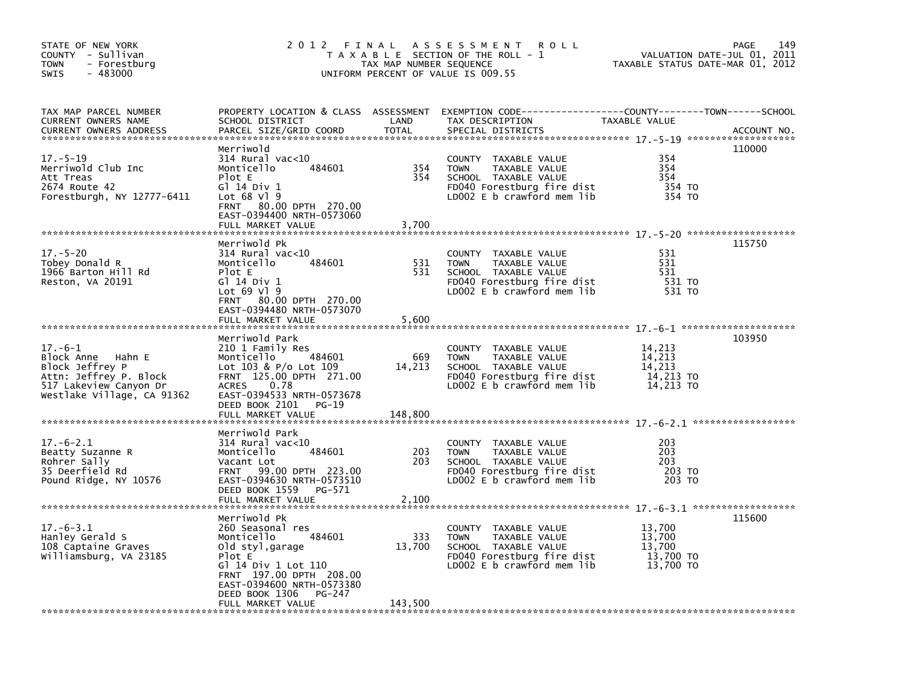STATE OF NEW YORK
COUNTY - Sullivan
TOWN - Forestburg
SWIS - 483000

# 2012 FINAL ASSESSMENT ROLL
TAXABLE SECTION OF THE ROLL - 1
TAX MAP NUMBER SEQUENCE
UNIFORM PERCENT OF VALUE IS 009.55

VALUATION DATE-JUL 01, 2011
TAXABLE STATUS DATE-MAR 01, 2012

| TAX MAP PARCEL NUMBER / CURRENT OWNERS NAME / CURRENT OWNERS ADDRESS | PROPERTY LOCATION & CLASS / SCHOOL DISTRICT / PARCEL SIZE/GRID COORD | ASSESSMENT LAND | ASSESSMENT TOTAL | EXEMPTION CODE / TAX DESCRIPTION / SPECIAL DISTRICTS | COUNTY / TOWN / SCHOOL TAXABLE VALUE | ACCOUNT NO. |
|---|---|---|---|---|---|---|
| 17.-5-19 | Merriwold | | | | | 110000 |
| Merriwold Club Inc | 314 Rural vac<10 | | | COUNTY TAXABLE VALUE | 354 | |
| Att Treas | Monticello 484601 | 354 | | TOWN TAXABLE VALUE | 354 | |
| 2674 Route 42 | Plot E | | 354 | SCHOOL TAXABLE VALUE | 354 | |
| Forestburgh, NY 12777-6411 | Gl 14 Div 1 | | | FD040 Forestburg fire dist | 354 TO | |
| | Lot 68 Vl 9 | | | LD002 E b crawford mem lib | 354 TO | |
| | FRNT 80.00 DPTH 270.00 | | | | | |
| | EAST-0394400 NRTH-0573060 | | | | | |
| | FULL MARKET VALUE | | 3,700 | | | |
| 17.-5-20 | Merriwold Pk | | | | | 115750 |
| Tobey Donald R | 314 Rural vac<10 | | | COUNTY TAXABLE VALUE | 531 | |
| 1966 Barton Hill Rd | Monticello 484601 | 531 | | TOWN TAXABLE VALUE | 531 | |
| Reston, VA 20191 | Plot E | | 531 | SCHOOL TAXABLE VALUE | 531 | |
| | Gl 14 Div 1 | | | FD040 Forestburg fire dist | 531 TO | |
| | Lot 69 Vl 9 | | | LD002 E b crawford mem lib | 531 TO | |
| | FRNT 80.00 DPTH 270.00 | | | | | |
| | EAST-0394480 NRTH-0573070 | | | | | |
| | FULL MARKET VALUE | | 5,600 | | | |
| 17.-6-1 | Merriwold Park | | | | | 103950 |
| Block Anne Hahn E | 210 1 Family Res | | | COUNTY TAXABLE VALUE | 14,213 | |
| Block Jeffrey P | Monticello 484601 | 669 | | TOWN TAXABLE VALUE | 14,213 | |
| Attn: Jeffrey P. Block | Lot 103 & P/o Lot 109 | | 14,213 | SCHOOL TAXABLE VALUE | 14,213 | |
| 517 Lakeview Canyon Dr | FRNT 125.00 DPTH 271.00 | | | FD040 Forestburg fire dist | 14,213 TO | |
| Westlake Village, CA 91362 | ACRES 0.78 | | | LD002 E b crawford mem lib | 14,213 TO | |
| | EAST-0394533 NRTH-0573678 | | | | | |
| | DEED BOOK 2101 PG-19 | | | | | |
| | FULL MARKET VALUE | | 148,800 | | | |
| 17.-6-2.1 | Merriwold Park | | | | | |
| Beatty Suzanne R | 314 Rural vac<10 | | | COUNTY TAXABLE VALUE | 203 | |
| Rohrer Sally | Monticello 484601 | 203 | | TOWN TAXABLE VALUE | 203 | |
| 35 Deerfield Rd | Vacant Lot | | 203 | SCHOOL TAXABLE VALUE | 203 | |
| Pound Ridge, NY 10576 | FRNT 99.00 DPTH 223.00 | | | FD040 Forestburg fire dist | 203 TO | |
| | EAST-0394630 NRTH-0573510 | | | LD002 E b crawford mem lib | 203 TO | |
| | DEED BOOK 1559 PG-571 | | | | | |
| | FULL MARKET VALUE | | 2,100 | | | |
| 17.-6-3.1 | Merriwold Pk | | | | | 115600 |
| Hanley Gerald S | 260 Seasonal res | | | COUNTY TAXABLE VALUE | 13,700 | |
| 108 Captaine Graves | Monticello 484601 | 333 | | TOWN TAXABLE VALUE | 13,700 | |
| Williamsburg, VA 23185 | Old styl,garage | | 13,700 | SCHOOL TAXABLE VALUE | 13,700 | |
| | Plot E | | | FD040 Forestburg fire dist | 13,700 TO | |
| | Gl 14 Div 1 Lot 110 | | | LD002 E b crawford mem lib | 13,700 TO | |
| | FRNT 197.00 DPTH 208.00 | | | | | |
| | EAST-0394600 NRTH-0573380 | | | | | |
| | DEED BOOK 1306 PG-247 | | | | | |
| | FULL MARKET VALUE | | 143,500 | | | |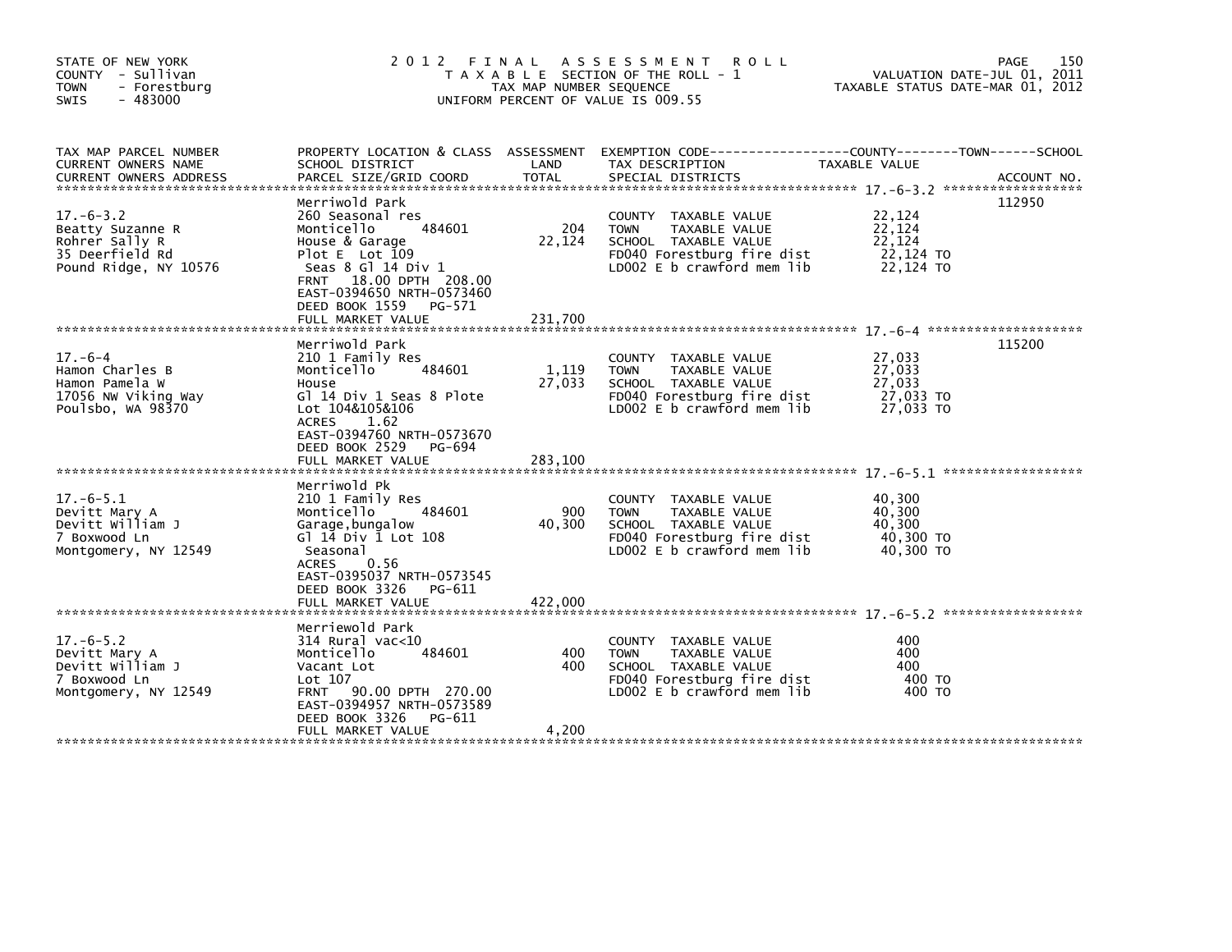STATE OF NEW YORK
COUNTY - Sullivan
TOWN - Forestburg
SWIS - 483000

# 2012 FINAL ASSESSMENT ROLL

TAXABLE SECTION OF THE ROLL - 1
TAX MAP NUMBER SEQUENCE
UNIFORM PERCENT OF VALUE IS 009.55

VALUATION DATE-JUL 01, 2011
TAXABLE STATUS DATE-MAR 01, 2012

| TAX MAP PARCEL NUMBER / CURRENT OWNERS NAME / CURRENT OWNERS ADDRESS | PROPERTY LOCATION & CLASS / SCHOOL DISTRICT / PARCEL SIZE/GRID COORD | ASSESSMENT LAND | TOTAL | EXEMPTION CODE / TAX DESCRIPTION / SPECIAL DISTRICTS | TAXABLE VALUE (COUNTY/TOWN/SCHOOL) | ACCOUNT NO. |
|---|---|---|---|---|---|---|
| 17.-6-3.2 | Merriwold Park | | | | | 112950 |
| | 260 Seasonal res | | | COUNTY TAXABLE VALUE | 22,124 | |
| Beatty Suzanne R | Monticello 484601 | 204 | | TOWN TAXABLE VALUE | 22,124 | |
| Rohrer Sally R | House & Garage | | 22,124 | SCHOOL TAXABLE VALUE | 22,124 | |
| 35 Deerfield Rd | Plot E Lot 109 | | | FD040 Forestburg fire dist | 22,124 TO | |
| Pound Ridge, NY 10576 | Seas 8 Gl 14 Div 1 | | | LD002 E b crawford mem lib | 22,124 TO | |
| | FRNT 18.00 DPTH 208.00 | | | | | |
| | EAST-0394650 NRTH-0573460 | | | | | |
| | DEED BOOK 1559 PG-571 | | | | | |
| | FULL MARKET VALUE | | 231,700 | | | |
| 17.-6-4 | Merriwold Park | | | | | 115200 |
| | 210 1 Family Res | | | COUNTY TAXABLE VALUE | 27,033 | |
| Hamon Charles B | Monticello 484601 | 1,119 | | TOWN TAXABLE VALUE | 27,033 | |
| Hamon Pamela W | House | | 27,033 | SCHOOL TAXABLE VALUE | 27,033 | |
| 17056 NW Viking Way | Gl 14 Div 1 Seas 8 Plote | | | FD040 Forestburg fire dist | 27,033 TO | |
| Poulsbo, WA 98370 | Lot 104&105&106 | | | LD002 E b crawford mem lib | 27,033 TO | |
| | ACRES 1.62 | | | | | |
| | EAST-0394760 NRTH-0573670 | | | | | |
| | DEED BOOK 2529 PG-694 | | | | | |
| | FULL MARKET VALUE | | 283,100 | | | |
| 17.-6-5.1 | Merriwold Pk | | | | | |
| | 210 1 Family Res | | | COUNTY TAXABLE VALUE | 40,300 | |
| Devitt Mary A | Monticello 484601 | 900 | | TOWN TAXABLE VALUE | 40,300 | |
| Devitt William J | Garage,bungalow | | 40,300 | SCHOOL TAXABLE VALUE | 40,300 | |
| 7 Boxwood Ln | Gl 14 Div 1 Lot 108 | | | FD040 Forestburg fire dist | 40,300 TO | |
| Montgomery, NY 12549 | Seasonal | | | LD002 E b crawford mem lib | 40,300 TO | |
| | ACRES 0.56 | | | | | |
| | EAST-0395037 NRTH-0573545 | | | | | |
| | DEED BOOK 3326 PG-611 | | | | | |
| | FULL MARKET VALUE | | 422,000 | | | |
| 17.-6-5.2 | Merriewold Park | | | | | |
| | 314 Rural vac<10 | | | COUNTY TAXABLE VALUE | 400 | |
| Devitt Mary A | Monticello 484601 | 400 | | TOWN TAXABLE VALUE | 400 | |
| Devitt William J | Vacant Lot | | 400 | SCHOOL TAXABLE VALUE | 400 | |
| 7 Boxwood Ln | Lot 107 | | | FD040 Forestburg fire dist | 400 TO | |
| Montgomery, NY 12549 | FRNT 90.00 DPTH 270.00 | | | LD002 E b crawford mem lib | 400 TO | |
| | EAST-0394957 NRTH-0573589 | | | | | |
| | DEED BOOK 3326 PG-611 | | | | | |
| | FULL MARKET VALUE | | 4,200 | | | |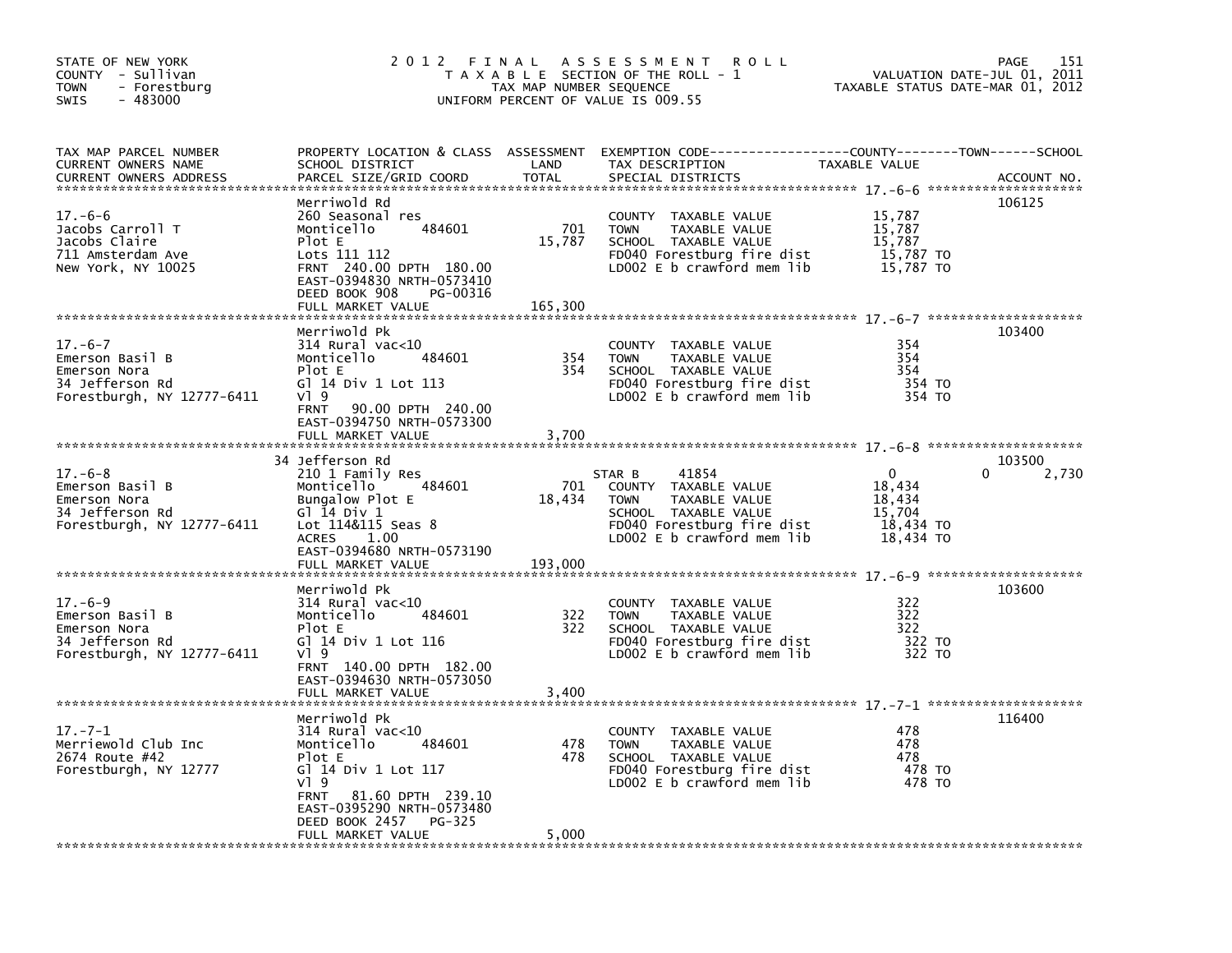STATE OF NEW YORK
COUNTY - Sullivan
TOWN - Forestburg
SWIS - 483000

# 2012 FINAL ASSESSMENT ROLL
TAXABLE SECTION OF THE ROLL - 1
TAX MAP NUMBER SEQUENCE
UNIFORM PERCENT OF VALUE IS 009.55

VALUATION DATE-JUL 01, 2011
TAXABLE STATUS DATE-MAR 01, 2012

| TAX MAP PARCEL NUMBER / CURRENT OWNERS NAME / CURRENT OWNERS ADDRESS | PROPERTY LOCATION & CLASS / SCHOOL DISTRICT / PARCEL SIZE/GRID COORD | ASSESSMENT LAND | TOTAL | EXEMPTION CODE / TAX DESCRIPTION / SPECIAL DISTRICTS | COUNTY / TOWN / SCHOOL TAXABLE VALUE | ACCOUNT NO. |
|---|---|---|---|---|---|---|
| 17.-6-6 | Merriwold Rd | | | | | 106125 |
| Jacobs Carroll T | 260 Seasonal res | | | COUNTY TAXABLE VALUE | 15,787 | |
| Jacobs Claire | Monticello 484601 | 701 | | TOWN TAXABLE VALUE | 15,787 | |
| 711 Amsterdam Ave | Plot E | | 15,787 | SCHOOL TAXABLE VALUE | 15,787 | |
| New York, NY 10025 | Lots 111 112 | | | FD040 Forestburg fire dist | 15,787 TO | |
| | FRNT 240.00 DPTH 180.00 | | | LD002 E b crawford mem lib | 15,787 TO | |
| | EAST-0394830 NRTH-0573410 | | | | | |
| | DEED BOOK 908 PG-00316 | | | | | |
| | FULL MARKET VALUE | | 165,300 | | | |
| 17.-6-7 | Merriwold Pk | | | | | 103400 |
| Emerson Basil B | 314 Rural vac<10 | | | COUNTY TAXABLE VALUE | 354 | |
| Emerson Nora | Monticello 484601 | 354 | | TOWN TAXABLE VALUE | 354 | |
| 34 Jefferson Rd | Plot E | | 354 | SCHOOL TAXABLE VALUE | 354 | |
| Forestburgh, NY 12777-6411 | Gl 14 Div 1 Lot 113 | | | FD040 Forestburg fire dist | 354 TO | |
| | Vl 9 | | | LD002 E b crawford mem lib | 354 TO | |
| | FRNT 90.00 DPTH 240.00 | | | | | |
| | EAST-0394750 NRTH-0573300 | | | | | |
| | FULL MARKET VALUE | | 3,700 | | | |
| 17.-6-8 | 34 Jefferson Rd | | | | | 103500 |
| Emerson Basil B | 210 1 Family Res | | | STAR B 41854 | 0 / 0 / 2,730 | |
| Emerson Nora | Monticello 484601 | 701 | | COUNTY TAXABLE VALUE | 18,434 | |
| 34 Jefferson Rd | Bungalow Plot E | | 18,434 | TOWN TAXABLE VALUE | 18,434 | |
| Forestburgh, NY 12777-6411 | Gl 14 Div 1 | | | SCHOOL TAXABLE VALUE | 15,704 | |
| | Lot 114&115 Seas 8 | | | FD040 Forestburg fire dist | 18,434 TO | |
| | ACRES 1.00 | | | LD002 E b crawford mem lib | 18,434 TO | |
| | EAST-0394680 NRTH-0573190 | | | | | |
| | FULL MARKET VALUE | | 193,000 | | | |
| 17.-6-9 | Merriwold Pk | | | | | 103600 |
| Emerson Basil B | 314 Rural vac<10 | | | COUNTY TAXABLE VALUE | 322 | |
| Emerson Nora | Monticello 484601 | 322 | | TOWN TAXABLE VALUE | 322 | |
| 34 Jefferson Rd | Plot E | | 322 | SCHOOL TAXABLE VALUE | 322 | |
| Forestburgh, NY 12777-6411 | Gl 14 Div 1 Lot 116 | | | FD040 Forestburg fire dist | 322 TO | |
| | Vl 9 | | | LD002 E b crawford mem lib | 322 TO | |
| | FRNT 140.00 DPTH 182.00 | | | | | |
| | EAST-0394630 NRTH-0573050 | | | | | |
| | FULL MARKET VALUE | | 3,400 | | | |
| 17.-7-1 | Merriwold Pk | | | | | 116400 |
| Merriewold Club Inc | 314 Rural vac<10 | | | COUNTY TAXABLE VALUE | 478 | |
| 2674 Route #42 | Monticello 484601 | 478 | | TOWN TAXABLE VALUE | 478 | |
| Forestburgh, NY 12777 | Plot E | | 478 | SCHOOL TAXABLE VALUE | 478 | |
| | Gl 14 Div 1 Lot 117 | | | FD040 Forestburg fire dist | 478 TO | |
| | Vl 9 | | | LD002 E b crawford mem lib | 478 TO | |
| | FRNT 81.60 DPTH 239.10 | | | | | |
| | EAST-0395290 NRTH-0573480 | | | | | |
| | DEED BOOK 2457 PG-325 | | | | | |
| | FULL MARKET VALUE | | 5,000 | | | |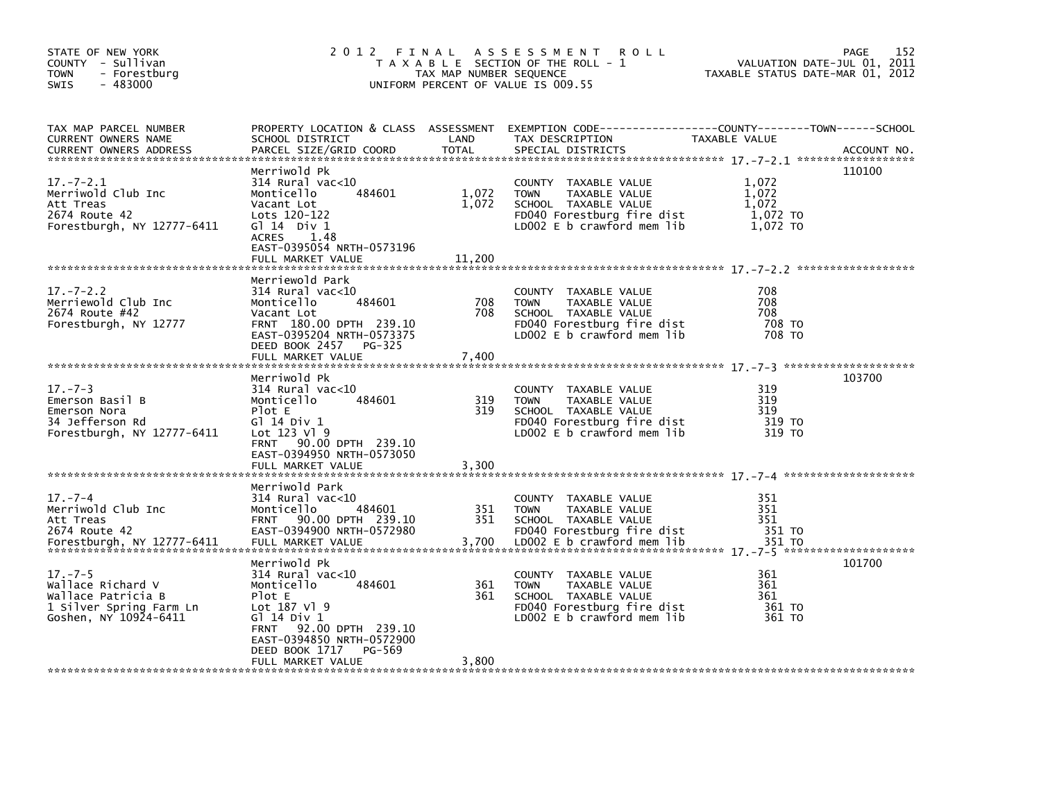STATE OF NEW YORK
COUNTY - Sullivan
TOWN - Forestburg
SWIS - 483000

2 0 1 2 F I N A L A S S E S S M E N T R O L L
T A X A B L E SECTION OF THE ROLL - 1
TAX MAP NUMBER SEQUENCE
UNIFORM PERCENT OF VALUE IS 009.55

VALUATION DATE-JUL 01, 2011
TAXABLE STATUS DATE-MAR 01, 2012

| TAX MAP PARCEL NUMBER / CURRENT OWNERS NAME / CURRENT OWNERS ADDRESS | PROPERTY LOCATION & CLASS / SCHOOL DISTRICT / PARCEL SIZE/GRID COORD | ASSESSMENT LAND | TOTAL | EXEMPTION CODE / TAX DESCRIPTION / SPECIAL DISTRICTS | TAXABLE VALUE (COUNTY / TOWN / SCHOOL) | ACCOUNT NO. |
|---|---|---|---|---|---|---|
| 17.-7-2.1 | Merriwold Pk | | | | | 110100 |
| Merriwold Club Inc | 314 Rural vac<10 | | | COUNTY TAXABLE VALUE | 1,072 | |
| Att Treas | Monticello 484601 | 1,072 | | TOWN TAXABLE VALUE | 1,072 | |
| 2674 Route 42 | Vacant Lot | | 1,072 | SCHOOL TAXABLE VALUE | 1,072 | |
| Forestburgh, NY 12777-6411 | Lots 120-122 | | | FD040 Forestburg fire dist | 1,072 TO | |
| | Gl 14 Div 1 | | | LD002 E b crawford mem lib | 1,072 TO | |
| | ACRES 1.48 | | | | | |
| | EAST-0395054 NRTH-0573196 | | | | | |
| | FULL MARKET VALUE | | 11,200 | | | |
| 17.-7-2.2 | Merriewold Park | | | | | |
| Merriewold Club Inc | 314 Rural vac<10 | | | COUNTY TAXABLE VALUE | 708 | |
| 2674 Route #42 | Monticello 484601 | 708 | | TOWN TAXABLE VALUE | 708 | |
| Forestburgh, NY 12777 | Vacant Lot | | 708 | SCHOOL TAXABLE VALUE | 708 | |
| | FRNT 180.00 DPTH 239.10 | | | FD040 Forestburg fire dist | 708 TO | |
| | EAST-0395204 NRTH-0573375 | | | LD002 E b crawford mem lib | 708 TO | |
| | DEED BOOK 2457 PG-325 | | | | | |
| | FULL MARKET VALUE | | 7,400 | | | |
| 17.-7-3 | Merriwold Pk | | | | | 103700 |
| Emerson Basil B | 314 Rural vac<10 | | | COUNTY TAXABLE VALUE | 319 | |
| Emerson Nora | Monticello 484601 | 319 | | TOWN TAXABLE VALUE | 319 | |
| 34 Jefferson Rd | Plot E | | 319 | SCHOOL TAXABLE VALUE | 319 | |
| Forestburgh, NY 12777-6411 | Gl 14 Div 1 | | | FD040 Forestburg fire dist | 319 TO | |
| | Lot 123 Vl 9 | | | LD002 E b crawford mem lib | 319 TO | |
| | FRNT 90.00 DPTH 239.10 | | | | | |
| | EAST-0394950 NRTH-0573050 | | | | | |
| | FULL MARKET VALUE | | 3,300 | | | |
| 17.-7-4 | Merriwold Park | | | | | |
| Merriwold Club Inc | 314 Rural vac<10 | | | COUNTY TAXABLE VALUE | 351 | |
| Att Treas | Monticello 484601 | 351 | | TOWN TAXABLE VALUE | 351 | |
| 2674 Route 42 | FRNT 90.00 DPTH 239.10 | | 351 | SCHOOL TAXABLE VALUE | 351 | |
| Forestburgh, NY 12777-6411 | EAST-0394900 NRTH-0572980 | | | FD040 Forestburg fire dist | 351 TO | |
| | FULL MARKET VALUE | | 3,700 | LD002 E b crawford mem lib | 351 TO | |
| 17.-7-5 | Merriwold Pk | | | | | 101700 |
| Wallace Richard V | 314 Rural vac<10 | | | COUNTY TAXABLE VALUE | 361 | |
| Wallace Patricia B | Monticello 484601 | 361 | | TOWN TAXABLE VALUE | 361 | |
| 1 Silver Spring Farm Ln | Plot E | | 361 | SCHOOL TAXABLE VALUE | 361 | |
| Goshen, NY 10924-6411 | Lot 187 Vl 9 | | | FD040 Forestburg fire dist | 361 TO | |
| | Gl 14 Div 1 | | | LD002 E b crawford mem lib | 361 TO | |
| | FRNT 92.00 DPTH 239.10 | | | | | |
| | EAST-0394850 NRTH-0572900 | | | | | |
| | DEED BOOK 1717 PG-569 | | | | | |
| | FULL MARKET VALUE | | 3,800 | | | |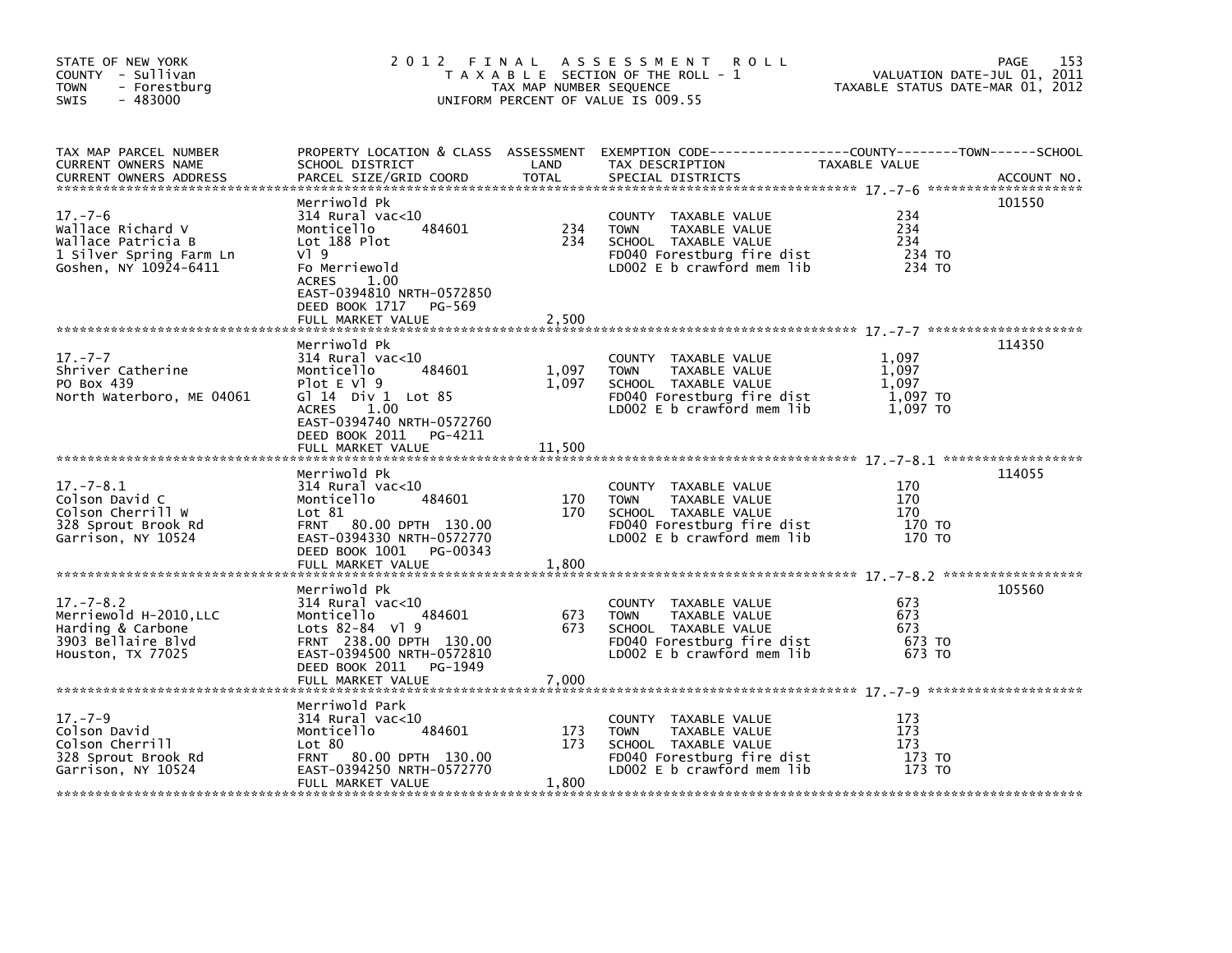STATE OF NEW YORK
COUNTY - Sullivan
TOWN - Forestburg
SWIS - 483000

# 2012 FINAL ASSESSMENT ROLL

TAXABLE SECTION OF THE ROLL - 1
TAX MAP NUMBER SEQUENCE
UNIFORM PERCENT OF VALUE IS 009.55

VALUATION DATE-JUL 01, 2011
TAXABLE STATUS DATE-MAR 01, 2012

| TAX MAP PARCEL NUMBER / CURRENT OWNERS NAME / CURRENT OWNERS ADDRESS | PROPERTY LOCATION & CLASS / SCHOOL DISTRICT / PARCEL SIZE/GRID COORD | ASSESSMENT LAND | TOTAL | EXEMPTION CODE / TAX DESCRIPTION / SPECIAL DISTRICTS | TAXABLE VALUE (COUNTY--------TOWN------SCHOOL) | ACCOUNT NO. |
|---|---|---|---|---|---|---|
| 17.-7-6 | Merriwold Pk | | | | | 101550 |
| 17.-7-6 | 314 Rural vac<10 | | | COUNTY TAXABLE VALUE | 234 | |
| Wallace Richard V | Monticello 484601 | 234 | | TOWN TAXABLE VALUE | 234 | |
| Wallace Patricia B | Lot 188 Plot | | 234 | SCHOOL TAXABLE VALUE | 234 | |
| 1 Silver Spring Farm Ln | Vl 9 | | | FD040 Forestburg fire dist | 234 TO | |
| Goshen, NY 10924-6411 | Fo Merriewold | | | LD002 E b crawford mem lib | 234 TO | |
| | ACRES 1.00 | | | | | |
| | EAST-0394810 NRTH-0572850 | | | | | |
| | DEED BOOK 1717 PG-569 | | | | | |
| | FULL MARKET VALUE | | 2,500 | | | |
| 17.-7-7 | Merriwold Pk | | | | | 114350 |
| 17.-7-7 | 314 Rural vac<10 | | | COUNTY TAXABLE VALUE | 1,097 | |
| Shriver Catherine | Monticello 484601 | 1,097 | | TOWN TAXABLE VALUE | 1,097 | |
| PO Box 439 | Plot E Vl 9 | | 1,097 | SCHOOL TAXABLE VALUE | 1,097 | |
| North Waterboro, ME 04061 | Gl 14 Div 1 Lot 85 | | | FD040 Forestburg fire dist | 1,097 TO | |
| | ACRES 1.00 | | | LD002 E b crawford mem lib | 1,097 TO | |
| | EAST-0394740 NRTH-0572760 | | | | | |
| | DEED BOOK 2011 PG-4211 | | | | | |
| | FULL MARKET VALUE | | 11,500 | | | |
| 17.-7-8.1 | Merriwold Pk | | | | | 114055 |
| 17.-7-8.1 | 314 Rural vac<10 | | | COUNTY TAXABLE VALUE | 170 | |
| Colson David C | Monticello 484601 | 170 | | TOWN TAXABLE VALUE | 170 | |
| Colson Cherrill W | Lot 81 | | 170 | SCHOOL TAXABLE VALUE | 170 | |
| 328 Sprout Brook Rd | FRNT 80.00 DPTH 130.00 | | | FD040 Forestburg fire dist | 170 TO | |
| Garrison, NY 10524 | EAST-0394330 NRTH-0572770 | | | LD002 E b crawford mem lib | 170 TO | |
| | DEED BOOK 1001 PG-00343 | | | | | |
| | FULL MARKET VALUE | | 1,800 | | | |
| 17.-7-8.2 | Merriwold Pk | | | | | 105560 |
| 17.-7-8.2 | 314 Rural vac<10 | | | COUNTY TAXABLE VALUE | 673 | |
| Merriewold H-2010,LLC | Monticello 484601 | 673 | | TOWN TAXABLE VALUE | 673 | |
| Harding & Carbone | Lots 82-84 Vl 9 | | 673 | SCHOOL TAXABLE VALUE | 673 | |
| 3903 Bellaire Blvd | FRNT 238.00 DPTH 130.00 | | | FD040 Forestburg fire dist | 673 TO | |
| Houston, TX 77025 | EAST-0394500 NRTH-0572810 | | | LD002 E b crawford mem lib | 673 TO | |
| | DEED BOOK 2011 PG-1949 | | | | | |
| | FULL MARKET VALUE | | 7,000 | | | |
| 17.-7-9 | Merriwold Park | | | | | |
| 17.-7-9 | 314 Rural vac<10 | | | COUNTY TAXABLE VALUE | 173 | |
| Colson David | Monticello 484601 | 173 | | TOWN TAXABLE VALUE | 173 | |
| Colson Cherrill | Lot 80 | | 173 | SCHOOL TAXABLE VALUE | 173 | |
| 328 Sprout Brook Rd | FRNT 80.00 DPTH 130.00 | | | FD040 Forestburg fire dist | 173 TO | |
| Garrison, NY 10524 | EAST-0394250 NRTH-0572770 | | | LD002 E b crawford mem lib | 173 TO | |
| | FULL MARKET VALUE | | 1,800 | | | |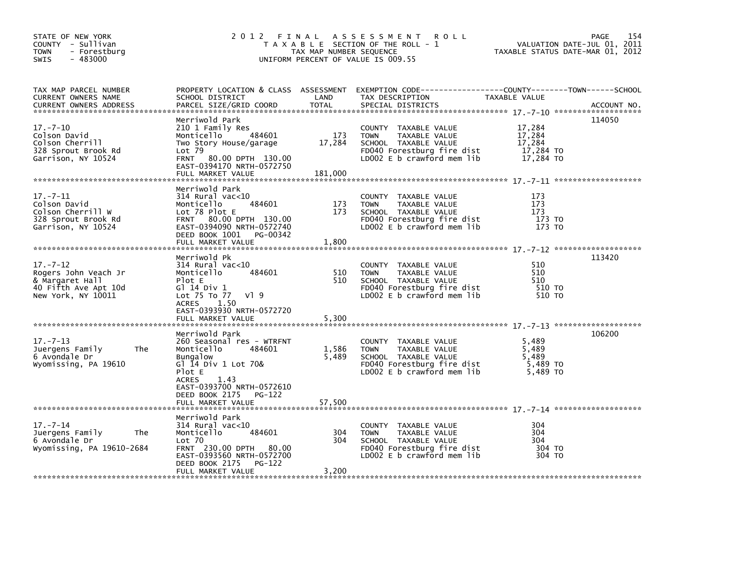STATE OF NEW YORK
COUNTY - Sullivan
TOWN - Forestburg
SWIS - 483000

# 2012 FINAL ASSESSMENT ROLL

TAXABLE SECTION OF THE ROLL - 1
TAX MAP NUMBER SEQUENCE
UNIFORM PERCENT OF VALUE IS 009.55

VALUATION DATE-JUL 01, 2011
TAXABLE STATUS DATE-MAR 01, 2012

| TAX MAP PARCEL NUMBER / CURRENT OWNERS NAME / CURRENT OWNERS ADDRESS | PROPERTY LOCATION & CLASS / SCHOOL DISTRICT / PARCEL SIZE/GRID COORD | ASSESSMENT LAND | TOTAL | EXEMPTION CODE / TAX DESCRIPTION / SPECIAL DISTRICTS | TAXABLE VALUE | ACCOUNT NO. |
|---|---|---|---|---|---|---|
| **17.-7-10** | Merriwold Park | | | | | 114050 |
| Colson David | 210 1 Family Res | | | COUNTY TAXABLE VALUE | 17,284 | |
| Colson Cherrill | Monticello 484601 | 173 | | TOWN TAXABLE VALUE | 17,284 | |
| 328 Sprout Brook Rd | Two Story House/garage | | 17,284 | SCHOOL TAXABLE VALUE | 17,284 | |
| Garrison, NY 10524 | Lot 79 | | | FD040 Forestburg fire dist | 17,284 TO | |
| | FRNT 80.00 DPTH 130.00 | | | LD002 E b crawford mem lib | 17,284 TO | |
| | EAST-0394170 NRTH-0572750 | | | | | |
| | FULL MARKET VALUE | | 181,000 | | | |
| **17.-7-11** | Merriwold Park | | | | | |
| Colson David | 314 Rural vac<10 | | | COUNTY TAXABLE VALUE | 173 | |
| Colson Cherrill W | Monticello 484601 | 173 | | TOWN TAXABLE VALUE | 173 | |
| 328 Sprout Brook Rd | Lot 78 Plot E | | 173 | SCHOOL TAXABLE VALUE | 173 | |
| Garrison, NY 10524 | FRNT 80.00 DPTH 130.00 | | | FD040 Forestburg fire dist | 173 TO | |
| | EAST-0394090 NRTH-0572740 | | | LD002 E b crawford mem lib | 173 TO | |
| | DEED BOOK 1001 PG-00342 | | | | | |
| | FULL MARKET VALUE | | 1,800 | | | |
| **17.-7-12** | Merriwold Pk | | | | | 113420 |
| Rogers John Veach Jr | 314 Rural vac<10 | | | COUNTY TAXABLE VALUE | 510 | |
| & Margaret Hall | Monticello 484601 | 510 | | TOWN TAXABLE VALUE | 510 | |
| 40 Fifth Ave Apt 10d | Plot E | | 510 | SCHOOL TAXABLE VALUE | 510 | |
| New York, NY 10011 | Gl 14 Div 1 | | | FD040 Forestburg fire dist | 510 TO | |
| | Lot 75 To 77 Vl 9 | | | LD002 E b crawford mem lib | 510 TO | |
| | ACRES 1.50 | | | | | |
| | EAST-0393930 NRTH-0572720 | | | | | |
| | FULL MARKET VALUE | | 5,300 | | | |
| **17.-7-13** | Merriwold Park | | | | | 106200 |
| Juergens Family The | 260 Seasonal res - WTRFNT | | | COUNTY TAXABLE VALUE | 5,489 | |
| 6 Avondale Dr | Monticello 484601 | 1,586 | | TOWN TAXABLE VALUE | 5,489 | |
| Wyomissing, PA 19610 | Bungalow | | 5,489 | SCHOOL TAXABLE VALUE | 5,489 | |
| | Gl 14 Div 1 Lot 70& | | | FD040 Forestburg fire dist | 5,489 TO | |
| | Plot E | | | LD002 E b crawford mem lib | 5,489 TO | |
| | ACRES 1.43 | | | | | |
| | EAST-0393700 NRTH-0572610 | | | | | |
| | DEED BOOK 2175 PG-122 | | | | | |
| | FULL MARKET VALUE | | 57,500 | | | |
| **17.-7-14** | Merriwold Park | | | | | |
| Juergens Family The | 314 Rural vac<10 | | | COUNTY TAXABLE VALUE | 304 | |
| 6 Avondale Dr | Monticello 484601 | 304 | | TOWN TAXABLE VALUE | 304 | |
| Wyomissing, PA 19610-2684 | Lot 70 | | 304 | SCHOOL TAXABLE VALUE | 304 | |
| | FRNT 230.00 DPTH 80.00 | | | FD040 Forestburg fire dist | 304 TO | |
| | EAST-0393560 NRTH-0572700 | | | LD002 E b crawford mem lib | 304 TO | |
| | DEED BOOK 2175 PG-122 | | | | | |
| | FULL MARKET VALUE | | 3,200 | | | |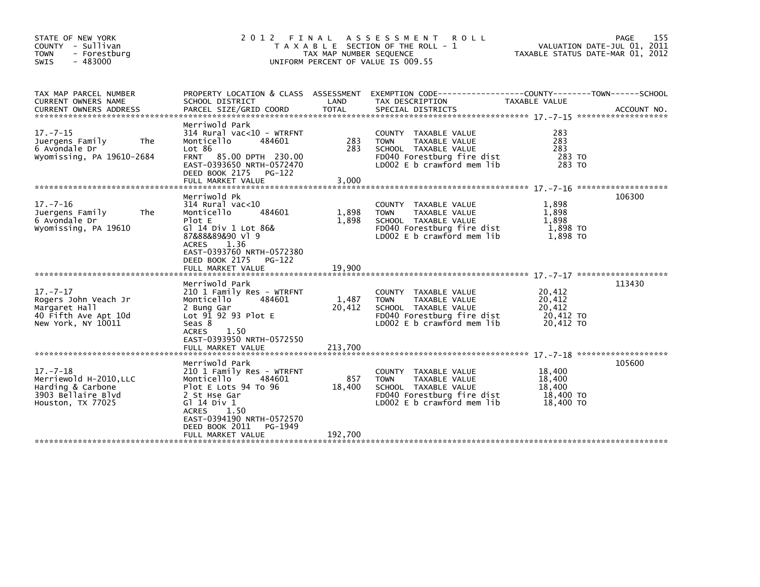STATE OF NEW YORK
COUNTY - Sullivan
TOWN - Forestburg
SWIS - 483000

# 2012 FINAL ASSESSMENT ROLL

TAXABLE SECTION OF THE ROLL - 1
TAX MAP NUMBER SEQUENCE
UNIFORM PERCENT OF VALUE IS 009.55

VALUATION DATE-JUL 01, 2011
TAXABLE STATUS DATE-MAR 01, 2012

| TAX MAP PARCEL NUMBER / CURRENT OWNERS NAME / CURRENT OWNERS ADDRESS | PROPERTY LOCATION & CLASS / SCHOOL DISTRICT / PARCEL SIZE/GRID COORD | ASSESSMENT LAND | TOTAL | EXEMPTION CODE / TAX DESCRIPTION / SPECIAL DISTRICTS | TAXABLE VALUE (COUNTY--TOWN--SCHOOL) | ACCOUNT NO. |
|---|---|---|---|---|---|---|
| 17.-7-15 | Merriwold Park | | | | | |
| Juergens Family The | 314 Rural vac<10 - WTRFNT | | | COUNTY TAXABLE VALUE | 283 | |
| 6 Avondale Dr | Monticello 484601 | 283 | | TOWN TAXABLE VALUE | 283 | |
| Wyomissing, PA 19610-2684 | Lot 86 | | 283 | SCHOOL TAXABLE VALUE | 283 | |
| | FRNT 85.00 DPTH 230.00 | | | FD040 Forestburg fire dist | 283 TO | |
| | EAST-0393650 NRTH-0572470 | | | LD002 E b crawford mem lib | 283 TO | |
| | DEED BOOK 2175 PG-122 | | | | | |
| | FULL MARKET VALUE | | 3,000 | | | |
| 17.-7-16 | Merriwold Pk | | | | | 106300 |
| Juergens Family The | 314 Rural vac<10 | | | COUNTY TAXABLE VALUE | 1,898 | |
| 6 Avondale Dr | Monticello 484601 | 1,898 | | TOWN TAXABLE VALUE | 1,898 | |
| Wyomissing, PA 19610 | Plot E | | 1,898 | SCHOOL TAXABLE VALUE | 1,898 | |
| | Gl 14 Div 1 Lot 86& | | | FD040 Forestburg fire dist | 1,898 TO | |
| | 87&88&89&90 Vl 9 | | | LD002 E b crawford mem lib | 1,898 TO | |
| | ACRES 1.36 | | | | | |
| | EAST-0393760 NRTH-0572380 | | | | | |
| | DEED BOOK 2175 PG-122 | | | | | |
| | FULL MARKET VALUE | | 19,900 | | | |
| 17.-7-17 | Merriwold Park | | | | | 113430 |
| Rogers John Veach Jr | 210 1 Family Res - WTRFNT | | | COUNTY TAXABLE VALUE | 20,412 | |
| Margaret Hall | Monticello 484601 | 1,487 | | TOWN TAXABLE VALUE | 20,412 | |
| 40 Fifth Ave Apt 10d | 2 Bung Gar | | 20,412 | SCHOOL TAXABLE VALUE | 20,412 | |
| New York, NY 10011 | Lot 91 92 93 Plot E | | | FD040 Forestburg fire dist | 20,412 TO | |
| | Seas 8 | | | LD002 E b crawford mem lib | 20,412 TO | |
| | ACRES 1.50 | | | | | |
| | EAST-0393950 NRTH-0572550 | | | | | |
| | FULL MARKET VALUE | | 213,700 | | | |
| 17.-7-18 | Merriwold Park | | | | | 105600 |
| Merriewold H-2010,LLC | 210 1 Family Res - WTRFNT | | | COUNTY TAXABLE VALUE | 18,400 | |
| Harding & Carbone | Monticello 484601 | 857 | | TOWN TAXABLE VALUE | 18,400 | |
| 3903 Bellaire Blvd | Plot E Lots 94 To 96 | | 18,400 | SCHOOL TAXABLE VALUE | 18,400 | |
| Houston, TX 77025 | 2 St Hse Gar | | | FD040 Forestburg fire dist | 18,400 TO | |
| | Gl 14 Div 1 | | | LD002 E b crawford mem lib | 18,400 TO | |
| | ACRES 1.50 | | | | | |
| | EAST-0394190 NRTH-0572570 | | | | | |
| | DEED BOOK 2011 PG-1949 | | | | | |
| | FULL MARKET VALUE | | 192,700 | | | |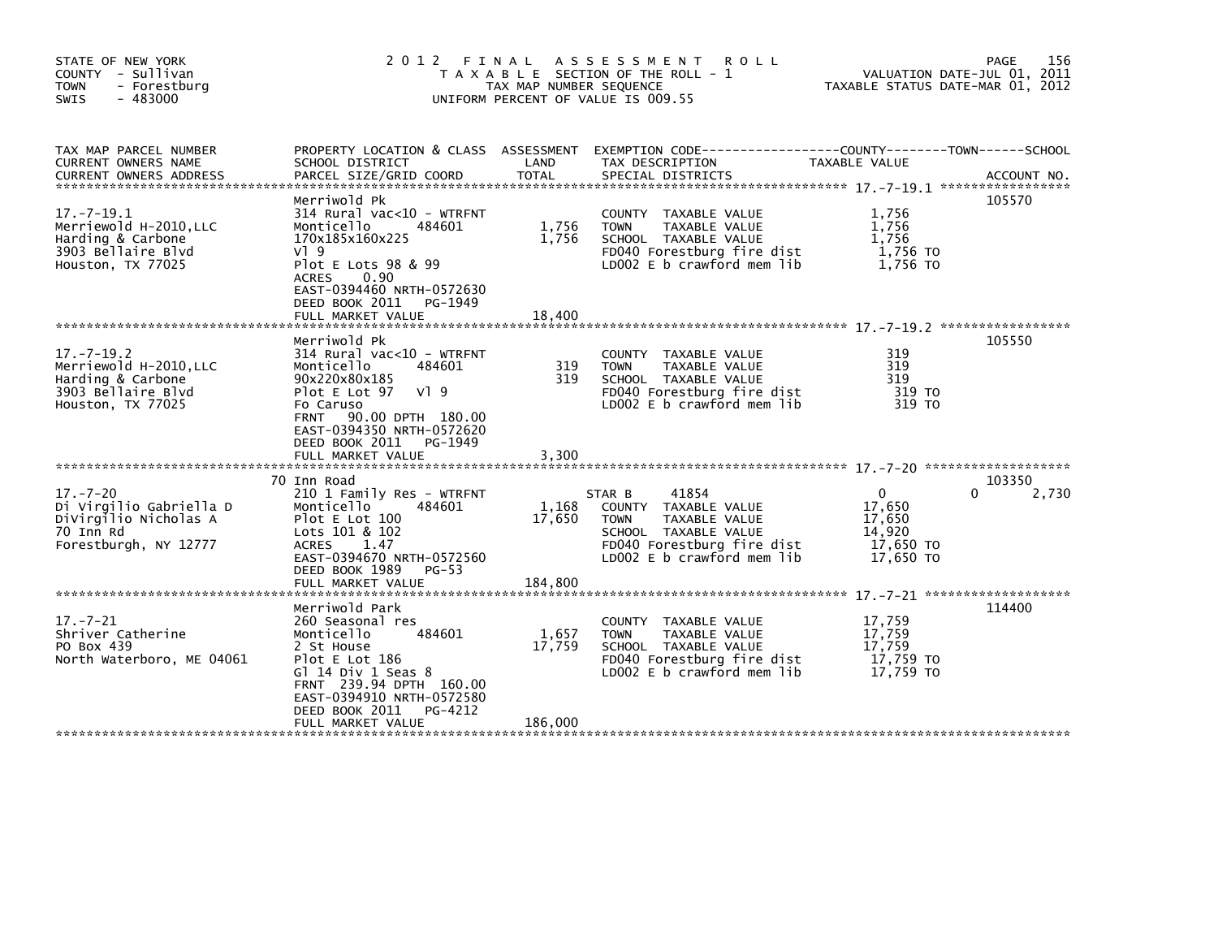STATE OF NEW YORK
COUNTY - Sullivan
TOWN - Forestburg
SWIS - 483000

# 2012 FINAL ASSESSMENT ROLL

TAXABLE SECTION OF THE ROLL - 1
TAX MAP NUMBER SEQUENCE
UNIFORM PERCENT OF VALUE IS 009.55

VALUATION DATE-JUL 01, 2011
TAXABLE STATUS DATE-MAR 01, 2012

| TAX MAP PARCEL NUMBER / CURRENT OWNERS NAME / CURRENT OWNERS ADDRESS | PROPERTY LOCATION & CLASS / SCHOOL DISTRICT / PARCEL SIZE/GRID COORD | ASSESSMENT LAND | TOTAL | EXEMPTION CODE / TAX DESCRIPTION / SPECIAL DISTRICTS | COUNTY TAXABLE VALUE | TOWN | SCHOOL / ACCOUNT NO. |
|---|---|---|---|---|---|---|---|
| 17.-7-19.1 | Merriwold Pk | | | | | | 105570 |
| Merriewold H-2010,LLC | 314 Rural vac<10 - WTRFNT | | | COUNTY TAXABLE VALUE | 1,756 | | |
| Harding & Carbone | Monticello 484601 | 1,756 | | TOWN TAXABLE VALUE | 1,756 | | |
| 3903 Bellaire Blvd | 170x185x160x225 | | 1,756 | SCHOOL TAXABLE VALUE | 1,756 | | |
| Houston, TX 77025 | Vl 9 | | | FD040 Forestburg fire dist | 1,756 TO | | |
| | Plot E Lots 98 & 99 | | | LD002 E b crawford mem lib | 1,756 TO | | |
| | ACRES 0.90 | | | | | | |
| | EAST-0394460 NRTH-0572630 | | | | | | |
| | DEED BOOK 2011 PG-1949 | | | | | | |
| | FULL MARKET VALUE | | 18,400 | | | | |
| 17.-7-19.2 | Merriwold Pk | | | | | | 105550 |
| Merriewold H-2010,LLC | 314 Rural vac<10 - WTRFNT | | | COUNTY TAXABLE VALUE | 319 | | |
| Harding & Carbone | Monticello 484601 | 319 | | TOWN TAXABLE VALUE | 319 | | |
| 3903 Bellaire Blvd | 90x220x80x185 | | 319 | SCHOOL TAXABLE VALUE | 319 | | |
| Houston, TX 77025 | Plot E Lot 97 Vl 9 | | | FD040 Forestburg fire dist | 319 TO | | |
| | Fo Caruso | | | LD002 E b crawford mem lib | 319 TO | | |
| | FRNT 90.00 DPTH 180.00 | | | | | | |
| | EAST-0394350 NRTH-0572620 | | | | | | |
| | DEED BOOK 2011 PG-1949 | | | | | | |
| | FULL MARKET VALUE | | 3,300 | | | | |
| 17.-7-20 | 70 Inn Road | | | | | | 103350 |
| Di Virgilio Gabriella D | 210 1 Family Res - WTRFNT | | | STAR B 41854 | 0 | 0 | 2,730 |
| DiVirgilio Nicholas A | Monticello 484601 | 1,168 | | COUNTY TAXABLE VALUE | 17,650 | | |
| 70 Inn Rd | Plot E Lot 100 | | 17,650 | TOWN TAXABLE VALUE | 17,650 | | |
| Forestburgh, NY 12777 | Lots 101 & 102 | | | SCHOOL TAXABLE VALUE | 14,920 | | |
| | ACRES 1.47 | | | FD040 Forestburg fire dist | 17,650 TO | | |
| | EAST-0394670 NRTH-0572560 | | | LD002 E b crawford mem lib | 17,650 TO | | |
| | DEED BOOK 1989 PG-53 | | | | | | |
| | FULL MARKET VALUE | | 184,800 | | | | |
| 17.-7-21 | Merriwold Park | | | | | | 114400 |
| Shriver Catherine | 260 Seasonal res | | | COUNTY TAXABLE VALUE | 17,759 | | |
| PO Box 439 | Monticello 484601 | 1,657 | | TOWN TAXABLE VALUE | 17,759 | | |
| North Waterboro, ME 04061 | 2 St House | | 17,759 | SCHOOL TAXABLE VALUE | 17,759 | | |
| | Plot E Lot 186 | | | FD040 Forestburg fire dist | 17,759 TO | | |
| | Gl 14 Div 1 Seas 8 | | | LD002 E b crawford mem lib | 17,759 TO | | |
| | FRNT 239.94 DPTH 160.00 | | | | | | |
| | EAST-0394910 NRTH-0572580 | | | | | | |
| | DEED BOOK 2011 PG-4212 | | | | | | |
| | FULL MARKET VALUE | | 186,000 | | | | |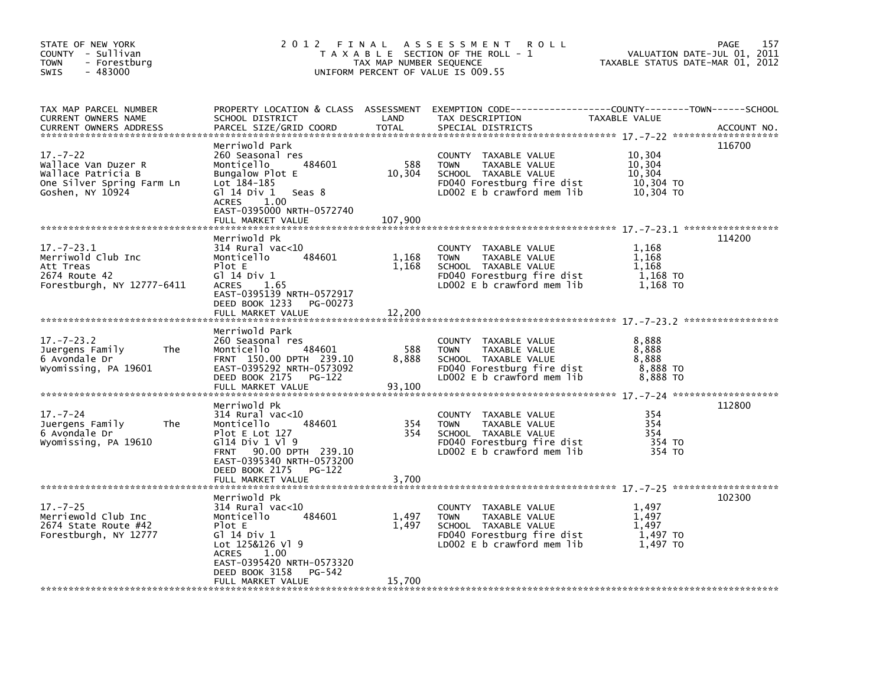STATE OF NEW YORK
COUNTY - Sullivan
TOWN - Forestburg
SWIS - 483000

# 2012 FINAL ASSESSMENT ROLL

TAXABLE SECTION OF THE ROLL - 1
TAX MAP NUMBER SEQUENCE
UNIFORM PERCENT OF VALUE IS 009.55

VALUATION DATE-JUL 01, 2011
TAXABLE STATUS DATE-MAR 01, 2012

| TAX MAP PARCEL NUMBER / CURRENT OWNERS NAME / CURRENT OWNERS ADDRESS | PROPERTY LOCATION & CLASS / SCHOOL DISTRICT / PARCEL SIZE/GRID COORD | ASSESSMENT LAND | TOTAL | EXEMPTION CODE / TAX DESCRIPTION / SPECIAL DISTRICTS | TAXABLE VALUE (COUNTY / TOWN / SCHOOL) | ACCOUNT NO. |
|---|---|---|---|---|---|---|
| 17.-7-22 | Merriwold Park | | | | | 116700 |
| Wallace Van Duzer R | 260 Seasonal res | | | COUNTY TAXABLE VALUE | 10,304 | |
| Wallace Patricia B | Monticello 484601 | 588 | | TOWN TAXABLE VALUE | 10,304 | |
| One Silver Spring Farm Ln | Bungalow Plot E | | 10,304 | SCHOOL TAXABLE VALUE | 10,304 | |
| Goshen, NY 10924 | Lot 184-185 | | | FD040 Forestburg fire dist | 10,304 TO | |
| | Gl 14 Div 1 Seas 8 | | | LD002 E b crawford mem lib | 10,304 TO | |
| | ACRES 1.00 | | | | | |
| | EAST-0395000 NRTH-0572740 | | | | | |
| | FULL MARKET VALUE | | 107,900 | | | |
| 17.-7-23.1 | Merriwold Pk | | | | | 114200 |
| Merriwold Club Inc | 314 Rural vac<10 | | | COUNTY TAXABLE VALUE | 1,168 | |
| Att Treas | Monticello 484601 | 1,168 | | TOWN TAXABLE VALUE | 1,168 | |
| 2674 Route 42 | Plot E | | 1,168 | SCHOOL TAXABLE VALUE | 1,168 | |
| Forestburgh, NY 12777-6411 | Gl 14 Div 1 | | | FD040 Forestburg fire dist | 1,168 TO | |
| | ACRES 1.65 | | | LD002 E b crawford mem lib | 1,168 TO | |
| | EAST-0395139 NRTH-0572917 | | | | | |
| | DEED BOOK 1233 PG-00273 | | | | | |
| | FULL MARKET VALUE | | 12,200 | | | |
| 17.-7-23.2 | Merriwold Park | | | | | |
| Juergens Family The | 260 Seasonal res | | | COUNTY TAXABLE VALUE | 8,888 | |
| 6 Avondale Dr | Monticello 484601 | 588 | | TOWN TAXABLE VALUE | 8,888 | |
| Wyomissing, PA 19601 | FRNT 150.00 DPTH 239.10 | | 8,888 | SCHOOL TAXABLE VALUE | 8,888 | |
| | EAST-0395292 NRTH-0573092 | | | FD040 Forestburg fire dist | 8,888 TO | |
| | DEED BOOK 2175 PG-122 | | | LD002 E b crawford mem lib | 8,888 TO | |
| | FULL MARKET VALUE | | 93,100 | | | |
| 17.-7-24 | Merriwold Pk | | | | | 112800 |
| Juergens Family The | 314 Rural vac<10 | | | COUNTY TAXABLE VALUE | 354 | |
| 6 Avondale Dr | Monticello 484601 | 354 | | TOWN TAXABLE VALUE | 354 | |
| Wyomissing, PA 19610 | Plot E Lot 127 | | 354 | SCHOOL TAXABLE VALUE | 354 | |
| | Gl14 Div 1 Vl 9 | | | FD040 Forestburg fire dist | 354 TO | |
| | FRNT 90.00 DPTH 239.10 | | | LD002 E b crawford mem lib | 354 TO | |
| | EAST-0395340 NRTH-0573200 | | | | | |
| | DEED BOOK 2175 PG-122 | | | | | |
| | FULL MARKET VALUE | | 3,700 | | | |
| 17.-7-25 | Merriwold Pk | | | | | 102300 |
| Merriewold Club Inc | 314 Rural vac<10 | | | COUNTY TAXABLE VALUE | 1,497 | |
| 2674 State Route #42 | Monticello 484601 | 1,497 | | TOWN TAXABLE VALUE | 1,497 | |
| Forestburgh, NY 12777 | Plot E | | 1,497 | SCHOOL TAXABLE VALUE | 1,497 | |
| | Gl 14 Div 1 | | | FD040 Forestburg fire dist | 1,497 TO | |
| | Lot 125&126 Vl 9 | | | LD002 E b crawford mem lib | 1,497 TO | |
| | ACRES 1.00 | | | | | |
| | EAST-0395420 NRTH-0573320 | | | | | |
| | DEED BOOK 3158 PG-542 | | | | | |
| | FULL MARKET VALUE | | 15,700 | | | |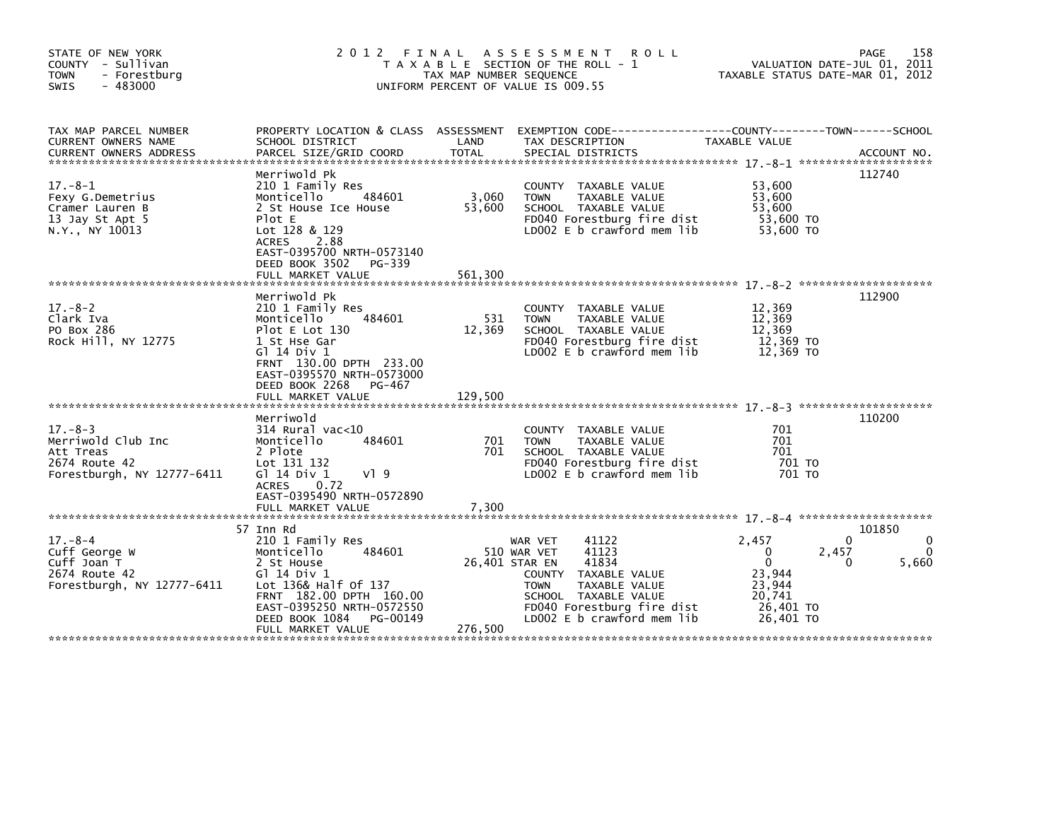STATE OF NEW YORK
COUNTY - Sullivan
TOWN - Forestburg
SWIS - 483000

# 2012 FINAL ASSESSMENT ROLL

TAXABLE SECTION OF THE ROLL - 1
TAX MAP NUMBER SEQUENCE
UNIFORM PERCENT OF VALUE IS 009.55

VALUATION DATE-JUL 01, 2011
TAXABLE STATUS DATE-MAR 01, 2012

| TAX MAP PARCEL NUMBER / CURRENT OWNERS NAME / CURRENT OWNERS ADDRESS | PROPERTY LOCATION & CLASS / SCHOOL DISTRICT / PARCEL SIZE/GRID COORD | ASSESSMENT LAND / TOTAL | EXEMPTION CODE / TAX DESCRIPTION / SPECIAL DISTRICTS | COUNTY TAXABLE VALUE | TOWN | SCHOOL | ACCOUNT NO. |
|---|---|---|---|---|---|---|---|
| **17.-8-1** | Merriwold Pk | | | | | | 112740 |
| 17.-8-1 | 210 1 Family Res | | COUNTY TAXABLE VALUE | 53,600 | | | |
| Fexy G.Demetrius | Monticello 484601 | 3,060 | TOWN TAXABLE VALUE | 53,600 | | | |
| Cramer Lauren B | 2 St House Ice House | 53,600 | SCHOOL TAXABLE VALUE | 53,600 | | | |
| 13 Jay St Apt 5 | Plot E | | FD040 Forestburg fire dist | 53,600 TO | | | |
| N.Y., NY 10013 | Lot 128 & 129 | | LD002 E b crawford mem lib | 53,600 TO | | | |
| | ACRES 2.88 | | | | | | |
| | EAST-0395700 NRTH-0573140 | | | | | | |
| | DEED BOOK 3502 PG-339 | | | | | | |
| | FULL MARKET VALUE | 561,300 | | | | | |
| **17.-8-2** | Merriwold Pk | | | | | | 112900 |
| 17.-8-2 | 210 1 Family Res | | COUNTY TAXABLE VALUE | 12,369 | | | |
| Clark Iva | Monticello 484601 | 531 | TOWN TAXABLE VALUE | 12,369 | | | |
| PO Box 286 | Plot E Lot 130 | 12,369 | SCHOOL TAXABLE VALUE | 12,369 | | | |
| Rock Hill, NY 12775 | 1 St Hse Gar | | FD040 Forestburg fire dist | 12,369 TO | | | |
| | Gl 14 Div 1 | | LD002 E b crawford mem lib | 12,369 TO | | | |
| | FRNT 130.00 DPTH 233.00 | | | | | | |
| | EAST-0395570 NRTH-0573000 | | | | | | |
| | DEED BOOK 2268 PG-467 | | | | | | |
| | FULL MARKET VALUE | 129,500 | | | | | |
| **17.-8-3** | Merriwold | | | | | | 110200 |
| 17.-8-3 | 314 Rural vac<10 | | COUNTY TAXABLE VALUE | 701 | | | |
| Merriwold Club Inc | Monticello 484601 | 701 | TOWN TAXABLE VALUE | 701 | | | |
| Att Treas | 2 Plote | 701 | SCHOOL TAXABLE VALUE | 701 | | | |
| 2674 Route 42 | Lot 131 132 | | FD040 Forestburg fire dist | 701 TO | | | |
| Forestburgh, NY 12777-6411 | Gl 14 Div 1 Vl 9 | | LD002 E b crawford mem lib | 701 TO | | | |
| | ACRES 0.72 | | | | | | |
| | EAST-0395490 NRTH-0572890 | | | | | | |
| | FULL MARKET VALUE | 7,300 | | | | | |
| **17.-8-4** | 57 Inn Rd | | | | | | 101850 |
| 17.-8-4 | 210 1 Family Res | | WAR VET 41122 | 2,457 | 0 | 0 | |
| Cuff George W | Monticello 484601 | 510 | WAR VET 41123 | 0 | 2,457 | 0 | |
| Cuff Joan T | 2 St House | 26,401 | STAR EN 41834 | 0 | 0 | 5,660 | |
| 2674 Route 42 | Gl 14 Div 1 | | COUNTY TAXABLE VALUE | 23,944 | | | |
| Forestburgh, NY 12777-6411 | Lot 136& Half Of 137 | | TOWN TAXABLE VALUE | 23,944 | | | |
| | FRNT 182.00 DPTH 160.00 | | SCHOOL TAXABLE VALUE | 20,741 | | | |
| | EAST-0395250 NRTH-0572550 | | FD040 Forestburg fire dist | 26,401 TO | | | |
| | DEED BOOK 1084 PG-00149 | | LD002 E b crawford mem lib | 26,401 TO | | | |
| | FULL MARKET VALUE | 276,500 | | | | | |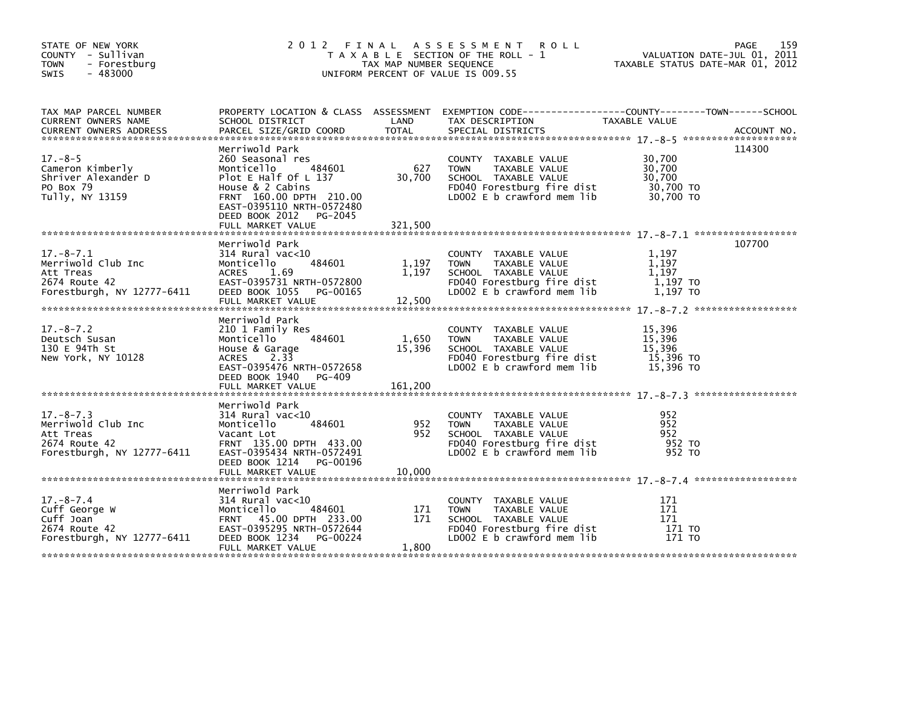STATE OF NEW YORK
COUNTY - Sullivan
TOWN - Forestburg
SWIS - 483000

# 2012 FINAL ASSESSMENT ROLL
TAXABLE SECTION OF THE ROLL - 1
TAX MAP NUMBER SEQUENCE
UNIFORM PERCENT OF VALUE IS 009.55

VALUATION DATE-JUL 01, 2011
TAXABLE STATUS DATE-MAR 01, 2012

| TAX MAP PARCEL NUMBER / CURRENT OWNERS NAME / CURRENT OWNERS ADDRESS | PROPERTY LOCATION & CLASS / SCHOOL DISTRICT / PARCEL SIZE/GRID COORD | ASSESSMENT LAND | TOTAL | EXEMPTION CODE / TAX DESCRIPTION / SPECIAL DISTRICTS | TAXABLE VALUE | ACCOUNT NO. |
|---|---|---|---|---|---|---|
| **17.-8-5** | Merriwold Park | | | | | 114300 |
| Cameron Kimberly | 260 Seasonal res | | | COUNTY TAXABLE VALUE | 30,700 | |
| Shriver Alexander D | Monticello 484601 | 627 | | TOWN TAXABLE VALUE | 30,700 | |
| PO Box 79 | Plot E Half Of L 137 | | 30,700 | SCHOOL TAXABLE VALUE | 30,700 | |
| Tully, NY 13159 | House & 2 Cabins | | | FD040 Forestburg fire dist | 30,700 TO | |
| | FRNT 160.00 DPTH 210.00 | | | LD002 E b crawford mem lib | 30,700 TO | |
| | EAST-0395110 NRTH-0572480 | | | | | |
| | DEED BOOK 2012 PG-2045 | | | | | |
| | FULL MARKET VALUE | | 321,500 | | | |
| **17.-8-7.1** | Merriwold Park | | | | | 107700 |
| Merriwold Club Inc | 314 Rural vac<10 | | | COUNTY TAXABLE VALUE | 1,197 | |
| Att Treas | Monticello 484601 | 1,197 | | TOWN TAXABLE VALUE | 1,197 | |
| 2674 Route 42 | ACRES 1.69 | | 1,197 | SCHOOL TAXABLE VALUE | 1,197 | |
| Forestburgh, NY 12777-6411 | EAST-0395731 NRTH-0572800 | | | FD040 Forestburg fire dist | 1,197 TO | |
| | DEED BOOK 1055 PG-00165 | | | LD002 E b crawford mem lib | 1,197 TO | |
| | FULL MARKET VALUE | | 12,500 | | | |
| **17.-8-7.2** | Merriwold Park | | | | | |
| Deutsch Susan | 210 1 Family Res | | | COUNTY TAXABLE VALUE | 15,396 | |
| 130 E 94Th St | Monticello 484601 | 1,650 | | TOWN TAXABLE VALUE | 15,396 | |
| New York, NY 10128 | House & Garage | | 15,396 | SCHOOL TAXABLE VALUE | 15,396 | |
| | ACRES 2.33 | | | FD040 Forestburg fire dist | 15,396 TO | |
| | EAST-0395476 NRTH-0572658 | | | LD002 E b crawford mem lib | 15,396 TO | |
| | DEED BOOK 1940 PG-409 | | | | | |
| | FULL MARKET VALUE | | 161,200 | | | |
| **17.-8-7.3** | Merriwold Park | | | | | |
| Merriwold Club Inc | 314 Rural vac<10 | | | COUNTY TAXABLE VALUE | 952 | |
| Att Treas | Monticello 484601 | 952 | | TOWN TAXABLE VALUE | 952 | |
| 2674 Route 42 | Vacant Lot | | 952 | SCHOOL TAXABLE VALUE | 952 | |
| Forestburgh, NY 12777-6411 | FRNT 135.00 DPTH 433.00 | | | FD040 Forestburg fire dist | 952 TO | |
| | EAST-0395434 NRTH-0572491 | | | LD002 E b crawford mem lib | 952 TO | |
| | DEED BOOK 1214 PG-00196 | | | | | |
| | FULL MARKET VALUE | | 10,000 | | | |
| **17.-8-7.4** | Merriwold Park | | | | | |
| Cuff George W | 314 Rural vac<10 | | | COUNTY TAXABLE VALUE | 171 | |
| Cuff Joan | Monticello 484601 | 171 | | TOWN TAXABLE VALUE | 171 | |
| 2674 Route 42 | FRNT 45.00 DPTH 233.00 | | 171 | SCHOOL TAXABLE VALUE | 171 | |
| Forestburgh, NY 12777-6411 | EAST-0395295 NRTH-0572644 | | | FD040 Forestburg fire dist | 171 TO | |
| | DEED BOOK 1234 PG-00224 | | | LD002 E b crawford mem lib | 171 TO | |
| | FULL MARKET VALUE | | 1,800 | | | |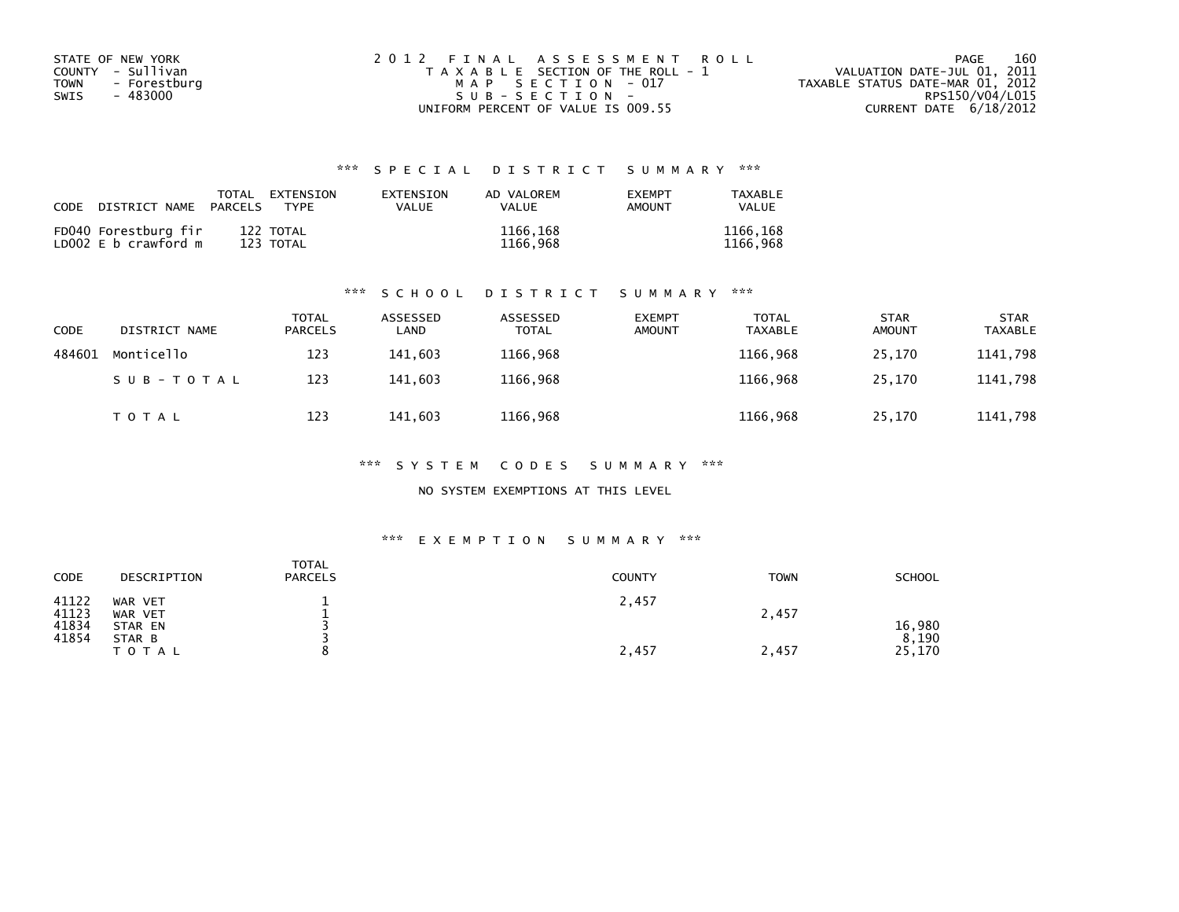STATE OF NEW YORK
COUNTY - Sullivan
TOWN - Forestburg
SWIS - 483000

2012 FINAL ASSESSMENT ROLL
TAXABLE SECTION OF THE ROLL - 1
MAP SECTION - 017
SUB-SECTION -
UNIFORM PERCENT OF VALUE IS 009.55

VALUATION DATE-JUL 01, 2011
TAXABLE STATUS DATE-MAR 01, 2012
RPS150/V04/L015
CURRENT DATE 6/18/2012

### *** SPECIAL DISTRICT SUMMARY ***

| CODE DISTRICT NAME | TOTAL PARCELS | EXTENSION TYPE | EXTENSION VALUE | AD VALOREM VALUE | EXEMPT AMOUNT | TAXABLE VALUE |
|---|---|---|---|---|---|---|
| FD040 Forestburg fir | 122 | TOTAL | | 1166,168 | | 1166,168 |
| LD002 E b crawford m | 123 | TOTAL | | 1166,968 | | 1166,968 |

### *** SCHOOL DISTRICT SUMMARY ***

| CODE | DISTRICT NAME | TOTAL PARCELS | ASSESSED LAND | ASSESSED TOTAL | EXEMPT AMOUNT | TOTAL TAXABLE | STAR AMOUNT | STAR TAXABLE |
|---|---|---|---|---|---|---|---|---|
| 484601 | Monticello | 123 | 141,603 | 1166,968 | | 1166,968 | 25,170 | 1141,798 |
| | SUB-TOTAL | 123 | 141,603 | 1166,968 | | 1166,968 | 25,170 | 1141,798 |
| | TOTAL | 123 | 141,603 | 1166,968 | | 1166,968 | 25,170 | 1141,798 |

### *** SYSTEM CODES SUMMARY ***

NO SYSTEM EXEMPTIONS AT THIS LEVEL

### *** EXEMPTION SUMMARY ***

| CODE | DESCRIPTION | TOTAL PARCELS | COUNTY | TOWN | SCHOOL |
|---|---|---|---|---|---|
| 41122 | WAR VET | 1 | 2,457 | | |
| 41123 | WAR VET | 1 | | 2,457 | |
| 41834 | STAR EN | 3 | | | 16,980 |
| 41854 | STAR B | 3 | | | 8,190 |
| | TOTAL | 8 | 2,457 | 2,457 | 25,170 |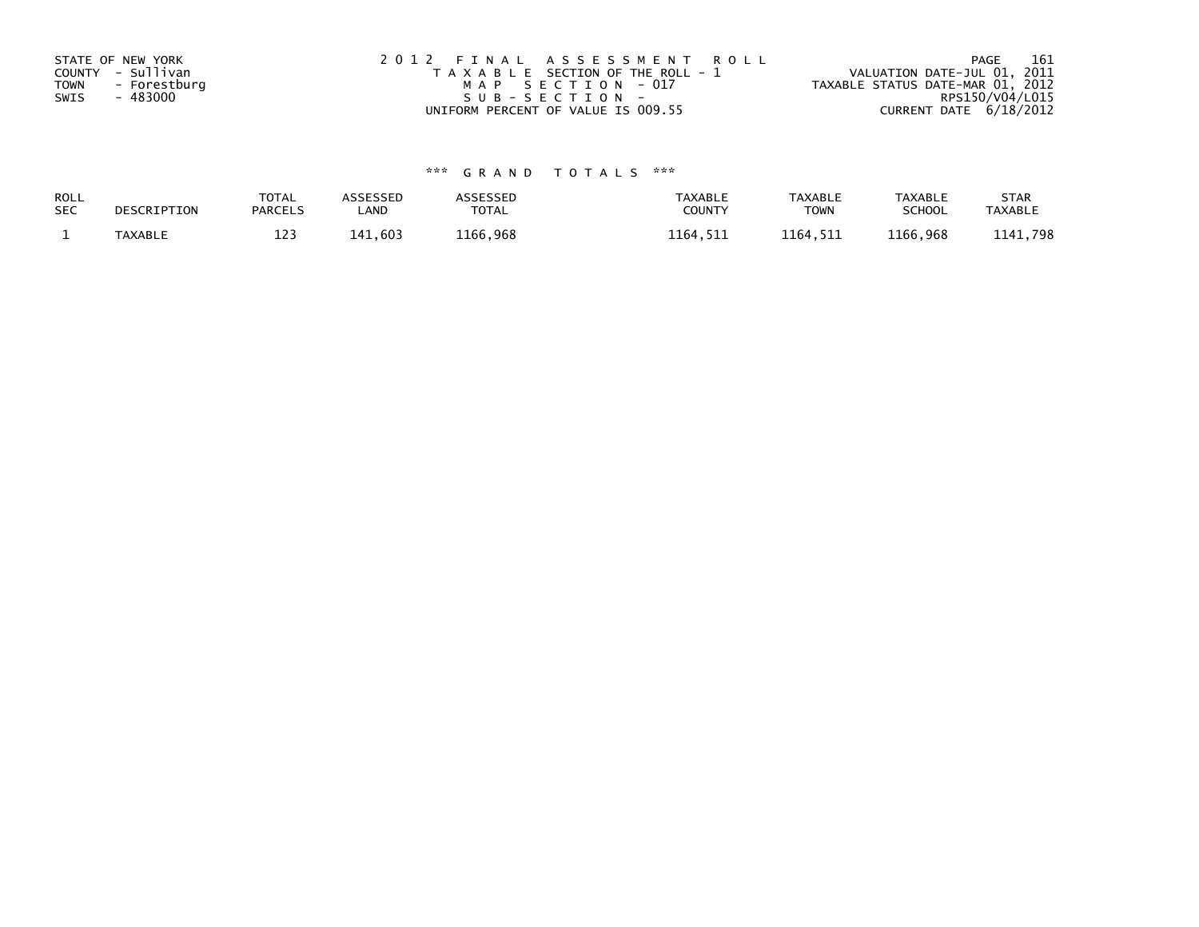STATE OF NEW YORK
COUNTY - Sullivan
TOWN - Forestburg
SWIS - 483000

2012 FINAL ASSESSMENT ROLL
TAXABLE SECTION OF THE ROLL - 1
MAP SECTION - 017
SUB-SECTION -
UNIFORM PERCENT OF VALUE IS 009.55

VALUATION DATE-JUL 01, 2011
TAXABLE STATUS DATE-MAR 01, 2012
RPS150/V04/L015
CURRENT DATE 6/18/2012

*** GRAND TOTALS ***

| ROLL SEC | DESCRIPTION | TOTAL PARCELS | ASSESSED LAND | ASSESSED TOTAL | TAXABLE COUNTY | TAXABLE TOWN | TAXABLE SCHOOL | STAR TAXABLE |
|---|---|---|---|---|---|---|---|---|
| 1 | TAXABLE | 123 | 141,603 | 1166,968 | 1164,511 | 1164,511 | 1166,968 | 1141,798 |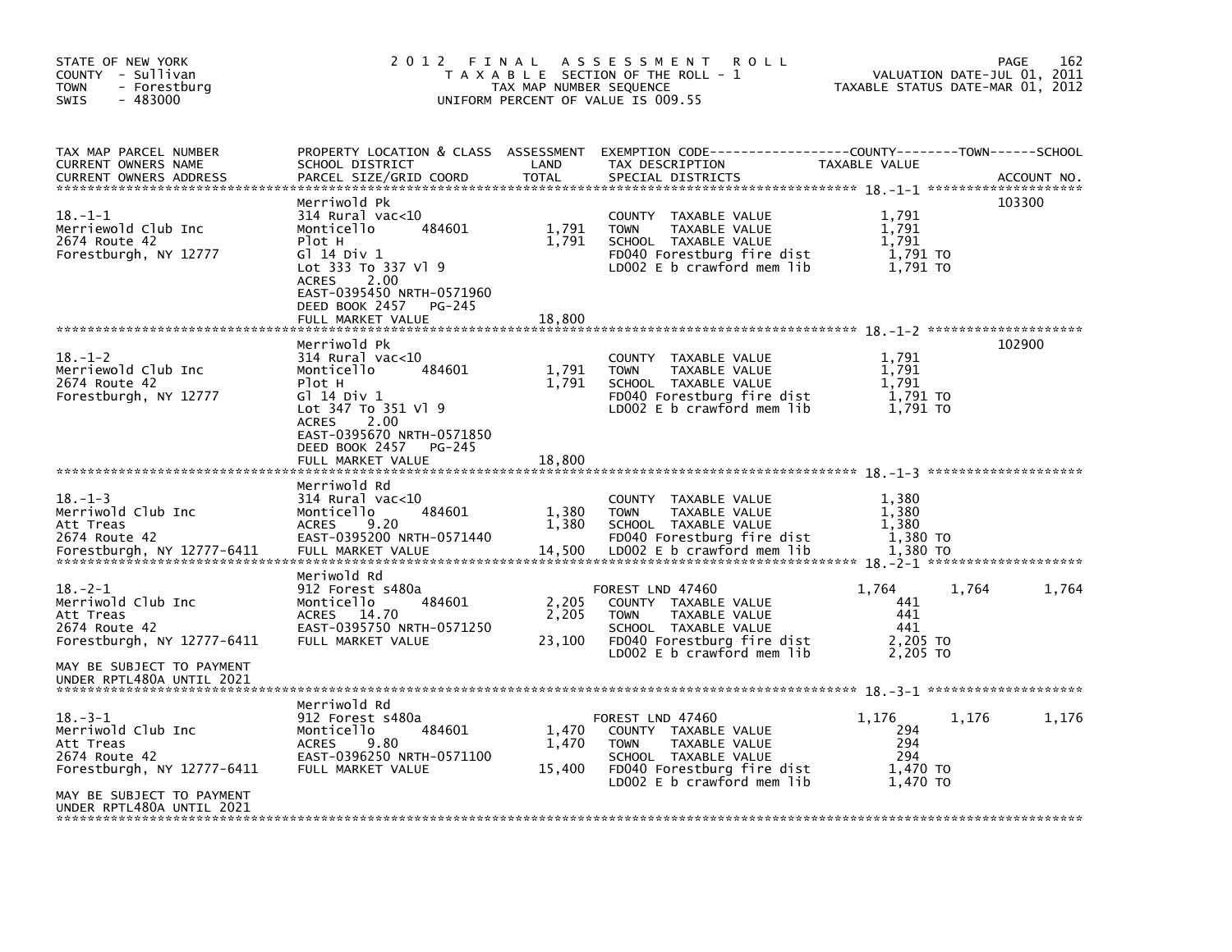STATE OF NEW YORK — 2012 FINAL ASSESSMENT ROLL — TAXABLE SECTION OF THE ROLL - 1 — VALUATION DATE-JUL 01, 2011
COUNTY - Sullivan — TAX MAP NUMBER SEQUENCE — TAXABLE STATUS DATE-MAR 01, 2012
TOWN - Forestburg — UNIFORM PERCENT OF VALUE IS 009.55
SWIS - 483000

| TAX MAP PARCEL NUMBER / CURRENT OWNERS NAME / CURRENT OWNERS ADDRESS | PROPERTY LOCATION & CLASS / SCHOOL DISTRICT / PARCEL SIZE/GRID COORD | ASSESSMENT LAND | TOTAL | EXEMPTION CODE / TAX DESCRIPTION / SPECIAL DISTRICTS | COUNTY TAXABLE VALUE | TOWN | SCHOOL | ACCOUNT NO. |
|---|---|---|---|---|---|---|---|---|
| 18.-1-1 | Merriwold Pk | | | | | | | 103300 |
| Merriewold Club Inc | 314 Rural vac<10 | | | COUNTY TAXABLE VALUE | 1,791 | | | |
| 2674 Route 42 | Monticello 484601 | 1,791 | | TOWN TAXABLE VALUE | 1,791 | | | |
| Forestburgh, NY 12777 | Plot H | | 1,791 | SCHOOL TAXABLE VALUE | 1,791 | | | |
| | Gl 14 Div 1 | | | FD040 Forestburg fire dist | 1,791 TO | | | |
| | Lot 333 To 337 Vl 9 | | | LD002 E b crawford mem lib | 1,791 TO | | | |
| | ACRES 2.00 | | | | | | | |
| | EAST-0395450 NRTH-0571960 | | | | | | | |
| | DEED BOOK 2457 PG-245 | | | | | | | |
| | FULL MARKET VALUE | | 18,800 | | | | | |
| 18.-1-2 | Merriwold Pk | | | | | | | 102900 |
| Merriewold Club Inc | 314 Rural vac<10 | | | COUNTY TAXABLE VALUE | 1,791 | | | |
| 2674 Route 42 | Monticello 484601 | 1,791 | | TOWN TAXABLE VALUE | 1,791 | | | |
| Forestburgh, NY 12777 | Plot H | | 1,791 | SCHOOL TAXABLE VALUE | 1,791 | | | |
| | Gl 14 Div 1 | | | FD040 Forestburg fire dist | 1,791 TO | | | |
| | Lot 347 To 351 Vl 9 | | | LD002 E b crawford mem lib | 1,791 TO | | | |
| | ACRES 2.00 | | | | | | | |
| | EAST-0395670 NRTH-0571850 | | | | | | | |
| | DEED BOOK 2457 PG-245 | | | | | | | |
| | FULL MARKET VALUE | | 18,800 | | | | | |
| 18.-1-3 | Merriwold Rd | | | | | | | |
| Merriwold Club Inc | 314 Rural vac<10 | | | COUNTY TAXABLE VALUE | 1,380 | | | |
| Att Treas | Monticello 484601 | 1,380 | | TOWN TAXABLE VALUE | 1,380 | | | |
| 2674 Route 42 | ACRES 9.20 | | 1,380 | SCHOOL TAXABLE VALUE | 1,380 | | | |
| Forestburgh, NY 12777-6411 | EAST-0395200 NRTH-0571440 | | | FD040 Forestburg fire dist | 1,380 TO | | | |
| | FULL MARKET VALUE | | 14,500 | LD002 E b crawford mem lib | 1,380 TO | | | |
| 18.-2-1 | Meriwold Rd | | | | | | | |
| Merriwold Club Inc | 912 Forest s480a | | | FOREST LND 47460 | 1,764 | 1,764 | 1,764 | |
| Att Treas | Monticello 484601 | 2,205 | | COUNTY TAXABLE VALUE | 441 | | | |
| 2674 Route 42 | ACRES 14.70 | | 2,205 | TOWN TAXABLE VALUE | 441 | | | |
| Forestburgh, NY 12777-6411 | EAST-0395750 NRTH-0571250 | | | SCHOOL TAXABLE VALUE | 441 | | | |
| | FULL MARKET VALUE | | 23,100 | FD040 Forestburg fire dist | 2,205 TO | | | |
| | | | | LD002 E b crawford mem lib | 2,205 TO | | | |
| MAY BE SUBJECT TO PAYMENT UNDER RPTL480A UNTIL 2021 | | | | | | | | |
| 18.-3-1 | Merriwold Rd | | | | | | | |
| Merriwold Club Inc | 912 Forest s480a | | | FOREST LND 47460 | 1,176 | 1,176 | 1,176 | |
| Att Treas | Monticello 484601 | 1,470 | | COUNTY TAXABLE VALUE | 294 | | | |
| 2674 Route 42 | ACRES 9.80 | | 1,470 | TOWN TAXABLE VALUE | 294 | | | |
| Forestburgh, NY 12777-6411 | EAST-0396250 NRTH-0571100 | | | SCHOOL TAXABLE VALUE | 294 | | | |
| | FULL MARKET VALUE | | 15,400 | FD040 Forestburg fire dist | 1,470 TO | | | |
| | | | | LD002 E b crawford mem lib | 1,470 TO | | | |
| MAY BE SUBJECT TO PAYMENT UNDER RPTL480A UNTIL 2021 | | | | | | | | |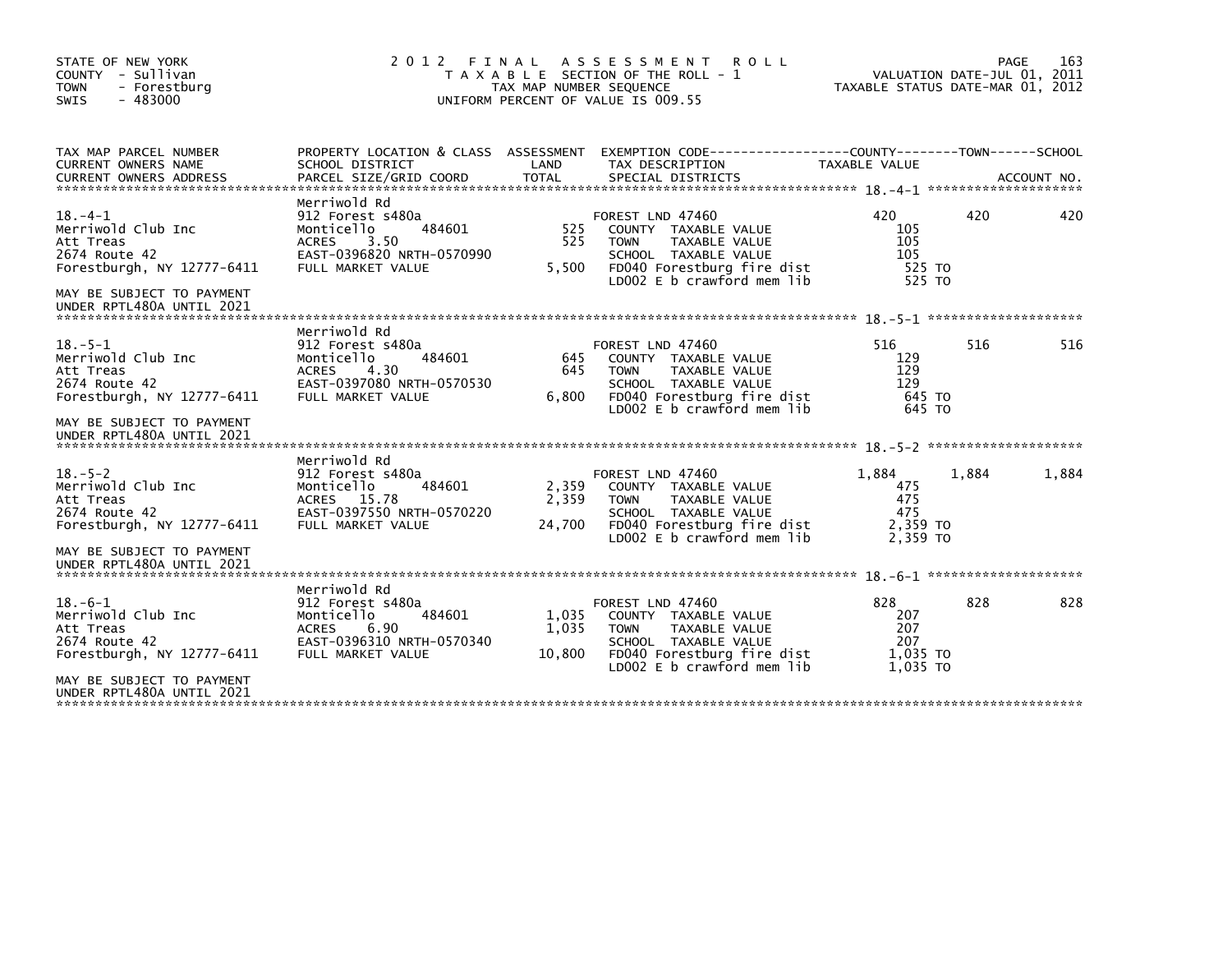STATE OF NEW YORK
COUNTY - Sullivan
TOWN - Forestburg
SWIS - 483000

2012 FINAL ASSESSMENT ROLL
TAXABLE SECTION OF THE ROLL - 1
TAX MAP NUMBER SEQUENCE
UNIFORM PERCENT OF VALUE IS 009.55

VALUATION DATE-JUL 01, 2011
TAXABLE STATUS DATE-MAR 01, 2012

| TAX MAP PARCEL NUMBER / CURRENT OWNERS NAME / CURRENT OWNERS ADDRESS | PROPERTY LOCATION & CLASS / SCHOOL DISTRICT / PARCEL SIZE/GRID COORD | ASSESSMENT LAND / TOTAL | EXEMPTION CODE / TAX DESCRIPTION / SPECIAL DISTRICTS | COUNTY TAXABLE VALUE | TOWN | SCHOOL |
|---|---|---|---|---|---|---|
| **18.-4-1** | Merriwold Rd | | | | | |
| 18.-4-1 | 912 Forest s480a | | FOREST LND 47460 | 420 | 420 | 420 |
| Merriwold Club Inc | Monticello 484601 | 525 | COUNTY TAXABLE VALUE | 105 | | |
| Att Treas | ACRES 3.50 | 525 | TOWN TAXABLE VALUE | 105 | | |
| 2674 Route 42 | EAST-0396820 NRTH-0570990 | | SCHOOL TAXABLE VALUE | 105 | | |
| Forestburgh, NY 12777-6411 | FULL MARKET VALUE | 5,500 | FD040 Forestburg fire dist | 525 TO | | |
| | | | LD002 E b crawford mem lib | 525 TO | | |
| MAY BE SUBJECT TO PAYMENT UNDER RPTL480A UNTIL 2021 | | | | | | |
| **18.-5-1** | Merriwold Rd | | | | | |
| 18.-5-1 | 912 Forest s480a | | FOREST LND 47460 | 516 | 516 | 516 |
| Merriwold Club Inc | Monticello 484601 | 645 | COUNTY TAXABLE VALUE | 129 | | |
| Att Treas | ACRES 4.30 | 645 | TOWN TAXABLE VALUE | 129 | | |
| 2674 Route 42 | EAST-0397080 NRTH-0570530 | | SCHOOL TAXABLE VALUE | 129 | | |
| Forestburgh, NY 12777-6411 | FULL MARKET VALUE | 6,800 | FD040 Forestburg fire dist | 645 TO | | |
| | | | LD002 E b crawford mem lib | 645 TO | | |
| MAY BE SUBJECT TO PAYMENT UNDER RPTL480A UNTIL 2021 | | | | | | |
| **18.-5-2** | Merriwold Rd | | | | | |
| 18.-5-2 | 912 Forest s480a | | FOREST LND 47460 | 1,884 | 1,884 | 1,884 |
| Merriwold Club Inc | Monticello 484601 | 2,359 | COUNTY TAXABLE VALUE | 475 | | |
| Att Treas | ACRES 15.78 | 2,359 | TOWN TAXABLE VALUE | 475 | | |
| 2674 Route 42 | EAST-0397550 NRTH-0570220 | | SCHOOL TAXABLE VALUE | 475 | | |
| Forestburgh, NY 12777-6411 | FULL MARKET VALUE | 24,700 | FD040 Forestburg fire dist | 2,359 TO | | |
| | | | LD002 E b crawford mem lib | 2,359 TO | | |
| MAY BE SUBJECT TO PAYMENT UNDER RPTL480A UNTIL 2021 | | | | | | |
| **18.-6-1** | Merriwold Rd | | | | | |
| 18.-6-1 | 912 Forest s480a | | FOREST LND 47460 | 828 | 828 | 828 |
| Merriwold Club Inc | Monticello 484601 | 1,035 | COUNTY TAXABLE VALUE | 207 | | |
| Att Treas | ACRES 6.90 | 1,035 | TOWN TAXABLE VALUE | 207 | | |
| 2674 Route 42 | EAST-0396310 NRTH-0570340 | | SCHOOL TAXABLE VALUE | 207 | | |
| Forestburgh, NY 12777-6411 | FULL MARKET VALUE | 10,800 | FD040 Forestburg fire dist | 1,035 TO | | |
| | | | LD002 E b crawford mem lib | 1,035 TO | | |
| MAY BE SUBJECT TO PAYMENT UNDER RPTL480A UNTIL 2021 | | | | | | |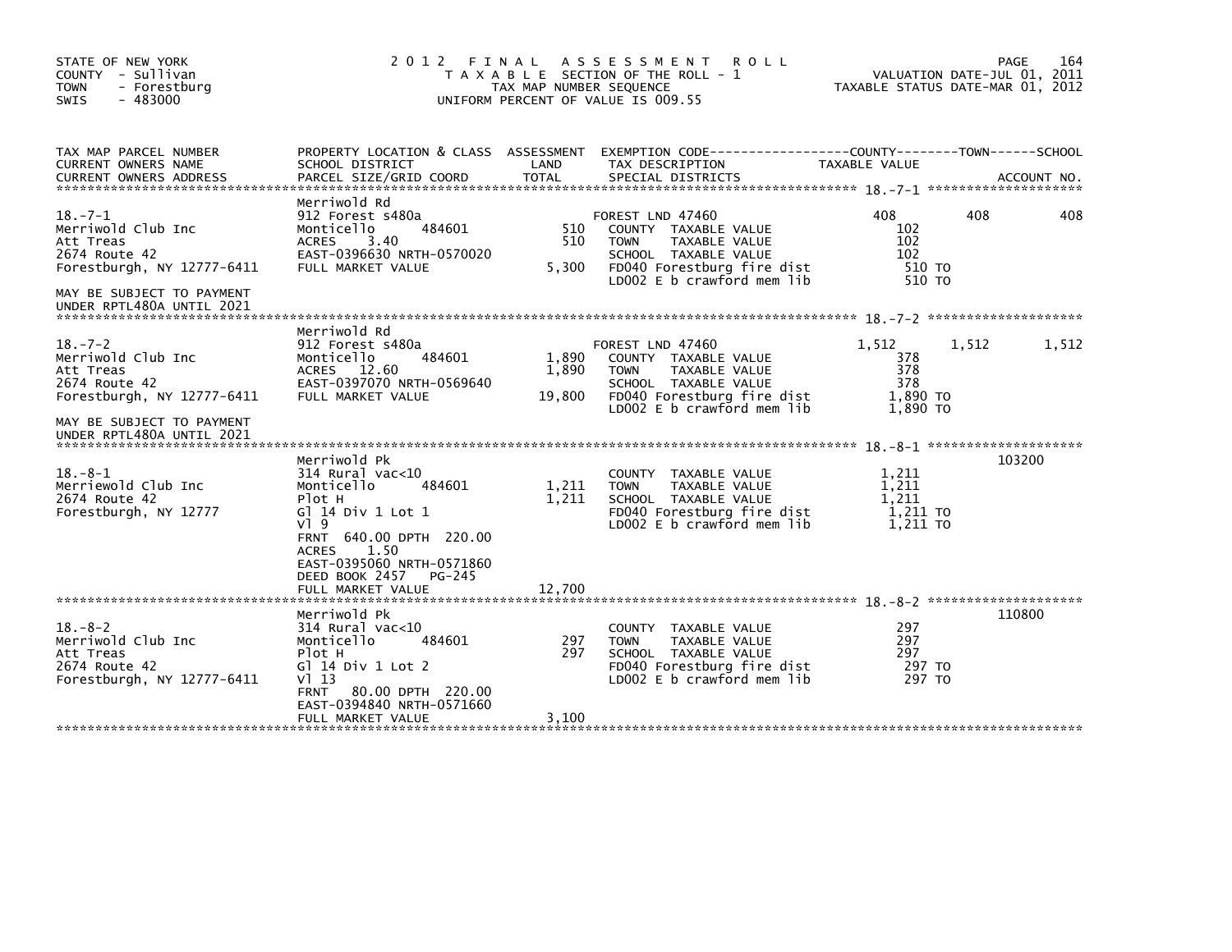STATE OF NEW YORK
COUNTY - Sullivan
TOWN - Forestburg
SWIS - 483000

2 0 1 2 F I N A L A S S E S S M E N T R O L L
T A X A B L E SECTION OF THE ROLL - 1
TAX MAP NUMBER SEQUENCE
UNIFORM PERCENT OF VALUE IS 009.55

VALUATION DATE-JUL 01, 2011
TAXABLE STATUS DATE-MAR 01, 2012

```
TAX MAP PARCEL NUMBER          PROPERTY LOCATION & CLASS  ASSESSMENT  EXEMPTION CODE------------------COUNTY--------TOWN------SCHOOL
CURRENT OWNERS NAME            SCHOOL DISTRICT               LAND      TAX DESCRIPTION               TAXABLE VALUE
CURRENT OWNERS ADDRESS         PARCEL SIZE/GRID COORD        TOTAL     SPECIAL DISTRICTS                                    ACCOUNT NO.
******************************************************************************************************* 18.-7-1 ********************
                               Merriwold Rd
18.-7-1                        912 Forest s480a                     FOREST LND 47460              408        408        408
Merriwold Club Inc             Monticello      484601        510    COUNTY  TAXABLE VALUE           102
Att Treas                      ACRES    3.40                 510    TOWN    TAXABLE VALUE           102
2674 Route 42                  EAST-0396630 NRTH-0570020            SCHOOL  TAXABLE VALUE           102
Forestburgh, NY 12777-6411     FULL MARKET VALUE           5,300    FD040 Forestburg fire dist      510 TO
                                                                     LD002 E b crawford mem lib      510 TO
MAY BE SUBJECT TO PAYMENT
UNDER RPTL480A UNTIL 2021
******************************************************************************************************* 18.-7-2 ********************
                               Merriwold Rd
18.-7-2                        912 Forest s480a                     FOREST LND 47460            1,512      1,512      1,512
Merriwold Club Inc             Monticello      484601      1,890    COUNTY  TAXABLE VALUE           378
Att Treas                      ACRES   12.60               1,890    TOWN    TAXABLE VALUE           378
2674 Route 42                  EAST-0397070 NRTH-0569640            SCHOOL  TAXABLE VALUE           378
Forestburgh, NY 12777-6411     FULL MARKET VALUE          19,800    FD040 Forestburg fire dist    1,890 TO
                                                                     LD002 E b crawford mem lib    1,890 TO
MAY BE SUBJECT TO PAYMENT
UNDER RPTL480A UNTIL 2021
******************************************************************************************************* 18.-8-1 ********************
                               Merriwold Pk                                                                         103200
18.-8-1                        314 Rural vac<10                     COUNTY  TAXABLE VALUE         1,211
Merriewold Club Inc            Monticello      484601      1,211    TOWN    TAXABLE VALUE         1,211
2674 Route 42                  Plot H                      1,211    SCHOOL  TAXABLE VALUE         1,211
Forestburgh, NY 12777          Gl 14 Div 1 Lot 1                    FD040 Forestburg fire dist    1,211 TO
                               Vl 9                                 LD002 E b crawford mem lib    1,211 TO
                               FRNT  640.00 DPTH  220.00
                               ACRES    1.50
                               EAST-0395060 NRTH-0571860
                               DEED BOOK 2457   PG-245
                               FULL MARKET VALUE          12,700
******************************************************************************************************* 18.-8-2 ********************
                               Merriwold Pk                                                                         110800
18.-8-2                        314 Rural vac<10                     COUNTY  TAXABLE VALUE           297
Merriwold Club Inc             Monticello      484601        297    TOWN    TAXABLE VALUE           297
Att Treas                      Plot H                        297    SCHOOL  TAXABLE VALUE           297
2674 Route 42                  Gl 14 Div 1 Lot 2                    FD040 Forestburg fire dist      297 TO
Forestburgh, NY 12777-6411     Vl 13                                LD002 E b crawford mem lib      297 TO
                               FRNT   80.00 DPTH  220.00
                               EAST-0394840 NRTH-0571660
                               FULL MARKET VALUE           3,100
************************************************************************************************************************************
```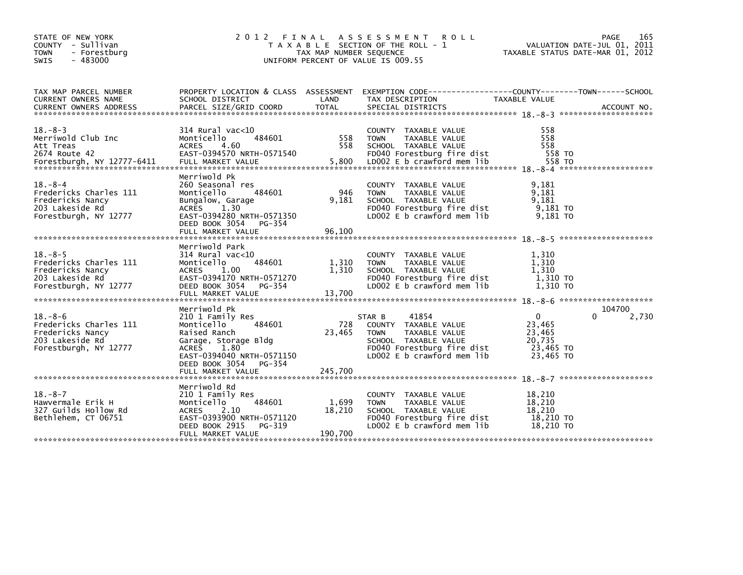STATE OF NEW YORK
COUNTY - Sullivan
TOWN - Forestburg
SWIS - 483000

# 2012 FINAL ASSESSMENT ROLL

TAXABLE SECTION OF THE ROLL - 1
TAX MAP NUMBER SEQUENCE
UNIFORM PERCENT OF VALUE IS 009.55

VALUATION DATE-JUL 01, 2011
TAXABLE STATUS DATE-MAR 01, 2012

| TAX MAP PARCEL NUMBER / CURRENT OWNERS NAME / CURRENT OWNERS ADDRESS | PROPERTY LOCATION & CLASS / SCHOOL DISTRICT / PARCEL SIZE/GRID COORD | ASSESSMENT LAND / TOTAL | EXEMPTION CODE / TAX DESCRIPTION / SPECIAL DISTRICTS | COUNTY | TOWN | SCHOOL | ACCOUNT NO. |
|---|---|---|---|---|---|---|---|
| **18.-8-3** | | | | | | | |
| 18.-8-3 | 314 Rural vac<10 | | COUNTY TAXABLE VALUE | 558 | | | |
| Merriwold Club Inc | Monticello 484601 | 558 | TOWN TAXABLE VALUE | | 558 | | |
| Att Treas | ACRES 4.60 | 558 | SCHOOL TAXABLE VALUE | | | 558 | |
| 2674 Route 42 | EAST-0394570 NRTH-0571540 | | FD040 Forestburg fire dist | 558 TO | | | |
| Forestburgh, NY 12777-6411 | FULL MARKET VALUE | 5,800 | LD002 E b crawford mem lib | 558 TO | | | |
| **18.-8-4** | | | | | | | |
| | Merriwold Pk | | | | | | |
| 18.-8-4 | 260 Seasonal res | | COUNTY TAXABLE VALUE | 9,181 | | | |
| Fredericks Charles 111 | Monticello 484601 | 946 | TOWN TAXABLE VALUE | | 9,181 | | |
| Fredericks Nancy | Bungalow, Garage | 9,181 | SCHOOL TAXABLE VALUE | | | 9,181 | |
| 203 Lakeside Rd | ACRES 1.30 | | FD040 Forestburg fire dist | 9,181 TO | | | |
| Forestburgh, NY 12777 | EAST-0394280 NRTH-0571350 | | LD002 E b crawford mem lib | 9,181 TO | | | |
| | DEED BOOK 3054 PG-354 | | | | | | |
| | FULL MARKET VALUE | 96,100 | | | | | |
| **18.-8-5** | | | | | | | |
| | Merriwold Park | | | | | | |
| 18.-8-5 | 314 Rural vac<10 | | COUNTY TAXABLE VALUE | 1,310 | | | |
| Fredericks Charles 111 | Monticello 484601 | 1,310 | TOWN TAXABLE VALUE | | 1,310 | | |
| Fredericks Nancy | ACRES 1.00 | 1,310 | SCHOOL TAXABLE VALUE | | | 1,310 | |
| 203 Lakeside Rd | EAST-0394170 NRTH-0571270 | | FD040 Forestburg fire dist | 1,310 TO | | | |
| Forestburgh, NY 12777 | DEED BOOK 3054 PG-354 | | LD002 E b crawford mem lib | 1,310 TO | | | |
| | FULL MARKET VALUE | 13,700 | | | | | |
| **18.-8-6** | | | | | | | 104700 |
| | Merriwold Pk | | | | | | |
| 18.-8-6 | 210 1 Family Res | | STAR B 41854 | 0 | 0 | 2,730 | |
| Fredericks Charles 111 | Monticello 484601 | 728 | COUNTY TAXABLE VALUE | 23,465 | | | |
| Fredericks Nancy | Raised Ranch | 23,465 | TOWN TAXABLE VALUE | | 23,465 | | |
| 203 Lakeside Rd | Garage, Storage Bldg | | SCHOOL TAXABLE VALUE | | | 20,735 | |
| Forestburgh, NY 12777 | ACRES 1.80 | | FD040 Forestburg fire dist | 23,465 TO | | | |
| | EAST-0394040 NRTH-0571150 | | LD002 E b crawford mem lib | 23,465 TO | | | |
| | DEED BOOK 3054 PG-354 | | | | | | |
| | FULL MARKET VALUE | 245,700 | | | | | |
| **18.-8-7** | | | | | | | |
| | Merriwold Rd | | | | | | |
| 18.-8-7 | 210 1 Family Res | | COUNTY TAXABLE VALUE | 18,210 | | | |
| Hawvermale Erik H | Monticello 484601 | 1,699 | TOWN TAXABLE VALUE | | 18,210 | | |
| 327 Guilds Hollow Rd | ACRES 2.10 | 18,210 | SCHOOL TAXABLE VALUE | | | 18,210 | |
| Bethlehem, CT 06751 | EAST-0393900 NRTH-0571120 | | FD040 Forestburg fire dist | 18,210 TO | | | |
| | DEED BOOK 2915 PG-319 | | LD002 E b crawford mem lib | 18,210 TO | | | |
| | FULL MARKET VALUE | 190,700 | | | | | |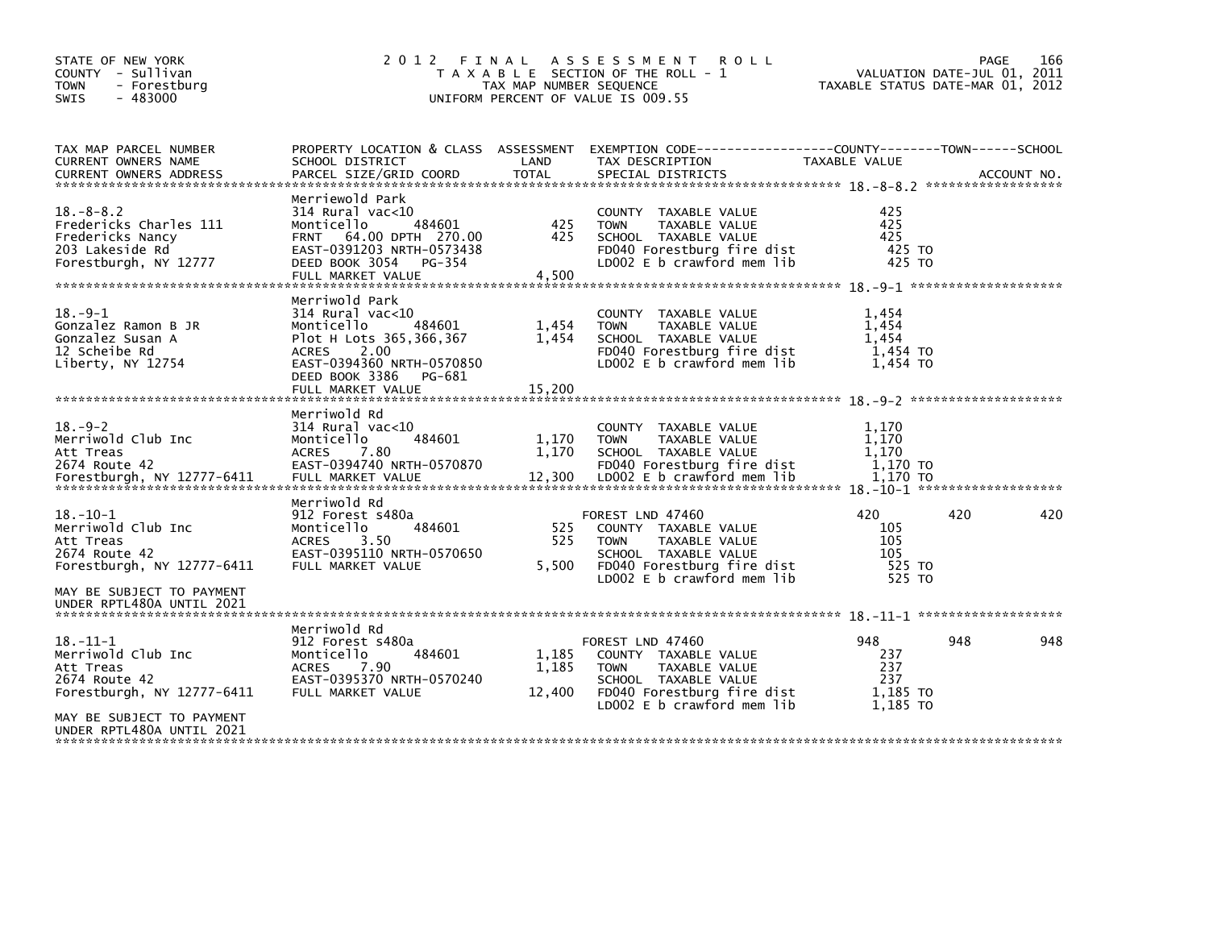STATE OF NEW YORK
COUNTY - Sullivan
TOWN - Forestburg
SWIS - 483000

# 2012 FINAL ASSESSMENT ROLL

TAXABLE SECTION OF THE ROLL - 1
TAX MAP NUMBER SEQUENCE
UNIFORM PERCENT OF VALUE IS 009.55

VALUATION DATE-JUL 01, 2011
TAXABLE STATUS DATE-MAR 01, 2012

| TAX MAP PARCEL NUMBER / CURRENT OWNERS NAME / CURRENT OWNERS ADDRESS | PROPERTY LOCATION & CLASS / SCHOOL DISTRICT / PARCEL SIZE/GRID COORD | ASSESSMENT LAND | TOTAL | EXEMPTION CODE / TAX DESCRIPTION / SPECIAL DISTRICTS | COUNTY TAXABLE VALUE | TOWN | SCHOOL |
|---|---|---|---|---|---|---|---|
| **18.-8-8.2** | Merriewold Park | | | | | | |
| 18.-8-8.2 | 314 Rural vac<10 | | | COUNTY TAXABLE VALUE | 425 | | |
| Fredericks Charles 111 | Monticello 484601 | 425 | | TOWN TAXABLE VALUE | 425 | | |
| Fredericks Nancy | FRNT 64.00 DPTH 270.00 | | 425 | SCHOOL TAXABLE VALUE | 425 | | |
| 203 Lakeside Rd | EAST-0391203 NRTH-0573438 | | | FD040 Forestburg fire dist | 425 TO | | |
| Forestburgh, NY 12777 | DEED BOOK 3054 PG-354 | | | LD002 E b crawford mem lib | 425 TO | | |
| | FULL MARKET VALUE | | 4,500 | | | | |
| **18.-9-1** | Merriwold Park | | | | | | |
| 18.-9-1 | 314 Rural vac<10 | | | COUNTY TAXABLE VALUE | 1,454 | | |
| Gonzalez Ramon B JR | Monticello 484601 | 1,454 | | TOWN TAXABLE VALUE | 1,454 | | |
| Gonzalez Susan A | Plot H Lots 365,366,367 | | 1,454 | SCHOOL TAXABLE VALUE | 1,454 | | |
| 12 Scheibe Rd | ACRES 2.00 | | | FD040 Forestburg fire dist | 1,454 TO | | |
| Liberty, NY 12754 | EAST-0394360 NRTH-0570850 | | | LD002 E b crawford mem lib | 1,454 TO | | |
| | DEED BOOK 3386 PG-681 | | | | | | |
| | FULL MARKET VALUE | | 15,200 | | | | |
| **18.-9-2** | Merriwold Rd | | | | | | |
| 18.-9-2 | 314 Rural vac<10 | | | COUNTY TAXABLE VALUE | 1,170 | | |
| Merriwold Club Inc | Monticello 484601 | 1,170 | | TOWN TAXABLE VALUE | 1,170 | | |
| Att Treas | ACRES 7.80 | | 1,170 | SCHOOL TAXABLE VALUE | 1,170 | | |
| 2674 Route 42 | EAST-0394740 NRTH-0570870 | | | FD040 Forestburg fire dist | 1,170 TO | | |
| Forestburgh, NY 12777-6411 | FULL MARKET VALUE | | 12,300 | LD002 E b crawford mem lib | 1,170 TO | | |
| **18.-10-1** | Merriwold Rd | | | | | | |
| 18.-10-1 | 912 Forest s480a | | | FOREST LND 47460 | 420 | 420 | 420 |
| Merriwold Club Inc | Monticello 484601 | 525 | | COUNTY TAXABLE VALUE | 105 | | |
| Att Treas | ACRES 3.50 | | 525 | TOWN TAXABLE VALUE | 105 | | |
| 2674 Route 42 | EAST-0395110 NRTH-0570650 | | | SCHOOL TAXABLE VALUE | 105 | | |
| Forestburgh, NY 12777-6411 | FULL MARKET VALUE | | 5,500 | FD040 Forestburg fire dist | 525 TO | | |
| | | | | LD002 E b crawford mem lib | 525 TO | | |
| MAY BE SUBJECT TO PAYMENT UNDER RPTL480A UNTIL 2021 | | | | | | | |
| **18.-11-1** | Merriwold Rd | | | | | | |
| 18.-11-1 | 912 Forest s480a | | | FOREST LND 47460 | 948 | 948 | 948 |
| Merriwold Club Inc | Monticello 484601 | 1,185 | | COUNTY TAXABLE VALUE | 237 | | |
| Att Treas | ACRES 7.90 | | 1,185 | TOWN TAXABLE VALUE | 237 | | |
| 2674 Route 42 | EAST-0395370 NRTH-0570240 | | | SCHOOL TAXABLE VALUE | 237 | | |
| Forestburgh, NY 12777-6411 | FULL MARKET VALUE | | 12,400 | FD040 Forestburg fire dist | 1,185 TO | | |
| | | | | LD002 E b crawford mem lib | 1,185 TO | | |
| MAY BE SUBJECT TO PAYMENT UNDER RPTL480A UNTIL 2021 | | | | | | | |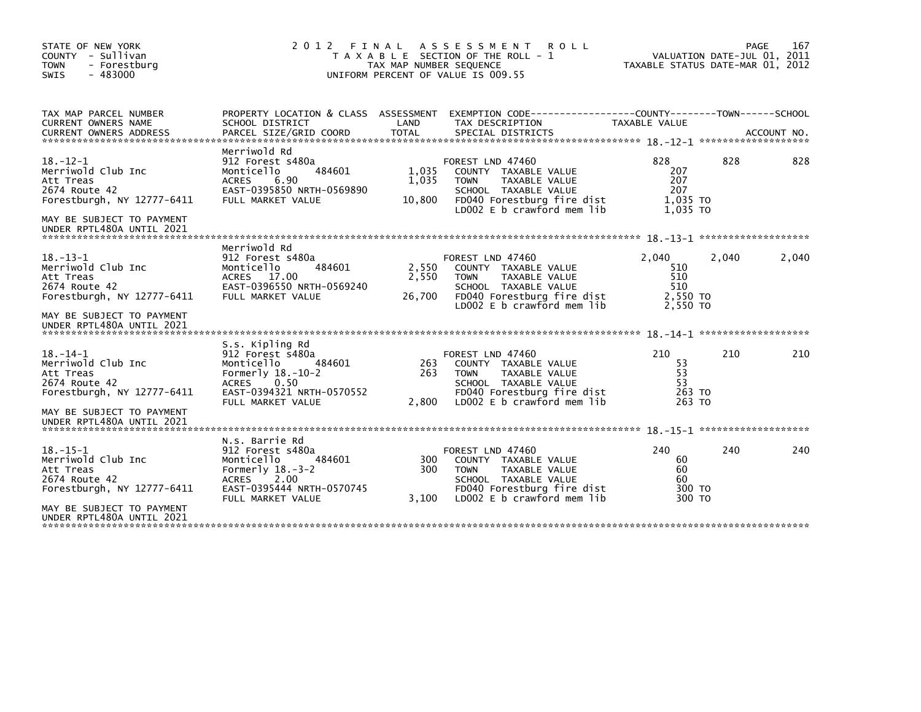STATE OF NEW YORK
COUNTY - Sullivan
TOWN - Forestburg
SWIS - 483000

2012 FINAL ASSESSMENT ROLL
TAXABLE SECTION OF THE ROLL - 1
TAX MAP NUMBER SEQUENCE
UNIFORM PERCENT OF VALUE IS 009.55

VALUATION DATE-JUL 01, 2011
TAXABLE STATUS DATE-MAR 01, 2012

| TAX MAP PARCEL NUMBER / CURRENT OWNERS NAME / CURRENT OWNERS ADDRESS | PROPERTY LOCATION & CLASS / SCHOOL DISTRICT / PARCEL SIZE/GRID COORD | ASSESSMENT LAND / TOTAL | EXEMPTION CODE / TAX DESCRIPTION / SPECIAL DISTRICTS | COUNTY TAXABLE VALUE | TOWN | SCHOOL / ACCOUNT NO. |
|---|---|---|---|---|---|---|
| 18.-12-1 | Merriwold Rd | | | | | |
| | 912 Forest s480a | | FOREST LND 47460 | 828 | 828 | 828 |
| Merriwold Club Inc | Monticello 484601 | 1,035 | COUNTY TAXABLE VALUE | 207 | | |
| Att Treas | ACRES 6.90 | 1,035 | TOWN TAXABLE VALUE | 207 | | |
| 2674 Route 42 | EAST-0395850 NRTH-0569890 | | SCHOOL TAXABLE VALUE | 207 | | |
| Forestburgh, NY 12777-6411 | FULL MARKET VALUE | 10,800 | FD040 Forestburg fire dist | 1,035 TO | | |
| | | | LD002 E b crawford mem lib | 1,035 TO | | |
| MAY BE SUBJECT TO PAYMENT UNDER RPTL480A UNTIL 2021 | | | | | | |
| 18.-13-1 | Merriwold Rd | | | | | |
| | 912 Forest s480a | | FOREST LND 47460 | 2,040 | 2,040 | 2,040 |
| Merriwold Club Inc | Monticello 484601 | 2,550 | COUNTY TAXABLE VALUE | 510 | | |
| Att Treas | ACRES 17.00 | 2,550 | TOWN TAXABLE VALUE | 510 | | |
| 2674 Route 42 | EAST-0396550 NRTH-0569240 | | SCHOOL TAXABLE VALUE | 510 | | |
| Forestburgh, NY 12777-6411 | FULL MARKET VALUE | 26,700 | FD040 Forestburg fire dist | 2,550 TO | | |
| | | | LD002 E b crawford mem lib | 2,550 TO | | |
| MAY BE SUBJECT TO PAYMENT UNDER RPTL480A UNTIL 2021 | | | | | | |
| 18.-14-1 | S.s. Kipling Rd | | | | | |
| | 912 Forest s480a | | FOREST LND 47460 | 210 | 210 | 210 |
| Merriwold Club Inc | Monticello 484601 | 263 | COUNTY TAXABLE VALUE | 53 | | |
| Att Treas | Formerly 18.-10-2 | 263 | TOWN TAXABLE VALUE | 53 | | |
| 2674 Route 42 | ACRES 0.50 | | SCHOOL TAXABLE VALUE | 53 | | |
| Forestburgh, NY 12777-6411 | EAST-0394321 NRTH-0570552 | | FD040 Forestburg fire dist | 263 TO | | |
| | FULL MARKET VALUE | 2,800 | LD002 E b crawford mem lib | 263 TO | | |
| MAY BE SUBJECT TO PAYMENT UNDER RPTL480A UNTIL 2021 | | | | | | |
| 18.-15-1 | N.s. Barrie Rd | | | | | |
| | 912 Forest s480a | | FOREST LND 47460 | 240 | 240 | 240 |
| Merriwold Club Inc | Monticello 484601 | 300 | COUNTY TAXABLE VALUE | 60 | | |
| Att Treas | Formerly 18.-3-2 | 300 | TOWN TAXABLE VALUE | 60 | | |
| 2674 Route 42 | ACRES 2.00 | | SCHOOL TAXABLE VALUE | 60 | | |
| Forestburgh, NY 12777-6411 | EAST-0395444 NRTH-0570745 | | FD040 Forestburg fire dist | 300 TO | | |
| | FULL MARKET VALUE | 3,100 | LD002 E b crawford mem lib | 300 TO | | |
| MAY BE SUBJECT TO PAYMENT UNDER RPTL480A UNTIL 2021 | | | | | | |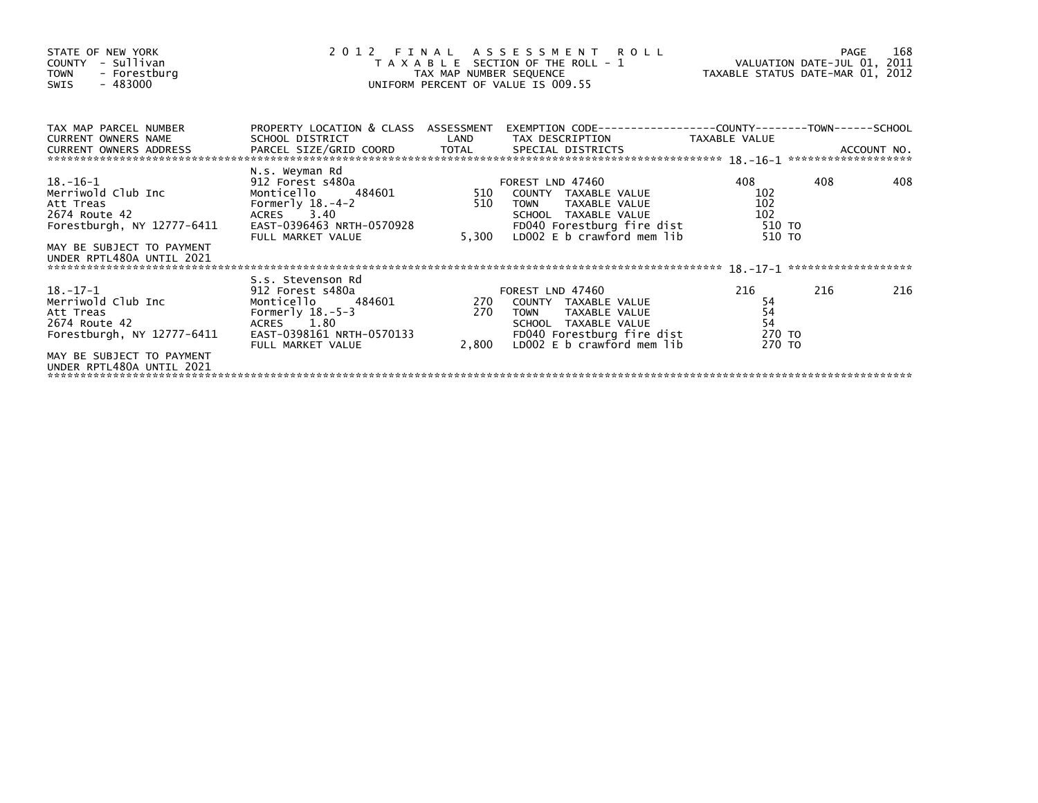STATE OF NEW YORK
COUNTY - Sullivan
TOWN - Forestburg
SWIS - 483000

2012 FINAL ASSESSMENT ROLL
TAXABLE SECTION OF THE ROLL - 1
TAX MAP NUMBER SEQUENCE
UNIFORM PERCENT OF VALUE IS 009.55

VALUATION DATE-JUL 01, 2011
TAXABLE STATUS DATE-MAR 01, 2012

| TAX MAP PARCEL NUMBER / CURRENT OWNERS NAME / CURRENT OWNERS ADDRESS | PROPERTY LOCATION & CLASS / SCHOOL DISTRICT / PARCEL SIZE/GRID COORD | ASSESSMENT LAND / TOTAL | EXEMPTION CODE / TAX DESCRIPTION / SPECIAL DISTRICTS | COUNTY TAXABLE VALUE | TOWN | SCHOOL |
|---|---|---|---|---|---|---|
| **18.-16-1** | N.s. Weyman Rd | | | | | |
| 18.-16-1 | 912 Forest s480a | | FOREST LND 47460 | 408 | 408 | 408 |
| Merriwold Club Inc | Monticello 484601 | 510 | COUNTY TAXABLE VALUE | 102 | | |
| Att Treas | Formerly 18.-4-2 | 510 | TOWN TAXABLE VALUE | 102 | | |
| 2674 Route 42 | ACRES 3.40 | | SCHOOL TAXABLE VALUE | 102 | | |
| Forestburgh, NY 12777-6411 | EAST-0396463 NRTH-0570928 | | FD040 Forestburg fire dist | 510 TO | | |
| | FULL MARKET VALUE | 5,300 | LD002 E b crawford mem lib | 510 TO | | |
| MAY BE SUBJECT TO PAYMENT UNDER RPTL480A UNTIL 2021 | | | | | | |
| **18.-17-1** | S.s. Stevenson Rd | | | | | |
| 18.-17-1 | 912 Forest s480a | | FOREST LND 47460 | 216 | 216 | 216 |
| Merriwold Club Inc | Monticello 484601 | 270 | COUNTY TAXABLE VALUE | 54 | | |
| Att Treas | Formerly 18.-5-3 | 270 | TOWN TAXABLE VALUE | 54 | | |
| 2674 Route 42 | ACRES 1.80 | | SCHOOL TAXABLE VALUE | 54 | | |
| Forestburgh, NY 12777-6411 | EAST-0398161 NRTH-0570133 | | FD040 Forestburg fire dist | 270 TO | | |
| | FULL MARKET VALUE | 2,800 | LD002 E b crawford mem lib | 270 TO | | |
| MAY BE SUBJECT TO PAYMENT UNDER RPTL480A UNTIL 2021 | | | | | | |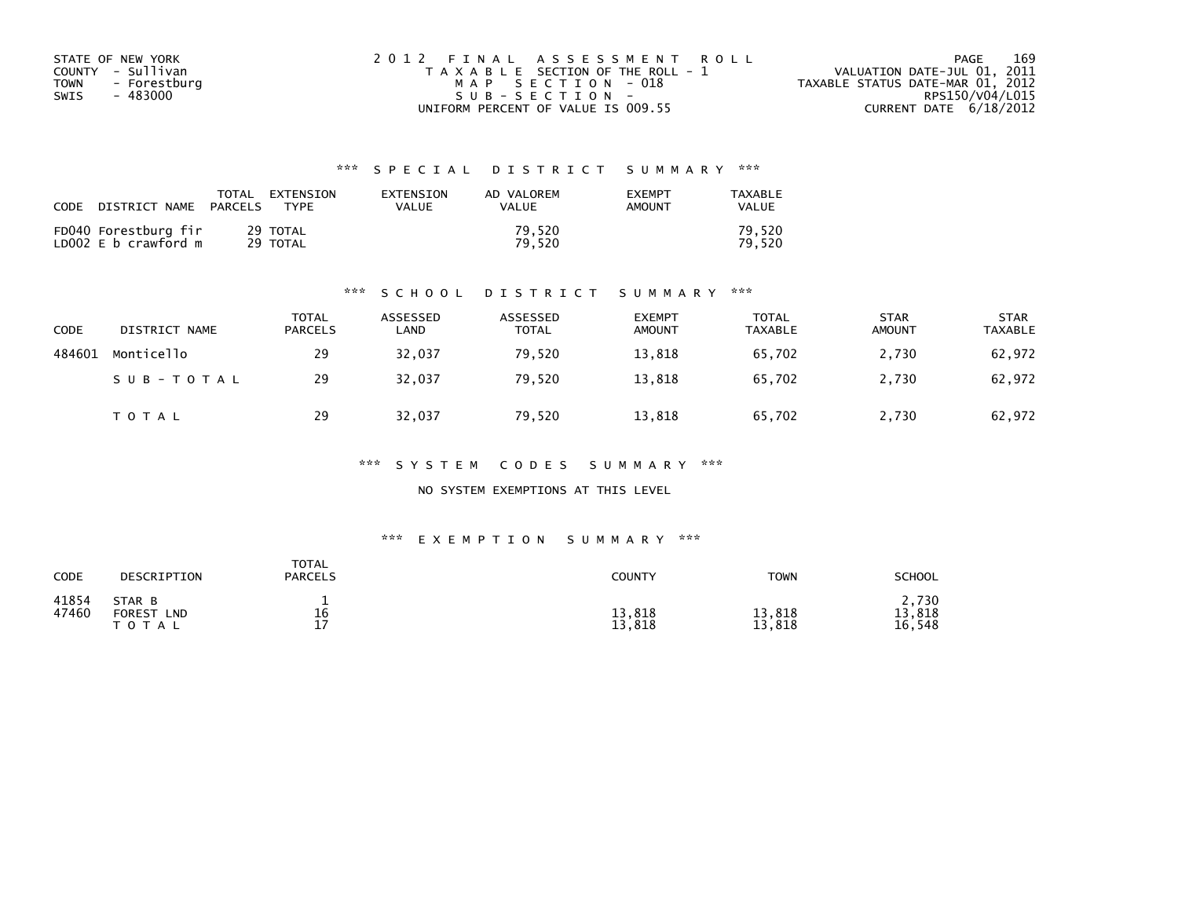STATE OF NEW YORK
COUNTY - Sullivan
TOWN - Forestburg
SWIS - 483000

2012 FINAL ASSESSMENT ROLL
TAXABLE SECTION OF THE ROLL - 1
MAP SECTION - 018
SUB-SECTION -
UNIFORM PERCENT OF VALUE IS 009.55

VALUATION DATE-JUL 01, 2011
TAXABLE STATUS DATE-MAR 01, 2012
RPS150/V04/L015
CURRENT DATE 6/18/2012

### *** SPECIAL DISTRICT SUMMARY ***

| CODE | DISTRICT NAME | TOTAL PARCELS | EXTENSION TYPE | EXTENSION VALUE | AD VALOREM VALUE | EXEMPT AMOUNT | TAXABLE VALUE |
|---|---|---|---|---|---|---|---|
| FD040 | Forestburg fir | 29 | TOTAL | | 79,520 | | 79,520 |
| LD002 | E b crawford m | 29 | TOTAL | | 79,520 | | 79,520 |

### *** SCHOOL DISTRICT SUMMARY ***

| CODE | DISTRICT NAME | TOTAL PARCELS | ASSESSED LAND | ASSESSED TOTAL | EXEMPT AMOUNT | TOTAL TAXABLE | STAR AMOUNT | STAR TAXABLE |
|---|---|---|---|---|---|---|---|---|
| 484601 | Monticello | 29 | 32,037 | 79,520 | 13,818 | 65,702 | 2,730 | 62,972 |
| | SUB-TOTAL | 29 | 32,037 | 79,520 | 13,818 | 65,702 | 2,730 | 62,972 |
| | TOTAL | 29 | 32,037 | 79,520 | 13,818 | 65,702 | 2,730 | 62,972 |

### *** SYSTEM CODES SUMMARY ***

NO SYSTEM EXEMPTIONS AT THIS LEVEL

### *** EXEMPTION SUMMARY ***

| CODE | DESCRIPTION | TOTAL PARCELS | COUNTY | TOWN | SCHOOL |
|---|---|---|---|---|---|
| 41854 | STAR B | 1 | | | 2,730 |
| 47460 | FOREST LND | 16 | 13,818 | 13,818 | 13,818 |
| | TOTAL | 17 | 13,818 | 13,818 | 16,548 |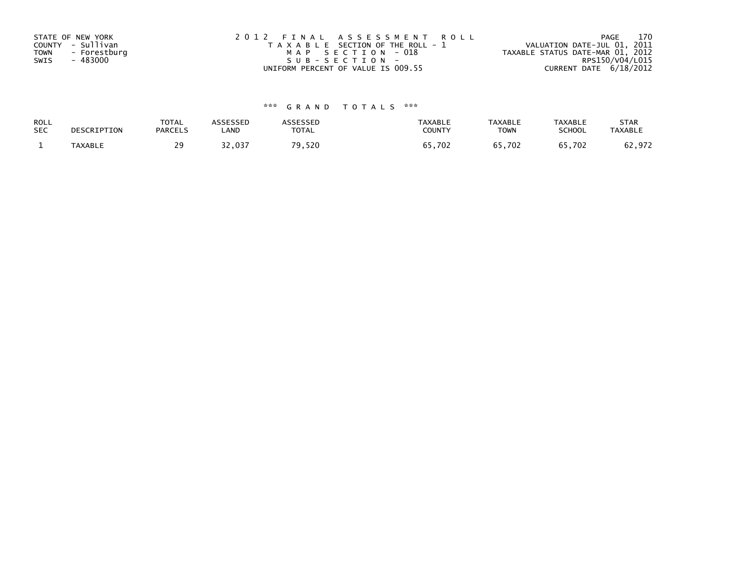STATE OF NEW YORK
COUNTY - Sullivan
TOWN - Forestburg
SWIS - 483000

2012 FINAL ASSESSMENT ROLL
TAXABLE SECTION OF THE ROLL - 1
MAP SECTION - 018
SUB-SECTION -
UNIFORM PERCENT OF VALUE IS 009.55

VALUATION DATE-JUL 01, 2011
TAXABLE STATUS DATE-MAR 01, 2012
RPS150/V04/L015
CURRENT DATE 6/18/2012

*** GRAND TOTALS ***

| ROLL SEC | DESCRIPTION | TOTAL PARCELS | ASSESSED LAND | ASSESSED TOTAL | TAXABLE COUNTY | TAXABLE TOWN | TAXABLE SCHOOL | STAR TAXABLE |
|---|---|---|---|---|---|---|---|---|
| 1 | TAXABLE | 29 | 32,037 | 79,520 | 65,702 | 65,702 | 65,702 | 62,972 |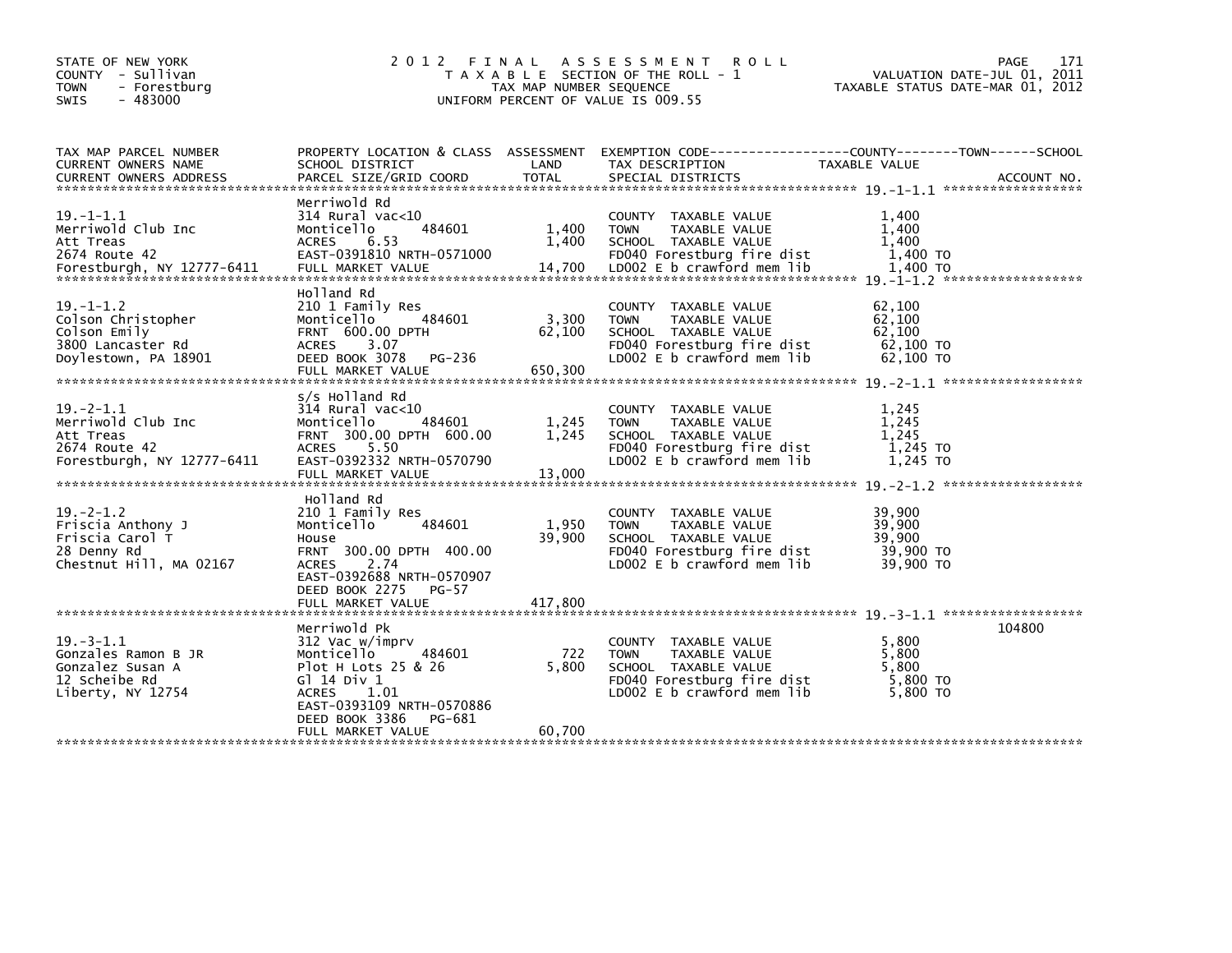STATE OF NEW YORK
COUNTY - Sullivan
TOWN - Forestburg
SWIS - 483000

# 2012 FINAL ASSESSMENT ROLL

TAXABLE SECTION OF THE ROLL - 1
TAX MAP NUMBER SEQUENCE
UNIFORM PERCENT OF VALUE IS 009.55

VALUATION DATE-JUL 01, 2011
TAXABLE STATUS DATE-MAR 01, 2012

| TAX MAP PARCEL NUMBER / CURRENT OWNERS NAME / CURRENT OWNERS ADDRESS | PROPERTY LOCATION & CLASS / SCHOOL DISTRICT / PARCEL SIZE/GRID COORD | ASSESSMENT LAND | TOTAL | EXEMPTION CODE / TAX DESCRIPTION / SPECIAL DISTRICTS | TAXABLE VALUE | ACCOUNT NO. |
|---|---|---|---|---|---|---|
| **19.-1-1.1** | Merriwold Rd | | | | | |
| 19.-1-1.1 | 314 Rural vac<10 | | | COUNTY TAXABLE VALUE | 1,400 | |
| Merriwold Club Inc | Monticello 484601 | 1,400 | | TOWN TAXABLE VALUE | 1,400 | |
| Att Treas | ACRES 6.53 | | 1,400 | SCHOOL TAXABLE VALUE | 1,400 | |
| 2674 Route 42 | EAST-0391810 NRTH-0571000 | | | FD040 Forestburg fire dist | 1,400 TO | |
| Forestburgh, NY 12777-6411 | FULL MARKET VALUE | | 14,700 | LD002 E b crawford mem lib | 1,400 TO | |
| **19.-1-1.2** | Holland Rd | | | | | |
| 19.-1-1.2 | 210 1 Family Res | | | COUNTY TAXABLE VALUE | 62,100 | |
| Colson Christopher | Monticello 484601 | 3,300 | | TOWN TAXABLE VALUE | 62,100 | |
| Colson Emily | FRNT 600.00 DPTH | | 62,100 | SCHOOL TAXABLE VALUE | 62,100 | |
| 3800 Lancaster Rd | ACRES 3.07 | | | FD040 Forestburg fire dist | 62,100 TO | |
| Doylestown, PA 18901 | DEED BOOK 3078 PG-236 | | | LD002 E b crawford mem lib | 62,100 TO | |
| | FULL MARKET VALUE | | 650,300 | | | |
| **19.-2-1.1** | s/s Holland Rd | | | | | |
| 19.-2-1.1 | 314 Rural vac<10 | | | COUNTY TAXABLE VALUE | 1,245 | |
| Merriwold Club Inc | Monticello 484601 | 1,245 | | TOWN TAXABLE VALUE | 1,245 | |
| Att Treas | FRNT 300.00 DPTH 600.00 | | 1,245 | SCHOOL TAXABLE VALUE | 1,245 | |
| 2674 Route 42 | ACRES 5.50 | | | FD040 Forestburg fire dist | 1,245 TO | |
| Forestburgh, NY 12777-6411 | EAST-0392332 NRTH-0570790 | | | LD002 E b crawford mem lib | 1,245 TO | |
| | FULL MARKET VALUE | | 13,000 | | | |
| **19.-2-1.2** | Holland Rd | | | | | |
| 19.-2-1.2 | 210 1 Family Res | | | COUNTY TAXABLE VALUE | 39,900 | |
| Friscia Anthony J | Monticello 484601 | 1,950 | | TOWN TAXABLE VALUE | 39,900 | |
| Friscia Carol T | House | | 39,900 | SCHOOL TAXABLE VALUE | 39,900 | |
| 28 Denny Rd | FRNT 300.00 DPTH 400.00 | | | FD040 Forestburg fire dist | 39,900 TO | |
| Chestnut Hill, MA 02167 | ACRES 2.74 | | | LD002 E b crawford mem lib | 39,900 TO | |
| | EAST-0392688 NRTH-0570907 | | | | | |
| | DEED BOOK 2275 PG-57 | | | | | |
| | FULL MARKET VALUE | | 417,800 | | | |
| **19.-3-1.1** | Merriwold Pk | | | | | 104800 |
| 19.-3-1.1 | 312 Vac w/imprv | | | COUNTY TAXABLE VALUE | 5,800 | |
| Gonzales Ramon B JR | Monticello 484601 | 722 | | TOWN TAXABLE VALUE | 5,800 | |
| Gonzalez Susan A | Plot H Lots 25 & 26 | | 5,800 | SCHOOL TAXABLE VALUE | 5,800 | |
| 12 Scheibe Rd | Gl 14 Div 1 | | | FD040 Forestburg fire dist | 5,800 TO | |
| Liberty, NY 12754 | ACRES 1.01 | | | LD002 E b crawford mem lib | 5,800 TO | |
| | EAST-0393109 NRTH-0570886 | | | | | |
| | DEED BOOK 3386 PG-681 | | | | | |
| | FULL MARKET VALUE | | 60,700 | | | |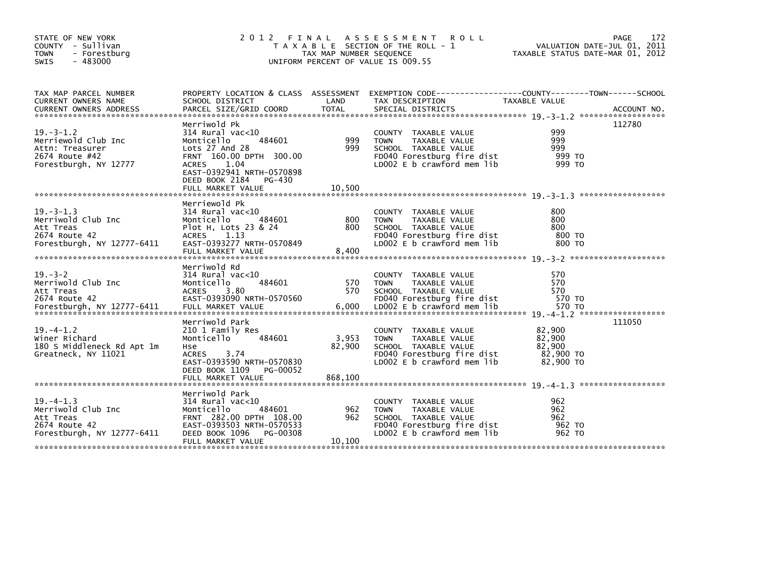STATE OF NEW YORK
COUNTY - Sullivan
TOWN - Forestburg
SWIS - 483000

# 2012 FINAL ASSESSMENT ROLL
TAXABLE SECTION OF THE ROLL - 1
TAX MAP NUMBER SEQUENCE
UNIFORM PERCENT OF VALUE IS 009.55

VALUATION DATE-JUL 01, 2011
TAXABLE STATUS DATE-MAR 01, 2012

| TAX MAP PARCEL NUMBER / CURRENT OWNERS NAME / CURRENT OWNERS ADDRESS | PROPERTY LOCATION & CLASS / SCHOOL DISTRICT / PARCEL SIZE/GRID COORD | ASSESSMENT LAND / TOTAL | EXEMPTION CODE / TAX DESCRIPTION / SPECIAL DISTRICTS | TAXABLE VALUE | ACCOUNT NO. |
|---|---|---|---|---|---|
| 19.-3-1.2 | Merriwold Pk | | | | 112780 |
| Merriewold Club Inc | 314 Rural vac<10 | | COUNTY TAXABLE VALUE | 999 | |
| Attn: Treasurer | Monticello 484601 | 999 | TOWN TAXABLE VALUE | 999 | |
| 2674 Route #42 | Lots 27 And 28 | 999 | SCHOOL TAXABLE VALUE | 999 | |
| Forestburgh, NY 12777 | FRNT 160.00 DPTH 300.00 | | FD040 Forestburg fire dist | 999 TO | |
| | ACRES 1.04 | | LD002 E b crawford mem lib | 999 TO | |
| | EAST-0392941 NRTH-0570898 | | | | |
| | DEED BOOK 2184 PG-430 | | | | |
| | FULL MARKET VALUE | 10,500 | | | |
| 19.-3-1.3 | Merriewold Pk | | | | |
| Merriwold Club Inc | 314 Rural vac<10 | | COUNTY TAXABLE VALUE | 800 | |
| Att Treas | Monticello 484601 | 800 | TOWN TAXABLE VALUE | 800 | |
| 2674 Route 42 | Plot H, Lots 23 & 24 | 800 | SCHOOL TAXABLE VALUE | 800 | |
| Forestburgh, NY 12777-6411 | ACRES 1.13 | | FD040 Forestburg fire dist | 800 TO | |
| | EAST-0393277 NRTH-0570849 | | LD002 E b crawford mem lib | 800 TO | |
| | FULL MARKET VALUE | 8,400 | | | |
| 19.-3-2 | Merriwold Rd | | | | |
| Merriwold Club Inc | 314 Rural vac<10 | | COUNTY TAXABLE VALUE | 570 | |
| Att Treas | Monticello 484601 | 570 | TOWN TAXABLE VALUE | 570 | |
| 2674 Route 42 | ACRES 3.80 | 570 | SCHOOL TAXABLE VALUE | 570 | |
| Forestburgh, NY 12777-6411 | EAST-0393090 NRTH-0570560 | | FD040 Forestburg fire dist | 570 TO | |
| | FULL MARKET VALUE | 6,000 | LD002 E b crawford mem lib | 570 TO | |
| 19.-4-1.2 | Merriwold Park | | | | 111050 |
| Winer Richard | 210 1 Family Res | | COUNTY TAXABLE VALUE | 82,900 | |
| 180 S Middleneck Rd Apt 1m | Monticello 484601 | 3,953 | TOWN TAXABLE VALUE | 82,900 | |
| Greatneck, NY 11021 | Hse | 82,900 | SCHOOL TAXABLE VALUE | 82,900 | |
| | ACRES 3.74 | | FD040 Forestburg fire dist | 82,900 TO | |
| | EAST-0393590 NRTH-0570830 | | LD002 E b crawford mem lib | 82,900 TO | |
| | DEED BOOK 1109 PG-00052 | | | | |
| | FULL MARKET VALUE | 868,100 | | | |
| 19.-4-1.3 | Merriwold Park | | | | |
| Merriwold Club Inc | 314 Rural vac<10 | | COUNTY TAXABLE VALUE | 962 | |
| Att Treas | Monticello 484601 | 962 | TOWN TAXABLE VALUE | 962 | |
| 2674 Route 42 | FRNT 282.00 DPTH 108.00 | 962 | SCHOOL TAXABLE VALUE | 962 | |
| Forestburgh, NY 12777-6411 | EAST-0393503 NRTH-0570533 | | FD040 Forestburg fire dist | 962 TO | |
| | DEED BOOK 1096 PG-00308 | | LD002 E b crawford mem lib | 962 TO | |
| | FULL MARKET VALUE | 10,100 | | | |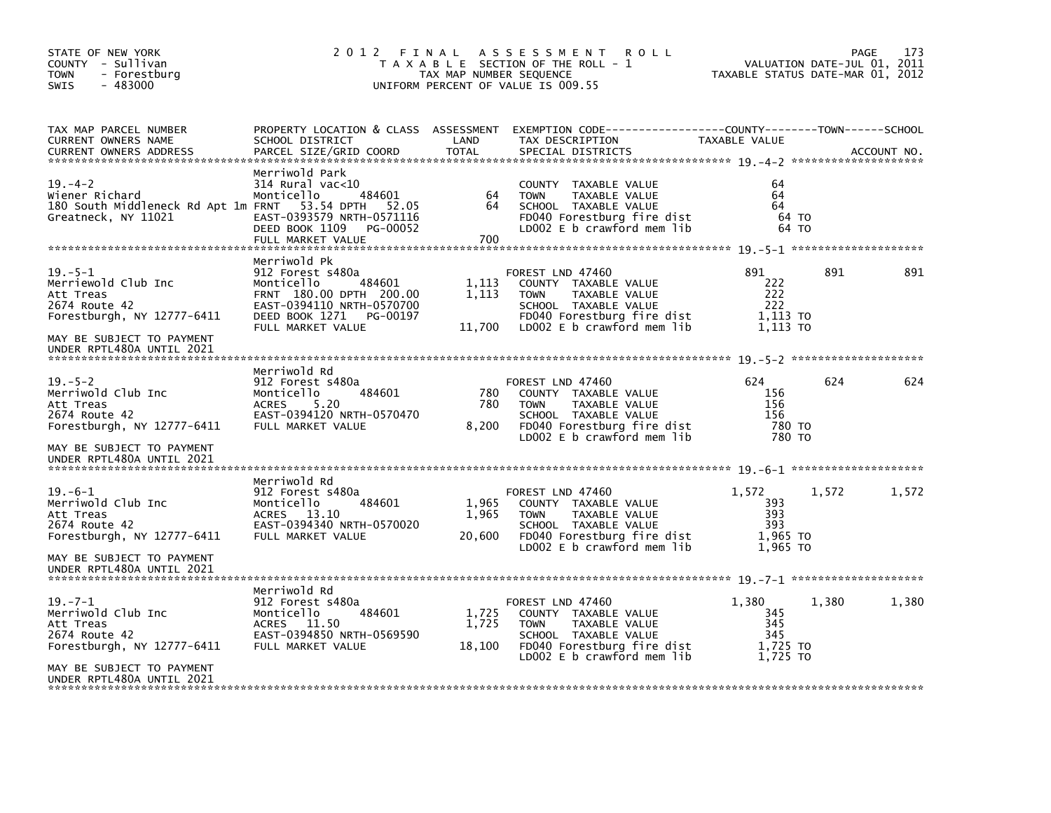STATE OF NEW YORK
COUNTY - Sullivan
TOWN - Forestburg
SWIS - 483000

# 2012 FINAL ASSESSMENT ROLL
TAXABLE SECTION OF THE ROLL - 1
TAX MAP NUMBER SEQUENCE
UNIFORM PERCENT OF VALUE IS 009.55

VALUATION DATE-JUL 01, 2011
TAXABLE STATUS DATE-MAR 01, 2012

| TAX MAP PARCEL NUMBER / CURRENT OWNERS NAME / CURRENT OWNERS ADDRESS | PROPERTY LOCATION & CLASS / SCHOOL DISTRICT / PARCEL SIZE/GRID COORD | ASSESSMENT LAND / TOTAL | EXEMPTION CODE / TAX DESCRIPTION / SPECIAL DISTRICTS | COUNTY TAXABLE VALUE | TOWN | SCHOOL |
|---|---|---|---|---|---|---|
| **19.-4-2** | Merriwold Park | | | | | |
| 19.-4-2 | 314 Rural vac<10 | | COUNTY TAXABLE VALUE | 64 | | |
| Wiener Richard | Monticello 484601 | 64 | TOWN TAXABLE VALUE | 64 | | |
| 180 South Middleneck Rd Apt 1m | FRNT 53.54 DPTH 52.05 | 64 | SCHOOL TAXABLE VALUE | 64 | | |
| Greatneck, NY 11021 | EAST-0393579 NRTH-0571116 | | FD040 Forestburg fire dist | 64 TO | | |
| | DEED BOOK 1109 PG-00052 | | LD002 E b crawford mem lib | 64 TO | | |
| | FULL MARKET VALUE | 700 | | | | |
| **19.-5-1** | Merriwold Pk | | | | | |
| 19.-5-1 | 912 Forest s480a | | FOREST LND 47460 | 891 | 891 | 891 |
| Merriewold Club Inc | Monticello 484601 | 1,113 | COUNTY TAXABLE VALUE | 222 | | |
| Att Treas | FRNT 180.00 DPTH 200.00 | 1,113 | TOWN TAXABLE VALUE | 222 | | |
| 2674 Route 42 | EAST-0394110 NRTH-0570700 | | SCHOOL TAXABLE VALUE | 222 | | |
| Forestburgh, NY 12777-6411 | DEED BOOK 1271 PG-00197 | | FD040 Forestburg fire dist | 1,113 TO | | |
| | FULL MARKET VALUE | 11,700 | LD002 E b crawford mem lib | 1,113 TO | | |
| MAY BE SUBJECT TO PAYMENT UNDER RPTL480A UNTIL 2021 | | | | | | |
| **19.-5-2** | Merriwold Rd | | | | | |
| 19.-5-2 | 912 Forest s480a | | FOREST LND 47460 | 624 | 624 | 624 |
| Merriwold Club Inc | Monticello 484601 | 780 | COUNTY TAXABLE VALUE | 156 | | |
| Att Treas | ACRES 5.20 | 780 | TOWN TAXABLE VALUE | 156 | | |
| 2674 Route 42 | EAST-0394120 NRTH-0570470 | | SCHOOL TAXABLE VALUE | 156 | | |
| Forestburgh, NY 12777-6411 | FULL MARKET VALUE | 8,200 | FD040 Forestburg fire dist | 780 TO | | |
| | | | LD002 E b crawford mem lib | 780 TO | | |
| MAY BE SUBJECT TO PAYMENT UNDER RPTL480A UNTIL 2021 | | | | | | |
| **19.-6-1** | Merriwold Rd | | | | | |
| 19.-6-1 | 912 Forest s480a | | FOREST LND 47460 | 1,572 | 1,572 | 1,572 |
| Merriwold Club Inc | Monticello 484601 | 1,965 | COUNTY TAXABLE VALUE | 393 | | |
| Att Treas | ACRES 13.10 | 1,965 | TOWN TAXABLE VALUE | 393 | | |
| 2674 Route 42 | EAST-0394340 NRTH-0570020 | | SCHOOL TAXABLE VALUE | 393 | | |
| Forestburgh, NY 12777-6411 | FULL MARKET VALUE | 20,600 | FD040 Forestburg fire dist | 1,965 TO | | |
| | | | LD002 E b crawford mem lib | 1,965 TO | | |
| MAY BE SUBJECT TO PAYMENT UNDER RPTL480A UNTIL 2021 | | | | | | |
| **19.-7-1** | Merriwold Rd | | | | | |
| 19.-7-1 | 912 Forest s480a | | FOREST LND 47460 | 1,380 | 1,380 | 1,380 |
| Merriwold Club Inc | Monticello 484601 | 1,725 | COUNTY TAXABLE VALUE | 345 | | |
| Att Treas | ACRES 11.50 | 1,725 | TOWN TAXABLE VALUE | 345 | | |
| 2674 Route 42 | EAST-0394850 NRTH-0569590 | | SCHOOL TAXABLE VALUE | 345 | | |
| Forestburgh, NY 12777-6411 | FULL MARKET VALUE | 18,100 | FD040 Forestburg fire dist | 1,725 TO | | |
| | | | LD002 E b crawford mem lib | 1,725 TO | | |
| MAY BE SUBJECT TO PAYMENT UNDER RPTL480A UNTIL 2021 | | | | | | |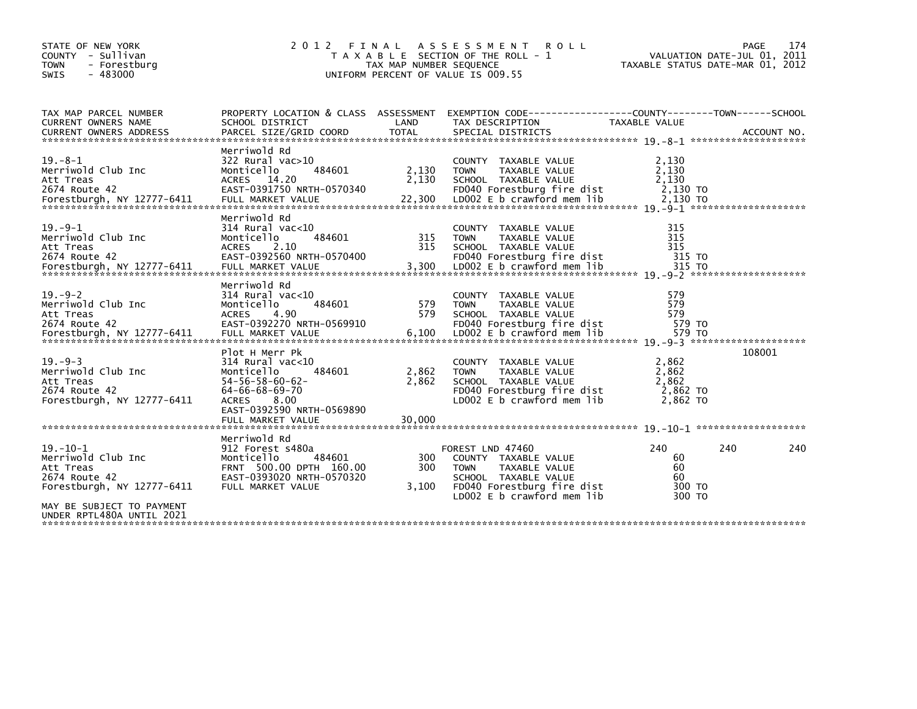STATE OF NEW YORK
COUNTY - Sullivan
TOWN - Forestburg
SWIS - 483000

2012 FINAL ASSESSMENT ROLL
TAXABLE SECTION OF THE ROLL - 1
TAX MAP NUMBER SEQUENCE
UNIFORM PERCENT OF VALUE IS 009.55

VALUATION DATE-JUL 01, 2011
TAXABLE STATUS DATE-MAR 01, 2012

| TAX MAP PARCEL NUMBER / CURRENT OWNERS NAME / CURRENT OWNERS ADDRESS | PROPERTY LOCATION & CLASS / SCHOOL DISTRICT / PARCEL SIZE/GRID COORD | ASSESSMENT LAND | TOTAL | EXEMPTION CODE / TAX DESCRIPTION / SPECIAL DISTRICTS | COUNTY TAXABLE VALUE | TOWN | SCHOOL | ACCOUNT NO. |
|---|---|---|---|---|---|---|---|---|
| 19.-8-1 | Merriwold Rd | | | | | | | |
| Merriwold Club Inc | 322 Rural vac>10 | | | COUNTY TAXABLE VALUE | 2,130 | | | |
| Att Treas | Monticello 484601 | 2,130 | | TOWN TAXABLE VALUE | 2,130 | | | |
| 2674 Route 42 | ACRES 14.20 | | 2,130 | SCHOOL TAXABLE VALUE | 2,130 | | | |
| Forestburgh, NY 12777-6411 | EAST-0391750 NRTH-0570340 | | | FD040 Forestburg fire dist | 2,130 TO | | | |
| | FULL MARKET VALUE | | 22,300 | LD002 E b crawford mem lib | 2,130 TO | | | |
| 19.-9-1 | Merriwold Rd | | | | | | | |
| Merriwold Club Inc | 314 Rural vac<10 | | | COUNTY TAXABLE VALUE | 315 | | | |
| Att Treas | Monticello 484601 | 315 | | TOWN TAXABLE VALUE | 315 | | | |
| 2674 Route 42 | ACRES 2.10 | | 315 | SCHOOL TAXABLE VALUE | 315 | | | |
| Forestburgh, NY 12777-6411 | EAST-0392560 NRTH-0570400 | | | FD040 Forestburg fire dist | 315 TO | | | |
| | FULL MARKET VALUE | | 3,300 | LD002 E b crawford mem lib | 315 TO | | | |
| 19.-9-2 | Merriwold Rd | | | | | | | |
| Merriwold Club Inc | 314 Rural vac<10 | | | COUNTY TAXABLE VALUE | 579 | | | |
| Att Treas | Monticello 484601 | 579 | | TOWN TAXABLE VALUE | 579 | | | |
| 2674 Route 42 | ACRES 4.90 | | 579 | SCHOOL TAXABLE VALUE | 579 | | | |
| Forestburgh, NY 12777-6411 | EAST-0392270 NRTH-0569910 | | | FD040 Forestburg fire dist | 579 TO | | | |
| | FULL MARKET VALUE | | 6,100 | LD002 E b crawford mem lib | 579 TO | | | |
| 19.-9-3 | Plot H Merr Pk | | | | | | | 108001 |
| Merriwold Club Inc | 314 Rural vac<10 | | | COUNTY TAXABLE VALUE | 2,862 | | | |
| Att Treas | Monticello 484601 | 2,862 | | TOWN TAXABLE VALUE | 2,862 | | | |
| 2674 Route 42 | 54-56-58-60-62- | | 2,862 | SCHOOL TAXABLE VALUE | 2,862 | | | |
| Forestburgh, NY 12777-6411 | 64-66-68-69-70 | | | FD040 Forestburg fire dist | 2,862 TO | | | |
| | ACRES 8.00 | | | LD002 E b crawford mem lib | 2,862 TO | | | |
| | EAST-0392590 NRTH-0569890 | | | | | | | |
| | FULL MARKET VALUE | | 30,000 | | | | | |
| 19.-10-1 | Merriwold Rd | | | | | | | |
| Merriwold Club Inc | 912 Forest s480a | | | FOREST LND 47460 | 240 | 240 | 240 | |
| Att Treas | Monticello 484601 | 300 | | COUNTY TAXABLE VALUE | 60 | | | |
| 2674 Route 42 | FRNT 500.00 DPTH 160.00 | | 300 | TOWN TAXABLE VALUE | 60 | | | |
| Forestburgh, NY 12777-6411 | EAST-0393020 NRTH-0570320 | | | SCHOOL TAXABLE VALUE | 60 | | | |
| | FULL MARKET VALUE | | 3,100 | FD040 Forestburg fire dist | 300 TO | | | |
| MAY BE SUBJECT TO PAYMENT UNDER RPTL480A UNTIL 2021 | | | | LD002 E b crawford mem lib | 300 TO | | | |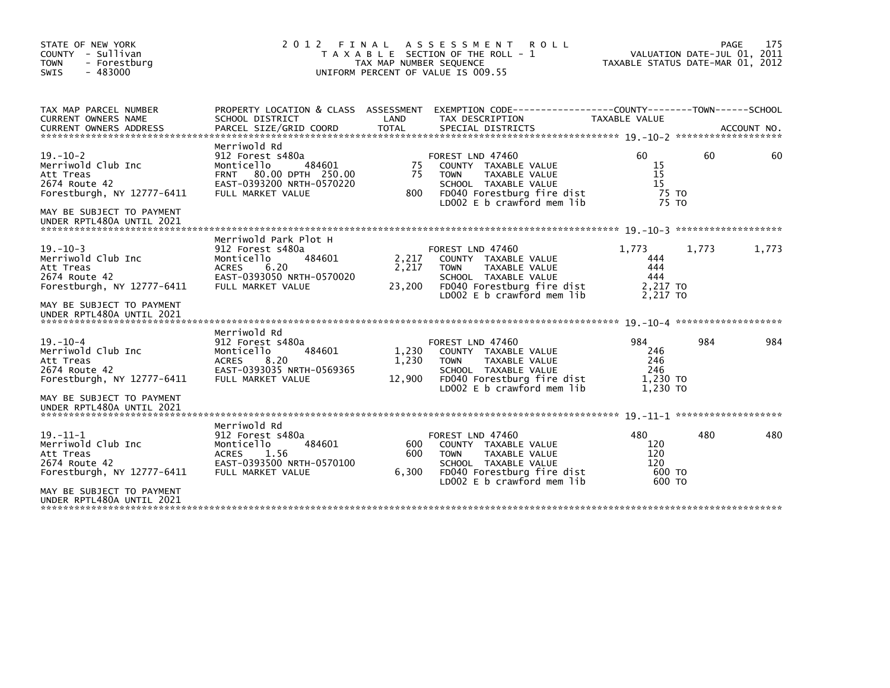STATE OF NEW YORK
COUNTY - Sullivan
TOWN - Forestburg
SWIS - 483000

2012 FINAL ASSESSMENT ROLL
TAXABLE SECTION OF THE ROLL - 1
TAX MAP NUMBER SEQUENCE
UNIFORM PERCENT OF VALUE IS 009.55

VALUATION DATE-JUL 01, 2011
TAXABLE STATUS DATE-MAR 01, 2012

| TAX MAP PARCEL NUMBER / CURRENT OWNERS NAME / CURRENT OWNERS ADDRESS | PROPERTY LOCATION & CLASS / SCHOOL DISTRICT / PARCEL SIZE/GRID COORD | ASSESSMENT LAND / TOTAL | EXEMPTION CODE / TAX DESCRIPTION / SPECIAL DISTRICTS | COUNTY TAXABLE VALUE | TOWN | SCHOOL ACCOUNT NO. |
|---|---|---|---|---|---|---|
| **19.-10-2** | Merriwold Rd | | | | | |
| 19.-10-2 | 912 Forest s480a | | FOREST LND 47460 | 60 | 60 | 60 |
| Merriwold Club Inc | Monticello 484601 | 75 | COUNTY TAXABLE VALUE | 15 | | |
| Att Treas | FRNT 80.00 DPTH 250.00 | 75 | TOWN TAXABLE VALUE | 15 | | |
| 2674 Route 42 | EAST-0393200 NRTH-0570220 | | SCHOOL TAXABLE VALUE | 15 | | |
| Forestburgh, NY 12777-6411 | FULL MARKET VALUE | 800 | FD040 Forestburg fire dist | 75 TO | | |
| | | | LD002 E b crawford mem lib | 75 TO | | |
| MAY BE SUBJECT TO PAYMENT UNDER RPTL480A UNTIL 2021 | | | | | | |
| **19.-10-3** | Merriwold Park Plot H | | | | | |
| 19.-10-3 | 912 Forest s480a | | FOREST LND 47460 | 1,773 | 1,773 | 1,773 |
| Merriwold Club Inc | Monticello 484601 | 2,217 | COUNTY TAXABLE VALUE | 444 | | |
| Att Treas | ACRES 6.20 | 2,217 | TOWN TAXABLE VALUE | 444 | | |
| 2674 Route 42 | EAST-0393050 NRTH-0570020 | | SCHOOL TAXABLE VALUE | 444 | | |
| Forestburgh, NY 12777-6411 | FULL MARKET VALUE | 23,200 | FD040 Forestburg fire dist | 2,217 TO | | |
| | | | LD002 E b crawford mem lib | 2,217 TO | | |
| MAY BE SUBJECT TO PAYMENT UNDER RPTL480A UNTIL 2021 | | | | | | |
| **19.-10-4** | Merriwold Rd | | | | | |
| 19.-10-4 | 912 Forest s480a | | FOREST LND 47460 | 984 | 984 | 984 |
| Merriwold Club Inc | Monticello 484601 | 1,230 | COUNTY TAXABLE VALUE | 246 | | |
| Att Treas | ACRES 8.20 | 1,230 | TOWN TAXABLE VALUE | 246 | | |
| 2674 Route 42 | EAST-0393035 NRTH-0569365 | | SCHOOL TAXABLE VALUE | 246 | | |
| Forestburgh, NY 12777-6411 | FULL MARKET VALUE | 12,900 | FD040 Forestburg fire dist | 1,230 TO | | |
| | | | LD002 E b crawford mem lib | 1,230 TO | | |
| MAY BE SUBJECT TO PAYMENT UNDER RPTL480A UNTIL 2021 | | | | | | |
| **19.-11-1** | Merriwold Rd | | | | | |
| 19.-11-1 | 912 Forest s480a | | FOREST LND 47460 | 480 | 480 | 480 |
| Merriwold Club Inc | Monticello 484601 | 600 | COUNTY TAXABLE VALUE | 120 | | |
| Att Treas | ACRES 1.56 | 600 | TOWN TAXABLE VALUE | 120 | | |
| 2674 Route 42 | EAST-0393500 NRTH-0570100 | | SCHOOL TAXABLE VALUE | 120 | | |
| Forestburgh, NY 12777-6411 | FULL MARKET VALUE | 6,300 | FD040 Forestburg fire dist | 600 TO | | |
| | | | LD002 E b crawford mem lib | 600 TO | | |
| MAY BE SUBJECT TO PAYMENT UNDER RPTL480A UNTIL 2021 | | | | | | |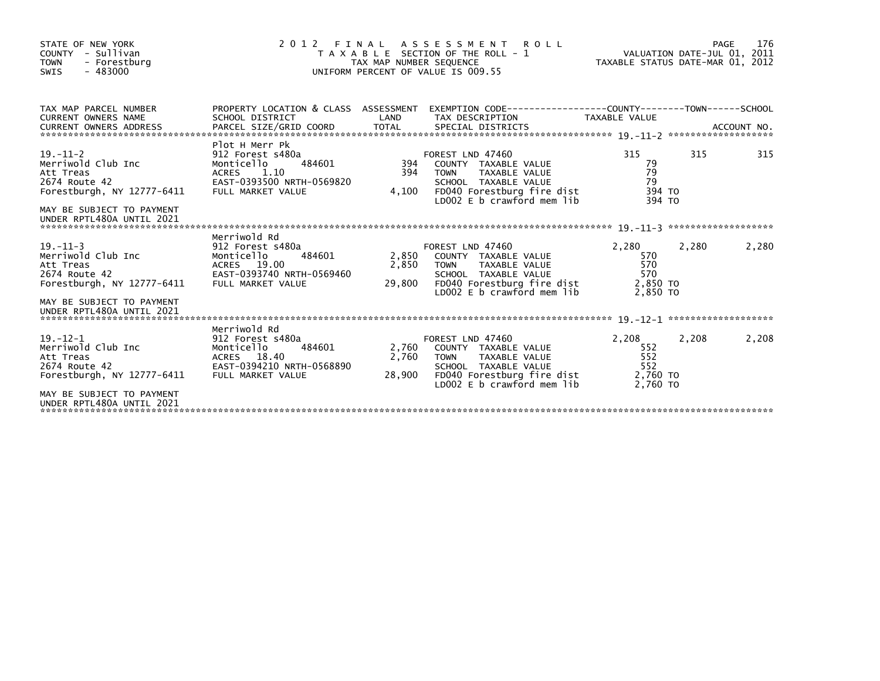STATE OF NEW YORK
COUNTY - Sullivan
TOWN - Forestburg
SWIS - 483000

# 2012 FINAL ASSESSMENT ROLL

TAXABLE SECTION OF THE ROLL - 1
TAX MAP NUMBER SEQUENCE
UNIFORM PERCENT OF VALUE IS 009.55

VALUATION DATE-JUL 01, 2011
TAXABLE STATUS DATE-MAR 01, 2012

| TAX MAP PARCEL NUMBER / CURRENT OWNERS NAME / CURRENT OWNERS ADDRESS | PROPERTY LOCATION & CLASS / SCHOOL DISTRICT / PARCEL SIZE/GRID COORD | ASSESSMENT LAND / TOTAL | EXEMPTION CODE / TAX DESCRIPTION / SPECIAL DISTRICTS | COUNTY TAXABLE VALUE | TOWN | SCHOOL ACCOUNT NO. |
|---|---|---|---|---|---|---|
| **19.-11-2** | Plot H Merr Pk | | | | | |
| 19.-11-2 | 912 Forest s480a | | FOREST LND 47460 | 315 | 315 | 315 |
| Merriwold Club Inc | Monticello 484601 | 394 | COUNTY TAXABLE VALUE | 79 | | |
| Att Treas | ACRES 1.10 | 394 | TOWN TAXABLE VALUE | 79 | | |
| 2674 Route 42 | EAST-0393500 NRTH-0569820 | | SCHOOL TAXABLE VALUE | 79 | | |
| Forestburgh, NY 12777-6411 | FULL MARKET VALUE | 4,100 | FD040 Forestburg fire dist | 394 TO | | |
| | | | LD002 E b crawford mem lib | 394 TO | | |
| MAY BE SUBJECT TO PAYMENT UNDER RPTL480A UNTIL 2021 | | | | | | |
| **19.-11-3** | Merriwold Rd | | | | | |
| 19.-11-3 | 912 Forest s480a | | FOREST LND 47460 | 2,280 | 2,280 | 2,280 |
| Merriwold Club Inc | Monticello 484601 | 2,850 | COUNTY TAXABLE VALUE | 570 | | |
| Att Treas | ACRES 19.00 | 2,850 | TOWN TAXABLE VALUE | 570 | | |
| 2674 Route 42 | EAST-0393740 NRTH-0569460 | | SCHOOL TAXABLE VALUE | 570 | | |
| Forestburgh, NY 12777-6411 | FULL MARKET VALUE | 29,800 | FD040 Forestburg fire dist | 2,850 TO | | |
| | | | LD002 E b crawford mem lib | 2,850 TO | | |
| MAY BE SUBJECT TO PAYMENT UNDER RPTL480A UNTIL 2021 | | | | | | |
| **19.-12-1** | Merriwold Rd | | | | | |
| 19.-12-1 | 912 Forest s480a | | FOREST LND 47460 | 2,208 | 2,208 | 2,208 |
| Merriwold Club Inc | Monticello 484601 | 2,760 | COUNTY TAXABLE VALUE | 552 | | |
| Att Treas | ACRES 18.40 | 2,760 | TOWN TAXABLE VALUE | 552 | | |
| 2674 Route 42 | EAST-0394210 NRTH-0568890 | | SCHOOL TAXABLE VALUE | 552 | | |
| Forestburgh, NY 12777-6411 | FULL MARKET VALUE | 28,900 | FD040 Forestburg fire dist | 2,760 TO | | |
| | | | LD002 E b crawford mem lib | 2,760 TO | | |
| MAY BE SUBJECT TO PAYMENT UNDER RPTL480A UNTIL 2021 | | | | | | |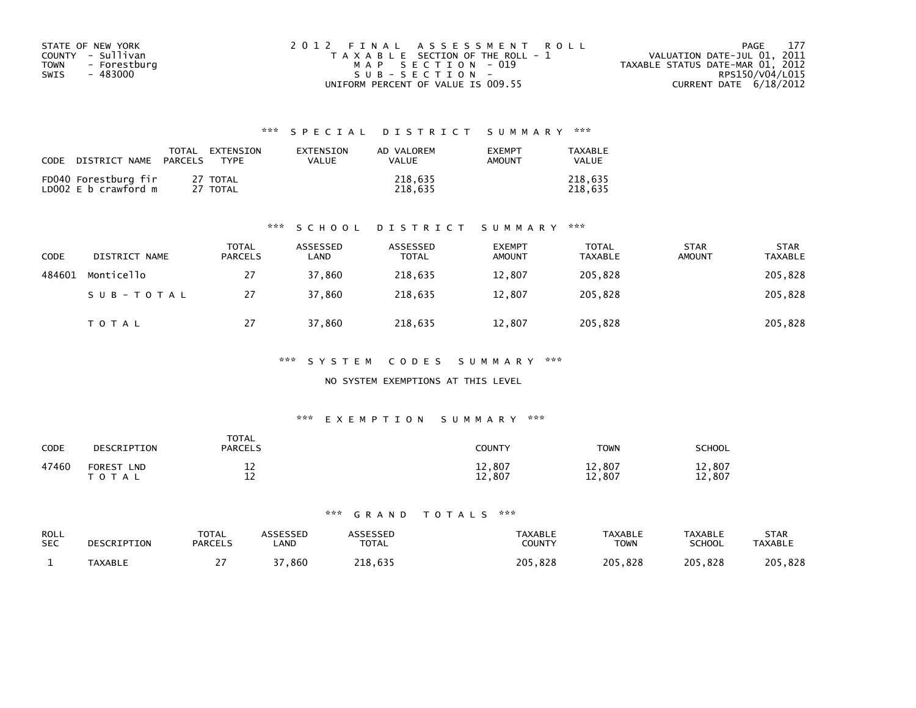STATE OF NEW YORK
COUNTY - Sullivan
TOWN - Forestburg
SWIS - 483000

2012 FINAL ASSESSMENT ROLL
TAXABLE SECTION OF THE ROLL - 1
MAP SECTION - 019
SUB-SECTION -
UNIFORM PERCENT OF VALUE IS 009.55

VALUATION DATE-JUL 01, 2011
TAXABLE STATUS DATE-MAR 01, 2012
RPS150/V04/L015
CURRENT DATE 6/18/2012

## *** SPECIAL DISTRICT SUMMARY ***

| CODE | DISTRICT NAME | TOTAL PARCELS | EXTENSION TYPE | EXTENSION VALUE | AD VALOREM VALUE | EXEMPT AMOUNT | TAXABLE VALUE |
|---|---|---|---|---|---|---|---|
| FD040 | Forestburg fir | 27 | TOTAL | | 218,635 | | 218,635 |
| LD002 | E b crawford m | 27 | TOTAL | | 218,635 | | 218,635 |

## *** SCHOOL DISTRICT SUMMARY ***

| CODE | DISTRICT NAME | TOTAL PARCELS | ASSESSED LAND | ASSESSED TOTAL | EXEMPT AMOUNT | TOTAL TAXABLE | STAR AMOUNT | STAR TAXABLE |
|---|---|---|---|---|---|---|---|---|
| 484601 | Monticello | 27 | 37,860 | 218,635 | 12,807 | 205,828 | | 205,828 |
| | SUB-TOTAL | 27 | 37,860 | 218,635 | 12,807 | 205,828 | | 205,828 |
| | TOTAL | 27 | 37,860 | 218,635 | 12,807 | 205,828 | | 205,828 |

## *** SYSTEM CODES SUMMARY ***

NO SYSTEM EXEMPTIONS AT THIS LEVEL

## *** EXEMPTION SUMMARY ***

| CODE | DESCRIPTION | TOTAL PARCELS | COUNTY | TOWN | SCHOOL |
|---|---|---|---|---|---|
| 47460 | FOREST LND | 12 | 12,807 | 12,807 | 12,807 |
| | TOTAL | 12 | 12,807 | 12,807 | 12,807 |

## *** GRAND TOTALS ***

| ROLL SEC | DESCRIPTION | TOTAL PARCELS | ASSESSED LAND | ASSESSED TOTAL | TAXABLE COUNTY | TAXABLE TOWN | TAXABLE SCHOOL | STAR TAXABLE |
|---|---|---|---|---|---|---|---|---|
| 1 | TAXABLE | 27 | 37,860 | 218,635 | 205,828 | 205,828 | 205,828 | 205,828 |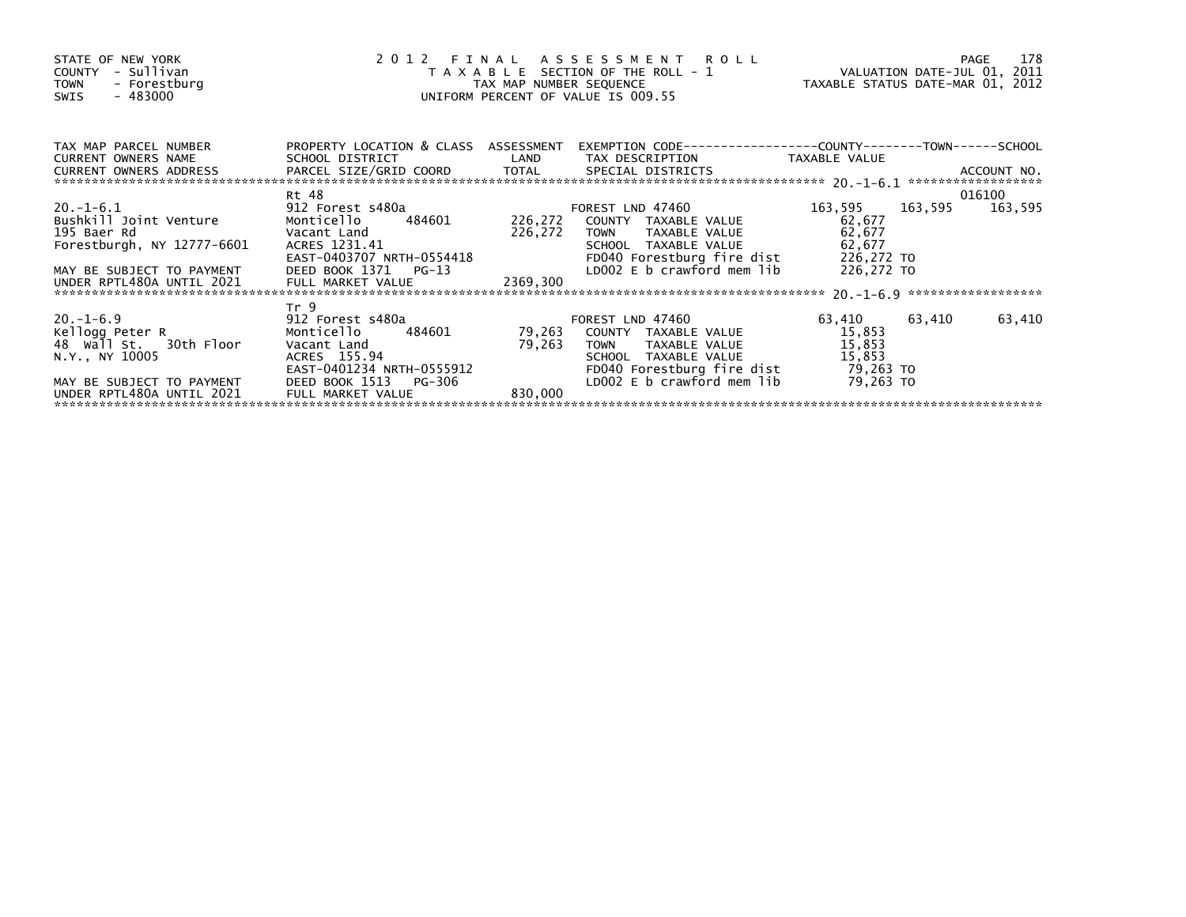STATE OF NEW YORK
COUNTY - Sullivan
TOWN - Forestburg
SWIS - 483000

# 2012 FINAL ASSESSMENT ROLL

TAXABLE SECTION OF THE ROLL - 1
TAX MAP NUMBER SEQUENCE
UNIFORM PERCENT OF VALUE IS 009.55

VALUATION DATE-JUL 01, 2011
TAXABLE STATUS DATE-MAR 01, 2012

| TAX MAP PARCEL NUMBER / CURRENT OWNERS NAME / CURRENT OWNERS ADDRESS | PROPERTY LOCATION & CLASS / SCHOOL DISTRICT / PARCEL SIZE/GRID COORD | ASSESSMENT LAND / TOTAL | EXEMPTION CODE / TAX DESCRIPTION / SPECIAL DISTRICTS | COUNTY TAXABLE VALUE | TOWN | SCHOOL | ACCOUNT NO. |
|---|---|---|---|---|---|---|---|
| 20.-1-6.1 | Rt 48 | | | | | | 016100 |
| | 912 Forest s480a | | FOREST LND 47460 | 163,595 | 163,595 | 163,595 | |
| Bushkill Joint Venture | Monticello 484601 | 226,272 | COUNTY TAXABLE VALUE | 62,677 | | | |
| 195 Baer Rd | Vacant Land | 226,272 | TOWN TAXABLE VALUE | 62,677 | | | |
| Forestburgh, NY 12777-6601 | ACRES 1231.41 | | SCHOOL TAXABLE VALUE | 62,677 | | | |
| | EAST-0403707 NRTH-0554418 | | FD040 Forestburg fire dist | 226,272 TO | | | |
| MAY BE SUBJECT TO PAYMENT | DEED BOOK 1371 PG-13 | | LD002 E b crawford mem lib | 226,272 TO | | | |
| UNDER RPTL480A UNTIL 2021 | FULL MARKET VALUE | 2369,300 | | | | | |
| 20.-1-6.9 | Tr 9 | | | | | | |
| | 912 Forest s480a | | FOREST LND 47460 | 63,410 | 63,410 | 63,410 | |
| Kellogg Peter R | Monticello 484601 | 79,263 | COUNTY TAXABLE VALUE | 15,853 | | | |
| 48 Wall St. 30th Floor | Vacant Land | 79,263 | TOWN TAXABLE VALUE | 15,853 | | | |
| N.Y., NY 10005 | ACRES 155.94 | | SCHOOL TAXABLE VALUE | 15,853 | | | |
| | EAST-0401234 NRTH-0555912 | | FD040 Forestburg fire dist | 79,263 TO | | | |
| MAY BE SUBJECT TO PAYMENT | DEED BOOK 1513 PG-306 | | LD002 E b crawford mem lib | 79,263 TO | | | |
| UNDER RPTL480A UNTIL 2021 | FULL MARKET VALUE | 830,000 | | | | | |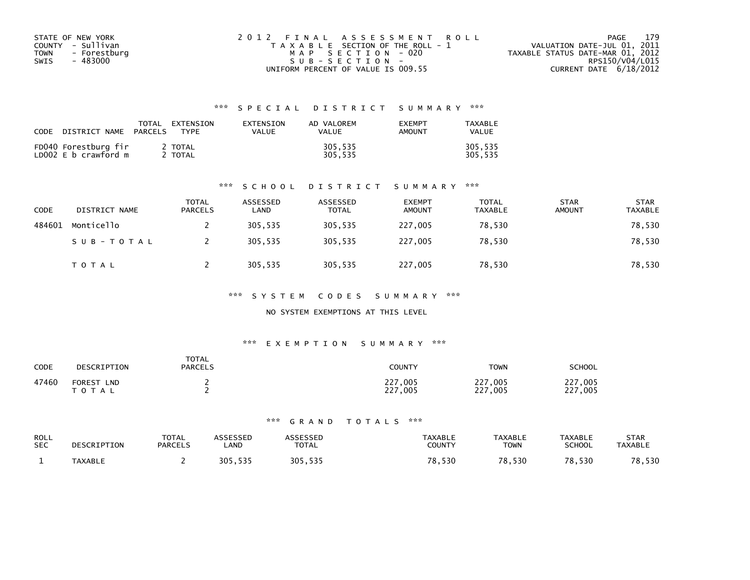STATE OF NEW YORK
COUNTY - Sullivan
TOWN - Forestburg
SWIS - 483000

2012 FINAL ASSESSMENT ROLL
TAXABLE SECTION OF THE ROLL - 1
MAP SECTION - 020
SUB-SECTION -
UNIFORM PERCENT OF VALUE IS 009.55

VALUATION DATE-JUL 01, 2011
TAXABLE STATUS DATE-MAR 01, 2012
RPS150/V04/L015
CURRENT DATE 6/18/2012

### *** SPECIAL DISTRICT SUMMARY ***

| CODE | DISTRICT NAME | TOTAL PARCELS | EXTENSION TYPE | EXTENSION VALUE | AD VALOREM VALUE | EXEMPT AMOUNT | TAXABLE VALUE |
|---|---|---|---|---|---|---|---|
| FD040 | Forestburg fir | 2 | TOTAL | | 305,535 | | 305,535 |
| LD002 | E b crawford m | 2 | TOTAL | | 305,535 | | 305,535 |

### *** SCHOOL DISTRICT SUMMARY ***

| CODE | DISTRICT NAME | TOTAL PARCELS | ASSESSED LAND | ASSESSED TOTAL | EXEMPT AMOUNT | TOTAL TAXABLE | STAR AMOUNT | STAR TAXABLE |
|---|---|---|---|---|---|---|---|---|
| 484601 | Monticello | 2 | 305,535 | 305,535 | 227,005 | 78,530 | | 78,530 |
| | SUB-TOTAL | 2 | 305,535 | 305,535 | 227,005 | 78,530 | | 78,530 |
| | TOTAL | 2 | 305,535 | 305,535 | 227,005 | 78,530 | | 78,530 |

### *** SYSTEM CODES SUMMARY ***

NO SYSTEM EXEMPTIONS AT THIS LEVEL

### *** EXEMPTION SUMMARY ***

| CODE | DESCRIPTION | TOTAL PARCELS | COUNTY | TOWN | SCHOOL |
|---|---|---|---|---|---|
| 47460 | FOREST LND | 2 | 227,005 | 227,005 | 227,005 |
| | TOTAL | 2 | 227,005 | 227,005 | 227,005 |

### *** GRAND TOTALS ***

| ROLL SEC | DESCRIPTION | TOTAL PARCELS | ASSESSED LAND | ASSESSED TOTAL | TAXABLE COUNTY | TAXABLE TOWN | TAXABLE SCHOOL | STAR TAXABLE |
|---|---|---|---|---|---|---|---|---|
| 1 | TAXABLE | 2 | 305,535 | 305,535 | 78,530 | 78,530 | 78,530 | 78,530 |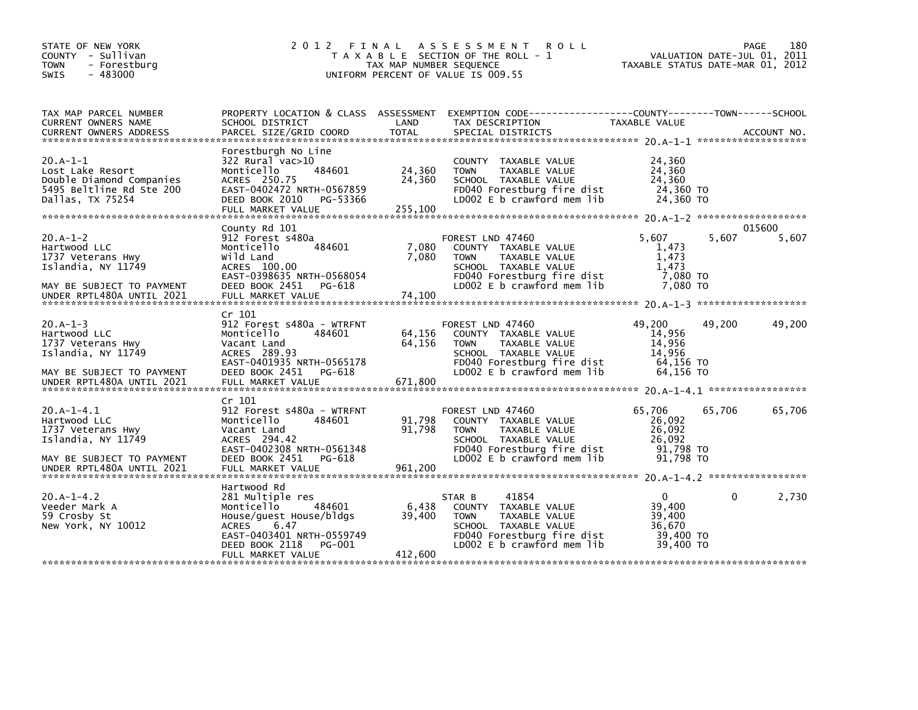STATE OF NEW YORK
COUNTY - Sullivan
TOWN - Forestburg
SWIS - 483000

# 2012 FINAL ASSESSMENT ROLL
TAXABLE SECTION OF THE ROLL - 1
TAX MAP NUMBER SEQUENCE
UNIFORM PERCENT OF VALUE IS 009.55

VALUATION DATE-JUL 01, 2011
TAXABLE STATUS DATE-MAR 01, 2012

| TAX MAP PARCEL NUMBER / CURRENT OWNERS NAME / CURRENT OWNERS ADDRESS | PROPERTY LOCATION & CLASS / SCHOOL DISTRICT / PARCEL SIZE/GRID COORD | ASSESSMENT LAND | TOTAL | EXEMPTION CODE / TAX DESCRIPTION / SPECIAL DISTRICTS | COUNTY TAXABLE VALUE | TOWN | SCHOOL | ACCOUNT NO. |
|---|---|---|---|---|---|---|---|---|
| **20.A-1-1** | Forestburgh No Line | | | | | | | |
| 20.A-1-1 | 322 Rural vac>10 | | | COUNTY TAXABLE VALUE | 24,360 | | | |
| Lost Lake Resort | Monticello 484601 | 24,360 | | TOWN TAXABLE VALUE | 24,360 | | | |
| Double Diamond Companies | ACRES 250.75 | | 24,360 | SCHOOL TAXABLE VALUE | 24,360 | | | |
| 5495 Beltline Rd Ste 200 | EAST-0402472 NRTH-0567859 | | | FD040 Forestburg fire dist | 24,360 TO | | | |
| Dallas, TX 75254 | DEED BOOK 2010 PG-53366 | | | LD002 E b crawford mem lib | 24,360 TO | | | |
| | FULL MARKET VALUE | | 255,100 | | | | | |
| **20.A-1-2** | County Rd 101 | | | | | | | 015600 |
| 20.A-1-2 | 912 Forest s480a | | | FOREST LND 47460 | 5,607 | 5,607 | 5,607 | |
| Hartwood LLC | Monticello 484601 | 7,080 | | COUNTY TAXABLE VALUE | 1,473 | | | |
| 1737 Veterans Hwy | Wild Land | | 7,080 | TOWN TAXABLE VALUE | 1,473 | | | |
| Islandia, NY 11749 | ACRES 100.00 | | | SCHOOL TAXABLE VALUE | 1,473 | | | |
| | EAST-0398635 NRTH-0568054 | | | FD040 Forestburg fire dist | 7,080 TO | | | |
| MAY BE SUBJECT TO PAYMENT | DEED BOOK 2451 PG-618 | | | LD002 E b crawford mem lib | 7,080 TO | | | |
| UNDER RPTL480A UNTIL 2021 | FULL MARKET VALUE | | 74,100 | | | | | |
| **20.A-1-3** | Cr 101 | | | | | | | |
| 20.A-1-3 | 912 Forest s480a - WTRFNT | | | FOREST LND 47460 | 49,200 | 49,200 | 49,200 | |
| Hartwood LLC | Monticello 484601 | 64,156 | | COUNTY TAXABLE VALUE | 14,956 | | | |
| 1737 Veterans Hwy | Vacant Land | | 64,156 | TOWN TAXABLE VALUE | 14,956 | | | |
| Islandia, NY 11749 | ACRES 289.93 | | | SCHOOL TAXABLE VALUE | 14,956 | | | |
| | EAST-0401935 NRTH-0565178 | | | FD040 Forestburg fire dist | 64,156 TO | | | |
| MAY BE SUBJECT TO PAYMENT | DEED BOOK 2451 PG-618 | | | LD002 E b crawford mem lib | 64,156 TO | | | |
| UNDER RPTL480A UNTIL 2021 | FULL MARKET VALUE | | 671,800 | | | | | |
| **20.A-1-4.1** | Cr 101 | | | | | | | |
| 20.A-1-4.1 | 912 Forest s480a - WTRFNT | | | FOREST LND 47460 | 65,706 | 65,706 | 65,706 | |
| Hartwood LLC | Monticello 484601 | 91,798 | | COUNTY TAXABLE VALUE | 26,092 | | | |
| 1737 Veterans Hwy | Vacant Land | | 91,798 | TOWN TAXABLE VALUE | 26,092 | | | |
| Islandia, NY 11749 | ACRES 294.42 | | | SCHOOL TAXABLE VALUE | 26,092 | | | |
| | EAST-0402308 NRTH-0561348 | | | FD040 Forestburg fire dist | 91,798 TO | | | |
| MAY BE SUBJECT TO PAYMENT | DEED BOOK 2451 PG-618 | | | LD002 E b crawford mem lib | 91,798 TO | | | |
| UNDER RPTL480A UNTIL 2021 | FULL MARKET VALUE | | 961,200 | | | | | |
| **20.A-1-4.2** | Hartwood Rd | | | | | | | |
| 20.A-1-4.2 | 281 Multiple res | | | STAR B 41854 | 0 | 0 | 2,730 | |
| Veeder Mark A | Monticello 484601 | 6,438 | | COUNTY TAXABLE VALUE | 39,400 | | | |
| 59 Crosby St | House/guest House/bldgs | | 39,400 | TOWN TAXABLE VALUE | 39,400 | | | |
| New York, NY 10012 | ACRES 6.47 | | | SCHOOL TAXABLE VALUE | 36,670 | | | |
| | EAST-0403401 NRTH-0559749 | | | FD040 Forestburg fire dist | 39,400 TO | | | |
| | DEED BOOK 2118 PG-001 | | | LD002 E b crawford mem lib | 39,400 TO | | | |
| | FULL MARKET VALUE | | 412,600 | | | | | |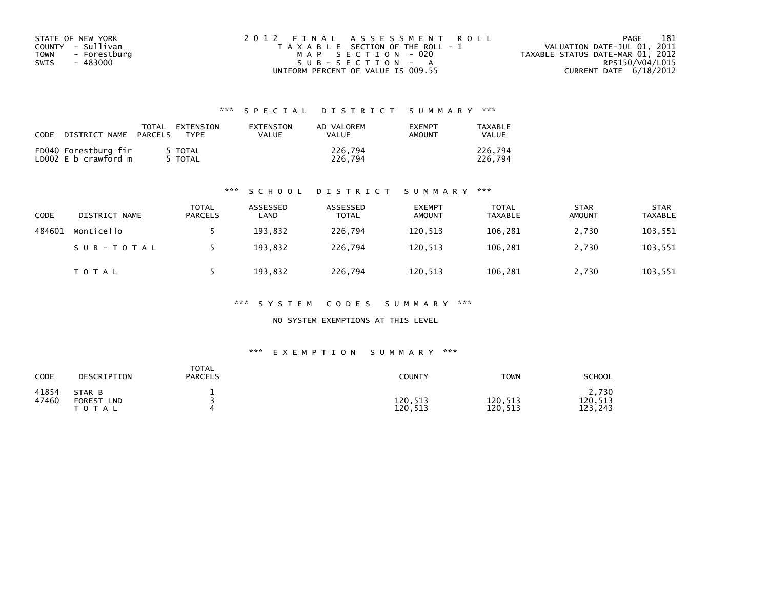STATE OF NEW YORK
COUNTY - Sullivan
TOWN - Forestburg
SWIS - 483000

2012 FINAL ASSESSMENT ROLL
TAXABLE SECTION OF THE ROLL - 1
MAP SECTION - 020
SUB-SECTION - A
UNIFORM PERCENT OF VALUE IS 009.55

VALUATION DATE-JUL 01, 2011
TAXABLE STATUS DATE-MAR 01, 2012
RPS150/V04/L015
CURRENT DATE 6/18/2012

### *** SPECIAL DISTRICT SUMMARY ***

| CODE DISTRICT NAME | TOTAL PARCELS | EXTENSION TYPE | EXTENSION VALUE | AD VALOREM VALUE | EXEMPT AMOUNT | TAXABLE VALUE |
|---|---|---|---|---|---|---|
| FD040 Forestburg fir | 5 | TOTAL | | 226,794 | | 226,794 |
| LD002 E b crawford m | 5 | TOTAL | | 226,794 | | 226,794 |

### *** SCHOOL DISTRICT SUMMARY ***

| CODE | DISTRICT NAME | TOTAL PARCELS | ASSESSED LAND | ASSESSED TOTAL | EXEMPT AMOUNT | TOTAL TAXABLE | STAR AMOUNT | STAR TAXABLE |
|---|---|---|---|---|---|---|---|---|
| 484601 | Monticello | 5 | 193,832 | 226,794 | 120,513 | 106,281 | 2,730 | 103,551 |
| | SUB-TOTAL | 5 | 193,832 | 226,794 | 120,513 | 106,281 | 2,730 | 103,551 |
| | TOTAL | 5 | 193,832 | 226,794 | 120,513 | 106,281 | 2,730 | 103,551 |

### *** SYSTEM CODES SUMMARY ***

NO SYSTEM EXEMPTIONS AT THIS LEVEL

### *** EXEMPTION SUMMARY ***

| CODE | DESCRIPTION | TOTAL PARCELS | COUNTY | TOWN | SCHOOL |
|---|---|---|---|---|---|
| 41854 | STAR B | 1 | | | 2,730 |
| 47460 | FOREST LND | 3 | 120,513 | 120,513 | 120,513 |
| | TOTAL | 4 | 120,513 | 120,513 | 123,243 |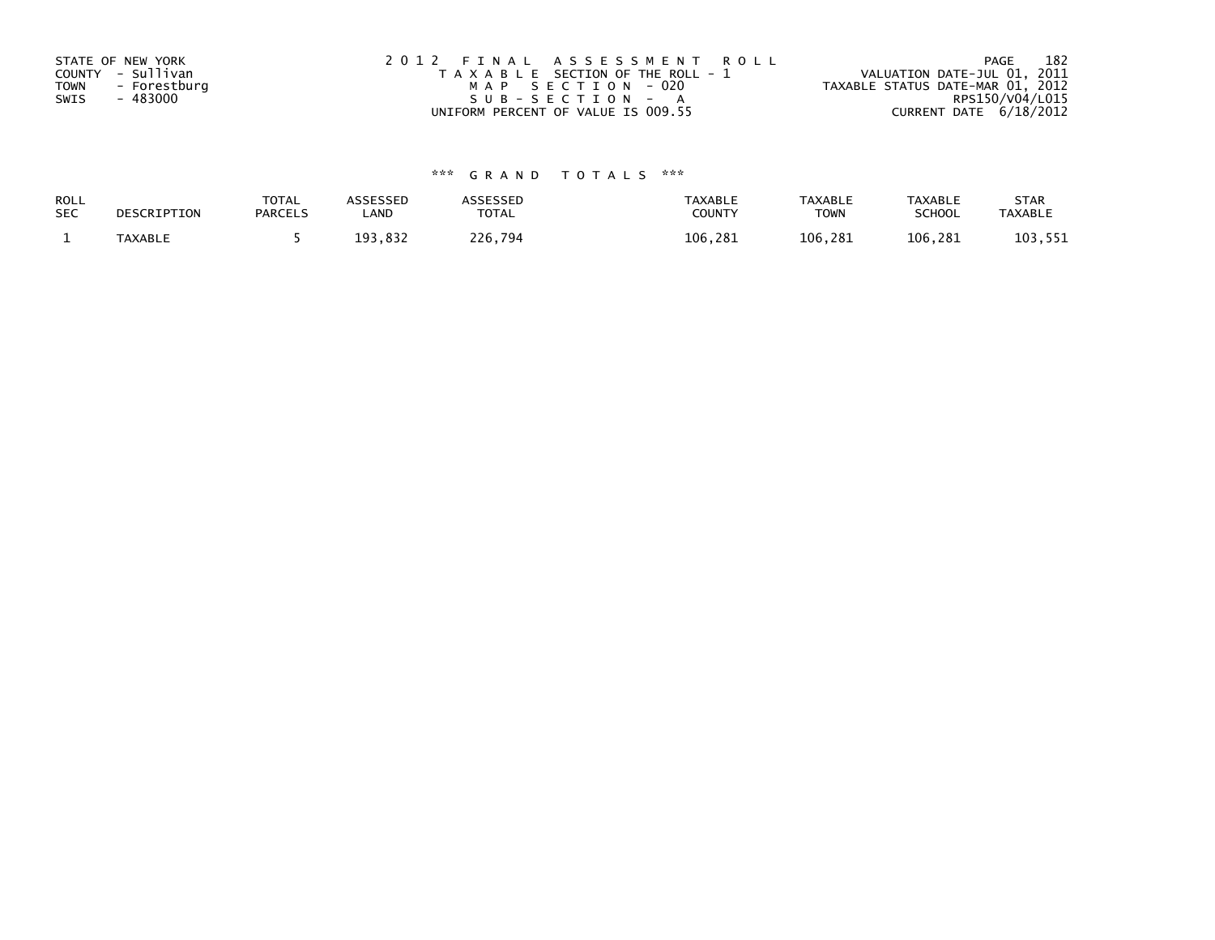STATE OF NEW YORK
COUNTY - Sullivan
TOWN - Forestburg
SWIS - 483000

2012 FINAL ASSESSMENT ROLL
TAXABLE SECTION OF THE ROLL - 1
MAP SECTION - 020
SUB-SECTION - A
UNIFORM PERCENT OF VALUE IS 009.55

VALUATION DATE-JUL 01, 2011
TAXABLE STATUS DATE-MAR 01, 2012
RPS150/V04/L015
CURRENT DATE 6/18/2012

### *** GRAND TOTALS ***

| ROLL SEC | DESCRIPTION | TOTAL PARCELS | ASSESSED LAND | ASSESSED TOTAL | TAXABLE COUNTY | TAXABLE TOWN | TAXABLE SCHOOL | STAR TAXABLE |
|---|---|---|---|---|---|---|---|---|
| 1 | TAXABLE | 5 | 193,832 | 226,794 | 106,281 | 106,281 | 106,281 | 103,551 |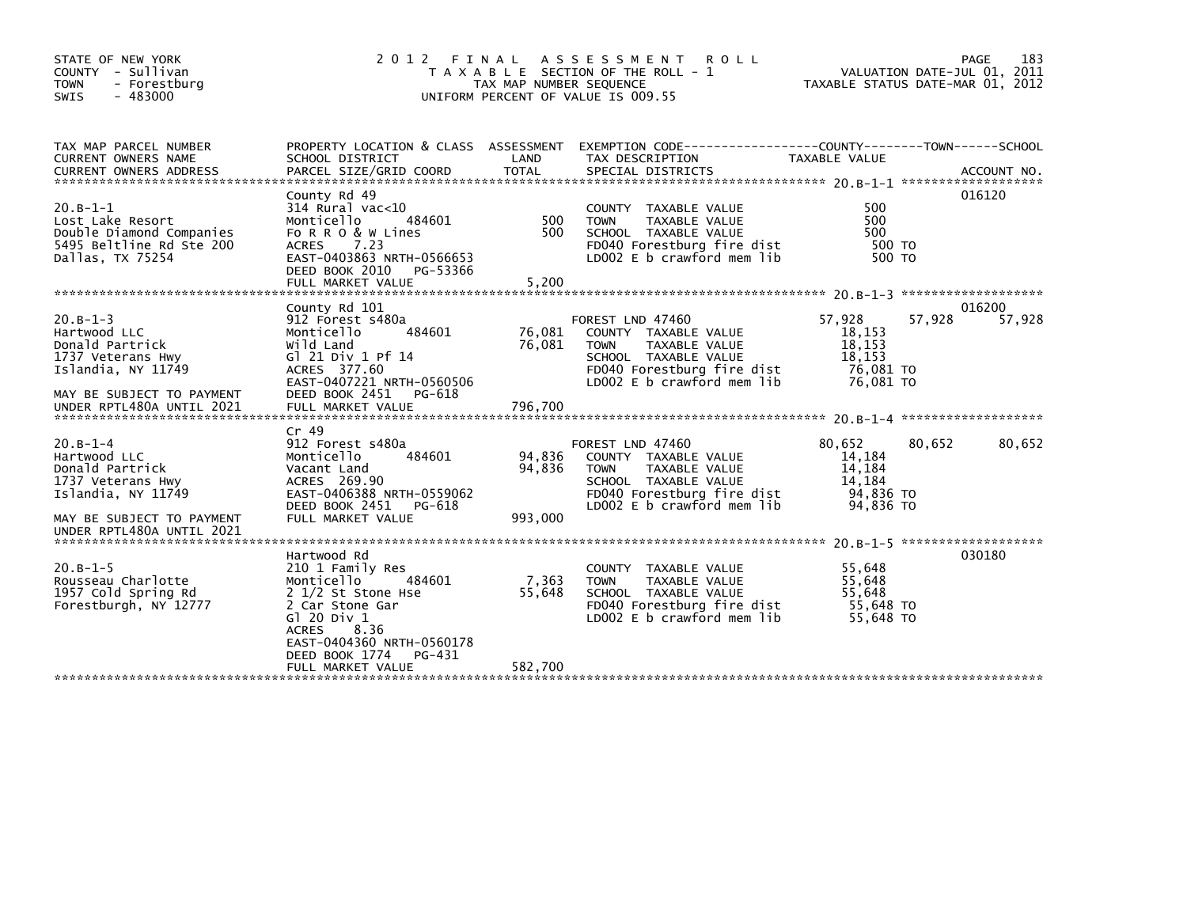STATE OF NEW YORK
COUNTY - Sullivan
TOWN - Forestburg
SWIS - 483000

# 2012 FINAL ASSESSMENT ROLL
TAXABLE SECTION OF THE ROLL - 1
TAX MAP NUMBER SEQUENCE
UNIFORM PERCENT OF VALUE IS 009.55

VALUATION DATE-JUL 01, 2011
TAXABLE STATUS DATE-MAR 01, 2012

| TAX MAP PARCEL NUMBER / CURRENT OWNERS NAME / CURRENT OWNERS ADDRESS | PROPERTY LOCATION & CLASS / SCHOOL DISTRICT / PARCEL SIZE/GRID COORD | ASSESSMENT LAND | TOTAL | EXEMPTION CODE / TAX DESCRIPTION / SPECIAL DISTRICTS | COUNTY TAXABLE VALUE | TOWN | SCHOOL | ACCOUNT NO. |
|---|---|---|---|---|---|---|---|---|
| **20.B-1-1** | County Rd 49 | | | | | | | 016120 |
| 20.B-1-1 | 314 Rural vac<10 | | | COUNTY TAXABLE VALUE | 500 | | | |
| Lost Lake Resort | Monticello 484601 | 500 | | TOWN TAXABLE VALUE | 500 | | | |
| Double Diamond Companies | Fo R R O & W Lines | | 500 | SCHOOL TAXABLE VALUE | 500 | | | |
| 5495 Beltline Rd Ste 200 | ACRES 7.23 | | | FD040 Forestburg fire dist | 500 TO | | | |
| Dallas, TX 75254 | EAST-0403863 NRTH-0566653 | | | LD002 E b crawford mem lib | 500 TO | | | |
| | DEED BOOK 2010 PG-53366 | | | | | | | |
| | FULL MARKET VALUE | | 5,200 | | | | | |
| **20.B-1-3** | County Rd 101 | | | | | | | 016200 |
| 20.B-1-3 | 912 Forest s480a | | | FOREST LND 47460 | 57,928 | 57,928 | 57,928 | |
| Hartwood LLC | Monticello 484601 | 76,081 | | COUNTY TAXABLE VALUE | 18,153 | | | |
| Donald Partrick | Wild Land | | 76,081 | TOWN TAXABLE VALUE | 18,153 | | | |
| 1737 Veterans Hwy | Gl 21 Div 1 Pf 14 | | | SCHOOL TAXABLE VALUE | 18,153 | | | |
| Islandia, NY 11749 | ACRES 377.60 | | | FD040 Forestburg fire dist | 76,081 TO | | | |
| | EAST-0407221 NRTH-0560506 | | | LD002 E b crawford mem lib | 76,081 TO | | | |
| MAY BE SUBJECT TO PAYMENT | DEED BOOK 2451 PG-618 | | | | | | | |
| UNDER RPTL480A UNTIL 2021 | FULL MARKET VALUE | | 796,700 | | | | | |
| **20.B-1-4** | Cr 49 | | | | | | | |
| 20.B-1-4 | 912 Forest s480a | | | FOREST LND 47460 | 80,652 | 80,652 | 80,652 | |
| Hartwood LLC | Monticello 484601 | 94,836 | | COUNTY TAXABLE VALUE | 14,184 | | | |
| Donald Partrick | Vacant Land | | 94,836 | TOWN TAXABLE VALUE | 14,184 | | | |
| 1737 Veterans Hwy | ACRES 269.90 | | | SCHOOL TAXABLE VALUE | 14,184 | | | |
| Islandia, NY 11749 | EAST-0406388 NRTH-0559062 | | | FD040 Forestburg fire dist | 94,836 TO | | | |
| | DEED BOOK 2451 PG-618 | | | LD002 E b crawford mem lib | 94,836 TO | | | |
| MAY BE SUBJECT TO PAYMENT | FULL MARKET VALUE | | 993,000 | | | | | |
| UNDER RPTL480A UNTIL 2021 | | | | | | | | |
| **20.B-1-5** | Hartwood Rd | | | | | | | 030180 |
| 20.B-1-5 | 210 1 Family Res | | | COUNTY TAXABLE VALUE | 55,648 | | | |
| Rousseau Charlotte | Monticello 484601 | 7,363 | | TOWN TAXABLE VALUE | 55,648 | | | |
| 1957 Cold Spring Rd | 2 1/2 St Stone Hse | | 55,648 | SCHOOL TAXABLE VALUE | 55,648 | | | |
| Forestburgh, NY 12777 | 2 Car Stone Gar | | | FD040 Forestburg fire dist | 55,648 TO | | | |
| | Gl 20 Div 1 | | | LD002 E b crawford mem lib | 55,648 TO | | | |
| | ACRES 8.36 | | | | | | | |
| | EAST-0404360 NRTH-0560178 | | | | | | | |
| | DEED BOOK 1774 PG-431 | | | | | | | |
| | FULL MARKET VALUE | | 582,700 | | | | | |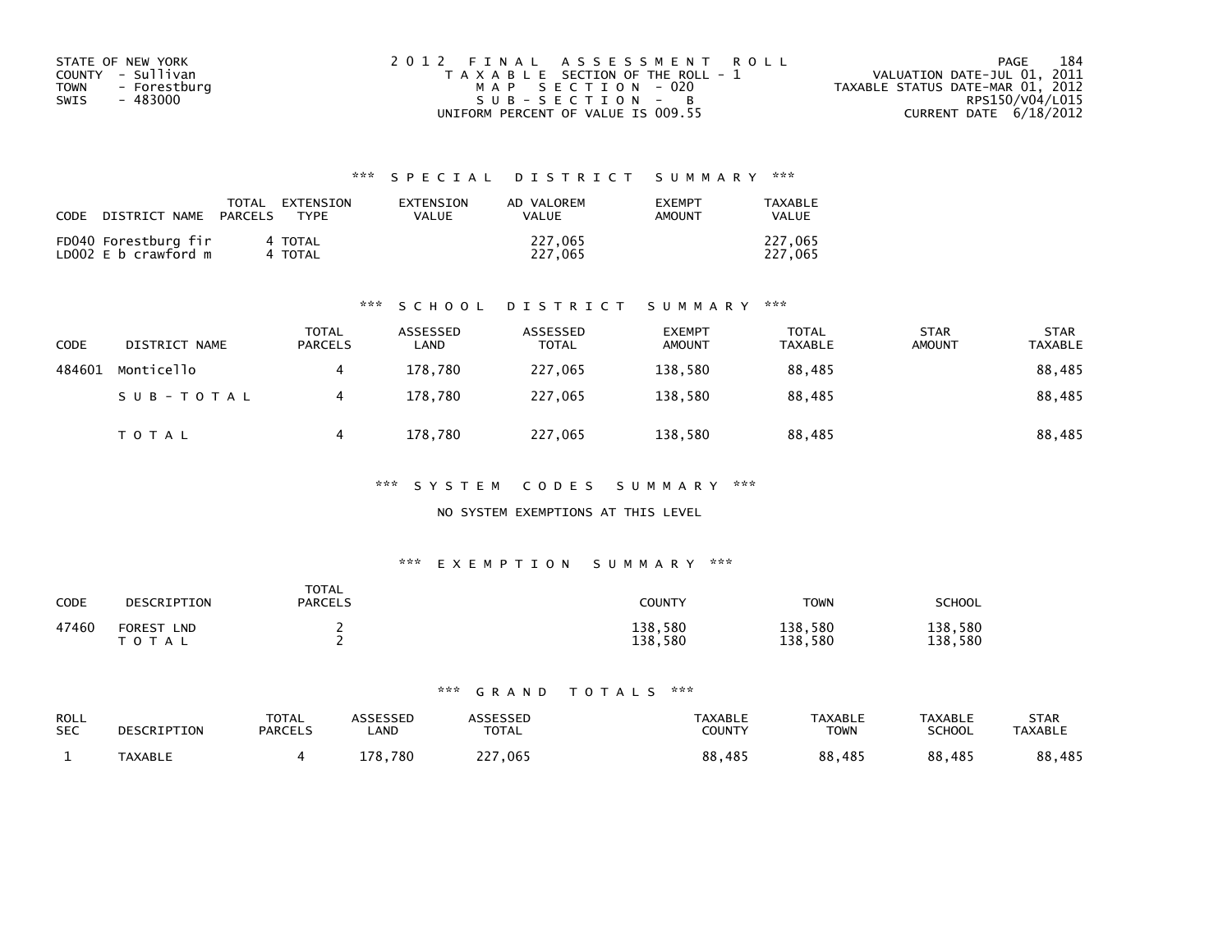STATE OF NEW YORK
COUNTY - Sullivan
TOWN - Forestburg
SWIS - 483000

2012 FINAL ASSESSMENT ROLL
TAXABLE SECTION OF THE ROLL - 1
MAP SECTION - 020
SUB-SECTION - B
UNIFORM PERCENT OF VALUE IS 009.55

VALUATION DATE-JUL 01, 2011
TAXABLE STATUS DATE-MAR 01, 2012
RPS150/V04/L015
CURRENT DATE 6/18/2012

### *** SPECIAL DISTRICT SUMMARY ***

| CODE DISTRICT NAME | TOTAL PARCELS | EXTENSION TYPE | EXTENSION VALUE | AD VALOREM VALUE | EXEMPT AMOUNT | TAXABLE VALUE |
|---|---|---|---|---|---|---|
| FD040 Forestburg fir | 4 | TOTAL | | 227,065 | | 227,065 |
| LD002 E b crawford m | 4 | TOTAL | | 227,065 | | 227,065 |

### *** SCHOOL DISTRICT SUMMARY ***

| CODE | DISTRICT NAME | TOTAL PARCELS | ASSESSED LAND | ASSESSED TOTAL | EXEMPT AMOUNT | TOTAL TAXABLE | STAR AMOUNT | STAR TAXABLE |
|---|---|---|---|---|---|---|---|---|
| 484601 | Monticello | 4 | 178,780 | 227,065 | 138,580 | 88,485 | | 88,485 |
| | SUB-TOTAL | 4 | 178,780 | 227,065 | 138,580 | 88,485 | | 88,485 |
| | TOTAL | 4 | 178,780 | 227,065 | 138,580 | 88,485 | | 88,485 |

### *** SYSTEM CODES SUMMARY ***

NO SYSTEM EXEMPTIONS AT THIS LEVEL

### *** EXEMPTION SUMMARY ***

| CODE | DESCRIPTION | TOTAL PARCELS | COUNTY | TOWN | SCHOOL |
|---|---|---|---|---|---|
| 47460 | FOREST LND | 2 | 138,580 | 138,580 | 138,580 |
| | TOTAL | 2 | 138,580 | 138,580 | 138,580 |

### *** GRAND TOTALS ***

| ROLL SEC | DESCRIPTION | TOTAL PARCELS | ASSESSED LAND | ASSESSED TOTAL | TAXABLE COUNTY | TAXABLE TOWN | TAXABLE SCHOOL | STAR TAXABLE |
|---|---|---|---|---|---|---|---|---|
| 1 | TAXABLE | 4 | 178,780 | 227,065 | 88,485 | 88,485 | 88,485 | 88,485 |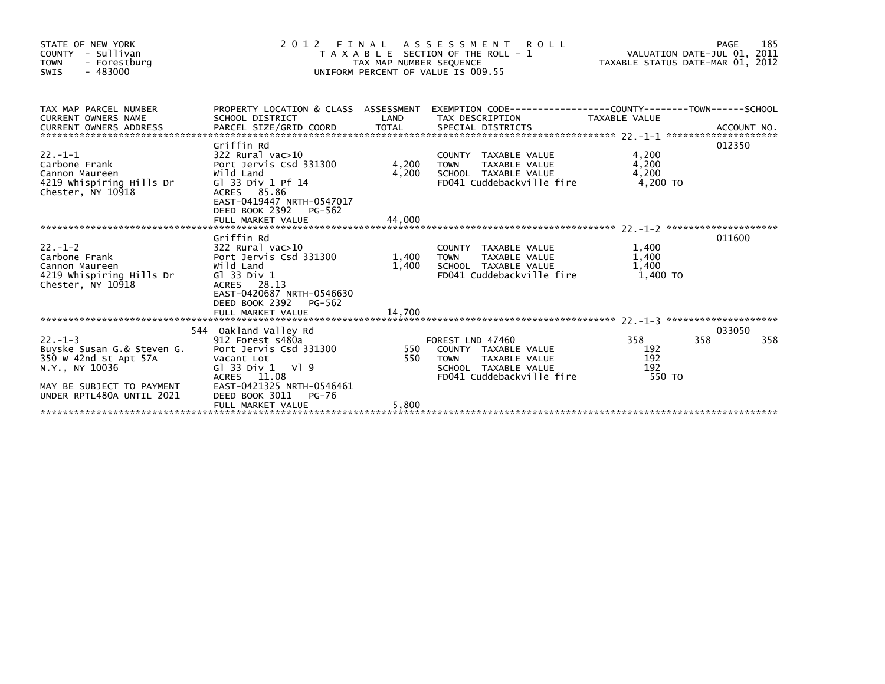STATE OF NEW YORK
COUNTY - Sullivan
TOWN - Forestburg
SWIS - 483000

# 2012 FINAL ASSESSMENT ROLL

TAXABLE SECTION OF THE ROLL - 1
TAX MAP NUMBER SEQUENCE
UNIFORM PERCENT OF VALUE IS 009.55

VALUATION DATE-JUL 01, 2011
TAXABLE STATUS DATE-MAR 01, 2012

| TAX MAP PARCEL NUMBER / CURRENT OWNERS NAME / CURRENT OWNERS ADDRESS | PROPERTY LOCATION & CLASS / SCHOOL DISTRICT / PARCEL SIZE/GRID COORD | ASSESSMENT LAND | TOTAL | EXEMPTION CODE / TAX DESCRIPTION / SPECIAL DISTRICTS | COUNTY TAXABLE VALUE | TOWN | SCHOOL | ACCOUNT NO. |
|---|---|---|---|---|---|---|---|---|
| 22.-1-1 | Griffin Rd | | | | | | | 012350 |
| | 322 Rural vac>10 | | | COUNTY TAXABLE VALUE | 4,200 | | | |
| Carbone Frank | Port Jervis Csd 331300 | 4,200 | | TOWN TAXABLE VALUE | 4,200 | | | |
| Cannon Maureen | Wild Land | | 4,200 | SCHOOL TAXABLE VALUE | 4,200 | | | |
| 4219 Whispiring Hills Dr | Gl 33 Div 1 Pf 14 | | | FD041 Cuddebackville fire | 4,200 TO | | | |
| Chester, NY 10918 | ACRES 85.86 | | | | | | | |
| | EAST-0419447 NRTH-0547017 | | | | | | | |
| | DEED BOOK 2392 PG-562 | | | | | | | |
| | FULL MARKET VALUE | | 44,000 | | | | | |
| 22.-1-2 | Griffin Rd | | | | | | | 011600 |
| | 322 Rural vac>10 | | | COUNTY TAXABLE VALUE | 1,400 | | | |
| Carbone Frank | Port Jervis Csd 331300 | 1,400 | | TOWN TAXABLE VALUE | 1,400 | | | |
| Cannon Maureen | Wild Land | | 1,400 | SCHOOL TAXABLE VALUE | 1,400 | | | |
| 4219 Whispiring Hills Dr | Gl 33 Div 1 | | | FD041 Cuddebackville fire | 1,400 TO | | | |
| Chester, NY 10918 | ACRES 28.13 | | | | | | | |
| | EAST-0420687 NRTH-0546630 | | | | | | | |
| | DEED BOOK 2392 PG-562 | | | | | | | |
| | FULL MARKET VALUE | | 14,700 | | | | | |
| 22.-1-3 | 544 Oakland Valley Rd | | | | | | | 033050 |
| | 912 Forest s480a | | | FOREST LND 47460 | 358 | 358 | 358 | |
| Buyske Susan G.& Steven G. | Port Jervis Csd 331300 | 550 | | COUNTY TAXABLE VALUE | 192 | | | |
| 350 W 42nd St Apt 57A | Vacant Lot | | 550 | TOWN TAXABLE VALUE | 192 | | | |
| N.Y., NY 10036 | Gl 33 Div 1 Vl 9 | | | SCHOOL TAXABLE VALUE | 192 | | | |
| | ACRES 11.08 | | | FD041 Cuddebackville fire | 550 TO | | | |
| MAY BE SUBJECT TO PAYMENT | EAST-0421325 NRTH-0546461 | | | | | | | |
| UNDER RPTL480A UNTIL 2021 | DEED BOOK 3011 PG-76 | | | | | | | |
| | FULL MARKET VALUE | | 5,800 | | | | | |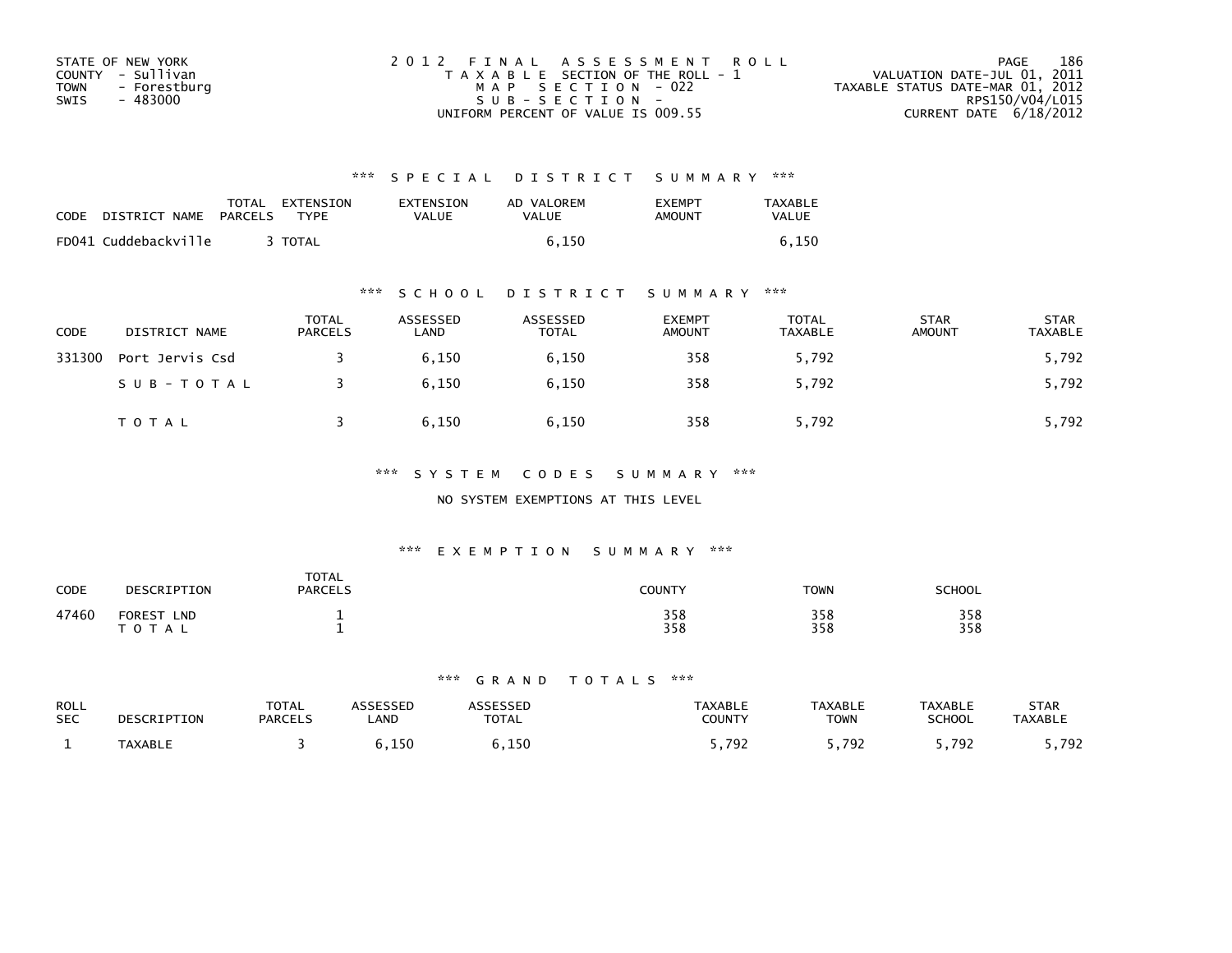STATE OF NEW YORK
COUNTY - Sullivan
TOWN - Forestburg
SWIS - 483000

2012 FINAL ASSESSMENT ROLL
TAXABLE SECTION OF THE ROLL - 1
MAP SECTION - 022
SUB-SECTION -
UNIFORM PERCENT OF VALUE IS 009.55

VALUATION DATE-JUL 01, 2011
TAXABLE STATUS DATE-MAR 01, 2012
RPS150/V04/L015
CURRENT DATE 6/18/2012

### *** SPECIAL DISTRICT SUMMARY ***

| CODE | DISTRICT NAME | TOTAL PARCELS | EXTENSION TYPE | EXTENSION VALUE | AD VALOREM VALUE | EXEMPT AMOUNT | TAXABLE VALUE |
|---|---|---|---|---|---|---|---|
| FD041 | Cuddebackville | 3 | TOTAL | | 6,150 | | 6,150 |

### *** SCHOOL DISTRICT SUMMARY ***

| CODE | DISTRICT NAME | TOTAL PARCELS | ASSESSED LAND | ASSESSED TOTAL | EXEMPT AMOUNT | TOTAL TAXABLE | STAR AMOUNT | STAR TAXABLE |
|---|---|---|---|---|---|---|---|---|
| 331300 | Port Jervis Csd | 3 | 6,150 | 6,150 | 358 | 5,792 | | 5,792 |
| | SUB-TOTAL | 3 | 6,150 | 6,150 | 358 | 5,792 | | 5,792 |
| | TOTAL | 3 | 6,150 | 6,150 | 358 | 5,792 | | 5,792 |

### *** SYSTEM CODES SUMMARY ***

NO SYSTEM EXEMPTIONS AT THIS LEVEL

### *** EXEMPTION SUMMARY ***

| CODE | DESCRIPTION | TOTAL PARCELS | COUNTY | TOWN | SCHOOL |
|---|---|---|---|---|---|
| 47460 | FOREST LND | 1 | 358 | 358 | 358 |
| | TOTAL | 1 | 358 | 358 | 358 |

### *** GRAND TOTALS ***

| ROLL SEC | DESCRIPTION | TOTAL PARCELS | ASSESSED LAND | ASSESSED TOTAL | TAXABLE COUNTY | TAXABLE TOWN | TAXABLE SCHOOL | STAR TAXABLE |
|---|---|---|---|---|---|---|---|---|
| 1 | TAXABLE | 3 | 6,150 | 6,150 | 5,792 | 5,792 | 5,792 | 5,792 |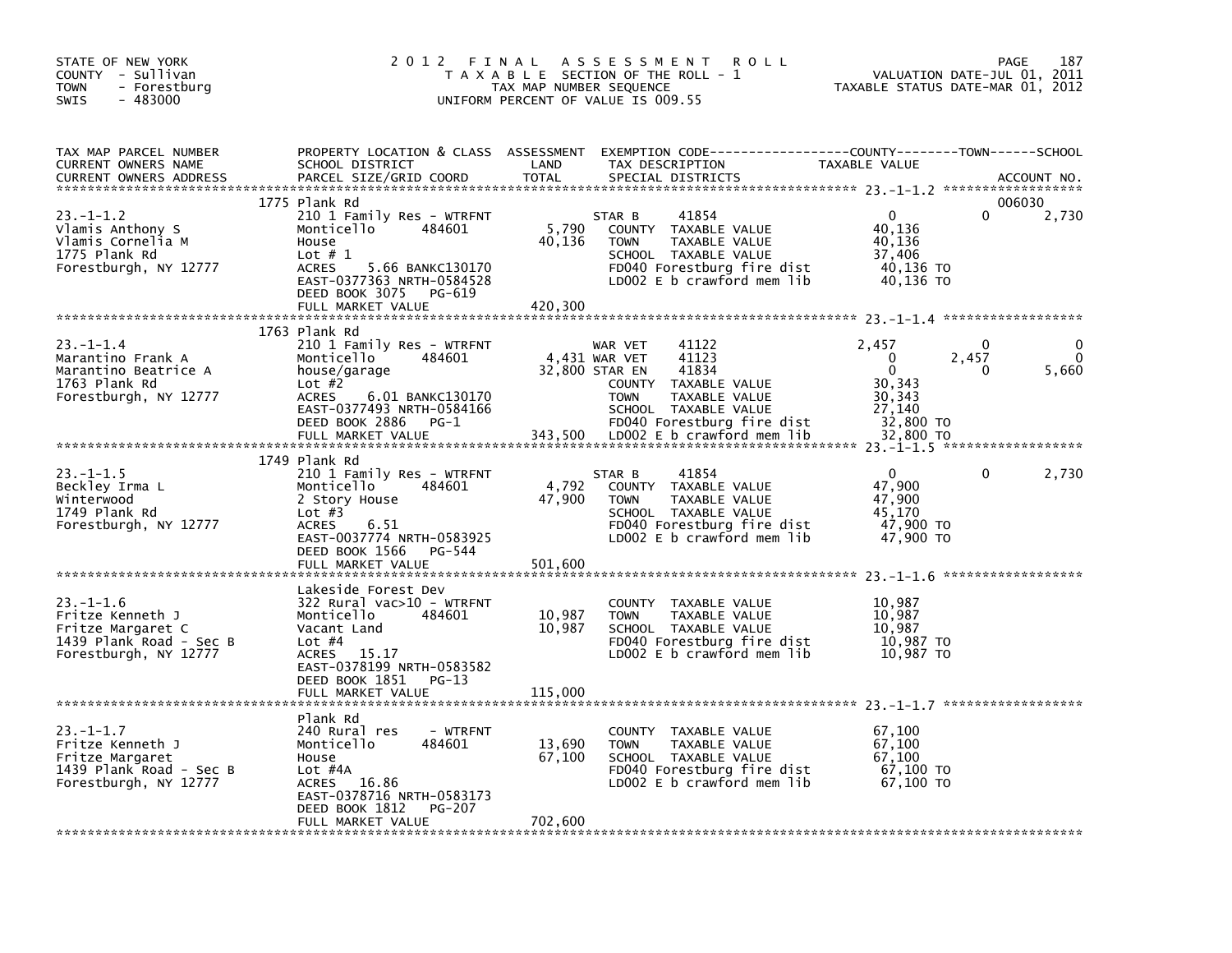STATE OF NEW YORK
COUNTY - Sullivan
TOWN - Forestburg
SWIS - 483000

# 2012 FINAL ASSESSMENT ROLL

TAXABLE SECTION OF THE ROLL - 1
TAX MAP NUMBER SEQUENCE
UNIFORM PERCENT OF VALUE IS 009.55

VALUATION DATE-JUL 01, 2011
TAXABLE STATUS DATE-MAR 01, 2012

| TAX MAP PARCEL NUMBER / CURRENT OWNERS NAME / CURRENT OWNERS ADDRESS | PROPERTY LOCATION & CLASS / SCHOOL DISTRICT / PARCEL SIZE/GRID COORD | ASSESSMENT LAND / TOTAL | EXEMPTION CODE / TAX DESCRIPTION / SPECIAL DISTRICTS | COUNTY TAXABLE VALUE | TOWN | SCHOOL / ACCOUNT NO. |
|---|---|---|---|---|---|---|
| **23.-1-1.2** | 1775 Plank Rd | | | | | 006030 |
| Vlamis Anthony S | 210 1 Family Res - WTRFNT | | STAR B 41854 | 0 | 0 | 2,730 |
| Vlamis Cornelia M | Monticello 484601 | 5,790 | COUNTY TAXABLE VALUE | 40,136 | | |
| 1775 Plank Rd | House | 40,136 | TOWN TAXABLE VALUE | 40,136 | | |
| Forestburgh, NY 12777 | Lot # 1 | | SCHOOL TAXABLE VALUE | 37,406 | | |
| | ACRES 5.66 BANKC130170 | | FD040 Forestburg fire dist | 40,136 TO | | |
| | EAST-0377363 NRTH-0584528 | | LD002 E b crawford mem lib | 40,136 TO | | |
| | DEED BOOK 3075 PG-619 | | | | | |
| | FULL MARKET VALUE | 420,300 | | | | |
| **23.-1-1.4** | 1763 Plank Rd | | | | | |
| Marantino Frank A | 210 1 Family Res - WTRFNT | | WAR VET 41122 | 2,457 | 0 | 0 |
| Marantino Beatrice A | Monticello 484601 | 4,431 | WAR VET 41123 | 0 | 2,457 | 0 |
| 1763 Plank Rd | house/garage | 32,800 | STAR EN 41834 | 0 | 0 | 5,660 |
| Forestburgh, NY 12777 | Lot #2 | | COUNTY TAXABLE VALUE | 30,343 | | |
| | ACRES 6.01 BANKC130170 | | TOWN TAXABLE VALUE | 30,343 | | |
| | EAST-0377493 NRTH-0584166 | | SCHOOL TAXABLE VALUE | 27,140 | | |
| | DEED BOOK 2886 PG-1 | | FD040 Forestburg fire dist | 32,800 TO | | |
| | FULL MARKET VALUE | 343,500 | LD002 E b crawford mem lib | 32,800 TO | | |
| **23.-1-1.5** | 1749 Plank Rd | | | | | |
| Beckley Irma L | 210 1 Family Res - WTRFNT | | STAR B 41854 | 0 | 0 | 2,730 |
| Winterwood | Monticello 484601 | 4,792 | COUNTY TAXABLE VALUE | 47,900 | | |
| 1749 Plank Rd | 2 Story House | 47,900 | TOWN TAXABLE VALUE | 47,900 | | |
| Forestburgh, NY 12777 | Lot #3 | | SCHOOL TAXABLE VALUE | 45,170 | | |
| | ACRES 6.51 | | FD040 Forestburg fire dist | 47,900 TO | | |
| | EAST-0037774 NRTH-0583925 | | LD002 E b crawford mem lib | 47,900 TO | | |
| | DEED BOOK 1566 PG-544 | | | | | |
| | FULL MARKET VALUE | 501,600 | | | | |
| **23.-1-1.6** | Lakeside Forest Dev | | | | | |
| Fritze Kenneth J | 322 Rural vac>10 - WTRFNT | | COUNTY TAXABLE VALUE | 10,987 | | |
| Fritze Margaret C | Monticello 484601 | 10,987 | TOWN TAXABLE VALUE | 10,987 | | |
| 1439 Plank Road - Sec B | Vacant Land | 10,987 | SCHOOL TAXABLE VALUE | 10,987 | | |
| Forestburgh, NY 12777 | Lot #4 | | FD040 Forestburg fire dist | 10,987 TO | | |
| | ACRES 15.17 | | LD002 E b crawford mem lib | 10,987 TO | | |
| | EAST-0378199 NRTH-0583582 | | | | | |
| | DEED BOOK 1851 PG-13 | | | | | |
| | FULL MARKET VALUE | 115,000 | | | | |
| **23.-1-1.7** | Plank Rd | | | | | |
| Fritze Kenneth J | 240 Rural res - WTRFNT | | COUNTY TAXABLE VALUE | 67,100 | | |
| Fritze Margaret | Monticello 484601 | 13,690 | TOWN TAXABLE VALUE | 67,100 | | |
| 1439 Plank Road - Sec B | House | 67,100 | SCHOOL TAXABLE VALUE | 67,100 | | |
| Forestburgh, NY 12777 | Lot #4A | | FD040 Forestburg fire dist | 67,100 TO | | |
| | ACRES 16.86 | | LD002 E b crawford mem lib | 67,100 TO | | |
| | EAST-0378716 NRTH-0583173 | | | | | |
| | DEED BOOK 1812 PG-207 | | | | | |
| | FULL MARKET VALUE | 702,600 | | | | |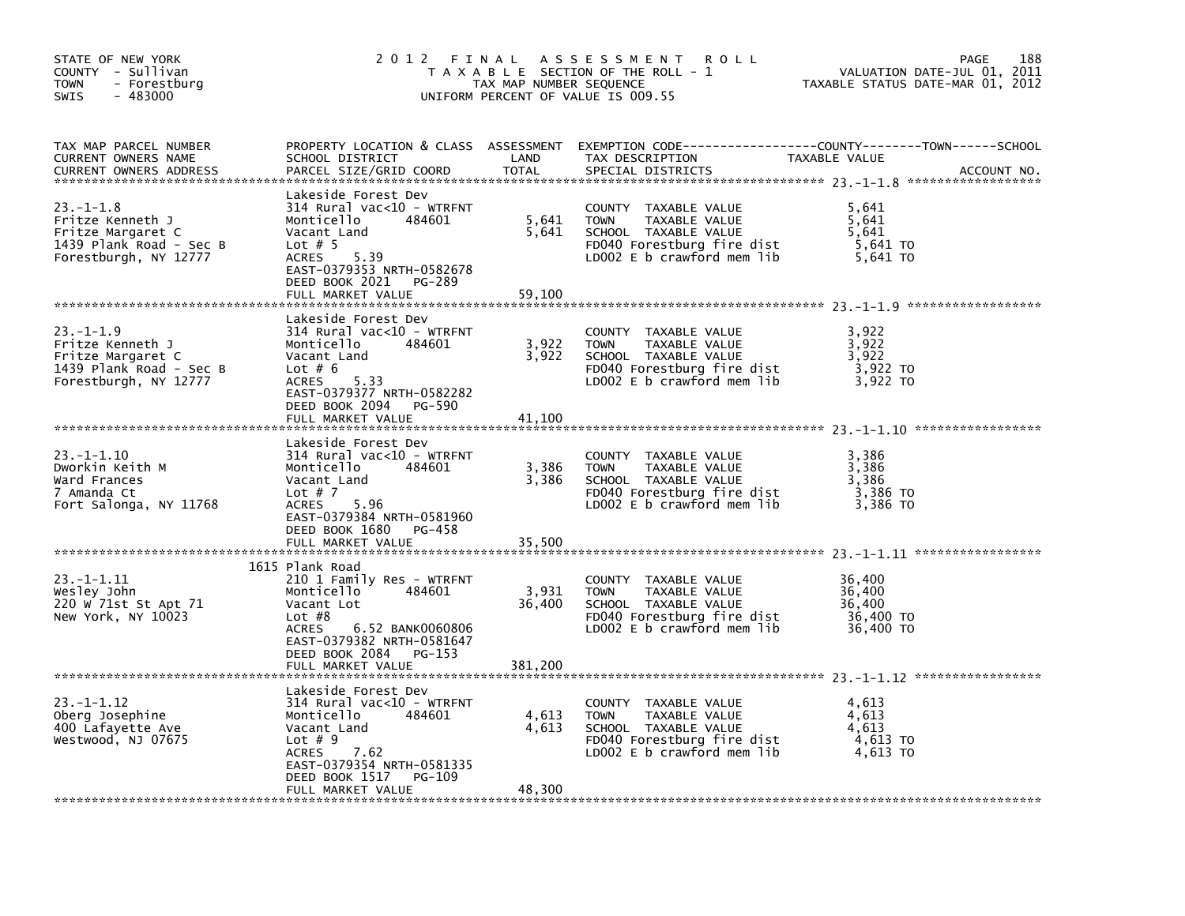STATE OF NEW YORK
COUNTY - Sullivan
TOWN - Forestburg
SWIS - 483000

2012 FINAL ASSESSMENT ROLL
TAXABLE SECTION OF THE ROLL - 1
TAX MAP NUMBER SEQUENCE
UNIFORM PERCENT OF VALUE IS 009.55

VALUATION DATE-JUL 01, 2011
TAXABLE STATUS DATE-MAR 01, 2012

| TAX MAP PARCEL NUMBER / CURRENT OWNERS NAME / CURRENT OWNERS ADDRESS | PROPERTY LOCATION & CLASS / SCHOOL DISTRICT / PARCEL SIZE/GRID COORD | ASSESSMENT LAND | TOTAL | EXEMPTION CODE / TAX DESCRIPTION / SPECIAL DISTRICTS | TAXABLE VALUE (COUNTY / TOWN / SCHOOL) | ACCOUNT NO. |
|---|---|---|---|---|---|---|
| 23.-1-1.8 | Lakeside Forest Dev | | | | | |
| | 314 Rural vac<10 - WTRFNT | | | COUNTY TAXABLE VALUE | 5,641 | |
| Fritze Kenneth J | Monticello 484601 | 5,641 | | TOWN TAXABLE VALUE | 5,641 | |
| Fritze Margaret C | Vacant Land | | 5,641 | SCHOOL TAXABLE VALUE | 5,641 | |
| 1439 Plank Road - Sec B | Lot # 5 | | | FD040 Forestburg fire dist | 5,641 TO | |
| Forestburgh, NY 12777 | ACRES 5.39 | | | LD002 E b crawford mem lib | 5,641 TO | |
| | EAST-0379353 NRTH-0582678 | | | | | |
| | DEED BOOK 2021 PG-289 | | | | | |
| | FULL MARKET VALUE | | 59,100 | | | |
| 23.-1-1.9 | Lakeside Forest Dev | | | | | |
| | 314 Rural vac<10 - WTRFNT | | | COUNTY TAXABLE VALUE | 3,922 | |
| Fritze Kenneth J | Monticello 484601 | 3,922 | | TOWN TAXABLE VALUE | 3,922 | |
| Fritze Margaret C | Vacant Land | | 3,922 | SCHOOL TAXABLE VALUE | 3,922 | |
| 1439 Plank Road - Sec B | Lot # 6 | | | FD040 Forestburg fire dist | 3,922 TO | |
| Forestburgh, NY 12777 | ACRES 5.33 | | | LD002 E b crawford mem lib | 3,922 TO | |
| | EAST-0379377 NRTH-0582282 | | | | | |
| | DEED BOOK 2094 PG-590 | | | | | |
| | FULL MARKET VALUE | | 41,100 | | | |
| 23.-1-1.10 | Lakeside Forest Dev | | | | | |
| | 314 Rural vac<10 - WTRFNT | | | COUNTY TAXABLE VALUE | 3,386 | |
| Dworkin Keith M | Monticello 484601 | 3,386 | | TOWN TAXABLE VALUE | 3,386 | |
| Ward Frances | Vacant Land | | 3,386 | SCHOOL TAXABLE VALUE | 3,386 | |
| 7 Amanda Ct | Lot # 7 | | | FD040 Forestburg fire dist | 3,386 TO | |
| Fort Salonga, NY 11768 | ACRES 5.96 | | | LD002 E b crawford mem lib | 3,386 TO | |
| | EAST-0379384 NRTH-0581960 | | | | | |
| | DEED BOOK 1680 PG-458 | | | | | |
| | FULL MARKET VALUE | | 35,500 | | | |
| 23.-1-1.11 | 1615 Plank Road | | | | | |
| | 210 1 Family Res - WTRFNT | | | COUNTY TAXABLE VALUE | 36,400 | |
| Wesley John | Monticello 484601 | 3,931 | | TOWN TAXABLE VALUE | 36,400 | |
| 220 W 71st St Apt 71 | Vacant Lot | | 36,400 | SCHOOL TAXABLE VALUE | 36,400 | |
| New York, NY 10023 | Lot #8 | | | FD040 Forestburg fire dist | 36,400 TO | |
| | ACRES 6.52 BANK0060806 | | | LD002 E b crawford mem lib | 36,400 TO | |
| | EAST-0379382 NRTH-0581647 | | | | | |
| | DEED BOOK 2084 PG-153 | | | | | |
| | FULL MARKET VALUE | | 381,200 | | | |
| 23.-1-1.12 | Lakeside Forest Dev | | | | | |
| | 314 Rural vac<10 - WTRFNT | | | COUNTY TAXABLE VALUE | 4,613 | |
| Oberg Josephine | Monticello 484601 | 4,613 | | TOWN TAXABLE VALUE | 4,613 | |
| 400 Lafayette Ave | Vacant Land | | 4,613 | SCHOOL TAXABLE VALUE | 4,613 | |
| Westwood, NJ 07675 | Lot # 9 | | | FD040 Forestburg fire dist | 4,613 TO | |
| | ACRES 7.62 | | | LD002 E b crawford mem lib | 4,613 TO | |
| | EAST-0379354 NRTH-0581335 | | | | | |
| | DEED BOOK 1517 PG-109 | | | | | |
| | FULL MARKET VALUE | | 48,300 | | | |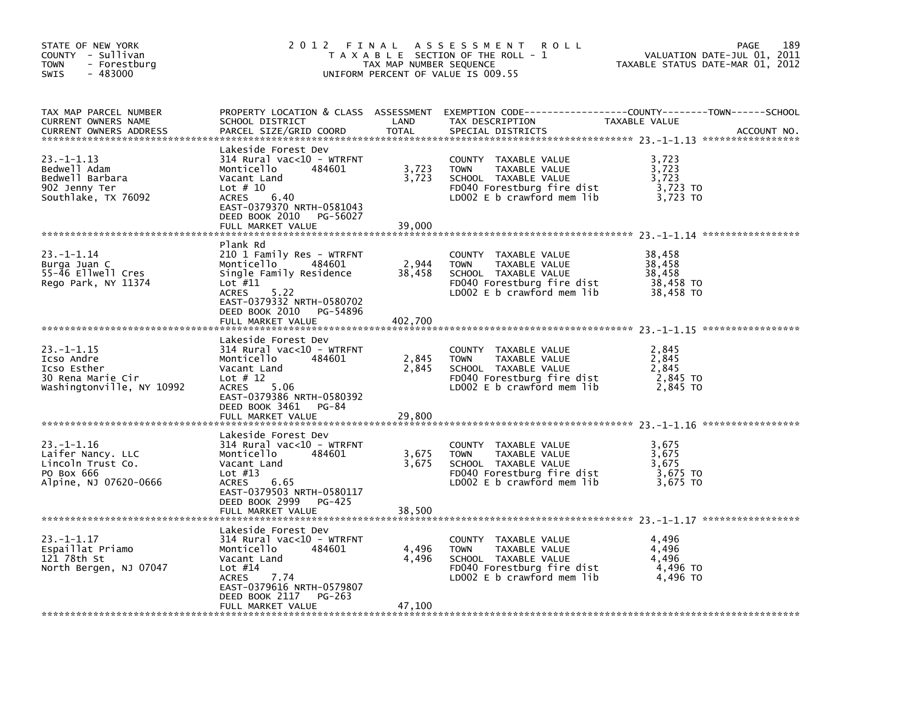STATE OF NEW YORK | COUNTY - Sullivan | TOWN - Forestburg | SWIS - 483000

# 2012 FINAL ASSESSMENT ROLL

TAXABLE SECTION OF THE ROLL - 1
TAX MAP NUMBER SEQUENCE
UNIFORM PERCENT OF VALUE IS 009.55

VALUATION DATE-JUL 01, 2011
TAXABLE STATUS DATE-MAR 01, 2012

| TAX MAP PARCEL NUMBER / CURRENT OWNERS NAME / CURRENT OWNERS ADDRESS | PROPERTY LOCATION & CLASS / SCHOOL DISTRICT / PARCEL SIZE/GRID COORD | ASSESSMENT LAND | ASSESSMENT TOTAL | EXEMPTION CODE / TAX DESCRIPTION / SPECIAL DISTRICTS | COUNTY / TOWN / SCHOOL TAXABLE VALUE | ACCOUNT NO. |
|---|---|---|---|---|---|---|
| 23.-1-1.13<br>Bedwell Adam<br>Bedwell Barbara<br>902 Jenny Ter<br>Southlake, TX 76092 | Lakeside Forest Dev<br>314 Rural vac<10 - WTRFNT<br>Monticello 484601<br>Vacant Land<br>Lot # 10<br>ACRES 6.40<br>EAST-0379370 NRTH-0581043<br>DEED BOOK 2010 PG-56027<br>FULL MARKET VALUE 39,000 | 3,723 | 3,723 | COUNTY TAXABLE VALUE<br>TOWN TAXABLE VALUE<br>SCHOOL TAXABLE VALUE<br>FD040 Forestburg fire dist<br>LD002 E b crawford mem lib | 3,723<br>3,723<br>3,723<br>3,723 TO<br>3,723 TO | |
| 23.-1-1.14<br>Burga Juan C<br>55-46 Ellwell Cres<br>Rego Park, NY 11374 | Plank Rd<br>210 1 Family Res - WTRFNT<br>Monticello 484601<br>Single Family Residence<br>Lot #11<br>ACRES 5.22<br>EAST-0379332 NRTH-0580702<br>DEED BOOK 2010 PG-54896<br>FULL MARKET VALUE 402,700 | 2,944 | 38,458 | COUNTY TAXABLE VALUE<br>TOWN TAXABLE VALUE<br>SCHOOL TAXABLE VALUE<br>FD040 Forestburg fire dist<br>LD002 E b crawford mem lib | 38,458<br>38,458<br>38,458<br>38,458 TO<br>38,458 TO | |
| 23.-1-1.15<br>Icso Andre<br>Icso Esther<br>30 Rena Marie Cir<br>Washingtonville, NY 10992 | Lakeside Forest Dev<br>314 Rural vac<10 - WTRFNT<br>Monticello 484601<br>Vacant Land<br>Lot # 12<br>ACRES 5.06<br>EAST-0379386 NRTH-0580392<br>DEED BOOK 3461 PG-84<br>FULL MARKET VALUE 29,800 | 2,845 | 2,845 | COUNTY TAXABLE VALUE<br>TOWN TAXABLE VALUE<br>SCHOOL TAXABLE VALUE<br>FD040 Forestburg fire dist<br>LD002 E b crawford mem lib | 2,845<br>2,845<br>2,845<br>2,845 TO<br>2,845 TO | |
| 23.-1-1.16<br>Laifer Nancy. LLC<br>Lincoln Trust Co.<br>PO Box 666<br>Alpine, NJ 07620-0666 | Lakeside Forest Dev<br>314 Rural vac<10 - WTRFNT<br>Monticello 484601<br>Vacant Land<br>Lot #13<br>ACRES 6.65<br>EAST-0379503 NRTH-0580117<br>DEED BOOK 2999 PG-425<br>FULL MARKET VALUE 38,500 | 3,675 | 3,675 | COUNTY TAXABLE VALUE<br>TOWN TAXABLE VALUE<br>SCHOOL TAXABLE VALUE<br>FD040 Forestburg fire dist<br>LD002 E b crawford mem lib | 3,675<br>3,675<br>3,675<br>3,675 TO<br>3,675 TO | |
| 23.-1-1.17<br>Espaillat Priamo<br>121 78th St<br>North Bergen, NJ 07047 | Lakeside Forest Dev<br>314 Rural vac<10 - WTRFNT<br>Monticello 484601<br>Vacant Land<br>Lot #14<br>ACRES 7.74<br>EAST-0379616 NRTH-0579807<br>DEED BOOK 2117 PG-263<br>FULL MARKET VALUE 47,100 | 4,496 | 4,496 | COUNTY TAXABLE VALUE<br>TOWN TAXABLE VALUE<br>SCHOOL TAXABLE VALUE<br>FD040 Forestburg fire dist<br>LD002 E b crawford mem lib | 4,496<br>4,496<br>4,496<br>4,496 TO<br>4,496 TO | |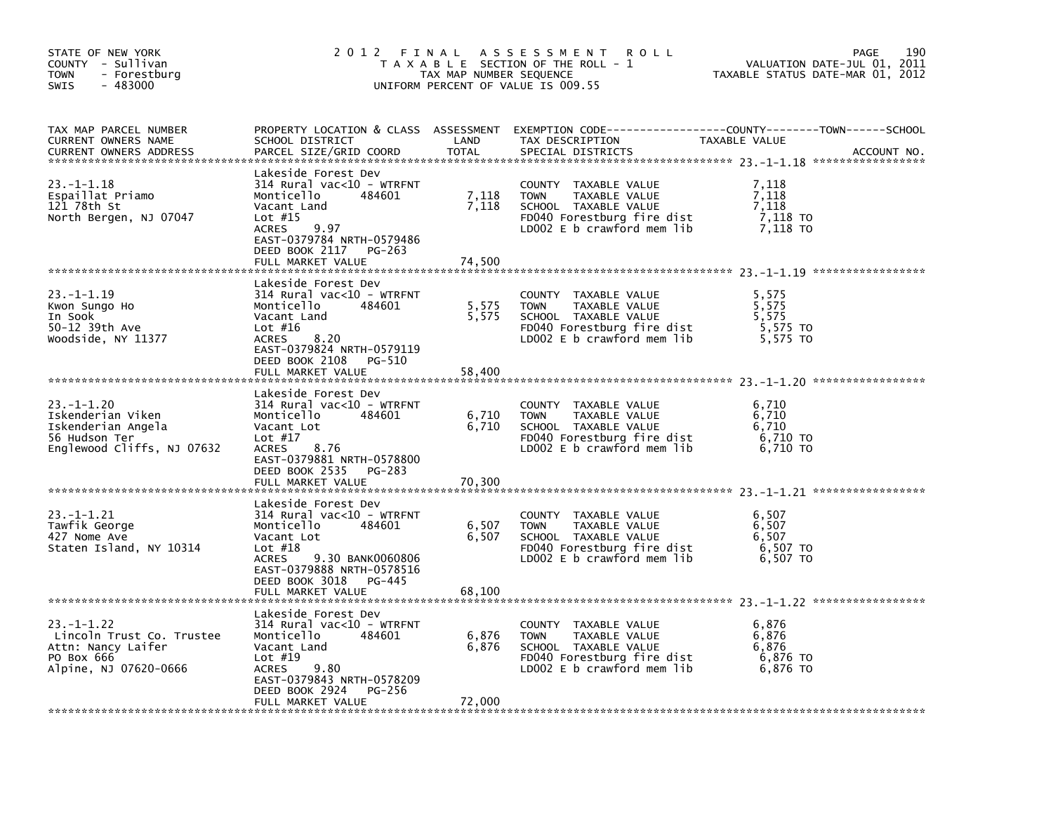STATE OF NEW YORK
COUNTY - Sullivan
TOWN - Forestburg
SWIS - 483000

2012 FINAL ASSESSMENT ROLL
TAXABLE SECTION OF THE ROLL - 1
TAX MAP NUMBER SEQUENCE
UNIFORM PERCENT OF VALUE IS 009.55

VALUATION DATE-JUL 01, 2011
TAXABLE STATUS DATE-MAR 01, 2012

| TAX MAP PARCEL NUMBER / CURRENT OWNERS NAME / CURRENT OWNERS ADDRESS | PROPERTY LOCATION & CLASS / SCHOOL DISTRICT / PARCEL SIZE/GRID COORD | ASSESSMENT LAND | TOTAL | EXEMPTION CODE / TAX DESCRIPTION / SPECIAL DISTRICTS | TAXABLE VALUE (COUNTY / TOWN / SCHOOL) | ACCOUNT NO. |
|---|---|---|---|---|---|---|
| 23.-1-1.18 | Lakeside Forest Dev | | | | | |
| Espaillat Priamo | 314 Rural vac<10 - WTRFNT | | | COUNTY TAXABLE VALUE | 7,118 | |
| 121 78th St | Monticello 484601 | 7,118 | | TOWN TAXABLE VALUE | 7,118 | |
| North Bergen, NJ 07047 | Vacant Land | | 7,118 | SCHOOL TAXABLE VALUE | 7,118 | |
| | Lot #15 | | | FD040 Forestburg fire dist | 7,118 TO | |
| | ACRES 9.97 | | | LD002 E b crawford mem lib | 7,118 TO | |
| | EAST-0379784 NRTH-0579486 | | | | | |
| | DEED BOOK 2117 PG-263 | | | | | |
| | FULL MARKET VALUE | | 74,500 | | | |
| 23.-1-1.19 | Lakeside Forest Dev | | | | | |
| Kwon Sungo Ho | 314 Rural vac<10 - WTRFNT | | | COUNTY TAXABLE VALUE | 5,575 | |
| In Sook | Monticello 484601 | 5,575 | | TOWN TAXABLE VALUE | 5,575 | |
| 50-12 39th Ave | Vacant Land | | 5,575 | SCHOOL TAXABLE VALUE | 5,575 | |
| Woodside, NY 11377 | Lot #16 | | | FD040 Forestburg fire dist | 5,575 TO | |
| | ACRES 8.20 | | | LD002 E b crawford mem lib | 5,575 TO | |
| | EAST-0379824 NRTH-0579119 | | | | | |
| | DEED BOOK 2108 PG-510 | | | | | |
| | FULL MARKET VALUE | | 58,400 | | | |
| 23.-1-1.20 | Lakeside Forest Dev | | | | | |
| Iskenderian Viken | 314 Rural vac<10 - WTRFNT | | | COUNTY TAXABLE VALUE | 6,710 | |
| Iskenderian Angela | Monticello 484601 | 6,710 | | TOWN TAXABLE VALUE | 6,710 | |
| 56 Hudson Ter | Vacant Lot | | 6,710 | SCHOOL TAXABLE VALUE | 6,710 | |
| Englewood Cliffs, NJ 07632 | Lot #17 | | | FD040 Forestburg fire dist | 6,710 TO | |
| | ACRES 8.76 | | | LD002 E b crawford mem lib | 6,710 TO | |
| | EAST-0379881 NRTH-0578800 | | | | | |
| | DEED BOOK 2535 PG-283 | | | | | |
| | FULL MARKET VALUE | | 70,300 | | | |
| 23.-1-1.21 | Lakeside Forest Dev | | | | | |
| Tawfik George | 314 Rural vac<10 - WTRFNT | | | COUNTY TAXABLE VALUE | 6,507 | |
| 427 Nome Ave | Monticello 484601 | 6,507 | | TOWN TAXABLE VALUE | 6,507 | |
| Staten Island, NY 10314 | Vacant Lot | | 6,507 | SCHOOL TAXABLE VALUE | 6,507 | |
| | Lot #18 | | | FD040 Forestburg fire dist | 6,507 TO | |
| | ACRES 9.30 BANK0060806 | | | LD002 E b crawford mem lib | 6,507 TO | |
| | EAST-0379888 NRTH-0578516 | | | | | |
| | DEED BOOK 3018 PG-445 | | | | | |
| | FULL MARKET VALUE | | 68,100 | | | |
| 23.-1-1.22 | Lakeside Forest Dev | | | | | |
| Lincoln Trust Co. Trustee | 314 Rural vac<10 - WTRFNT | | | COUNTY TAXABLE VALUE | 6,876 | |
| Attn: Nancy Laifer | Monticello 484601 | 6,876 | | TOWN TAXABLE VALUE | 6,876 | |
| PO Box 666 | Vacant Land | | 6,876 | SCHOOL TAXABLE VALUE | 6,876 | |
| Alpine, NJ 07620-0666 | Lot #19 | | | FD040 Forestburg fire dist | 6,876 TO | |
| | ACRES 9.80 | | | LD002 E b crawford mem lib | 6,876 TO | |
| | EAST-0379843 NRTH-0578209 | | | | | |
| | DEED BOOK 2924 PG-256 | | | | | |
| | FULL MARKET VALUE | | 72,000 | | | |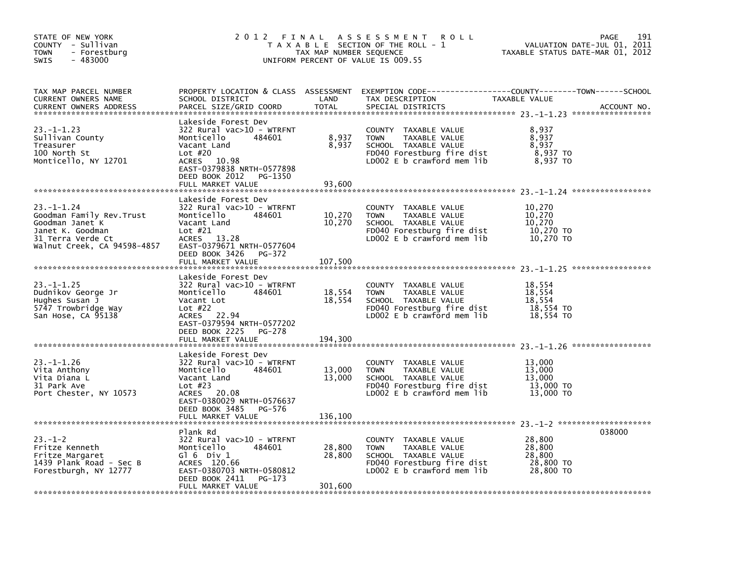STATE OF NEW YORK
COUNTY - Sullivan
TOWN - Forestburg
SWIS - 483000

# 2012 FINAL ASSESSMENT ROLL
TAXABLE SECTION OF THE ROLL - 1
TAX MAP NUMBER SEQUENCE
UNIFORM PERCENT OF VALUE IS 009.55

VALUATION DATE-JUL 01, 2011
TAXABLE STATUS DATE-MAR 01, 2012

| TAX MAP PARCEL NUMBER / CURRENT OWNERS NAME / CURRENT OWNERS ADDRESS | PROPERTY LOCATION & CLASS / SCHOOL DISTRICT / PARCEL SIZE/GRID COORD | ASSESSMENT LAND / TOTAL | EXEMPTION CODE / TAX DESCRIPTION / SPECIAL DISTRICTS | COUNTY / TOWN / SCHOOL TAXABLE VALUE | ACCOUNT NO. |
|---|---|---|---|---|---|
| 23.-1-1.23 | Lakeside Forest Dev | | | | |
| Sullivan County | 322 Rural vac>10 - WTRFNT | | COUNTY TAXABLE VALUE | 8,937 | |
| Treasurer | Monticello 484601 | 8,937 | TOWN TAXABLE VALUE | 8,937 | |
| 100 North St | Vacant Land | 8,937 | SCHOOL TAXABLE VALUE | 8,937 | |
| Monticello, NY 12701 | Lot #20 | | FD040 Forestburg fire dist | 8,937 TO | |
| | ACRES 10.98 | | LD002 E b crawford mem lib | 8,937 TO | |
| | EAST-0379838 NRTH-0577898 | | | | |
| | DEED BOOK 2012 PG-1350 | | | | |
| | FULL MARKET VALUE | 93,600 | | | |
| 23.-1-1.24 | Lakeside Forest Dev | | | | |
| Goodman Family Rev.Trust | 322 Rural vac>10 - WTRFNT | | COUNTY TAXABLE VALUE | 10,270 | |
| Goodman Janet K | Monticello 484601 | 10,270 | TOWN TAXABLE VALUE | 10,270 | |
| Janet K. Goodman | Vacant Land | 10,270 | SCHOOL TAXABLE VALUE | 10,270 | |
| 31 Terra Verde Ct | Lot #21 | | FD040 Forestburg fire dist | 10,270 TO | |
| Walnut Creek, CA 94598-4857 | ACRES 13.28 | | LD002 E b crawford mem lib | 10,270 TO | |
| | EAST-0379671 NRTH-0577604 | | | | |
| | DEED BOOK 3426 PG-372 | | | | |
| | FULL MARKET VALUE | 107,500 | | | |
| 23.-1-1.25 | Lakeside Forest Dev | | | | |
| Dudnikov George Jr | 322 Rural vac>10 - WTRFNT | | COUNTY TAXABLE VALUE | 18,554 | |
| Hughes Susan J | Monticello 484601 | 18,554 | TOWN TAXABLE VALUE | 18,554 | |
| 5747 Trowbridge Way | Vacant Lot | 18,554 | SCHOOL TAXABLE VALUE | 18,554 | |
| San Hose, CA 95138 | Lot #22 | | FD040 Forestburg fire dist | 18,554 TO | |
| | ACRES 22.94 | | LD002 E b crawford mem lib | 18,554 TO | |
| | EAST-0379594 NRTH-0577202 | | | | |
| | DEED BOOK 2225 PG-278 | | | | |
| | FULL MARKET VALUE | 194,300 | | | |
| 23.-1-1.26 | Lakeside Forest Dev | | | | |
| Vita Anthony | 322 Rural vac>10 - WTRFNT | | COUNTY TAXABLE VALUE | 13,000 | |
| Vita Diana L | Monticello 484601 | 13,000 | TOWN TAXABLE VALUE | 13,000 | |
| 31 Park Ave | Vacant Land | 13,000 | SCHOOL TAXABLE VALUE | 13,000 | |
| Port Chester, NY 10573 | Lot #23 | | FD040 Forestburg fire dist | 13,000 TO | |
| | ACRES 20.08 | | LD002 E b crawford mem lib | 13,000 TO | |
| | EAST-0380029 NRTH-0576637 | | | | |
| | DEED BOOK 3485 PG-576 | | | | |
| | FULL MARKET VALUE | 136,100 | | | |
| 23.-1-2 | Plank Rd | | | | 038000 |
| Fritze Kenneth | 322 Rural vac>10 - WTRFNT | | COUNTY TAXABLE VALUE | 28,800 | |
| Fritze Margaret | Monticello 484601 | 28,800 | TOWN TAXABLE VALUE | 28,800 | |
| 1439 Plank Road - Sec B | Gl 6 Div 1 | 28,800 | SCHOOL TAXABLE VALUE | 28,800 | |
| Forestburgh, NY 12777 | ACRES 120.66 | | FD040 Forestburg fire dist | 28,800 TO | |
| | EAST-0380703 NRTH-0580812 | | LD002 E b crawford mem lib | 28,800 TO | |
| | DEED BOOK 2411 PG-173 | | | | |
| | FULL MARKET VALUE | 301,600 | | | |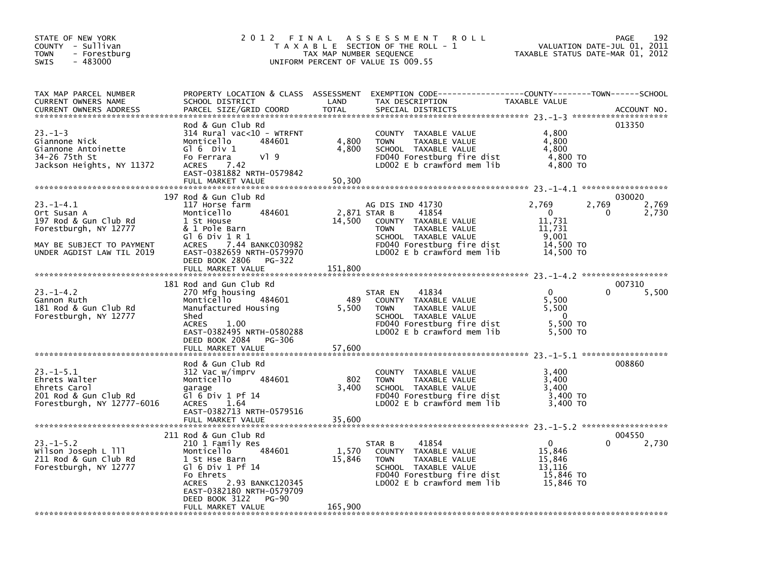STATE OF NEW YORK
COUNTY - Sullivan
TOWN - Forestburg
SWIS - 483000

2 0 1 2 F I N A L A S S E S S M E N T R O L L
T A X A B L E SECTION OF THE ROLL - 1
TAX MAP NUMBER SEQUENCE
UNIFORM PERCENT OF VALUE IS 009.55

VALUATION DATE-JUL 01, 2011
TAXABLE STATUS DATE-MAR 01, 2012

| TAX MAP PARCEL NUMBER / CURRENT OWNERS NAME / CURRENT OWNERS ADDRESS | PROPERTY LOCATION & CLASS / SCHOOL DISTRICT / PARCEL SIZE/GRID COORD | ASSESSMENT LAND | TOTAL | EXEMPTION CODE / TAX DESCRIPTION / SPECIAL DISTRICTS | COUNTY TAXABLE VALUE | TOWN | SCHOOL | ACCOUNT NO. |
|---|---|---|---|---|---|---|---|---|
| **23.-1-3** | Rod & Gun Club Rd | | | | | | | 013350 |
| Giannone Nick | 314 Rural vac<10 - WTRFNT | | | COUNTY TAXABLE VALUE | 4,800 | | | |
| Giannone Antoinette | Monticello 484601 | 4,800 | | TOWN TAXABLE VALUE | 4,800 | | | |
| 34-26 75th St | Gl 6 Div 1 | | 4,800 | SCHOOL TAXABLE VALUE | 4,800 | | | |
| Jackson Heights, NY 11372 | Fo Ferrara Vl 9 | | | FD040 Forestburg fire dist | 4,800 TO | | | |
| | ACRES 7.42 | | | LD002 E b crawford mem lib | 4,800 TO | | | |
| | EAST-0381882 NRTH-0579842 | | | | | | | |
| | FULL MARKET VALUE | | 50,300 | | | | | |
| **23.-1-4.1** | 197 Rod & Gun Club Rd | | | | | | | 030020 |
| Ort Susan A | 117 Horse farm | | | AG DIS IND 41730 | 2,769 | 2,769 | 2,769 | |
| 197 Rod & Gun Club Rd | Monticello 484601 | 2,871 | | STAR B 41854 | 0 | 0 | 2,730 | |
| Forestburgh, NY 12777 | 1 St House | | 14,500 | COUNTY TAXABLE VALUE | 11,731 | | | |
| | & 1 Pole Barn | | | TOWN TAXABLE VALUE | 11,731 | | | |
| | Gl 6 Div 1 R 1 | | | SCHOOL TAXABLE VALUE | 9,001 | | | |
| MAY BE SUBJECT TO PAYMENT | ACRES 7.44 BANKC030982 | | | FD040 Forestburg fire dist | 14,500 TO | | | |
| UNDER AGDIST LAW TIL 2019 | EAST-0382659 NRTH-0579970 | | | LD002 E b crawford mem lib | 14,500 TO | | | |
| | DEED BOOK 2806 PG-322 | | | | | | | |
| | FULL MARKET VALUE | | 151,800 | | | | | |
| **23.-1-4.2** | 181 Rod and Gun Club Rd | | | | | | | 007310 |
| Gannon Ruth | 270 Mfg housing | | | STAR EN 41834 | 0 | 0 | 5,500 | |
| 181 Rod & Gun Club Rd | Monticello 484601 | 489 | | COUNTY TAXABLE VALUE | 5,500 | | | |
| Forestburgh, NY 12777 | Manufactured Housing | | 5,500 | TOWN TAXABLE VALUE | 5,500 | | | |
| | Shed | | | SCHOOL TAXABLE VALUE | 0 | | | |
| | ACRES 1.00 | | | FD040 Forestburg fire dist | 5,500 TO | | | |
| | EAST-0382495 NRTH-0580288 | | | LD002 E b crawford mem lib | 5,500 TO | | | |
| | DEED BOOK 2084 PG-306 | | | | | | | |
| | FULL MARKET VALUE | | 57,600 | | | | | |
| **23.-1-5.1** | Rod & Gun Club Rd | | | | | | | 008860 |
| Ehrets Walter | 312 Vac w/imprv | | | COUNTY TAXABLE VALUE | 3,400 | | | |
| Ehrets Carol | Monticello 484601 | 802 | | TOWN TAXABLE VALUE | 3,400 | | | |
| 201 Rod & Gun Club Rd | garage | | 3,400 | SCHOOL TAXABLE VALUE | 3,400 | | | |
| Forestburgh, NY 12777-6016 | Gl 6 Div 1 Pf 14 | | | FD040 Forestburg fire dist | 3,400 TO | | | |
| | ACRES 1.64 | | | LD002 E b crawford mem lib | 3,400 TO | | | |
| | EAST-0382713 NRTH-0579516 | | | | | | | |
| | FULL MARKET VALUE | | 35,600 | | | | | |
| **23.-1-5.2** | 211 Rod & Gun Club Rd | | | | | | | 004550 |
| Wilson Joseph L lll | 210 1 Family Res | | | STAR B 41854 | 0 | 0 | 2,730 | |
| 211 Rod & Gun Club Rd | Monticello 484601 | 1,570 | | COUNTY TAXABLE VALUE | 15,846 | | | |
| Forestburgh, NY 12777 | 1 St Hse Barn | | 15,846 | TOWN TAXABLE VALUE | 15,846 | | | |
| | Gl 6 Div 1 Pf 14 | | | SCHOOL TAXABLE VALUE | 13,116 | | | |
| | Fo Ehrets | | | FD040 Forestburg fire dist | 15,846 TO | | | |
| | ACRES 2.93 BANKC120345 | | | LD002 E b crawford mem lib | 15,846 TO | | | |
| | EAST-0382180 NRTH-0579709 | | | | | | | |
| | DEED BOOK 3122 PG-90 | | | | | | | |
| | FULL MARKET VALUE | | 165,900 | | | | | |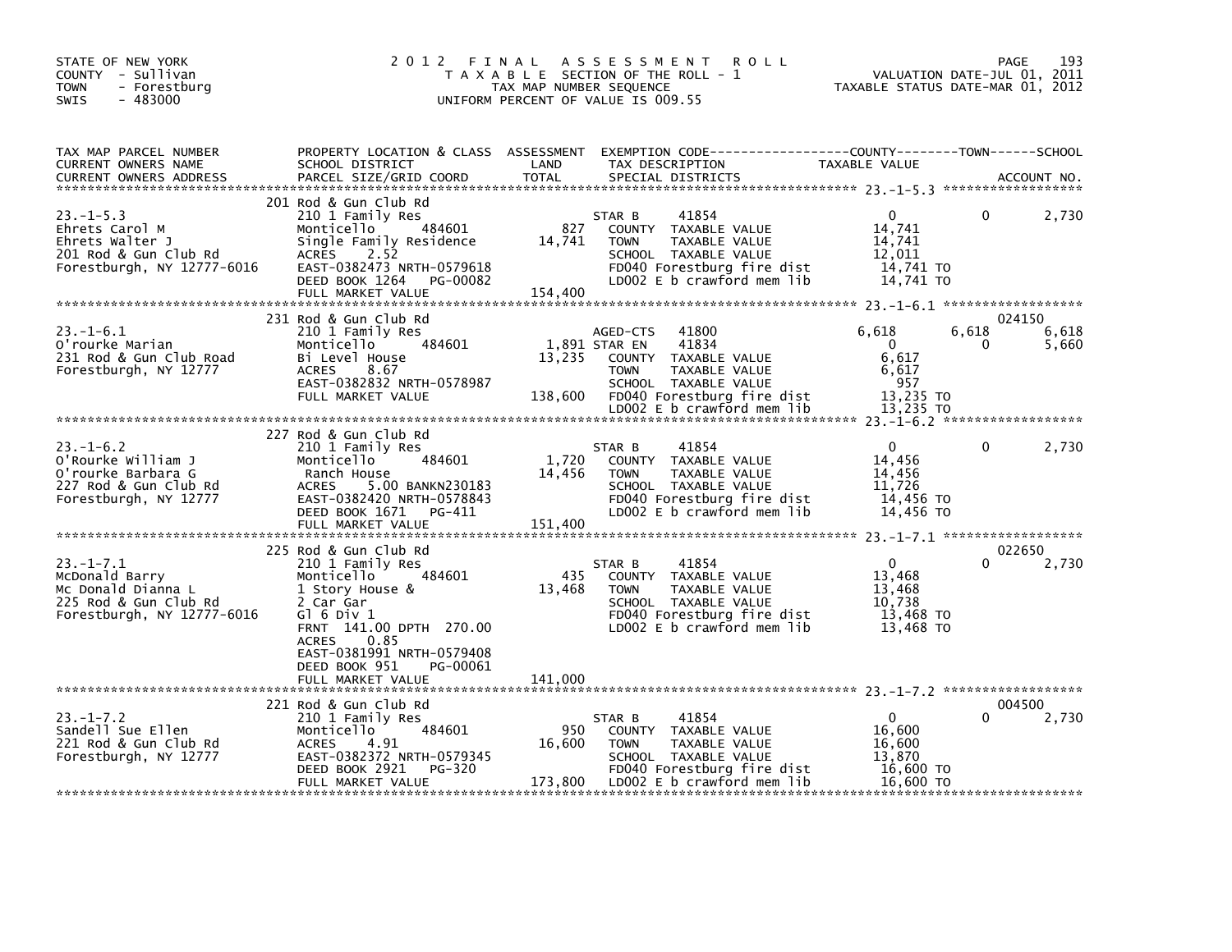STATE OF NEW YORK
COUNTY - Sullivan
TOWN - Forestburg
SWIS - 483000

# 2012 FINAL ASSESSMENT ROLL
TAXABLE SECTION OF THE ROLL - 1
TAX MAP NUMBER SEQUENCE
UNIFORM PERCENT OF VALUE IS 009.55

VALUATION DATE-JUL 01, 2011
TAXABLE STATUS DATE-MAR 01, 2012

| TAX MAP PARCEL NUMBER / CURRENT OWNERS NAME / CURRENT OWNERS ADDRESS | PROPERTY LOCATION & CLASS / SCHOOL DISTRICT / PARCEL SIZE/GRID COORD | ASSESSMENT LAND / TOTAL | EXEMPTION CODE / TAX DESCRIPTION / SPECIAL DISTRICTS | COUNTY TAXABLE VALUE | TOWN | SCHOOL / ACCOUNT NO. |
|---|---|---|---|---|---|---|
| **23.-1-5.3** | 201 Rod & Gun Club Rd | | | | | |
| 23.-1-5.3 | 210 1 Family Res | | STAR B 41854 | 0 | 0 | 2,730 |
| Ehrets Carol M | Monticello 484601 | 827 | COUNTY TAXABLE VALUE | 14,741 | | |
| Ehrets Walter J | Single Family Residence | 14,741 | TOWN TAXABLE VALUE | 14,741 | | |
| 201 Rod & Gun Club Rd | ACRES 2.52 | | SCHOOL TAXABLE VALUE | 12,011 | | |
| Forestburgh, NY 12777-6016 | EAST-0382473 NRTH-0579618 | | FD040 Forestburg fire dist | 14,741 TO | | |
| | DEED BOOK 1264 PG-00082 | | LD002 E b crawford mem lib | 14,741 TO | | |
| | FULL MARKET VALUE | 154,400 | | | | |
| **23.-1-6.1** | 231 Rod & Gun Club Rd | | | | | 024150 |
| 23.-1-6.1 | 210 1 Family Res | | AGED-CTS 41800 | 6,618 | 6,618 | 6,618 |
| O'rourke Marian | Monticello 484601 | 1,891 | STAR EN 41834 | 0 | 0 | 5,660 |
| 231 Rod & Gun Club Road | Bi Level House | 13,235 | COUNTY TAXABLE VALUE | 6,617 | | |
| Forestburgh, NY 12777 | ACRES 8.67 | | TOWN TAXABLE VALUE | 6,617 | | |
| | EAST-0382832 NRTH-0578987 | | SCHOOL TAXABLE VALUE | 957 | | |
| | FULL MARKET VALUE | 138,600 | FD040 Forestburg fire dist | 13,235 TO | | |
| | | | LD002 E b crawford mem lib | 13,235 TO | | |
| **23.-1-6.2** | 227 Rod & Gun Club Rd | | | | | |
| 23.-1-6.2 | 210 1 Family Res | | STAR B 41854 | 0 | 0 | 2,730 |
| O'Rourke William J | Monticello 484601 | 1,720 | COUNTY TAXABLE VALUE | 14,456 | | |
| O'rourke Barbara G | Ranch House | 14,456 | TOWN TAXABLE VALUE | 14,456 | | |
| 227 Rod & Gun Club Rd | ACRES 5.00 BANKN230183 | | SCHOOL TAXABLE VALUE | 11,726 | | |
| Forestburgh, NY 12777 | EAST-0382420 NRTH-0578843 | | FD040 Forestburg fire dist | 14,456 TO | | |
| | DEED BOOK 1671 PG-411 | | LD002 E b crawford mem lib | 14,456 TO | | |
| | FULL MARKET VALUE | 151,400 | | | | |
| **23.-1-7.1** | 225 Rod & Gun Club Rd | | | | | 022650 |
| 23.-1-7.1 | 210 1 Family Res | | STAR B 41854 | 0 | 0 | 2,730 |
| McDonald Barry | Monticello 484601 | 435 | COUNTY TAXABLE VALUE | 13,468 | | |
| Mc Donald Dianna L | 1 Story House & | 13,468 | TOWN TAXABLE VALUE | 13,468 | | |
| 225 Rod & Gun Club Rd | 2 Car Gar | | SCHOOL TAXABLE VALUE | 10,738 | | |
| Forestburgh, NY 12777-6016 | Gl 6 Div 1 | | FD040 Forestburg fire dist | 13,468 TO | | |
| | FRNT 141.00 DPTH 270.00 | | LD002 E b crawford mem lib | 13,468 TO | | |
| | ACRES 0.85 | | | | | |
| | EAST-0381991 NRTH-0579408 | | | | | |
| | DEED BOOK 951 PG-00061 | | | | | |
| | FULL MARKET VALUE | 141,000 | | | | |
| **23.-1-7.2** | 221 Rod & Gun Club Rd | | | | | 004500 |
| 23.-1-7.2 | 210 1 Family Res | | STAR B 41854 | 0 | 0 | 2,730 |
| Sandell Sue Ellen | Monticello 484601 | 950 | COUNTY TAXABLE VALUE | 16,600 | | |
| 221 Rod & Gun Club Rd | ACRES 4.91 | 16,600 | TOWN TAXABLE VALUE | 16,600 | | |
| Forestburgh, NY 12777 | EAST-0382372 NRTH-0579345 | | SCHOOL TAXABLE VALUE | 13,870 | | |
| | DEED BOOK 2921 PG-320 | | FD040 Forestburg fire dist | 16,600 TO | | |
| | FULL MARKET VALUE | 173,800 | LD002 E b crawford mem lib | 16,600 TO | | |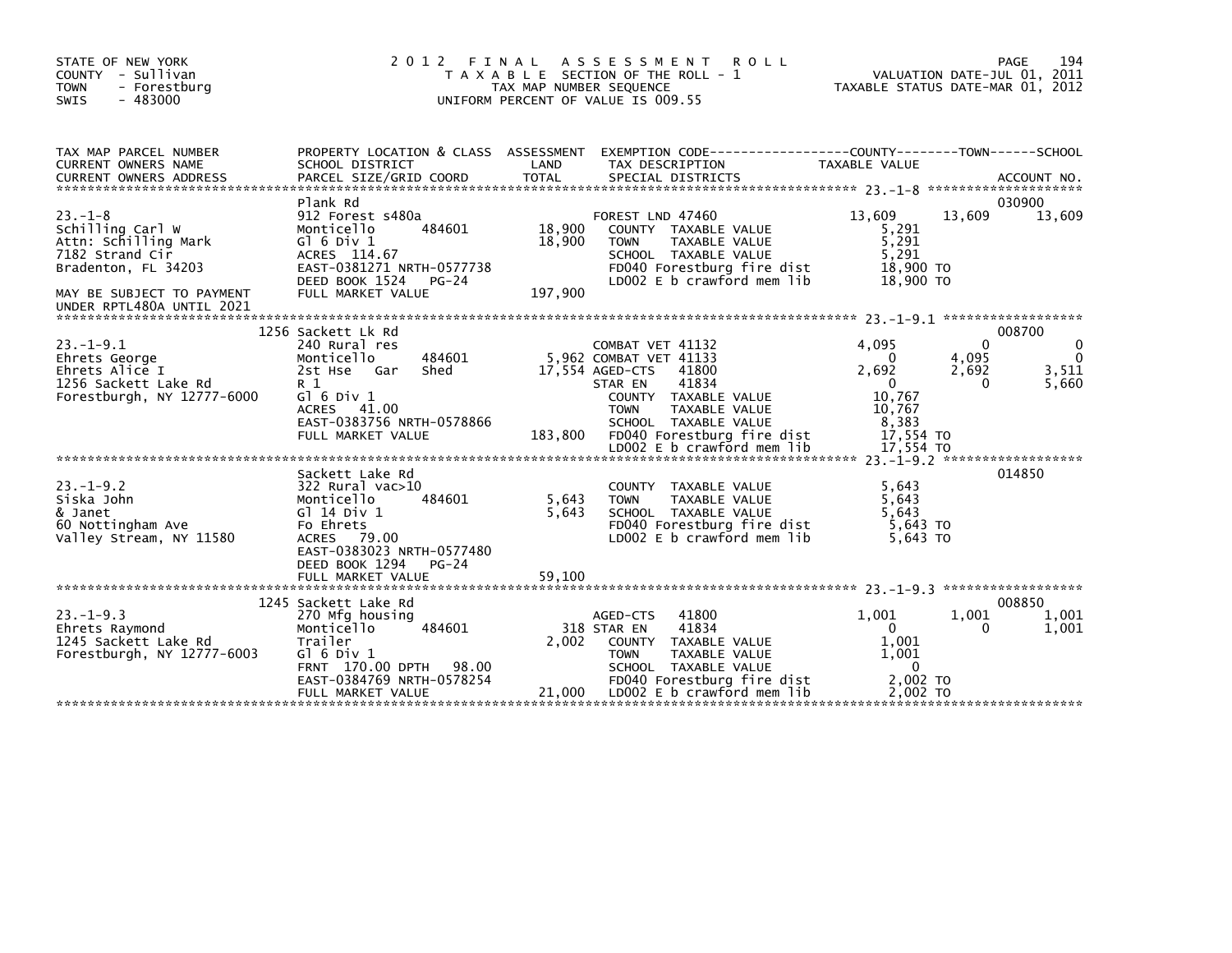STATE OF NEW YORK
COUNTY - Sullivan
TOWN - Forestburg
SWIS - 483000

# 2012 FINAL ASSESSMENT ROLL

TAXABLE SECTION OF THE ROLL - 1
TAX MAP NUMBER SEQUENCE
UNIFORM PERCENT OF VALUE IS 009.55

VALUATION DATE-JUL 01, 2011
TAXABLE STATUS DATE-MAR 01, 2012

| TAX MAP PARCEL NUMBER / CURRENT OWNERS NAME / CURRENT OWNERS ADDRESS | PROPERTY LOCATION & CLASS / SCHOOL DISTRICT / PARCEL SIZE/GRID COORD | ASSESSMENT LAND | TOTAL | EXEMPTION CODE / TAX DESCRIPTION / SPECIAL DISTRICTS | COUNTY TAXABLE VALUE | TOWN | SCHOOL / ACCOUNT NO. |
|---|---|---|---|---|---|---|---|
| **23.-1-8** | Plank Rd | | | | | | 030900 |
| 23.-1-8 | 912 Forest s480a | | | FOREST LND 47460 | 13,609 | 13,609 | 13,609 |
| Schilling Carl W | Monticello 484601 | 18,900 | | COUNTY TAXABLE VALUE | 5,291 | | |
| Attn: Schilling Mark | Gl 6 Div 1 | | 18,900 | TOWN TAXABLE VALUE | 5,291 | | |
| 7182 Strand Cir | ACRES 114.67 | | | SCHOOL TAXABLE VALUE | 5,291 | | |
| Bradenton, FL 34203 | EAST-0381271 NRTH-0577738 | | | FD040 Forestburg fire dist | 18,900 TO | | |
| | DEED BOOK 1524 PG-24 | | | LD002 E b crawford mem lib | 18,900 TO | | |
| MAY BE SUBJECT TO PAYMENT UNDER RPTL480A UNTIL 2021 | FULL MARKET VALUE | | 197,900 | | | | |
| **23.-1-9.1** | 1256 Sackett Lk Rd | | | | | | 008700 |
| 23.-1-9.1 | 240 Rural res | | | COMBAT VET 41132 | 4,095 | 0 | 0 |
| Ehrets George | Monticello 484601 | 5,962 | | COMBAT VET 41133 | 0 | 4,095 | 0 |
| Ehrets Alice I | 2st Hse Gar Shed | | 17,554 | AGED-CTS 41800 | 2,692 | 2,692 | 3,511 |
| 1256 Sackett Lake Rd | R 1 | | | STAR EN 41834 | 0 | 0 | 5,660 |
| Forestburgh, NY 12777-6000 | Gl 6 Div 1 | | | COUNTY TAXABLE VALUE | 10,767 | | |
| | ACRES 41.00 | | | TOWN TAXABLE VALUE | 10,767 | | |
| | EAST-0383756 NRTH-0578866 | | | SCHOOL TAXABLE VALUE | 8,383 | | |
| | FULL MARKET VALUE | | 183,800 | FD040 Forestburg fire dist | 17,554 TO | | |
| | | | | LD002 E b crawford mem lib | 17,554 TO | | |
| **23.-1-9.2** | Sackett Lake Rd | | | | | | 014850 |
| 23.-1-9.2 | 322 Rural vac>10 | | | COUNTY TAXABLE VALUE | 5,643 | | |
| Siska John | Monticello 484601 | 5,643 | | TOWN TAXABLE VALUE | 5,643 | | |
| & Janet | Gl 14 Div 1 | | 5,643 | SCHOOL TAXABLE VALUE | 5,643 | | |
| 60 Nottingham Ave | Fo Ehrets | | | FD040 Forestburg fire dist | 5,643 TO | | |
| Valley Stream, NY 11580 | ACRES 79.00 | | | LD002 E b crawford mem lib | 5,643 TO | | |
| | EAST-0383023 NRTH-0577480 | | | | | | |
| | DEED BOOK 1294 PG-24 | | | | | | |
| | FULL MARKET VALUE | | 59,100 | | | | |
| **23.-1-9.3** | 1245 Sackett Lake Rd | | | | | | 008850 |
| 23.-1-9.3 | 270 Mfg housing | | | AGED-CTS 41800 | 1,001 | 1,001 | 1,001 |
| Ehrets Raymond | Monticello 484601 | 318 | | STAR EN 41834 | 0 | 0 | 1,001 |
| 1245 Sackett Lake Rd | Trailer | | 2,002 | COUNTY TAXABLE VALUE | 1,001 | | |
| Forestburgh, NY 12777-6003 | Gl 6 Div 1 | | | TOWN TAXABLE VALUE | 1,001 | | |
| | FRNT 170.00 DPTH 98.00 | | | SCHOOL TAXABLE VALUE | 0 | | |
| | EAST-0384769 NRTH-0578254 | | | FD040 Forestburg fire dist | 2,002 TO | | |
| | FULL MARKET VALUE | | 21,000 | LD002 E b crawford mem lib | 2,002 TO | | |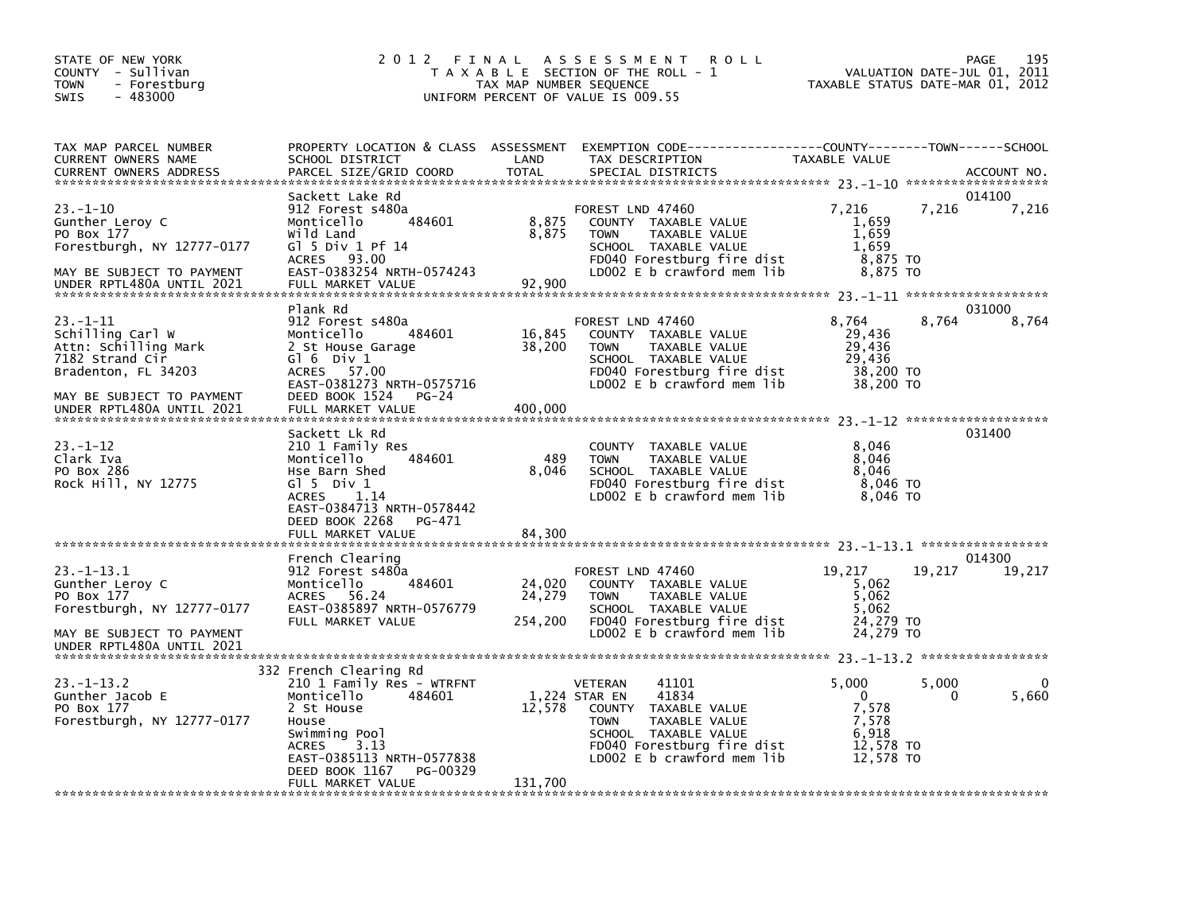STATE OF NEW YORK
COUNTY - Sullivan
TOWN - Forestburg
SWIS - 483000

# 2012 FINAL ASSESSMENT ROLL
TAXABLE SECTION OF THE ROLL - 1
TAX MAP NUMBER SEQUENCE
UNIFORM PERCENT OF VALUE IS 009.55

VALUATION DATE-JUL 01, 2011
TAXABLE STATUS DATE-MAR 01, 2012

| TAX MAP PARCEL NUMBER / CURRENT OWNERS NAME / CURRENT OWNERS ADDRESS | PROPERTY LOCATION & CLASS / SCHOOL DISTRICT / PARCEL SIZE/GRID COORD | ASSESSMENT LAND | TOTAL | EXEMPTION CODE / TAX DESCRIPTION / SPECIAL DISTRICTS | COUNTY TAXABLE VALUE | TOWN | SCHOOL | ACCOUNT NO. |
|---|---|---|---|---|---|---|---|---|
| 23.-1-10 | Sackett Lake Rd | | | | | | | 014100 |
| Gunther Leroy C | 912 Forest s480a | | | FOREST LND 47460 | 7,216 | 7,216 | 7,216 | |
| PO Box 177 | Monticello 484601 | 8,875 | | COUNTY TAXABLE VALUE | 1,659 | | | |
| Forestburgh, NY 12777-0177 | Wild Land | | 8,875 | TOWN TAXABLE VALUE | 1,659 | | | |
| | Gl 5 Div 1 Pf 14 | | | SCHOOL TAXABLE VALUE | 1,659 | | | |
| | ACRES 93.00 | | | FD040 Forestburg fire dist | 8,875 TO | | | |
| MAY BE SUBJECT TO PAYMENT | EAST-0383254 NRTH-0574243 | | | LD002 E b crawford mem lib | 8,875 TO | | | |
| UNDER RPTL480A UNTIL 2021 | FULL MARKET VALUE | | 92,900 | | | | | |
| 23.-1-11 | Plank Rd | | | | | | | 031000 |
| Schilling Carl W | 912 Forest s480a | | | FOREST LND 47460 | 8,764 | 8,764 | 8,764 | |
| Attn: Schilling Mark | Monticello 484601 | 16,845 | | COUNTY TAXABLE VALUE | 29,436 | | | |
| 7182 Strand Cir | 2 St House Garage | | 38,200 | TOWN TAXABLE VALUE | 29,436 | | | |
| Bradenton, FL 34203 | Gl 6 Div 1 | | | SCHOOL TAXABLE VALUE | 29,436 | | | |
| | ACRES 57.00 | | | FD040 Forestburg fire dist | 38,200 TO | | | |
| | EAST-0381273 NRTH-0575716 | | | LD002 E b crawford mem lib | 38,200 TO | | | |
| MAY BE SUBJECT TO PAYMENT | DEED BOOK 1524 PG-24 | | | | | | | |
| UNDER RPTL480A UNTIL 2021 | FULL MARKET VALUE | | 400,000 | | | | | |
| 23.-1-12 | Sackett Lk Rd | | | | | | | 031400 |
| Clark Iva | 210 1 Family Res | | | COUNTY TAXABLE VALUE | 8,046 | | | |
| PO Box 286 | Monticello 484601 | 489 | | TOWN TAXABLE VALUE | 8,046 | | | |
| Rock Hill, NY 12775 | Hse Barn Shed | | 8,046 | SCHOOL TAXABLE VALUE | 8,046 | | | |
| | Gl 5 Div 1 | | | FD040 Forestburg fire dist | 8,046 TO | | | |
| | ACRES 1.14 | | | LD002 E b crawford mem lib | 8,046 TO | | | |
| | EAST-0384713 NRTH-0578442 | | | | | | | |
| | DEED BOOK 2268 PG-471 | | | | | | | |
| | FULL MARKET VALUE | | 84,300 | | | | | |
| 23.-1-13.1 | French Clearing | | | | | | | 014300 |
| Gunther Leroy C | 912 Forest s480a | | | FOREST LND 47460 | 19,217 | 19,217 | 19,217 | |
| PO Box 177 | Monticello 484601 | 24,020 | | COUNTY TAXABLE VALUE | 5,062 | | | |
| Forestburgh, NY 12777-0177 | ACRES 56.24 | | 24,279 | TOWN TAXABLE VALUE | 5,062 | | | |
| | EAST-0385897 NRTH-0576779 | | | SCHOOL TAXABLE VALUE | 5,062 | | | |
| | FULL MARKET VALUE | | 254,200 | FD040 Forestburg fire dist | 24,279 TO | | | |
| MAY BE SUBJECT TO PAYMENT | | | | LD002 E b crawford mem lib | 24,279 TO | | | |
| UNDER RPTL480A UNTIL 2021 | | | | | | | | |
| 23.-1-13.2 | 332 French Clearing Rd | | | | | | | |
| Gunther Jacob E | 210 1 Family Res - WTRFNT | | | VETERAN 41101 | 5,000 | 5,000 | 0 | |
| PO Box 177 | Monticello 484601 | 1,224 | | STAR EN 41834 | 0 | 0 | 5,660 | |
| Forestburgh, NY 12777-0177 | 2 St House | | 12,578 | COUNTY TAXABLE VALUE | 7,578 | | | |
| | House | | | TOWN TAXABLE VALUE | 7,578 | | | |
| | Swimming Pool | | | SCHOOL TAXABLE VALUE | 6,918 | | | |
| | ACRES 3.13 | | | FD040 Forestburg fire dist | 12,578 TO | | | |
| | EAST-0385113 NRTH-0577838 | | | LD002 E b crawford mem lib | 12,578 TO | | | |
| | DEED BOOK 1167 PG-00329 | | | | | | | |
| | FULL MARKET VALUE | | 131,700 | | | | | |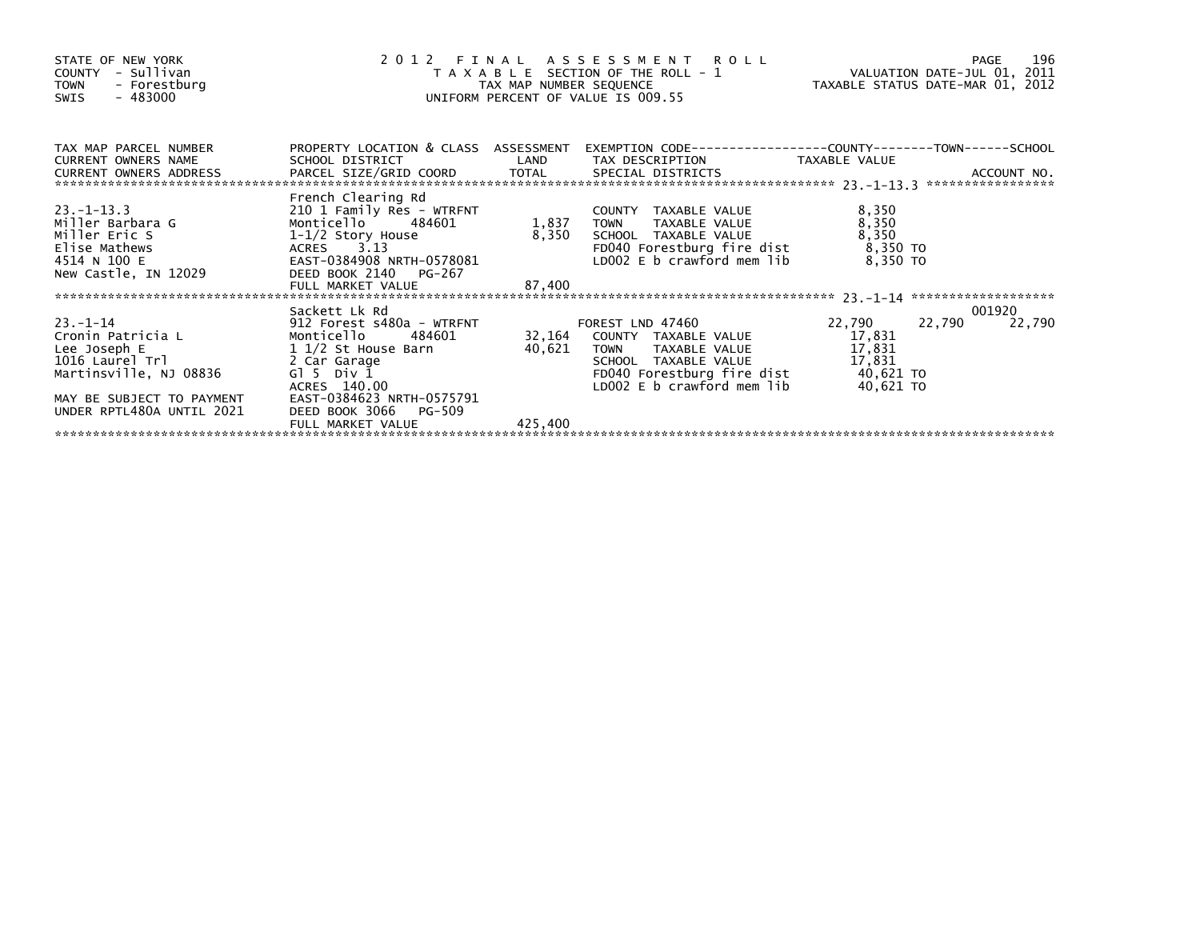STATE OF NEW YORK
COUNTY - Sullivan
TOWN - Forestburg
SWIS - 483000

2012 FINAL ASSESSMENT ROLL
TAXABLE SECTION OF THE ROLL - 1
TAX MAP NUMBER SEQUENCE
UNIFORM PERCENT OF VALUE IS 009.55

VALUATION DATE-JUL 01, 2011
TAXABLE STATUS DATE-MAR 01, 2012

| TAX MAP PARCEL NUMBER / CURRENT OWNERS NAME / CURRENT OWNERS ADDRESS | PROPERTY LOCATION & CLASS / SCHOOL DISTRICT / PARCEL SIZE/GRID COORD | ASSESSMENT LAND / TOTAL | EXEMPTION CODE / TAX DESCRIPTION / SPECIAL DISTRICTS | COUNTY TAXABLE VALUE | TOWN | SCHOOL | ACCOUNT NO. |
|---|---|---|---|---|---|---|---|
| 23.-1-13.3 | French Clearing Rd | | | | | | |
| | 210 1 Family Res - WTRFNT | | COUNTY TAXABLE VALUE | 8,350 | | | |
| Miller Barbara G | Monticello 484601 | 1,837 | TOWN TAXABLE VALUE | 8,350 | | | |
| Miller Eric S | 1-1/2 Story House | 8,350 | SCHOOL TAXABLE VALUE | 8,350 | | | |
| Elise Mathews | ACRES 3.13 | | FD040 Forestburg fire dist | 8,350 TO | | | |
| 4514 N 100 E | EAST-0384908 NRTH-0578081 | | LD002 E b crawford mem lib | 8,350 TO | | | |
| New Castle, IN 12029 | DEED BOOK 2140 PG-267 | | | | | | |
| | FULL MARKET VALUE | 87,400 | | | | | |
| 23.-1-14 | Sackett Lk Rd | | | | | | 001920 |
| | 912 Forest s480a - WTRFNT | | FOREST LND 47460 | 22,790 | 22,790 | 22,790 | |
| Cronin Patricia L | Monticello 484601 | 32,164 | COUNTY TAXABLE VALUE | 17,831 | | | |
| Lee Joseph E | 1 1/2 St House Barn | 40,621 | TOWN TAXABLE VALUE | 17,831 | | | |
| 1016 Laurel Trl | 2 Car Garage | | SCHOOL TAXABLE VALUE | 17,831 | | | |
| Martinsville, NJ 08836 | Gl 5 Div 1 | | FD040 Forestburg fire dist | 40,621 TO | | | |
| | ACRES 140.00 | | LD002 E b crawford mem lib | 40,621 TO | | | |
| MAY BE SUBJECT TO PAYMENT | EAST-0384623 NRTH-0575791 | | | | | | |
| UNDER RPTL480A UNTIL 2021 | DEED BOOK 3066 PG-509 | | | | | | |
| | FULL MARKET VALUE | 425,400 | | | | | |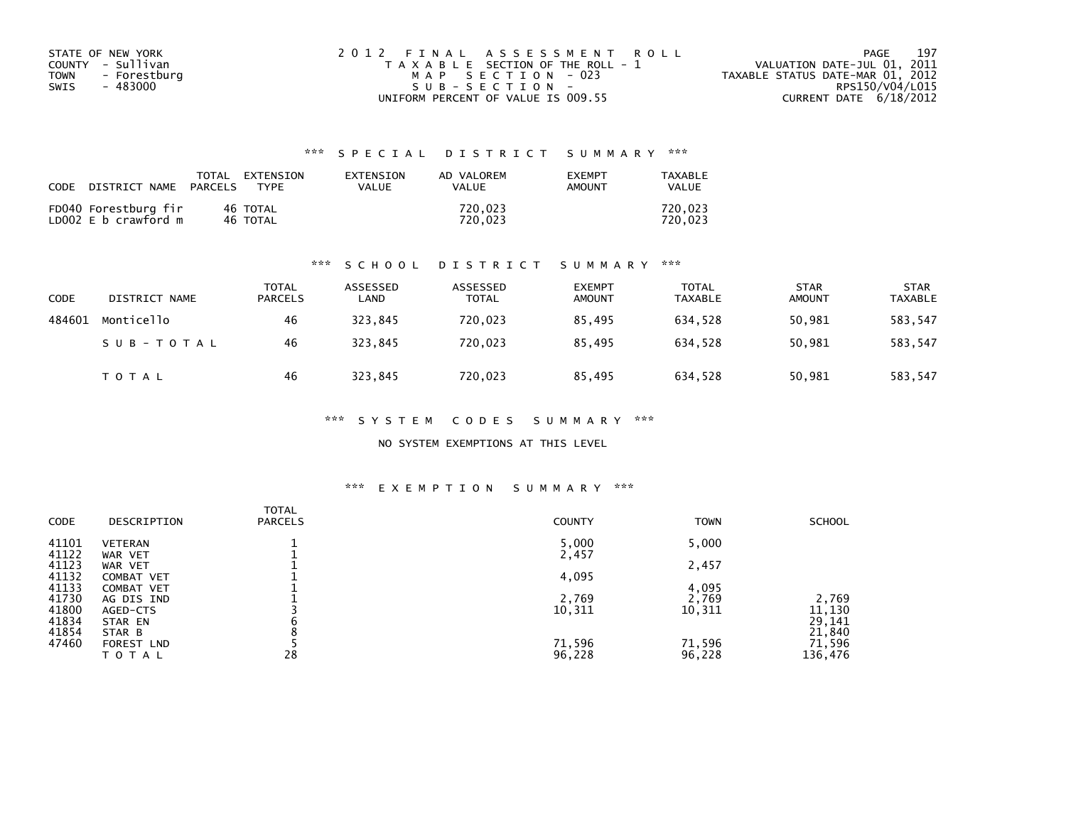STATE OF NEW YORK
COUNTY - Sullivan
TOWN - Forestburg
SWIS - 483000

2012 FINAL ASSESSMENT ROLL
TAXABLE SECTION OF THE ROLL - 1
MAP SECTION - 023
SUB-SECTION -
UNIFORM PERCENT OF VALUE IS 009.55

VALUATION DATE-JUL 01, 2011
TAXABLE STATUS DATE-MAR 01, 2012
RPS150/V04/L015
CURRENT DATE 6/18/2012

### *** SPECIAL DISTRICT SUMMARY ***

| CODE | DISTRICT NAME | TOTAL PARCELS | EXTENSION TYPE | EXTENSION VALUE | AD VALOREM VALUE | EXEMPT AMOUNT | TAXABLE VALUE |
|---|---|---|---|---|---|---|---|
| FD040 | Forestburg fir | 46 | TOTAL | | 720,023 | | 720,023 |
| LD002 | E b crawford m | 46 | TOTAL | | 720,023 | | 720,023 |

### *** SCHOOL DISTRICT SUMMARY ***

| CODE | DISTRICT NAME | TOTAL PARCELS | ASSESSED LAND | ASSESSED TOTAL | EXEMPT AMOUNT | TOTAL TAXABLE | STAR AMOUNT | STAR TAXABLE |
|---|---|---|---|---|---|---|---|---|
| 484601 | Monticello | 46 | 323,845 | 720,023 | 85,495 | 634,528 | 50,981 | 583,547 |
| | SUB-TOTAL | 46 | 323,845 | 720,023 | 85,495 | 634,528 | 50,981 | 583,547 |
| | TOTAL | 46 | 323,845 | 720,023 | 85,495 | 634,528 | 50,981 | 583,547 |

### *** SYSTEM CODES SUMMARY ***

NO SYSTEM EXEMPTIONS AT THIS LEVEL

### *** EXEMPTION SUMMARY ***

| CODE | DESCRIPTION | TOTAL PARCELS | COUNTY | TOWN | SCHOOL |
|---|---|---|---|---|---|
| 41101 | VETERAN | 1 | 5,000 | 5,000 | |
| 41122 | WAR VET | 1 | 2,457 | | |
| 41123 | WAR VET | 1 | | 2,457 | |
| 41132 | COMBAT VET | 1 | 4,095 | | |
| 41133 | COMBAT VET | 1 | | 4,095 | |
| 41730 | AG DIS IND | 1 | 2,769 | 2,769 | 2,769 |
| 41800 | AGED-CTS | 3 | 10,311 | 10,311 | 11,130 |
| 41834 | STAR EN | 6 | | | 29,141 |
| 41854 | STAR B | 8 | | | 21,840 |
| 47460 | FOREST LND | 5 | 71,596 | 71,596 | 71,596 |
| | TOTAL | 28 | 96,228 | 96,228 | 136,476 |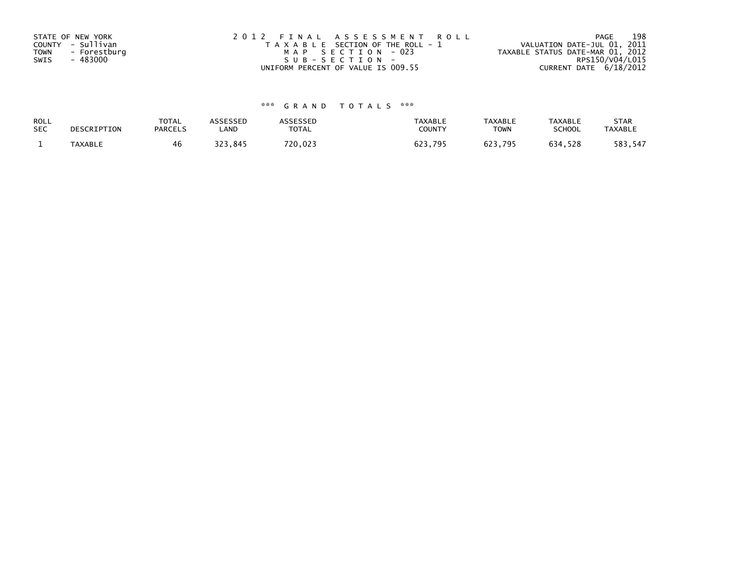STATE OF NEW YORK
COUNTY - Sullivan
TOWN - Forestburg
SWIS - 483000

2012 FINAL ASSESSMENT ROLL
TAXABLE SECTION OF THE ROLL - 1
MAP SECTION - 023
SUB-SECTION -
UNIFORM PERCENT OF VALUE IS 009.55

VALUATION DATE-JUL 01, 2011
TAXABLE STATUS DATE-MAR 01, 2012
RPS150/V04/L015
CURRENT DATE 6/18/2012

*** GRAND TOTALS ***

| ROLL SEC | DESCRIPTION | TOTAL PARCELS | ASSESSED LAND | ASSESSED TOTAL | TAXABLE COUNTY | TAXABLE TOWN | TAXABLE SCHOOL | STAR TAXABLE |
|---|---|---|---|---|---|---|---|---|
| 1 | TAXABLE | 46 | 323,845 | 720,023 | 623,795 | 623,795 | 634,528 | 583,547 |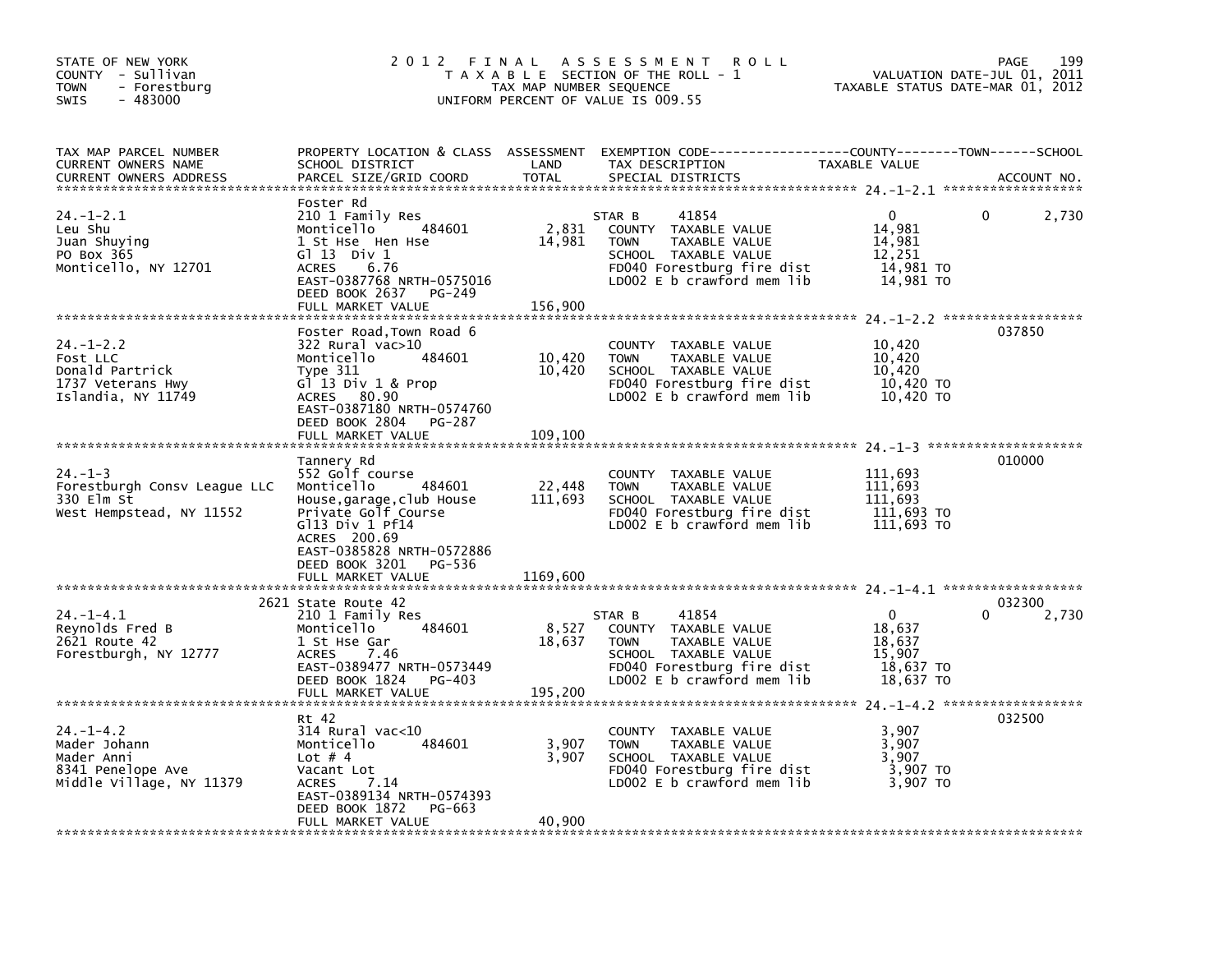STATE OF NEW YORK
COUNTY - Sullivan
TOWN - Forestburg
SWIS - 483000

# 2012 FINAL ASSESSMENT ROLL
TAXABLE SECTION OF THE ROLL - 1
TAX MAP NUMBER SEQUENCE
UNIFORM PERCENT OF VALUE IS 009.55

VALUATION DATE-JUL 01, 2011
TAXABLE STATUS DATE-MAR 01, 2012

| TAX MAP PARCEL NUMBER / CURRENT OWNERS NAME / CURRENT OWNERS ADDRESS | PROPERTY LOCATION & CLASS / SCHOOL DISTRICT / PARCEL SIZE/GRID COORD | ASSESSMENT LAND | TOTAL | EXEMPTION CODE / TAX DESCRIPTION / SPECIAL DISTRICTS | COUNTY TAXABLE VALUE | TOWN | SCHOOL / ACCOUNT NO. |
|---|---|---|---|---|---|---|---|
| 24.-1-2.1 | Foster Rd | | | | | | |
| 24.-1-2.1 | 210 1 Family Res | | | STAR B 41854 | 0 | 0 | 2,730 |
| Leu Shu | Monticello 484601 | 2,831 | | COUNTY TAXABLE VALUE | 14,981 | | |
| Juan Shuying | 1 St Hse Hen Hse | | 14,981 | TOWN TAXABLE VALUE | 14,981 | | |
| PO Box 365 | Gl 13 Div 1 | | | SCHOOL TAXABLE VALUE | 12,251 | | |
| Monticello, NY 12701 | ACRES 6.76 | | | FD040 Forestburg fire dist | 14,981 TO | | |
| | EAST-0387768 NRTH-0575016 | | | LD002 E b crawford mem lib | 14,981 TO | | |
| | DEED BOOK 2637 PG-249 | | | | | | |
| | FULL MARKET VALUE | | 156,900 | | | | |
| 24.-1-2.2 | Foster Road,Town Road 6 | | | | | | 037850 |
| 24.-1-2.2 | 322 Rural vac>10 | | | COUNTY TAXABLE VALUE | 10,420 | | |
| Fost LLC | Monticello 484601 | 10,420 | | TOWN TAXABLE VALUE | 10,420 | | |
| Donald Partrick | Type 311 | | 10,420 | SCHOOL TAXABLE VALUE | 10,420 | | |
| 1737 Veterans Hwy | Gl 13 Div 1 & Prop | | | FD040 Forestburg fire dist | 10,420 TO | | |
| Islandia, NY 11749 | ACRES 80.90 | | | LD002 E b crawford mem lib | 10,420 TO | | |
| | EAST-0387180 NRTH-0574760 | | | | | | |
| | DEED BOOK 2804 PG-287 | | | | | | |
| | FULL MARKET VALUE | | 109,100 | | | | |
| 24.-1-3 | Tannery Rd | | | | | | 010000 |
| 24.-1-3 | 552 Golf course | | | COUNTY TAXABLE VALUE | 111,693 | | |
| Forestburgh Consv League LLC | Monticello 484601 | 22,448 | | TOWN TAXABLE VALUE | 111,693 | | |
| 330 Elm St | House,garage,club House | | 111,693 | SCHOOL TAXABLE VALUE | 111,693 | | |
| West Hempstead, NY 11552 | Private Golf Course | | | FD040 Forestburg fire dist | 111,693 TO | | |
| | Gl13 Div 1 Pf14 | | | LD002 E b crawford mem lib | 111,693 TO | | |
| | ACRES 200.69 | | | | | | |
| | EAST-0385828 NRTH-0572886 | | | | | | |
| | DEED BOOK 3201 PG-536 | | | | | | |
| | FULL MARKET VALUE | | 1169,600 | | | | |
| 24.-1-4.1 | 2621 State Route 42 | | | | | | 032300 |
| 24.-1-4.1 | 210 1 Family Res | | | STAR B 41854 | 0 | 0 | 2,730 |
| Reynolds Fred B | Monticello 484601 | 8,527 | | COUNTY TAXABLE VALUE | 18,637 | | |
| 2621 Route 42 | 1 St Hse Gar | | 18,637 | TOWN TAXABLE VALUE | 18,637 | | |
| Forestburgh, NY 12777 | ACRES 7.46 | | | SCHOOL TAXABLE VALUE | 15,907 | | |
| | EAST-0389477 NRTH-0573449 | | | FD040 Forestburg fire dist | 18,637 TO | | |
| | DEED BOOK 1824 PG-403 | | | LD002 E b crawford mem lib | 18,637 TO | | |
| | FULL MARKET VALUE | | 195,200 | | | | |
| 24.-1-4.2 | Rt 42 | | | | | | 032500 |
| 24.-1-4.2 | 314 Rural vac<10 | | | COUNTY TAXABLE VALUE | 3,907 | | |
| Mader Johann | Monticello 484601 | 3,907 | | TOWN TAXABLE VALUE | 3,907 | | |
| Mader Anni | Lot # 4 | | 3,907 | SCHOOL TAXABLE VALUE | 3,907 | | |
| 8341 Penelope Ave | Vacant Lot | | | FD040 Forestburg fire dist | 3,907 TO | | |
| Middle Village, NY 11379 | ACRES 7.14 | | | LD002 E b crawford mem lib | 3,907 TO | | |
| | EAST-0389134 NRTH-0574393 | | | | | | |
| | DEED BOOK 1872 PG-663 | | | | | | |
| | FULL MARKET VALUE | | 40,900 | | | | |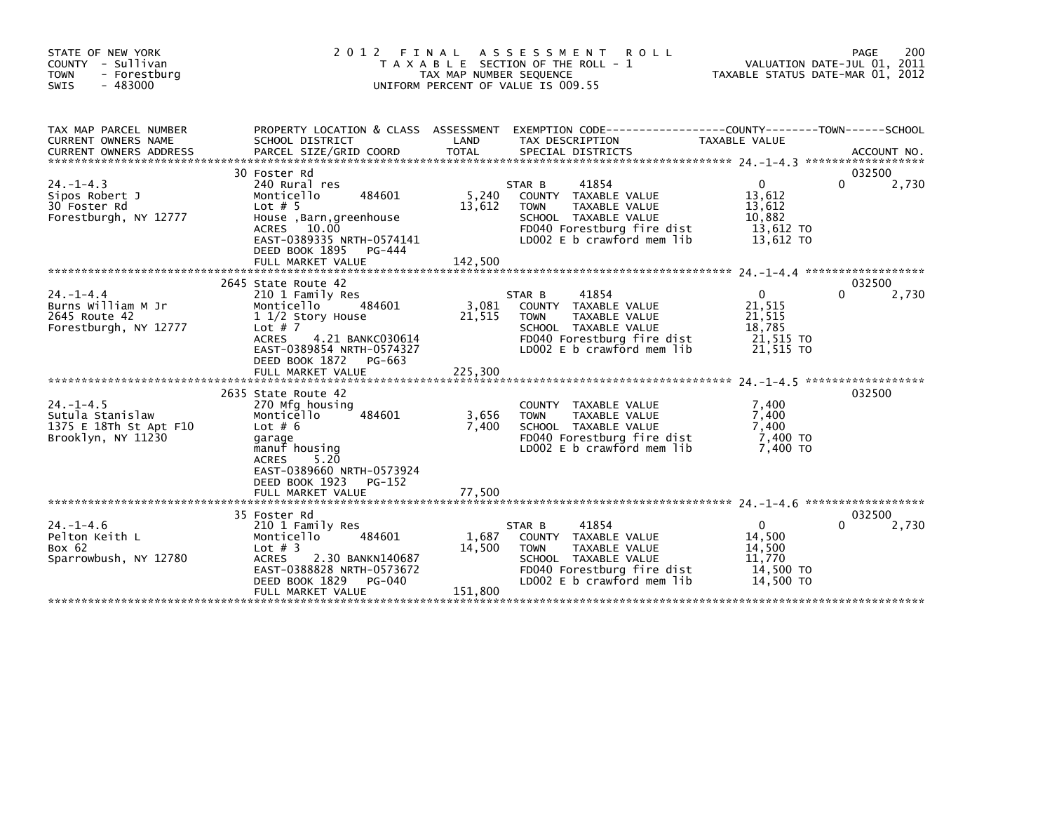STATE OF NEW YORK
COUNTY - Sullivan
TOWN - Forestburg
SWIS - 483000

# 2012 FINAL ASSESSMENT ROLL
TAXABLE SECTION OF THE ROLL - 1
TAX MAP NUMBER SEQUENCE
UNIFORM PERCENT OF VALUE IS 009.55

VALUATION DATE-JUL 01, 2011
TAXABLE STATUS DATE-MAR 01, 2012

| TAX MAP PARCEL NUMBER / CURRENT OWNERS NAME / CURRENT OWNERS ADDRESS | PROPERTY LOCATION & CLASS / SCHOOL DISTRICT / PARCEL SIZE/GRID COORD | ASSESSMENT LAND / TOTAL | EXEMPTION CODE / TAX DESCRIPTION / SPECIAL DISTRICTS | COUNTY / TOWN TAXABLE VALUE | SCHOOL / ACCOUNT NO. |
|---|---|---|---|---|---|
| 24.-1-4.3 | 30 Foster Rd | | | | 032500 |
| | 240 Rural res | | STAR B 41854 | 0 | 0 2,730 |
| Sipos Robert J | Monticello 484601 | 5,240 | COUNTY TAXABLE VALUE | 13,612 | |
| 30 Foster Rd | Lot # 5 | 13,612 | TOWN TAXABLE VALUE | 13,612 | |
| Forestburgh, NY 12777 | House ,Barn,greenhouse | | SCHOOL TAXABLE VALUE | 10,882 | |
| | ACRES 10.00 | | FD040 Forestburg fire dist | 13,612 TO | |
| | EAST-0389335 NRTH-0574141 | | LD002 E b crawford mem lib | 13,612 TO | |
| | DEED BOOK 1895 PG-444 | | | | |
| | FULL MARKET VALUE | 142,500 | | | |
| 24.-1-4.4 | 2645 State Route 42 | | | | 032500 |
| | 210 1 Family Res | | STAR B 41854 | 0 | 0 2,730 |
| Burns William M Jr | Monticello 484601 | 3,081 | COUNTY TAXABLE VALUE | 21,515 | |
| 2645 Route 42 | 1 1/2 Story House | 21,515 | TOWN TAXABLE VALUE | 21,515 | |
| Forestburgh, NY 12777 | Lot # 7 | | SCHOOL TAXABLE VALUE | 18,785 | |
| | ACRES 4.21 BANKC030614 | | FD040 Forestburg fire dist | 21,515 TO | |
| | EAST-0389854 NRTH-0574327 | | LD002 E b crawford mem lib | 21,515 TO | |
| | DEED BOOK 1872 PG-663 | | | | |
| | FULL MARKET VALUE | 225,300 | | | |
| 24.-1-4.5 | 2635 State Route 42 | | | | 032500 |
| | 270 Mfg housing | | COUNTY TAXABLE VALUE | 7,400 | |
| Sutula Stanislaw | Monticello 484601 | 3,656 | TOWN TAXABLE VALUE | 7,400 | |
| 1375 E 18Th St Apt F10 | Lot # 6 | 7,400 | SCHOOL TAXABLE VALUE | 7,400 | |
| Brooklyn, NY 11230 | garage | | FD040 Forestburg fire dist | 7,400 TO | |
| | manuf housing | | LD002 E b crawford mem lib | 7,400 TO | |
| | ACRES 5.20 | | | | |
| | EAST-0389660 NRTH-0573924 | | | | |
| | DEED BOOK 1923 PG-152 | | | | |
| | FULL MARKET VALUE | 77,500 | | | |
| 24.-1-4.6 | 35 Foster Rd | | | | 032500 |
| | 210 1 Family Res | | STAR B 41854 | 0 | 0 2,730 |
| Pelton Keith L | Monticello 484601 | 1,687 | COUNTY TAXABLE VALUE | 14,500 | |
| Box 62 | Lot # 3 | 14,500 | TOWN TAXABLE VALUE | 14,500 | |
| Sparrowbush, NY 12780 | ACRES 2.30 BANKN140687 | | SCHOOL TAXABLE VALUE | 11,770 | |
| | EAST-0388828 NRTH-0573672 | | FD040 Forestburg fire dist | 14,500 TO | |
| | DEED BOOK 1829 PG-040 | | LD002 E b crawford mem lib | 14,500 TO | |
| | FULL MARKET VALUE | 151,800 | | | |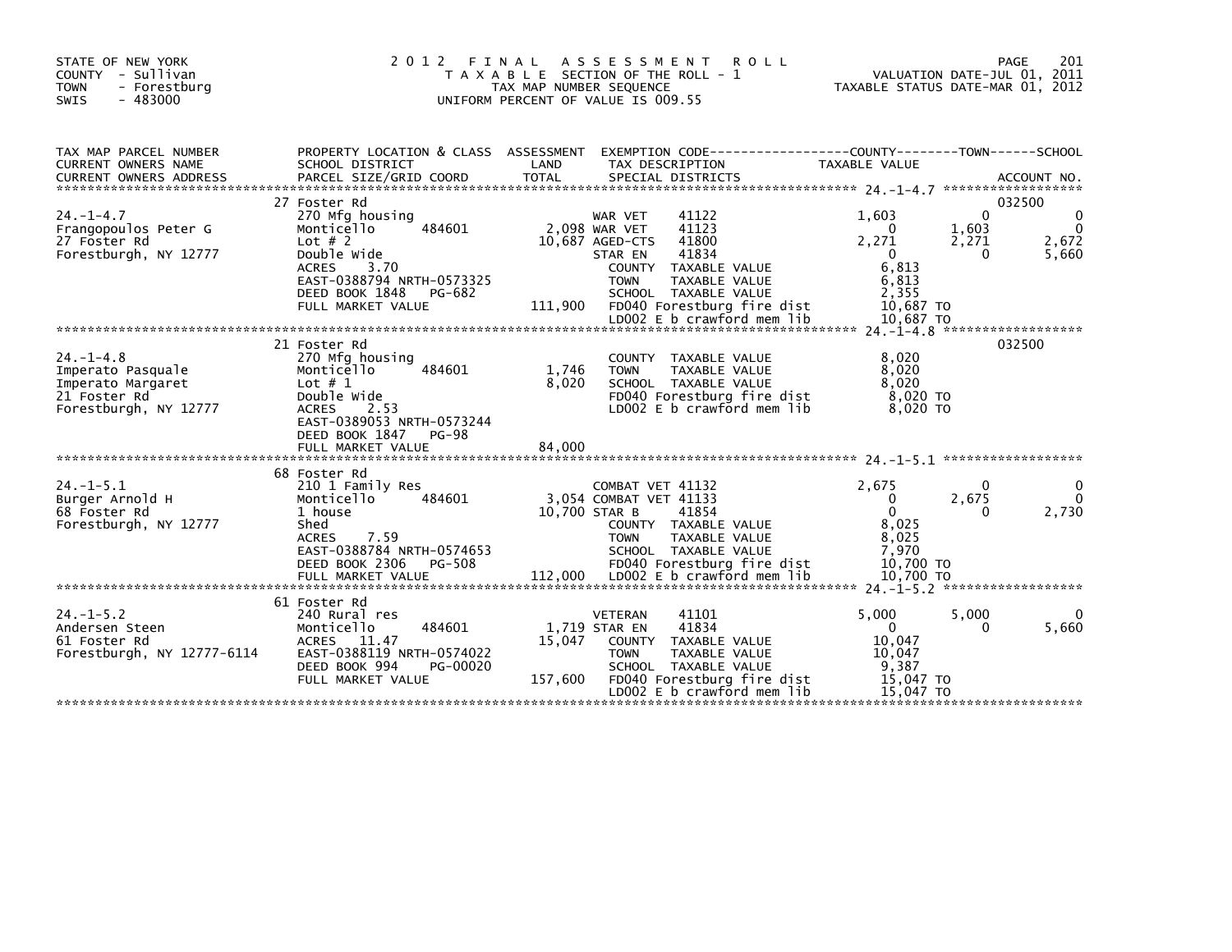STATE OF NEW YORK
COUNTY - Sullivan
TOWN - Forestburg
SWIS - 483000

# 2012 FINAL ASSESSMENT ROLL

TAXABLE SECTION OF THE ROLL - 1
TAX MAP NUMBER SEQUENCE
UNIFORM PERCENT OF VALUE IS 009.55

VALUATION DATE-JUL 01, 2011
TAXABLE STATUS DATE-MAR 01, 2012

| TAX MAP PARCEL NUMBER / CURRENT OWNERS NAME / CURRENT OWNERS ADDRESS | PROPERTY LOCATION & CLASS / SCHOOL DISTRICT / PARCEL SIZE/GRID COORD | ASSESSMENT LAND / TOTAL | EXEMPTION CODE / TAX DESCRIPTION / SPECIAL DISTRICTS | COUNTY TAXABLE VALUE | TOWN | SCHOOL / ACCOUNT NO. |
|---|---|---|---|---|---|---|
| 24.-1-4.7 | 27 Foster Rd | | | | | 032500 |
| Frangopoulos Peter G | 270 Mfg housing | | WAR VET 41122 | 1,603 | 0 | 0 |
| 27 Foster Rd | Monticello 484601 | 2,098 | WAR VET 41123 | 0 | 1,603 | 0 |
| Forestburgh, NY 12777 | Lot # 2 | 10,687 | AGED-CTS 41800 | 2,271 | 2,271 | 2,672 |
| | Double Wide | | STAR EN 41834 | 0 | 0 | 5,660 |
| | ACRES 3.70 | | COUNTY TAXABLE VALUE | 6,813 | | |
| | EAST-0388794 NRTH-0573325 | | TOWN TAXABLE VALUE | 6,813 | | |
| | DEED BOOK 1848 PG-682 | | SCHOOL TAXABLE VALUE | 2,355 | | |
| | FULL MARKET VALUE | 111,900 | FD040 Forestburg fire dist | 10,687 TO | | |
| | | | LD002 E b crawford mem lib | 10,687 TO | | |
| 24.-1-4.8 | 21 Foster Rd | | | | | 032500 |
| Imperato Pasquale | 270 Mfg housing | | COUNTY TAXABLE VALUE | 8,020 | | |
| Imperato Margaret | Monticello 484601 | 1,746 | TOWN TAXABLE VALUE | 8,020 | | |
| 21 Foster Rd | Lot # 1 | 8,020 | SCHOOL TAXABLE VALUE | 8,020 | | |
| Forestburgh, NY 12777 | Double Wide | | FD040 Forestburg fire dist | 8,020 TO | | |
| | ACRES 2.53 | | LD002 E b crawford mem lib | 8,020 TO | | |
| | EAST-0389053 NRTH-0573244 | | | | | |
| | DEED BOOK 1847 PG-98 | | | | | |
| | FULL MARKET VALUE | 84,000 | | | | |
| 24.-1-5.1 | 68 Foster Rd | | | | | |
| Burger Arnold H | 210 1 Family Res | | COMBAT VET 41132 | 2,675 | 0 | 0 |
| 68 Foster Rd | Monticello 484601 | 3,054 | COMBAT VET 41133 | 0 | 2,675 | 0 |
| Forestburgh, NY 12777 | 1 house | 10,700 | STAR B 41854 | 0 | 0 | 2,730 |
| | Shed | | COUNTY TAXABLE VALUE | 8,025 | | |
| | ACRES 7.59 | | TOWN TAXABLE VALUE | 8,025 | | |
| | EAST-0388784 NRTH-0574653 | | SCHOOL TAXABLE VALUE | 7,970 | | |
| | DEED BOOK 2306 PG-508 | | FD040 Forestburg fire dist | 10,700 TO | | |
| | FULL MARKET VALUE | 112,000 | LD002 E b crawford mem lib | 10,700 TO | | |
| 24.-1-5.2 | 61 Foster Rd | | | | | |
| Andersen Steen | 240 Rural res | | VETERAN 41101 | 5,000 | 5,000 | 0 |
| 61 Foster Rd | Monticello 484601 | 1,719 | STAR EN 41834 | 0 | 0 | 5,660 |
| Forestburgh, NY 12777-6114 | ACRES 11.47 | 15,047 | COUNTY TAXABLE VALUE | 10,047 | | |
| | EAST-0388119 NRTH-0574022 | | TOWN TAXABLE VALUE | 10,047 | | |
| | DEED BOOK 994 PG-00020 | | SCHOOL TAXABLE VALUE | 9,387 | | |
| | FULL MARKET VALUE | 157,600 | FD040 Forestburg fire dist | 15,047 TO | | |
| | | | LD002 E b crawford mem lib | 15,047 TO | | |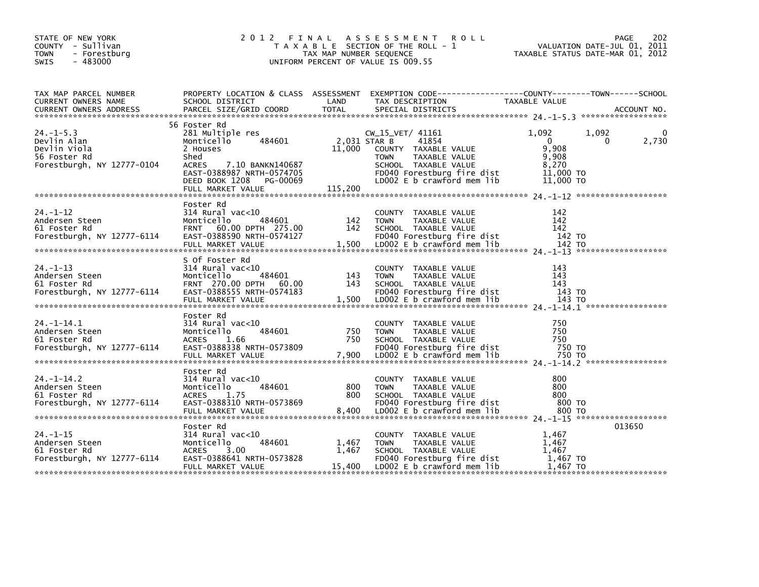STATE OF NEW YORK
COUNTY - Sullivan
TOWN - Forestburg
SWIS - 483000

# 2012 FINAL ASSESSMENT ROLL

TAXABLE SECTION OF THE ROLL - 1
TAX MAP NUMBER SEQUENCE
UNIFORM PERCENT OF VALUE IS 009.55

VALUATION DATE-JUL 01, 2011
TAXABLE STATUS DATE-MAR 01, 2012

| TAX MAP PARCEL NUMBER / CURRENT OWNERS NAME / CURRENT OWNERS ADDRESS | PROPERTY LOCATION & CLASS / SCHOOL DISTRICT / PARCEL SIZE/GRID COORD | ASSESSMENT LAND / TOTAL | EXEMPTION CODE / TAX DESCRIPTION / SPECIAL DISTRICTS | COUNTY TAXABLE VALUE | TOWN | SCHOOL | ACCOUNT NO. |
|---|---|---|---|---|---|---|---|
| 24.-1-5.3 | 56 Foster Rd | | | | | | |
| | 281 Multiple res | | CW_15_VET/ 41161 | 1,092 | 1,092 | 0 | |
| Devlin Alan | Monticello 484601 | 2,031 | STAR B 41854 | 0 | 0 | 2,730 | |
| Devlin Viola | 2 Houses | 11,000 | COUNTY TAXABLE VALUE | 9,908 | | | |
| 56 Foster Rd | Shed | | TOWN TAXABLE VALUE | 9,908 | | | |
| Forestburgh, NY 12777-0104 | ACRES 7.10 BANKN140687 | | SCHOOL TAXABLE VALUE | 8,270 | | | |
| | EAST-0388987 NRTH-0574705 | | FD040 Forestburg fire dist | 11,000 TO | | | |
| | DEED BOOK 1208 PG-00069 | | LD002 E b crawford mem lib | 11,000 TO | | | |
| | FULL MARKET VALUE | 115,200 | | | | | |
| 24.-1-12 | Foster Rd | | | | | | |
| | 314 Rural vac<10 | | COUNTY TAXABLE VALUE | 142 | | | |
| Andersen Steen | Monticello 484601 | 142 | TOWN TAXABLE VALUE | 142 | | | |
| 61 Foster Rd | FRNT 60.00 DPTH 275.00 | 142 | SCHOOL TAXABLE VALUE | 142 | | | |
| Forestburgh, NY 12777-6114 | EAST-0388590 NRTH-0574127 | | FD040 Forestburg fire dist | 142 TO | | | |
| | FULL MARKET VALUE | 1,500 | LD002 E b crawford mem lib | 142 TO | | | |
| 24.-1-13 | S Of Foster Rd | | | | | | |
| | 314 Rural vac<10 | | COUNTY TAXABLE VALUE | 143 | | | |
| Andersen Steen | Monticello 484601 | 143 | TOWN TAXABLE VALUE | 143 | | | |
| 61 Foster Rd | FRNT 270.00 DPTH 60.00 | 143 | SCHOOL TAXABLE VALUE | 143 | | | |
| Forestburgh, NY 12777-6114 | EAST-0388555 NRTH-0574183 | | FD040 Forestburg fire dist | 143 TO | | | |
| | FULL MARKET VALUE | 1,500 | LD002 E b crawford mem lib | 143 TO | | | |
| 24.-1-14.1 | Foster Rd | | | | | | |
| | 314 Rural vac<10 | | COUNTY TAXABLE VALUE | 750 | | | |
| Andersen Steen | Monticello 484601 | 750 | TOWN TAXABLE VALUE | 750 | | | |
| 61 Foster Rd | ACRES 1.66 | 750 | SCHOOL TAXABLE VALUE | 750 | | | |
| Forestburgh, NY 12777-6114 | EAST-0388338 NRTH-0573809 | | FD040 Forestburg fire dist | 750 TO | | | |
| | FULL MARKET VALUE | 7,900 | LD002 E b crawford mem lib | 750 TO | | | |
| 24.-1-14.2 | Foster Rd | | | | | | |
| | 314 Rural vac<10 | | COUNTY TAXABLE VALUE | 800 | | | |
| Andersen Steen | Monticello 484601 | 800 | TOWN TAXABLE VALUE | 800 | | | |
| 61 Foster Rd | ACRES 1.75 | 800 | SCHOOL TAXABLE VALUE | 800 | | | |
| Forestburgh, NY 12777-6114 | EAST-0388310 NRTH-0573869 | | FD040 Forestburg fire dist | 800 TO | | | |
| | FULL MARKET VALUE | 8,400 | LD002 E b crawford mem lib | 800 TO | | | |
| 24.-1-15 | Foster Rd | | | | | | 013650 |
| | 314 Rural vac<10 | | COUNTY TAXABLE VALUE | 1,467 | | | |
| Andersen Steen | Monticello 484601 | 1,467 | TOWN TAXABLE VALUE | 1,467 | | | |
| 61 Foster Rd | ACRES 3.00 | 1,467 | SCHOOL TAXABLE VALUE | 1,467 | | | |
| Forestburgh, NY 12777-6114 | EAST-0388641 NRTH-0573828 | | FD040 Forestburg fire dist | 1,467 TO | | | |
| | FULL MARKET VALUE | 15,400 | LD002 E b crawford mem lib | 1,467 TO | | | |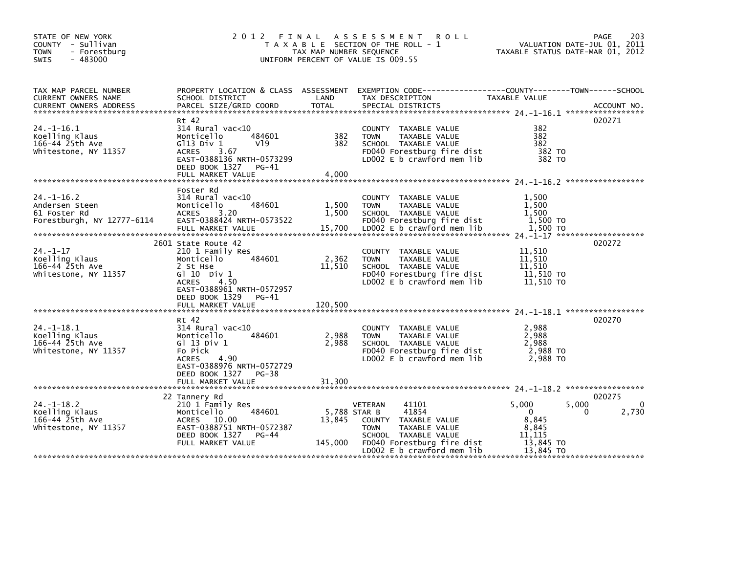STATE OF NEW YORK
COUNTY - Sullivan
TOWN - Forestburg
SWIS - 483000

2012 FINAL ASSESSMENT ROLL
TAXABLE SECTION OF THE ROLL - 1
TAX MAP NUMBER SEQUENCE
UNIFORM PERCENT OF VALUE IS 009.55

VALUATION DATE-JUL 01, 2011
TAXABLE STATUS DATE-MAR 01, 2012

| TAX MAP PARCEL NUMBER / CURRENT OWNERS NAME / CURRENT OWNERS ADDRESS | PROPERTY LOCATION & CLASS / SCHOOL DISTRICT / PARCEL SIZE/GRID COORD | ASSESSMENT LAND / TOTAL | EXEMPTION CODE / TAX DESCRIPTION / SPECIAL DISTRICTS | COUNTY TAXABLE VALUE | TOWN | SCHOOL | ACCOUNT NO. |
|---|---|---|---|---|---|---|---|
| 24.-1-16.1 | Rt 42 | | | | | | 020271 |
| Koelling Klaus | 314 Rural vac<10 | | COUNTY TAXABLE VALUE | 382 | | | |
| 166-44 25th Ave | Monticello 484601 | 382 | TOWN TAXABLE VALUE | 382 | | | |
| Whitestone, NY 11357 | Gl13 Div 1 Vl9 | 382 | SCHOOL TAXABLE VALUE | 382 | | | |
| | ACRES 3.67 | | FD040 Forestburg fire dist | 382 TO | | | |
| | EAST-0388136 NRTH-0573299 | | LD002 E b crawford mem lib | 382 TO | | | |
| | DEED BOOK 1327 PG-41 | | | | | | |
| | FULL MARKET VALUE | 4,000 | | | | | |
| 24.-1-16.2 | Foster Rd | | | | | | |
| Andersen Steen | 314 Rural vac<10 | | COUNTY TAXABLE VALUE | 1,500 | | | |
| 61 Foster Rd | Monticello 484601 | 1,500 | TOWN TAXABLE VALUE | 1,500 | | | |
| Forestburgh, NY 12777-6114 | ACRES 3.20 | 1,500 | SCHOOL TAXABLE VALUE | 1,500 | | | |
| | EAST-0388424 NRTH-0573522 | | FD040 Forestburg fire dist | 1,500 TO | | | |
| | FULL MARKET VALUE | 15,700 | LD002 E b crawford mem lib | 1,500 TO | | | |
| 24.-1-17 | 2601 State Route 42 | | | | | | 020272 |
| Koelling Klaus | 210 1 Family Res | | COUNTY TAXABLE VALUE | 11,510 | | | |
| 166-44 25th Ave | Monticello 484601 | 2,362 | TOWN TAXABLE VALUE | 11,510 | | | |
| Whitestone, NY 11357 | 2 St Hse | 11,510 | SCHOOL TAXABLE VALUE | 11,510 | | | |
| | Gl 10 Div 1 | | FD040 Forestburg fire dist | 11,510 TO | | | |
| | ACRES 4.50 | | LD002 E b crawford mem lib | 11,510 TO | | | |
| | EAST-0388961 NRTH-0572957 | | | | | | |
| | DEED BOOK 1329 PG-41 | | | | | | |
| | FULL MARKET VALUE | 120,500 | | | | | |
| 24.-1-18.1 | Rt 42 | | | | | | 020270 |
| Koelling Klaus | 314 Rural vac<10 | | COUNTY TAXABLE VALUE | 2,988 | | | |
| 166-44 25th Ave | Monticello 484601 | 2,988 | TOWN TAXABLE VALUE | 2,988 | | | |
| Whitestone, NY 11357 | Gl 13 Div 1 | 2,988 | SCHOOL TAXABLE VALUE | 2,988 | | | |
| | Fo Pick | | FD040 Forestburg fire dist | 2,988 TO | | | |
| | ACRES 4.90 | | LD002 E b crawford mem lib | 2,988 TO | | | |
| | EAST-0388976 NRTH-0572729 | | | | | | |
| | DEED BOOK 1327 PG-38 | | | | | | |
| | FULL MARKET VALUE | 31,300 | | | | | |
| 24.-1-18.2 | 22 Tannery Rd | | | | | | 020275 |
| Koelling Klaus | 210 1 Family Res | | VETERAN 41101 | 5,000 | 5,000 | 0 | |
| 166-44 25th Ave | Monticello 484601 | 5,788 | STAR B 41854 | 0 | 0 | 2,730 | |
| Whitestone, NY 11357 | ACRES 10.00 | 13,845 | COUNTY TAXABLE VALUE | 8,845 | | | |
| | EAST-0388751 NRTH-0572387 | | TOWN TAXABLE VALUE | 8,845 | | | |
| | DEED BOOK 1327 PG-44 | | SCHOOL TAXABLE VALUE | 11,115 | | | |
| | FULL MARKET VALUE | 145,000 | FD040 Forestburg fire dist | 13,845 TO | | | |
| | | | LD002 E b crawford mem lib | 13,845 TO | | | |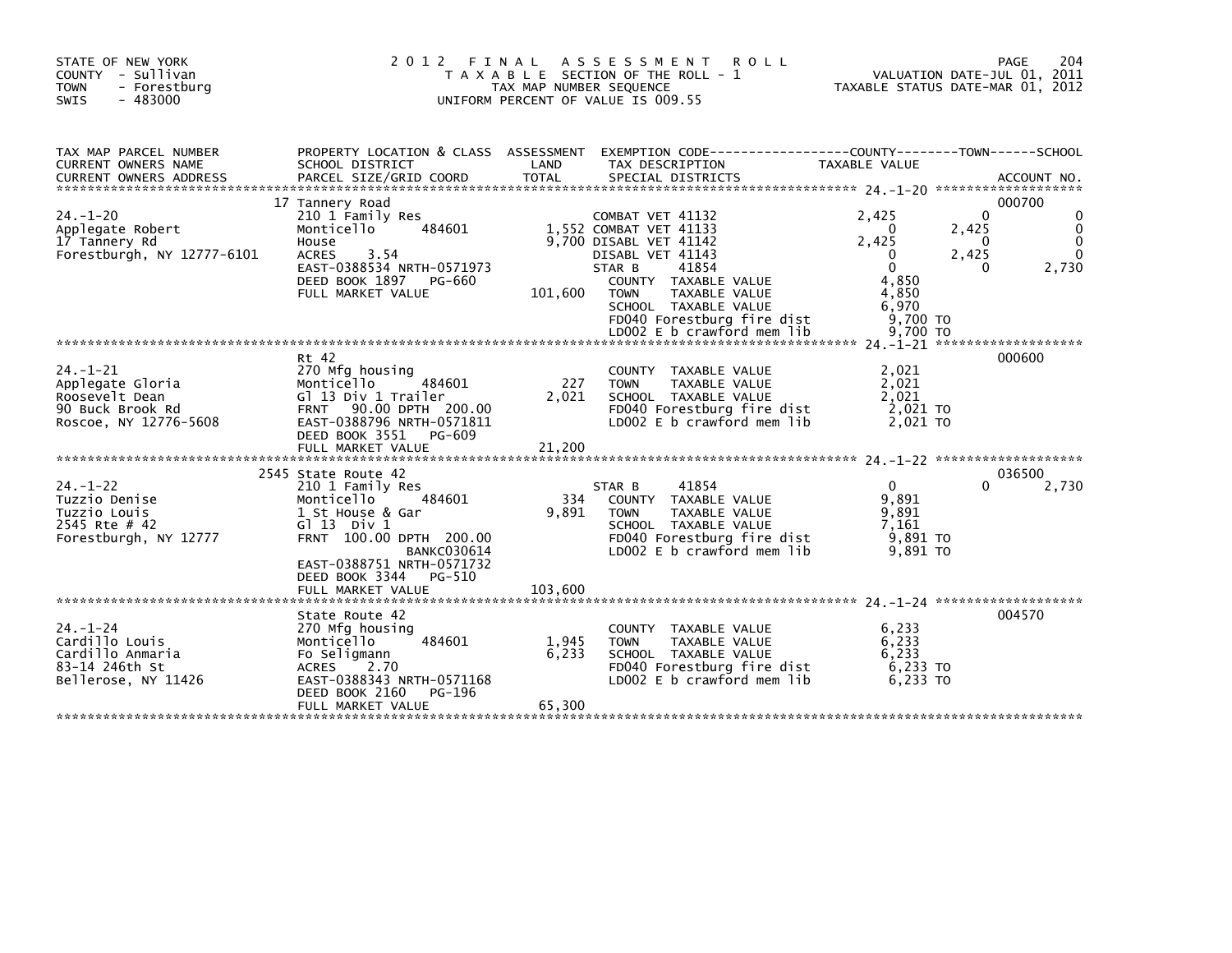STATE OF NEW YORK
COUNTY - Sullivan
TOWN - Forestburg
SWIS - 483000

# 2012 FINAL ASSESSMENT ROLL

TAXABLE SECTION OF THE ROLL - 1
TAX MAP NUMBER SEQUENCE
UNIFORM PERCENT OF VALUE IS 009.55

VALUATION DATE-JUL 01, 2011
TAXABLE STATUS DATE-MAR 01, 2012

| TAX MAP PARCEL NUMBER / CURRENT OWNERS NAME / CURRENT OWNERS ADDRESS | PROPERTY LOCATION & CLASS / SCHOOL DISTRICT / PARCEL SIZE/GRID COORD | ASSESSMENT LAND / TOTAL | EXEMPTION CODE / TAX DESCRIPTION / SPECIAL DISTRICTS | COUNTY TAXABLE VALUE | TOWN | SCHOOL | ACCOUNT NO. |
|---|---|---|---|---|---|---|---|
| **24.-1-20** | 17 Tannery Road | | | | | | 000700 |
| Applegate Robert | 210 1 Family Res | | COMBAT VET 41132 | 2,425 | 0 | 0 | |
| 17 Tannery Rd | Monticello 484601 | 1,552 | COMBAT VET 41133 | 0 | 2,425 | 0 | |
| Forestburgh, NY 12777-6101 | House | 9,700 | DISABL VET 41142 | 2,425 | 0 | 0 | |
| | ACRES 3.54 | | DISABL VET 41143 | 0 | 2,425 | 0 | |
| | EAST-0388534 NRTH-0571973 | | STAR B 41854 | 0 | 0 | 2,730 | |
| | DEED BOOK 1897 PG-660 | | COUNTY TAXABLE VALUE | 4,850 | | | |
| | FULL MARKET VALUE | 101,600 | TOWN TAXABLE VALUE | 4,850 | | | |
| | | | SCHOOL TAXABLE VALUE | 6,970 | | | |
| | | | FD040 Forestburg fire dist | 9,700 TO | | | |
| | | | LD002 E b crawford mem lib | 9,700 TO | | | |
| **24.-1-21** | Rt 42 | | | | | | 000600 |
| Applegate Gloria | 270 Mfg housing | | COUNTY TAXABLE VALUE | 2,021 | | | |
| Roosevelt Dean | Monticello 484601 | 227 | TOWN TAXABLE VALUE | 2,021 | | | |
| 90 Buck Brook Rd | Gl 13 Div 1 Trailer | 2,021 | SCHOOL TAXABLE VALUE | 2,021 | | | |
| Roscoe, NY 12776-5608 | FRNT 90.00 DPTH 200.00 | | FD040 Forestburg fire dist | 2,021 TO | | | |
| | EAST-0388796 NRTH-0571811 | | LD002 E b crawford mem lib | 2,021 TO | | | |
| | DEED BOOK 3551 PG-609 | | | | | | |
| | FULL MARKET VALUE | 21,200 | | | | | |
| **24.-1-22** | 2545 State Route 42 | | | | | | 036500 |
| Tuzzio Denise | 210 1 Family Res | | STAR B 41854 | 0 | 0 | 2,730 | |
| Tuzzio Louis | Monticello 484601 | 334 | COUNTY TAXABLE VALUE | 9,891 | | | |
| 2545 Rte # 42 | 1 St House & Gar | 9,891 | TOWN TAXABLE VALUE | 9,891 | | | |
| Forestburgh, NY 12777 | Gl 13 Div 1 | | SCHOOL TAXABLE VALUE | 7,161 | | | |
| | FRNT 100.00 DPTH 200.00 | | FD040 Forestburg fire dist | 9,891 TO | | | |
| | BANKC030614 | | LD002 E b crawford mem lib | 9,891 TO | | | |
| | EAST-0388751 NRTH-0571732 | | | | | | |
| | DEED BOOK 3344 PG-510 | | | | | | |
| | FULL MARKET VALUE | 103,600 | | | | | |
| **24.-1-24** | State Route 42 | | | | | | 004570 |
| Cardillo Louis | 270 Mfg housing | | COUNTY TAXABLE VALUE | 6,233 | | | |
| Cardillo Anmaria | Monticello 484601 | 1,945 | TOWN TAXABLE VALUE | 6,233 | | | |
| 83-14 246th St | Fo Seligmann | 6,233 | SCHOOL TAXABLE VALUE | 6,233 | | | |
| Bellerose, NY 11426 | ACRES 2.70 | | FD040 Forestburg fire dist | 6,233 TO | | | |
| | EAST-0388343 NRTH-0571168 | | LD002 E b crawford mem lib | 6,233 TO | | | |
| | DEED BOOK 2160 PG-196 | | | | | | |
| | FULL MARKET VALUE | 65,300 | | | | | |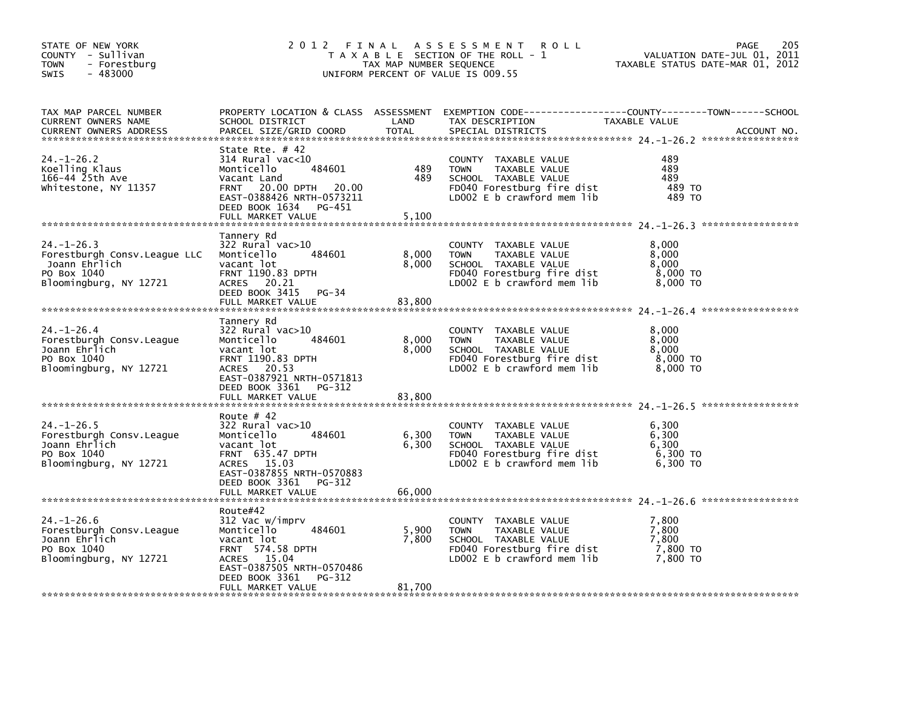STATE OF NEW YORK
COUNTY - Sullivan
TOWN - Forestburg
SWIS - 483000

# 2012 FINAL ASSESSMENT ROLL

TAXABLE SECTION OF THE ROLL - 1
TAX MAP NUMBER SEQUENCE
UNIFORM PERCENT OF VALUE IS 009.55

VALUATION DATE-JUL 01, 2011
TAXABLE STATUS DATE-MAR 01, 2012

| TAX MAP PARCEL NUMBER / CURRENT OWNERS NAME / CURRENT OWNERS ADDRESS | PROPERTY LOCATION & CLASS / SCHOOL DISTRICT / PARCEL SIZE/GRID COORD | ASSESSMENT LAND | TOTAL | EXEMPTION CODE / TAX DESCRIPTION / SPECIAL DISTRICTS | TAXABLE VALUE (COUNTY / TOWN / SCHOOL) | ACCOUNT NO. |
|---|---|---|---|---|---|---|
| 24.-1-26.2 | State Rte. # 42 | | | | | |
| Koelling Klaus | 314 Rural vac<10 | | | COUNTY TAXABLE VALUE | 489 | |
| 166-44 25th Ave | Monticello 484601 | 489 | | TOWN TAXABLE VALUE | 489 | |
| Whitestone, NY 11357 | Vacant Land | | 489 | SCHOOL TAXABLE VALUE | 489 | |
| | FRNT 20.00 DPTH 20.00 | | | FD040 Forestburg fire dist | 489 TO | |
| | EAST-0388426 NRTH-0573211 | | | LD002 E b crawford mem lib | 489 TO | |
| | DEED BOOK 1634 PG-451 | | | | | |
| | FULL MARKET VALUE | | 5,100 | | | |
| 24.-1-26.3 | Tannery Rd | | | | | |
| Forestburgh Consv.League LLC | 322 Rural vac>10 | | | COUNTY TAXABLE VALUE | 8,000 | |
| Joann Ehrlich | Monticello 484601 | 8,000 | | TOWN TAXABLE VALUE | 8,000 | |
| PO Box 1040 | vacant lot | | 8,000 | SCHOOL TAXABLE VALUE | 8,000 | |
| Bloomingburg, NY 12721 | FRNT 1190.83 DPTH | | | FD040 Forestburg fire dist | 8,000 TO | |
| | ACRES 20.21 | | | LD002 E b crawford mem lib | 8,000 TO | |
| | DEED BOOK 3415 PG-34 | | | | | |
| | FULL MARKET VALUE | | 83,800 | | | |
| 24.-1-26.4 | Tannery Rd | | | | | |
| Forestburgh Consv.League | 322 Rural vac>10 | | | COUNTY TAXABLE VALUE | 8,000 | |
| Joann Ehrlich | Monticello 484601 | 8,000 | | TOWN TAXABLE VALUE | 8,000 | |
| PO Box 1040 | vacant lot | | 8,000 | SCHOOL TAXABLE VALUE | 8,000 | |
| Bloomingburg, NY 12721 | FRNT 1190.83 DPTH | | | FD040 Forestburg fire dist | 8,000 TO | |
| | ACRES 20.53 | | | LD002 E b crawford mem lib | 8,000 TO | |
| | EAST-0387921 NRTH-0571813 | | | | | |
| | DEED BOOK 3361 PG-312 | | | | | |
| | FULL MARKET VALUE | | 83,800 | | | |
| 24.-1-26.5 | Route # 42 | | | | | |
| Forestburgh Consv.League | 322 Rural vac>10 | | | COUNTY TAXABLE VALUE | 6,300 | |
| Joann Ehrlich | Monticello 484601 | 6,300 | | TOWN TAXABLE VALUE | 6,300 | |
| PO Box 1040 | vacant lot | | 6,300 | SCHOOL TAXABLE VALUE | 6,300 | |
| Bloomingburg, NY 12721 | FRNT 635.47 DPTH | | | FD040 Forestburg fire dist | 6,300 TO | |
| | ACRES 15.03 | | | LD002 E b crawford mem lib | 6,300 TO | |
| | EAST-0387855 NRTH-0570883 | | | | | |
| | DEED BOOK 3361 PG-312 | | | | | |
| | FULL MARKET VALUE | | 66,000 | | | |
| 24.-1-26.6 | Route#42 | | | | | |
| Forestburgh Consv.League | 312 Vac w/imprv | | | COUNTY TAXABLE VALUE | 7,800 | |
| Joann Ehrlich | Monticello 484601 | 5,900 | | TOWN TAXABLE VALUE | 7,800 | |
| PO Box 1040 | vacant lot | | 7,800 | SCHOOL TAXABLE VALUE | 7,800 | |
| Bloomingburg, NY 12721 | FRNT 574.58 DPTH | | | FD040 Forestburg fire dist | 7,800 TO | |
| | ACRES 15.04 | | | LD002 E b crawford mem lib | 7,800 TO | |
| | EAST-0387505 NRTH-0570486 | | | | | |
| | DEED BOOK 3361 PG-312 | | | | | |
| | FULL MARKET VALUE | | 81,700 | | | |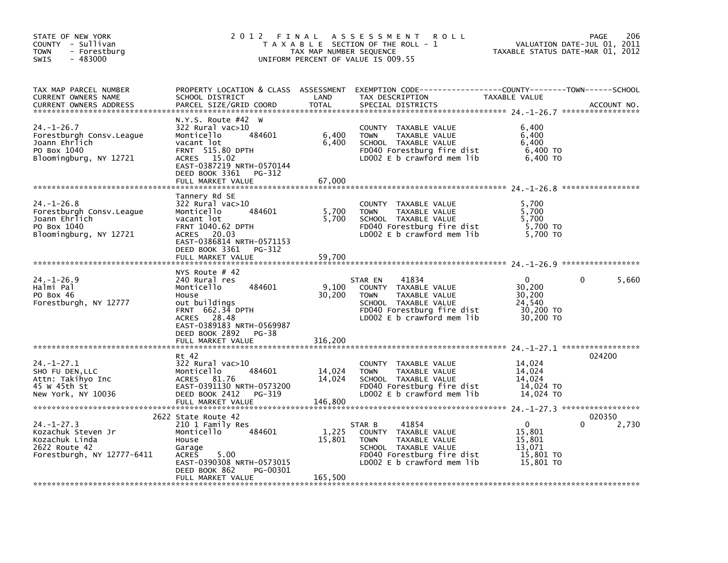STATE OF NEW YORK
COUNTY - Sullivan
TOWN - Forestburg
SWIS - 483000

# 2012 FINAL ASSESSMENT ROLL
TAXABLE SECTION OF THE ROLL - 1
TAX MAP NUMBER SEQUENCE
UNIFORM PERCENT OF VALUE IS 009.55

VALUATION DATE-JUL 01, 2011
TAXABLE STATUS DATE-MAR 01, 2012

| TAX MAP PARCEL NUMBER / CURRENT OWNERS NAME / CURRENT OWNERS ADDRESS | PROPERTY LOCATION & CLASS / SCHOOL DISTRICT / PARCEL SIZE/GRID COORD | ASSESSMENT LAND | TOTAL | EXEMPTION CODE / TAX DESCRIPTION / SPECIAL DISTRICTS | COUNTY TAXABLE VALUE | TOWN | SCHOOL | ACCOUNT NO. |
|---|---|---|---|---|---|---|---|---|
| 24.-1-26.7 | N.Y.S. Route #42 W | | | | | | | |
| Forestburgh Consv.League | 322 Rural vac>10 | | | COUNTY TAXABLE VALUE | 6,400 | | | |
| Joann Ehrlich | Monticello 484601 | 6,400 | | TOWN TAXABLE VALUE | 6,400 | | | |
| PO Box 1040 | vacant lot | | 6,400 | SCHOOL TAXABLE VALUE | 6,400 | | | |
| Bloomingburg, NY 12721 | FRNT 515.80 DPTH | | | FD040 Forestburg fire dist | 6,400 TO | | | |
| | ACRES 15.02 | | | LD002 E b crawford mem lib | 6,400 TO | | | |
| | EAST-0387219 NRTH-0570144 | | | | | | | |
| | DEED BOOK 3361 PG-312 | | | | | | | |
| | FULL MARKET VALUE | | 67,000 | | | | | |
| 24.-1-26.8 | Tannery Rd SE | | | | | | | |
| Forestburgh Consv.League | 322 Rural vac>10 | | | COUNTY TAXABLE VALUE | 5,700 | | | |
| Joann Ehrlich | Monticello 484601 | 5,700 | | TOWN TAXABLE VALUE | 5,700 | | | |
| PO Box 1040 | vacant lot | | 5,700 | SCHOOL TAXABLE VALUE | 5,700 | | | |
| Bloomingburg, NY 12721 | FRNT 1040.62 DPTH | | | FD040 Forestburg fire dist | 5,700 TO | | | |
| | ACRES 20.03 | | | LD002 E b crawford mem lib | 5,700 TO | | | |
| | EAST-0386814 NRTH-0571153 | | | | | | | |
| | DEED BOOK 3361 PG-312 | | | | | | | |
| | FULL MARKET VALUE | | 59,700 | | | | | |
| 24.-1-26.9 | NYS Route # 42 | | | | | | | |
| Halmi Pal | 240 Rural res | | | STAR EN 41834 | 0 | 0 | 5,660 | |
| PO Box 46 | Monticello 484601 | 9,100 | | COUNTY TAXABLE VALUE | 30,200 | | | |
| Forestburgh, NY 12777 | House | | 30,200 | TOWN TAXABLE VALUE | 30,200 | | | |
| | out buildings | | | SCHOOL TAXABLE VALUE | 24,540 | | | |
| | FRNT 662.34 DPTH | | | FD040 Forestburg fire dist | 30,200 TO | | | |
| | ACRES 28.48 | | | LD002 E b crawford mem lib | 30,200 TO | | | |
| | EAST-0389183 NRTH-0569987 | | | | | | | |
| | DEED BOOK 2892 PG-38 | | | | | | | |
| | FULL MARKET VALUE | | 316,200 | | | | | |
| 24.-1-27.1 | Rt 42 | | | | | | | 024200 |
| SHO FU DEN,LLC | 322 Rural vac>10 | | | COUNTY TAXABLE VALUE | 14,024 | | | |
| Attn: Takihyo Inc | Monticello 484601 | 14,024 | | TOWN TAXABLE VALUE | 14,024 | | | |
| 45 W 45th St | ACRES 81.76 | | 14,024 | SCHOOL TAXABLE VALUE | 14,024 | | | |
| New York, NY 10036 | EAST-0391130 NRTH-0573200 | | | FD040 Forestburg fire dist | 14,024 TO | | | |
| | DEED BOOK 2412 PG-319 | | | LD002 E b crawford mem lib | 14,024 TO | | | |
| | FULL MARKET VALUE | | 146,800 | | | | | |
| 24.-1-27.3 | 2622 State Route 42 | | | | | | | 020350 |
| Kozachuk Steven Jr | 210 1 Family Res | | | STAR B 41854 | 0 | 0 | 2,730 | |
| Kozachuk Linda | Monticello 484601 | 1,225 | | COUNTY TAXABLE VALUE | 15,801 | | | |
| 2622 Route 42 | House | | 15,801 | TOWN TAXABLE VALUE | 15,801 | | | |
| Forestburgh, NY 12777-6411 | Garage | | | SCHOOL TAXABLE VALUE | 13,071 | | | |
| | ACRES 5.00 | | | FD040 Forestburg fire dist | 15,801 TO | | | |
| | EAST-0390308 NRTH-0573015 | | | LD002 E b crawford mem lib | 15,801 TO | | | |
| | DEED BOOK 862 PG-00301 | | | | | | | |
| | FULL MARKET VALUE | | 165,500 | | | | | |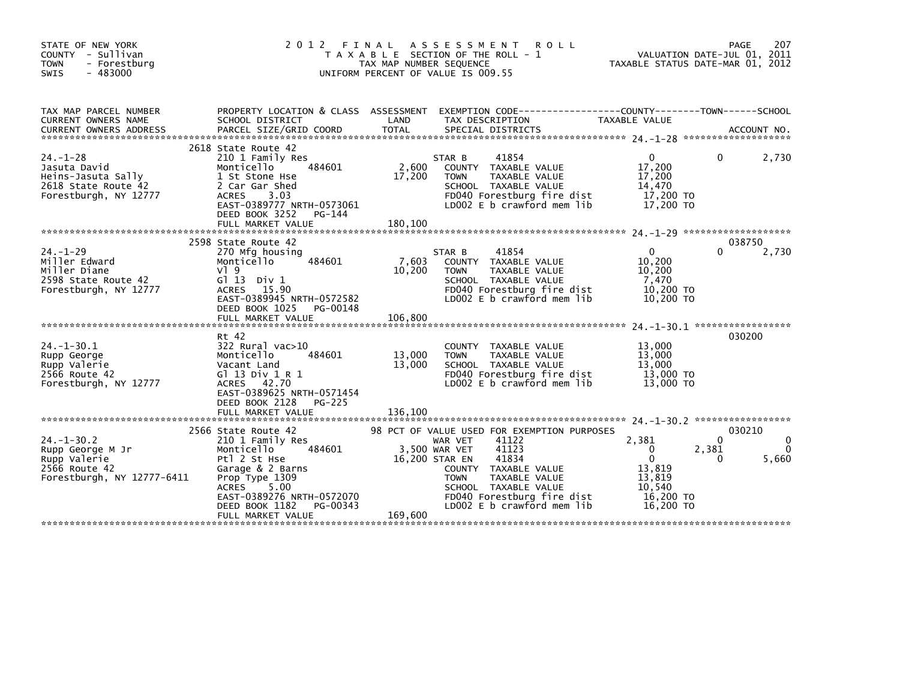STATE OF NEW YORK
COUNTY - Sullivan
TOWN - Forestburg
SWIS - 483000

2012 FINAL ASSESSMENT ROLL
TAXABLE SECTION OF THE ROLL - 1
TAX MAP NUMBER SEQUENCE
UNIFORM PERCENT OF VALUE IS 009.55

VALUATION DATE-JUL 01, 2011
TAXABLE STATUS DATE-MAR 01, 2012

| TAX MAP PARCEL NUMBER / CURRENT OWNERS NAME / CURRENT OWNERS ADDRESS | PROPERTY LOCATION & CLASS / SCHOOL DISTRICT / PARCEL SIZE/GRID COORD | ASSESSMENT LAND / TOTAL | EXEMPTION CODE / TAX DESCRIPTION / SPECIAL DISTRICTS | COUNTY TAXABLE VALUE | TOWN | SCHOOL | ACCOUNT NO. |
|---|---|---|---|---|---|---|---|
| **24.-1-28** | 2618 State Route 42 | | | | | | |
| 24.-1-28 | 210 1 Family Res | | STAR B 41854 | 0 | 0 | 2,730 | |
| Jasuta David | Monticello 484601 | 2,600 | COUNTY TAXABLE VALUE | 17,200 | | | |
| Heins-Jasuta Sally | 1 St Stone Hse | 17,200 | TOWN TAXABLE VALUE | 17,200 | | | |
| 2618 State Route 42 | 2 Car Gar Shed | | SCHOOL TAXABLE VALUE | 14,470 | | | |
| Forestburgh, NY 12777 | ACRES 3.03 | | FD040 Forestburg fire dist | 17,200 TO | | | |
| | EAST-0389777 NRTH-0573061 | | LD002 E b crawford mem lib | 17,200 TO | | | |
| | DEED BOOK 3252 PG-144 | | | | | | |
| | FULL MARKET VALUE | 180,100 | | | | | |
| **24.-1-29** | 2598 State Route 42 | | | | | | 038750 |
| 24.-1-29 | 270 Mfg housing | | STAR B 41854 | 0 | 0 | 2,730 | |
| Miller Edward | Monticello 484601 | 7,603 | COUNTY TAXABLE VALUE | 10,200 | | | |
| Miller Diane | Vl 9 | 10,200 | TOWN TAXABLE VALUE | 10,200 | | | |
| 2598 State Route 42 | Gl 13 Div 1 | | SCHOOL TAXABLE VALUE | 7,470 | | | |
| Forestburgh, NY 12777 | ACRES 15.90 | | FD040 Forestburg fire dist | 10,200 TO | | | |
| | EAST-0389945 NRTH-0572582 | | LD002 E b crawford mem lib | 10,200 TO | | | |
| | DEED BOOK 1025 PG-00148 | | | | | | |
| | FULL MARKET VALUE | 106,800 | | | | | |
| **24.-1-30.1** | Rt 42 | | | | | | 030200 |
| 24.-1-30.1 | 322 Rural vac>10 | | COUNTY TAXABLE VALUE | 13,000 | | | |
| Rupp George | Monticello 484601 | 13,000 | TOWN TAXABLE VALUE | 13,000 | | | |
| Rupp Valerie | Vacant Land | 13,000 | SCHOOL TAXABLE VALUE | 13,000 | | | |
| 2566 Route 42 | Gl 13 Div 1 R 1 | | FD040 Forestburg fire dist | 13,000 TO | | | |
| Forestburgh, NY 12777 | ACRES 42.70 | | LD002 E b crawford mem lib | 13,000 TO | | | |
| | EAST-0389625 NRTH-0571454 | | | | | | |
| | DEED BOOK 2128 PG-225 | | | | | | |
| | FULL MARKET VALUE | 136,100 | | | | | |
| **24.-1-30.2** | 2566 State Route 42 | | 98 PCT OF VALUE USED FOR EXEMPTION PURPOSES | | | | 030210 |
| 24.-1-30.2 | 210 1 Family Res | | WAR VET 41122 | 2,381 | 0 | 0 | |
| Rupp George M Jr | Monticello 484601 | 3,500 | WAR VET 41123 | 0 | 2,381 | 0 | |
| Rupp Valerie | Ptl 2 St Hse | 16,200 | STAR EN 41834 | 0 | 0 | 5,660 | |
| 2566 Route 42 | Garage & 2 Barns | | COUNTY TAXABLE VALUE | 13,819 | | | |
| Forestburgh, NY 12777-6411 | Prop Type 1309 | | TOWN TAXABLE VALUE | 13,819 | | | |
| | ACRES 5.00 | | SCHOOL TAXABLE VALUE | 10,540 | | | |
| | EAST-0389276 NRTH-0572070 | | FD040 Forestburg fire dist | 16,200 TO | | | |
| | DEED BOOK 1182 PG-00343 | | LD002 E b crawford mem lib | 16,200 TO | | | |
| | FULL MARKET VALUE | 169,600 | | | | | |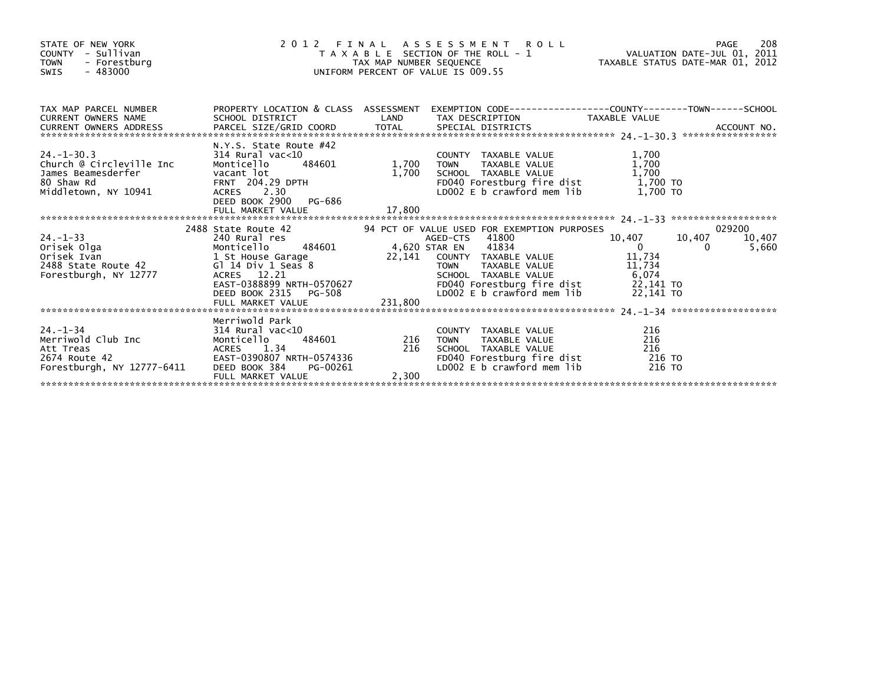STATE OF NEW YORK
COUNTY - Sullivan
TOWN - Forestburg
SWIS - 483000

# 2012 FINAL ASSESSMENT ROLL

TAXABLE SECTION OF THE ROLL - 1
TAX MAP NUMBER SEQUENCE
UNIFORM PERCENT OF VALUE IS 009.55

VALUATION DATE-JUL 01, 2011
TAXABLE STATUS DATE-MAR 01, 2012

| TAX MAP PARCEL NUMBER / CURRENT OWNERS NAME / CURRENT OWNERS ADDRESS | PROPERTY LOCATION & CLASS / SCHOOL DISTRICT / PARCEL SIZE/GRID COORD | ASSESSMENT LAND / TOTAL | EXEMPTION CODE / TAX DESCRIPTION / SPECIAL DISTRICTS | COUNTY TAXABLE VALUE | TOWN | SCHOOL / ACCOUNT NO. |
|---|---|---|---|---|---|---|
| 24.-1-30.3 | N.Y.S. State Route #42 | | | | | |
| | 314 Rural vac<10 | | COUNTY TAXABLE VALUE | 1,700 | | |
| Church @ Circleville Inc | Monticello 484601 | 1,700 | TOWN TAXABLE VALUE | 1,700 | | |
| James Beamesderfer | vacant lot | 1,700 | SCHOOL TAXABLE VALUE | 1,700 | | |
| 80 Shaw Rd | FRNT 204.29 DPTH | | FD040 Forestburg fire dist | 1,700 TO | | |
| Middletown, NY 10941 | ACRES 2.30 | | LD002 E b crawford mem lib | 1,700 TO | | |
| | DEED BOOK 2900 PG-686 | | | | | |
| | FULL MARKET VALUE | 17,800 | | | | |
| 24.-1-33 | 2488 State Route 42 | | 94 PCT OF VALUE USED FOR EXEMPTION PURPOSES | | | 029200 |
| | 240 Rural res | | AGED-CTS 41800 | 10,407 | 10,407 | 10,407 |
| Orisek Olga | Monticello 484601 | 4,620 | STAR EN 41834 | 0 | 0 | 5,660 |
| Orisek Ivan | 1 St House Garage | 22,141 | COUNTY TAXABLE VALUE | 11,734 | | |
| 2488 State Route 42 | Gl 14 Div 1 Seas 8 | | TOWN TAXABLE VALUE | 11,734 | | |
| Forestburgh, NY 12777 | ACRES 12.21 | | SCHOOL TAXABLE VALUE | 6,074 | | |
| | EAST-0388899 NRTH-0570627 | | FD040 Forestburg fire dist | 22,141 TO | | |
| | DEED BOOK 2315 PG-508 | | LD002 E b crawford mem lib | 22,141 TO | | |
| | FULL MARKET VALUE | 231,800 | | | | |
| 24.-1-34 | Merriwold Park | | | | | |
| | 314 Rural vac<10 | | COUNTY TAXABLE VALUE | 216 | | |
| Merriwold Club Inc | Monticello 484601 | 216 | TOWN TAXABLE VALUE | 216 | | |
| Att Treas | ACRES 1.34 | 216 | SCHOOL TAXABLE VALUE | 216 | | |
| 2674 Route 42 | EAST-0390807 NRTH-0574336 | | FD040 Forestburg fire dist | 216 TO | | |
| Forestburgh, NY 12777-6411 | DEED BOOK 384 PG-00261 | | LD002 E b crawford mem lib | 216 TO | | |
| | FULL MARKET VALUE | 2,300 | | | | |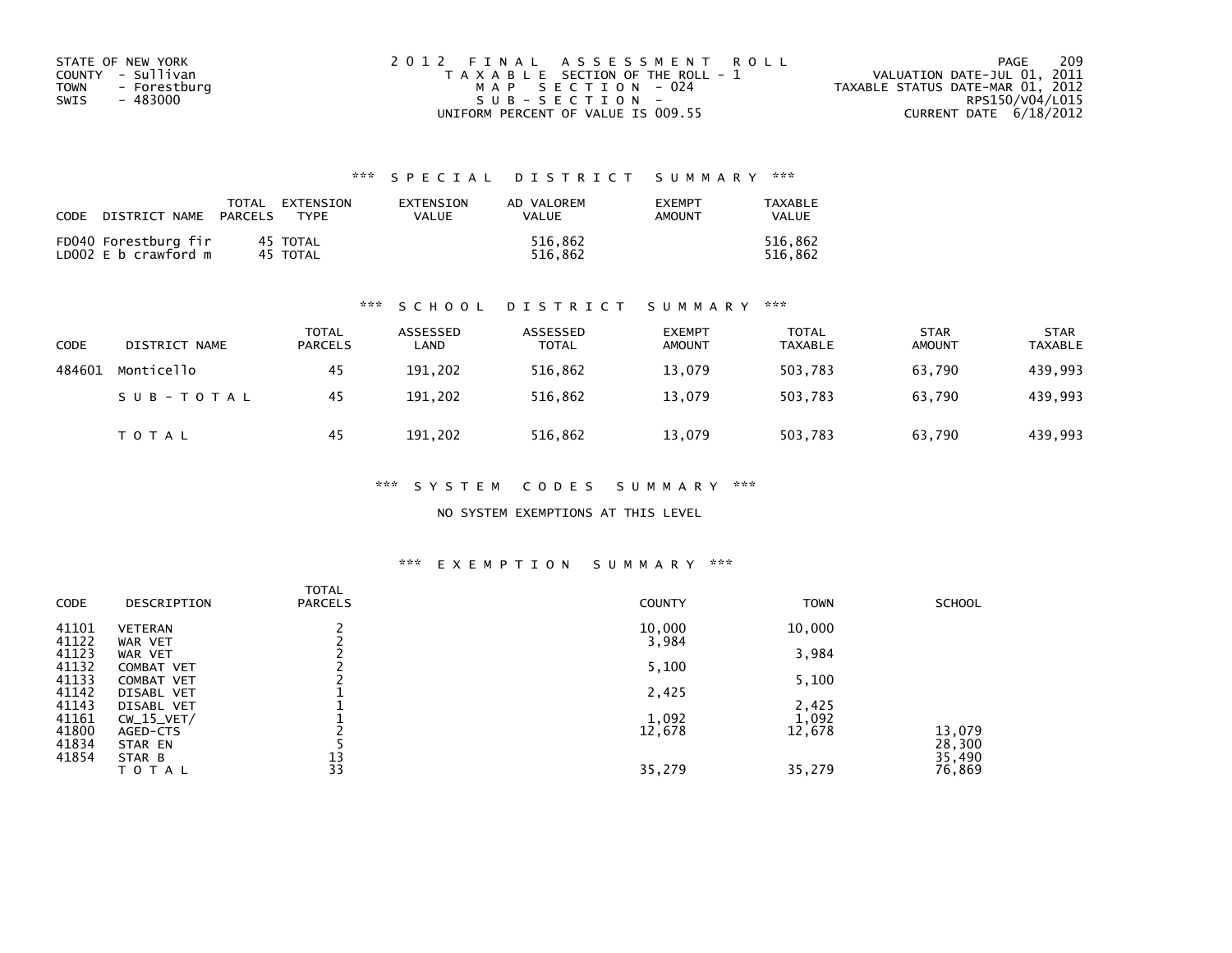STATE OF NEW YORK
COUNTY - Sullivan
TOWN - Forestburg
SWIS - 483000

2 0 1 2 F I N A L A S S E S S M E N T R O L L
T A X A B L E SECTION OF THE ROLL - 1
M A P S E C T I O N - 024
S U B - S E C T I O N -
UNIFORM PERCENT OF VALUE IS 009.55

VALUATION DATE-JUL 01, 2011
TAXABLE STATUS DATE-MAR 01, 2012
RPS150/V04/L015
CURRENT DATE 6/18/2012

### *** S P E C I A L D I S T R I C T S U M M A R Y ***

| CODE | DISTRICT NAME | TOTAL PARCELS | EXTENSION TYPE | EXTENSION VALUE | AD VALOREM VALUE | EXEMPT AMOUNT | TAXABLE VALUE |
|---|---|---|---|---|---|---|---|
| FD040 | Forestburg fir | 45 | TOTAL | | 516,862 | | 516,862 |
| LD002 | E b crawford m | 45 | TOTAL | | 516,862 | | 516,862 |

### *** S C H O O L D I S T R I C T S U M M A R Y ***

| CODE | DISTRICT NAME | TOTAL PARCELS | ASSESSED LAND | ASSESSED TOTAL | EXEMPT AMOUNT | TOTAL TAXABLE | STAR AMOUNT | STAR TAXABLE |
|---|---|---|---|---|---|---|---|---|
| 484601 | Monticello | 45 | 191,202 | 516,862 | 13,079 | 503,783 | 63,790 | 439,993 |
| | S U B - T O T A L | 45 | 191,202 | 516,862 | 13,079 | 503,783 | 63,790 | 439,993 |
| | T O T A L | 45 | 191,202 | 516,862 | 13,079 | 503,783 | 63,790 | 439,993 |

### *** S Y S T E M C O D E S S U M M A R Y ***

NO SYSTEM EXEMPTIONS AT THIS LEVEL

### *** E X E M P T I O N S U M M A R Y ***

| CODE | DESCRIPTION | TOTAL PARCELS | COUNTY | TOWN | SCHOOL |
|---|---|---|---|---|---|
| 41101 | VETERAN | 2 | 10,000 | 10,000 | |
| 41122 | WAR VET | 2 | 3,984 | | |
| 41123 | WAR VET | 2 | | 3,984 | |
| 41132 | COMBAT VET | 2 | 5,100 | | |
| 41133 | COMBAT VET | 2 | | 5,100 | |
| 41142 | DISABL VET | 1 | 2,425 | | |
| 41143 | DISABL VET | 1 | | 2,425 | |
| 41161 | CW_15_VET/ | 1 | 1,092 | 1,092 | |
| 41800 | AGED-CTS | 2 | 12,678 | 12,678 | 13,079 |
| 41834 | STAR EN | 5 | | | 28,300 |
| 41854 | STAR B | 13 | | | 35,490 |
| | T O T A L | 33 | 35,279 | 35,279 | 76,869 |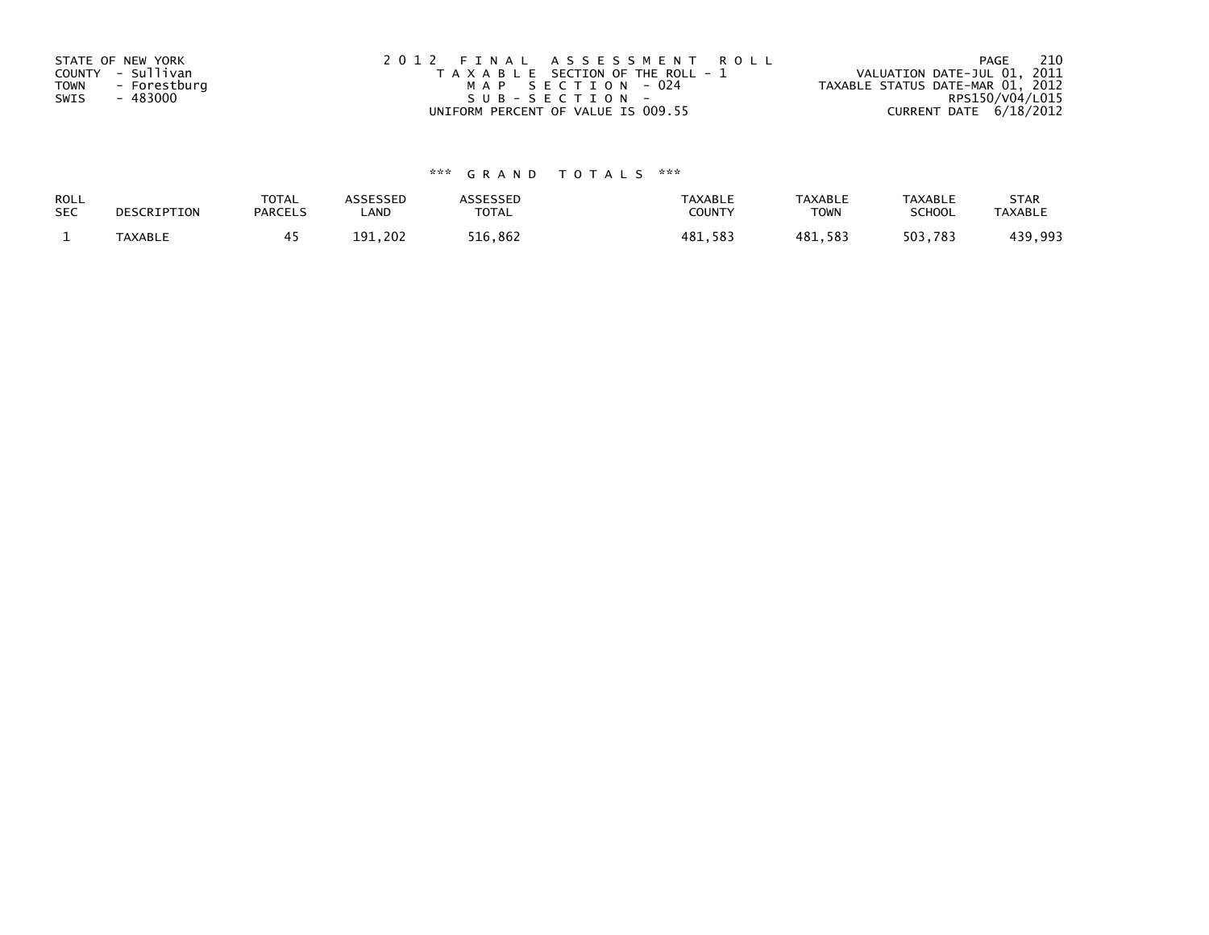STATE OF NEW YORK
COUNTY - Sullivan
TOWN - Forestburg
SWIS - 483000

2012 FINAL ASSESSMENT ROLL
TAXABLE SECTION OF THE ROLL - 1
MAP SECTION - 024
SUB-SECTION -
UNIFORM PERCENT OF VALUE IS 009.55

VALUATION DATE-JUL 01, 2011
TAXABLE STATUS DATE-MAR 01, 2012
RPS150/V04/L015
CURRENT DATE 6/18/2012

### *** GRAND TOTALS ***

| ROLL SEC | DESCRIPTION | TOTAL PARCELS | ASSESSED LAND | ASSESSED TOTAL | TAXABLE COUNTY | TAXABLE TOWN | TAXABLE SCHOOL | STAR TAXABLE |
|---|---|---|---|---|---|---|---|---|
| 1 | TAXABLE | 45 | 191,202 | 516,862 | 481,583 | 481,583 | 503,783 | 439,993 |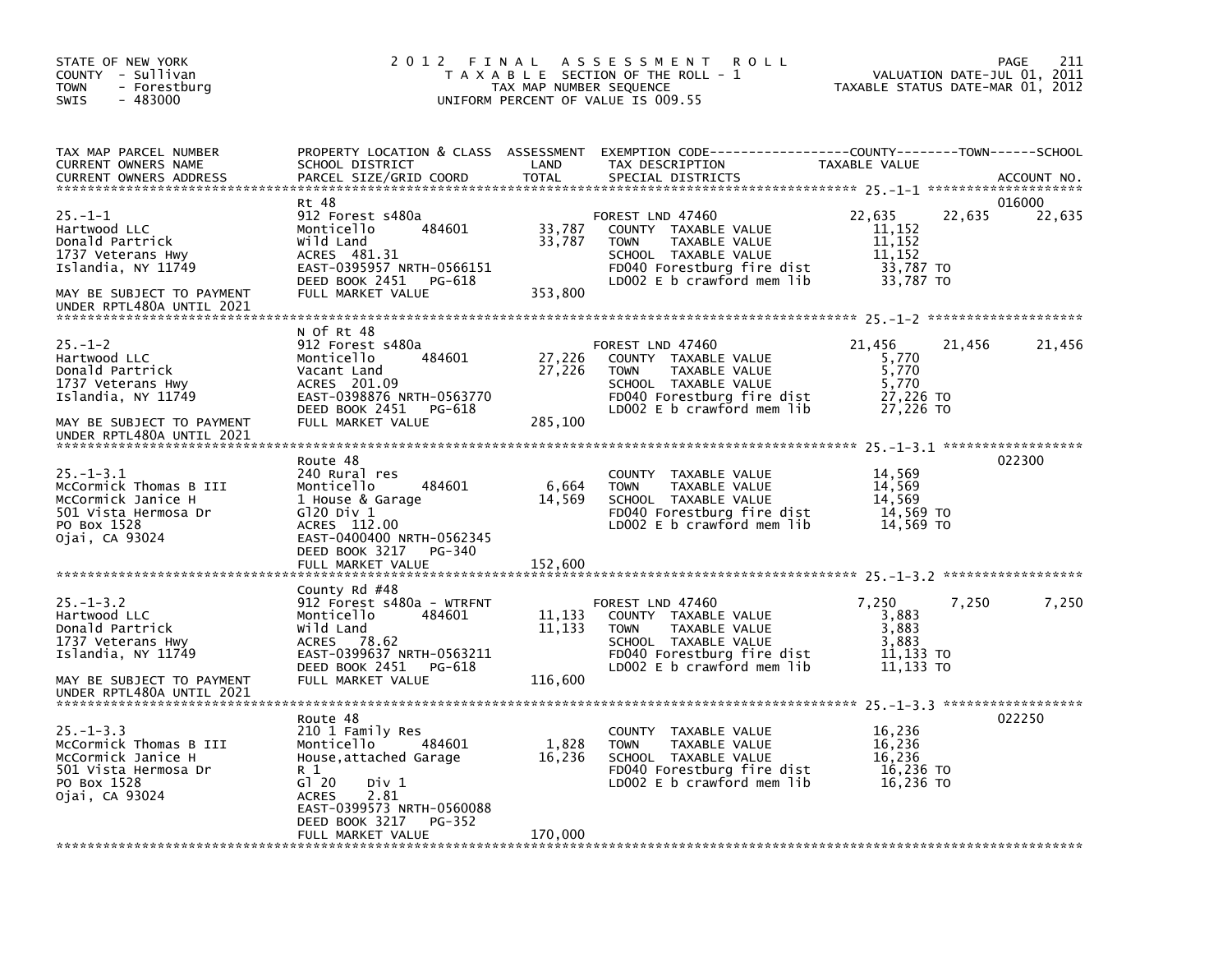STATE OF NEW YORK
COUNTY - Sullivan
TOWN - Forestburg
SWIS - 483000

# 2012 FINAL ASSESSMENT ROLL

TAXABLE SECTION OF THE ROLL - 1
TAX MAP NUMBER SEQUENCE
UNIFORM PERCENT OF VALUE IS 009.55

VALUATION DATE-JUL 01, 2011
TAXABLE STATUS DATE-MAR 01, 2012

| TAX MAP PARCEL NUMBER / CURRENT OWNERS NAME / CURRENT OWNERS ADDRESS | PROPERTY LOCATION & CLASS / SCHOOL DISTRICT / PARCEL SIZE/GRID COORD | ASSESSMENT LAND / TOTAL | EXEMPTION CODE / TAX DESCRIPTION / SPECIAL DISTRICTS | COUNTY TAXABLE VALUE | TOWN | SCHOOL | ACCOUNT NO. |
|---|---|---|---|---|---|---|---|
| 25.-1-1 | Rt 48 | | | | | | 016000 |
| Hartwood LLC | 912 Forest s480a | | FOREST LND 47460 | 22,635 | 22,635 | 22,635 | |
| Donald Partrick | Monticello 484601 | 33,787 | COUNTY TAXABLE VALUE | 11,152 | | | |
| 1737 Veterans Hwy | Wild Land | 33,787 | TOWN TAXABLE VALUE | 11,152 | | | |
| Islandia, NY 11749 | ACRES 481.31 | | SCHOOL TAXABLE VALUE | 11,152 | | | |
| | EAST-0395957 NRTH-0566151 | | FD040 Forestburg fire dist | 33,787 TO | | | |
| | DEED BOOK 2451 PG-618 | | LD002 E b crawford mem lib | 33,787 TO | | | |
| MAY BE SUBJECT TO PAYMENT UNDER RPTL480A UNTIL 2021 | FULL MARKET VALUE | 353,800 | | | | | |
| 25.-1-2 | N Of Rt 48 | | | | | | |
| Hartwood LLC | 912 Forest s480a | | FOREST LND 47460 | 21,456 | 21,456 | 21,456 | |
| Donald Partrick | Monticello 484601 | 27,226 | COUNTY TAXABLE VALUE | 5,770 | | | |
| 1737 Veterans Hwy | Vacant Land | 27,226 | TOWN TAXABLE VALUE | 5,770 | | | |
| Islandia, NY 11749 | ACRES 201.09 | | SCHOOL TAXABLE VALUE | 5,770 | | | |
| | EAST-0398876 NRTH-0563770 | | FD040 Forestburg fire dist | 27,226 TO | | | |
| | DEED BOOK 2451 PG-618 | | LD002 E b crawford mem lib | 27,226 TO | | | |
| MAY BE SUBJECT TO PAYMENT UNDER RPTL480A UNTIL 2021 | FULL MARKET VALUE | 285,100 | | | | | |
| 25.-1-3.1 | Route 48 | | | | | | 022300 |
| McCormick Thomas B III | 240 Rural res | | COUNTY TAXABLE VALUE | 14,569 | | | |
| McCormick Janice H | Monticello 484601 | 6,664 | TOWN TAXABLE VALUE | 14,569 | | | |
| 501 Vista Hermosa Dr | 1 House & Garage | 14,569 | SCHOOL TAXABLE VALUE | 14,569 | | | |
| PO Box 1528 | Gl20 Div 1 | | FD040 Forestburg fire dist | 14,569 TO | | | |
| Ojai, CA 93024 | ACRES 112.00 | | LD002 E b crawford mem lib | 14,569 TO | | | |
| | EAST-0400400 NRTH-0562345 | | | | | | |
| | DEED BOOK 3217 PG-340 | | | | | | |
| | FULL MARKET VALUE | 152,600 | | | | | |
| 25.-1-3.2 | County Rd #48 | | | | | | |
| Hartwood LLC | 912 Forest s480a - WTRFNT | | FOREST LND 47460 | 7,250 | 7,250 | 7,250 | |
| Donald Partrick | Monticello 484601 | 11,133 | COUNTY TAXABLE VALUE | 3,883 | | | |
| 1737 Veterans Hwy | Wild Land | 11,133 | TOWN TAXABLE VALUE | 3,883 | | | |
| Islandia, NY 11749 | ACRES 78.62 | | SCHOOL TAXABLE VALUE | 3,883 | | | |
| | EAST-0399637 NRTH-0563211 | | FD040 Forestburg fire dist | 11,133 TO | | | |
| | DEED BOOK 2451 PG-618 | | LD002 E b crawford mem lib | 11,133 TO | | | |
| MAY BE SUBJECT TO PAYMENT UNDER RPTL480A UNTIL 2021 | FULL MARKET VALUE | 116,600 | | | | | |
| 25.-1-3.3 | Route 48 | | | | | | 022250 |
| McCormick Thomas B III | 210 1 Family Res | | COUNTY TAXABLE VALUE | 16,236 | | | |
| McCormick Janice H | Monticello 484601 | 1,828 | TOWN TAXABLE VALUE | 16,236 | | | |
| 501 Vista Hermosa Dr | House,attached Garage | 16,236 | SCHOOL TAXABLE VALUE | 16,236 | | | |
| PO Box 1528 | R 1 | | FD040 Forestburg fire dist | 16,236 TO | | | |
| Ojai, CA 93024 | Gl 20 Div 1 | | LD002 E b crawford mem lib | 16,236 TO | | | |
| | ACRES 2.81 | | | | | | |
| | EAST-0399573 NRTH-0560088 | | | | | | |
| | DEED BOOK 3217 PG-352 | | | | | | |
| | FULL MARKET VALUE | 170,000 | | | | | |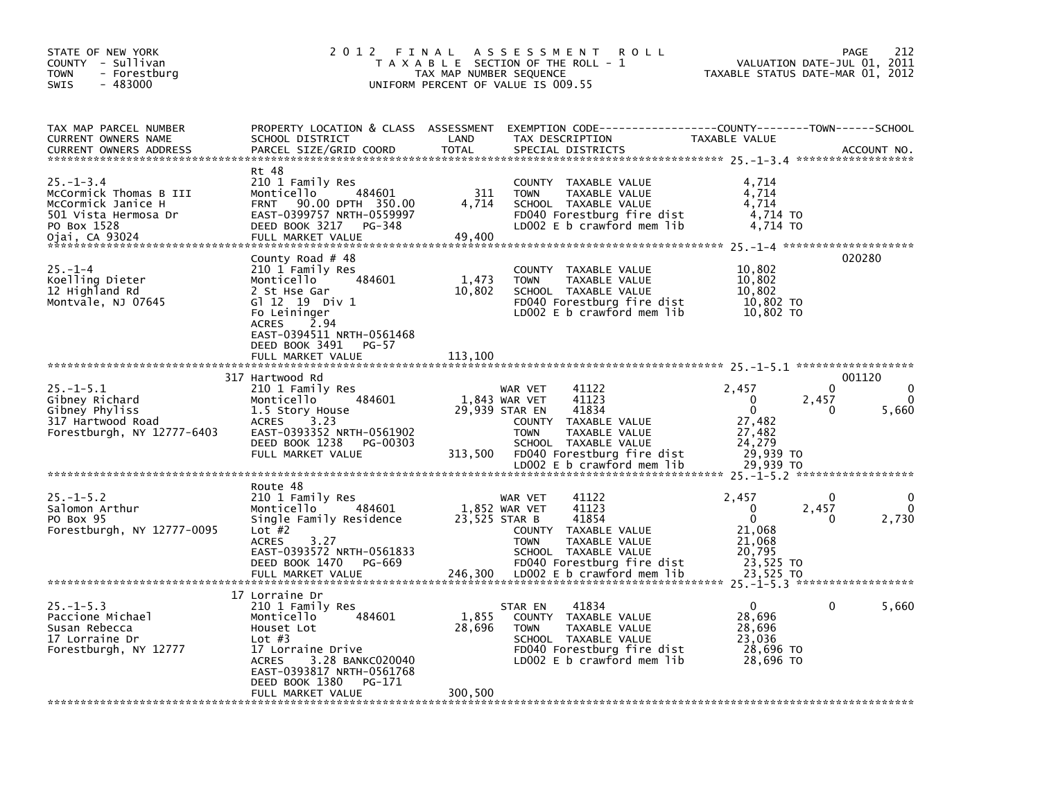STATE OF NEW YORK
COUNTY - Sullivan
TOWN - Forestburg
SWIS - 483000

# 2012 FINAL ASSESSMENT ROLL

TAXABLE SECTION OF THE ROLL - 1
TAX MAP NUMBER SEQUENCE
UNIFORM PERCENT OF VALUE IS 009.55

VALUATION DATE-JUL 01, 2011
TAXABLE STATUS DATE-MAR 01, 2012

| TAX MAP PARCEL NUMBER / CURRENT OWNERS NAME / CURRENT OWNERS ADDRESS | PROPERTY LOCATION & CLASS / SCHOOL DISTRICT / PARCEL SIZE/GRID COORD | ASSESSMENT LAND / TOTAL | EXEMPTION CODE / TAX DESCRIPTION / SPECIAL DISTRICTS | COUNTY TAXABLE VALUE | TOWN | SCHOOL | ACCOUNT NO. |
|---|---|---|---|---|---|---|---|
| 25.-1-3.4 | Rt 48 | | | | | | |
| McCormick Thomas B III | 210 1 Family Res | | COUNTY TAXABLE VALUE | 4,714 | | | |
| McCormick Janice H | Monticello 484601 | 311 | TOWN TAXABLE VALUE | 4,714 | | | |
| 501 Vista Hermosa Dr | FRNT 90.00 DPTH 350.00 | 4,714 | SCHOOL TAXABLE VALUE | 4,714 | | | |
| PO Box 1528 | EAST-0399757 NRTH-0559997 | | FD040 Forestburg fire dist | 4,714 TO | | | |
| Ojai, CA 93024 | DEED BOOK 3217 PG-348 | | LD002 E b crawford mem lib | 4,714 TO | | | |
| | FULL MARKET VALUE | 49,400 | | | | | |
| 25.-1-4 | County Road # 48 | | | | | | 020280 |
| Koelling Dieter | 210 1 Family Res | | COUNTY TAXABLE VALUE | 10,802 | | | |
| 12 Highland Rd | Monticello 484601 | 1,473 | TOWN TAXABLE VALUE | 10,802 | | | |
| Montvale, NJ 07645 | 2 St Hse Gar | 10,802 | SCHOOL TAXABLE VALUE | 10,802 | | | |
| | Gl 12 19 Div 1 | | FD040 Forestburg fire dist | 10,802 TO | | | |
| | Fo Leininger | | LD002 E b crawford mem lib | 10,802 TO | | | |
| | ACRES 2.94 | | | | | | |
| | EAST-0394511 NRTH-0561468 | | | | | | |
| | DEED BOOK 3491 PG-57 | | | | | | |
| | FULL MARKET VALUE | 113,100 | | | | | |
| 25.-1-5.1 | 317 Hartwood Rd | | | | | | 001120 |
| Gibney Richard | 210 1 Family Res | | WAR VET 41122 | 2,457 | 0 | 0 | |
| Gibney Phyliss | Monticello 484601 | 1,843 | WAR VET 41123 | 0 | 2,457 | 0 | |
| 317 Hartwood Road | 1.5 Story House | 29,939 | STAR EN 41834 | 0 | 0 | 5,660 | |
| Forestburgh, NY 12777-6403 | ACRES 3.23 | | COUNTY TAXABLE VALUE | 27,482 | | | |
| | EAST-0393352 NRTH-0561902 | | TOWN TAXABLE VALUE | 27,482 | | | |
| | DEED BOOK 1238 PG-00303 | | SCHOOL TAXABLE VALUE | 24,279 | | | |
| | FULL MARKET VALUE | 313,500 | FD040 Forestburg fire dist | 29,939 TO | | | |
| | | | LD002 E b crawford mem lib | 29,939 TO | | | |
| 25.-1-5.2 | Route 48 | | | | | | |
| Salomon Arthur | 210 1 Family Res | | WAR VET 41122 | 2,457 | 0 | 0 | |
| PO Box 95 | Monticello 484601 | 1,852 | WAR VET 41123 | 0 | 2,457 | 0 | |
| Forestburgh, NY 12777-0095 | Single Family Residence | 23,525 | STAR B 41854 | 0 | 0 | 2,730 | |
| | Lot #2 | | COUNTY TAXABLE VALUE | 21,068 | | | |
| | ACRES 3.27 | | TOWN TAXABLE VALUE | 21,068 | | | |
| | EAST-0393572 NRTH-0561833 | | SCHOOL TAXABLE VALUE | 20,795 | | | |
| | DEED BOOK 1470 PG-669 | | FD040 Forestburg fire dist | 23,525 TO | | | |
| | FULL MARKET VALUE | 246,300 | LD002 E b crawford mem lib | 23,525 TO | | | |
| 25.-1-5.3 | 17 Lorraine Dr | | | | | | |
| Paccione Michael | 210 1 Family Res | | STAR EN 41834 | 0 | 0 | 5,660 | |
| Susan Rebecca | Monticello 484601 | 1,855 | COUNTY TAXABLE VALUE | 28,696 | | | |
| 17 Lorraine Dr | Houset Lot | 28,696 | TOWN TAXABLE VALUE | 28,696 | | | |
| Forestburgh, NY 12777 | Lot #3 | | SCHOOL TAXABLE VALUE | 23,036 | | | |
| | 17 Lorraine Drive | | FD040 Forestburg fire dist | 28,696 TO | | | |
| | ACRES 3.28 BANKC020040 | | LD002 E b crawford mem lib | 28,696 TO | | | |
| | EAST-0393817 NRTH-0561768 | | | | | | |
| | DEED BOOK 1380 PG-171 | | | | | | |
| | FULL MARKET VALUE | 300,500 | | | | | |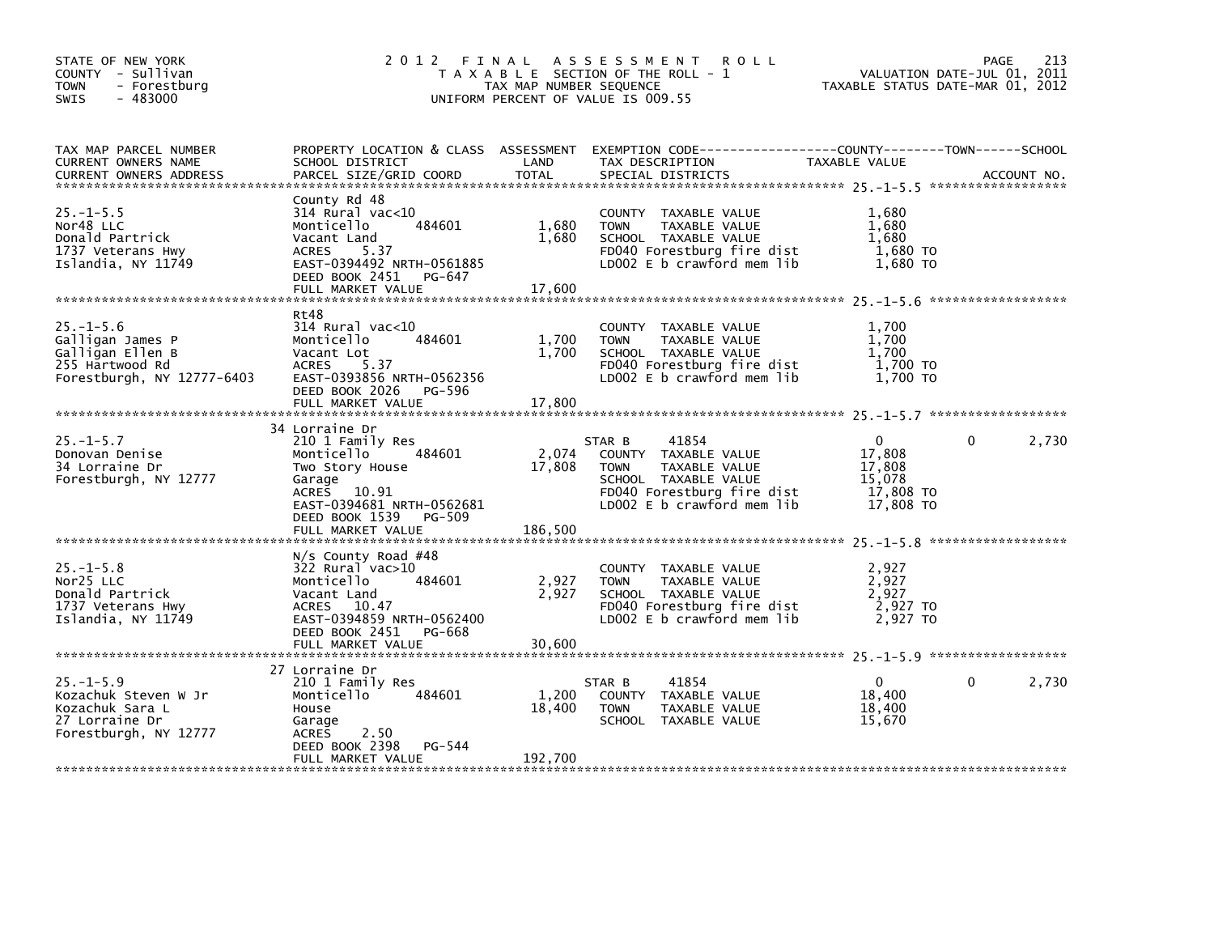STATE OF NEW YORK
COUNTY - Sullivan
TOWN - Forestburg
SWIS - 483000

# 2012 FINAL ASSESSMENT ROLL

TAXABLE SECTION OF THE ROLL - 1
TAX MAP NUMBER SEQUENCE
UNIFORM PERCENT OF VALUE IS 009.55

VALUATION DATE-JUL 01, 2011
TAXABLE STATUS DATE-MAR 01, 2012

| TAX MAP PARCEL NUMBER / CURRENT OWNERS NAME / CURRENT OWNERS ADDRESS | PROPERTY LOCATION & CLASS / SCHOOL DISTRICT / PARCEL SIZE/GRID COORD | ASSESSMENT LAND | TOTAL | EXEMPTION CODE / TAX DESCRIPTION / SPECIAL DISTRICTS | COUNTY TAXABLE VALUE | TOWN | SCHOOL |
|---|---|---|---|---|---|---|---|
| **25.-1-5.5** | County Rd 48 | | | | | | |
| Nor48 LLC | 314 Rural vac<10 | | | COUNTY TAXABLE VALUE | 1,680 | | |
| Donald Partrick | Monticello 484601 | 1,680 | | TOWN TAXABLE VALUE | 1,680 | | |
| 1737 Veterans Hwy | Vacant Land | | 1,680 | SCHOOL TAXABLE VALUE | 1,680 | | |
| Islandia, NY 11749 | ACRES 5.37 | | | FD040 Forestburg fire dist | 1,680 TO | | |
| | EAST-0394492 NRTH-0561885 | | | LD002 E b crawford mem lib | 1,680 TO | | |
| | DEED BOOK 2451 PG-647 | | | | | | |
| | FULL MARKET VALUE | | 17,600 | | | | |
| **25.-1-5.6** | Rt48 | | | | | | |
| Galligan James P | 314 Rural vac<10 | | | COUNTY TAXABLE VALUE | 1,700 | | |
| Galligan Ellen B | Monticello 484601 | 1,700 | | TOWN TAXABLE VALUE | 1,700 | | |
| 255 Hartwood Rd | Vacant Lot | | 1,700 | SCHOOL TAXABLE VALUE | 1,700 | | |
| Forestburgh, NY 12777-6403 | ACRES 5.37 | | | FD040 Forestburg fire dist | 1,700 TO | | |
| | EAST-0393856 NRTH-0562356 | | | LD002 E b crawford mem lib | 1,700 TO | | |
| | DEED BOOK 2026 PG-596 | | | | | | |
| | FULL MARKET VALUE | | 17,800 | | | | |
| **25.-1-5.7** | 34 Lorraine Dr | | | | | | |
| Donovan Denise | 210 1 Family Res | | | STAR B 41854 | 0 | 0 | 2,730 |
| 34 Lorraine Dr | Monticello 484601 | 2,074 | | COUNTY TAXABLE VALUE | 17,808 | | |
| Forestburgh, NY 12777 | Two Story House | | 17,808 | TOWN TAXABLE VALUE | 17,808 | | |
| | Garage | | | SCHOOL TAXABLE VALUE | 15,078 | | |
| | ACRES 10.91 | | | FD040 Forestburg fire dist | 17,808 TO | | |
| | EAST-0394681 NRTH-0562681 | | | LD002 E b crawford mem lib | 17,808 TO | | |
| | DEED BOOK 1539 PG-509 | | | | | | |
| | FULL MARKET VALUE | | 186,500 | | | | |
| **25.-1-5.8** | N/s County Road #48 | | | | | | |
| Nor25 LLC | 322 Rural vac>10 | | | COUNTY TAXABLE VALUE | 2,927 | | |
| Donald Partrick | Monticello 484601 | 2,927 | | TOWN TAXABLE VALUE | 2,927 | | |
| 1737 Veterans Hwy | Vacant Land | | 2,927 | SCHOOL TAXABLE VALUE | 2,927 | | |
| Islandia, NY 11749 | ACRES 10.47 | | | FD040 Forestburg fire dist | 2,927 TO | | |
| | EAST-0394859 NRTH-0562400 | | | LD002 E b crawford mem lib | 2,927 TO | | |
| | DEED BOOK 2451 PG-668 | | | | | | |
| | FULL MARKET VALUE | | 30,600 | | | | |
| **25.-1-5.9** | 27 Lorraine Dr | | | | | | |
| Kozachuk Steven W Jr | 210 1 Family Res | | | STAR B 41854 | 0 | 0 | 2,730 |
| Kozachuk Sara L | Monticello 484601 | 1,200 | | COUNTY TAXABLE VALUE | 18,400 | | |
| 27 Lorraine Dr | House | | 18,400 | TOWN TAXABLE VALUE | 18,400 | | |
| Forestburgh, NY 12777 | Garage | | | SCHOOL TAXABLE VALUE | 15,670 | | |
| | ACRES 2.50 | | | | | | |
| | DEED BOOK 2398 PG-544 | | | | | | |
| | FULL MARKET VALUE | | 192,700 | | | | |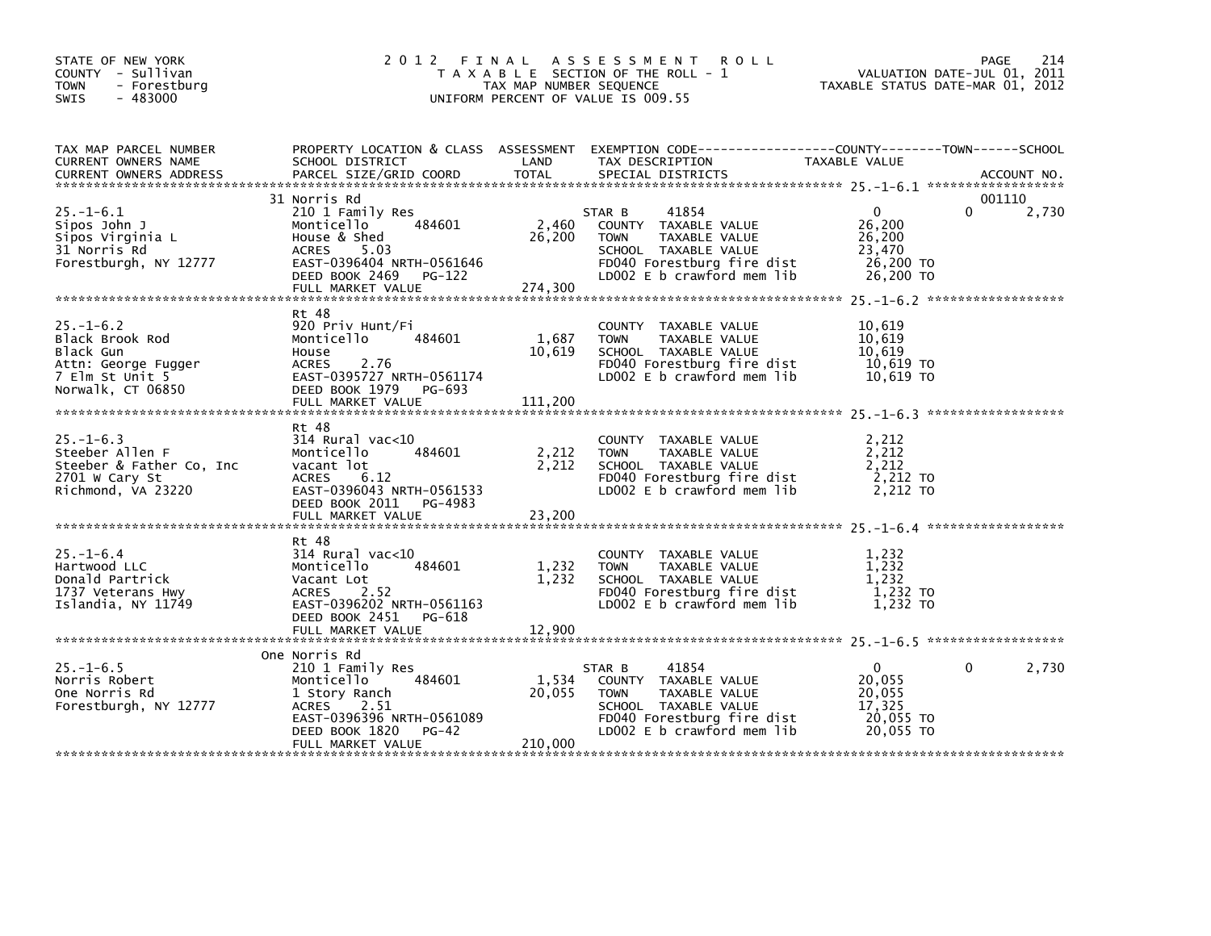STATE OF NEW YORK
COUNTY - Sullivan
TOWN - Forestburg
SWIS - 483000

# 2012 FINAL ASSESSMENT ROLL

TAXABLE SECTION OF THE ROLL - 1
TAX MAP NUMBER SEQUENCE
UNIFORM PERCENT OF VALUE IS 009.55

VALUATION DATE-JUL 01, 2011
TAXABLE STATUS DATE-MAR 01, 2012

| TAX MAP PARCEL NUMBER / CURRENT OWNERS NAME / CURRENT OWNERS ADDRESS | PROPERTY LOCATION & CLASS / SCHOOL DISTRICT / PARCEL SIZE/GRID COORD | ASSESSMENT LAND | TOTAL | EXEMPTION CODE / TAX DESCRIPTION / SPECIAL DISTRICTS | COUNTY TAXABLE VALUE | TOWN | SCHOOL | ACCOUNT NO. |
|---|---|---|---|---|---|---|---|---|
| 25.-1-6.1 | 31 Norris Rd | | | | | | | 001110 |
| Sipos John J | 210 1 Family Res | | | STAR B 41854 | 0 | 0 | 2,730 | |
| Sipos Virginia L | Monticello 484601 | 2,460 | | COUNTY TAXABLE VALUE | 26,200 | | | |
| 31 Norris Rd | House & Shed | | 26,200 | TOWN TAXABLE VALUE | 26,200 | | | |
| Forestburgh, NY 12777 | ACRES 5.03 | | | SCHOOL TAXABLE VALUE | 23,470 | | | |
| | EAST-0396404 NRTH-0561646 | | | FD040 Forestburg fire dist | 26,200 TO | | | |
| | DEED BOOK 2469 PG-122 | | | LD002 E b crawford mem lib | 26,200 TO | | | |
| | FULL MARKET VALUE | | 274,300 | | | | | |
| 25.-1-6.2 | Rt 48 | | | | | | | |
| Black Brook Rod | 920 Priv Hunt/Fi | | | COUNTY TAXABLE VALUE | 10,619 | | | |
| Black Gun | Monticello 484601 | 1,687 | | TOWN TAXABLE VALUE | 10,619 | | | |
| Attn: George Fugger | House | | 10,619 | SCHOOL TAXABLE VALUE | 10,619 | | | |
| 7 Elm St Unit 5 | ACRES 2.76 | | | FD040 Forestburg fire dist | 10,619 TO | | | |
| Norwalk, CT 06850 | EAST-0395727 NRTH-0561174 | | | LD002 E b crawford mem lib | 10,619 TO | | | |
| | DEED BOOK 1979 PG-693 | | | | | | | |
| | FULL MARKET VALUE | | 111,200 | | | | | |
| 25.-1-6.3 | Rt 48 | | | | | | | |
| Steeber Allen F | 314 Rural vac<10 | | | COUNTY TAXABLE VALUE | 2,212 | | | |
| Steeber & Father Co, Inc | Monticello 484601 | 2,212 | | TOWN TAXABLE VALUE | 2,212 | | | |
| 2701 W Cary St | vacant lot | | 2,212 | SCHOOL TAXABLE VALUE | 2,212 | | | |
| Richmond, VA 23220 | ACRES 6.12 | | | FD040 Forestburg fire dist | 2,212 TO | | | |
| | EAST-0396043 NRTH-0561533 | | | LD002 E b crawford mem lib | 2,212 TO | | | |
| | DEED BOOK 2011 PG-4983 | | | | | | | |
| | FULL MARKET VALUE | | 23,200 | | | | | |
| 25.-1-6.4 | Rt 48 | | | | | | | |
| Hartwood LLC | 314 Rural vac<10 | | | COUNTY TAXABLE VALUE | 1,232 | | | |
| Donald Partrick | Monticello 484601 | 1,232 | | TOWN TAXABLE VALUE | 1,232 | | | |
| 1737 Veterans Hwy | Vacant Lot | | 1,232 | SCHOOL TAXABLE VALUE | 1,232 | | | |
| Islandia, NY 11749 | ACRES 2.52 | | | FD040 Forestburg fire dist | 1,232 TO | | | |
| | EAST-0396202 NRTH-0561163 | | | LD002 E b crawford mem lib | 1,232 TO | | | |
| | DEED BOOK 2451 PG-618 | | | | | | | |
| | FULL MARKET VALUE | | 12,900 | | | | | |
| 25.-1-6.5 | One Norris Rd | | | | | | | |
| Norris Robert | 210 1 Family Res | | | STAR B 41854 | 0 | 0 | 2,730 | |
| One Norris Rd | Monticello 484601 | 1,534 | | COUNTY TAXABLE VALUE | 20,055 | | | |
| Forestburgh, NY 12777 | 1 Story Ranch | | 20,055 | TOWN TAXABLE VALUE | 20,055 | | | |
| | ACRES 2.51 | | | SCHOOL TAXABLE VALUE | 17,325 | | | |
| | EAST-0396396 NRTH-0561089 | | | FD040 Forestburg fire dist | 20,055 TO | | | |
| | DEED BOOK 1820 PG-42 | | | LD002 E b crawford mem lib | 20,055 TO | | | |
| | FULL MARKET VALUE | | 210,000 | | | | | |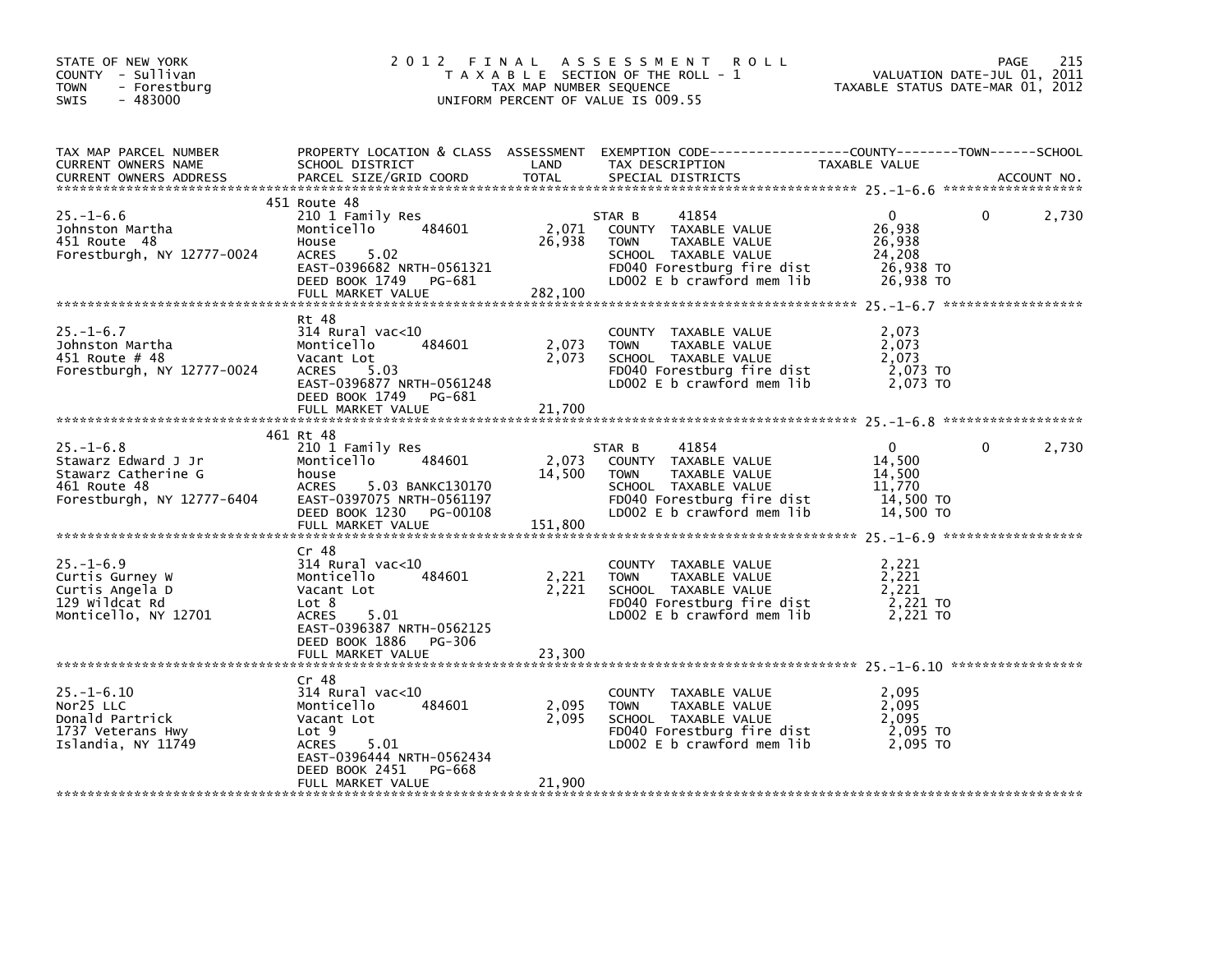STATE OF NEW YORK
COUNTY - Sullivan
TOWN - Forestburg
SWIS - 483000

# 2012 FINAL ASSESSMENT ROLL

TAXABLE SECTION OF THE ROLL - 1
TAX MAP NUMBER SEQUENCE
UNIFORM PERCENT OF VALUE IS 009.55

VALUATION DATE-JUL 01, 2011
TAXABLE STATUS DATE-MAR 01, 2012

| TAX MAP PARCEL NUMBER / CURRENT OWNERS NAME / CURRENT OWNERS ADDRESS | PROPERTY LOCATION & CLASS / SCHOOL DISTRICT / PARCEL SIZE/GRID COORD | ASSESSMENT LAND / TOTAL | EXEMPTION CODE / TAX DESCRIPTION / SPECIAL DISTRICTS | COUNTY TAXABLE VALUE | TOWN | SCHOOL |
|---|---|---|---|---|---|---|
| **25.-1-6.6** | 451 Route 48 | | | | | |
| 25.-1-6.6 | 210 1 Family Res | | STAR B 41854 | 0 | 0 | 2,730 |
| Johnston Martha | Monticello 484601 | 2,071 | COUNTY TAXABLE VALUE | 26,938 | | |
| 451 Route 48 | House | 26,938 | TOWN TAXABLE VALUE | 26,938 | | |
| Forestburgh, NY 12777-0024 | ACRES 5.02 | | SCHOOL TAXABLE VALUE | 24,208 | | |
| | EAST-0396682 NRTH-0561321 | | FD040 Forestburg fire dist | 26,938 TO | | |
| | DEED BOOK 1749 PG-681 | | LD002 E b crawford mem lib | 26,938 TO | | |
| | FULL MARKET VALUE | 282,100 | | | | |
| **25.-1-6.7** | Rt 48 | | | | | |
| 25.-1-6.7 | 314 Rural vac<10 | | COUNTY TAXABLE VALUE | 2,073 | | |
| Johnston Martha | Monticello 484601 | 2,073 | TOWN TAXABLE VALUE | 2,073 | | |
| 451 Route # 48 | Vacant Lot | 2,073 | SCHOOL TAXABLE VALUE | 2,073 | | |
| Forestburgh, NY 12777-0024 | ACRES 5.03 | | FD040 Forestburg fire dist | 2,073 TO | | |
| | EAST-0396877 NRTH-0561248 | | LD002 E b crawford mem lib | 2,073 TO | | |
| | DEED BOOK 1749 PG-681 | | | | | |
| | FULL MARKET VALUE | 21,700 | | | | |
| **25.-1-6.8** | 461 Rt 48 | | | | | |
| 25.-1-6.8 | 210 1 Family Res | | STAR B 41854 | 0 | 0 | 2,730 |
| Stawarz Edward J Jr | Monticello 484601 | 2,073 | COUNTY TAXABLE VALUE | 14,500 | | |
| Stawarz Catherine G | house | 14,500 | TOWN TAXABLE VALUE | 14,500 | | |
| 461 Route 48 | ACRES 5.03 BANKC130170 | | SCHOOL TAXABLE VALUE | 11,770 | | |
| Forestburgh, NY 12777-6404 | EAST-0397075 NRTH-0561197 | | FD040 Forestburg fire dist | 14,500 TO | | |
| | DEED BOOK 1230 PG-00108 | | LD002 E b crawford mem lib | 14,500 TO | | |
| | FULL MARKET VALUE | 151,800 | | | | |
| **25.-1-6.9** | Cr 48 | | | | | |
| 25.-1-6.9 | 314 Rural vac<10 | | COUNTY TAXABLE VALUE | 2,221 | | |
| Curtis Gurney W | Monticello 484601 | 2,221 | TOWN TAXABLE VALUE | 2,221 | | |
| Curtis Angela D | Vacant Lot | 2,221 | SCHOOL TAXABLE VALUE | 2,221 | | |
| 129 Wildcat Rd | Lot 8 | | FD040 Forestburg fire dist | 2,221 TO | | |
| Monticello, NY 12701 | ACRES 5.01 | | LD002 E b crawford mem lib | 2,221 TO | | |
| | EAST-0396387 NRTH-0562125 | | | | | |
| | DEED BOOK 1886 PG-306 | | | | | |
| | FULL MARKET VALUE | 23,300 | | | | |
| **25.-1-6.10** | Cr 48 | | | | | |
| 25.-1-6.10 | 314 Rural vac<10 | | COUNTY TAXABLE VALUE | 2,095 | | |
| Nor25 LLC | Monticello 484601 | 2,095 | TOWN TAXABLE VALUE | 2,095 | | |
| Donald Partrick | Vacant Lot | 2,095 | SCHOOL TAXABLE VALUE | 2,095 | | |
| 1737 Veterans Hwy | Lot 9 | | FD040 Forestburg fire dist | 2,095 TO | | |
| Islandia, NY 11749 | ACRES 5.01 | | LD002 E b crawford mem lib | 2,095 TO | | |
| | EAST-0396444 NRTH-0562434 | | | | | |
| | DEED BOOK 2451 PG-668 | | | | | |
| | FULL MARKET VALUE | 21,900 | | | | |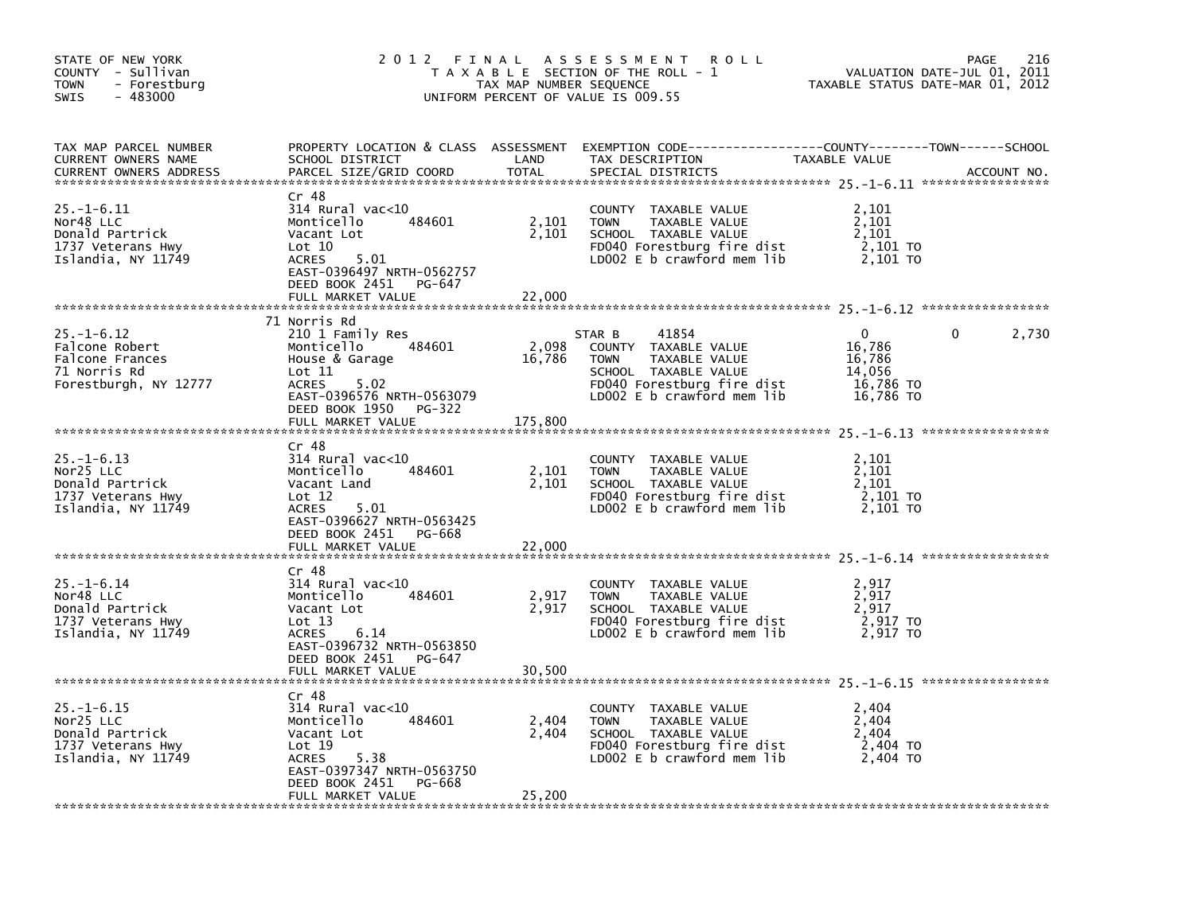STATE OF NEW YORK
COUNTY - Sullivan
TOWN - Forestburg
SWIS - 483000

# 2012 FINAL ASSESSMENT ROLL

TAXABLE SECTION OF THE ROLL - 1
TAX MAP NUMBER SEQUENCE
UNIFORM PERCENT OF VALUE IS 009.55

VALUATION DATE-JUL 01, 2011
TAXABLE STATUS DATE-MAR 01, 2012

| TAX MAP PARCEL NUMBER / CURRENT OWNERS NAME / CURRENT OWNERS ADDRESS | PROPERTY LOCATION & CLASS / SCHOOL DISTRICT / PARCEL SIZE/GRID COORD | ASSESSMENT LAND | TOTAL | EXEMPTION CODE / TAX DESCRIPTION / SPECIAL DISTRICTS | COUNTY TAXABLE VALUE | TOWN | SCHOOL | ACCOUNT NO. |
|---|---|---|---|---|---|---|---|---|
| 25.-1-6.11 | Cr 48 | | | | | | | |
| Nor48 LLC | 314 Rural vac<10 | | | COUNTY TAXABLE VALUE | 2,101 | | | |
| Donald Partrick | Monticello 484601 | 2,101 | | TOWN TAXABLE VALUE | 2,101 | | | |
| 1737 Veterans Hwy | Vacant Lot | | 2,101 | SCHOOL TAXABLE VALUE | 2,101 | | | |
| Islandia, NY 11749 | Lot 10 | | | FD040 Forestburg fire dist | 2,101 TO | | | |
| | ACRES 5.01 | | | LD002 E b crawford mem lib | 2,101 TO | | | |
| | EAST-0396497 NRTH-0562757 | | | | | | | |
| | DEED BOOK 2451 PG-647 | | | | | | | |
| | FULL MARKET VALUE | | 22,000 | | | | | |
| 25.-1-6.12 | 71 Norris Rd | | | | | | | |
| Falcone Robert | 210 1 Family Res | | | STAR B 41854 | 0 | 0 | 2,730 | |
| Falcone Frances | Monticello 484601 | 2,098 | | COUNTY TAXABLE VALUE | 16,786 | | | |
| 71 Norris Rd | House & Garage | | 16,786 | TOWN TAXABLE VALUE | 16,786 | | | |
| Forestburgh, NY 12777 | Lot 11 | | | SCHOOL TAXABLE VALUE | 14,056 | | | |
| | ACRES 5.02 | | | FD040 Forestburg fire dist | 16,786 TO | | | |
| | EAST-0396576 NRTH-0563079 | | | LD002 E b crawford mem lib | 16,786 TO | | | |
| | DEED BOOK 1950 PG-322 | | | | | | | |
| | FULL MARKET VALUE | | 175,800 | | | | | |
| 25.-1-6.13 | Cr 48 | | | | | | | |
| Nor25 LLC | 314 Rural vac<10 | | | COUNTY TAXABLE VALUE | 2,101 | | | |
| Donald Partrick | Monticello 484601 | 2,101 | | TOWN TAXABLE VALUE | 2,101 | | | |
| 1737 Veterans Hwy | Vacant Land | | 2,101 | SCHOOL TAXABLE VALUE | 2,101 | | | |
| Islandia, NY 11749 | Lot 12 | | | FD040 Forestburg fire dist | 2,101 TO | | | |
| | ACRES 5.01 | | | LD002 E b crawford mem lib | 2,101 TO | | | |
| | EAST-0396627 NRTH-0563425 | | | | | | | |
| | DEED BOOK 2451 PG-668 | | | | | | | |
| | FULL MARKET VALUE | | 22,000 | | | | | |
| 25.-1-6.14 | Cr 48 | | | | | | | |
| Nor48 LLC | 314 Rural vac<10 | | | COUNTY TAXABLE VALUE | 2,917 | | | |
| Donald Partrick | Monticello 484601 | 2,917 | | TOWN TAXABLE VALUE | 2,917 | | | |
| 1737 Veterans Hwy | Vacant Lot | | 2,917 | SCHOOL TAXABLE VALUE | 2,917 | | | |
| Islandia, NY 11749 | Lot 13 | | | FD040 Forestburg fire dist | 2,917 TO | | | |
| | ACRES 6.14 | | | LD002 E b crawford mem lib | 2,917 TO | | | |
| | EAST-0396732 NRTH-0563850 | | | | | | | |
| | DEED BOOK 2451 PG-647 | | | | | | | |
| | FULL MARKET VALUE | | 30,500 | | | | | |
| 25.-1-6.15 | Cr 48 | | | | | | | |
| Nor25 LLC | 314 Rural vac<10 | | | COUNTY TAXABLE VALUE | 2,404 | | | |
| Donald Partrick | Monticello 484601 | 2,404 | | TOWN TAXABLE VALUE | 2,404 | | | |
| 1737 Veterans Hwy | Vacant Lot | | 2,404 | SCHOOL TAXABLE VALUE | 2,404 | | | |
| Islandia, NY 11749 | Lot 19 | | | FD040 Forestburg fire dist | 2,404 TO | | | |
| | ACRES 5.38 | | | LD002 E b crawford mem lib | 2,404 TO | | | |
| | EAST-0397347 NRTH-0563750 | | | | | | | |
| | DEED BOOK 2451 PG-668 | | | | | | | |
| | FULL MARKET VALUE | | 25,200 | | | | | |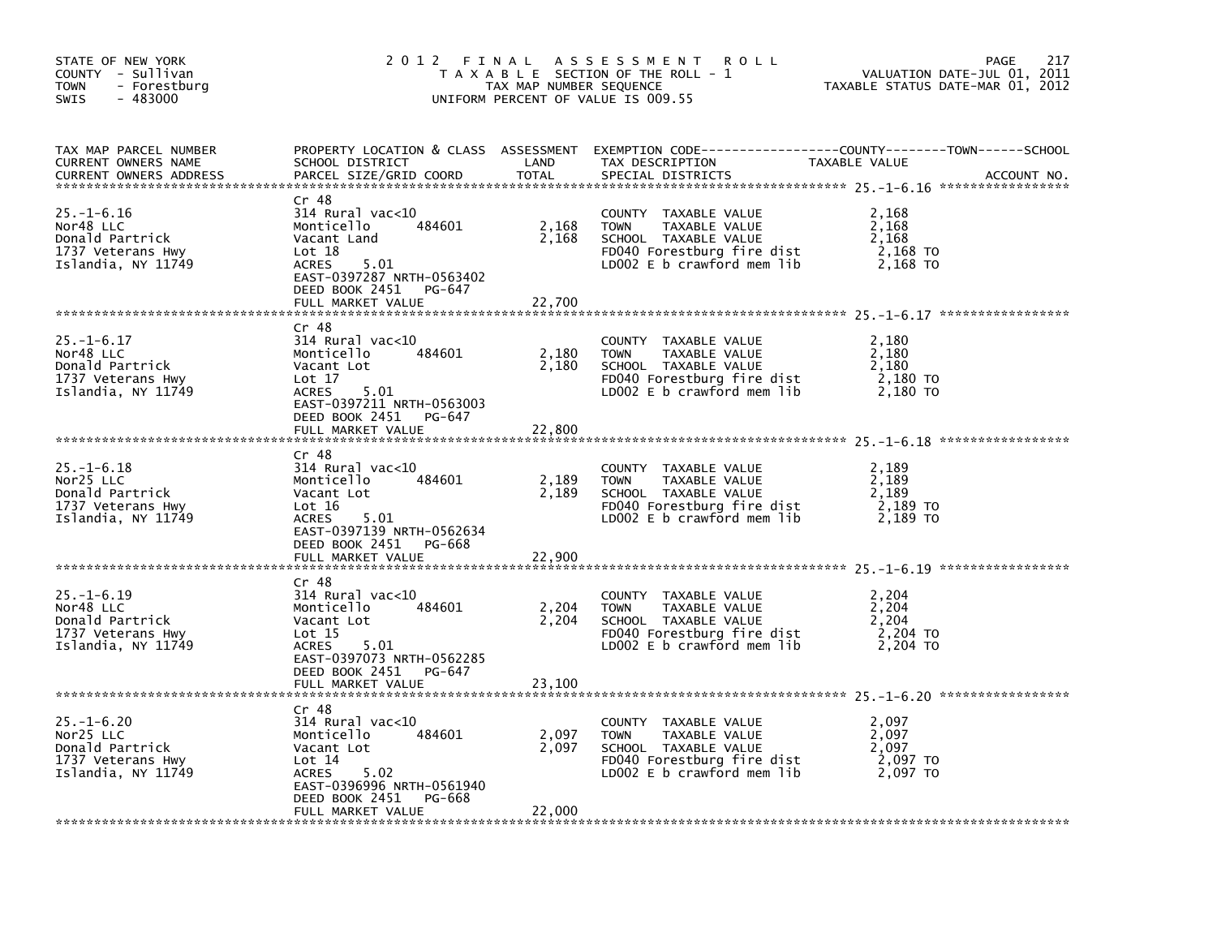STATE OF NEW YORK
COUNTY - Sullivan
TOWN - Forestburg
SWIS - 483000

# 2012 FINAL ASSESSMENT ROLL
TAXABLE SECTION OF THE ROLL - 1
TAX MAP NUMBER SEQUENCE
UNIFORM PERCENT OF VALUE IS 009.55

VALUATION DATE-JUL 01, 2011
TAXABLE STATUS DATE-MAR 01, 2012

| TAX MAP PARCEL NUMBER / CURRENT OWNERS NAME / CURRENT OWNERS ADDRESS | PROPERTY LOCATION & CLASS / SCHOOL DISTRICT / PARCEL SIZE/GRID COORD | ASSESSMENT LAND | TOTAL | EXEMPTION CODE / TAX DESCRIPTION / SPECIAL DISTRICTS | TAXABLE VALUE (COUNTY / TOWN / SCHOOL) | ACCOUNT NO. |
|---|---|---|---|---|---|---|
| 25.-1-6.16 | Cr 48 | | | | | |
| Nor48 LLC | 314 Rural vac<10 | | | COUNTY TAXABLE VALUE | 2,168 | |
| Donald Partrick | Monticello 484601 | 2,168 | | TOWN TAXABLE VALUE | 2,168 | |
| 1737 Veterans Hwy | Vacant Land | | 2,168 | SCHOOL TAXABLE VALUE | 2,168 | |
| Islandia, NY 11749 | Lot 18 | | | FD040 Forestburg fire dist | 2,168 TO | |
| | ACRES 5.01 | | | LD002 E b crawford mem lib | 2,168 TO | |
| | EAST-0397287 NRTH-0563402 | | | | | |
| | DEED BOOK 2451 PG-647 | | | | | |
| | FULL MARKET VALUE | | 22,700 | | | |
| 25.-1-6.17 | Cr 48 | | | | | |
| Nor48 LLC | 314 Rural vac<10 | | | COUNTY TAXABLE VALUE | 2,180 | |
| Donald Partrick | Monticello 484601 | 2,180 | | TOWN TAXABLE VALUE | 2,180 | |
| 1737 Veterans Hwy | Vacant Lot | | 2,180 | SCHOOL TAXABLE VALUE | 2,180 | |
| Islandia, NY 11749 | Lot 17 | | | FD040 Forestburg fire dist | 2,180 TO | |
| | ACRES 5.01 | | | LD002 E b crawford mem lib | 2,180 TO | |
| | EAST-0397211 NRTH-0563003 | | | | | |
| | DEED BOOK 2451 PG-647 | | | | | |
| | FULL MARKET VALUE | | 22,800 | | | |
| 25.-1-6.18 | Cr 48 | | | | | |
| Nor25 LLC | 314 Rural vac<10 | | | COUNTY TAXABLE VALUE | 2,189 | |
| Donald Partrick | Monticello 484601 | 2,189 | | TOWN TAXABLE VALUE | 2,189 | |
| 1737 Veterans Hwy | Vacant Lot | | 2,189 | SCHOOL TAXABLE VALUE | 2,189 | |
| Islandia, NY 11749 | Lot 16 | | | FD040 Forestburg fire dist | 2,189 TO | |
| | ACRES 5.01 | | | LD002 E b crawford mem lib | 2,189 TO | |
| | EAST-0397139 NRTH-0562634 | | | | | |
| | DEED BOOK 2451 PG-668 | | | | | |
| | FULL MARKET VALUE | | 22,900 | | | |
| 25.-1-6.19 | Cr 48 | | | | | |
| Nor48 LLC | 314 Rural vac<10 | | | COUNTY TAXABLE VALUE | 2,204 | |
| Donald Partrick | Monticello 484601 | 2,204 | | TOWN TAXABLE VALUE | 2,204 | |
| 1737 Veterans Hwy | Vacant Lot | | 2,204 | SCHOOL TAXABLE VALUE | 2,204 | |
| Islandia, NY 11749 | Lot 15 | | | FD040 Forestburg fire dist | 2,204 TO | |
| | ACRES 5.01 | | | LD002 E b crawford mem lib | 2,204 TO | |
| | EAST-0397073 NRTH-0562285 | | | | | |
| | DEED BOOK 2451 PG-647 | | | | | |
| | FULL MARKET VALUE | | 23,100 | | | |
| 25.-1-6.20 | Cr 48 | | | | | |
| Nor25 LLC | 314 Rural vac<10 | | | COUNTY TAXABLE VALUE | 2,097 | |
| Donald Partrick | Monticello 484601 | 2,097 | | TOWN TAXABLE VALUE | 2,097 | |
| 1737 Veterans Hwy | Vacant Lot | | 2,097 | SCHOOL TAXABLE VALUE | 2,097 | |
| Islandia, NY 11749 | Lot 14 | | | FD040 Forestburg fire dist | 2,097 TO | |
| | ACRES 5.02 | | | LD002 E b crawford mem lib | 2,097 TO | |
| | EAST-0396996 NRTH-0561940 | | | | | |
| | DEED BOOK 2451 PG-668 | | | | | |
| | FULL MARKET VALUE | | 22,000 | | | |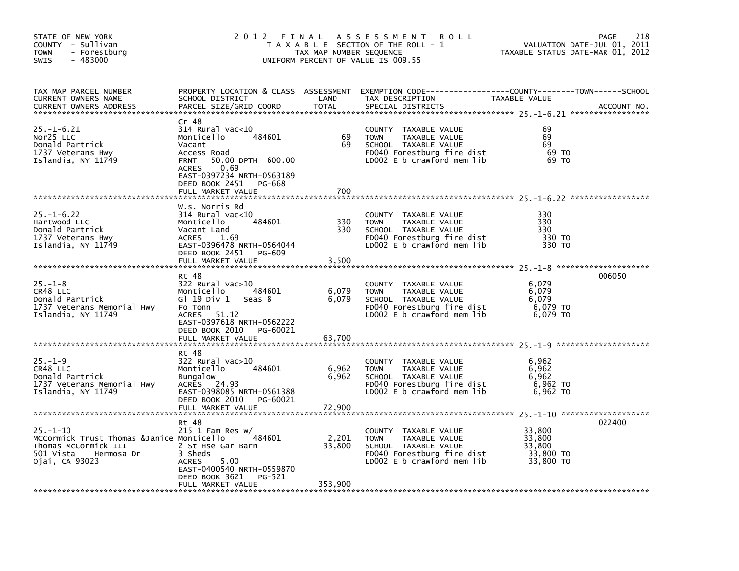STATE OF NEW YORK
COUNTY - Sullivan
TOWN - Forestburg
SWIS - 483000

# 2012 FINAL ASSESSMENT ROLL

TAXABLE SECTION OF THE ROLL - 1
TAX MAP NUMBER SEQUENCE
UNIFORM PERCENT OF VALUE IS 009.55

VALUATION DATE-JUL 01, 2011
TAXABLE STATUS DATE-MAR 01, 2012

| TAX MAP PARCEL NUMBER / CURRENT OWNERS NAME / CURRENT OWNERS ADDRESS | PROPERTY LOCATION & CLASS / SCHOOL DISTRICT / PARCEL SIZE/GRID COORD | ASSESSMENT LAND | TOTAL | EXEMPTION CODE / TAX DESCRIPTION / SPECIAL DISTRICTS | TAXABLE VALUE | ACCOUNT NO. |
|---|---|---|---|---|---|---|
| 25.-1-6.21 | Cr 48 | | | | | |
| Nor25 LLC | 314 Rural vac<10 | | | COUNTY TAXABLE VALUE | 69 | |
| Donald Partrick | Monticello 484601 | 69 | | TOWN TAXABLE VALUE | 69 | |
| 1737 Veterans Hwy | Vacant | | 69 | SCHOOL TAXABLE VALUE | 69 | |
| Islandia, NY 11749 | Access Road | | | FD040 Forestburg fire dist | 69 TO | |
| | FRNT 50.00 DPTH 600.00 | | | LD002 E b crawford mem lib | 69 TO | |
| | ACRES 0.69 | | | | | |
| | EAST-0397234 NRTH-0563189 | | | | | |
| | DEED BOOK 2451 PG-668 | | | | | |
| | FULL MARKET VALUE | | 700 | | | |
| 25.-1-6.22 | W.s. Norris Rd | | | | | |
| Hartwood LLC | 314 Rural vac<10 | | | COUNTY TAXABLE VALUE | 330 | |
| Donald Partrick | Monticello 484601 | 330 | | TOWN TAXABLE VALUE | 330 | |
| 1737 Veterans Hwy | Vacant Land | | 330 | SCHOOL TAXABLE VALUE | 330 | |
| Islandia, NY 11749 | ACRES 1.69 | | | FD040 Forestburg fire dist | 330 TO | |
| | EAST-0396478 NRTH-0564044 | | | LD002 E b crawford mem lib | 330 TO | |
| | DEED BOOK 2451 PG-609 | | | | | |
| | FULL MARKET VALUE | | 3,500 | | | |
| 25.-1-8 | Rt 48 | | | | | 006050 |
| CR48 LLC | 322 Rural vac>10 | | | COUNTY TAXABLE VALUE | 6,079 | |
| Donald Partrick | Monticello 484601 | 6,079 | | TOWN TAXABLE VALUE | 6,079 | |
| 1737 Veterans Memorial Hwy | Gl 19 Div 1 Seas 8 | | 6,079 | SCHOOL TAXABLE VALUE | 6,079 | |
| Islandia, NY 11749 | Fo Tonn | | | FD040 Forestburg fire dist | 6,079 TO | |
| | ACRES 51.12 | | | LD002 E b crawford mem lib | 6,079 TO | |
| | EAST-0397618 NRTH-0562222 | | | | | |
| | DEED BOOK 2010 PG-60021 | | | | | |
| | FULL MARKET VALUE | | 63,700 | | | |
| 25.-1-9 | Rt 48 | | | | | |
| CR48 LLC | 322 Rural vac>10 | | | COUNTY TAXABLE VALUE | 6,962 | |
| Donald Partrick | Monticello 484601 | 6,962 | | TOWN TAXABLE VALUE | 6,962 | |
| 1737 Veterans Memorial Hwy | Bungalow | | 6,962 | SCHOOL TAXABLE VALUE | 6,962 | |
| Islandia, NY 11749 | ACRES 24.93 | | | FD040 Forestburg fire dist | 6,962 TO | |
| | EAST-0398085 NRTH-0561388 | | | LD002 E b crawford mem lib | 6,962 TO | |
| | DEED BOOK 2010 PG-60021 | | | | | |
| | FULL MARKET VALUE | | 72,900 | | | |
| 25.-1-10 | Rt 48 | | | | | 022400 |
| MCCormick Trust Thomas &Janice | 215 1 Fam Res w/ | | | COUNTY TAXABLE VALUE | 33,800 | |
| Thomas McCormick III | Monticello 484601 | 2,201 | | TOWN TAXABLE VALUE | 33,800 | |
| 501 Vista Hermosa Dr | 2 St Hse Gar Barn | | 33,800 | SCHOOL TAXABLE VALUE | 33,800 | |
| Ojai, CA 93023 | 3 Sheds | | | FD040 Forestburg fire dist | 33,800 TO | |
| | ACRES 5.00 | | | LD002 E b crawford mem lib | 33,800 TO | |
| | EAST-0400540 NRTH-0559870 | | | | | |
| | DEED BOOK 3621 PG-521 | | | | | |
| | FULL MARKET VALUE | | 353,900 | | | |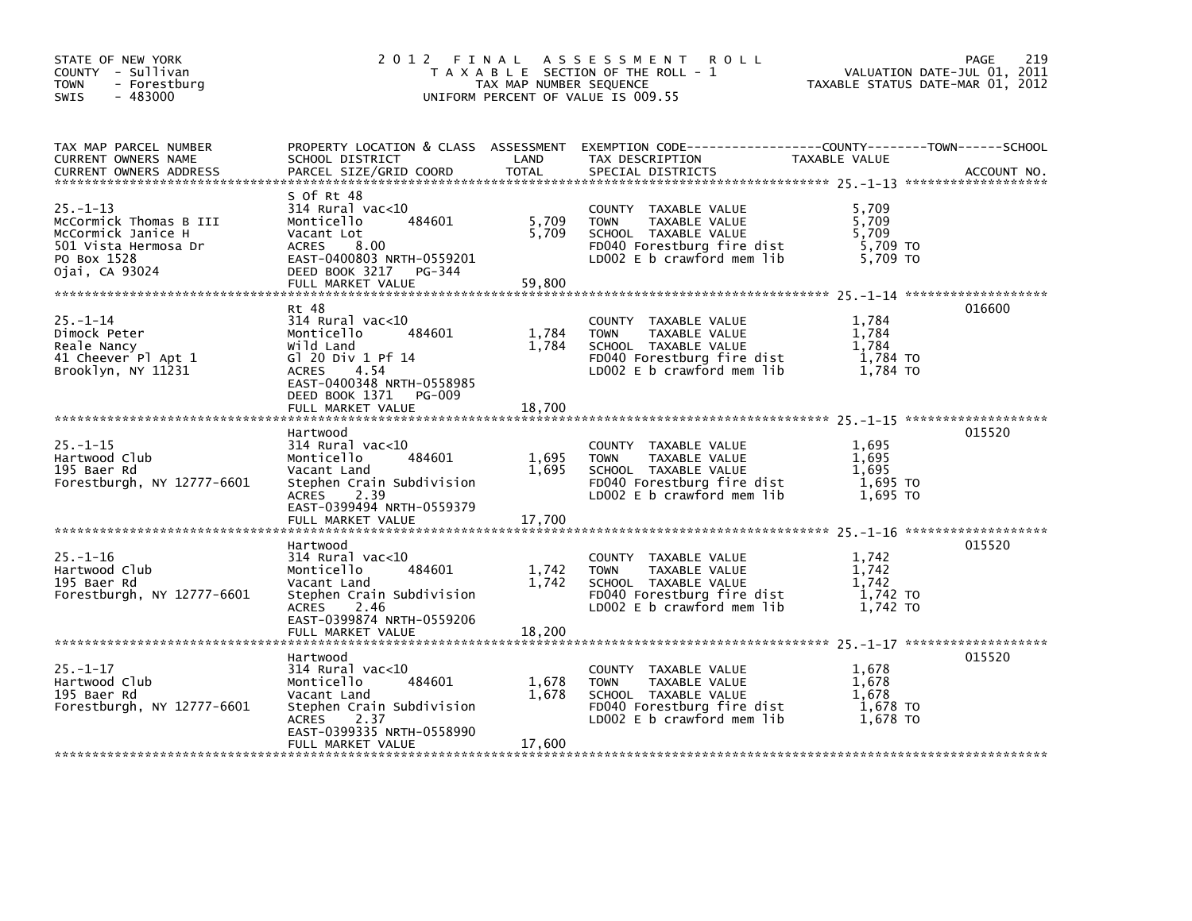STATE OF NEW YORK
COUNTY - Sullivan
TOWN - Forestburg
SWIS - 483000

# 2012 FINAL ASSESSMENT ROLL

TAXABLE SECTION OF THE ROLL - 1
TAX MAP NUMBER SEQUENCE
UNIFORM PERCENT OF VALUE IS 009.55

VALUATION DATE-JUL 01, 2011
TAXABLE STATUS DATE-MAR 01, 2012

| TAX MAP PARCEL NUMBER / CURRENT OWNERS NAME / CURRENT OWNERS ADDRESS | PROPERTY LOCATION & CLASS / SCHOOL DISTRICT / PARCEL SIZE/GRID COORD | ASSESSMENT LAND | TOTAL | EXEMPTION CODE / TAX DESCRIPTION / SPECIAL DISTRICTS | TAXABLE VALUE (COUNTY--TOWN--SCHOOL) | ACCOUNT NO. |
|---|---|---|---|---|---|---|
| 25.-1-13 | S Of Rt 48 | | | | | |
| McCormick Thomas B III | 314 Rural vac<10 | | | COUNTY TAXABLE VALUE | 5,709 | |
| McCormick Janice H | Monticello 484601 | 5,709 | | TOWN TAXABLE VALUE | 5,709 | |
| 501 Vista Hermosa Dr | Vacant Lot | | 5,709 | SCHOOL TAXABLE VALUE | 5,709 | |
| PO Box 1528 | ACRES 8.00 | | | FD040 Forestburg fire dist | 5,709 TO | |
| Ojai, CA 93024 | EAST-0400803 NRTH-0559201 | | | LD002 E b crawford mem lib | 5,709 TO | |
| | DEED BOOK 3217 PG-344 | | | | | |
| | FULL MARKET VALUE | | 59,800 | | | |
| 25.-1-14 | Rt 48 | | | | | 016600 |
| Dimock Peter | 314 Rural vac<10 | | | COUNTY TAXABLE VALUE | 1,784 | |
| Reale Nancy | Monticello 484601 | 1,784 | | TOWN TAXABLE VALUE | 1,784 | |
| 41 Cheever Pl Apt 1 | Wild Land | | 1,784 | SCHOOL TAXABLE VALUE | 1,784 | |
| Brooklyn, NY 11231 | Gl 20 Div 1 Pf 14 | | | FD040 Forestburg fire dist | 1,784 TO | |
| | ACRES 4.54 | | | LD002 E b crawford mem lib | 1,784 TO | |
| | EAST-0400348 NRTH-0558985 | | | | | |
| | DEED BOOK 1371 PG-009 | | | | | |
| | FULL MARKET VALUE | | 18,700 | | | |
| 25.-1-15 | Hartwood | | | | | 015520 |
| Hartwood Club | 314 Rural vac<10 | | | COUNTY TAXABLE VALUE | 1,695 | |
| 195 Baer Rd | Monticello 484601 | 1,695 | | TOWN TAXABLE VALUE | 1,695 | |
| Forestburgh, NY 12777-6601 | Vacant Land | | 1,695 | SCHOOL TAXABLE VALUE | 1,695 | |
| | Stephen Crain Subdivision | | | FD040 Forestburg fire dist | 1,695 TO | |
| | ACRES 2.39 | | | LD002 E b crawford mem lib | 1,695 TO | |
| | EAST-0399494 NRTH-0559379 | | | | | |
| | FULL MARKET VALUE | | 17,700 | | | |
| 25.-1-16 | Hartwood | | | | | 015520 |
| Hartwood Club | 314 Rural vac<10 | | | COUNTY TAXABLE VALUE | 1,742 | |
| 195 Baer Rd | Monticello 484601 | 1,742 | | TOWN TAXABLE VALUE | 1,742 | |
| Forestburgh, NY 12777-6601 | Vacant Land | | 1,742 | SCHOOL TAXABLE VALUE | 1,742 | |
| | Stephen Crain Subdivision | | | FD040 Forestburg fire dist | 1,742 TO | |
| | ACRES 2.46 | | | LD002 E b crawford mem lib | 1,742 TO | |
| | EAST-0399874 NRTH-0559206 | | | | | |
| | FULL MARKET VALUE | | 18,200 | | | |
| 25.-1-17 | Hartwood | | | | | 015520 |
| Hartwood Club | 314 Rural vac<10 | | | COUNTY TAXABLE VALUE | 1,678 | |
| 195 Baer Rd | Monticello 484601 | 1,678 | | TOWN TAXABLE VALUE | 1,678 | |
| Forestburgh, NY 12777-6601 | Vacant Land | | 1,678 | SCHOOL TAXABLE VALUE | 1,678 | |
| | Stephen Crain Subdivision | | | FD040 Forestburg fire dist | 1,678 TO | |
| | ACRES 2.37 | | | LD002 E b crawford mem lib | 1,678 TO | |
| | EAST-0399335 NRTH-0558990 | | | | | |
| | FULL MARKET VALUE | | 17,600 | | | |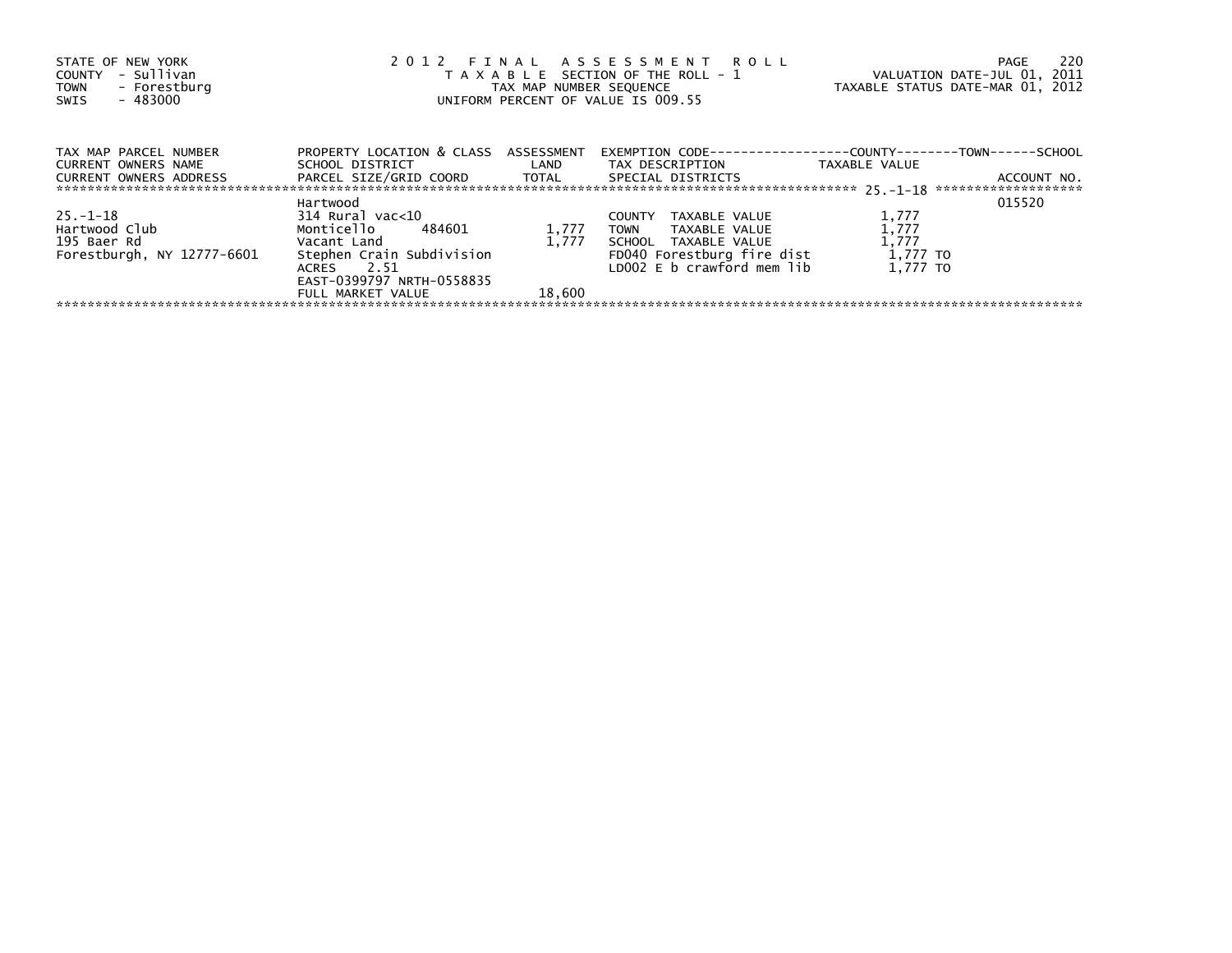STATE OF NEW YORK
COUNTY - Sullivan
TOWN - Forestburg
SWIS - 483000

2012 FINAL ASSESSMENT ROLL
TAXABLE SECTION OF THE ROLL - 1
TAX MAP NUMBER SEQUENCE
UNIFORM PERCENT OF VALUE IS 009.55

VALUATION DATE-JUL 01, 2011
TAXABLE STATUS DATE-MAR 01, 2012

| TAX MAP PARCEL NUMBER / CURRENT OWNERS NAME / CURRENT OWNERS ADDRESS | PROPERTY LOCATION & CLASS / SCHOOL DISTRICT / PARCEL SIZE/GRID COORD | ASSESSMENT LAND / TOTAL | EXEMPTION CODE / TAX DESCRIPTION / SPECIAL DISTRICTS | TAXABLE VALUE (COUNTY / TOWN / SCHOOL) | ACCOUNT NO. |
|---|---|---|---|---|---|
| 25.-1-18 | Hartwood | | | | 015520 |
| 25.-1-18 | 314 Rural vac<10 | | COUNTY TAXABLE VALUE | 1,777 | |
| Hartwood Club | Monticello 484601 | 1,777 | TOWN TAXABLE VALUE | 1,777 | |
| 195 Baer Rd | Vacant Land | 1,777 | SCHOOL TAXABLE VALUE | 1,777 | |
| Forestburgh, NY 12777-6601 | Stephen Crain Subdivision | | FD040 Forestburg fire dist | 1,777 TO | |
| | ACRES 2.51 | | LD002 E b crawford mem lib | 1,777 TO | |
| | EAST-0399797 NRTH-0558835 | | | | |
| | FULL MARKET VALUE | 18,600 | | | |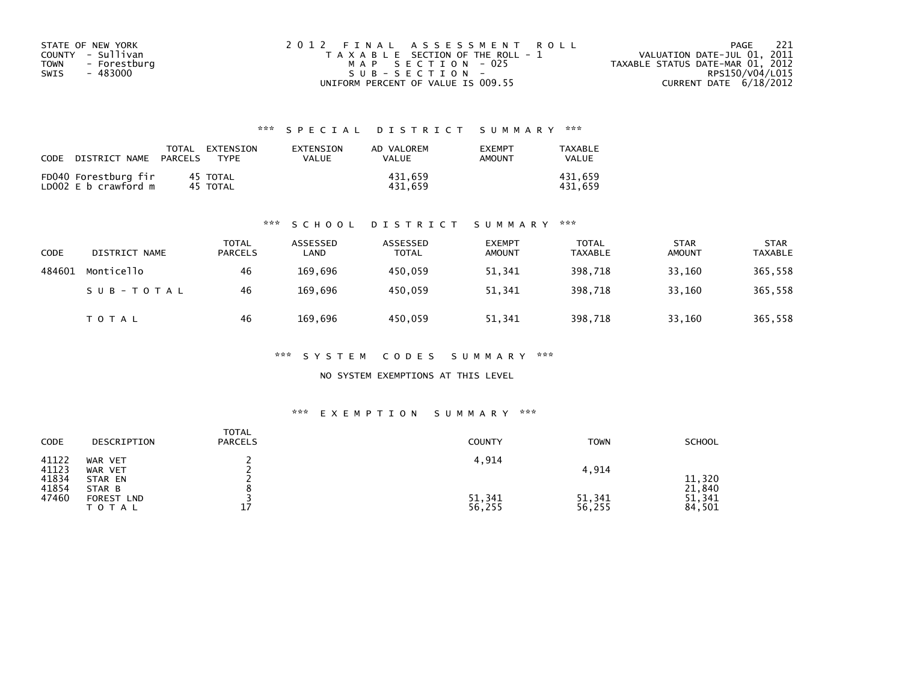STATE OF NEW YORK
COUNTY - Sullivan
TOWN - Forestburg
SWIS - 483000

2012 FINAL ASSESSMENT ROLL
TAXABLE SECTION OF THE ROLL - 1
MAP SECTION - 025
SUB-SECTION -
UNIFORM PERCENT OF VALUE IS 009.55

VALUATION DATE-JUL 01, 2011
TAXABLE STATUS DATE-MAR 01, 2012
RPS150/V04/L015
CURRENT DATE 6/18/2012

### *** SPECIAL DISTRICT SUMMARY ***

| CODE | DISTRICT NAME | TOTAL PARCELS | EXTENSION TYPE | EXTENSION VALUE | AD VALOREM VALUE | EXEMPT AMOUNT | TAXABLE VALUE |
|---|---|---|---|---|---|---|---|
| FD040 | Forestburg fir | 45 | TOTAL | | 431,659 | | 431,659 |
| LD002 | E b crawford m | 45 | TOTAL | | 431,659 | | 431,659 |

### *** SCHOOL DISTRICT SUMMARY ***

| CODE | DISTRICT NAME | TOTAL PARCELS | ASSESSED LAND | ASSESSED TOTAL | EXEMPT AMOUNT | TOTAL TAXABLE | STAR AMOUNT | STAR TAXABLE |
|---|---|---|---|---|---|---|---|---|
| 484601 | Monticello | 46 | 169,696 | 450,059 | 51,341 | 398,718 | 33,160 | 365,558 |
| | SUB-TOTAL | 46 | 169,696 | 450,059 | 51,341 | 398,718 | 33,160 | 365,558 |
| | TOTAL | 46 | 169,696 | 450,059 | 51,341 | 398,718 | 33,160 | 365,558 |

### *** SYSTEM CODES SUMMARY ***

NO SYSTEM EXEMPTIONS AT THIS LEVEL

### *** EXEMPTION SUMMARY ***

| CODE | DESCRIPTION | TOTAL PARCELS | COUNTY | TOWN | SCHOOL |
|---|---|---|---|---|---|
| 41122 | WAR VET | 2 | 4,914 | | |
| 41123 | WAR VET | 2 | | 4,914 | |
| 41834 | STAR EN | 2 | | | 11,320 |
| 41854 | STAR B | 8 | | | 21,840 |
| 47460 | FOREST LND | 3 | 51,341 | 51,341 | 51,341 |
| | TOTAL | 17 | 56,255 | 56,255 | 84,501 |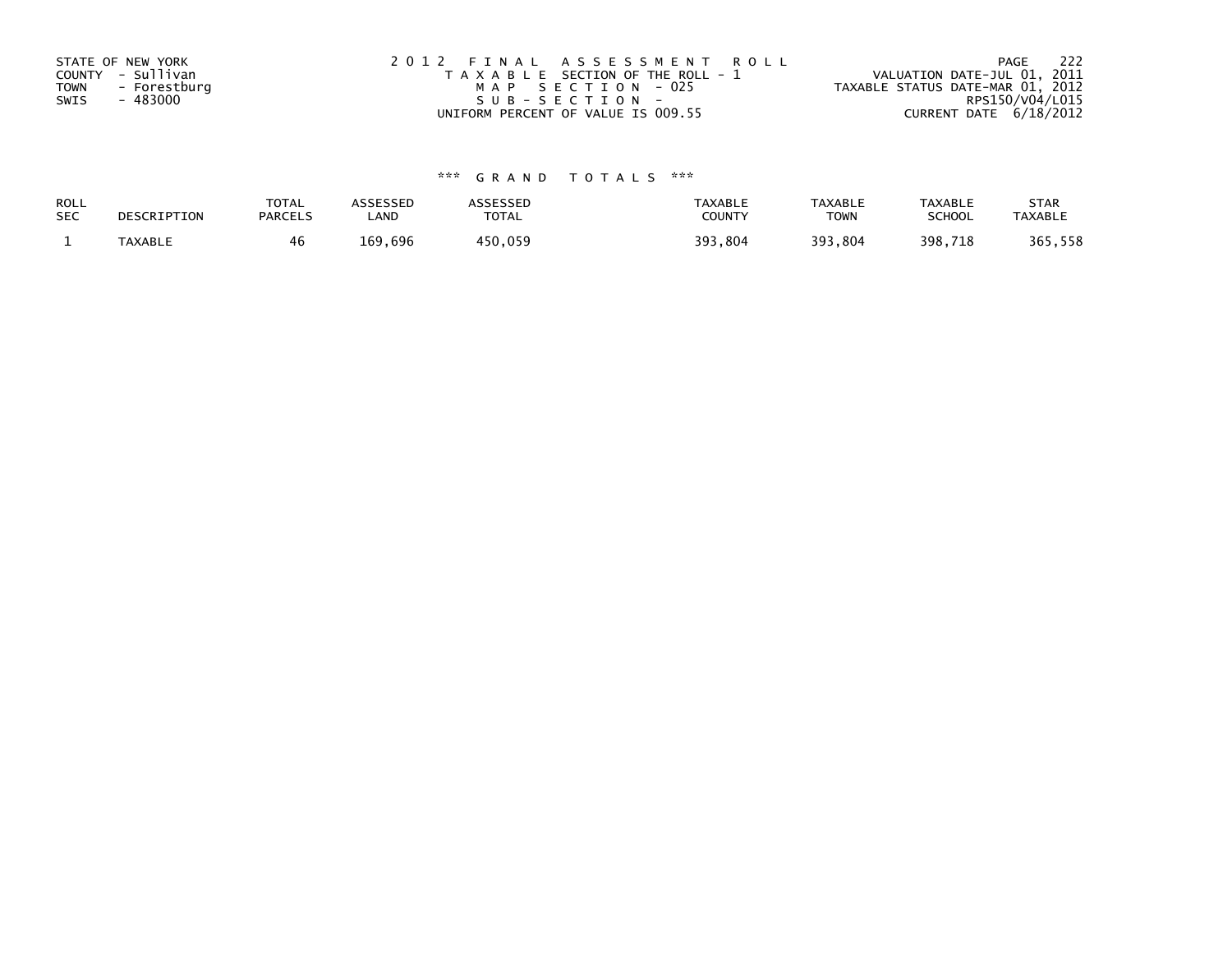STATE OF NEW YORK
COUNTY - Sullivan
TOWN - Forestburg
SWIS - 483000

2012 FINAL ASSESSMENT ROLL
TAXABLE SECTION OF THE ROLL - 1
MAP SECTION - 025
SUB-SECTION -
UNIFORM PERCENT OF VALUE IS 009.55

VALUATION DATE-JUL 01, 2011
TAXABLE STATUS DATE-MAR 01, 2012
RPS150/V04/L015
CURRENT DATE 6/18/2012

### *** GRAND TOTALS ***

| ROLL SEC | DESCRIPTION | TOTAL PARCELS | ASSESSED LAND | ASSESSED TOTAL | TAXABLE COUNTY | TAXABLE TOWN | TAXABLE SCHOOL | STAR TAXABLE |
|---|---|---|---|---|---|---|---|---|
| 1 | TAXABLE | 46 | 169,696 | 450,059 | 393,804 | 393,804 | 398,718 | 365,558 |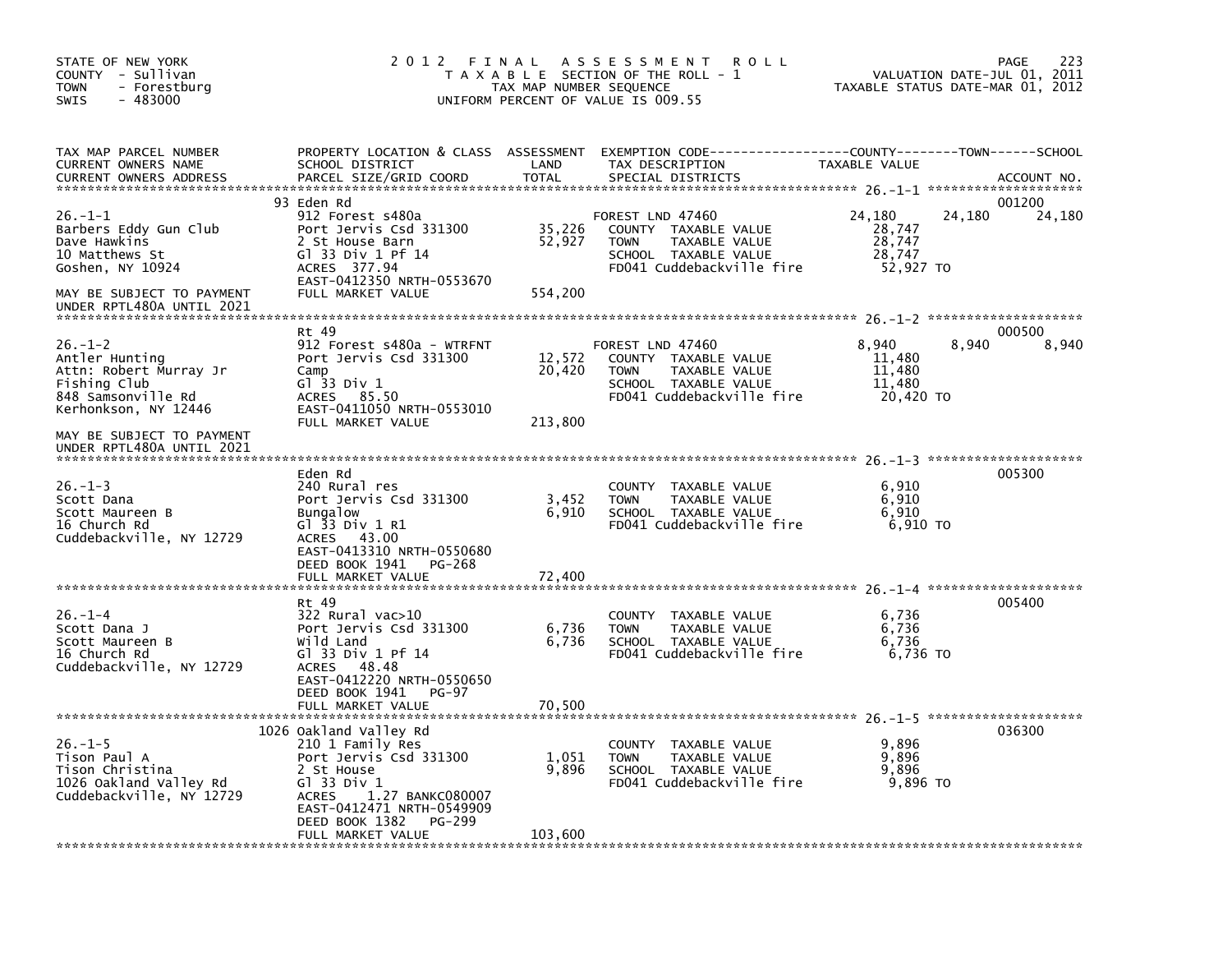STATE OF NEW YORK
COUNTY - Sullivan
TOWN - Forestburg
SWIS - 483000

# 2012 FINAL ASSESSMENT ROLL

TAXABLE SECTION OF THE ROLL - 1
TAX MAP NUMBER SEQUENCE
UNIFORM PERCENT OF VALUE IS 009.55

VALUATION DATE-JUL 01, 2011
TAXABLE STATUS DATE-MAR 01, 2012

| TAX MAP PARCEL NUMBER / CURRENT OWNERS NAME / CURRENT OWNERS ADDRESS | PROPERTY LOCATION & CLASS / SCHOOL DISTRICT / PARCEL SIZE/GRID COORD | ASSESSMENT LAND / TOTAL | EXEMPTION CODE / TAX DESCRIPTION / SPECIAL DISTRICTS | COUNTY | TOWN | SCHOOL | ACCOUNT NO. |
|---|---|---|---|---|---|---|---|
| 26.-1-1 | 93 Eden Rd | | | | | | 001200 |
| Barbers Eddy Gun Club | 912 Forest s480a | | FOREST LND 47460 | 24,180 | 24,180 | 24,180 | |
| Dave Hawkins | Port Jervis Csd 331300 | 35,226 | COUNTY TAXABLE VALUE | 28,747 | | | |
| 10 Matthews St | 2 St House Barn | 52,927 | TOWN TAXABLE VALUE | | 28,747 | | |
| Goshen, NY 10924 | Gl 33 Div 1 Pf 14 | | SCHOOL TAXABLE VALUE | | | 28,747 | |
| | ACRES 377.94 | | FD041 Cuddebackville fire | 52,927 TO | | | |
| | EAST-0412350 NRTH-0553670 | | | | | | |
| MAY BE SUBJECT TO PAYMENT UNDER RPTL480A UNTIL 2021 | FULL MARKET VALUE | 554,200 | | | | | |
| 26.-1-2 | Rt 49 | | | | | | 000500 |
| Antler Hunting | 912 Forest s480a - WTRFNT | | FOREST LND 47460 | 8,940 | 8,940 | 8,940 | |
| Attn: Robert Murray Jr | Port Jervis Csd 331300 | 12,572 | COUNTY TAXABLE VALUE | 11,480 | | | |
| Fishing Club | Camp | 20,420 | TOWN TAXABLE VALUE | | 11,480 | | |
| 848 Samsonville Rd | Gl 33 Div 1 | | SCHOOL TAXABLE VALUE | | | 11,480 | |
| Kerhonkson, NY 12446 | ACRES 85.50 | | FD041 Cuddebackville fire | 20,420 TO | | | |
| | EAST-0411050 NRTH-0553010 | | | | | | |
| MAY BE SUBJECT TO PAYMENT UNDER RPTL480A UNTIL 2021 | FULL MARKET VALUE | 213,800 | | | | | |
| 26.-1-3 | Eden Rd | | | | | | 005300 |
| Scott Dana | 240 Rural res | | COUNTY TAXABLE VALUE | 6,910 | | | |
| Scott Maureen B | Port Jervis Csd 331300 | 3,452 | TOWN TAXABLE VALUE | | 6,910 | | |
| 16 Church Rd | Bungalow | 6,910 | SCHOOL TAXABLE VALUE | | | 6,910 | |
| Cuddebackville, NY 12729 | Gl 33 Div 1 R1 | | FD041 Cuddebackville fire | 6,910 TO | | | |
| | ACRES 43.00 | | | | | | |
| | EAST-0413310 NRTH-0550680 | | | | | | |
| | DEED BOOK 1941 PG-268 | | | | | | |
| | FULL MARKET VALUE | 72,400 | | | | | |
| 26.-1-4 | Rt 49 | | | | | | 005400 |
| Scott Dana J | 322 Rural vac>10 | | COUNTY TAXABLE VALUE | 6,736 | | | |
| Scott Maureen B | Port Jervis Csd 331300 | 6,736 | TOWN TAXABLE VALUE | | 6,736 | | |
| 16 Church Rd | Wild Land | 6,736 | SCHOOL TAXABLE VALUE | | | 6,736 | |
| Cuddebackville, NY 12729 | Gl 33 Div 1 Pf 14 | | FD041 Cuddebackville fire | 6,736 TO | | | |
| | ACRES 48.48 | | | | | | |
| | EAST-0412220 NRTH-0550650 | | | | | | |
| | DEED BOOK 1941 PG-97 | | | | | | |
| | FULL MARKET VALUE | 70,500 | | | | | |
| 26.-1-5 | 1026 Oakland Valley Rd | | | | | | 036300 |
| Tison Paul A | 210 1 Family Res | | COUNTY TAXABLE VALUE | 9,896 | | | |
| Tison Christina | Port Jervis Csd 331300 | 1,051 | TOWN TAXABLE VALUE | | 9,896 | | |
| 1026 Oakland Valley Rd | 2 St House | 9,896 | SCHOOL TAXABLE VALUE | | | 9,896 | |
| Cuddebackville, NY 12729 | Gl 33 Div 1 | | FD041 Cuddebackville fire | 9,896 TO | | | |
| | ACRES 1.27 BANKC080007 | | | | | | |
| | EAST-0412471 NRTH-0549909 | | | | | | |
| | DEED BOOK 1382 PG-299 | | | | | | |
| | FULL MARKET VALUE | 103,600 | | | | | |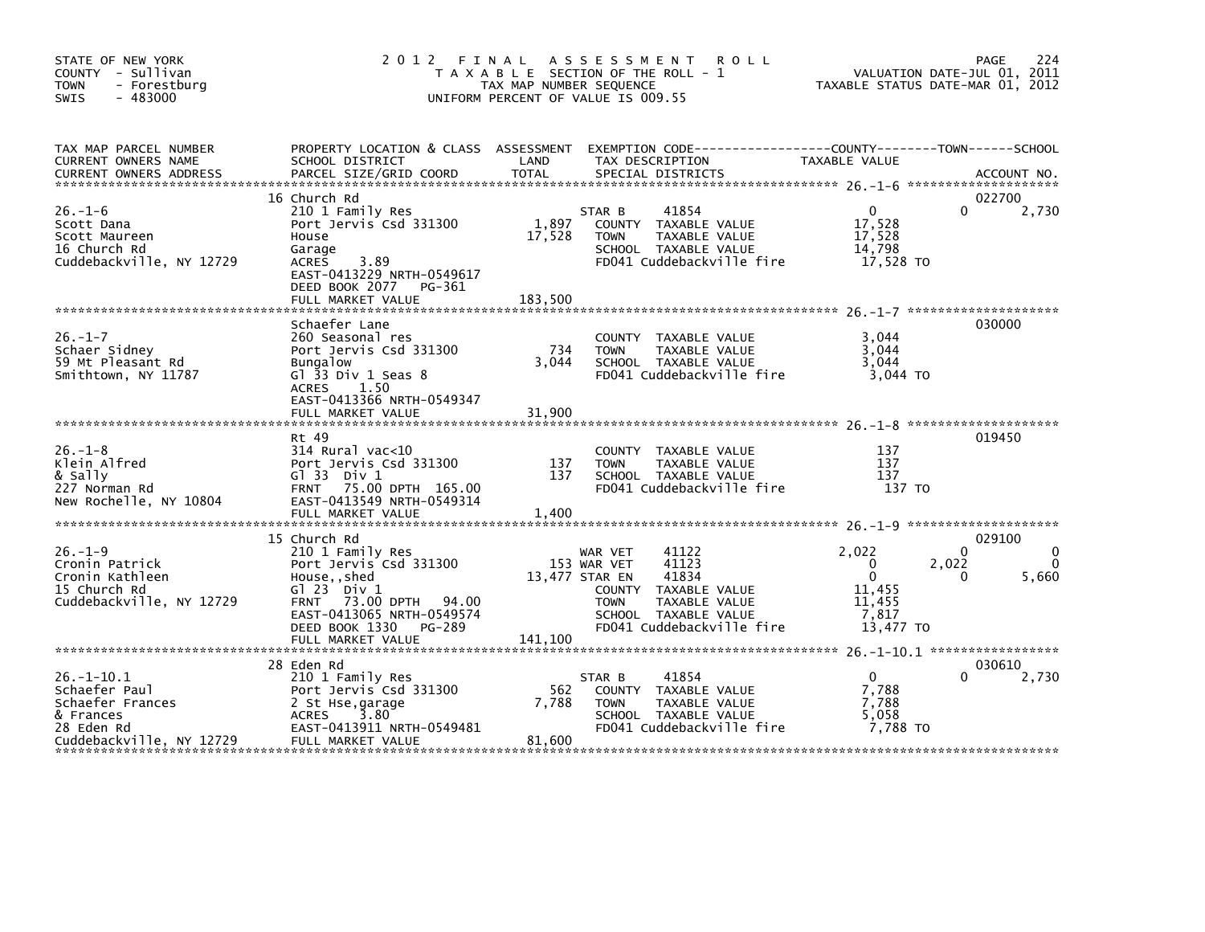STATE OF NEW YORK
COUNTY - Sullivan
TOWN - Forestburg
SWIS - 483000

# 2012 FINAL ASSESSMENT ROLL

TAXABLE SECTION OF THE ROLL - 1
TAX MAP NUMBER SEQUENCE
UNIFORM PERCENT OF VALUE IS 009.55

VALUATION DATE-JUL 01, 2011
TAXABLE STATUS DATE-MAR 01, 2012

| TAX MAP PARCEL NUMBER / CURRENT OWNERS NAME / CURRENT OWNERS ADDRESS | PROPERTY LOCATION & CLASS / SCHOOL DISTRICT / PARCEL SIZE/GRID COORD | ASSESSMENT LAND / TOTAL | EXEMPTION CODE / TAX DESCRIPTION / SPECIAL DISTRICTS | COUNTY | TOWN | SCHOOL | ACCOUNT NO. |
|---|---|---|---|---|---|---|---|
| 26.-1-6 | 16 Church Rd | | | | | | 022700 |
| | 210 1 Family Res | | STAR B 41854 | 0 | 0 | 2,730 | |
| Scott Dana | Port Jervis Csd 331300 | 1,897 | COUNTY TAXABLE VALUE | 17,528 | | | |
| Scott Maureen | House | 17,528 | TOWN TAXABLE VALUE | | 17,528 | | |
| 16 Church Rd | Garage | | SCHOOL TAXABLE VALUE | | | 14,798 | |
| Cuddebackville, NY 12729 | ACRES 3.89 | | FD041 Cuddebackville fire | 17,528 TO | | | |
| | EAST-0413229 NRTH-0549617 | | | | | | |
| | DEED BOOK 2077 PG-361 | | | | | | |
| | FULL MARKET VALUE | 183,500 | | | | | |
| 26.-1-7 | Schaefer Lane | | | | | | 030000 |
| | 260 Seasonal res | | COUNTY TAXABLE VALUE | 3,044 | | | |
| Schaer Sidney | Port Jervis Csd 331300 | 734 | TOWN TAXABLE VALUE | | 3,044 | | |
| 59 Mt Pleasant Rd | Bungalow | 3,044 | SCHOOL TAXABLE VALUE | | | 3,044 | |
| Smithtown, NY 11787 | Gl 33 Div 1 Seas 8 | | FD041 Cuddebackville fire | 3,044 TO | | | |
| | ACRES 1.50 | | | | | | |
| | EAST-0413366 NRTH-0549347 | | | | | | |
| | FULL MARKET VALUE | 31,900 | | | | | |
| 26.-1-8 | Rt 49 | | | | | | 019450 |
| | 314 Rural vac<10 | | COUNTY TAXABLE VALUE | 137 | | | |
| Klein Alfred | Port Jervis Csd 331300 | 137 | TOWN TAXABLE VALUE | | 137 | | |
| & Sally | Gl 33 Div 1 | 137 | SCHOOL TAXABLE VALUE | | | 137 | |
| 227 Norman Rd | FRNT 75.00 DPTH 165.00 | | FD041 Cuddebackville fire | 137 TO | | | |
| New Rochelle, NY 10804 | EAST-0413549 NRTH-0549314 | | | | | | |
| | FULL MARKET VALUE | 1,400 | | | | | |
| 26.-1-9 | 15 Church Rd | | | | | | 029100 |
| | 210 1 Family Res | | WAR VET 41122 | 2,022 | 0 | 0 | |
| Cronin Patrick | Port Jervis Csd 331300 | 153 | WAR VET 41123 | 0 | 2,022 | 0 | |
| Cronin Kathleen | House,,shed | 13,477 | STAR EN 41834 | 0 | 0 | 5,660 | |
| 15 Church Rd | Gl 23 Div 1 | | COUNTY TAXABLE VALUE | 11,455 | | | |
| Cuddebackville, NY 12729 | FRNT 73.00 DPTH 94.00 | | TOWN TAXABLE VALUE | | 11,455 | | |
| | EAST-0413065 NRTH-0549574 | | SCHOOL TAXABLE VALUE | | | 7,817 | |
| | DEED BOOK 1330 PG-289 | | FD041 Cuddebackville fire | 13,477 TO | | | |
| | FULL MARKET VALUE | 141,100 | | | | | |
| 26.-1-10.1 | 28 Eden Rd | | | | | | 030610 |
| | 210 1 Family Res | | STAR B 41854 | 0 | 0 | 2,730 | |
| Schaefer Paul | Port Jervis Csd 331300 | 562 | COUNTY TAXABLE VALUE | 7,788 | | | |
| Schaefer Frances | 2 St Hse,garage | 7,788 | TOWN TAXABLE VALUE | | 7,788 | | |
| & Frances | ACRES 3.80 | | SCHOOL TAXABLE VALUE | | | 5,058 | |
| 28 Eden Rd | EAST-0413911 NRTH-0549481 | | FD041 Cuddebackville fire | 7,788 TO | | | |
| Cuddebackville, NY 12729 | FULL MARKET VALUE | 81,600 | | | | | |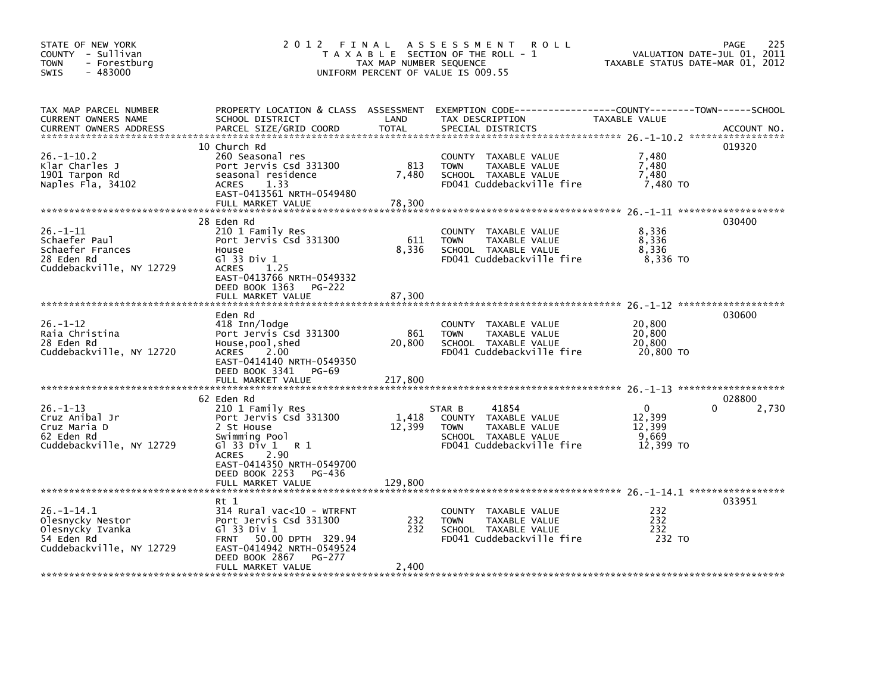STATE OF NEW YORK
COUNTY - Sullivan
TOWN - Forestburg
SWIS - 483000

# 2012 FINAL ASSESSMENT ROLL

TAXABLE SECTION OF THE ROLL - 1
TAX MAP NUMBER SEQUENCE
UNIFORM PERCENT OF VALUE IS 009.55

VALUATION DATE-JUL 01, 2011
TAXABLE STATUS DATE-MAR 01, 2012

| TAX MAP PARCEL NUMBER / CURRENT OWNERS NAME / CURRENT OWNERS ADDRESS | PROPERTY LOCATION & CLASS / SCHOOL DISTRICT / PARCEL SIZE/GRID COORD | ASSESSMENT LAND | TOTAL | EXEMPTION CODE / TAX DESCRIPTION / SPECIAL DISTRICTS | COUNTY TAXABLE VALUE | TOWN | SCHOOL | ACCOUNT NO. |
|---|---|---|---|---|---|---|---|---|
| 26.-1-10.2 | 10 Church Rd | | | | | | | 019320 |
| Klar Charles J | 260 Seasonal res | | | COUNTY TAXABLE VALUE | 7,480 | | | |
| 1901 Tarpon Rd | Port Jervis Csd 331300 | 813 | | TOWN TAXABLE VALUE | 7,480 | | | |
| Naples Fla, 34102 | seasonal residence | | 7,480 | SCHOOL TAXABLE VALUE | 7,480 | | | |
| | ACRES 1.33 | | | FD041 Cuddebackville fire | 7,480 TO | | | |
| | EAST-0413561 NRTH-0549480 | | | | | | | |
| | FULL MARKET VALUE | | 78,300 | | | | | |
| 26.-1-11 | 28 Eden Rd | | | | | | | 030400 |
| Schaefer Paul | 210 1 Family Res | | | COUNTY TAXABLE VALUE | 8,336 | | | |
| Schaefer Frances | Port Jervis Csd 331300 | 611 | | TOWN TAXABLE VALUE | 8,336 | | | |
| 28 Eden Rd | House | | 8,336 | SCHOOL TAXABLE VALUE | 8,336 | | | |
| Cuddebackville, NY 12729 | Gl 33 Div 1 | | | FD041 Cuddebackville fire | 8,336 TO | | | |
| | ACRES 1.25 | | | | | | | |
| | EAST-0413766 NRTH-0549332 | | | | | | | |
| | DEED BOOK 1363 PG-222 | | | | | | | |
| | FULL MARKET VALUE | | 87,300 | | | | | |
| 26.-1-12 | Eden Rd | | | | | | | 030600 |
| Raia Christina | 418 Inn/lodge | | | COUNTY TAXABLE VALUE | 20,800 | | | |
| 28 Eden Rd | Port Jervis Csd 331300 | 861 | | TOWN TAXABLE VALUE | 20,800 | | | |
| Cuddebackville, NY 12720 | House,pool,shed | | 20,800 | SCHOOL TAXABLE VALUE | 20,800 | | | |
| | ACRES 2.00 | | | FD041 Cuddebackville fire | 20,800 TO | | | |
| | EAST-0414140 NRTH-0549350 | | | | | | | |
| | DEED BOOK 3341 PG-69 | | | | | | | |
| | FULL MARKET VALUE | | 217,800 | | | | | |
| 26.-1-13 | 62 Eden Rd | | | | | | | 028800 |
| Cruz Anibal Jr | 210 1 Family Res | | | STAR B 41854 | 0 | 0 | 2,730 | |
| Cruz Maria D | Port Jervis Csd 331300 | 1,418 | | COUNTY TAXABLE VALUE | 12,399 | | | |
| 62 Eden Rd | 2 St House | | 12,399 | TOWN TAXABLE VALUE | 12,399 | | | |
| Cuddebackville, NY 12729 | Swimming Pool | | | SCHOOL TAXABLE VALUE | 9,669 | | | |
| | Gl 33 Div 1 R 1 | | | FD041 Cuddebackville fire | 12,399 TO | | | |
| | ACRES 2.90 | | | | | | | |
| | EAST-0414350 NRTH-0549700 | | | | | | | |
| | DEED BOOK 2253 PG-436 | | | | | | | |
| | FULL MARKET VALUE | | 129,800 | | | | | |
| 26.-1-14.1 | Rt 1 | | | | | | | 033951 |
| Olesnycky Nestor | 314 Rural vac<10 - WTRFNT | | | COUNTY TAXABLE VALUE | 232 | | | |
| Olesnycky Ivanka | Port Jervis Csd 331300 | 232 | | TOWN TAXABLE VALUE | 232 | | | |
| 54 Eden Rd | Gl 33 Div 1 | | 232 | SCHOOL TAXABLE VALUE | 232 | | | |
| Cuddebackville, NY 12729 | FRNT 50.00 DPTH 329.94 | | | FD041 Cuddebackville fire | 232 TO | | | |
| | EAST-0414942 NRTH-0549524 | | | | | | | |
| | DEED BOOK 2867 PG-277 | | | | | | | |
| | FULL MARKET VALUE | | 2,400 | | | | | |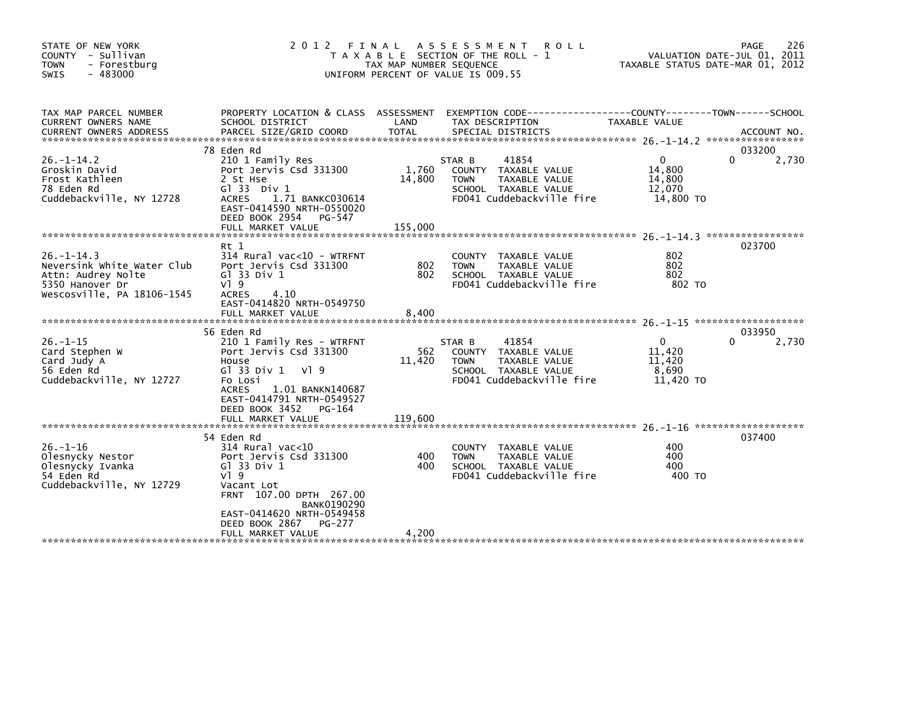STATE OF NEW YORK
COUNTY - Sullivan
TOWN - Forestburg
SWIS - 483000

# 2012 FINAL ASSESSMENT ROLL

TAXABLE SECTION OF THE ROLL - 1
TAX MAP NUMBER SEQUENCE
UNIFORM PERCENT OF VALUE IS 009.55

VALUATION DATE-JUL 01, 2011
TAXABLE STATUS DATE-MAR 01, 2012

| TAX MAP PARCEL NUMBER / CURRENT OWNERS NAME / CURRENT OWNERS ADDRESS | PROPERTY LOCATION & CLASS / SCHOOL DISTRICT / PARCEL SIZE/GRID COORD | ASSESSMENT LAND / TOTAL | EXEMPTION CODE / TAX DESCRIPTION / SPECIAL DISTRICTS | COUNTY | TOWN | SCHOOL | ACCOUNT NO. |
|---|---|---|---|---|---|---|---|
| 26.-1-14.2 | 78 Eden Rd | | | | | | 033200 |
| Groskin David | 210 1 Family Res | | STAR B 41854 | 0 | 0 | 2,730 | |
| Frost Kathleen | Port Jervis Csd 331300 | 1,760 | COUNTY TAXABLE VALUE | 14,800 | | | |
| 78 Eden Rd | 2 St Hse | 14,800 | TOWN TAXABLE VALUE | | 14,800 | | |
| Cuddebackville, NY 12728 | Gl 33 Div 1 | | SCHOOL TAXABLE VALUE | | | 12,070 | |
| | ACRES 1.71 BANKC030614 | | FD041 Cuddebackville fire | 14,800 TO | | | |
| | EAST-0414590 NRTH-0550020 | | | | | | |
| | DEED BOOK 2954 PG-547 | | | | | | |
| | FULL MARKET VALUE | 155,000 | | | | | |
| 26.-1-14.3 | Rt 1 | | | | | | 023700 |
| Neversink White Water Club | 314 Rural vac<10 - WTRFNT | | COUNTY TAXABLE VALUE | 802 | | | |
| Attn: Audrey Nolte | Port Jervis Csd 331300 | 802 | TOWN TAXABLE VALUE | | 802 | | |
| 5350 Hanover Dr | Gl 33 Div 1 | 802 | SCHOOL TAXABLE VALUE | | | 802 | |
| Wescosville, PA 18106-1545 | Vl 9 | | FD041 Cuddebackville fire | 802 TO | | | |
| | ACRES 4.10 | | | | | | |
| | EAST-0414820 NRTH-0549750 | | | | | | |
| | FULL MARKET VALUE | 8,400 | | | | | |
| 26.-1-15 | 56 Eden Rd | | | | | | 033950 |
| Card Stephen W | 210 1 Family Res - WTRFNT | | STAR B 41854 | 0 | 0 | 2,730 | |
| Card Judy A | Port Jervis Csd 331300 | 562 | COUNTY TAXABLE VALUE | 11,420 | | | |
| 56 Eden Rd | House | 11,420 | TOWN TAXABLE VALUE | | 11,420 | | |
| Cuddebackville, NY 12727 | Gl 33 Div 1 Vl 9 | | SCHOOL TAXABLE VALUE | | | 8,690 | |
| | Fo Losi | | FD041 Cuddebackville fire | 11,420 TO | | | |
| | ACRES 1.01 BANKN140687 | | | | | | |
| | EAST-0414791 NRTH-0549527 | | | | | | |
| | DEED BOOK 3452 PG-164 | | | | | | |
| | FULL MARKET VALUE | 119,600 | | | | | |
| 26.-1-16 | 54 Eden Rd | | | | | | 037400 |
| Olesnycky Nestor | 314 Rural vac<10 | | COUNTY TAXABLE VALUE | 400 | | | |
| Olesnycky Ivanka | Port Jervis Csd 331300 | 400 | TOWN TAXABLE VALUE | | 400 | | |
| 54 Eden Rd | Gl 33 Div 1 | 400 | SCHOOL TAXABLE VALUE | | | 400 | |
| Cuddebackville, NY 12729 | Vl 9 | | FD041 Cuddebackville fire | 400 TO | | | |
| | Vacant Lot | | | | | | |
| | FRNT 107.00 DPTH 267.00 | | | | | | |
| | BANK0190290 | | | | | | |
| | EAST-0414620 NRTH-0549458 | | | | | | |
| | DEED BOOK 2867 PG-277 | | | | | | |
| | FULL MARKET VALUE | 4,200 | | | | | |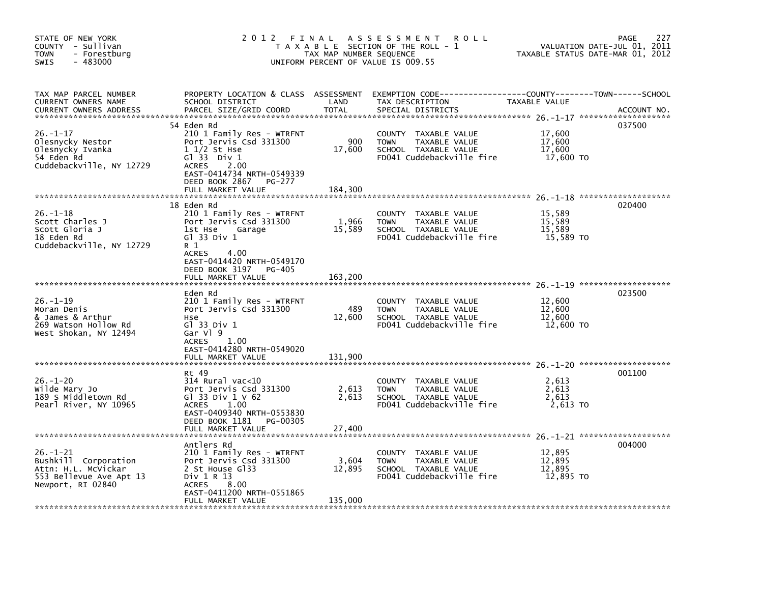STATE OF NEW YORK
COUNTY - Sullivan
TOWN - Forestburg
SWIS - 483000

# 2012 FINAL ASSESSMENT ROLL

TAXABLE SECTION OF THE ROLL - 1
TAX MAP NUMBER SEQUENCE
UNIFORM PERCENT OF VALUE IS 009.55

VALUATION DATE-JUL 01, 2011
TAXABLE STATUS DATE-MAR 01, 2012

| TAX MAP PARCEL NUMBER / CURRENT OWNERS NAME / CURRENT OWNERS ADDRESS | PROPERTY LOCATION & CLASS / SCHOOL DISTRICT / PARCEL SIZE/GRID COORD | ASSESSMENT LAND / TOTAL | EXEMPTION CODE / TAX DESCRIPTION / SPECIAL DISTRICTS | TAXABLE VALUE (COUNTY / TOWN / SCHOOL) | ACCOUNT NO. |
|---|---|---|---|---|---|
| 26.-1-17 | 54 Eden Rd | | | | 037500 |
| Olesnycky Nestor | 210 1 Family Res - WTRFNT | | COUNTY TAXABLE VALUE | 17,600 | |
| Olesnycky Ivanka | Port Jervis Csd 331300 | 900 | TOWN TAXABLE VALUE | 17,600 | |
| 54 Eden Rd | 1 1/2 St Hse | 17,600 | SCHOOL TAXABLE VALUE | 17,600 | |
| Cuddebackville, NY 12729 | Gl 33 Div 1 | | FD041 Cuddebackville fire | 17,600 TO | |
| | ACRES 2.00 | | | | |
| | EAST-0414734 NRTH-0549339 | | | | |
| | DEED BOOK 2867 PG-277 | | | | |
| | FULL MARKET VALUE | 184,300 | | | |
| 26.-1-18 | 18 Eden Rd | | | | 020400 |
| Scott Charles J | 210 1 Family Res - WTRFNT | | COUNTY TAXABLE VALUE | 15,589 | |
| Scott Gloria J | Port Jervis Csd 331300 | 1,966 | TOWN TAXABLE VALUE | 15,589 | |
| 18 Eden Rd | 1st Hse Garage | 15,589 | SCHOOL TAXABLE VALUE | 15,589 | |
| Cuddebackville, NY 12729 | Gl 33 Div 1 | | FD041 Cuddebackville fire | 15,589 TO | |
| | R 1 | | | | |
| | ACRES 4.00 | | | | |
| | EAST-0414420 NRTH-0549170 | | | | |
| | DEED BOOK 3197 PG-405 | | | | |
| | FULL MARKET VALUE | 163,200 | | | |
| 26.-1-19 | Eden Rd | | | | 023500 |
| Moran Denis | 210 1 Family Res - WTRFNT | | COUNTY TAXABLE VALUE | 12,600 | |
| & James & Arthur | Port Jervis Csd 331300 | 489 | TOWN TAXABLE VALUE | 12,600 | |
| 269 Watson Hollow Rd | Hse | 12,600 | SCHOOL TAXABLE VALUE | 12,600 | |
| West Shokan, NY 12494 | Gl 33 Div 1 | | FD041 Cuddebackville fire | 12,600 TO | |
| | Gar Vl 9 | | | | |
| | ACRES 1.00 | | | | |
| | EAST-0414280 NRTH-0549020 | | | | |
| | FULL MARKET VALUE | 131,900 | | | |
| 26.-1-20 | Rt 49 | | | | 001100 |
| Wilde Mary Jo | 314 Rural vac<10 | | COUNTY TAXABLE VALUE | 2,613 | |
| 189 S Middletown Rd | Port Jervis Csd 331300 | 2,613 | TOWN TAXABLE VALUE | 2,613 | |
| Pearl River, NY 10965 | Gl 33 Div 1 V 62 | 2,613 | SCHOOL TAXABLE VALUE | 2,613 | |
| | ACRES 1.00 | | FD041 Cuddebackville fire | 2,613 TO | |
| | EAST-0409340 NRTH-0553830 | | | | |
| | DEED BOOK 1181 PG-00305 | | | | |
| | FULL MARKET VALUE | 27,400 | | | |
| 26.-1-21 | Antlers Rd | | | | 004000 |
| Bushkill Corporation | 210 1 Family Res - WTRFNT | | COUNTY TAXABLE VALUE | 12,895 | |
| Attn: H.L. McVickar | Port Jervis Csd 331300 | 3,604 | TOWN TAXABLE VALUE | 12,895 | |
| 553 Bellevue Ave Apt 13 | 2 St House Gl33 | 12,895 | SCHOOL TAXABLE VALUE | 12,895 | |
| Newport, RI 02840 | Div 1 R 13 | | FD041 Cuddebackville fire | 12,895 TO | |
| | ACRES 8.00 | | | | |
| | EAST-0411200 NRTH-0551865 | | | | |
| | FULL MARKET VALUE | 135,000 | | | |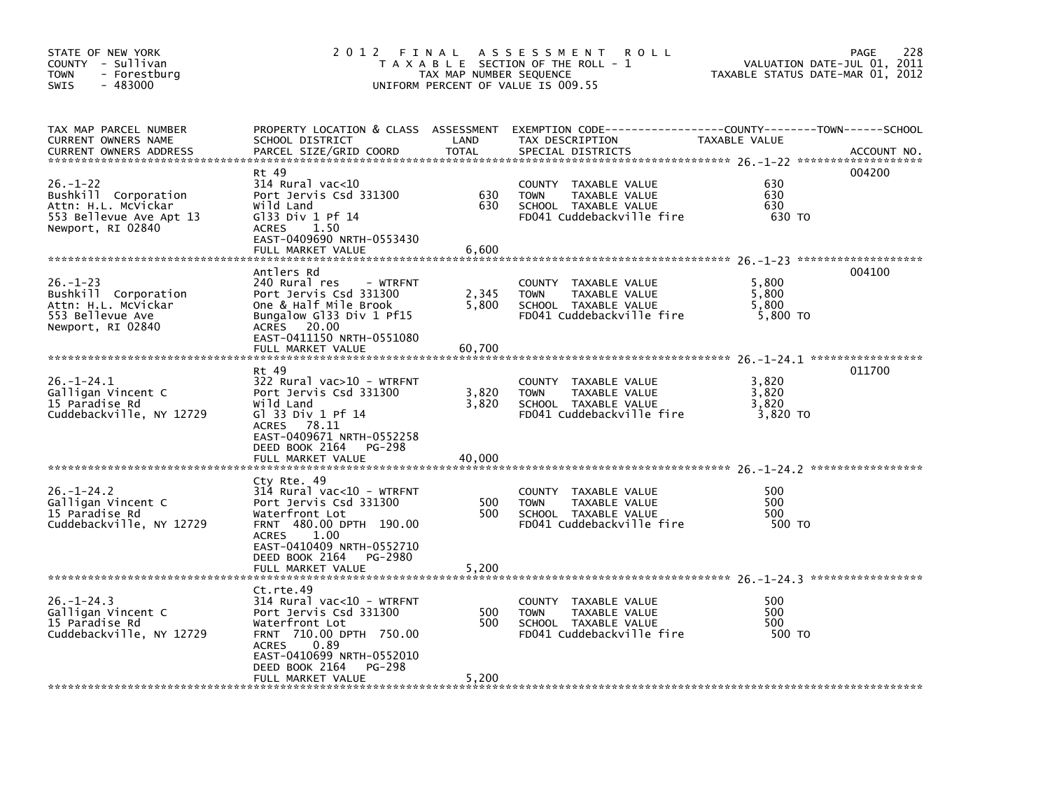STATE OF NEW YORK
COUNTY - Sullivan
TOWN - Forestburg
SWIS - 483000

# 2012 FINAL ASSESSMENT ROLL

TAXABLE SECTION OF THE ROLL - 1
TAX MAP NUMBER SEQUENCE
UNIFORM PERCENT OF VALUE IS 009.55

VALUATION DATE-JUL 01, 2011
TAXABLE STATUS DATE-MAR 01, 2012

| TAX MAP PARCEL NUMBER / CURRENT OWNERS NAME / CURRENT OWNERS ADDRESS | PROPERTY LOCATION & CLASS / SCHOOL DISTRICT / PARCEL SIZE/GRID COORD | ASSESSMENT LAND | TOTAL | EXEMPTION CODE / TAX DESCRIPTION / SPECIAL DISTRICTS | TAXABLE VALUE (COUNTY / TOWN / SCHOOL) | ACCOUNT NO. |
|---|---|---|---|---|---|---|
| 26.-1-22 | Rt 49 | | | | | 004200 |
| Bushkill Corporation | 314 Rural vac<10 | | | COUNTY TAXABLE VALUE | 630 | |
| Attn: H.L. McVickar | Port Jervis Csd 331300 | 630 | | TOWN TAXABLE VALUE | 630 | |
| 553 Bellevue Ave Apt 13 | Wild Land | | 630 | SCHOOL TAXABLE VALUE | 630 | |
| Newport, RI 02840 | Gl33 Div 1 Pf 14 | | | FD041 Cuddebackville fire | 630 TO | |
| | ACRES 1.50 | | | | | |
| | EAST-0409690 NRTH-0553430 | | | | | |
| | FULL MARKET VALUE | | 6,600 | | | |
| 26.-1-23 | Antlers Rd | | | | | 004100 |
| Bushkill Corporation | 240 Rural res - WTRFNT | | | COUNTY TAXABLE VALUE | 5,800 | |
| Attn: H.L. McVickar | Port Jervis Csd 331300 | 2,345 | | TOWN TAXABLE VALUE | 5,800 | |
| 553 Bellevue Ave | One & Half Mile Brook | | 5,800 | SCHOOL TAXABLE VALUE | 5,800 | |
| Newport, RI 02840 | Bungalow Gl33 Div 1 Pf15 | | | FD041 Cuddebackville fire | 5,800 TO | |
| | ACRES 20.00 | | | | | |
| | EAST-0411150 NRTH-0551080 | | | | | |
| | FULL MARKET VALUE | | 60,700 | | | |
| 26.-1-24.1 | Rt 49 | | | | | 011700 |
| Galligan Vincent C | 322 Rural vac>10 - WTRFNT | | | COUNTY TAXABLE VALUE | 3,820 | |
| 15 Paradise Rd | Port Jervis Csd 331300 | 3,820 | | TOWN TAXABLE VALUE | 3,820 | |
| Cuddebackville, NY 12729 | Wild Land | | 3,820 | SCHOOL TAXABLE VALUE | 3,820 | |
| | Gl 33 Div 1 Pf 14 | | | FD041 Cuddebackville fire | 3,820 TO | |
| | ACRES 78.11 | | | | | |
| | EAST-0409671 NRTH-0552258 | | | | | |
| | DEED BOOK 2164 PG-298 | | | | | |
| | FULL MARKET VALUE | | 40,000 | | | |
| 26.-1-24.2 | Cty Rte. 49 | | | | | |
| Galligan Vincent C | 314 Rural vac<10 - WTRFNT | | | COUNTY TAXABLE VALUE | 500 | |
| 15 Paradise Rd | Port Jervis Csd 331300 | 500 | | TOWN TAXABLE VALUE | 500 | |
| Cuddebackville, NY 12729 | Waterfront Lot | | 500 | SCHOOL TAXABLE VALUE | 500 | |
| | FRNT 480.00 DPTH 190.00 | | | FD041 Cuddebackville fire | 500 TO | |
| | ACRES 1.00 | | | | | |
| | EAST-0410409 NRTH-0552710 | | | | | |
| | DEED BOOK 2164 PG-2980 | | | | | |
| | FULL MARKET VALUE | | 5,200 | | | |
| 26.-1-24.3 | Ct.rte.49 | | | | | |
| Galligan Vincent C | 314 Rural vac<10 - WTRFNT | | | COUNTY TAXABLE VALUE | 500 | |
| 15 Paradise Rd | Port Jervis Csd 331300 | 500 | | TOWN TAXABLE VALUE | 500 | |
| Cuddebackville, NY 12729 | Waterfront Lot | | 500 | SCHOOL TAXABLE VALUE | 500 | |
| | FRNT 710.00 DPTH 750.00 | | | FD041 Cuddebackville fire | 500 TO | |
| | ACRES 0.89 | | | | | |
| | EAST-0410699 NRTH-0552010 | | | | | |
| | DEED BOOK 2164 PG-298 | | | | | |
| | FULL MARKET VALUE | | 5,200 | | | |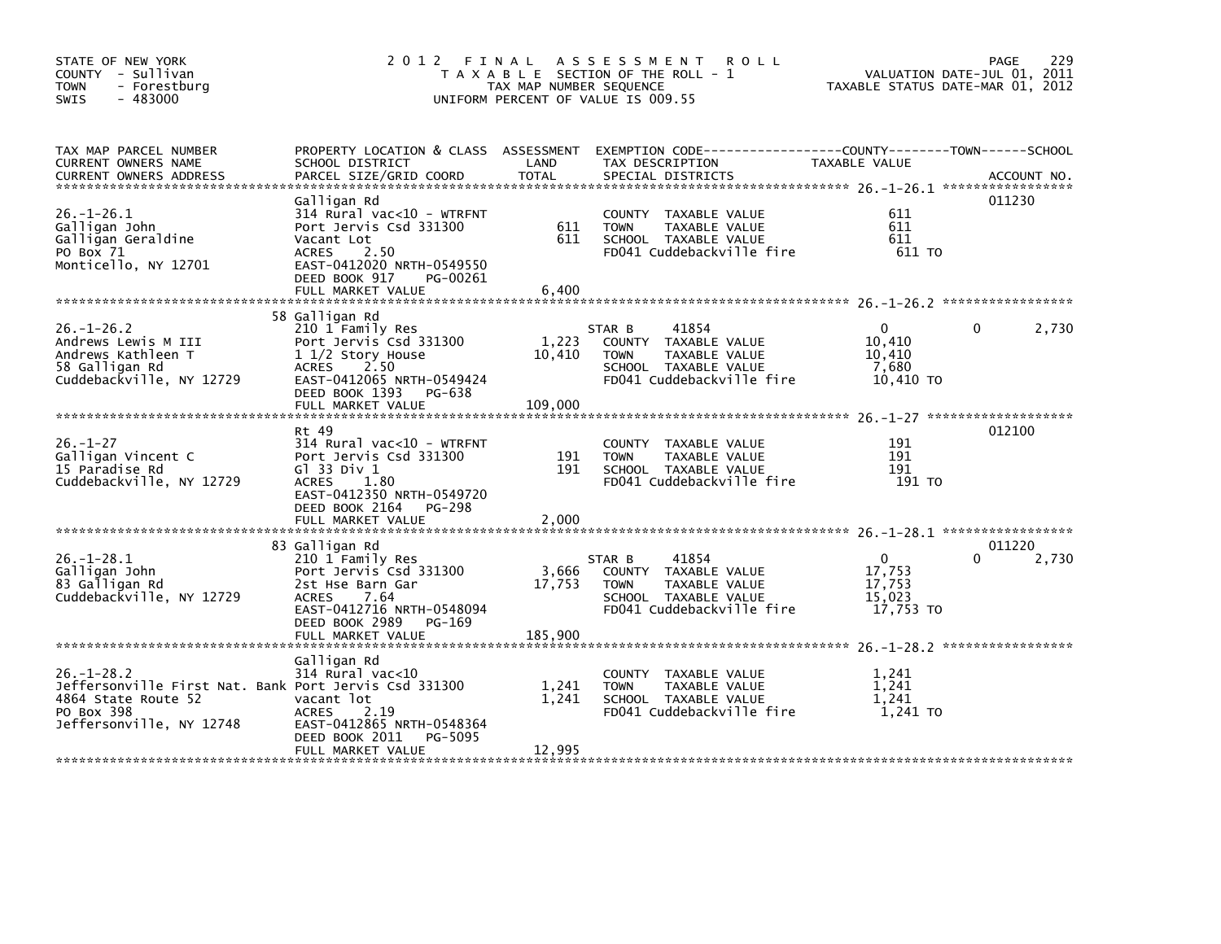STATE OF NEW YORK
COUNTY - Sullivan
TOWN - Forestburg
SWIS - 483000

2012 FINAL ASSESSMENT ROLL
TAXABLE SECTION OF THE ROLL - 1
TAX MAP NUMBER SEQUENCE
UNIFORM PERCENT OF VALUE IS 009.55

VALUATION DATE-JUL 01, 2011
TAXABLE STATUS DATE-MAR 01, 2012

| TAX MAP PARCEL NUMBER / CURRENT OWNERS NAME / CURRENT OWNERS ADDRESS | PROPERTY LOCATION & CLASS / SCHOOL DISTRICT / PARCEL SIZE/GRID COORD | ASSESSMENT LAND | TOTAL | EXEMPTION CODE / TAX DESCRIPTION / SPECIAL DISTRICTS | COUNTY TAXABLE VALUE | TOWN | SCHOOL | ACCOUNT NO. |
|---|---|---|---|---|---|---|---|---|
| 26.-1-26.1 | Galligan Rd | | | | | | | 011230 |
| Galligan John | 314 Rural vac<10 - WTRFNT | | | COUNTY TAXABLE VALUE | 611 | | | |
| Galligan Geraldine | Port Jervis Csd 331300 | 611 | | TOWN TAXABLE VALUE | 611 | | | |
| PO Box 71 | Vacant Lot | | 611 | SCHOOL TAXABLE VALUE | 611 | | | |
| Monticello, NY 12701 | ACRES 2.50 | | | FD041 Cuddebackville fire | 611 TO | | | |
| | EAST-0412020 NRTH-0549550 | | | | | | | |
| | DEED BOOK 917 PG-00261 | | | | | | | |
| | FULL MARKET VALUE | | 6,400 | | | | | |
| 26.-1-26.2 | 58 Galligan Rd | | | | | | | |
| Andrews Lewis M III | 210 1 Family Res | | | STAR B 41854 | 0 | 0 | 2,730 | |
| Andrews Kathleen T | Port Jervis Csd 331300 | 1,223 | | COUNTY TAXABLE VALUE | 10,410 | | | |
| 58 Galligan Rd | 1 1/2 Story House | | 10,410 | TOWN TAXABLE VALUE | 10,410 | | | |
| Cuddebackville, NY 12729 | ACRES 2.50 | | | SCHOOL TAXABLE VALUE | 7,680 | | | |
| | EAST-0412065 NRTH-0549424 | | | FD041 Cuddebackville fire | 10,410 TO | | | |
| | DEED BOOK 1393 PG-638 | | | | | | | |
| | FULL MARKET VALUE | | 109,000 | | | | | |
| 26.-1-27 | Rt 49 | | | | | | | 012100 |
| Galligan Vincent C | 314 Rural vac<10 - WTRFNT | | | COUNTY TAXABLE VALUE | 191 | | | |
| 15 Paradise Rd | Port Jervis Csd 331300 | 191 | | TOWN TAXABLE VALUE | 191 | | | |
| Cuddebackville, NY 12729 | Gl 33 Div 1 | | 191 | SCHOOL TAXABLE VALUE | 191 | | | |
| | ACRES 1.80 | | | FD041 Cuddebackville fire | 191 TO | | | |
| | EAST-0412350 NRTH-0549720 | | | | | | | |
| | DEED BOOK 2164 PG-298 | | | | | | | |
| | FULL MARKET VALUE | | 2,000 | | | | | |
| 26.-1-28.1 | 83 Galligan Rd | | | | | | | 011220 |
| Galligan John | 210 1 Family Res | | | STAR B 41854 | 0 | 0 | 2,730 | |
| 83 Galligan Rd | Port Jervis Csd 331300 | 3,666 | | COUNTY TAXABLE VALUE | 17,753 | | | |
| Cuddebackville, NY 12729 | 2st Hse Barn Gar | | 17,753 | TOWN TAXABLE VALUE | 17,753 | | | |
| | ACRES 7.64 | | | SCHOOL TAXABLE VALUE | 15,023 | | | |
| | EAST-0412716 NRTH-0548094 | | | FD041 Cuddebackville fire | 17,753 TO | | | |
| | DEED BOOK 2989 PG-169 | | | | | | | |
| | FULL MARKET VALUE | | 185,900 | | | | | |
| 26.-1-28.2 | Galligan Rd | | | | | | | |
| Jeffersonville First Nat. Bank | 314 Rural vac<10 | | | COUNTY TAXABLE VALUE | 1,241 | | | |
| 4864 State Route 52 | Port Jervis Csd 331300 | 1,241 | | TOWN TAXABLE VALUE | 1,241 | | | |
| PO Box 398 | vacant lot | | 1,241 | SCHOOL TAXABLE VALUE | 1,241 | | | |
| Jeffersonville, NY 12748 | ACRES 2.19 | | | FD041 Cuddebackville fire | 1,241 TO | | | |
| | EAST-0412865 NRTH-0548364 | | | | | | | |
| | DEED BOOK 2011 PG-5095 | | | | | | | |
| | FULL MARKET VALUE | | 12,995 | | | | | |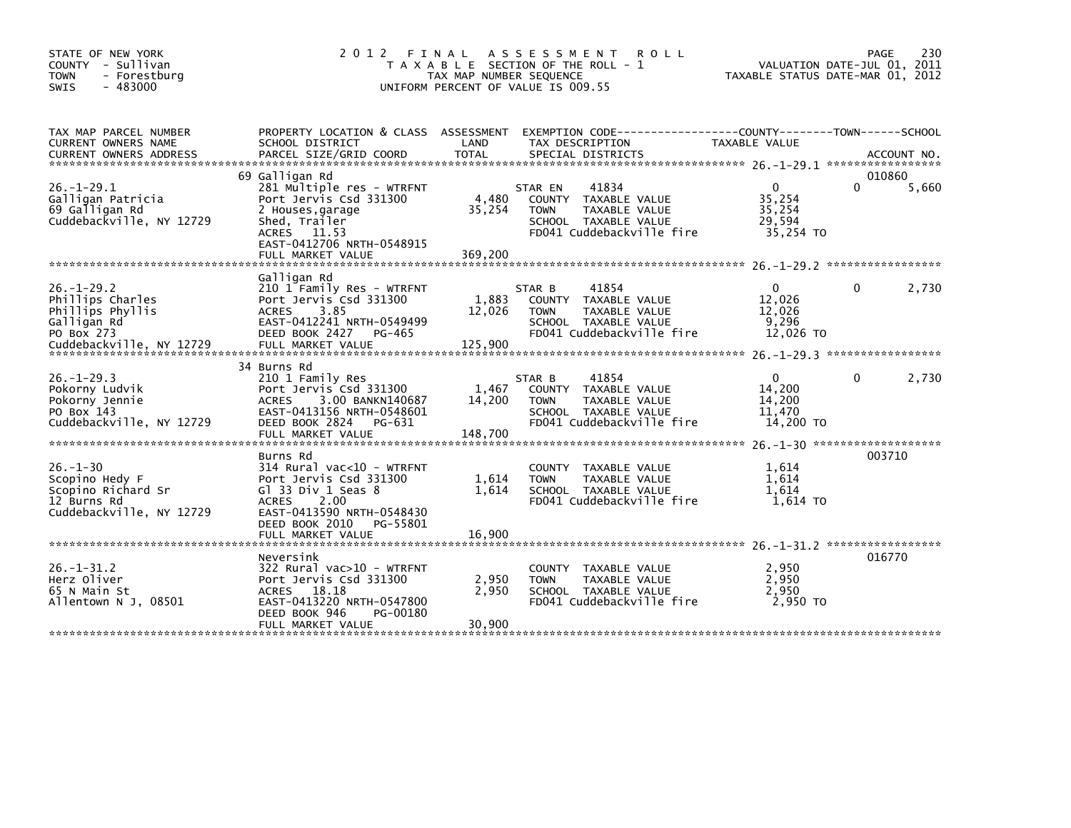STATE OF NEW YORK
COUNTY - Sullivan
TOWN - Forestburg
SWIS - 483000

# 2012 FINAL ASSESSMENT ROLL

TAXABLE SECTION OF THE ROLL - 1
TAX MAP NUMBER SEQUENCE
UNIFORM PERCENT OF VALUE IS 009.55

VALUATION DATE-JUL 01, 2011
TAXABLE STATUS DATE-MAR 01, 2012

| TAX MAP PARCEL NUMBER / CURRENT OWNERS NAME / CURRENT OWNERS ADDRESS | PROPERTY LOCATION & CLASS / SCHOOL DISTRICT / PARCEL SIZE/GRID COORD | ASSESSMENT LAND | TOTAL | EXEMPTION CODE / TAX DESCRIPTION / SPECIAL DISTRICTS | COUNTY | TOWN | SCHOOL | ACCOUNT NO. |
|---|---|---|---|---|---|---|---|---|
| 26.-1-29.1 | 69 Galligan Rd | | | | | | | 010860 |
| Galligan Patricia | 281 Multiple res - WTRFNT | | | STAR EN 41834 | 0 | 0 | 5,660 | |
| 69 Galligan Rd | Port Jervis Csd 331300 | 4,480 | | COUNTY TAXABLE VALUE | 35,254 | | | |
| Cuddebackville, NY 12729 | 2 Houses,garage | | 35,254 | TOWN TAXABLE VALUE | | 35,254 | | |
| | Shed, Trailer | | | SCHOOL TAXABLE VALUE | | | 29,594 | |
| | ACRES 11.53 | | | FD041 Cuddebackville fire | 35,254 TO | | | |
| | EAST-0412706 NRTH-0548915 | | | | | | | |
| | FULL MARKET VALUE | | 369,200 | | | | | |
| 26.-1-29.2 | Galligan Rd | | | | | | | |
| Phillips Charles | 210 1 Family Res - WTRFNT | | | STAR B 41854 | 0 | 0 | 2,730 | |
| Phillips Phyllis | Port Jervis Csd 331300 | 1,883 | | COUNTY TAXABLE VALUE | 12,026 | | | |
| Galligan Rd | ACRES 3.85 | | 12,026 | TOWN TAXABLE VALUE | | 12,026 | | |
| PO Box 273 | EAST-0412241 NRTH-0549499 | | | SCHOOL TAXABLE VALUE | | | 9,296 | |
| Cuddebackville, NY 12729 | DEED BOOK 2427 PG-465 | | | FD041 Cuddebackville fire | 12,026 TO | | | |
| | FULL MARKET VALUE | | 125,900 | | | | | |
| 26.-1-29.3 | 34 Burns Rd | | | | | | | |
| Pokorny Ludvik | 210 1 Family Res | | | STAR B 41854 | 0 | 0 | 2,730 | |
| Pokorny Jennie | Port Jervis Csd 331300 | 1,467 | | COUNTY TAXABLE VALUE | 14,200 | | | |
| PO Box 143 | ACRES 3.00 BANKN140687 | | 14,200 | TOWN TAXABLE VALUE | | 14,200 | | |
| Cuddebackville, NY 12729 | EAST-0413156 NRTH-0548601 | | | SCHOOL TAXABLE VALUE | | | 11,470 | |
| | DEED BOOK 2824 PG-631 | | | FD041 Cuddebackville fire | 14,200 TO | | | |
| | FULL MARKET VALUE | | 148,700 | | | | | |
| 26.-1-30 | Burns Rd | | | | | | | 003710 |
| Scopino Hedy F | 314 Rural vac<10 - WTRFNT | | | COUNTY TAXABLE VALUE | 1,614 | | | |
| Scopino Richard Sr | Port Jervis Csd 331300 | 1,614 | | TOWN TAXABLE VALUE | | 1,614 | | |
| 12 Burns Rd | Gl 33 Div 1 Seas 8 | | 1,614 | SCHOOL TAXABLE VALUE | | | 1,614 | |
| Cuddebackville, NY 12729 | ACRES 2.00 | | | FD041 Cuddebackville fire | 1,614 TO | | | |
| | EAST-0413590 NRTH-0548430 | | | | | | | |
| | DEED BOOK 2010 PG-55801 | | | | | | | |
| | FULL MARKET VALUE | | 16,900 | | | | | |
| 26.-1-31.2 | Neversink | | | | | | | 016770 |
| Herz Oliver | 322 Rural vac>10 - WTRFNT | | | COUNTY TAXABLE VALUE | 2,950 | | | |
| 65 N Main St | Port Jervis Csd 331300 | 2,950 | | TOWN TAXABLE VALUE | | 2,950 | | |
| Allentown N J, 08501 | ACRES 18.18 | | 2,950 | SCHOOL TAXABLE VALUE | | | 2,950 | |
| | EAST-0413220 NRTH-0547800 | | | FD041 Cuddebackville fire | 2,950 TO | | | |
| | DEED BOOK 946 PG-00180 | | | | | | | |
| | FULL MARKET VALUE | | 30,900 | | | | | |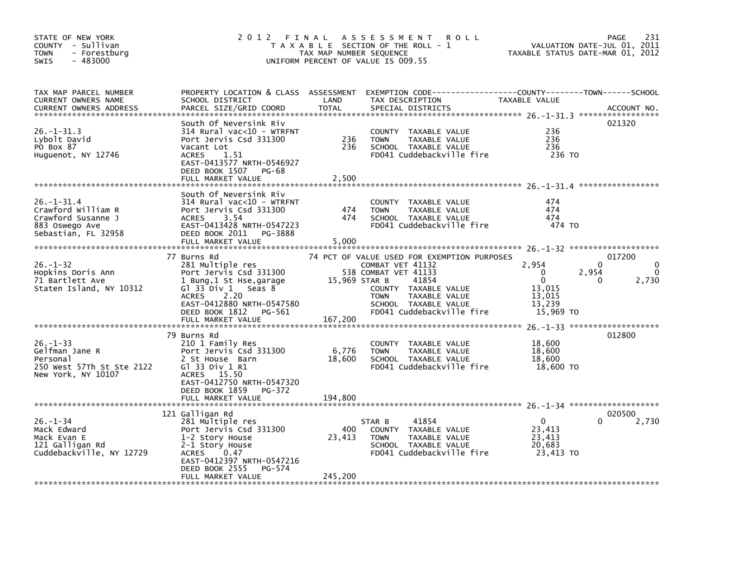STATE OF NEW YORK
COUNTY - Sullivan
TOWN - Forestburg
SWIS - 483000

2012 FINAL ASSESSMENT ROLL
TAXABLE SECTION OF THE ROLL - 1
TAX MAP NUMBER SEQUENCE
UNIFORM PERCENT OF VALUE IS 009.55

VALUATION DATE-JUL 01, 2011
TAXABLE STATUS DATE-MAR 01, 2012

| TAX MAP PARCEL NUMBER / CURRENT OWNERS NAME / CURRENT OWNERS ADDRESS | PROPERTY LOCATION & CLASS / SCHOOL DISTRICT / PARCEL SIZE/GRID COORD | ASSESSMENT LAND / TOTAL | EXEMPTION CODE / TAX DESCRIPTION / SPECIAL DISTRICTS | COUNTY TAXABLE VALUE | TOWN | SCHOOL | ACCOUNT NO. |
|---|---|---|---|---|---|---|---|
| 26.-1-31.3 | South Of Neversink Riv | | | | | | 021320 |
| 26.-1-31.3 | 314 Rural vac<10 - WTRFNT | | COUNTY TAXABLE VALUE | 236 | | | |
| Lybolt David | Port Jervis Csd 331300 | 236 | TOWN TAXABLE VALUE | 236 | | | |
| PO Box 87 | Vacant Lot | 236 | SCHOOL TAXABLE VALUE | 236 | | | |
| Huguenot, NY 12746 | ACRES 1.51 | | FD041 Cuddebackville fire | 236 TO | | | |
| | EAST-0413577 NRTH-0546927 | | | | | | |
| | DEED BOOK 1507 PG-68 | | | | | | |
| | FULL MARKET VALUE | 2,500 | | | | | |
| 26.-1-31.4 | South Of Neversink Riv | | | | | | |
| 26.-1-31.4 | 314 Rural vac<10 - WTRFNT | | COUNTY TAXABLE VALUE | 474 | | | |
| Crawford William R | Port Jervis Csd 331300 | 474 | TOWN TAXABLE VALUE | 474 | | | |
| Crawford Susanne J | ACRES 3.54 | 474 | SCHOOL TAXABLE VALUE | 474 | | | |
| 883 Oswego Ave | EAST-0413428 NRTH-0547223 | | FD041 Cuddebackville fire | 474 TO | | | |
| Sebastian, FL 32958 | DEED BOOK 2011 PG-3888 | | | | | | |
| | FULL MARKET VALUE | 5,000 | | | | | |
| 26.-1-32 | 77 Burns Rd | | 74 PCT OF VALUE USED FOR EXEMPTION PURPOSES | | | | 017200 |
| 26.-1-32 | 281 Multiple res | | COMBAT VET 41132 | 2,954 | 0 | 0 | |
| Hopkins Doris Ann | Port Jervis Csd 331300 | 538 | COMBAT VET 41133 | 0 | 2,954 | 0 | |
| 71 Bartlett Ave | 1 Bung,1 St Hse,garage | 15,969 | STAR B 41854 | 0 | 0 | 2,730 | |
| Staten Island, NY 10312 | Gl 33 Div 1 Seas 8 | | COUNTY TAXABLE VALUE | 13,015 | | | |
| | ACRES 2.20 | | TOWN TAXABLE VALUE | 13,015 | | | |
| | EAST-0412880 NRTH-0547580 | | SCHOOL TAXABLE VALUE | 13,239 | | | |
| | DEED BOOK 1812 PG-561 | | FD041 Cuddebackville fire | 15,969 TO | | | |
| | FULL MARKET VALUE | 167,200 | | | | | |
| 26.-1-33 | 79 Burns Rd | | | | | | 012800 |
| 26.-1-33 | 210 1 Family Res | | COUNTY TAXABLE VALUE | 18,600 | | | |
| Gelfman Jane R | Port Jervis Csd 331300 | 6,776 | TOWN TAXABLE VALUE | 18,600 | | | |
| Personal | 2 St House Barn | 18,600 | SCHOOL TAXABLE VALUE | 18,600 | | | |
| 250 West 57Th St Ste 2122 | Gl 33 Div 1 R1 | | FD041 Cuddebackville fire | 18,600 TO | | | |
| New York, NY 10107 | ACRES 15.50 | | | | | | |
| | EAST-0412750 NRTH-0547320 | | | | | | |
| | DEED BOOK 1859 PG-372 | | | | | | |
| | FULL MARKET VALUE | 194,800 | | | | | |
| 26.-1-34 | 121 Galligan Rd | | | | | | 020500 |
| 26.-1-34 | 281 Multiple res | | STAR B 41854 | 0 | 0 | 2,730 | |
| Mack Edward | Port Jervis Csd 331300 | 400 | COUNTY TAXABLE VALUE | 23,413 | | | |
| Mack Evan E | 1-2 Story House | 23,413 | TOWN TAXABLE VALUE | 23,413 | | | |
| 121 Galligan Rd | 2-1 Story House | | SCHOOL TAXABLE VALUE | 20,683 | | | |
| Cuddebackville, NY 12729 | ACRES 0.47 | | FD041 Cuddebackville fire | 23,413 TO | | | |
| | EAST-0412397 NRTH-0547216 | | | | | | |
| | DEED BOOK 2555 PG-574 | | | | | | |
| | FULL MARKET VALUE | 245,200 | | | | | |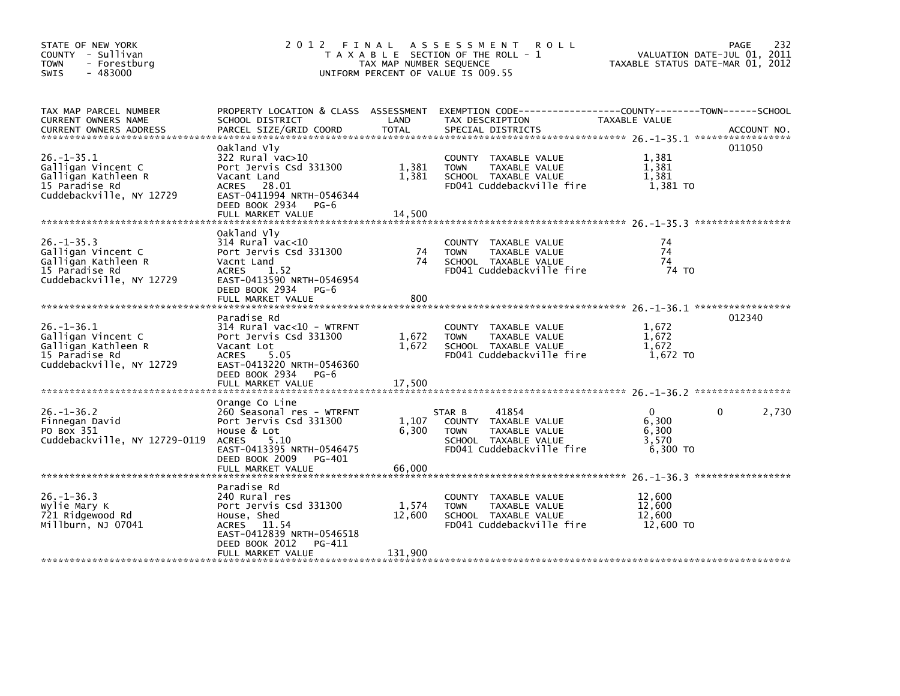STATE OF NEW YORK
COUNTY - Sullivan
TOWN - Forestburg
SWIS - 483000

2012 FINAL ASSESSMENT ROLL
TAXABLE SECTION OF THE ROLL - 1
TAX MAP NUMBER SEQUENCE
UNIFORM PERCENT OF VALUE IS 009.55

VALUATION DATE-JUL 01, 2011
TAXABLE STATUS DATE-MAR 01, 2012

| TAX MAP PARCEL NUMBER / CURRENT OWNERS NAME / CURRENT OWNERS ADDRESS | PROPERTY LOCATION & CLASS / SCHOOL DISTRICT / PARCEL SIZE/GRID COORD | ASSESSMENT LAND | ASSESSMENT TOTAL | EXEMPTION CODE / TAX DESCRIPTION / SPECIAL DISTRICTS | COUNTY TAXABLE VALUE | TOWN | SCHOOL | ACCOUNT NO. |
|---|---|---|---|---|---|---|---|---|
| 26.-1-35.1 | Oakland Vly | | | | | | | 011050 |
| Galligan Vincent C | 322 Rural vac>10 | | | COUNTY TAXABLE VALUE | 1,381 | | | |
| Galligan Kathleen R | Port Jervis Csd 331300 | 1,381 | | TOWN TAXABLE VALUE | 1,381 | | | |
| 15 Paradise Rd | Vacant Land | | 1,381 | SCHOOL TAXABLE VALUE | 1,381 | | | |
| Cuddebackville, NY 12729 | ACRES 28.01 | | | FD041 Cuddebackville fire | 1,381 TO | | | |
| | EAST-0411994 NRTH-0546344 | | | | | | | |
| | DEED BOOK 2934 PG-6 | | | | | | | |
| | FULL MARKET VALUE | | 14,500 | | | | | |
| 26.-1-35.3 | Oakland Vly | | | | | | | |
| Galligan Vincent C | 314 Rural vac<10 | | | COUNTY TAXABLE VALUE | 74 | | | |
| Galligan Kathleen R | Port Jervis Csd 331300 | 74 | | TOWN TAXABLE VALUE | 74 | | | |
| 15 Paradise Rd | Vacnt Land | | 74 | SCHOOL TAXABLE VALUE | 74 | | | |
| Cuddebackville, NY 12729 | ACRES 1.52 | | | FD041 Cuddebackville fire | 74 TO | | | |
| | EAST-0413590 NRTH-0546954 | | | | | | | |
| | DEED BOOK 2934 PG-6 | | | | | | | |
| | FULL MARKET VALUE | | 800 | | | | | |
| 26.-1-36.1 | Paradise Rd | | | | | | | 012340 |
| Galligan Vincent C | 314 Rural vac<10 - WTRFNT | | | COUNTY TAXABLE VALUE | 1,672 | | | |
| Galligan Kathleen R | Port Jervis Csd 331300 | 1,672 | | TOWN TAXABLE VALUE | 1,672 | | | |
| 15 Paradise Rd | Vacant Lot | | 1,672 | SCHOOL TAXABLE VALUE | 1,672 | | | |
| Cuddebackville, NY 12729 | ACRES 5.05 | | | FD041 Cuddebackville fire | 1,672 TO | | | |
| | EAST-0413220 NRTH-0546360 | | | | | | | |
| | DEED BOOK 2934 PG-6 | | | | | | | |
| | FULL MARKET VALUE | | 17,500 | | | | | |
| 26.-1-36.2 | Orange Co Line | | | | | | | |
| Finnegan David | 260 Seasonal res - WTRFNT | | | STAR B 41854 | 0 | 0 | 2,730 | |
| PO Box 351 | Port Jervis Csd 331300 | 1,107 | | COUNTY TAXABLE VALUE | 6,300 | | | |
| Cuddebackville, NY 12729-0119 | House & Lot | | 6,300 | TOWN TAXABLE VALUE | 6,300 | | | |
| | ACRES 5.10 | | | SCHOOL TAXABLE VALUE | 3,570 | | | |
| | EAST-0413395 NRTH-0546475 | | | FD041 Cuddebackville fire | 6,300 TO | | | |
| | DEED BOOK 2009 PG-401 | | | | | | | |
| | FULL MARKET VALUE | | 66,000 | | | | | |
| 26.-1-36.3 | Paradise Rd | | | | | | | |
| Wylie Mary K | 240 Rural res | | | COUNTY TAXABLE VALUE | 12,600 | | | |
| 721 Ridgewood Rd | Port Jervis Csd 331300 | 1,574 | | TOWN TAXABLE VALUE | 12,600 | | | |
| Millburn, NJ 07041 | House, Shed | | 12,600 | SCHOOL TAXABLE VALUE | 12,600 | | | |
| | ACRES 11.54 | | | FD041 Cuddebackville fire | 12,600 TO | | | |
| | EAST-0412839 NRTH-0546518 | | | | | | | |
| | DEED BOOK 2012 PG-411 | | | | | | | |
| | FULL MARKET VALUE | | 131,900 | | | | | |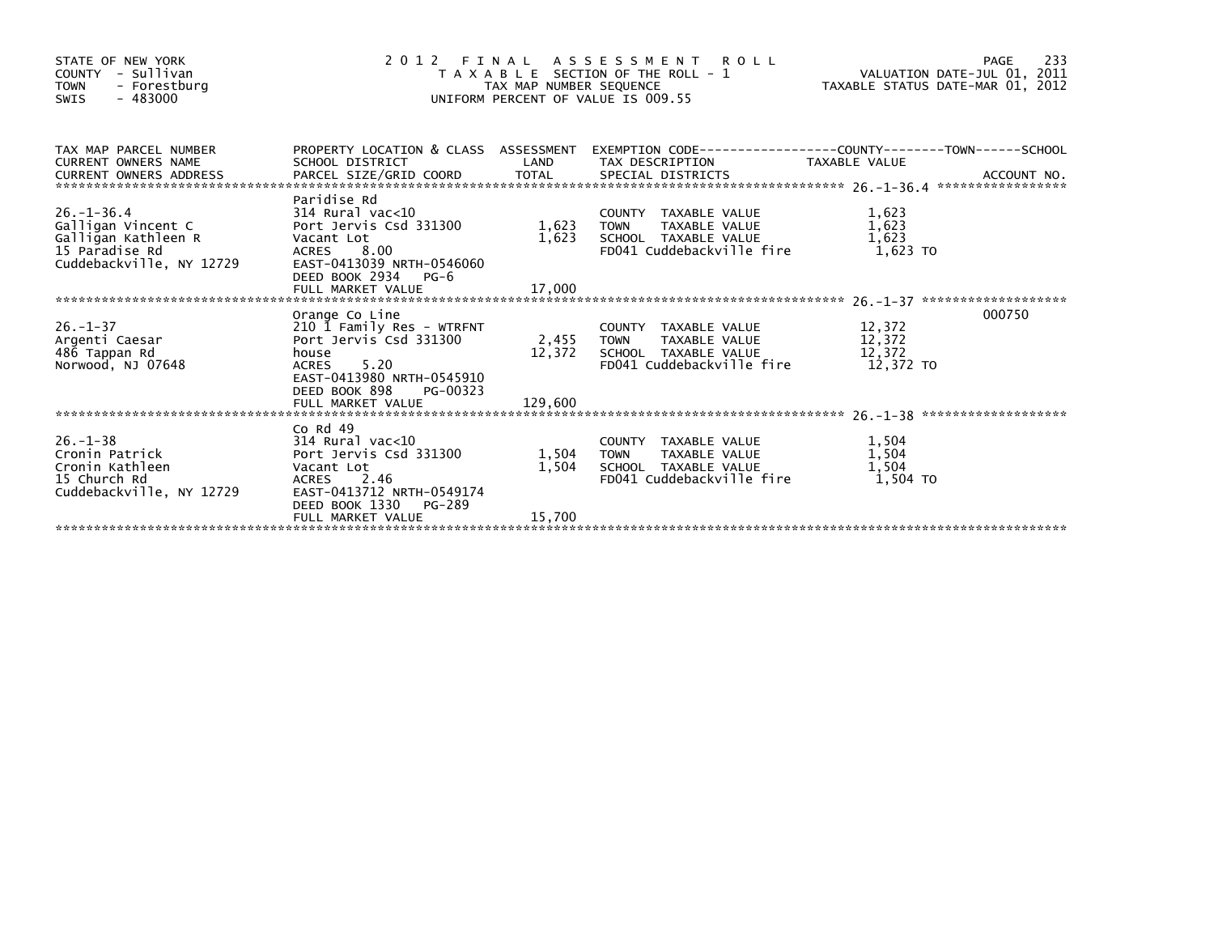STATE OF NEW YORK
COUNTY - Sullivan
TOWN - Forestburg
SWIS - 483000

# 2012 FINAL ASSESSMENT ROLL

TAXABLE SECTION OF THE ROLL - 1
TAX MAP NUMBER SEQUENCE
UNIFORM PERCENT OF VALUE IS 009.55

VALUATION DATE-JUL 01, 2011
TAXABLE STATUS DATE-MAR 01, 2012

| TAX MAP PARCEL NUMBER / CURRENT OWNERS NAME / CURRENT OWNERS ADDRESS | PROPERTY LOCATION & CLASS / SCHOOL DISTRICT / PARCEL SIZE/GRID COORD | ASSESSMENT LAND | TOTAL | EXEMPTION CODE / TAX DESCRIPTION / SPECIAL DISTRICTS | COUNTY / TOWN / SCHOOL TAXABLE VALUE | ACCOUNT NO. |
|---|---|---|---|---|---|---|
| 26.-1-36.4 | Paridise Rd | | | | | |
| Galligan Vincent C | 314 Rural vac<10 | | | COUNTY TAXABLE VALUE | 1,623 | |
| Galligan Kathleen R | Port Jervis Csd 331300 | 1,623 | | TOWN TAXABLE VALUE | 1,623 | |
| 15 Paradise Rd | Vacant Lot | | 1,623 | SCHOOL TAXABLE VALUE | 1,623 | |
| Cuddebackville, NY 12729 | ACRES 8.00 | | | FD041 Cuddebackville fire | 1,623 TO | |
| | EAST-0413039 NRTH-0546060 | | | | | |
| | DEED BOOK 2934 PG-6 | | | | | |
| | FULL MARKET VALUE | | 17,000 | | | |
| 26.-1-37 | Orange Co Line | | | | | 000750 |
| Argenti Caesar | 210 1 Family Res - WTRFNT | | | COUNTY TAXABLE VALUE | 12,372 | |
| 486 Tappan Rd | Port Jervis Csd 331300 | 2,455 | | TOWN TAXABLE VALUE | 12,372 | |
| Norwood, NJ 07648 | house | | 12,372 | SCHOOL TAXABLE VALUE | 12,372 | |
| | ACRES 5.20 | | | FD041 Cuddebackville fire | 12,372 TO | |
| | EAST-0413980 NRTH-0545910 | | | | | |
| | DEED BOOK 898 PG-00323 | | | | | |
| | FULL MARKET VALUE | | 129,600 | | | |
| 26.-1-38 | Co Rd 49 | | | | | |
| Cronin Patrick | 314 Rural vac<10 | | | COUNTY TAXABLE VALUE | 1,504 | |
| Cronin Kathleen | Port Jervis Csd 331300 | 1,504 | | TOWN TAXABLE VALUE | 1,504 | |
| 15 Church Rd | Vacant Lot | | 1,504 | SCHOOL TAXABLE VALUE | 1,504 | |
| Cuddebackville, NY 12729 | ACRES 2.46 | | | FD041 Cuddebackville fire | 1,504 TO | |
| | EAST-0413712 NRTH-0549174 | | | | | |
| | DEED BOOK 1330 PG-289 | | | | | |
| | FULL MARKET VALUE | | 15,700 | | | |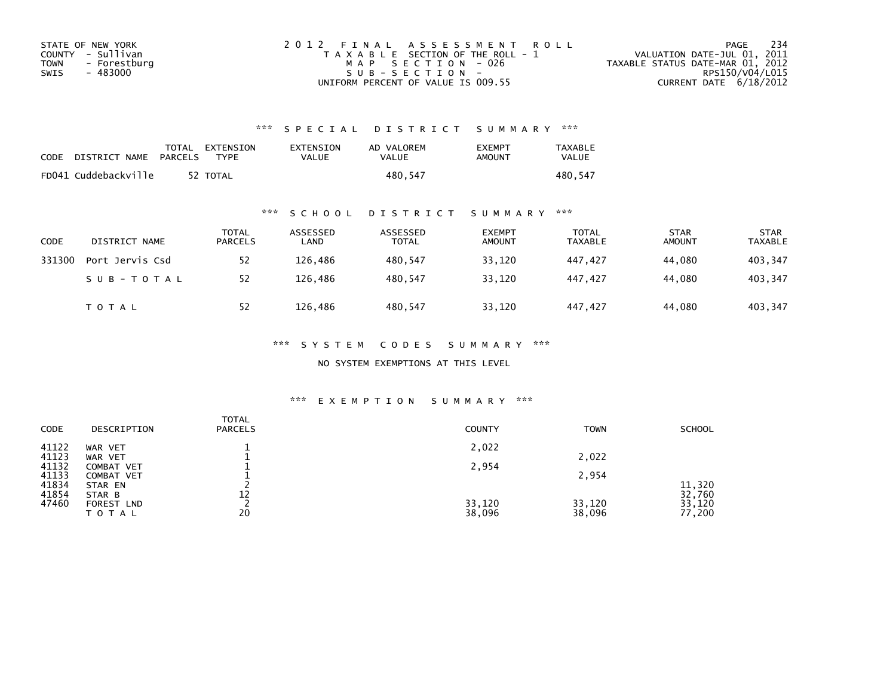STATE OF NEW YORK
COUNTY - Sullivan
TOWN - Forestburg
SWIS - 483000

2012 FINAL ASSESSMENT ROLL
TAXABLE SECTION OF THE ROLL - 1
MAP SECTION - 026
SUB-SECTION -
UNIFORM PERCENT OF VALUE IS 009.55

VALUATION DATE-JUL 01, 2011
TAXABLE STATUS DATE-MAR 01, 2012
RPS150/V04/L015
CURRENT DATE 6/18/2012

## *** SPECIAL DISTRICT SUMMARY ***

| CODE | DISTRICT NAME | TOTAL PARCELS | EXTENSION TYPE | EXTENSION VALUE | AD VALOREM VALUE | EXEMPT AMOUNT | TAXABLE VALUE |
|---|---|---|---|---|---|---|---|
| FD041 | Cuddebackville | 52 | TOTAL | | 480,547 | | 480,547 |

## *** SCHOOL DISTRICT SUMMARY ***

| CODE | DISTRICT NAME | TOTAL PARCELS | ASSESSED LAND | ASSESSED TOTAL | EXEMPT AMOUNT | TOTAL TAXABLE | STAR AMOUNT | STAR TAXABLE |
|---|---|---|---|---|---|---|---|---|
| 331300 | Port Jervis Csd | 52 | 126,486 | 480,547 | 33,120 | 447,427 | 44,080 | 403,347 |
| | SUB-TOTAL | 52 | 126,486 | 480,547 | 33,120 | 447,427 | 44,080 | 403,347 |
| | TOTAL | 52 | 126,486 | 480,547 | 33,120 | 447,427 | 44,080 | 403,347 |

## *** SYSTEM CODES SUMMARY ***

NO SYSTEM EXEMPTIONS AT THIS LEVEL

## *** EXEMPTION SUMMARY ***

| CODE | DESCRIPTION | TOTAL PARCELS | COUNTY | TOWN | SCHOOL |
|---|---|---|---|---|---|
| 41122 | WAR VET | 1 | 2,022 | | |
| 41123 | WAR VET | 1 | | 2,022 | |
| 41132 | COMBAT VET | 1 | 2,954 | | |
| 41133 | COMBAT VET | 1 | | 2,954 | |
| 41834 | STAR EN | 2 | | | 11,320 |
| 41854 | STAR B | 12 | | | 32,760 |
| 47460 | FOREST LND | 2 | 33,120 | 33,120 | 33,120 |
| | TOTAL | 20 | 38,096 | 38,096 | 77,200 |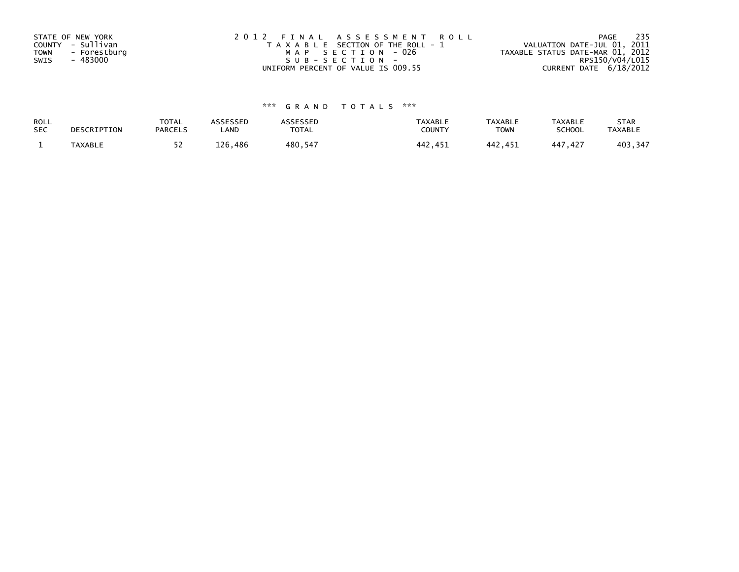STATE OF NEW YORK
COUNTY - Sullivan
TOWN - Forestburg
SWIS - 483000

2012 FINAL ASSESSMENT ROLL
TAXABLE SECTION OF THE ROLL - 1
MAP SECTION - 026
SUB-SECTION -
UNIFORM PERCENT OF VALUE IS 009.55

VALUATION DATE-JUL 01, 2011
TAXABLE STATUS DATE-MAR 01, 2012
RPS150/V04/L015
CURRENT DATE 6/18/2012

*** GRAND TOTALS ***

| ROLL SEC | DESCRIPTION | TOTAL PARCELS | ASSESSED LAND | ASSESSED TOTAL | TAXABLE COUNTY | TAXABLE TOWN | TAXABLE SCHOOL | STAR TAXABLE |
|---|---|---|---|---|---|---|---|---|
| 1 | TAXABLE | 52 | 126,486 | 480,547 | 442,451 | 442,451 | 447,427 | 403,347 |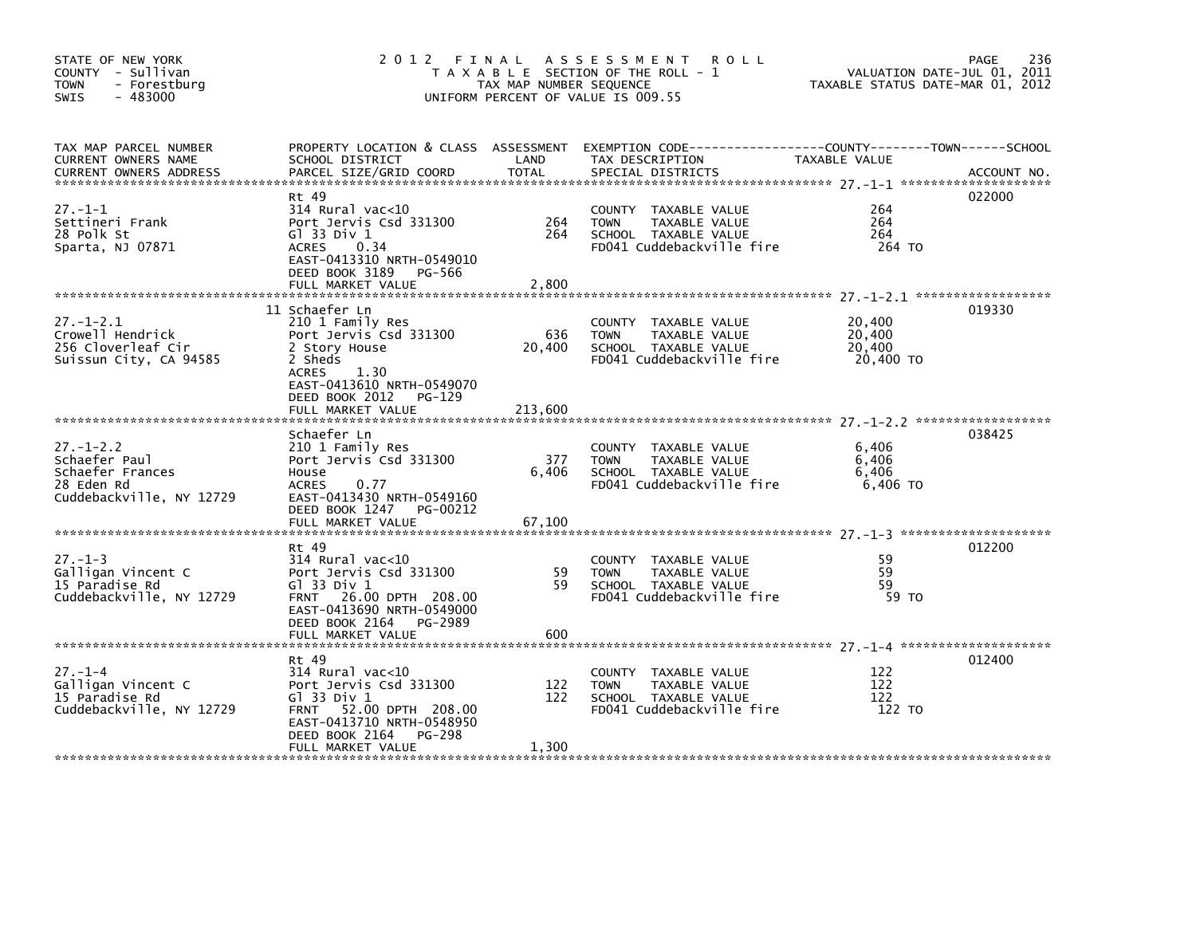STATE OF NEW YORK
COUNTY - Sullivan
TOWN - Forestburg
SWIS - 483000

# 2012 FINAL ASSESSMENT ROLL

TAXABLE SECTION OF THE ROLL - 1
TAX MAP NUMBER SEQUENCE
UNIFORM PERCENT OF VALUE IS 009.55

VALUATION DATE-JUL 01, 2011
TAXABLE STATUS DATE-MAR 01, 2012

| TAX MAP PARCEL NUMBER / CURRENT OWNERS NAME / CURRENT OWNERS ADDRESS | PROPERTY LOCATION & CLASS / SCHOOL DISTRICT / PARCEL SIZE/GRID COORD | ASSESSMENT LAND | TOTAL | EXEMPTION CODE / TAX DESCRIPTION / SPECIAL DISTRICTS | TAXABLE VALUE (COUNTY / TOWN / SCHOOL) | ACCOUNT NO. |
|---|---|---|---|---|---|---|
| 27.-1-1 | Rt 49 | | | | | 022000 |
| Settineri Frank | 314 Rural vac<10 | | | COUNTY TAXABLE VALUE | 264 | |
| 28 Polk St | Port Jervis Csd 331300 | 264 | | TOWN TAXABLE VALUE | 264 | |
| Sparta, NJ 07871 | Gl 33 Div 1 | | 264 | SCHOOL TAXABLE VALUE | 264 | |
| | ACRES 0.34 | | | FD041 Cuddebackville fire | 264 TO | |
| | EAST-0413310 NRTH-0549010 | | | | | |
| | DEED BOOK 3189 PG-566 | | | | | |
| | FULL MARKET VALUE | | 2,800 | | | |
| 27.-1-2.1 | 11 Schaefer Ln | | | | | 019330 |
| Crowell Hendrick | 210 1 Family Res | | | COUNTY TAXABLE VALUE | 20,400 | |
| 256 Cloverleaf Cir | Port Jervis Csd 331300 | 636 | | TOWN TAXABLE VALUE | 20,400 | |
| Suissun City, CA 94585 | 2 Story House | | 20,400 | SCHOOL TAXABLE VALUE | 20,400 | |
| | 2 Sheds | | | FD041 Cuddebackville fire | 20,400 TO | |
| | ACRES 1.30 | | | | | |
| | EAST-0413610 NRTH-0549070 | | | | | |
| | DEED BOOK 2012 PG-129 | | | | | |
| | FULL MARKET VALUE | | 213,600 | | | |
| 27.-1-2.2 | Schaefer Ln | | | | | 038425 |
| Schaefer Paul | 210 1 Family Res | | | COUNTY TAXABLE VALUE | 6,406 | |
| Schaefer Frances | Port Jervis Csd 331300 | 377 | | TOWN TAXABLE VALUE | 6,406 | |
| 28 Eden Rd | House | | 6,406 | SCHOOL TAXABLE VALUE | 6,406 | |
| Cuddebackville, NY 12729 | ACRES 0.77 | | | FD041 Cuddebackville fire | 6,406 TO | |
| | EAST-0413430 NRTH-0549160 | | | | | |
| | DEED BOOK 1247 PG-00212 | | | | | |
| | FULL MARKET VALUE | | 67,100 | | | |
| 27.-1-3 | Rt 49 | | | | | 012200 |
| Galligan Vincent C | 314 Rural vac<10 | | | COUNTY TAXABLE VALUE | 59 | |
| 15 Paradise Rd | Port Jervis Csd 331300 | 59 | | TOWN TAXABLE VALUE | 59 | |
| Cuddebackville, NY 12729 | Gl 33 Div 1 | | 59 | SCHOOL TAXABLE VALUE | 59 | |
| | FRNT 26.00 DPTH 208.00 | | | FD041 Cuddebackville fire | 59 TO | |
| | EAST-0413690 NRTH-0549000 | | | | | |
| | DEED BOOK 2164 PG-2989 | | | | | |
| | FULL MARKET VALUE | | 600 | | | |
| 27.-1-4 | Rt 49 | | | | | 012400 |
| Galligan Vincent C | 314 Rural vac<10 | | | COUNTY TAXABLE VALUE | 122 | |
| 15 Paradise Rd | Port Jervis Csd 331300 | 122 | | TOWN TAXABLE VALUE | 122 | |
| Cuddebackville, NY 12729 | Gl 33 Div 1 | | 122 | SCHOOL TAXABLE VALUE | 122 | |
| | FRNT 52.00 DPTH 208.00 | | | FD041 Cuddebackville fire | 122 TO | |
| | EAST-0413710 NRTH-0548950 | | | | | |
| | DEED BOOK 2164 PG-298 | | | | | |
| | FULL MARKET VALUE | | 1,300 | | | |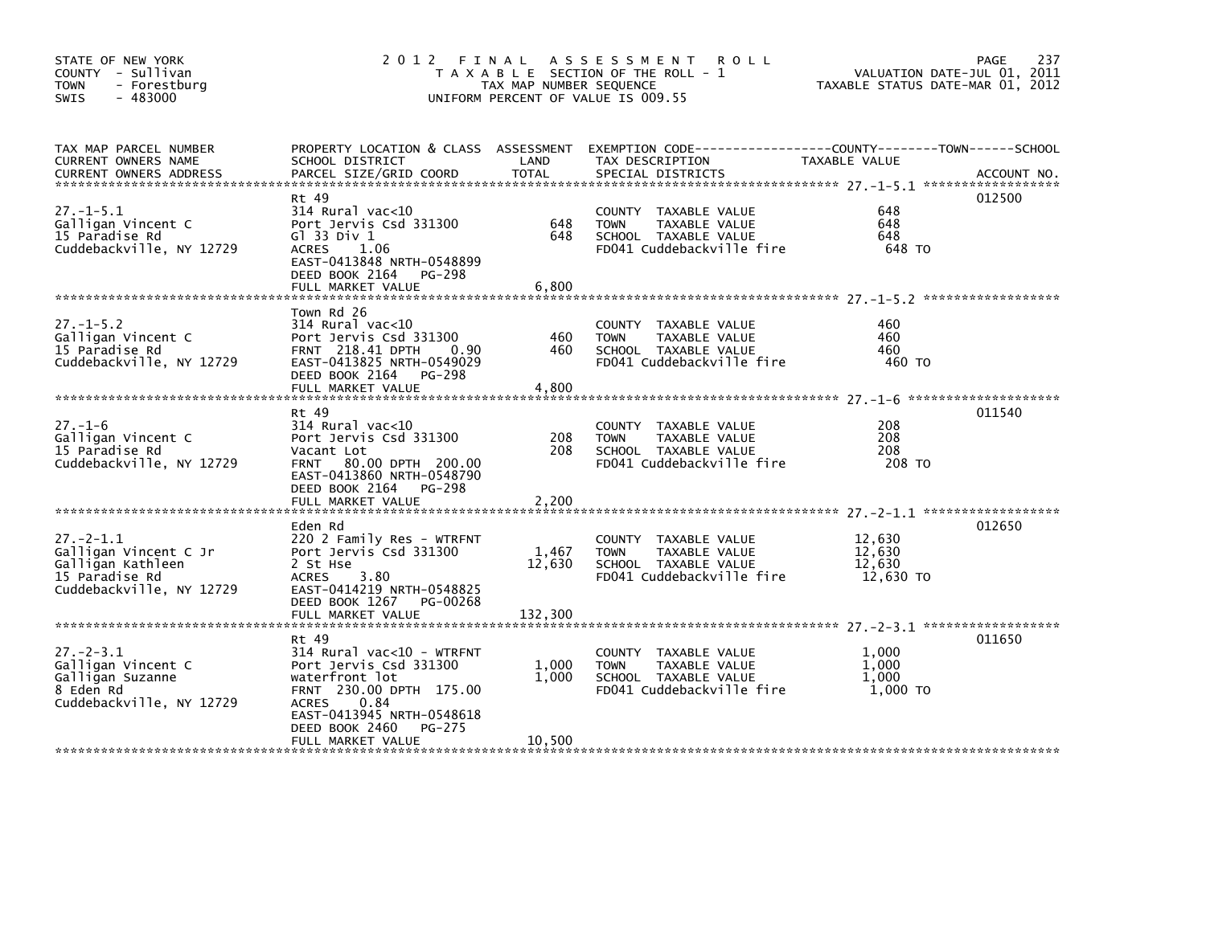STATE OF NEW YORK
COUNTY - Sullivan
TOWN - Forestburg
SWIS - 483000

# 2012 FINAL ASSESSMENT ROLL

TAXABLE SECTION OF THE ROLL - 1
TAX MAP NUMBER SEQUENCE
UNIFORM PERCENT OF VALUE IS 009.55

VALUATION DATE-JUL 01, 2011
TAXABLE STATUS DATE-MAR 01, 2012

| TAX MAP PARCEL NUMBER / CURRENT OWNERS NAME / CURRENT OWNERS ADDRESS | PROPERTY LOCATION & CLASS / SCHOOL DISTRICT / PARCEL SIZE/GRID COORD | ASSESSMENT LAND | TOTAL | EXEMPTION CODE / TAX DESCRIPTION / SPECIAL DISTRICTS | COUNTY / TOWN / SCHOOL TAXABLE VALUE | ACCOUNT NO. |
|---|---|---|---|---|---|---|
| 27.-1-5.1 | Rt 49 | | | | | 012500 |
| Galligan Vincent C | 314 Rural vac<10 | | | COUNTY TAXABLE VALUE | 648 | |
| 15 Paradise Rd | Port Jervis Csd 331300 | 648 | | TOWN TAXABLE VALUE | 648 | |
| Cuddebackville, NY 12729 | Gl 33 Div 1 | | 648 | SCHOOL TAXABLE VALUE | 648 | |
| | ACRES 1.06 | | | FD041 Cuddebackville fire | 648 TO | |
| | EAST-0413848 NRTH-0548899 | | | | | |
| | DEED BOOK 2164 PG-298 | | | | | |
| | FULL MARKET VALUE | | 6,800 | | | |
| 27.-1-5.2 | Town Rd 26 | | | | | |
| Galligan Vincent C | 314 Rural vac<10 | | | COUNTY TAXABLE VALUE | 460 | |
| 15 Paradise Rd | Port Jervis Csd 331300 | 460 | | TOWN TAXABLE VALUE | 460 | |
| Cuddebackville, NY 12729 | FRNT 218.41 DPTH 0.90 | | 460 | SCHOOL TAXABLE VALUE | 460 | |
| | EAST-0413825 NRTH-0549029 | | | FD041 Cuddebackville fire | 460 TO | |
| | DEED BOOK 2164 PG-298 | | | | | |
| | FULL MARKET VALUE | | 4,800 | | | |
| 27.-1-6 | Rt 49 | | | | | 011540 |
| Galligan Vincent C | 314 Rural vac<10 | | | COUNTY TAXABLE VALUE | 208 | |
| 15 Paradise Rd | Port Jervis Csd 331300 | 208 | | TOWN TAXABLE VALUE | 208 | |
| Cuddebackville, NY 12729 | Vacant Lot | | 208 | SCHOOL TAXABLE VALUE | 208 | |
| | FRNT 80.00 DPTH 200.00 | | | FD041 Cuddebackville fire | 208 TO | |
| | EAST-0413860 NRTH-0548790 | | | | | |
| | DEED BOOK 2164 PG-298 | | | | | |
| | FULL MARKET VALUE | | 2,200 | | | |
| 27.-2-1.1 | Eden Rd | | | | | 012650 |
| Galligan Vincent C Jr | 220 2 Family Res - WTRFNT | | | COUNTY TAXABLE VALUE | 12,630 | |
| Galligan Kathleen | Port Jervis Csd 331300 | 1,467 | | TOWN TAXABLE VALUE | 12,630 | |
| 15 Paradise Rd | 2 St Hse | | 12,630 | SCHOOL TAXABLE VALUE | 12,630 | |
| Cuddebackville, NY 12729 | ACRES 3.80 | | | FD041 Cuddebackville fire | 12,630 TO | |
| | EAST-0414219 NRTH-0548825 | | | | | |
| | DEED BOOK 1267 PG-00268 | | | | | |
| | FULL MARKET VALUE | | 132,300 | | | |
| 27.-2-3.1 | Rt 49 | | | | | 011650 |
| Galligan Vincent C | 314 Rural vac<10 - WTRFNT | | | COUNTY TAXABLE VALUE | 1,000 | |
| Galligan Suzanne | Port Jervis Csd 331300 | 1,000 | | TOWN TAXABLE VALUE | 1,000 | |
| 8 Eden Rd | waterfront lot | | 1,000 | SCHOOL TAXABLE VALUE | 1,000 | |
| Cuddebackville, NY 12729 | FRNT 230.00 DPTH 175.00 | | | FD041 Cuddebackville fire | 1,000 TO | |
| | ACRES 0.84 | | | | | |
| | EAST-0413945 NRTH-0548618 | | | | | |
| | DEED BOOK 2460 PG-275 | | | | | |
| | FULL MARKET VALUE | | 10,500 | | | |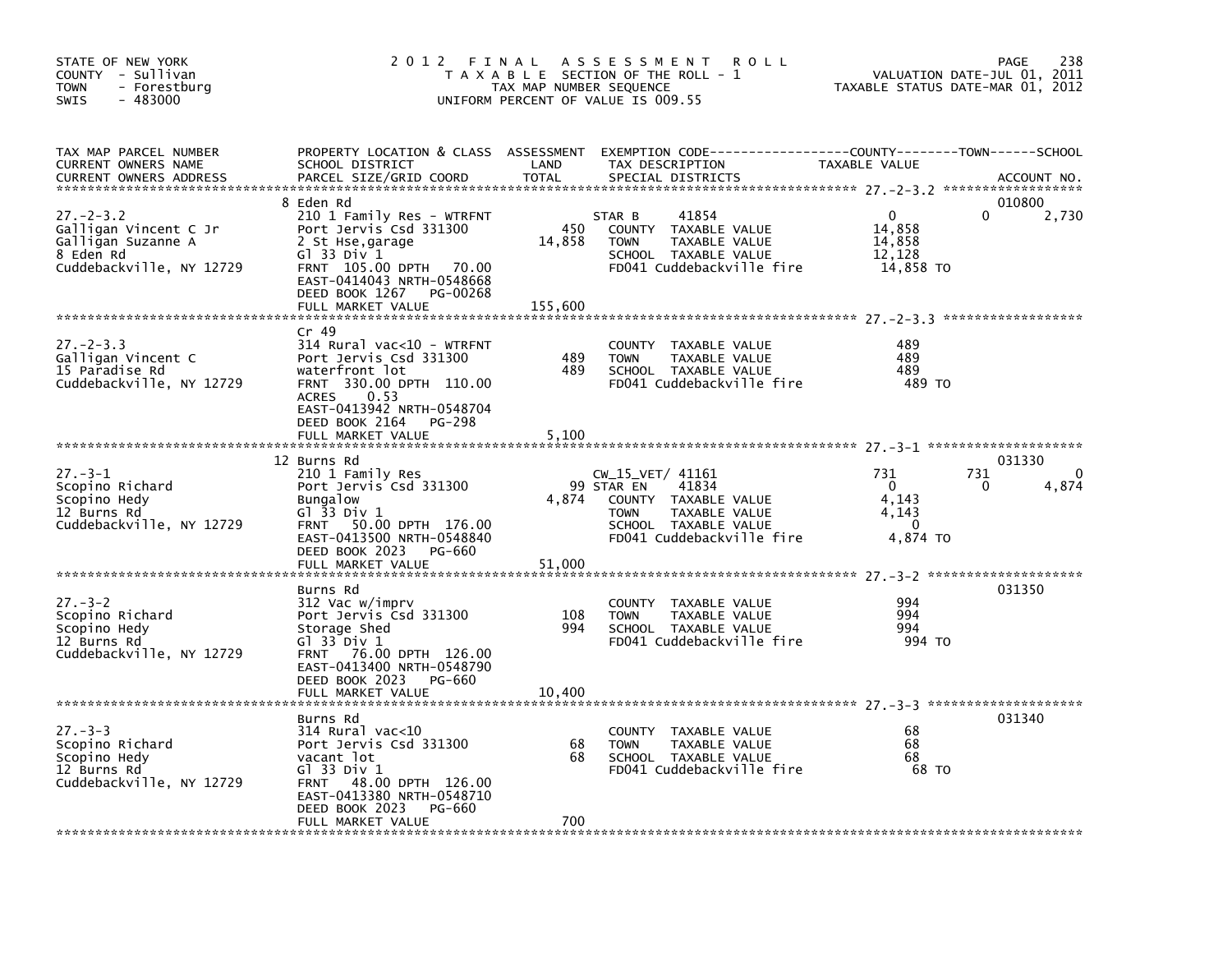STATE OF NEW YORK
COUNTY - Sullivan
TOWN - Forestburg
SWIS - 483000

# 2012 FINAL ASSESSMENT ROLL

TAXABLE SECTION OF THE ROLL - 1
TAX MAP NUMBER SEQUENCE
UNIFORM PERCENT OF VALUE IS 009.55

VALUATION DATE-JUL 01, 2011
TAXABLE STATUS DATE-MAR 01, 2012

| TAX MAP PARCEL NUMBER / CURRENT OWNERS NAME / CURRENT OWNERS ADDRESS | PROPERTY LOCATION & CLASS / SCHOOL DISTRICT / PARCEL SIZE/GRID COORD | ASSESSMENT LAND / TOTAL | EXEMPTION CODE / TAX DESCRIPTION / SPECIAL DISTRICTS | COUNTY TAXABLE VALUE | TOWN | SCHOOL / ACCOUNT NO. |
|---|---|---|---|---|---|---|
| **27.-2-3.2** | 8 Eden Rd | | | | | 010800 |
| Galligan Vincent C Jr | 210 1 Family Res - WTRFNT | | STAR B 41854 | 0 | 0 | 2,730 |
| Galligan Suzanne A | Port Jervis Csd 331300 | 450 | COUNTY TAXABLE VALUE | 14,858 | | |
| 8 Eden Rd | 2 St Hse,garage | 14,858 | TOWN TAXABLE VALUE | 14,858 | | |
| Cuddebackville, NY 12729 | Gl 33 Div 1 | | SCHOOL TAXABLE VALUE | 12,128 | | |
| | FRNT 105.00 DPTH 70.00 | | FD041 Cuddebackville fire | 14,858 TO | | |
| | EAST-0414043 NRTH-0548668 | | | | | |
| | DEED BOOK 1267 PG-00268 | | | | | |
| | FULL MARKET VALUE | 155,600 | | | | |
| **27.-2-3.3** | Cr 49 | | | | | |
| Galligan Vincent C | 314 Rural vac<10 - WTRFNT | | COUNTY TAXABLE VALUE | 489 | | |
| 15 Paradise Rd | Port Jervis Csd 331300 | 489 | TOWN TAXABLE VALUE | 489 | | |
| Cuddebackville, NY 12729 | waterfront lot | 489 | SCHOOL TAXABLE VALUE | 489 | | |
| | FRNT 330.00 DPTH 110.00 | | FD041 Cuddebackville fire | 489 TO | | |
| | ACRES 0.53 | | | | | |
| | EAST-0413942 NRTH-0548704 | | | | | |
| | DEED BOOK 2164 PG-298 | | | | | |
| | FULL MARKET VALUE | 5,100 | | | | |
| **27.-3-1** | 12 Burns Rd | | | | | 031330 |
| Scopino Richard | 210 1 Family Res | | CW_15_VET/ 41161 | 731 | 731 | 0 |
| Scopino Hedy | Port Jervis Csd 331300 | 99 | STAR EN 41834 | 0 | 0 | 4,874 |
| 12 Burns Rd | Bungalow | 4,874 | COUNTY TAXABLE VALUE | 4,143 | | |
| Cuddebackville, NY 12729 | Gl 33 Div 1 | | TOWN TAXABLE VALUE | 4,143 | | |
| | FRNT 50.00 DPTH 176.00 | | SCHOOL TAXABLE VALUE | 0 | | |
| | EAST-0413500 NRTH-0548840 | | FD041 Cuddebackville fire | 4,874 TO | | |
| | DEED BOOK 2023 PG-660 | | | | | |
| | FULL MARKET VALUE | 51,000 | | | | |
| **27.-3-2** | Burns Rd | | | | | 031350 |
| Scopino Richard | 312 Vac w/imprv | | COUNTY TAXABLE VALUE | 994 | | |
| Scopino Hedy | Port Jervis Csd 331300 | 108 | TOWN TAXABLE VALUE | 994 | | |
| 12 Burns Rd | Storage Shed | 994 | SCHOOL TAXABLE VALUE | 994 | | |
| Cuddebackville, NY 12729 | Gl 33 Div 1 | | FD041 Cuddebackville fire | 994 TO | | |
| | FRNT 76.00 DPTH 126.00 | | | | | |
| | EAST-0413400 NRTH-0548790 | | | | | |
| | DEED BOOK 2023 PG-660 | | | | | |
| | FULL MARKET VALUE | 10,400 | | | | |
| **27.-3-3** | Burns Rd | | | | | 031340 |
| Scopino Richard | 314 Rural vac<10 | | COUNTY TAXABLE VALUE | 68 | | |
| Scopino Hedy | Port Jervis Csd 331300 | 68 | TOWN TAXABLE VALUE | 68 | | |
| 12 Burns Rd | vacant lot | 68 | SCHOOL TAXABLE VALUE | 68 | | |
| Cuddebackville, NY 12729 | Gl 33 Div 1 | | FD041 Cuddebackville fire | 68 TO | | |
| | FRNT 48.00 DPTH 126.00 | | | | | |
| | EAST-0413380 NRTH-0548710 | | | | | |
| | DEED BOOK 2023 PG-660 | | | | | |
| | FULL MARKET VALUE | 700 | | | | |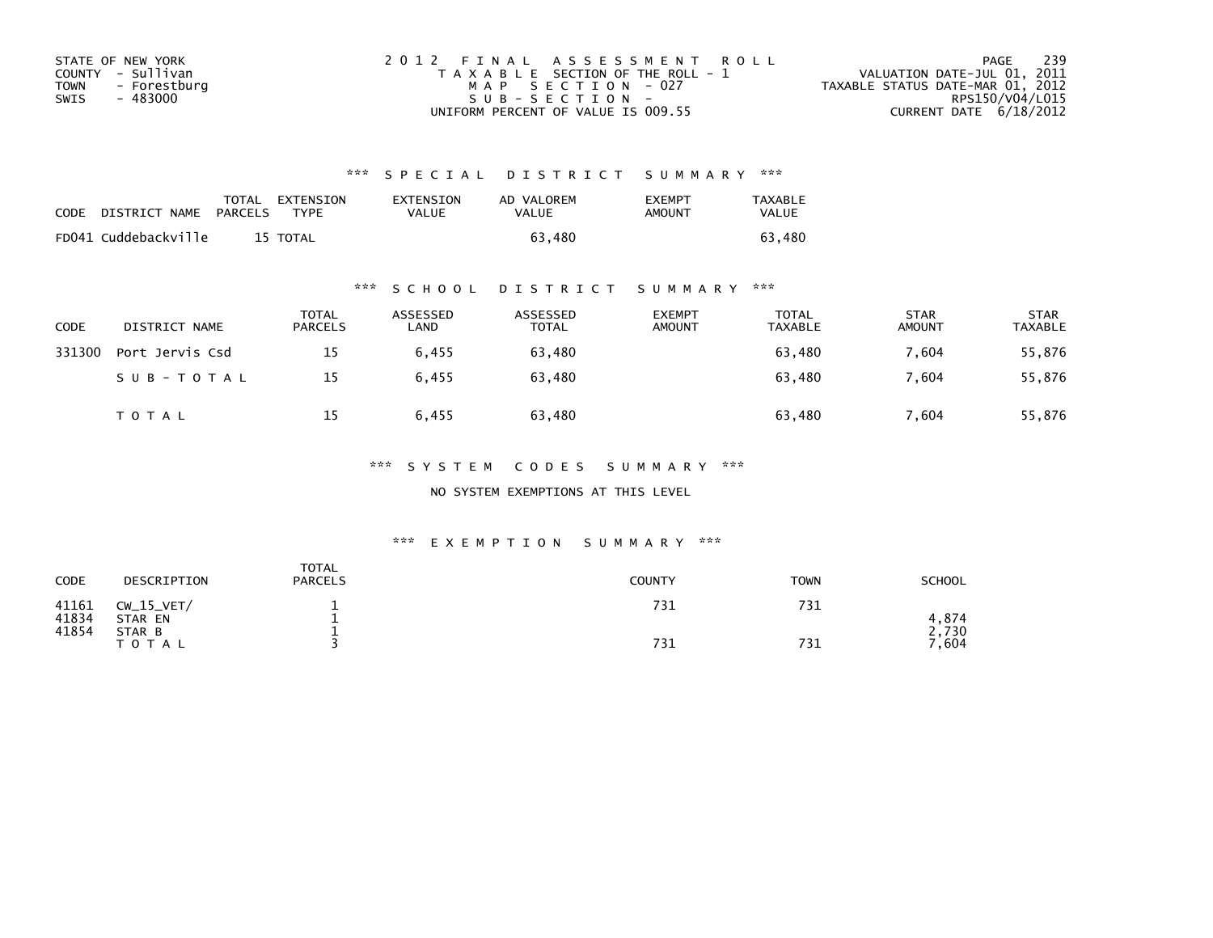STATE OF NEW YORK
COUNTY - Sullivan
TOWN - Forestburg
SWIS - 483000

2012 FINAL ASSESSMENT ROLL
TAXABLE SECTION OF THE ROLL - 1
MAP SECTION - 027
SUB-SECTION -
UNIFORM PERCENT OF VALUE IS 009.55

VALUATION DATE-JUL 01, 2011
TAXABLE STATUS DATE-MAR 01, 2012
RPS150/V04/L015
CURRENT DATE 6/18/2012

### *** SPECIAL DISTRICT SUMMARY ***

| CODE | DISTRICT NAME | TOTAL PARCELS | EXTENSION TYPE | EXTENSION VALUE | AD VALOREM VALUE | EXEMPT AMOUNT | TAXABLE VALUE |
|---|---|---|---|---|---|---|---|
| FD041 | Cuddebackville | 15 | TOTAL | | 63,480 | | 63,480 |

### *** SCHOOL DISTRICT SUMMARY ***

| CODE | DISTRICT NAME | TOTAL PARCELS | ASSESSED LAND | ASSESSED TOTAL | EXEMPT AMOUNT | TOTAL TAXABLE | STAR AMOUNT | STAR TAXABLE |
|---|---|---|---|---|---|---|---|---|
| 331300 | Port Jervis Csd | 15 | 6,455 | 63,480 | | 63,480 | 7,604 | 55,876 |
| | SUB-TOTAL | 15 | 6,455 | 63,480 | | 63,480 | 7,604 | 55,876 |
| | TOTAL | 15 | 6,455 | 63,480 | | 63,480 | 7,604 | 55,876 |

### *** SYSTEM CODES SUMMARY ***

NO SYSTEM EXEMPTIONS AT THIS LEVEL

### *** EXEMPTION SUMMARY ***

| CODE | DESCRIPTION | TOTAL PARCELS | COUNTY | TOWN | SCHOOL |
|---|---|---|---|---|---|
| 41161 | CW_15_VET/ | 1 | 731 | 731 | |
| 41834 | STAR EN | 1 | | | 4,874 |
| 41854 | STAR B | 1 | | | 2,730 |
| | TOTAL | 3 | 731 | 731 | 7,604 |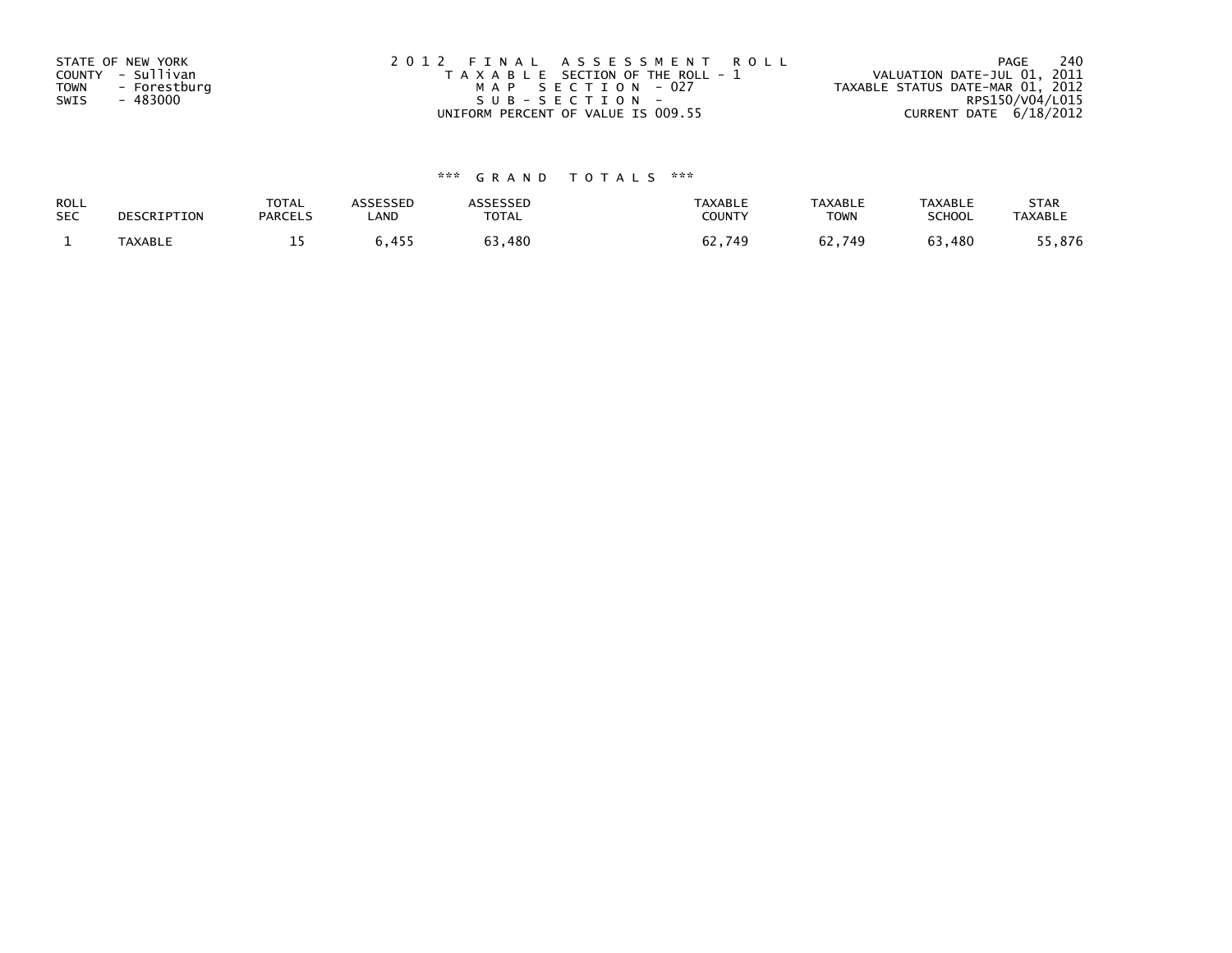STATE OF NEW YORK
COUNTY - Sullivan
TOWN - Forestburg
SWIS - 483000

2012 FINAL ASSESSMENT ROLL
TAXABLE SECTION OF THE ROLL - 1
MAP SECTION - 027
SUB-SECTION -
UNIFORM PERCENT OF VALUE IS 009.55

VALUATION DATE-JUL 01, 2011
TAXABLE STATUS DATE-MAR 01, 2012
RPS150/V04/L015
CURRENT DATE 6/18/2012

*** GRAND TOTALS ***

| ROLL SEC | DESCRIPTION | TOTAL PARCELS | ASSESSED LAND | ASSESSED TOTAL | TAXABLE COUNTY | TAXABLE TOWN | TAXABLE SCHOOL | STAR TAXABLE |
|---|---|---|---|---|---|---|---|---|
| 1 | TAXABLE | 15 | 6,455 | 63,480 | 62,749 | 62,749 | 63,480 | 55,876 |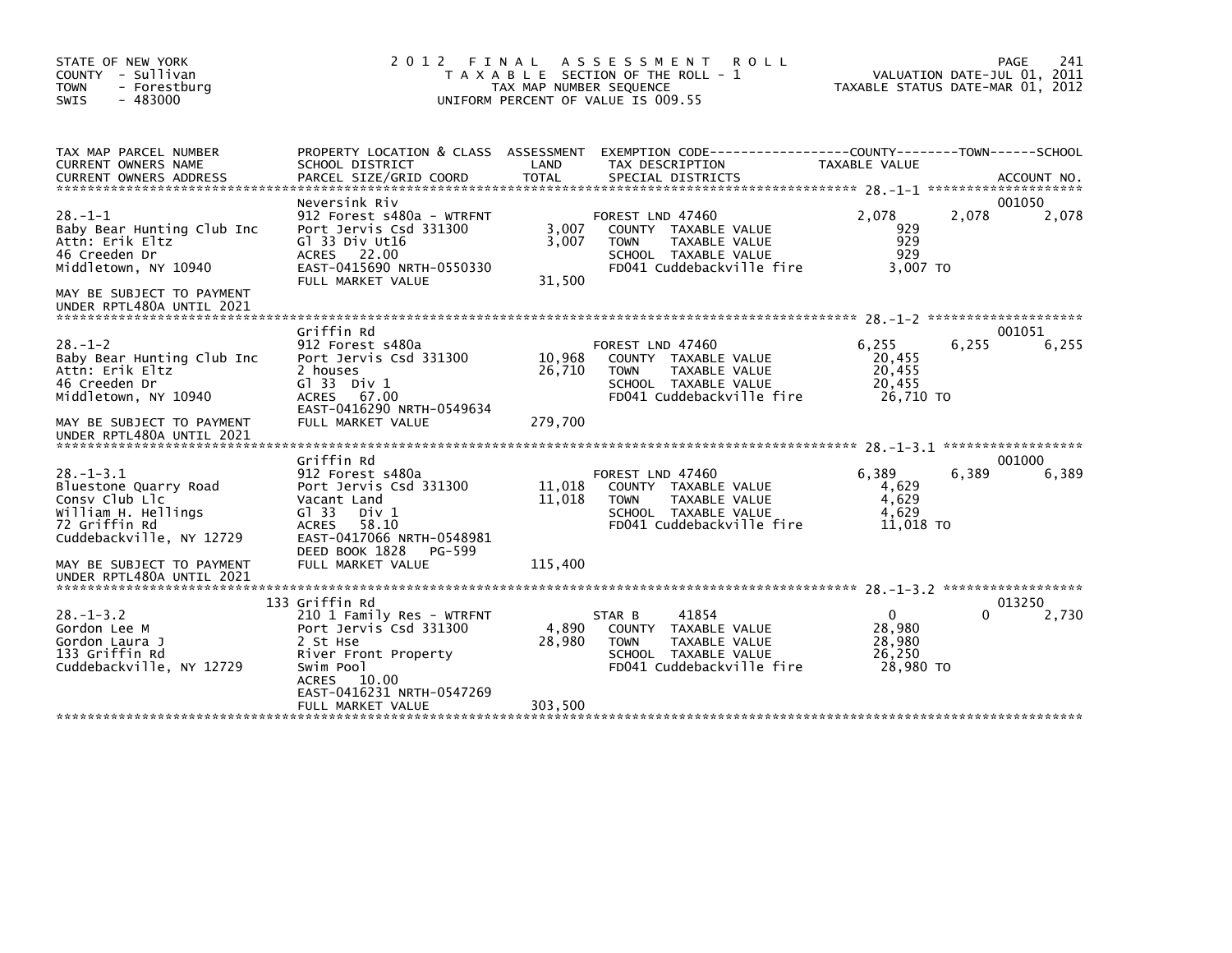STATE OF NEW YORK
COUNTY - Sullivan
TOWN - Forestburg
SWIS - 483000

# 2012 FINAL ASSESSMENT ROLL

TAXABLE SECTION OF THE ROLL - 1
TAX MAP NUMBER SEQUENCE
UNIFORM PERCENT OF VALUE IS 009.55

VALUATION DATE-JUL 01, 2011
TAXABLE STATUS DATE-MAR 01, 2012

| TAX MAP PARCEL NUMBER / CURRENT OWNERS NAME / CURRENT OWNERS ADDRESS | PROPERTY LOCATION & CLASS / SCHOOL DISTRICT / PARCEL SIZE/GRID COORD | ASSESSMENT LAND | ASSESSMENT TOTAL | EXEMPTION CODE / TAX DESCRIPTION / SPECIAL DISTRICTS | COUNTY TAXABLE VALUE | TOWN | SCHOOL | ACCOUNT NO. |
|---|---|---|---|---|---|---|---|---|
| 28.-1-1 | Neversink Riv | | | | | | | 001050 |
| Baby Bear Hunting Club Inc | 912 Forest s480a - WTRFNT | | | FOREST LND 47460 | 2,078 | 2,078 | 2,078 | |
| Attn: Erik Eltz | Port Jervis Csd 331300 | 3,007 | | COUNTY TAXABLE VALUE | 929 | | | |
| 46 Creeden Dr | Gl 33 Div Ut16 | | 3,007 | TOWN TAXABLE VALUE | 929 | | | |
| Middletown, NY 10940 | ACRES 22.00 | | | SCHOOL TAXABLE VALUE | 929 | | | |
| | EAST-0415690 NRTH-0550330 | | | FD041 Cuddebackville fire | 3,007 TO | | | |
| MAY BE SUBJECT TO PAYMENT UNDER RPTL480A UNTIL 2021 | FULL MARKET VALUE | | 31,500 | | | | | |
| 28.-1-2 | Griffin Rd | | | | | | | 001051 |
| Baby Bear Hunting Club Inc | 912 Forest s480a | | | FOREST LND 47460 | 6,255 | 6,255 | 6,255 | |
| Attn: Erik Eltz | Port Jervis Csd 331300 | 10,968 | | COUNTY TAXABLE VALUE | 20,455 | | | |
| 46 Creeden Dr | 2 houses | | 26,710 | TOWN TAXABLE VALUE | 20,455 | | | |
| Middletown, NY 10940 | Gl 33 Div 1 | | | SCHOOL TAXABLE VALUE | 20,455 | | | |
| | ACRES 67.00 | | | FD041 Cuddebackville fire | 26,710 TO | | | |
| | EAST-0416290 NRTH-0549634 | | | | | | | |
| MAY BE SUBJECT TO PAYMENT UNDER RPTL480A UNTIL 2021 | FULL MARKET VALUE | | 279,700 | | | | | |
| 28.-1-3.1 | Griffin Rd | | | | | | | 001000 |
| Bluestone Quarry Road | 912 Forest s480a | | | FOREST LND 47460 | 6,389 | 6,389 | 6,389 | |
| Consv Club Llc | Port Jervis Csd 331300 | 11,018 | | COUNTY TAXABLE VALUE | 4,629 | | | |
| William H. Hellings | Vacant Land | | 11,018 | TOWN TAXABLE VALUE | 4,629 | | | |
| 72 Griffin Rd | Gl 33 Div 1 | | | SCHOOL TAXABLE VALUE | 4,629 | | | |
| Cuddebackville, NY 12729 | ACRES 58.10 | | | FD041 Cuddebackville fire | 11,018 TO | | | |
| | EAST-0417066 NRTH-0548981 | | | | | | | |
| | DEED BOOK 1828 PG-599 | | | | | | | |
| MAY BE SUBJECT TO PAYMENT UNDER RPTL480A UNTIL 2021 | FULL MARKET VALUE | | 115,400 | | | | | |
| 28.-1-3.2 | 133 Griffin Rd | | | | | | | 013250 |
| Gordon Lee M | 210 1 Family Res - WTRFNT | | | STAR B 41854 | 0 | 0 | 2,730 | |
| Gordon Laura J | Port Jervis Csd 331300 | 4,890 | | COUNTY TAXABLE VALUE | 28,980 | | | |
| 133 Griffin Rd | 2 St Hse | | 28,980 | TOWN TAXABLE VALUE | 28,980 | | | |
| Cuddebackville, NY 12729 | River Front Property | | | SCHOOL TAXABLE VALUE | 26,250 | | | |
| | Swim Pool | | | FD041 Cuddebackville fire | 28,980 TO | | | |
| | ACRES 10.00 | | | | | | | |
| | EAST-0416231 NRTH-0547269 | | | | | | | |
| | FULL MARKET VALUE | | 303,500 | | | | | |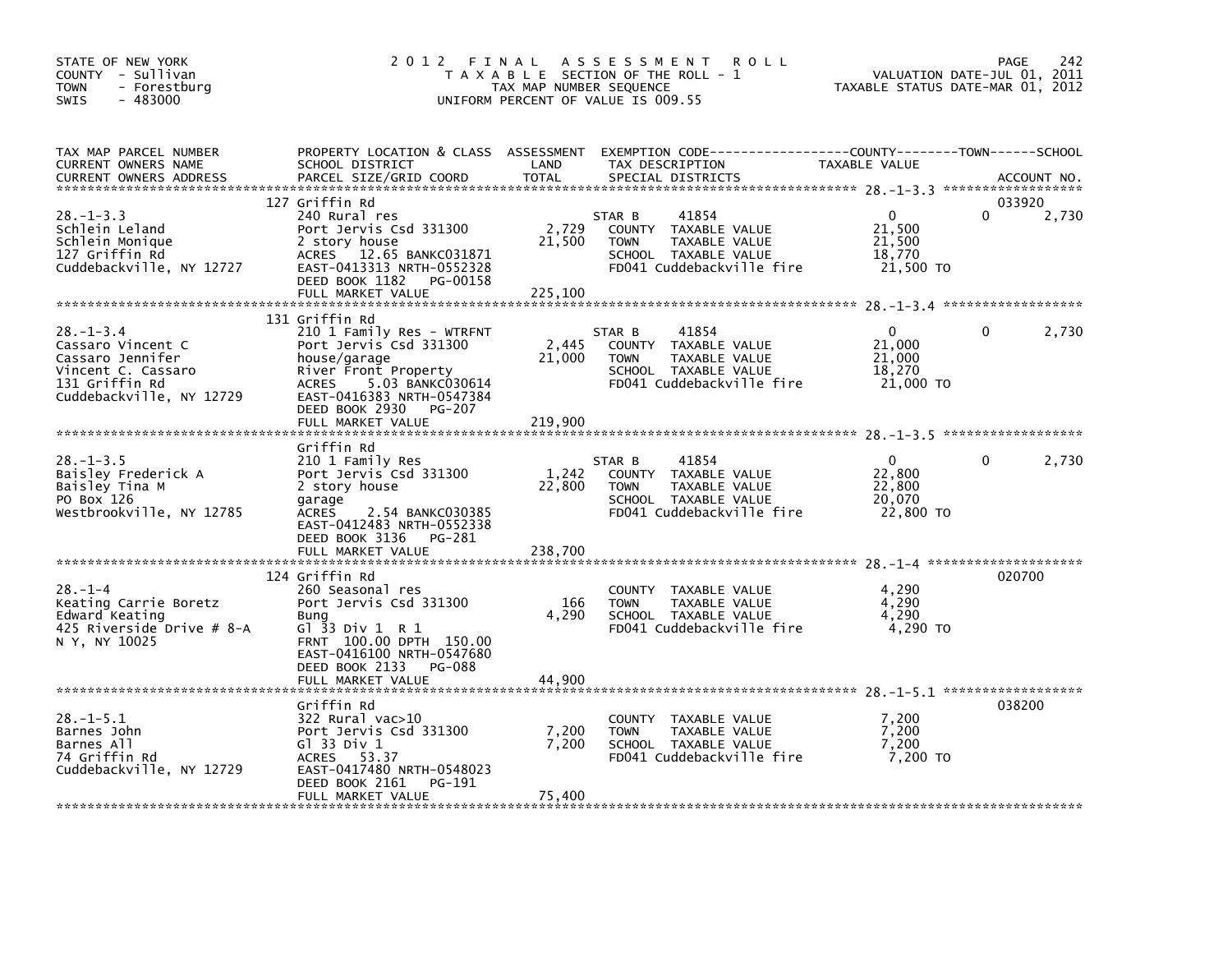STATE OF NEW YORK
COUNTY - Sullivan
TOWN - Forestburg
SWIS - 483000

# 2012 FINAL ASSESSMENT ROLL

TAXABLE SECTION OF THE ROLL - 1
TAX MAP NUMBER SEQUENCE
UNIFORM PERCENT OF VALUE IS 009.55

VALUATION DATE-JUL 01, 2011
TAXABLE STATUS DATE-MAR 01, 2012

| TAX MAP PARCEL NUMBER / CURRENT OWNERS NAME / CURRENT OWNERS ADDRESS | PROPERTY LOCATION & CLASS / SCHOOL DISTRICT / PARCEL SIZE/GRID COORD | ASSESSMENT LAND / TOTAL | EXEMPTION CODE / TAX DESCRIPTION / SPECIAL DISTRICTS | COUNTY TAXABLE VALUE | TOWN | SCHOOL / ACCOUNT NO. |
|---|---|---|---|---|---|---|
| 28.-1-3.3 | 127 Griffin Rd | | | | | 033920 |
| | 240 Rural res | | STAR B 41854 | 0 | 0 | 2,730 |
| Schlein Leland | Port Jervis Csd 331300 | 2,729 | COUNTY TAXABLE VALUE | 21,500 | | |
| Schlein Monique | 2 story house | 21,500 | TOWN TAXABLE VALUE | 21,500 | | |
| 127 Griffin Rd | ACRES 12.65 BANKC031871 | | SCHOOL TAXABLE VALUE | 18,770 | | |
| Cuddebackville, NY 12727 | EAST-0413313 NRTH-0552328 | | FD041 Cuddebackville fire | 21,500 TO | | |
| | DEED BOOK 1182 PG-00158 | | | | | |
| | FULL MARKET VALUE | 225,100 | | | | |
| 28.-1-3.4 | 131 Griffin Rd | | | | | |
| | 210 1 Family Res - WTRFNT | | STAR B 41854 | 0 | 0 | 2,730 |
| Cassaro Vincent C | Port Jervis Csd 331300 | 2,445 | COUNTY TAXABLE VALUE | 21,000 | | |
| Cassaro Jennifer | house/garage | 21,000 | TOWN TAXABLE VALUE | 21,000 | | |
| Vincent C. Cassaro | River Front Property | | SCHOOL TAXABLE VALUE | 18,270 | | |
| 131 Griffin Rd | ACRES 5.03 BANKC030614 | | FD041 Cuddebackville fire | 21,000 TO | | |
| Cuddebackville, NY 12729 | EAST-0416383 NRTH-0547384 | | | | | |
| | DEED BOOK 2930 PG-207 | | | | | |
| | FULL MARKET VALUE | 219,900 | | | | |
| 28.-1-3.5 | Griffin Rd | | | | | |
| | 210 1 Family Res | | STAR B 41854 | 0 | 0 | 2,730 |
| Baisley Frederick A | Port Jervis Csd 331300 | 1,242 | COUNTY TAXABLE VALUE | 22,800 | | |
| Baisley Tina M | 2 story house | 22,800 | TOWN TAXABLE VALUE | 22,800 | | |
| PO Box 126 | garage | | SCHOOL TAXABLE VALUE | 20,070 | | |
| Westbrookville, NY 12785 | ACRES 2.54 BANKC030385 | | FD041 Cuddebackville fire | 22,800 TO | | |
| | EAST-0412483 NRTH-0552338 | | | | | |
| | DEED BOOK 3136 PG-281 | | | | | |
| | FULL MARKET VALUE | 238,700 | | | | |
| 28.-1-4 | 124 Griffin Rd | | | | | 020700 |
| | 260 Seasonal res | | COUNTY TAXABLE VALUE | 4,290 | | |
| Keating Carrie Boretz | Port Jervis Csd 331300 | 166 | TOWN TAXABLE VALUE | 4,290 | | |
| Edward Keating | Bung | 4,290 | SCHOOL TAXABLE VALUE | 4,290 | | |
| 425 Riverside Drive # 8-A | Gl 33 Div 1 R 1 | | FD041 Cuddebackville fire | 4,290 TO | | |
| N Y, NY 10025 | FRNT 100.00 DPTH 150.00 | | | | | |
| | EAST-0416100 NRTH-0547680 | | | | | |
| | DEED BOOK 2133 PG-088 | | | | | |
| | FULL MARKET VALUE | 44,900 | | | | |
| 28.-1-5.1 | Griffin Rd | | | | | 038200 |
| | 322 Rural vac>10 | | COUNTY TAXABLE VALUE | 7,200 | | |
| Barnes John | Port Jervis Csd 331300 | 7,200 | TOWN TAXABLE VALUE | 7,200 | | |
| Barnes All | Gl 33 Div 1 | 7,200 | SCHOOL TAXABLE VALUE | 7,200 | | |
| 74 Griffin Rd | ACRES 53.37 | | FD041 Cuddebackville fire | 7,200 TO | | |
| Cuddebackville, NY 12729 | EAST-0417480 NRTH-0548023 | | | | | |
| | DEED BOOK 2161 PG-191 | | | | | |
| | FULL MARKET VALUE | 75,400 | | | | |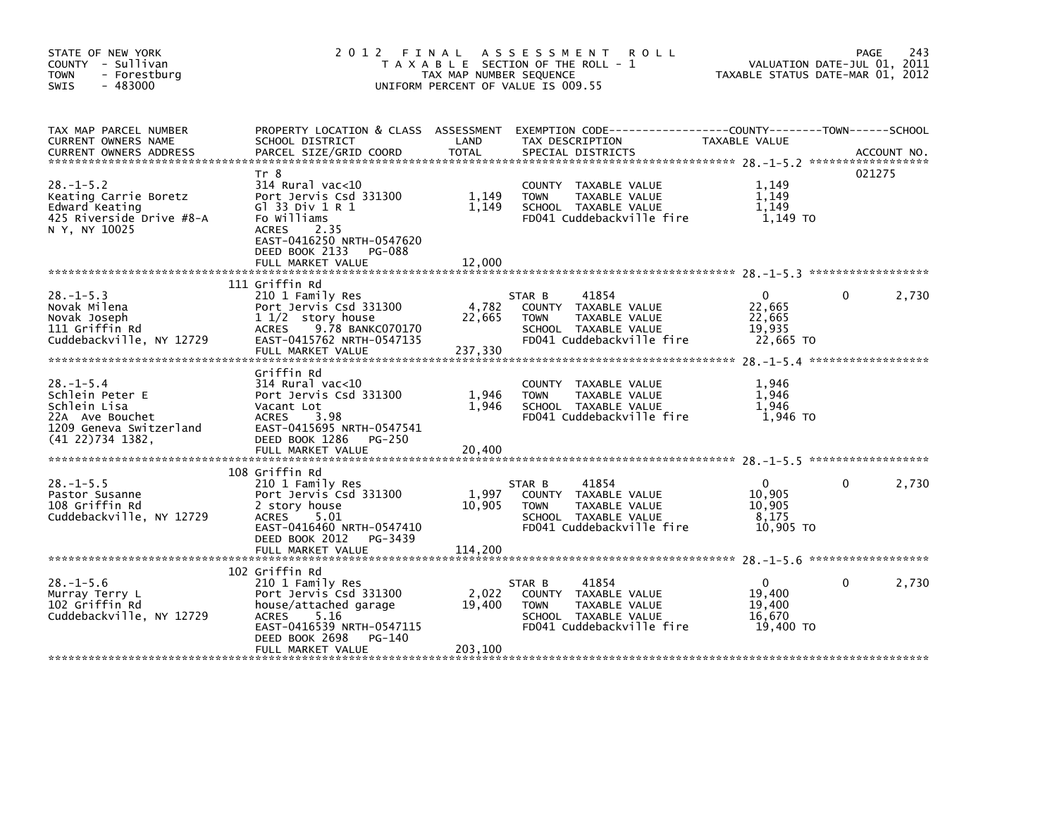STATE OF NEW YORK
COUNTY - Sullivan
TOWN - Forestburg
SWIS - 483000

2012 FINAL ASSESSMENT ROLL
TAXABLE SECTION OF THE ROLL - 1
TAX MAP NUMBER SEQUENCE
UNIFORM PERCENT OF VALUE IS 009.55

VALUATION DATE-JUL 01, 2011
TAXABLE STATUS DATE-MAR 01, 2012

| TAX MAP PARCEL NUMBER / CURRENT OWNERS NAME / CURRENT OWNERS ADDRESS | PROPERTY LOCATION & CLASS / SCHOOL DISTRICT / PARCEL SIZE/GRID COORD | ASSESSMENT LAND / TOTAL | EXEMPTION CODE / TAX DESCRIPTION / SPECIAL DISTRICTS | COUNTY TAXABLE VALUE | TOWN | SCHOOL / ACCOUNT NO. |
|---|---|---|---|---|---|---|
| 28.-1-5.2 | Tr 8 | | | | | 021275 |
| Keating Carrie Boretz | 314 Rural vac<10 | | COUNTY TAXABLE VALUE | 1,149 | | |
| Edward Keating | Port Jervis Csd 331300 | 1,149 | TOWN TAXABLE VALUE | 1,149 | | |
| 425 Riverside Drive #8-A | Gl 33 Div 1 R 1 | 1,149 | SCHOOL TAXABLE VALUE | 1,149 | | |
| N Y, NY 10025 | Fo Williams | | FD041 Cuddebackville fire | 1,149 TO | | |
| | ACRES 2.35 | | | | | |
| | EAST-0416250 NRTH-0547620 | | | | | |
| | DEED BOOK 2133 PG-088 | | | | | |
| | FULL MARKET VALUE | 12,000 | | | | |
| 28.-1-5.3 | 111 Griffin Rd | | | | | |
| Novak Milena | 210 1 Family Res | | STAR B 41854 | 0 | 0 | 2,730 |
| Novak Joseph | Port Jervis Csd 331300 | 4,782 | COUNTY TAXABLE VALUE | 22,665 | | |
| 111 Griffin Rd | 1 1/2 story house | 22,665 | TOWN TAXABLE VALUE | 22,665 | | |
| Cuddebackville, NY 12729 | ACRES 9.78 BANKC070170 | | SCHOOL TAXABLE VALUE | 19,935 | | |
| | EAST-0415762 NRTH-0547135 | | FD041 Cuddebackville fire | 22,665 TO | | |
| | FULL MARKET VALUE | 237,330 | | | | |
| 28.-1-5.4 | Griffin Rd | | | | | |
| Schlein Peter E | 314 Rural vac<10 | | COUNTY TAXABLE VALUE | 1,946 | | |
| Schlein Lisa | Port Jervis Csd 331300 | 1,946 | TOWN TAXABLE VALUE | 1,946 | | |
| 22A Ave Bouchet | Vacant Lot | 1,946 | SCHOOL TAXABLE VALUE | 1,946 | | |
| 1209 Geneva Switzerland | ACRES 3.98 | | FD041 Cuddebackville fire | 1,946 TO | | |
| (41 22)734 1382, | EAST-0415695 NRTH-0547541 | | | | | |
| | DEED BOOK 1286 PG-250 | | | | | |
| | FULL MARKET VALUE | 20,400 | | | | |
| 28.-1-5.5 | 108 Griffin Rd | | | | | |
| Pastor Susanne | 210 1 Family Res | | STAR B 41854 | 0 | 0 | 2,730 |
| 108 Griffin Rd | Port Jervis Csd 331300 | 1,997 | COUNTY TAXABLE VALUE | 10,905 | | |
| Cuddebackville, NY 12729 | 2 story house | 10,905 | TOWN TAXABLE VALUE | 10,905 | | |
| | ACRES 5.01 | | SCHOOL TAXABLE VALUE | 8,175 | | |
| | EAST-0416460 NRTH-0547410 | | FD041 Cuddebackville fire | 10,905 TO | | |
| | DEED BOOK 2012 PG-3439 | | | | | |
| | FULL MARKET VALUE | 114,200 | | | | |
| 28.-1-5.6 | 102 Griffin Rd | | | | | |
| Murray Terry L | 210 1 Family Res | | STAR B 41854 | 0 | 0 | 2,730 |
| 102 Griffin Rd | Port Jervis Csd 331300 | 2,022 | COUNTY TAXABLE VALUE | 19,400 | | |
| Cuddebackville, NY 12729 | house/attached garage | 19,400 | TOWN TAXABLE VALUE | 19,400 | | |
| | ACRES 5.16 | | SCHOOL TAXABLE VALUE | 16,670 | | |
| | EAST-0416539 NRTH-0547115 | | FD041 Cuddebackville fire | 19,400 TO | | |
| | DEED BOOK 2698 PG-140 | | | | | |
| | FULL MARKET VALUE | 203,100 | | | | |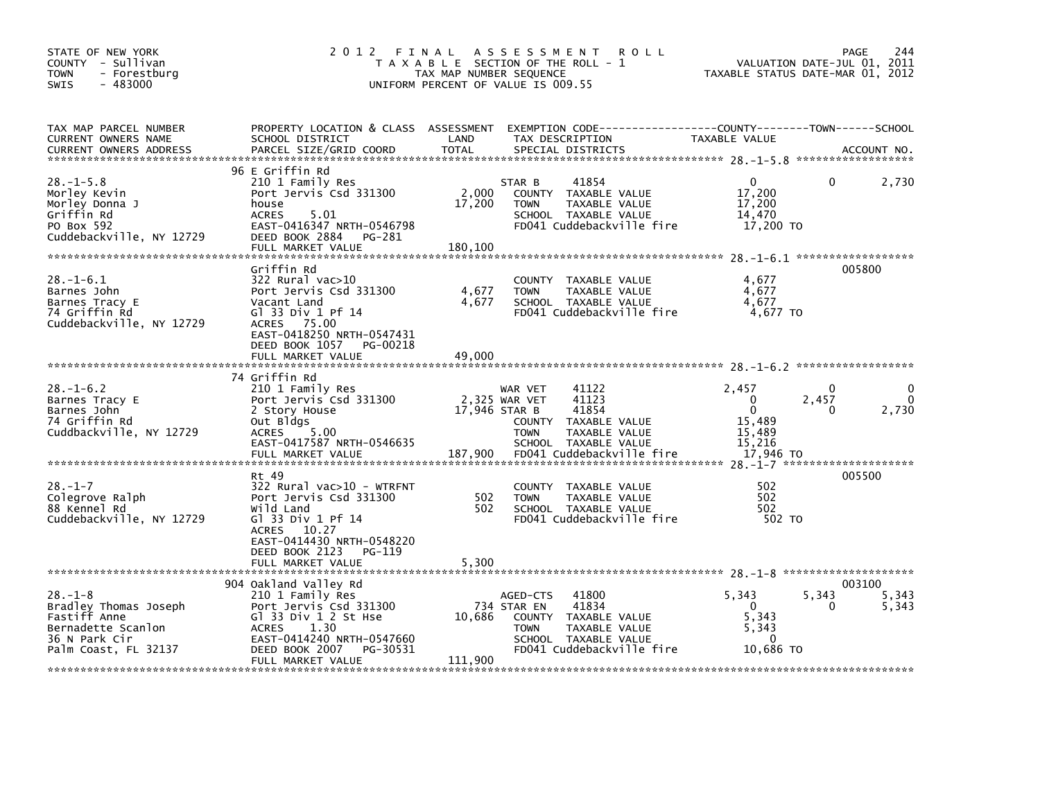STATE OF NEW YORK
COUNTY - Sullivan
TOWN - Forestburg
SWIS - 483000

# 2012 FINAL ASSESSMENT ROLL

TAXABLE SECTION OF THE ROLL - 1
TAX MAP NUMBER SEQUENCE
UNIFORM PERCENT OF VALUE IS 009.55

VALUATION DATE-JUL 01, 2011
TAXABLE STATUS DATE-MAR 01, 2012

| TAX MAP PARCEL NUMBER / CURRENT OWNERS NAME / CURRENT OWNERS ADDRESS | PROPERTY LOCATION & CLASS / SCHOOL DISTRICT / PARCEL SIZE/GRID COORD | ASSESSMENT LAND | TOTAL | EXEMPTION CODE / TAX DESCRIPTION / SPECIAL DISTRICTS | COUNTY TAXABLE VALUE | TOWN | SCHOOL | ACCOUNT NO. |
|---|---|---|---|---|---|---|---|---|
| 28.-1-5.8 | 96 E Griffin Rd | | | | | | | |
| Morley Kevin | 210 1 Family Res | | | STAR B 41854 | 0 | 0 | 2,730 | |
| Morley Donna J | Port Jervis Csd 331300 | 2,000 | | COUNTY TAXABLE VALUE | 17,200 | | | |
| Griffin Rd | house | | 17,200 | TOWN TAXABLE VALUE | 17,200 | | | |
| PO Box 592 | ACRES 5.01 | | | SCHOOL TAXABLE VALUE | 14,470 | | | |
| Cuddebackville, NY 12729 | EAST-0416347 NRTH-0546798 | | | FD041 Cuddebackville fire | 17,200 TO | | | |
| | DEED BOOK 2884 PG-281 | | | | | | | |
| | FULL MARKET VALUE | | 180,100 | | | | | |
| 28.-1-6.1 | Griffin Rd | | | | | | | 005800 |
| Barnes John | 322 Rural vac>10 | | | COUNTY TAXABLE VALUE | 4,677 | | | |
| Barnes Tracy E | Port Jervis Csd 331300 | 4,677 | | TOWN TAXABLE VALUE | 4,677 | | | |
| 74 Griffin Rd | Vacant Land | | 4,677 | SCHOOL TAXABLE VALUE | 4,677 | | | |
| Cuddebackville, NY 12729 | Gl 33 Div 1 Pf 14 | | | FD041 Cuddebackville fire | 4,677 TO | | | |
| | ACRES 75.00 | | | | | | | |
| | EAST-0418250 NRTH-0547431 | | | | | | | |
| | DEED BOOK 1057 PG-00218 | | | | | | | |
| | FULL MARKET VALUE | | 49,000 | | | | | |
| 28.-1-6.2 | 74 Griffin Rd | | | | | | | |
| Barnes Tracy E | 210 1 Family Res | | | WAR VET 41122 | 2,457 | 0 | 0 | |
| Barnes John | Port Jervis Csd 331300 | 2,325 | | WAR VET 41123 | 0 | 2,457 | 0 | |
| 74 Griffin Rd | 2 Story House | | 17,946 | STAR B 41854 | 0 | 0 | 2,730 | |
| Cuddbackville, NY 12729 | Out Bldgs | | | COUNTY TAXABLE VALUE | 15,489 | | | |
| | ACRES 5.00 | | | TOWN TAXABLE VALUE | 15,489 | | | |
| | EAST-0417587 NRTH-0546635 | | | SCHOOL TAXABLE VALUE | 15,216 | | | |
| | FULL MARKET VALUE | | 187,900 | FD041 Cuddebackville fire | 17,946 TO | | | |
| 28.-1-7 | Rt 49 | | | | | | | 005500 |
| Colegrove Ralph | 322 Rural vac>10 - WTRFNT | | | COUNTY TAXABLE VALUE | 502 | | | |
| 88 Kennel Rd | Port Jervis Csd 331300 | 502 | | TOWN TAXABLE VALUE | 502 | | | |
| Cuddebackville, NY 12729 | Wild Land | | 502 | SCHOOL TAXABLE VALUE | 502 | | | |
| | Gl 33 Div 1 Pf 14 | | | FD041 Cuddebackville fire | 502 TO | | | |
| | ACRES 10.27 | | | | | | | |
| | EAST-0414430 NRTH-0548220 | | | | | | | |
| | DEED BOOK 2123 PG-119 | | | | | | | |
| | FULL MARKET VALUE | | 5,300 | | | | | |
| 28.-1-8 | 904 Oakland Valley Rd | | | | | | | 003100 |
| Bradley Thomas Joseph | 210 1 Family Res | | | AGED-CTS 41800 | 5,343 | 5,343 | 5,343 | |
| Fastiff Anne | Port Jervis Csd 331300 | 734 | | STAR EN 41834 | 0 | 0 | 5,343 | |
| Bernadette Scanlon | Gl 33 Div 1 2 St Hse | | 10,686 | COUNTY TAXABLE VALUE | 5,343 | | | |
| 36 N Park Cir | ACRES 1.30 | | | TOWN TAXABLE VALUE | 5,343 | | | |
| Palm Coast, FL 32137 | EAST-0414240 NRTH-0547660 | | | SCHOOL TAXABLE VALUE | 0 | | | |
| | DEED BOOK 2007 PG-30531 | | | FD041 Cuddebackville fire | 10,686 TO | | | |
| | FULL MARKET VALUE | | 111,900 | | | | | |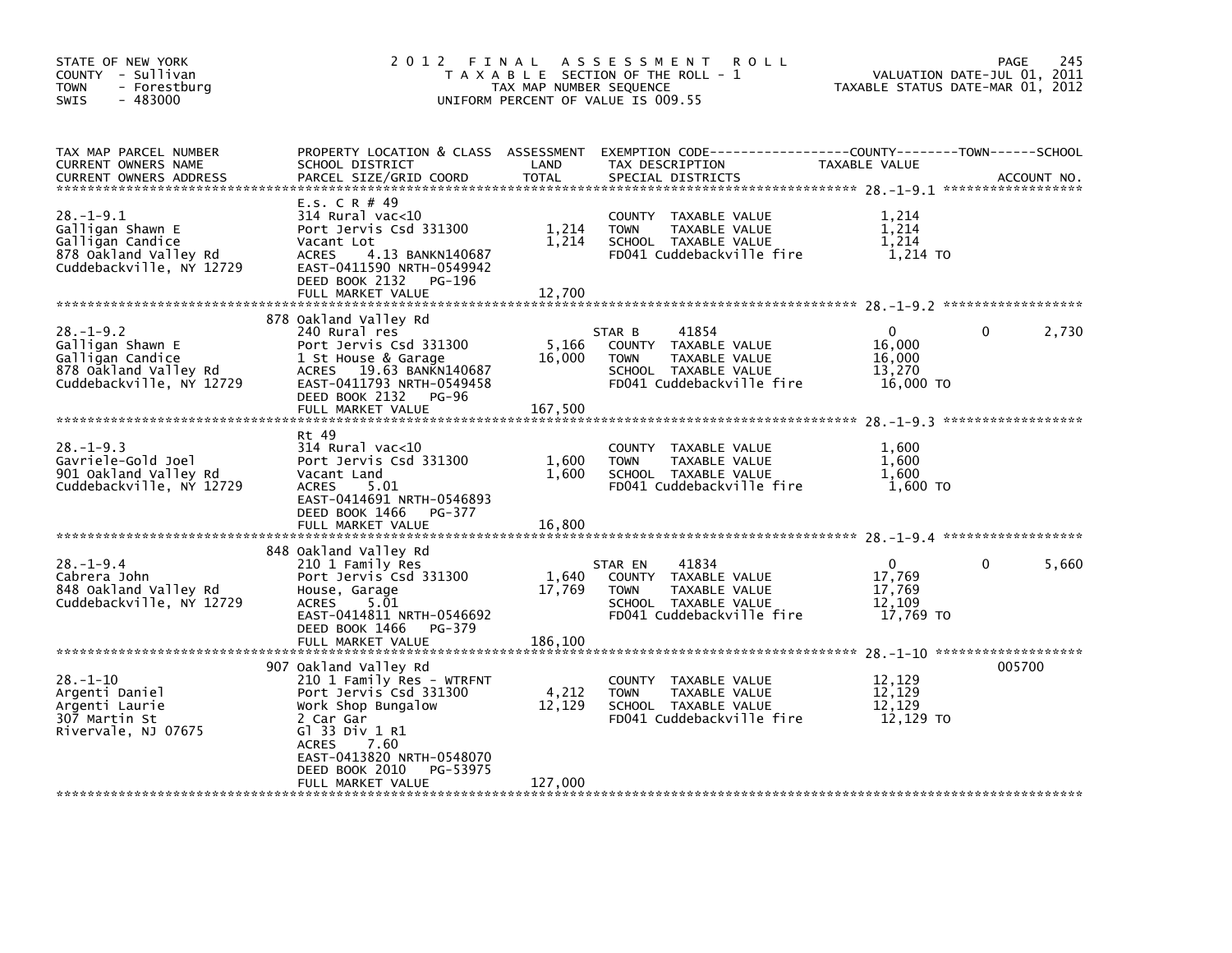STATE OF NEW YORK
COUNTY - Sullivan
TOWN - Forestburg
SWIS - 483000

2012 FINAL ASSESSMENT ROLL
TAXABLE SECTION OF THE ROLL - 1
TAX MAP NUMBER SEQUENCE
UNIFORM PERCENT OF VALUE IS 009.55

VALUATION DATE-JUL 01, 2011
TAXABLE STATUS DATE-MAR 01, 2012

| TAX MAP PARCEL NUMBER / CURRENT OWNERS NAME / CURRENT OWNERS ADDRESS | PROPERTY LOCATION & CLASS / SCHOOL DISTRICT / PARCEL SIZE/GRID COORD | ASSESSMENT LAND | TOTAL | EXEMPTION CODE / TAX DESCRIPTION / SPECIAL DISTRICTS | COUNTY TAXABLE VALUE | TOWN | SCHOOL | ACCOUNT NO. |
|---|---|---|---|---|---|---|---|---|
| **28.-1-9.1** | E.s. C R # 49 | | | | | | | |
| Galligan Shawn E | 314 Rural vac<10 | | | COUNTY TAXABLE VALUE | 1,214 | | | |
| Galligan Candice | Port Jervis Csd 331300 | 1,214 | | TOWN TAXABLE VALUE | 1,214 | | | |
| 878 Oakland Valley Rd | Vacant Lot | | 1,214 | SCHOOL TAXABLE VALUE | 1,214 | | | |
| Cuddebackville, NY 12729 | ACRES 4.13 BANKN140687 | | | FD041 Cuddebackville fire | 1,214 TO | | | |
| | EAST-0411590 NRTH-0549942 | | | | | | | |
| | DEED BOOK 2132 PG-196 | | | | | | | |
| | FULL MARKET VALUE | | 12,700 | | | | | |
| **28.-1-9.2** | 878 Oakland Valley Rd | | | | | | | |
| Galligan Shawn E | 240 Rural res | | | STAR B 41854 | 0 | 0 | 2,730 | |
| Galligan Candice | Port Jervis Csd 331300 | 5,166 | | COUNTY TAXABLE VALUE | 16,000 | | | |
| 878 Oakland Valley Rd | 1 St House & Garage | | 16,000 | TOWN TAXABLE VALUE | 16,000 | | | |
| Cuddebackville, NY 12729 | ACRES 19.63 BANKN140687 | | | SCHOOL TAXABLE VALUE | 13,270 | | | |
| | EAST-0411793 NRTH-0549458 | | | FD041 Cuddebackville fire | 16,000 TO | | | |
| | DEED BOOK 2132 PG-96 | | | | | | | |
| | FULL MARKET VALUE | | 167,500 | | | | | |
| **28.-1-9.3** | Rt 49 | | | | | | | |
| Gavriele-Gold Joel | 314 Rural vac<10 | | | COUNTY TAXABLE VALUE | 1,600 | | | |
| 901 Oakland Valley Rd | Port Jervis Csd 331300 | 1,600 | | TOWN TAXABLE VALUE | 1,600 | | | |
| Cuddebackville, NY 12729 | Vacant Land | | 1,600 | SCHOOL TAXABLE VALUE | 1,600 | | | |
| | ACRES 5.01 | | | FD041 Cuddebackville fire | 1,600 TO | | | |
| | EAST-0414691 NRTH-0546893 | | | | | | | |
| | DEED BOOK 1466 PG-377 | | | | | | | |
| | FULL MARKET VALUE | | 16,800 | | | | | |
| **28.-1-9.4** | 848 Oakland Valley Rd | | | | | | | |
| Cabrera John | 210 1 Family Res | | | STAR EN 41834 | 0 | 0 | 5,660 | |
| 848 Oakland Valley Rd | Port Jervis Csd 331300 | 1,640 | | COUNTY TAXABLE VALUE | 17,769 | | | |
| Cuddebackville, NY 12729 | House, Garage | | 17,769 | TOWN TAXABLE VALUE | 17,769 | | | |
| | ACRES 5.01 | | | SCHOOL TAXABLE VALUE | 12,109 | | | |
| | EAST-0414811 NRTH-0546692 | | | FD041 Cuddebackville fire | 17,769 TO | | | |
| | DEED BOOK 1466 PG-379 | | | | | | | |
| | FULL MARKET VALUE | | 186,100 | | | | | |
| **28.-1-10** | 907 Oakland Valley Rd | | | | | | | 005700 |
| Argenti Daniel | 210 1 Family Res - WTRFNT | | | COUNTY TAXABLE VALUE | 12,129 | | | |
| Argenti Laurie | Port Jervis Csd 331300 | 4,212 | | TOWN TAXABLE VALUE | 12,129 | | | |
| 307 Martin St | Work Shop Bungalow | | 12,129 | SCHOOL TAXABLE VALUE | 12,129 | | | |
| Rivervale, NJ 07675 | 2 Car Gar | | | FD041 Cuddebackville fire | 12,129 TO | | | |
| | Gl 33 Div 1 R1 | | | | | | | |
| | ACRES 7.60 | | | | | | | |
| | EAST-0413820 NRTH-0548070 | | | | | | | |
| | DEED BOOK 2010 PG-53975 | | | | | | | |
| | FULL MARKET VALUE | | 127,000 | | | | | |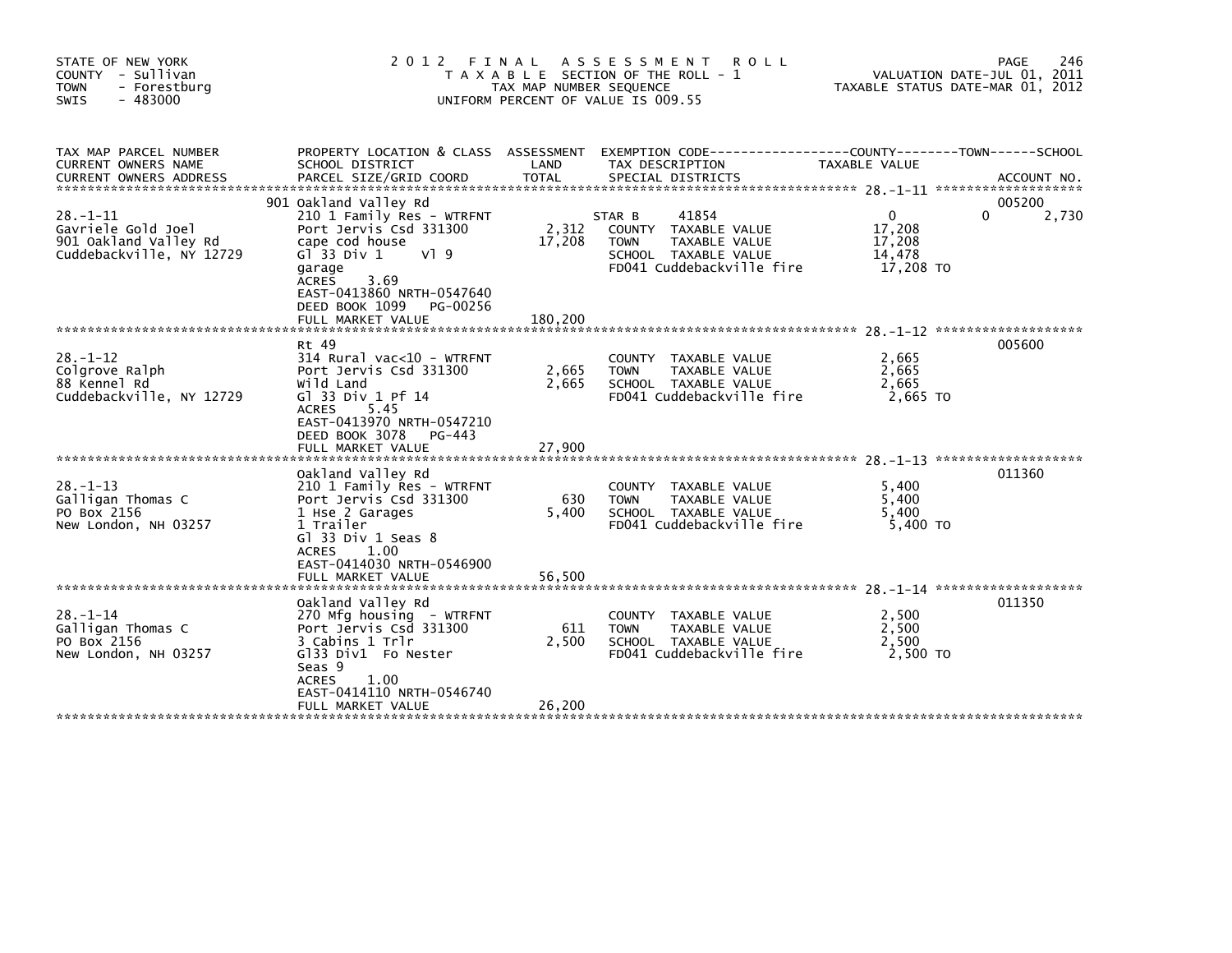STATE OF NEW YORK
COUNTY - Sullivan
TOWN - Forestburg
SWIS - 483000

# 2012 FINAL ASSESSMENT ROLL

TAXABLE SECTION OF THE ROLL - 1
TAX MAP NUMBER SEQUENCE
UNIFORM PERCENT OF VALUE IS 009.55

VALUATION DATE-JUL 01, 2011
TAXABLE STATUS DATE-MAR 01, 2012

| TAX MAP PARCEL NUMBER / CURRENT OWNERS NAME / CURRENT OWNERS ADDRESS | PROPERTY LOCATION & CLASS / SCHOOL DISTRICT / PARCEL SIZE/GRID COORD | ASSESSMENT LAND / TOTAL | EXEMPTION CODE / TAX DESCRIPTION / SPECIAL DISTRICTS | COUNTY | TOWN | SCHOOL | ACCOUNT NO. |
|---|---|---|---|---|---|---|---|
| 28.-1-11 | 901 Oakland Valley Rd | | | | | | 005200 |
| Gavriele Gold Joel | 210 1 Family Res - WTRFNT | | STAR B 41854 | 0 | 0 | 2,730 | |
| 901 Oakland Valley Rd | Port Jervis Csd 331300 | 2,312 | COUNTY TAXABLE VALUE | 17,208 | | | |
| Cuddebackville, NY 12729 | cape cod house | 17,208 | TOWN TAXABLE VALUE | | 17,208 | | |
| | Gl 33 Div 1 Vl 9 | | SCHOOL TAXABLE VALUE | | | 14,478 | |
| | garage | | FD041 Cuddebackville fire | 17,208 TO | | | |
| | ACRES 3.69 | | | | | | |
| | EAST-0413860 NRTH-0547640 | | | | | | |
| | DEED BOOK 1099 PG-00256 | | | | | | |
| | FULL MARKET VALUE | 180,200 | | | | | |
| 28.-1-12 | Rt 49 | | | | | | 005600 |
| Colgrove Ralph | 314 Rural vac<10 - WTRFNT | | COUNTY TAXABLE VALUE | 2,665 | | | |
| 88 Kennel Rd | Port Jervis Csd 331300 | 2,665 | TOWN TAXABLE VALUE | | 2,665 | | |
| Cuddebackville, NY 12729 | Wild Land | 2,665 | SCHOOL TAXABLE VALUE | | | 2,665 | |
| | Gl 33 Div 1 Pf 14 | | FD041 Cuddebackville fire | 2,665 TO | | | |
| | ACRES 5.45 | | | | | | |
| | EAST-0413970 NRTH-0547210 | | | | | | |
| | DEED BOOK 3078 PG-443 | | | | | | |
| | FULL MARKET VALUE | 27,900 | | | | | |
| 28.-1-13 | Oakland Valley Rd | | | | | | 011360 |
| Galligan Thomas C | 210 1 Family Res - WTRFNT | | COUNTY TAXABLE VALUE | 5,400 | | | |
| PO Box 2156 | Port Jervis Csd 331300 | 630 | TOWN TAXABLE VALUE | | 5,400 | | |
| New London, NH 03257 | 1 Hse 2 Garages | 5,400 | SCHOOL TAXABLE VALUE | | | 5,400 | |
| | 1 Trailer | | FD041 Cuddebackville fire | 5,400 TO | | | |
| | Gl 33 Div 1 Seas 8 | | | | | | |
| | ACRES 1.00 | | | | | | |
| | EAST-0414030 NRTH-0546900 | | | | | | |
| | FULL MARKET VALUE | 56,500 | | | | | |
| 28.-1-14 | Oakland Valley Rd | | | | | | 011350 |
| Galligan Thomas C | 270 Mfg housing - WTRFNT | | COUNTY TAXABLE VALUE | 2,500 | | | |
| PO Box 2156 | Port Jervis Csd 331300 | 611 | TOWN TAXABLE VALUE | | 2,500 | | |
| New London, NH 03257 | 3 Cabins 1 Trlr | 2,500 | SCHOOL TAXABLE VALUE | | | 2,500 | |
| | Gl33 Div1 Fo Nester | | FD041 Cuddebackville fire | 2,500 TO | | | |
| | Seas 9 | | | | | | |
| | ACRES 1.00 | | | | | | |
| | EAST-0414110 NRTH-0546740 | | | | | | |
| | FULL MARKET VALUE | 26,200 | | | | | |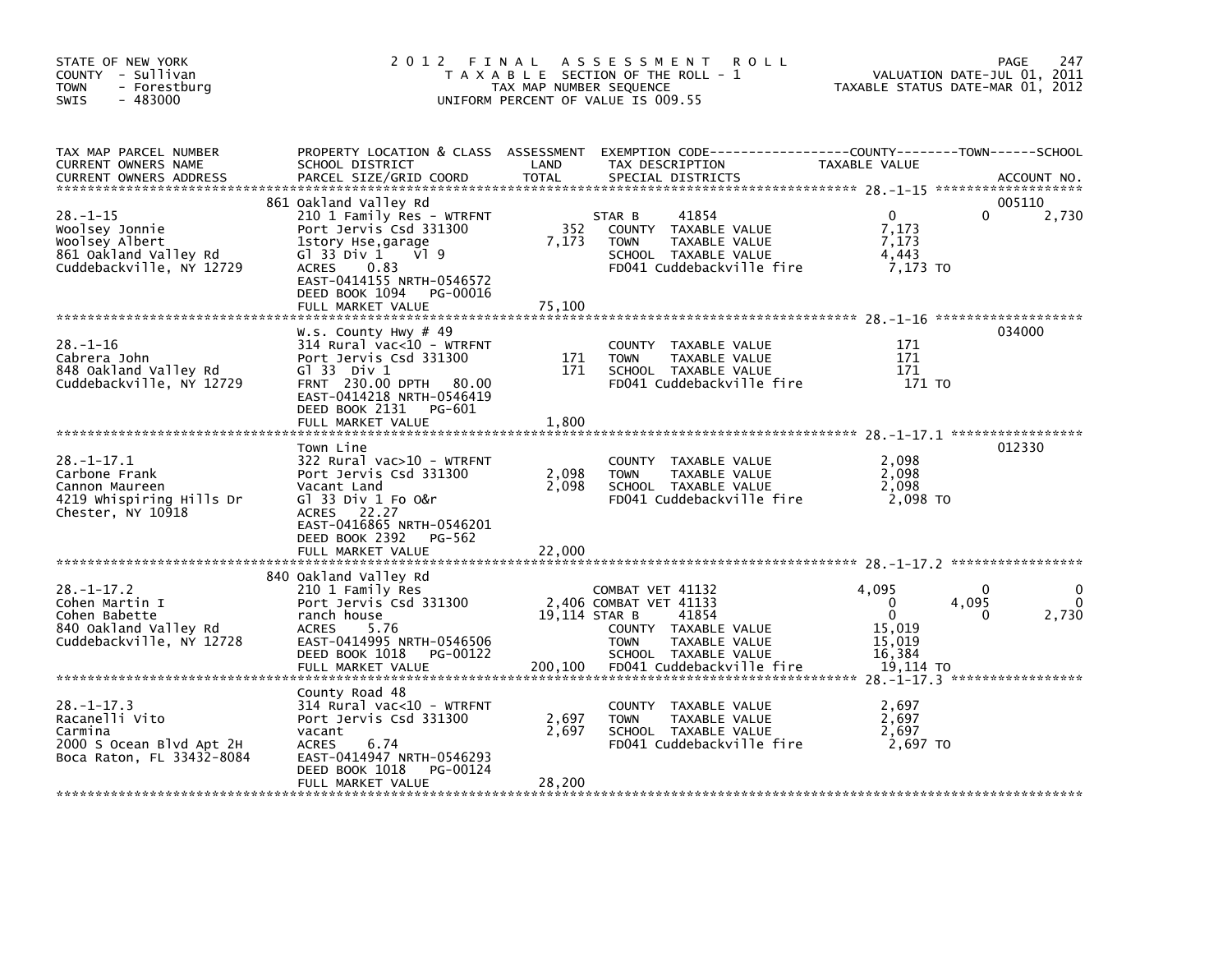STATE OF NEW YORK
COUNTY - Sullivan
TOWN - Forestburg
SWIS - 483000

# 2012 FINAL ASSESSMENT ROLL

TAXABLE SECTION OF THE ROLL - 1
TAX MAP NUMBER SEQUENCE
UNIFORM PERCENT OF VALUE IS 009.55

VALUATION DATE-JUL 01, 2011
TAXABLE STATUS DATE-MAR 01, 2012

| TAX MAP PARCEL NUMBER / CURRENT OWNERS NAME / CURRENT OWNERS ADDRESS | PROPERTY LOCATION & CLASS / SCHOOL DISTRICT / PARCEL SIZE/GRID COORD | ASSESSMENT LAND / TOTAL | EXEMPTION CODE / TAX DESCRIPTION / SPECIAL DISTRICTS | COUNTY TAXABLE VALUE | TOWN | SCHOOL | ACCOUNT NO. |
|---|---|---|---|---|---|---|---|
| 28.-1-15 | 861 Oakland Valley Rd | | | | | | 005110 |
| | 210 1 Family Res - WTRFNT | | STAR B 41854 | 0 | 0 | 2,730 | |
| Woolsey Jonnie | Port Jervis Csd 331300 | 352 | COUNTY TAXABLE VALUE | 7,173 | | | |
| Woolsey Albert | 1story Hse,garage | 7,173 | TOWN TAXABLE VALUE | 7,173 | | | |
| 861 Oakland Valley Rd | Gl 33 Div 1 Vl 9 | | SCHOOL TAXABLE VALUE | 4,443 | | | |
| Cuddebackville, NY 12729 | ACRES 0.83 | | FD041 Cuddebackville fire | 7,173 TO | | | |
| | EAST-0414155 NRTH-0546572 | | | | | | |
| | DEED BOOK 1094 PG-00016 | | | | | | |
| | FULL MARKET VALUE | 75,100 | | | | | |
| 28.-1-16 | W.s. County Hwy # 49 | | | | | | 034000 |
| | 314 Rural vac<10 - WTRFNT | | COUNTY TAXABLE VALUE | 171 | | | |
| Cabrera John | Port Jervis Csd 331300 | 171 | TOWN TAXABLE VALUE | 171 | | | |
| 848 Oakland Valley Rd | Gl 33 Div 1 | 171 | SCHOOL TAXABLE VALUE | 171 | | | |
| Cuddebackville, NY 12729 | FRNT 230.00 DPTH 80.00 | | FD041 Cuddebackville fire | 171 TO | | | |
| | EAST-0414218 NRTH-0546419 | | | | | | |
| | DEED BOOK 2131 PG-601 | | | | | | |
| | FULL MARKET VALUE | 1,800 | | | | | |
| 28.-1-17.1 | Town Line | | | | | | 012330 |
| | 322 Rural vac>10 - WTRFNT | | COUNTY TAXABLE VALUE | 2,098 | | | |
| Carbone Frank | Port Jervis Csd 331300 | 2,098 | TOWN TAXABLE VALUE | 2,098 | | | |
| Cannon Maureen | Vacant Land | 2,098 | SCHOOL TAXABLE VALUE | 2,098 | | | |
| 4219 Whispiring Hills Dr | Gl 33 Div 1 Fo O&r | | FD041 Cuddebackville fire | 2,098 TO | | | |
| Chester, NY 10918 | ACRES 22.27 | | | | | | |
| | EAST-0416865 NRTH-0546201 | | | | | | |
| | DEED BOOK 2392 PG-562 | | | | | | |
| | FULL MARKET VALUE | 22,000 | | | | | |
| 28.-1-17.2 | 840 Oakland Valley Rd | | | | | | |
| | 210 1 Family Res | | COMBAT VET 41132 | 4,095 | 0 | 0 | |
| Cohen Martin I | Port Jervis Csd 331300 | 2,406 | COMBAT VET 41133 | 0 | 4,095 | 0 | |
| Cohen Babette | ranch house | 19,114 | STAR B 41854 | 0 | 0 | 2,730 | |
| 840 Oakland Valley Rd | ACRES 5.76 | | COUNTY TAXABLE VALUE | 15,019 | | | |
| Cuddebackville, NY 12728 | EAST-0414995 NRTH-0546506 | | TOWN TAXABLE VALUE | 15,019 | | | |
| | DEED BOOK 1018 PG-00122 | | SCHOOL TAXABLE VALUE | 16,384 | | | |
| | FULL MARKET VALUE | 200,100 | FD041 Cuddebackville fire | 19,114 TO | | | |
| 28.-1-17.3 | County Road 48 | | | | | | |
| | 314 Rural vac<10 - WTRFNT | | COUNTY TAXABLE VALUE | 2,697 | | | |
| Racanelli Vito | Port Jervis Csd 331300 | 2,697 | TOWN TAXABLE VALUE | 2,697 | | | |
| Carmina | vacant | 2,697 | SCHOOL TAXABLE VALUE | 2,697 | | | |
| 2000 S Ocean Blvd Apt 2H | ACRES 6.74 | | FD041 Cuddebackville fire | 2,697 TO | | | |
| Boca Raton, FL 33432-8084 | EAST-0414947 NRTH-0546293 | | | | | | |
| | DEED BOOK 1018 PG-00124 | | | | | | |
| | FULL MARKET VALUE | 28,200 | | | | | |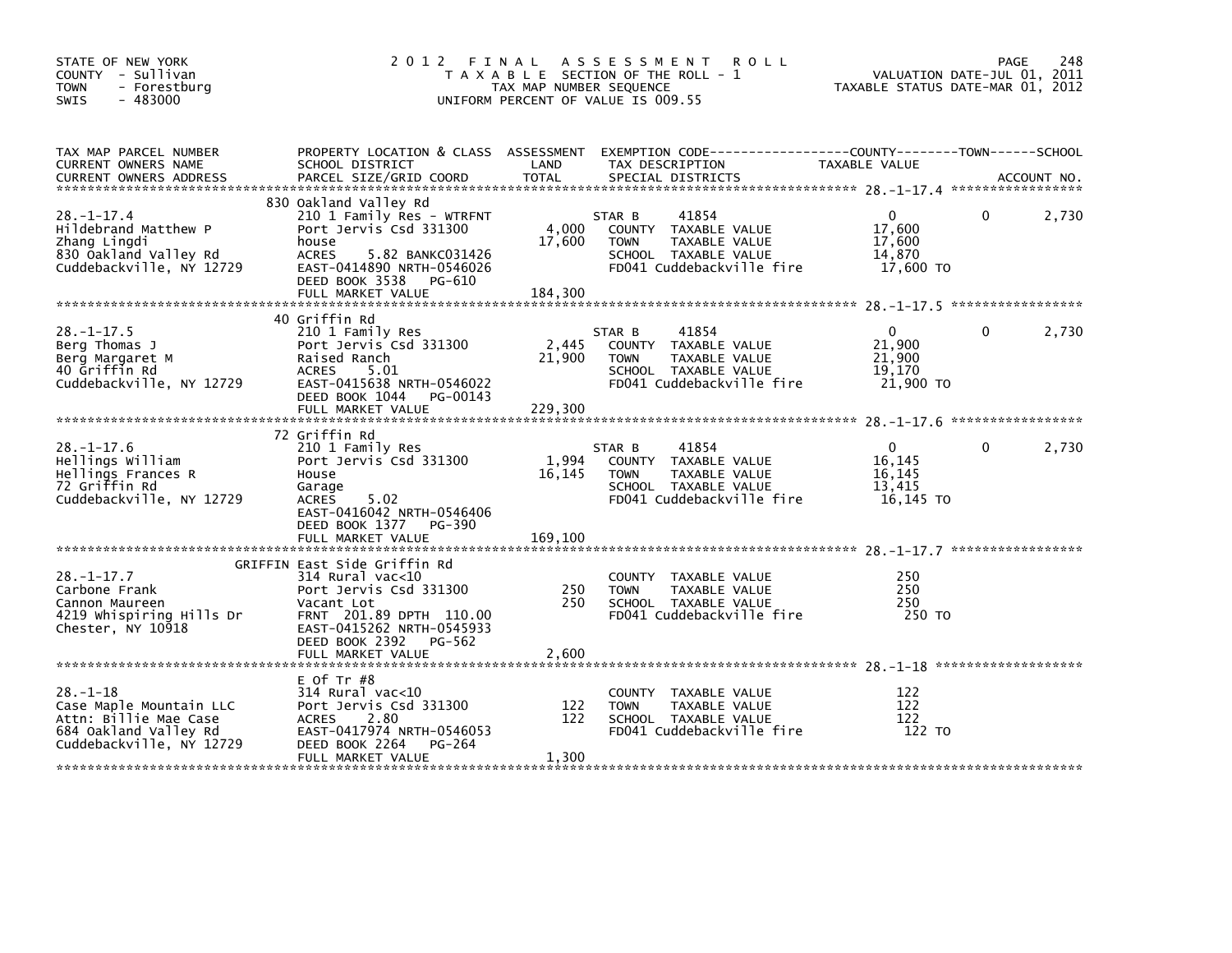STATE OF NEW YORK
COUNTY - Sullivan
TOWN - Forestburg
SWIS - 483000

# 2012 FINAL ASSESSMENT ROLL

TAXABLE SECTION OF THE ROLL - 1
TAX MAP NUMBER SEQUENCE
UNIFORM PERCENT OF VALUE IS 009.55

VALUATION DATE-JUL 01, 2011
TAXABLE STATUS DATE-MAR 01, 2012

| TAX MAP PARCEL NUMBER / CURRENT OWNERS NAME / CURRENT OWNERS ADDRESS | PROPERTY LOCATION & CLASS / SCHOOL DISTRICT / PARCEL SIZE/GRID COORD | ASSESSMENT LAND / TOTAL | EXEMPTION CODE / TAX DESCRIPTION / SPECIAL DISTRICTS | COUNTY TAXABLE VALUE | TOWN | SCHOOL |
|---|---|---|---|---|---|---|
| 28.-1-17.4 | 830 Oakland Valley Rd | | | | | |
| | 210 1 Family Res - WTRFNT | | STAR B 41854 | 0 | 0 | 2,730 |
| Hildebrand Matthew P | Port Jervis Csd 331300 | 4,000 | COUNTY TAXABLE VALUE | 17,600 | | |
| Zhang Lingdi | house | 17,600 | TOWN TAXABLE VALUE | 17,600 | | |
| 830 Oakland Valley Rd | ACRES 5.82 BANKC031426 | | SCHOOL TAXABLE VALUE | 14,870 | | |
| Cuddebackville, NY 12729 | EAST-0414890 NRTH-0546026 | | FD041 Cuddebackville fire | 17,600 TO | | |
| | DEED BOOK 3538 PG-610 | | | | | |
| | FULL MARKET VALUE | 184,300 | | | | |
| 28.-1-17.5 | 40 Griffin Rd | | | | | |
| | 210 1 Family Res | | STAR B 41854 | 0 | 0 | 2,730 |
| Berg Thomas J | Port Jervis Csd 331300 | 2,445 | COUNTY TAXABLE VALUE | 21,900 | | |
| Berg Margaret M | Raised Ranch | 21,900 | TOWN TAXABLE VALUE | 21,900 | | |
| 40 Griffin Rd | ACRES 5.01 | | SCHOOL TAXABLE VALUE | 19,170 | | |
| Cuddebackville, NY 12729 | EAST-0415638 NRTH-0546022 | | FD041 Cuddebackville fire | 21,900 TO | | |
| | DEED BOOK 1044 PG-00143 | | | | | |
| | FULL MARKET VALUE | 229,300 | | | | |
| 28.-1-17.6 | 72 Griffin Rd | | | | | |
| | 210 1 Family Res | | STAR B 41854 | 0 | 0 | 2,730 |
| Hellings William | Port Jervis Csd 331300 | 1,994 | COUNTY TAXABLE VALUE | 16,145 | | |
| Hellings Frances R | House | 16,145 | TOWN TAXABLE VALUE | 16,145 | | |
| 72 Griffin Rd | Garage | | SCHOOL TAXABLE VALUE | 13,415 | | |
| Cuddebackville, NY 12729 | ACRES 5.02 | | FD041 Cuddebackville fire | 16,145 TO | | |
| | EAST-0416042 NRTH-0546406 | | | | | |
| | DEED BOOK 1377 PG-390 | | | | | |
| | FULL MARKET VALUE | 169,100 | | | | |
| 28.-1-17.7 | GRIFFIN East Side Griffin Rd | | | | | |
| | 314 Rural vac<10 | | COUNTY TAXABLE VALUE | 250 | | |
| Carbone Frank | Port Jervis Csd 331300 | 250 | TOWN TAXABLE VALUE | 250 | | |
| Cannon Maureen | Vacant Lot | 250 | SCHOOL TAXABLE VALUE | 250 | | |
| 4219 Whispiring Hills Dr | FRNT 201.89 DPTH 110.00 | | FD041 Cuddebackville fire | 250 TO | | |
| Chester, NY 10918 | EAST-0415262 NRTH-0545933 | | | | | |
| | DEED BOOK 2392 PG-562 | | | | | |
| | FULL MARKET VALUE | 2,600 | | | | |
| 28.-1-18 | E Of Tr #8 | | | | | |
| | 314 Rural vac<10 | | COUNTY TAXABLE VALUE | 122 | | |
| Case Maple Mountain LLC | Port Jervis Csd 331300 | 122 | TOWN TAXABLE VALUE | 122 | | |
| Attn: Billie Mae Case | ACRES 2.80 | 122 | SCHOOL TAXABLE VALUE | 122 | | |
| 684 Oakland Valley Rd | EAST-0417974 NRTH-0546053 | | FD041 Cuddebackville fire | 122 TO | | |
| Cuddebackville, NY 12729 | DEED BOOK 2264 PG-264 | | | | | |
| | FULL MARKET VALUE | 1,300 | | | | |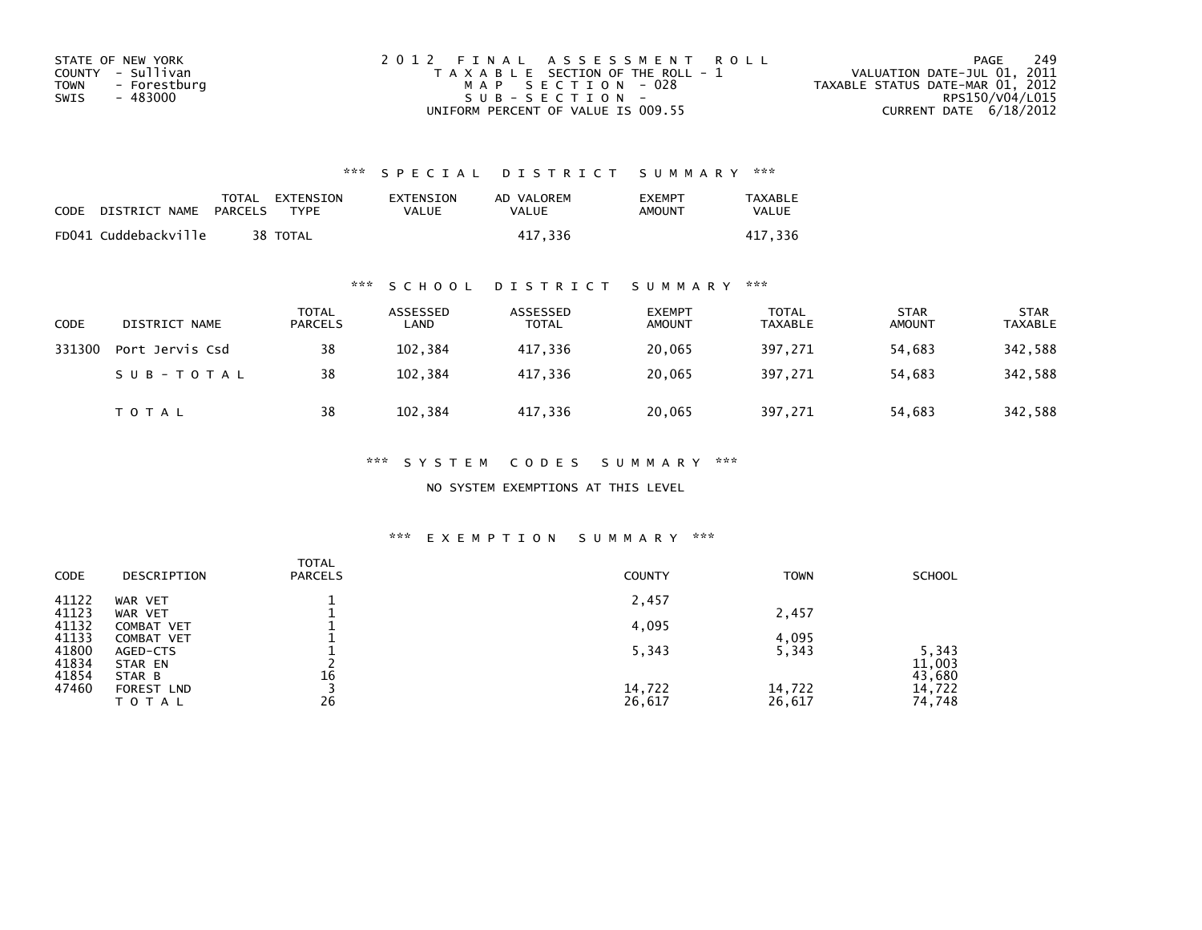STATE OF NEW YORK
COUNTY - Sullivan
TOWN - Forestburg
SWIS - 483000

2012 FINAL ASSESSMENT ROLL
TAXABLE SECTION OF THE ROLL - 1
MAP SECTION - 028
SUB-SECTION -
UNIFORM PERCENT OF VALUE IS 009.55

VALUATION DATE-JUL 01, 2011
TAXABLE STATUS DATE-MAR 01, 2012
RPS150/V04/L015
CURRENT DATE 6/18/2012

### *** SPECIAL DISTRICT SUMMARY ***

| CODE | DISTRICT NAME | TOTAL PARCELS | EXTENSION TYPE | EXTENSION VALUE | AD VALOREM VALUE | EXEMPT AMOUNT | TAXABLE VALUE |
|---|---|---|---|---|---|---|---|
| FD041 | Cuddebackville | 38 | TOTAL | | 417,336 | | 417,336 |

### *** SCHOOL DISTRICT SUMMARY ***

| CODE | DISTRICT NAME | TOTAL PARCELS | ASSESSED LAND | ASSESSED TOTAL | EXEMPT AMOUNT | TOTAL TAXABLE | STAR AMOUNT | STAR TAXABLE |
|---|---|---|---|---|---|---|---|---|
| 331300 | Port Jervis Csd | 38 | 102,384 | 417,336 | 20,065 | 397,271 | 54,683 | 342,588 |
| | SUB-TOTAL | 38 | 102,384 | 417,336 | 20,065 | 397,271 | 54,683 | 342,588 |
| | TOTAL | 38 | 102,384 | 417,336 | 20,065 | 397,271 | 54,683 | 342,588 |

### *** SYSTEM CODES SUMMARY ***

NO SYSTEM EXEMPTIONS AT THIS LEVEL

### *** EXEMPTION SUMMARY ***

| CODE | DESCRIPTION | TOTAL PARCELS | COUNTY | TOWN | SCHOOL |
|---|---|---|---|---|---|
| 41122 | WAR VET | 1 | 2,457 | | |
| 41123 | WAR VET | 1 | | 2,457 | |
| 41132 | COMBAT VET | 1 | 4,095 | | |
| 41133 | COMBAT VET | 1 | | 4,095 | |
| 41800 | AGED-CTS | 1 | 5,343 | 5,343 | 5,343 |
| 41834 | STAR EN | 2 | | | 11,003 |
| 41854 | STAR B | 16 | | | 43,680 |
| 47460 | FOREST LND | 3 | 14,722 | 14,722 | 14,722 |
| | TOTAL | 26 | 26,617 | 26,617 | 74,748 |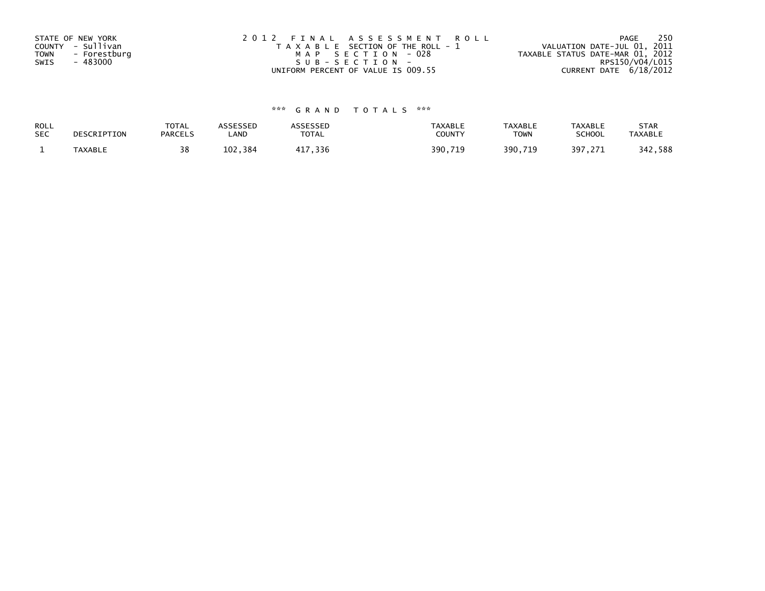STATE OF NEW YORK
COUNTY - Sullivan
TOWN - Forestburg
SWIS - 483000

2012 FINAL ASSESSMENT ROLL
TAXABLE SECTION OF THE ROLL - 1
MAP SECTION - 028
SUB-SECTION -
UNIFORM PERCENT OF VALUE IS 009.55

VALUATION DATE-JUL 01, 2011
TAXABLE STATUS DATE-MAR 01, 2012
RPS150/V04/L015
CURRENT DATE 6/18/2012

*** GRAND TOTALS ***

| ROLL SEC | DESCRIPTION | TOTAL PARCELS | ASSESSED LAND | ASSESSED TOTAL | TAXABLE COUNTY | TAXABLE TOWN | TAXABLE SCHOOL | STAR TAXABLE |
|---|---|---|---|---|---|---|---|---|
| 1 | TAXABLE | 38 | 102,384 | 417,336 | 390,719 | 390,719 | 397,271 | 342,588 |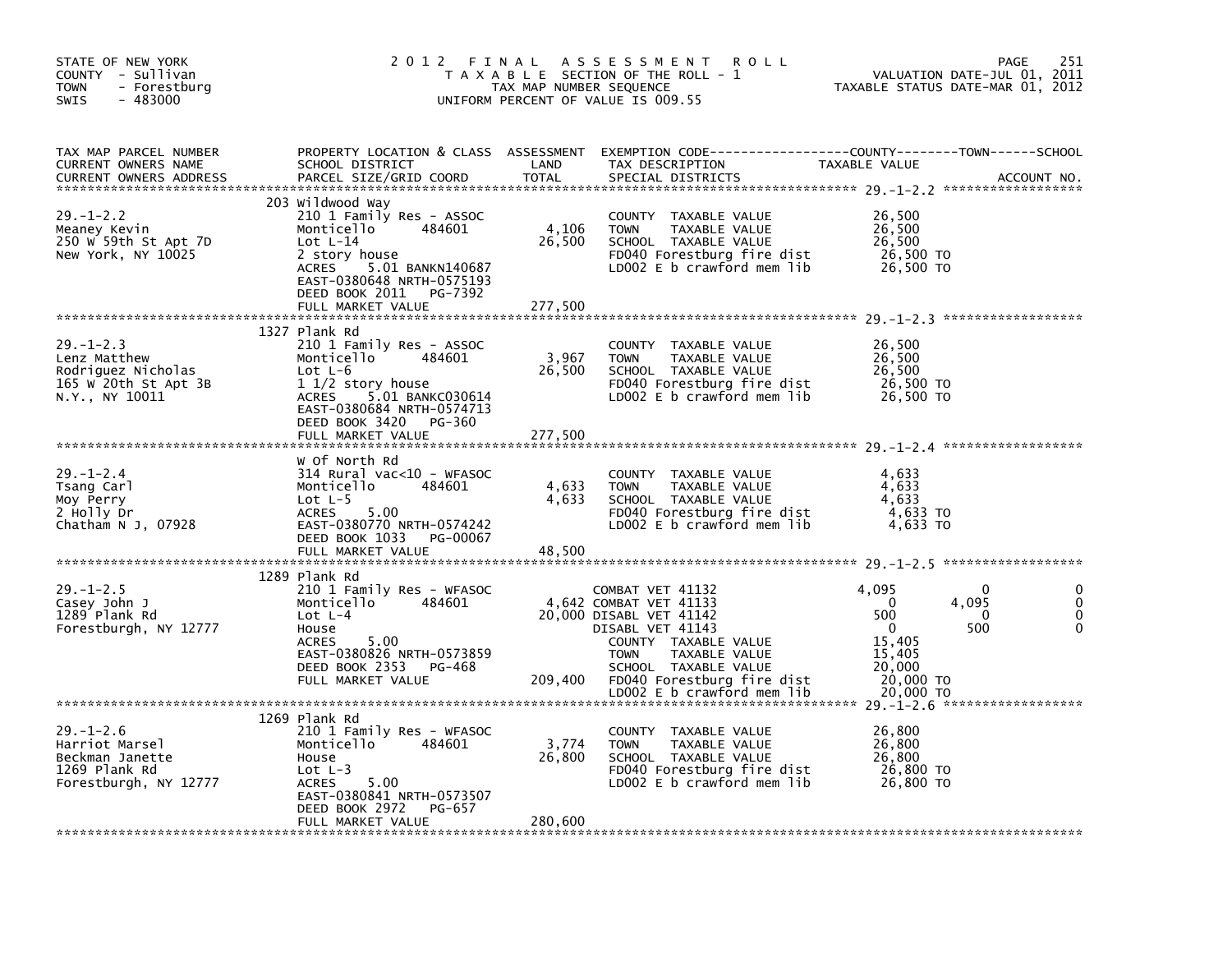STATE OF NEW YORK
COUNTY - Sullivan
TOWN - Forestburg
SWIS - 483000

# 2012 FINAL ASSESSMENT ROLL
TAXABLE SECTION OF THE ROLL - 1
TAX MAP NUMBER SEQUENCE
UNIFORM PERCENT OF VALUE IS 009.55

VALUATION DATE-JUL 01, 2011
TAXABLE STATUS DATE-MAR 01, 2012

| TAX MAP PARCEL NUMBER / CURRENT OWNERS NAME / CURRENT OWNERS ADDRESS | PROPERTY LOCATION & CLASS / SCHOOL DISTRICT / PARCEL SIZE/GRID COORD | ASSESSMENT LAND | TOTAL | EXEMPTION CODE / TAX DESCRIPTION / SPECIAL DISTRICTS | COUNTY TAXABLE VALUE | TOWN | SCHOOL |
|---|---|---|---|---|---|---|---|
| **29.-1-2.2** | 203 Wildwood Way | | | | | | |
| Meaney Kevin | 210 1 Family Res - ASSOC | | | COUNTY TAXABLE VALUE | 26,500 | | |
| 250 W 59th St Apt 7D | Monticello 484601 | 4,106 | | TOWN TAXABLE VALUE | 26,500 | | |
| New York, NY 10025 | Lot L-14 | | 26,500 | SCHOOL TAXABLE VALUE | 26,500 | | |
| | 2 story house | | | FD040 Forestburg fire dist | 26,500 TO | | |
| | ACRES 5.01 BANKN140687 | | | LD002 E b crawford mem lib | 26,500 TO | | |
| | EAST-0380648 NRTH-0575193 | | | | | | |
| | DEED BOOK 2011 PG-7392 | | | | | | |
| | FULL MARKET VALUE | | 277,500 | | | | |
| **29.-1-2.3** | 1327 Plank Rd | | | | | | |
| Lenz Matthew | 210 1 Family Res - ASSOC | | | COUNTY TAXABLE VALUE | 26,500 | | |
| Rodriguez Nicholas | Monticello 484601 | 3,967 | | TOWN TAXABLE VALUE | 26,500 | | |
| 165 W 20th St Apt 3B | Lot L-6 | | 26,500 | SCHOOL TAXABLE VALUE | 26,500 | | |
| N.Y., NY 10011 | 1 1/2 story house | | | FD040 Forestburg fire dist | 26,500 TO | | |
| | ACRES 5.01 BANKC030614 | | | LD002 E b crawford mem lib | 26,500 TO | | |
| | EAST-0380684 NRTH-0574713 | | | | | | |
| | DEED BOOK 3420 PG-360 | | | | | | |
| | FULL MARKET VALUE | | 277,500 | | | | |
| **29.-1-2.4** | W Of North Rd | | | | | | |
| Tsang Carl | 314 Rural vac<10 - WFASOC | | | COUNTY TAXABLE VALUE | 4,633 | | |
| Moy Perry | Monticello 484601 | 4,633 | | TOWN TAXABLE VALUE | 4,633 | | |
| 2 Holly Dr | Lot L-5 | | 4,633 | SCHOOL TAXABLE VALUE | 4,633 | | |
| Chatham N J, 07928 | ACRES 5.00 | | | FD040 Forestburg fire dist | 4,633 TO | | |
| | EAST-0380770 NRTH-0574242 | | | LD002 E b crawford mem lib | 4,633 TO | | |
| | DEED BOOK 1033 PG-00067 | | | | | | |
| | FULL MARKET VALUE | | 48,500 | | | | |
| **29.-1-2.5** | 1289 Plank Rd | | | | | | |
| Casey John J | 210 1 Family Res - WFASOC | | | COMBAT VET 41132 | 4,095 | 0 | 0 |
| 1289 Plank Rd | Monticello 484601 | 4,642 | | COMBAT VET 41133 | 0 | 4,095 | 0 |
| Forestburgh, NY 12777 | Lot L-4 | | 20,000 | DISABL VET 41142 | 500 | 0 | 0 |
| | House | | | DISABL VET 41143 | 0 | 500 | 0 |
| | ACRES 5.00 | | | COUNTY TAXABLE VALUE | 15,405 | | |
| | EAST-0380826 NRTH-0573859 | | | TOWN TAXABLE VALUE | 15,405 | | |
| | DEED BOOK 2353 PG-468 | | | SCHOOL TAXABLE VALUE | 20,000 | | |
| | FULL MARKET VALUE | | 209,400 | FD040 Forestburg fire dist | 20,000 TO | | |
| | | | | LD002 E b crawford mem lib | 20,000 TO | | |
| **29.-1-2.6** | 1269 Plank Rd | | | | | | |
| Harriot Marsel | 210 1 Family Res - WFASOC | | | COUNTY TAXABLE VALUE | 26,800 | | |
| Beckman Janette | Monticello 484601 | 3,774 | | TOWN TAXABLE VALUE | 26,800 | | |
| 1269 Plank Rd | House | | 26,800 | SCHOOL TAXABLE VALUE | 26,800 | | |
| Forestburgh, NY 12777 | Lot L-3 | | | FD040 Forestburg fire dist | 26,800 TO | | |
| | ACRES 5.00 | | | LD002 E b crawford mem lib | 26,800 TO | | |
| | EAST-0380841 NRTH-0573507 | | | | | | |
| | DEED BOOK 2972 PG-657 | | | | | | |
| | FULL MARKET VALUE | | 280,600 | | | | |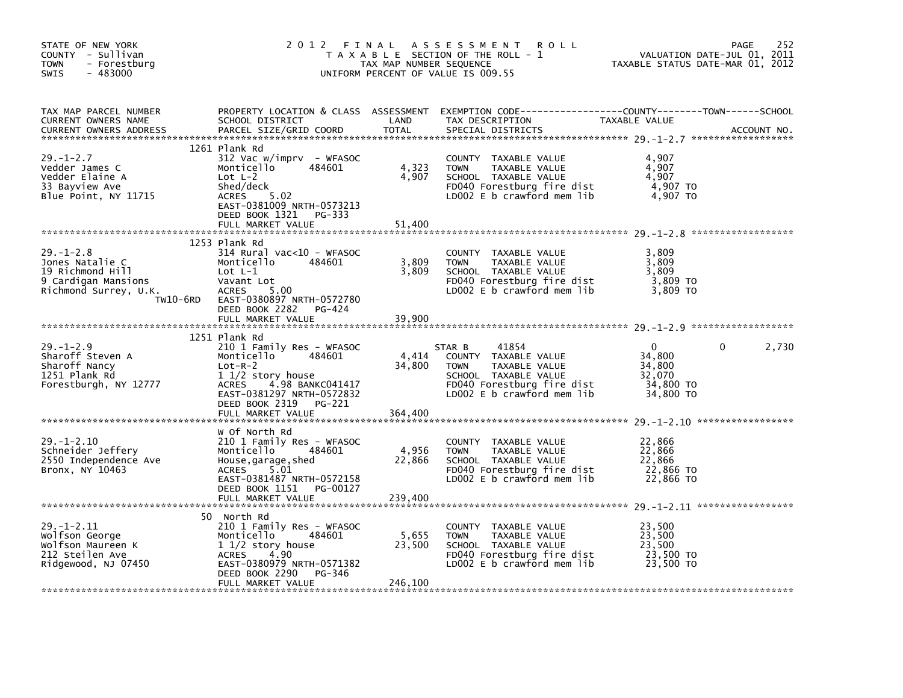STATE OF NEW YORK
COUNTY - Sullivan
TOWN - Forestburg
SWIS - 483000

2012 FINAL ASSESSMENT ROLL
TAXABLE SECTION OF THE ROLL - 1
TAX MAP NUMBER SEQUENCE
UNIFORM PERCENT OF VALUE IS 009.55

VALUATION DATE-JUL 01, 2011
TAXABLE STATUS DATE-MAR 01, 2012

| TAX MAP PARCEL NUMBER / CURRENT OWNERS NAME / CURRENT OWNERS ADDRESS | PROPERTY LOCATION & CLASS / SCHOOL DISTRICT / PARCEL SIZE/GRID COORD | ASSESSMENT LAND | TOTAL | EXEMPTION CODE / TAX DESCRIPTION / SPECIAL DISTRICTS | COUNTY TAXABLE VALUE | TOWN | SCHOOL | ACCOUNT NO. |
|---|---|---|---|---|---|---|---|---|
| **29.-1-2.7** | 1261 Plank Rd | | | | | | | |
| Vedder James C | 312 Vac w/imprv - WFASOC | | | COUNTY TAXABLE VALUE | 4,907 | | | |
| Vedder Elaine A | Monticello 484601 | 4,323 | | TOWN TAXABLE VALUE | 4,907 | | | |
| 33 Bayview Ave | Lot L-2 | | 4,907 | SCHOOL TAXABLE VALUE | 4,907 | | | |
| Blue Point, NY 11715 | Shed/deck | | | FD040 Forestburg fire dist | 4,907 TO | | | |
| | ACRES 5.02 | | | LD002 E b crawford mem lib | 4,907 TO | | | |
| | EAST-0381009 NRTH-0573213 | | | | | | | |
| | DEED BOOK 1321 PG-333 | | | | | | | |
| | FULL MARKET VALUE | | 51,400 | | | | | |
| **29.-1-2.8** | 1253 Plank Rd | | | | | | | |
| Jones Natalie C | 314 Rural vac<10 - WFASOC | | | COUNTY TAXABLE VALUE | 3,809 | | | |
| 19 Richmond Hill | Monticello 484601 | 3,809 | | TOWN TAXABLE VALUE | 3,809 | | | |
| 9 Cardigan Mansions | Lot L-1 | | 3,809 | SCHOOL TAXABLE VALUE | 3,809 | | | |
| Richmond Surrey, U.K. | Vavant Lot | | | FD040 Forestburg fire dist | 3,809 TO | | | |
| TW10-6RD | ACRES 5.00 | | | LD002 E b crawford mem lib | 3,809 TO | | | |
| | EAST-0380897 NRTH-0572780 | | | | | | | |
| | DEED BOOK 2282 PG-424 | | | | | | | |
| | FULL MARKET VALUE | | 39,900 | | | | | |
| **29.-1-2.9** | 1251 Plank Rd | | | | | | | |
| Sharoff Steven A | 210 1 Family Res - WFASOC | | | STAR B 41854 | 0 | 0 | 2,730 | |
| Sharoff Nancy | Monticello 484601 | 4,414 | | COUNTY TAXABLE VALUE | 34,800 | | | |
| 1251 Plank Rd | Lot-R-2 | | 34,800 | TOWN TAXABLE VALUE | 34,800 | | | |
| Forestburgh, NY 12777 | 1 1/2 story house | | | SCHOOL TAXABLE VALUE | 32,070 | | | |
| | ACRES 4.98 BANKC041417 | | | FD040 Forestburg fire dist | 34,800 TO | | | |
| | EAST-0381297 NRTH-0572832 | | | LD002 E b crawford mem lib | 34,800 TO | | | |
| | DEED BOOK 2319 PG-221 | | | | | | | |
| | FULL MARKET VALUE | | 364,400 | | | | | |
| **29.-1-2.10** | W Of North Rd | | | | | | | |
| Schneider Jeffery | 210 1 Family Res - WFASOC | | | COUNTY TAXABLE VALUE | 22,866 | | | |
| 2550 Independence Ave | Monticello 484601 | 4,956 | | TOWN TAXABLE VALUE | 22,866 | | | |
| Bronx, NY 10463 | House,garage,shed | | 22,866 | SCHOOL TAXABLE VALUE | 22,866 | | | |
| | ACRES 5.01 | | | FD040 Forestburg fire dist | 22,866 TO | | | |
| | EAST-0381487 NRTH-0572158 | | | LD002 E b crawford mem lib | 22,866 TO | | | |
| | DEED BOOK 1151 PG-00127 | | | | | | | |
| | FULL MARKET VALUE | | 239,400 | | | | | |
| **29.-1-2.11** | 50 North Rd | | | | | | | |
| Wolfson George | 210 1 Family Res - WFASOC | | | COUNTY TAXABLE VALUE | 23,500 | | | |
| Wolfson Maureen K | Monticello 484601 | 5,655 | | TOWN TAXABLE VALUE | 23,500 | | | |
| 212 Steilen Ave | 1 1/2 story house | | 23,500 | SCHOOL TAXABLE VALUE | 23,500 | | | |
| Ridgewood, NJ 07450 | ACRES 4.90 | | | FD040 Forestburg fire dist | 23,500 TO | | | |
| | EAST-0380979 NRTH-0571382 | | | LD002 E b crawford mem lib | 23,500 TO | | | |
| | DEED BOOK 2290 PG-346 | | | | | | | |
| | FULL MARKET VALUE | | 246,100 | | | | | |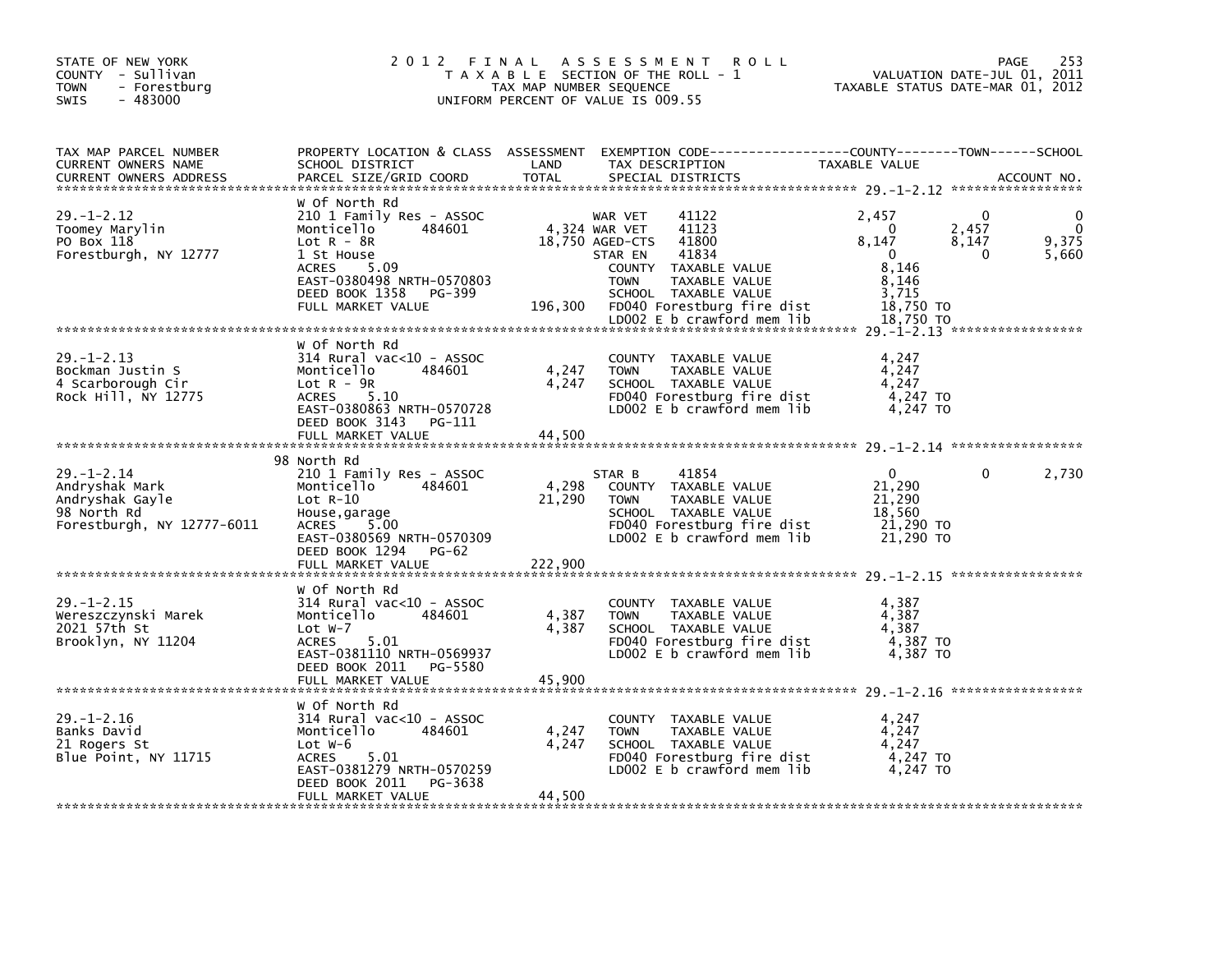STATE OF NEW YORK
COUNTY - Sullivan
TOWN - Forestburg
SWIS - 483000

# 2012 FINAL ASSESSMENT ROLL

TAXABLE SECTION OF THE ROLL - 1
TAX MAP NUMBER SEQUENCE
UNIFORM PERCENT OF VALUE IS 009.55

VALUATION DATE-JUL 01, 2011
TAXABLE STATUS DATE-MAR 01, 2012

| TAX MAP PARCEL NUMBER / CURRENT OWNERS NAME / CURRENT OWNERS ADDRESS | PROPERTY LOCATION & CLASS / SCHOOL DISTRICT / PARCEL SIZE/GRID COORD | ASSESSMENT LAND / TOTAL | EXEMPTION CODE / TAX DESCRIPTION / SPECIAL DISTRICTS | COUNTY TAXABLE VALUE | TOWN | SCHOOL |
|---|---|---|---|---|---|---|
| **29.-1-2.12** | W Of North Rd | | | | | |
| 29.-1-2.12 | 210 1 Family Res - ASSOC | | WAR VET 41122 | 2,457 | 0 | 0 |
| Toomey Marylin | Monticello 484601 | 4,324 | WAR VET 41123 | 0 | 2,457 | 0 |
| PO Box 118 | Lot R - 8R | 18,750 | AGED-CTS 41800 | 8,147 | 8,147 | 9,375 |
| Forestburgh, NY 12777 | 1 St House | | STAR EN 41834 | 0 | 0 | 5,660 |
| | ACRES 5.09 | | COUNTY TAXABLE VALUE | 8,146 | | |
| | EAST-0380498 NRTH-0570803 | | TOWN TAXABLE VALUE | 8,146 | | |
| | DEED BOOK 1358 PG-399 | | SCHOOL TAXABLE VALUE | 3,715 | | |
| | FULL MARKET VALUE | 196,300 | FD040 Forestburg fire dist | 18,750 TO | | |
| | | | LD002 E b crawford mem lib | 18,750 TO | | |
| **29.-1-2.13** | W Of North Rd | | | | | |
| 29.-1-2.13 | 314 Rural vac<10 - ASSOC | | COUNTY TAXABLE VALUE | 4,247 | | |
| Bockman Justin S | Monticello 484601 | 4,247 | TOWN TAXABLE VALUE | 4,247 | | |
| 4 Scarborough Cir | Lot R - 9R | 4,247 | SCHOOL TAXABLE VALUE | 4,247 | | |
| Rock Hill, NY 12775 | ACRES 5.10 | | FD040 Forestburg fire dist | 4,247 TO | | |
| | EAST-0380863 NRTH-0570728 | | LD002 E b crawford mem lib | 4,247 TO | | |
| | DEED BOOK 3143 PG-111 | | | | | |
| | FULL MARKET VALUE | 44,500 | | | | |
| **29.-1-2.14** | 98 North Rd | | | | | |
| 29.-1-2.14 | 210 1 Family Res - ASSOC | | STAR B 41854 | 0 | 0 | 2,730 |
| Andryshak Mark | Monticello 484601 | 4,298 | COUNTY TAXABLE VALUE | 21,290 | | |
| Andryshak Gayle | Lot R-10 | 21,290 | TOWN TAXABLE VALUE | 21,290 | | |
| 98 North Rd | House,garage | | SCHOOL TAXABLE VALUE | 18,560 | | |
| Forestburgh, NY 12777-6011 | ACRES 5.00 | | FD040 Forestburg fire dist | 21,290 TO | | |
| | EAST-0380569 NRTH-0570309 | | LD002 E b crawford mem lib | 21,290 TO | | |
| | DEED BOOK 1294 PG-62 | | | | | |
| | FULL MARKET VALUE | 222,900 | | | | |
| **29.-1-2.15** | W Of North Rd | | | | | |
| 29.-1-2.15 | 314 Rural vac<10 - ASSOC | | COUNTY TAXABLE VALUE | 4,387 | | |
| Wereszczynski Marek | Monticello 484601 | 4,387 | TOWN TAXABLE VALUE | 4,387 | | |
| 2021 57th St | Lot W-7 | 4,387 | SCHOOL TAXABLE VALUE | 4,387 | | |
| Brooklyn, NY 11204 | ACRES 5.01 | | FD040 Forestburg fire dist | 4,387 TO | | |
| | EAST-0381110 NRTH-0569937 | | LD002 E b crawford mem lib | 4,387 TO | | |
| | DEED BOOK 2011 PG-5580 | | | | | |
| | FULL MARKET VALUE | 45,900 | | | | |
| **29.-1-2.16** | W Of North Rd | | | | | |
| 29.-1-2.16 | 314 Rural vac<10 - ASSOC | | COUNTY TAXABLE VALUE | 4,247 | | |
| Banks David | Monticello 484601 | 4,247 | TOWN TAXABLE VALUE | 4,247 | | |
| 21 Rogers St | Lot W-6 | 4,247 | SCHOOL TAXABLE VALUE | 4,247 | | |
| Blue Point, NY 11715 | ACRES 5.01 | | FD040 Forestburg fire dist | 4,247 TO | | |
| | EAST-0381279 NRTH-0570259 | | LD002 E b crawford mem lib | 4,247 TO | | |
| | DEED BOOK 2011 PG-3638 | | | | | |
| | FULL MARKET VALUE | 44,500 | | | | |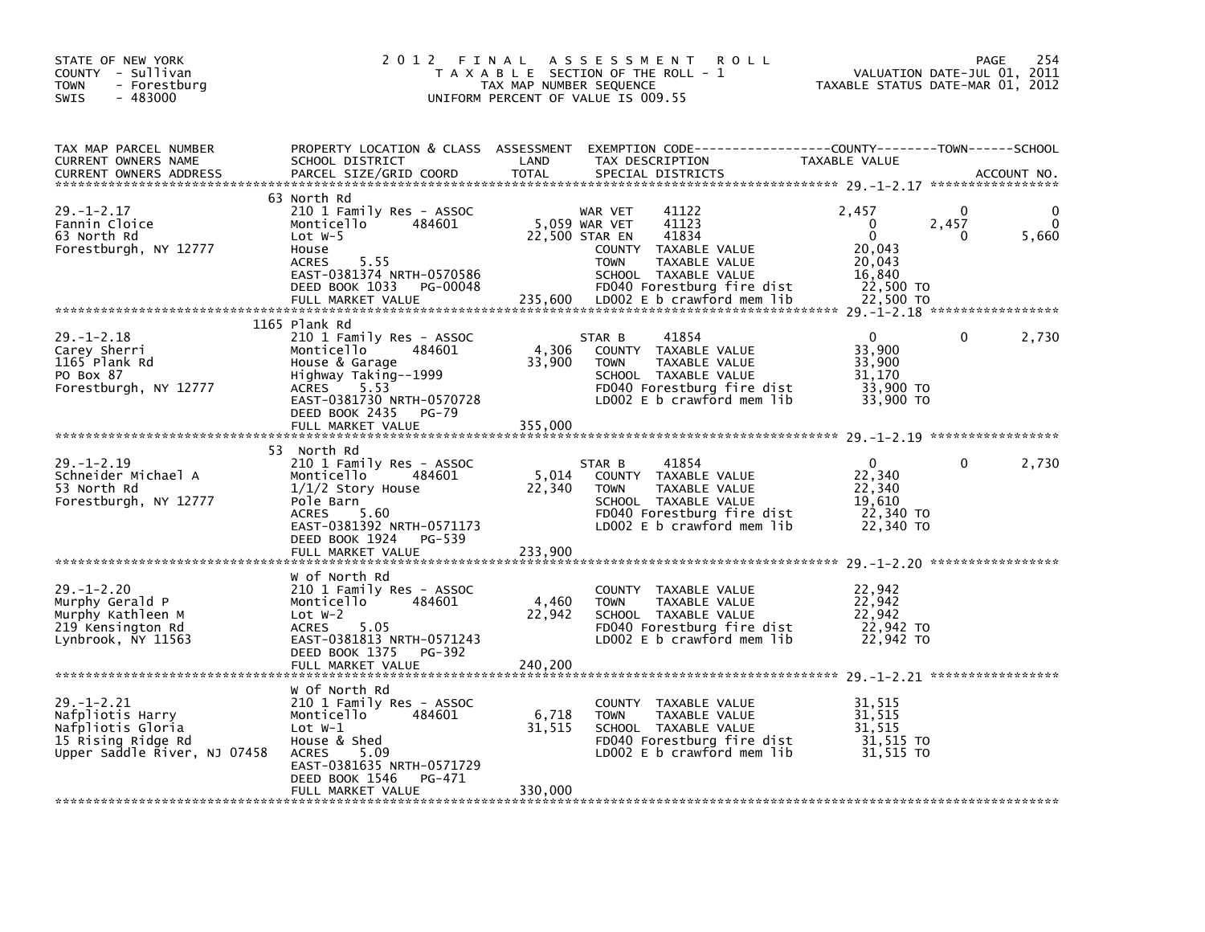STATE OF NEW YORK
COUNTY - Sullivan
TOWN - Forestburg
SWIS - 483000

# 2012 FINAL ASSESSMENT ROLL
TAXABLE SECTION OF THE ROLL - 1
TAX MAP NUMBER SEQUENCE
UNIFORM PERCENT OF VALUE IS 009.55

VALUATION DATE-JUL 01, 2011
TAXABLE STATUS DATE-MAR 01, 2012

| TAX MAP PARCEL NUMBER / CURRENT OWNERS NAME / CURRENT OWNERS ADDRESS | PROPERTY LOCATION & CLASS / SCHOOL DISTRICT / PARCEL SIZE/GRID COORD | ASSESSMENT LAND | TOTAL | EXEMPTION CODE / TAX DESCRIPTION / SPECIAL DISTRICTS | COUNTY TAXABLE VALUE | TOWN | SCHOOL |
|---|---|---|---|---|---|---|---|
| **29.-1-2.17** | 63 North Rd | | | | | | |
| Fannin Cloice | 210 1 Family Res - ASSOC | | | WAR VET 41122 | 2,457 | 0 | 0 |
| 63 North Rd | Monticello 484601 | 5,059 | | WAR VET 41123 | 0 | 2,457 | 0 |
| Forestburgh, NY 12777 | Lot W-5 | | 22,500 | STAR EN 41834 | 0 | 0 | 5,660 |
| | House | | | COUNTY TAXABLE VALUE | 20,043 | | |
| | ACRES 5.55 | | | TOWN TAXABLE VALUE | 20,043 | | |
| | EAST-0381374 NRTH-0570586 | | | SCHOOL TAXABLE VALUE | 16,840 | | |
| | DEED BOOK 1033 PG-00048 | | | FD040 Forestburg fire dist | 22,500 TO | | |
| | FULL MARKET VALUE | | 235,600 | LD002 E b crawford mem lib | 22,500 TO | | |
| **29.-1-2.18** | 1165 Plank Rd | | | | | | |
| Carey Sherri | 210 1 Family Res - ASSOC | | | STAR B 41854 | 0 | 0 | 2,730 |
| 1165 Plank Rd | Monticello 484601 | 4,306 | | COUNTY TAXABLE VALUE | 33,900 | | |
| PO Box 87 | House & Garage | | 33,900 | TOWN TAXABLE VALUE | 33,900 | | |
| Forestburgh, NY 12777 | Highway Taking--1999 | | | SCHOOL TAXABLE VALUE | 31,170 | | |
| | ACRES 5.53 | | | FD040 Forestburg fire dist | 33,900 TO | | |
| | EAST-0381730 NRTH-0570728 | | | LD002 E b crawford mem lib | 33,900 TO | | |
| | DEED BOOK 2435 PG-79 | | | | | | |
| | FULL MARKET VALUE | | 355,000 | | | | |
| **29.-1-2.19** | 53 North Rd | | | | | | |
| Schneider Michael A | 210 1 Family Res - ASSOC | | | STAR B 41854 | 0 | 0 | 2,730 |
| 53 North Rd | Monticello 484601 | 5,014 | | COUNTY TAXABLE VALUE | 22,340 | | |
| Forestburgh, NY 12777 | 1/1/2 Story House | | 22,340 | TOWN TAXABLE VALUE | 22,340 | | |
| | Pole Barn | | | SCHOOL TAXABLE VALUE | 19,610 | | |
| | ACRES 5.60 | | | FD040 Forestburg fire dist | 22,340 TO | | |
| | EAST-0381392 NRTH-0571173 | | | LD002 E b crawford mem lib | 22,340 TO | | |
| | DEED BOOK 1924 PG-539 | | | | | | |
| | FULL MARKET VALUE | | 233,900 | | | | |
| **29.-1-2.20** | W of North Rd | | | | | | |
| Murphy Gerald P | 210 1 Family Res - ASSOC | | | COUNTY TAXABLE VALUE | 22,942 | | |
| Murphy Kathleen M | Monticello 484601 | 4,460 | | TOWN TAXABLE VALUE | 22,942 | | |
| 219 Kensington Rd | Lot W-2 | | 22,942 | SCHOOL TAXABLE VALUE | 22,942 | | |
| Lynbrook, NY 11563 | ACRES 5.05 | | | FD040 Forestburg fire dist | 22,942 TO | | |
| | EAST-0381813 NRTH-0571243 | | | LD002 E b crawford mem lib | 22,942 TO | | |
| | DEED BOOK 1375 PG-392 | | | | | | |
| | FULL MARKET VALUE | | 240,200 | | | | |
| **29.-1-2.21** | W Of North Rd | | | | | | |
| Nafpliotis Harry | 210 1 Family Res - ASSOC | | | COUNTY TAXABLE VALUE | 31,515 | | |
| Nafpliotis Gloria | Monticello 484601 | 6,718 | | TOWN TAXABLE VALUE | 31,515 | | |
| 15 Rising Ridge Rd | Lot W-1 | | 31,515 | SCHOOL TAXABLE VALUE | 31,515 | | |
| Upper Saddle River, NJ 07458 | House & Shed | | | FD040 Forestburg fire dist | 31,515 TO | | |
| | ACRES 5.09 | | | LD002 E b crawford mem lib | 31,515 TO | | |
| | EAST-0381635 NRTH-0571729 | | | | | | |
| | DEED BOOK 1546 PG-471 | | | | | | |
| | FULL MARKET VALUE | | 330,000 | | | | |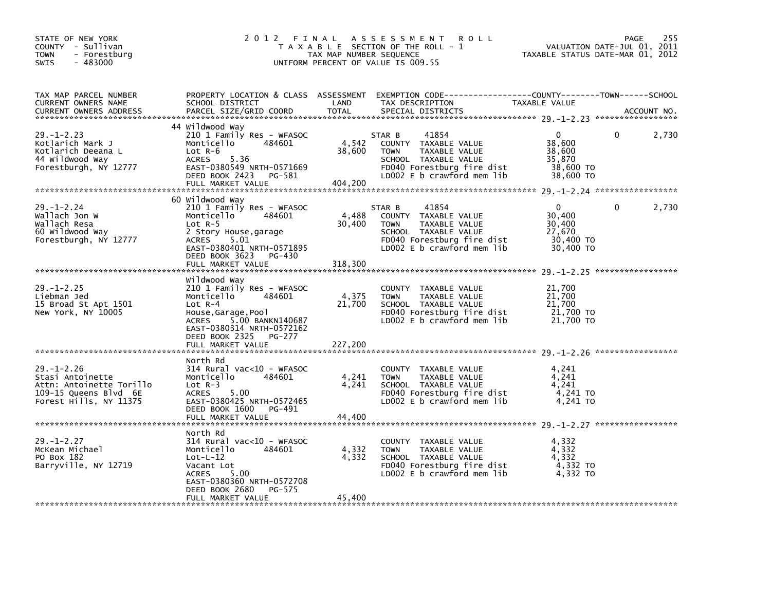STATE OF NEW YORK
COUNTY - Sullivan
TOWN - Forestburg
SWIS - 483000

# 2012 FINAL ASSESSMENT ROLL

TAXABLE SECTION OF THE ROLL - 1
TAX MAP NUMBER SEQUENCE
UNIFORM PERCENT OF VALUE IS 009.55

VALUATION DATE-JUL 01, 2011
TAXABLE STATUS DATE-MAR 01, 2012

| TAX MAP PARCEL NUMBER / CURRENT OWNERS NAME / CURRENT OWNERS ADDRESS | PROPERTY LOCATION & CLASS / SCHOOL DISTRICT / PARCEL SIZE/GRID COORD | ASSESSMENT LAND | TOTAL | EXEMPTION CODE / TAX DESCRIPTION / SPECIAL DISTRICTS | COUNTY TAXABLE VALUE | TOWN | SCHOOL |
|---|---|---|---|---|---|---|---|
| **29.-1-2.23** | 44 Wildwood Way | | | | | | |
| Kotlarich Mark J | 210 1 Family Res - WFASOC | | | STAR B 41854 | 0 | 0 | 2,730 |
| Kotlarich Deeana L | Monticello 484601 | 4,542 | | COUNTY TAXABLE VALUE | 38,600 | | |
| 44 Wildwood Way | Lot R-6 | | 38,600 | TOWN TAXABLE VALUE | 38,600 | | |
| Forestburgh, NY 12777 | ACRES 5.36 | | | SCHOOL TAXABLE VALUE | 35,870 | | |
| | EAST-0380549 NRTH-0571669 | | | FD040 Forestburg fire dist | 38,600 TO | | |
| | DEED BOOK 2423 PG-581 | | | LD002 E b crawford mem lib | 38,600 TO | | |
| | FULL MARKET VALUE | | 404,200 | | | | |
| **29.-1-2.24** | 60 Wildwood Way | | | | | | |
| Wallach Jon W | 210 1 Family Res - WFASOC | | | STAR B 41854 | 0 | 0 | 2,730 |
| Wallach Resa | Monticello 484601 | 4,488 | | COUNTY TAXABLE VALUE | 30,400 | | |
| 60 Wildwood Way | Lot R-5 | | 30,400 | TOWN TAXABLE VALUE | 30,400 | | |
| Forestburgh, NY 12777 | 2 Story House,garage | | | SCHOOL TAXABLE VALUE | 27,670 | | |
| | ACRES 5.01 | | | FD040 Forestburg fire dist | 30,400 TO | | |
| | EAST-0380401 NRTH-0571895 | | | LD002 E b crawford mem lib | 30,400 TO | | |
| | DEED BOOK 3623 PG-430 | | | | | | |
| | FULL MARKET VALUE | | 318,300 | | | | |
| **29.-1-2.25** | Wildwood Way | | | | | | |
| Liebman Jed | 210 1 Family Res - WFASOC | | | COUNTY TAXABLE VALUE | 21,700 | | |
| 15 Broad St Apt 1501 | Monticello 484601 | 4,375 | | TOWN TAXABLE VALUE | 21,700 | | |
| New York, NY 10005 | Lot R-4 | | 21,700 | SCHOOL TAXABLE VALUE | 21,700 | | |
| | House,Garage,Pool | | | FD040 Forestburg fire dist | 21,700 TO | | |
| | ACRES 5.00 BANKN140687 | | | LD002 E b crawford mem lib | 21,700 TO | | |
| | EAST-0380314 NRTH-0572162 | | | | | | |
| | DEED BOOK 2325 PG-277 | | | | | | |
| | FULL MARKET VALUE | | 227,200 | | | | |
| **29.-1-2.26** | North Rd | | | | | | |
| Stasi Antoinette | 314 Rural vac<10 - WFASOC | | | COUNTY TAXABLE VALUE | 4,241 | | |
| Attn: Antoinette Torillo | Monticello 484601 | 4,241 | | TOWN TAXABLE VALUE | 4,241 | | |
| 109-15 Queens Blvd 6E | Lot R-3 | | 4,241 | SCHOOL TAXABLE VALUE | 4,241 | | |
| Forest Hills, NY 11375 | ACRES 5.00 | | | FD040 Forestburg fire dist | 4,241 TO | | |
| | EAST-0380425 NRTH-0572465 | | | LD002 E b crawford mem lib | 4,241 TO | | |
| | DEED BOOK 1600 PG-491 | | | | | | |
| | FULL MARKET VALUE | | 44,400 | | | | |
| **29.-1-2.27** | North Rd | | | | | | |
| McKean Michael | 314 Rural vac<10 - WFASOC | | | COUNTY TAXABLE VALUE | 4,332 | | |
| PO Box 182 | Monticello 484601 | 4,332 | | TOWN TAXABLE VALUE | 4,332 | | |
| Barryville, NY 12719 | Lot-L-12 | | 4,332 | SCHOOL TAXABLE VALUE | 4,332 | | |
| | Vacant Lot | | | FD040 Forestburg fire dist | 4,332 TO | | |
| | ACRES 5.00 | | | LD002 E b crawford mem lib | 4,332 TO | | |
| | EAST-0380360 NRTH-0572708 | | | | | | |
| | DEED BOOK 2680 PG-575 | | | | | | |
| | FULL MARKET VALUE | | 45,400 | | | | |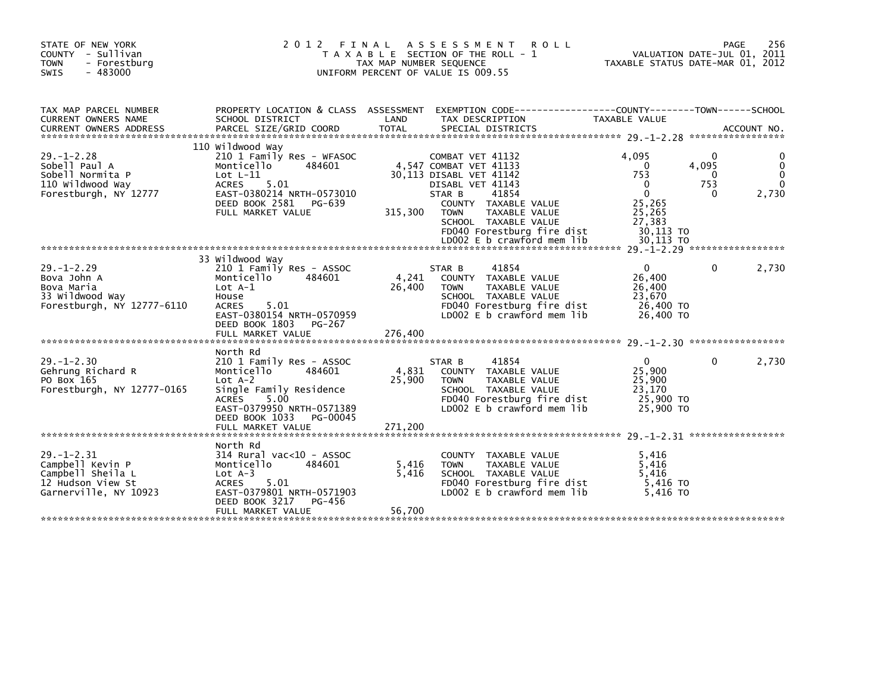STATE OF NEW YORK
COUNTY - Sullivan
TOWN - Forestburg
SWIS - 483000

# 2012 FINAL ASSESSMENT ROLL

TAXABLE SECTION OF THE ROLL - 1
TAX MAP NUMBER SEQUENCE
UNIFORM PERCENT OF VALUE IS 009.55

VALUATION DATE-JUL 01, 2011
TAXABLE STATUS DATE-MAR 01, 2012

| TAX MAP PARCEL NUMBER / CURRENT OWNERS NAME / CURRENT OWNERS ADDRESS | PROPERTY LOCATION & CLASS / SCHOOL DISTRICT / PARCEL SIZE/GRID COORD | ASSESSMENT LAND / TOTAL | EXEMPTION CODE / TAX DESCRIPTION / SPECIAL DISTRICTS | COUNTY TAXABLE VALUE | TOWN | SCHOOL |
|---|---|---|---|---|---|---|
| 29.-1-2.28 | 110 Wildwood Way | | | | | |
| 29.-1-2.28 | 210 1 Family Res - WFASOC | | COMBAT VET 41132 | 4,095 | 0 | 0 |
| Sobell Paul A | Monticello 484601 | 4,547 | COMBAT VET 41133 | 0 | 4,095 | 0 |
| Sobell Normita P | Lot L-11 | 30,113 | DISABL VET 41142 | 753 | 0 | 0 |
| 110 Wildwood Way | ACRES 5.01 | | DISABL VET 41143 | 0 | 753 | 0 |
| Forestburgh, NY 12777 | EAST-0380214 NRTH-0573010 | | STAR B 41854 | 0 | 0 | 2,730 |
| | DEED BOOK 2581 PG-639 | | COUNTY TAXABLE VALUE | 25,265 | | |
| | FULL MARKET VALUE | 315,300 | TOWN TAXABLE VALUE | 25,265 | | |
| | | | SCHOOL TAXABLE VALUE | 27,383 | | |
| | | | FD040 Forestburg fire dist | 30,113 TO | | |
| | | | LD002 E b crawford mem lib | 30,113 TO | | |
| 29.-1-2.29 | 33 Wildwood Way | | | | | |
| 29.-1-2.29 | 210 1 Family Res - ASSOC | | STAR B 41854 | 0 | 0 | 2,730 |
| Bova John A | Monticello 484601 | 4,241 | COUNTY TAXABLE VALUE | 26,400 | | |
| Bova Maria | Lot A-1 | 26,400 | TOWN TAXABLE VALUE | 26,400 | | |
| 33 Wildwood Way | House | | SCHOOL TAXABLE VALUE | 23,670 | | |
| Forestburgh, NY 12777-6110 | ACRES 5.01 | | FD040 Forestburg fire dist | 26,400 TO | | |
| | EAST-0380154 NRTH-0570959 | | LD002 E b crawford mem lib | 26,400 TO | | |
| | DEED BOOK 1803 PG-267 | | | | | |
| | FULL MARKET VALUE | 276,400 | | | | |
| 29.-1-2.30 | North Rd | | | | | |
| 29.-1-2.30 | 210 1 Family Res - ASSOC | | STAR B 41854 | 0 | 0 | 2,730 |
| Gehrung Richard R | Monticello 484601 | 4,831 | COUNTY TAXABLE VALUE | 25,900 | | |
| PO Box 165 | Lot A-2 | 25,900 | TOWN TAXABLE VALUE | 25,900 | | |
| Forestburgh, NY 12777-0165 | Single Family Residence | | SCHOOL TAXABLE VALUE | 23,170 | | |
| | ACRES 5.00 | | FD040 Forestburg fire dist | 25,900 TO | | |
| | EAST-0379950 NRTH-0571389 | | LD002 E b crawford mem lib | 25,900 TO | | |
| | DEED BOOK 1033 PG-00045 | | | | | |
| | FULL MARKET VALUE | 271,200 | | | | |
| 29.-1-2.31 | North Rd | | | | | |
| 29.-1-2.31 | 314 Rural vac<10 - ASSOC | | COUNTY TAXABLE VALUE | 5,416 | | |
| Campbell Kevin P | Monticello 484601 | 5,416 | TOWN TAXABLE VALUE | 5,416 | | |
| Campbell Sheila L | Lot A-3 | 5,416 | SCHOOL TAXABLE VALUE | 5,416 | | |
| 12 Hudson View St | ACRES 5.01 | | FD040 Forestburg fire dist | 5,416 TO | | |
| Garnerville, NY 10923 | EAST-0379801 NRTH-0571903 | | LD002 E b crawford mem lib | 5,416 TO | | |
| | DEED BOOK 3217 PG-456 | | | | | |
| | FULL MARKET VALUE | 56,700 | | | | |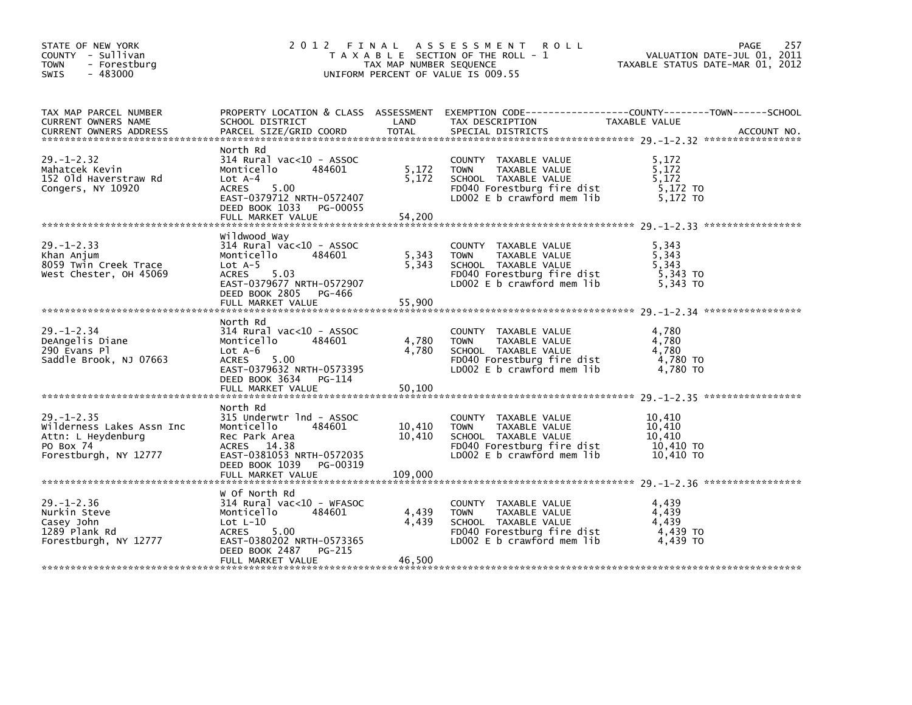STATE OF NEW YORK
COUNTY - Sullivan
TOWN - Forestburg
SWIS - 483000

# 2012 FINAL ASSESSMENT ROLL

TAXABLE SECTION OF THE ROLL - 1
TAX MAP NUMBER SEQUENCE
UNIFORM PERCENT OF VALUE IS 009.55

VALUATION DATE-JUL 01, 2011
TAXABLE STATUS DATE-MAR 01, 2012

| TAX MAP PARCEL NUMBER / CURRENT OWNERS NAME / CURRENT OWNERS ADDRESS | PROPERTY LOCATION & CLASS / SCHOOL DISTRICT / PARCEL SIZE/GRID COORD | ASSESSMENT LAND | TOTAL | EXEMPTION CODE / TAX DESCRIPTION / SPECIAL DISTRICTS | TAXABLE VALUE (COUNTY--------TOWN------SCHOOL) | ACCOUNT NO. |
|---|---|---|---|---|---|---|
| **29.-1-2.32** | North Rd | | | | | |
| 29.-1-2.32 | 314 Rural vac<10 - ASSOC | | | COUNTY TAXABLE VALUE | 5,172 | |
| Mahatcek Kevin | Monticello 484601 | 5,172 | | TOWN TAXABLE VALUE | 5,172 | |
| 152 Old Haverstraw Rd | Lot A-4 | | 5,172 | SCHOOL TAXABLE VALUE | 5,172 | |
| Congers, NY 10920 | ACRES 5.00 | | | FD040 Forestburg fire dist | 5,172 TO | |
| | EAST-0379712 NRTH-0572407 | | | LD002 E b crawford mem lib | 5,172 TO | |
| | DEED BOOK 1033 PG-00055 | | | | | |
| | FULL MARKET VALUE | | 54,200 | | | |
| **29.-1-2.33** | Wildwood Way | | | | | |
| 29.-1-2.33 | 314 Rural vac<10 - ASSOC | | | COUNTY TAXABLE VALUE | 5,343 | |
| Khan Anjum | Monticello 484601 | 5,343 | | TOWN TAXABLE VALUE | 5,343 | |
| 8059 Twin Creek Trace | Lot A-5 | | 5,343 | SCHOOL TAXABLE VALUE | 5,343 | |
| West Chester, OH 45069 | ACRES 5.03 | | | FD040 Forestburg fire dist | 5,343 TO | |
| | EAST-0379677 NRTH-0572907 | | | LD002 E b crawford mem lib | 5,343 TO | |
| | DEED BOOK 2805 PG-466 | | | | | |
| | FULL MARKET VALUE | | 55,900 | | | |
| **29.-1-2.34** | North Rd | | | | | |
| 29.-1-2.34 | 314 Rural vac<10 - ASSOC | | | COUNTY TAXABLE VALUE | 4,780 | |
| DeAngelis Diane | Monticello 484601 | 4,780 | | TOWN TAXABLE VALUE | 4,780 | |
| 290 Evans Pl | Lot A-6 | | 4,780 | SCHOOL TAXABLE VALUE | 4,780 | |
| Saddle Brook, NJ 07663 | ACRES 5.00 | | | FD040 Forestburg fire dist | 4,780 TO | |
| | EAST-0379632 NRTH-0573395 | | | LD002 E b crawford mem lib | 4,780 TO | |
| | DEED BOOK 3634 PG-114 | | | | | |
| | FULL MARKET VALUE | | 50,100 | | | |
| **29.-1-2.35** | North Rd | | | | | |
| 29.-1-2.35 | 315 Underwtr lnd - ASSOC | | | COUNTY TAXABLE VALUE | 10,410 | |
| Wilderness Lakes Assn Inc | Monticello 484601 | 10,410 | | TOWN TAXABLE VALUE | 10,410 | |
| Attn: L Heydenburg | Rec Park Area | | 10,410 | SCHOOL TAXABLE VALUE | 10,410 | |
| PO Box 74 | ACRES 14.38 | | | FD040 Forestburg fire dist | 10,410 TO | |
| Forestburgh, NY 12777 | EAST-0381053 NRTH-0572035 | | | LD002 E b crawford mem lib | 10,410 TO | |
| | DEED BOOK 1039 PG-00319 | | | | | |
| | FULL MARKET VALUE | | 109,000 | | | |
| **29.-1-2.36** | W Of North Rd | | | | | |
| 29.-1-2.36 | 314 Rural vac<10 - WFASOC | | | COUNTY TAXABLE VALUE | 4,439 | |
| Nurkin Steve | Monticello 484601 | 4,439 | | TOWN TAXABLE VALUE | 4,439 | |
| Casey John | Lot L-10 | | 4,439 | SCHOOL TAXABLE VALUE | 4,439 | |
| 1289 Plank Rd | ACRES 5.00 | | | FD040 Forestburg fire dist | 4,439 TO | |
| Forestburgh, NY 12777 | EAST-0380202 NRTH-0573365 | | | LD002 E b crawford mem lib | 4,439 TO | |
| | DEED BOOK 2487 PG-215 | | | | | |
| | FULL MARKET VALUE | | 46,500 | | | |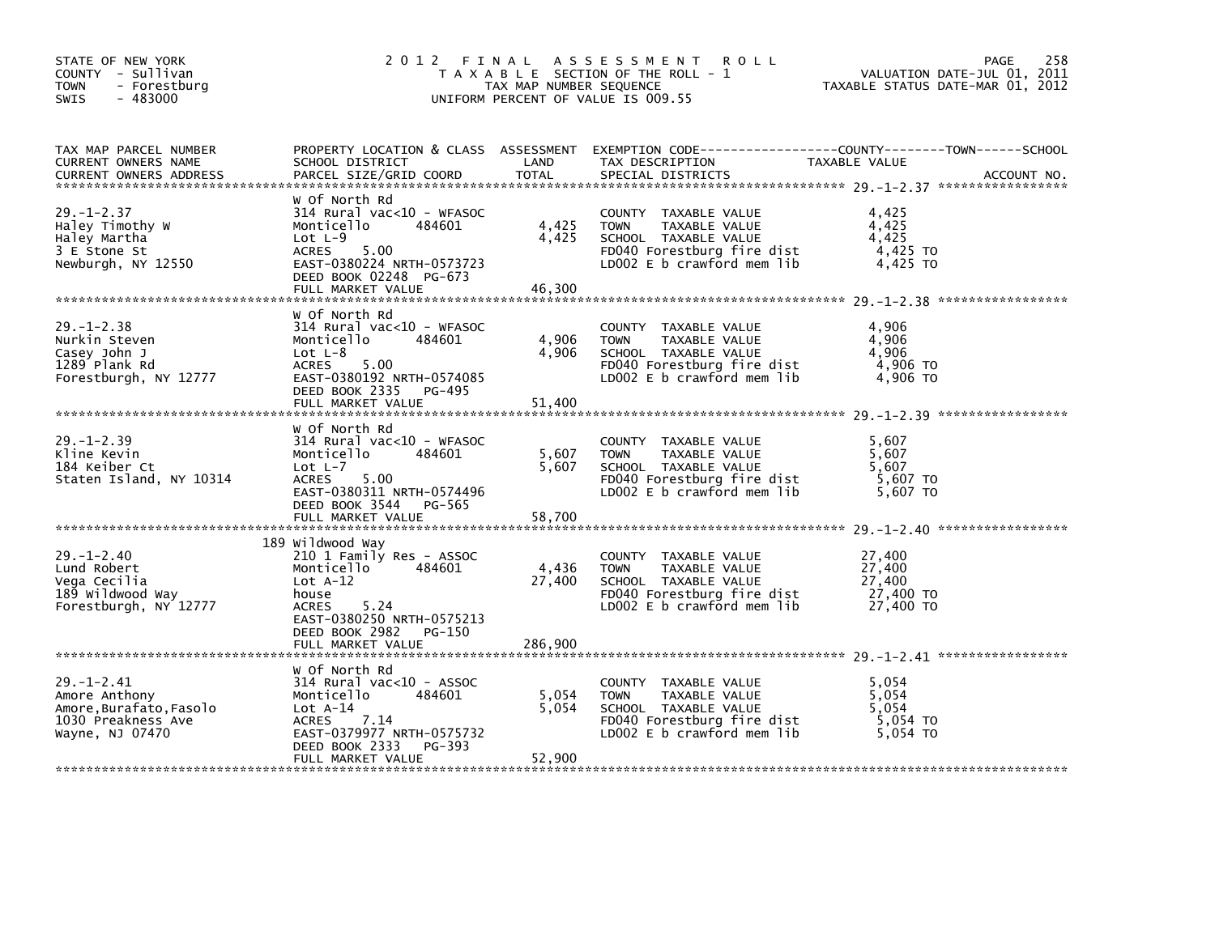STATE OF NEW YORK
COUNTY - Sullivan
TOWN - Forestburg
SWIS - 483000

# 2012 FINAL ASSESSMENT ROLL

TAXABLE SECTION OF THE ROLL - 1
TAX MAP NUMBER SEQUENCE
UNIFORM PERCENT OF VALUE IS 009.55

VALUATION DATE-JUL 01, 2011
TAXABLE STATUS DATE-MAR 01, 2012

| TAX MAP PARCEL NUMBER / CURRENT OWNERS NAME / CURRENT OWNERS ADDRESS | PROPERTY LOCATION & CLASS / SCHOOL DISTRICT / PARCEL SIZE/GRID COORD | ASSESSMENT LAND | TOTAL | EXEMPTION CODE / TAX DESCRIPTION / SPECIAL DISTRICTS | COUNTY--------TOWN------SCHOOL TAXABLE VALUE | ACCOUNT NO. |
|---|---|---|---|---|---|---|
| 29.-1-2.37 | W Of North Rd | | | | | |
| 29.-1-2.37 | 314 Rural vac<10 - WFASOC | | | COUNTY TAXABLE VALUE | 4,425 | |
| Haley Timothy W | Monticello 484601 | 4,425 | | TOWN TAXABLE VALUE | 4,425 | |
| Haley Martha | Lot L-9 | | 4,425 | SCHOOL TAXABLE VALUE | 4,425 | |
| 3 E Stone St | ACRES 5.00 | | | FD040 Forestburg fire dist | 4,425 TO | |
| Newburgh, NY 12550 | EAST-0380224 NRTH-0573723 | | | LD002 E b crawford mem lib | 4,425 TO | |
| | DEED BOOK 02248 PG-673 | | | | | |
| | FULL MARKET VALUE | | 46,300 | | | |
| 29.-1-2.38 | W Of North Rd | | | | | |
| 29.-1-2.38 | 314 Rural vac<10 - WFASOC | | | COUNTY TAXABLE VALUE | 4,906 | |
| Nurkin Steven | Monticello 484601 | 4,906 | | TOWN TAXABLE VALUE | 4,906 | |
| Casey John J | Lot L-8 | | 4,906 | SCHOOL TAXABLE VALUE | 4,906 | |
| 1289 Plank Rd | ACRES 5.00 | | | FD040 Forestburg fire dist | 4,906 TO | |
| Forestburgh, NY 12777 | EAST-0380192 NRTH-0574085 | | | LD002 E b crawford mem lib | 4,906 TO | |
| | DEED BOOK 2335 PG-495 | | | | | |
| | FULL MARKET VALUE | | 51,400 | | | |
| 29.-1-2.39 | W Of North Rd | | | | | |
| 29.-1-2.39 | 314 Rural vac<10 - WFASOC | | | COUNTY TAXABLE VALUE | 5,607 | |
| Kline Kevin | Monticello 484601 | 5,607 | | TOWN TAXABLE VALUE | 5,607 | |
| 184 Keiber Ct | Lot L-7 | | 5,607 | SCHOOL TAXABLE VALUE | 5,607 | |
| Staten Island, NY 10314 | ACRES 5.00 | | | FD040 Forestburg fire dist | 5,607 TO | |
| | EAST-0380311 NRTH-0574496 | | | LD002 E b crawford mem lib | 5,607 TO | |
| | DEED BOOK 3544 PG-565 | | | | | |
| | FULL MARKET VALUE | | 58,700 | | | |
| 29.-1-2.40 | 189 Wildwood Way | | | | | |
| 29.-1-2.40 | 210 1 Family Res - ASSOC | | | COUNTY TAXABLE VALUE | 27,400 | |
| Lund Robert | Monticello 484601 | 4,436 | | TOWN TAXABLE VALUE | 27,400 | |
| Vega Cecilia | Lot A-12 | | 27,400 | SCHOOL TAXABLE VALUE | 27,400 | |
| 189 Wildwood Way | house | | | FD040 Forestburg fire dist | 27,400 TO | |
| Forestburgh, NY 12777 | ACRES 5.24 | | | LD002 E b crawford mem lib | 27,400 TO | |
| | EAST-0380250 NRTH-0575213 | | | | | |
| | DEED BOOK 2982 PG-150 | | | | | |
| | FULL MARKET VALUE | | 286,900 | | | |
| 29.-1-2.41 | W Of North Rd | | | | | |
| 29.-1-2.41 | 314 Rural vac<10 - ASSOC | | | COUNTY TAXABLE VALUE | 5,054 | |
| Amore Anthony | Monticello 484601 | 5,054 | | TOWN TAXABLE VALUE | 5,054 | |
| Amore,Burafato,Fasolo | Lot A-14 | | 5,054 | SCHOOL TAXABLE VALUE | 5,054 | |
| 1030 Preakness Ave | ACRES 7.14 | | | FD040 Forestburg fire dist | 5,054 TO | |
| Wayne, NJ 07470 | EAST-0379977 NRTH-0575732 | | | LD002 E b crawford mem lib | 5,054 TO | |
| | DEED BOOK 2333 PG-393 | | | | | |
| | FULL MARKET VALUE | | 52,900 | | | |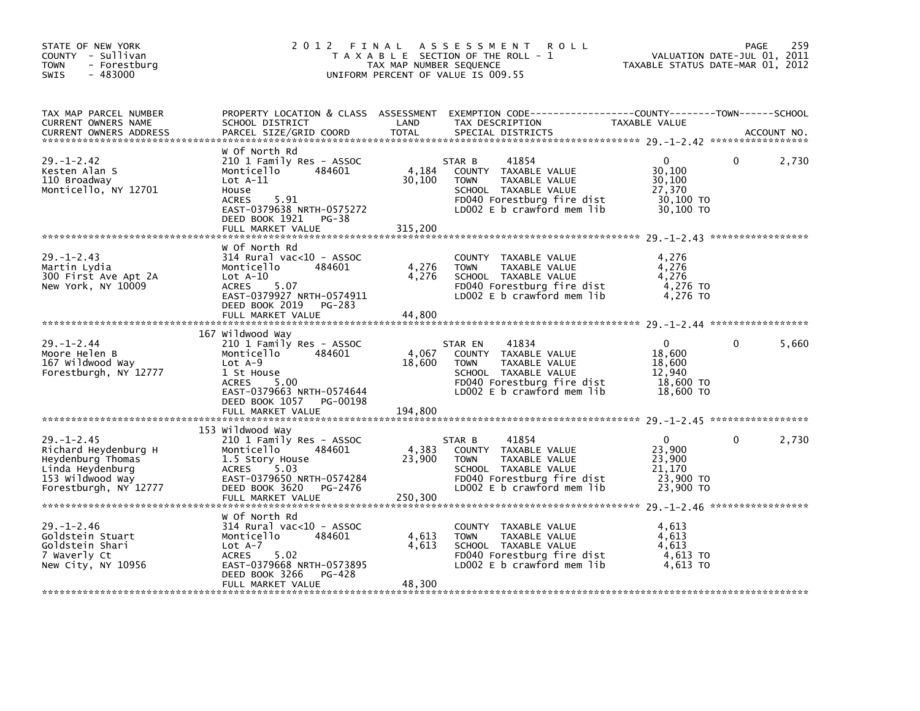STATE OF NEW YORK
COUNTY - Sullivan
TOWN - Forestburg
SWIS - 483000

# 2012 FINAL ASSESSMENT ROLL

TAXABLE SECTION OF THE ROLL - 1
TAX MAP NUMBER SEQUENCE
UNIFORM PERCENT OF VALUE IS 009.55

VALUATION DATE-JUL 01, 2011
TAXABLE STATUS DATE-MAR 01, 2012

| TAX MAP PARCEL NUMBER / CURRENT OWNERS NAME / CURRENT OWNERS ADDRESS | PROPERTY LOCATION & CLASS / SCHOOL DISTRICT / PARCEL SIZE/GRID COORD | ASSESSMENT LAND | TOTAL | EXEMPTION CODE / TAX DESCRIPTION / SPECIAL DISTRICTS | COUNTY TAXABLE VALUE | TOWN | SCHOOL |
|---|---|---|---|---|---|---|---|
| 29.-1-2.42 | W Of North Rd | | | | | | |
| Kesten Alan S | 210 1 Family Res - ASSOC | | | STAR B 41854 | 0 | 0 | 2,730 |
| 110 Broadway | Monticello 484601 | 4,184 | | COUNTY TAXABLE VALUE | 30,100 | | |
| Monticello, NY 12701 | Lot A-11 | | 30,100 | TOWN TAXABLE VALUE | 30,100 | | |
| | House | | | SCHOOL TAXABLE VALUE | 27,370 | | |
| | ACRES 5.91 | | | FD040 Forestburg fire dist | 30,100 TO | | |
| | EAST-0379638 NRTH-0575272 | | | LD002 E b crawford mem lib | 30,100 TO | | |
| | DEED BOOK 1921 PG-38 | | | | | | |
| | FULL MARKET VALUE | | 315,200 | | | | |
| 29.-1-2.43 | W Of North Rd | | | | | | |
| Martin Lydia | 314 Rural vac<10 - ASSOC | | | COUNTY TAXABLE VALUE | 4,276 | | |
| 300 First Ave Apt 2A | Monticello 484601 | 4,276 | | TOWN TAXABLE VALUE | 4,276 | | |
| New York, NY 10009 | Lot A-10 | | 4,276 | SCHOOL TAXABLE VALUE | 4,276 | | |
| | ACRES 5.07 | | | FD040 Forestburg fire dist | 4,276 TO | | |
| | EAST-0379927 NRTH-0574911 | | | LD002 E b crawford mem lib | 4,276 TO | | |
| | DEED BOOK 2019 PG-283 | | | | | | |
| | FULL MARKET VALUE | | 44,800 | | | | |
| 29.-1-2.44 | 167 Wildwood Way | | | | | | |
| Moore Helen B | 210 1 Family Res - ASSOC | | | STAR EN 41834 | 0 | 0 | 5,660 |
| 167 Wildwood Way | Monticello 484601 | 4,067 | | COUNTY TAXABLE VALUE | 18,600 | | |
| Forestburgh, NY 12777 | Lot A-9 | | 18,600 | TOWN TAXABLE VALUE | 18,600 | | |
| | 1 St House | | | SCHOOL TAXABLE VALUE | 12,940 | | |
| | ACRES 5.00 | | | FD040 Forestburg fire dist | 18,600 TO | | |
| | EAST-0379663 NRTH-0574644 | | | LD002 E b crawford mem lib | 18,600 TO | | |
| | DEED BOOK 1057 PG-00198 | | | | | | |
| | FULL MARKET VALUE | | 194,800 | | | | |
| 29.-1-2.45 | 153 Wildwood Way | | | | | | |
| Richard Heydenburg H | 210 1 Family Res - ASSOC | | | STAR B 41854 | 0 | 0 | 2,730 |
| Heydenburg Thomas | Monticello 484601 | 4,383 | | COUNTY TAXABLE VALUE | 23,900 | | |
| Linda Heydenburg | 1.5 Story House | | 23,900 | TOWN TAXABLE VALUE | 23,900 | | |
| 153 Wildwood Way | ACRES 5.03 | | | SCHOOL TAXABLE VALUE | 21,170 | | |
| Forestburgh, NY 12777 | EAST-0379650 NRTH-0574284 | | | FD040 Forestburg fire dist | 23,900 TO | | |
| | DEED BOOK 3620 PG-2476 | | | LD002 E b crawford mem lib | 23,900 TO | | |
| | FULL MARKET VALUE | | 250,300 | | | | |
| 29.-1-2.46 | W Of North Rd | | | | | | |
| Goldstein Stuart | 314 Rural vac<10 - ASSOC | | | COUNTY TAXABLE VALUE | 4,613 | | |
| Goldstein Shari | Monticello 484601 | 4,613 | | TOWN TAXABLE VALUE | 4,613 | | |
| 7 Waverly Ct | Lot A-7 | | 4,613 | SCHOOL TAXABLE VALUE | 4,613 | | |
| New City, NY 10956 | ACRES 5.02 | | | FD040 Forestburg fire dist | 4,613 TO | | |
| | EAST-0379668 NRTH-0573895 | | | LD002 E b crawford mem lib | 4,613 TO | | |
| | DEED BOOK 3266 PG-428 | | | | | | |
| | FULL MARKET VALUE | | 48,300 | | | | |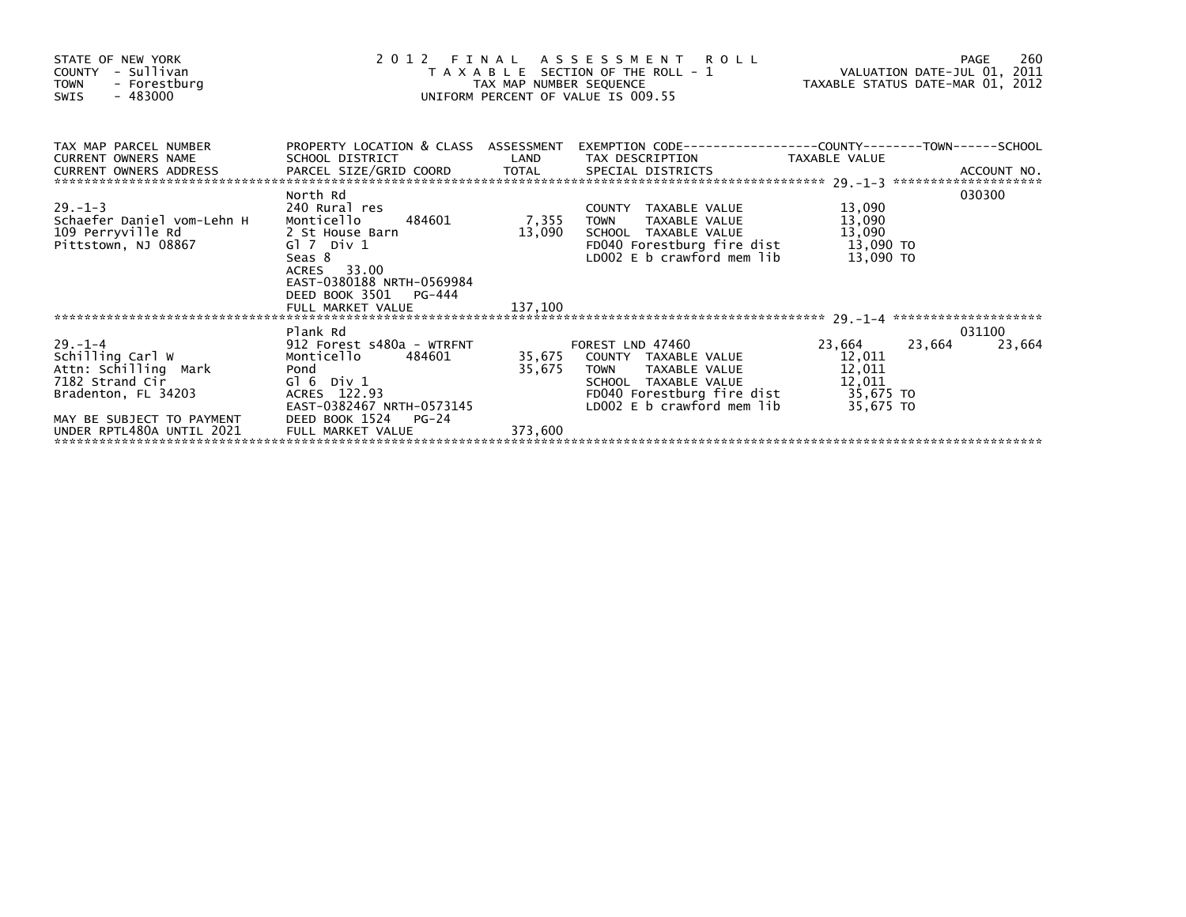STATE OF NEW YORK
COUNTY - Sullivan
TOWN - Forestburg
SWIS - 483000

2012 FINAL ASSESSMENT ROLL
TAXABLE SECTION OF THE ROLL - 1
TAX MAP NUMBER SEQUENCE
UNIFORM PERCENT OF VALUE IS 009.55

VALUATION DATE-JUL 01, 2011
TAXABLE STATUS DATE-MAR 01, 2012

| TAX MAP PARCEL NUMBER / CURRENT OWNERS NAME / CURRENT OWNERS ADDRESS | PROPERTY LOCATION & CLASS / SCHOOL DISTRICT / PARCEL SIZE/GRID COORD | ASSESSMENT LAND / TOTAL | EXEMPTION CODE / TAX DESCRIPTION / SPECIAL DISTRICTS | COUNTY TAXABLE VALUE | TOWN | SCHOOL | ACCOUNT NO. |
|---|---|---|---|---|---|---|---|
| 29.-1-3 | North Rd | | | | | | 030300 |
| 29.-1-3 | 240 Rural res | | COUNTY TAXABLE VALUE | 13,090 | | | |
| Schaefer Daniel vom-Lehn H | Monticello 484601 | 7,355 | TOWN TAXABLE VALUE | 13,090 | | | |
| 109 Perryville Rd | 2 St House Barn | 13,090 | SCHOOL TAXABLE VALUE | 13,090 | | | |
| Pittstown, NJ 08867 | Gl 7 Div 1 | | FD040 Forestburg fire dist | 13,090 TO | | | |
| | Seas 8 | | LD002 E b crawford mem lib | 13,090 TO | | | |
| | ACRES 33.00 | | | | | | |
| | EAST-0380188 NRTH-0569984 | | | | | | |
| | DEED BOOK 3501 PG-444 | | | | | | |
| | FULL MARKET VALUE | 137,100 | | | | | |
| 29.-1-4 | Plank Rd | | | | | | 031100 |
| 29.-1-4 | 912 Forest s480a - WTRFNT | | FOREST LND 47460 | 23,664 | 23,664 | 23,664 | |
| Schilling Carl W | Monticello 484601 | 35,675 | COUNTY TAXABLE VALUE | 12,011 | | | |
| Attn: Schilling Mark | Pond | 35,675 | TOWN TAXABLE VALUE | 12,011 | | | |
| 7182 Strand Cir | Gl 6 Div 1 | | SCHOOL TAXABLE VALUE | 12,011 | | | |
| Bradenton, FL 34203 | ACRES 122.93 | | FD040 Forestburg fire dist | 35,675 TO | | | |
| | EAST-0382467 NRTH-0573145 | | LD002 E b crawford mem lib | 35,675 TO | | | |
| MAY BE SUBJECT TO PAYMENT | DEED BOOK 1524 PG-24 | | | | | | |
| UNDER RPTL480A UNTIL 2021 | FULL MARKET VALUE | 373,600 | | | | | |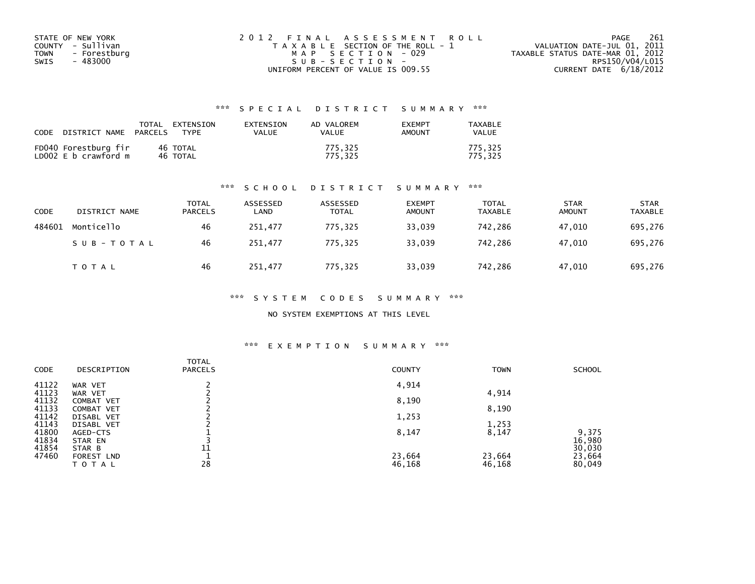STATE OF NEW YORK
COUNTY - Sullivan
TOWN - Forestburg
SWIS - 483000

2012 FINAL ASSESSMENT ROLL
TAXABLE SECTION OF THE ROLL - 1
MAP SECTION - 029
SUB-SECTION -
UNIFORM PERCENT OF VALUE IS 009.55

VALUATION DATE-JUL 01, 2011
TAXABLE STATUS DATE-MAR 01, 2012
RPS150/V04/L015
CURRENT DATE 6/18/2012

### *** SPECIAL DISTRICT SUMMARY ***

| CODE | DISTRICT NAME | TOTAL PARCELS | EXTENSION TYPE | EXTENSION VALUE | AD VALOREM VALUE | EXEMPT AMOUNT | TAXABLE VALUE |
|---|---|---|---|---|---|---|---|
| FD040 | Forestburg fir | 46 | TOTAL | | 775,325 | | 775,325 |
| LD002 | E b crawford m | 46 | TOTAL | | 775,325 | | 775,325 |

### *** SCHOOL DISTRICT SUMMARY ***

| CODE | DISTRICT NAME | TOTAL PARCELS | ASSESSED LAND | ASSESSED TOTAL | EXEMPT AMOUNT | TOTAL TAXABLE | STAR AMOUNT | STAR TAXABLE |
|---|---|---|---|---|---|---|---|---|
| 484601 | Monticello | 46 | 251,477 | 775,325 | 33,039 | 742,286 | 47,010 | 695,276 |
| | SUB-TOTAL | 46 | 251,477 | 775,325 | 33,039 | 742,286 | 47,010 | 695,276 |
| | TOTAL | 46 | 251,477 | 775,325 | 33,039 | 742,286 | 47,010 | 695,276 |

### *** SYSTEM CODES SUMMARY ***

NO SYSTEM EXEMPTIONS AT THIS LEVEL

### *** EXEMPTION SUMMARY ***

| CODE | DESCRIPTION | TOTAL PARCELS | COUNTY | TOWN | SCHOOL |
|---|---|---|---|---|---|
| 41122 | WAR VET | 2 | 4,914 | | |
| 41123 | WAR VET | 2 | | 4,914 | |
| 41132 | COMBAT VET | 2 | 8,190 | | |
| 41133 | COMBAT VET | 2 | | 8,190 | |
| 41142 | DISABL VET | 2 | 1,253 | | |
| 41143 | DISABL VET | 2 | | 1,253 | |
| 41800 | AGED-CTS | 1 | 8,147 | 8,147 | 9,375 |
| 41834 | STAR EN | 3 | | | 16,980 |
| 41854 | STAR B | 11 | | | 30,030 |
| 47460 | FOREST LND | 1 | 23,664 | 23,664 | 23,664 |
| | TOTAL | 28 | 46,168 | 46,168 | 80,049 |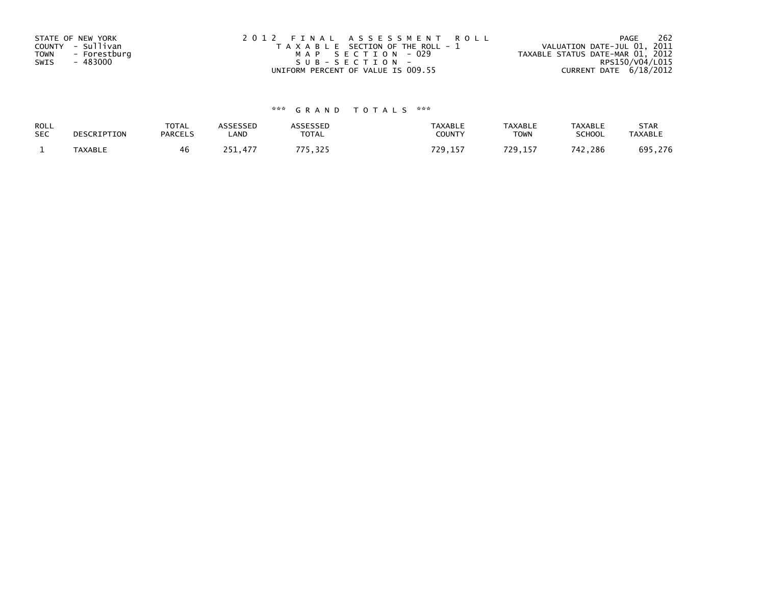STATE OF NEW YORK
COUNTY - Sullivan
TOWN - Forestburg
SWIS - 483000

2012 FINAL ASSESSMENT ROLL
TAXABLE SECTION OF THE ROLL - 1
MAP SECTION - 029
SUB-SECTION -
UNIFORM PERCENT OF VALUE IS 009.55

VALUATION DATE-JUL 01, 2011
TAXABLE STATUS DATE-MAR 01, 2012
RPS150/V04/L015
CURRENT DATE 6/18/2012

### *** GRAND TOTALS ***

| ROLL SEC | DESCRIPTION | TOTAL PARCELS | ASSESSED LAND | ASSESSED TOTAL | TAXABLE COUNTY | TAXABLE TOWN | TAXABLE SCHOOL | STAR TAXABLE |
|---|---|---|---|---|---|---|---|---|
| 1 | TAXABLE | 46 | 251,477 | 775,325 | 729,157 | 729,157 | 742,286 | 695,276 |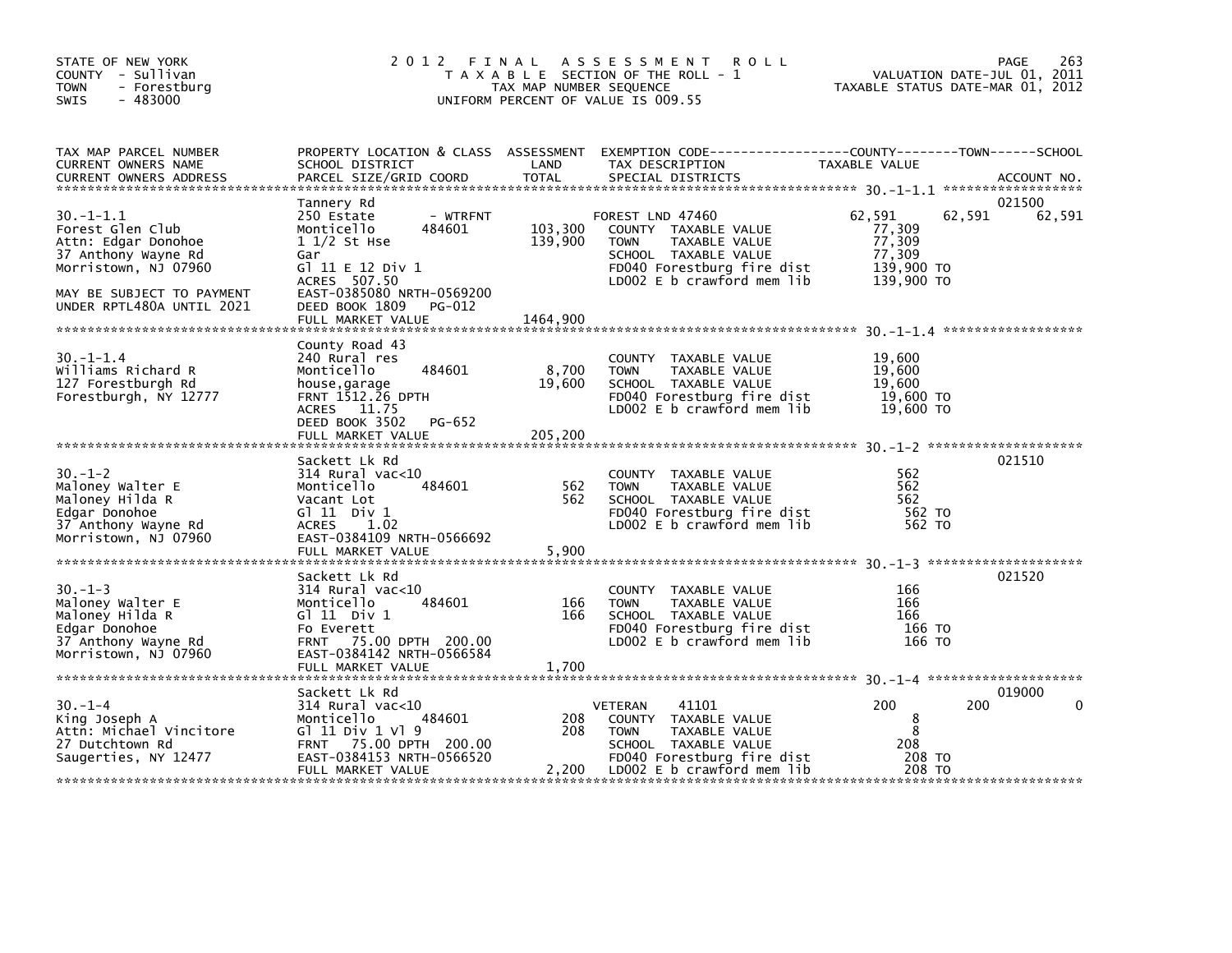STATE OF NEW YORK
COUNTY - Sullivan
TOWN - Forestburg
SWIS - 483000

# 2012 FINAL ASSESSMENT ROLL

TAXABLE SECTION OF THE ROLL - 1
TAX MAP NUMBER SEQUENCE
UNIFORM PERCENT OF VALUE IS 009.55

VALUATION DATE-JUL 01, 2011
TAXABLE STATUS DATE-MAR 01, 2012

| TAX MAP PARCEL NUMBER / CURRENT OWNERS NAME / CURRENT OWNERS ADDRESS | PROPERTY LOCATION & CLASS / SCHOOL DISTRICT / PARCEL SIZE/GRID COORD | ASSESSMENT LAND / TOTAL | EXEMPTION CODE / TAX DESCRIPTION / SPECIAL DISTRICTS | COUNTY TAXABLE VALUE | TOWN | SCHOOL | ACCOUNT NO. |
|---|---|---|---|---|---|---|---|
| 30.-1-1.1 | Tannery Rd | | | | | | 021500 |
| Forest Glen Club | 250 Estate - WTRFNT | | FOREST LND 47460 | 62,591 | 62,591 | 62,591 | |
| Attn: Edgar Donohoe | Monticello 484601 | 103,300 | COUNTY TAXABLE VALUE | 77,309 | | | |
| 37 Anthony Wayne Rd | 1 1/2 St Hse | 139,900 | TOWN TAXABLE VALUE | 77,309 | | | |
| Morristown, NJ 07960 | Gar | | SCHOOL TAXABLE VALUE | 77,309 | | | |
| | Gl 11 E 12 Div 1 | | FD040 Forestburg fire dist | 139,900 TO | | | |
| | ACRES 507.50 | | LD002 E b crawford mem lib | 139,900 TO | | | |
| MAY BE SUBJECT TO PAYMENT | EAST-0385080 NRTH-0569200 | | | | | | |
| UNDER RPTL480A UNTIL 2021 | DEED BOOK 1809 PG-012 | | | | | | |
| | FULL MARKET VALUE | 1464,900 | | | | | |
| 30.-1-1.4 | County Road 43 | | | | | | |
| Williams Richard R | 240 Rural res | | COUNTY TAXABLE VALUE | 19,600 | | | |
| 127 Forestburgh Rd | Monticello 484601 | 8,700 | TOWN TAXABLE VALUE | 19,600 | | | |
| Forestburgh, NY 12777 | house,garage | 19,600 | SCHOOL TAXABLE VALUE | 19,600 | | | |
| | FRNT 1512.26 DPTH | | FD040 Forestburg fire dist | 19,600 TO | | | |
| | ACRES 11.75 | | LD002 E b crawford mem lib | 19,600 TO | | | |
| | DEED BOOK 3502 PG-652 | | | | | | |
| | FULL MARKET VALUE | 205,200 | | | | | |
| 30.-1-2 | Sackett Lk Rd | | | | | | 021510 |
| Maloney Walter E | 314 Rural vac<10 | | COUNTY TAXABLE VALUE | 562 | | | |
| Maloney Hilda R | Monticello 484601 | 562 | TOWN TAXABLE VALUE | 562 | | | |
| Edgar Donohoe | Vacant Lot | 562 | SCHOOL TAXABLE VALUE | 562 | | | |
| 37 Anthony Wayne Rd | Gl 11 Div 1 | | FD040 Forestburg fire dist | 562 TO | | | |
| Morristown, NJ 07960 | ACRES 1.02 | | LD002 E b crawford mem lib | 562 TO | | | |
| | EAST-0384109 NRTH-0566692 | | | | | | |
| | FULL MARKET VALUE | 5,900 | | | | | |
| 30.-1-3 | Sackett Lk Rd | | | | | | 021520 |
| Maloney Walter E | 314 Rural vac<10 | | COUNTY TAXABLE VALUE | 166 | | | |
| Maloney Hilda R | Monticello 484601 | 166 | TOWN TAXABLE VALUE | 166 | | | |
| Edgar Donohoe | Gl 11 Div 1 | 166 | SCHOOL TAXABLE VALUE | 166 | | | |
| 37 Anthony Wayne Rd | Fo Everett | | FD040 Forestburg fire dist | 166 TO | | | |
| Morristown, NJ 07960 | FRNT 75.00 DPTH 200.00 | | LD002 E b crawford mem lib | 166 TO | | | |
| | EAST-0384142 NRTH-0566584 | | | | | | |
| | FULL MARKET VALUE | 1,700 | | | | | |
| 30.-1-4 | Sackett Lk Rd | | | | | | 019000 |
| King Joseph A | 314 Rural vac<10 | | VETERAN 41101 | 200 | 200 | 0 | |
| Attn: Michael Vincitore | Monticello 484601 | 208 | COUNTY TAXABLE VALUE | 8 | | | |
| 27 Dutchtown Rd | Gl 11 Div 1 Vl 9 | 208 | TOWN TAXABLE VALUE | 8 | | | |
| Saugerties, NY 12477 | FRNT 75.00 DPTH 200.00 | | SCHOOL TAXABLE VALUE | 208 | | | |
| | EAST-0384153 NRTH-0566520 | | FD040 Forestburg fire dist | 208 TO | | | |
| | FULL MARKET VALUE | 2,200 | LD002 E b crawford mem lib | 208 TO | | | |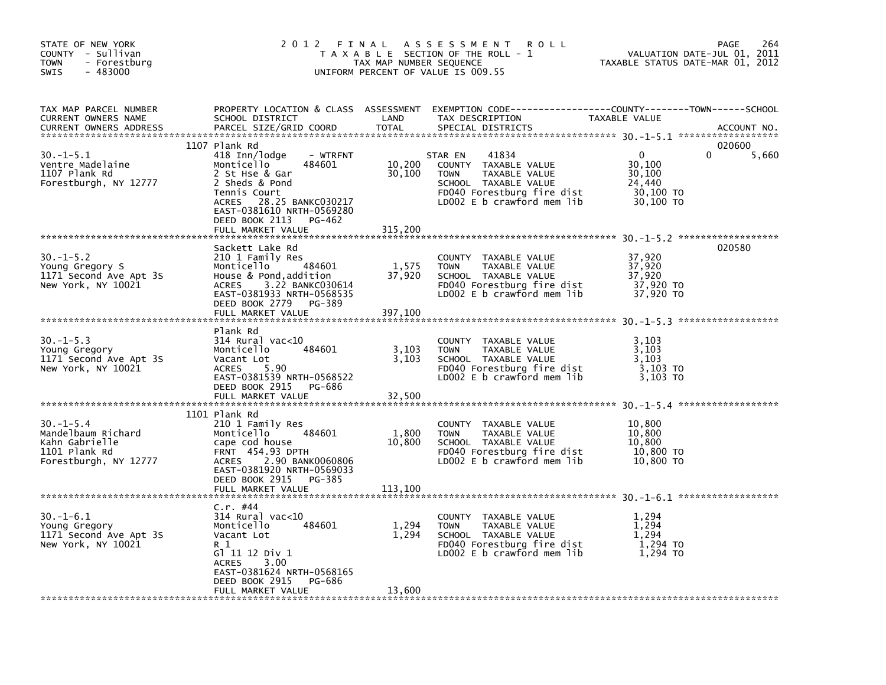STATE OF NEW YORK
COUNTY - Sullivan
TOWN - Forestburg
SWIS - 483000

2012 FINAL ASSESSMENT ROLL
TAXABLE SECTION OF THE ROLL - 1
TAX MAP NUMBER SEQUENCE
UNIFORM PERCENT OF VALUE IS 009.55

VALUATION DATE-JUL 01, 2011
TAXABLE STATUS DATE-MAR 01, 2012

| TAX MAP PARCEL NUMBER / CURRENT OWNERS NAME / CURRENT OWNERS ADDRESS | PROPERTY LOCATION & CLASS / SCHOOL DISTRICT / PARCEL SIZE/GRID COORD | ASSESSMENT LAND | TOTAL | EXEMPTION CODE / TAX DESCRIPTION / SPECIAL DISTRICTS | COUNTY TAXABLE VALUE | TOWN | SCHOOL | ACCOUNT NO. |
|---|---|---|---|---|---|---|---|---|
| 30.-1-5.1 | 1107 Plank Rd | | | | | | | 020600 |
| Ventre Madelaine | 418 Inn/lodge - WTRFNT | | | STAR EN 41834 | 0 | 0 | 5,660 | |
| 1107 Plank Rd | Monticello 484601 | 10,200 | | COUNTY TAXABLE VALUE | 30,100 | | | |
| Forestburgh, NY 12777 | 2 St Hse & Gar | | 30,100 | TOWN TAXABLE VALUE | 30,100 | | | |
| | 2 Sheds & Pond | | | SCHOOL TAXABLE VALUE | 24,440 | | | |
| | Tennis Court | | | FD040 Forestburg fire dist | 30,100 TO | | | |
| | ACRES 28.25 BANKC030217 | | | LD002 E b crawford mem lib | 30,100 TO | | | |
| | EAST-0381610 NRTH-0569280 | | | | | | | |
| | DEED BOOK 2113 PG-462 | | | | | | | |
| | FULL MARKET VALUE | | 315,200 | | | | | |
| 30.-1-5.2 | Sackett Lake Rd | | | | | | | 020580 |
| Young Gregory S | 210 1 Family Res | | | COUNTY TAXABLE VALUE | 37,920 | | | |
| 1171 Second Ave Apt 3S | Monticello 484601 | 1,575 | | TOWN TAXABLE VALUE | 37,920 | | | |
| New York, NY 10021 | House & Pond,addition | | 37,920 | SCHOOL TAXABLE VALUE | 37,920 | | | |
| | ACRES 3.22 BANKC030614 | | | FD040 Forestburg fire dist | 37,920 TO | | | |
| | EAST-0381933 NRTH-0568535 | | | LD002 E b crawford mem lib | 37,920 TO | | | |
| | DEED BOOK 2779 PG-389 | | | | | | | |
| | FULL MARKET VALUE | | 397,100 | | | | | |
| 30.-1-5.3 | Plank Rd | | | | | | | |
| Young Gregory | 314 Rural vac<10 | | | COUNTY TAXABLE VALUE | 3,103 | | | |
| 1171 Second Ave Apt 3S | Monticello 484601 | 3,103 | | TOWN TAXABLE VALUE | 3,103 | | | |
| New York, NY 10021 | Vacant Lot | | 3,103 | SCHOOL TAXABLE VALUE | 3,103 | | | |
| | ACRES 5.90 | | | FD040 Forestburg fire dist | 3,103 TO | | | |
| | EAST-0381539 NRTH-0568522 | | | LD002 E b crawford mem lib | 3,103 TO | | | |
| | DEED BOOK 2915 PG-686 | | | | | | | |
| | FULL MARKET VALUE | | 32,500 | | | | | |
| 30.-1-5.4 | 1101 Plank Rd | | | | | | | |
| Mandelbaum Richard | 210 1 Family Res | | | COUNTY TAXABLE VALUE | 10,800 | | | |
| Kahn Gabrielle | Monticello 484601 | 1,800 | | TOWN TAXABLE VALUE | 10,800 | | | |
| 1101 Plank Rd | cape cod house | | 10,800 | SCHOOL TAXABLE VALUE | 10,800 | | | |
| Forestburgh, NY 12777 | FRNT 454.93 DPTH | | | FD040 Forestburg fire dist | 10,800 TO | | | |
| | ACRES 2.90 BANK0060806 | | | LD002 E b crawford mem lib | 10,800 TO | | | |
| | EAST-0381920 NRTH-0569033 | | | | | | | |
| | DEED BOOK 2915 PG-385 | | | | | | | |
| | FULL MARKET VALUE | | 113,100 | | | | | |
| 30.-1-6.1 | C.r. #44 | | | | | | | |
| Young Gregory | 314 Rural vac<10 | | | COUNTY TAXABLE VALUE | 1,294 | | | |
| 1171 Second Ave Apt 3S | Monticello 484601 | 1,294 | | TOWN TAXABLE VALUE | 1,294 | | | |
| New York, NY 10021 | Vacant Lot | | 1,294 | SCHOOL TAXABLE VALUE | 1,294 | | | |
| | R 1 | | | FD040 Forestburg fire dist | 1,294 TO | | | |
| | Gl 11 12 Div 1 | | | LD002 E b crawford mem lib | 1,294 TO | | | |
| | ACRES 3.00 | | | | | | | |
| | EAST-0381624 NRTH-0568165 | | | | | | | |
| | DEED BOOK 2915 PG-686 | | | | | | | |
| | FULL MARKET VALUE | | 13,600 | | | | | |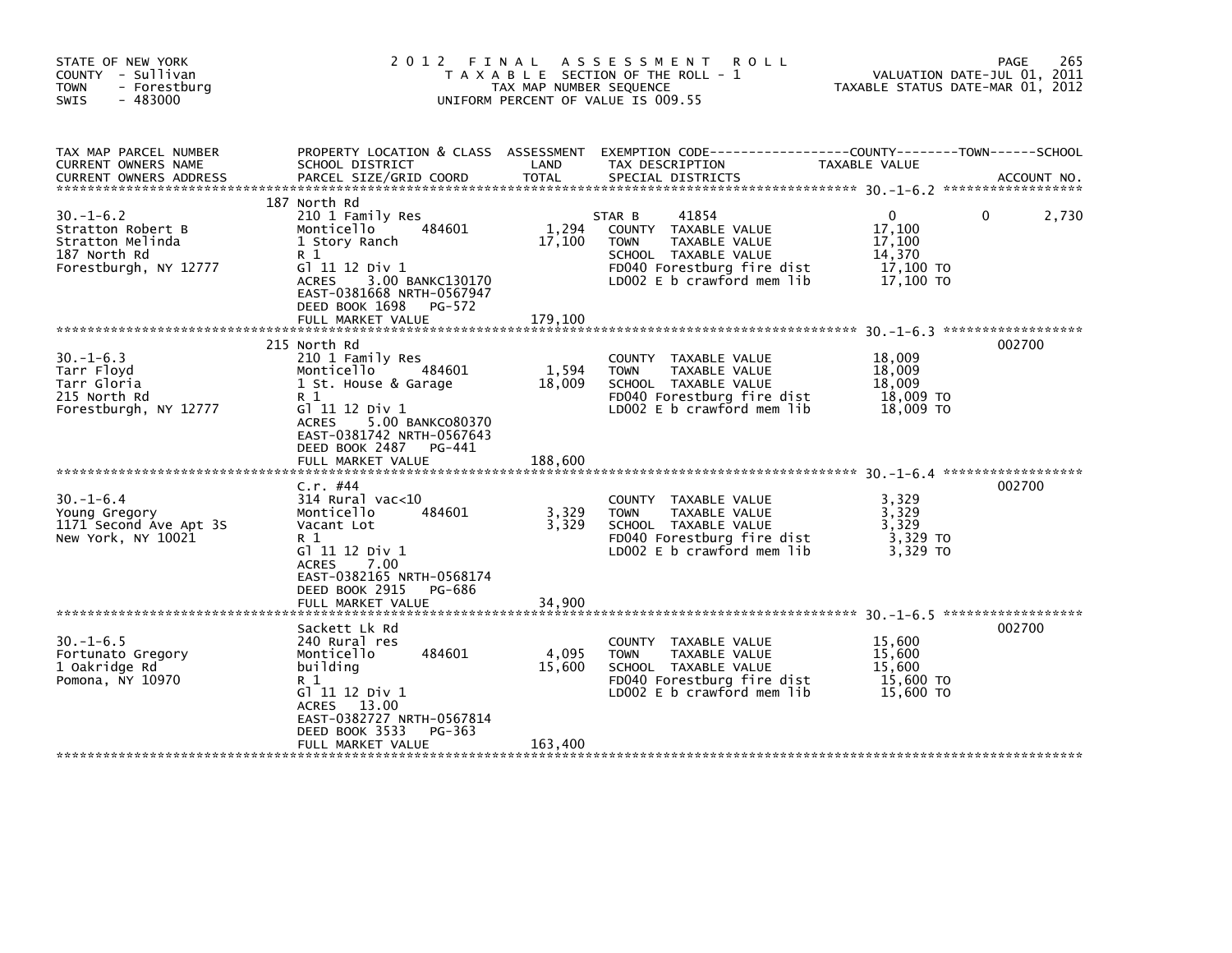STATE OF NEW YORK
COUNTY - Sullivan
TOWN - Forestburg
SWIS - 483000

# 2012 FINAL ASSESSMENT ROLL
TAXABLE SECTION OF THE ROLL - 1
TAX MAP NUMBER SEQUENCE
UNIFORM PERCENT OF VALUE IS 009.55

VALUATION DATE-JUL 01, 2011
TAXABLE STATUS DATE-MAR 01, 2012

| TAX MAP PARCEL NUMBER / CURRENT OWNERS NAME / CURRENT OWNERS ADDRESS | PROPERTY LOCATION & CLASS / SCHOOL DISTRICT / PARCEL SIZE/GRID COORD | ASSESSMENT LAND / TOTAL | EXEMPTION CODE / TAX DESCRIPTION / SPECIAL DISTRICTS | COUNTY TAXABLE VALUE | TOWN | SCHOOL / ACCOUNT NO. |
|---|---|---|---|---|---|---|
| **30.-1-6.2** | 187 North Rd | | | | | |
| 30.-1-6.2 | 210 1 Family Res | | STAR B 41854 | 0 | 0 | 2,730 |
| Stratton Robert B | Monticello 484601 | 1,294 | COUNTY TAXABLE VALUE | 17,100 | | |
| Stratton Melinda | 1 Story Ranch | 17,100 | TOWN TAXABLE VALUE | 17,100 | | |
| 187 North Rd | R 1 | | SCHOOL TAXABLE VALUE | 14,370 | | |
| Forestburgh, NY 12777 | Gl 11 12 Div 1 | | FD040 Forestburg fire dist | 17,100 TO | | |
| | ACRES 3.00 BANKC130170 | | LD002 E b crawford mem lib | 17,100 TO | | |
| | EAST-0381668 NRTH-0567947 | | | | | |
| | DEED BOOK 1698 PG-572 | | | | | |
| | FULL MARKET VALUE | 179,100 | | | | |
| **30.-1-6.3** | 215 North Rd | | | | | 002700 |
| 30.-1-6.3 | 210 1 Family Res | | COUNTY TAXABLE VALUE | 18,009 | | |
| Tarr Floyd | Monticello 484601 | 1,594 | TOWN TAXABLE VALUE | 18,009 | | |
| Tarr Gloria | 1 St. House & Garage | 18,009 | SCHOOL TAXABLE VALUE | 18,009 | | |
| 215 North Rd | R 1 | | FD040 Forestburg fire dist | 18,009 TO | | |
| Forestburgh, NY 12777 | Gl 11 12 Div 1 | | LD002 E b crawford mem lib | 18,009 TO | | |
| | ACRES 5.00 BANKC080370 | | | | | |
| | EAST-0381742 NRTH-0567643 | | | | | |
| | DEED BOOK 2487 PG-441 | | | | | |
| | FULL MARKET VALUE | 188,600 | | | | |
| **30.-1-6.4** | C.r. #44 | | | | | 002700 |
| 30.-1-6.4 | 314 Rural vac<10 | | COUNTY TAXABLE VALUE | 3,329 | | |
| Young Gregory | Monticello 484601 | 3,329 | TOWN TAXABLE VALUE | 3,329 | | |
| 1171 Second Ave Apt 3S | Vacant Lot | 3,329 | SCHOOL TAXABLE VALUE | 3,329 | | |
| New York, NY 10021 | R 1 | | FD040 Forestburg fire dist | 3,329 TO | | |
| | Gl 11 12 Div 1 | | LD002 E b crawford mem lib | 3,329 TO | | |
| | ACRES 7.00 | | | | | |
| | EAST-0382165 NRTH-0568174 | | | | | |
| | DEED BOOK 2915 PG-686 | | | | | |
| | FULL MARKET VALUE | 34,900 | | | | |
| **30.-1-6.5** | Sackett Lk Rd | | | | | 002700 |
| 30.-1-6.5 | 240 Rural res | | COUNTY TAXABLE VALUE | 15,600 | | |
| Fortunato Gregory | Monticello 484601 | 4,095 | TOWN TAXABLE VALUE | 15,600 | | |
| 1 Oakridge Rd | building | 15,600 | SCHOOL TAXABLE VALUE | 15,600 | | |
| Pomona, NY 10970 | R 1 | | FD040 Forestburg fire dist | 15,600 TO | | |
| | Gl 11 12 Div 1 | | LD002 E b crawford mem lib | 15,600 TO | | |
| | ACRES 13.00 | | | | | |
| | EAST-0382727 NRTH-0567814 | | | | | |
| | DEED BOOK 3533 PG-363 | | | | | |
| | FULL MARKET VALUE | 163,400 | | | | |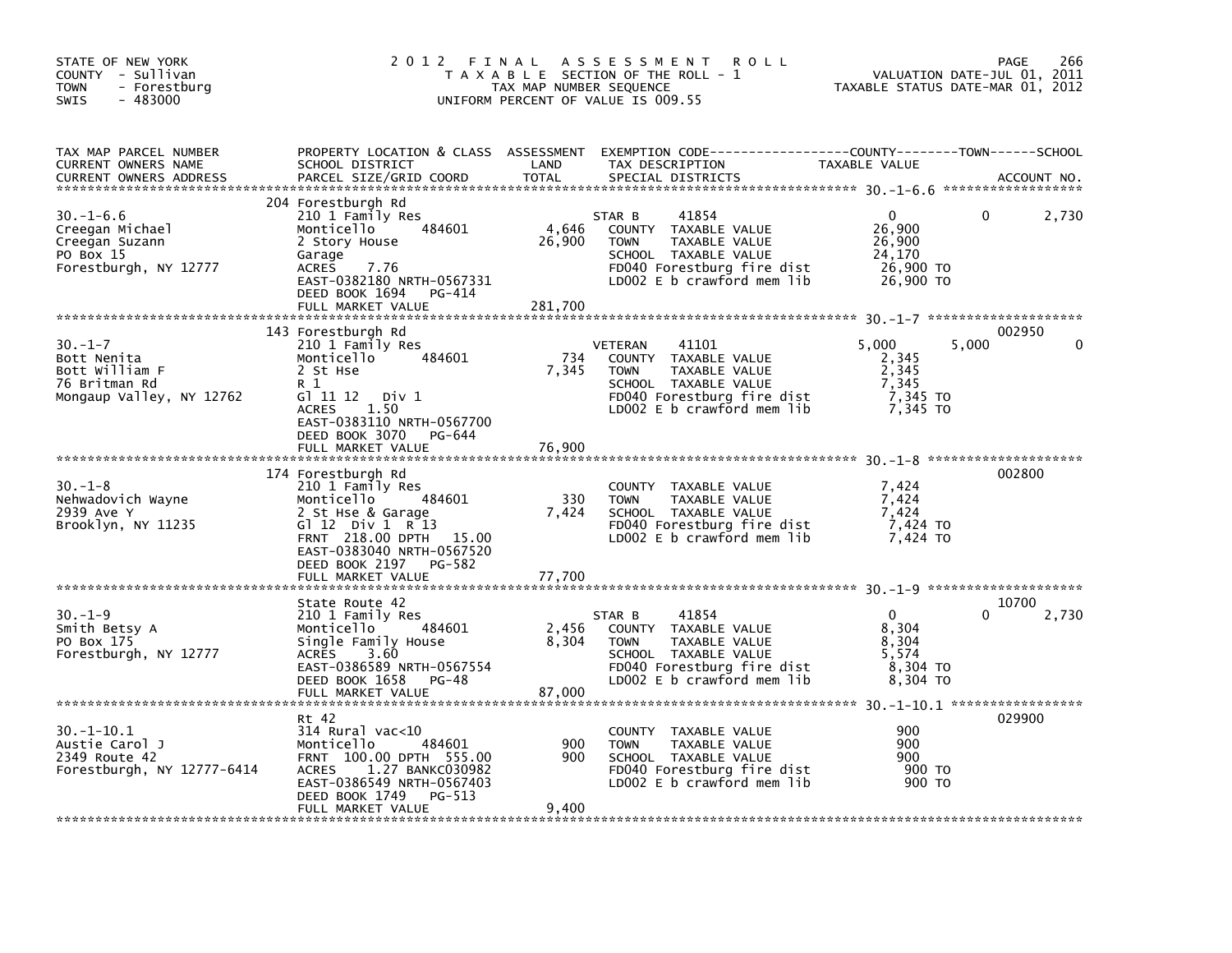STATE OF NEW YORK
COUNTY - Sullivan
TOWN - Forestburg
SWIS - 483000

# 2012 FINAL ASSESSMENT ROLL

TAXABLE SECTION OF THE ROLL - 1
TAX MAP NUMBER SEQUENCE
UNIFORM PERCENT OF VALUE IS 009.55

VALUATION DATE-JUL 01, 2011
TAXABLE STATUS DATE-MAR 01, 2012

| TAX MAP PARCEL NUMBER / CURRENT OWNERS NAME / CURRENT OWNERS ADDRESS | PROPERTY LOCATION & CLASS / SCHOOL DISTRICT / PARCEL SIZE/GRID COORD | ASSESSMENT LAND | TOTAL | EXEMPTION CODE / TAX DESCRIPTION / SPECIAL DISTRICTS | COUNTY TAXABLE VALUE | TOWN | SCHOOL | ACCOUNT NO. |
|---|---|---|---|---|---|---|---|---|
| 30.-1-6.6 | 204 Forestburgh Rd | | | | | | | |
| Creegan Michael | 210 1 Family Res | | | STAR B 41854 | 0 | 0 | 2,730 | |
| Creegan Suzann | Monticello 484601 | 4,646 | | COUNTY TAXABLE VALUE | 26,900 | | | |
| PO Box 15 | 2 Story House | | 26,900 | TOWN TAXABLE VALUE | 26,900 | | | |
| Forestburgh, NY 12777 | Garage | | | SCHOOL TAXABLE VALUE | 24,170 | | | |
| | ACRES 7.76 | | | FD040 Forestburg fire dist | 26,900 TO | | | |
| | EAST-0382180 NRTH-0567331 | | | LD002 E b crawford mem lib | 26,900 TO | | | |
| | DEED BOOK 1694 PG-414 | | | | | | | |
| | FULL MARKET VALUE | | 281,700 | | | | | |
| 30.-1-7 | 143 Forestburgh Rd | | | | | | | 002950 |
| Bott Nenita | 210 1 Family Res | | | VETERAN 41101 | 5,000 | 5,000 | 0 | |
| Bott William F | Monticello 484601 | 734 | | COUNTY TAXABLE VALUE | 2,345 | | | |
| 76 Britman Rd | 2 St Hse | | 7,345 | TOWN TAXABLE VALUE | 2,345 | | | |
| Mongaup Valley, NY 12762 | R 1 | | | SCHOOL TAXABLE VALUE | 7,345 | | | |
| | Gl 11 12 Div 1 | | | FD040 Forestburg fire dist | 7,345 TO | | | |
| | ACRES 1.50 | | | LD002 E b crawford mem lib | 7,345 TO | | | |
| | EAST-0383110 NRTH-0567700 | | | | | | | |
| | DEED BOOK 3070 PG-644 | | | | | | | |
| | FULL MARKET VALUE | | 76,900 | | | | | |
| 30.-1-8 | 174 Forestburgh Rd | | | | | | | 002800 |
| Nehwadovich Wayne | 210 1 Family Res | | | COUNTY TAXABLE VALUE | 7,424 | | | |
| 2939 Ave Y | Monticello 484601 | 330 | | TOWN TAXABLE VALUE | 7,424 | | | |
| Brooklyn, NY 11235 | 2 St Hse & Garage | | 7,424 | SCHOOL TAXABLE VALUE | 7,424 | | | |
| | Gl 12 Div 1 R 13 | | | FD040 Forestburg fire dist | 7,424 TO | | | |
| | FRNT 218.00 DPTH 15.00 | | | LD002 E b crawford mem lib | 7,424 TO | | | |
| | EAST-0383040 NRTH-0567520 | | | | | | | |
| | DEED BOOK 2197 PG-582 | | | | | | | |
| | FULL MARKET VALUE | | 77,700 | | | | | |
| 30.-1-9 | State Route 42 | | | | | | | 10700 |
| Smith Betsy A | 210 1 Family Res | | | STAR B 41854 | 0 | 0 | 2,730 | |
| PO Box 175 | Monticello 484601 | 2,456 | | COUNTY TAXABLE VALUE | 8,304 | | | |
| Forestburgh, NY 12777 | Single Family House | | 8,304 | TOWN TAXABLE VALUE | 8,304 | | | |
| | ACRES 3.60 | | | SCHOOL TAXABLE VALUE | 5,574 | | | |
| | EAST-0386589 NRTH-0567554 | | | FD040 Forestburg fire dist | 8,304 TO | | | |
| | DEED BOOK 1658 PG-48 | | | LD002 E b crawford mem lib | 8,304 TO | | | |
| | FULL MARKET VALUE | | 87,000 | | | | | |
| 30.-1-10.1 | Rt 42 | | | | | | | 029900 |
| Austie Carol J | 314 Rural vac<10 | | | COUNTY TAXABLE VALUE | 900 | | | |
| 2349 Route 42 | Monticello 484601 | 900 | | TOWN TAXABLE VALUE | 900 | | | |
| Forestburgh, NY 12777-6414 | FRNT 100.00 DPTH 555.00 | | 900 | SCHOOL TAXABLE VALUE | 900 | | | |
| | ACRES 1.27 BANKC030982 | | | FD040 Forestburg fire dist | 900 TO | | | |
| | EAST-0386549 NRTH-0567403 | | | LD002 E b crawford mem lib | 900 TO | | | |
| | DEED BOOK 1749 PG-513 | | | | | | | |
| | FULL MARKET VALUE | | 9,400 | | | | | |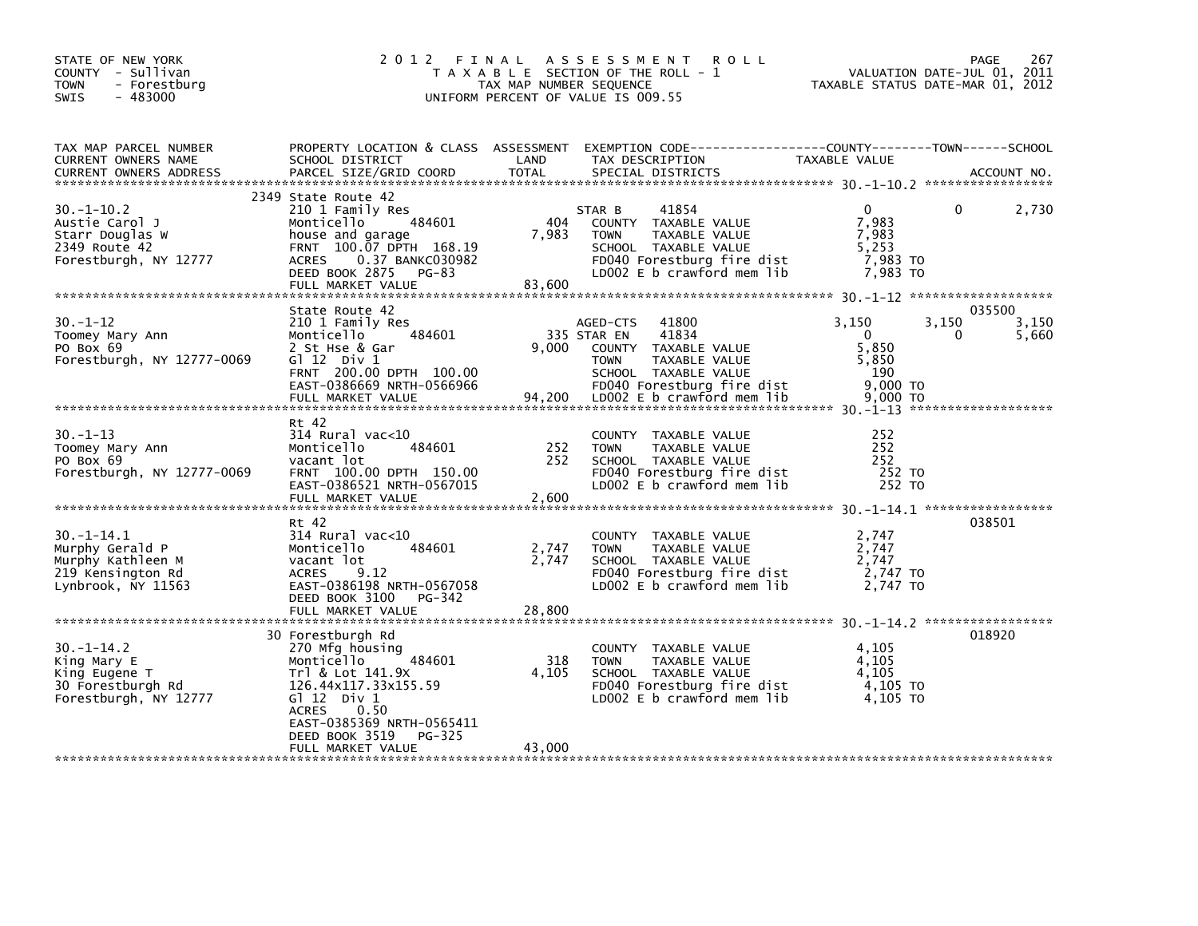STATE OF NEW YORK
COUNTY - Sullivan
TOWN - Forestburg
SWIS - 483000

# 2012 FINAL ASSESSMENT ROLL

TAXABLE SECTION OF THE ROLL - 1
TAX MAP NUMBER SEQUENCE
UNIFORM PERCENT OF VALUE IS 009.55

VALUATION DATE-JUL 01, 2011
TAXABLE STATUS DATE-MAR 01, 2012

| TAX MAP PARCEL NUMBER / CURRENT OWNERS NAME / CURRENT OWNERS ADDRESS | PROPERTY LOCATION & CLASS / SCHOOL DISTRICT / PARCEL SIZE/GRID COORD | ASSESSMENT LAND | TOTAL | EXEMPTION CODE / TAX DESCRIPTION / SPECIAL DISTRICTS | COUNTY TAXABLE VALUE | TOWN | SCHOOL | ACCOUNT NO. |
|---|---|---|---|---|---|---|---|---|
| 30.-1-10.2 | 2349 State Route 42 | | | | | | | |
| Austie Carol J | 210 1 Family Res | | | STAR B 41854 | 0 | 0 | 2,730 | |
| Starr Douglas W | Monticello 484601 | 404 | | COUNTY TAXABLE VALUE | 7,983 | | | |
| 2349 Route 42 | house and garage | | 7,983 | TOWN TAXABLE VALUE | 7,983 | | | |
| Forestburgh, NY 12777 | FRNT 100.07 DPTH 168.19 | | | SCHOOL TAXABLE VALUE | 5,253 | | | |
| | ACRES 0.37 BANKC030982 | | | FD040 Forestburg fire dist | 7,983 TO | | | |
| | DEED BOOK 2875 PG-83 | | | LD002 E b crawford mem lib | 7,983 TO | | | |
| | FULL MARKET VALUE | | 83,600 | | | | | |
| 30.-1-12 | State Route 42 | | | | | | | 035500 |
| Toomey Mary Ann | 210 1 Family Res | | | AGED-CTS 41800 | 3,150 | 3,150 | 3,150 | |
| PO Box 69 | Monticello 484601 | 335 | | STAR EN 41834 | 0 | 0 | 5,660 | |
| Forestburgh, NY 12777-0069 | 2 St Hse & Gar | | 9,000 | COUNTY TAXABLE VALUE | 5,850 | | | |
| | Gl 12 Div 1 | | | TOWN TAXABLE VALUE | 5,850 | | | |
| | FRNT 200.00 DPTH 100.00 | | | SCHOOL TAXABLE VALUE | 190 | | | |
| | EAST-0386669 NRTH-0566966 | | | FD040 Forestburg fire dist | 9,000 TO | | | |
| | FULL MARKET VALUE | | 94,200 | LD002 E b crawford mem lib | 9,000 TO | | | |
| 30.-1-13 | Rt 42 | | | | | | | |
| Toomey Mary Ann | 314 Rural vac<10 | | | COUNTY TAXABLE VALUE | 252 | | | |
| PO Box 69 | Monticello 484601 | 252 | | TOWN TAXABLE VALUE | 252 | | | |
| Forestburgh, NY 12777-0069 | vacant lot | | 252 | SCHOOL TAXABLE VALUE | 252 | | | |
| | FRNT 100.00 DPTH 150.00 | | | FD040 Forestburg fire dist | 252 TO | | | |
| | EAST-0386521 NRTH-0567015 | | | LD002 E b crawford mem lib | 252 TO | | | |
| | FULL MARKET VALUE | | 2,600 | | | | | |
| 30.-1-14.1 | Rt 42 | | | | | | | 038501 |
| Murphy Gerald P | 314 Rural vac<10 | | | COUNTY TAXABLE VALUE | 2,747 | | | |
| Murphy Kathleen M | Monticello 484601 | 2,747 | | TOWN TAXABLE VALUE | 2,747 | | | |
| 219 Kensington Rd | vacant lot | | 2,747 | SCHOOL TAXABLE VALUE | 2,747 | | | |
| Lynbrook, NY 11563 | ACRES 9.12 | | | FD040 Forestburg fire dist | 2,747 TO | | | |
| | EAST-0386198 NRTH-0567058 | | | LD002 E b crawford mem lib | 2,747 TO | | | |
| | DEED BOOK 3100 PG-342 | | | | | | | |
| | FULL MARKET VALUE | | 28,800 | | | | | |
| 30.-1-14.2 | 30 Forestburgh Rd | | | | | | | 018920 |
| King Mary E | 270 Mfg housing | | | COUNTY TAXABLE VALUE | 4,105 | | | |
| King Eugene T | Monticello 484601 | 318 | | TOWN TAXABLE VALUE | 4,105 | | | |
| 30 Forestburgh Rd | Trl & Lot 141.9X | | 4,105 | SCHOOL TAXABLE VALUE | 4,105 | | | |
| Forestburgh, NY 12777 | 126.44x117.33x155.59 | | | FD040 Forestburg fire dist | 4,105 TO | | | |
| | Gl 12 Div 1 | | | LD002 E b crawford mem lib | 4,105 TO | | | |
| | ACRES 0.50 | | | | | | | |
| | EAST-0385369 NRTH-0565411 | | | | | | | |
| | DEED BOOK 3519 PG-325 | | | | | | | |
| | FULL MARKET VALUE | | 43,000 | | | | | |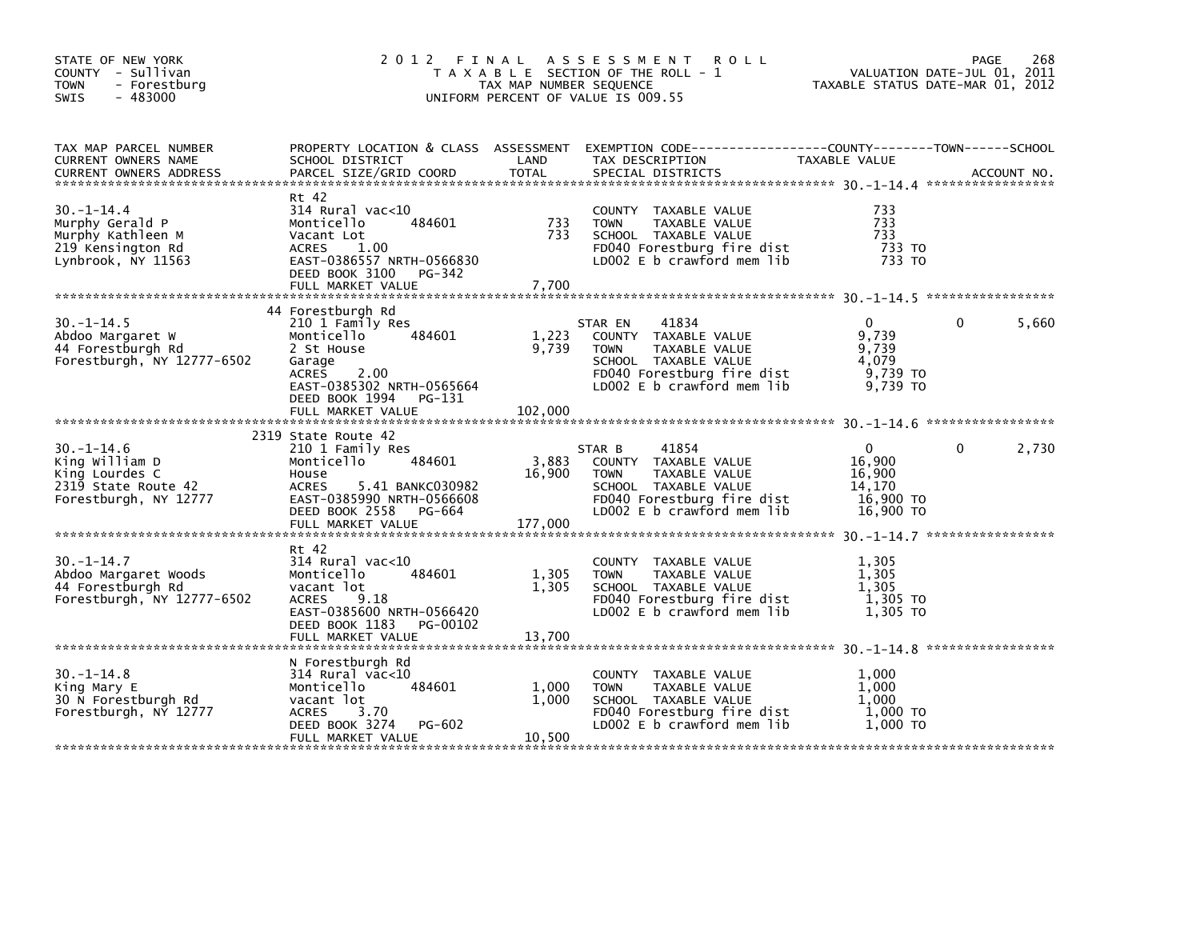STATE OF NEW YORK
COUNTY - Sullivan
TOWN - Forestburg
SWIS - 483000

# 2012 FINAL ASSESSMENT ROLL
TAXABLE SECTION OF THE ROLL - 1
TAX MAP NUMBER SEQUENCE
UNIFORM PERCENT OF VALUE IS 009.55

VALUATION DATE-JUL 01, 2011
TAXABLE STATUS DATE-MAR 01, 2012

| TAX MAP PARCEL NUMBER / CURRENT OWNERS NAME / CURRENT OWNERS ADDRESS | PROPERTY LOCATION & CLASS / SCHOOL DISTRICT / PARCEL SIZE/GRID COORD | ASSESSMENT LAND | TOTAL | EXEMPTION CODE / TAX DESCRIPTION / SPECIAL DISTRICTS | COUNTY TAXABLE VALUE | TOWN | SCHOOL | ACCOUNT NO. |
|---|---|---|---|---|---|---|---|---|
| 30.-1-14.4 | Rt 42 | | | | | | | |
| Murphy Gerald P | 314 Rural vac<10 | | | COUNTY TAXABLE VALUE | 733 | | | |
| Murphy Kathleen M | Monticello 484601 | 733 | | TOWN TAXABLE VALUE | 733 | | | |
| 219 Kensington Rd | Vacant Lot | | 733 | SCHOOL TAXABLE VALUE | 733 | | | |
| Lynbrook, NY 11563 | ACRES 1.00 | | | FD040 Forestburg fire dist | 733 TO | | | |
| | EAST-0386557 NRTH-0566830 | | | LD002 E b crawford mem lib | 733 TO | | | |
| | DEED BOOK 3100 PG-342 | | | | | | | |
| | FULL MARKET VALUE | | 7,700 | | | | | |
| 30.-1-14.5 | 44 Forestburgh Rd | | | | | | | |
| Abdoo Margaret W | 210 1 Family Res | | | STAR EN 41834 | 0 | 0 | 5,660 | |
| 44 Forestburgh Rd | Monticello 484601 | 1,223 | | COUNTY TAXABLE VALUE | 9,739 | | | |
| Forestburgh, NY 12777-6502 | 2 St House | | 9,739 | TOWN TAXABLE VALUE | 9,739 | | | |
| | Garage | | | SCHOOL TAXABLE VALUE | 4,079 | | | |
| | ACRES 2.00 | | | FD040 Forestburg fire dist | 9,739 TO | | | |
| | EAST-0385302 NRTH-0565664 | | | LD002 E b crawford mem lib | 9,739 TO | | | |
| | DEED BOOK 1994 PG-131 | | | | | | | |
| | FULL MARKET VALUE | | 102,000 | | | | | |
| 30.-1-14.6 | 2319 State Route 42 | | | | | | | |
| King William D | 210 1 Family Res | | | STAR B 41854 | 0 | 0 | 2,730 | |
| King Lourdes C | Monticello 484601 | 3,883 | | COUNTY TAXABLE VALUE | 16,900 | | | |
| 2319 State Route 42 | House | | 16,900 | TOWN TAXABLE VALUE | 16,900 | | | |
| Forestburgh, NY 12777 | ACRES 5.41 BANKC030982 | | | SCHOOL TAXABLE VALUE | 14,170 | | | |
| | EAST-0385990 NRTH-0566608 | | | FD040 Forestburg fire dist | 16,900 TO | | | |
| | DEED BOOK 2558 PG-664 | | | LD002 E b crawford mem lib | 16,900 TO | | | |
| | FULL MARKET VALUE | | 177,000 | | | | | |
| 30.-1-14.7 | Rt 42 | | | | | | | |
| Abdoo Margaret Woods | 314 Rural vac<10 | | | COUNTY TAXABLE VALUE | 1,305 | | | |
| 44 Forestburgh Rd | Monticello 484601 | 1,305 | | TOWN TAXABLE VALUE | 1,305 | | | |
| Forestburgh, NY 12777-6502 | vacant lot | | 1,305 | SCHOOL TAXABLE VALUE | 1,305 | | | |
| | ACRES 9.18 | | | FD040 Forestburg fire dist | 1,305 TO | | | |
| | EAST-0385600 NRTH-0566420 | | | LD002 E b crawford mem lib | 1,305 TO | | | |
| | DEED BOOK 1183 PG-00102 | | | | | | | |
| | FULL MARKET VALUE | | 13,700 | | | | | |
| 30.-1-14.8 | N Forestburgh Rd | | | | | | | |
| King Mary E | 314 Rural vac<10 | | | COUNTY TAXABLE VALUE | 1,000 | | | |
| 30 N Forestburgh Rd | Monticello 484601 | 1,000 | | TOWN TAXABLE VALUE | 1,000 | | | |
| Forestburgh, NY 12777 | vacant lot | | 1,000 | SCHOOL TAXABLE VALUE | 1,000 | | | |
| | ACRES 3.70 | | | FD040 Forestburg fire dist | 1,000 TO | | | |
| | DEED BOOK 3274 PG-602 | | | LD002 E b crawford mem lib | 1,000 TO | | | |
| | FULL MARKET VALUE | | 10,500 | | | | | |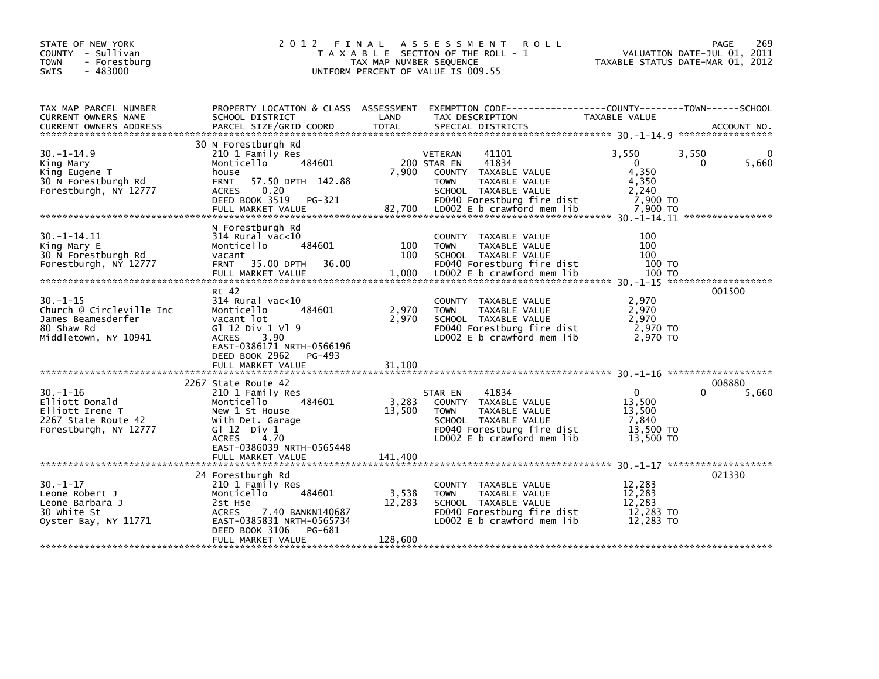STATE OF NEW YORK
COUNTY - Sullivan
TOWN - Forestburg
SWIS - 483000

# 2012 FINAL ASSESSMENT ROLL

TAXABLE SECTION OF THE ROLL - 1
TAX MAP NUMBER SEQUENCE
UNIFORM PERCENT OF VALUE IS 009.55

VALUATION DATE-JUL 01, 2011
TAXABLE STATUS DATE-MAR 01, 2012

| TAX MAP PARCEL NUMBER / CURRENT OWNERS NAME / CURRENT OWNERS ADDRESS | PROPERTY LOCATION & CLASS / SCHOOL DISTRICT / PARCEL SIZE/GRID COORD | ASSESSMENT LAND / TOTAL | EXEMPTION CODE / TAX DESCRIPTION / SPECIAL DISTRICTS | COUNTY TAXABLE VALUE | TOWN | SCHOOL / ACCOUNT NO. |
|---|---|---|---|---|---|---|
| 30.-1-14.9 | 30 N Forestburgh Rd | | | | | |
| 30.-1-14.9 | 210 1 Family Res | | VETERAN 41101 | 3,550 | 3,550 | 0 |
| King Mary | Monticello 484601 | 200 | STAR EN 41834 | 0 | 0 | 5,660 |
| King Eugene T | house | 7,900 | COUNTY TAXABLE VALUE | 4,350 | | |
| 30 N Forestburgh Rd | FRNT 57.50 DPTH 142.88 | | TOWN TAXABLE VALUE | 4,350 | | |
| Forestburgh, NY 12777 | ACRES 0.20 | | SCHOOL TAXABLE VALUE | 2,240 | | |
| | DEED BOOK 3519 PG-321 | | FD040 Forestburg fire dist | 7,900 TO | | |
| | FULL MARKET VALUE | 82,700 | LD002 E b crawford mem lib | 7,900 TO | | |
| 30.-1-14.11 | N Forestburgh Rd | | | | | |
| 30.-1-14.11 | 314 Rural vac<10 | | COUNTY TAXABLE VALUE | 100 | | |
| King Mary E | Monticello 484601 | 100 | TOWN TAXABLE VALUE | 100 | | |
| 30 N Forestburgh Rd | vacant | 100 | SCHOOL TAXABLE VALUE | 100 | | |
| Forestburgh, NY 12777 | FRNT 35.00 DPTH 36.00 | | FD040 Forestburg fire dist | 100 TO | | |
| | FULL MARKET VALUE | 1,000 | LD002 E b crawford mem lib | 100 TO | | |
| 30.-1-15 | Rt 42 | | | | | 001500 |
| 30.-1-15 | 314 Rural vac<10 | | COUNTY TAXABLE VALUE | 2,970 | | |
| Church @ Circleville Inc | Monticello 484601 | 2,970 | TOWN TAXABLE VALUE | 2,970 | | |
| James Beamesderfer | vacant lot | 2,970 | SCHOOL TAXABLE VALUE | 2,970 | | |
| 80 Shaw Rd | Gl 12 Div 1 Vl 9 | | FD040 Forestburg fire dist | 2,970 TO | | |
| Middletown, NY 10941 | ACRES 3.90 | | LD002 E b crawford mem lib | 2,970 TO | | |
| | EAST-0386171 NRTH-0566196 | | | | | |
| | DEED BOOK 2962 PG-493 | | | | | |
| | FULL MARKET VALUE | 31,100 | | | | |
| 30.-1-16 | 2267 State Route 42 | | | | | 008880 |
| 30.-1-16 | 210 1 Family Res | | STAR EN 41834 | 0 | 0 | 5,660 |
| Elliott Donald | Monticello 484601 | 3,283 | COUNTY TAXABLE VALUE | 13,500 | | |
| Elliott Irene T | New 1 St House | 13,500 | TOWN TAXABLE VALUE | 13,500 | | |
| 2267 State Route 42 | With Det. Garage | | SCHOOL TAXABLE VALUE | 7,840 | | |
| Forestburgh, NY 12777 | Gl 12 Div 1 | | FD040 Forestburg fire dist | 13,500 TO | | |
| | ACRES 4.70 | | LD002 E b crawford mem lib | 13,500 TO | | |
| | EAST-0386039 NRTH-0565448 | | | | | |
| | FULL MARKET VALUE | 141,400 | | | | |
| 30.-1-17 | 24 Forestburgh Rd | | | | | 021330 |
| 30.-1-17 | 210 1 Family Res | | COUNTY TAXABLE VALUE | 12,283 | | |
| Leone Robert J | Monticello 484601 | 3,538 | TOWN TAXABLE VALUE | 12,283 | | |
| Leone Barbara J | 2st Hse | 12,283 | SCHOOL TAXABLE VALUE | 12,283 | | |
| 30 White St | ACRES 7.40 BANKN140687 | | FD040 Forestburg fire dist | 12,283 TO | | |
| Oyster Bay, NY 11771 | EAST-0385831 NRTH-0565734 | | LD002 E b crawford mem lib | 12,283 TO | | |
| | DEED BOOK 3106 PG-681 | | | | | |
| | FULL MARKET VALUE | 128,600 | | | | |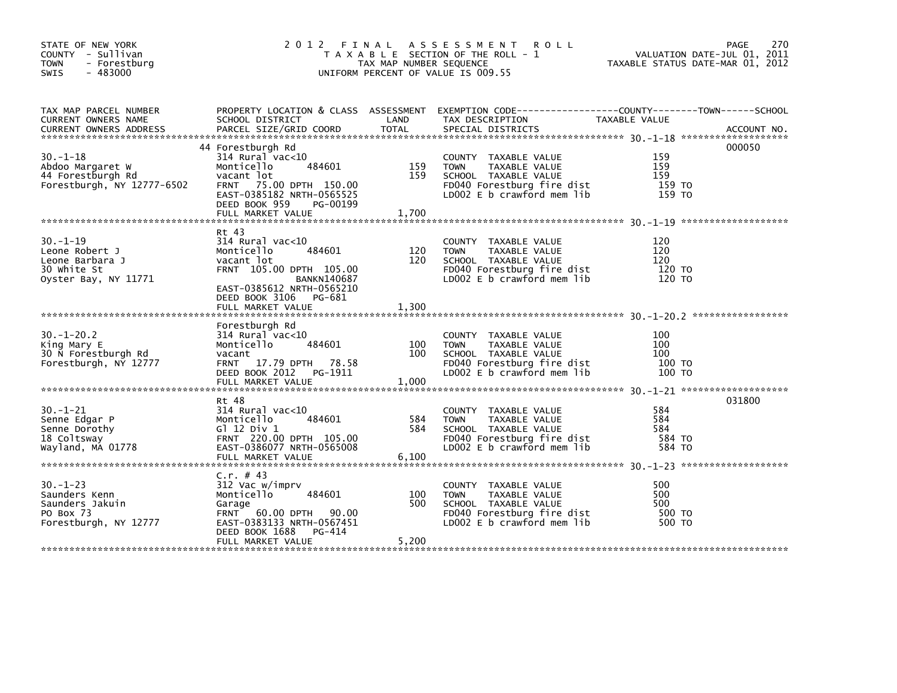STATE OF NEW YORK
COUNTY - Sullivan
TOWN - Forestburg
SWIS - 483000

# 2012 FINAL ASSESSMENT ROLL

TAXABLE SECTION OF THE ROLL - 1
TAX MAP NUMBER SEQUENCE
UNIFORM PERCENT OF VALUE IS 009.55

VALUATION DATE-JUL 01, 2011
TAXABLE STATUS DATE-MAR 01, 2012

| TAX MAP PARCEL NUMBER / CURRENT OWNERS NAME / CURRENT OWNERS ADDRESS | PROPERTY LOCATION & CLASS / SCHOOL DISTRICT / PARCEL SIZE/GRID COORD | ASSESSMENT LAND | ASSESSMENT TOTAL | EXEMPTION CODE / TAX DESCRIPTION / SPECIAL DISTRICTS | TAXABLE VALUE | ACCOUNT NO. |
|---|---|---|---|---|---|---|
| 30.-1-18 | 44 Forestburgh Rd | | | | | 000050 |
| Abdoo Margaret W | 314 Rural vac<10 | | | COUNTY TAXABLE VALUE | 159 | |
| 44 Forestburgh Rd | Monticello 484601 | 159 | | TOWN TAXABLE VALUE | 159 | |
| Forestburgh, NY 12777-6502 | vacant lot | | 159 | SCHOOL TAXABLE VALUE | 159 | |
| | FRNT 75.00 DPTH 150.00 | | | FD040 Forestburg fire dist | 159 TO | |
| | EAST-0385182 NRTH-0565525 | | | LD002 E b crawford mem lib | 159 TO | |
| | DEED BOOK 959 PG-00199 | | | | | |
| | FULL MARKET VALUE | | 1,700 | | | |
| 30.-1-19 | Rt 43 | | | | | |
| Leone Robert J | 314 Rural vac<10 | | | COUNTY TAXABLE VALUE | 120 | |
| Leone Barbara J | Monticello 484601 | 120 | | TOWN TAXABLE VALUE | 120 | |
| 30 White St | vacant lot | | 120 | SCHOOL TAXABLE VALUE | 120 | |
| Oyster Bay, NY 11771 | FRNT 105.00 DPTH 105.00 | | | FD040 Forestburg fire dist | 120 TO | |
| | BANKN140687 | | | LD002 E b crawford mem lib | 120 TO | |
| | EAST-0385612 NRTH-0565210 | | | | | |
| | DEED BOOK 3106 PG-681 | | | | | |
| | FULL MARKET VALUE | | 1,300 | | | |
| 30.-1-20.2 | Forestburgh Rd | | | | | |
| King Mary E | 314 Rural vac<10 | | | COUNTY TAXABLE VALUE | 100 | |
| 30 N Forestburgh Rd | Monticello 484601 | 100 | | TOWN TAXABLE VALUE | 100 | |
| Forestburgh, NY 12777 | vacant | | 100 | SCHOOL TAXABLE VALUE | 100 | |
| | FRNT 17.79 DPTH 78.58 | | | FD040 Forestburg fire dist | 100 TO | |
| | DEED BOOK 2012 PG-1911 | | | LD002 E b crawford mem lib | 100 TO | |
| | FULL MARKET VALUE | | 1,000 | | | |
| 30.-1-21 | Rt 48 | | | | | 031800 |
| Senne Edgar P | 314 Rural vac<10 | | | COUNTY TAXABLE VALUE | 584 | |
| Senne Dorothy | Monticello 484601 | 584 | | TOWN TAXABLE VALUE | 584 | |
| 18 Coltsway | Gl 12 Div 1 | | 584 | SCHOOL TAXABLE VALUE | 584 | |
| Wayland, MA 01778 | FRNT 220.00 DPTH 105.00 | | | FD040 Forestburg fire dist | 584 TO | |
| | EAST-0386077 NRTH-0565008 | | | LD002 E b crawford mem lib | 584 TO | |
| | FULL MARKET VALUE | | 6,100 | | | |
| 30.-1-23 | C.r. # 43 | | | | | |
| Saunders Kenn | 312 Vac w/imprv | | | COUNTY TAXABLE VALUE | 500 | |
| Saunders Jakuin | Monticello 484601 | 100 | | TOWN TAXABLE VALUE | 500 | |
| PO Box 73 | Garage | | 500 | SCHOOL TAXABLE VALUE | 500 | |
| Forestburgh, NY 12777 | FRNT 60.00 DPTH 90.00 | | | FD040 Forestburg fire dist | 500 TO | |
| | EAST-0383133 NRTH-0567451 | | | LD002 E b crawford mem lib | 500 TO | |
| | DEED BOOK 1688 PG-414 | | | | | |
| | FULL MARKET VALUE | | 5,200 | | | |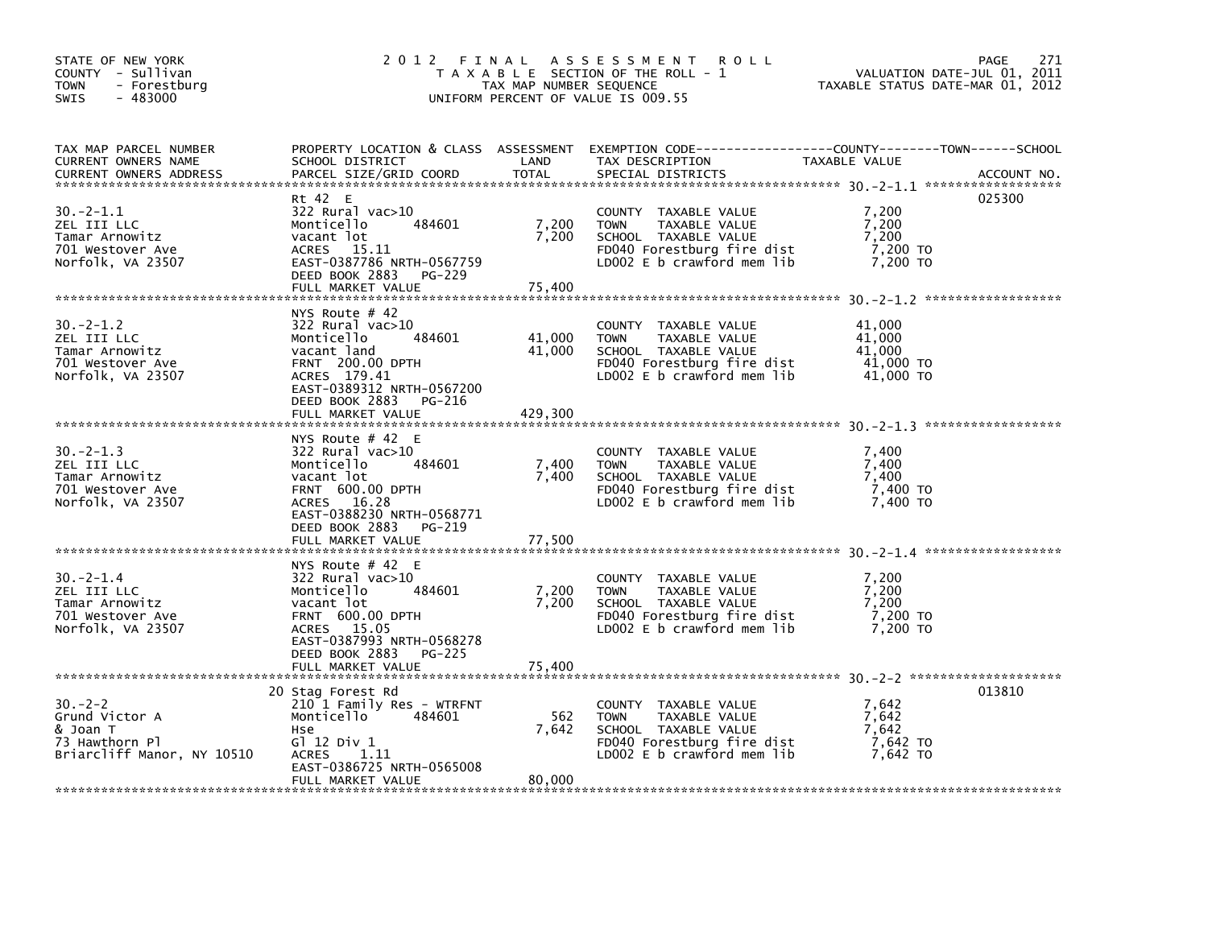STATE OF NEW YORK
COUNTY - Sullivan
TOWN - Forestburg
SWIS - 483000

# 2012 FINAL ASSESSMENT ROLL

TAXABLE SECTION OF THE ROLL - 1
TAX MAP NUMBER SEQUENCE
UNIFORM PERCENT OF VALUE IS 009.55

VALUATION DATE-JUL 01, 2011
TAXABLE STATUS DATE-MAR 01, 2012

| TAX MAP PARCEL NUMBER / CURRENT OWNERS NAME / CURRENT OWNERS ADDRESS | PROPERTY LOCATION & CLASS / SCHOOL DISTRICT / PARCEL SIZE/GRID COORD | ASSESSMENT LAND | TOTAL | EXEMPTION CODE / TAX DESCRIPTION / SPECIAL DISTRICTS | TAXABLE VALUE (COUNTY--TOWN--SCHOOL) | ACCOUNT NO. |
|---|---|---|---|---|---|---|
| 30.-2-1.1 | Rt 42 E | | | | | 025300 |
| ZEL III LLC | 322 Rural vac>10 | | | COUNTY TAXABLE VALUE | 7,200 | |
| Tamar Arnowitz | Monticello 484601 | 7,200 | | TOWN TAXABLE VALUE | 7,200 | |
| 701 Westover Ave | vacant lot | | 7,200 | SCHOOL TAXABLE VALUE | 7,200 | |
| Norfolk, VA 23507 | ACRES 15.11 | | | FD040 Forestburg fire dist | 7,200 TO | |
| | EAST-0387786 NRTH-0567759 | | | LD002 E b crawford mem lib | 7,200 TO | |
| | DEED BOOK 2883 PG-229 | | | | | |
| | FULL MARKET VALUE | | 75,400 | | | |
| 30.-2-1.2 | NYS Route # 42 | | | | | |
| ZEL III LLC | 322 Rural vac>10 | | | COUNTY TAXABLE VALUE | 41,000 | |
| Tamar Arnowitz | Monticello 484601 | 41,000 | | TOWN TAXABLE VALUE | 41,000 | |
| 701 Westover Ave | vacant land | | 41,000 | SCHOOL TAXABLE VALUE | 41,000 | |
| Norfolk, VA 23507 | FRNT 200.00 DPTH | | | FD040 Forestburg fire dist | 41,000 TO | |
| | ACRES 179.41 | | | LD002 E b crawford mem lib | 41,000 TO | |
| | EAST-0389312 NRTH-0567200 | | | | | |
| | DEED BOOK 2883 PG-216 | | | | | |
| | FULL MARKET VALUE | | 429,300 | | | |
| 30.-2-1.3 | NYS Route # 42 E | | | | | |
| ZEL III LLC | 322 Rural vac>10 | | | COUNTY TAXABLE VALUE | 7,400 | |
| Tamar Arnowitz | Monticello 484601 | 7,400 | | TOWN TAXABLE VALUE | 7,400 | |
| 701 Westover Ave | vacant lot | | 7,400 | SCHOOL TAXABLE VALUE | 7,400 | |
| Norfolk, VA 23507 | FRNT 600.00 DPTH | | | FD040 Forestburg fire dist | 7,400 TO | |
| | ACRES 16.28 | | | LD002 E b crawford mem lib | 7,400 TO | |
| | EAST-0388230 NRTH-0568771 | | | | | |
| | DEED BOOK 2883 PG-219 | | | | | |
| | FULL MARKET VALUE | | 77,500 | | | |
| 30.-2-1.4 | NYS Route # 42 E | | | | | |
| ZEL III LLC | 322 Rural vac>10 | | | COUNTY TAXABLE VALUE | 7,200 | |
| Tamar Arnowitz | Monticello 484601 | 7,200 | | TOWN TAXABLE VALUE | 7,200 | |
| 701 Westover Ave | vacant lot | | 7,200 | SCHOOL TAXABLE VALUE | 7,200 | |
| Norfolk, VA 23507 | FRNT 600.00 DPTH | | | FD040 Forestburg fire dist | 7,200 TO | |
| | ACRES 15.05 | | | LD002 E b crawford mem lib | 7,200 TO | |
| | EAST-0387993 NRTH-0568278 | | | | | |
| | DEED BOOK 2883 PG-225 | | | | | |
| | FULL MARKET VALUE | | 75,400 | | | |
| 30.-2-2 | 20 Stag Forest Rd | | | | | 013810 |
| Grund Victor A | 210 1 Family Res - WTRFNT | | | COUNTY TAXABLE VALUE | 7,642 | |
| & Joan T | Monticello 484601 | 562 | | TOWN TAXABLE VALUE | 7,642 | |
| 73 Hawthorn Pl | Hse | | 7,642 | SCHOOL TAXABLE VALUE | 7,642 | |
| Briarcliff Manor, NY 10510 | Gl 12 Div 1 | | | FD040 Forestburg fire dist | 7,642 TO | |
| | ACRES 1.11 | | | LD002 E b crawford mem lib | 7,642 TO | |
| | EAST-0386725 NRTH-0565008 | | | | | |
| | FULL MARKET VALUE | | 80,000 | | | |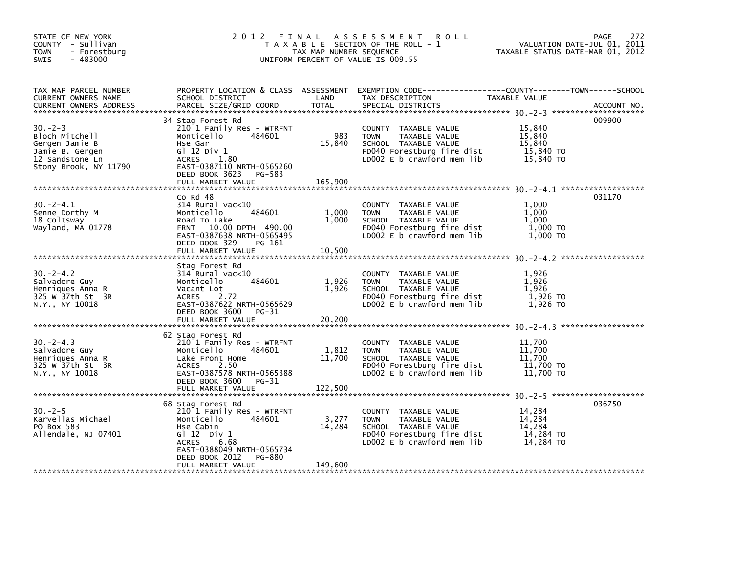STATE OF NEW YORK
COUNTY - Sullivan
TOWN - Forestburg
SWIS - 483000

# 2012 FINAL ASSESSMENT ROLL

TAXABLE SECTION OF THE ROLL - 1
TAX MAP NUMBER SEQUENCE
UNIFORM PERCENT OF VALUE IS 009.55

VALUATION DATE-JUL 01, 2011
TAXABLE STATUS DATE-MAR 01, 2012

| TAX MAP PARCEL NUMBER / CURRENT OWNERS NAME / CURRENT OWNERS ADDRESS | PROPERTY LOCATION & CLASS / SCHOOL DISTRICT / PARCEL SIZE/GRID COORD | ASSESSMENT LAND | TOTAL | EXEMPTION CODE / TAX DESCRIPTION / SPECIAL DISTRICTS | TAXABLE VALUE (COUNTY / TOWN / SCHOOL) | ACCOUNT NO. |
|---|---|---|---|---|---|---|
| 30.-2-3 | 34 Stag Forest Rd | | | | | 009900 |
| Bloch Mitchell | 210 1 Family Res - WTRFNT | | | COUNTY TAXABLE VALUE | 15,840 | |
| Gergen Jamie B | Monticello 484601 | 983 | | TOWN TAXABLE VALUE | 15,840 | |
| Jamie B. Gergen | Hse Gar | | 15,840 | SCHOOL TAXABLE VALUE | 15,840 | |
| 12 Sandstone Ln | Gl 12 Div 1 | | | FD040 Forestburg fire dist | 15,840 TO | |
| Stony Brook, NY 11790 | ACRES 1.80 | | | LD002 E b crawford mem lib | 15,840 TO | |
| | EAST-0387110 NRTH-0565260 | | | | | |
| | DEED BOOK 3623 PG-583 | | | | | |
| | FULL MARKET VALUE | | 165,900 | | | |
| 30.-2-4.1 | Co Rd 48 | | | | | 031170 |
| Senne Dorthy M | 314 Rural vac<10 | | | COUNTY TAXABLE VALUE | 1,000 | |
| 18 Coltsway | Monticello 484601 | 1,000 | | TOWN TAXABLE VALUE | 1,000 | |
| Wayland, MA 01778 | Road To Lake | | 1,000 | SCHOOL TAXABLE VALUE | 1,000 | |
| | FRNT 10.00 DPTH 490.00 | | | FD040 Forestburg fire dist | 1,000 TO | |
| | EAST-0387638 NRTH-0565495 | | | LD002 E b crawford mem lib | 1,000 TO | |
| | DEED BOOK 329 PG-161 | | | | | |
| | FULL MARKET VALUE | | 10,500 | | | |
| 30.-2-4.2 | Stag Forest Rd | | | | | |
| Salvadore Guy | 314 Rural vac<10 | | | COUNTY TAXABLE VALUE | 1,926 | |
| Henriques Anna R | Monticello 484601 | 1,926 | | TOWN TAXABLE VALUE | 1,926 | |
| 325 W 37th St 3R | Vacant Lot | | 1,926 | SCHOOL TAXABLE VALUE | 1,926 | |
| N.Y., NY 10018 | ACRES 2.72 | | | FD040 Forestburg fire dist | 1,926 TO | |
| | EAST-0387622 NRTH-0565629 | | | LD002 E b crawford mem lib | 1,926 TO | |
| | DEED BOOK 3600 PG-31 | | | | | |
| | FULL MARKET VALUE | | 20,200 | | | |
| 30.-2-4.3 | 62 Stag Forest Rd | | | | | |
| Salvadore Guy | 210 1 Family Res - WTRFNT | | | COUNTY TAXABLE VALUE | 11,700 | |
| Henriques Anna R | Monticello 484601 | 1,812 | | TOWN TAXABLE VALUE | 11,700 | |
| 325 W 37th St 3R | Lake Front Home | | 11,700 | SCHOOL TAXABLE VALUE | 11,700 | |
| N.Y., NY 10018 | ACRES 2.50 | | | FD040 Forestburg fire dist | 11,700 TO | |
| | EAST-0387578 NRTH-0565388 | | | LD002 E b crawford mem lib | 11,700 TO | |
| | DEED BOOK 3600 PG-31 | | | | | |
| | FULL MARKET VALUE | | 122,500 | | | |
| 30.-2-5 | 68 Stag Forest Rd | | | | | 036750 |
| Karvellas Michael | 210 1 Family Res - WTRFNT | | | COUNTY TAXABLE VALUE | 14,284 | |
| PO Box 583 | Monticello 484601 | 3,277 | | TOWN TAXABLE VALUE | 14,284 | |
| Allendale, NJ 07401 | Hse Cabin | | 14,284 | SCHOOL TAXABLE VALUE | 14,284 | |
| | Gl 12 Div 1 | | | FD040 Forestburg fire dist | 14,284 TO | |
| | ACRES 6.68 | | | LD002 E b crawford mem lib | 14,284 TO | |
| | EAST-0388049 NRTH-0565734 | | | | | |
| | DEED BOOK 2012 PG-880 | | | | | |
| | FULL MARKET VALUE | | 149,600 | | | |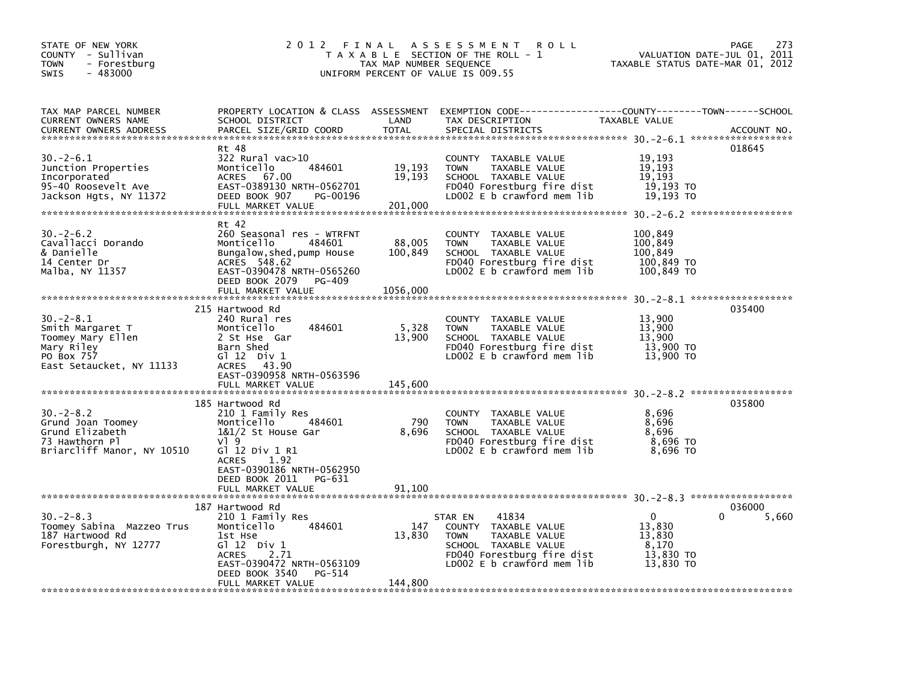STATE OF NEW YORK
COUNTY - Sullivan
TOWN - Forestburg
SWIS - 483000

# 2012 FINAL ASSESSMENT ROLL

TAXABLE SECTION OF THE ROLL - 1
TAX MAP NUMBER SEQUENCE
UNIFORM PERCENT OF VALUE IS 009.55

VALUATION DATE-JUL 01, 2011
TAXABLE STATUS DATE-MAR 01, 2012

| TAX MAP PARCEL NUMBER / CURRENT OWNERS NAME / CURRENT OWNERS ADDRESS | PROPERTY LOCATION & CLASS / SCHOOL DISTRICT / PARCEL SIZE/GRID COORD | ASSESSMENT LAND | ASSESSMENT TOTAL | EXEMPTION CODE / TAX DESCRIPTION / SPECIAL DISTRICTS | COUNTY TAXABLE VALUE | TOWN | SCHOOL | ACCOUNT NO. |
|---|---|---|---|---|---|---|---|---|
| 30.-2-6.1<br>Junction Properties<br>Incorporated<br>95-40 Roosevelt Ave<br>Jackson Hgts, NY 11372 | Rt 48<br>322 Rural vac>10<br>Monticello 484601<br>ACRES 67.00<br>EAST-0389130 NRTH-0562701<br>DEED BOOK 907 PG-00196<br>FULL MARKET VALUE | 19,193 | 19,193<br><br>201,000 | COUNTY TAXABLE VALUE<br>TOWN TAXABLE VALUE<br>SCHOOL TAXABLE VALUE<br>FD040 Forestburg fire dist<br>LD002 E b crawford mem lib | 19,193<br>19,193<br>19,193<br>19,193 TO<br>19,193 TO | | | 018645 |
| 30.-2-6.2<br>Cavallacci Dorando<br>& Danielle<br>14 Center Dr<br>Malba, NY 11357 | Rt 42<br>260 Seasonal res - WTRFNT<br>Monticello 484601<br>Bungalow,shed,pump House<br>ACRES 548.62<br>EAST-0390478 NRTH-0565260<br>DEED BOOK 2079 PG-409<br>FULL MARKET VALUE | 88,005 | 100,849<br><br>1056,000 | COUNTY TAXABLE VALUE<br>TOWN TAXABLE VALUE<br>SCHOOL TAXABLE VALUE<br>FD040 Forestburg fire dist<br>LD002 E b crawford mem lib | 100,849<br>100,849<br>100,849<br>100,849 TO<br>100,849 TO | | | |
| 30.-2-8.1<br>Smith Margaret T<br>Toomey Mary Ellen<br>Mary Riley<br>PO Box 757<br>East Setaucket, NY 11133 | 215 Hartwood Rd<br>240 Rural res<br>Monticello 484601<br>2 St Hse Gar<br>Barn Shed<br>Gl 12 Div 1<br>ACRES 43.90<br>EAST-0390958 NRTH-0563596<br>FULL MARKET VALUE | 5,328 | 13,900<br><br>145,600 | COUNTY TAXABLE VALUE<br>TOWN TAXABLE VALUE<br>SCHOOL TAXABLE VALUE<br>FD040 Forestburg fire dist<br>LD002 E b crawford mem lib | 13,900<br>13,900<br>13,900<br>13,900 TO<br>13,900 TO | | | 035400 |
| 30.-2-8.2<br>Grund Joan Toomey<br>Grund Elizabeth<br>73 Hawthorn Pl<br>Briarcliff Manor, NY 10510 | 185 Hartwood Rd<br>210 1 Family Res<br>Monticello 484601<br>1&1/2 St House Gar<br>Vl 9<br>Gl 12 Div 1 R1<br>ACRES 1.92<br>EAST-0390186 NRTH-0562950<br>DEED BOOK 2011 PG-631<br>FULL MARKET VALUE | 790 | 8,696<br><br>91,100 | COUNTY TAXABLE VALUE<br>TOWN TAXABLE VALUE<br>SCHOOL TAXABLE VALUE<br>FD040 Forestburg fire dist<br>LD002 E b crawford mem lib | 8,696<br>8,696<br>8,696<br>8,696 TO<br>8,696 TO | | | 035800 |
| 30.-2-8.3<br>Toomey Sabina Mazzeo Trus<br>187 Hartwood Rd<br>Forestburgh, NY 12777 | 187 Hartwood Rd<br>210 1 Family Res<br>Monticello 484601<br>1st Hse<br>Gl 12 Div 1<br>ACRES 2.71<br>EAST-0390472 NRTH-0563109<br>DEED BOOK 3540 PG-514<br>FULL MARKET VALUE | 147 | 13,830<br><br>144,800 | STAR EN 41834<br>COUNTY TAXABLE VALUE<br>TOWN TAXABLE VALUE<br>SCHOOL TAXABLE VALUE<br>FD040 Forestburg fire dist<br>LD002 E b crawford mem lib | 0<br>13,830<br>13,830<br>8,170<br>13,830 TO<br>13,830 TO | 0 | 5,660 | 036000 |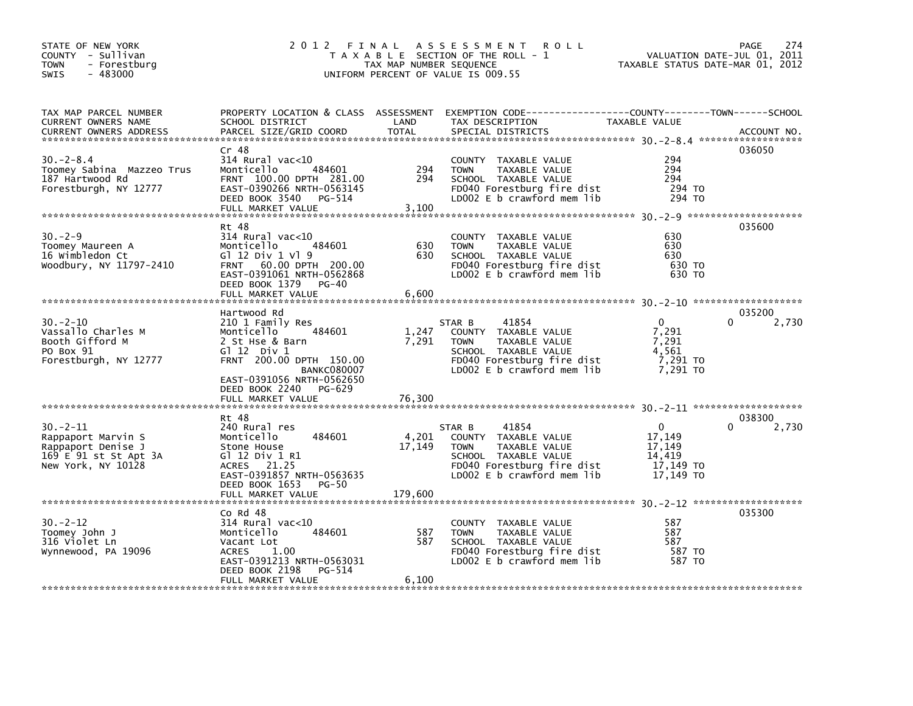STATE OF NEW YORK
COUNTY - Sullivan
TOWN - Forestburg
SWIS - 483000

# 2012 FINAL ASSESSMENT ROLL

TAXABLE SECTION OF THE ROLL - 1
TAX MAP NUMBER SEQUENCE
UNIFORM PERCENT OF VALUE IS 009.55

VALUATION DATE-JUL 01, 2011
TAXABLE STATUS DATE-MAR 01, 2012

| TAX MAP PARCEL NUMBER / CURRENT OWNERS NAME / CURRENT OWNERS ADDRESS | PROPERTY LOCATION & CLASS / SCHOOL DISTRICT / PARCEL SIZE/GRID COORD | ASSESSMENT LAND | TOTAL | EXEMPTION CODE / TAX DESCRIPTION / SPECIAL DISTRICTS | COUNTY TAXABLE VALUE | TOWN | SCHOOL | ACCOUNT NO. |
|---|---|---|---|---|---|---|---|---|
| 30.-2-8.4 | Cr 48 | | | | | | | 036050 |
| Toomey Sabina Mazzeo Trus | 314 Rural vac<10 | | | COUNTY TAXABLE VALUE | 294 | | | |
| 187 Hartwood Rd | Monticello 484601 | 294 | 294 | TOWN TAXABLE VALUE | 294 | | | |
| Forestburgh, NY 12777 | FRNT 100.00 DPTH 281.00 | | | SCHOOL TAXABLE VALUE | 294 | | | |
| | EAST-0390266 NRTH-0563145 | | | FD040 Forestburg fire dist | 294 TO | | | |
| | DEED BOOK 3540 PG-514 | | | LD002 E b crawford mem lib | 294 TO | | | |
| | FULL MARKET VALUE | | 3,100 | | | | | |
| 30.-2-9 | Rt 48 | | | | | | | 035600 |
| Toomey Maureen A | 314 Rural vac<10 | | | COUNTY TAXABLE VALUE | 630 | | | |
| 16 Wimbledon Ct | Monticello 484601 | 630 | 630 | TOWN TAXABLE VALUE | 630 | | | |
| Woodbury, NY 11797-2410 | Gl 12 Div 1 Vl 9 | | | SCHOOL TAXABLE VALUE | 630 | | | |
| | FRNT 60.00 DPTH 200.00 | | | FD040 Forestburg fire dist | 630 TO | | | |
| | EAST-0391061 NRTH-0562868 | | | LD002 E b crawford mem lib | 630 TO | | | |
| | DEED BOOK 1379 PG-40 | | | | | | | |
| | FULL MARKET VALUE | | 6,600 | | | | | |
| 30.-2-10 | Hartwood Rd | | | | | | | 035200 |
| Vassallo Charles M | 210 1 Family Res | | | STAR B 41854 | 0 | 0 | 2,730 | |
| Booth Gifford M | Monticello 484601 | 1,247 | 7,291 | COUNTY TAXABLE VALUE | 7,291 | | | |
| PO Box 91 | 2 St Hse & Barn | | | TOWN TAXABLE VALUE | 7,291 | | | |
| Forestburgh, NY 12777 | Gl 12 Div 1 | | | SCHOOL TAXABLE VALUE | 4,561 | | | |
| | FRNT 200.00 DPTH 150.00 | | | FD040 Forestburg fire dist | 7,291 TO | | | |
| | BANKC080007 | | | LD002 E b crawford mem lib | 7,291 TO | | | |
| | EAST-0391056 NRTH-0562650 | | | | | | | |
| | DEED BOOK 2240 PG-629 | | | | | | | |
| | FULL MARKET VALUE | | 76,300 | | | | | |
| 30.-2-11 | Rt 48 | | | | | | | 038300 |
| Rappaport Marvin S | 240 Rural res | | | STAR B 41854 | 0 | 0 | 2,730 | |
| Rappaport Denise J | Monticello 484601 | 4,201 | 17,149 | COUNTY TAXABLE VALUE | 17,149 | | | |
| 169 E 91 st St Apt 3A | Stone House | | | TOWN TAXABLE VALUE | 17,149 | | | |
| New York, NY 10128 | Gl 12 Div 1 R1 | | | SCHOOL TAXABLE VALUE | 14,419 | | | |
| | ACRES 21.25 | | | FD040 Forestburg fire dist | 17,149 TO | | | |
| | EAST-0391857 NRTH-0563635 | | | LD002 E b crawford mem lib | 17,149 TO | | | |
| | DEED BOOK 1653 PG-50 | | | | | | | |
| | FULL MARKET VALUE | | 179,600 | | | | | |
| 30.-2-12 | Co Rd 48 | | | | | | | 035300 |
| Toomey John J | 314 Rural vac<10 | | | COUNTY TAXABLE VALUE | 587 | | | |
| 316 Violet Ln | Monticello 484601 | 587 | 587 | TOWN TAXABLE VALUE | 587 | | | |
| Wynnewood, PA 19096 | Vacant Lot | | | SCHOOL TAXABLE VALUE | 587 | | | |
| | ACRES 1.00 | | | FD040 Forestburg fire dist | 587 TO | | | |
| | EAST-0391213 NRTH-0563031 | | | LD002 E b crawford mem lib | 587 TO | | | |
| | DEED BOOK 2198 PG-514 | | | | | | | |
| | FULL MARKET VALUE | | 6,100 | | | | | |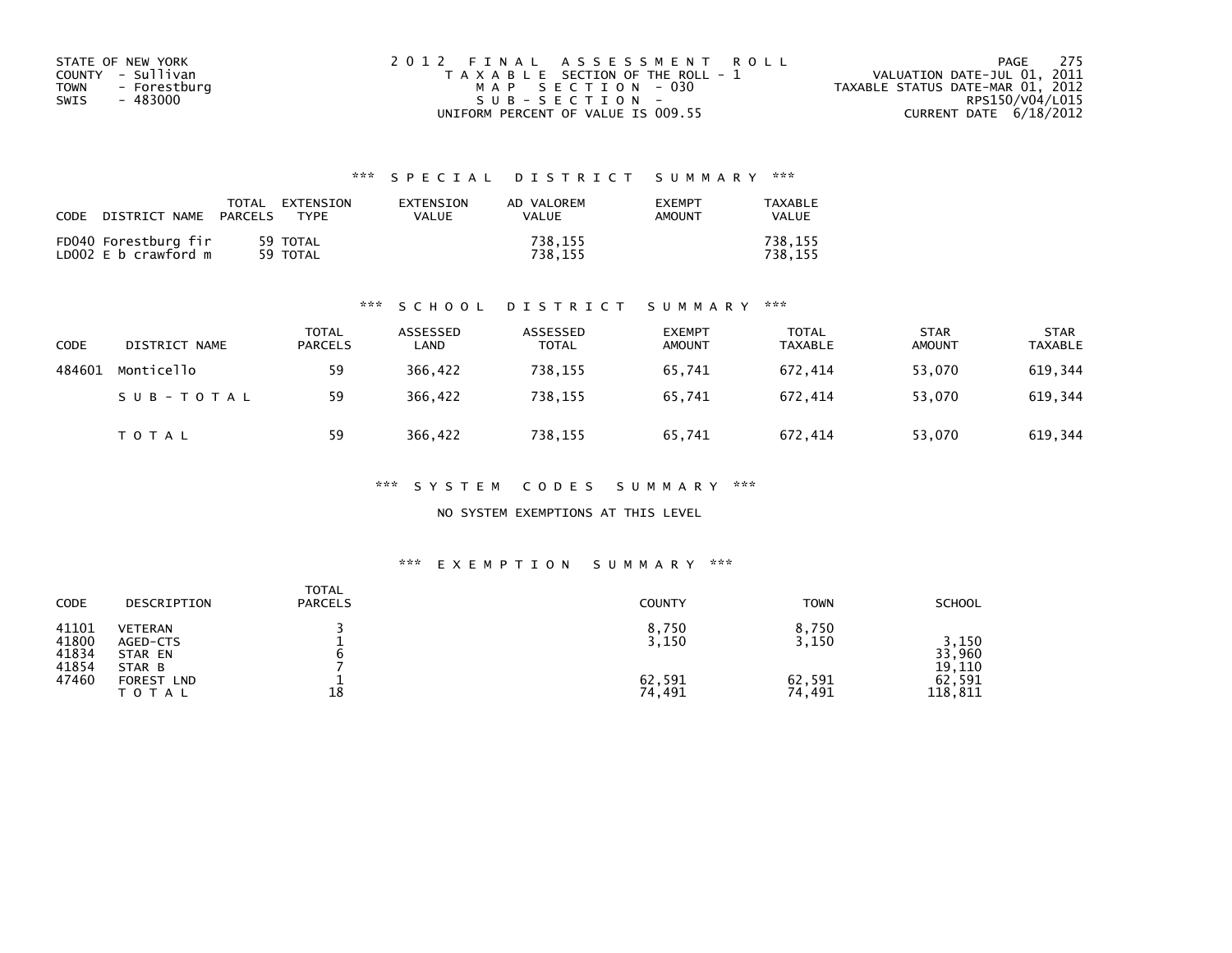STATE OF NEW YORK
COUNTY - Sullivan
TOWN - Forestburg
SWIS - 483000

2012 FINAL ASSESSMENT ROLL
TAXABLE SECTION OF THE ROLL - 1
MAP SECTION - 030
SUB-SECTION -
UNIFORM PERCENT OF VALUE IS 009.55

VALUATION DATE-JUL 01, 2011
TAXABLE STATUS DATE-MAR 01, 2012
RPS150/V04/L015
CURRENT DATE 6/18/2012

### *** SPECIAL DISTRICT SUMMARY ***

| CODE | DISTRICT NAME | TOTAL PARCELS | EXTENSION TYPE | EXTENSION VALUE | AD VALOREM VALUE | EXEMPT AMOUNT | TAXABLE VALUE |
|---|---|---|---|---|---|---|---|
| FD040 | Forestburg fir | 59 | TOTAL | | 738,155 | | 738,155 |
| LD002 | E b crawford m | 59 | TOTAL | | 738,155 | | 738,155 |

### *** SCHOOL DISTRICT SUMMARY ***

| CODE | DISTRICT NAME | TOTAL PARCELS | ASSESSED LAND | ASSESSED TOTAL | EXEMPT AMOUNT | TOTAL TAXABLE | STAR AMOUNT | STAR TAXABLE |
|---|---|---|---|---|---|---|---|---|
| 484601 | Monticello | 59 | 366,422 | 738,155 | 65,741 | 672,414 | 53,070 | 619,344 |
| | SUB-TOTAL | 59 | 366,422 | 738,155 | 65,741 | 672,414 | 53,070 | 619,344 |
| | TOTAL | 59 | 366,422 | 738,155 | 65,741 | 672,414 | 53,070 | 619,344 |

### *** SYSTEM CODES SUMMARY ***

NO SYSTEM EXEMPTIONS AT THIS LEVEL

### *** EXEMPTION SUMMARY ***

| CODE | DESCRIPTION | TOTAL PARCELS | COUNTY | TOWN | SCHOOL |
|---|---|---|---|---|---|
| 41101 | VETERAN | 3 | 8,750 | 8,750 | |
| 41800 | AGED-CTS | 1 | 3,150 | 3,150 | 3,150 |
| 41834 | STAR EN | 6 | | | 33,960 |
| 41854 | STAR B | 7 | | | 19,110 |
| 47460 | FOREST LND | 1 | 62,591 | 62,591 | 62,591 |
| | TOTAL | 18 | 74,491 | 74,491 | 118,811 |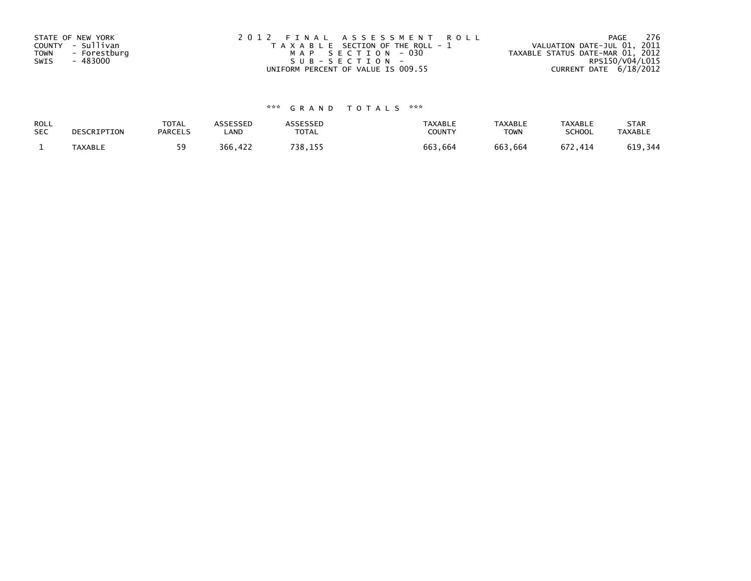STATE OF NEW YORK
COUNTY - Sullivan
TOWN - Forestburg
SWIS - 483000

2 0 1 2 F I N A L A S S E S S M E N T R O L L
T A X A B L E SECTION OF THE ROLL - 1
M A P S E C T I O N - 030
S U B - S E C T I O N -
UNIFORM PERCENT OF VALUE IS 009.55

PAGE 276
VALUATION DATE-JUL 01, 2011
TAXABLE STATUS DATE-MAR 01, 2012
RPS150/V04/L015
CURRENT DATE 6/18/2012

*** G R A N D T O T A L S ***

| ROLL SEC | DESCRIPTION | TOTAL PARCELS | ASSESSED LAND | ASSESSED TOTAL | TAXABLE COUNTY | TAXABLE TOWN | TAXABLE SCHOOL | STAR TAXABLE |
|---|---|---|---|---|---|---|---|---|
| 1 | TAXABLE | 59 | 366,422 | 738,155 | 663,664 | 663,664 | 672,414 | 619,344 |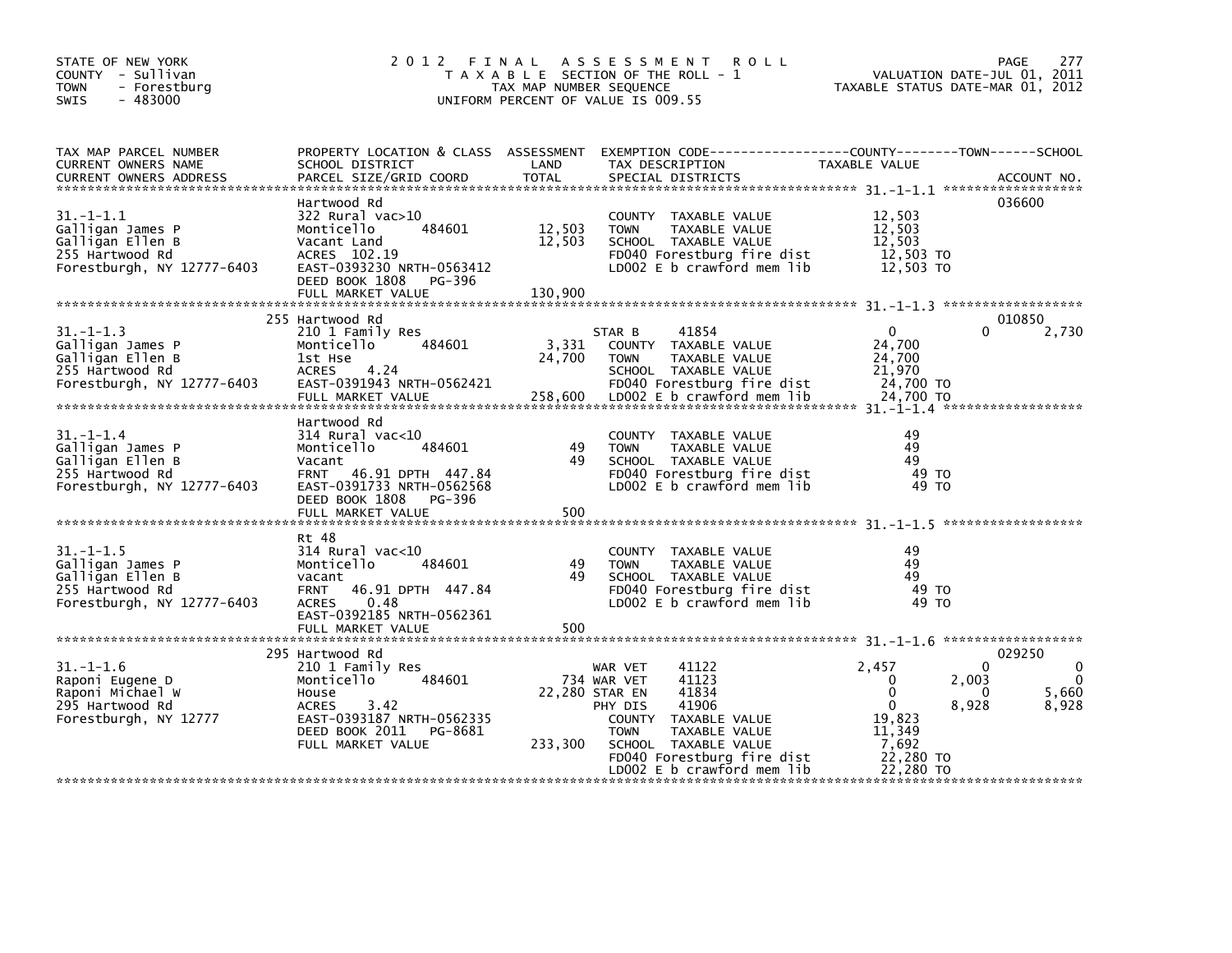STATE OF NEW YORK
COUNTY - Sullivan
TOWN - Forestburg
SWIS - 483000

# 2012 FINAL ASSESSMENT ROLL

TAXABLE SECTION OF THE ROLL - 1
TAX MAP NUMBER SEQUENCE
UNIFORM PERCENT OF VALUE IS 009.55

VALUATION DATE-JUL 01, 2011
TAXABLE STATUS DATE-MAR 01, 2012

| TAX MAP PARCEL NUMBER / CURRENT OWNERS NAME / CURRENT OWNERS ADDRESS | PROPERTY LOCATION & CLASS / SCHOOL DISTRICT / PARCEL SIZE/GRID COORD | ASSESSMENT LAND / TOTAL | EXEMPTION CODE / TAX DESCRIPTION / SPECIAL DISTRICTS | COUNTY | TOWN | SCHOOL / TAXABLE VALUE | ACCOUNT NO. |
|---|---|---|---|---|---|---|---|
| 31.-1-1.1 | Hartwood Rd | | | | | | 036600 |
| Galligan James P | 322 Rural vac>10 | | COUNTY TAXABLE VALUE | 12,503 | | | |
| Galligan Ellen B | Monticello 484601 | 12,503 | TOWN TAXABLE VALUE | 12,503 | | | |
| 255 Hartwood Rd | Vacant Land | 12,503 | SCHOOL TAXABLE VALUE | 12,503 | | | |
| Forestburgh, NY 12777-6403 | ACRES 102.19 | | FD040 Forestburg fire dist | 12,503 TO | | | |
| | EAST-0393230 NRTH-0563412 | | LD002 E b crawford mem lib | 12,503 TO | | | |
| | DEED BOOK 1808 PG-396 | | | | | | |
| | FULL MARKET VALUE | 130,900 | | | | | |
| 31.-1-1.3 | 255 Hartwood Rd | | | | | | 010850 |
| Galligan James P | 210 1 Family Res | | STAR B 41854 | 0 | 0 | 2,730 | |
| Galligan Ellen B | Monticello 484601 | 3,331 | COUNTY TAXABLE VALUE | 24,700 | | | |
| 255 Hartwood Rd | 1st Hse | 24,700 | TOWN TAXABLE VALUE | 24,700 | | | |
| Forestburgh, NY 12777-6403 | ACRES 4.24 | | SCHOOL TAXABLE VALUE | 21,970 | | | |
| | EAST-0391943 NRTH-0562421 | | FD040 Forestburg fire dist | 24,700 TO | | | |
| | FULL MARKET VALUE | 258,600 | LD002 E b crawford mem lib | 24,700 TO | | | |
| 31.-1-1.4 | Hartwood Rd | | | | | | |
| Galligan James P | 314 Rural vac<10 | | COUNTY TAXABLE VALUE | 49 | | | |
| Galligan Ellen B | Monticello 484601 | 49 | TOWN TAXABLE VALUE | 49 | | | |
| 255 Hartwood Rd | Vacant | 49 | SCHOOL TAXABLE VALUE | 49 | | | |
| Forestburgh, NY 12777-6403 | FRNT 46.91 DPTH 447.84 | | FD040 Forestburg fire dist | 49 TO | | | |
| | EAST-0391733 NRTH-0562568 | | LD002 E b crawford mem lib | 49 TO | | | |
| | DEED BOOK 1808 PG-396 | | | | | | |
| | FULL MARKET VALUE | 500 | | | | | |
| 31.-1-1.5 | Rt 48 | | | | | | |
| Galligan James P | 314 Rural vac<10 | | COUNTY TAXABLE VALUE | 49 | | | |
| Galligan Ellen B | Monticello 484601 | 49 | TOWN TAXABLE VALUE | 49 | | | |
| 255 Hartwood Rd | vacant | 49 | SCHOOL TAXABLE VALUE | 49 | | | |
| Forestburgh, NY 12777-6403 | FRNT 46.91 DPTH 447.84 | | FD040 Forestburg fire dist | 49 TO | | | |
| | ACRES 0.48 | | LD002 E b crawford mem lib | 49 TO | | | |
| | EAST-0392185 NRTH-0562361 | | | | | | |
| | FULL MARKET VALUE | 500 | | | | | |
| 31.-1-1.6 | 295 Hartwood Rd | | | | | | 029250 |
| Raponi Eugene D | 210 1 Family Res | | WAR VET 41122 | 2,457 | 0 | 0 | |
| Raponi Michael W | Monticello 484601 | 734 | WAR VET 41123 | 0 | 2,003 | 0 | |
| 295 Hartwood Rd | House | 22,280 | STAR EN 41834 | 0 | 0 | 5,660 | |
| Forestburgh, NY 12777 | ACRES 3.42 | | PHY DIS 41906 | 0 | 8,928 | 8,928 | |
| | EAST-0393187 NRTH-0562335 | | COUNTY TAXABLE VALUE | 19,823 | | | |
| | DEED BOOK 2011 PG-8681 | | TOWN TAXABLE VALUE | 11,349 | | | |
| | FULL MARKET VALUE | 233,300 | SCHOOL TAXABLE VALUE | 7,692 | | | |
| | | | FD040 Forestburg fire dist | 22,280 TO | | | |
| | | | LD002 E b crawford mem lib | 22,280 TO | | | |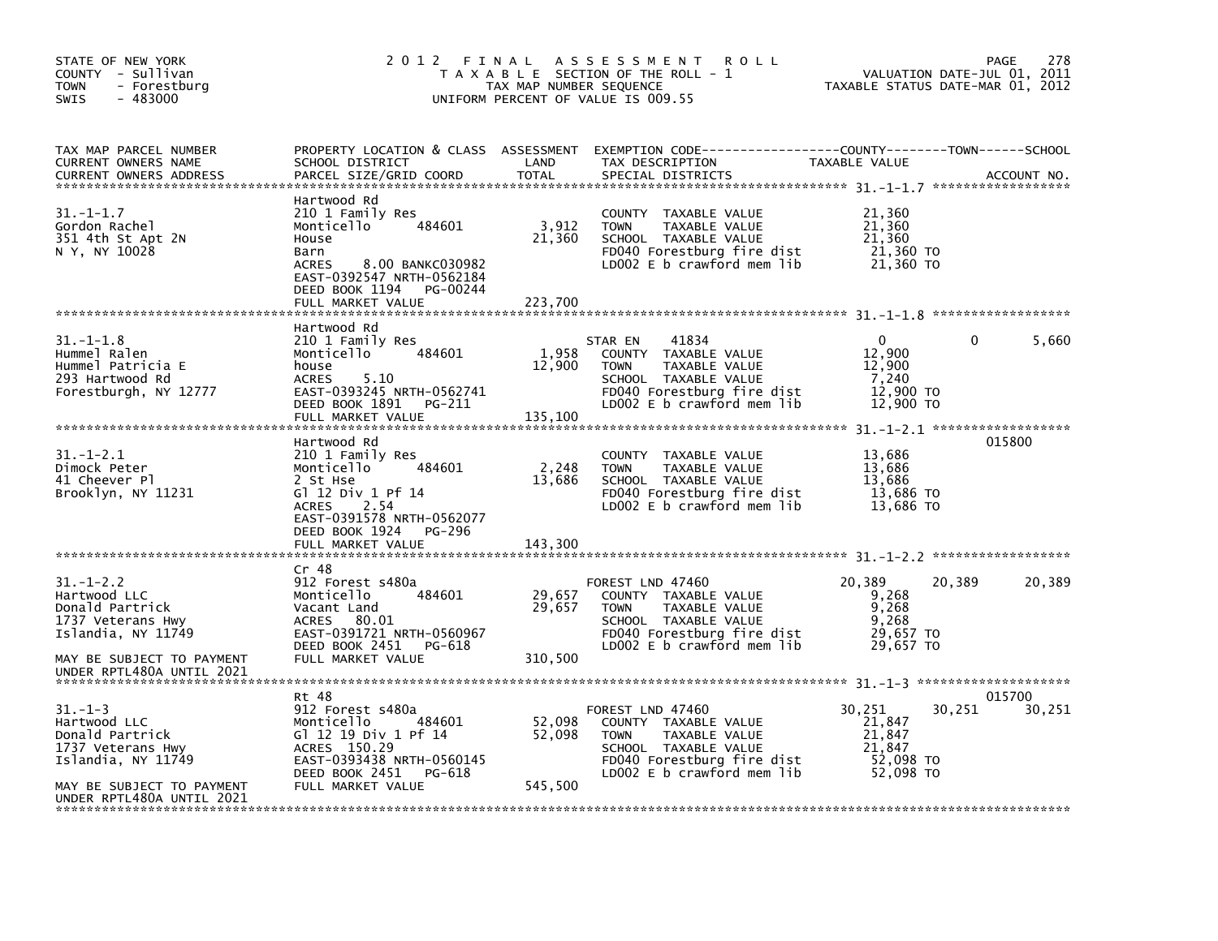STATE OF NEW YORK
COUNTY - Sullivan
TOWN - Forestburg
SWIS - 483000

# 2012 FINAL ASSESSMENT ROLL

TAXABLE SECTION OF THE ROLL - 1
TAX MAP NUMBER SEQUENCE
UNIFORM PERCENT OF VALUE IS 009.55

VALUATION DATE-JUL 01, 2011
TAXABLE STATUS DATE-MAR 01, 2012

| TAX MAP PARCEL NUMBER / CURRENT OWNERS NAME / CURRENT OWNERS ADDRESS | PROPERTY LOCATION & CLASS / SCHOOL DISTRICT / PARCEL SIZE/GRID COORD | ASSESSMENT LAND | TOTAL | EXEMPTION CODE / TAX DESCRIPTION / SPECIAL DISTRICTS | COUNTY TAXABLE VALUE | TOWN | SCHOOL | ACCOUNT NO. |
|---|---|---|---|---|---|---|---|---|
| 31.-1-1.7 | Hartwood Rd | | | | | | | |
| 31.-1-1.7 | 210 1 Family Res | | | COUNTY TAXABLE VALUE | 21,360 | | | |
| Gordon Rachel | Monticello 484601 | 3,912 | | TOWN TAXABLE VALUE | 21,360 | | | |
| 351 4th St Apt 2N | House | | 21,360 | SCHOOL TAXABLE VALUE | 21,360 | | | |
| N Y, NY 10028 | Barn | | | FD040 Forestburg fire dist | 21,360 TO | | | |
| | ACRES 8.00 BANKC030982 | | | LD002 E b crawford mem lib | 21,360 TO | | | |
| | EAST-0392547 NRTH-0562184 | | | | | | | |
| | DEED BOOK 1194 PG-00244 | | | | | | | |
| | FULL MARKET VALUE | | 223,700 | | | | | |
| 31.-1-1.8 | Hartwood Rd | | | | | | | |
| 31.-1-1.8 | 210 1 Family Res | | | STAR EN 41834 | 0 | 0 | 5,660 | |
| Hummel Ralen | Monticello 484601 | 1,958 | | COUNTY TAXABLE VALUE | 12,900 | | | |
| Hummel Patricia E | house | | 12,900 | TOWN TAXABLE VALUE | 12,900 | | | |
| 293 Hartwood Rd | ACRES 5.10 | | | SCHOOL TAXABLE VALUE | 7,240 | | | |
| Forestburgh, NY 12777 | EAST-0393245 NRTH-0562741 | | | FD040 Forestburg fire dist | 12,900 TO | | | |
| | DEED BOOK 1891 PG-211 | | | LD002 E b crawford mem lib | 12,900 TO | | | |
| | FULL MARKET VALUE | | 135,100 | | | | | |
| 31.-1-2.1 | Hartwood Rd | | | | | | | 015800 |
| 31.-1-2.1 | 210 1 Family Res | | | COUNTY TAXABLE VALUE | 13,686 | | | |
| Dimock Peter | Monticello 484601 | 2,248 | | TOWN TAXABLE VALUE | 13,686 | | | |
| 41 Cheever Pl | 2 St Hse | | 13,686 | SCHOOL TAXABLE VALUE | 13,686 | | | |
| Brooklyn, NY 11231 | Gl 12 Div 1 Pf 14 | | | FD040 Forestburg fire dist | 13,686 TO | | | |
| | ACRES 2.54 | | | LD002 E b crawford mem lib | 13,686 TO | | | |
| | EAST-0391578 NRTH-0562077 | | | | | | | |
| | DEED BOOK 1924 PG-296 | | | | | | | |
| | FULL MARKET VALUE | | 143,300 | | | | | |
| 31.-1-2.2 | Cr 48 | | | | | | | |
| 31.-1-2.2 | 912 Forest s480a | | | FOREST LND 47460 | 20,389 | 20,389 | 20,389 | |
| Hartwood LLC | Monticello 484601 | 29,657 | | COUNTY TAXABLE VALUE | 9,268 | | | |
| Donald Partrick | Vacant Land | | 29,657 | TOWN TAXABLE VALUE | 9,268 | | | |
| 1737 Veterans Hwy | ACRES 80.01 | | | SCHOOL TAXABLE VALUE | 9,268 | | | |
| Islandia, NY 11749 | EAST-0391721 NRTH-0560967 | | | FD040 Forestburg fire dist | 29,657 TO | | | |
| | DEED BOOK 2451 PG-618 | | | LD002 E b crawford mem lib | 29,657 TO | | | |
| MAY BE SUBJECT TO PAYMENT UNDER RPTL480A UNTIL 2021 | FULL MARKET VALUE | | 310,500 | | | | | |
| 31.-1-3 | Rt 48 | | | | | | | 015700 |
| 31.-1-3 | 912 Forest s480a | | | FOREST LND 47460 | 30,251 | 30,251 | 30,251 | |
| Hartwood LLC | Monticello 484601 | 52,098 | | COUNTY TAXABLE VALUE | 21,847 | | | |
| Donald Partrick | Gl 12 19 Div 1 Pf 14 | | 52,098 | TOWN TAXABLE VALUE | 21,847 | | | |
| 1737 Veterans Hwy | ACRES 150.29 | | | SCHOOL TAXABLE VALUE | 21,847 | | | |
| Islandia, NY 11749 | EAST-0393438 NRTH-0560145 | | | FD040 Forestburg fire dist | 52,098 TO | | | |
| | DEED BOOK 2451 PG-618 | | | LD002 E b crawford mem lib | 52,098 TO | | | |
| MAY BE SUBJECT TO PAYMENT UNDER RPTL480A UNTIL 2021 | FULL MARKET VALUE | | 545,500 | | | | | |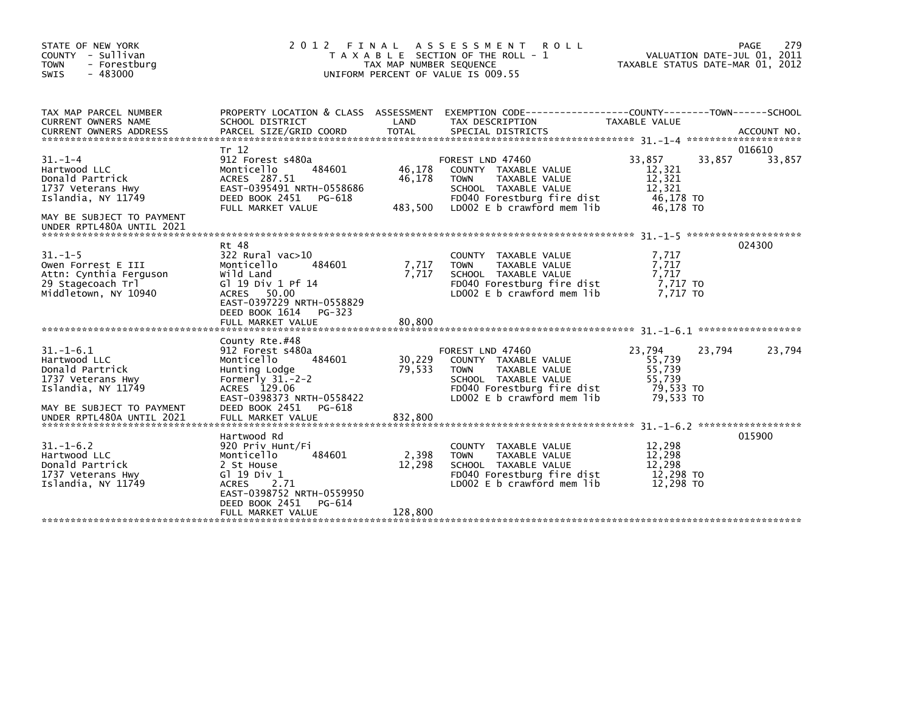STATE OF NEW YORK
COUNTY - Sullivan
TOWN - Forestburg
SWIS - 483000

# 2012 FINAL ASSESSMENT ROLL

TAXABLE SECTION OF THE ROLL - 1
TAX MAP NUMBER SEQUENCE
UNIFORM PERCENT OF VALUE IS 009.55

VALUATION DATE-JUL 01, 2011
TAXABLE STATUS DATE-MAR 01, 2012

| TAX MAP PARCEL NUMBER / CURRENT OWNERS NAME / CURRENT OWNERS ADDRESS | PROPERTY LOCATION & CLASS / SCHOOL DISTRICT / PARCEL SIZE/GRID COORD | ASSESSMENT LAND / TOTAL | EXEMPTION CODE / TAX DESCRIPTION / SPECIAL DISTRICTS | COUNTY | TOWN | SCHOOL / ACCOUNT NO. |
|---|---|---|---|---|---|---|
| **31.-1-4** | Tr 12 | | | | | 016610 |
| 31.-1-4 | 912 Forest s480a | | FOREST LND 47460 | 33,857 | 33,857 | 33,857 |
| Hartwood LLC | Monticello 484601 | 46,178 | COUNTY TAXABLE VALUE | 12,321 | | |
| Donald Partrick | ACRES 287.51 | 46,178 | TOWN TAXABLE VALUE | 12,321 | | |
| 1737 Veterans Hwy | EAST-0395491 NRTH-0558686 | | SCHOOL TAXABLE VALUE | 12,321 | | |
| Islandia, NY 11749 | DEED BOOK 2451 PG-618 | | FD040 Forestburg fire dist | 46,178 TO | | |
| | FULL MARKET VALUE | 483,500 | LD002 E b crawford mem lib | 46,178 TO | | |
| MAY BE SUBJECT TO PAYMENT UNDER RPTL480A UNTIL 2021 | | | | | | |
| **31.-1-5** | Rt 48 | | | | | 024300 |
| 31.-1-5 | 322 Rural vac>10 | | COUNTY TAXABLE VALUE | 7,717 | | |
| Owen Forrest E III | Monticello 484601 | 7,717 | TOWN TAXABLE VALUE | 7,717 | | |
| Attn: Cynthia Ferguson | Wild Land | 7,717 | SCHOOL TAXABLE VALUE | 7,717 | | |
| 29 Stagecoach Trl | Gl 19 Div 1 Pf 14 | | FD040 Forestburg fire dist | 7,717 TO | | |
| Middletown, NY 10940 | ACRES 50.00 | | LD002 E b crawford mem lib | 7,717 TO | | |
| | EAST-0397229 NRTH-0558829 | | | | | |
| | DEED BOOK 1614 PG-323 | | | | | |
| | FULL MARKET VALUE | 80,800 | | | | |
| **31.-1-6.1** | County Rte.#48 | | | | | |
| 31.-1-6.1 | 912 Forest s480a | | FOREST LND 47460 | 23,794 | 23,794 | 23,794 |
| Hartwood LLC | Monticello 484601 | 30,229 | COUNTY TAXABLE VALUE | 55,739 | | |
| Donald Partrick | Hunting Lodge | 79,533 | TOWN TAXABLE VALUE | 55,739 | | |
| 1737 Veterans Hwy | Formerly 31.-2-2 | | SCHOOL TAXABLE VALUE | 55,739 | | |
| Islandia, NY 11749 | ACRES 129.06 | | FD040 Forestburg fire dist | 79,533 TO | | |
| | EAST-0398373 NRTH-0558422 | | LD002 E b crawford mem lib | 79,533 TO | | |
| MAY BE SUBJECT TO PAYMENT | DEED BOOK 2451 PG-618 | | | | | |
| UNDER RPTL480A UNTIL 2021 | FULL MARKET VALUE | 832,800 | | | | |
| **31.-1-6.2** | Hartwood Rd | | | | | 015900 |
| 31.-1-6.2 | 920 Priv Hunt/Fi | | COUNTY TAXABLE VALUE | 12,298 | | |
| Hartwood LLC | Monticello 484601 | 2,398 | TOWN TAXABLE VALUE | 12,298 | | |
| Donald Partrick | 2 St House | 12,298 | SCHOOL TAXABLE VALUE | 12,298 | | |
| 1737 Veterans Hwy | Gl 19 Div 1 | | FD040 Forestburg fire dist | 12,298 TO | | |
| Islandia, NY 11749 | ACRES 2.71 | | LD002 E b crawford mem lib | 12,298 TO | | |
| | EAST-0398752 NRTH-0559950 | | | | | |
| | DEED BOOK 2451 PG-614 | | | | | |
| | FULL MARKET VALUE | 128,800 | | | | |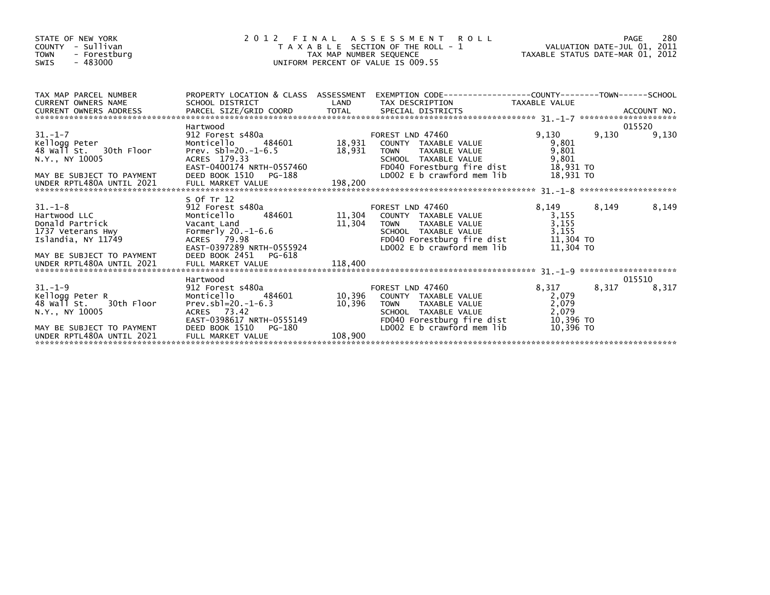STATE OF NEW YORK
COUNTY - Sullivan
TOWN - Forestburg
SWIS - 483000

# 2012 FINAL ASSESSMENT ROLL
TAXABLE SECTION OF THE ROLL - 1
TAX MAP NUMBER SEQUENCE
UNIFORM PERCENT OF VALUE IS 009.55

VALUATION DATE-JUL 01, 2011
TAXABLE STATUS DATE-MAR 01, 2012

| TAX MAP PARCEL NUMBER / CURRENT OWNERS NAME / CURRENT OWNERS ADDRESS | PROPERTY LOCATION & CLASS / SCHOOL DISTRICT / PARCEL SIZE/GRID COORD | ASSESSMENT LAND / TOTAL | EXEMPTION CODE / TAX DESCRIPTION / SPECIAL DISTRICTS | COUNTY TAXABLE VALUE | TOWN | SCHOOL / ACCOUNT NO. |
|---|---|---|---|---|---|---|
| 31.-1-7 | Hartwood | | | | | 015520 |
| | 912 Forest s480a | | FOREST LND 47460 | 9,130 | 9,130 | 9,130 |
| Kellogg Peter | Monticello 484601 | 18,931 | COUNTY TAXABLE VALUE | 9,801 | | |
| 48 Wall St. 30th Floor | Prev. Sbl=20.-1-6.5 | 18,931 | TOWN TAXABLE VALUE | 9,801 | | |
| N.Y., NY 10005 | ACRES 179.33 | | SCHOOL TAXABLE VALUE | 9,801 | | |
| | EAST-0400174 NRTH-0557460 | | FD040 Forestburg fire dist | 18,931 TO | | |
| MAY BE SUBJECT TO PAYMENT | DEED BOOK 1510 PG-188 | | LD002 E b crawford mem lib | 18,931 TO | | |
| UNDER RPTL480A UNTIL 2021 | FULL MARKET VALUE | 198,200 | | | | |
| 31.-1-8 | S Of Tr 12 | | | | | |
| | 912 Forest s480a | | FOREST LND 47460 | 8,149 | 8,149 | 8,149 |
| Hartwood LLC | Monticello 484601 | 11,304 | COUNTY TAXABLE VALUE | 3,155 | | |
| Donald Partrick | Vacant Land | 11,304 | TOWN TAXABLE VALUE | 3,155 | | |
| 1737 Veterans Hwy | Formerly 20.-1-6.6 | | SCHOOL TAXABLE VALUE | 3,155 | | |
| Islandia, NY 11749 | ACRES 79.98 | | FD040 Forestburg fire dist | 11,304 TO | | |
| | EAST-0397289 NRTH-0555924 | | LD002 E b crawford mem lib | 11,304 TO | | |
| MAY BE SUBJECT TO PAYMENT | DEED BOOK 2451 PG-618 | | | | | |
| UNDER RPTL480A UNTIL 2021 | FULL MARKET VALUE | 118,400 | | | | |
| 31.-1-9 | Hartwood | | | | | 015510 |
| | 912 Forest s480a | | FOREST LND 47460 | 8,317 | 8,317 | 8,317 |
| Kellogg Peter R | Monticello 484601 | 10,396 | COUNTY TAXABLE VALUE | 2,079 | | |
| 48 Wall St. 30th Floor | Prev.sbl=20.-1-6.3 | 10,396 | TOWN TAXABLE VALUE | 2,079 | | |
| N.Y., NY 10005 | ACRES 73.42 | | SCHOOL TAXABLE VALUE | 2,079 | | |
| | EAST-0398617 NRTH-0555149 | | FD040 Forestburg fire dist | 10,396 TO | | |
| MAY BE SUBJECT TO PAYMENT | DEED BOOK 1510 PG-180 | | LD002 E b crawford mem lib | 10,396 TO | | |
| UNDER RPTL480A UNTIL 2021 | FULL MARKET VALUE | 108,900 | | | | |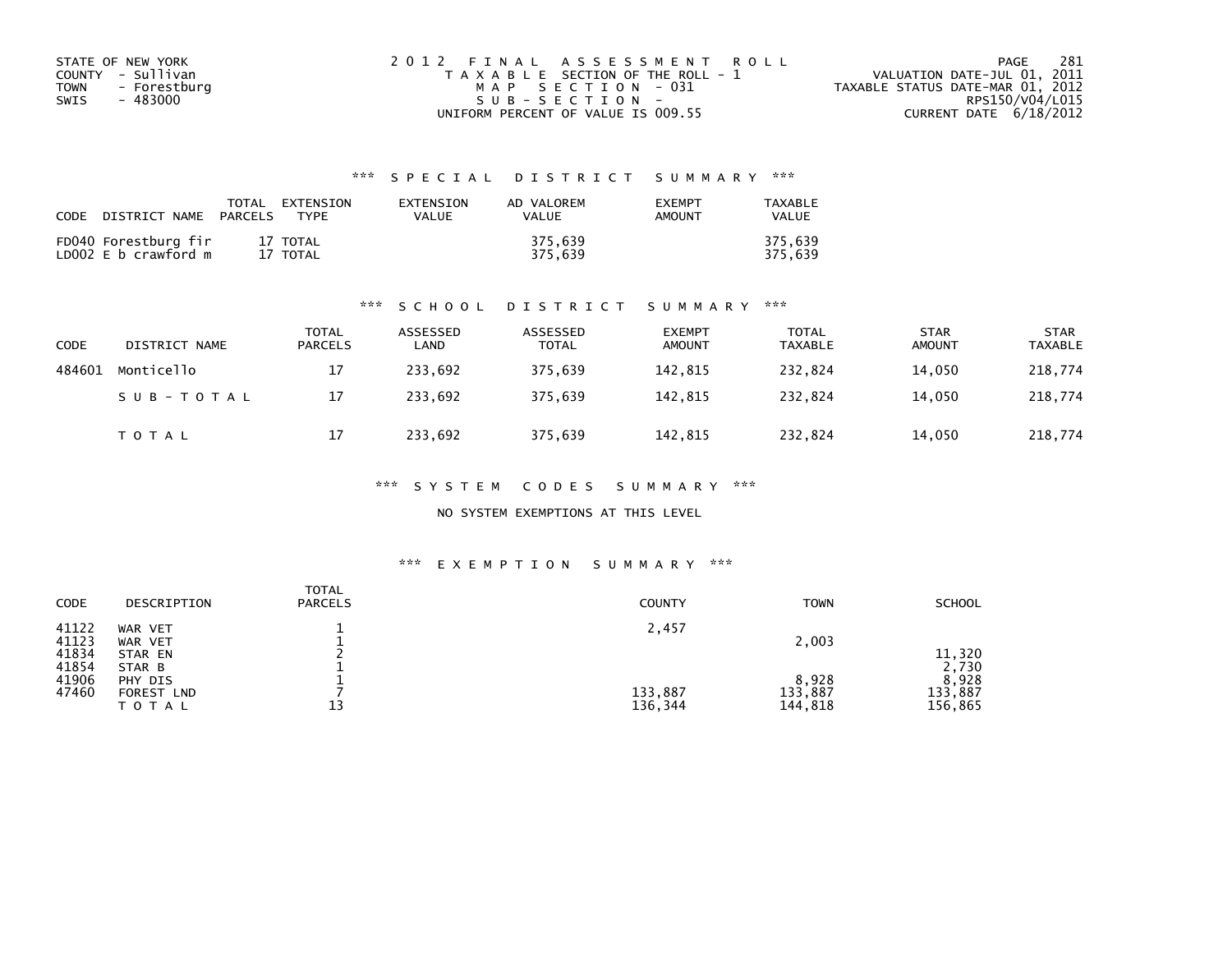STATE OF NEW YORK
COUNTY - Sullivan
TOWN - Forestburg
SWIS - 483000

2012 FINAL ASSESSMENT ROLL
TAXABLE SECTION OF THE ROLL - 1
MAP SECTION - 031
SUB-SECTION -
UNIFORM PERCENT OF VALUE IS 009.55

VALUATION DATE-JUL 01, 2011
TAXABLE STATUS DATE-MAR 01, 2012
RPS150/V04/L015
CURRENT DATE 6/18/2012

## *** SPECIAL DISTRICT SUMMARY ***

| CODE | DISTRICT NAME | TOTAL PARCELS | EXTENSION TYPE | EXTENSION VALUE | AD VALOREM VALUE | EXEMPT AMOUNT | TAXABLE VALUE |
|---|---|---|---|---|---|---|---|
| FD040 | Forestburg fir | 17 | TOTAL | | 375,639 | | 375,639 |
| LD002 | E b crawford m | 17 | TOTAL | | 375,639 | | 375,639 |

## *** SCHOOL DISTRICT SUMMARY ***

| CODE | DISTRICT NAME | TOTAL PARCELS | ASSESSED LAND | ASSESSED TOTAL | EXEMPT AMOUNT | TOTAL TAXABLE | STAR AMOUNT | STAR TAXABLE |
|---|---|---|---|---|---|---|---|---|
| 484601 | Monticello | 17 | 233,692 | 375,639 | 142,815 | 232,824 | 14,050 | 218,774 |
| | SUB-TOTAL | 17 | 233,692 | 375,639 | 142,815 | 232,824 | 14,050 | 218,774 |
| | TOTAL | 17 | 233,692 | 375,639 | 142,815 | 232,824 | 14,050 | 218,774 |

## *** SYSTEM CODES SUMMARY ***

NO SYSTEM EXEMPTIONS AT THIS LEVEL

## *** EXEMPTION SUMMARY ***

| CODE | DESCRIPTION | TOTAL PARCELS | COUNTY | TOWN | SCHOOL |
|---|---|---|---|---|---|
| 41122 | WAR VET | 1 | 2,457 | | |
| 41123 | WAR VET | 1 | | 2,003 | |
| 41834 | STAR EN | 2 | | | 11,320 |
| 41854 | STAR B | 1 | | | 2,730 |
| 41906 | PHY DIS | 1 | | 8,928 | 8,928 |
| 47460 | FOREST LND | 7 | 133,887 | 133,887 | 133,887 |
| | TOTAL | 13 | 136,344 | 144,818 | 156,865 |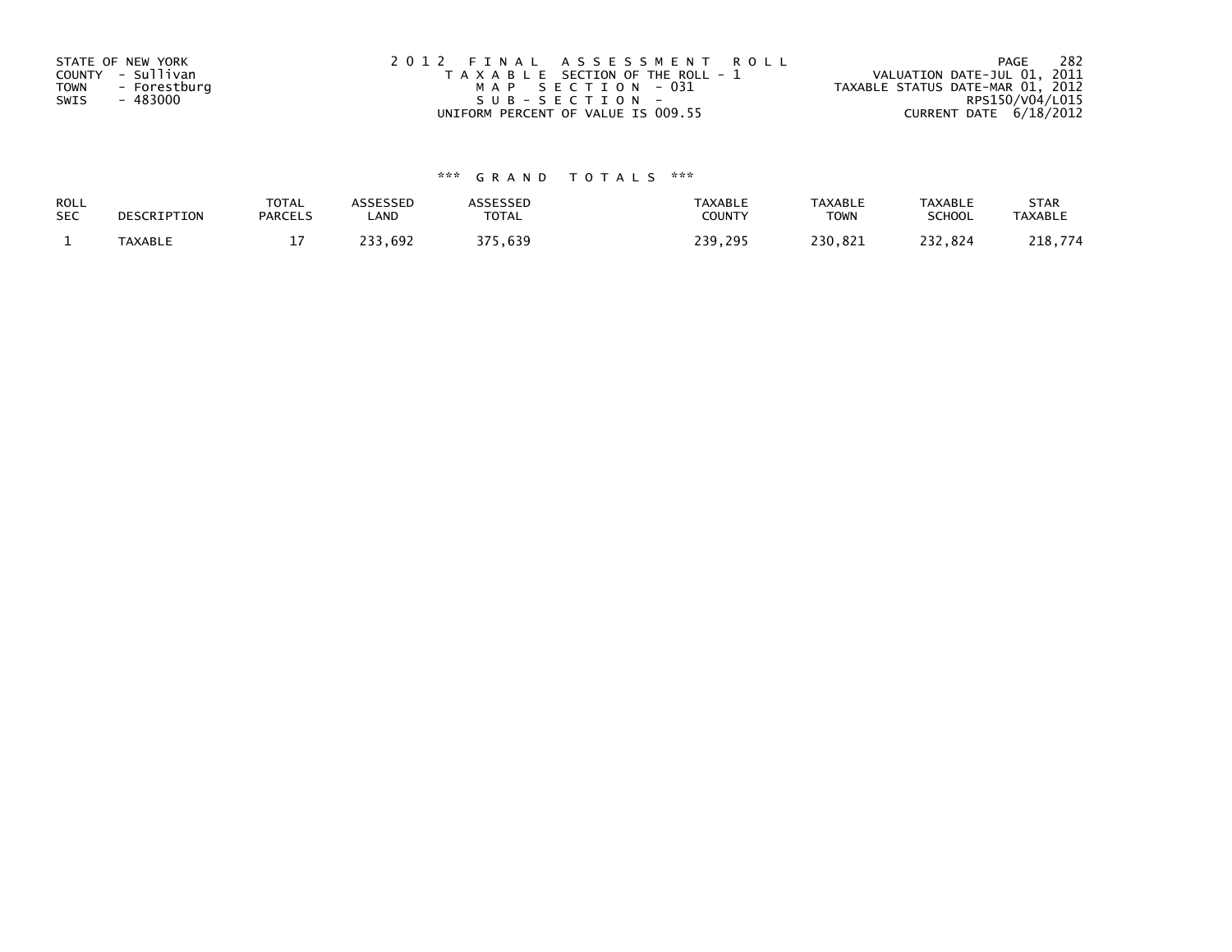STATE OF NEW YORK
COUNTY - Sullivan
TOWN - Forestburg
SWIS - 483000

2012 FINAL ASSESSMENT ROLL
TAXABLE SECTION OF THE ROLL - 1
MAP SECTION - 031
SUB-SECTION -
UNIFORM PERCENT OF VALUE IS 009.55

VALUATION DATE-JUL 01, 2011
TAXABLE STATUS DATE-MAR 01, 2012
RPS150/V04/L015
CURRENT DATE 6/18/2012

*** GRAND TOTALS ***

| ROLL SEC | DESCRIPTION | TOTAL PARCELS | ASSESSED LAND | ASSESSED TOTAL | TAXABLE COUNTY | TAXABLE TOWN | TAXABLE SCHOOL | STAR TAXABLE |
|---|---|---|---|---|---|---|---|---|
| 1 | TAXABLE | 17 | 233,692 | 375,639 | 239,295 | 230,821 | 232,824 | 218,774 |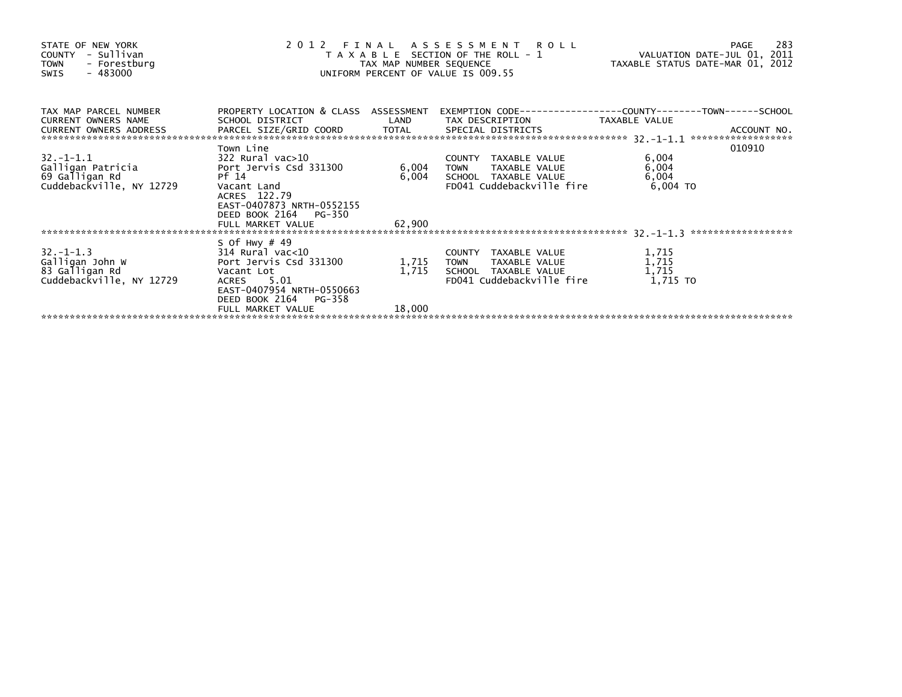STATE OF NEW YORK
COUNTY - Sullivan
TOWN - Forestburg
SWIS - 483000

2012 FINAL ASSESSMENT ROLL
TAXABLE SECTION OF THE ROLL - 1
TAX MAP NUMBER SEQUENCE
UNIFORM PERCENT OF VALUE IS 009.55

VALUATION DATE-JUL 01, 2011
TAXABLE STATUS DATE-MAR 01, 2012

| TAX MAP PARCEL NUMBER / CURRENT OWNERS NAME / CURRENT OWNERS ADDRESS | PROPERTY LOCATION & CLASS / SCHOOL DISTRICT / PARCEL SIZE/GRID COORD | ASSESSMENT LAND / TOTAL | EXEMPTION CODE / TAX DESCRIPTION / SPECIAL DISTRICTS | COUNTY / TOWN / SCHOOL TAXABLE VALUE | ACCOUNT NO. |
|---|---|---|---|---|---|
| 32.-1-1.1 | Town Line | | | | 010910 |
| Galligan Patricia | 322 Rural vac>10 | | COUNTY TAXABLE VALUE | 6,004 | |
| 69 Galligan Rd | Port Jervis Csd 331300 | 6,004 | TOWN TAXABLE VALUE | 6,004 | |
| Cuddebackville, NY 12729 | Pf 14 | 6,004 | SCHOOL TAXABLE VALUE | 6,004 | |
| | Vacant Land | | FD041 Cuddebackville fire | 6,004 TO | |
| | ACRES 122.79 | | | | |
| | EAST-0407873 NRTH-0552155 | | | | |
| | DEED BOOK 2164 PG-350 | | | | |
| | FULL MARKET VALUE | 62,900 | | | |
| 32.-1-1.3 | S Of Hwy # 49 | | | | |
| Galligan John W | 314 Rural vac<10 | | COUNTY TAXABLE VALUE | 1,715 | |
| 83 Galligan Rd | Port Jervis Csd 331300 | 1,715 | TOWN TAXABLE VALUE | 1,715 | |
| Cuddebackville, NY 12729 | Vacant Lot | 1,715 | SCHOOL TAXABLE VALUE | 1,715 | |
| | ACRES 5.01 | | FD041 Cuddebackville fire | 1,715 TO | |
| | EAST-0407954 NRTH-0550663 | | | | |
| | DEED BOOK 2164 PG-358 | | | | |
| | FULL MARKET VALUE | 18,000 | | | |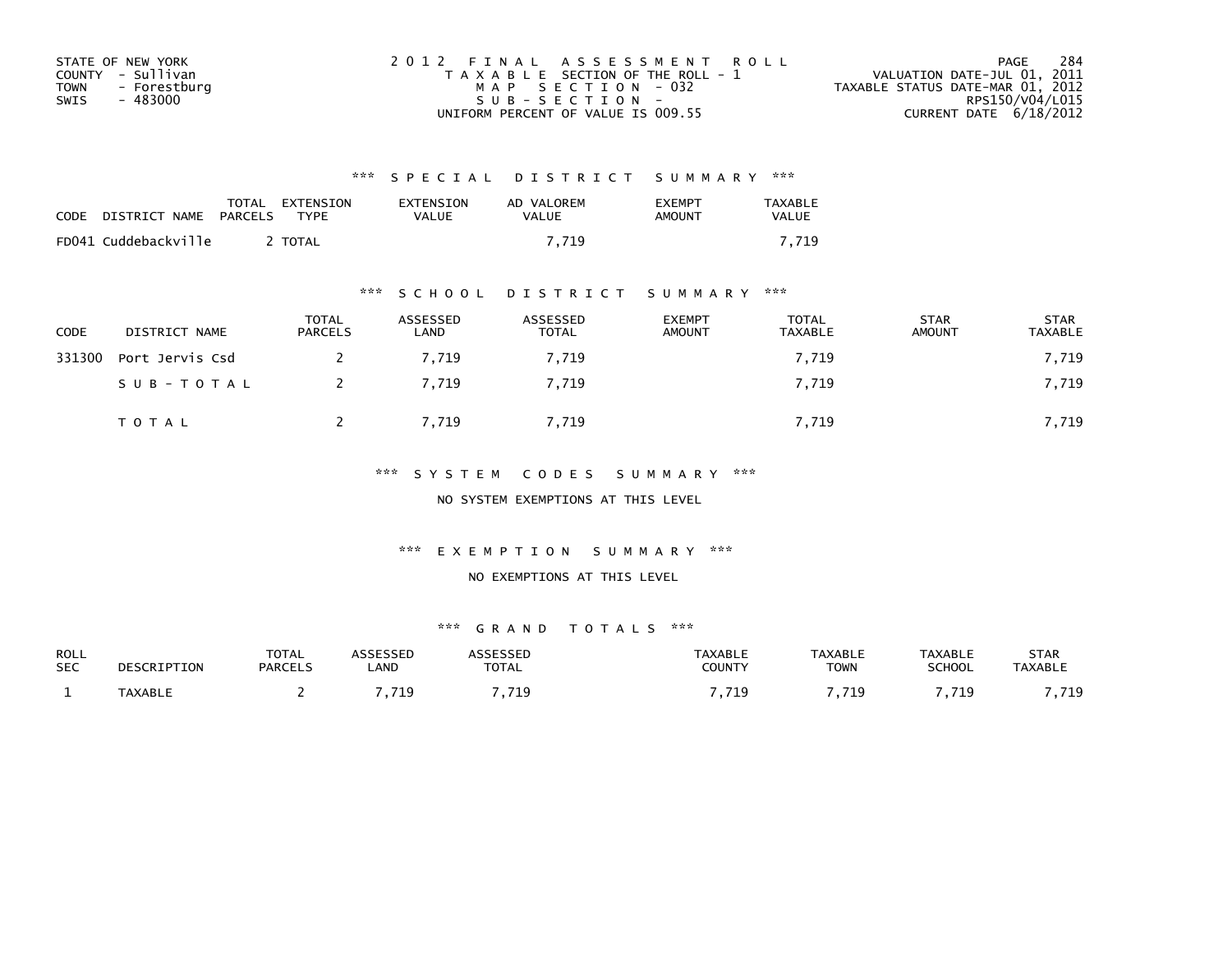STATE OF NEW YORK
COUNTY - Sullivan
TOWN - Forestburg
SWIS - 483000

2 0 1 2 F I N A L A S S E S S M E N T R O L L
T A X A B L E SECTION OF THE ROLL - 1
M A P S E C T I O N - 032
S U B - S E C T I O N -
UNIFORM PERCENT OF VALUE IS 009.55

VALUATION DATE-JUL 01, 2011
TAXABLE STATUS DATE-MAR 01, 2012
RPS150/V04/L015
CURRENT DATE 6/18/2012

### *** S P E C I A L D I S T R I C T S U M M A R Y ***

| CODE | DISTRICT NAME | TOTAL PARCELS | EXTENSION TYPE | EXTENSION VALUE | AD VALOREM VALUE | EXEMPT AMOUNT | TAXABLE VALUE |
|---|---|---|---|---|---|---|---|
| FD041 | Cuddebackville | 2 | TOTAL | | 7,719 | | 7,719 |

### *** S C H O O L D I S T R I C T S U M M A R Y ***

| CODE | DISTRICT NAME | TOTAL PARCELS | ASSESSED LAND | ASSESSED TOTAL | EXEMPT AMOUNT | TOTAL TAXABLE | STAR AMOUNT | STAR TAXABLE |
|---|---|---|---|---|---|---|---|---|
| 331300 | Port Jervis Csd | 2 | 7,719 | 7,719 | | 7,719 | | 7,719 |
| | S U B - T O T A L | 2 | 7,719 | 7,719 | | 7,719 | | 7,719 |
| | T O T A L | 2 | 7,719 | 7,719 | | 7,719 | | 7,719 |

### *** S Y S T E M C O D E S S U M M A R Y ***

NO SYSTEM EXEMPTIONS AT THIS LEVEL

### *** E X E M P T I O N S U M M A R Y ***

NO EXEMPTIONS AT THIS LEVEL

### *** G R A N D T O T A L S ***

| ROLL SEC | DESCRIPTION | TOTAL PARCELS | ASSESSED LAND | ASSESSED TOTAL | TAXABLE COUNTY | TAXABLE TOWN | TAXABLE SCHOOL | STAR TAXABLE |
|---|---|---|---|---|---|---|---|---|
| 1 | TAXABLE | 2 | 7,719 | 7,719 | 7,719 | 7,719 | 7,719 | 7,719 |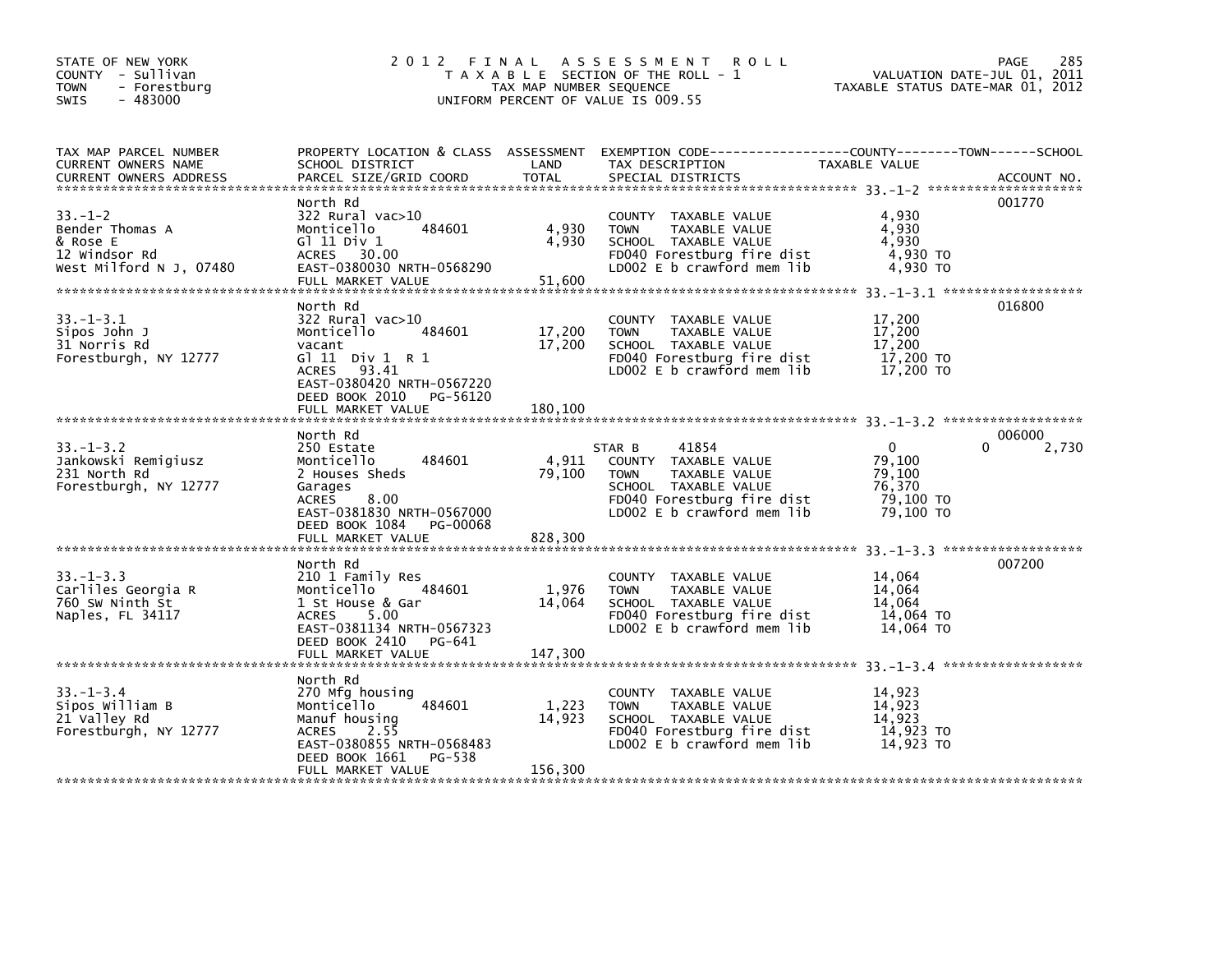STATE OF NEW YORK
COUNTY - Sullivan
TOWN - Forestburg
SWIS - 483000

# 2012 FINAL ASSESSMENT ROLL

TAXABLE SECTION OF THE ROLL - 1
TAX MAP NUMBER SEQUENCE
UNIFORM PERCENT OF VALUE IS 009.55

VALUATION DATE-JUL 01, 2011
TAXABLE STATUS DATE-MAR 01, 2012

| TAX MAP PARCEL NUMBER / CURRENT OWNERS NAME / CURRENT OWNERS ADDRESS | PROPERTY LOCATION & CLASS / SCHOOL DISTRICT / PARCEL SIZE/GRID COORD | ASSESSMENT LAND | TOTAL | EXEMPTION CODE / TAX DESCRIPTION / SPECIAL DISTRICTS | COUNTY TAXABLE VALUE | TOWN | SCHOOL | ACCOUNT NO. |
|---|---|---|---|---|---|---|---|---|
| 33.-1-2 | North Rd | | | | | | | 001770 |
| Bender Thomas A | 322 Rural vac>10 | | | COUNTY TAXABLE VALUE | 4,930 | | | |
| & Rose E | Monticello 484601 | 4,930 | | TOWN TAXABLE VALUE | 4,930 | | | |
| 12 Windsor Rd | Gl 11 Div 1 | | 4,930 | SCHOOL TAXABLE VALUE | 4,930 | | | |
| West Milford N J, 07480 | ACRES 30.00 | | | FD040 Forestburg fire dist | 4,930 TO | | | |
| | EAST-0380030 NRTH-0568290 | | | LD002 E b crawford mem lib | 4,930 TO | | | |
| | FULL MARKET VALUE | | 51,600 | | | | | |
| 33.-1-3.1 | North Rd | | | | | | | 016800 |
| Sipos John J | 322 Rural vac>10 | | | COUNTY TAXABLE VALUE | 17,200 | | | |
| 31 Norris Rd | Monticello 484601 | 17,200 | | TOWN TAXABLE VALUE | 17,200 | | | |
| Forestburgh, NY 12777 | vacant | | 17,200 | SCHOOL TAXABLE VALUE | 17,200 | | | |
| | Gl 11 Div 1 R 1 | | | FD040 Forestburg fire dist | 17,200 TO | | | |
| | ACRES 93.41 | | | LD002 E b crawford mem lib | 17,200 TO | | | |
| | EAST-0380420 NRTH-0567220 | | | | | | | |
| | DEED BOOK 2010 PG-56120 | | | | | | | |
| | FULL MARKET VALUE | | 180,100 | | | | | |
| 33.-1-3.2 | North Rd | | | | | | | 006000 |
| Jankowski Remigiusz | 250 Estate | | | STAR B 41854 | 0 | 0 | 2,730 | |
| 231 North Rd | Monticello 484601 | 4,911 | | COUNTY TAXABLE VALUE | 79,100 | | | |
| Forestburgh, NY 12777 | 2 Houses Sheds | | 79,100 | TOWN TAXABLE VALUE | 79,100 | | | |
| | Garages | | | SCHOOL TAXABLE VALUE | 76,370 | | | |
| | ACRES 8.00 | | | FD040 Forestburg fire dist | 79,100 TO | | | |
| | EAST-0381830 NRTH-0567000 | | | LD002 E b crawford mem lib | 79,100 TO | | | |
| | DEED BOOK 1084 PG-00068 | | | | | | | |
| | FULL MARKET VALUE | | 828,300 | | | | | |
| 33.-1-3.3 | North Rd | | | | | | | 007200 |
| Carliles Georgia R | 210 1 Family Res | | | COUNTY TAXABLE VALUE | 14,064 | | | |
| 760 SW Ninth St | Monticello 484601 | 1,976 | | TOWN TAXABLE VALUE | 14,064 | | | |
| Naples, FL 34117 | 1 St House & Gar | | 14,064 | SCHOOL TAXABLE VALUE | 14,064 | | | |
| | ACRES 5.00 | | | FD040 Forestburg fire dist | 14,064 TO | | | |
| | EAST-0381134 NRTH-0567323 | | | LD002 E b crawford mem lib | 14,064 TO | | | |
| | DEED BOOK 2410 PG-641 | | | | | | | |
| | FULL MARKET VALUE | | 147,300 | | | | | |
| 33.-1-3.4 | North Rd | | | | | | | |
| Sipos William B | 270 Mfg housing | | | COUNTY TAXABLE VALUE | 14,923 | | | |
| 21 Valley Rd | Monticello 484601 | 1,223 | | TOWN TAXABLE VALUE | 14,923 | | | |
| Forestburgh, NY 12777 | Manuf housing | | 14,923 | SCHOOL TAXABLE VALUE | 14,923 | | | |
| | ACRES 2.55 | | | FD040 Forestburg fire dist | 14,923 TO | | | |
| | EAST-0380855 NRTH-0568483 | | | LD002 E b crawford mem lib | 14,923 TO | | | |
| | DEED BOOK 1661 PG-538 | | | | | | | |
| | FULL MARKET VALUE | | 156,300 | | | | | |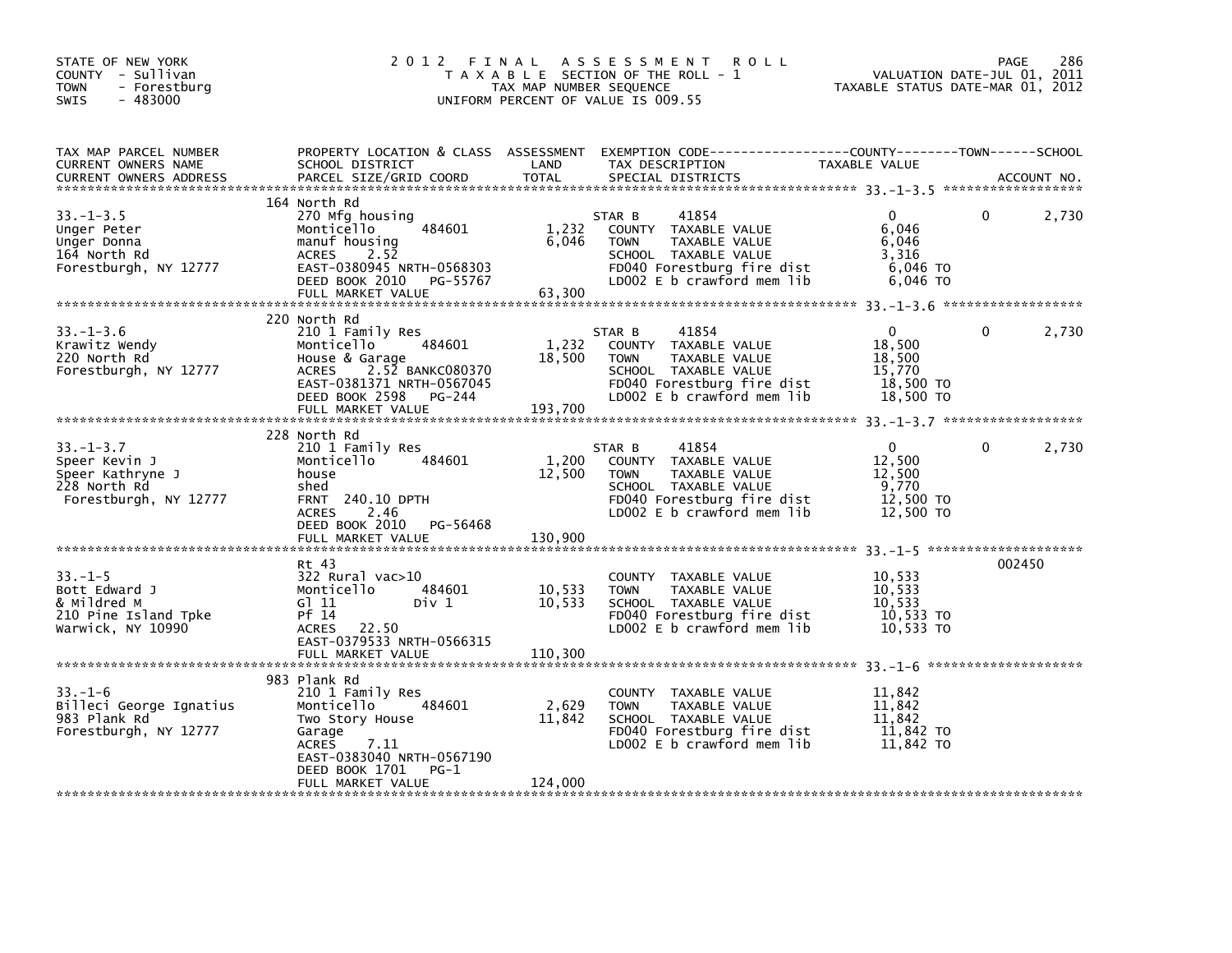STATE OF NEW YORK
COUNTY - Sullivan
TOWN - Forestburg
SWIS - 483000

# 2012 FINAL ASSESSMENT ROLL

TAXABLE SECTION OF THE ROLL - 1
TAX MAP NUMBER SEQUENCE
UNIFORM PERCENT OF VALUE IS 009.55

VALUATION DATE-JUL 01, 2011
TAXABLE STATUS DATE-MAR 01, 2012

| TAX MAP PARCEL NUMBER / CURRENT OWNERS NAME / CURRENT OWNERS ADDRESS | PROPERTY LOCATION & CLASS / SCHOOL DISTRICT / PARCEL SIZE/GRID COORD | ASSESSMENT LAND | TOTAL | EXEMPTION CODE / TAX DESCRIPTION / SPECIAL DISTRICTS | COUNTY TAXABLE VALUE | TOWN | SCHOOL | ACCOUNT NO. |
|---|---|---|---|---|---|---|---|---|
| 33.-1-3.5 | 164 North Rd | | | | | | | |
| Unger Peter | 270 Mfg housing | | | STAR B 41854 | 0 | 0 | 2,730 | |
| Unger Donna | Monticello 484601 | 1,232 | | COUNTY TAXABLE VALUE | 6,046 | | | |
| 164 North Rd | manuf housing | | 6,046 | TOWN TAXABLE VALUE | 6,046 | | | |
| Forestburgh, NY 12777 | ACRES 2.52 | | | SCHOOL TAXABLE VALUE | 3,316 | | | |
| | EAST-0380945 NRTH-0568303 | | | FD040 Forestburg fire dist | 6,046 TO | | | |
| | DEED BOOK 2010 PG-55767 | | | LD002 E b crawford mem lib | 6,046 TO | | | |
| | FULL MARKET VALUE | | 63,300 | | | | | |
| 33.-1-3.6 | 220 North Rd | | | | | | | |
| Krawitz Wendy | 210 1 Family Res | | | STAR B 41854 | 0 | 0 | 2,730 | |
| 220 North Rd | Monticello 484601 | 1,232 | | COUNTY TAXABLE VALUE | 18,500 | | | |
| Forestburgh, NY 12777 | House & Garage | | 18,500 | TOWN TAXABLE VALUE | 18,500 | | | |
| | ACRES 2.52 BANKC080370 | | | SCHOOL TAXABLE VALUE | 15,770 | | | |
| | EAST-0381371 NRTH-0567045 | | | FD040 Forestburg fire dist | 18,500 TO | | | |
| | DEED BOOK 2598 PG-244 | | | LD002 E b crawford mem lib | 18,500 TO | | | |
| | FULL MARKET VALUE | | 193,700 | | | | | |
| 33.-1-3.7 | 228 North Rd | | | | | | | |
| Speer Kevin J | 210 1 Family Res | | | STAR B 41854 | 0 | 0 | 2,730 | |
| Speer Kathryne J | Monticello 484601 | 1,200 | | COUNTY TAXABLE VALUE | 12,500 | | | |
| 228 North Rd | house | | 12,500 | TOWN TAXABLE VALUE | 12,500 | | | |
| Forestburgh, NY 12777 | shed | | | SCHOOL TAXABLE VALUE | 9,770 | | | |
| | FRNT 240.10 DPTH | | | FD040 Forestburg fire dist | 12,500 TO | | | |
| | ACRES 2.46 | | | LD002 E b crawford mem lib | 12,500 TO | | | |
| | DEED BOOK 2010 PG-56468 | | | | | | | |
| | FULL MARKET VALUE | | 130,900 | | | | | |
| 33.-1-5 | Rt 43 | | | | | | | 002450 |
| Bott Edward J | 322 Rural vac>10 | | | COUNTY TAXABLE VALUE | 10,533 | | | |
| & Mildred M | Monticello 484601 | 10,533 | | TOWN TAXABLE VALUE | 10,533 | | | |
| 210 Pine Island Tpke | Gl 11 Div 1 | | 10,533 | SCHOOL TAXABLE VALUE | 10,533 | | | |
| Warwick, NY 10990 | Pf 14 | | | FD040 Forestburg fire dist | 10,533 TO | | | |
| | ACRES 22.50 | | | LD002 E b crawford mem lib | 10,533 TO | | | |
| | EAST-0379533 NRTH-0566315 | | | | | | | |
| | FULL MARKET VALUE | | 110,300 | | | | | |
| 33.-1-6 | 983 Plank Rd | | | | | | | |
| Billeci George Ignatius | 210 1 Family Res | | | COUNTY TAXABLE VALUE | 11,842 | | | |
| 983 Plank Rd | Monticello 484601 | 2,629 | | TOWN TAXABLE VALUE | 11,842 | | | |
| Forestburgh, NY 12777 | Two Story House | | 11,842 | SCHOOL TAXABLE VALUE | 11,842 | | | |
| | Garage | | | FD040 Forestburg fire dist | 11,842 TO | | | |
| | ACRES 7.11 | | | LD002 E b crawford mem lib | 11,842 TO | | | |
| | EAST-0383040 NRTH-0567190 | | | | | | | |
| | DEED BOOK 1701 PG-1 | | | | | | | |
| | FULL MARKET VALUE | | 124,000 | | | | | |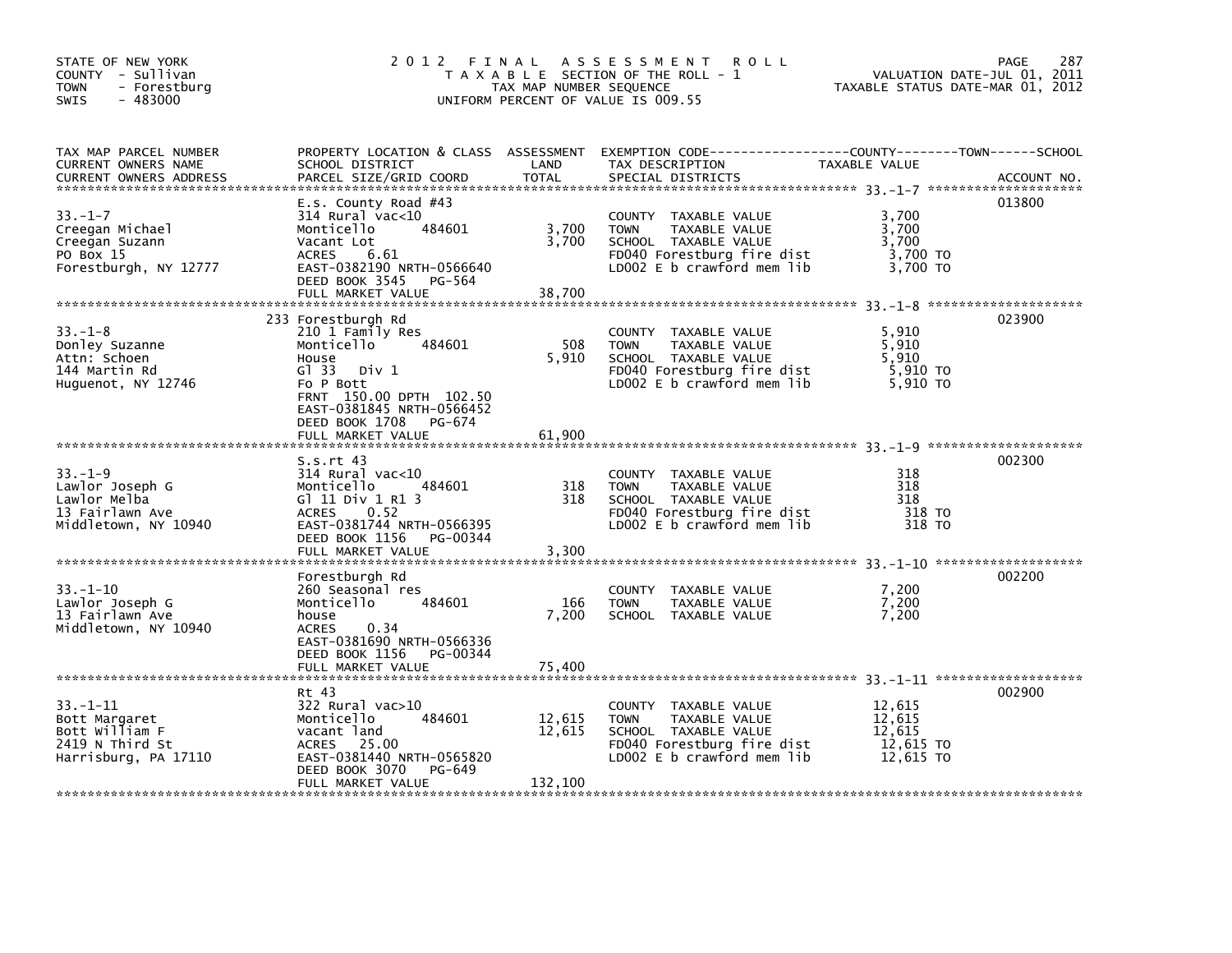STATE OF NEW YORK
COUNTY - Sullivan
TOWN - Forestburg
SWIS - 483000

# 2012 FINAL ASSESSMENT ROLL

TAXABLE SECTION OF THE ROLL - 1
TAX MAP NUMBER SEQUENCE
UNIFORM PERCENT OF VALUE IS 009.55

VALUATION DATE-JUL 01, 2011
TAXABLE STATUS DATE-MAR 01, 2012

| TAX MAP PARCEL NUMBER / CURRENT OWNERS NAME / CURRENT OWNERS ADDRESS | PROPERTY LOCATION & CLASS / SCHOOL DISTRICT / PARCEL SIZE/GRID COORD | ASSESSMENT LAND / TOTAL | EXEMPTION CODE / TAX DESCRIPTION / SPECIAL DISTRICTS | TAXABLE VALUE (COUNTY / TOWN / SCHOOL) | ACCOUNT NO. |
|---|---|---|---|---|---|
| 33.-1-7 | E.s. County Road #43 | | | | 013800 |
| Creegan Michael | 314 Rural vac<10 | | COUNTY TAXABLE VALUE | 3,700 | |
| Creegan Suzann | Monticello 484601 | 3,700 | TOWN TAXABLE VALUE | 3,700 | |
| PO Box 15 | Vacant Lot | 3,700 | SCHOOL TAXABLE VALUE | 3,700 | |
| Forestburgh, NY 12777 | ACRES 6.61 | | FD040 Forestburg fire dist | 3,700 TO | |
| | EAST-0382190 NRTH-0566640 | | LD002 E b crawford mem lib | 3,700 TO | |
| | DEED BOOK 3545 PG-564 | | | | |
| | FULL MARKET VALUE | 38,700 | | | |
| 33.-1-8 | 233 Forestburgh Rd | | | | 023900 |
| Donley Suzanne | 210 1 Family Res | | COUNTY TAXABLE VALUE | 5,910 | |
| Attn: Schoen | Monticello 484601 | 508 | TOWN TAXABLE VALUE | 5,910 | |
| 144 Martin Rd | House | 5,910 | SCHOOL TAXABLE VALUE | 5,910 | |
| Huguenot, NY 12746 | Gl 33 Div 1 | | FD040 Forestburg fire dist | 5,910 TO | |
| | Fo P Bott | | LD002 E b crawford mem lib | 5,910 TO | |
| | FRNT 150.00 DPTH 102.50 | | | | |
| | EAST-0381845 NRTH-0566452 | | | | |
| | DEED BOOK 1708 PG-674 | | | | |
| | FULL MARKET VALUE | 61,900 | | | |
| 33.-1-9 | S.s.rt 43 | | | | 002300 |
| Lawlor Joseph G | 314 Rural vac<10 | | COUNTY TAXABLE VALUE | 318 | |
| Lawlor Melba | Monticello 484601 | 318 | TOWN TAXABLE VALUE | 318 | |
| 13 Fairlawn Ave | Gl 11 Div 1 Rl 3 | 318 | SCHOOL TAXABLE VALUE | 318 | |
| Middletown, NY 10940 | ACRES 0.52 | | FD040 Forestburg fire dist | 318 TO | |
| | EAST-0381744 NRTH-0566395 | | LD002 E b crawford mem lib | 318 TO | |
| | DEED BOOK 1156 PG-00344 | | | | |
| | FULL MARKET VALUE | 3,300 | | | |
| 33.-1-10 | Forestburgh Rd | | | | 002200 |
| Lawlor Joseph G | 260 Seasonal res | | COUNTY TAXABLE VALUE | 7,200 | |
| 13 Fairlawn Ave | Monticello 484601 | 166 | TOWN TAXABLE VALUE | 7,200 | |
| Middletown, NY 10940 | house | 7,200 | SCHOOL TAXABLE VALUE | 7,200 | |
| | ACRES 0.34 | | | | |
| | EAST-0381690 NRTH-0566336 | | | | |
| | DEED BOOK 1156 PG-00344 | | | | |
| | FULL MARKET VALUE | 75,400 | | | |
| 33.-1-11 | Rt 43 | | | | 002900 |
| Bott Margaret | 322 Rural vac>10 | | COUNTY TAXABLE VALUE | 12,615 | |
| Bott William F | Monticello 484601 | 12,615 | TOWN TAXABLE VALUE | 12,615 | |
| 2419 N Third St | vacant land | 12,615 | SCHOOL TAXABLE VALUE | 12,615 | |
| Harrisburg, PA 17110 | ACRES 25.00 | | FD040 Forestburg fire dist | 12,615 TO | |
| | EAST-0381440 NRTH-0565820 | | LD002 E b crawford mem lib | 12,615 TO | |
| | DEED BOOK 3070 PG-649 | | | | |
| | FULL MARKET VALUE | 132,100 | | | |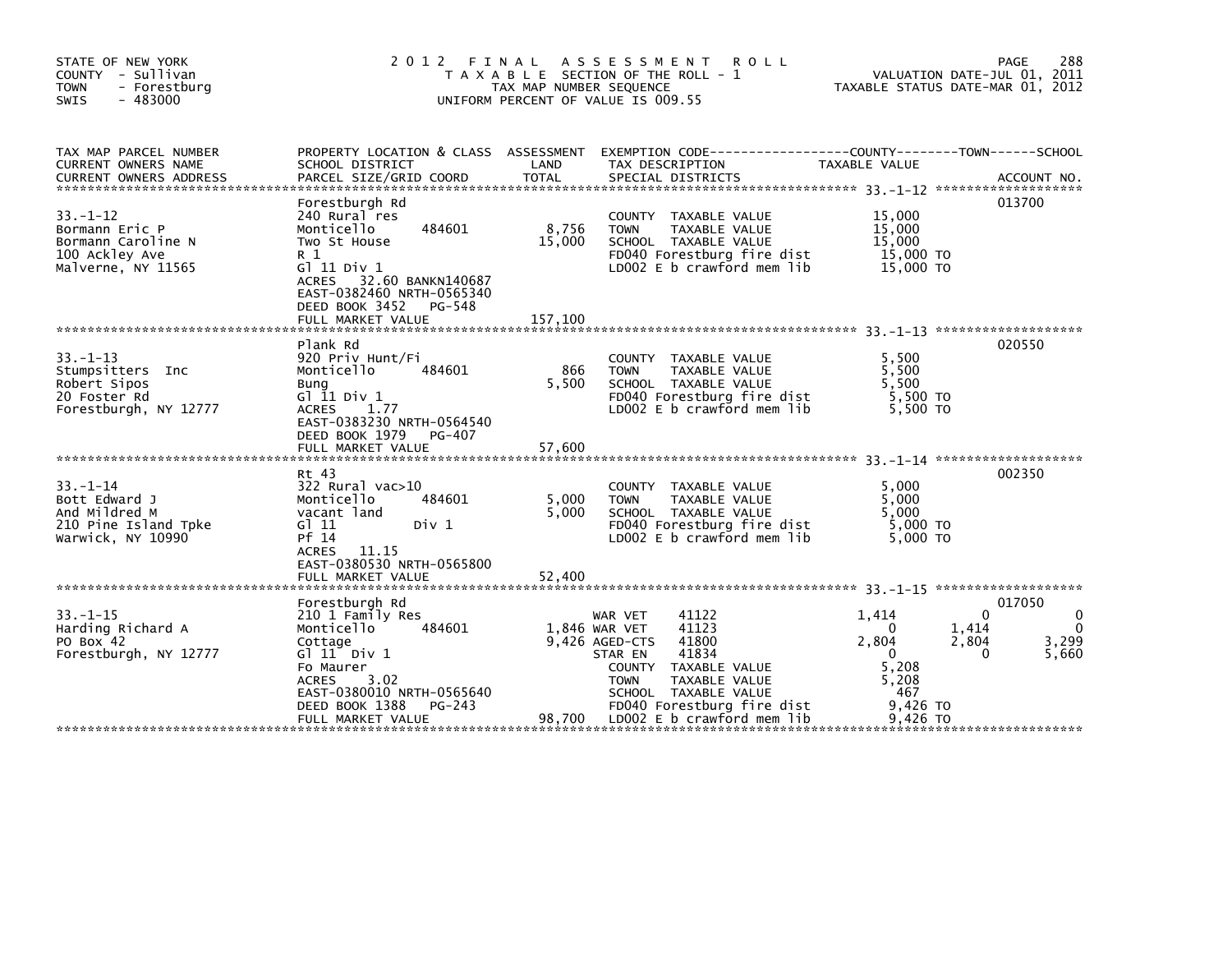STATE OF NEW YORK
COUNTY - Sullivan
TOWN - Forestburg
SWIS - 483000

# 2012 FINAL ASSESSMENT ROLL

TAXABLE SECTION OF THE ROLL - 1
TAX MAP NUMBER SEQUENCE
UNIFORM PERCENT OF VALUE IS 009.55

VALUATION DATE-JUL 01, 2011
TAXABLE STATUS DATE-MAR 01, 2012

| TAX MAP PARCEL NUMBER<br>CURRENT OWNERS NAME<br>CURRENT OWNERS ADDRESS | PROPERTY LOCATION & CLASS<br>SCHOOL DISTRICT<br>PARCEL SIZE/GRID COORD | ASSESSMENT<br>LAND<br>TOTAL | EXEMPTION CODE<br>TAX DESCRIPTION<br>SPECIAL DISTRICTS | COUNTY<br>TAXABLE VALUE | TOWN | SCHOOL<br>ACCOUNT NO. |
|---|---|---|---|---|---|---|
| 33.-1-12 | Forestburgh Rd | | | | | 013700 |
| | 240 Rural res | | COUNTY TAXABLE VALUE | 15,000 | | |
| Bormann Eric P | Monticello 484601 | 8,756 | TOWN TAXABLE VALUE | 15,000 | | |
| Bormann Caroline N | Two St House | 15,000 | SCHOOL TAXABLE VALUE | 15,000 | | |
| 100 Ackley Ave | R 1 | | FD040 Forestburg fire dist | 15,000 TO | | |
| Malverne, NY 11565 | Gl 11 Div 1 | | LD002 E b crawford mem lib | 15,000 TO | | |
| | ACRES 32.60 BANKN140687 | | | | | |
| | EAST-0382460 NRTH-0565340 | | | | | |
| | DEED BOOK 3452 PG-548 | | | | | |
| | FULL MARKET VALUE | 157,100 | | | | |
| 33.-1-13 | Plank Rd | | | | | 020550 |
| | 920 Priv Hunt/Fi | | COUNTY TAXABLE VALUE | 5,500 | | |
| Stumpsitters Inc | Monticello 484601 | 866 | TOWN TAXABLE VALUE | 5,500 | | |
| Robert Sipos | Bung | 5,500 | SCHOOL TAXABLE VALUE | 5,500 | | |
| 20 Foster Rd | Gl 11 Div 1 | | FD040 Forestburg fire dist | 5,500 TO | | |
| Forestburgh, NY 12777 | ACRES 1.77 | | LD002 E b crawford mem lib | 5,500 TO | | |
| | EAST-0383230 NRTH-0564540 | | | | | |
| | DEED BOOK 1979 PG-407 | | | | | |
| | FULL MARKET VALUE | 57,600 | | | | |
| 33.-1-14 | Rt 43 | | | | | 002350 |
| | 322 Rural vac>10 | | COUNTY TAXABLE VALUE | 5,000 | | |
| Bott Edward J | Monticello 484601 | 5,000 | TOWN TAXABLE VALUE | 5,000 | | |
| And Mildred M | vacant land | 5,000 | SCHOOL TAXABLE VALUE | 5,000 | | |
| 210 Pine Island Tpke | Gl 11 Div 1 | | FD040 Forestburg fire dist | 5,000 TO | | |
| Warwick, NY 10990 | Pf 14 | | LD002 E b crawford mem lib | 5,000 TO | | |
| | ACRES 11.15 | | | | | |
| | EAST-0380530 NRTH-0565800 | | | | | |
| | FULL MARKET VALUE | 52,400 | | | | |
| 33.-1-15 | Forestburgh Rd | | | | | 017050 |
| | 210 1 Family Res | | WAR VET 41122 | 1,414 | 0 | 0 |
| Harding Richard A | Monticello 484601 | 1,846 | WAR VET 41123 | 0 | 1,414 | 0 |
| PO Box 42 | Cottage | 9,426 | AGED-CTS 41800 | 2,804 | 2,804 | 3,299 |
| Forestburgh, NY 12777 | Gl 11 Div 1 | | STAR EN 41834 | 0 | 0 | 5,660 |
| | Fo Maurer | | COUNTY TAXABLE VALUE | 5,208 | | |
| | ACRES 3.02 | | TOWN TAXABLE VALUE | 5,208 | | |
| | EAST-0380010 NRTH-0565640 | | SCHOOL TAXABLE VALUE | 467 | | |
| | DEED BOOK 1388 PG-243 | | FD040 Forestburg fire dist | 9,426 TO | | |
| | FULL MARKET VALUE | 98,700 | LD002 E b crawford mem lib | 9,426 TO | | |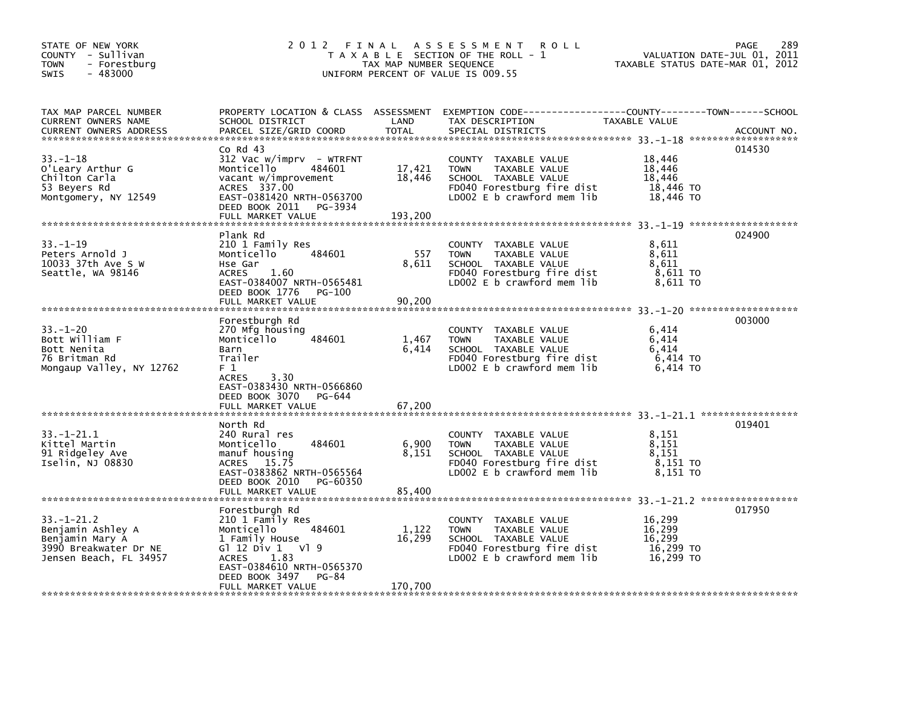STATE OF NEW YORK
COUNTY - Sullivan
TOWN - Forestburg
SWIS - 483000

# 2012 FINAL ASSESSMENT ROLL

TAXABLE SECTION OF THE ROLL - 1
TAX MAP NUMBER SEQUENCE
UNIFORM PERCENT OF VALUE IS 009.55

VALUATION DATE-JUL 01, 2011
TAXABLE STATUS DATE-MAR 01, 2012

| TAX MAP PARCEL NUMBER / CURRENT OWNERS NAME / CURRENT OWNERS ADDRESS | PROPERTY LOCATION & CLASS / SCHOOL DISTRICT / PARCEL SIZE/GRID COORD | ASSESSMENT LAND / TOTAL | EXEMPTION CODE / TAX DESCRIPTION / SPECIAL DISTRICTS | TAXABLE VALUE (COUNTY--TOWN--SCHOOL) | ACCOUNT NO. |
|---|---|---|---|---|---|
| 33.-1-18 | Co Rd 43 | | | | 014530 |
| O'Leary Arthur G | 312 Vac w/imprv - WTRFNT | | COUNTY TAXABLE VALUE | 18,446 | |
| Chilton Carla | Monticello 484601 | 17,421 | TOWN TAXABLE VALUE | 18,446 | |
| 53 Beyers Rd | vacant w/improvement | 18,446 | SCHOOL TAXABLE VALUE | 18,446 | |
| Montgomery, NY 12549 | ACRES 337.00 | | FD040 Forestburg fire dist | 18,446 TO | |
| | EAST-0381420 NRTH-0563700 | | LD002 E b crawford mem lib | 18,446 TO | |
| | DEED BOOK 2011 PG-3934 | | | | |
| | FULL MARKET VALUE | 193,200 | | | |
| 33.-1-19 | Plank Rd | | | | 024900 |
| Peters Arnold J | 210 1 Family Res | | COUNTY TAXABLE VALUE | 8,611 | |
| 10033 37th Ave S W | Monticello 484601 | 557 | TOWN TAXABLE VALUE | 8,611 | |
| Seattle, WA 98146 | Hse Gar | 8,611 | SCHOOL TAXABLE VALUE | 8,611 | |
| | ACRES 1.60 | | FD040 Forestburg fire dist | 8,611 TO | |
| | EAST-0384007 NRTH-0565481 | | LD002 E b crawford mem lib | 8,611 TO | |
| | DEED BOOK 1776 PG-100 | | | | |
| | FULL MARKET VALUE | 90,200 | | | |
| 33.-1-20 | Forestburgh Rd | | | | 003000 |
| Bott William F | 270 Mfg housing | | COUNTY TAXABLE VALUE | 6,414 | |
| Bott Nenita | Monticello 484601 | 1,467 | TOWN TAXABLE VALUE | 6,414 | |
| 76 Britman Rd | Barn | 6,414 | SCHOOL TAXABLE VALUE | 6,414 | |
| Mongaup Valley, NY 12762 | Trailer | | FD040 Forestburg fire dist | 6,414 TO | |
| | F 1 | | LD002 E b crawford mem lib | 6,414 TO | |
| | ACRES 3.30 | | | | |
| | EAST-0383430 NRTH-0566860 | | | | |
| | DEED BOOK 3070 PG-644 | | | | |
| | FULL MARKET VALUE | 67,200 | | | |
| 33.-1-21.1 | North Rd | | | | 019401 |
| Kittel Martin | 240 Rural res | | COUNTY TAXABLE VALUE | 8,151 | |
| 91 Ridgeley Ave | Monticello 484601 | 6,900 | TOWN TAXABLE VALUE | 8,151 | |
| Iselin, NJ 08830 | manuf housing | 8,151 | SCHOOL TAXABLE VALUE | 8,151 | |
| | ACRES 15.75 | | FD040 Forestburg fire dist | 8,151 TO | |
| | EAST-0383862 NRTH-0565564 | | LD002 E b crawford mem lib | 8,151 TO | |
| | DEED BOOK 2010 PG-60350 | | | | |
| | FULL MARKET VALUE | 85,400 | | | |
| 33.-1-21.2 | Forestburgh Rd | | | | 017950 |
| Benjamin Ashley A | 210 1 Family Res | | COUNTY TAXABLE VALUE | 16,299 | |
| Benjamin Mary A | Monticello 484601 | 1,122 | TOWN TAXABLE VALUE | 16,299 | |
| 3990 Breakwater Dr NE | 1 Family House | 16,299 | SCHOOL TAXABLE VALUE | 16,299 | |
| Jensen Beach, FL 34957 | Gl 12 Div 1 Vl 9 | | FD040 Forestburg fire dist | 16,299 TO | |
| | ACRES 1.83 | | LD002 E b crawford mem lib | 16,299 TO | |
| | EAST-0384610 NRTH-0565370 | | | | |
| | DEED BOOK 3497 PG-84 | | | | |
| | FULL MARKET VALUE | 170,700 | | | |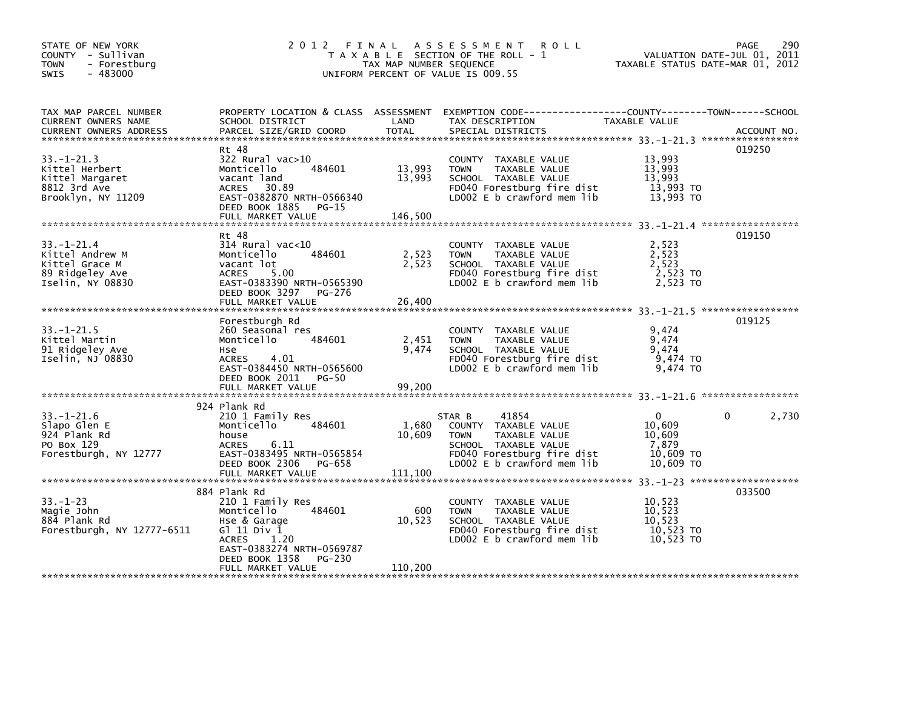STATE OF NEW YORK
COUNTY - Sullivan
TOWN - Forestburg
SWIS - 483000

# 2012 FINAL ASSESSMENT ROLL

TAXABLE SECTION OF THE ROLL - 1
TAX MAP NUMBER SEQUENCE
UNIFORM PERCENT OF VALUE IS 009.55

VALUATION DATE-JUL 01, 2011
TAXABLE STATUS DATE-MAR 01, 2012

| TAX MAP PARCEL NUMBER / CURRENT OWNERS NAME / CURRENT OWNERS ADDRESS | PROPERTY LOCATION & CLASS / SCHOOL DISTRICT / PARCEL SIZE/GRID COORD | ASSESSMENT LAND | TOTAL | EXEMPTION CODE / TAX DESCRIPTION / SPECIAL DISTRICTS | COUNTY TAXABLE VALUE | TOWN | SCHOOL | ACCOUNT NO. |
|---|---|---|---|---|---|---|---|---|
| 33.-1-21.3 | Rt 48 | | | | | | | 019250 |
| Kittel Herbert | 322 Rural vac>10 | | | COUNTY TAXABLE VALUE | 13,993 | | | |
| Kittel Margaret | Monticello 484601 | 13,993 | | TOWN TAXABLE VALUE | 13,993 | | | |
| 8812 3rd Ave | vacant land | | 13,993 | SCHOOL TAXABLE VALUE | 13,993 | | | |
| Brooklyn, NY 11209 | ACRES 30.89 | | | FD040 Forestburg fire dist | 13,993 TO | | | |
| | EAST-0382870 NRTH-0566340 | | | LD002 E b crawford mem lib | 13,993 TO | | | |
| | DEED BOOK 1885 PG-15 | | | | | | | |
| | FULL MARKET VALUE | | 146,500 | | | | | |
| 33.-1-21.4 | Rt 48 | | | | | | | 019150 |
| Kittel Andrew M | 314 Rural vac<10 | | | COUNTY TAXABLE VALUE | 2,523 | | | |
| Kittel Grace M | Monticello 484601 | 2,523 | | TOWN TAXABLE VALUE | 2,523 | | | |
| 89 Ridgeley Ave | vacant lot | | 2,523 | SCHOOL TAXABLE VALUE | 2,523 | | | |
| Iselin, NY 08830 | ACRES 5.00 | | | FD040 Forestburg fire dist | 2,523 TO | | | |
| | EAST-0383390 NRTH-0565390 | | | LD002 E b crawford mem lib | 2,523 TO | | | |
| | DEED BOOK 3297 PG-276 | | | | | | | |
| | FULL MARKET VALUE | | 26,400 | | | | | |
| 33.-1-21.5 | Forestburgh Rd | | | | | | | 019125 |
| Kittel Martin | 260 Seasonal res | | | COUNTY TAXABLE VALUE | 9,474 | | | |
| 91 Ridgeley Ave | Monticello 484601 | 2,451 | | TOWN TAXABLE VALUE | 9,474 | | | |
| Iselin, NJ 08830 | Hse | | 9,474 | SCHOOL TAXABLE VALUE | 9,474 | | | |
| | ACRES 4.01 | | | FD040 Forestburg fire dist | 9,474 TO | | | |
| | EAST-0384450 NRTH-0565600 | | | LD002 E b crawford mem lib | 9,474 TO | | | |
| | DEED BOOK 2011 PG-50 | | | | | | | |
| | FULL MARKET VALUE | | 99,200 | | | | | |
| 33.-1-21.6 | 924 Plank Rd | | | | | | | |
| Slapo Glen E | 210 1 Family Res | | | STAR B 41854 | 0 | 0 | 2,730 | |
| 924 Plank Rd | Monticello 484601 | 1,680 | | COUNTY TAXABLE VALUE | 10,609 | | | |
| PO Box 129 | house | | 10,609 | TOWN TAXABLE VALUE | 10,609 | | | |
| Forestburgh, NY 12777 | ACRES 6.11 | | | SCHOOL TAXABLE VALUE | 7,879 | | | |
| | EAST-0383495 NRTH-0565854 | | | FD040 Forestburg fire dist | 10,609 TO | | | |
| | DEED BOOK 2306 PG-658 | | | LD002 E b crawford mem lib | 10,609 TO | | | |
| | FULL MARKET VALUE | | 111,100 | | | | | |
| 33.-1-23 | 884 Plank Rd | | | | | | | 033500 |
| Magie John | 210 1 Family Res | | | COUNTY TAXABLE VALUE | 10,523 | | | |
| 884 Plank Rd | Monticello 484601 | 600 | | TOWN TAXABLE VALUE | 10,523 | | | |
| Forestburgh, NY 12777-6511 | Hse & Garage | | 10,523 | SCHOOL TAXABLE VALUE | 10,523 | | | |
| | Gl 11 Div 1 | | | FD040 Forestburg fire dist | 10,523 TO | | | |
| | ACRES 1.20 | | | LD002 E b crawford mem lib | 10,523 TO | | | |
| | EAST-0383274 NRTH-0569787 | | | | | | | |
| | DEED BOOK 1358 PG-230 | | | | | | | |
| | FULL MARKET VALUE | | 110,200 | | | | | |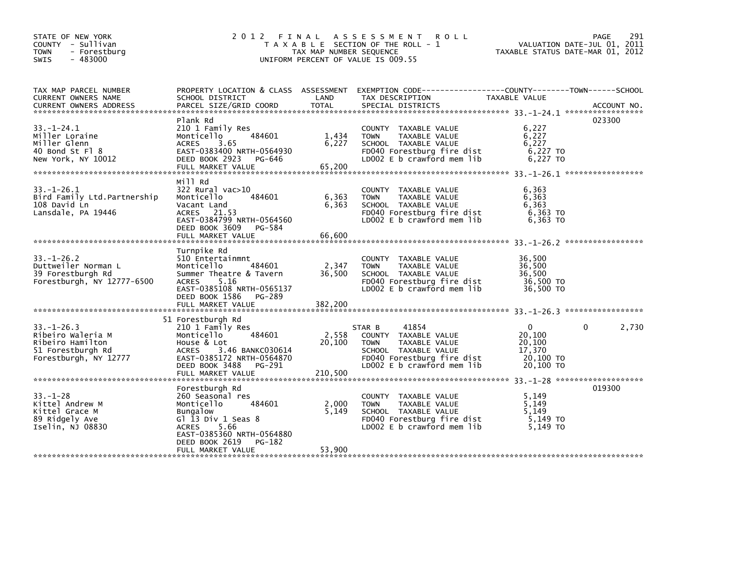STATE OF NEW YORK
COUNTY - Sullivan
TOWN - Forestburg
SWIS - 483000

# 2012 FINAL ASSESSMENT ROLL

TAXABLE SECTION OF THE ROLL - 1
TAX MAP NUMBER SEQUENCE
UNIFORM PERCENT OF VALUE IS 009.55

VALUATION DATE-JUL 01, 2011
TAXABLE STATUS DATE-MAR 01, 2012

| TAX MAP PARCEL NUMBER / CURRENT OWNERS NAME / CURRENT OWNERS ADDRESS | PROPERTY LOCATION & CLASS / SCHOOL DISTRICT / PARCEL SIZE/GRID COORD | ASSESSMENT LAND | TOTAL | EXEMPTION CODE / TAX DESCRIPTION / SPECIAL DISTRICTS | COUNTY TAXABLE VALUE | TOWN | SCHOOL | ACCOUNT NO. |
|---|---|---|---|---|---|---|---|---|
| 33.-1-24.1 | Plank Rd | | | | | | | 023300 |
| Miller Loraine | 210 1 Family Res | | | COUNTY TAXABLE VALUE | 6,227 | | | |
| Miller Glenn | Monticello 484601 | 1,434 | | TOWN TAXABLE VALUE | 6,227 | | | |
| 40 Bond St Fl 8 | ACRES 3.65 | | 6,227 | SCHOOL TAXABLE VALUE | 6,227 | | | |
| New York, NY 10012 | EAST-0383400 NRTH-0564930 | | | FD040 Forestburg fire dist | 6,227 TO | | | |
| | DEED BOOK 2923 PG-646 | | | LD002 E b crawford mem lib | 6,227 TO | | | |
| | FULL MARKET VALUE | | 65,200 | | | | | |
| 33.-1-26.1 | Mill Rd | | | | | | | |
| Bird Family Ltd.Partnership | 322 Rural vac>10 | | | COUNTY TAXABLE VALUE | 6,363 | | | |
| 108 David Ln | Monticello 484601 | 6,363 | | TOWN TAXABLE VALUE | 6,363 | | | |
| Lansdale, PA 19446 | Vacant Land | | 6,363 | SCHOOL TAXABLE VALUE | 6,363 | | | |
| | ACRES 21.53 | | | FD040 Forestburg fire dist | 6,363 TO | | | |
| | EAST-0384799 NRTH-0564560 | | | LD002 E b crawford mem lib | 6,363 TO | | | |
| | DEED BOOK 3609 PG-584 | | | | | | | |
| | FULL MARKET VALUE | | 66,600 | | | | | |
| 33.-1-26.2 | Turnpike Rd | | | | | | | |
| Duttweiler Norman L | 510 Entertainmnt | | | COUNTY TAXABLE VALUE | 36,500 | | | |
| 39 Forestburgh Rd | Monticello 484601 | 2,347 | | TOWN TAXABLE VALUE | 36,500 | | | |
| Forestburgh, NY 12777-6500 | Summer Theatre & Tavern | | 36,500 | SCHOOL TAXABLE VALUE | 36,500 | | | |
| | ACRES 5.16 | | | FD040 Forestburg fire dist | 36,500 TO | | | |
| | EAST-0385108 NRTH-0565137 | | | LD002 E b crawford mem lib | 36,500 TO | | | |
| | DEED BOOK 1586 PG-289 | | | | | | | |
| | FULL MARKET VALUE | | 382,200 | | | | | |
| 33.-1-26.3 | 51 Forestburgh Rd | | | | | | | |
| Ribeiro Waleria M | 210 1 Family Res | | | STAR B 41854 | 0 | 0 | 2,730 | |
| Ribeiro Hamilton | Monticello 484601 | 2,558 | | COUNTY TAXABLE VALUE | 20,100 | | | |
| 51 Forestburgh Rd | House & Lot | | 20,100 | TOWN TAXABLE VALUE | 20,100 | | | |
| Forestburgh, NY 12777 | ACRES 3.46 BANKC030614 | | | SCHOOL TAXABLE VALUE | 17,370 | | | |
| | EAST-0385172 NRTH-0564870 | | | FD040 Forestburg fire dist | 20,100 TO | | | |
| | DEED BOOK 3488 PG-291 | | | LD002 E b crawford mem lib | 20,100 TO | | | |
| | FULL MARKET VALUE | | 210,500 | | | | | |
| 33.-1-28 | Forestburgh Rd | | | | | | | 019300 |
| Kittel Andrew M | 260 Seasonal res | | | COUNTY TAXABLE VALUE | 5,149 | | | |
| Kittel Grace M | Monticello 484601 | 2,000 | | TOWN TAXABLE VALUE | 5,149 | | | |
| 89 Ridgely Ave | Bungalow | | 5,149 | SCHOOL TAXABLE VALUE | 5,149 | | | |
| Iselin, NJ 08830 | Gl 13 Div 1 Seas 8 | | | FD040 Forestburg fire dist | 5,149 TO | | | |
| | ACRES 5.66 | | | LD002 E b crawford mem lib | 5,149 TO | | | |
| | EAST-0385360 NRTH-0564880 | | | | | | | |
| | DEED BOOK 2619 PG-182 | | | | | | | |
| | FULL MARKET VALUE | | 53,900 | | | | | |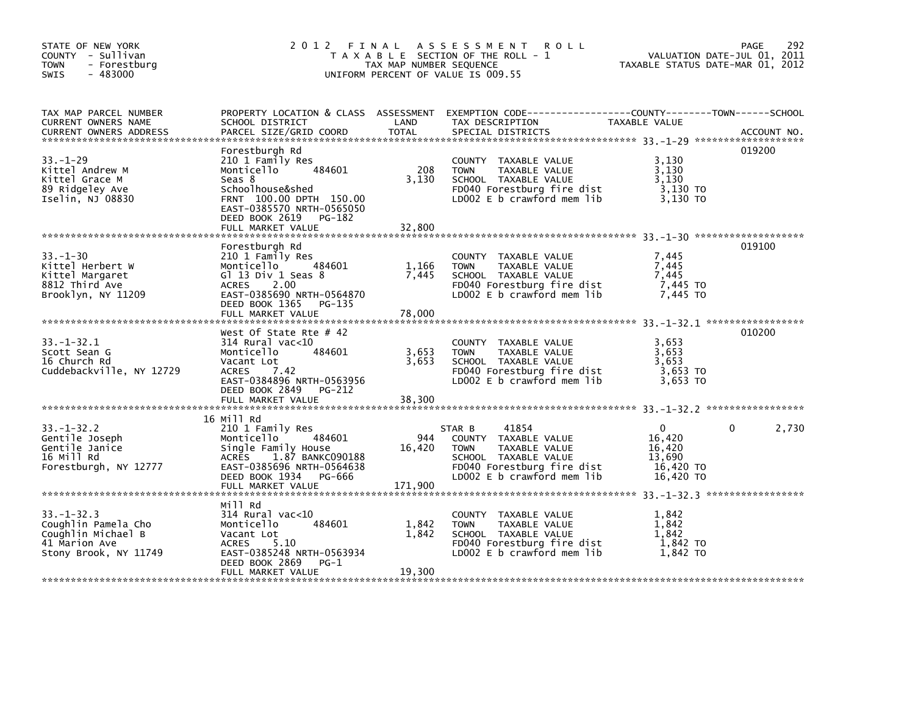STATE OF NEW YORK
COUNTY - Sullivan
TOWN - Forestburg
SWIS - 483000

# 2012 FINAL ASSESSMENT ROLL

TAXABLE SECTION OF THE ROLL - 1
TAX MAP NUMBER SEQUENCE
UNIFORM PERCENT OF VALUE IS 009.55

VALUATION DATE-JUL 01, 2011
TAXABLE STATUS DATE-MAR 01, 2012

| TAX MAP PARCEL NUMBER / CURRENT OWNERS NAME / CURRENT OWNERS ADDRESS | PROPERTY LOCATION & CLASS / SCHOOL DISTRICT / PARCEL SIZE/GRID COORD | ASSESSMENT LAND | TOTAL | EXEMPTION CODE / TAX DESCRIPTION / SPECIAL DISTRICTS | COUNTY TAXABLE VALUE | TOWN | SCHOOL | ACCOUNT NO. |
|---|---|---|---|---|---|---|---|---|
| 33.-1-29 | Forestburgh Rd | | | | | | | 019200 |
| Kittel Andrew M | 210 1 Family Res | | | COUNTY TAXABLE VALUE | 3,130 | | | |
| Kittel Grace M | Monticello 484601 | 208 | | TOWN TAXABLE VALUE | 3,130 | | | |
| 89 Ridgeley Ave | Seas 8 | | 3,130 | SCHOOL TAXABLE VALUE | 3,130 | | | |
| Iselin, NJ 08830 | Schoolhouse&shed | | | FD040 Forestburg fire dist | 3,130 TO | | | |
| | FRNT 100.00 DPTH 150.00 | | | LD002 E b crawford mem lib | 3,130 TO | | | |
| | EAST-0385570 NRTH-0565050 | | | | | | | |
| | DEED BOOK 2619 PG-182 | | | | | | | |
| | FULL MARKET VALUE | | 32,800 | | | | | |
| 33.-1-30 | Forestburgh Rd | | | | | | | 019100 |
| Kittel Herbert W | 210 1 Family Res | | | COUNTY TAXABLE VALUE | 7,445 | | | |
| Kittel Margaret | Monticello 484601 | 1,166 | | TOWN TAXABLE VALUE | 7,445 | | | |
| 8812 Third Ave | Gl 13 Div 1 Seas 8 | | 7,445 | SCHOOL TAXABLE VALUE | 7,445 | | | |
| Brooklyn, NY 11209 | ACRES 2.00 | | | FD040 Forestburg fire dist | 7,445 TO | | | |
| | EAST-0385690 NRTH-0564870 | | | LD002 E b crawford mem lib | 7,445 TO | | | |
| | DEED BOOK 1365 PG-135 | | | | | | | |
| | FULL MARKET VALUE | | 78,000 | | | | | |
| 33.-1-32.1 | West Of State Rte # 42 | | | | | | | 010200 |
| Scott Sean G | 314 Rural vac<10 | | | COUNTY TAXABLE VALUE | 3,653 | | | |
| 16 Church Rd | Monticello 484601 | 3,653 | | TOWN TAXABLE VALUE | 3,653 | | | |
| Cuddebackville, NY 12729 | Vacant Lot | | 3,653 | SCHOOL TAXABLE VALUE | 3,653 | | | |
| | ACRES 7.42 | | | FD040 Forestburg fire dist | 3,653 TO | | | |
| | EAST-0384896 NRTH-0563956 | | | LD002 E b crawford mem lib | 3,653 TO | | | |
| | DEED BOOK 2849 PG-212 | | | | | | | |
| | FULL MARKET VALUE | | 38,300 | | | | | |
| 33.-1-32.2 | 16 Mill Rd | | | | | | | |
| Gentile Joseph | 210 1 Family Res | | | STAR B 41854 | 0 | 0 | 2,730 | |
| Gentile Janice | Monticello 484601 | 944 | | COUNTY TAXABLE VALUE | 16,420 | | | |
| 16 Mill Rd | Single Family House | | 16,420 | TOWN TAXABLE VALUE | 16,420 | | | |
| Forestburgh, NY 12777 | ACRES 1.87 BANKC090188 | | | SCHOOL TAXABLE VALUE | 13,690 | | | |
| | EAST-0385696 NRTH-0564638 | | | FD040 Forestburg fire dist | 16,420 TO | | | |
| | DEED BOOK 1934 PG-666 | | | LD002 E b crawford mem lib | 16,420 TO | | | |
| | FULL MARKET VALUE | | 171,900 | | | | | |
| 33.-1-32.3 | Mill Rd | | | | | | | |
| Coughlin Pamela Cho | 314 Rural vac<10 | | | COUNTY TAXABLE VALUE | 1,842 | | | |
| Coughlin Michael B | Monticello 484601 | 1,842 | | TOWN TAXABLE VALUE | 1,842 | | | |
| 41 Marion Ave | Vacant Lot | | 1,842 | SCHOOL TAXABLE VALUE | 1,842 | | | |
| Stony Brook, NY 11749 | ACRES 5.10 | | | FD040 Forestburg fire dist | 1,842 TO | | | |
| | EAST-0385248 NRTH-0563934 | | | LD002 E b crawford mem lib | 1,842 TO | | | |
| | DEED BOOK 2869 PG-1 | | | | | | | |
| | FULL MARKET VALUE | | 19,300 | | | | | |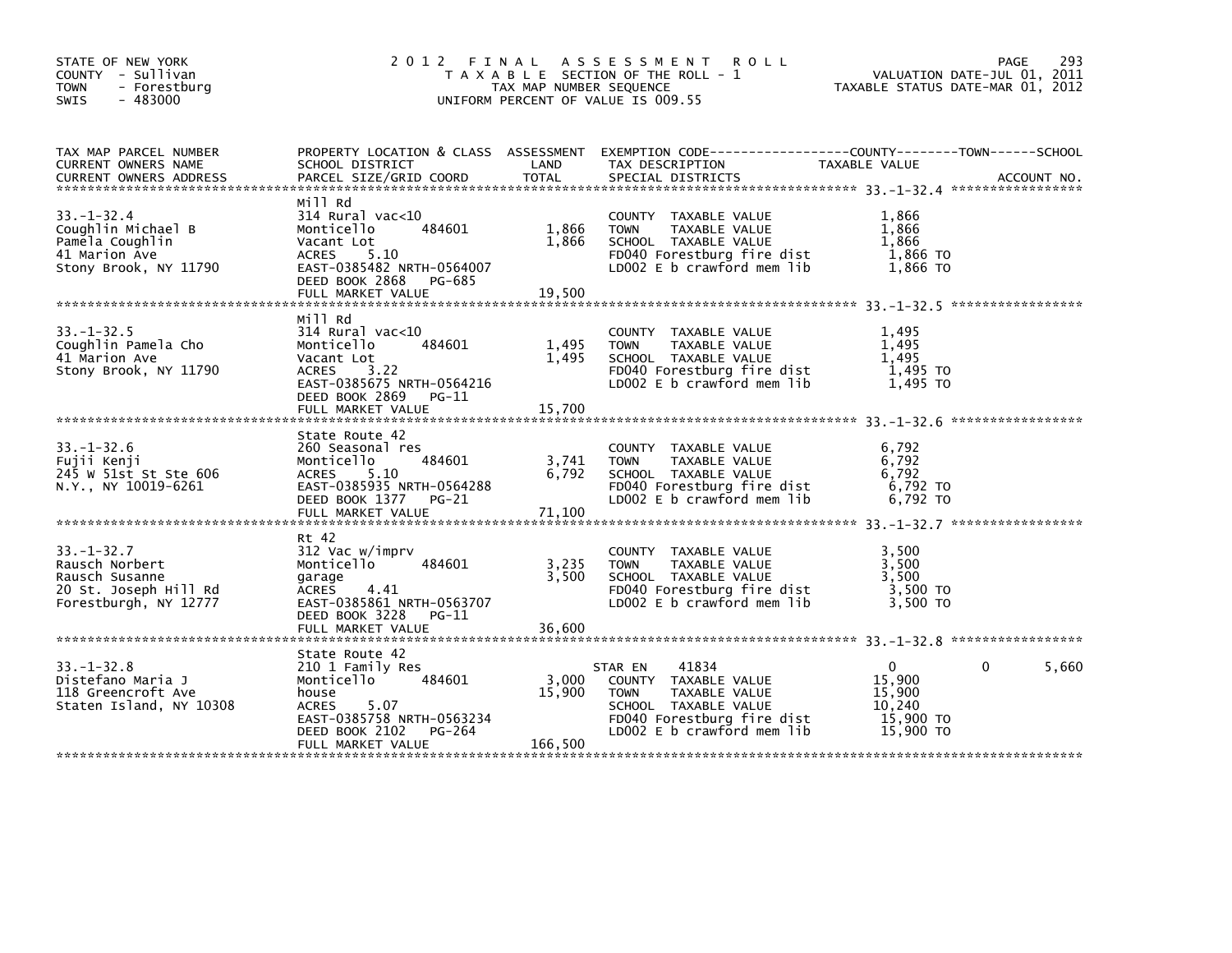STATE OF NEW YORK
COUNTY - Sullivan
TOWN - Forestburg
SWIS - 483000

# 2012 FINAL ASSESSMENT ROLL
TAXABLE SECTION OF THE ROLL - 1
TAX MAP NUMBER SEQUENCE
UNIFORM PERCENT OF VALUE IS 009.55

VALUATION DATE-JUL 01, 2011
TAXABLE STATUS DATE-MAR 01, 2012

| TAX MAP PARCEL NUMBER / CURRENT OWNERS NAME / CURRENT OWNERS ADDRESS | PROPERTY LOCATION & CLASS / SCHOOL DISTRICT / PARCEL SIZE/GRID COORD | ASSESSMENT LAND | TOTAL | EXEMPTION CODE / TAX DESCRIPTION / SPECIAL DISTRICTS | COUNTY TAXABLE VALUE | TOWN | SCHOOL |
|---|---|---|---|---|---|---|---|
| 33.-1-32.4 | Mill Rd | | | | | | |
| Coughlin Michael B | 314 Rural vac<10 | | | COUNTY TAXABLE VALUE | 1,866 | | |
| Pamela Coughlin | Monticello 484601 | 1,866 | | TOWN TAXABLE VALUE | 1,866 | | |
| 41 Marion Ave | Vacant Lot | | 1,866 | SCHOOL TAXABLE VALUE | 1,866 | | |
| Stony Brook, NY 11790 | ACRES 5.10 | | | FD040 Forestburg fire dist | 1,866 TO | | |
| | EAST-0385482 NRTH-0564007 | | | LD002 E b crawford mem lib | 1,866 TO | | |
| | DEED BOOK 2868 PG-685 | | | | | | |
| | FULL MARKET VALUE | | 19,500 | | | | |
| 33.-1-32.5 | Mill Rd | | | | | | |
| Coughlin Pamela Cho | 314 Rural vac<10 | | | COUNTY TAXABLE VALUE | 1,495 | | |
| 41 Marion Ave | Monticello 484601 | 1,495 | | TOWN TAXABLE VALUE | 1,495 | | |
| Stony Brook, NY 11790 | Vacant Lot | | 1,495 | SCHOOL TAXABLE VALUE | 1,495 | | |
| | ACRES 3.22 | | | FD040 Forestburg fire dist | 1,495 TO | | |
| | EAST-0385675 NRTH-0564216 | | | LD002 E b crawford mem lib | 1,495 TO | | |
| | DEED BOOK 2869 PG-11 | | | | | | |
| | FULL MARKET VALUE | | 15,700 | | | | |
| 33.-1-32.6 | State Route 42 | | | | | | |
| Fujii Kenji | 260 Seasonal res | | | COUNTY TAXABLE VALUE | 6,792 | | |
| 245 W 51st St Ste 606 | Monticello 484601 | 3,741 | | TOWN TAXABLE VALUE | 6,792 | | |
| N.Y., NY 10019-6261 | ACRES 5.10 | | 6,792 | SCHOOL TAXABLE VALUE | 6,792 | | |
| | EAST-0385935 NRTH-0564288 | | | FD040 Forestburg fire dist | 6,792 TO | | |
| | DEED BOOK 1377 PG-21 | | | LD002 E b crawford mem lib | 6,792 TO | | |
| | FULL MARKET VALUE | | 71,100 | | | | |
| 33.-1-32.7 | Rt 42 | | | | | | |
| Rausch Norbert | 312 Vac w/imprv | | | COUNTY TAXABLE VALUE | 3,500 | | |
| Rausch Susanne | Monticello 484601 | 3,235 | | TOWN TAXABLE VALUE | 3,500 | | |
| 20 St. Joseph Hill Rd | garage | | 3,500 | SCHOOL TAXABLE VALUE | 3,500 | | |
| Forestburgh, NY 12777 | ACRES 4.41 | | | FD040 Forestburg fire dist | 3,500 TO | | |
| | EAST-0385861 NRTH-0563707 | | | LD002 E b crawford mem lib | 3,500 TO | | |
| | DEED BOOK 3228 PG-11 | | | | | | |
| | FULL MARKET VALUE | | 36,600 | | | | |
| 33.-1-32.8 | State Route 42 | | | | | | |
| Distefano Maria J | 210 1 Family Res | | | STAR EN 41834 | 0 | 0 | 5,660 |
| 118 Greencroft Ave | Monticello 484601 | 3,000 | | COUNTY TAXABLE VALUE | 15,900 | | |
| Staten Island, NY 10308 | house | | 15,900 | TOWN TAXABLE VALUE | 15,900 | | |
| | ACRES 5.07 | | | SCHOOL TAXABLE VALUE | 10,240 | | |
| | EAST-0385758 NRTH-0563234 | | | FD040 Forestburg fire dist | 15,900 TO | | |
| | DEED BOOK 2102 PG-264 | | | LD002 E b crawford mem lib | 15,900 TO | | |
| | FULL MARKET VALUE | | 166,500 | | | | |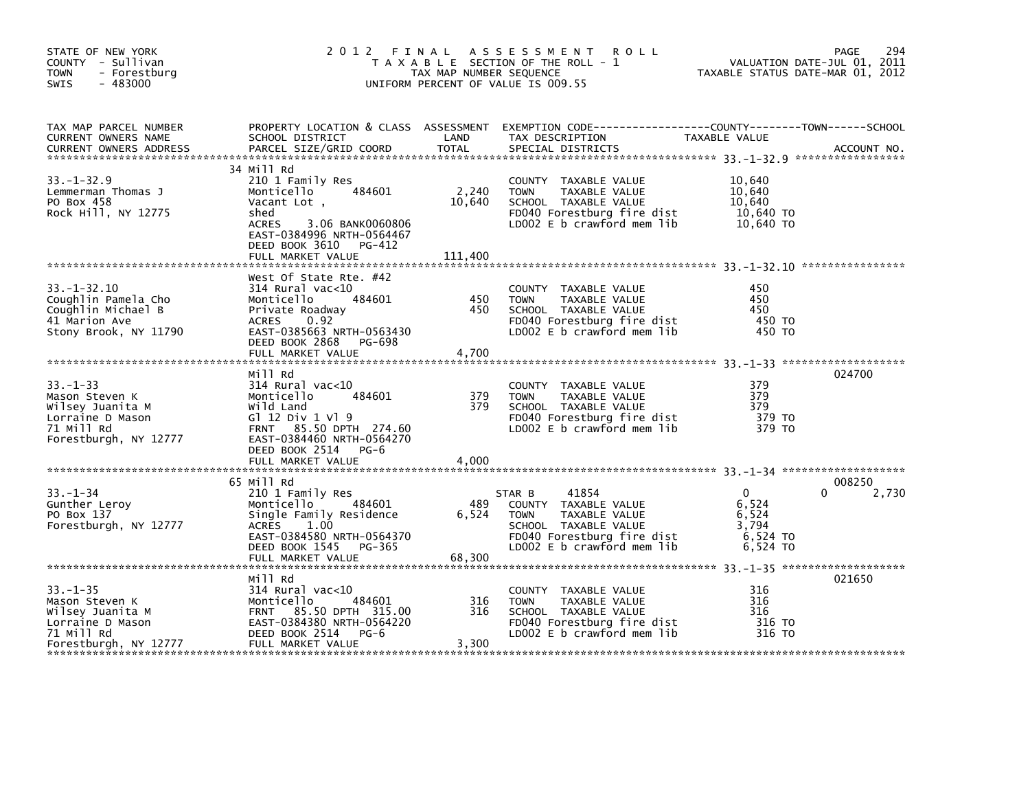STATE OF NEW YORK
COUNTY - Sullivan
TOWN - Forestburg
SWIS - 483000

# 2012 FINAL ASSESSMENT ROLL

TAXABLE SECTION OF THE ROLL - 1
TAX MAP NUMBER SEQUENCE
UNIFORM PERCENT OF VALUE IS 009.55

VALUATION DATE-JUL 01, 2011
TAXABLE STATUS DATE-MAR 01, 2012

| TAX MAP PARCEL NUMBER / CURRENT OWNERS NAME / CURRENT OWNERS ADDRESS | PROPERTY LOCATION & CLASS / SCHOOL DISTRICT / PARCEL SIZE/GRID COORD | ASSESSMENT LAND / TOTAL | EXEMPTION CODE / TAX DESCRIPTION / SPECIAL DISTRICTS | COUNTY | TOWN | SCHOOL | TAXABLE VALUE | ACCOUNT NO. |
|---|---|---|---|---|---|---|---|---|
| 33.-1-32.9 | 34 Mill Rd | | | | | | | |
| 33.-1-32.9 | 210 1 Family Res | | COUNTY TAXABLE VALUE | | | | 10,640 | |
| Lemmerman Thomas J | Monticello 484601 | 2,240 | TOWN TAXABLE VALUE | | | | 10,640 | |
| PO Box 458 | Vacant Lot , | 10,640 | SCHOOL TAXABLE VALUE | | | | 10,640 | |
| Rock Hill, NY 12775 | shed | | FD040 Forestburg fire dist | | | | 10,640 TO | |
| | ACRES 3.06 BANK0060806 | | LD002 E b crawford mem lib | | | | 10,640 TO | |
| | EAST-0384996 NRTH-0564467 | | | | | | | |
| | DEED BOOK 3610 PG-412 | | | | | | | |
| | FULL MARKET VALUE | 111,400 | | | | | | |
| 33.-1-32.10 | West Of State Rte. #42 | | | | | | | |
| 33.-1-32.10 | 314 Rural vac<10 | | COUNTY TAXABLE VALUE | | | | 450 | |
| Coughlin Pamela Cho | Monticello 484601 | 450 | TOWN TAXABLE VALUE | | | | 450 | |
| Coughlin Michael B | Private Roadway | 450 | SCHOOL TAXABLE VALUE | | | | 450 | |
| 41 Marion Ave | ACRES 0.92 | | FD040 Forestburg fire dist | | | | 450 TO | |
| Stony Brook, NY 11790 | EAST-0385663 NRTH-0563430 | | LD002 E b crawford mem lib | | | | 450 TO | |
| | DEED BOOK 2868 PG-698 | | | | | | | |
| | FULL MARKET VALUE | 4,700 | | | | | | |
| 33.-1-33 | Mill Rd | | | | | | | 024700 |
| 33.-1-33 | 314 Rural vac<10 | | COUNTY TAXABLE VALUE | | | | 379 | |
| Mason Steven K | Monticello 484601 | 379 | TOWN TAXABLE VALUE | | | | 379 | |
| Wilsey Juanita M | Wild Land | 379 | SCHOOL TAXABLE VALUE | | | | 379 | |
| Lorraine D Mason | Gl 12 Div 1 Vl 9 | | FD040 Forestburg fire dist | | | | 379 TO | |
| 71 Mill Rd | FRNT 85.50 DPTH 274.60 | | LD002 E b crawford mem lib | | | | 379 TO | |
| Forestburgh, NY 12777 | EAST-0384460 NRTH-0564270 | | | | | | | |
| | DEED BOOK 2514 PG-6 | | | | | | | |
| | FULL MARKET VALUE | 4,000 | | | | | | |
| 33.-1-34 | 65 Mill Rd | | | | | | | 008250 |
| 33.-1-34 | 210 1 Family Res | | STAR B 41854 | 0 | | 0 | | 2,730 |
| Gunther Leroy | Monticello 484601 | 489 | COUNTY TAXABLE VALUE | | | | 6,524 | |
| PO Box 137 | Single Family Residence | 6,524 | TOWN TAXABLE VALUE | | | | 6,524 | |
| Forestburgh, NY 12777 | ACRES 1.00 | | SCHOOL TAXABLE VALUE | | | | 3,794 | |
| | EAST-0384580 NRTH-0564370 | | FD040 Forestburg fire dist | | | | 6,524 TO | |
| | DEED BOOK 1545 PG-365 | | LD002 E b crawford mem lib | | | | 6,524 TO | |
| | FULL MARKET VALUE | 68,300 | | | | | | |
| 33.-1-35 | Mill Rd | | | | | | | 021650 |
| 33.-1-35 | 314 Rural vac<10 | | COUNTY TAXABLE VALUE | | | | 316 | |
| Mason Steven K | Monticello 484601 | 316 | TOWN TAXABLE VALUE | | | | 316 | |
| Wilsey Juanita M | FRNT 85.50 DPTH 315.00 | 316 | SCHOOL TAXABLE VALUE | | | | 316 | |
| Lorraine D Mason | EAST-0384380 NRTH-0564220 | | FD040 Forestburg fire dist | | | | 316 TO | |
| 71 Mill Rd | DEED BOOK 2514 PG-6 | | LD002 E b crawford mem lib | | | | 316 TO | |
| Forestburgh, NY 12777 | FULL MARKET VALUE | 3,300 | | | | | | |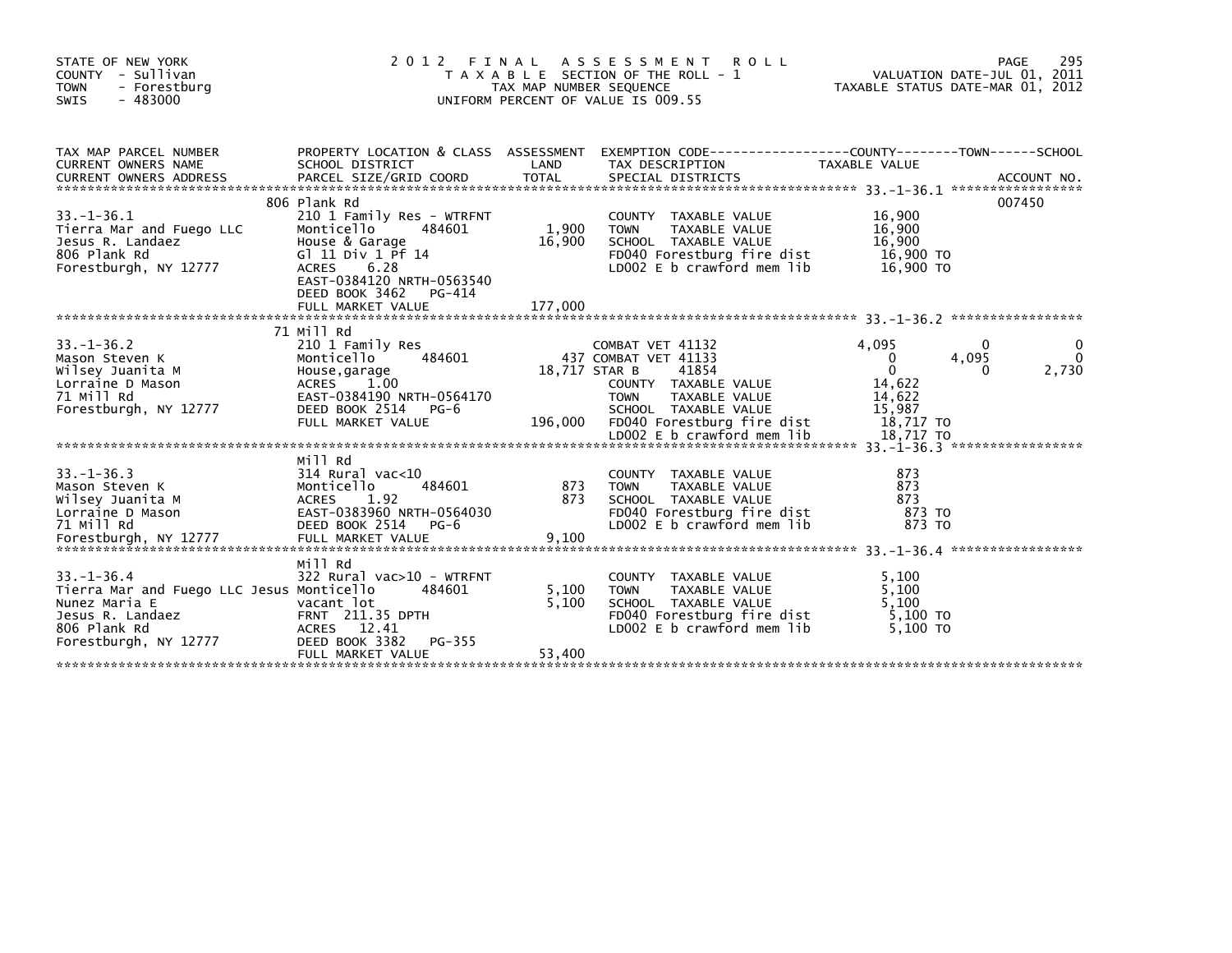STATE OF NEW YORK
COUNTY - Sullivan
TOWN - Forestburg
SWIS - 483000

# 2012 FINAL ASSESSMENT ROLL

TAXABLE SECTION OF THE ROLL - 1
TAX MAP NUMBER SEQUENCE
UNIFORM PERCENT OF VALUE IS 009.55

VALUATION DATE-JUL 01, 2011
TAXABLE STATUS DATE-MAR 01, 2012

| TAX MAP PARCEL NUMBER / CURRENT OWNERS NAME / CURRENT OWNERS ADDRESS | PROPERTY LOCATION & CLASS / SCHOOL DISTRICT / PARCEL SIZE/GRID COORD | ASSESSMENT LAND | TOTAL | EXEMPTION CODE / TAX DESCRIPTION / SPECIAL DISTRICTS | COUNTY TAXABLE VALUE | TOWN | SCHOOL | ACCOUNT NO. |
|---|---|---|---|---|---|---|---|---|
| 33.-1-36.1 | 806 Plank Rd | | | | | | | 007450 |
| | 210 1 Family Res - WTRFNT | | | COUNTY TAXABLE VALUE | 16,900 | | | |
| Tierra Mar and Fuego LLC | Monticello 484601 | 1,900 | | TOWN TAXABLE VALUE | 16,900 | | | |
| Jesus R. Landaez | House & Garage | | 16,900 | SCHOOL TAXABLE VALUE | 16,900 | | | |
| 806 Plank Rd | Gl 11 Div 1 Pf 14 | | | FD040 Forestburg fire dist | 16,900 TO | | | |
| Forestburgh, NY 12777 | ACRES 6.28 | | | LD002 E b crawford mem lib | 16,900 TO | | | |
| | EAST-0384120 NRTH-0563540 | | | | | | | |
| | DEED BOOK 3462 PG-414 | | | | | | | |
| | FULL MARKET VALUE | | 177,000 | | | | | |
| 33.-1-36.2 | 71 Mill Rd | | | | | | | |
| | 210 1 Family Res | | | COMBAT VET 41132 | 4,095 | 0 | 0 | |
| Mason Steven K | Monticello 484601 | 437 | | COMBAT VET 41133 | 0 | 4,095 | 0 | |
| Wilsey Juanita M | House,garage | | 18,717 | STAR B 41854 | 0 | 0 | 2,730 | |
| Lorraine D Mason | ACRES 1.00 | | | COUNTY TAXABLE VALUE | 14,622 | | | |
| 71 Mill Rd | EAST-0384190 NRTH-0564170 | | | TOWN TAXABLE VALUE | 14,622 | | | |
| Forestburgh, NY 12777 | DEED BOOK 2514 PG-6 | | | SCHOOL TAXABLE VALUE | 15,987 | | | |
| | FULL MARKET VALUE | | 196,000 | FD040 Forestburg fire dist | 18,717 TO | | | |
| | | | | LD002 E b crawford mem lib | 18,717 TO | | | |
| 33.-1-36.3 | Mill Rd | | | | | | | |
| | 314 Rural vac<10 | | | COUNTY TAXABLE VALUE | 873 | | | |
| Mason Steven K | Monticello 484601 | 873 | | TOWN TAXABLE VALUE | 873 | | | |
| Wilsey Juanita M | ACRES 1.92 | | 873 | SCHOOL TAXABLE VALUE | 873 | | | |
| Lorraine D Mason | EAST-0383960 NRTH-0564030 | | | FD040 Forestburg fire dist | 873 TO | | | |
| 71 Mill Rd | DEED BOOK 2514 PG-6 | | | LD002 E b crawford mem lib | 873 TO | | | |
| Forestburgh, NY 12777 | FULL MARKET VALUE | | 9,100 | | | | | |
| 33.-1-36.4 | Mill Rd | | | | | | | |
| | 322 Rural vac>10 - WTRFNT | | | COUNTY TAXABLE VALUE | 5,100 | | | |
| Tierra Mar and Fuego LLC Jesus | Monticello 484601 | 5,100 | | TOWN TAXABLE VALUE | 5,100 | | | |
| Nunez Maria E | vacant lot | | 5,100 | SCHOOL TAXABLE VALUE | 5,100 | | | |
| Jesus R. Landaez | FRNT 211.35 DPTH | | | FD040 Forestburg fire dist | 5,100 TO | | | |
| 806 Plank Rd | ACRES 12.41 | | | LD002 E b crawford mem lib | 5,100 TO | | | |
| Forestburgh, NY 12777 | DEED BOOK 3382 PG-355 | | | | | | | |
| | FULL MARKET VALUE | | 53,400 | | | | | |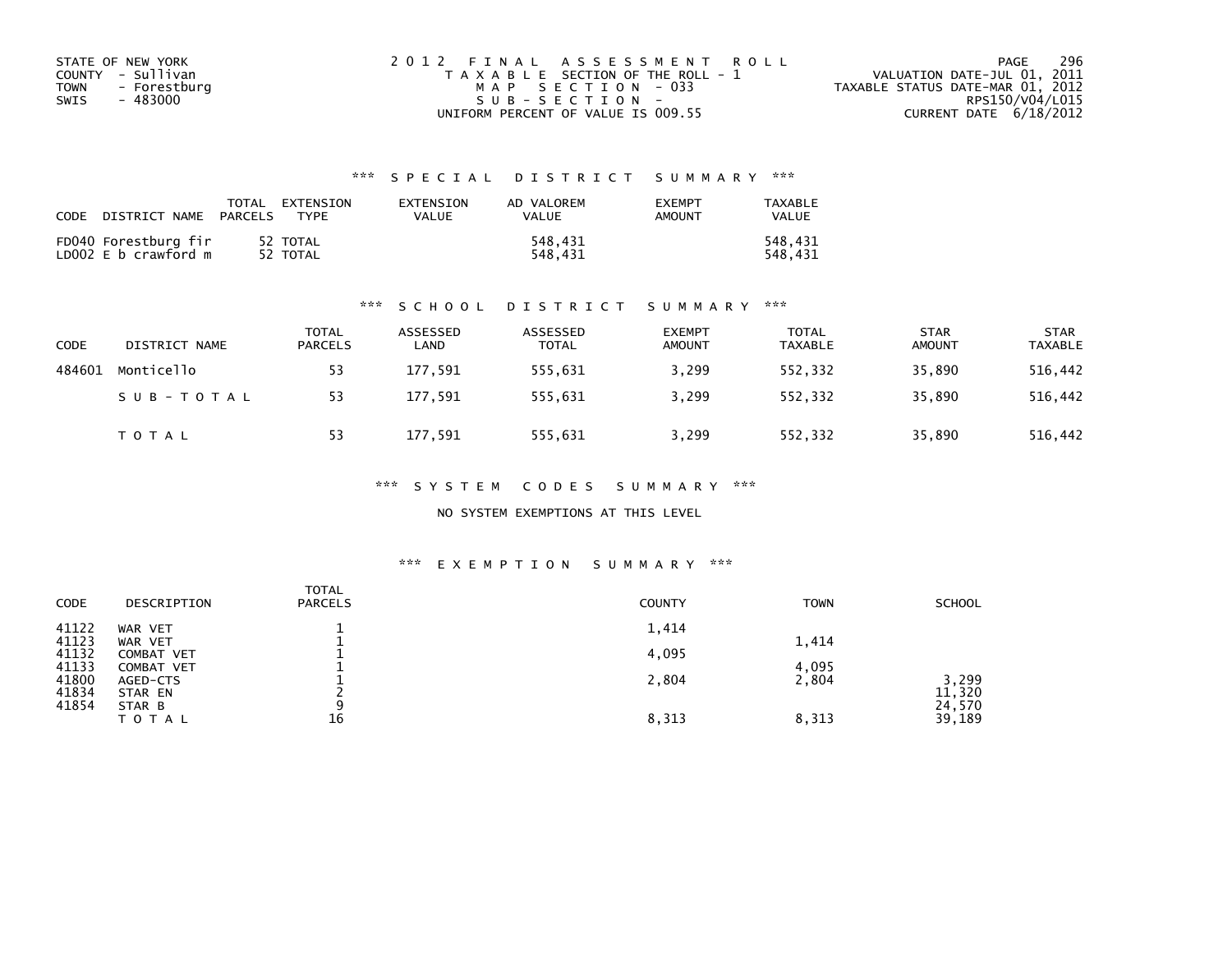STATE OF NEW YORK
COUNTY - Sullivan
TOWN - Forestburg
SWIS - 483000

2012 FINAL ASSESSMENT ROLL
TAXABLE SECTION OF THE ROLL - 1
MAP SECTION - 033
SUB-SECTION -
UNIFORM PERCENT OF VALUE IS 009.55

VALUATION DATE-JUL 01, 2011
TAXABLE STATUS DATE-MAR 01, 2012
RPS150/V04/L015
CURRENT DATE 6/18/2012

### *** SPECIAL DISTRICT SUMMARY ***

| CODE DISTRICT NAME | TOTAL PARCELS | EXTENSION TYPE | EXTENSION VALUE | AD VALOREM VALUE | EXEMPT AMOUNT | TAXABLE VALUE |
|---|---|---|---|---|---|---|
| FD040 Forestburg fir | 52 | TOTAL | | 548,431 | | 548,431 |
| LD002 E b crawford m | 52 | TOTAL | | 548,431 | | 548,431 |

### *** SCHOOL DISTRICT SUMMARY ***

| CODE | DISTRICT NAME | TOTAL PARCELS | ASSESSED LAND | ASSESSED TOTAL | EXEMPT AMOUNT | TOTAL TAXABLE | STAR AMOUNT | STAR TAXABLE |
|---|---|---|---|---|---|---|---|---|
| 484601 | Monticello | 53 | 177,591 | 555,631 | 3,299 | 552,332 | 35,890 | 516,442 |
| | SUB-TOTAL | 53 | 177,591 | 555,631 | 3,299 | 552,332 | 35,890 | 516,442 |
| | TOTAL | 53 | 177,591 | 555,631 | 3,299 | 552,332 | 35,890 | 516,442 |

### *** SYSTEM CODES SUMMARY ***

NO SYSTEM EXEMPTIONS AT THIS LEVEL

### *** EXEMPTION SUMMARY ***

| CODE | DESCRIPTION | TOTAL PARCELS | COUNTY | TOWN | SCHOOL |
|---|---|---|---|---|---|
| 41122 | WAR VET | 1 | 1,414 | | |
| 41123 | WAR VET | 1 | | 1,414 | |
| 41132 | COMBAT VET | 1 | 4,095 | | |
| 41133 | COMBAT VET | 1 | | 4,095 | |
| 41800 | AGED-CTS | 1 | 2,804 | 2,804 | 3,299 |
| 41834 | STAR EN | 2 | | | 11,320 |
| 41854 | STAR B | 9 | | | 24,570 |
| | TOTAL | 16 | 8,313 | 8,313 | 39,189 |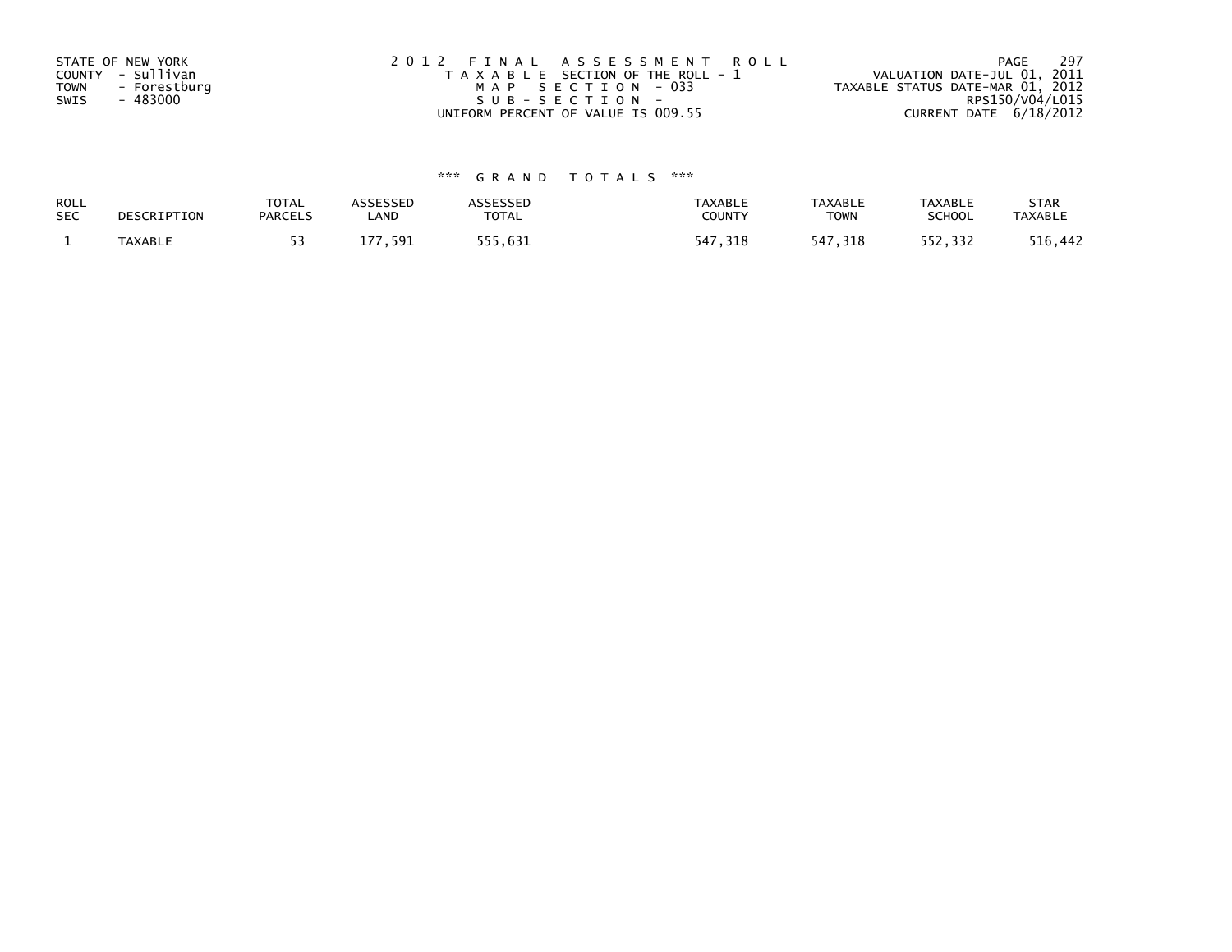STATE OF NEW YORK
COUNTY - Sullivan
TOWN - Forestburg
SWIS - 483000

2012 FINAL ASSESSMENT ROLL
TAXABLE SECTION OF THE ROLL - 1
MAP SECTION - 033
SUB-SECTION -
UNIFORM PERCENT OF VALUE IS 009.55

VALUATION DATE-JUL 01, 2011
TAXABLE STATUS DATE-MAR 01, 2012
RPS150/V04/L015
CURRENT DATE 6/18/2012

*** GRAND TOTALS ***

| ROLL SEC | DESCRIPTION | TOTAL PARCELS | ASSESSED LAND | ASSESSED TOTAL | TAXABLE COUNTY | TAXABLE TOWN | TAXABLE SCHOOL | STAR TAXABLE |
|---|---|---|---|---|---|---|---|---|
| 1 | TAXABLE | 53 | 177,591 | 555,631 | 547,318 | 547,318 | 552,332 | 516,442 |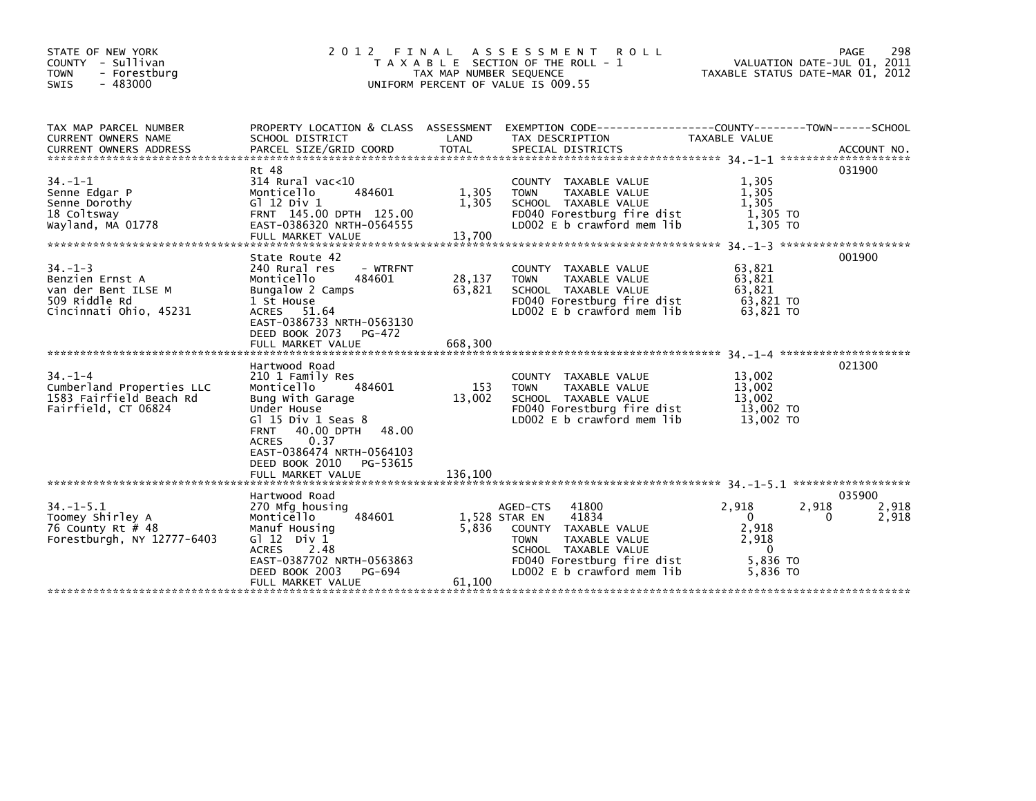STATE OF NEW YORK
COUNTY - Sullivan
TOWN - Forestburg
SWIS - 483000

# 2012 FINAL ASSESSMENT ROLL

TAXABLE SECTION OF THE ROLL - 1
TAX MAP NUMBER SEQUENCE
UNIFORM PERCENT OF VALUE IS 009.55

VALUATION DATE-JUL 01, 2011
TAXABLE STATUS DATE-MAR 01, 2012

| TAX MAP PARCEL NUMBER / CURRENT OWNERS NAME / CURRENT OWNERS ADDRESS | PROPERTY LOCATION & CLASS / SCHOOL DISTRICT / PARCEL SIZE/GRID COORD | ASSESSMENT LAND | TOTAL | EXEMPTION CODE / TAX DESCRIPTION / SPECIAL DISTRICTS | COUNTY TAXABLE VALUE | TOWN | SCHOOL | ACCOUNT NO. |
|---|---|---|---|---|---|---|---|---|
| 34.-1-1 | Rt 48 | | | | | | | 031900 |
| Senne Edgar P | 314 Rural vac<10 | | | COUNTY TAXABLE VALUE | 1,305 | | | |
| Senne Dorothy | Monticello 484601 | 1,305 | | TOWN TAXABLE VALUE | 1,305 | | | |
| 18 Coltsway | Gl 12 Div 1 | | 1,305 | SCHOOL TAXABLE VALUE | 1,305 | | | |
| Wayland, MA 01778 | FRNT 145.00 DPTH 125.00 | | | FD040 Forestburg fire dist | 1,305 TO | | | |
| | EAST-0386320 NRTH-0564555 | | | LD002 E b crawford mem lib | 1,305 TO | | | |
| | FULL MARKET VALUE | | 13,700 | | | | | |
| 34.-1-3 | State Route 42 | | | | | | | 001900 |
| Benzien Ernst A | 240 Rural res - WTRFNT | | | COUNTY TAXABLE VALUE | 63,821 | | | |
| van der Bent ILSE M | Monticello 484601 | 28,137 | | TOWN TAXABLE VALUE | 63,821 | | | |
| 509 Riddle Rd | Bungalow 2 Camps | | 63,821 | SCHOOL TAXABLE VALUE | 63,821 | | | |
| Cincinnati Ohio, 45231 | 1 St House | | | FD040 Forestburg fire dist | 63,821 TO | | | |
| | ACRES 51.64 | | | LD002 E b crawford mem lib | 63,821 TO | | | |
| | EAST-0386733 NRTH-0563130 | | | | | | | |
| | DEED BOOK 2073 PG-472 | | | | | | | |
| | FULL MARKET VALUE | | 668,300 | | | | | |
| 34.-1-4 | Hartwood Road | | | | | | | 021300 |
| Cumberland Properties LLC | 210 1 Family Res | | | COUNTY TAXABLE VALUE | 13,002 | | | |
| 1583 Fairfield Beach Rd | Monticello 484601 | 153 | | TOWN TAXABLE VALUE | 13,002 | | | |
| Fairfield, CT 06824 | Bung With Garage | | 13,002 | SCHOOL TAXABLE VALUE | 13,002 | | | |
| | Under House | | | FD040 Forestburg fire dist | 13,002 TO | | | |
| | Gl 15 Div 1 Seas 8 | | | LD002 E b crawford mem lib | 13,002 TO | | | |
| | FRNT 40.00 DPTH 48.00 | | | | | | | |
| | ACRES 0.37 | | | | | | | |
| | EAST-0386474 NRTH-0564103 | | | | | | | |
| | DEED BOOK 2010 PG-53615 | | | | | | | |
| | FULL MARKET VALUE | | 136,100 | | | | | |
| 34.-1-5.1 | Hartwood Road | | | | | | | 035900 |
| Toomey Shirley A | 270 Mfg housing | | | AGED-CTS 41800 | 2,918 | 2,918 | 2,918 | |
| 76 County Rt # 48 | Monticello 484601 | 1,528 | | STAR EN 41834 | 0 | 0 | 2,918 | |
| Forestburgh, NY 12777-6403 | Manuf Housing | | 5,836 | COUNTY TAXABLE VALUE | 2,918 | | | |
| | Gl 12 Div 1 | | | TOWN TAXABLE VALUE | 2,918 | | | |
| | ACRES 2.48 | | | SCHOOL TAXABLE VALUE | 0 | | | |
| | EAST-0387702 NRTH-0563863 | | | FD040 Forestburg fire dist | 5,836 TO | | | |
| | DEED BOOK 2003 PG-694 | | | LD002 E b crawford mem lib | 5,836 TO | | | |
| | FULL MARKET VALUE | | 61,100 | | | | | |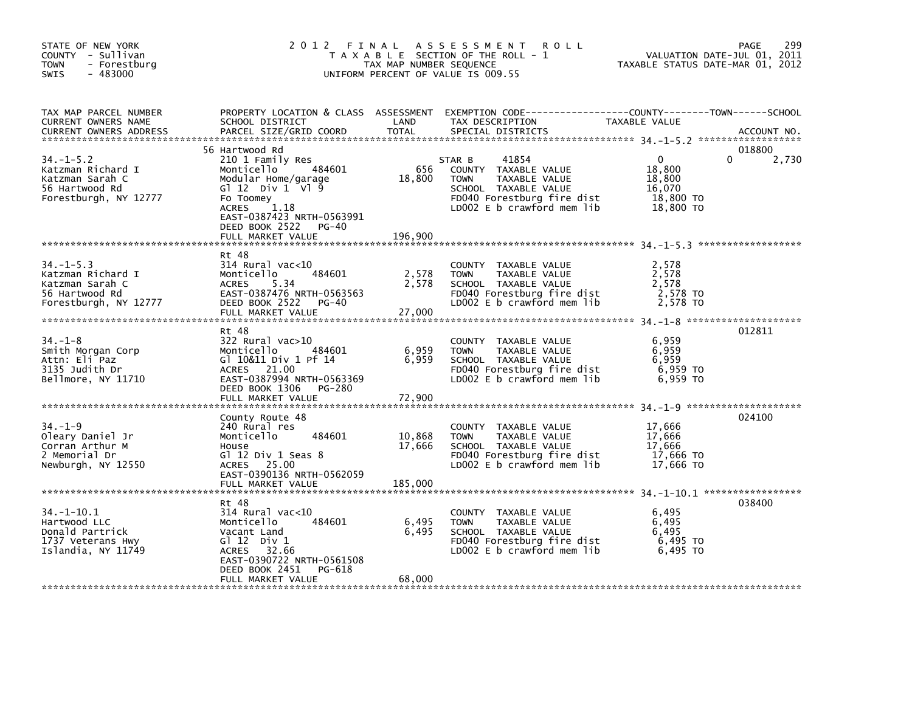STATE OF NEW YORK
COUNTY - Sullivan
TOWN - Forestburg
SWIS - 483000

# 2012 FINAL ASSESSMENT ROLL
TAXABLE SECTION OF THE ROLL - 1
TAX MAP NUMBER SEQUENCE
UNIFORM PERCENT OF VALUE IS 009.55

VALUATION DATE-JUL 01, 2011
TAXABLE STATUS DATE-MAR 01, 2012

| TAX MAP PARCEL NUMBER / CURRENT OWNERS NAME / CURRENT OWNERS ADDRESS | PROPERTY LOCATION & CLASS / SCHOOL DISTRICT / PARCEL SIZE/GRID COORD | ASSESSMENT LAND | TOTAL | EXEMPTION CODE / TAX DESCRIPTION / SPECIAL DISTRICTS | COUNTY TAXABLE VALUE | TOWN | SCHOOL | ACCOUNT NO. |
|---|---|---|---|---|---|---|---|---|
| 34.-1-5.2 | 56 Hartwood Rd | | | | | | | 018800 |
| Katzman Richard I | 210 1 Family Res | | | STAR B 41854 | 0 | 0 | 2,730 | |
| Katzman Sarah C | Monticello 484601 | 656 | | COUNTY TAXABLE VALUE | 18,800 | | | |
| 56 Hartwood Rd | Modular Home/garage | | 18,800 | TOWN TAXABLE VALUE | 18,800 | | | |
| Forestburgh, NY 12777 | Gl 12 Div 1 Vl 9 | | | SCHOOL TAXABLE VALUE | 16,070 | | | |
| | Fo Toomey | | | FD040 Forestburg fire dist | 18,800 TO | | | |
| | ACRES 1.18 | | | LD002 E b crawford mem lib | 18,800 TO | | | |
| | EAST-0387423 NRTH-0563991 | | | | | | | |
| | DEED BOOK 2522 PG-40 | | | | | | | |
| | FULL MARKET VALUE | | 196,900 | | | | | |
| 34.-1-5.3 | Rt 48 | | | | | | | |
| Katzman Richard I | 314 Rural vac<10 | | | COUNTY TAXABLE VALUE | 2,578 | | | |
| Katzman Sarah C | Monticello 484601 | 2,578 | | TOWN TAXABLE VALUE | 2,578 | | | |
| 56 Hartwood Rd | ACRES 5.34 | | 2,578 | SCHOOL TAXABLE VALUE | 2,578 | | | |
| Forestburgh, NY 12777 | EAST-0387476 NRTH-0563563 | | | FD040 Forestburg fire dist | 2,578 TO | | | |
| | DEED BOOK 2522 PG-40 | | | LD002 E b crawford mem lib | 2,578 TO | | | |
| | FULL MARKET VALUE | | 27,000 | | | | | |
| 34.-1-8 | Rt 48 | | | | | | | 012811 |
| Smith Morgan Corp | 322 Rural vac>10 | | | COUNTY TAXABLE VALUE | 6,959 | | | |
| Attn: Eli Paz | Monticello 484601 | 6,959 | | TOWN TAXABLE VALUE | 6,959 | | | |
| 3135 Judith Dr | Gl 10&11 Div 1 Pf 14 | | 6,959 | SCHOOL TAXABLE VALUE | 6,959 | | | |
| Bellmore, NY 11710 | ACRES 21.00 | | | FD040 Forestburg fire dist | 6,959 TO | | | |
| | EAST-0387994 NRTH-0563369 | | | LD002 E b crawford mem lib | 6,959 TO | | | |
| | DEED BOOK 1306 PG-280 | | | | | | | |
| | FULL MARKET VALUE | | 72,900 | | | | | |
| 34.-1-9 | County Route 48 | | | | | | | 024100 |
| Oleary Daniel Jr | 240 Rural res | | | COUNTY TAXABLE VALUE | 17,666 | | | |
| Corran Arthur M | Monticello 484601 | 10,868 | | TOWN TAXABLE VALUE | 17,666 | | | |
| 2 Memorial Dr | House | | 17,666 | SCHOOL TAXABLE VALUE | 17,666 | | | |
| Newburgh, NY 12550 | Gl 12 Div 1 Seas 8 | | | FD040 Forestburg fire dist | 17,666 TO | | | |
| | ACRES 25.00 | | | LD002 E b crawford mem lib | 17,666 TO | | | |
| | EAST-0390136 NRTH-0562059 | | | | | | | |
| | FULL MARKET VALUE | | 185,000 | | | | | |
| 34.-1-10.1 | Rt 48 | | | | | | | 038400 |
| Hartwood LLC | 314 Rural vac<10 | | | COUNTY TAXABLE VALUE | 6,495 | | | |
| Donald Partrick | Monticello 484601 | 6,495 | | TOWN TAXABLE VALUE | 6,495 | | | |
| 1737 Veterans Hwy | Vacant Land | | 6,495 | SCHOOL TAXABLE VALUE | 6,495 | | | |
| Islandia, NY 11749 | Gl 12 Div 1 | | | FD040 Forestburg fire dist | 6,495 TO | | | |
| | ACRES 32.66 | | | LD002 E b crawford mem lib | 6,495 TO | | | |
| | EAST-0390722 NRTH-0561508 | | | | | | | |
| | DEED BOOK 2451 PG-618 | | | | | | | |
| | FULL MARKET VALUE | | 68,000 | | | | | |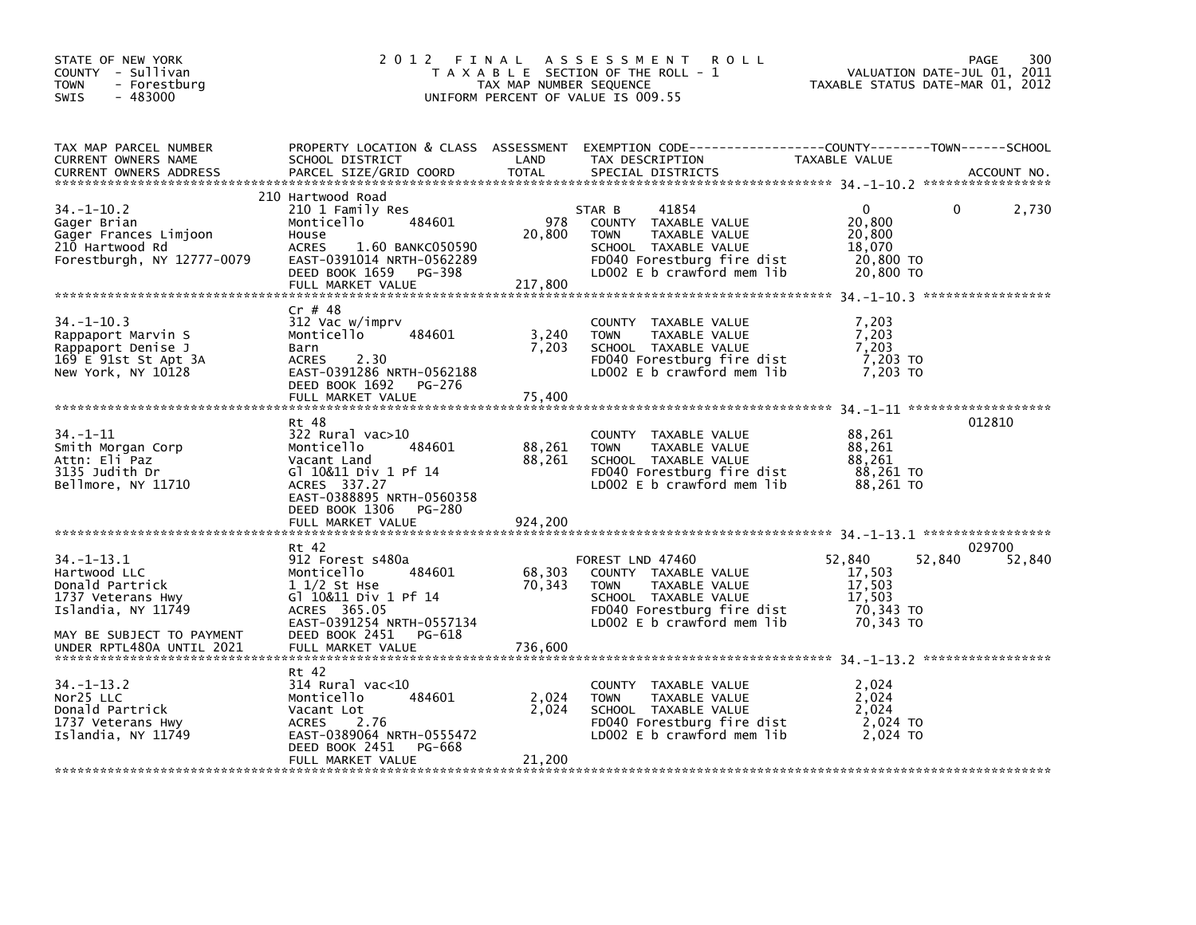STATE OF NEW YORK
COUNTY - Sullivan
TOWN - Forestburg
SWIS - 483000

# 2012 FINAL ASSESSMENT ROLL

TAXABLE SECTION OF THE ROLL - 1
TAX MAP NUMBER SEQUENCE
UNIFORM PERCENT OF VALUE IS 009.55

VALUATION DATE-JUL 01, 2011
TAXABLE STATUS DATE-MAR 01, 2012

| TAX MAP PARCEL NUMBER / CURRENT OWNERS NAME / CURRENT OWNERS ADDRESS | PROPERTY LOCATION & CLASS / SCHOOL DISTRICT / PARCEL SIZE/GRID COORD | ASSESSMENT LAND | TOTAL | EXEMPTION CODE / TAX DESCRIPTION / SPECIAL DISTRICTS | COUNTY TAXABLE VALUE | TOWN | SCHOOL | ACCOUNT NO. |
|---|---|---|---|---|---|---|---|---|
| **34.-1-10.2** | 210 Hartwood Road | | | | | | | |
| 34.-1-10.2 | 210 1 Family Res | | | STAR B 41854 | 0 | 0 | 2,730 | |
| Gager Brian | Monticello 484601 | 978 | | COUNTY TAXABLE VALUE | 20,800 | | | |
| Gager Frances Limjoon | House | | 20,800 | TOWN TAXABLE VALUE | 20,800 | | | |
| 210 Hartwood Rd | ACRES 1.60 BANKC050590 | | | SCHOOL TAXABLE VALUE | 18,070 | | | |
| Forestburgh, NY 12777-0079 | EAST-0391014 NRTH-0562289 | | | FD040 Forestburg fire dist | 20,800 TO | | | |
| | DEED BOOK 1659 PG-398 | | | LD002 E b crawford mem lib | 20,800 TO | | | |
| | FULL MARKET VALUE | | 217,800 | | | | | |
| **34.-1-10.3** | Cr # 48 | | | | | | | |
| 34.-1-10.3 | 312 Vac w/imprv | | | COUNTY TAXABLE VALUE | 7,203 | | | |
| Rappaport Marvin S | Monticello 484601 | 3,240 | | TOWN TAXABLE VALUE | 7,203 | | | |
| Rappaport Denise J | Barn | | 7,203 | SCHOOL TAXABLE VALUE | 7,203 | | | |
| 169 E 91st St Apt 3A | ACRES 2.30 | | | FD040 Forestburg fire dist | 7,203 TO | | | |
| New York, NY 10128 | EAST-0391286 NRTH-0562188 | | | LD002 E b crawford mem lib | 7,203 TO | | | |
| | DEED BOOK 1692 PG-276 | | | | | | | |
| | FULL MARKET VALUE | | 75,400 | | | | | |
| **34.-1-11** | Rt 48 | | | | | | | 012810 |
| 34.-1-11 | 322 Rural vac>10 | | | COUNTY TAXABLE VALUE | 88,261 | | | |
| Smith Morgan Corp | Monticello 484601 | 88,261 | | TOWN TAXABLE VALUE | 88,261 | | | |
| Attn: Eli Paz | Vacant Land | | 88,261 | SCHOOL TAXABLE VALUE | 88,261 | | | |
| 3135 Judith Dr | Gl 10&11 Div 1 Pf 14 | | | FD040 Forestburg fire dist | 88,261 TO | | | |
| Bellmore, NY 11710 | ACRES 337.27 | | | LD002 E b crawford mem lib | 88,261 TO | | | |
| | EAST-0388895 NRTH-0560358 | | | | | | | |
| | DEED BOOK 1306 PG-280 | | | | | | | |
| | FULL MARKET VALUE | | 924,200 | | | | | |
| **34.-1-13.1** | Rt 42 | | | | | | | 029700 |
| 34.-1-13.1 | 912 Forest s480a | | | FOREST LND 47460 | 52,840 | 52,840 | 52,840 | |
| Hartwood LLC | Monticello 484601 | 68,303 | | COUNTY TAXABLE VALUE | 17,503 | | | |
| Donald Partrick | 1 1/2 St Hse | | 70,343 | TOWN TAXABLE VALUE | 17,503 | | | |
| 1737 Veterans Hwy | Gl 10&11 Div 1 Pf 14 | | | SCHOOL TAXABLE VALUE | 17,503 | | | |
| Islandia, NY 11749 | ACRES 365.05 | | | FD040 Forestburg fire dist | 70,343 TO | | | |
| | EAST-0391254 NRTH-0557134 | | | LD002 E b crawford mem lib | 70,343 TO | | | |
| MAY BE SUBJECT TO PAYMENT | DEED BOOK 2451 PG-618 | | | | | | | |
| UNDER RPTL480A UNTIL 2021 | FULL MARKET VALUE | | 736,600 | | | | | |
| **34.-1-13.2** | Rt 42 | | | | | | | |
| 34.-1-13.2 | 314 Rural vac<10 | | | COUNTY TAXABLE VALUE | 2,024 | | | |
| Nor25 LLC | Monticello 484601 | 2,024 | | TOWN TAXABLE VALUE | 2,024 | | | |
| Donald Partrick | Vacant Lot | | 2,024 | SCHOOL TAXABLE VALUE | 2,024 | | | |
| 1737 Veterans Hwy | ACRES 2.76 | | | FD040 Forestburg fire dist | 2,024 TO | | | |
| Islandia, NY 11749 | EAST-0389064 NRTH-0555472 | | | LD002 E b crawford mem lib | 2,024 TO | | | |
| | DEED BOOK 2451 PG-668 | | | | | | | |
| | FULL MARKET VALUE | | 21,200 | | | | | |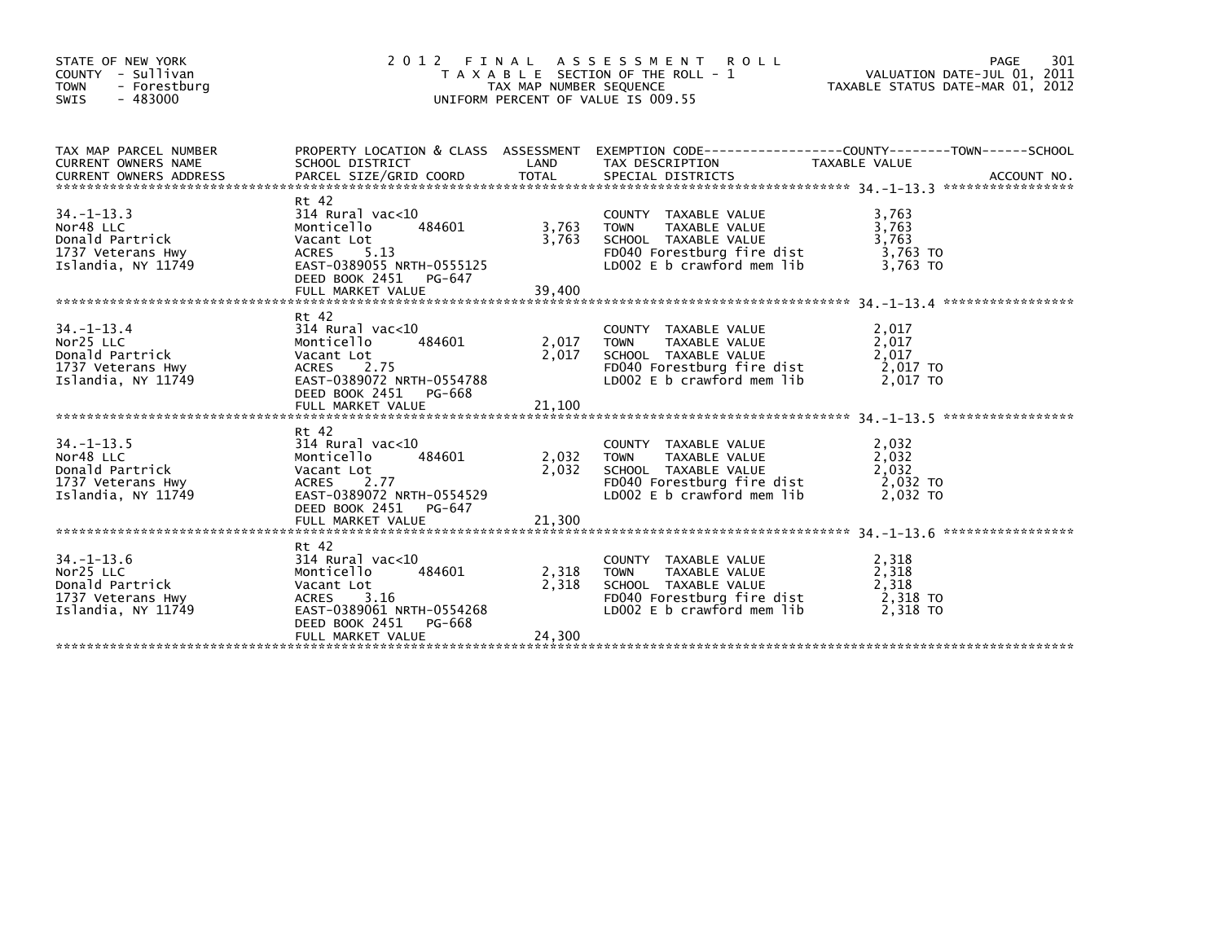STATE OF NEW YORK
COUNTY - Sullivan
TOWN - Forestburg
SWIS - 483000

# 2012 FINAL ASSESSMENT ROLL

TAXABLE SECTION OF THE ROLL - 1
TAX MAP NUMBER SEQUENCE
UNIFORM PERCENT OF VALUE IS 009.55

VALUATION DATE-JUL 01, 2011
TAXABLE STATUS DATE-MAR 01, 2012

| TAX MAP PARCEL NUMBER / CURRENT OWNERS NAME / CURRENT OWNERS ADDRESS | PROPERTY LOCATION & CLASS / SCHOOL DISTRICT / PARCEL SIZE/GRID COORD | ASSESSMENT LAND | TOTAL | EXEMPTION CODE / TAX DESCRIPTION / SPECIAL DISTRICTS | TAXABLE VALUE (COUNTY--TOWN--SCHOOL) | ACCOUNT NO. |
|---|---|---|---|---|---|---|
| **34.-1-13.3** | Rt 42 | | | | | |
| 34.-1-13.3 | 314 Rural vac<10 | | | COUNTY TAXABLE VALUE | 3,763 | |
| Nor48 LLC | Monticello 484601 | 3,763 | | TOWN TAXABLE VALUE | 3,763 | |
| Donald Partrick | Vacant Lot | | 3,763 | SCHOOL TAXABLE VALUE | 3,763 | |
| 1737 Veterans Hwy | ACRES 5.13 | | | FD040 Forestburg fire dist | 3,763 TO | |
| Islandia, NY 11749 | EAST-0389055 NRTH-0555125 | | | LD002 E b crawford mem lib | 3,763 TO | |
| | DEED BOOK 2451 PG-647 | | | | | |
| | FULL MARKET VALUE | | 39,400 | | | |
| **34.-1-13.4** | Rt 42 | | | | | |
| 34.-1-13.4 | 314 Rural vac<10 | | | COUNTY TAXABLE VALUE | 2,017 | |
| Nor25 LLC | Monticello 484601 | 2,017 | | TOWN TAXABLE VALUE | 2,017 | |
| Donald Partrick | Vacant Lot | | 2,017 | SCHOOL TAXABLE VALUE | 2,017 | |
| 1737 Veterans Hwy | ACRES 2.75 | | | FD040 Forestburg fire dist | 2,017 TO | |
| Islandia, NY 11749 | EAST-0389072 NRTH-0554788 | | | LD002 E b crawford mem lib | 2,017 TO | |
| | DEED BOOK 2451 PG-668 | | | | | |
| | FULL MARKET VALUE | | 21,100 | | | |
| **34.-1-13.5** | Rt 42 | | | | | |
| 34.-1-13.5 | 314 Rural vac<10 | | | COUNTY TAXABLE VALUE | 2,032 | |
| Nor48 LLC | Monticello 484601 | 2,032 | | TOWN TAXABLE VALUE | 2,032 | |
| Donald Partrick | Vacant Lot | | 2,032 | SCHOOL TAXABLE VALUE | 2,032 | |
| 1737 Veterans Hwy | ACRES 2.77 | | | FD040 Forestburg fire dist | 2,032 TO | |
| Islandia, NY 11749 | EAST-0389072 NRTH-0554529 | | | LD002 E b crawford mem lib | 2,032 TO | |
| | DEED BOOK 2451 PG-647 | | | | | |
| | FULL MARKET VALUE | | 21,300 | | | |
| **34.-1-13.6** | Rt 42 | | | | | |
| 34.-1-13.6 | 314 Rural vac<10 | | | COUNTY TAXABLE VALUE | 2,318 | |
| Nor25 LLC | Monticello 484601 | 2,318 | | TOWN TAXABLE VALUE | 2,318 | |
| Donald Partrick | Vacant Lot | | 2,318 | SCHOOL TAXABLE VALUE | 2,318 | |
| 1737 Veterans Hwy | ACRES 3.16 | | | FD040 Forestburg fire dist | 2,318 TO | |
| Islandia, NY 11749 | EAST-0389061 NRTH-0554268 | | | LD002 E b crawford mem lib | 2,318 TO | |
| | DEED BOOK 2451 PG-668 | | | | | |
| | FULL MARKET VALUE | | 24,300 | | | |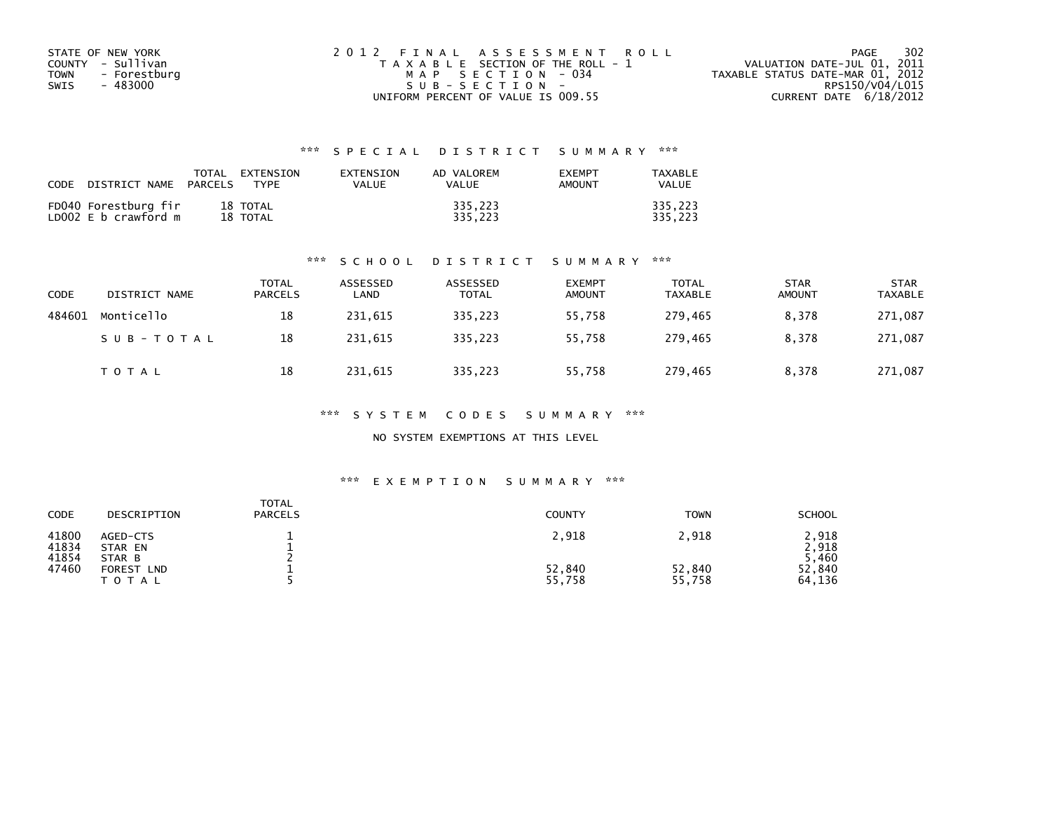STATE OF NEW YORK
COUNTY - Sullivan
TOWN - Forestburg
SWIS - 483000

2012 FINAL ASSESSMENT ROLL
TAXABLE SECTION OF THE ROLL - 1
MAP SECTION - 034
SUB-SECTION -
UNIFORM PERCENT OF VALUE IS 009.55

VALUATION DATE-JUL 01, 2011
TAXABLE STATUS DATE-MAR 01, 2012
RPS150/V04/L015
CURRENT DATE 6/18/2012

### *** SPECIAL DISTRICT SUMMARY ***

| CODE DISTRICT NAME | TOTAL PARCELS | EXTENSION TYPE | EXTENSION VALUE | AD VALOREM VALUE | EXEMPT AMOUNT | TAXABLE VALUE |
|---|---|---|---|---|---|---|
| FD040 Forestburg fir | 18 | TOTAL | | 335,223 | | 335,223 |
| LD002 E b crawford m | 18 | TOTAL | | 335,223 | | 335,223 |

### *** SCHOOL DISTRICT SUMMARY ***

| CODE | DISTRICT NAME | TOTAL PARCELS | ASSESSED LAND | ASSESSED TOTAL | EXEMPT AMOUNT | TOTAL TAXABLE | STAR AMOUNT | STAR TAXABLE |
|---|---|---|---|---|---|---|---|---|
| 484601 | Monticello | 18 | 231,615 | 335,223 | 55,758 | 279,465 | 8,378 | 271,087 |
| | SUB-TOTAL | 18 | 231,615 | 335,223 | 55,758 | 279,465 | 8,378 | 271,087 |
| | TOTAL | 18 | 231,615 | 335,223 | 55,758 | 279,465 | 8,378 | 271,087 |

### *** SYSTEM CODES SUMMARY ***

NO SYSTEM EXEMPTIONS AT THIS LEVEL

### *** EXEMPTION SUMMARY ***

| CODE | DESCRIPTION | TOTAL PARCELS | COUNTY | TOWN | SCHOOL |
|---|---|---|---|---|---|
| 41800 | AGED-CTS | 1 | 2,918 | 2,918 | 2,918 |
| 41834 | STAR EN | 1 | | | 2,918 |
| 41854 | STAR B | 2 | | | 5,460 |
| 47460 | FOREST LND | 1 | 52,840 | 52,840 | 52,840 |
| | TOTAL | 5 | 55,758 | 55,758 | 64,136 |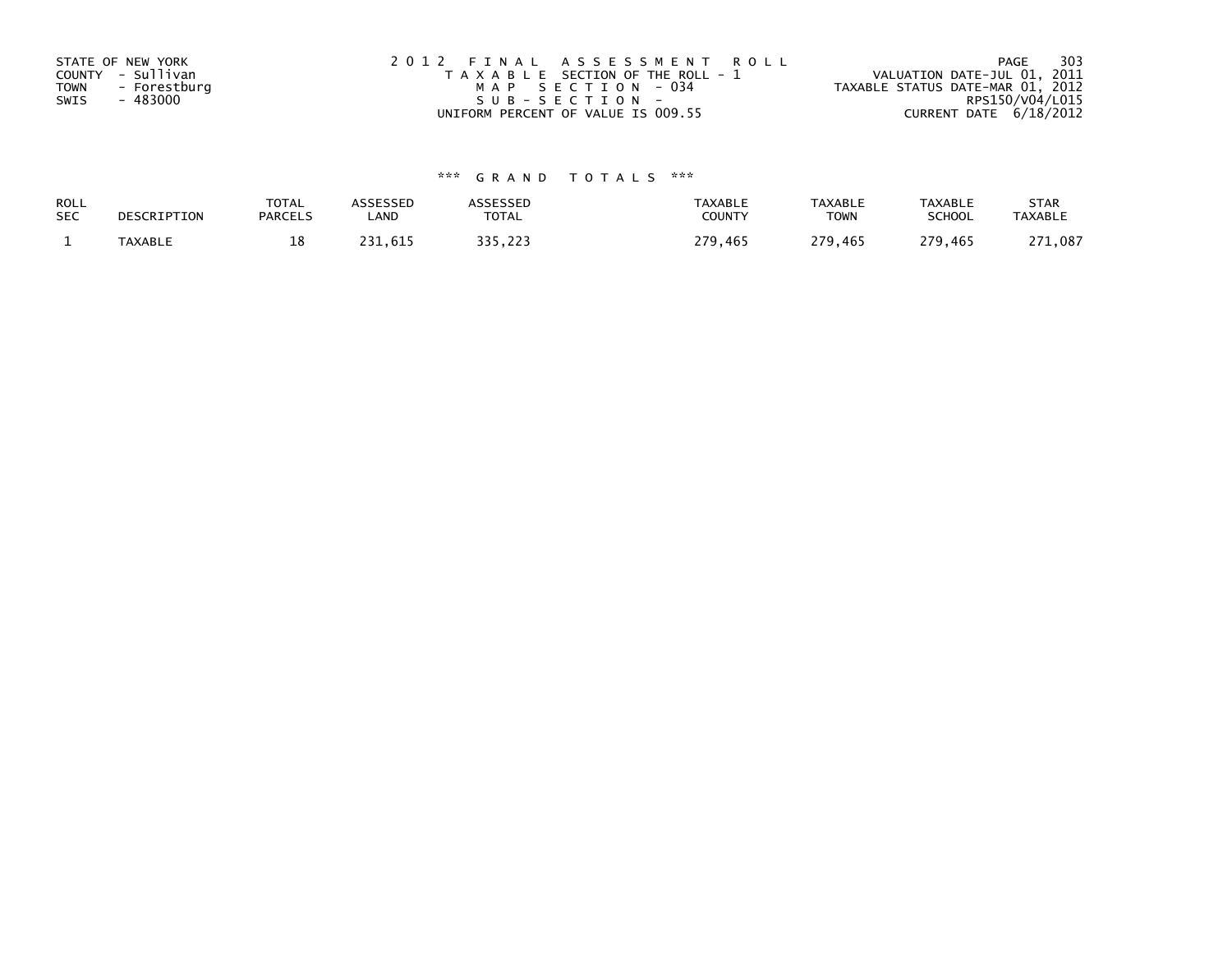STATE OF NEW YORK
COUNTY - Sullivan
TOWN - Forestburg
SWIS - 483000

2012 FINAL ASSESSMENT ROLL
TAXABLE SECTION OF THE ROLL - 1
MAP SECTION - 034
SUB-SECTION -
UNIFORM PERCENT OF VALUE IS 009.55

VALUATION DATE-JUL 01, 2011
TAXABLE STATUS DATE-MAR 01, 2012
RPS150/V04/L015
CURRENT DATE 6/18/2012

*** GRAND TOTALS ***

| ROLL SEC | DESCRIPTION | TOTAL PARCELS | ASSESSED LAND | ASSESSED TOTAL | TAXABLE COUNTY | TAXABLE TOWN | TAXABLE SCHOOL | STAR TAXABLE |
|---|---|---|---|---|---|---|---|---|
| 1 | TAXABLE | 18 | 231,615 | 335,223 | 279,465 | 279,465 | 279,465 | 271,087 |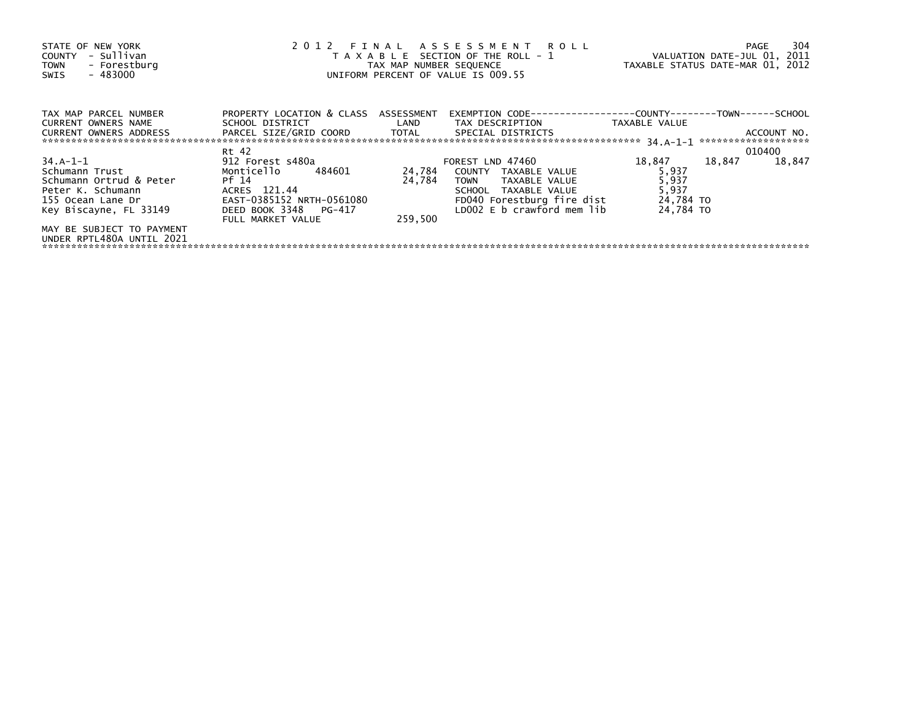STATE OF NEW YORK
COUNTY - Sullivan
TOWN - Forestburg
SWIS - 483000

2 0 1 2 F I N A L A S S E S S M E N T R O L L
T A X A B L E SECTION OF THE ROLL - 1
TAX MAP NUMBER SEQUENCE
UNIFORM PERCENT OF VALUE IS 009.55

VALUATION DATE-JUL 01, 2011
TAXABLE STATUS DATE-MAR 01, 2012

| TAX MAP PARCEL NUMBER<br>CURRENT OWNERS NAME<br>CURRENT OWNERS ADDRESS | PROPERTY LOCATION & CLASS<br>SCHOOL DISTRICT<br>PARCEL SIZE/GRID COORD | ASSESSMENT<br>LAND<br>TOTAL | EXEMPTION CODE-----COUNTY-----TOWN-----SCHOOL<br>TAX DESCRIPTION<br>SPECIAL DISTRICTS | TAXABLE VALUE | | ACCOUNT NO. |
|---|---|---|---|---|---|---|
| | Rt 42 | | | | | 010400 |
| 34.A-1-1 | 912 Forest s480a | | FOREST LND 47460 | 18,847 | 18,847 | 18,847 |
| Schumann Trust | Monticello 484601 | 24,784 | COUNTY TAXABLE VALUE | 5,937 | | |
| Schumann Ortrud & Peter | Pf 14 | 24,784 | TOWN TAXABLE VALUE | 5,937 | | |
| Peter K. Schumann | ACRES 121.44 | | SCHOOL TAXABLE VALUE | 5,937 | | |
| 155 Ocean Lane Dr | EAST-0385152 NRTH-0561080 | | FD040 Forestburg fire dist | 24,784 TO | | |
| Key Biscayne, FL 33149 | DEED BOOK 3348 PG-417 | | LD002 E b crawford mem lib | 24,784 TO | | |
| | FULL MARKET VALUE | 259,500 | | | | |
| MAY BE SUBJECT TO PAYMENT<br>UNDER RPTL480A UNTIL 2021 | | | | | | |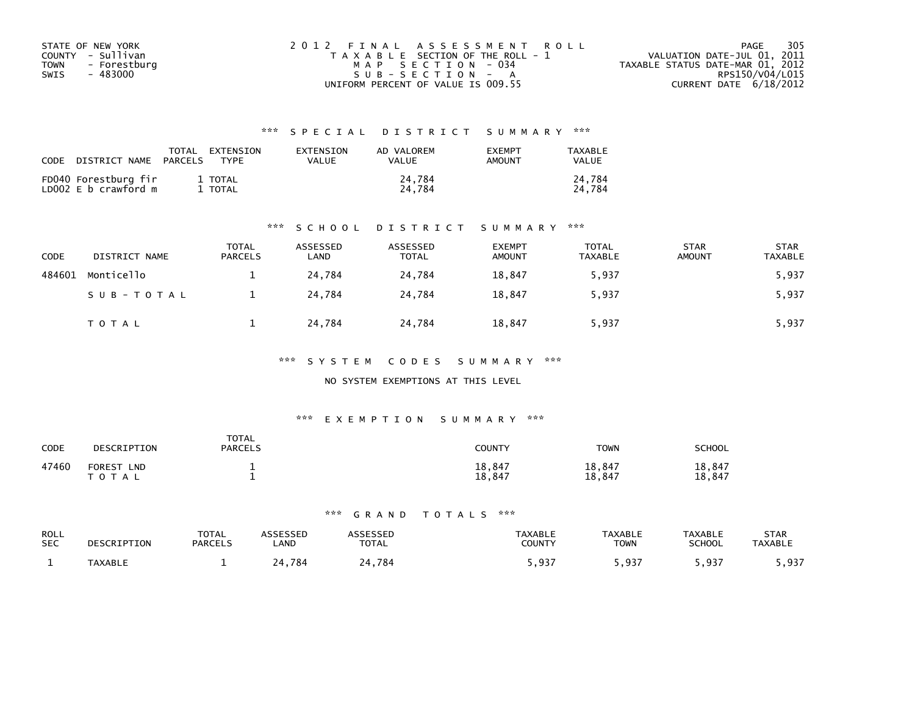STATE OF NEW YORK
COUNTY - Sullivan
TOWN - Forestburg
SWIS - 483000

2012 FINAL ASSESSMENT ROLL
TAXABLE SECTION OF THE ROLL - 1
MAP SECTION - 034
SUB-SECTION - A
UNIFORM PERCENT OF VALUE IS 009.55

VALUATION DATE-JUL 01, 2011
TAXABLE STATUS DATE-MAR 01, 2012
RPS150/V04/L015
CURRENT DATE 6/18/2012

### *** SPECIAL DISTRICT SUMMARY ***

| CODE | DISTRICT NAME | TOTAL PARCELS | EXTENSION TYPE | EXTENSION VALUE | AD VALOREM VALUE | EXEMPT AMOUNT | TAXABLE VALUE |
|---|---|---|---|---|---|---|---|
| FD040 | Forestburg fir | 1 | TOTAL | | 24,784 | | 24,784 |
| LD002 | E b crawford m | 1 | TOTAL | | 24,784 | | 24,784 |

### *** SCHOOL DISTRICT SUMMARY ***

| CODE | DISTRICT NAME | TOTAL PARCELS | ASSESSED LAND | ASSESSED TOTAL | EXEMPT AMOUNT | TOTAL TAXABLE | STAR AMOUNT | STAR TAXABLE |
|---|---|---|---|---|---|---|---|---|
| 484601 | Monticello | 1 | 24,784 | 24,784 | 18,847 | 5,937 | | 5,937 |
| | SUB-TOTAL | 1 | 24,784 | 24,784 | 18,847 | 5,937 | | 5,937 |
| | TOTAL | 1 | 24,784 | 24,784 | 18,847 | 5,937 | | 5,937 |

### *** SYSTEM CODES SUMMARY ***

NO SYSTEM EXEMPTIONS AT THIS LEVEL

### *** EXEMPTION SUMMARY ***

| CODE | DESCRIPTION | TOTAL PARCELS | COUNTY | TOWN | SCHOOL |
|---|---|---|---|---|---|
| 47460 | FOREST LND | 1 | 18,847 | 18,847 | 18,847 |
| | TOTAL | 1 | 18,847 | 18,847 | 18,847 |

### *** GRAND TOTALS ***

| ROLL SEC | DESCRIPTION | TOTAL PARCELS | ASSESSED LAND | ASSESSED TOTAL | TAXABLE COUNTY | TAXABLE TOWN | TAXABLE SCHOOL | STAR TAXABLE |
|---|---|---|---|---|---|---|---|---|
| 1 | TAXABLE | 1 | 24,784 | 24,784 | 5,937 | 5,937 | 5,937 | 5,937 |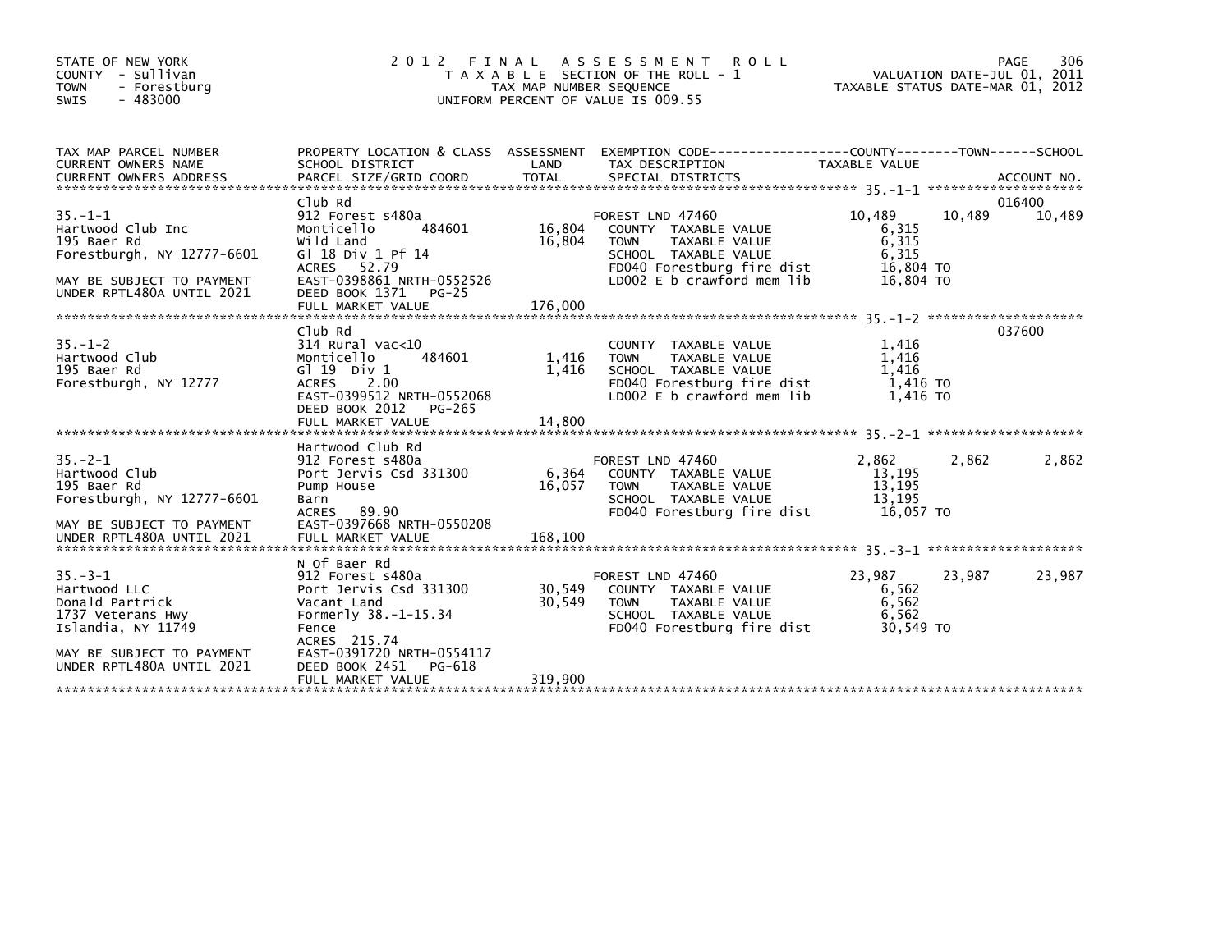STATE OF NEW YORK
COUNTY - Sullivan
TOWN - Forestburg
SWIS - 483000

# 2012 FINAL ASSESSMENT ROLL

TAXABLE SECTION OF THE ROLL - 1
TAX MAP NUMBER SEQUENCE
UNIFORM PERCENT OF VALUE IS 009.55

VALUATION DATE-JUL 01, 2011
TAXABLE STATUS DATE-MAR 01, 2012

| TAX MAP PARCEL NUMBER / CURRENT OWNERS NAME / CURRENT OWNERS ADDRESS | PROPERTY LOCATION & CLASS / SCHOOL DISTRICT / PARCEL SIZE/GRID COORD | ASSESSMENT LAND | TOTAL | EXEMPTION CODE / TAX DESCRIPTION / SPECIAL DISTRICTS | COUNTY TAXABLE VALUE | TOWN | SCHOOL | ACCOUNT NO. |
|---|---|---|---|---|---|---|---|---|
| **35.-1-1** | Club Rd | | | | | | | 016400 |
| Hartwood Club Inc | 912 Forest s480a | | | FOREST LND 47460 | 10,489 | 10,489 | 10,489 | |
| 195 Baer Rd | Monticello 484601 | 16,804 | | COUNTY TAXABLE VALUE | 6,315 | | | |
| Forestburgh, NY 12777-6601 | Wild Land | | 16,804 | TOWN TAXABLE VALUE | 6,315 | | | |
| | Gl 18 Div 1 Pf 14 | | | SCHOOL TAXABLE VALUE | 6,315 | | | |
| MAY BE SUBJECT TO PAYMENT | ACRES 52.79 | | | FD040 Forestburg fire dist | 16,804 TO | | | |
| UNDER RPTL480A UNTIL 2021 | EAST-0398861 NRTH-0552526 | | | LD002 E b crawford mem lib | 16,804 TO | | | |
| | DEED BOOK 1371 PG-25 | | | | | | | |
| | FULL MARKET VALUE | | 176,000 | | | | | |
| **35.-1-2** | Club Rd | | | | | | | 037600 |
| Hartwood Club | 314 Rural vac<10 | | | COUNTY TAXABLE VALUE | 1,416 | | | |
| 195 Baer Rd | Monticello 484601 | 1,416 | | TOWN TAXABLE VALUE | 1,416 | | | |
| Forestburgh, NY 12777 | Gl 19 Div 1 | | 1,416 | SCHOOL TAXABLE VALUE | 1,416 | | | |
| | ACRES 2.00 | | | FD040 Forestburg fire dist | 1,416 TO | | | |
| | EAST-0399512 NRTH-0552068 | | | LD002 E b crawford mem lib | 1,416 TO | | | |
| | DEED BOOK 2012 PG-265 | | | | | | | |
| | FULL MARKET VALUE | | 14,800 | | | | | |
| **35.-2-1** | Hartwood Club Rd | | | | | | | |
| Hartwood Club | 912 Forest s480a | | | FOREST LND 47460 | 2,862 | 2,862 | 2,862 | |
| 195 Baer Rd | Port Jervis Csd 331300 | 6,364 | | COUNTY TAXABLE VALUE | 13,195 | | | |
| Forestburgh, NY 12777-6601 | Pump House | | 16,057 | TOWN TAXABLE VALUE | 13,195 | | | |
| | Barn | | | SCHOOL TAXABLE VALUE | 13,195 | | | |
| MAY BE SUBJECT TO PAYMENT | ACRES 89.90 | | | FD040 Forestburg fire dist | 16,057 TO | | | |
| UNDER RPTL480A UNTIL 2021 | EAST-0397668 NRTH-0550208 | | | | | | | |
| | FULL MARKET VALUE | | 168,100 | | | | | |
| **35.-3-1** | N Of Baer Rd | | | | | | | |
| Hartwood LLC | 912 Forest s480a | | | FOREST LND 47460 | 23,987 | 23,987 | 23,987 | |
| Donald Partrick | Port Jervis Csd 331300 | 30,549 | | COUNTY TAXABLE VALUE | 6,562 | | | |
| 1737 Veterans Hwy | Vacant Land | | 30,549 | TOWN TAXABLE VALUE | 6,562 | | | |
| Islandia, NY 11749 | Formerly 38.-1-15.34 | | | SCHOOL TAXABLE VALUE | 6,562 | | | |
| | Fence | | | FD040 Forestburg fire dist | 30,549 TO | | | |
| | ACRES 215.74 | | | | | | | |
| MAY BE SUBJECT TO PAYMENT | EAST-0391720 NRTH-0554117 | | | | | | | |
| UNDER RPTL480A UNTIL 2021 | DEED BOOK 2451 PG-618 | | | | | | | |
| | FULL MARKET VALUE | | 319,900 | | | | | |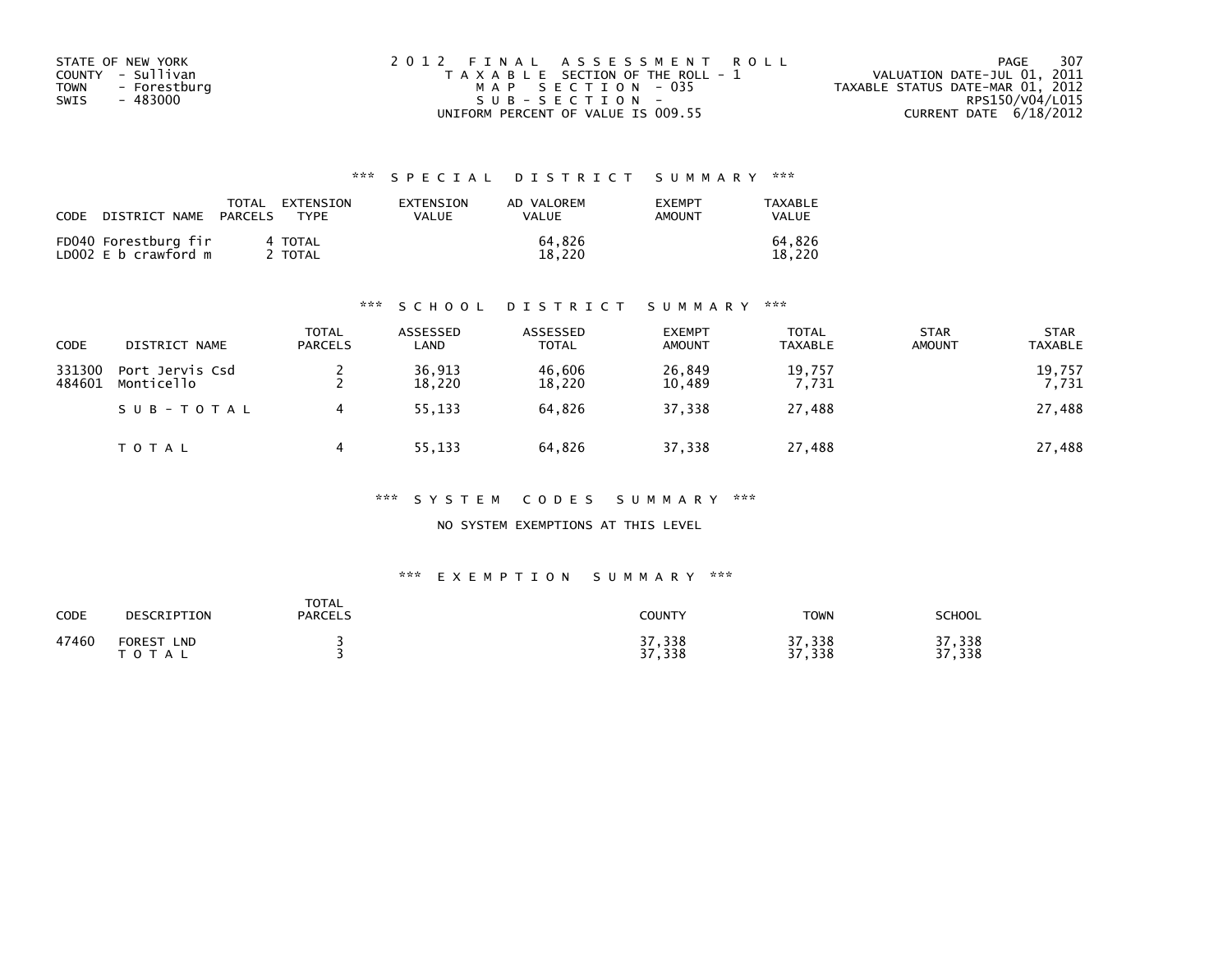STATE OF NEW YORK
COUNTY - Sullivan
TOWN - Forestburg
SWIS - 483000

2012 FINAL ASSESSMENT ROLL
TAXABLE SECTION OF THE ROLL - 1
MAP SECTION - 035
SUB-SECTION -
UNIFORM PERCENT OF VALUE IS 009.55

VALUATION DATE-JUL 01, 2011
TAXABLE STATUS DATE-MAR 01, 2012
RPS150/V04/L015
CURRENT DATE 6/18/2012

## *** SPECIAL DISTRICT SUMMARY ***

| CODE DISTRICT NAME | TOTAL PARCELS | EXTENSION TYPE | EXTENSION VALUE | AD VALOREM VALUE | EXEMPT AMOUNT | TAXABLE VALUE |
|---|---|---|---|---|---|---|
| FD040 Forestburg fir | 4 | TOTAL | | 64,826 | | 64,826 |
| LD002 E b crawford m | 2 | TOTAL | | 18,220 | | 18,220 |

## *** SCHOOL DISTRICT SUMMARY ***

| CODE | DISTRICT NAME | TOTAL PARCELS | ASSESSED LAND | ASSESSED TOTAL | EXEMPT AMOUNT | TOTAL TAXABLE | STAR AMOUNT | STAR TAXABLE |
|---|---|---|---|---|---|---|---|---|
| 331300 | Port Jervis Csd | 2 | 36,913 | 46,606 | 26,849 | 19,757 | | 19,757 |
| 484601 | Monticello | 2 | 18,220 | 18,220 | 10,489 | 7,731 | | 7,731 |
| | SUB-TOTAL | 4 | 55,133 | 64,826 | 37,338 | 27,488 | | 27,488 |
| | TOTAL | 4 | 55,133 | 64,826 | 37,338 | 27,488 | | 27,488 |

## *** SYSTEM CODES SUMMARY ***

NO SYSTEM EXEMPTIONS AT THIS LEVEL

## *** EXEMPTION SUMMARY ***

| CODE | DESCRIPTION | TOTAL PARCELS | COUNTY | TOWN | SCHOOL |
|---|---|---|---|---|---|
| 47460 | FOREST LND | 3 | 37,338 | 37,338 | 37,338 |
| | TOTAL | 3 | 37,338 | 37,338 | 37,338 |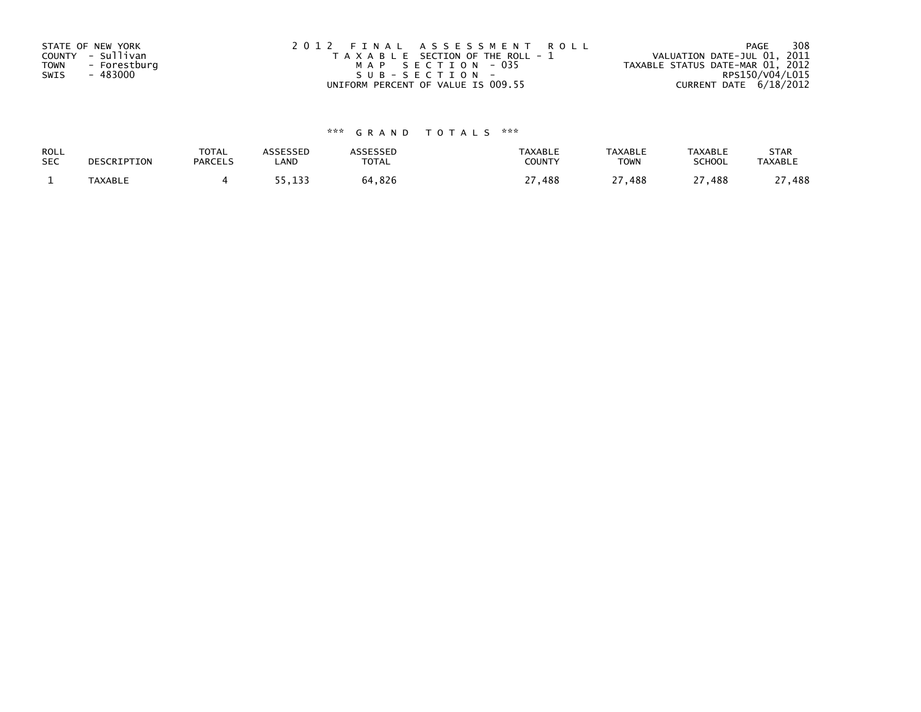STATE OF NEW YORK
COUNTY - Sullivan
TOWN - Forestburg
SWIS - 483000

2012 FINAL ASSESSMENT ROLL
TAXABLE SECTION OF THE ROLL - 1
MAP SECTION - 035
SUB-SECTION -
UNIFORM PERCENT OF VALUE IS 009.55

VALUATION DATE-JUL 01, 2011
TAXABLE STATUS DATE-MAR 01, 2012
RPS150/V04/L015
CURRENT DATE 6/18/2012

### *** GRAND TOTALS ***

| ROLL SEC | DESCRIPTION | TOTAL PARCELS | ASSESSED LAND | ASSESSED TOTAL | TAXABLE COUNTY | TAXABLE TOWN | TAXABLE SCHOOL | STAR TAXABLE |
|---|---|---|---|---|---|---|---|---|
| 1 | TAXABLE | 4 | 55,133 | 64,826 | 27,488 | 27,488 | 27,488 | 27,488 |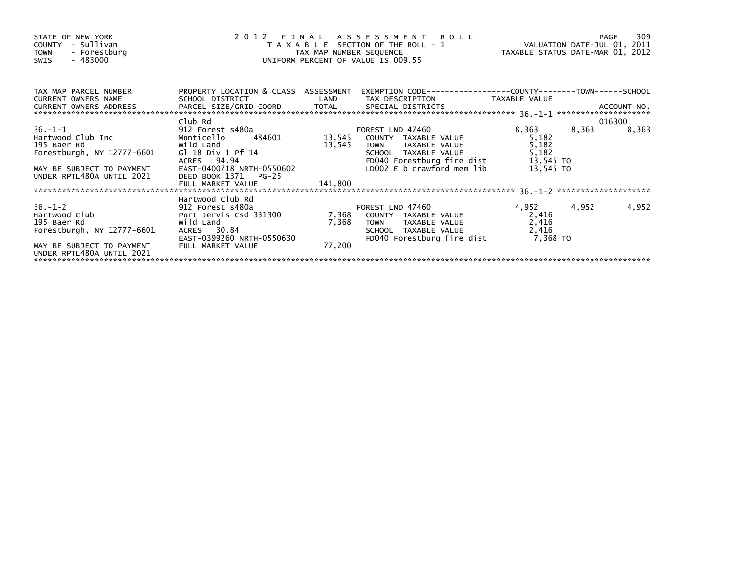STATE OF NEW YORK
COUNTY - Sullivan
TOWN - Forestburg
SWIS - 483000

# 2012 FINAL ASSESSMENT ROLL

TAXABLE SECTION OF THE ROLL - 1
TAX MAP NUMBER SEQUENCE
UNIFORM PERCENT OF VALUE IS 009.55

VALUATION DATE-JUL 01, 2011
TAXABLE STATUS DATE-MAR 01, 2012

| TAX MAP PARCEL NUMBER / CURRENT OWNERS NAME / CURRENT OWNERS ADDRESS | PROPERTY LOCATION & CLASS / SCHOOL DISTRICT / PARCEL SIZE/GRID COORD | ASSESSMENT LAND / TOTAL | EXEMPTION CODE / TAX DESCRIPTION / SPECIAL DISTRICTS | COUNTY TAXABLE VALUE | TOWN | SCHOOL / ACCOUNT NO. |
|---|---|---|---|---|---|---|
| | Club Rd | | | | | 016300 |
| 36.-1-1 | 912 Forest s480a | | FOREST LND 47460 | 8,363 | 8,363 | 8,363 |
| Hartwood Club Inc | Monticello 484601 | 13,545 | COUNTY TAXABLE VALUE | 5,182 | | |
| 195 Baer Rd | Wild Land | 13,545 | TOWN TAXABLE VALUE | 5,182 | | |
| Forestburgh, NY 12777-6601 | Gl 18 Div 1 Pf 14 | | SCHOOL TAXABLE VALUE | 5,182 | | |
| | ACRES 94.94 | | FD040 Forestburg fire dist | 13,545 TO | | |
| MAY BE SUBJECT TO PAYMENT | EAST-0400718 NRTH-0550602 | | LD002 E b crawford mem lib | 13,545 TO | | |
| UNDER RPTL480A UNTIL 2021 | DEED BOOK 1371 PG-25 | | | | | |
| | FULL MARKET VALUE | 141,800 | | | | |
| | Hartwood Club Rd | | | | | |
| 36.-1-2 | 912 Forest s480a | | FOREST LND 47460 | 4,952 | 4,952 | 4,952 |
| Hartwood Club | Port Jervis Csd 331300 | 7,368 | COUNTY TAXABLE VALUE | 2,416 | | |
| 195 Baer Rd | Wild Land | 7,368 | TOWN TAXABLE VALUE | 2,416 | | |
| Forestburgh, NY 12777-6601 | ACRES 30.84 | | SCHOOL TAXABLE VALUE | 2,416 | | |
| | EAST-0399260 NRTH-0550630 | | FD040 Forestburg fire dist | 7,368 TO | | |
| MAY BE SUBJECT TO PAYMENT | FULL MARKET VALUE | 77,200 | | | | |
| UNDER RPTL480A UNTIL 2021 | | | | | | |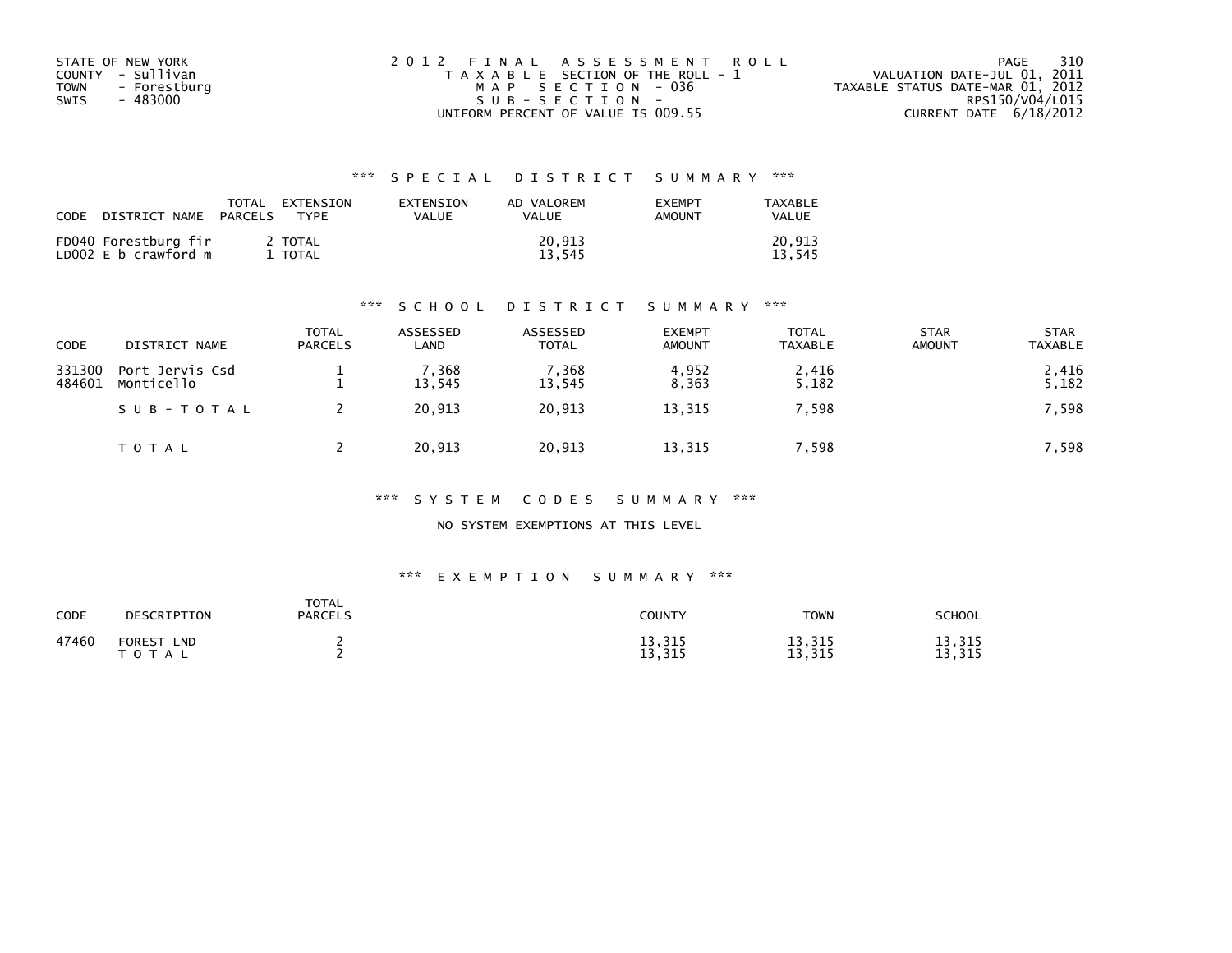STATE OF NEW YORK
COUNTY - Sullivan
TOWN - Forestburg
SWIS - 483000

2012 FINAL ASSESSMENT ROLL
TAXABLE SECTION OF THE ROLL - 1
MAP SECTION - 036
SUB-SECTION -
UNIFORM PERCENT OF VALUE IS 009.55

VALUATION DATE-JUL 01, 2011
TAXABLE STATUS DATE-MAR 01, 2012
RPS150/V04/L015
CURRENT DATE 6/18/2012

### *** SPECIAL DISTRICT SUMMARY ***

| CODE | DISTRICT NAME | TOTAL PARCELS | EXTENSION TYPE | EXTENSION VALUE | AD VALOREM VALUE | EXEMPT AMOUNT | TAXABLE VALUE |
|---|---|---|---|---|---|---|---|
| FD040 | Forestburg fir | 2 | TOTAL | | 20,913 | | 20,913 |
| LD002 | E b crawford m | 1 | TOTAL | | 13,545 | | 13,545 |

### *** SCHOOL DISTRICT SUMMARY ***

| CODE | DISTRICT NAME | TOTAL PARCELS | ASSESSED LAND | ASSESSED TOTAL | EXEMPT AMOUNT | TOTAL TAXABLE | STAR AMOUNT | STAR TAXABLE |
|---|---|---|---|---|---|---|---|---|
| 331300 | Port Jervis Csd | 1 | 7,368 | 7,368 | 4,952 | 2,416 | | 2,416 |
| 484601 | Monticello | 1 | 13,545 | 13,545 | 8,363 | 5,182 | | 5,182 |
| | SUB-TOTAL | 2 | 20,913 | 20,913 | 13,315 | 7,598 | | 7,598 |
| | TOTAL | 2 | 20,913 | 20,913 | 13,315 | 7,598 | | 7,598 |

### *** SYSTEM CODES SUMMARY ***

NO SYSTEM EXEMPTIONS AT THIS LEVEL

### *** EXEMPTION SUMMARY ***

| CODE | DESCRIPTION | TOTAL PARCELS | COUNTY | TOWN | SCHOOL |
|---|---|---|---|---|---|
| 47460 | FOREST LND | 2 | 13,315 | 13,315 | 13,315 |
| | TOTAL | 2 | 13,315 | 13,315 | 13,315 |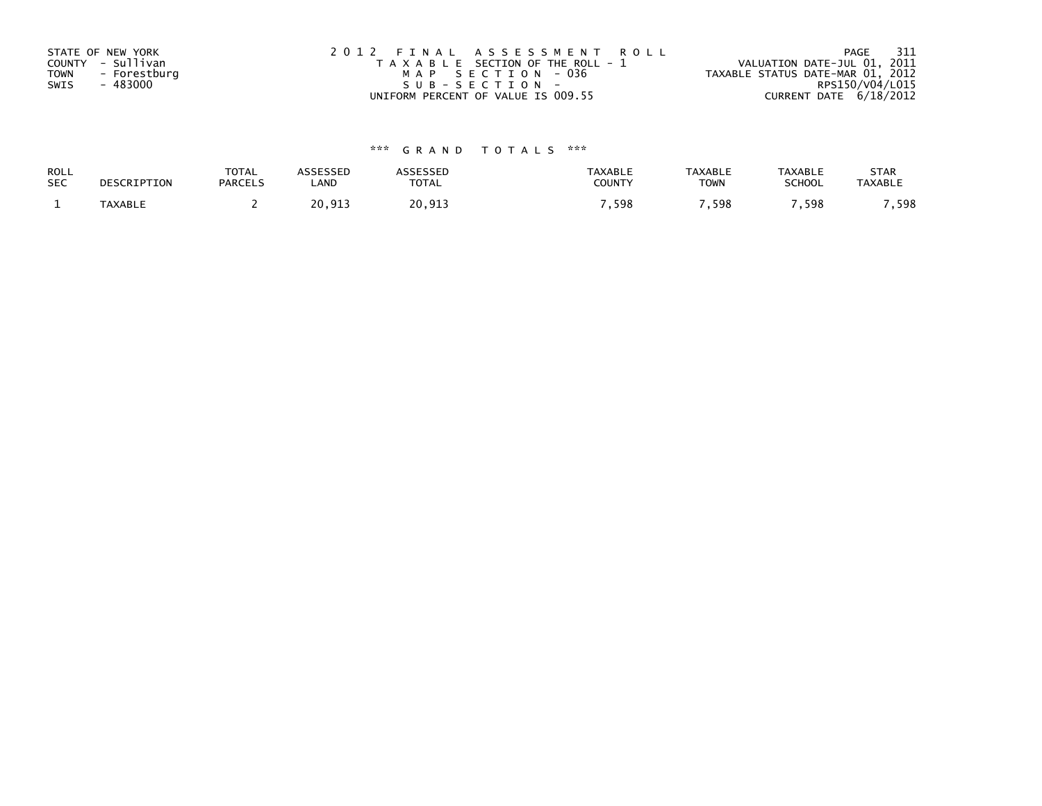STATE OF NEW YORK
COUNTY - Sullivan
TOWN - Forestburg
SWIS - 483000

2 0 1 2 F I N A L A S S E S S M E N T R O L L
T A X A B L E SECTION OF THE ROLL - 1
M A P S E C T I O N - 036
S U B - S E C T I O N -
UNIFORM PERCENT OF VALUE IS 009.55

VALUATION DATE-JUL 01, 2011
TAXABLE STATUS DATE-MAR 01, 2012
RPS150/V04/L015
CURRENT DATE 6/18/2012

*** G R A N D T O T A L S ***

| ROLL SEC | DESCRIPTION | TOTAL PARCELS | ASSESSED LAND | ASSESSED TOTAL | TAXABLE COUNTY | TAXABLE TOWN | TAXABLE SCHOOL | STAR TAXABLE |
|---|---|---|---|---|---|---|---|---|
| 1 | TAXABLE | 2 | 20,913 | 20,913 | 7,598 | 7,598 | 7,598 | 7,598 |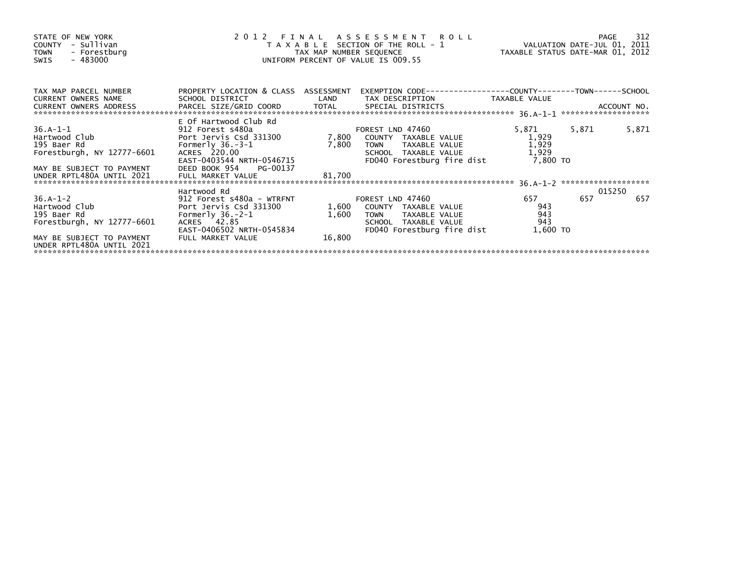STATE OF NEW YORK
COUNTY - Sullivan
TOWN - Forestburg
SWIS - 483000

2012 FINAL ASSESSMENT ROLL
TAXABLE SECTION OF THE ROLL - 1
TAX MAP NUMBER SEQUENCE
UNIFORM PERCENT OF VALUE IS 009.55

VALUATION DATE-JUL 01, 2011
TAXABLE STATUS DATE-MAR 01, 2012

| TAX MAP PARCEL NUMBER / CURRENT OWNERS NAME / CURRENT OWNERS ADDRESS | PROPERTY LOCATION & CLASS / SCHOOL DISTRICT / PARCEL SIZE/GRID COORD | ASSESSMENT LAND / TOTAL | EXEMPTION CODE / TAX DESCRIPTION / SPECIAL DISTRICTS | COUNTY TAXABLE VALUE | TOWN | SCHOOL / ACCOUNT NO. |
|---|---|---|---|---|---|---|
| 36.A-1-1 | E Of Hartwood Club Rd | | | | | |
| | 912 Forest s480a | | FOREST LND 47460 | 5,871 | 5,871 | 5,871 |
| Hartwood Club | Port Jervis Csd 331300 | 7,800 | COUNTY TAXABLE VALUE | 1,929 | | |
| 195 Baer Rd | Formerly 36.-3-1 | 7,800 | TOWN TAXABLE VALUE | 1,929 | | |
| Forestburgh, NY 12777-6601 | ACRES 220.00 | | SCHOOL TAXABLE VALUE | 1,929 | | |
| | EAST-0403544 NRTH-0546715 | | FD040 Forestburg fire dist | 7,800 TO | | |
| MAY BE SUBJECT TO PAYMENT | DEED BOOK 954 PG-00137 | | | | | |
| UNDER RPTL480A UNTIL 2021 | FULL MARKET VALUE | 81,700 | | | | |
| 36.A-1-2 | Hartwood Rd | | | | | 015250 |
| | 912 Forest s480a - WTRFNT | | FOREST LND 47460 | 657 | 657 | 657 |
| Hartwood Club | Port Jervis Csd 331300 | 1,600 | COUNTY TAXABLE VALUE | 943 | | |
| 195 Baer Rd | Formerly 36.-2-1 | 1,600 | TOWN TAXABLE VALUE | 943 | | |
| Forestburgh, NY 12777-6601 | ACRES 42.85 | | SCHOOL TAXABLE VALUE | 943 | | |
| | EAST-0406502 NRTH-0545834 | | FD040 Forestburg fire dist | 1,600 TO | | |
| MAY BE SUBJECT TO PAYMENT | FULL MARKET VALUE | 16,800 | | | | |
| UNDER RPTL480A UNTIL 2021 | | | | | | |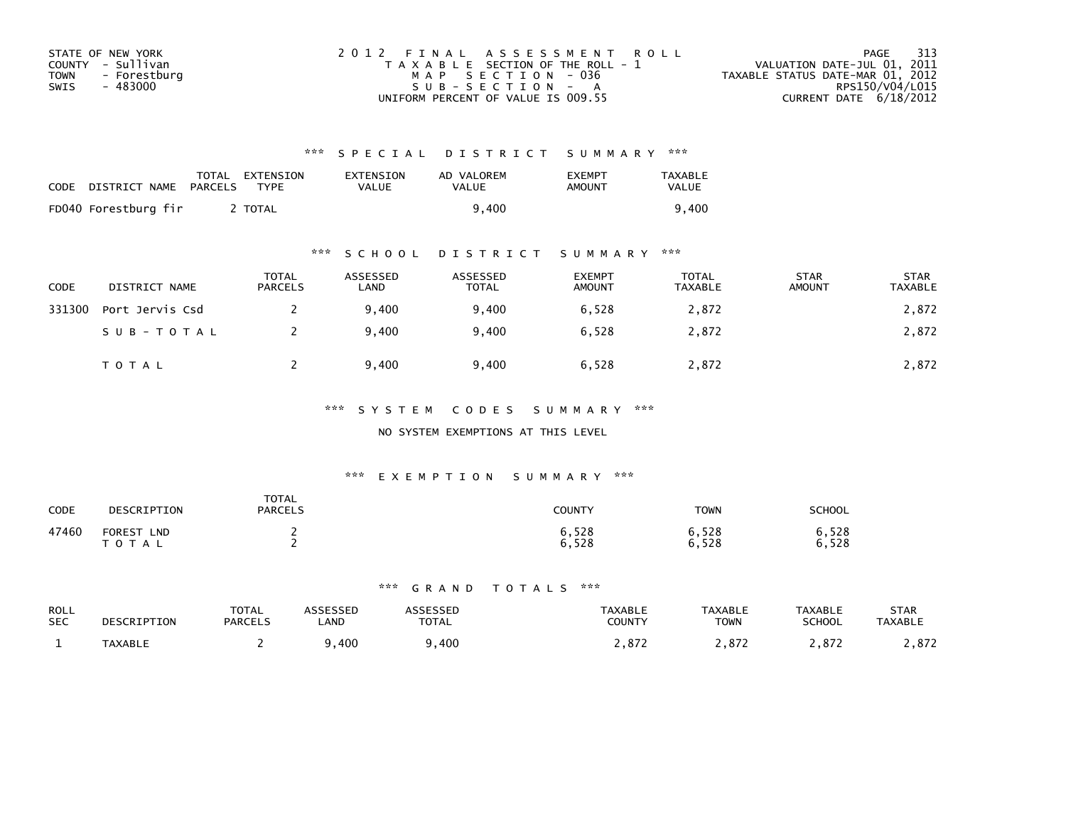STATE OF NEW YORK
COUNTY - Sullivan
TOWN - Forestburg
SWIS - 483000

2012 FINAL ASSESSMENT ROLL
TAXABLE SECTION OF THE ROLL - 1
MAP SECTION - 036
SUB-SECTION - A
UNIFORM PERCENT OF VALUE IS 009.55

VALUATION DATE-JUL 01, 2011
TAXABLE STATUS DATE-MAR 01, 2012
RPS150/V04/L015
CURRENT DATE 6/18/2012

### *** SPECIAL DISTRICT SUMMARY ***

| CODE | DISTRICT NAME | TOTAL PARCELS | EXTENSION TYPE | EXTENSION VALUE | AD VALOREM VALUE | EXEMPT AMOUNT | TAXABLE VALUE |
|---|---|---|---|---|---|---|---|
| FD040 | Forestburg fir | 2 | TOTAL | | 9,400 | | 9,400 |

### *** SCHOOL DISTRICT SUMMARY ***

| CODE | DISTRICT NAME | TOTAL PARCELS | ASSESSED LAND | ASSESSED TOTAL | EXEMPT AMOUNT | TOTAL TAXABLE | STAR AMOUNT | STAR TAXABLE |
|---|---|---|---|---|---|---|---|---|
| 331300 | Port Jervis Csd | 2 | 9,400 | 9,400 | 6,528 | 2,872 | | 2,872 |
| | SUB-TOTAL | 2 | 9,400 | 9,400 | 6,528 | 2,872 | | 2,872 |
| | TOTAL | 2 | 9,400 | 9,400 | 6,528 | 2,872 | | 2,872 |

### *** SYSTEM CODES SUMMARY ***

NO SYSTEM EXEMPTIONS AT THIS LEVEL

### *** EXEMPTION SUMMARY ***

| CODE | DESCRIPTION | TOTAL PARCELS | COUNTY | TOWN | SCHOOL |
|---|---|---|---|---|---|
| 47460 | FOREST LND | 2 | 6,528 | 6,528 | 6,528 |
| | TOTAL | 2 | 6,528 | 6,528 | 6,528 |

### *** GRAND TOTALS ***

| ROLL SEC | DESCRIPTION | TOTAL PARCELS | ASSESSED LAND | ASSESSED TOTAL | TAXABLE COUNTY | TAXABLE TOWN | TAXABLE SCHOOL | STAR TAXABLE |
|---|---|---|---|---|---|---|---|---|
| 1 | TAXABLE | 2 | 9,400 | 9,400 | 2,872 | 2,872 | 2,872 | 2,872 |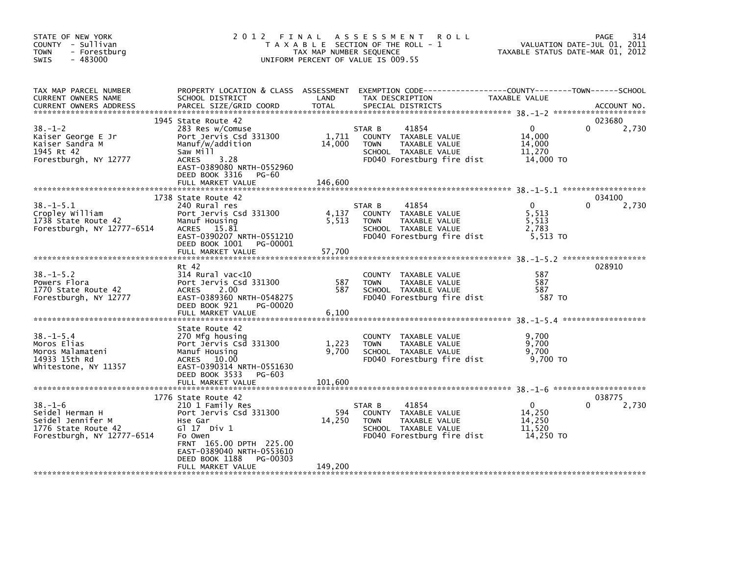STATE OF NEW YORK
COUNTY - Sullivan
TOWN - Forestburg
SWIS - 483000

2012 FINAL ASSESSMENT ROLL
TAXABLE SECTION OF THE ROLL - 1
TAX MAP NUMBER SEQUENCE
UNIFORM PERCENT OF VALUE IS 009.55

VALUATION DATE-JUL 01, 2011
TAXABLE STATUS DATE-MAR 01, 2012

| TAX MAP PARCEL NUMBER / CURRENT OWNERS NAME / CURRENT OWNERS ADDRESS | PROPERTY LOCATION & CLASS / SCHOOL DISTRICT / PARCEL SIZE/GRID COORD | ASSESSMENT LAND / TOTAL | EXEMPTION CODE / TAX DESCRIPTION / SPECIAL DISTRICTS | COUNTY TAXABLE VALUE | TOWN | SCHOOL / ACCOUNT NO. |
|---|---|---|---|---|---|---|
| 38.-1-2 | 1945 State Route 42 | | | | | 023680 |
| Kaiser George E Jr | 283 Res w/Comuse | | STAR B 41854 | 0 | 0 | 2,730 |
| Kaiser Sandra M | Port Jervis Csd 331300 | 1,711 | COUNTY TAXABLE VALUE | 14,000 | | |
| 1945 Rt 42 | Manuf/w/addition | 14,000 | TOWN TAXABLE VALUE | 14,000 | | |
| Forestburgh, NY 12777 | Saw Mill | | SCHOOL TAXABLE VALUE | 11,270 | | |
| | ACRES 3.28 | | FD040 Forestburg fire dist | 14,000 TO | | |
| | EAST-0389080 NRTH-0552960 | | | | | |
| | DEED BOOK 3316 PG-60 | | | | | |
| | FULL MARKET VALUE | 146,600 | | | | |
| 38.-1-5.1 | 1738 State Route 42 | | | | | 034100 |
| Cropley William | 240 Rural res | | STAR B 41854 | 0 | 0 | 2,730 |
| 1738 State Route 42 | Port Jervis Csd 331300 | 4,137 | COUNTY TAXABLE VALUE | 5,513 | | |
| Forestburgh, NY 12777-6514 | Manuf Housing | 5,513 | TOWN TAXABLE VALUE | 5,513 | | |
| | ACRES 15.81 | | SCHOOL TAXABLE VALUE | 2,783 | | |
| | EAST-0390207 NRTH-0551210 | | FD040 Forestburg fire dist | 5,513 TO | | |
| | DEED BOOK 1001 PG-00001 | | | | | |
| | FULL MARKET VALUE | 57,700 | | | | |
| 38.-1-5.2 | Rt 42 | | | | | 028910 |
| Powers Flora | 314 Rural vac<10 | | COUNTY TAXABLE VALUE | 587 | | |
| 1770 State Route 42 | Port Jervis Csd 331300 | 587 | TOWN TAXABLE VALUE | 587 | | |
| Forestburgh, NY 12777 | ACRES 2.00 | 587 | SCHOOL TAXABLE VALUE | 587 | | |
| | EAST-0389360 NRTH-0548275 | | FD040 Forestburg fire dist | 587 TO | | |
| | DEED BOOK 921 PG-00020 | | | | | |
| | FULL MARKET VALUE | 6,100 | | | | |
| 38.-1-5.4 | State Route 42 | | | | | |
| Moros Elias | 270 Mfg housing | | COUNTY TAXABLE VALUE | 9,700 | | |
| Moros Malamateni | Port Jervis Csd 331300 | 1,223 | TOWN TAXABLE VALUE | 9,700 | | |
| 14933 15th Rd | Manuf Housing | 9,700 | SCHOOL TAXABLE VALUE | 9,700 | | |
| Whitestone, NY 11357 | ACRES 10.00 | | FD040 Forestburg fire dist | 9,700 TO | | |
| | EAST-0390314 NRTH-0551630 | | | | | |
| | DEED BOOK 3533 PG-603 | | | | | |
| | FULL MARKET VALUE | 101,600 | | | | |
| 38.-1-6 | 1776 State Route 42 | | | | | 038775 |
| Seidel Herman H | 210 1 Family Res | | STAR B 41854 | 0 | 0 | 2,730 |
| Seidel Jennifer M | Port Jervis Csd 331300 | 594 | COUNTY TAXABLE VALUE | 14,250 | | |
| 1776 State Route 42 | Hse Gar | 14,250 | TOWN TAXABLE VALUE | 14,250 | | |
| Forestburgh, NY 12777-6514 | Gl 17 Div 1 | | SCHOOL TAXABLE VALUE | 11,520 | | |
| | Fo Owen | | FD040 Forestburg fire dist | 14,250 TO | | |
| | FRNT 165.00 DPTH 225.00 | | | | | |
| | EAST-0389040 NRTH-0553610 | | | | | |
| | DEED BOOK 1188 PG-00303 | | | | | |
| | FULL MARKET VALUE | 149,200 | | | | |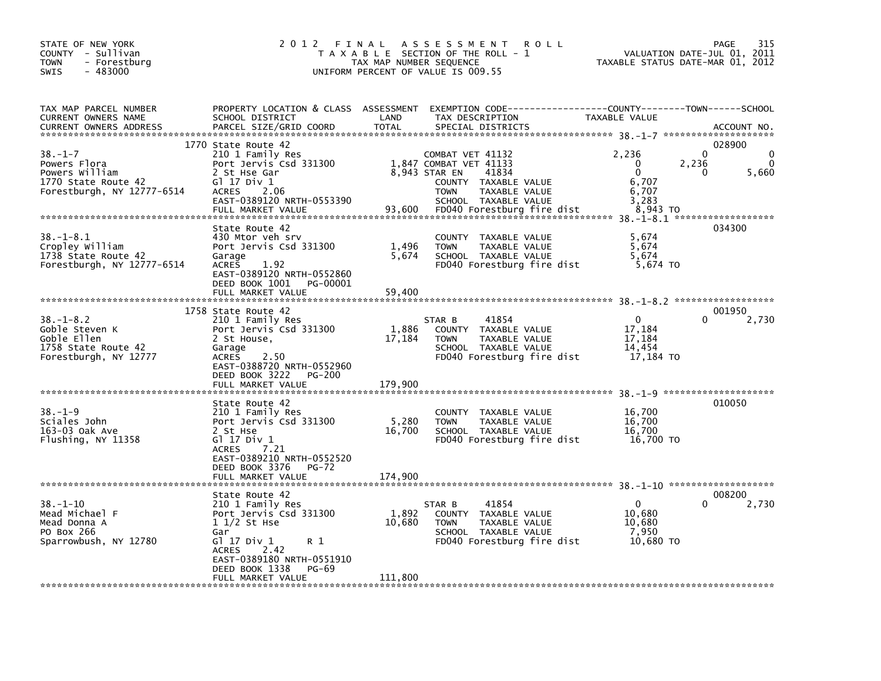STATE OF NEW YORK
COUNTY - Sullivan
TOWN - Forestburg
SWIS - 483000

# 2012 FINAL ASSESSMENT ROLL

TAXABLE SECTION OF THE ROLL - 1
TAX MAP NUMBER SEQUENCE
UNIFORM PERCENT OF VALUE IS 009.55

VALUATION DATE-JUL 01, 2011
TAXABLE STATUS DATE-MAR 01, 2012

| TAX MAP PARCEL NUMBER / CURRENT OWNERS NAME / CURRENT OWNERS ADDRESS | PROPERTY LOCATION & CLASS / SCHOOL DISTRICT / PARCEL SIZE/GRID COORD | ASSESSMENT LAND | TOTAL | EXEMPTION CODE / TAX DESCRIPTION / SPECIAL DISTRICTS | COUNTY TAXABLE VALUE | TOWN | SCHOOL | ACCOUNT NO. |
|---|---|---|---|---|---|---|---|---|
| | 1770 State Route 42 | | | | | | | 028900 |
| 38.-1-7 | 210 1 Family Res | | | COMBAT VET 41132 | 2,236 | 0 | 0 | |
| Powers Flora | Port Jervis Csd 331300 | 1,847 | | COMBAT VET 41133 | 0 | 2,236 | 0 | |
| Powers William | 2 St Hse Gar | | 8,943 | STAR EN 41834 | 0 | 0 | 5,660 | |
| 1770 State Route 42 | Gl 17 Div 1 | | | COUNTY TAXABLE VALUE | 6,707 | | | |
| Forestburgh, NY 12777-6514 | ACRES 2.06 | | | TOWN TAXABLE VALUE | 6,707 | | | |
| | EAST-0389120 NRTH-0553390 | | | SCHOOL TAXABLE VALUE | 3,283 | | | |
| | FULL MARKET VALUE | | 93,600 | FD040 Forestburg fire dist | 8,943 TO | | | |
| | State Route 42 | | | | | | | 034300 |
| 38.-1-8.1 | 430 Mtor veh srv | | | COUNTY TAXABLE VALUE | 5,674 | | | |
| Cropley William | Port Jervis Csd 331300 | 1,496 | | TOWN TAXABLE VALUE | 5,674 | | | |
| 1738 State Route 42 | Garage | | 5,674 | SCHOOL TAXABLE VALUE | 5,674 | | | |
| Forestburgh, NY 12777-6514 | ACRES 1.92 | | | FD040 Forestburg fire dist | 5,674 TO | | | |
| | EAST-0389120 NRTH-0552860 | | | | | | | |
| | DEED BOOK 1001 PG-00001 | | | | | | | |
| | FULL MARKET VALUE | | 59,400 | | | | | |
| | 1758 State Route 42 | | | | | | | 001950 |
| 38.-1-8.2 | 210 1 Family Res | | | STAR B 41854 | 0 | 0 | 2,730 | |
| Goble Steven K | Port Jervis Csd 331300 | 1,886 | | COUNTY TAXABLE VALUE | 17,184 | | | |
| Goble Ellen | 2 St House, | | 17,184 | TOWN TAXABLE VALUE | 17,184 | | | |
| 1758 State Route 42 | Garage | | | SCHOOL TAXABLE VALUE | 14,454 | | | |
| Forestburgh, NY 12777 | ACRES 2.50 | | | FD040 Forestburg fire dist | 17,184 TO | | | |
| | EAST-0388720 NRTH-0552960 | | | | | | | |
| | DEED BOOK 3222 PG-200 | | | | | | | |
| | FULL MARKET VALUE | | 179,900 | | | | | |
| | State Route 42 | | | | | | | 010050 |
| 38.-1-9 | 210 1 Family Res | | | COUNTY TAXABLE VALUE | 16,700 | | | |
| Sciales John | Port Jervis Csd 331300 | 5,280 | | TOWN TAXABLE VALUE | 16,700 | | | |
| 163-03 Oak Ave | 2 St Hse | | 16,700 | SCHOOL TAXABLE VALUE | 16,700 | | | |
| Flushing, NY 11358 | Gl 17 Div 1 | | | FD040 Forestburg fire dist | 16,700 TO | | | |
| | ACRES 7.21 | | | | | | | |
| | EAST-0389210 NRTH-0552520 | | | | | | | |
| | DEED BOOK 3376 PG-72 | | | | | | | |
| | FULL MARKET VALUE | | 174,900 | | | | | |
| | State Route 42 | | | | | | | 008200 |
| 38.-1-10 | 210 1 Family Res | | | STAR B 41854 | 0 | 0 | 2,730 | |
| Mead Michael F | Port Jervis Csd 331300 | 1,892 | | COUNTY TAXABLE VALUE | 10,680 | | | |
| Mead Donna A | 1 1/2 St Hse | | 10,680 | TOWN TAXABLE VALUE | 10,680 | | | |
| PO Box 266 | Gar | | | SCHOOL TAXABLE VALUE | 7,950 | | | |
| Sparrowbush, NY 12780 | Gl 17 Div 1 R 1 | | | FD040 Forestburg fire dist | 10,680 TO | | | |
| | ACRES 2.42 | | | | | | | |
| | EAST-0389180 NRTH-0551910 | | | | | | | |
| | DEED BOOK 1338 PG-69 | | | | | | | |
| | FULL MARKET VALUE | | 111,800 | | | | | |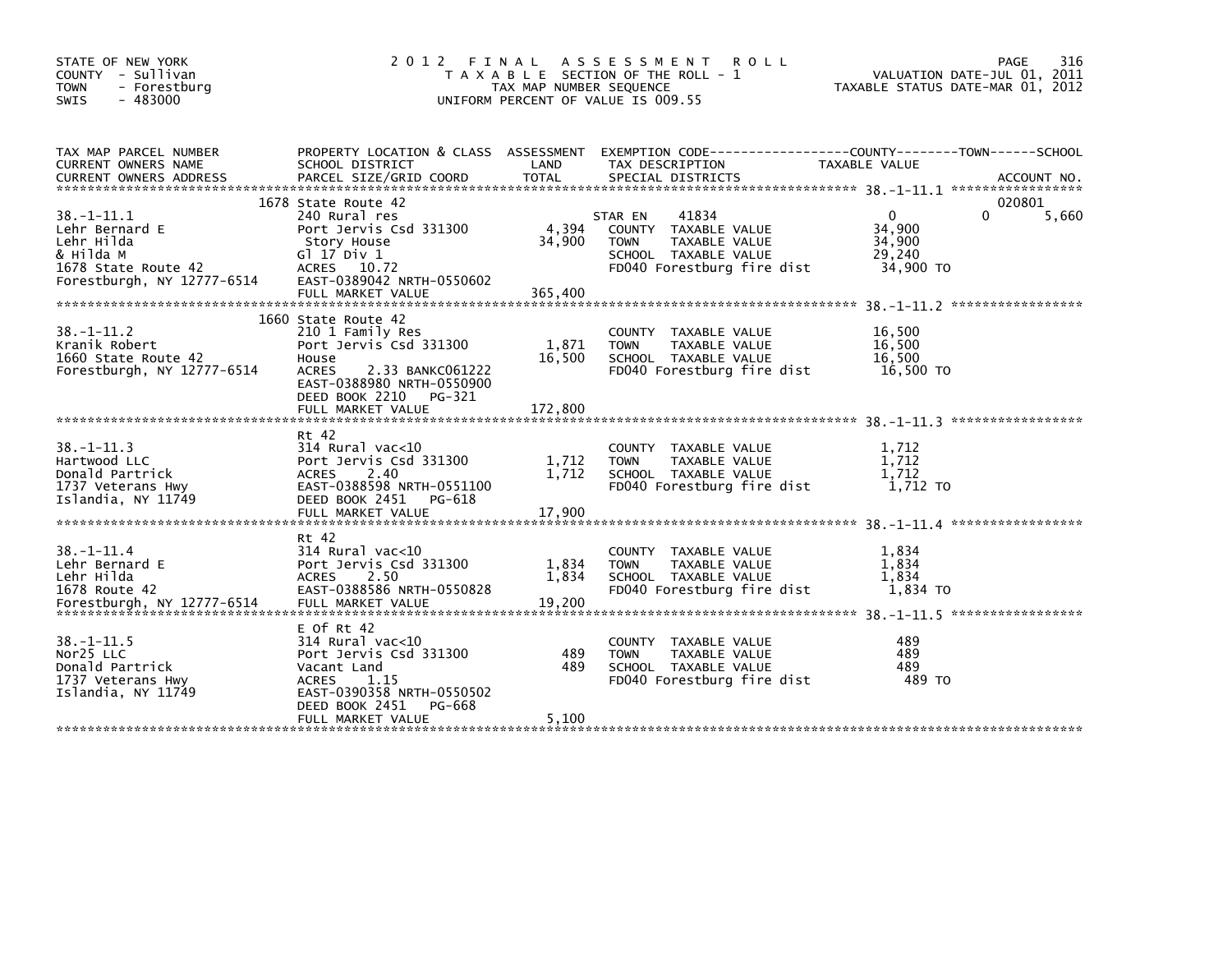STATE OF NEW YORK
COUNTY - Sullivan
TOWN - Forestburg
SWIS - 483000

# 2012 FINAL ASSESSMENT ROLL

TAXABLE SECTION OF THE ROLL - 1
TAX MAP NUMBER SEQUENCE
UNIFORM PERCENT OF VALUE IS 009.55

VALUATION DATE-JUL 01, 2011
TAXABLE STATUS DATE-MAR 01, 2012

| TAX MAP PARCEL NUMBER / CURRENT OWNERS NAME / CURRENT OWNERS ADDRESS | PROPERTY LOCATION & CLASS / SCHOOL DISTRICT / PARCEL SIZE/GRID COORD | ASSESSMENT LAND | TOTAL | EXEMPTION CODE / TAX DESCRIPTION / SPECIAL DISTRICTS | COUNTY TAXABLE VALUE | TOWN | SCHOOL / ACCOUNT NO. |
|---|---|---|---|---|---|---|---|
| 38.-1-11.1 | 1678 State Route 42 | | | | | | 020801 |
| Lehr Bernard E | 240 Rural res | | | STAR EN 41834 | 0 | 0 | 5,660 |
| Lehr Hilda | Port Jervis Csd 331300 | 4,394 | | COUNTY TAXABLE VALUE | 34,900 | | |
| & Hilda M | Story House | | 34,900 | TOWN TAXABLE VALUE | 34,900 | | |
| 1678 State Route 42 | Gl 17 Div 1 | | | SCHOOL TAXABLE VALUE | 29,240 | | |
| Forestburgh, NY 12777-6514 | ACRES 10.72 | | | FD040 Forestburg fire dist | 34,900 TO | | |
| | EAST-0389042 NRTH-0550602 | | | | | | |
| | FULL MARKET VALUE | | 365,400 | | | | |
| 38.-1-11.2 | 1660 State Route 42 | | | | | | |
| Kranik Robert | 210 1 Family Res | | | COUNTY TAXABLE VALUE | 16,500 | | |
| 1660 State Route 42 | Port Jervis Csd 331300 | 1,871 | | TOWN TAXABLE VALUE | 16,500 | | |
| Forestburgh, NY 12777-6514 | House | | 16,500 | SCHOOL TAXABLE VALUE | 16,500 | | |
| | ACRES 2.33 BANKC061222 | | | FD040 Forestburg fire dist | 16,500 TO | | |
| | EAST-0388980 NRTH-0550900 | | | | | | |
| | DEED BOOK 2210 PG-321 | | | | | | |
| | FULL MARKET VALUE | | 172,800 | | | | |
| 38.-1-11.3 | Rt 42 | | | | | | |
| Hartwood LLC | 314 Rural vac<10 | | | COUNTY TAXABLE VALUE | 1,712 | | |
| Donald Partrick | Port Jervis Csd 331300 | 1,712 | | TOWN TAXABLE VALUE | 1,712 | | |
| 1737 Veterans Hwy | ACRES 2.40 | | 1,712 | SCHOOL TAXABLE VALUE | 1,712 | | |
| Islandia, NY 11749 | EAST-0388598 NRTH-0551100 | | | FD040 Forestburg fire dist | 1,712 TO | | |
| | DEED BOOK 2451 PG-618 | | | | | | |
| | FULL MARKET VALUE | | 17,900 | | | | |
| 38.-1-11.4 | Rt 42 | | | | | | |
| Lehr Bernard E | 314 Rural vac<10 | | | COUNTY TAXABLE VALUE | 1,834 | | |
| Lehr Hilda | Port Jervis Csd 331300 | 1,834 | | TOWN TAXABLE VALUE | 1,834 | | |
| 1678 Route 42 | ACRES 2.50 | | 1,834 | SCHOOL TAXABLE VALUE | 1,834 | | |
| Forestburgh, NY 12777-6514 | EAST-0388586 NRTH-0550828 | | | FD040 Forestburg fire dist | 1,834 TO | | |
| | FULL MARKET VALUE | | 19,200 | | | | |
| 38.-1-11.5 | E Of Rt 42 | | | | | | |
| Nor25 LLC | 314 Rural vac<10 | | | COUNTY TAXABLE VALUE | 489 | | |
| Donald Partrick | Port Jervis Csd 331300 | 489 | | TOWN TAXABLE VALUE | 489 | | |
| 1737 Veterans Hwy | Vacant Land | | 489 | SCHOOL TAXABLE VALUE | 489 | | |
| Islandia, NY 11749 | ACRES 1.15 | | | FD040 Forestburg fire dist | 489 TO | | |
| | EAST-0390358 NRTH-0550502 | | | | | | |
| | DEED BOOK 2451 PG-668 | | | | | | |
| | FULL MARKET VALUE | | 5,100 | | | | |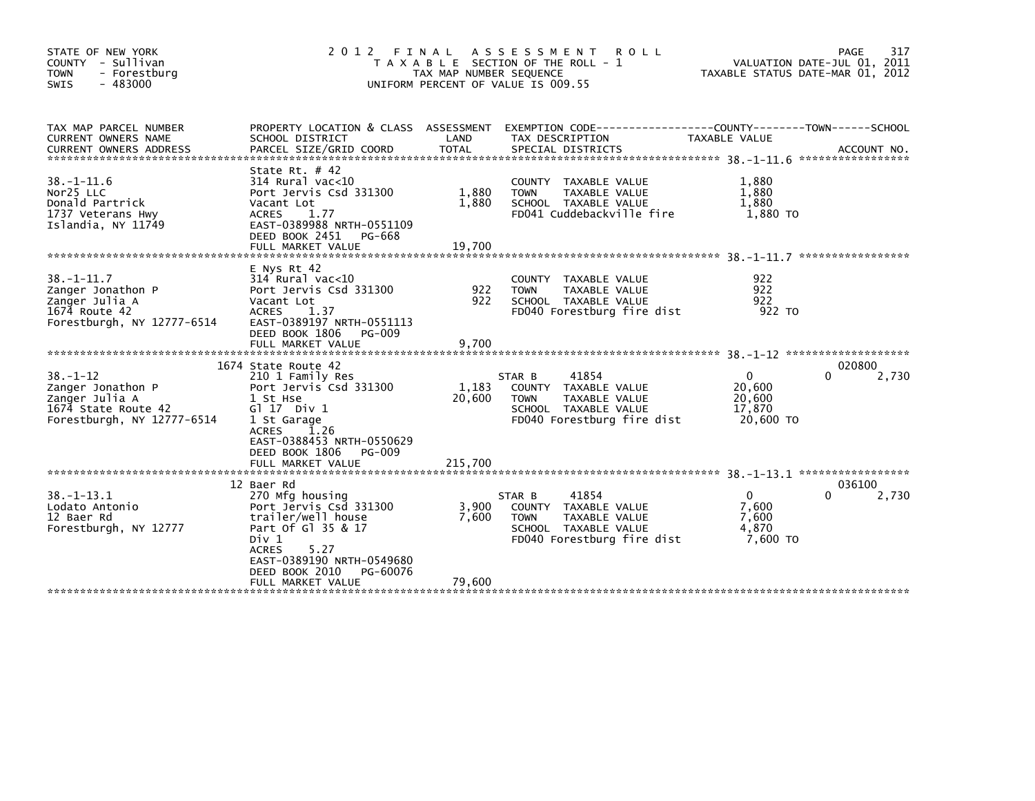STATE OF NEW YORK
COUNTY - Sullivan
TOWN - Forestburg
SWIS - 483000

# 2012 FINAL ASSESSMENT ROLL

TAXABLE SECTION OF THE ROLL - 1
TAX MAP NUMBER SEQUENCE
UNIFORM PERCENT OF VALUE IS 009.55

VALUATION DATE-JUL 01, 2011
TAXABLE STATUS DATE-MAR 01, 2012

| TAX MAP PARCEL NUMBER / CURRENT OWNERS NAME / CURRENT OWNERS ADDRESS | PROPERTY LOCATION & CLASS / SCHOOL DISTRICT / PARCEL SIZE/GRID COORD | ASSESSMENT LAND | TOTAL | EXEMPTION CODE / TAX DESCRIPTION / SPECIAL DISTRICTS | COUNTY TAXABLE VALUE | TOWN | SCHOOL | ACCOUNT NO. |
|---|---|---|---|---|---|---|---|---|
| 38.-1-11.6 | State Rt. # 42 | | | | | | | |
| Nor25 LLC | 314 Rural vac<10 | | | COUNTY TAXABLE VALUE | 1,880 | | | |
| Donald Partrick | Port Jervis Csd 331300 | 1,880 | | TOWN TAXABLE VALUE | 1,880 | | | |
| 1737 Veterans Hwy | Vacant Lot | | 1,880 | SCHOOL TAXABLE VALUE | 1,880 | | | |
| Islandia, NY 11749 | ACRES 1.77 | | | FD041 Cuddebackville fire | 1,880 TO | | | |
| | EAST-0389988 NRTH-0551109 | | | | | | | |
| | DEED BOOK 2451 PG-668 | | | | | | | |
| | FULL MARKET VALUE | | 19,700 | | | | | |
| 38.-1-11.7 | E Nys Rt 42 | | | | | | | |
| Zanger Jonathon P | 314 Rural vac<10 | | | COUNTY TAXABLE VALUE | 922 | | | |
| Zanger Julia A | Port Jervis Csd 331300 | 922 | | TOWN TAXABLE VALUE | 922 | | | |
| 1674 Route 42 | Vacant Lot | | 922 | SCHOOL TAXABLE VALUE | 922 | | | |
| Forestburgh, NY 12777-6514 | ACRES 1.37 | | | FD040 Forestburg fire dist | 922 TO | | | |
| | EAST-0389197 NRTH-0551113 | | | | | | | |
| | DEED BOOK 1806 PG-009 | | | | | | | |
| | FULL MARKET VALUE | | 9,700 | | | | | |
| | 1674 State Route 42 | | | | | | | 020800 |
| 38.-1-12 | 210 1 Family Res | | | STAR B 41854 | 0 | | 0 | 2,730 |
| Zanger Jonathon P | Port Jervis Csd 331300 | 1,183 | | COUNTY TAXABLE VALUE | 20,600 | | | |
| Zanger Julia A | 1 St Hse | | 20,600 | TOWN TAXABLE VALUE | 20,600 | | | |
| 1674 State Route 42 | Gl 17 Div 1 | | | SCHOOL TAXABLE VALUE | 17,870 | | | |
| Forestburgh, NY 12777-6514 | 1 St Garage | | | FD040 Forestburg fire dist | 20,600 TO | | | |
| | ACRES 1.26 | | | | | | | |
| | EAST-0388453 NRTH-0550629 | | | | | | | |
| | DEED BOOK 1806 PG-009 | | | | | | | |
| | FULL MARKET VALUE | | 215,700 | | | | | |
| | 12 Baer Rd | | | | | | | 036100 |
| 38.-1-13.1 | 270 Mfg housing | | | STAR B 41854 | 0 | | 0 | 2,730 |
| Lodato Antonio | Port Jervis Csd 331300 | 3,900 | | COUNTY TAXABLE VALUE | 7,600 | | | |
| 12 Baer Rd | trailer/well house | | 7,600 | TOWN TAXABLE VALUE | 7,600 | | | |
| Forestburgh, NY 12777 | Part Of Gl 35 & 17 | | | SCHOOL TAXABLE VALUE | 4,870 | | | |
| | Div 1 | | | FD040 Forestburg fire dist | 7,600 TO | | | |
| | ACRES 5.27 | | | | | | | |
| | EAST-0389190 NRTH-0549680 | | | | | | | |
| | DEED BOOK 2010 PG-60076 | | | | | | | |
| | FULL MARKET VALUE | | 79,600 | | | | | |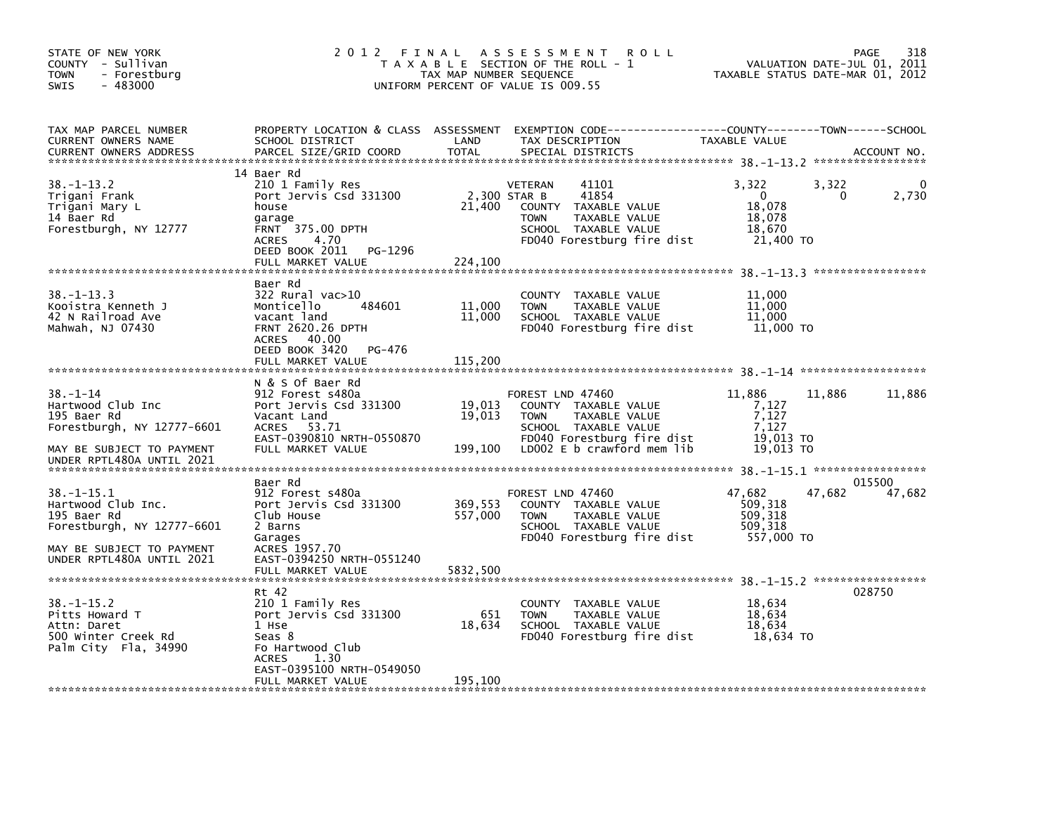STATE OF NEW YORK
COUNTY - Sullivan
TOWN - Forestburg
SWIS - 483000

# 2012 FINAL ASSESSMENT ROLL

TAXABLE SECTION OF THE ROLL - 1
TAX MAP NUMBER SEQUENCE
UNIFORM PERCENT OF VALUE IS 009.55

VALUATION DATE-JUL 01, 2011
TAXABLE STATUS DATE-MAR 01, 2012

| TAX MAP PARCEL NUMBER / CURRENT OWNERS NAME / CURRENT OWNERS ADDRESS | PROPERTY LOCATION & CLASS / SCHOOL DISTRICT / PARCEL SIZE/GRID COORD | ASSESSMENT LAND | TOTAL | EXEMPTION CODE / TAX DESCRIPTION / SPECIAL DISTRICTS | COUNTY TAXABLE VALUE | TOWN | SCHOOL | ACCOUNT NO. |
|---|---|---|---|---|---|---|---|---|
| **38.-1-13.2** | 14 Baer Rd | | | | | | | |
| Trigani Frank | 210 1 Family Res | | | VETERAN 41101 | 3,322 | 3,322 | 0 | |
| Trigani Mary L | Port Jervis Csd 331300 | 2,300 | | STAR B 41854 | 0 | 0 | 2,730 | |
| 14 Baer Rd | house | | 21,400 | COUNTY TAXABLE VALUE | 18,078 | | | |
| Forestburgh, NY 12777 | garage | | | TOWN TAXABLE VALUE | 18,078 | | | |
| | FRNT 375.00 DPTH | | | SCHOOL TAXABLE VALUE | 18,670 | | | |
| | ACRES 4.70 | | | FD040 Forestburg fire dist | 21,400 TO | | | |
| | DEED BOOK 2011 PG-1296 | | | | | | | |
| | FULL MARKET VALUE | | 224,100 | | | | | |
| **38.-1-13.3** | Baer Rd | | | | | | | |
| Kooistra Kenneth J | 322 Rural vac>10 | | | COUNTY TAXABLE VALUE | 11,000 | | | |
| 42 N Railroad Ave | Monticello 484601 | 11,000 | | TOWN TAXABLE VALUE | 11,000 | | | |
| Mahwah, NJ 07430 | vacant land | | 11,000 | SCHOOL TAXABLE VALUE | 11,000 | | | |
| | FRNT 2620.26 DPTH | | | FD040 Forestburg fire dist | 11,000 TO | | | |
| | ACRES 40.00 | | | | | | | |
| | DEED BOOK 3420 PG-476 | | | | | | | |
| | FULL MARKET VALUE | | 115,200 | | | | | |
| **38.-1-14** | N & S Of Baer Rd | | | | | | | |
| Hartwood Club Inc | 912 Forest s480a | | | FOREST LND 47460 | 11,886 | 11,886 | 11,886 | |
| 195 Baer Rd | Port Jervis Csd 331300 | 19,013 | | COUNTY TAXABLE VALUE | 7,127 | | | |
| Forestburgh, NY 12777-6601 | Vacant Land | | 19,013 | TOWN TAXABLE VALUE | 7,127 | | | |
| | ACRES 53.71 | | | SCHOOL TAXABLE VALUE | 7,127 | | | |
| | EAST-0390810 NRTH-0550870 | | | FD040 Forestburg fire dist | 19,013 TO | | | |
| MAY BE SUBJECT TO PAYMENT | FULL MARKET VALUE | | 199,100 | LD002 E b crawford mem lib | 19,013 TO | | | |
| UNDER RPTL480A UNTIL 2021 | | | | | | | | |
| **38.-1-15.1** | Baer Rd | | | | | | | 015500 |
| Hartwood Club Inc. | 912 Forest s480a | | | FOREST LND 47460 | 47,682 | 47,682 | 47,682 | |
| 195 Baer Rd | Port Jervis Csd 331300 | 369,553 | | COUNTY TAXABLE VALUE | 509,318 | | | |
| Forestburgh, NY 12777-6601 | Club House | | 557,000 | TOWN TAXABLE VALUE | 509,318 | | | |
| | 2 Barns | | | SCHOOL TAXABLE VALUE | 509,318 | | | |
| | Garages | | | FD040 Forestburg fire dist | 557,000 TO | | | |
| MAY BE SUBJECT TO PAYMENT | ACRES 1957.70 | | | | | | | |
| UNDER RPTL480A UNTIL 2021 | EAST-0394250 NRTH-0551240 | | | | | | | |
| | FULL MARKET VALUE | | 5832,500 | | | | | |
| **38.-1-15.2** | Rt 42 | | | | | | | 028750 |
| Pitts Howard T | 210 1 Family Res | | | COUNTY TAXABLE VALUE | 18,634 | | | |
| Attn: Daret | Port Jervis Csd 331300 | 651 | | TOWN TAXABLE VALUE | 18,634 | | | |
| 500 Winter Creek Rd | 1 Hse | | 18,634 | SCHOOL TAXABLE VALUE | 18,634 | | | |
| Palm City Fla, 34990 | Seas 8 | | | FD040 Forestburg fire dist | 18,634 TO | | | |
| | Fo Hartwood Club | | | | | | | |
| | ACRES 1.30 | | | | | | | |
| | EAST-0395100 NRTH-0549050 | | | | | | | |
| | FULL MARKET VALUE | | 195,100 | | | | | |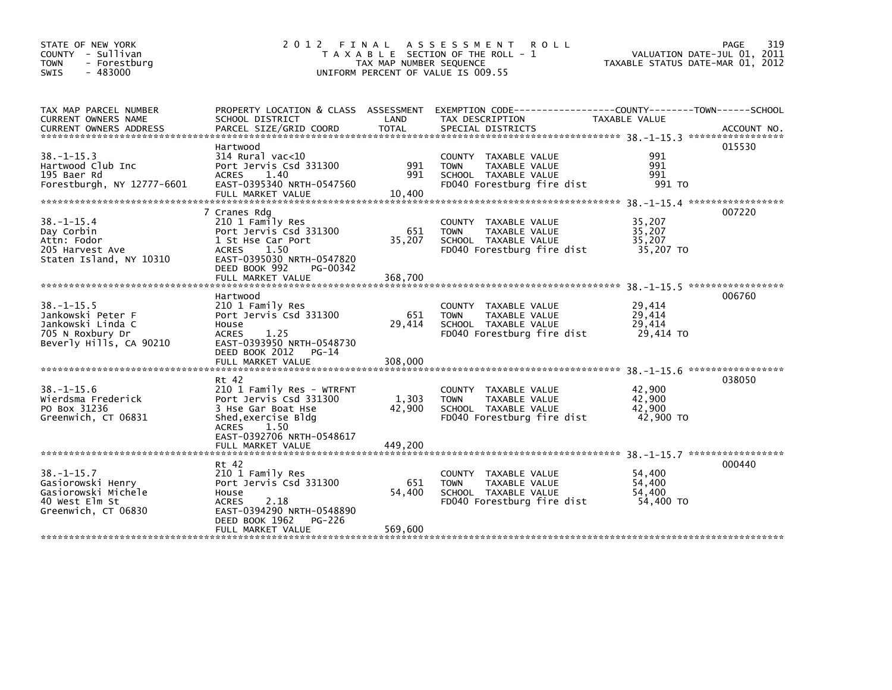STATE OF NEW YORK
COUNTY - Sullivan
TOWN - Forestburg
SWIS - 483000

# 2012 FINAL ASSESSMENT ROLL

TAXABLE SECTION OF THE ROLL - 1
TAX MAP NUMBER SEQUENCE
UNIFORM PERCENT OF VALUE IS 009.55

VALUATION DATE-JUL 01, 2011
TAXABLE STATUS DATE-MAR 01, 2012

| TAX MAP PARCEL NUMBER / CURRENT OWNERS NAME / CURRENT OWNERS ADDRESS | PROPERTY LOCATION & CLASS / SCHOOL DISTRICT / PARCEL SIZE/GRID COORD | ASSESSMENT LAND | TOTAL | EXEMPTION CODE / TAX DESCRIPTION / SPECIAL DISTRICTS | TAXABLE VALUE (COUNTY / TOWN / SCHOOL) | ACCOUNT NO. |
|---|---|---|---|---|---|---|
| 38.-1-15.3 | Hartwood | | | | | 015530 |
| Hartwood Club Inc | 314 Rural vac<10 | | | COUNTY TAXABLE VALUE | 991 | |
| 195 Baer Rd | Port Jervis Csd 331300 | 991 | | TOWN TAXABLE VALUE | 991 | |
| Forestburgh, NY 12777-6601 | ACRES 1.40 | | 991 | SCHOOL TAXABLE VALUE | 991 | |
| | EAST-0395340 NRTH-0547560 | | | FD040 Forestburg fire dist | 991 TO | |
| | FULL MARKET VALUE | | 10,400 | | | |
| 38.-1-15.4 | 7 Cranes Rdg | | | | | 007220 |
| Day Corbin | 210 1 Family Res | | | COUNTY TAXABLE VALUE | 35,207 | |
| Attn: Fodor | Port Jervis Csd 331300 | 651 | | TOWN TAXABLE VALUE | 35,207 | |
| 205 Harvest Ave | 1 St Hse Car Port | | 35,207 | SCHOOL TAXABLE VALUE | 35,207 | |
| Staten Island, NY 10310 | ACRES 1.50 | | | FD040 Forestburg fire dist | 35,207 TO | |
| | EAST-0395030 NRTH-0547820 | | | | | |
| | DEED BOOK 992 PG-00342 | | | | | |
| | FULL MARKET VALUE | | 368,700 | | | |
| 38.-1-15.5 | Hartwood | | | | | 006760 |
| Jankowski Peter F | 210 1 Family Res | | | COUNTY TAXABLE VALUE | 29,414 | |
| Jankowski Linda C | Port Jervis Csd 331300 | 651 | | TOWN TAXABLE VALUE | 29,414 | |
| 705 N Roxbury Dr | House | | 29,414 | SCHOOL TAXABLE VALUE | 29,414 | |
| Beverly Hills, CA 90210 | ACRES 1.25 | | | FD040 Forestburg fire dist | 29,414 TO | |
| | EAST-0393950 NRTH-0548730 | | | | | |
| | DEED BOOK 2012 PG-14 | | | | | |
| | FULL MARKET VALUE | | 308,000 | | | |
| 38.-1-15.6 | Rt 42 | | | | | 038050 |
| Wierdsma Frederick | 210 1 Family Res - WTRFNT | | | COUNTY TAXABLE VALUE | 42,900 | |
| PO Box 31236 | Port Jervis Csd 331300 | 1,303 | | TOWN TAXABLE VALUE | 42,900 | |
| Greenwich, CT 06831 | 3 Hse Gar Boat Hse | | 42,900 | SCHOOL TAXABLE VALUE | 42,900 | |
| | Shed,exercise Bldg | | | FD040 Forestburg fire dist | 42,900 TO | |
| | ACRES 1.50 | | | | | |
| | EAST-0392706 NRTH-0548617 | | | | | |
| | FULL MARKET VALUE | | 449,200 | | | |
| 38.-1-15.7 | Rt 42 | | | | | 000440 |
| Gasiorowski Henry | 210 1 Family Res | | | COUNTY TAXABLE VALUE | 54,400 | |
| Gasiorowski Michele | Port Jervis Csd 331300 | 651 | | TOWN TAXABLE VALUE | 54,400 | |
| 40 West Elm St | House | | 54,400 | SCHOOL TAXABLE VALUE | 54,400 | |
| Greenwich, CT 06830 | ACRES 2.18 | | | FD040 Forestburg fire dist | 54,400 TO | |
| | EAST-0394290 NRTH-0548890 | | | | | |
| | DEED BOOK 1962 PG-226 | | | | | |
| | FULL MARKET VALUE | | 569,600 | | | |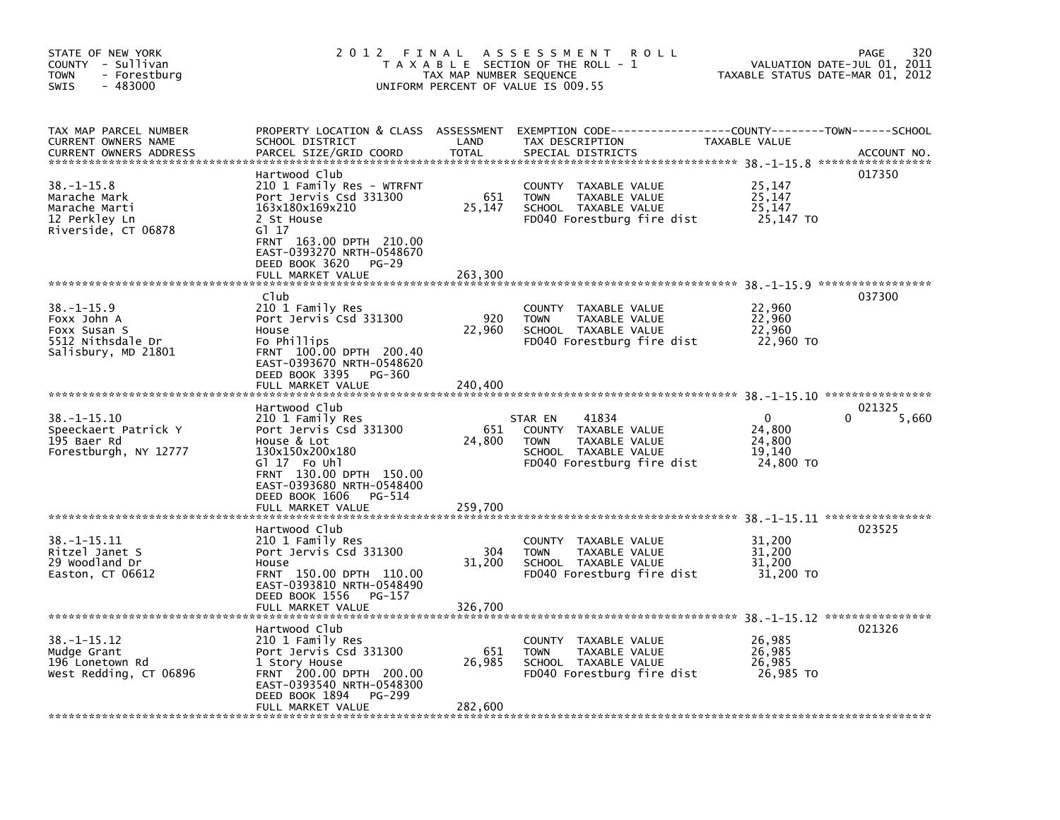STATE OF NEW YORK
COUNTY - Sullivan
TOWN - Forestburg
SWIS - 483000

# 2012 FINAL ASSESSMENT ROLL

TAXABLE SECTION OF THE ROLL - 1
TAX MAP NUMBER SEQUENCE
UNIFORM PERCENT OF VALUE IS 009.55

VALUATION DATE-JUL 01, 2011
TAXABLE STATUS DATE-MAR 01, 2012

| TAX MAP PARCEL NUMBER / CURRENT OWNERS NAME / CURRENT OWNERS ADDRESS | PROPERTY LOCATION & CLASS / SCHOOL DISTRICT / PARCEL SIZE/GRID COORD | ASSESSMENT LAND | TOTAL | EXEMPTION CODE / TAX DESCRIPTION / SPECIAL DISTRICTS | COUNTY TAXABLE VALUE | TOWN | SCHOOL | ACCOUNT NO. |
|---|---|---|---|---|---|---|---|---|
| 38.-1-15.8 | Hartwood Club | | | | | | | 017350 |
| Marache Mark | 210 1 Family Res - WTRFNT | | | COUNTY TAXABLE VALUE | 25,147 | | | |
| Marache Marti | Port Jervis Csd 331300 | 651 | | TOWN TAXABLE VALUE | 25,147 | | | |
| 12 Perkley Ln | 163x180x169x210 | | 25,147 | SCHOOL TAXABLE VALUE | 25,147 | | | |
| Riverside, CT 06878 | 2 St House | | | FD040 Forestburg fire dist | 25,147 TO | | | |
| | Gl 17 | | | | | | | |
| | FRNT 163.00 DPTH 210.00 | | | | | | | |
| | EAST-0393270 NRTH-0548670 | | | | | | | |
| | DEED BOOK 3620 PG-29 | | | | | | | |
| | FULL MARKET VALUE | | 263,300 | | | | | |
| 38.-1-15.9 | Club | | | | | | | 037300 |
| Foxx John A | 210 1 Family Res | | | COUNTY TAXABLE VALUE | 22,960 | | | |
| Foxx Susan S | Port Jervis Csd 331300 | 920 | | TOWN TAXABLE VALUE | 22,960 | | | |
| 5512 Nithsdale Dr | House | | 22,960 | SCHOOL TAXABLE VALUE | 22,960 | | | |
| Salisbury, MD 21801 | Fo Phillips | | | FD040 Forestburg fire dist | 22,960 TO | | | |
| | FRNT 100.00 DPTH 200.40 | | | | | | | |
| | EAST-0393670 NRTH-0548620 | | | | | | | |
| | DEED BOOK 3395 PG-360 | | | | | | | |
| | FULL MARKET VALUE | | 240,400 | | | | | |
| 38.-1-15.10 | Hartwood Club | | | | | | | 021325 |
| Speeckaert Patrick Y | 210 1 Family Res | | | STAR EN 41834 | 0 | 0 | 5,660 | |
| 195 Baer Rd | Port Jervis Csd 331300 | 651 | | COUNTY TAXABLE VALUE | 24,800 | | | |
| Forestburgh, NY 12777 | House & Lot | | 24,800 | TOWN TAXABLE VALUE | 24,800 | | | |
| | 130x150x200x180 | | | SCHOOL TAXABLE VALUE | 19,140 | | | |
| | Gl 17 Fo Uhl | | | FD040 Forestburg fire dist | 24,800 TO | | | |
| | FRNT 130.00 DPTH 150.00 | | | | | | | |
| | EAST-0393680 NRTH-0548400 | | | | | | | |
| | DEED BOOK 1606 PG-514 | | | | | | | |
| | FULL MARKET VALUE | | 259,700 | | | | | |
| 38.-1-15.11 | Hartwood Club | | | | | | | 023525 |
| Ritzel Janet S | 210 1 Family Res | | | COUNTY TAXABLE VALUE | 31,200 | | | |
| 29 Woodland Dr | Port Jervis Csd 331300 | 304 | | TOWN TAXABLE VALUE | 31,200 | | | |
| Easton, CT 06612 | House | | 31,200 | SCHOOL TAXABLE VALUE | 31,200 | | | |
| | FRNT 150.00 DPTH 110.00 | | | FD040 Forestburg fire dist | 31,200 TO | | | |
| | EAST-0393810 NRTH-0548490 | | | | | | | |
| | DEED BOOK 1556 PG-157 | | | | | | | |
| | FULL MARKET VALUE | | 326,700 | | | | | |
| 38.-1-15.12 | Hartwood Club | | | | | | | 021326 |
| Mudge Grant | 210 1 Family Res | | | COUNTY TAXABLE VALUE | 26,985 | | | |
| 196 Lonetown Rd | Port Jervis Csd 331300 | 651 | | TOWN TAXABLE VALUE | 26,985 | | | |
| West Redding, CT 06896 | 1 Story House | | 26,985 | SCHOOL TAXABLE VALUE | 26,985 | | | |
| | FRNT 200.00 DPTH 200.00 | | | FD040 Forestburg fire dist | 26,985 TO | | | |
| | EAST-0393540 NRTH-0548300 | | | | | | | |
| | DEED BOOK 1894 PG-299 | | | | | | | |
| | FULL MARKET VALUE | | 282,600 | | | | | |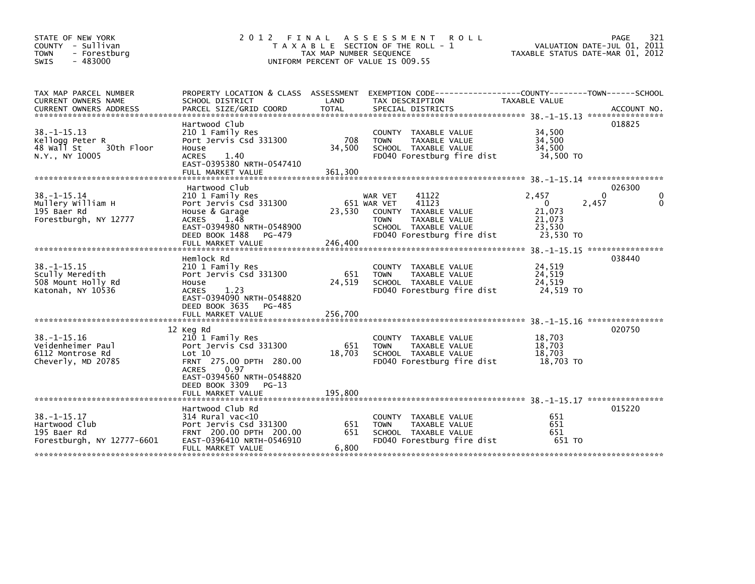STATE OF NEW YORK
COUNTY - Sullivan
TOWN - Forestburg
SWIS - 483000

# 2012 FINAL ASSESSMENT ROLL

TAXABLE SECTION OF THE ROLL - 1
TAX MAP NUMBER SEQUENCE
UNIFORM PERCENT OF VALUE IS 009.55

VALUATION DATE-JUL 01, 2011
TAXABLE STATUS DATE-MAR 01, 2012

| TAX MAP PARCEL NUMBER / CURRENT OWNERS NAME / CURRENT OWNERS ADDRESS | PROPERTY LOCATION & CLASS / SCHOOL DISTRICT / PARCEL SIZE/GRID COORD | ASSESSMENT LAND | TOTAL | EXEMPTION CODE / TAX DESCRIPTION / SPECIAL DISTRICTS | COUNTY TAXABLE VALUE | TOWN | SCHOOL | ACCOUNT NO. |
|---|---|---|---|---|---|---|---|---|
| 38.-1-15.13 | Hartwood Club | | | | | | | 018825 |
| 38.-1-15.13 | 210 1 Family Res | | | COUNTY TAXABLE VALUE | 34,500 | | | |
| Kellogg Peter R | Port Jervis Csd 331300 | 708 | | TOWN TAXABLE VALUE | 34,500 | | | |
| 48 Wall St 30th Floor | House | | 34,500 | SCHOOL TAXABLE VALUE | 34,500 | | | |
| N.Y., NY 10005 | ACRES 1.40 | | | FD040 Forestburg fire dist | 34,500 TO | | | |
| | EAST-0395380 NRTH-0547410 | | | | | | | |
| | FULL MARKET VALUE | | 361,300 | | | | | |
| 38.-1-15.14 | Hartwood Club | | | | | | | 026300 |
| 38.-1-15.14 | 210 1 Family Res | | | WAR VET 41122 | 2,457 | 0 | 0 | |
| Mullery William H | Port Jervis Csd 331300 | 651 | | WAR VET 41123 | 0 | 2,457 | 0 | |
| 195 Baer Rd | House & Garage | | 23,530 | COUNTY TAXABLE VALUE | 21,073 | | | |
| Forestburgh, NY 12777 | ACRES 1.48 | | | TOWN TAXABLE VALUE | 21,073 | | | |
| | EAST-0394980 NRTH-0548900 | | | SCHOOL TAXABLE VALUE | 23,530 | | | |
| | DEED BOOK 1488 PG-479 | | | FD040 Forestburg fire dist | 23,530 TO | | | |
| | FULL MARKET VALUE | | 246,400 | | | | | |
| 38.-1-15.15 | Hemlock Rd | | | | | | | 038440 |
| 38.-1-15.15 | 210 1 Family Res | | | COUNTY TAXABLE VALUE | 24,519 | | | |
| Scully Meredith | Port Jervis Csd 331300 | 651 | | TOWN TAXABLE VALUE | 24,519 | | | |
| 508 Mount Holly Rd | House | | 24,519 | SCHOOL TAXABLE VALUE | 24,519 | | | |
| Katonah, NY 10536 | ACRES 1.23 | | | FD040 Forestburg fire dist | 24,519 TO | | | |
| | EAST-0394090 NRTH-0548820 | | | | | | | |
| | DEED BOOK 3635 PG-485 | | | | | | | |
| | FULL MARKET VALUE | | 256,700 | | | | | |
| 38.-1-15.16 | 12 Keg Rd | | | | | | | 020750 |
| 38.-1-15.16 | 210 1 Family Res | | | COUNTY TAXABLE VALUE | 18,703 | | | |
| Veidenheimer Paul | Port Jervis Csd 331300 | 651 | | TOWN TAXABLE VALUE | 18,703 | | | |
| 6112 Montrose Rd | Lot 10 | | 18,703 | SCHOOL TAXABLE VALUE | 18,703 | | | |
| Cheverly, MD 20785 | FRNT 275.00 DPTH 280.00 | | | FD040 Forestburg fire dist | 18,703 TO | | | |
| | ACRES 0.97 | | | | | | | |
| | EAST-0394560 NRTH-0548820 | | | | | | | |
| | DEED BOOK 3309 PG-13 | | | | | | | |
| | FULL MARKET VALUE | | 195,800 | | | | | |
| 38.-1-15.17 | Hartwood Club Rd | | | | | | | 015220 |
| 38.-1-15.17 | 314 Rural vac<10 | | | COUNTY TAXABLE VALUE | 651 | | | |
| Hartwood Club | Port Jervis Csd 331300 | 651 | | TOWN TAXABLE VALUE | 651 | | | |
| 195 Baer Rd | FRNT 200.00 DPTH 200.00 | | 651 | SCHOOL TAXABLE VALUE | 651 | | | |
| Forestburgh, NY 12777-6601 | EAST-0396410 NRTH-0546910 | | | FD040 Forestburg fire dist | 651 TO | | | |
| | FULL MARKET VALUE | | 6,800 | | | | | |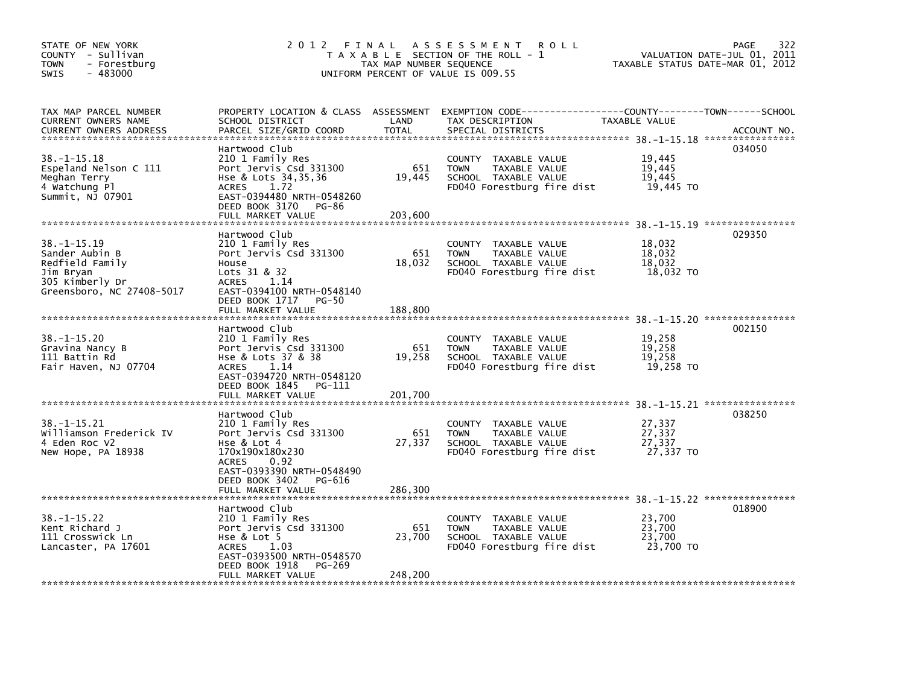STATE OF NEW YORK
COUNTY - Sullivan
TOWN - Forestburg
SWIS - 483000

# 2012 FINAL ASSESSMENT ROLL

TAXABLE SECTION OF THE ROLL - 1
TAX MAP NUMBER SEQUENCE
UNIFORM PERCENT OF VALUE IS 009.55

VALUATION DATE-JUL 01, 2011
TAXABLE STATUS DATE-MAR 01, 2012

| TAX MAP PARCEL NUMBER / CURRENT OWNERS NAME / CURRENT OWNERS ADDRESS | PROPERTY LOCATION & CLASS / SCHOOL DISTRICT / PARCEL SIZE/GRID COORD | ASSESSMENT LAND | TOTAL | EXEMPTION CODE / TAX DESCRIPTION / SPECIAL DISTRICTS | TAXABLE VALUE | ACCOUNT NO. |
|---|---|---|---|---|---|---|
| 38.-1-15.18 | Hartwood Club | | | | | 034050 |
| Espeland Nelson C 111 | 210 1 Family Res | | | COUNTY TAXABLE VALUE | 19,445 | |
| Meghan Terry | Port Jervis Csd 331300 | 651 | | TOWN TAXABLE VALUE | 19,445 | |
| 4 Watchung Pl | Hse & Lots 34,35,36 | | 19,445 | SCHOOL TAXABLE VALUE | 19,445 | |
| Summit, NJ 07901 | ACRES 1.72 | | | FD040 Forestburg fire dist | 19,445 TO | |
| | EAST-0394480 NRTH-0548260 | | | | | |
| | DEED BOOK 3170 PG-86 | | | | | |
| | FULL MARKET VALUE | | 203,600 | | | |
| 38.-1-15.19 | Hartwood Club | | | | | 029350 |
| Sander Aubin B | 210 1 Family Res | | | COUNTY TAXABLE VALUE | 18,032 | |
| Redfield Family | Port Jervis Csd 331300 | 651 | | TOWN TAXABLE VALUE | 18,032 | |
| Jim Bryan | House | | 18,032 | SCHOOL TAXABLE VALUE | 18,032 | |
| 305 Kimberly Dr | Lots 31 & 32 | | | FD040 Forestburg fire dist | 18,032 TO | |
| Greensboro, NC 27408-5017 | ACRES 1.14 | | | | | |
| | EAST-0394100 NRTH-0548140 | | | | | |
| | DEED BOOK 1717 PG-50 | | | | | |
| | FULL MARKET VALUE | | 188,800 | | | |
| 38.-1-15.20 | Hartwood Club | | | | | 002150 |
| Gravina Nancy B | 210 1 Family Res | | | COUNTY TAXABLE VALUE | 19,258 | |
| 111 Battin Rd | Port Jervis Csd 331300 | 651 | | TOWN TAXABLE VALUE | 19,258 | |
| Fair Haven, NJ 07704 | Hse & Lots 37 & 38 | | 19,258 | SCHOOL TAXABLE VALUE | 19,258 | |
| | ACRES 1.14 | | | FD040 Forestburg fire dist | 19,258 TO | |
| | EAST-0394720 NRTH-0548120 | | | | | |
| | DEED BOOK 1845 PG-111 | | | | | |
| | FULL MARKET VALUE | | 201,700 | | | |
| 38.-1-15.21 | Hartwood Club | | | | | 038250 |
| Williamson Frederick IV | 210 1 Family Res | | | COUNTY TAXABLE VALUE | 27,337 | |
| 4 Eden Roc V2 | Port Jervis Csd 331300 | 651 | | TOWN TAXABLE VALUE | 27,337 | |
| New Hope, PA 18938 | Hse & Lot 4 | | 27,337 | SCHOOL TAXABLE VALUE | 27,337 | |
| | 170x190x180x230 | | | FD040 Forestburg fire dist | 27,337 TO | |
| | ACRES 0.92 | | | | | |
| | EAST-0393390 NRTH-0548490 | | | | | |
| | DEED BOOK 3402 PG-616 | | | | | |
| | FULL MARKET VALUE | | 286,300 | | | |
| 38.-1-15.22 | Hartwood Club | | | | | 018900 |
| Kent Richard J | 210 1 Family Res | | | COUNTY TAXABLE VALUE | 23,700 | |
| 111 Crosswick Ln | Port Jervis Csd 331300 | 651 | | TOWN TAXABLE VALUE | 23,700 | |
| Lancaster, PA 17601 | Hse & Lot 5 | | 23,700 | SCHOOL TAXABLE VALUE | 23,700 | |
| | ACRES 1.03 | | | FD040 Forestburg fire dist | 23,700 TO | |
| | EAST-0393500 NRTH-0548570 | | | | | |
| | DEED BOOK 1918 PG-269 | | | | | |
| | FULL MARKET VALUE | | 248,200 | | | |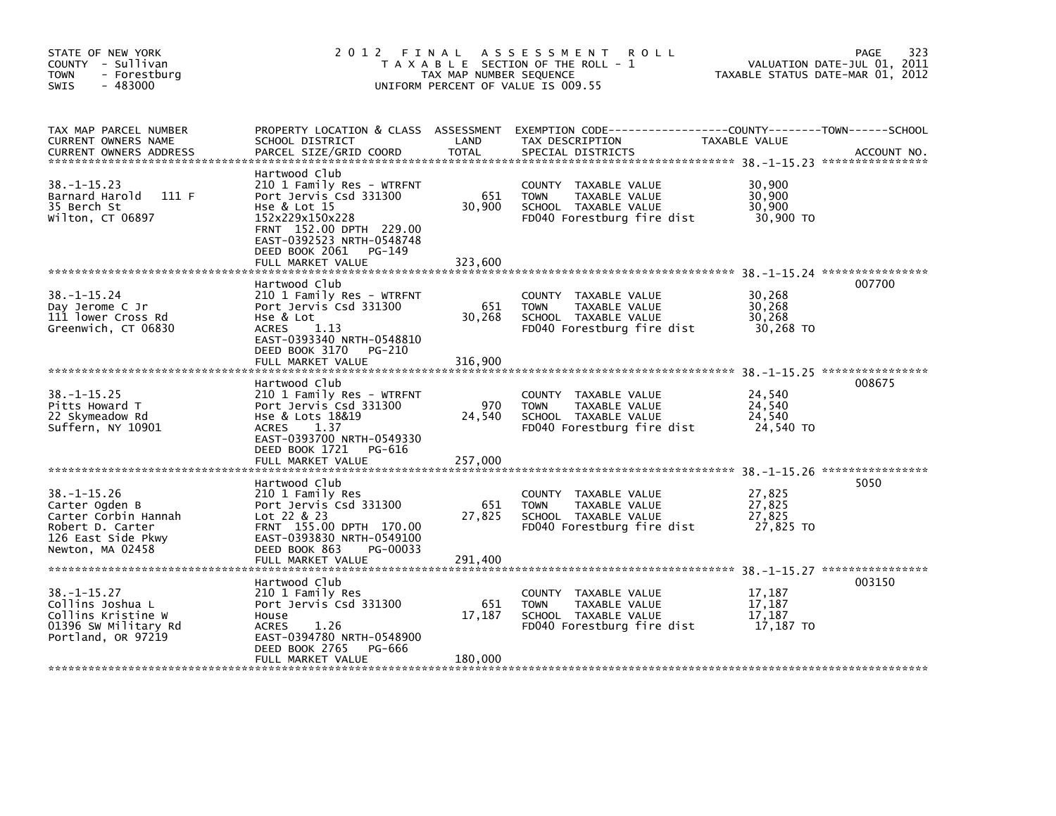STATE OF NEW YORK
COUNTY - Sullivan
TOWN - Forestburg
SWIS - 483000

# 2012 FINAL ASSESSMENT ROLL
TAXABLE SECTION OF THE ROLL - 1
TAX MAP NUMBER SEQUENCE
UNIFORM PERCENT OF VALUE IS 009.55

VALUATION DATE-JUL 01, 2011
TAXABLE STATUS DATE-MAR 01, 2012

| TAX MAP PARCEL NUMBER / CURRENT OWNERS NAME / CURRENT OWNERS ADDRESS | PROPERTY LOCATION & CLASS / SCHOOL DISTRICT / PARCEL SIZE/GRID COORD | ASSESSMENT LAND / TOTAL | EXEMPTION CODE / TAX DESCRIPTION / SPECIAL DISTRICTS | TAXABLE VALUE | ACCOUNT NO. |
|---|---|---|---|---|---|
| 38.-1-15.23 | Hartwood Club | | | | |
| Barnard Harold 111 F | 210 1 Family Res - WTRFNT | | COUNTY TAXABLE VALUE | 30,900 | |
| 35 Berch St | Port Jervis Csd 331300 | 651 | TOWN TAXABLE VALUE | 30,900 | |
| Wilton, CT 06897 | Hse & Lot 15 | 30,900 | SCHOOL TAXABLE VALUE | 30,900 | |
| | 152x229x150x228 | | FD040 Forestburg fire dist | 30,900 TO | |
| | FRNT 152.00 DPTH 229.00 | | | | |
| | EAST-0392523 NRTH-0548748 | | | | |
| | DEED BOOK 2061 PG-149 | | | | |
| | FULL MARKET VALUE | 323,600 | | | |
| 38.-1-15.24 | Hartwood Club | | | | 007700 |
| Day Jerome C Jr | 210 1 Family Res - WTRFNT | | COUNTY TAXABLE VALUE | 30,268 | |
| 111 lower Cross Rd | Port Jervis Csd 331300 | 651 | TOWN TAXABLE VALUE | 30,268 | |
| Greenwich, CT 06830 | Hse & Lot | 30,268 | SCHOOL TAXABLE VALUE | 30,268 | |
| | ACRES 1.13 | | FD040 Forestburg fire dist | 30,268 TO | |
| | EAST-0393340 NRTH-0548810 | | | | |
| | DEED BOOK 3170 PG-210 | | | | |
| | FULL MARKET VALUE | 316,900 | | | |
| 38.-1-15.25 | Hartwood Club | | | | 008675 |
| Pitts Howard T | 210 1 Family Res - WTRFNT | | COUNTY TAXABLE VALUE | 24,540 | |
| 22 Skymeadow Rd | Port Jervis Csd 331300 | 970 | TOWN TAXABLE VALUE | 24,540 | |
| Suffern, NY 10901 | Hse & Lots 18&19 | 24,540 | SCHOOL TAXABLE VALUE | 24,540 | |
| | ACRES 1.37 | | FD040 Forestburg fire dist | 24,540 TO | |
| | EAST-0393700 NRTH-0549330 | | | | |
| | DEED BOOK 1721 PG-616 | | | | |
| | FULL MARKET VALUE | 257,000 | | | |
| 38.-1-15.26 | Hartwood Club | | | | 5050 |
| Carter Ogden B | 210 1 Family Res | | COUNTY TAXABLE VALUE | 27,825 | |
| Carter Corbin Hannah | Port Jervis Csd 331300 | 651 | TOWN TAXABLE VALUE | 27,825 | |
| Robert D. Carter | Lot 22 & 23 | 27,825 | SCHOOL TAXABLE VALUE | 27,825 | |
| 126 East Side Pkwy | FRNT 155.00 DPTH 170.00 | | FD040 Forestburg fire dist | 27,825 TO | |
| Newton, MA 02458 | EAST-0393830 NRTH-0549100 | | | | |
| | DEED BOOK 863 PG-00033 | | | | |
| | FULL MARKET VALUE | 291,400 | | | |
| 38.-1-15.27 | Hartwood Club | | | | 003150 |
| Collins Joshua L | 210 1 Family Res | | COUNTY TAXABLE VALUE | 17,187 | |
| Collins Kristine W | Port Jervis Csd 331300 | 651 | TOWN TAXABLE VALUE | 17,187 | |
| 01396 SW Military Rd | House | 17,187 | SCHOOL TAXABLE VALUE | 17,187 | |
| Portland, OR 97219 | ACRES 1.26 | | FD040 Forestburg fire dist | 17,187 TO | |
| | EAST-0394780 NRTH-0548900 | | | | |
| | DEED BOOK 2765 PG-666 | | | | |
| | FULL MARKET VALUE | 180,000 | | | |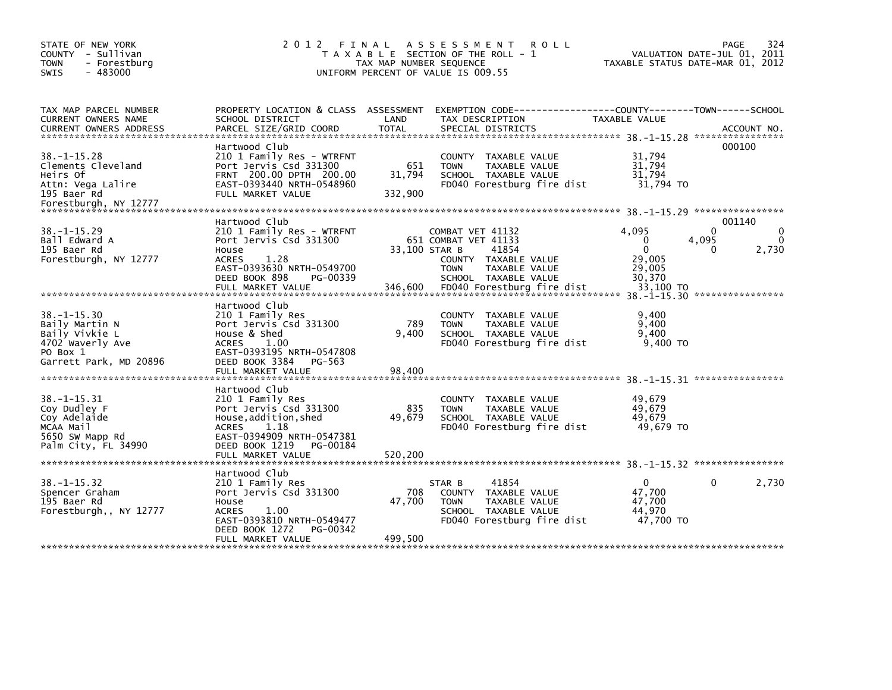STATE OF NEW YORK
COUNTY - Sullivan
TOWN - Forestburg
SWIS - 483000

# 2012 FINAL ASSESSMENT ROLL

TAXABLE SECTION OF THE ROLL - 1
TAX MAP NUMBER SEQUENCE
UNIFORM PERCENT OF VALUE IS 009.55

VALUATION DATE-JUL 01, 2011
TAXABLE STATUS DATE-MAR 01, 2012

| TAX MAP PARCEL NUMBER / CURRENT OWNERS NAME / CURRENT OWNERS ADDRESS | PROPERTY LOCATION & CLASS / SCHOOL DISTRICT / PARCEL SIZE/GRID COORD | ASSESSMENT LAND | TOTAL | EXEMPTION CODE / TAX DESCRIPTION / SPECIAL DISTRICTS | COUNTY TAXABLE VALUE | TOWN | SCHOOL | ACCOUNT NO. |
|---|---|---|---|---|---|---|---|---|
| **38.-1-15.28** | Hartwood Club | | | | | | | 000100 |
| Clements Cleveland | 210 1 Family Res - WTRFNT | | | COUNTY TAXABLE VALUE | 31,794 | | | |
| Heirs Of | Port Jervis Csd 331300 | 651 | | TOWN TAXABLE VALUE | 31,794 | | | |
| Attn: Vega Lalire | FRNT 200.00 DPTH 200.00 | | 31,794 | SCHOOL TAXABLE VALUE | 31,794 | | | |
| 195 Baer Rd | EAST-0393440 NRTH-0548960 | | | FD040 Forestburg fire dist | 31,794 TO | | | |
| Forestburgh, NY 12777 | FULL MARKET VALUE | | 332,900 | | | | | |
| **38.-1-15.29** | Hartwood Club | | | | | | | 001140 |
| Ball Edward A | 210 1 Family Res - WTRFNT | | | COMBAT VET 41132 | 4,095 | 0 | 0 | |
| 195 Baer Rd | Port Jervis Csd 331300 | 651 | | COMBAT VET 41133 | 0 | 4,095 | 0 | |
| Forestburgh, NY 12777 | House | | 33,100 | STAR B 41854 | 0 | 0 | 2,730 | |
| | ACRES 1.28 | | | COUNTY TAXABLE VALUE | 29,005 | | | |
| | EAST-0393630 NRTH-0549700 | | | TOWN TAXABLE VALUE | 29,005 | | | |
| | DEED BOOK 898 PG-00339 | | | SCHOOL TAXABLE VALUE | 30,370 | | | |
| | FULL MARKET VALUE | | 346,600 | FD040 Forestburg fire dist | 33,100 TO | | | |
| **38.-1-15.30** | Hartwood Club | | | | | | | |
| Baily Martin N | 210 1 Family Res | | | COUNTY TAXABLE VALUE | 9,400 | | | |
| Baily Vivkie L | Port Jervis Csd 331300 | 789 | | TOWN TAXABLE VALUE | 9,400 | | | |
| 4702 Waverly Ave | House & Shed | | 9,400 | SCHOOL TAXABLE VALUE | 9,400 | | | |
| PO Box 1 | ACRES 1.00 | | | FD040 Forestburg fire dist | 9,400 TO | | | |
| Garrett Park, MD 20896 | EAST-0393195 NRTH-0547808 | | | | | | | |
| | DEED BOOK 3384 PG-563 | | | | | | | |
| | FULL MARKET VALUE | | 98,400 | | | | | |
| **38.-1-15.31** | Hartwood Club | | | | | | | |
| Coy Dudley F | 210 1 Family Res | | | COUNTY TAXABLE VALUE | 49,679 | | | |
| Coy Adelaide | Port Jervis Csd 331300 | 835 | | TOWN TAXABLE VALUE | 49,679 | | | |
| MCAA Mail | House,addition,shed | | 49,679 | SCHOOL TAXABLE VALUE | 49,679 | | | |
| 5650 SW Mapp Rd | ACRES 1.18 | | | FD040 Forestburg fire dist | 49,679 TO | | | |
| Palm City, FL 34990 | EAST-0394909 NRTH-0547381 | | | | | | | |
| | DEED BOOK 1219 PG-00184 | | | | | | | |
| | FULL MARKET VALUE | | 520,200 | | | | | |
| **38.-1-15.32** | Hartwood Club | | | | | | | |
| Spencer Graham | 210 1 Family Res | | | STAR B 41854 | 0 | 0 | 2,730 | |
| 195 Baer Rd | Port Jervis Csd 331300 | 708 | | COUNTY TAXABLE VALUE | 47,700 | | | |
| Forestburgh,, NY 12777 | House | | 47,700 | TOWN TAXABLE VALUE | 47,700 | | | |
| | ACRES 1.00 | | | SCHOOL TAXABLE VALUE | 44,970 | | | |
| | EAST-0393810 NRTH-0549477 | | | FD040 Forestburg fire dist | 47,700 TO | | | |
| | DEED BOOK 1272 PG-00342 | | | | | | | |
| | FULL MARKET VALUE | | 499,500 | | | | | |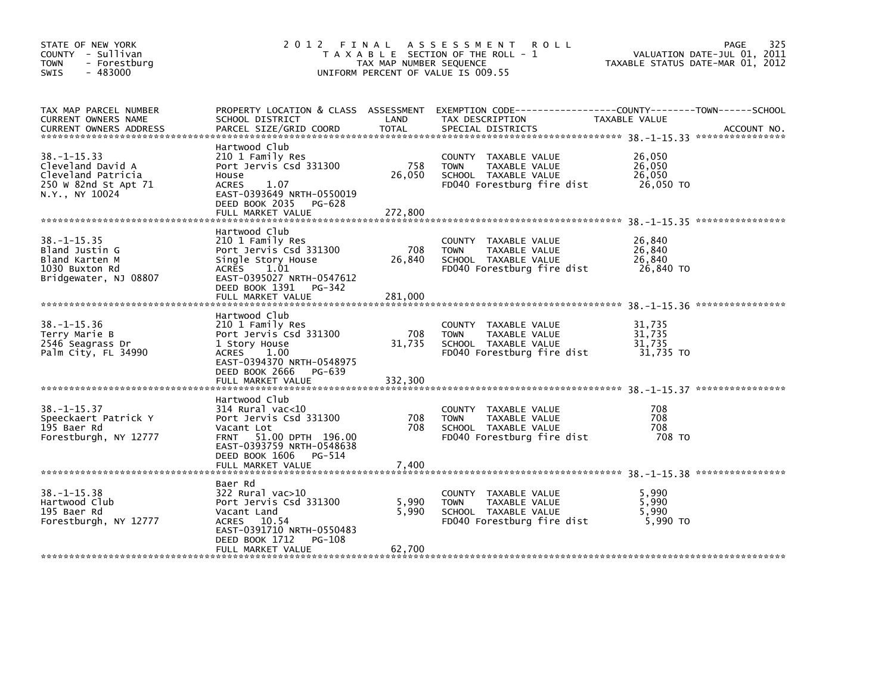STATE OF NEW YORK
COUNTY - Sullivan
TOWN - Forestburg
SWIS - 483000

# 2012 FINAL ASSESSMENT ROLL

TAXABLE SECTION OF THE ROLL - 1
TAX MAP NUMBER SEQUENCE
UNIFORM PERCENT OF VALUE IS 009.55

VALUATION DATE-JUL 01, 2011
TAXABLE STATUS DATE-MAR 01, 2012

| TAX MAP PARCEL NUMBER / CURRENT OWNERS NAME / CURRENT OWNERS ADDRESS | PROPERTY LOCATION & CLASS / SCHOOL DISTRICT / PARCEL SIZE/GRID COORD | ASSESSMENT LAND | TOTAL | EXEMPTION CODE / TAX DESCRIPTION / SPECIAL DISTRICTS | TAXABLE VALUE (COUNTY / TOWN / SCHOOL) | ACCOUNT NO. |
|---|---|---|---|---|---|---|
| 38.-1-15.33 | Hartwood Club | | | | | |
| Cleveland David A | 210 1 Family Res | | | COUNTY TAXABLE VALUE | 26,050 | |
| Cleveland Patricia | Port Jervis Csd 331300 | 758 | | TOWN TAXABLE VALUE | 26,050 | |
| 250 W 82nd St Apt 71 | House | | 26,050 | SCHOOL TAXABLE VALUE | 26,050 | |
| N.Y., NY 10024 | ACRES 1.07 | | | FD040 Forestburg fire dist | 26,050 TO | |
| | EAST-0393649 NRTH-0550019 | | | | | |
| | DEED BOOK 2035 PG-628 | | | | | |
| | FULL MARKET VALUE | | 272,800 | | | |
| 38.-1-15.35 | Hartwood Club | | | | | |
| Bland Justin G | 210 1 Family Res | | | COUNTY TAXABLE VALUE | 26,840 | |
| Bland Karten M | Port Jervis Csd 331300 | 708 | | TOWN TAXABLE VALUE | 26,840 | |
| 1030 Buxton Rd | Single Story House | | 26,840 | SCHOOL TAXABLE VALUE | 26,840 | |
| Bridgewater, NJ 08807 | ACRES 1.01 | | | FD040 Forestburg fire dist | 26,840 TO | |
| | EAST-0395027 NRTH-0547612 | | | | | |
| | DEED BOOK 1391 PG-342 | | | | | |
| | FULL MARKET VALUE | | 281,000 | | | |
| 38.-1-15.36 | Hartwood Club | | | | | |
| Terry Marie B | 210 1 Family Res | | | COUNTY TAXABLE VALUE | 31,735 | |
| 2546 Seagrass Dr | Port Jervis Csd 331300 | 708 | | TOWN TAXABLE VALUE | 31,735 | |
| Palm City, FL 34990 | 1 Story House | | 31,735 | SCHOOL TAXABLE VALUE | 31,735 | |
| | ACRES 1.00 | | | FD040 Forestburg fire dist | 31,735 TO | |
| | EAST-0394370 NRTH-0548975 | | | | | |
| | DEED BOOK 2666 PG-639 | | | | | |
| | FULL MARKET VALUE | | 332,300 | | | |
| 38.-1-15.37 | Hartwood Club | | | | | |
| Speeckaert Patrick Y | 314 Rural vac<10 | | | COUNTY TAXABLE VALUE | 708 | |
| 195 Baer Rd | Port Jervis Csd 331300 | 708 | | TOWN TAXABLE VALUE | 708 | |
| Forestburgh, NY 12777 | Vacant Lot | | 708 | SCHOOL TAXABLE VALUE | 708 | |
| | FRNT 51.00 DPTH 196.00 | | | FD040 Forestburg fire dist | 708 TO | |
| | EAST-0393759 NRTH-0548638 | | | | | |
| | DEED BOOK 1606 PG-514 | | | | | |
| | FULL MARKET VALUE | | 7,400 | | | |
| 38.-1-15.38 | Baer Rd | | | | | |
| Hartwood Club | 322 Rural vac>10 | | | COUNTY TAXABLE VALUE | 5,990 | |
| 195 Baer Rd | Port Jervis Csd 331300 | 5,990 | | TOWN TAXABLE VALUE | 5,990 | |
| Forestburgh, NY 12777 | Vacant Land | | 5,990 | SCHOOL TAXABLE VALUE | 5,990 | |
| | ACRES 10.54 | | | FD040 Forestburg fire dist | 5,990 TO | |
| | EAST-0391710 NRTH-0550483 | | | | | |
| | DEED BOOK 1712 PG-108 | | | | | |
| | FULL MARKET VALUE | | 62,700 | | | |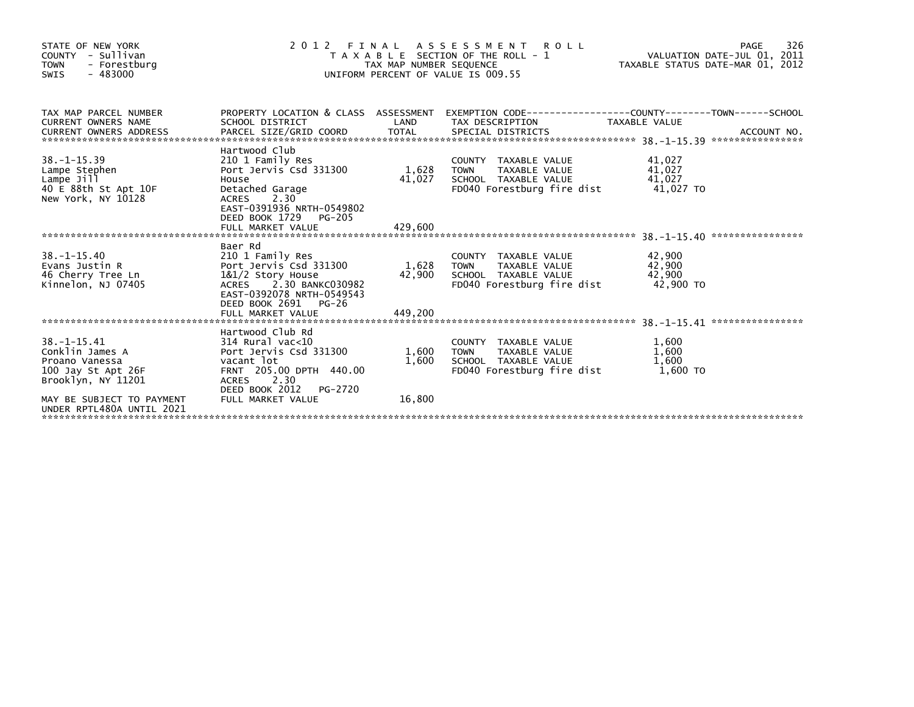STATE OF NEW YORK
COUNTY - Sullivan
TOWN - Forestburg
SWIS - 483000

# 2012 FINAL ASSESSMENT ROLL

TAXABLE SECTION OF THE ROLL - 1
TAX MAP NUMBER SEQUENCE
UNIFORM PERCENT OF VALUE IS 009.55

VALUATION DATE-JUL 01, 2011
TAXABLE STATUS DATE-MAR 01, 2012

| TAX MAP PARCEL NUMBER / CURRENT OWNERS NAME / CURRENT OWNERS ADDRESS | PROPERTY LOCATION & CLASS / SCHOOL DISTRICT / PARCEL SIZE/GRID COORD | ASSESSMENT LAND | TOTAL | EXEMPTION CODE / TAX DESCRIPTION / SPECIAL DISTRICTS | TAXABLE VALUE (COUNTY / TOWN / SCHOOL) | ACCOUNT NO. |
|---|---|---|---|---|---|---|
| 38.-1-15.39 | Hartwood Club | | | | | |
| | 210 1 Family Res | | | COUNTY TAXABLE VALUE | 41,027 | |
| Lampe Stephen | Port Jervis Csd 331300 | 1,628 | | TOWN TAXABLE VALUE | 41,027 | |
| Lampe Jill | House | | 41,027 | SCHOOL TAXABLE VALUE | 41,027 | |
| 40 E 88th St Apt 10F | Detached Garage | | | FD040 Forestburg fire dist | 41,027 TO | |
| New York, NY 10128 | ACRES 2.30 | | | | | |
| | EAST-0391936 NRTH-0549802 | | | | | |
| | DEED BOOK 1729 PG-205 | | | | | |
| | FULL MARKET VALUE | | 429,600 | | | |
| 38.-1-15.40 | Baer Rd | | | | | |
| | 210 1 Family Res | | | COUNTY TAXABLE VALUE | 42,900 | |
| Evans Justin R | Port Jervis Csd 331300 | 1,628 | | TOWN TAXABLE VALUE | 42,900 | |
| 46 Cherry Tree Ln | 1&1/2 Story House | | 42,900 | SCHOOL TAXABLE VALUE | 42,900 | |
| Kinnelon, NJ 07405 | ACRES 2.30 BANKC030982 | | | FD040 Forestburg fire dist | 42,900 TO | |
| | EAST-0392078 NRTH-0549543 | | | | | |
| | DEED BOOK 2691 PG-26 | | | | | |
| | FULL MARKET VALUE | | 449,200 | | | |
| 38.-1-15.41 | Hartwood Club Rd | | | | | |
| | 314 Rural vac<10 | | | COUNTY TAXABLE VALUE | 1,600 | |
| Conklin James A | Port Jervis Csd 331300 | 1,600 | | TOWN TAXABLE VALUE | 1,600 | |
| Proano Vanessa | vacant lot | | 1,600 | SCHOOL TAXABLE VALUE | 1,600 | |
| 100 Jay St Apt 26F | FRNT 205.00 DPTH 440.00 | | | FD040 Forestburg fire dist | 1,600 TO | |
| Brooklyn, NY 11201 | ACRES 2.30 | | | | | |
| | DEED BOOK 2012 PG-2720 | | | | | |
| MAY BE SUBJECT TO PAYMENT UNDER RPTL480A UNTIL 2021 | FULL MARKET VALUE | | 16,800 | | | |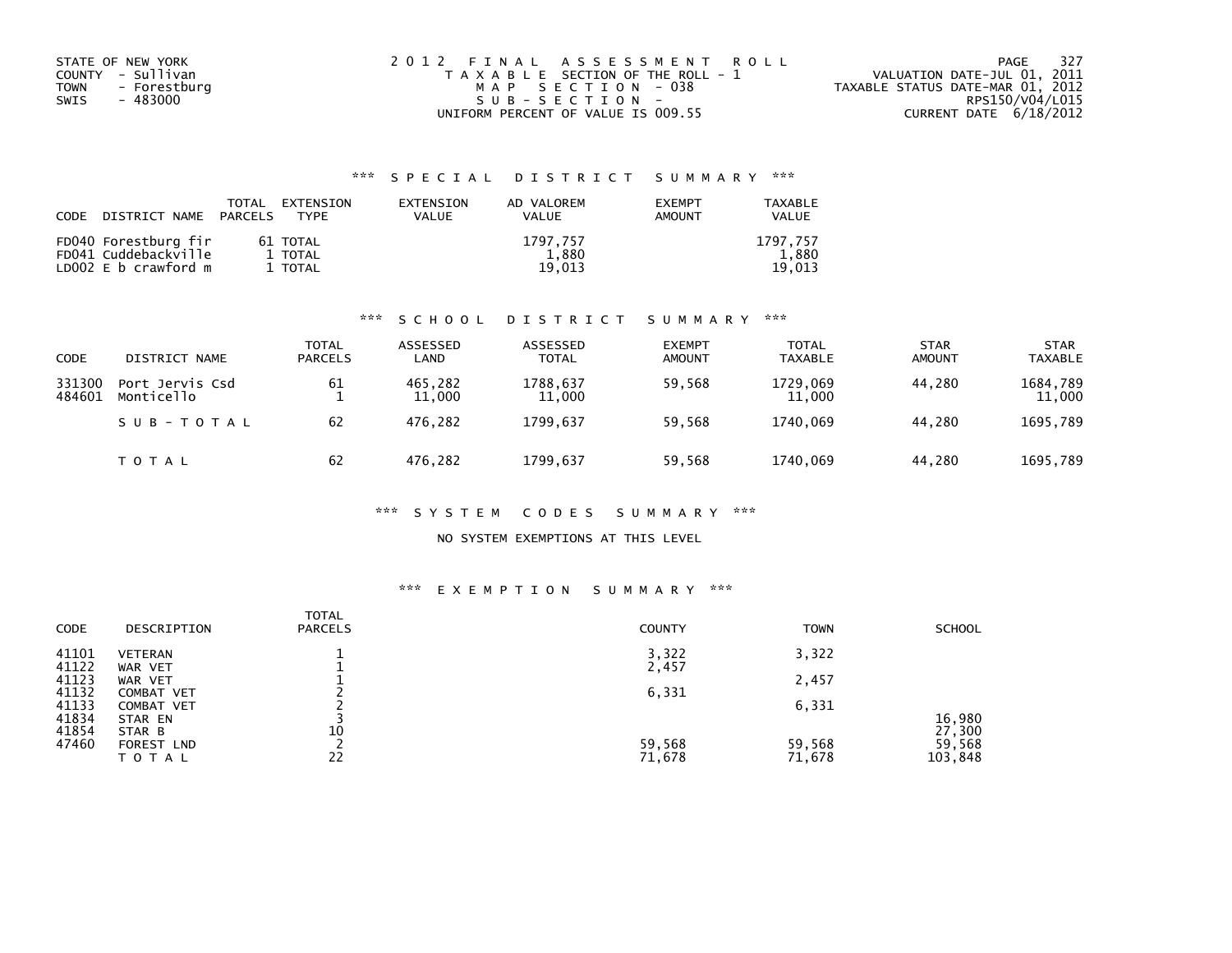STATE OF NEW YORK
COUNTY - Sullivan
TOWN - Forestburg
SWIS - 483000

2012 FINAL ASSESSMENT ROLL
TAXABLE SECTION OF THE ROLL - 1
MAP SECTION - 038
SUB-SECTION -
UNIFORM PERCENT OF VALUE IS 009.55

VALUATION DATE-JUL 01, 2011
TAXABLE STATUS DATE-MAR 01, 2012
RPS150/V04/L015
CURRENT DATE 6/18/2012

### *** SPECIAL DISTRICT SUMMARY ***

| CODE | DISTRICT NAME | TOTAL PARCELS | EXTENSION TYPE | EXTENSION VALUE | AD VALOREM VALUE | EXEMPT AMOUNT | TAXABLE VALUE |
|---|---|---|---|---|---|---|---|
| FD040 | Forestburg fir | 61 | TOTAL | | 1797,757 | | 1797,757 |
| FD041 | Cuddebackville | 1 | TOTAL | | 1,880 | | 1,880 |
| LD002 | E b crawford m | 1 | TOTAL | | 19,013 | | 19,013 |

### *** SCHOOL DISTRICT SUMMARY ***

| CODE | DISTRICT NAME | TOTAL PARCELS | ASSESSED LAND | ASSESSED TOTAL | EXEMPT AMOUNT | TOTAL TAXABLE | STAR AMOUNT | STAR TAXABLE |
|---|---|---|---|---|---|---|---|---|
| 331300 | Port Jervis Csd | 61 | 465,282 | 1788,637 | 59,568 | 1729,069 | 44,280 | 1684,789 |
| 484601 | Monticello | 1 | 11,000 | 11,000 | | 11,000 | | 11,000 |
| | SUB-TOTAL | 62 | 476,282 | 1799,637 | 59,568 | 1740,069 | 44,280 | 1695,789 |
| | TOTAL | 62 | 476,282 | 1799,637 | 59,568 | 1740,069 | 44,280 | 1695,789 |

### *** SYSTEM CODES SUMMARY ***

NO SYSTEM EXEMPTIONS AT THIS LEVEL

### *** EXEMPTION SUMMARY ***

| CODE | DESCRIPTION | TOTAL PARCELS | COUNTY | TOWN | SCHOOL |
|---|---|---|---|---|---|
| 41101 | VETERAN | 1 | 3,322 | 3,322 | |
| 41122 | WAR VET | 1 | 2,457 | | |
| 41123 | WAR VET | 1 | | 2,457 | |
| 41132 | COMBAT VET | 2 | 6,331 | | |
| 41133 | COMBAT VET | 2 | | 6,331 | |
| 41834 | STAR EN | 3 | | | 16,980 |
| 41854 | STAR B | 10 | | | 27,300 |
| 47460 | FOREST LND | 2 | 59,568 | 59,568 | 59,568 |
| | TOTAL | 22 | 71,678 | 71,678 | 103,848 |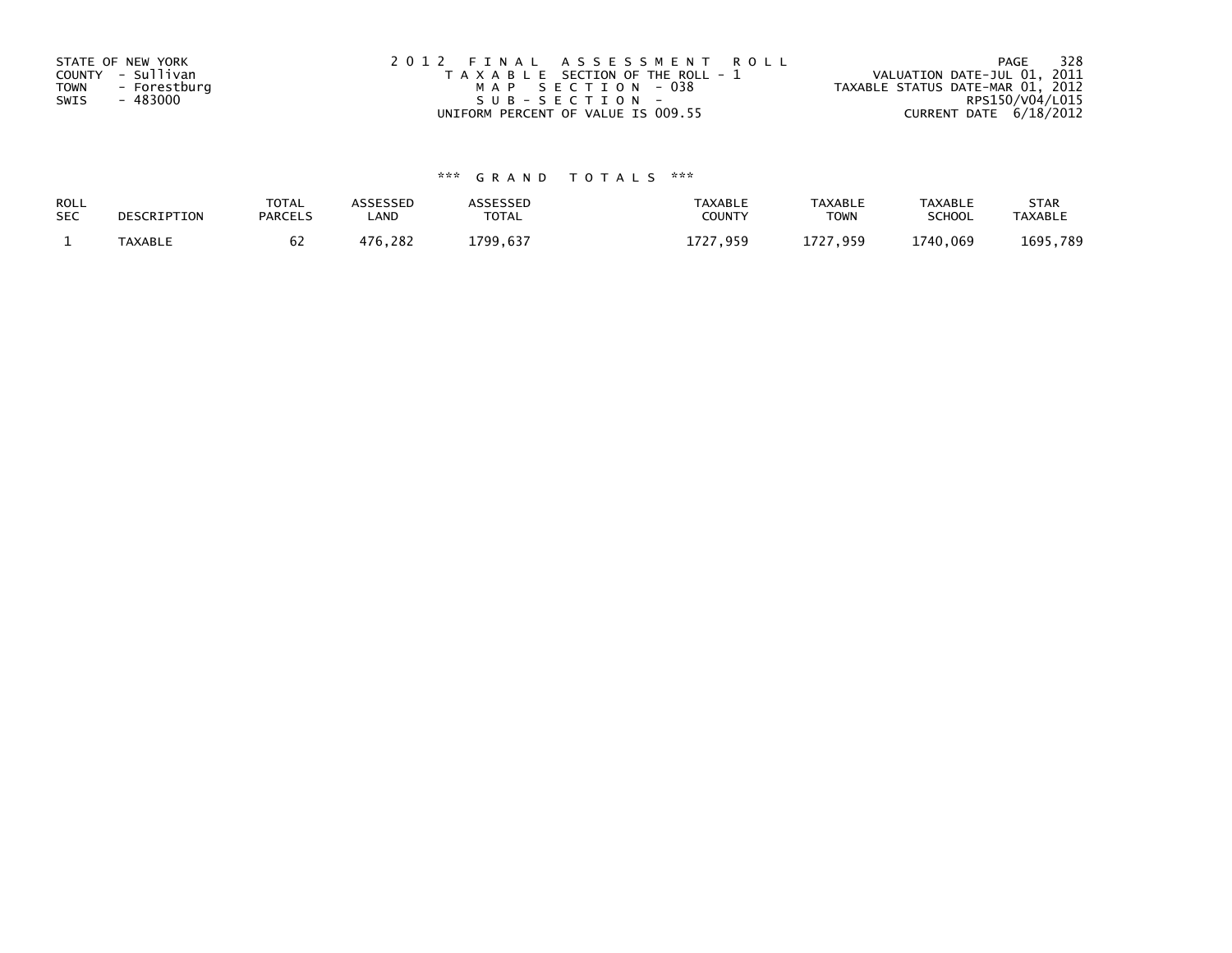STATE OF NEW YORK
COUNTY - Sullivan
TOWN - Forestburg
SWIS - 483000

2012 FINAL ASSESSMENT ROLL
TAXABLE SECTION OF THE ROLL - 1
MAP SECTION - 038
SUB-SECTION -
UNIFORM PERCENT OF VALUE IS 009.55

VALUATION DATE-JUL 01, 2011
TAXABLE STATUS DATE-MAR 01, 2012
RPS150/V04/L015
CURRENT DATE 6/18/2012

### *** GRAND TOTALS ***

| ROLL SEC | DESCRIPTION | TOTAL PARCELS | ASSESSED LAND | ASSESSED TOTAL | TAXABLE COUNTY | TAXABLE TOWN | TAXABLE SCHOOL | STAR TAXABLE |
|---|---|---|---|---|---|---|---|---|
| 1 | TAXABLE | 62 | 476,282 | 1799,637 | 1727,959 | 1727,959 | 1740,069 | 1695,789 |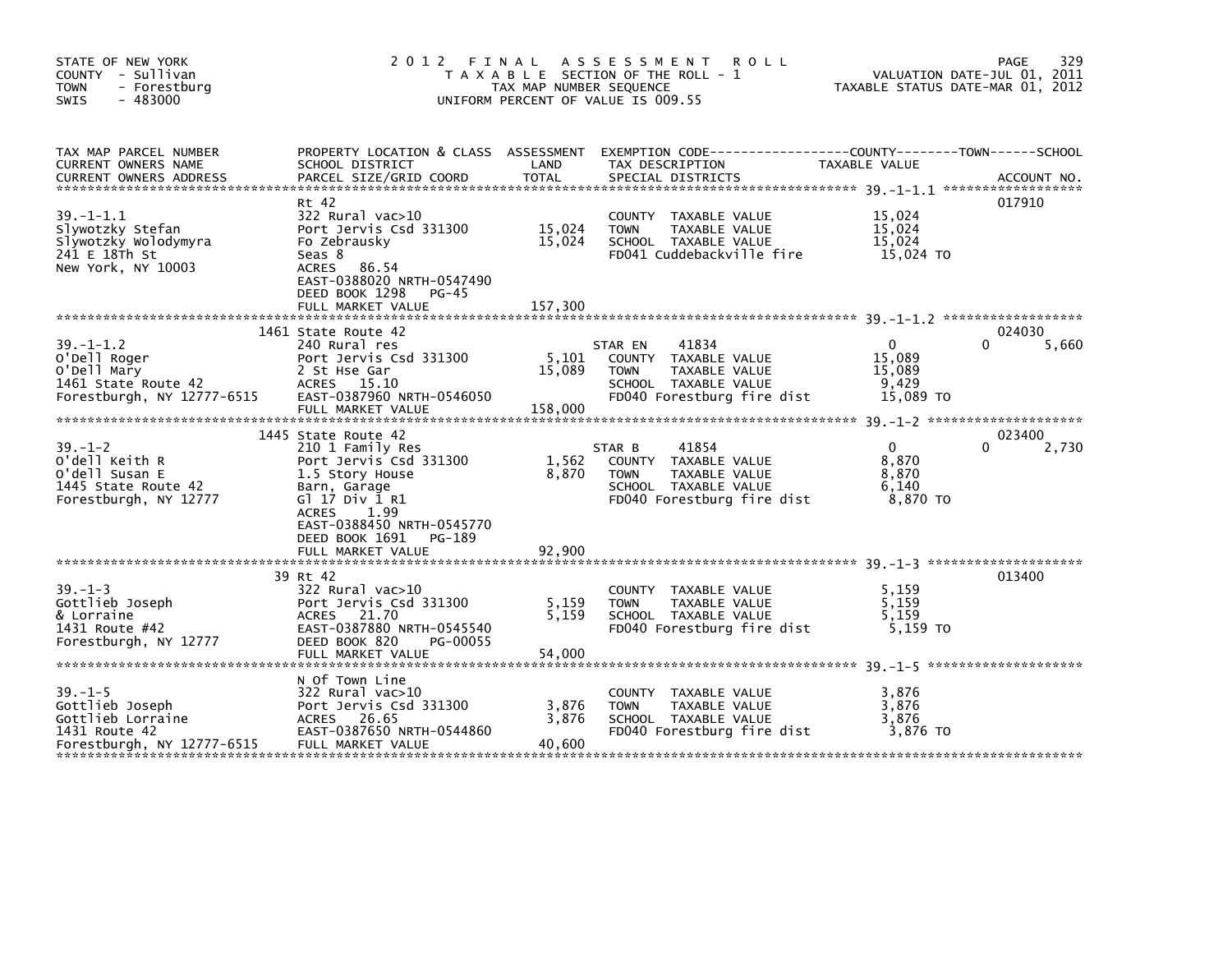STATE OF NEW YORK
COUNTY - Sullivan
TOWN - Forestburg
SWIS - 483000

2012 FINAL ASSESSMENT ROLL
TAXABLE SECTION OF THE ROLL - 1
TAX MAP NUMBER SEQUENCE
UNIFORM PERCENT OF VALUE IS 009.55

VALUATION DATE-JUL 01, 2011
TAXABLE STATUS DATE-MAR 01, 2012

| TAX MAP PARCEL NUMBER / CURRENT OWNERS NAME / CURRENT OWNERS ADDRESS | PROPERTY LOCATION & CLASS / SCHOOL DISTRICT / PARCEL SIZE/GRID COORD | ASSESSMENT LAND | TOTAL | EXEMPTION CODE / TAX DESCRIPTION / SPECIAL DISTRICTS | COUNTY TAXABLE VALUE | TOWN | SCHOOL | ACCOUNT NO. |
|---|---|---|---|---|---|---|---|---|
| 39.-1-1.1 | Rt 42 | | | | | | | 017910 |
| Slywotzky Stefan | 322 Rural vac>10 | | | COUNTY TAXABLE VALUE | 15,024 | | | |
| Slywotzky Wolodymyra | Port Jervis Csd 331300 | 15,024 | | TOWN TAXABLE VALUE | 15,024 | | | |
| 241 E 18Th St | Fo Zebrausky | | 15,024 | SCHOOL TAXABLE VALUE | 15,024 | | | |
| New York, NY 10003 | Seas 8 | | | FD041 Cuddebackville fire | 15,024 TO | | | |
| | ACRES 86.54 | | | | | | | |
| | EAST-0388020 NRTH-0547490 | | | | | | | |
| | DEED BOOK 1298 PG-45 | | | | | | | |
| | FULL MARKET VALUE | | 157,300 | | | | | |
| 39.-1-1.2 | 1461 State Route 42 | | | | | | | 024030 |
| O'Dell Roger | 240 Rural res | | | STAR EN 41834 | 0 | 0 | 5,660 | |
| O'Dell Mary | Port Jervis Csd 331300 | 5,101 | | COUNTY TAXABLE VALUE | 15,089 | | | |
| 1461 State Route 42 | 2 St Hse Gar | | 15,089 | TOWN TAXABLE VALUE | 15,089 | | | |
| Forestburgh, NY 12777-6515 | ACRES 15.10 | | | SCHOOL TAXABLE VALUE | 9,429 | | | |
| | EAST-0387960 NRTH-0546050 | | | FD040 Forestburg fire dist | 15,089 TO | | | |
| | FULL MARKET VALUE | | 158,000 | | | | | |
| 39.-1-2 | 1445 State Route 42 | | | | | | | 023400 |
| O'dell Keith R | 210 1 Family Res | | | STAR B 41854 | 0 | 0 | 2,730 | |
| O'dell Susan E | Port Jervis Csd 331300 | 1,562 | | COUNTY TAXABLE VALUE | 8,870 | | | |
| 1445 State Route 42 | 1.5 Story House | | 8,870 | TOWN TAXABLE VALUE | 8,870 | | | |
| Forestburgh, NY 12777 | Barn, Garage | | | SCHOOL TAXABLE VALUE | 6,140 | | | |
| | Gl 17 Div 1 R1 | | | FD040 Forestburg fire dist | 8,870 TO | | | |
| | ACRES 1.99 | | | | | | | |
| | EAST-0388450 NRTH-0545770 | | | | | | | |
| | DEED BOOK 1691 PG-189 | | | | | | | |
| | FULL MARKET VALUE | | 92,900 | | | | | |
| 39.-1-3 | 39 Rt 42 | | | | | | | 013400 |
| Gottlieb Joseph | 322 Rural vac>10 | | | COUNTY TAXABLE VALUE | 5,159 | | | |
| & Lorraine | Port Jervis Csd 331300 | 5,159 | | TOWN TAXABLE VALUE | 5,159 | | | |
| 1431 Route #42 | ACRES 21.70 | | 5,159 | SCHOOL TAXABLE VALUE | 5,159 | | | |
| Forestburgh, NY 12777 | EAST-0387880 NRTH-0545540 | | | FD040 Forestburg fire dist | 5,159 TO | | | |
| | DEED BOOK 820 PG-00055 | | | | | | | |
| | FULL MARKET VALUE | | 54,000 | | | | | |
| 39.-1-5 | N Of Town Line | | | | | | | |
| Gottlieb Joseph | 322 Rural vac>10 | | | COUNTY TAXABLE VALUE | 3,876 | | | |
| Gottlieb Lorraine | Port Jervis Csd 331300 | 3,876 | | TOWN TAXABLE VALUE | 3,876 | | | |
| 1431 Route 42 | ACRES 26.65 | | 3,876 | SCHOOL TAXABLE VALUE | 3,876 | | | |
| Forestburgh, NY 12777-6515 | EAST-0387650 NRTH-0544860 | | | FD040 Forestburg fire dist | 3,876 TO | | | |
| | FULL MARKET VALUE | | 40,600 | | | | | |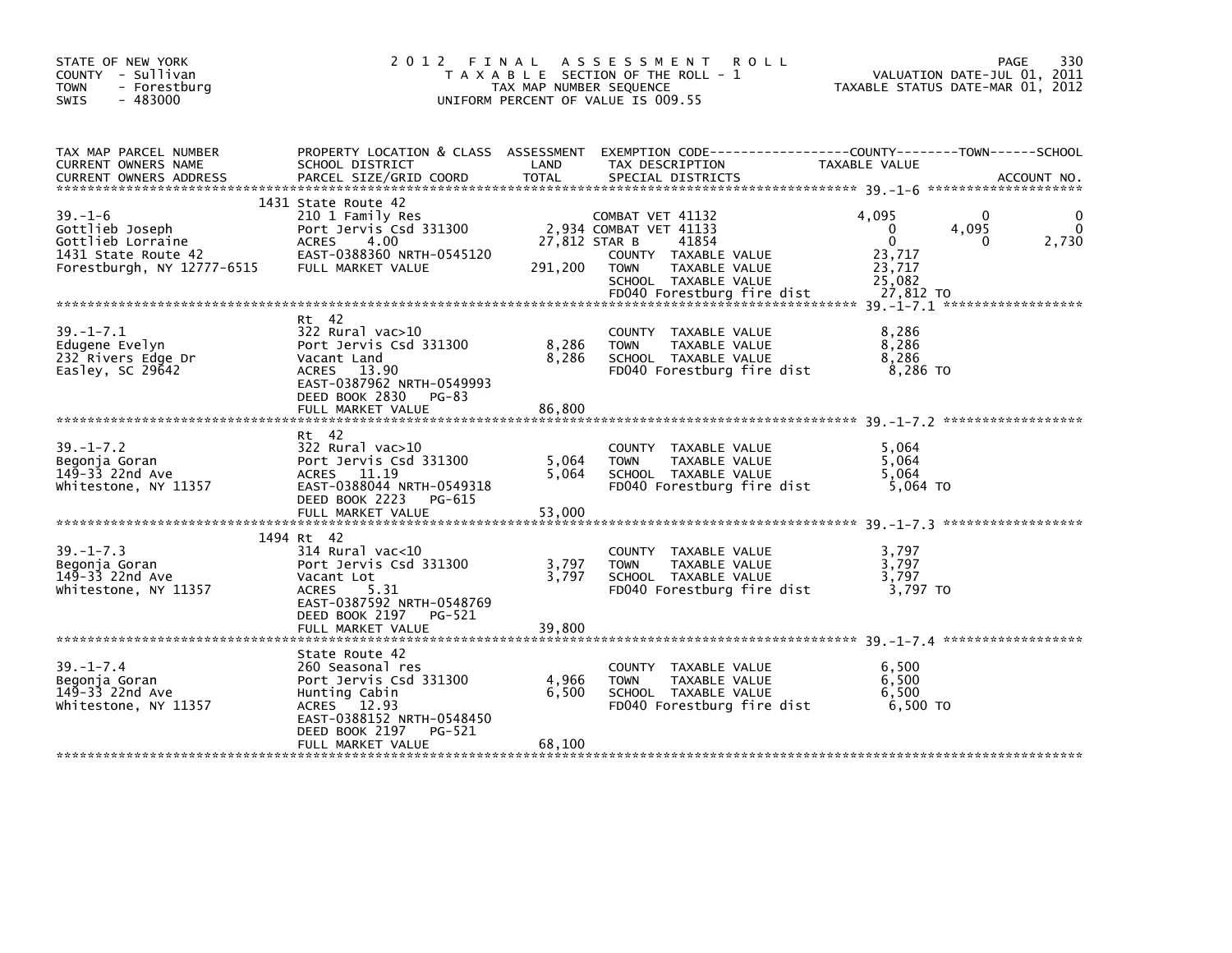STATE OF NEW YORK
COUNTY - Sullivan
TOWN - Forestburg
SWIS - 483000

# 2012 FINAL ASSESSMENT ROLL
TAXABLE SECTION OF THE ROLL - 1
TAX MAP NUMBER SEQUENCE
UNIFORM PERCENT OF VALUE IS 009.55

VALUATION DATE-JUL 01, 2011
TAXABLE STATUS DATE-MAR 01, 2012

| TAX MAP PARCEL NUMBER / CURRENT OWNERS NAME / CURRENT OWNERS ADDRESS | PROPERTY LOCATION & CLASS / SCHOOL DISTRICT / PARCEL SIZE/GRID COORD | ASSESSMENT LAND / TOTAL | EXEMPTION CODE / TAX DESCRIPTION / SPECIAL DISTRICTS | COUNTY TAXABLE VALUE | TOWN | SCHOOL |
|---|---|---|---|---|---|---|
| 39.-1-6 | 1431 State Route 42 | | | | | |
| Gottlieb Joseph | 210 1 Family Res | | COMBAT VET 41132 | 4,095 | 0 | 0 |
| Gottlieb Lorraine | Port Jervis Csd 331300 | 2,934 | COMBAT VET 41133 | 0 | 4,095 | 0 |
| 1431 State Route 42 | ACRES 4.00 | 27,812 | STAR B 41854 | 0 | 0 | 2,730 |
| Forestburgh, NY 12777-6515 | EAST-0388360 NRTH-0545120 | | COUNTY TAXABLE VALUE | 23,717 | | |
| | FULL MARKET VALUE | 291,200 | TOWN TAXABLE VALUE | 23,717 | | |
| | | | SCHOOL TAXABLE VALUE | 25,082 | | |
| | | | FD040 Forestburg fire dist | 27,812 TO | | |
| 39.-1-7.1 | Rt 42 | | | | | |
| Edugene Evelyn | 322 Rural vac>10 | | COUNTY TAXABLE VALUE | 8,286 | | |
| 232 Rivers Edge Dr | Port Jervis Csd 331300 | 8,286 | TOWN TAXABLE VALUE | 8,286 | | |
| Easley, SC 29642 | Vacant Land | 8,286 | SCHOOL TAXABLE VALUE | 8,286 | | |
| | ACRES 13.90 | | FD040 Forestburg fire dist | 8,286 TO | | |
| | EAST-0387962 NRTH-0549993 | | | | | |
| | DEED BOOK 2830 PG-83 | | | | | |
| | FULL MARKET VALUE | 86,800 | | | | |
| 39.-1-7.2 | Rt 42 | | | | | |
| Begonja Goran | 322 Rural vac>10 | | COUNTY TAXABLE VALUE | 5,064 | | |
| 149-33 22nd Ave | Port Jervis Csd 331300 | 5,064 | TOWN TAXABLE VALUE | 5,064 | | |
| Whitestone, NY 11357 | ACRES 11.19 | 5,064 | SCHOOL TAXABLE VALUE | 5,064 | | |
| | EAST-0388044 NRTH-0549318 | | FD040 Forestburg fire dist | 5,064 TO | | |
| | DEED BOOK 2223 PG-615 | | | | | |
| | FULL MARKET VALUE | 53,000 | | | | |
| 39.-1-7.3 | 1494 Rt 42 | | | | | |
| Begonja Goran | 314 Rural vac<10 | | COUNTY TAXABLE VALUE | 3,797 | | |
| 149-33 22nd Ave | Port Jervis Csd 331300 | 3,797 | TOWN TAXABLE VALUE | 3,797 | | |
| Whitestone, NY 11357 | Vacant Lot | 3,797 | SCHOOL TAXABLE VALUE | 3,797 | | |
| | ACRES 5.31 | | FD040 Forestburg fire dist | 3,797 TO | | |
| | EAST-0387592 NRTH-0548769 | | | | | |
| | DEED BOOK 2197 PG-521 | | | | | |
| | FULL MARKET VALUE | 39,800 | | | | |
| 39.-1-7.4 | State Route 42 | | | | | |
| Begonja Goran | 260 Seasonal res | | COUNTY TAXABLE VALUE | 6,500 | | |
| 149-33 22nd Ave | Port Jervis Csd 331300 | 4,966 | TOWN TAXABLE VALUE | 6,500 | | |
| Whitestone, NY 11357 | Hunting Cabin | 6,500 | SCHOOL TAXABLE VALUE | 6,500 | | |
| | ACRES 12.93 | | FD040 Forestburg fire dist | 6,500 TO | | |
| | EAST-0388152 NRTH-0548450 | | | | | |
| | DEED BOOK 2197 PG-521 | | | | | |
| | FULL MARKET VALUE | 68,100 | | | | |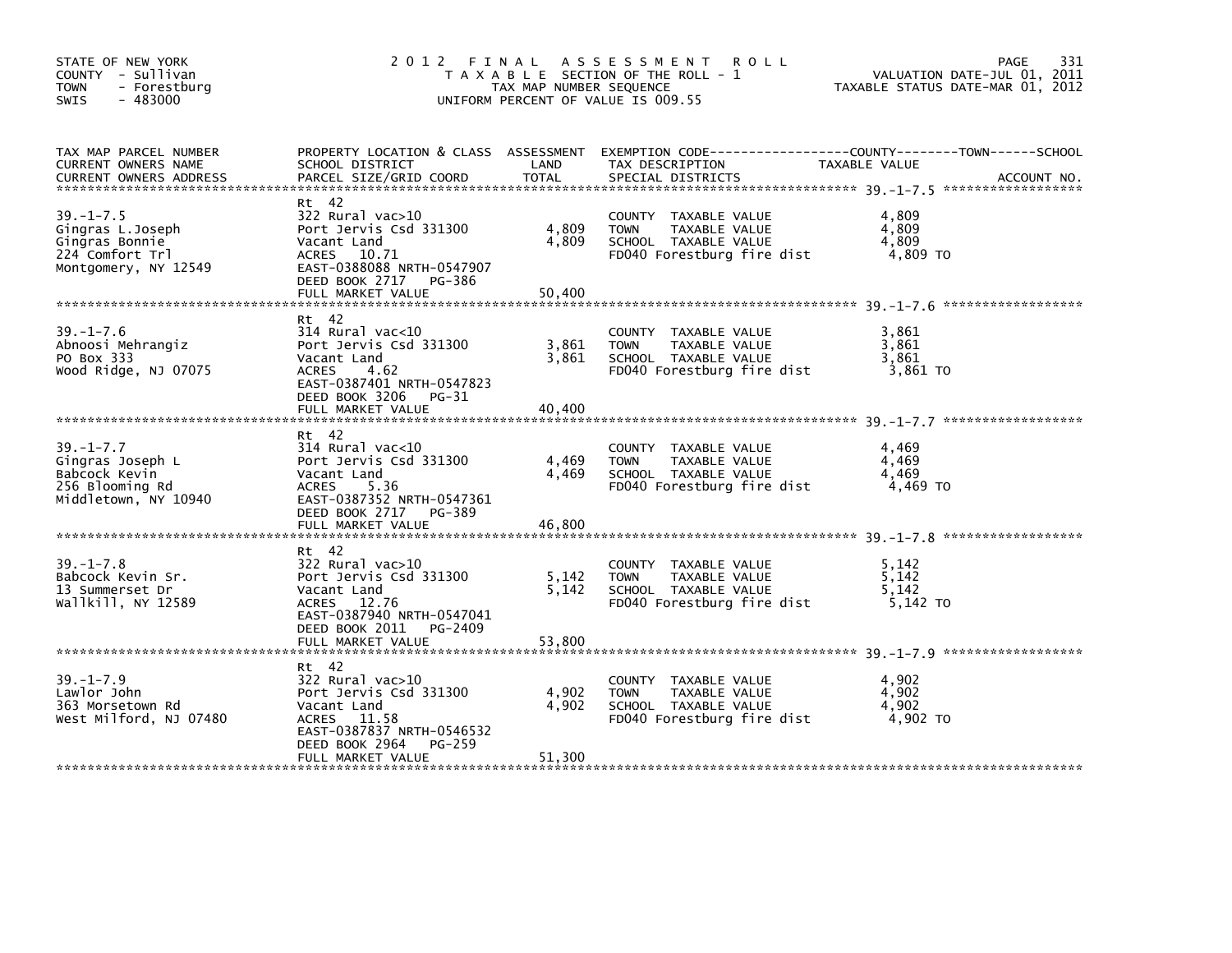STATE OF NEW YORK
COUNTY - Sullivan
TOWN - Forestburg
SWIS - 483000

# 2012 FINAL ASSESSMENT ROLL

TAXABLE SECTION OF THE ROLL - 1
TAX MAP NUMBER SEQUENCE
UNIFORM PERCENT OF VALUE IS 009.55

VALUATION DATE-JUL 01, 2011
TAXABLE STATUS DATE-MAR 01, 2012

| TAX MAP PARCEL NUMBER / CURRENT OWNERS NAME / CURRENT OWNERS ADDRESS | PROPERTY LOCATION & CLASS / SCHOOL DISTRICT / PARCEL SIZE/GRID COORD | ASSESSMENT LAND / TOTAL | EXEMPTION CODE / TAX DESCRIPTION / SPECIAL DISTRICTS | TAXABLE VALUE (COUNTY / TOWN / SCHOOL) | ACCOUNT NO. |
|---|---|---|---|---|---|
| 39.-1-7.5 | Rt 42 | | | | |
| Gingras L.Joseph | 322 Rural vac>10 | | COUNTY TAXABLE VALUE | 4,809 | |
| Gingras Bonnie | Port Jervis Csd 331300 | 4,809 | TOWN TAXABLE VALUE | 4,809 | |
| 224 Comfort Trl | Vacant Land | 4,809 | SCHOOL TAXABLE VALUE | 4,809 | |
| Montgomery, NY 12549 | ACRES 10.71 | | FD040 Forestburg fire dist | 4,809 TO | |
| | EAST-0388088 NRTH-0547907 | | | | |
| | DEED BOOK 2717 PG-386 | | | | |
| | FULL MARKET VALUE | 50,400 | | | |
| 39.-1-7.6 | Rt 42 | | | | |
| Abnoosi Mehrangiz | 314 Rural vac<10 | | COUNTY TAXABLE VALUE | 3,861 | |
| PO Box 333 | Port Jervis Csd 331300 | 3,861 | TOWN TAXABLE VALUE | 3,861 | |
| Wood Ridge, NJ 07075 | Vacant Land | 3,861 | SCHOOL TAXABLE VALUE | 3,861 | |
| | ACRES 4.62 | | FD040 Forestburg fire dist | 3,861 TO | |
| | EAST-0387401 NRTH-0547823 | | | | |
| | DEED BOOK 3206 PG-31 | | | | |
| | FULL MARKET VALUE | 40,400 | | | |
| 39.-1-7.7 | Rt 42 | | | | |
| Gingras Joseph L | 314 Rural vac<10 | | COUNTY TAXABLE VALUE | 4,469 | |
| Babcock Kevin | Port Jervis Csd 331300 | 4,469 | TOWN TAXABLE VALUE | 4,469 | |
| 256 Blooming Rd | Vacant Land | 4,469 | SCHOOL TAXABLE VALUE | 4,469 | |
| Middletown, NY 10940 | ACRES 5.36 | | FD040 Forestburg fire dist | 4,469 TO | |
| | EAST-0387352 NRTH-0547361 | | | | |
| | DEED BOOK 2717 PG-389 | | | | |
| | FULL MARKET VALUE | 46,800 | | | |
| 39.-1-7.8 | Rt 42 | | | | |
| Babcock Kevin Sr. | 322 Rural vac>10 | | COUNTY TAXABLE VALUE | 5,142 | |
| 13 Summerset Dr | Port Jervis Csd 331300 | 5,142 | TOWN TAXABLE VALUE | 5,142 | |
| Wallkill, NY 12589 | Vacant Land | 5,142 | SCHOOL TAXABLE VALUE | 5,142 | |
| | ACRES 12.76 | | FD040 Forestburg fire dist | 5,142 TO | |
| | EAST-0387940 NRTH-0547041 | | | | |
| | DEED BOOK 2011 PG-2409 | | | | |
| | FULL MARKET VALUE | 53,800 | | | |
| 39.-1-7.9 | Rt 42 | | | | |
| Lawlor John | 322 Rural vac>10 | | COUNTY TAXABLE VALUE | 4,902 | |
| 363 Morsetown Rd | Port Jervis Csd 331300 | 4,902 | TOWN TAXABLE VALUE | 4,902 | |
| West Milford, NJ 07480 | Vacant Land | 4,902 | SCHOOL TAXABLE VALUE | 4,902 | |
| | ACRES 11.58 | | FD040 Forestburg fire dist | 4,902 TO | |
| | EAST-0387837 NRTH-0546532 | | | | |
| | DEED BOOK 2964 PG-259 | | | | |
| | FULL MARKET VALUE | 51,300 | | | |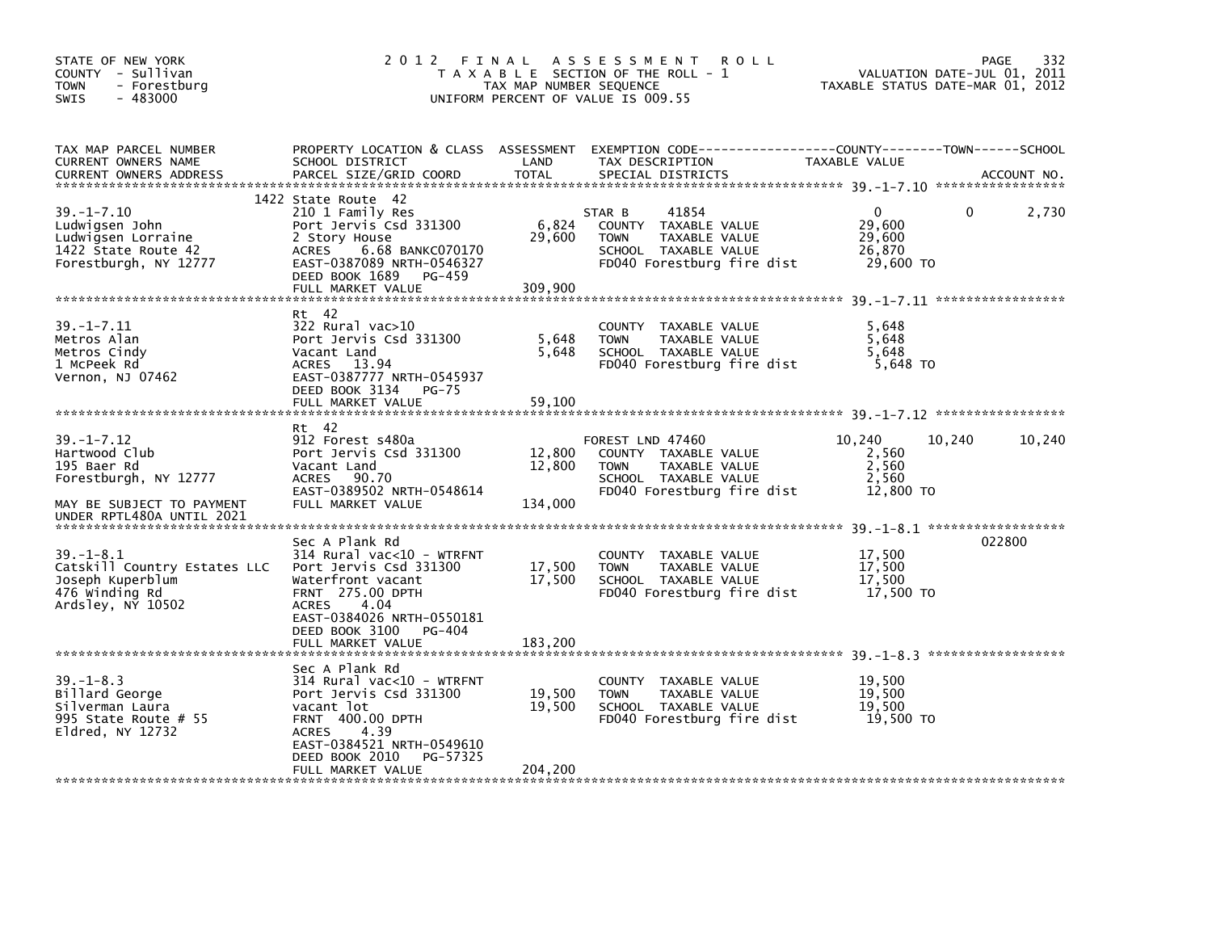STATE OF NEW YORK
COUNTY - Sullivan
TOWN - Forestburg
SWIS - 483000

2012 FINAL ASSESSMENT ROLL
TAXABLE SECTION OF THE ROLL - 1
TAX MAP NUMBER SEQUENCE
UNIFORM PERCENT OF VALUE IS 009.55

VALUATION DATE-JUL 01, 2011
TAXABLE STATUS DATE-MAR 01, 2012

| TAX MAP PARCEL NUMBER / CURRENT OWNERS NAME / CURRENT OWNERS ADDRESS | PROPERTY LOCATION & CLASS / SCHOOL DISTRICT / PARCEL SIZE/GRID COORD | ASSESSMENT LAND / TOTAL | EXEMPTION CODE / TAX DESCRIPTION / SPECIAL DISTRICTS | COUNTY TAXABLE VALUE | TOWN | SCHOOL / ACCOUNT NO. |
|---|---|---|---|---|---|---|
| 39.-1-7.10 | 1422 State Route 42 | | | | | |
| 39.-1-7.10 | 210 1 Family Res | | STAR B 41854 | 0 | 0 | 2,730 |
| Ludwigsen John | Port Jervis Csd 331300 | 6,824 | COUNTY TAXABLE VALUE | 29,600 | | |
| Ludwigsen Lorraine | 2 Story House | 29,600 | TOWN TAXABLE VALUE | 29,600 | | |
| 1422 State Route 42 | ACRES 6.68 BANKC070170 | | SCHOOL TAXABLE VALUE | 26,870 | | |
| Forestburgh, NY 12777 | EAST-0387089 NRTH-0546327 | | FD040 Forestburg fire dist | 29,600 TO | | |
| | DEED BOOK 1689 PG-459 | | | | | |
| | FULL MARKET VALUE | 309,900 | | | | |
| 39.-1-7.11 | Rt 42 | | | | | |
| 39.-1-7.11 | 322 Rural vac>10 | | COUNTY TAXABLE VALUE | 5,648 | | |
| Metros Alan | Port Jervis Csd 331300 | 5,648 | TOWN TAXABLE VALUE | 5,648 | | |
| Metros Cindy | Vacant Land | 5,648 | SCHOOL TAXABLE VALUE | 5,648 | | |
| 1 McPeek Rd | ACRES 13.94 | | FD040 Forestburg fire dist | 5,648 TO | | |
| Vernon, NJ 07462 | EAST-0387777 NRTH-0545937 | | | | | |
| | DEED BOOK 3134 PG-75 | | | | | |
| | FULL MARKET VALUE | 59,100 | | | | |
| 39.-1-7.12 | Rt 42 | | | | | |
| 39.-1-7.12 | 912 Forest s480a | | FOREST LND 47460 | 10,240 | 10,240 | 10,240 |
| Hartwood Club | Port Jervis Csd 331300 | 12,800 | COUNTY TAXABLE VALUE | 2,560 | | |
| 195 Baer Rd | Vacant Land | 12,800 | TOWN TAXABLE VALUE | 2,560 | | |
| Forestburgh, NY 12777 | ACRES 90.70 | | SCHOOL TAXABLE VALUE | 2,560 | | |
| | EAST-0389502 NRTH-0548614 | | FD040 Forestburg fire dist | 12,800 TO | | |
| MAY BE SUBJECT TO PAYMENT UNDER RPTL480A UNTIL 2021 | FULL MARKET VALUE | 134,000 | | | | |
| 39.-1-8.1 | Sec A Plank Rd | | | | | 022800 |
| 39.-1-8.1 | 314 Rural vac<10 - WTRFNT | | COUNTY TAXABLE VALUE | 17,500 | | |
| Catskill Country Estates LLC | Port Jervis Csd 331300 | 17,500 | TOWN TAXABLE VALUE | 17,500 | | |
| Joseph Kuperblum | Waterfront vacant | 17,500 | SCHOOL TAXABLE VALUE | 17,500 | | |
| 476 Winding Rd | FRNT 275.00 DPTH | | FD040 Forestburg fire dist | 17,500 TO | | |
| Ardsley, NY 10502 | ACRES 4.04 | | | | | |
| | EAST-0384026 NRTH-0550181 | | | | | |
| | DEED BOOK 3100 PG-404 | | | | | |
| | FULL MARKET VALUE | 183,200 | | | | |
| 39.-1-8.3 | Sec A Plank Rd | | | | | |
| 39.-1-8.3 | 314 Rural vac<10 - WTRFNT | | COUNTY TAXABLE VALUE | 19,500 | | |
| Billard George | Port Jervis Csd 331300 | 19,500 | TOWN TAXABLE VALUE | 19,500 | | |
| Silverman Laura | vacant lot | 19,500 | SCHOOL TAXABLE VALUE | 19,500 | | |
| 995 State Route # 55 | FRNT 400.00 DPTH | | FD040 Forestburg fire dist | 19,500 TO | | |
| Eldred, NY 12732 | ACRES 4.39 | | | | | |
| | EAST-0384521 NRTH-0549610 | | | | | |
| | DEED BOOK 2010 PG-57325 | | | | | |
| | FULL MARKET VALUE | 204,200 | | | | |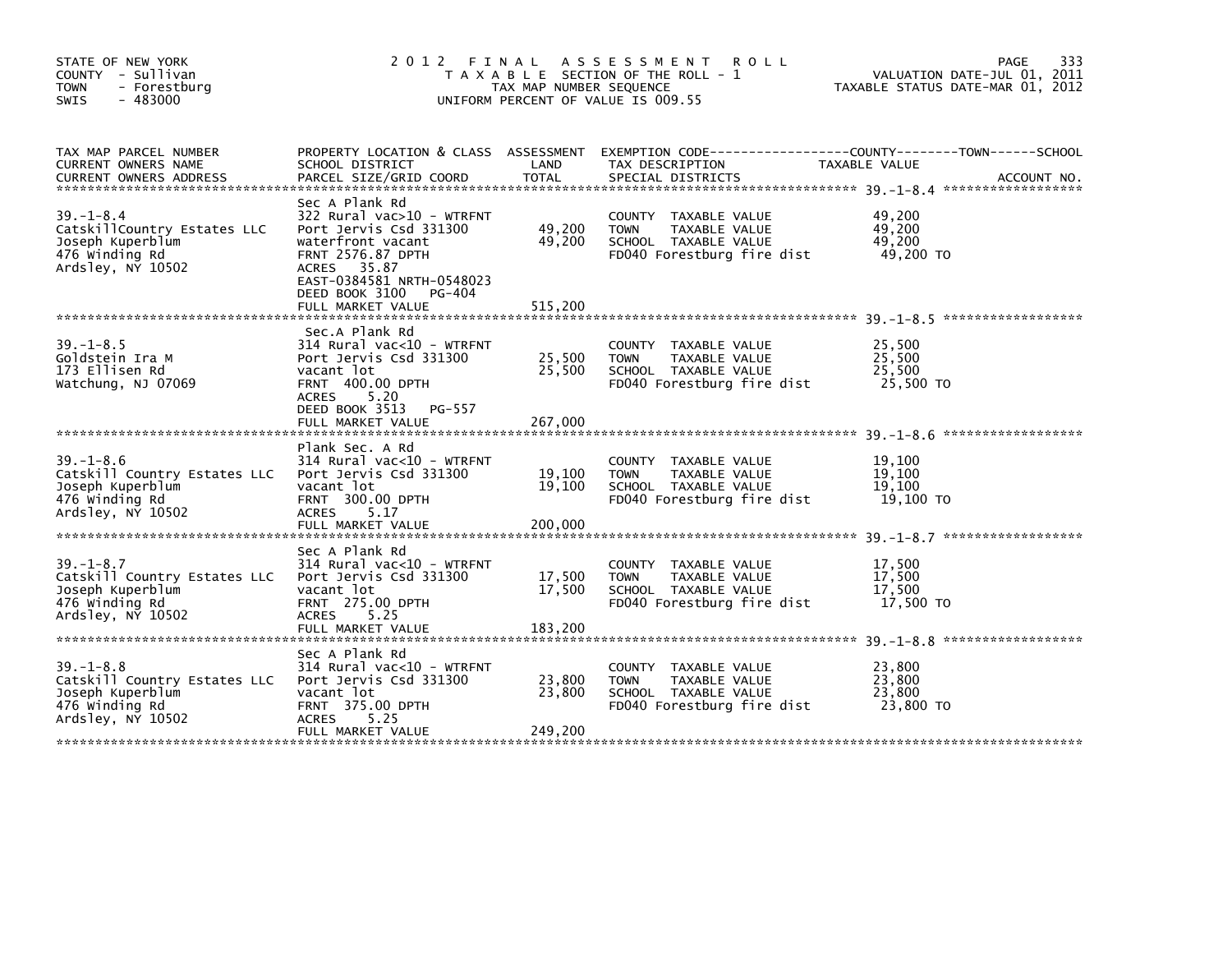STATE OF NEW YORK
COUNTY - Sullivan
TOWN - Forestburg
SWIS - 483000

# 2012 FINAL ASSESSMENT ROLL

TAXABLE SECTION OF THE ROLL - 1
TAX MAP NUMBER SEQUENCE
UNIFORM PERCENT OF VALUE IS 009.55

VALUATION DATE-JUL 01, 2011
TAXABLE STATUS DATE-MAR 01, 2012

| TAX MAP PARCEL NUMBER / CURRENT OWNERS NAME / CURRENT OWNERS ADDRESS | PROPERTY LOCATION & CLASS / SCHOOL DISTRICT / PARCEL SIZE/GRID COORD | ASSESSMENT LAND | TOTAL | EXEMPTION CODE / TAX DESCRIPTION / SPECIAL DISTRICTS | COUNTY--------TOWN------SCHOOL TAXABLE VALUE | ACCOUNT NO. |
|---|---|---|---|---|---|---|
| 39.-1-8.4 | Sec A Plank Rd | | | | | |
| CatskillCountry Estates LLC | 322 Rural vac>10 - WTRFNT | | | COUNTY TAXABLE VALUE | 49,200 | |
| Joseph Kuperblum | Port Jervis Csd 331300 | 49,200 | | TOWN TAXABLE VALUE | 49,200 | |
| 476 Winding Rd | waterfront vacant | | 49,200 | SCHOOL TAXABLE VALUE | 49,200 | |
| Ardsley, NY 10502 | FRNT 2576.87 DPTH | | | FD040 Forestburg fire dist | 49,200 TO | |
| | ACRES 35.87 | | | | | |
| | EAST-0384581 NRTH-0548023 | | | | | |
| | DEED BOOK 3100 PG-404 | | | | | |
| | FULL MARKET VALUE | | 515,200 | | | |
| 39.-1-8.5 | Sec.A Plank Rd | | | | | |
| Goldstein Ira M | 314 Rural vac<10 - WTRFNT | | | COUNTY TAXABLE VALUE | 25,500 | |
| 173 Ellisen Rd | Port Jervis Csd 331300 | 25,500 | | TOWN TAXABLE VALUE | 25,500 | |
| Watchung, NJ 07069 | vacant lot | | 25,500 | SCHOOL TAXABLE VALUE | 25,500 | |
| | FRNT 400.00 DPTH | | | FD040 Forestburg fire dist | 25,500 TO | |
| | ACRES 5.20 | | | | | |
| | DEED BOOK 3513 PG-557 | | | | | |
| | FULL MARKET VALUE | | 267,000 | | | |
| 39.-1-8.6 | Plank Sec. A Rd | | | | | |
| Catskill Country Estates LLC | 314 Rural vac<10 - WTRFNT | | | COUNTY TAXABLE VALUE | 19,100 | |
| Joseph Kuperblum | Port Jervis Csd 331300 | 19,100 | | TOWN TAXABLE VALUE | 19,100 | |
| 476 Winding Rd | vacant lot | | 19,100 | SCHOOL TAXABLE VALUE | 19,100 | |
| Ardsley, NY 10502 | FRNT 300.00 DPTH | | | FD040 Forestburg fire dist | 19,100 TO | |
| | ACRES 5.17 | | | | | |
| | FULL MARKET VALUE | | 200,000 | | | |
| 39.-1-8.7 | Sec A Plank Rd | | | | | |
| Catskill Country Estates LLC | 314 Rural vac<10 - WTRFNT | | | COUNTY TAXABLE VALUE | 17,500 | |
| Joseph Kuperblum | Port Jervis Csd 331300 | 17,500 | | TOWN TAXABLE VALUE | 17,500 | |
| 476 Winding Rd | vacant lot | | 17,500 | SCHOOL TAXABLE VALUE | 17,500 | |
| Ardsley, NY 10502 | FRNT 275.00 DPTH | | | FD040 Forestburg fire dist | 17,500 TO | |
| | ACRES 5.25 | | | | | |
| | FULL MARKET VALUE | | 183,200 | | | |
| 39.-1-8.8 | Sec A Plank Rd | | | | | |
| Catskill Country Estates LLC | 314 Rural vac<10 - WTRFNT | | | COUNTY TAXABLE VALUE | 23,800 | |
| Joseph Kuperblum | Port Jervis Csd 331300 | 23,800 | | TOWN TAXABLE VALUE | 23,800 | |
| 476 Winding Rd | vacant lot | | 23,800 | SCHOOL TAXABLE VALUE | 23,800 | |
| Ardsley, NY 10502 | FRNT 375.00 DPTH | | | FD040 Forestburg fire dist | 23,800 TO | |
| | ACRES 5.25 | | | | | |
| | FULL MARKET VALUE | | 249,200 | | | |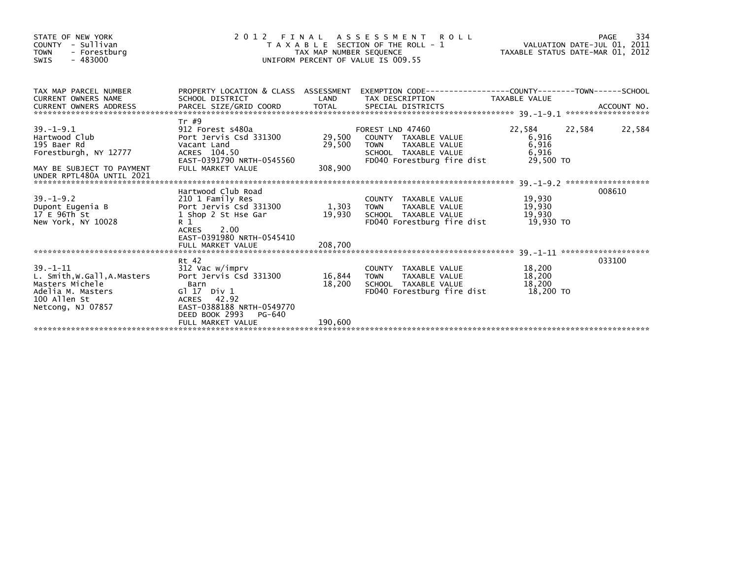STATE OF NEW YORK
COUNTY - Sullivan
TOWN - Forestburg
SWIS - 483000

# 2012 FINAL ASSESSMENT ROLL

TAXABLE SECTION OF THE ROLL - 1
TAX MAP NUMBER SEQUENCE
UNIFORM PERCENT OF VALUE IS 009.55

VALUATION DATE-JUL 01, 2011
TAXABLE STATUS DATE-MAR 01, 2012

| TAX MAP PARCEL NUMBER / CURRENT OWNERS NAME / CURRENT OWNERS ADDRESS | PROPERTY LOCATION & CLASS / SCHOOL DISTRICT / PARCEL SIZE/GRID COORD | ASSESSMENT LAND | TOTAL | EXEMPTION CODE / TAX DESCRIPTION / SPECIAL DISTRICTS | COUNTY TAXABLE VALUE | TOWN | SCHOOL | ACCOUNT NO. |
|---|---|---|---|---|---|---|---|---|
| 39.-1-9.1 | Tr #9 | | | | | | | |
| 39.-1-9.1 | 912 Forest s480a | | | FOREST LND 47460 | 22,584 | 22,584 | 22,584 | |
| Hartwood Club | Port Jervis Csd 331300 | 29,500 | | COUNTY TAXABLE VALUE | 6,916 | | | |
| 195 Baer Rd | Vacant Land | | 29,500 | TOWN TAXABLE VALUE | 6,916 | | | |
| Forestburgh, NY 12777 | ACRES 104.50 | | | SCHOOL TAXABLE VALUE | 6,916 | | | |
| | EAST-0391790 NRTH-0545560 | | | FD040 Forestburg fire dist | 29,500 TO | | | |
| MAY BE SUBJECT TO PAYMENT UNDER RPTL480A UNTIL 2021 | FULL MARKET VALUE | | 308,900 | | | | | |
| 39.-1-9.2 | Hartwood Club Road | | | | | | | 008610 |
| 39.-1-9.2 | 210 1 Family Res | | | COUNTY TAXABLE VALUE | 19,930 | | | |
| Dupont Eugenia B | Port Jervis Csd 331300 | 1,303 | | TOWN TAXABLE VALUE | 19,930 | | | |
| 17 E 96Th St | 1 Shop 2 St Hse Gar | | 19,930 | SCHOOL TAXABLE VALUE | 19,930 | | | |
| New York, NY 10028 | R 1 | | | FD040 Forestburg fire dist | 19,930 TO | | | |
| | ACRES 2.00 | | | | | | | |
| | EAST-0391980 NRTH-0545410 | | | | | | | |
| | FULL MARKET VALUE | | 208,700 | | | | | |
| 39.-1-11 | Rt 42 | | | | | | | 033100 |
| 39.-1-11 | 312 Vac w/imprv | | | COUNTY TAXABLE VALUE | 18,200 | | | |
| L. Smith,W.Gall,A.Masters | Port Jervis Csd 331300 | 16,844 | | TOWN TAXABLE VALUE | 18,200 | | | |
| Masters Michele | Barn | | 18,200 | SCHOOL TAXABLE VALUE | 18,200 | | | |
| Adelia M. Masters | Gl 17 Div 1 | | | FD040 Forestburg fire dist | 18,200 TO | | | |
| 100 Allen St | ACRES 42.92 | | | | | | | |
| Netcong, NJ 07857 | EAST-0388188 NRTH-0549770 | | | | | | | |
| | DEED BOOK 2993 PG-640 | | | | | | | |
| | FULL MARKET VALUE | | 190,600 | | | | | |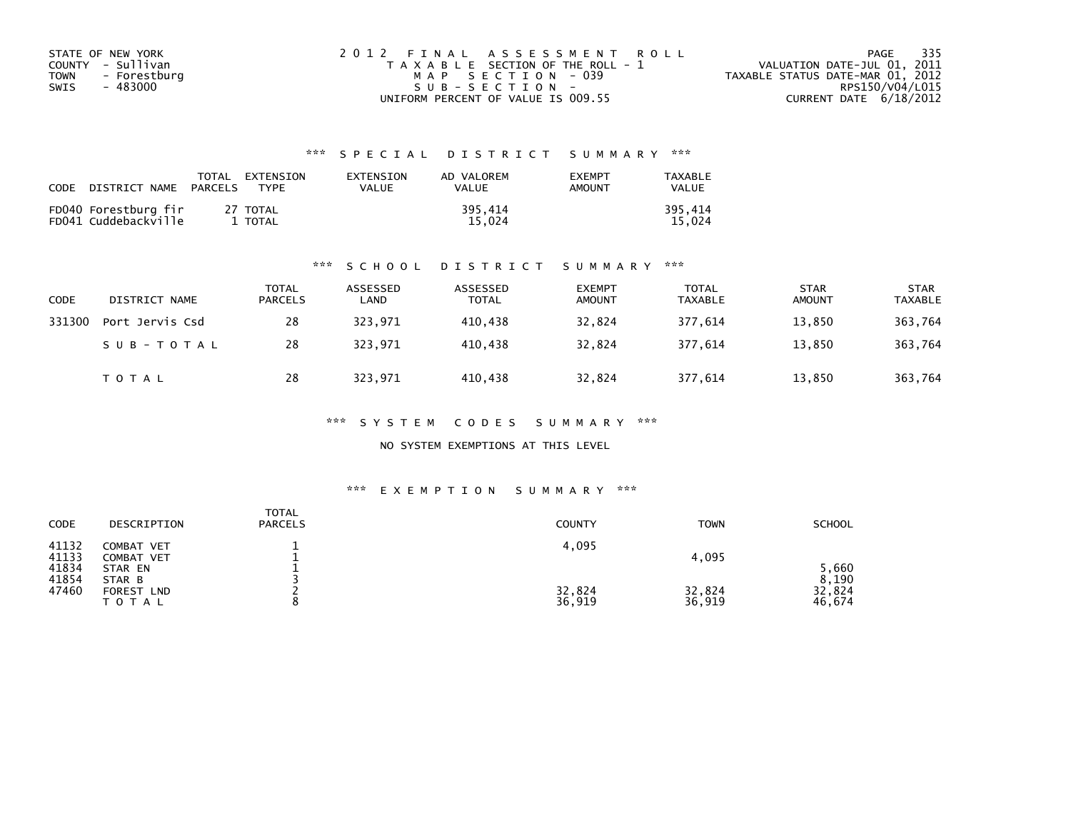STATE OF NEW YORK
COUNTY - Sullivan
TOWN - Forestburg
SWIS - 483000

2012 FINAL ASSESSMENT ROLL
TAXABLE SECTION OF THE ROLL - 1
MAP SECTION - 039
SUB-SECTION -
UNIFORM PERCENT OF VALUE IS 009.55

VALUATION DATE-JUL 01, 2011
TAXABLE STATUS DATE-MAR 01, 2012
RPS150/V04/L015
CURRENT DATE 6/18/2012

### *** SPECIAL DISTRICT SUMMARY ***

| CODE | DISTRICT NAME | TOTAL PARCELS | EXTENSION TYPE | EXTENSION VALUE | AD VALOREM VALUE | EXEMPT AMOUNT | TAXABLE VALUE |
|---|---|---|---|---|---|---|---|
| FD040 | Forestburg fir | 27 | TOTAL | | 395,414 | | 395,414 |
| FD041 | Cuddebackville | 1 | TOTAL | | 15,024 | | 15,024 |

### *** SCHOOL DISTRICT SUMMARY ***

| CODE | DISTRICT NAME | TOTAL PARCELS | ASSESSED LAND | ASSESSED TOTAL | EXEMPT AMOUNT | TOTAL TAXABLE | STAR AMOUNT | STAR TAXABLE |
|---|---|---|---|---|---|---|---|---|
| 331300 | Port Jervis Csd | 28 | 323,971 | 410,438 | 32,824 | 377,614 | 13,850 | 363,764 |
| | SUB-TOTAL | 28 | 323,971 | 410,438 | 32,824 | 377,614 | 13,850 | 363,764 |
| | TOTAL | 28 | 323,971 | 410,438 | 32,824 | 377,614 | 13,850 | 363,764 |

### *** SYSTEM CODES SUMMARY ***

NO SYSTEM EXEMPTIONS AT THIS LEVEL

### *** EXEMPTION SUMMARY ***

| CODE | DESCRIPTION | TOTAL PARCELS | COUNTY | TOWN | SCHOOL |
|---|---|---|---|---|---|
| 41132 | COMBAT VET | 1 | 4,095 | | |
| 41133 | COMBAT VET | 1 | | 4,095 | |
| 41834 | STAR EN | 1 | | | 5,660 |
| 41854 | STAR B | 3 | | | 8,190 |
| 47460 | FOREST LND | 2 | 32,824 | 32,824 | 32,824 |
| | TOTAL | 8 | 36,919 | 36,919 | 46,674 |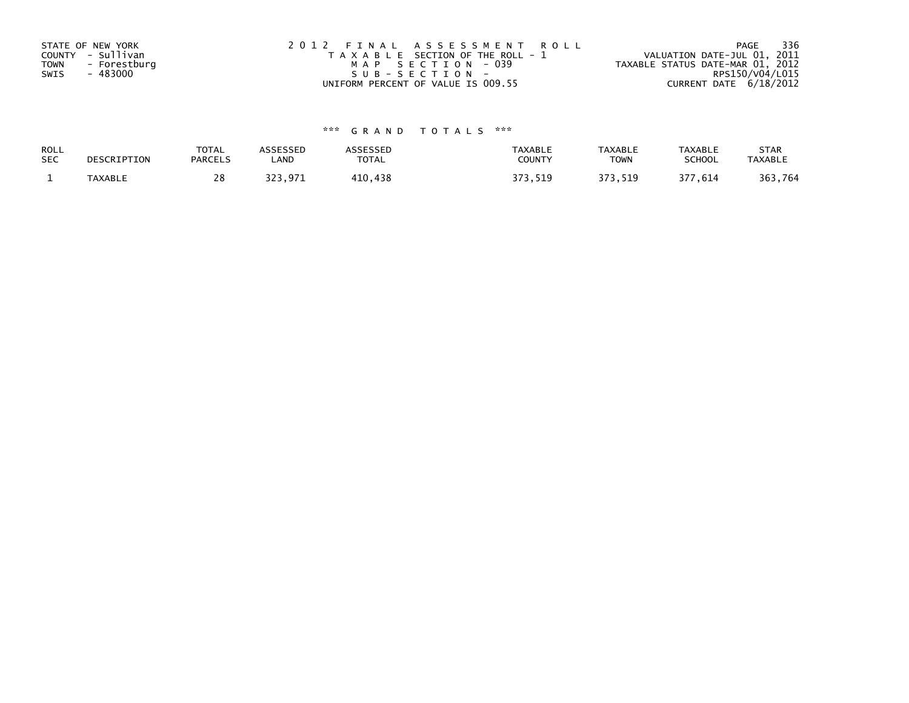STATE OF NEW YORK
COUNTY - Sullivan
TOWN - Forestburg
SWIS - 483000

2012 FINAL ASSESSMENT ROLL
TAXABLE SECTION OF THE ROLL - 1
MAP SECTION - 039
SUB-SECTION -
UNIFORM PERCENT OF VALUE IS 009.55

VALUATION DATE-JUL 01, 2011
TAXABLE STATUS DATE-MAR 01, 2012
RPS150/V04/L015
CURRENT DATE 6/18/2012

*** GRAND TOTALS ***

| ROLL SEC | DESCRIPTION | TOTAL PARCELS | ASSESSED LAND | ASSESSED TOTAL | TAXABLE COUNTY | TAXABLE TOWN | TAXABLE SCHOOL | STAR TAXABLE |
|---|---|---|---|---|---|---|---|---|
| 1 | TAXABLE | 28 | 323,971 | 410,438 | 373,519 | 373,519 | 377,614 | 363,764 |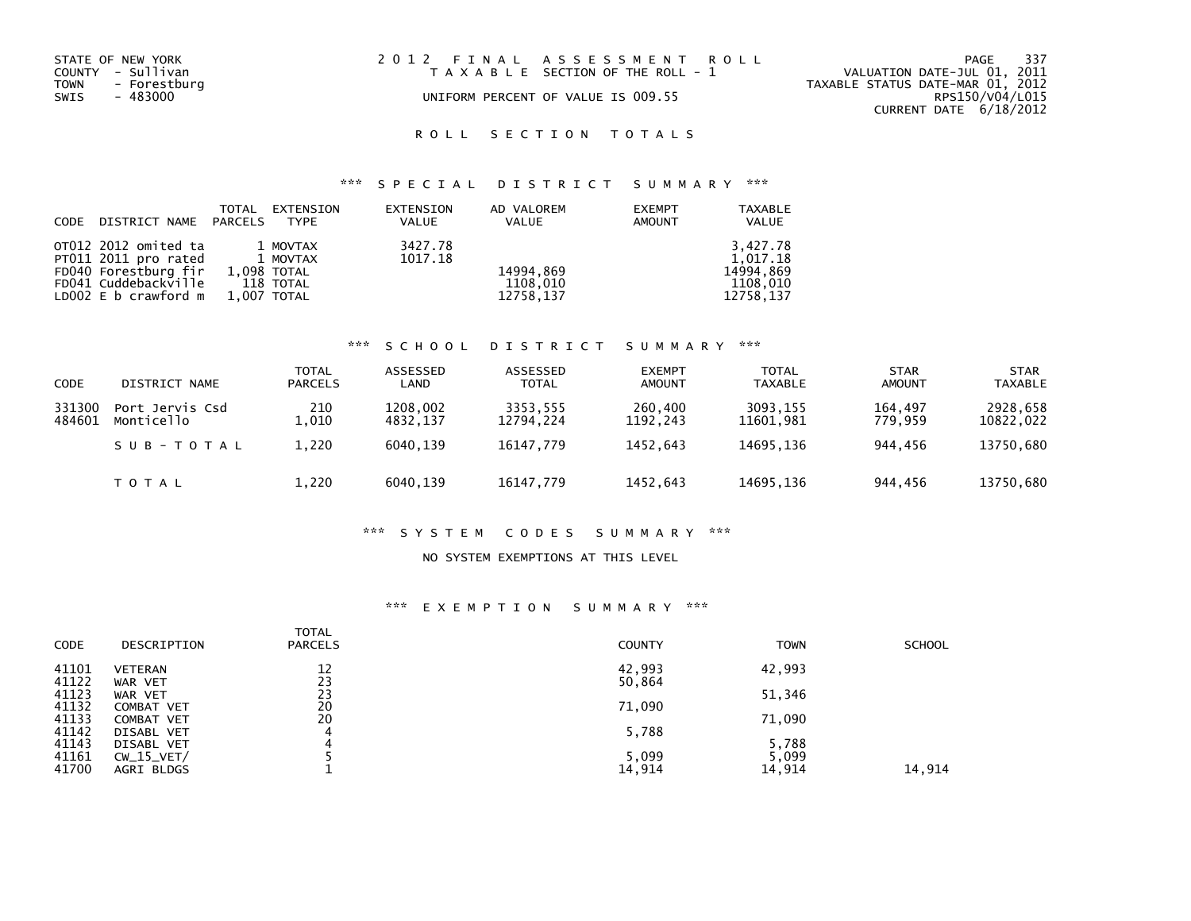STATE OF NEW YORK
COUNTY - Sullivan
TOWN - Forestburg
SWIS - 483000

2 0 1 2 F I N A L A S S E S S M E N T R O L L
T A X A B L E SECTION OF THE ROLL - 1
UNIFORM PERCENT OF VALUE IS 009.55

VALUATION DATE-JUL 01, 2011
TAXABLE STATUS DATE-MAR 01, 2012
RPS150/V04/L015
CURRENT DATE 6/18/2012

## R O L L S E C T I O N T O T A L S

### *** S P E C I A L D I S T R I C T S U M M A R Y ***

| CODE | DISTRICT NAME | TOTAL PARCELS | EXTENSION TYPE | EXTENSION VALUE | AD VALOREM VALUE | EXEMPT AMOUNT | TAXABLE VALUE |
|---|---|---|---|---|---|---|---|
| OT012 | 2012 omited ta | 1 | MOVTAX | 3427.78 | | | 3,427.78 |
| PT011 | 2011 pro rated | 1 | MOVTAX | 1017.18 | | | 1,017.18 |
| FD040 | Forestburg fir | 1,098 | TOTAL | | 14994,869 | | 14994,869 |
| FD041 | Cuddebackville | 118 | TOTAL | | 1108,010 | | 1108,010 |
| LD002 | E b crawford m | 1,007 | TOTAL | | 12758,137 | | 12758,137 |

### *** S C H O O L D I S T R I C T S U M M A R Y ***

| CODE | DISTRICT NAME | TOTAL PARCELS | ASSESSED LAND | ASSESSED TOTAL | EXEMPT AMOUNT | TOTAL TAXABLE | STAR AMOUNT | STAR TAXABLE |
|---|---|---|---|---|---|---|---|---|
| 331300 | Port Jervis Csd | 210 | 1208,002 | 3353,555 | 260,400 | 3093,155 | 164,497 | 2928,658 |
| 484601 | Monticello | 1,010 | 4832,137 | 12794,224 | 1192,243 | 11601,981 | 779,959 | 10822,022 |
| | S U B - T O T A L | 1,220 | 6040,139 | 16147,779 | 1452,643 | 14695,136 | 944,456 | 13750,680 |
| | T O T A L | 1,220 | 6040,139 | 16147,779 | 1452,643 | 14695,136 | 944,456 | 13750,680 |

### *** S Y S T E M C O D E S S U M M A R Y ***

NO SYSTEM EXEMPTIONS AT THIS LEVEL

### *** E X E M P T I O N S U M M A R Y ***

| CODE | DESCRIPTION | TOTAL PARCELS | COUNTY | TOWN | SCHOOL |
|---|---|---|---|---|---|
| 41101 | VETERAN | 12 | 42,993 | 42,993 | |
| 41122 | WAR VET | 23 | 50,864 | | |
| 41123 | WAR VET | 23 | | 51,346 | |
| 41132 | COMBAT VET | 20 | 71,090 | | |
| 41133 | COMBAT VET | 20 | | 71,090 | |
| 41142 | DISABL VET | 4 | 5,788 | | |
| 41143 | DISABL VET | 4 | | 5,788 | |
| 41161 | CW_15_VET/ | 5 | 5,099 | 5,099 | |
| 41700 | AGRI BLDGS | 1 | 14,914 | 14,914 | 14,914 |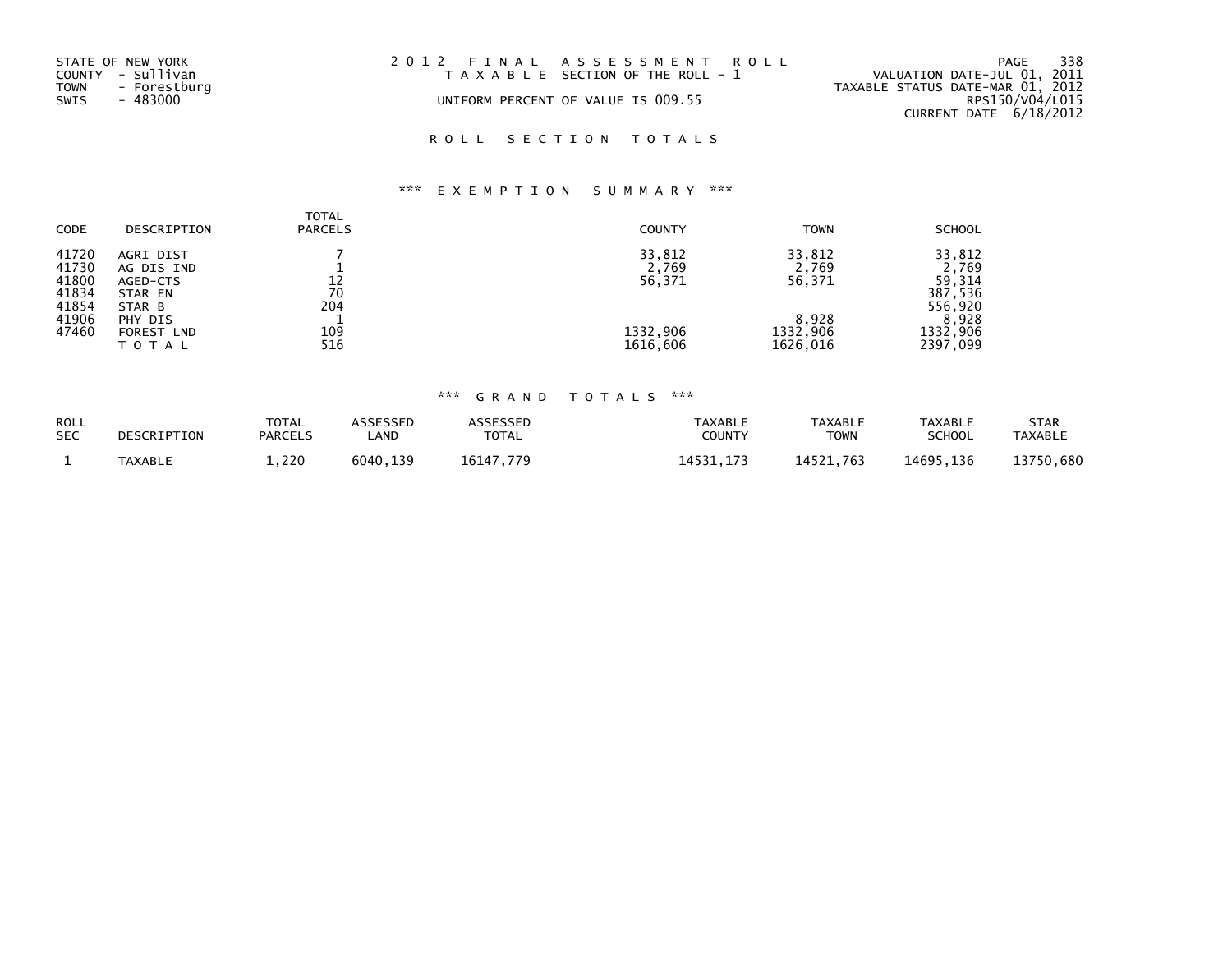STATE OF NEW YORK
COUNTY - Sullivan
TOWN - Forestburg
SWIS - 483000

2 0 1 2 F I N A L A S S E S S M E N T R O L L
T A X A B L E SECTION OF THE ROLL - 1
UNIFORM PERCENT OF VALUE IS 009.55

VALUATION DATE-JUL 01, 2011
TAXABLE STATUS DATE-MAR 01, 2012
RPS150/V04/L015
CURRENT DATE 6/18/2012

## R O L L S E C T I O N T O T A L S

### *** E X E M P T I O N S U M M A R Y ***

| CODE | DESCRIPTION | TOTAL PARCELS | COUNTY | TOWN | SCHOOL |
|---|---|---|---|---|---|
| 41720 | AGRI DIST | 7 | 33,812 | 33,812 | 33,812 |
| 41730 | AG DIS IND | 1 | 2,769 | 2,769 | 2,769 |
| 41800 | AGED-CTS | 12 | 56,371 | 56,371 | 59,314 |
| 41834 | STAR EN | 70 | | | 387,536 |
| 41854 | STAR B | 204 | | | 556,920 |
| 41906 | PHY DIS | 1 | | 8,928 | 8,928 |
| 47460 | FOREST LND | 109 | 1332,906 | 1332,906 | 1332,906 |
| | T O T A L | 516 | 1616,606 | 1626,016 | 2397,099 |

### *** G R A N D T O T A L S ***

| ROLL SEC | DESCRIPTION | TOTAL PARCELS | ASSESSED LAND | ASSESSED TOTAL | TAXABLE COUNTY | TAXABLE TOWN | TAXABLE SCHOOL | STAR TAXABLE |
|---|---|---|---|---|---|---|---|---|
| 1 | TAXABLE | 1,220 | 6040,139 | 16147,779 | 14531,173 | 14521,763 | 14695,136 | 13750,680 |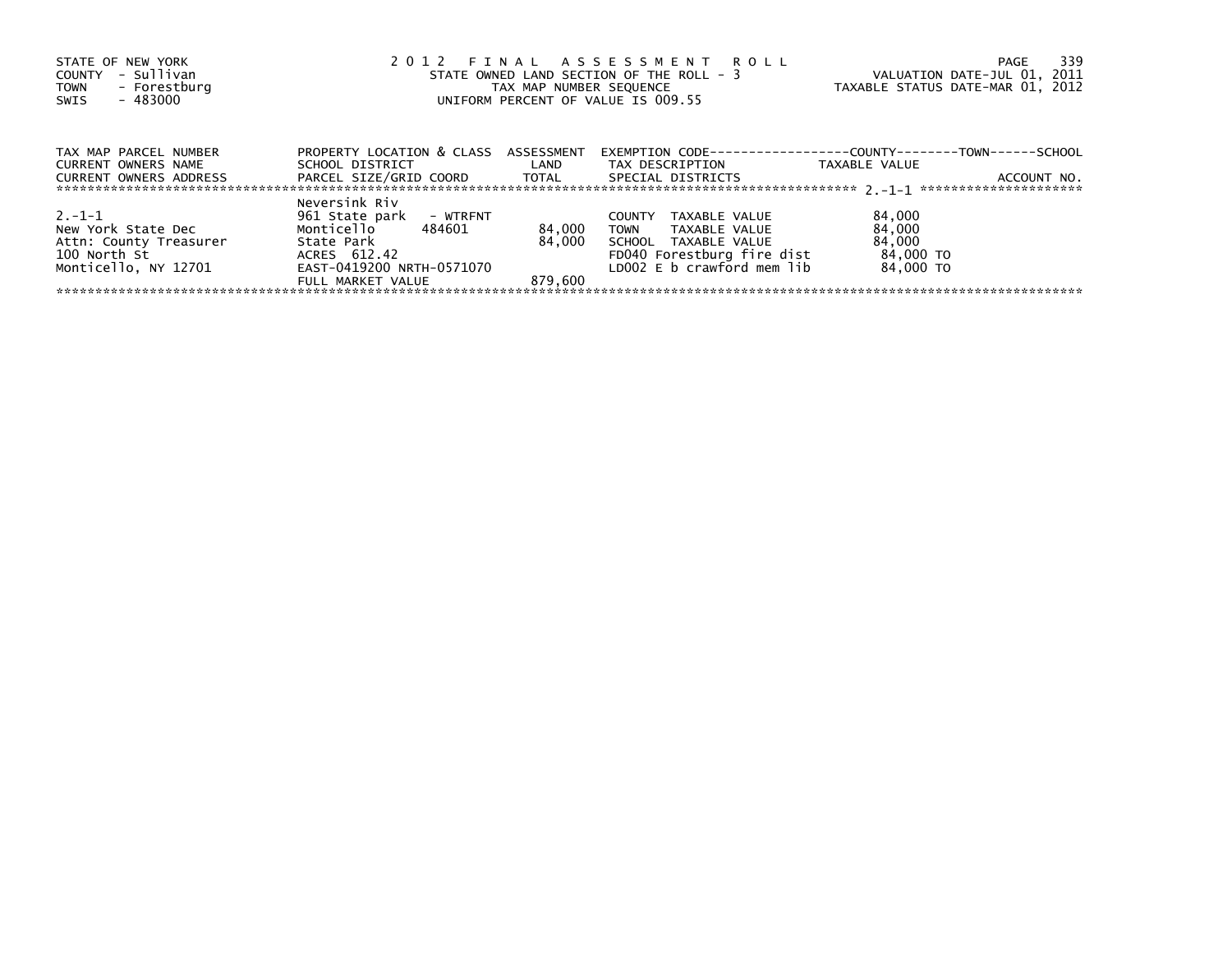STATE OF NEW YORK
COUNTY - Sullivan
TOWN - Forestburg
SWIS - 483000

**2012 FINAL ASSESSMENT ROLL**
STATE OWNED LAND SECTION OF THE ROLL - 3
TAX MAP NUMBER SEQUENCE
UNIFORM PERCENT OF VALUE IS 009.55

VALUATION DATE-JUL 01, 2011
TAXABLE STATUS DATE-MAR 01, 2012

| TAX MAP PARCEL NUMBER / CURRENT OWNERS NAME / CURRENT OWNERS ADDRESS | PROPERTY LOCATION & CLASS / SCHOOL DISTRICT / PARCEL SIZE/GRID COORD | ASSESSMENT LAND / TOTAL | EXEMPTION CODE / TAX DESCRIPTION / SPECIAL DISTRICTS | COUNTY / TOWN / SCHOOL TAXABLE VALUE | ACCOUNT NO. |
|---|---|---|---|---|---|
| ******** 2.-1-1 ******** | | | | | |
| | Neversink Riv | | | | |
| 2.-1-1 | 961 State park - WTRFNT | | COUNTY TAXABLE VALUE | 84,000 | |
| New York State Dec | Monticello 484601 | 84,000 | TOWN TAXABLE VALUE | 84,000 | |
| Attn: County Treasurer | State Park | 84,000 | SCHOOL TAXABLE VALUE | 84,000 | |
| 100 North St | ACRES 612.42 | | FD040 Forestburg fire dist | 84,000 TO | |
| Monticello, NY 12701 | EAST-0419200 NRTH-0571070 | | LD002 E b crawford mem lib | 84,000 TO | |
| | FULL MARKET VALUE | 879,600 | | | |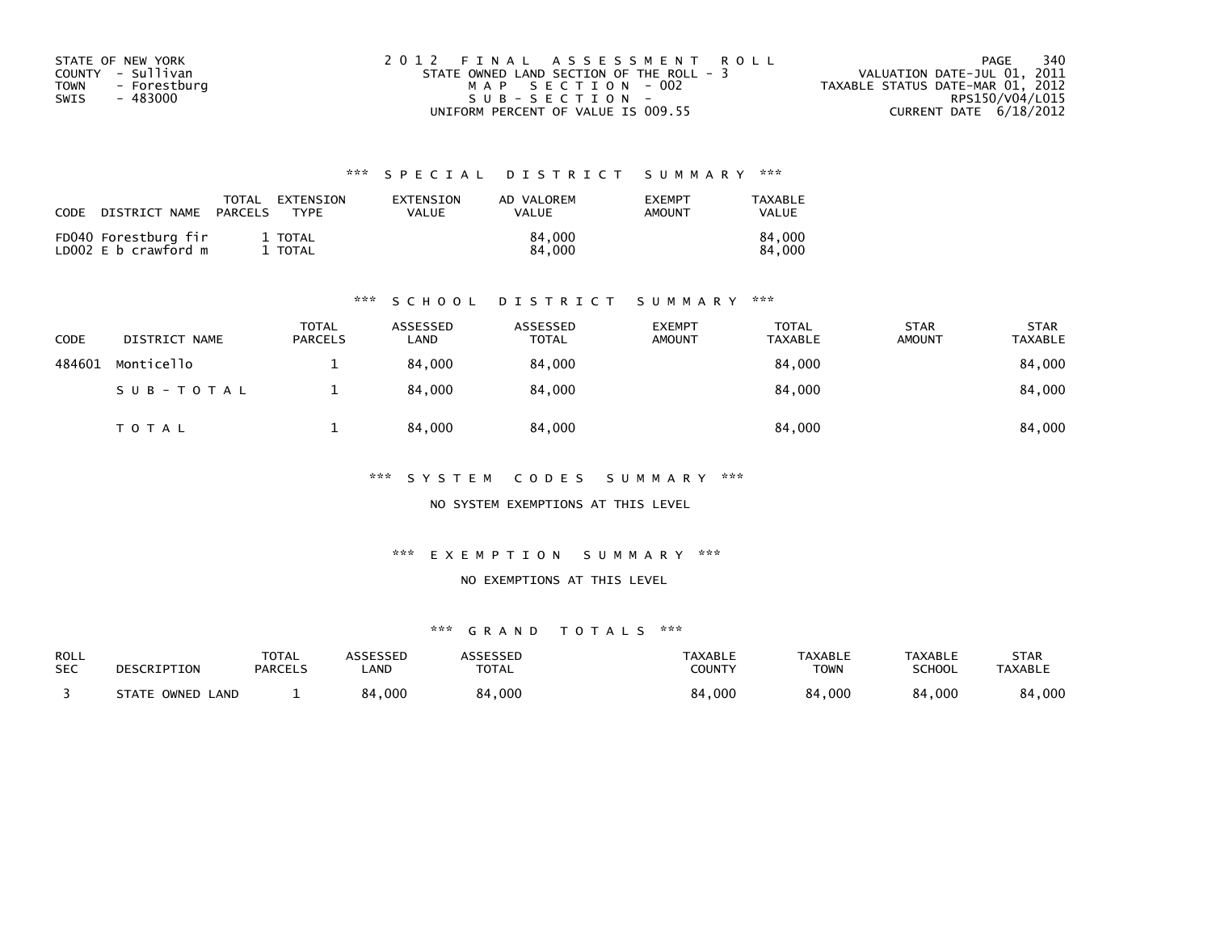STATE OF NEW YORK
COUNTY - Sullivan
TOWN - Forestburg
SWIS - 483000

2012 FINAL ASSESSMENT ROLL
STATE OWNED LAND SECTION OF THE ROLL - 3
MAP SECTION - 002
SUB-SECTION -
UNIFORM PERCENT OF VALUE IS 009.55

VALUATION DATE-JUL 01, 2011
TAXABLE STATUS DATE-MAR 01, 2012
RPS150/V04/L015
CURRENT DATE 6/18/2012

### *** SPECIAL DISTRICT SUMMARY ***

| CODE DISTRICT NAME | TOTAL PARCELS | EXTENSION TYPE | EXTENSION VALUE | AD VALOREM VALUE | EXEMPT AMOUNT | TAXABLE VALUE |
|---|---|---|---|---|---|---|
| FD040 Forestburg fir | 1 | TOTAL | | 84,000 | | 84,000 |
| LD002 E b crawford m | 1 | TOTAL | | 84,000 | | 84,000 |

### *** SCHOOL DISTRICT SUMMARY ***

| CODE | DISTRICT NAME | TOTAL PARCELS | ASSESSED LAND | ASSESSED TOTAL | EXEMPT AMOUNT | TOTAL TAXABLE | STAR AMOUNT | STAR TAXABLE |
|---|---|---|---|---|---|---|---|---|
| 484601 | Monticello | 1 | 84,000 | 84,000 | | 84,000 | | 84,000 |
| | SUB-TOTAL | 1 | 84,000 | 84,000 | | 84,000 | | 84,000 |
| | TOTAL | 1 | 84,000 | 84,000 | | 84,000 | | 84,000 |

### *** SYSTEM CODES SUMMARY ***

NO SYSTEM EXEMPTIONS AT THIS LEVEL

### *** EXEMPTION SUMMARY ***

NO EXEMPTIONS AT THIS LEVEL

### *** GRAND TOTALS ***

| ROLL SEC | DESCRIPTION | TOTAL PARCELS | ASSESSED LAND | ASSESSED TOTAL | TAXABLE COUNTY | TAXABLE TOWN | TAXABLE SCHOOL | STAR TAXABLE |
|---|---|---|---|---|---|---|---|---|
| 3 | STATE OWNED LAND | 1 | 84,000 | 84,000 | 84,000 | 84,000 | 84,000 | 84,000 |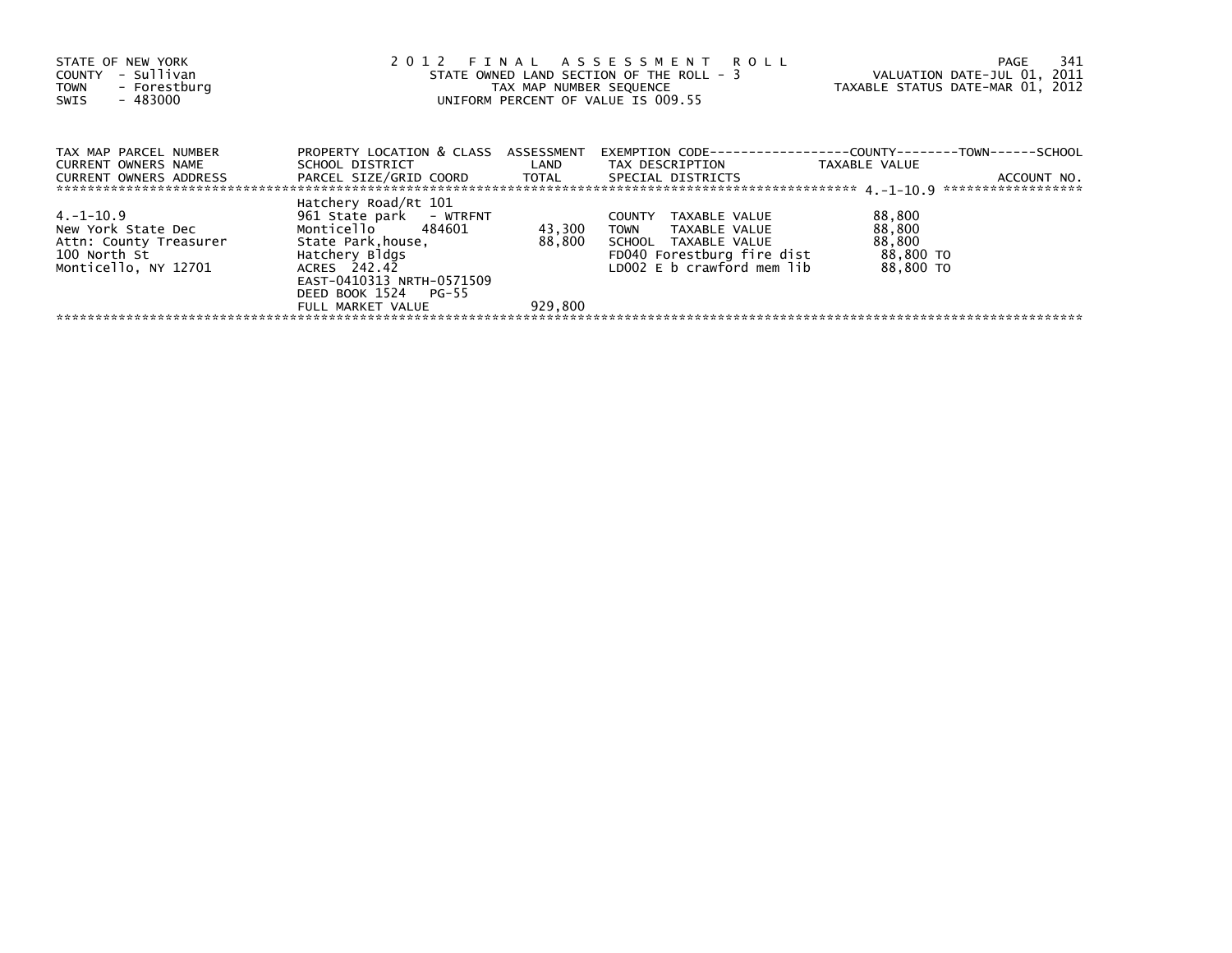STATE OF NEW YORK
COUNTY - Sullivan
TOWN - Forestburg
SWIS - 483000

2 0 1 2 F I N A L A S S E S S M E N T R O L L
STATE OWNED LAND SECTION OF THE ROLL - 3
TAX MAP NUMBER SEQUENCE
UNIFORM PERCENT OF VALUE IS 009.55

VALUATION DATE-JUL 01, 2011
TAXABLE STATUS DATE-MAR 01, 2012

| TAX MAP PARCEL NUMBER<br>CURRENT OWNERS NAME<br>CURRENT OWNERS ADDRESS | PROPERTY LOCATION & CLASS<br>SCHOOL DISTRICT<br>PARCEL SIZE/GRID COORD | ASSESSMENT<br>LAND<br>TOTAL | EXEMPTION CODE<br>TAX DESCRIPTION<br>SPECIAL DISTRICTS | COUNTY--------TOWN------SCHOOL<br>TAXABLE VALUE | ACCOUNT NO. |
|---|---|---|---|---|---|
| 4.-1-10.9 | Hatchery Road/Rt 101 | | | | |
| 4.-1-10.9 | 961 State park - WTRFNT | | COUNTY TAXABLE VALUE | 88,800 | |
| New York State Dec | Monticello 484601 | 43,300 | TOWN TAXABLE VALUE | 88,800 | |
| Attn: County Treasurer | State Park,house, | 88,800 | SCHOOL TAXABLE VALUE | 88,800 | |
| 100 North St | Hatchery Bldgs | | FD040 Forestburg fire dist | 88,800 TO | |
| Monticello, NY 12701 | ACRES 242.42 | | LD002 E b crawford mem lib | 88,800 TO | |
| | EAST-0410313 NRTH-0571509 | | | | |
| | DEED BOOK 1524 PG-55 | | | | |
| | FULL MARKET VALUE | 929,800 | | | |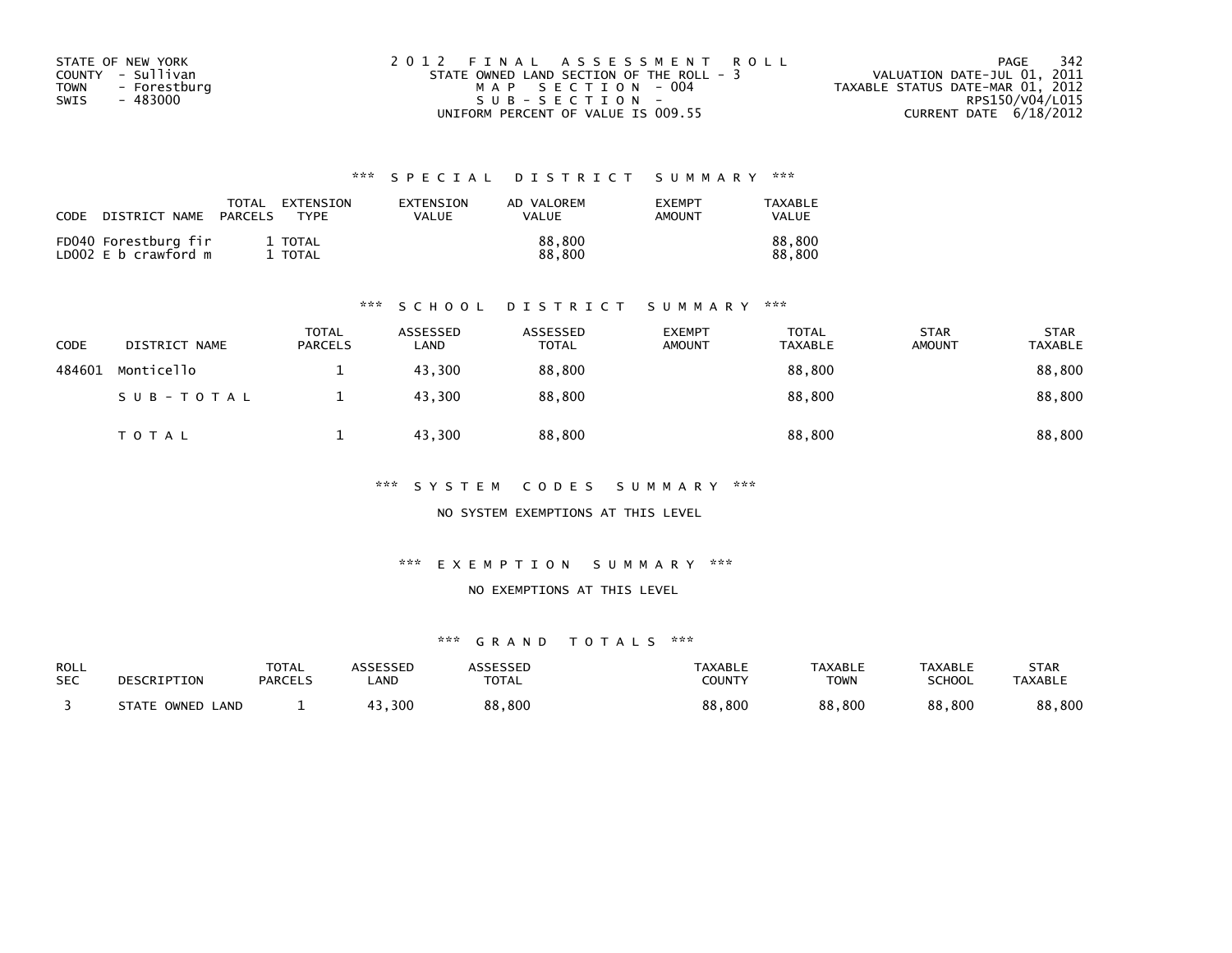STATE OF NEW YORK
COUNTY - Sullivan
TOWN - Forestburg
SWIS - 483000

2012 FINAL ASSESSMENT ROLL
STATE OWNED LAND SECTION OF THE ROLL - 3
MAP SECTION - 004
SUB-SECTION -
UNIFORM PERCENT OF VALUE IS 009.55

VALUATION DATE-JUL 01, 2011
TAXABLE STATUS DATE-MAR 01, 2012
RPS150/V04/L015
CURRENT DATE 6/18/2012

### *** SPECIAL DISTRICT SUMMARY ***

| CODE | DISTRICT NAME | TOTAL PARCELS | EXTENSION TYPE | EXTENSION VALUE | AD VALOREM VALUE | EXEMPT AMOUNT | TAXABLE VALUE |
|---|---|---|---|---|---|---|---|
| FD040 | Forestburg fir | 1 | TOTAL | | 88,800 | | 88,800 |
| LD002 | E b crawford m | 1 | TOTAL | | 88,800 | | 88,800 |

### *** SCHOOL DISTRICT SUMMARY ***

| CODE | DISTRICT NAME | TOTAL PARCELS | ASSESSED LAND | ASSESSED TOTAL | EXEMPT AMOUNT | TOTAL TAXABLE | STAR AMOUNT | STAR TAXABLE |
|---|---|---|---|---|---|---|---|---|
| 484601 | Monticello | 1 | 43,300 | 88,800 | | 88,800 | | 88,800 |
| | SUB-TOTAL | 1 | 43,300 | 88,800 | | 88,800 | | 88,800 |
| | TOTAL | 1 | 43,300 | 88,800 | | 88,800 | | 88,800 |

### *** SYSTEM CODES SUMMARY ***

NO SYSTEM EXEMPTIONS AT THIS LEVEL

### *** EXEMPTION SUMMARY ***

NO EXEMPTIONS AT THIS LEVEL

### *** GRAND TOTALS ***

| ROLL SEC | DESCRIPTION | TOTAL PARCELS | ASSESSED LAND | ASSESSED TOTAL | TAXABLE COUNTY | TAXABLE TOWN | TAXABLE SCHOOL | STAR TAXABLE |
|---|---|---|---|---|---|---|---|---|
| 3 | STATE OWNED LAND | 1 | 43,300 | 88,800 | 88,800 | 88,800 | 88,800 | 88,800 |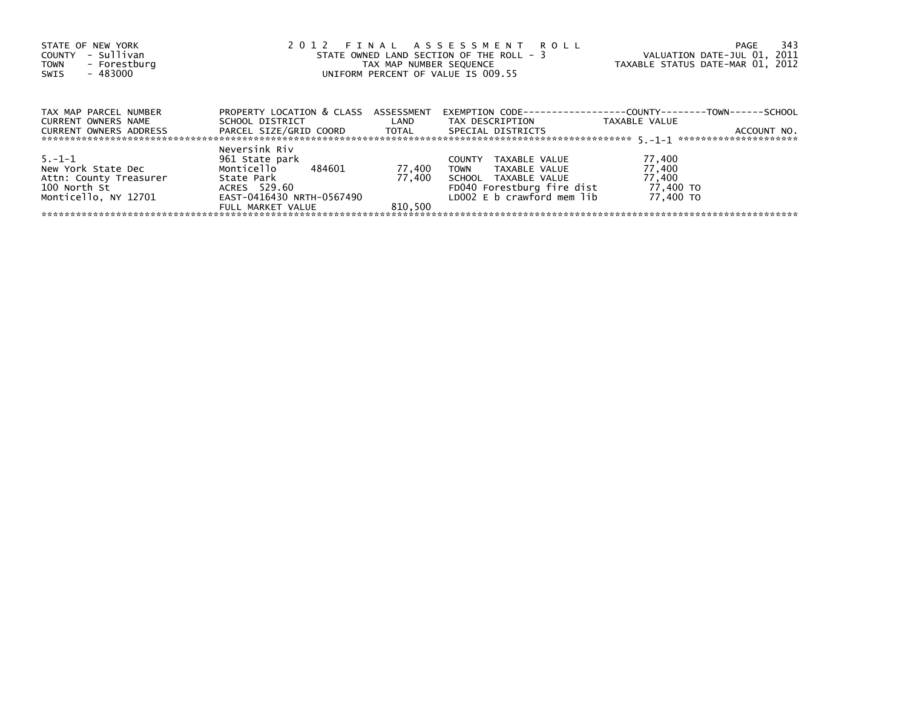STATE OF NEW YORK
COUNTY - Sullivan
TOWN - Forestburg
SWIS - 483000

2 0 1 2 F I N A L A S S E S S M E N T R O L L
STATE OWNED LAND SECTION OF THE ROLL - 3
TAX MAP NUMBER SEQUENCE
UNIFORM PERCENT OF VALUE IS 009.55

VALUATION DATE-JUL 01, 2011
TAXABLE STATUS DATE-MAR 01, 2012

| TAX MAP PARCEL NUMBER / CURRENT OWNERS NAME / CURRENT OWNERS ADDRESS | PROPERTY LOCATION & CLASS / SCHOOL DISTRICT / PARCEL SIZE/GRID COORD | ASSESSMENT LAND / TOTAL | EXEMPTION CODE / TAX DESCRIPTION / SPECIAL DISTRICTS | TAXABLE VALUE (COUNTY / TOWN / SCHOOL) | ACCOUNT NO. |
|---|---|---|---|---|---|
| 5.-1-1 | Neversink Riv | | | | |
| | 961 State park | | COUNTY TAXABLE VALUE | 77,400 | |
| New York State Dec | Monticello 484601 | 77,400 | TOWN TAXABLE VALUE | 77,400 | |
| Attn: County Treasurer | State Park | 77,400 | SCHOOL TAXABLE VALUE | 77,400 | |
| 100 North St | ACRES 529.60 | | FD040 Forestburg fire dist | 77,400 TO | |
| Monticello, NY 12701 | EAST-0416430 NRTH-0567490 | | LD002 E b crawford mem lib | 77,400 TO | |
| | FULL MARKET VALUE | 810,500 | | | |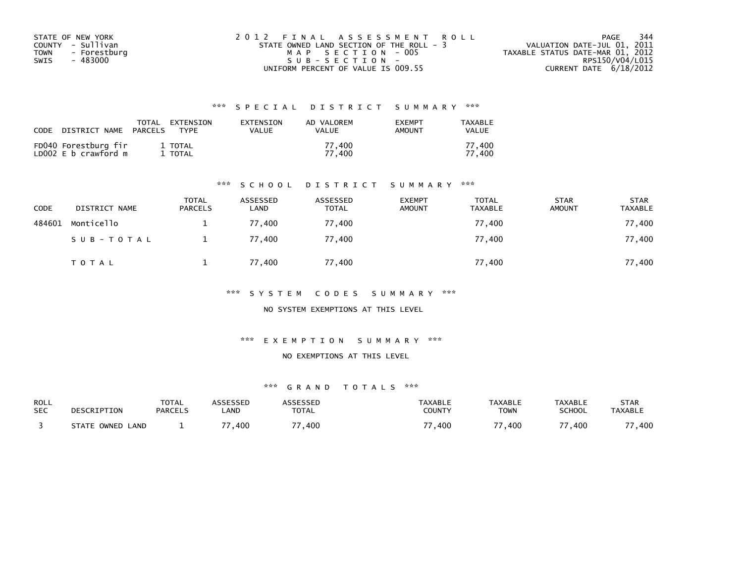STATE OF NEW YORK
COUNTY - Sullivan
TOWN - Forestburg
SWIS - 483000

2012 FINAL ASSESSMENT ROLL
STATE OWNED LAND SECTION OF THE ROLL - 3
MAP SECTION - 005
SUB-SECTION -
UNIFORM PERCENT OF VALUE IS 009.55

VALUATION DATE-JUL 01, 2011
TAXABLE STATUS DATE-MAR 01, 2012
RPS150/V04/L015
CURRENT DATE 6/18/2012

### *** SPECIAL DISTRICT SUMMARY ***

| CODE | DISTRICT NAME | TOTAL PARCELS | EXTENSION TYPE | EXTENSION VALUE | AD VALOREM VALUE | EXEMPT AMOUNT | TAXABLE VALUE |
|---|---|---|---|---|---|---|---|
| FD040 | Forestburg fir | 1 | TOTAL | | 77,400 | | 77,400 |
| LD002 | E b crawford m | 1 | TOTAL | | 77,400 | | 77,400 |

### *** SCHOOL DISTRICT SUMMARY ***

| CODE | DISTRICT NAME | TOTAL PARCELS | ASSESSED LAND | ASSESSED TOTAL | EXEMPT AMOUNT | TOTAL TAXABLE | STAR AMOUNT | STAR TAXABLE |
|---|---|---|---|---|---|---|---|---|
| 484601 | Monticello | 1 | 77,400 | 77,400 | | 77,400 | | 77,400 |
| | SUB-TOTAL | 1 | 77,400 | 77,400 | | 77,400 | | 77,400 |
| | TOTAL | 1 | 77,400 | 77,400 | | 77,400 | | 77,400 |

### *** SYSTEM CODES SUMMARY ***

NO SYSTEM EXEMPTIONS AT THIS LEVEL

### *** EXEMPTION SUMMARY ***

NO EXEMPTIONS AT THIS LEVEL

### *** GRAND TOTALS ***

| ROLL SEC | DESCRIPTION | TOTAL PARCELS | ASSESSED LAND | ASSESSED TOTAL | TAXABLE COUNTY | TAXABLE TOWN | TAXABLE SCHOOL | STAR TAXABLE |
|---|---|---|---|---|---|---|---|---|
| 3 | STATE OWNED LAND | 1 | 77,400 | 77,400 | 77,400 | 77,400 | 77,400 | 77,400 |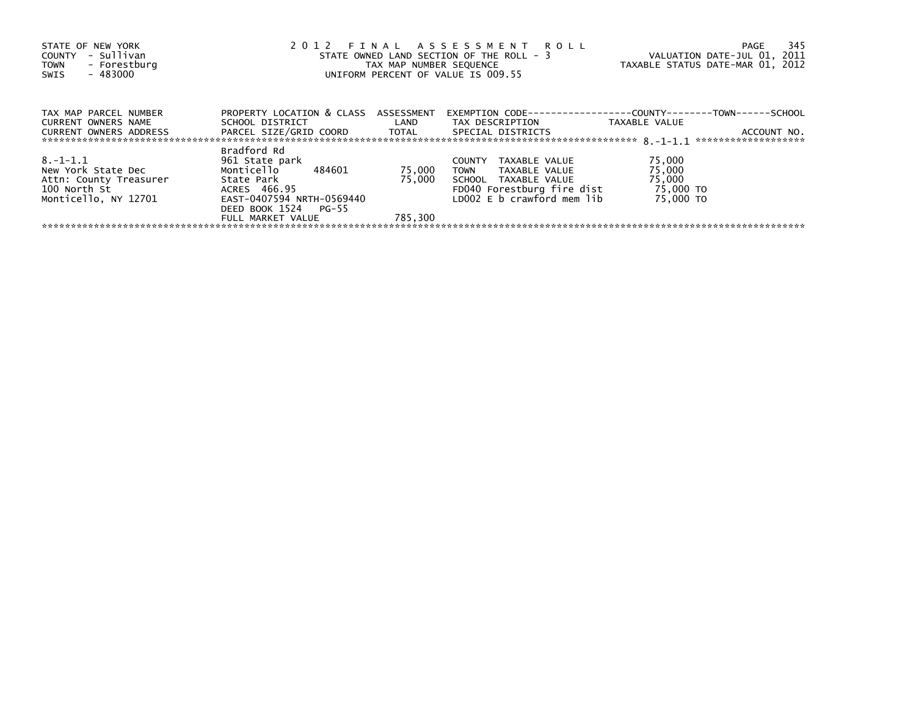STATE OF NEW YORK
COUNTY - Sullivan
TOWN - Forestburg
SWIS - 483000

2 0 1 2 F I N A L A S S E S S M E N T R O L L
STATE OWNED LAND SECTION OF THE ROLL - 3
TAX MAP NUMBER SEQUENCE
UNIFORM PERCENT OF VALUE IS 009.55

VALUATION DATE-JUL 01, 2011
TAXABLE STATUS DATE-MAR 01, 2012

| TAX MAP PARCEL NUMBER<br>CURRENT OWNERS NAME<br>CURRENT OWNERS ADDRESS | PROPERTY LOCATION & CLASS<br>SCHOOL DISTRICT<br>PARCEL SIZE/GRID COORD | ASSESSMENT<br>LAND<br>TOTAL | EXEMPTION CODE------------------COUNTY--------TOWN------SCHOOL<br>TAX DESCRIPTION<br>SPECIAL DISTRICTS | TAXABLE VALUE<br><br>ACCOUNT NO. |
|---|---|---|---|---|
| 8.-1-1.1 | Bradford Rd | | | |
| 8.-1-1.1 | 961 State park | | COUNTY TAXABLE VALUE | 75,000 |
| New York State Dec | Monticello 484601 | 75,000 | TOWN TAXABLE VALUE | 75,000 |
| Attn: County Treasurer | State Park | 75,000 | SCHOOL TAXABLE VALUE | 75,000 |
| 100 North St | ACRES 466.95 | | FD040 Forestburg fire dist | 75,000 TO |
| Monticello, NY 12701 | EAST-0407594 NRTH-0569440 | | LD002 E b crawford mem lib | 75,000 TO |
| | DEED BOOK 1524 PG-55 | | | |
| | FULL MARKET VALUE | 785,300 | | |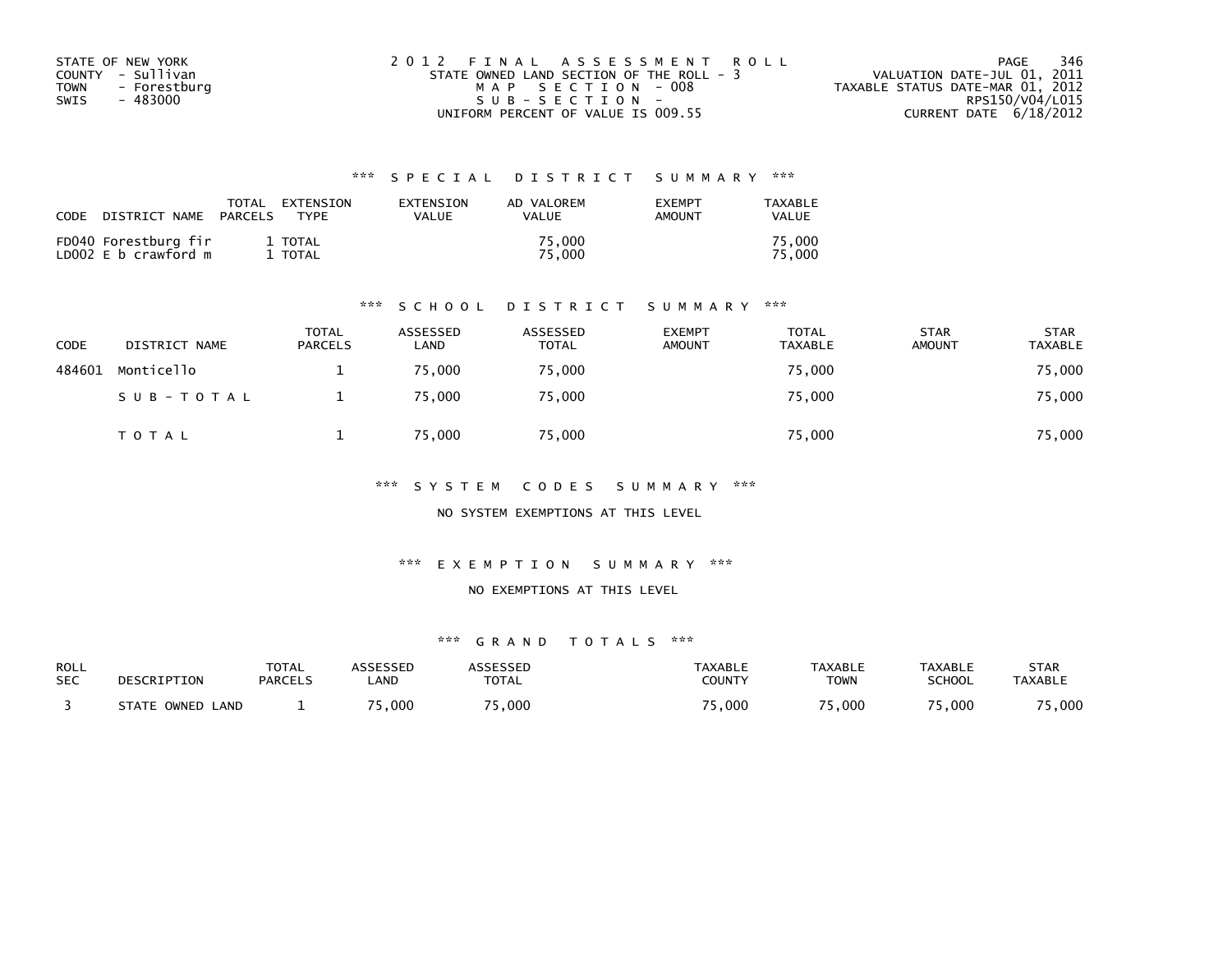STATE OF NEW YORK
COUNTY - Sullivan
TOWN - Forestburg
SWIS - 483000

2012 FINAL ASSESSMENT ROLL
STATE OWNED LAND SECTION OF THE ROLL - 3
MAP SECTION - 008
SUB-SECTION -
UNIFORM PERCENT OF VALUE IS 009.55

VALUATION DATE-JUL 01, 2011
TAXABLE STATUS DATE-MAR 01, 2012
RPS150/V04/L015
CURRENT DATE 6/18/2012

### *** SPECIAL DISTRICT SUMMARY ***

| CODE DISTRICT NAME | TOTAL PARCELS | EXTENSION TYPE | EXTENSION VALUE | AD VALOREM VALUE | EXEMPT AMOUNT | TAXABLE VALUE |
|---|---|---|---|---|---|---|
| FD040 Forestburg fir | 1 | TOTAL | | 75,000 | | 75,000 |
| LD002 E b crawford m | 1 | TOTAL | | 75,000 | | 75,000 |

### *** SCHOOL DISTRICT SUMMARY ***

| CODE | DISTRICT NAME | TOTAL PARCELS | ASSESSED LAND | ASSESSED TOTAL | EXEMPT AMOUNT | TOTAL TAXABLE | STAR AMOUNT | STAR TAXABLE |
|---|---|---|---|---|---|---|---|---|
| 484601 | Monticello | 1 | 75,000 | 75,000 | | 75,000 | | 75,000 |
| | SUB-TOTAL | 1 | 75,000 | 75,000 | | 75,000 | | 75,000 |
| | TOTAL | 1 | 75,000 | 75,000 | | 75,000 | | 75,000 |

### *** SYSTEM CODES SUMMARY ***

NO SYSTEM EXEMPTIONS AT THIS LEVEL

### *** EXEMPTION SUMMARY ***

NO EXEMPTIONS AT THIS LEVEL

### *** GRAND TOTALS ***

| ROLL SEC | DESCRIPTION | TOTAL PARCELS | ASSESSED LAND | ASSESSED TOTAL | TAXABLE COUNTY | TAXABLE TOWN | TAXABLE SCHOOL | STAR TAXABLE |
|---|---|---|---|---|---|---|---|---|
| 3 | STATE OWNED LAND | 1 | 75,000 | 75,000 | 75,000 | 75,000 | 75,000 | 75,000 |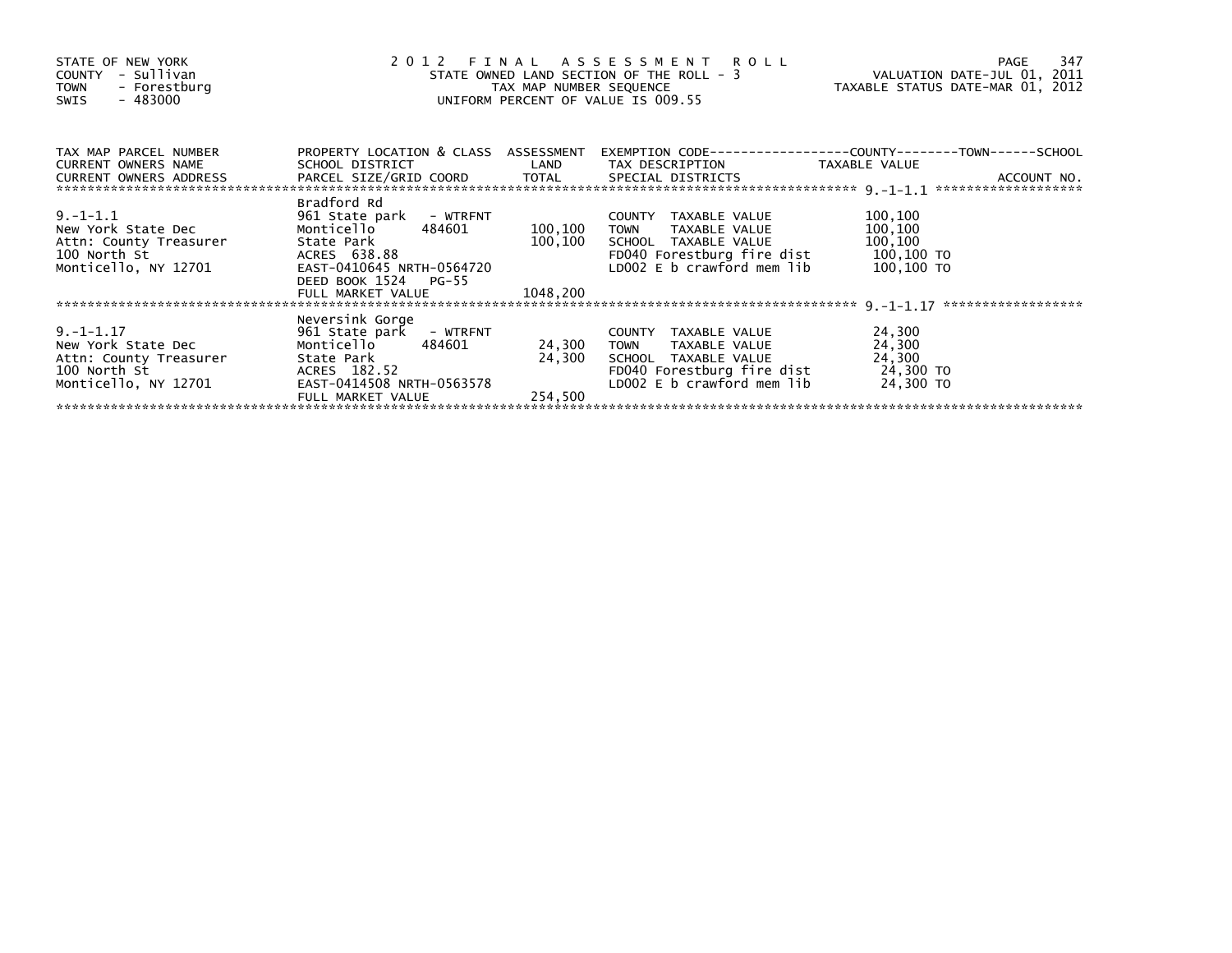STATE OF NEW YORK
COUNTY - Sullivan
TOWN - Forestburg
SWIS - 483000

2 0 1 2 F I N A L A S S E S S M E N T R O L L
STATE OWNED LAND SECTION OF THE ROLL - 3
TAX MAP NUMBER SEQUENCE
UNIFORM PERCENT OF VALUE IS 009.55

VALUATION DATE-JUL 01, 2011
TAXABLE STATUS DATE-MAR 01, 2012

| TAX MAP PARCEL NUMBER / CURRENT OWNERS NAME / CURRENT OWNERS ADDRESS | PROPERTY LOCATION & CLASS / SCHOOL DISTRICT / PARCEL SIZE/GRID COORD | ASSESSMENT LAND / TOTAL | EXEMPTION CODE / TAX DESCRIPTION / SPECIAL DISTRICTS | TAXABLE VALUE (COUNTY / TOWN / SCHOOL) | ACCOUNT NO. |
|---|---|---|---|---|---|
| 9.-1-1.1 | Bradford Rd | | | | |
| New York State Dec | 961 State park - WTRFNT | | COUNTY TAXABLE VALUE | 100,100 | |
| Attn: County Treasurer | Monticello 484601 | 100,100 | TOWN TAXABLE VALUE | 100,100 | |
| 100 North St | State Park | 100,100 | SCHOOL TAXABLE VALUE | 100,100 | |
| Monticello, NY 12701 | ACRES 638.88 | | FD040 Forestburg fire dist | 100,100 TO | |
| | EAST-0410645 NRTH-0564720 | | LD002 E b crawford mem lib | 100,100 TO | |
| | DEED BOOK 1524 PG-55 | | | | |
| | FULL MARKET VALUE | 1048,200 | | | |
| 9.-1-1.17 | Neversink Gorge | | | | |
| New York State Dec | 961 State park - WTRFNT | | COUNTY TAXABLE VALUE | 24,300 | |
| Attn: County Treasurer | Monticello 484601 | 24,300 | TOWN TAXABLE VALUE | 24,300 | |
| 100 North St | State Park | 24,300 | SCHOOL TAXABLE VALUE | 24,300 | |
| Monticello, NY 12701 | ACRES 182.52 | | FD040 Forestburg fire dist | 24,300 TO | |
| | EAST-0414508 NRTH-0563578 | | LD002 E b crawford mem lib | 24,300 TO | |
| | FULL MARKET VALUE | 254,500 | | | |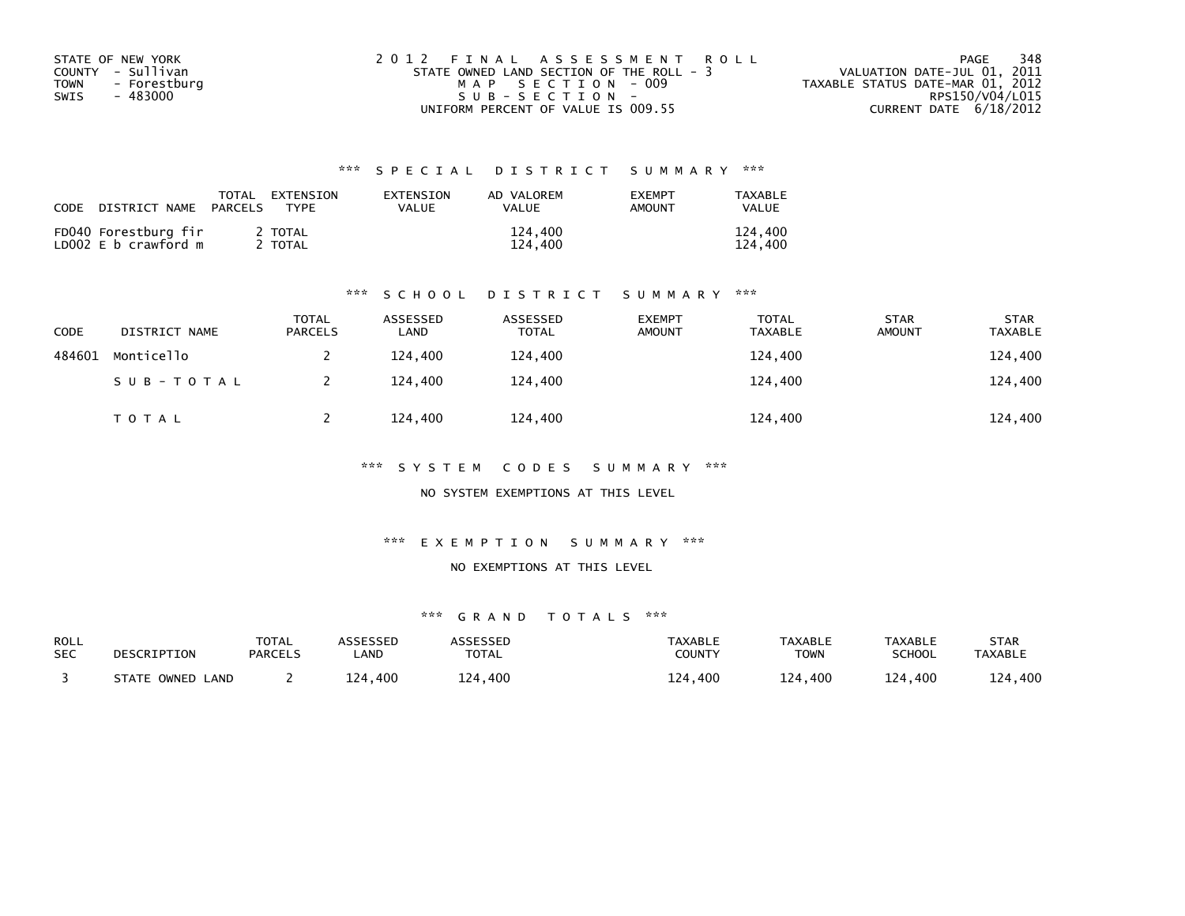STATE OF NEW YORK
COUNTY - Sullivan
TOWN - Forestburg
SWIS - 483000

2012 FINAL ASSESSMENT ROLL
STATE OWNED LAND SECTION OF THE ROLL - 3
MAP SECTION - 009
SUB-SECTION -
UNIFORM PERCENT OF VALUE IS 009.55

VALUATION DATE-JUL 01, 2011
TAXABLE STATUS DATE-MAR 01, 2012
RPS150/V04/L015
CURRENT DATE 6/18/2012

### *** SPECIAL DISTRICT SUMMARY ***

| CODE | DISTRICT NAME | TOTAL PARCELS | EXTENSION TYPE | EXTENSION VALUE | AD VALOREM VALUE | EXEMPT AMOUNT | TAXABLE VALUE |
|---|---|---|---|---|---|---|---|
| FD040 | Forestburg fir | 2 | TOTAL | | 124,400 | | 124,400 |
| LD002 | E b crawford m | 2 | TOTAL | | 124,400 | | 124,400 |

### *** SCHOOL DISTRICT SUMMARY ***

| CODE | DISTRICT NAME | TOTAL PARCELS | ASSESSED LAND | ASSESSED TOTAL | EXEMPT AMOUNT | TOTAL TAXABLE | STAR AMOUNT | STAR TAXABLE |
|---|---|---|---|---|---|---|---|---|
| 484601 | Monticello | 2 | 124,400 | 124,400 | | 124,400 | | 124,400 |
| | SUB-TOTAL | 2 | 124,400 | 124,400 | | 124,400 | | 124,400 |
| | TOTAL | 2 | 124,400 | 124,400 | | 124,400 | | 124,400 |

### *** SYSTEM CODES SUMMARY ***

NO SYSTEM EXEMPTIONS AT THIS LEVEL

### *** EXEMPTION SUMMARY ***

NO EXEMPTIONS AT THIS LEVEL

### *** GRAND TOTALS ***

| ROLL SEC | DESCRIPTION | TOTAL PARCELS | ASSESSED LAND | ASSESSED TOTAL | TAXABLE COUNTY | TAXABLE TOWN | TAXABLE SCHOOL | STAR TAXABLE |
|---|---|---|---|---|---|---|---|---|
| 3 | STATE OWNED LAND | 2 | 124,400 | 124,400 | 124,400 | 124,400 | 124,400 | 124,400 |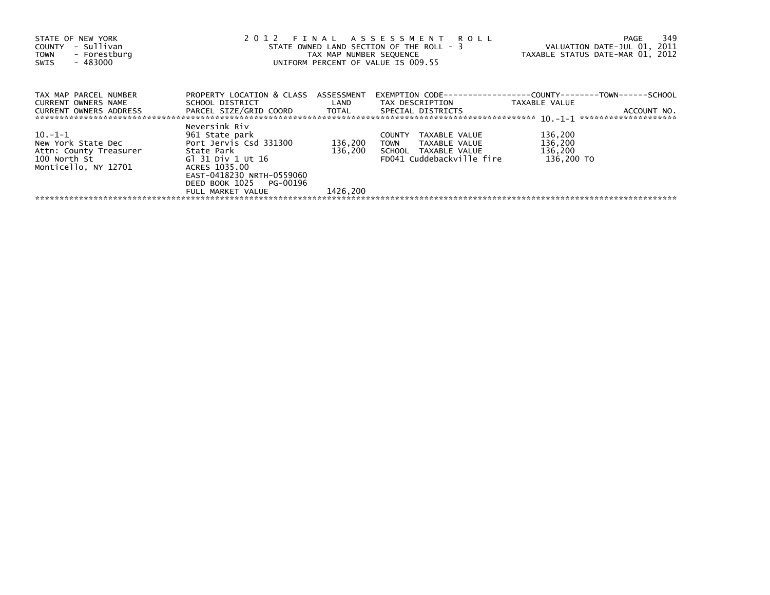STATE OF NEW YORK
COUNTY - Sullivan
TOWN - Forestburg
SWIS - 483000

2 0 1 2 F I N A L A S S E S S M E N T R O L L
STATE OWNED LAND SECTION OF THE ROLL - 3
TAX MAP NUMBER SEQUENCE
UNIFORM PERCENT OF VALUE IS 009.55

VALUATION DATE-JUL 01, 2011
TAXABLE STATUS DATE-MAR 01, 2012

| TAX MAP PARCEL NUMBER / CURRENT OWNERS NAME / CURRENT OWNERS ADDRESS | PROPERTY LOCATION & CLASS / SCHOOL DISTRICT / PARCEL SIZE/GRID COORD | ASSESSMENT LAND / TOTAL | EXEMPTION CODE / TAX DESCRIPTION / SPECIAL DISTRICTS | COUNTY--------TOWN------SCHOOL TAXABLE VALUE | ACCOUNT NO. |
|---|---|---|---|---|---|
| | Neversink Riv | | | | 10.-1-1 |
| 10.-1-1 | 961 State park | | COUNTY TAXABLE VALUE | 136,200 | |
| New York State Dec | Port Jervis Csd 331300 | 136,200 | TOWN TAXABLE VALUE | 136,200 | |
| Attn: County Treasurer | State Park | 136,200 | SCHOOL TAXABLE VALUE | 136,200 | |
| 100 North St | Gl 31 Div 1 Ut 16 | | FD041 Cuddebackville fire | 136,200 TO | |
| Monticello, NY 12701 | ACRES 1035.00 | | | | |
| | EAST-0418230 NRTH-0559060 | | | | |
| | DEED BOOK 1025 PG-00196 | | | | |
| | FULL MARKET VALUE | 1426,200 | | | |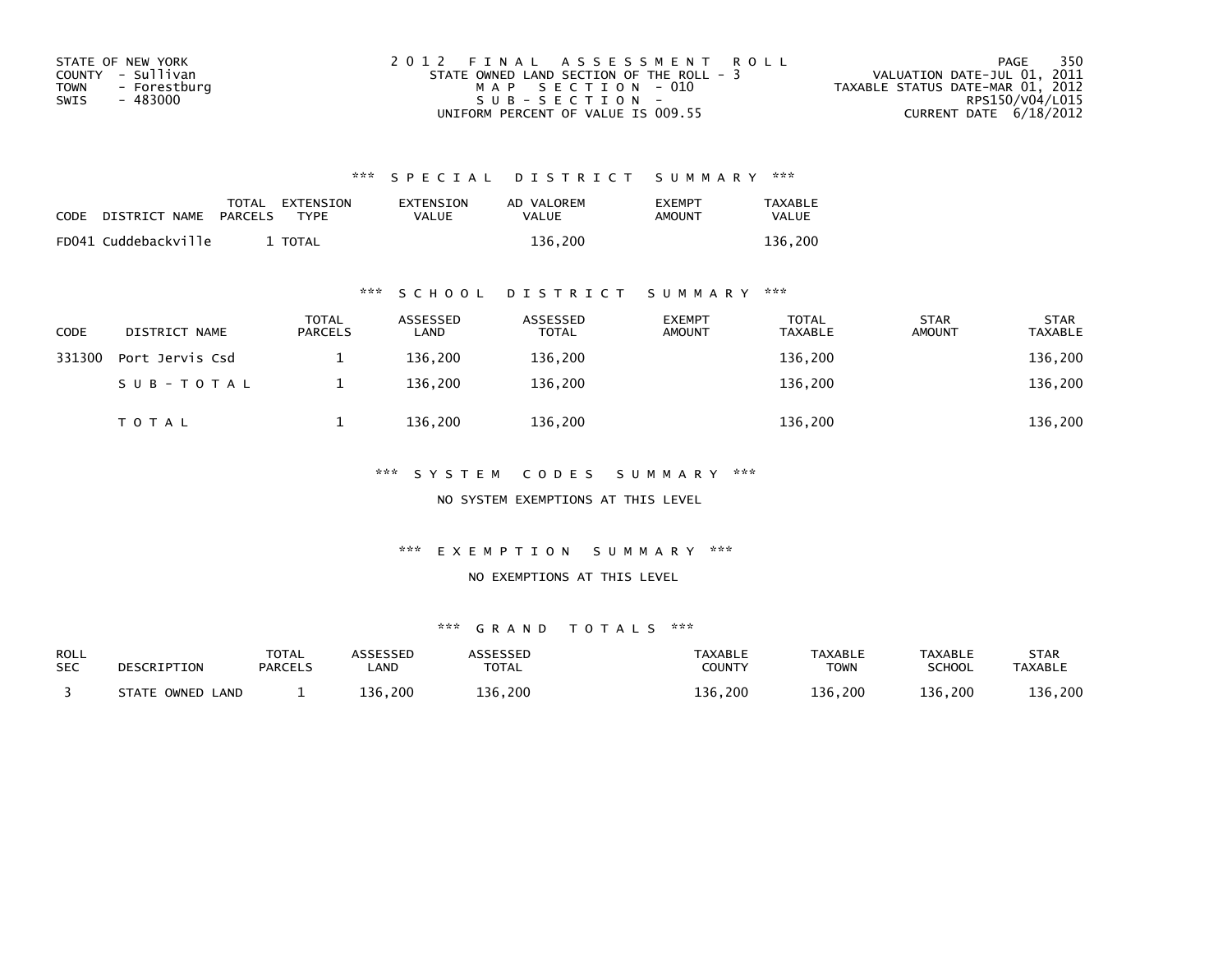STATE OF NEW YORK
COUNTY - Sullivan
TOWN - Forestburg
SWIS - 483000

2012 FINAL ASSESSMENT ROLL
STATE OWNED LAND SECTION OF THE ROLL - 3
MAP SECTION - 010
SUB-SECTION -
UNIFORM PERCENT OF VALUE IS 009.55

VALUATION DATE-JUL 01, 2011
TAXABLE STATUS DATE-MAR 01, 2012
RPS150/V04/L015
CURRENT DATE 6/18/2012

### *** SPECIAL DISTRICT SUMMARY ***

| CODE | DISTRICT NAME | TOTAL PARCELS | EXTENSION TYPE | EXTENSION VALUE | AD VALOREM VALUE | EXEMPT AMOUNT | TAXABLE VALUE |
|---|---|---|---|---|---|---|---|
| FD041 | Cuddebackville | 1 | TOTAL | | 136,200 | | 136,200 |

### *** SCHOOL DISTRICT SUMMARY ***

| CODE | DISTRICT NAME | TOTAL PARCELS | ASSESSED LAND | ASSESSED TOTAL | EXEMPT AMOUNT | TOTAL TAXABLE | STAR AMOUNT | STAR TAXABLE |
|---|---|---|---|---|---|---|---|---|
| 331300 | Port Jervis Csd | 1 | 136,200 | 136,200 | | 136,200 | | 136,200 |
| | SUB-TOTAL | 1 | 136,200 | 136,200 | | 136,200 | | 136,200 |
| | TOTAL | 1 | 136,200 | 136,200 | | 136,200 | | 136,200 |

### *** SYSTEM CODES SUMMARY ***

NO SYSTEM EXEMPTIONS AT THIS LEVEL

### *** EXEMPTION SUMMARY ***

NO EXEMPTIONS AT THIS LEVEL

### *** GRAND TOTALS ***

| ROLL SEC | DESCRIPTION | TOTAL PARCELS | ASSESSED LAND | ASSESSED TOTAL | TAXABLE COUNTY | TAXABLE TOWN | TAXABLE SCHOOL | STAR TAXABLE |
|---|---|---|---|---|---|---|---|---|
| 3 | STATE OWNED LAND | 1 | 136,200 | 136,200 | 136,200 | 136,200 | 136,200 | 136,200 |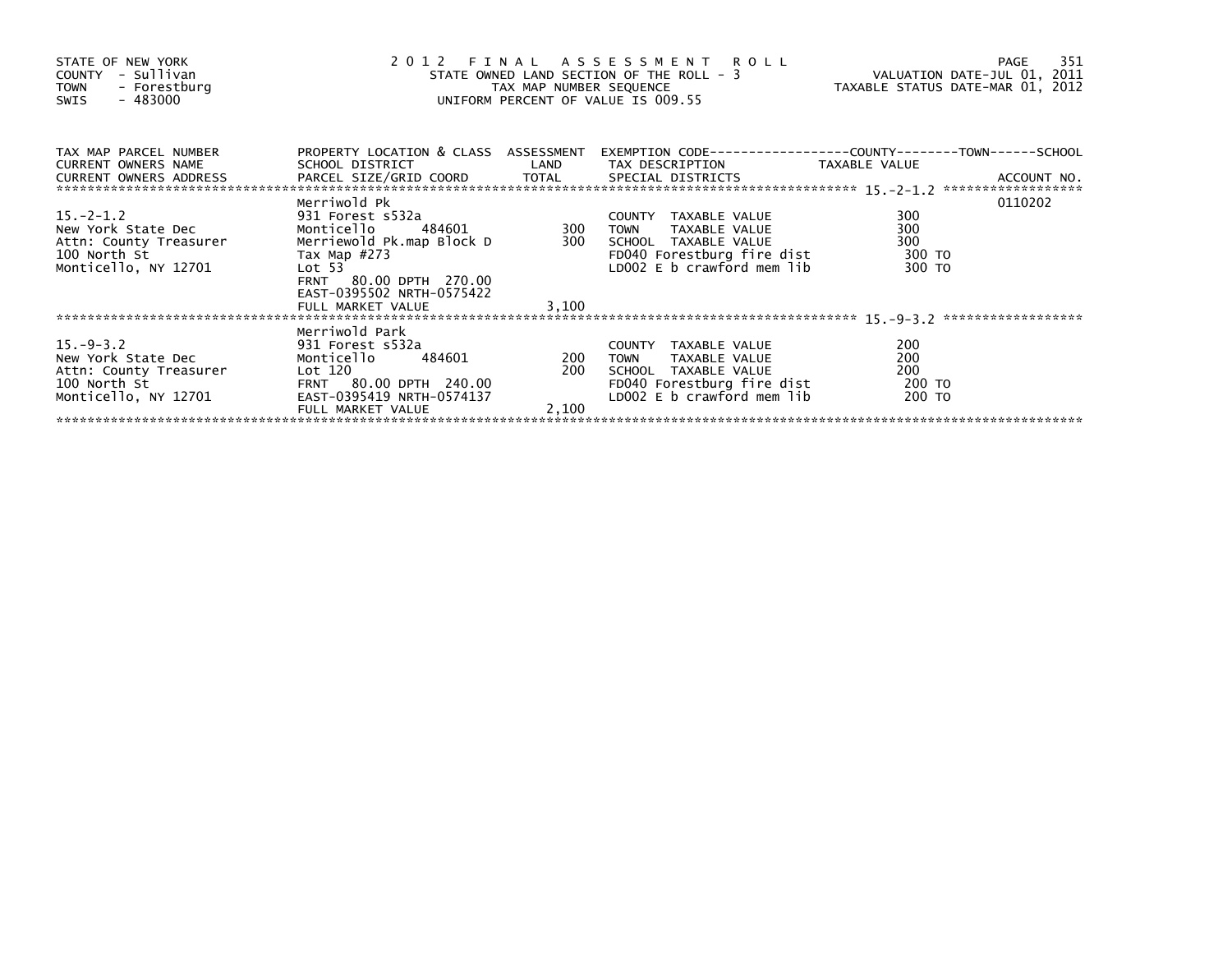STATE OF NEW YORK
COUNTY - Sullivan
TOWN - Forestburg
SWIS - 483000

# 2012 FINAL ASSESSMENT ROLL

STATE OWNED LAND SECTION OF THE ROLL - 3
TAX MAP NUMBER SEQUENCE
UNIFORM PERCENT OF VALUE IS 009.55

VALUATION DATE-JUL 01, 2011
TAXABLE STATUS DATE-MAR 01, 2012

| TAX MAP PARCEL NUMBER / CURRENT OWNERS NAME / CURRENT OWNERS ADDRESS | PROPERTY LOCATION & CLASS / SCHOOL DISTRICT / PARCEL SIZE/GRID COORD | ASSESSMENT LAND / TOTAL | EXEMPTION CODE / TAX DESCRIPTION / SPECIAL DISTRICTS | COUNTY / TOWN / SCHOOL TAXABLE VALUE | ACCOUNT NO. |
|---|---|---|---|---|---|
| 15.-2-1.2 | Merriwold Pk | | | | 0110202 |
| 15.-2-1.2 | 931 Forest s532a | | COUNTY TAXABLE VALUE | 300 | |
| New York State Dec | Monticello 484601 | 300 | TOWN TAXABLE VALUE | 300 | |
| Attn: County Treasurer | Merriewold Pk.map Block D | 300 | SCHOOL TAXABLE VALUE | 300 | |
| 100 North St | Tax Map #273 | | FD040 Forestburg fire dist | 300 TO | |
| Monticello, NY 12701 | Lot 53 | | LD002 E b crawford mem lib | 300 TO | |
| | FRNT 80.00 DPTH 270.00 | | | | |
| | EAST-0395502 NRTH-0575422 | | | | |
| | FULL MARKET VALUE | 3,100 | | | |
| 15.-9-3.2 | Merriwold Park | | | | |
| 15.-9-3.2 | 931 Forest s532a | | COUNTY TAXABLE VALUE | 200 | |
| New York State Dec | Monticello 484601 | 200 | TOWN TAXABLE VALUE | 200 | |
| Attn: County Treasurer | Lot 120 | 200 | SCHOOL TAXABLE VALUE | 200 | |
| 100 North St | FRNT 80.00 DPTH 240.00 | | FD040 Forestburg fire dist | 200 TO | |
| Monticello, NY 12701 | EAST-0395419 NRTH-0574137 | | LD002 E b crawford mem lib | 200 TO | |
| | FULL MARKET VALUE | 2,100 | | | |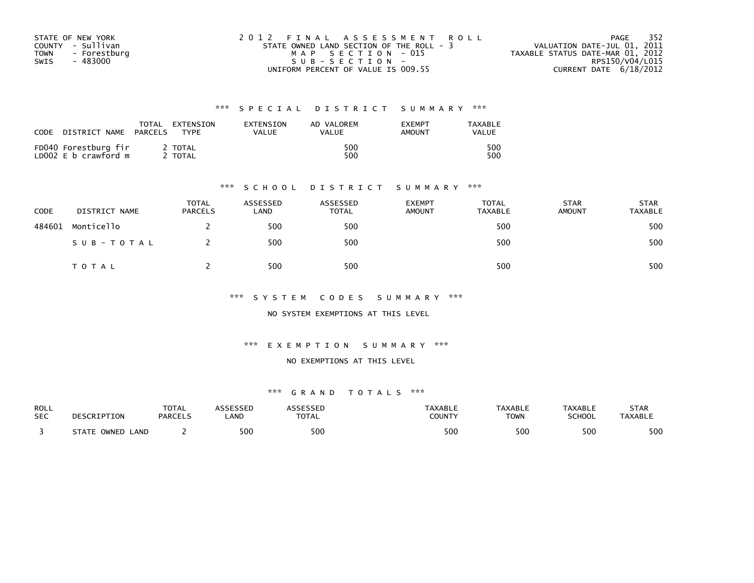STATE OF NEW YORK
COUNTY - Sullivan
TOWN - Forestburg
SWIS - 483000

2 0 1 2 F I N A L A S S E S S M E N T R O L L
STATE OWNED LAND SECTION OF THE ROLL - 3
M A P S E C T I O N - 015
S U B - S E C T I O N -
UNIFORM PERCENT OF VALUE IS 009.55

VALUATION DATE-JUL 01, 2011
TAXABLE STATUS DATE-MAR 01, 2012
RPS150/V04/L015
CURRENT DATE 6/18/2012

### *** S P E C I A L D I S T R I C T S U M M A R Y ***

| CODE | DISTRICT NAME | TOTAL PARCELS | EXTENSION TYPE | EXTENSION VALUE | AD VALOREM VALUE | EXEMPT AMOUNT | TAXABLE VALUE |
|---|---|---|---|---|---|---|---|
| FD040 | Forestburg fir | 2 | TOTAL | | 500 | | 500 |
| LD002 | E b crawford m | 2 | TOTAL | | 500 | | 500 |

### *** S C H O O L D I S T R I C T S U M M A R Y ***

| CODE | DISTRICT NAME | TOTAL PARCELS | ASSESSED LAND | ASSESSED TOTAL | EXEMPT AMOUNT | TOTAL TAXABLE | STAR AMOUNT | STAR TAXABLE |
|---|---|---|---|---|---|---|---|---|
| 484601 | Monticello | 2 | 500 | 500 | | 500 | | 500 |
| | S U B - T O T A L | 2 | 500 | 500 | | 500 | | 500 |
| | T O T A L | 2 | 500 | 500 | | 500 | | 500 |

### *** S Y S T E M C O D E S S U M M A R Y ***

NO SYSTEM EXEMPTIONS AT THIS LEVEL

### *** E X E M P T I O N S U M M A R Y ***

NO EXEMPTIONS AT THIS LEVEL

### *** G R A N D T O T A L S ***

| ROLL SEC | DESCRIPTION | TOTAL PARCELS | ASSESSED LAND | ASSESSED TOTAL | TAXABLE COUNTY | TAXABLE TOWN | TAXABLE SCHOOL | STAR TAXABLE |
|---|---|---|---|---|---|---|---|---|
| 3 | STATE OWNED LAND | 2 | 500 | 500 | 500 | 500 | 500 | 500 |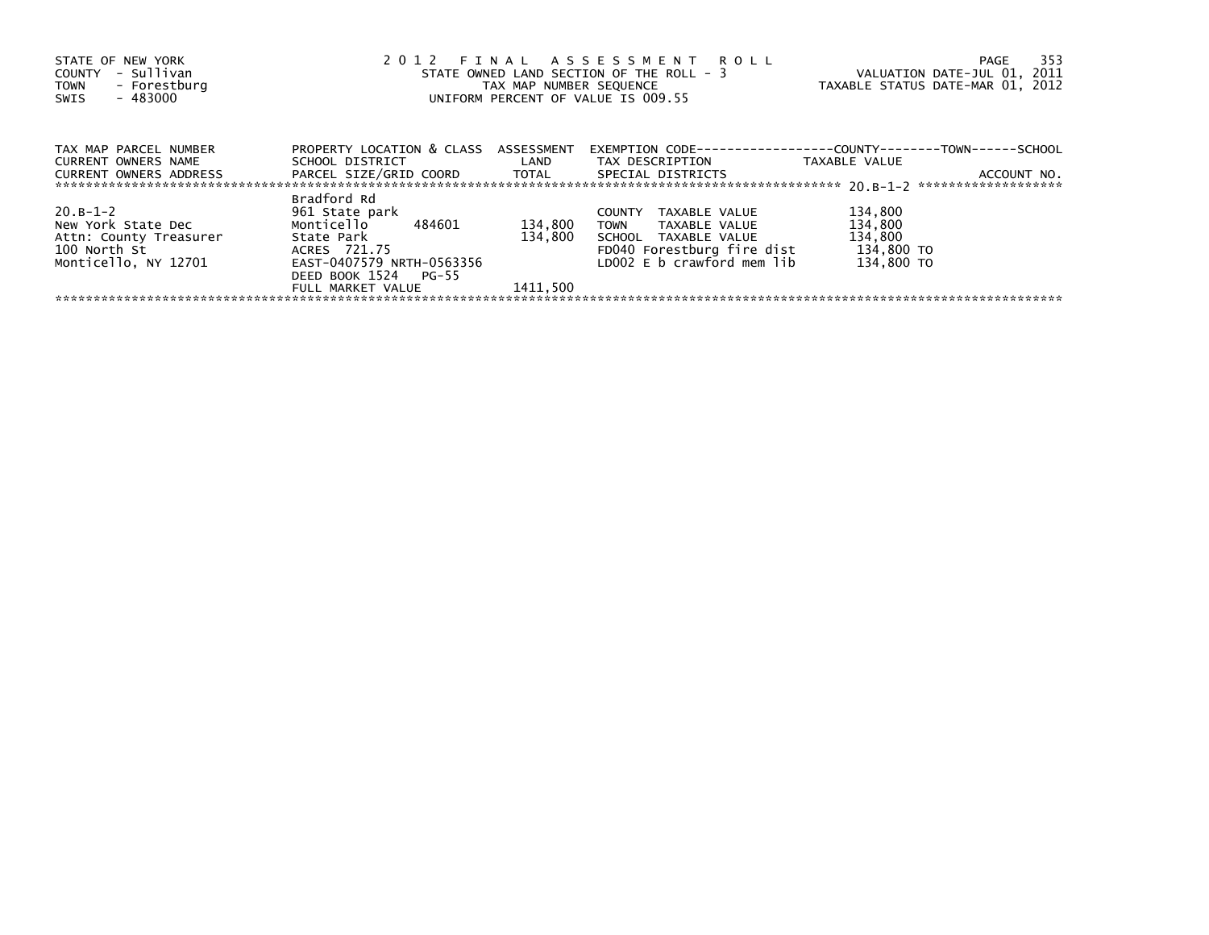STATE OF NEW YORK
COUNTY - Sullivan
TOWN - Forestburg
SWIS - 483000

2 0 1 2 F I N A L A S S E S S M E N T R O L L
STATE OWNED LAND SECTION OF THE ROLL - 3
TAX MAP NUMBER SEQUENCE
UNIFORM PERCENT OF VALUE IS 009.55

VALUATION DATE-JUL 01, 2011
TAXABLE STATUS DATE-MAR 01, 2012

| TAX MAP PARCEL NUMBER / CURRENT OWNERS NAME / CURRENT OWNERS ADDRESS | PROPERTY LOCATION & CLASS / SCHOOL DISTRICT / PARCEL SIZE/GRID COORD | ASSESSMENT LAND / TOTAL | EXEMPTION CODE / TAX DESCRIPTION / SPECIAL DISTRICTS | TAXABLE VALUE (COUNTY--------TOWN------SCHOOL) | ACCOUNT NO. |
|---|---|---|---|---|---|
| ******************** 20.B-1-2 ******************** | | | | | |
| | Bradford Rd | | | | |
| 20.B-1-2 | 961 State park | | COUNTY TAXABLE VALUE | 134,800 | |
| New York State Dec | Monticello 484601 | 134,800 | TOWN TAXABLE VALUE | 134,800 | |
| Attn: County Treasurer | State Park | 134,800 | SCHOOL TAXABLE VALUE | 134,800 | |
| 100 North St | ACRES 721.75 | | FD040 Forestburg fire dist | 134,800 TO | |
| Monticello, NY 12701 | EAST-0407579 NRTH-0563356 | | LD002 E b crawford mem lib | 134,800 TO | |
| | DEED BOOK 1524 PG-55 | | | | |
| | FULL MARKET VALUE | 1411,500 | | | |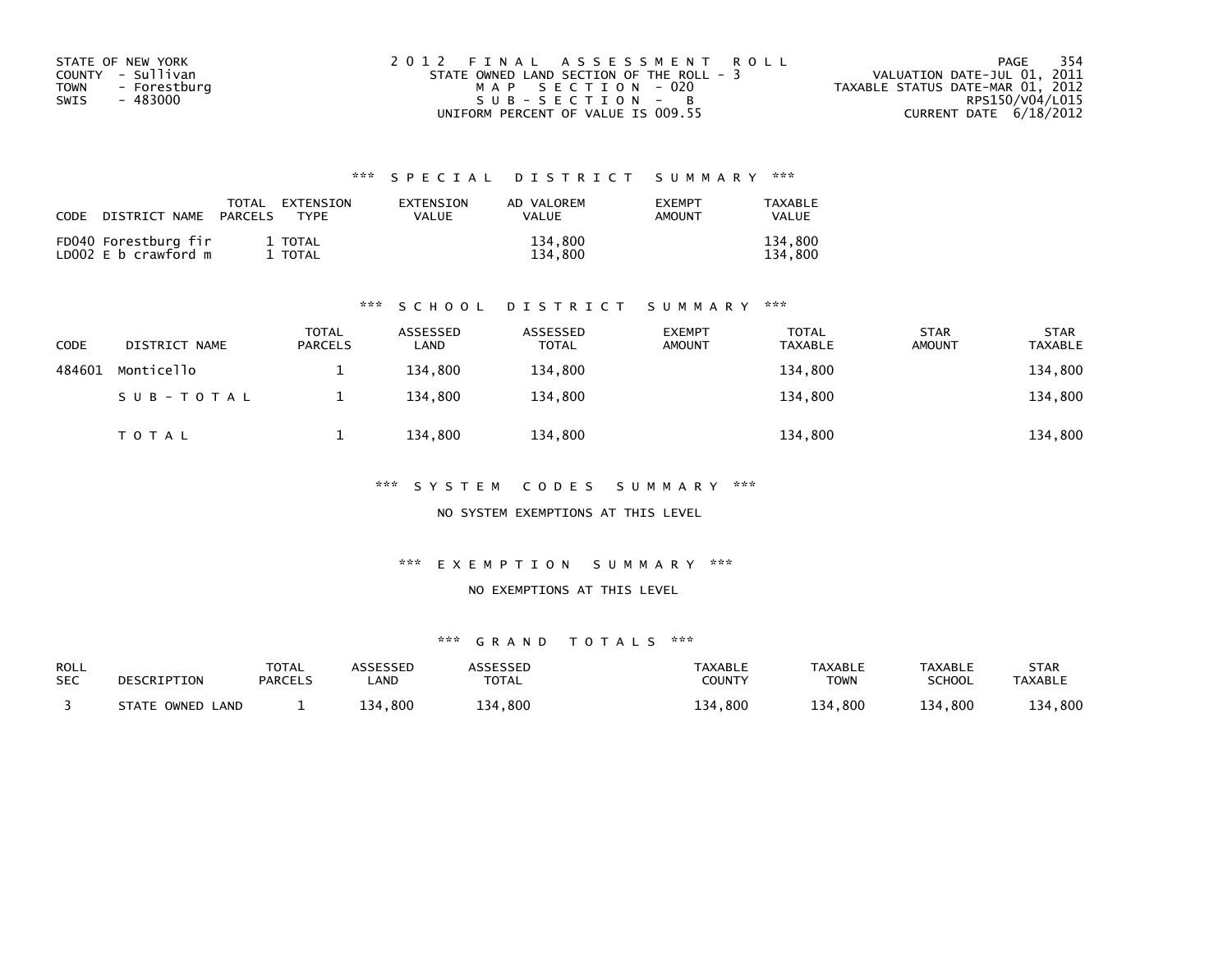STATE OF NEW YORK
COUNTY - Sullivan
TOWN - Forestburg
SWIS - 483000

2012 FINAL ASSESSMENT ROLL
STATE OWNED LAND SECTION OF THE ROLL - 3
MAP SECTION - 020
SUB-SECTION - B
UNIFORM PERCENT OF VALUE IS 009.55

VALUATION DATE-JUL 01, 2011
TAXABLE STATUS DATE-MAR 01, 2012
RPS150/V04/L015
CURRENT DATE 6/18/2012

### *** SPECIAL DISTRICT SUMMARY ***

| CODE | DISTRICT NAME | TOTAL PARCELS | EXTENSION TYPE | EXTENSION VALUE | AD VALOREM VALUE | EXEMPT AMOUNT | TAXABLE VALUE |
|---|---|---|---|---|---|---|---|
| FD040 | Forestburg fir | 1 | TOTAL | | 134,800 | | 134,800 |
| LD002 | E b crawford m | 1 | TOTAL | | 134,800 | | 134,800 |

### *** SCHOOL DISTRICT SUMMARY ***

| CODE | DISTRICT NAME | TOTAL PARCELS | ASSESSED LAND | ASSESSED TOTAL | EXEMPT AMOUNT | TOTAL TAXABLE | STAR AMOUNT | STAR TAXABLE |
|---|---|---|---|---|---|---|---|---|
| 484601 | Monticello | 1 | 134,800 | 134,800 | | 134,800 | | 134,800 |
| | SUB-TOTAL | 1 | 134,800 | 134,800 | | 134,800 | | 134,800 |
| | TOTAL | 1 | 134,800 | 134,800 | | 134,800 | | 134,800 |

### *** SYSTEM CODES SUMMARY ***

NO SYSTEM EXEMPTIONS AT THIS LEVEL

### *** EXEMPTION SUMMARY ***

NO EXEMPTIONS AT THIS LEVEL

### *** GRAND TOTALS ***

| ROLL SEC | DESCRIPTION | TOTAL PARCELS | ASSESSED LAND | ASSESSED TOTAL | TAXABLE COUNTY | TAXABLE TOWN | TAXABLE SCHOOL | STAR TAXABLE |
|---|---|---|---|---|---|---|---|---|
| 3 | STATE OWNED LAND | 1 | 134,800 | 134,800 | 134,800 | 134,800 | 134,800 | 134,800 |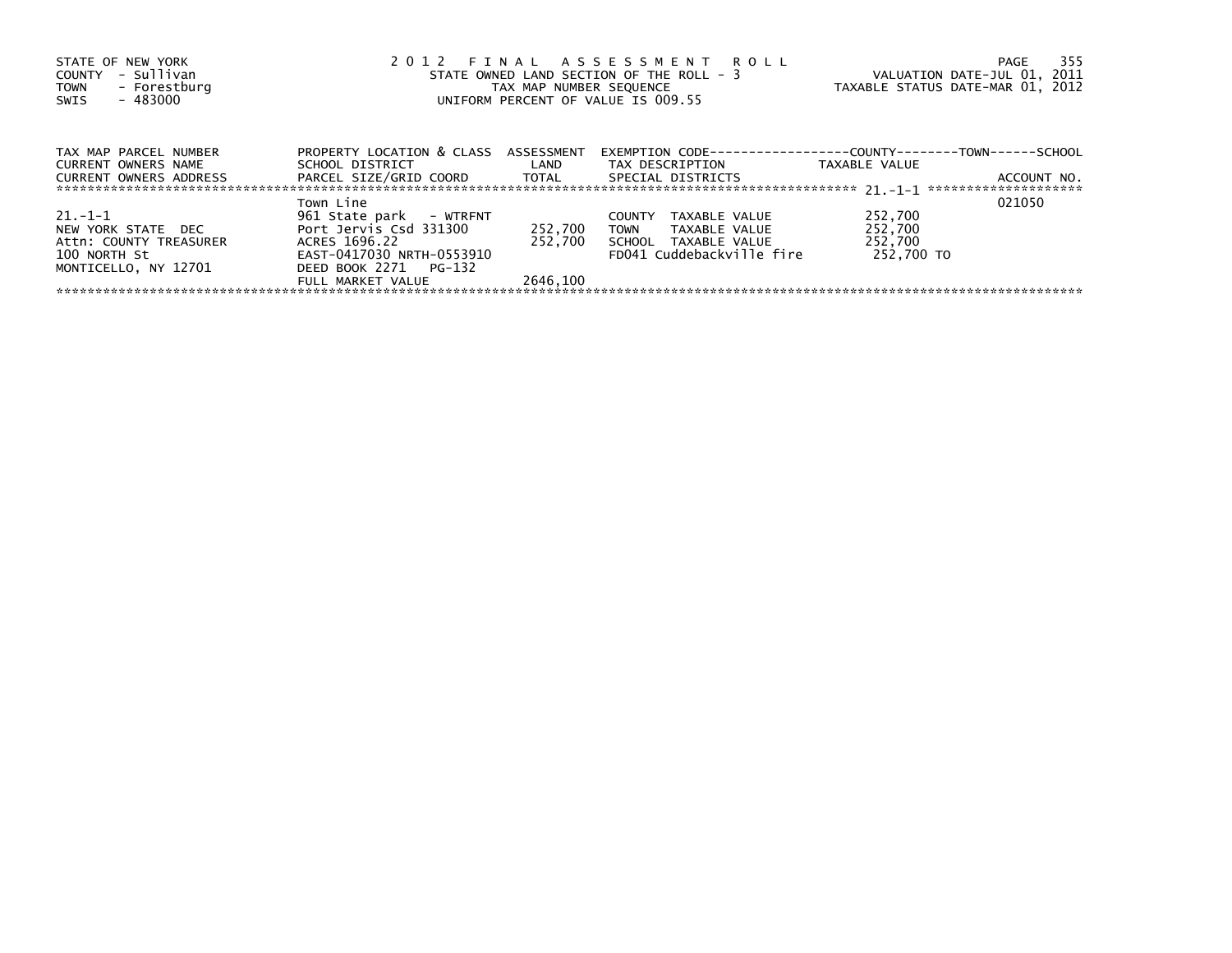STATE OF NEW YORK
COUNTY - Sullivan
TOWN - Forestburg
SWIS - 483000

# 2012 FINAL ASSESSMENT ROLL

STATE OWNED LAND SECTION OF THE ROLL - 3
TAX MAP NUMBER SEQUENCE
UNIFORM PERCENT OF VALUE IS 009.55

VALUATION DATE-JUL 01, 2011
TAXABLE STATUS DATE-MAR 01, 2012

| TAX MAP PARCEL NUMBER / CURRENT OWNERS NAME / CURRENT OWNERS ADDRESS | PROPERTY LOCATION & CLASS / SCHOOL DISTRICT / PARCEL SIZE/GRID COORD | ASSESSMENT LAND / TOTAL | EXEMPTION CODE / TAX DESCRIPTION / SPECIAL DISTRICTS | TAXABLE VALUE (COUNTY--TOWN--SCHOOL) | ACCOUNT NO. |
|---|---|---|---|---|---|
| 21.-1-1 | Town Line | | | | 021050 |
| 21.-1-1 | 961 State park - WTRFNT | | COUNTY TAXABLE VALUE | 252,700 | |
| NEW YORK STATE DEC | Port Jervis Csd 331300 | 252,700 | TOWN TAXABLE VALUE | 252,700 | |
| Attn: COUNTY TREASURER | ACRES 1696.22 | 252,700 | SCHOOL TAXABLE VALUE | 252,700 | |
| 100 NORTH St | EAST-0417030 NRTH-0553910 | | FD041 Cuddebackville fire | 252,700 TO | |
| MONTICELLO, NY 12701 | DEED BOOK 2271 PG-132 | | | | |
| | FULL MARKET VALUE | 2646,100 | | | |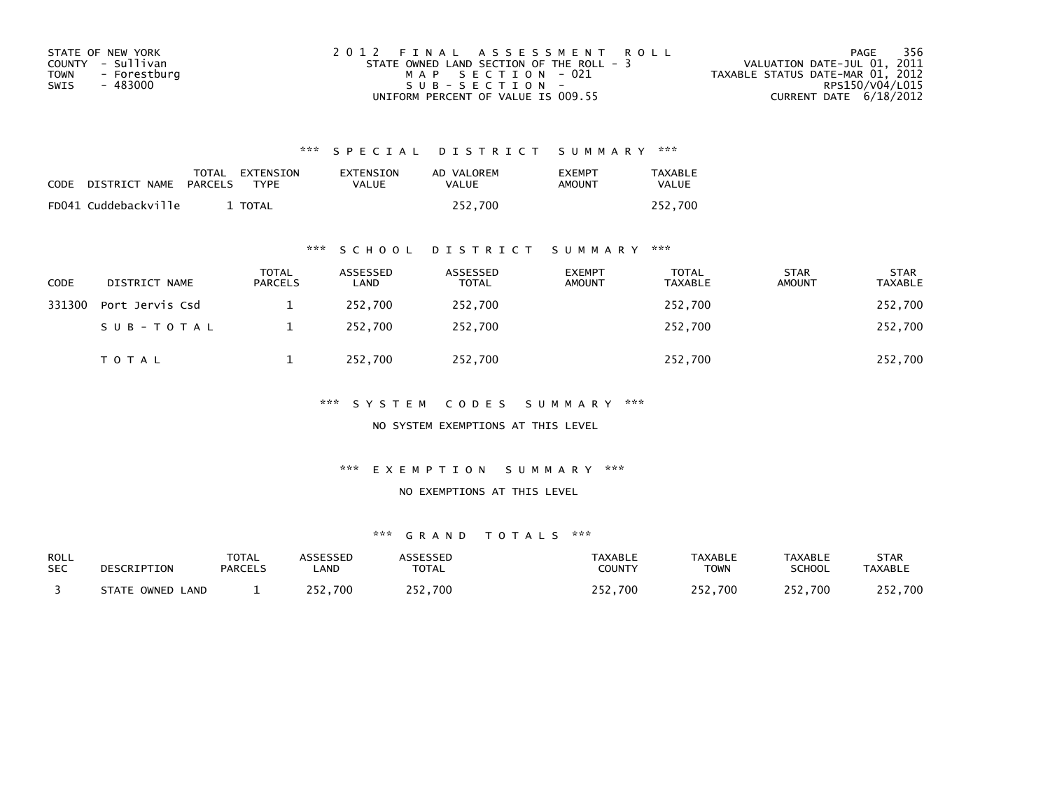STATE OF NEW YORK
COUNTY - Sullivan
TOWN - Forestburg
SWIS - 483000

2012 FINAL ASSESSMENT ROLL
STATE OWNED LAND SECTION OF THE ROLL - 3
MAP SECTION - 021
SUB-SECTION -
UNIFORM PERCENT OF VALUE IS 009.55

VALUATION DATE-JUL 01, 2011
TAXABLE STATUS DATE-MAR 01, 2012
RPS150/V04/L015
CURRENT DATE 6/18/2012

### *** SPECIAL DISTRICT SUMMARY ***

| CODE | DISTRICT NAME | TOTAL PARCELS | EXTENSION TYPE | EXTENSION VALUE | AD VALOREM VALUE | EXEMPT AMOUNT | TAXABLE VALUE |
|---|---|---|---|---|---|---|---|
| FD041 | Cuddebackville | 1 | TOTAL | | 252,700 | | 252,700 |

### *** SCHOOL DISTRICT SUMMARY ***

| CODE | DISTRICT NAME | TOTAL PARCELS | ASSESSED LAND | ASSESSED TOTAL | EXEMPT AMOUNT | TOTAL TAXABLE | STAR AMOUNT | STAR TAXABLE |
|---|---|---|---|---|---|---|---|---|
| 331300 | Port Jervis Csd | 1 | 252,700 | 252,700 | | 252,700 | | 252,700 |
| | SUB-TOTAL | 1 | 252,700 | 252,700 | | 252,700 | | 252,700 |
| | TOTAL | 1 | 252,700 | 252,700 | | 252,700 | | 252,700 |

### *** SYSTEM CODES SUMMARY ***

NO SYSTEM EXEMPTIONS AT THIS LEVEL

### *** EXEMPTION SUMMARY ***

NO EXEMPTIONS AT THIS LEVEL

### *** GRAND TOTALS ***

| ROLL SEC | DESCRIPTION | TOTAL PARCELS | ASSESSED LAND | ASSESSED TOTAL | TAXABLE COUNTY | TAXABLE TOWN | TAXABLE SCHOOL | STAR TAXABLE |
|---|---|---|---|---|---|---|---|---|
| 3 | STATE OWNED LAND | 1 | 252,700 | 252,700 | 252,700 | 252,700 | 252,700 | 252,700 |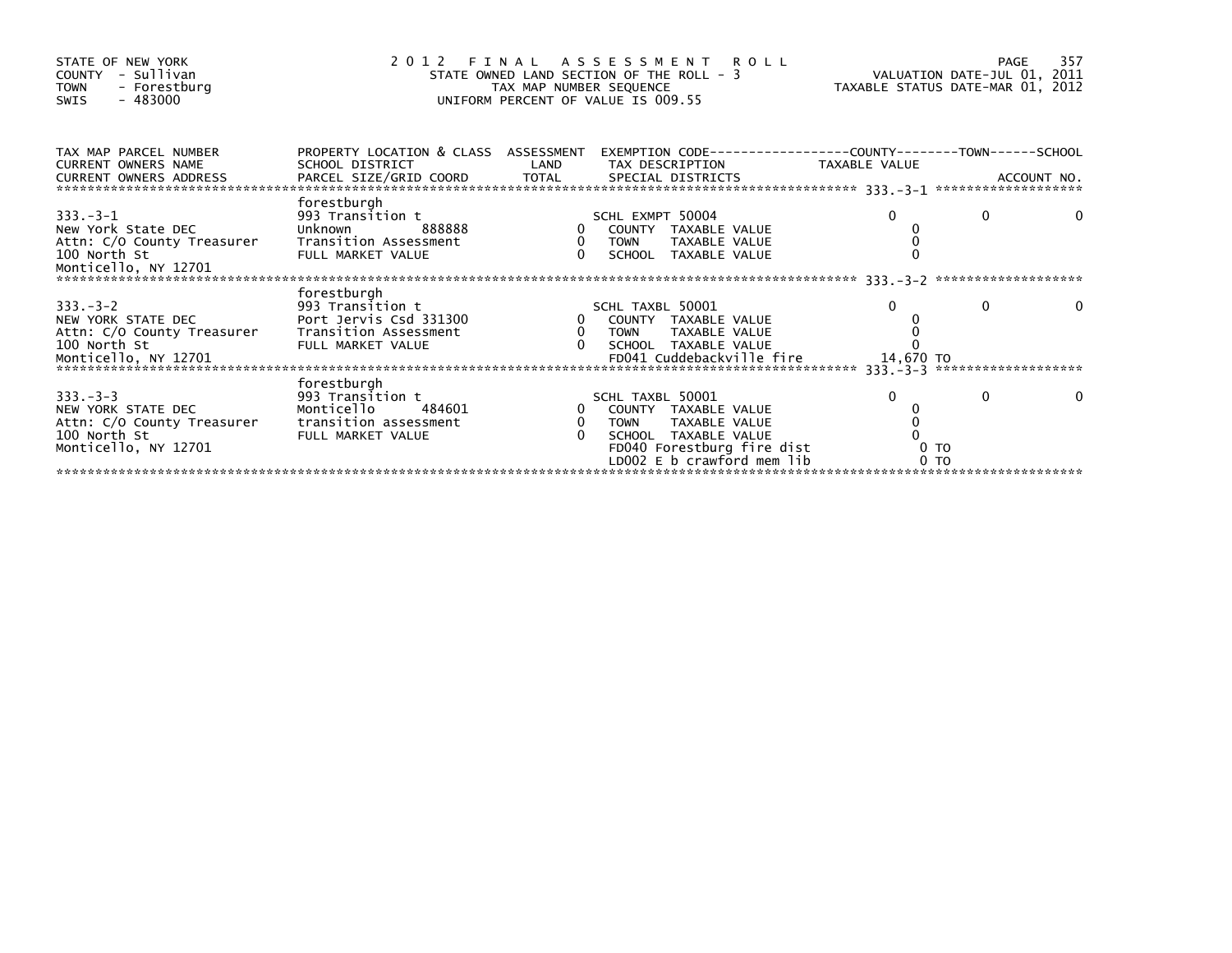STATE OF NEW YORK
COUNTY - Sullivan
TOWN - Forestburg
SWIS - 483000

2012 FINAL ASSESSMENT ROLL
STATE OWNED LAND SECTION OF THE ROLL - 3
TAX MAP NUMBER SEQUENCE
UNIFORM PERCENT OF VALUE IS 009.55

VALUATION DATE-JUL 01, 2011
TAXABLE STATUS DATE-MAR 01, 2012

| TAX MAP PARCEL NUMBER / CURRENT OWNERS NAME / CURRENT OWNERS ADDRESS | PROPERTY LOCATION & CLASS / SCHOOL DISTRICT / PARCEL SIZE/GRID COORD | ASSESSMENT LAND / TOTAL | EXEMPTION CODE / TAX DESCRIPTION / SPECIAL DISTRICTS | COUNTY TAXABLE VALUE | TOWN | SCHOOL / ACCOUNT NO. |
|---|---|---|---|---|---|---|
| **333.-3-1** | forestburgh | | | | | |
| 333.-3-1 | 993 Transition t | | SCHL EXMPT 50004 | 0 | 0 | 0 |
| New York State DEC | Unknown 888888 | 0 | COUNTY TAXABLE VALUE | 0 | | |
| Attn: C/O County Treasurer | Transition Assessment | 0 | TOWN TAXABLE VALUE | 0 | | |
| 100 North St | FULL MARKET VALUE | 0 | SCHOOL TAXABLE VALUE | 0 | | |
| Monticello, NY 12701 | | | | | | |
| **333.-3-2** | forestburgh | | | | | |
| 333.-3-2 | 993 Transition t | | SCHL TAXBL 50001 | 0 | 0 | 0 |
| NEW YORK STATE DEC | Port Jervis Csd 331300 | 0 | COUNTY TAXABLE VALUE | 0 | | |
| Attn: C/O County Treasurer | Transition Assessment | 0 | TOWN TAXABLE VALUE | 0 | | |
| 100 North St | FULL MARKET VALUE | 0 | SCHOOL TAXABLE VALUE | 0 | | |
| Monticello, NY 12701 | | | FD041 Cuddebackville fire | 14,670 TO | | |
| **333.-3-3** | forestburgh | | | | | |
| 333.-3-3 | 993 Transition t | | SCHL TAXBL 50001 | 0 | 0 | 0 |
| NEW YORK STATE DEC | Monticello 484601 | 0 | COUNTY TAXABLE VALUE | 0 | | |
| Attn: C/O County Treasurer | transition assessment | 0 | TOWN TAXABLE VALUE | 0 | | |
| 100 North St | FULL MARKET VALUE | 0 | SCHOOL TAXABLE VALUE | 0 | | |
| Monticello, NY 12701 | | | FD040 Forestburg fire dist | 0 TO | | |
| | | | LD002 E b crawford mem lib | 0 TO | | |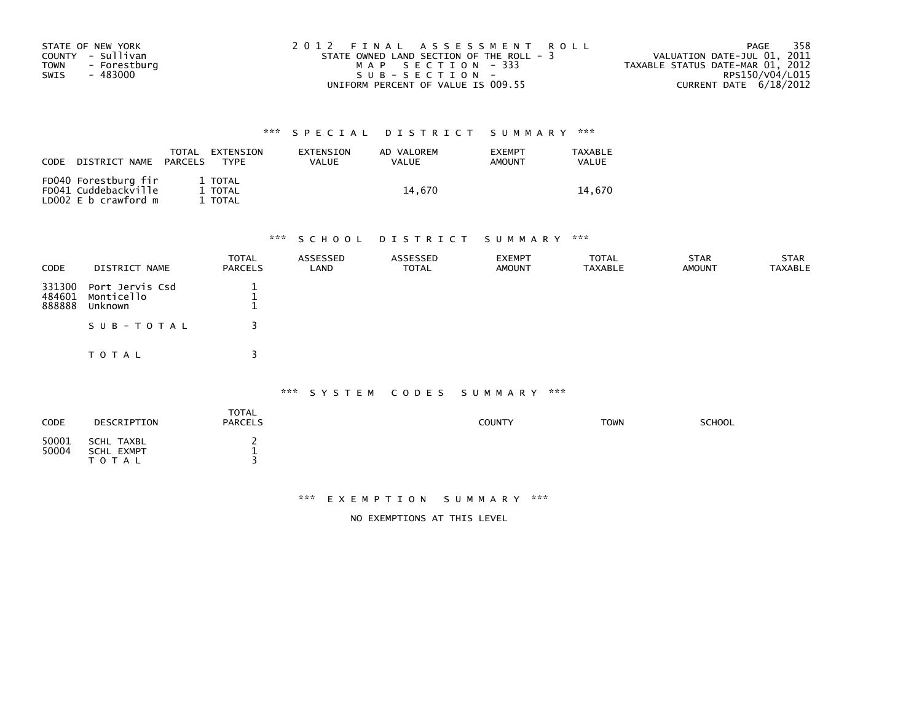STATE OF NEW YORK
COUNTY - Sullivan
TOWN - Forestburg
SWIS - 483000

2012 FINAL ASSESSMENT ROLL
STATE OWNED LAND SECTION OF THE ROLL - 3
MAP SECTION - 333
SUB-SECTION -
UNIFORM PERCENT OF VALUE IS 009.55

VALUATION DATE-JUL 01, 2011
TAXABLE STATUS DATE-MAR 01, 2012
RPS150/V04/L015
CURRENT DATE 6/18/2012

### *** SPECIAL DISTRICT SUMMARY ***

| CODE | DISTRICT NAME | TOTAL PARCELS | EXTENSION TYPE | EXTENSION VALUE | AD VALOREM VALUE | EXEMPT AMOUNT | TAXABLE VALUE |
|---|---|---|---|---|---|---|---|
| FD040 | Forestburg fir | 1 | TOTAL | | | | |
| FD041 | Cuddebackville | 1 | TOTAL | | 14,670 | | 14,670 |
| LD002 | E b crawford m | 1 | TOTAL | | | | |

### *** SCHOOL DISTRICT SUMMARY ***

| CODE | DISTRICT NAME | TOTAL PARCELS | ASSESSED LAND | ASSESSED TOTAL | EXEMPT AMOUNT | TOTAL TAXABLE | STAR AMOUNT | STAR TAXABLE |
|---|---|---|---|---|---|---|---|---|
| 331300 | Port Jervis Csd | 1 | | | | | | |
| 484601 | Monticello | 1 | | | | | | |
| 888888 | Unknown | 1 | | | | | | |
| | SUB-TOTAL | 3 | | | | | | |
| | TOTAL | 3 | | | | | | |

### *** SYSTEM CODES SUMMARY ***

| CODE | DESCRIPTION | TOTAL PARCELS | COUNTY | TOWN | SCHOOL |
|---|---|---|---|---|---|
| 50001 | SCHL TAXBL | 2 | | | |
| 50004 | SCHL EXMPT | 1 | | | |
| | TOTAL | 3 | | | |

### *** EXEMPTION SUMMARY ***

NO EXEMPTIONS AT THIS LEVEL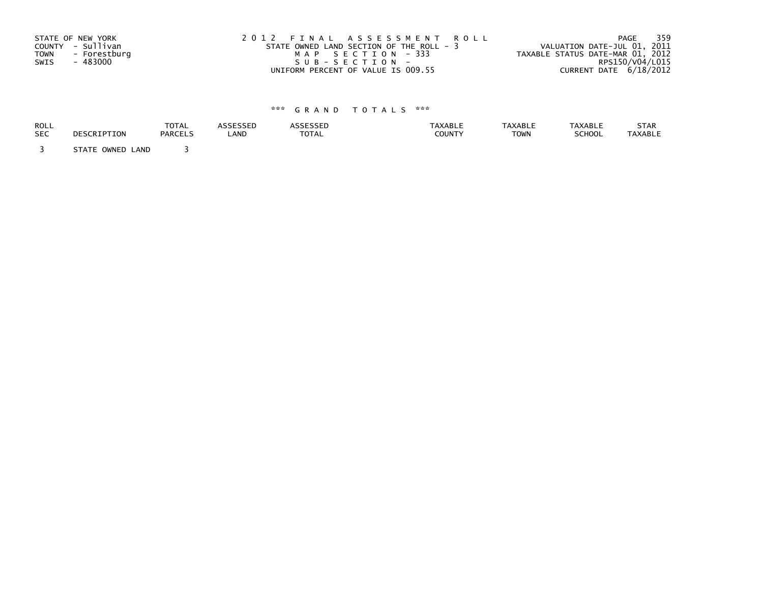STATE OF NEW YORK
COUNTY - Sullivan
TOWN - Forestburg
SWIS - 483000

2 0 1 2 F I N A L A S S E S S M E N T R O L L
STATE OWNED LAND SECTION OF THE ROLL - 3
M A P S E C T I O N - 333
S U B - S E C T I O N -
UNIFORM PERCENT OF VALUE IS 009.55

VALUATION DATE-JUL 01, 2011
TAXABLE STATUS DATE-MAR 01, 2012
RPS150/V04/L015
CURRENT DATE 6/18/2012

*** G R A N D T O T A L S ***

| ROLL SEC | DESCRIPTION | TOTAL PARCELS | ASSESSED LAND | ASSESSED TOTAL | TAXABLE COUNTY | TAXABLE TOWN | TAXABLE SCHOOL | STAR TAXABLE |
|---|---|---|---|---|---|---|---|---|
| 3 | STATE OWNED LAND | 3 | | | | | | |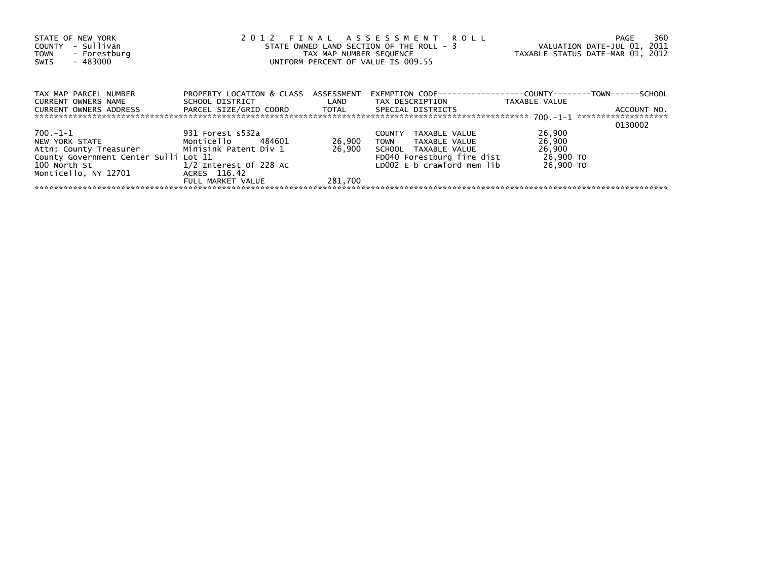STATE OF NEW YORK
COUNTY - Sullivan
TOWN - Forestburg
SWIS - 483000

2 0 1 2 F I N A L A S S E S S M E N T R O L L
STATE OWNED LAND SECTION OF THE ROLL - 3
TAX MAP NUMBER SEQUENCE
UNIFORM PERCENT OF VALUE IS 009.55

VALUATION DATE-JUL 01, 2011
TAXABLE STATUS DATE-MAR 01, 2012

| TAX MAP PARCEL NUMBER<br>CURRENT OWNERS NAME<br>CURRENT OWNERS ADDRESS | PROPERTY LOCATION & CLASS<br>SCHOOL DISTRICT<br>PARCEL SIZE/GRID COORD | ASSESSMENT<br>LAND<br>TOTAL | EXEMPTION CODE------------------COUNTY--------TOWN------SCHOOL<br>TAX DESCRIPTION<br>SPECIAL DISTRICTS | TAXABLE VALUE | ACCOUNT NO. |
|---|---|---|---|---|---|
| 700.-1-1 | | | | | 0130002 |
| 700.-1-1 | 931 Forest s532a | | COUNTY TAXABLE VALUE | 26,900 | |
| NEW YORK STATE | Monticello 484601 | 26,900 | TOWN TAXABLE VALUE | 26,900 | |
| Attn: County Treasurer | Minisink Patent Div 1 | 26,900 | SCHOOL TAXABLE VALUE | 26,900 | |
| County Government Center Sulli | Lot 11 | | FD040 Forestburg fire dist | 26,900 TO | |
| 100 North St | 1/2 Interest Of 228 Ac | | LD002 E b crawford mem lib | 26,900 TO | |
| Monticello, NY 12701 | ACRES 116.42 | | | | |
| | FULL MARKET VALUE | 281,700 | | | |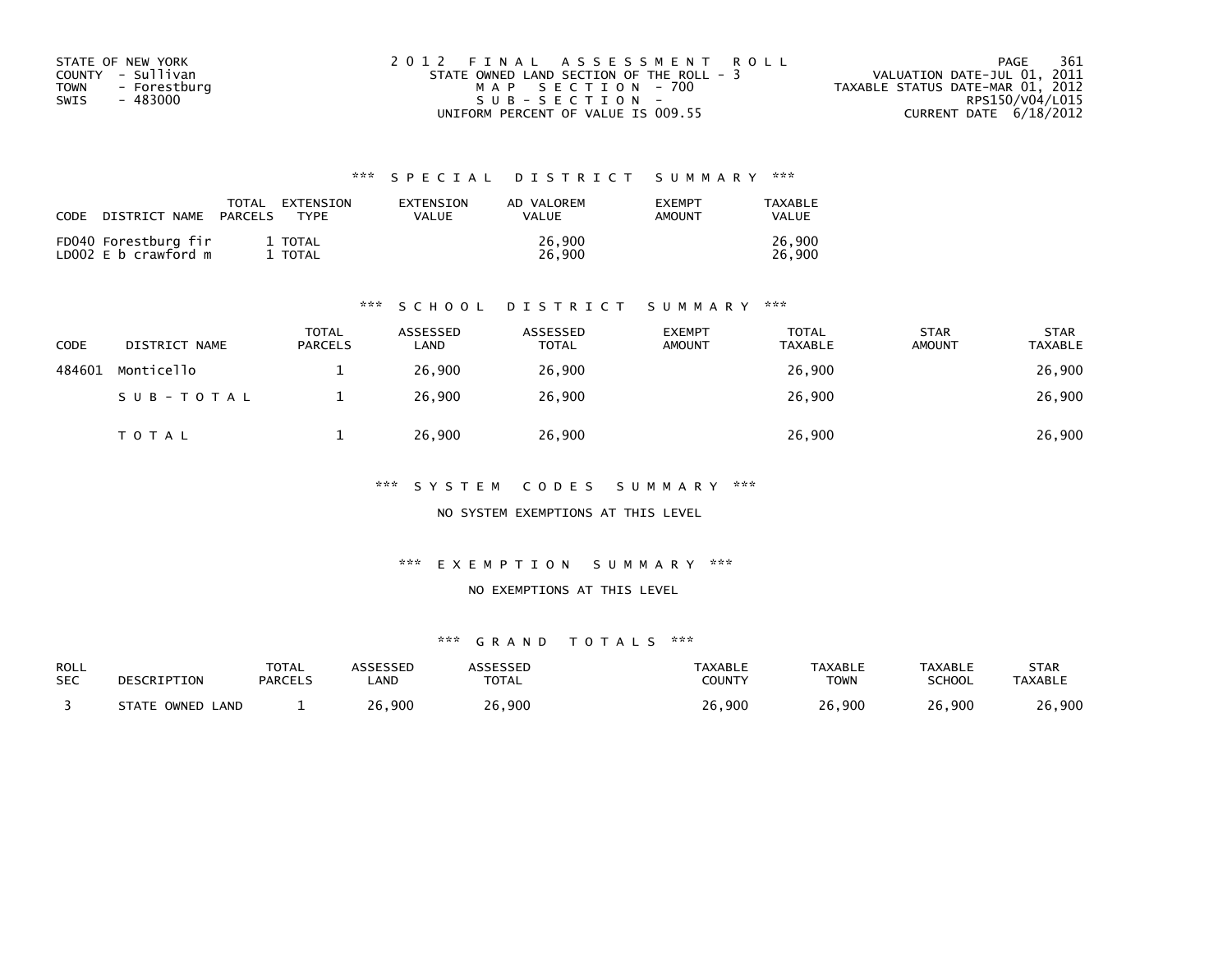STATE OF NEW YORK
COUNTY - Sullivan
TOWN - Forestburg
SWIS - 483000

2012 FINAL ASSESSMENT ROLL
STATE OWNED LAND SECTION OF THE ROLL - 3
MAP SECTION - 700
SUB-SECTION -
UNIFORM PERCENT OF VALUE IS 009.55

VALUATION DATE-JUL 01, 2011
TAXABLE STATUS DATE-MAR 01, 2012
RPS150/V04/L015
CURRENT DATE 6/18/2012

## *** SPECIAL DISTRICT SUMMARY ***

| CODE DISTRICT NAME | TOTAL PARCELS | EXTENSION TYPE | EXTENSION VALUE | AD VALOREM VALUE | EXEMPT AMOUNT | TAXABLE VALUE |
|---|---|---|---|---|---|---|
| FD040 Forestburg fir | 1 | TOTAL | | 26,900 | | 26,900 |
| LD002 E b crawford m | 1 | TOTAL | | 26,900 | | 26,900 |

## *** SCHOOL DISTRICT SUMMARY ***

| CODE | DISTRICT NAME | TOTAL PARCELS | ASSESSED LAND | ASSESSED TOTAL | EXEMPT AMOUNT | TOTAL TAXABLE | STAR AMOUNT | STAR TAXABLE |
|---|---|---|---|---|---|---|---|---|
| 484601 | Monticello | 1 | 26,900 | 26,900 | | 26,900 | | 26,900 |
| | SUB-TOTAL | 1 | 26,900 | 26,900 | | 26,900 | | 26,900 |
| | TOTAL | 1 | 26,900 | 26,900 | | 26,900 | | 26,900 |

## *** SYSTEM CODES SUMMARY ***

NO SYSTEM EXEMPTIONS AT THIS LEVEL

## *** EXEMPTION SUMMARY ***

NO EXEMPTIONS AT THIS LEVEL

## *** GRAND TOTALS ***

| ROLL SEC | DESCRIPTION | TOTAL PARCELS | ASSESSED LAND | ASSESSED TOTAL | TAXABLE COUNTY | TAXABLE TOWN | TAXABLE SCHOOL | STAR TAXABLE |
|---|---|---|---|---|---|---|---|---|
| 3 | STATE OWNED LAND | 1 | 26,900 | 26,900 | 26,900 | 26,900 | 26,900 | 26,900 |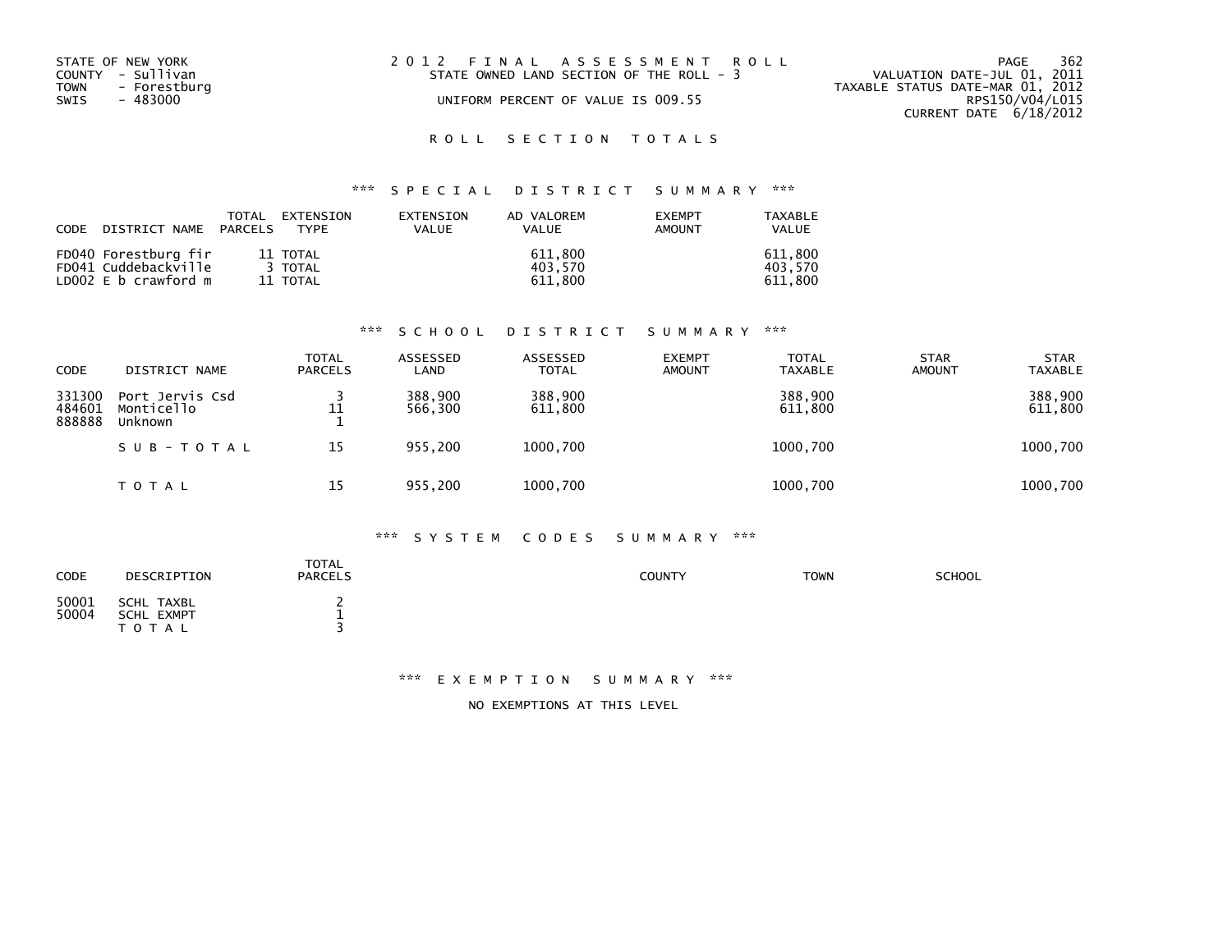STATE OF NEW YORK
COUNTY - Sullivan
TOWN - Forestburg
SWIS - 483000

# 2012 FINAL ASSESSMENT ROLL

STATE OWNED LAND SECTION OF THE ROLL - 3

UNIFORM PERCENT OF VALUE IS 009.55

VALUATION DATE-JUL 01, 2011
TAXABLE STATUS DATE-MAR 01, 2012
RPS150/V04/L015
CURRENT DATE 6/18/2012

## ROLL SECTION TOTALS

### *** SPECIAL DISTRICT SUMMARY ***

| CODE | DISTRICT NAME | TOTAL PARCELS | EXTENSION TYPE | EXTENSION VALUE | AD VALOREM VALUE | EXEMPT AMOUNT | TAXABLE VALUE |
|---|---|---|---|---|---|---|---|
| FD040 | Forestburg fir | 11 | TOTAL | | 611,800 | | 611,800 |
| FD041 | Cuddebackville | 3 | TOTAL | | 403,570 | | 403,570 |
| LD002 | E b crawford m | 11 | TOTAL | | 611,800 | | 611,800 |

### *** SCHOOL DISTRICT SUMMARY ***

| CODE | DISTRICT NAME | TOTAL PARCELS | ASSESSED LAND | ASSESSED TOTAL | EXEMPT AMOUNT | TOTAL TAXABLE | STAR AMOUNT | STAR TAXABLE |
|---|---|---|---|---|---|---|---|---|
| 331300 | Port Jervis Csd | 3 | 388,900 | 388,900 | | 388,900 | | 388,900 |
| 484601 | Monticello | 11 | 566,300 | 611,800 | | 611,800 | | 611,800 |
| 888888 | Unknown | 1 | | | | | | |
| | SUB-TOTAL | 15 | 955,200 | 1000,700 | | 1000,700 | | 1000,700 |
| | TOTAL | 15 | 955,200 | 1000,700 | | 1000,700 | | 1000,700 |

### *** SYSTEM CODES SUMMARY ***

| CODE | DESCRIPTION | TOTAL PARCELS | COUNTY | TOWN | SCHOOL |
|---|---|---|---|---|---|
| 50001 | SCHL TAXBL | 2 | | | |
| 50004 | SCHL EXMPT | 1 | | | |
| | TOTAL | 3 | | | |

### *** EXEMPTION SUMMARY ***

NO EXEMPTIONS AT THIS LEVEL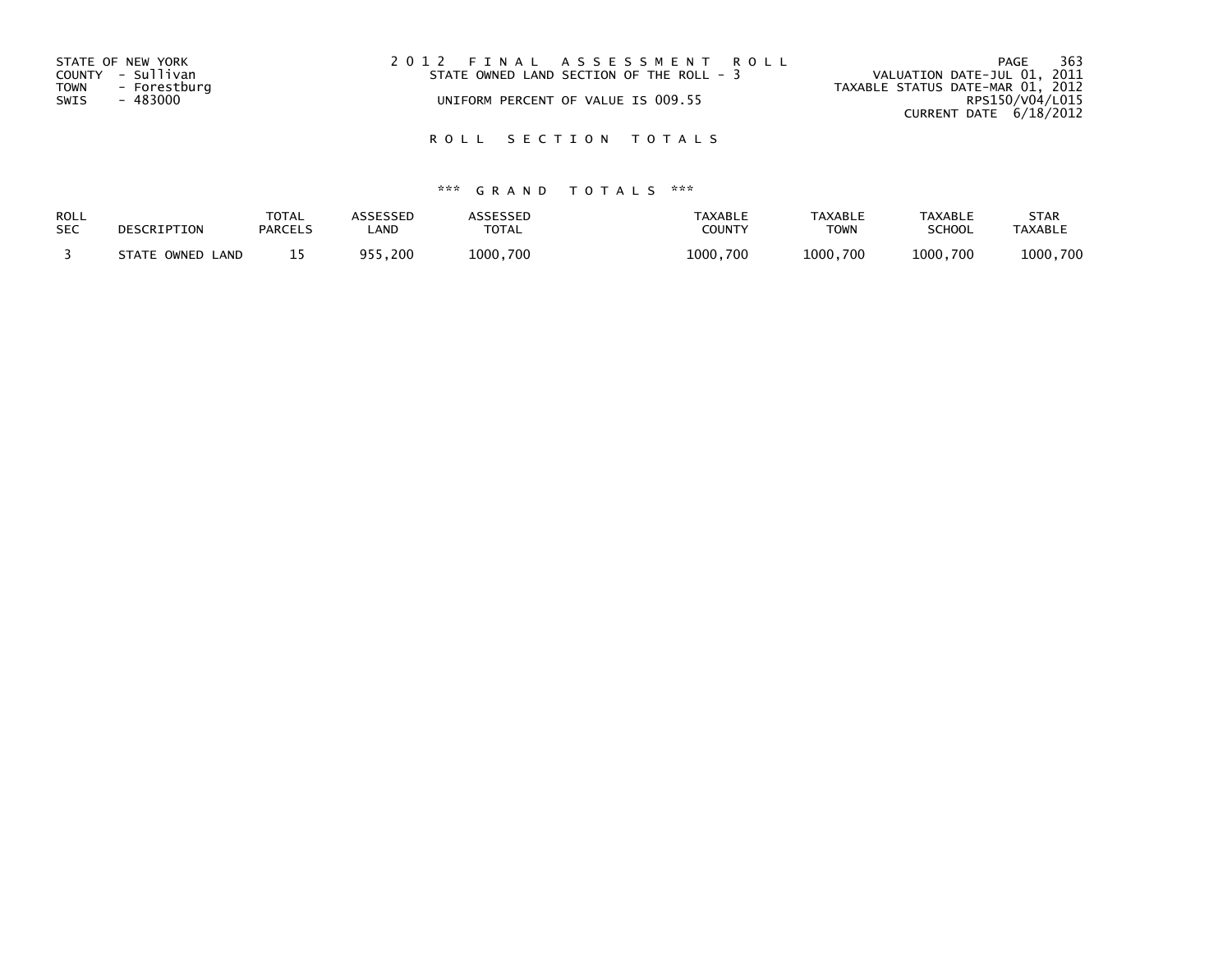STATE OF NEW YORK
COUNTY - Sullivan
TOWN - Forestburg
SWIS - 483000

2 0 1 2 F I N A L A S S E S S M E N T R O L L
STATE OWNED LAND SECTION OF THE ROLL - 3
UNIFORM PERCENT OF VALUE IS 009.55

VALUATION DATE-JUL 01, 2011
TAXABLE STATUS DATE-MAR 01, 2012
RPS150/V04/L015
CURRENT DATE 6/18/2012

R O L L S E C T I O N T O T A L S

\*\*\* G R A N D T O T A L S \*\*\*

| ROLL SEC | DESCRIPTION | TOTAL PARCELS | ASSESSED LAND | ASSESSED TOTAL | TAXABLE COUNTY | TAXABLE TOWN | TAXABLE SCHOOL | STAR TAXABLE |
|---|---|---|---|---|---|---|---|---|
| 3 | STATE OWNED LAND | 15 | 955,200 | 1000,700 | 1000,700 | 1000,700 | 1000,700 | 1000,700 |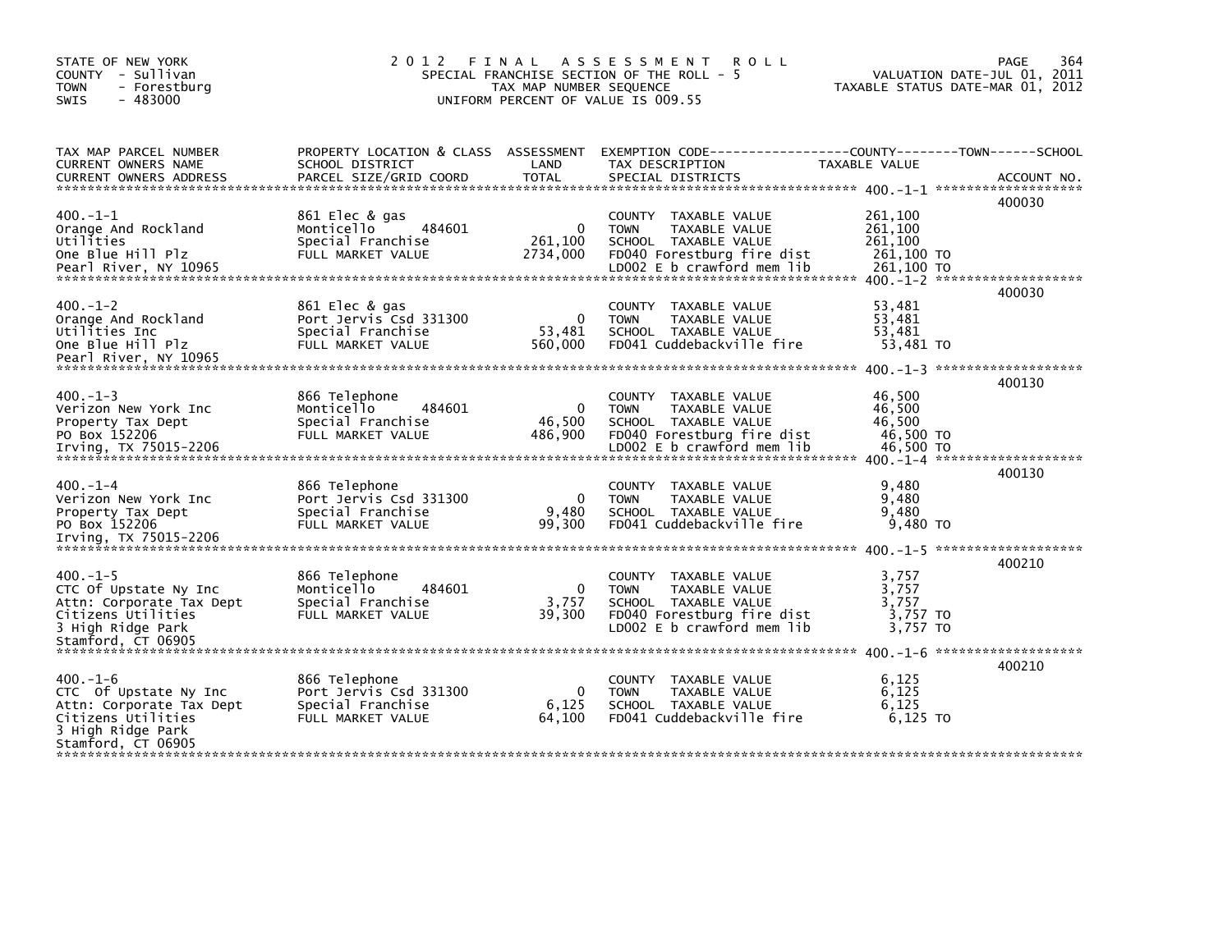STATE OF NEW YORK
COUNTY - Sullivan
TOWN - Forestburg
SWIS - 483000

# 2012 FINAL ASSESSMENT ROLL

SPECIAL FRANCHISE SECTION OF THE ROLL - 5
TAX MAP NUMBER SEQUENCE
UNIFORM PERCENT OF VALUE IS 009.55

VALUATION DATE-JUL 01, 2011
TAXABLE STATUS DATE-MAR 01, 2012

| TAX MAP PARCEL NUMBER / CURRENT OWNERS NAME / CURRENT OWNERS ADDRESS | PROPERTY LOCATION & CLASS / SCHOOL DISTRICT / PARCEL SIZE/GRID COORD | ASSESSMENT LAND / TOTAL | EXEMPTION CODE / TAX DESCRIPTION / SPECIAL DISTRICTS | TAXABLE VALUE | ACCOUNT NO. |
|---|---|---|---|---|---|
| 400.-1-1 | | | | | 400030 |
| Orange And Rockland | 861 Elec & gas | | COUNTY TAXABLE VALUE | 261,100 | |
| Utilities | Monticello 484601 | 0 | TOWN TAXABLE VALUE | 261,100 | |
| One Blue Hill Plz | Special Franchise | 261,100 | SCHOOL TAXABLE VALUE | 261,100 | |
| Pearl River, NY 10965 | FULL MARKET VALUE | 2734,000 | FD040 Forestburg fire dist | 261,100 TO | |
| | | | LD002 E b crawford mem lib | 261,100 TO | |
| 400.-1-2 | | | | | 400030 |
| Orange And Rockland | 861 Elec & gas | | COUNTY TAXABLE VALUE | 53,481 | |
| Utilities Inc | Port Jervis Csd 331300 | 0 | TOWN TAXABLE VALUE | 53,481 | |
| One Blue Hill Plz | Special Franchise | 53,481 | SCHOOL TAXABLE VALUE | 53,481 | |
| Pearl River, NY 10965 | FULL MARKET VALUE | 560,000 | FD041 Cuddebackville fire | 53,481 TO | |
| 400.-1-3 | | | | | 400130 |
| Verizon New York Inc | 866 Telephone | | COUNTY TAXABLE VALUE | 46,500 | |
| Property Tax Dept | Monticello 484601 | 0 | TOWN TAXABLE VALUE | 46,500 | |
| PO Box 152206 | Special Franchise | 46,500 | SCHOOL TAXABLE VALUE | 46,500 | |
| Irving, TX 75015-2206 | FULL MARKET VALUE | 486,900 | FD040 Forestburg fire dist | 46,500 TO | |
| | | | LD002 E b crawford mem lib | 46,500 TO | |
| 400.-1-4 | | | | | 400130 |
| Verizon New York Inc | 866 Telephone | | COUNTY TAXABLE VALUE | 9,480 | |
| Property Tax Dept | Port Jervis Csd 331300 | 0 | TOWN TAXABLE VALUE | 9,480 | |
| PO Box 152206 | Special Franchise | 9,480 | SCHOOL TAXABLE VALUE | 9,480 | |
| Irving, TX 75015-2206 | FULL MARKET VALUE | 99,300 | FD041 Cuddebackville fire | 9,480 TO | |
| 400.-1-5 | | | | | 400210 |
| CTC Of Upstate Ny Inc | 866 Telephone | | COUNTY TAXABLE VALUE | 3,757 | |
| Attn: Corporate Tax Dept | Monticello 484601 | 0 | TOWN TAXABLE VALUE | 3,757 | |
| Citizens Utilities | Special Franchise | 3,757 | SCHOOL TAXABLE VALUE | 3,757 | |
| 3 High Ridge Park | FULL MARKET VALUE | 39,300 | FD040 Forestburg fire dist | 3,757 TO | |
| Stamford, CT 06905 | | | LD002 E b crawford mem lib | 3,757 TO | |
| 400.-1-6 | | | | | 400210 |
| CTC Of Upstate Ny Inc | 866 Telephone | | COUNTY TAXABLE VALUE | 6,125 | |
| Attn: Corporate Tax Dept | Port Jervis Csd 331300 | 0 | TOWN TAXABLE VALUE | 6,125 | |
| Citizens Utilities | Special Franchise | 6,125 | SCHOOL TAXABLE VALUE | 6,125 | |
| 3 High Ridge Park | FULL MARKET VALUE | 64,100 | FD041 Cuddebackville fire | 6,125 TO | |
| Stamford, CT 06905 | | | | | |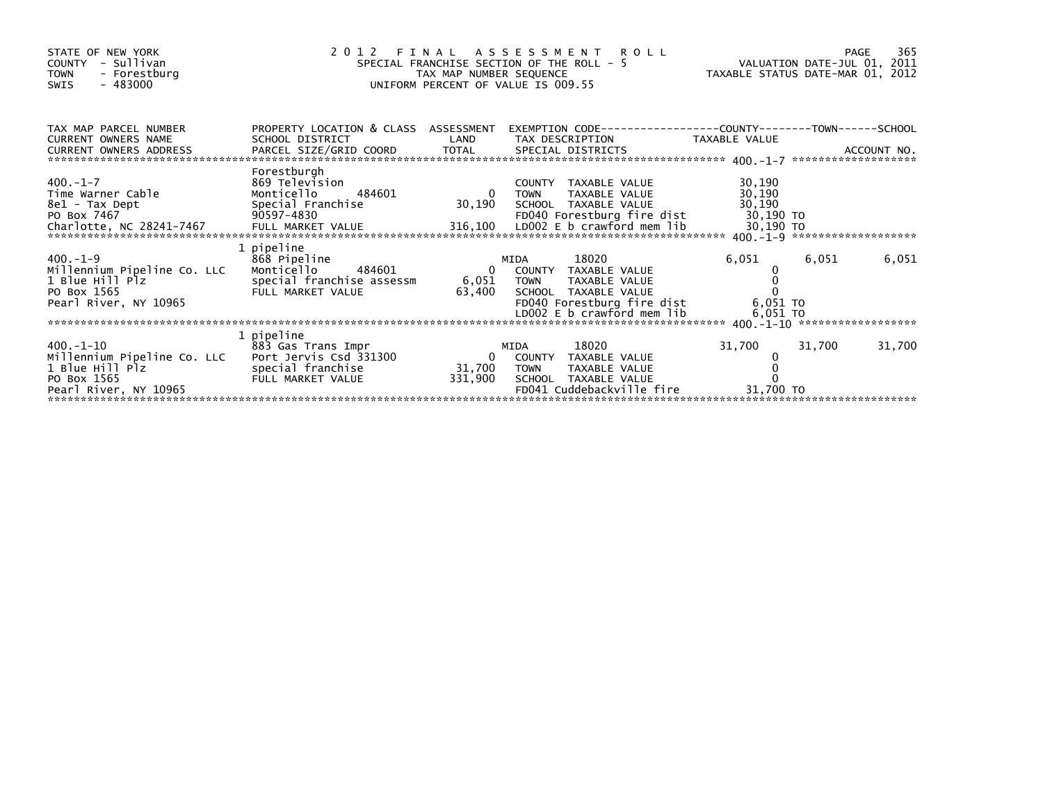STATE OF NEW YORK
COUNTY - Sullivan
TOWN - Forestburg
SWIS - 483000

# 2012 FINAL ASSESSMENT ROLL

SPECIAL FRANCHISE SECTION OF THE ROLL - 5
TAX MAP NUMBER SEQUENCE
UNIFORM PERCENT OF VALUE IS 009.55

VALUATION DATE-JUL 01, 2011
TAXABLE STATUS DATE-MAR 01, 2012

| TAX MAP PARCEL NUMBER / CURRENT OWNERS NAME / CURRENT OWNERS ADDRESS | PROPERTY LOCATION & CLASS / SCHOOL DISTRICT / PARCEL SIZE/GRID COORD | ASSESSMENT LAND / TOTAL | EXEMPTION CODE / TAX DESCRIPTION / SPECIAL DISTRICTS | COUNTY TAXABLE VALUE | TOWN | SCHOOL |
|---|---|---|---|---|---|---|
| **400.-1-7** | Forestburgh | | | | | |
| 400.-1-7 | 869 Television | | COUNTY TAXABLE VALUE | 30,190 | | |
| Time Warner Cable | Monticello 484601 | 0 | TOWN TAXABLE VALUE | 30,190 | | |
| 8e1 - Tax Dept | Special Franchise | 30,190 | SCHOOL TAXABLE VALUE | 30,190 | | |
| PO Box 7467 | 90597-4830 | | FD040 Forestburg fire dist | 30,190 TO | | |
| Charlotte, NC 28241-7467 | FULL MARKET VALUE | 316,100 | LD002 E b crawford mem lib | 30,190 TO | | |
| **400.-1-9** | 1 pipeline | | | | | |
| 400.-1-9 | 868 Pipeline | | MIDA 18020 | 6,051 | 6,051 | 6,051 |
| Millennium Pipeline Co. LLC | Monticello 484601 | 0 | COUNTY TAXABLE VALUE | 0 | | |
| 1 Blue Hill Plz | special franchise assessm | 6,051 | TOWN TAXABLE VALUE | 0 | | |
| PO Box 1565 | FULL MARKET VALUE | 63,400 | SCHOOL TAXABLE VALUE | 0 | | |
| Pearl River, NY 10965 | | | FD040 Forestburg fire dist | 6,051 TO | | |
| | | | LD002 E b crawford mem lib | 6,051 TO | | |
| **400.-1-10** | 1 pipeline | | | | | |
| 400.-1-10 | 883 Gas Trans Impr | | MIDA 18020 | 31,700 | 31,700 | 31,700 |
| Millennium Pipeline Co. LLC | Port Jervis Csd 331300 | 0 | COUNTY TAXABLE VALUE | 0 | | |
| 1 Blue Hill Plz | special franchise | 31,700 | TOWN TAXABLE VALUE | 0 | | |
| PO Box 1565 | FULL MARKET VALUE | 331,900 | SCHOOL TAXABLE VALUE | 0 | | |
| Pearl River, NY 10965 | | | FD041 Cuddebackville fire | 31,700 TO | | |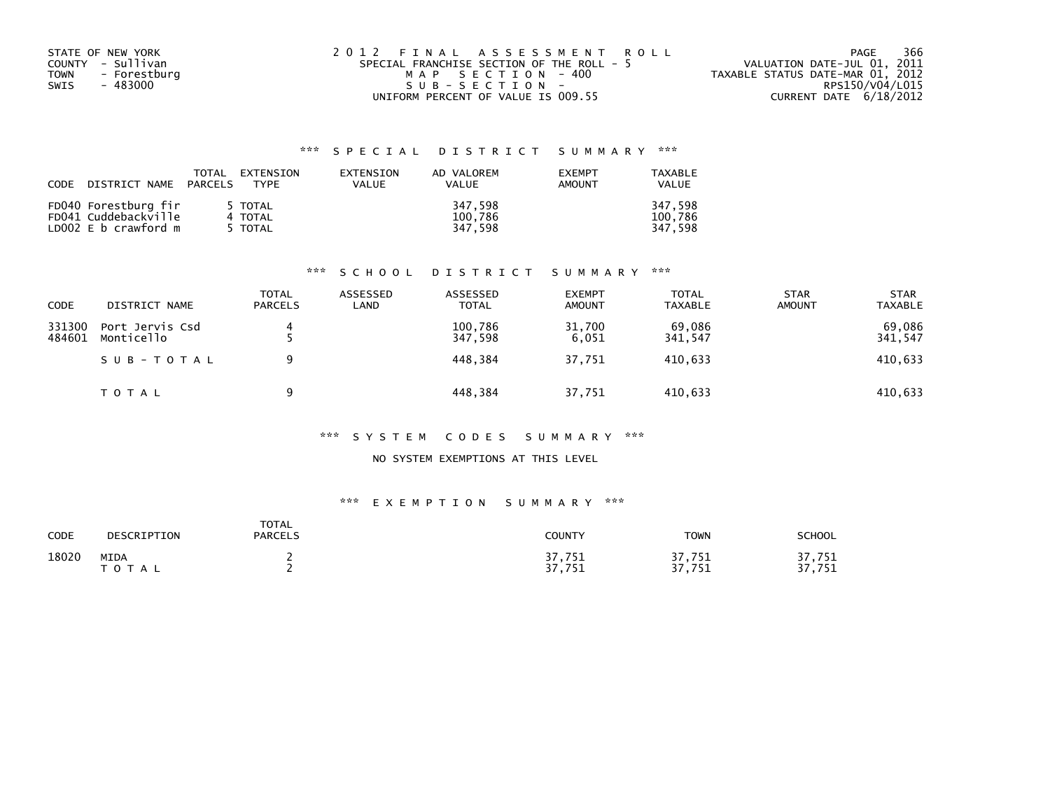STATE OF NEW YORK
COUNTY - Sullivan
TOWN - Forestburg
SWIS - 483000

2012 FINAL ASSESSMENT ROLL
SPECIAL FRANCHISE SECTION OF THE ROLL - 5
MAP SECTION - 400
SUB-SECTION -
UNIFORM PERCENT OF VALUE IS 009.55

VALUATION DATE-JUL 01, 2011
TAXABLE STATUS DATE-MAR 01, 2012
RPS150/V04/L015
CURRENT DATE 6/18/2012

### *** SPECIAL DISTRICT SUMMARY ***

| CODE | DISTRICT NAME | TOTAL PARCELS | EXTENSION TYPE | EXTENSION VALUE | AD VALOREM VALUE | EXEMPT AMOUNT | TAXABLE VALUE |
|---|---|---|---|---|---|---|---|
| FD040 | Forestburg fir | 5 | TOTAL | | 347,598 | | 347,598 |
| FD041 | Cuddebackville | 4 | TOTAL | | 100,786 | | 100,786 |
| LD002 | E b crawford m | 5 | TOTAL | | 347,598 | | 347,598 |

### *** SCHOOL DISTRICT SUMMARY ***

| CODE | DISTRICT NAME | TOTAL PARCELS | ASSESSED LAND | ASSESSED TOTAL | EXEMPT AMOUNT | TOTAL TAXABLE | STAR AMOUNT | STAR TAXABLE |
|---|---|---|---|---|---|---|---|---|
| 331300 | Port Jervis Csd | 4 | | 100,786 | 31,700 | 69,086 | | 69,086 |
| 484601 | Monticello | 5 | | 347,598 | 6,051 | 341,547 | | 341,547 |
| | SUB-TOTAL | 9 | | 448,384 | 37,751 | 410,633 | | 410,633 |
| | TOTAL | 9 | | 448,384 | 37,751 | 410,633 | | 410,633 |

### *** SYSTEM CODES SUMMARY ***

NO SYSTEM EXEMPTIONS AT THIS LEVEL

### *** EXEMPTION SUMMARY ***

| CODE | DESCRIPTION | TOTAL PARCELS | COUNTY | TOWN | SCHOOL |
|---|---|---|---|---|---|
| 18020 | MIDA | 2 | 37,751 | 37,751 | 37,751 |
| | TOTAL | 2 | 37,751 | 37,751 | 37,751 |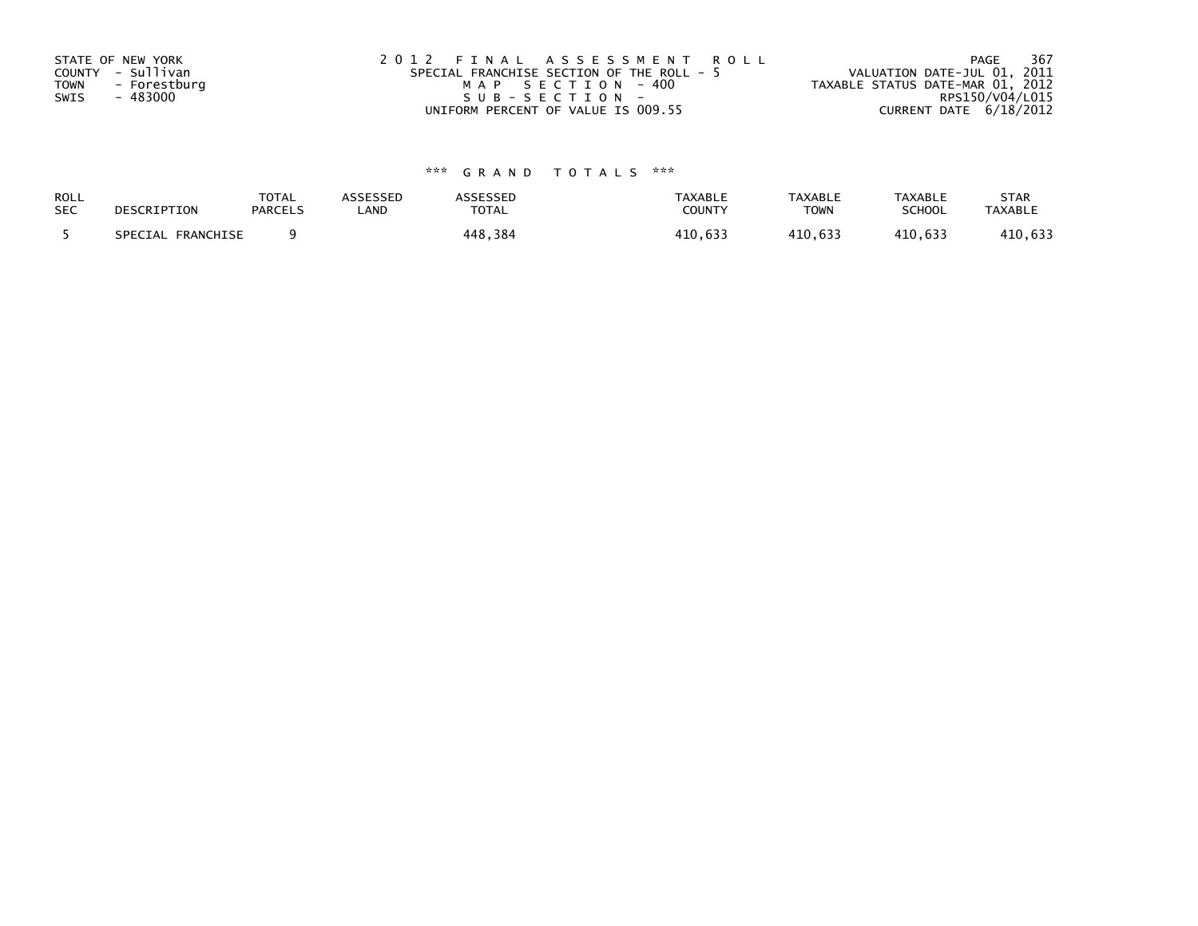STATE OF NEW YORK
COUNTY - Sullivan
TOWN - Forestburg
SWIS - 483000

2012 FINAL ASSESSMENT ROLL
SPECIAL FRANCHISE SECTION OF THE ROLL - 5
MAP SECTION - 400
SUB-SECTION -
UNIFORM PERCENT OF VALUE IS 009.55

VALUATION DATE-JUL 01, 2011
TAXABLE STATUS DATE-MAR 01, 2012
RPS150/V04/L015
CURRENT DATE 6/18/2012

### *** GRAND TOTALS ***

| ROLL SEC | DESCRIPTION | TOTAL PARCELS | ASSESSED LAND | ASSESSED TOTAL | TAXABLE COUNTY | TAXABLE TOWN | TAXABLE SCHOOL | STAR TAXABLE |
|---|---|---|---|---|---|---|---|---|
| 5 | SPECIAL FRANCHISE | 9 | | 448,384 | 410,633 | 410,633 | 410,633 | 410,633 |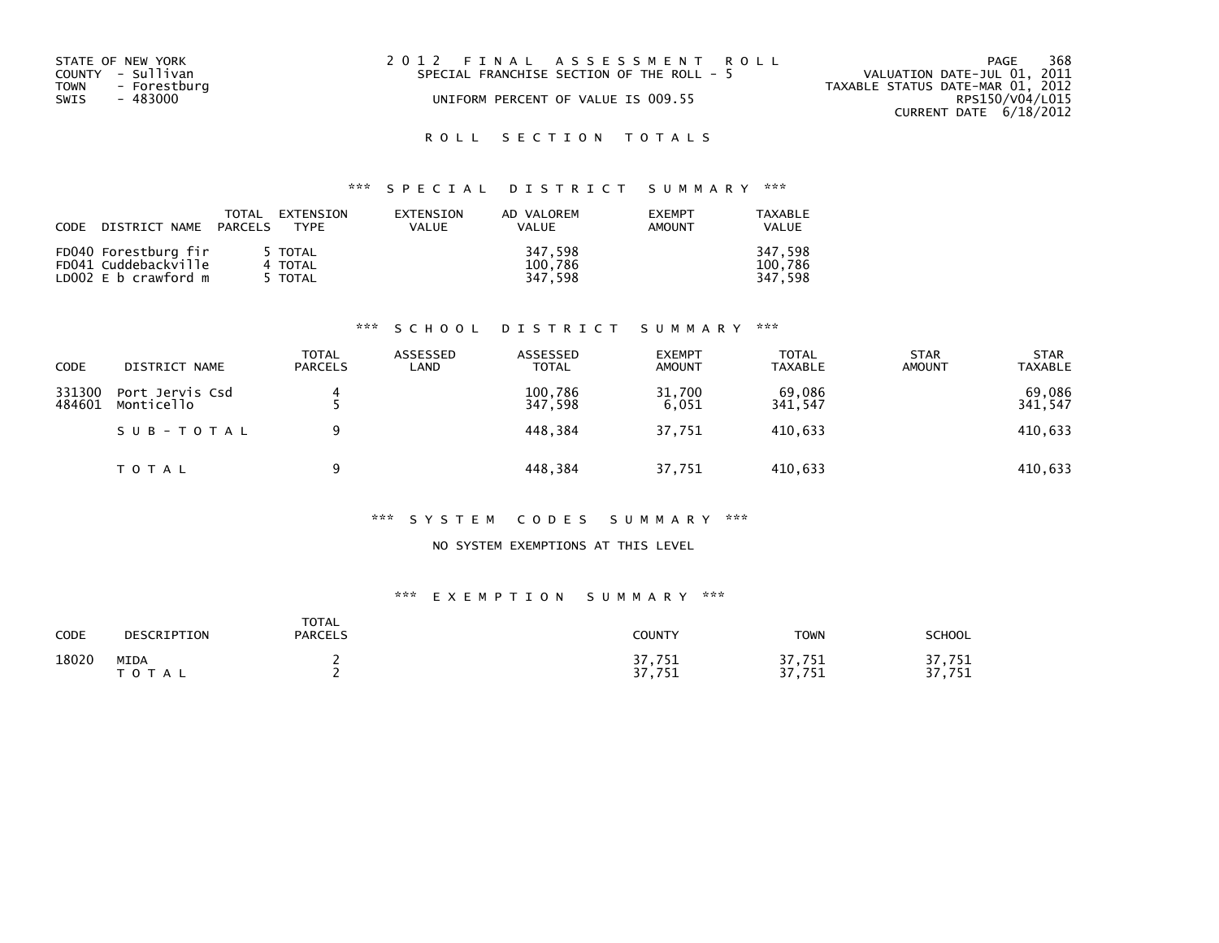STATE OF NEW YORK
COUNTY - Sullivan
TOWN - Forestburg
SWIS - 483000

# 2012 FINAL ASSESSMENT ROLL

SPECIAL FRANCHISE SECTION OF THE ROLL - 5

UNIFORM PERCENT OF VALUE IS 009.55

VALUATION DATE-JUL 01, 2011
TAXABLE STATUS DATE-MAR 01, 2012
RPS150/V04/L015
CURRENT DATE 6/18/2012

## ROLL SECTION TOTALS

### *** SPECIAL DISTRICT SUMMARY ***

| CODE | DISTRICT NAME | TOTAL PARCELS | EXTENSION TYPE | EXTENSION VALUE | AD VALOREM VALUE | EXEMPT AMOUNT | TAXABLE VALUE |
|---|---|---|---|---|---|---|---|
| FD040 | Forestburg fir | 5 | TOTAL | | 347,598 | | 347,598 |
| FD041 | Cuddebackville | 4 | TOTAL | | 100,786 | | 100,786 |
| LD002 | E b crawford m | 5 | TOTAL | | 347,598 | | 347,598 |

### *** SCHOOL DISTRICT SUMMARY ***

| CODE | DISTRICT NAME | TOTAL PARCELS | ASSESSED LAND | ASSESSED TOTAL | EXEMPT AMOUNT | TOTAL TAXABLE | STAR AMOUNT | STAR TAXABLE |
|---|---|---|---|---|---|---|---|---|
| 331300 | Port Jervis Csd | 4 | | 100,786 | 31,700 | 69,086 | | 69,086 |
| 484601 | Monticello | 5 | | 347,598 | 6,051 | 341,547 | | 341,547 |
| | SUB-TOTAL | 9 | | 448,384 | 37,751 | 410,633 | | 410,633 |
| | TOTAL | 9 | | 448,384 | 37,751 | 410,633 | | 410,633 |

### *** SYSTEM CODES SUMMARY ***

NO SYSTEM EXEMPTIONS AT THIS LEVEL

### *** EXEMPTION SUMMARY ***

| CODE | DESCRIPTION | TOTAL PARCELS | COUNTY | TOWN | SCHOOL |
|---|---|---|---|---|---|
| 18020 | MIDA | 2 | 37,751 | 37,751 | 37,751 |
| | TOTAL | 2 | 37,751 | 37,751 | 37,751 |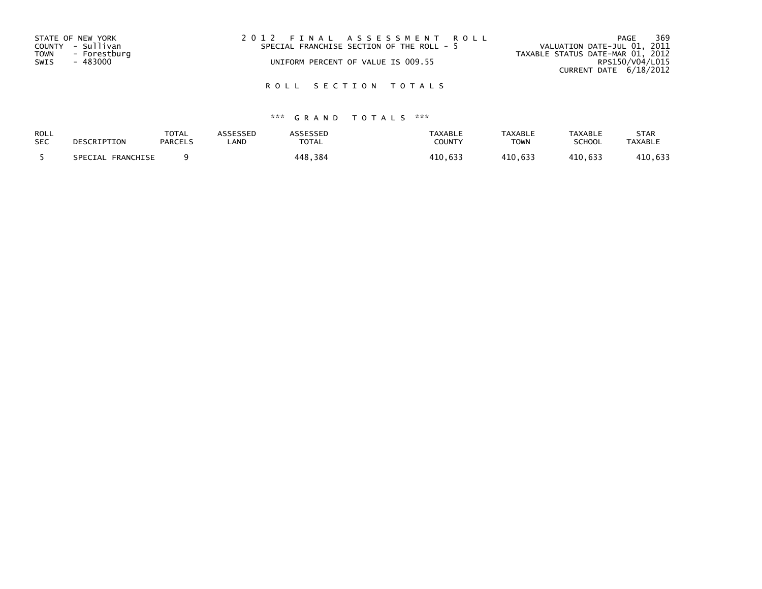STATE OF NEW YORK
COUNTY - Sullivan
TOWN - Forestburg
SWIS - 483000

# 2012 FINAL ASSESSMENT ROLL

SPECIAL FRANCHISE SECTION OF THE ROLL - 5

UNIFORM PERCENT OF VALUE IS 009.55

VALUATION DATE-JUL 01, 2011
TAXABLE STATUS DATE-MAR 01, 2012
RPS150/V04/L015
CURRENT DATE 6/18/2012

## ROLL SECTION TOTALS

### *** GRAND TOTALS ***

| ROLL SEC | DESCRIPTION | TOTAL PARCELS | ASSESSED LAND | ASSESSED TOTAL | TAXABLE COUNTY | TAXABLE TOWN | TAXABLE SCHOOL | STAR TAXABLE |
|---|---|---|---|---|---|---|---|---|
| 5 | SPECIAL FRANCHISE | 9 | | 448,384 | 410,633 | 410,633 | 410,633 | 410,633 |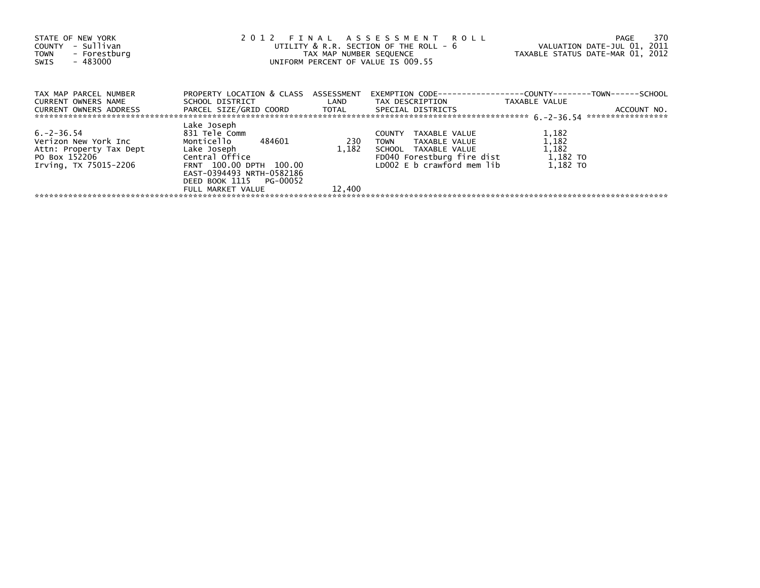STATE OF NEW YORK
COUNTY - Sullivan
TOWN - Forestburg
SWIS - 483000

2 0 1 2 F I N A L A S S E S S M E N T R O L L
UTILITY & R.R. SECTION OF THE ROLL - 6
TAX MAP NUMBER SEQUENCE
UNIFORM PERCENT OF VALUE IS 009.55

VALUATION DATE-JUL 01, 2011
TAXABLE STATUS DATE-MAR 01, 2012

| TAX MAP PARCEL NUMBER<br>CURRENT OWNERS NAME<br>CURRENT OWNERS ADDRESS | PROPERTY LOCATION & CLASS<br>SCHOOL DISTRICT<br>PARCEL SIZE/GRID COORD | ASSESSMENT<br>LAND<br>TOTAL | EXEMPTION CODE------------------COUNTY--------TOWN------SCHOOL<br>TAX DESCRIPTION<br>SPECIAL DISTRICTS | TAXABLE VALUE | ACCOUNT NO. |
|---|---|---|---|---|---|
| ****************************** | | | | 6.-2-36.54 | ***************** |
| | Lake Joseph | | | | |
| 6.-2-36.54 | 831 Tele Comm | | COUNTY TAXABLE VALUE | 1,182 | |
| Verizon New York Inc | Monticello 484601 | 230 | TOWN TAXABLE VALUE | 1,182 | |
| Attn: Property Tax Dept | Lake Joseph | 1,182 | SCHOOL TAXABLE VALUE | 1,182 | |
| PO Box 152206 | Central Office | | FD040 Forestburg fire dist | 1,182 TO | |
| Irving, TX 75015-2206 | FRNT 100.00 DPTH 100.00 | | LD002 E b crawford mem lib | 1,182 TO | |
| | EAST-0394493 NRTH-0582186 | | | | |
| | DEED BOOK 1115 PG-00052 | | | | |
| | FULL MARKET VALUE | 12,400 | | | |

************************************************************************************************************************************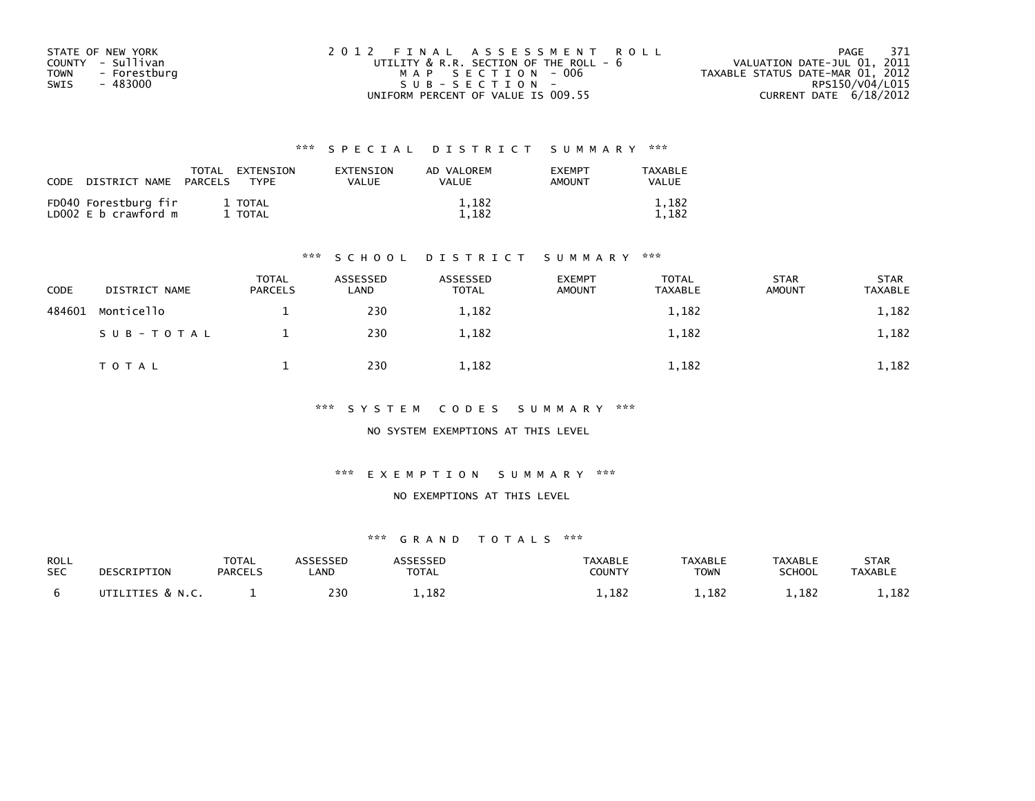STATE OF NEW YORK
COUNTY - Sullivan
TOWN - Forestburg
SWIS - 483000

2 0 1 2 F I N A L A S S E S S M E N T R O L L
UTILITY & R.R. SECTION OF THE ROLL - 6
M A P S E C T I O N - 006
S U B - S E C T I O N -
UNIFORM PERCENT OF VALUE IS 009.55

VALUATION DATE-JUL 01, 2011
TAXABLE STATUS DATE-MAR 01, 2012
RPS150/V04/L015
CURRENT DATE 6/18/2012

### *** S P E C I A L D I S T R I C T S U M M A R Y ***

| CODE DISTRICT NAME | TOTAL PARCELS | EXTENSION TYPE | EXTENSION VALUE | AD VALOREM VALUE | EXEMPT AMOUNT | TAXABLE VALUE |
|---|---|---|---|---|---|---|
| FD040 Forestburg fir | 1 | TOTAL | | 1,182 | | 1,182 |
| LD002 E b crawford m | 1 | TOTAL | | 1,182 | | 1,182 |

### *** S C H O O L D I S T R I C T S U M M A R Y ***

| CODE | DISTRICT NAME | TOTAL PARCELS | ASSESSED LAND | ASSESSED TOTAL | EXEMPT AMOUNT | TOTAL TAXABLE | STAR AMOUNT | STAR TAXABLE |
|---|---|---|---|---|---|---|---|---|
| 484601 | Monticello | 1 | 230 | 1,182 | | 1,182 | | 1,182 |
| | S U B - T O T A L | 1 | 230 | 1,182 | | 1,182 | | 1,182 |
| | T O T A L | 1 | 230 | 1,182 | | 1,182 | | 1,182 |

### *** S Y S T E M C O D E S S U M M A R Y ***

NO SYSTEM EXEMPTIONS AT THIS LEVEL

### *** E X E M P T I O N S U M M A R Y ***

NO EXEMPTIONS AT THIS LEVEL

### *** G R A N D T O T A L S ***

| ROLL SEC | DESCRIPTION | TOTAL PARCELS | ASSESSED LAND | ASSESSED TOTAL | TAXABLE COUNTY | TAXABLE TOWN | TAXABLE SCHOOL | STAR TAXABLE |
|---|---|---|---|---|---|---|---|---|
| 6 | UTILITIES & N.C. | 1 | 230 | 1,182 | 1,182 | 1,182 | 1,182 | 1,182 |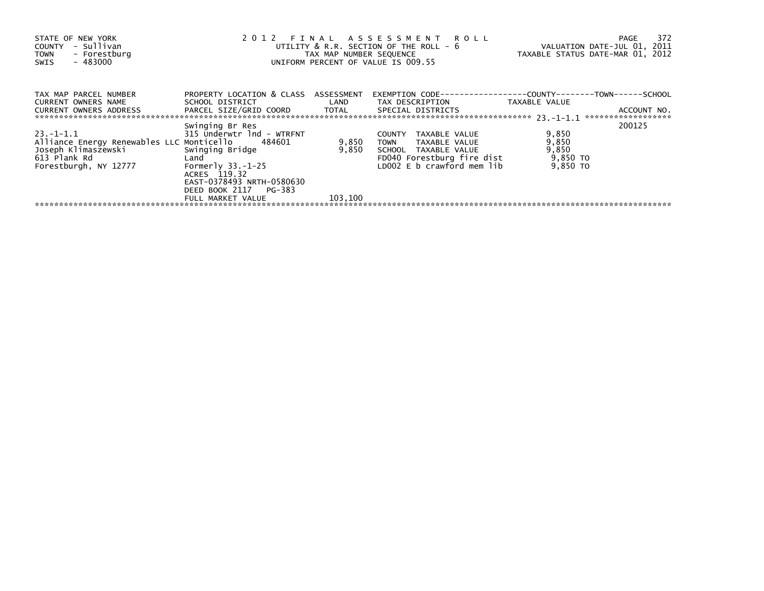STATE OF NEW YORK
COUNTY - Sullivan
TOWN - Forestburg
SWIS - 483000

2 0 1 2 F I N A L A S S E S S M E N T R O L L
UTILITY & R.R. SECTION OF THE ROLL - 6
TAX MAP NUMBER SEQUENCE
UNIFORM PERCENT OF VALUE IS 009.55

VALUATION DATE-JUL 01, 2011
TAXABLE STATUS DATE-MAR 01, 2012

| TAX MAP PARCEL NUMBER<br>CURRENT OWNERS NAME<br>CURRENT OWNERS ADDRESS | PROPERTY LOCATION & CLASS<br>SCHOOL DISTRICT<br>PARCEL SIZE/GRID COORD | ASSESSMENT<br>LAND<br>TOTAL | EXEMPTION CODE<br>TAX DESCRIPTION<br>SPECIAL DISTRICTS | COUNTY / TOWN / SCHOOL<br>TAXABLE VALUE | ACCOUNT NO. |
|---|---|---|---|---|---|
| 23.-1-1.1 | Swinging Br Res | | | | 200125 |
| | 315 Underwtr lnd - WTRFNT | | COUNTY TAXABLE VALUE | 9,850 | |
| Alliance Energy Renewables LLC | Monticello 484601 | 9,850 | TOWN TAXABLE VALUE | 9,850 | |
| Joseph Klimaszewski | Swinging Bridge | 9,850 | SCHOOL TAXABLE VALUE | 9,850 | |
| 613 Plank Rd | Land | | FD040 Forestburg fire dist | 9,850 TO | |
| Forestburgh, NY 12777 | Formerly 33.-1-25 | | LD002 E b crawford mem lib | 9,850 TO | |
| | ACRES 119.32 | | | | |
| | EAST-0378493 NRTH-0580630 | | | | |
| | DEED BOOK 2117 PG-383 | | | | |
| | FULL MARKET VALUE | 103,100 | | | |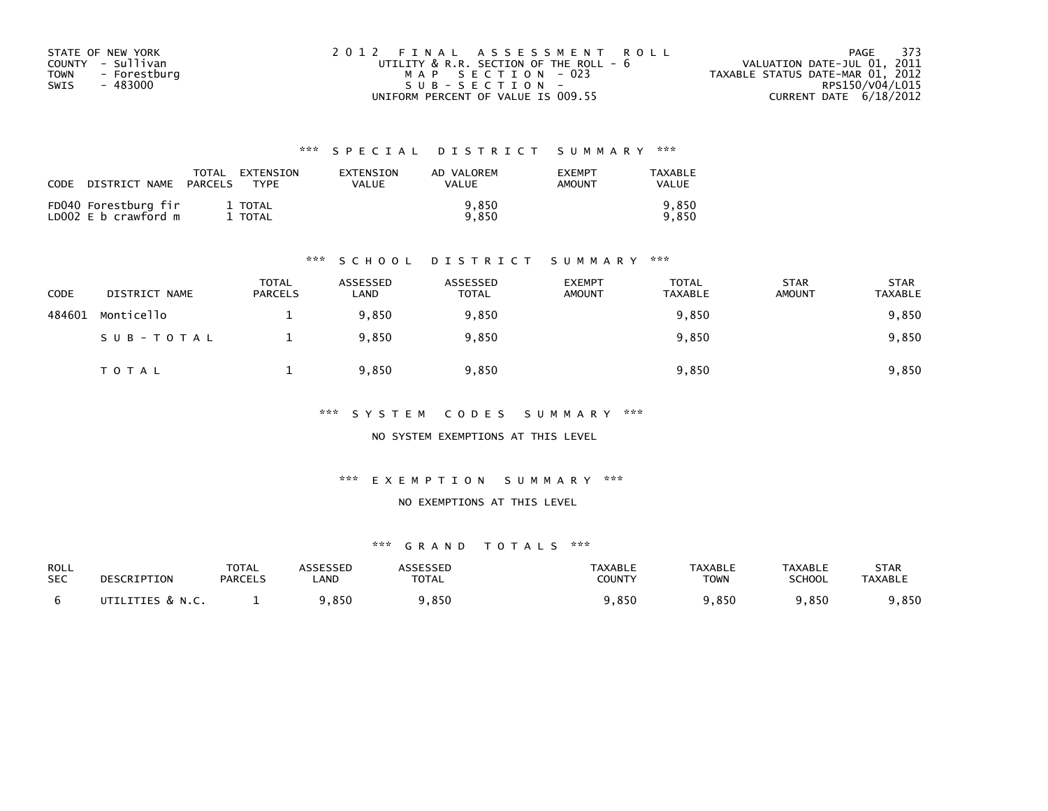STATE OF NEW YORK
COUNTY - Sullivan
TOWN - Forestburg
SWIS - 483000

2 0 1 2 F I N A L A S S E S S M E N T R O L L
UTILITY & R.R. SECTION OF THE ROLL - 6
M A P S E C T I O N - 023
S U B - S E C T I O N -
UNIFORM PERCENT OF VALUE IS 009.55

VALUATION DATE-JUL 01, 2011
TAXABLE STATUS DATE-MAR 01, 2012
RPS150/V04/L015
CURRENT DATE 6/18/2012

### *** S P E C I A L D I S T R I C T S U M M A R Y ***

| CODE DISTRICT NAME | TOTAL PARCELS | EXTENSION TYPE | EXTENSION VALUE | AD VALOREM VALUE | EXEMPT AMOUNT | TAXABLE VALUE |
|---|---|---|---|---|---|---|
| FD040 Forestburg fir | 1 | TOTAL | | 9,850 | | 9,850 |
| LD002 E b crawford m | 1 | TOTAL | | 9,850 | | 9,850 |

### *** S C H O O L D I S T R I C T S U M M A R Y ***

| CODE | DISTRICT NAME | TOTAL PARCELS | ASSESSED LAND | ASSESSED TOTAL | EXEMPT AMOUNT | TOTAL TAXABLE | STAR AMOUNT | STAR TAXABLE |
|---|---|---|---|---|---|---|---|---|
| 484601 | Monticello | 1 | 9,850 | 9,850 | | 9,850 | | 9,850 |
| | S U B - T O T A L | 1 | 9,850 | 9,850 | | 9,850 | | 9,850 |
| | T O T A L | 1 | 9,850 | 9,850 | | 9,850 | | 9,850 |

### *** S Y S T E M C O D E S S U M M A R Y ***

NO SYSTEM EXEMPTIONS AT THIS LEVEL

### *** E X E M P T I O N S U M M A R Y ***

NO EXEMPTIONS AT THIS LEVEL

### *** G R A N D T O T A L S ***

| ROLL SEC | DESCRIPTION | TOTAL PARCELS | ASSESSED LAND | ASSESSED TOTAL | TAXABLE COUNTY | TAXABLE TOWN | TAXABLE SCHOOL | STAR TAXABLE |
|---|---|---|---|---|---|---|---|---|
| 6 | UTILITIES & N.C. | 1 | 9,850 | 9,850 | 9,850 | 9,850 | 9,850 | 9,850 |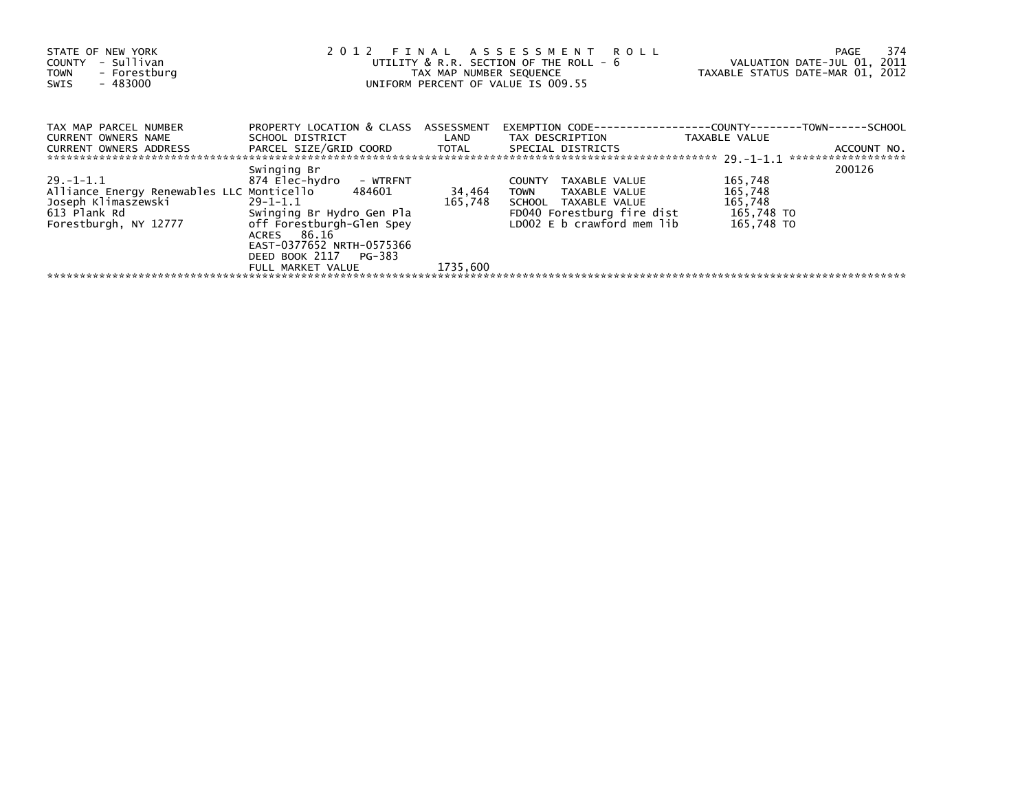STATE OF NEW YORK
COUNTY - Sullivan
TOWN - Forestburg
SWIS - 483000

2 0 1 2 F I N A L A S S E S S M E N T R O L L
UTILITY & R.R. SECTION OF THE ROLL - 6
TAX MAP NUMBER SEQUENCE
UNIFORM PERCENT OF VALUE IS 009.55

VALUATION DATE-JUL 01, 2011
TAXABLE STATUS DATE-MAR 01, 2012

| TAX MAP PARCEL NUMBER / CURRENT OWNERS NAME / CURRENT OWNERS ADDRESS | PROPERTY LOCATION & CLASS / SCHOOL DISTRICT / PARCEL SIZE/GRID COORD | ASSESSMENT LAND / TOTAL | EXEMPTION CODE / TAX DESCRIPTION / SPECIAL DISTRICTS | TAXABLE VALUE (COUNTY / TOWN / SCHOOL) | ACCOUNT NO. |
|---|---|---|---|---|---|
| ****************************************** 29.-1-1.1 ****************** | | | | | |
| | Swinging Br | | | | 200126 |
| 29.-1-1.1 | 874 Elec-hydro - WTRFNT | | COUNTY TAXABLE VALUE | 165,748 | |
| Alliance Energy Renewables LLC | Monticello 484601 | 34,464 | TOWN TAXABLE VALUE | 165,748 | |
| Joseph Klimaszewski | 29-1-1.1 | 165,748 | SCHOOL TAXABLE VALUE | 165,748 | |
| 613 Plank Rd | Swinging Br Hydro Gen Pla | | FD040 Forestburg fire dist | 165,748 TO | |
| Forestburgh, NY 12777 | off Forestburgh-Glen Spey | | LD002 E b crawford mem lib | 165,748 TO | |
| | ACRES 86.16 | | | | |
| | EAST-0377652 NRTH-0575366 | | | | |
| | DEED BOOK 2117 PG-383 | | | | |
| | FULL MARKET VALUE | 1735,600 | | | |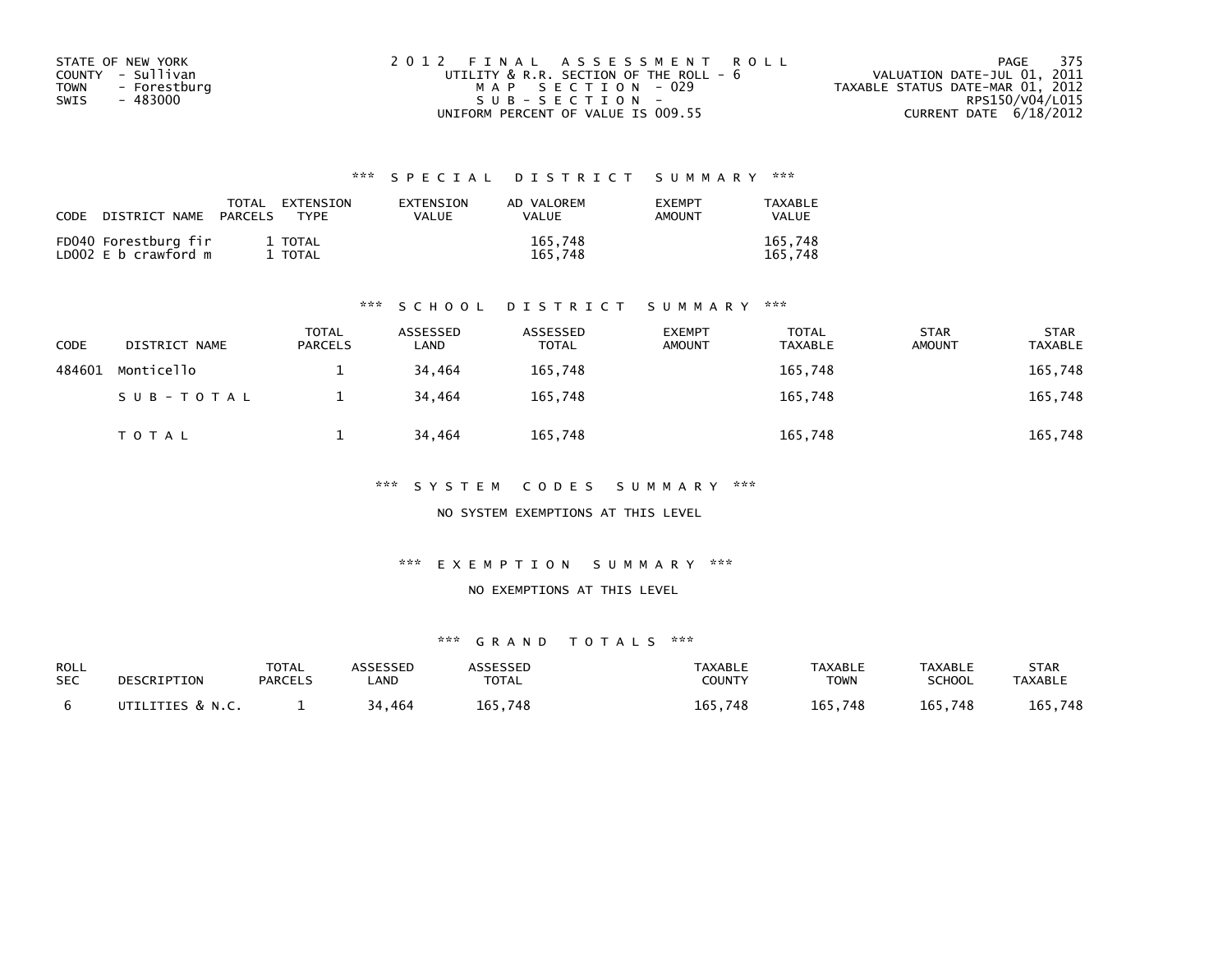STATE OF NEW YORK
COUNTY - Sullivan
TOWN - Forestburg
SWIS - 483000

2012 FINAL ASSESSMENT ROLL
UTILITY & R.R. SECTION OF THE ROLL - 6
MAP SECTION - 029
SUB-SECTION -
UNIFORM PERCENT OF VALUE IS 009.55

VALUATION DATE-JUL 01, 2011
TAXABLE STATUS DATE-MAR 01, 2012
RPS150/V04/L015
CURRENT DATE 6/18/2012

### *** SPECIAL DISTRICT SUMMARY ***

| CODE DISTRICT NAME | TOTAL PARCELS | EXTENSION TYPE | EXTENSION VALUE | AD VALOREM VALUE | EXEMPT AMOUNT | TAXABLE VALUE |
|---|---|---|---|---|---|---|
| FD040 Forestburg fir | 1 | TOTAL | | 165,748 | | 165,748 |
| LD002 E b crawford m | 1 | TOTAL | | 165,748 | | 165,748 |

### *** SCHOOL DISTRICT SUMMARY ***

| CODE | DISTRICT NAME | TOTAL PARCELS | ASSESSED LAND | ASSESSED TOTAL | EXEMPT AMOUNT | TOTAL TAXABLE | STAR AMOUNT | STAR TAXABLE |
|---|---|---|---|---|---|---|---|---|
| 484601 | Monticello | 1 | 34,464 | 165,748 | | 165,748 | | 165,748 |
| | SUB-TOTAL | 1 | 34,464 | 165,748 | | 165,748 | | 165,748 |
| | TOTAL | 1 | 34,464 | 165,748 | | 165,748 | | 165,748 |

### *** SYSTEM CODES SUMMARY ***

NO SYSTEM EXEMPTIONS AT THIS LEVEL

### *** EXEMPTION SUMMARY ***

NO EXEMPTIONS AT THIS LEVEL

### *** GRAND TOTALS ***

| ROLL SEC | DESCRIPTION | TOTAL PARCELS | ASSESSED LAND | ASSESSED TOTAL | TAXABLE COUNTY | TAXABLE TOWN | TAXABLE SCHOOL | STAR TAXABLE |
|---|---|---|---|---|---|---|---|---|
| 6 | UTILITIES & N.C. | 1 | 34,464 | 165,748 | 165,748 | 165,748 | 165,748 | 165,748 |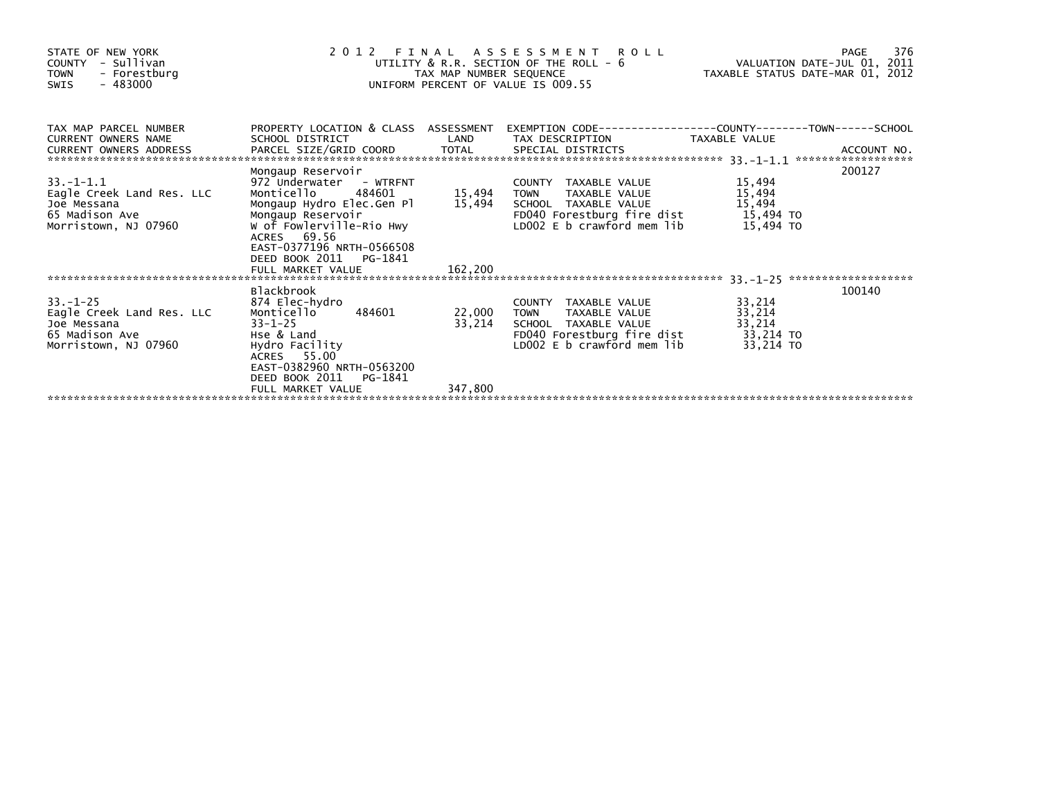STATE OF NEW YORK
COUNTY - Sullivan
TOWN - Forestburg
SWIS - 483000

# 2012 FINAL ASSESSMENT ROLL
UTILITY & R.R. SECTION OF THE ROLL - 6
TAX MAP NUMBER SEQUENCE
UNIFORM PERCENT OF VALUE IS 009.55

VALUATION DATE-JUL 01, 2011
TAXABLE STATUS DATE-MAR 01, 2012

| TAX MAP PARCEL NUMBER / CURRENT OWNERS NAME / CURRENT OWNERS ADDRESS | PROPERTY LOCATION & CLASS / SCHOOL DISTRICT / PARCEL SIZE/GRID COORD | ASSESSMENT LAND / TOTAL | EXEMPTION CODE / TAX DESCRIPTION / SPECIAL DISTRICTS | COUNTY--TOWN--SCHOOL TAXABLE VALUE | ACCOUNT NO. |
|---|---|---|---|---|---|
| 33.-1-1.1 | Mongaup Reservoir | | | | 200127 |
| | 972 Underwater - WTRFNT | | COUNTY TAXABLE VALUE | 15,494 | |
| Eagle Creek Land Res. LLC | Monticello 484601 | 15,494 | TOWN TAXABLE VALUE | 15,494 | |
| Joe Messana | Mongaup Hydro Elec.Gen Pl | 15,494 | SCHOOL TAXABLE VALUE | 15,494 | |
| 65 Madison Ave | Mongaup Reservoir | | FD040 Forestburg fire dist | 15,494 TO | |
| Morristown, NJ 07960 | W of Fowlerville-Rio Hwy | | LD002 E b crawford mem lib | 15,494 TO | |
| | ACRES 69.56 | | | | |
| | EAST-0377196 NRTH-0566508 | | | | |
| | DEED BOOK 2011 PG-1841 | | | | |
| | FULL MARKET VALUE | 162,200 | | | |
| 33.-1-25 | Blackbrook | | | | 100140 |
| | 874 Elec-hydro | | COUNTY TAXABLE VALUE | 33,214 | |
| Eagle Creek Land Res. LLC | Monticello 484601 | 22,000 | TOWN TAXABLE VALUE | 33,214 | |
| Joe Messana | 33-1-25 | 33,214 | SCHOOL TAXABLE VALUE | 33,214 | |
| 65 Madison Ave | Hse & Land | | FD040 Forestburg fire dist | 33,214 TO | |
| Morristown, NJ 07960 | Hydro Facility | | LD002 E b crawford mem lib | 33,214 TO | |
| | ACRES 55.00 | | | | |
| | EAST-0382960 NRTH-0563200 | | | | |
| | DEED BOOK 2011 PG-1841 | | | | |
| | FULL MARKET VALUE | 347,800 | | | |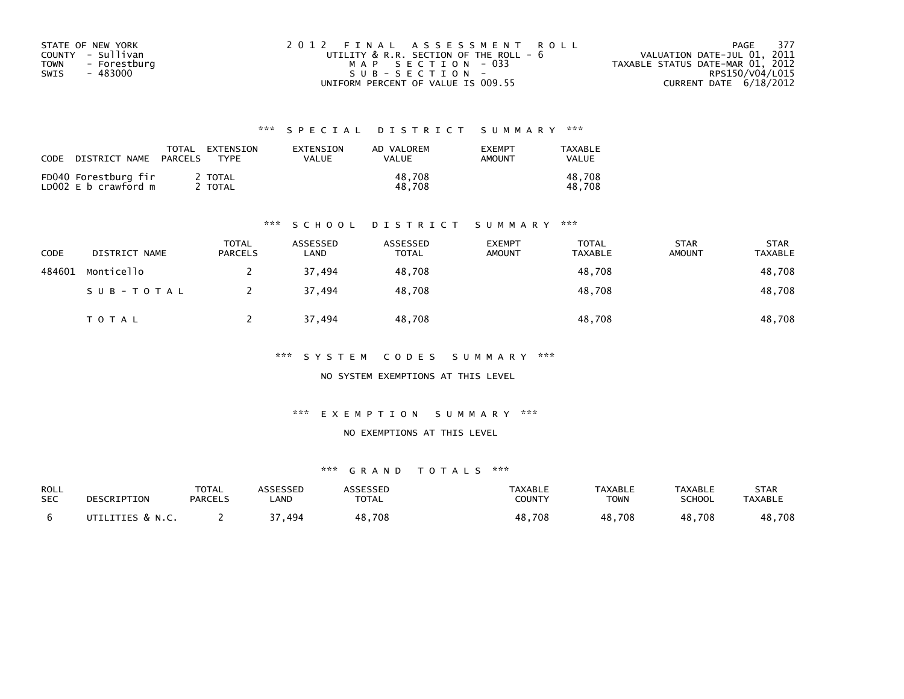STATE OF NEW YORK
COUNTY - Sullivan
TOWN - Forestburg
SWIS - 483000

2012 FINAL ASSESSMENT ROLL
UTILITY & R.R. SECTION OF THE ROLL - 6
MAP SECTION - 033
SUB-SECTION -
UNIFORM PERCENT OF VALUE IS 009.55

VALUATION DATE-JUL 01, 2011
TAXABLE STATUS DATE-MAR 01, 2012
RPS150/V04/L015
CURRENT DATE 6/18/2012

### *** SPECIAL DISTRICT SUMMARY ***

| CODE | DISTRICT NAME | TOTAL PARCELS | EXTENSION TYPE | EXTENSION VALUE | AD VALOREM VALUE | EXEMPT AMOUNT | TAXABLE VALUE |
|---|---|---|---|---|---|---|---|
| FD040 | Forestburg fir | 2 | TOTAL | | 48,708 | | 48,708 |
| LD002 | E b crawford m | 2 | TOTAL | | 48,708 | | 48,708 |

### *** SCHOOL DISTRICT SUMMARY ***

| CODE | DISTRICT NAME | TOTAL PARCELS | ASSESSED LAND | ASSESSED TOTAL | EXEMPT AMOUNT | TOTAL TAXABLE | STAR AMOUNT | STAR TAXABLE |
|---|---|---|---|---|---|---|---|---|
| 484601 | Monticello | 2 | 37,494 | 48,708 | | 48,708 | | 48,708 |
| | SUB-TOTAL | 2 | 37,494 | 48,708 | | 48,708 | | 48,708 |
| | TOTAL | 2 | 37,494 | 48,708 | | 48,708 | | 48,708 |

### *** SYSTEM CODES SUMMARY ***

NO SYSTEM EXEMPTIONS AT THIS LEVEL

### *** EXEMPTION SUMMARY ***

NO EXEMPTIONS AT THIS LEVEL

### *** GRAND TOTALS ***

| ROLL SEC | DESCRIPTION | TOTAL PARCELS | ASSESSED LAND | ASSESSED TOTAL | TAXABLE COUNTY | TAXABLE TOWN | TAXABLE SCHOOL | STAR TAXABLE |
|---|---|---|---|---|---|---|---|---|
| 6 | UTILITIES & N.C. | 2 | 37,494 | 48,708 | 48,708 | 48,708 | 48,708 | 48,708 |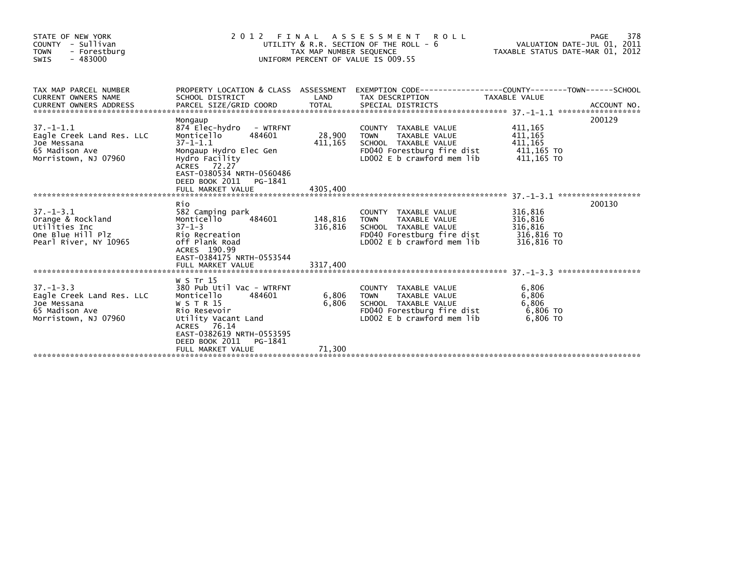STATE OF NEW YORK
COUNTY - Sullivan
TOWN - Forestburg
SWIS - 483000

2 0 1 2 F I N A L A S S E S S M E N T R O L L
UTILITY & R.R. SECTION OF THE ROLL - 6
TAX MAP NUMBER SEQUENCE
UNIFORM PERCENT OF VALUE IS 009.55

VALUATION DATE-JUL 01, 2011
TAXABLE STATUS DATE-MAR 01, 2012

| TAX MAP PARCEL NUMBER / CURRENT OWNERS NAME / CURRENT OWNERS ADDRESS | PROPERTY LOCATION & CLASS / SCHOOL DISTRICT / PARCEL SIZE/GRID COORD | ASSESSMENT LAND | TOTAL | EXEMPTION CODE / TAX DESCRIPTION / SPECIAL DISTRICTS | TAXABLE VALUE | ACCOUNT NO. |
|---|---|---|---|---|---|---|
| 37.-1-1.1 | Mongaup | | | | | 200129 |
| Eagle Creek Land Res. LLC | 874 Elec-hydro - WTRFNT | | | COUNTY TAXABLE VALUE | 411,165 | |
| Joe Messana | Monticello 484601 | 28,900 | | TOWN TAXABLE VALUE | 411,165 | |
| 65 Madison Ave | 37-1-1.1 | | 411,165 | SCHOOL TAXABLE VALUE | 411,165 | |
| Morristown, NJ 07960 | Mongaup Hydro Elec Gen | | | FD040 Forestburg fire dist | 411,165 TO | |
| | Hydro Facility | | | LD002 E b crawford mem lib | 411,165 TO | |
| | ACRES 72.27 | | | | | |
| | EAST-0380534 NRTH-0560486 | | | | | |
| | DEED BOOK 2011 PG-1841 | | | | | |
| | FULL MARKET VALUE | | 4305,400 | | | |
| 37.-1-3.1 | Rio | | | | | 200130 |
| Orange & Rockland | 582 Camping park | | | COUNTY TAXABLE VALUE | 316,816 | |
| Utilities Inc | Monticello 484601 | 148,816 | | TOWN TAXABLE VALUE | 316,816 | |
| One Blue Hill Plz | 37-1-3 | | 316,816 | SCHOOL TAXABLE VALUE | 316,816 | |
| Pearl River, NY 10965 | Rio Recreation | | | FD040 Forestburg fire dist | 316,816 TO | |
| | off Plank Road | | | LD002 E b crawford mem lib | 316,816 TO | |
| | ACRES 190.99 | | | | | |
| | EAST-0384175 NRTH-0553544 | | | | | |
| | FULL MARKET VALUE | | 3317,400 | | | |
| 37.-1-3.3 | W S Tr 15 | | | | | |
| Eagle Creek Land Res. LLC | 380 Pub Util Vac - WTRFNT | | | COUNTY TAXABLE VALUE | 6,806 | |
| Joe Messana | Monticello 484601 | 6,806 | | TOWN TAXABLE VALUE | 6,806 | |
| 65 Madison Ave | W S T R 15 | | 6,806 | SCHOOL TAXABLE VALUE | 6,806 | |
| Morristown, NJ 07960 | Rio Resevoir | | | FD040 Forestburg fire dist | 6,806 TO | |
| | Utility Vacant Land | | | LD002 E b crawford mem lib | 6,806 TO | |
| | ACRES 76.14 | | | | | |
| | EAST-0382619 NRTH-0553595 | | | | | |
| | DEED BOOK 2011 PG-1841 | | | | | |
| | FULL MARKET VALUE | | 71,300 | | | |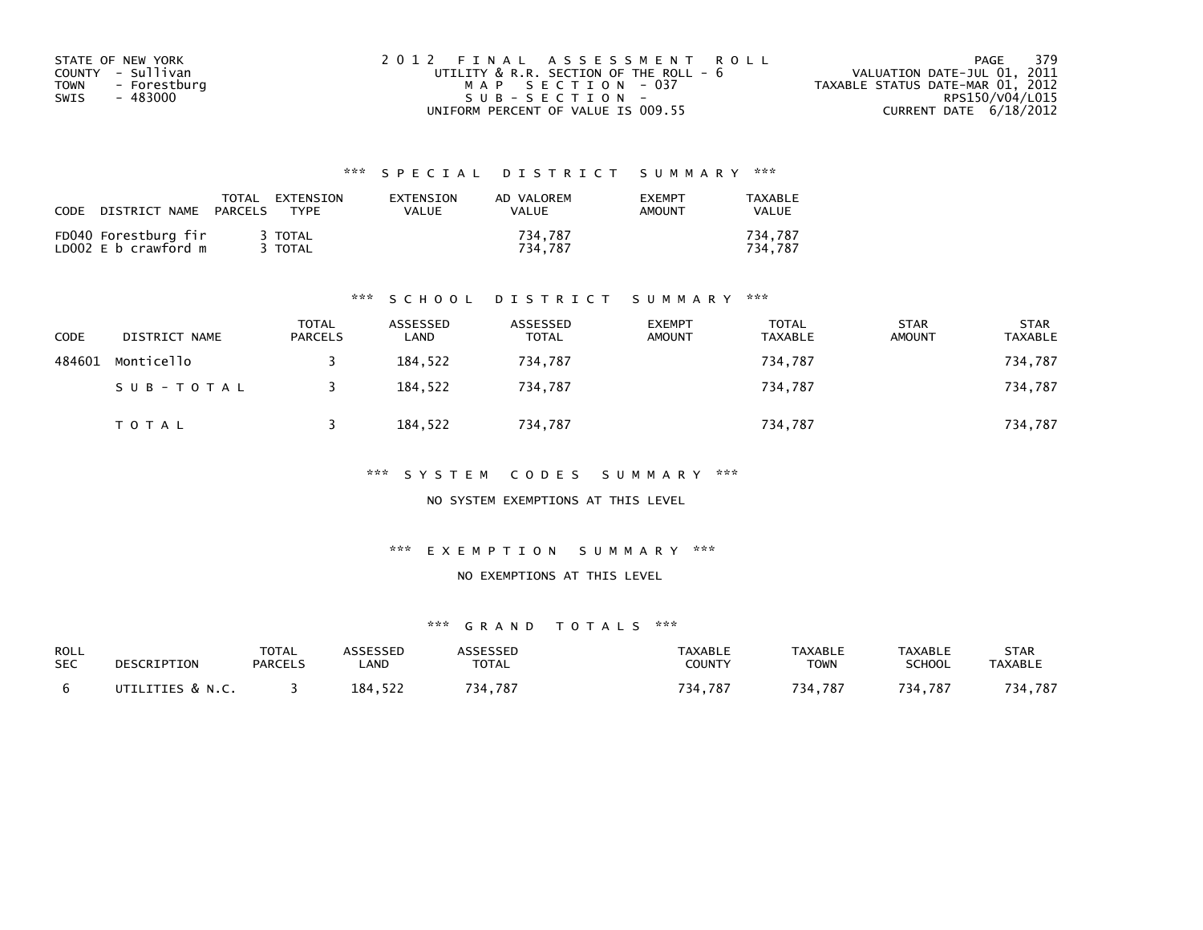STATE OF NEW YORK
COUNTY - Sullivan
TOWN - Forestburg
SWIS - 483000

2012 FINAL ASSESSMENT ROLL
UTILITY & R.R. SECTION OF THE ROLL - 6
MAP SECTION - 037
SUB-SECTION -
UNIFORM PERCENT OF VALUE IS 009.55

VALUATION DATE-JUL 01, 2011
TAXABLE STATUS DATE-MAR 01, 2012
RPS150/V04/L015
CURRENT DATE 6/18/2012

### *** SPECIAL DISTRICT SUMMARY ***

| CODE DISTRICT NAME | TOTAL PARCELS | EXTENSION TYPE | EXTENSION VALUE | AD VALOREM VALUE | EXEMPT AMOUNT | TAXABLE VALUE |
|---|---|---|---|---|---|---|
| FD040 Forestburg fir | 3 | TOTAL | | 734,787 | | 734,787 |
| LD002 E b crawford m | 3 | TOTAL | | 734,787 | | 734,787 |

### *** SCHOOL DISTRICT SUMMARY ***

| CODE | DISTRICT NAME | TOTAL PARCELS | ASSESSED LAND | ASSESSED TOTAL | EXEMPT AMOUNT | TOTAL TAXABLE | STAR AMOUNT | STAR TAXABLE |
|---|---|---|---|---|---|---|---|---|
| 484601 | Monticello | 3 | 184,522 | 734,787 | | 734,787 | | 734,787 |
| | SUB-TOTAL | 3 | 184,522 | 734,787 | | 734,787 | | 734,787 |
| | TOTAL | 3 | 184,522 | 734,787 | | 734,787 | | 734,787 |

### *** SYSTEM CODES SUMMARY ***

NO SYSTEM EXEMPTIONS AT THIS LEVEL

### *** EXEMPTION SUMMARY ***

NO EXEMPTIONS AT THIS LEVEL

### *** GRAND TOTALS ***

| ROLL SEC | DESCRIPTION | TOTAL PARCELS | ASSESSED LAND | ASSESSED TOTAL | TAXABLE COUNTY | TAXABLE TOWN | TAXABLE SCHOOL | STAR TAXABLE |
|---|---|---|---|---|---|---|---|---|
| 6 | UTILITIES & N.C. | 3 | 184,522 | 734,787 | 734,787 | 734,787 | 734,787 | 734,787 |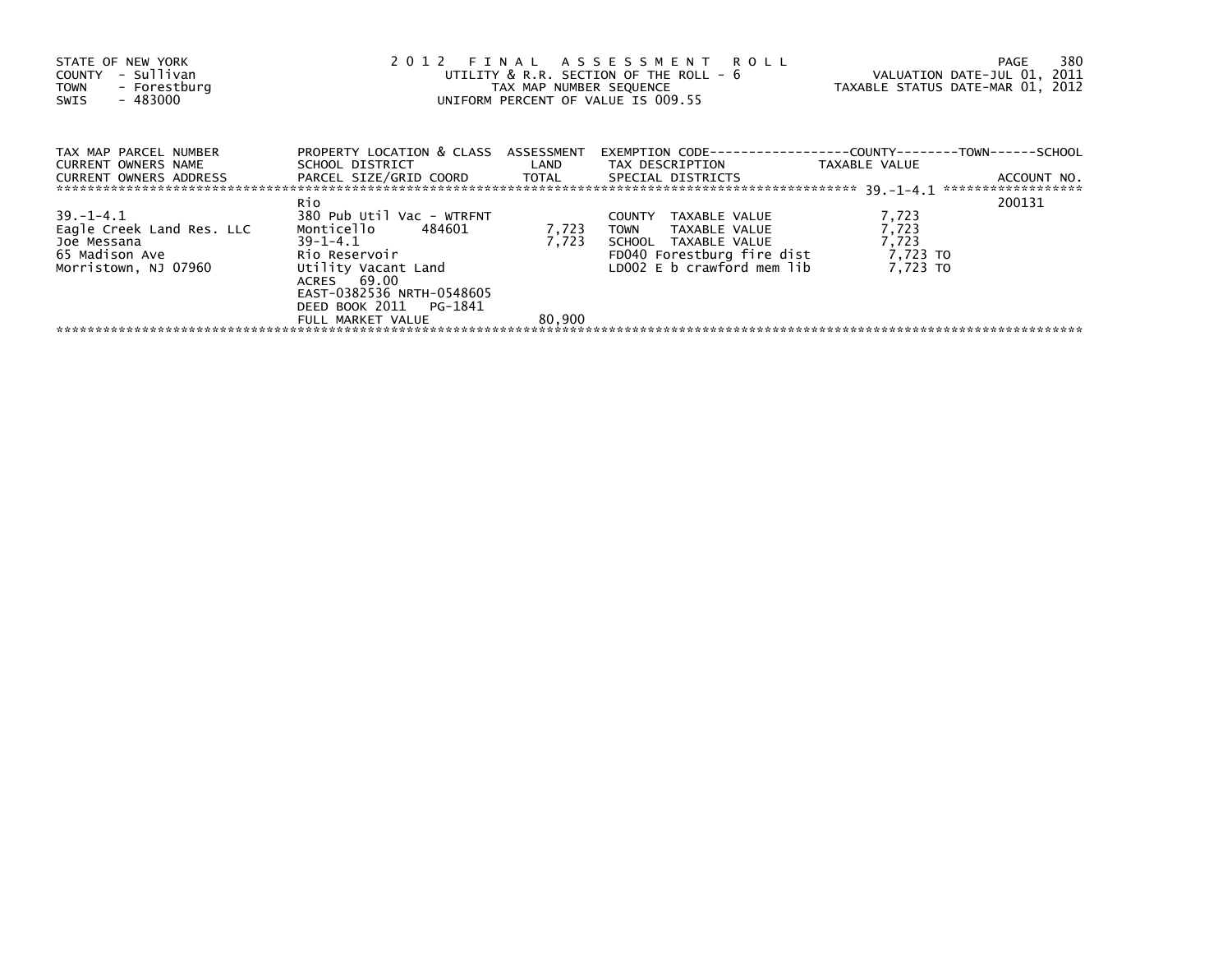STATE OF NEW YORK
COUNTY - Sullivan
TOWN - Forestburg
SWIS - 483000

2 0 1 2 F I N A L A S S E S S M E N T R O L L
UTILITY & R.R. SECTION OF THE ROLL - 6
TAX MAP NUMBER SEQUENCE
UNIFORM PERCENT OF VALUE IS 009.55

VALUATION DATE-JUL 01, 2011
TAXABLE STATUS DATE-MAR 01, 2012

| TAX MAP PARCEL NUMBER<br>CURRENT OWNERS NAME<br>CURRENT OWNERS ADDRESS | PROPERTY LOCATION & CLASS<br>SCHOOL DISTRICT<br>PARCEL SIZE/GRID COORD | ASSESSMENT<br>LAND<br>TOTAL | EXEMPTION CODE<br>TAX DESCRIPTION<br>SPECIAL DISTRICTS | COUNTY--------TOWN------SCHOOL<br>TAXABLE VALUE | ACCOUNT NO. |
|---|---|---|---|---|---|
| 39.-1-4.1 | Rio | | | | 200131 |
| 39.-1-4.1 | 380 Pub Util Vac - WTRFNT | | COUNTY TAXABLE VALUE | 7,723 | |
| Eagle Creek Land Res. LLC | Monticello 484601 | 7,723 | TOWN TAXABLE VALUE | 7,723 | |
| Joe Messana | 39-1-4.1 | 7,723 | SCHOOL TAXABLE VALUE | 7,723 | |
| 65 Madison Ave | Rio Reservoir | | FD040 Forestburg fire dist | 7,723 TO | |
| Morristown, NJ 07960 | Utility Vacant Land | | LD002 E b crawford mem lib | 7,723 TO | |
| | ACRES 69.00 | | | | |
| | EAST-0382536 NRTH-0548605 | | | | |
| | DEED BOOK 2011 PG-1841 | | | | |
| | FULL MARKET VALUE | 80,900 | | | |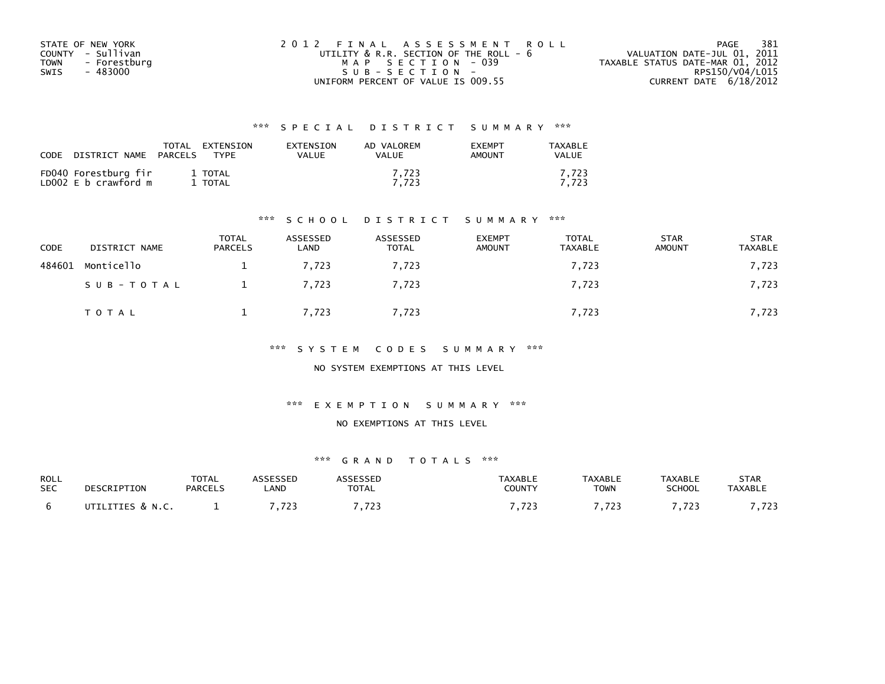STATE OF NEW YORK
COUNTY - Sullivan
TOWN - Forestburg
SWIS - 483000

2012 FINAL ASSESSMENT ROLL
UTILITY & R.R. SECTION OF THE ROLL - 6
MAP SECTION - 039
SUB-SECTION -
UNIFORM PERCENT OF VALUE IS 009.55

VALUATION DATE-JUL 01, 2011
TAXABLE STATUS DATE-MAR 01, 2012
RPS150/V04/L015
CURRENT DATE 6/18/2012

### *** SPECIAL DISTRICT SUMMARY ***

| CODE | DISTRICT NAME | TOTAL PARCELS | EXTENSION TYPE | EXTENSION VALUE | AD VALOREM VALUE | EXEMPT AMOUNT | TAXABLE VALUE |
|---|---|---|---|---|---|---|---|
| FD040 | Forestburg fir | 1 | TOTAL | | 7,723 | | 7,723 |
| LD002 | E b crawford m | 1 | TOTAL | | 7,723 | | 7,723 |

### *** SCHOOL DISTRICT SUMMARY ***

| CODE | DISTRICT NAME | TOTAL PARCELS | ASSESSED LAND | ASSESSED TOTAL | EXEMPT AMOUNT | TOTAL TAXABLE | STAR AMOUNT | STAR TAXABLE |
|---|---|---|---|---|---|---|---|---|
| 484601 | Monticello | 1 | 7,723 | 7,723 | | 7,723 | | 7,723 |
| | SUB-TOTAL | 1 | 7,723 | 7,723 | | 7,723 | | 7,723 |
| | TOTAL | 1 | 7,723 | 7,723 | | 7,723 | | 7,723 |

### *** SYSTEM CODES SUMMARY ***

NO SYSTEM EXEMPTIONS AT THIS LEVEL

### *** EXEMPTION SUMMARY ***

NO EXEMPTIONS AT THIS LEVEL

### *** GRAND TOTALS ***

| ROLL SEC | DESCRIPTION | TOTAL PARCELS | ASSESSED LAND | ASSESSED TOTAL | TAXABLE COUNTY | TAXABLE TOWN | TAXABLE SCHOOL | STAR TAXABLE |
|---|---|---|---|---|---|---|---|---|
| 6 | UTILITIES & N.C. | 1 | 7,723 | 7,723 | 7,723 | 7,723 | 7,723 | 7,723 |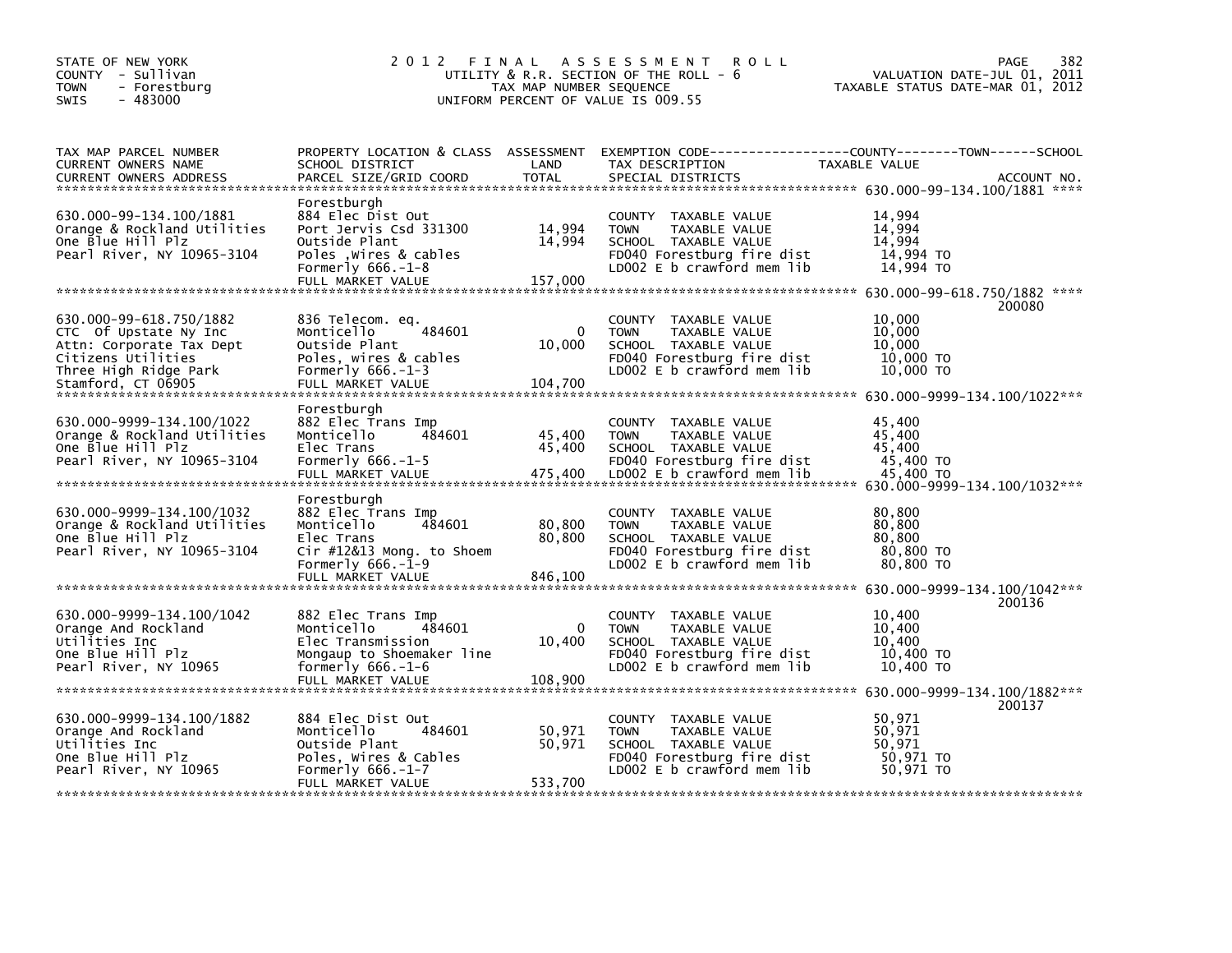STATE OF NEW YORK
COUNTY - Sullivan
TOWN - Forestburg
SWIS - 483000

# 2012 FINAL ASSESSMENT ROLL

UTILITY & R.R. SECTION OF THE ROLL - 6
TAX MAP NUMBER SEQUENCE
UNIFORM PERCENT OF VALUE IS 009.55

VALUATION DATE-JUL 01, 2011
TAXABLE STATUS DATE-MAR 01, 2012

| TAX MAP PARCEL NUMBER / CURRENT OWNERS NAME / CURRENT OWNERS ADDRESS | PROPERTY LOCATION & CLASS / SCHOOL DISTRICT / PARCEL SIZE/GRID COORD | ASSESSMENT LAND / TOTAL | EXEMPTION CODE / TAX DESCRIPTION / SPECIAL DISTRICTS | TAXABLE VALUE (COUNTY / TOWN / SCHOOL) | ACCOUNT NO. |
|---|---|---|---|---|---|
| 630.000-99-134.100/1881 | Forestburgh | | | | |
| 630.000-99-134.100/1881 | 884 Elec Dist Out | | COUNTY TAXABLE VALUE | 14,994 | |
| Orange & Rockland Utilities | Port Jervis Csd 331300 | 14,994 | TOWN TAXABLE VALUE | 14,994 | |
| One Blue Hill Plz | Outside Plant | 14,994 | SCHOOL TAXABLE VALUE | 14,994 | |
| Pearl River, NY 10965-3104 | Poles ,Wires & cables | | FD040 Forestburg fire dist | 14,994 TO | |
| | Formerly 666.-1-8 | | LD002 E b crawford mem lib | 14,994 TO | |
| | FULL MARKET VALUE | 157,000 | | | |
| 630.000-99-618.750/1882 | | | | | 200080 |
| 630.000-99-618.750/1882 | 836 Telecom. eq. | | COUNTY TAXABLE VALUE | 10,000 | |
| CTC Of Upstate Ny Inc | Monticello 484601 | 0 | TOWN TAXABLE VALUE | 10,000 | |
| Attn: Corporate Tax Dept | Outside Plant | 10,000 | SCHOOL TAXABLE VALUE | 10,000 | |
| Citizens Utilities | Poles, wires & cables | | FD040 Forestburg fire dist | 10,000 TO | |
| Three High Ridge Park | Formerly 666.-1-3 | | LD002 E b crawford mem lib | 10,000 TO | |
| Stamford, CT 06905 | FULL MARKET VALUE | 104,700 | | | |
| 630.000-9999-134.100/1022 | Forestburgh | | | | |
| 630.000-9999-134.100/1022 | 882 Elec Trans Imp | | COUNTY TAXABLE VALUE | 45,400 | |
| Orange & Rockland Utilities | Monticello 484601 | 45,400 | TOWN TAXABLE VALUE | 45,400 | |
| One Blue Hill Plz | Elec Trans | 45,400 | SCHOOL TAXABLE VALUE | 45,400 | |
| Pearl River, NY 10965-3104 | Formerly 666.-1-5 | | FD040 Forestburg fire dist | 45,400 TO | |
| | FULL MARKET VALUE | 475,400 | LD002 E b crawford mem lib | 45,400 TO | |
| 630.000-9999-134.100/1032 | Forestburgh | | | | |
| 630.000-9999-134.100/1032 | 882 Elec Trans Imp | | COUNTY TAXABLE VALUE | 80,800 | |
| Orange & Rockland Utilities | Monticello 484601 | 80,800 | TOWN TAXABLE VALUE | 80,800 | |
| One Blue Hill Plz | Elec Trans | 80,800 | SCHOOL TAXABLE VALUE | 80,800 | |
| Pearl River, NY 10965-3104 | Cir #12&13 Mong. to Shoem | | FD040 Forestburg fire dist | 80,800 TO | |
| | Formerly 666.-1-9 | | LD002 E b crawford mem lib | 80,800 TO | |
| | FULL MARKET VALUE | 846,100 | | | |
| 630.000-9999-134.100/1042 | | | | | 200136 |
| 630.000-9999-134.100/1042 | 882 Elec Trans Imp | | COUNTY TAXABLE VALUE | 10,400 | |
| Orange And Rockland | Monticello 484601 | 0 | TOWN TAXABLE VALUE | 10,400 | |
| Utilities Inc | Elec Transmission | 10,400 | SCHOOL TAXABLE VALUE | 10,400 | |
| One Blue Hill Plz | Mongaup to Shoemaker line | | FD040 Forestburg fire dist | 10,400 TO | |
| Pearl River, NY 10965 | formerly 666.-1-6 | | LD002 E b crawford mem lib | 10,400 TO | |
| | FULL MARKET VALUE | 108,900 | | | |
| 630.000-9999-134.100/1882 | | | | | 200137 |
| 630.000-9999-134.100/1882 | 884 Elec Dist Out | | COUNTY TAXABLE VALUE | 50,971 | |
| Orange And Rockland | Monticello 484601 | 50,971 | TOWN TAXABLE VALUE | 50,971 | |
| Utilities Inc | Outside Plant | 50,971 | SCHOOL TAXABLE VALUE | 50,971 | |
| One Blue Hill Plz | Poles, Wires & Cables | | FD040 Forestburg fire dist | 50,971 TO | |
| Pearl River, NY 10965 | Formerly 666.-1-7 | | LD002 E b crawford mem lib | 50,971 TO | |
| | FULL MARKET VALUE | 533,700 | | | |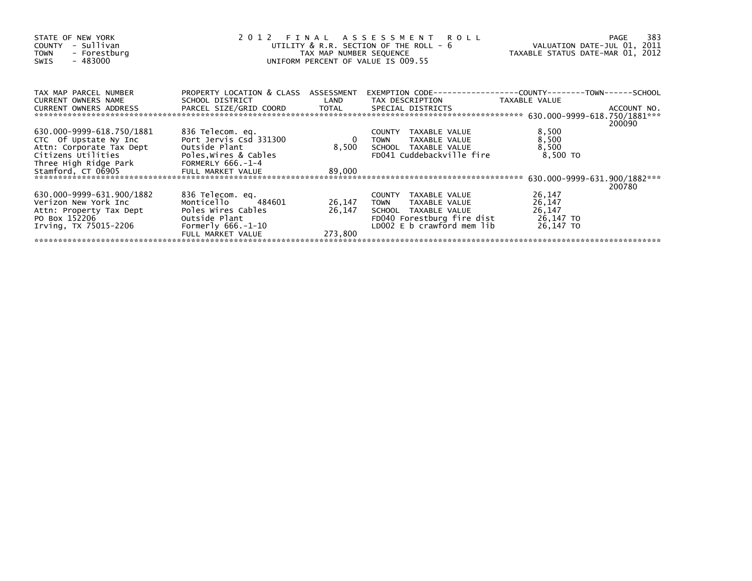STATE OF NEW YORK
COUNTY - Sullivan
TOWN - Forestburg
SWIS - 483000

# 2012 FINAL ASSESSMENT ROLL

UTILITY & R.R. SECTION OF THE ROLL - 6
TAX MAP NUMBER SEQUENCE
UNIFORM PERCENT OF VALUE IS 009.55

VALUATION DATE-JUL 01, 2011
TAXABLE STATUS DATE-MAR 01, 2012

| TAX MAP PARCEL NUMBER<br>CURRENT OWNERS NAME<br>CURRENT OWNERS ADDRESS | PROPERTY LOCATION & CLASS<br>SCHOOL DISTRICT<br>PARCEL SIZE/GRID COORD | ASSESSMENT<br>LAND<br>TOTAL | EXEMPTION CODE<br>TAX DESCRIPTION<br>SPECIAL DISTRICTS | COUNTY--------TOWN------SCHOOL<br>TAXABLE VALUE | ACCOUNT NO. |
|---|---|---|---|---|---|
| 630.000-9999-618.750/1881 | | | | | 200090 |
| 630.000-9999-618.750/1881 | 836 Telecom. eq. | | COUNTY TAXABLE VALUE | 8,500 | |
| CTC Of Upstate Ny Inc | Port Jervis Csd 331300 | 0 | TOWN TAXABLE VALUE | 8,500 | |
| Attn: Corporate Tax Dept | Outside Plant | 8,500 | SCHOOL TAXABLE VALUE | 8,500 | |
| Citizens Utilities | Poles,Wires & Cables | | FD041 Cuddebackville fire | 8,500 TO | |
| Three High Ridge Park | FORMERLY 666.-1-4 | | | | |
| Stamford, CT 06905 | FULL MARKET VALUE | 89,000 | | | |
| 630.000-9999-631.900/1882 | | | | | 200780 |
| 630.000-9999-631.900/1882 | 836 Telecom. eq. | | COUNTY TAXABLE VALUE | 26,147 | |
| Verizon New York Inc | Monticello 484601 | 26,147 | TOWN TAXABLE VALUE | 26,147 | |
| Attn: Property Tax Dept | Poles Wires Cables | 26,147 | SCHOOL TAXABLE VALUE | 26,147 | |
| PO Box 152206 | Outside Plant | | FD040 Forestburg fire dist | 26,147 TO | |
| Irving, TX 75015-2206 | Formerly 666.-1-10 | | LD002 E b crawford mem lib | 26,147 TO | |
| | FULL MARKET VALUE | 273,800 | | | |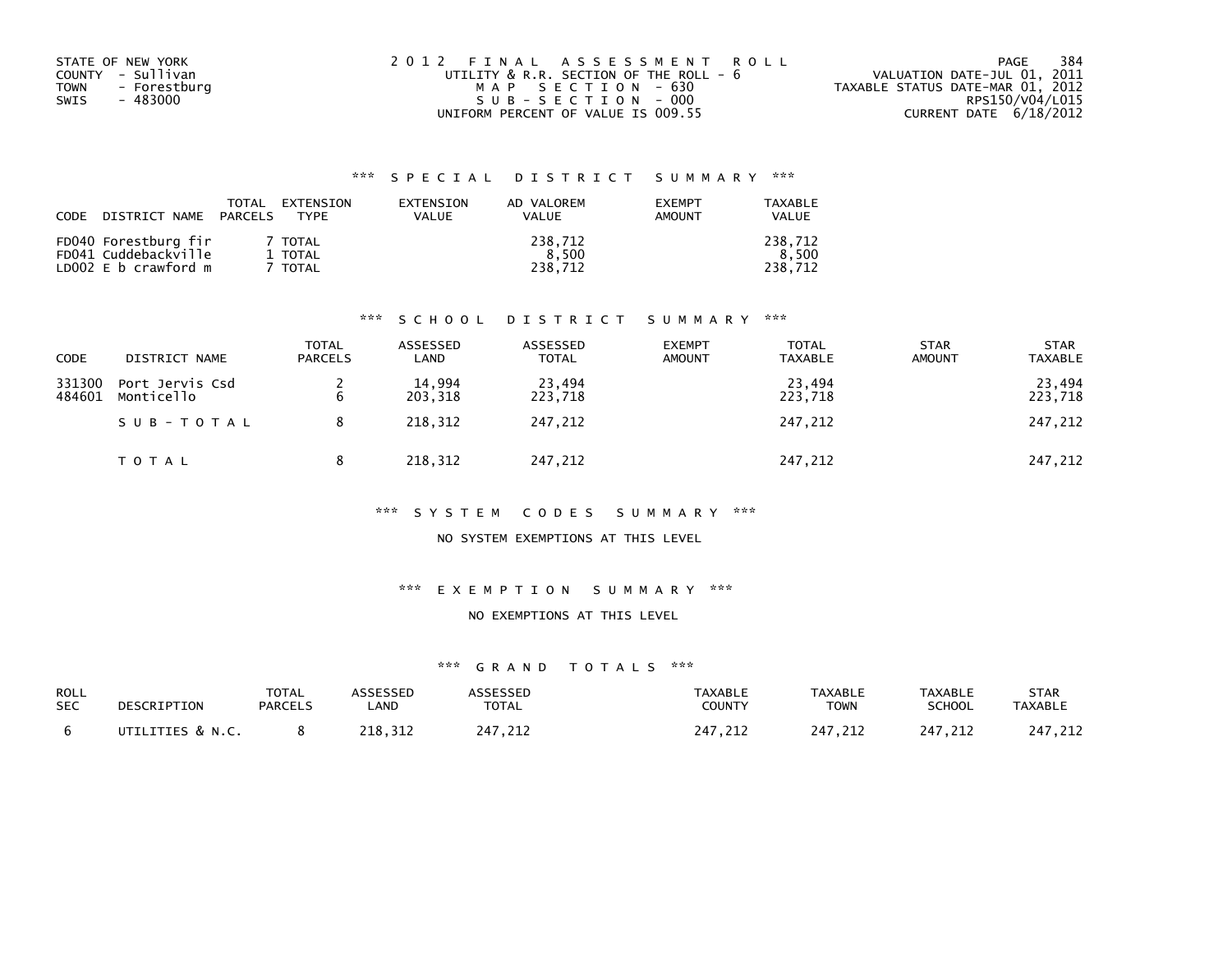STATE OF NEW YORK
COUNTY - Sullivan
TOWN - Forestburg
SWIS - 483000

2012 FINAL ASSESSMENT ROLL
UTILITY & R.R. SECTION OF THE ROLL - 6
MAP SECTION - 630
SUB-SECTION - 000
UNIFORM PERCENT OF VALUE IS 009.55

VALUATION DATE-JUL 01, 2011
TAXABLE STATUS DATE-MAR 01, 2012
RPS150/V04/L015
CURRENT DATE 6/18/2012

### *** SPECIAL DISTRICT SUMMARY ***

| CODE DISTRICT NAME | TOTAL PARCELS | EXTENSION TYPE | EXTENSION VALUE | AD VALOREM VALUE | EXEMPT AMOUNT | TAXABLE VALUE |
|---|---|---|---|---|---|---|
| FD040 Forestburg fir | 7 | TOTAL | | 238,712 | | 238,712 |
| FD041 Cuddebackville | 1 | TOTAL | | 8,500 | | 8,500 |
| LD002 E b crawford m | 7 | TOTAL | | 238,712 | | 238,712 |

### *** SCHOOL DISTRICT SUMMARY ***

| CODE | DISTRICT NAME | TOTAL PARCELS | ASSESSED LAND | ASSESSED TOTAL | EXEMPT AMOUNT | TOTAL TAXABLE | STAR AMOUNT | STAR TAXABLE |
|---|---|---|---|---|---|---|---|---|
| 331300 | Port Jervis Csd | 2 | 14,994 | 23,494 | | 23,494 | | 23,494 |
| 484601 | Monticello | 6 | 203,318 | 223,718 | | 223,718 | | 223,718 |
| | SUB-TOTAL | 8 | 218,312 | 247,212 | | 247,212 | | 247,212 |
| | TOTAL | 8 | 218,312 | 247,212 | | 247,212 | | 247,212 |

### *** SYSTEM CODES SUMMARY ***

NO SYSTEM EXEMPTIONS AT THIS LEVEL

### *** EXEMPTION SUMMARY ***

NO EXEMPTIONS AT THIS LEVEL

### *** GRAND TOTALS ***

| ROLL SEC | DESCRIPTION | TOTAL PARCELS | ASSESSED LAND | ASSESSED TOTAL | TAXABLE COUNTY | TAXABLE TOWN | TAXABLE SCHOOL | STAR TAXABLE |
|---|---|---|---|---|---|---|---|---|
| 6 | UTILITIES & N.C. | 8 | 218,312 | 247,212 | 247,212 | 247,212 | 247,212 | 247,212 |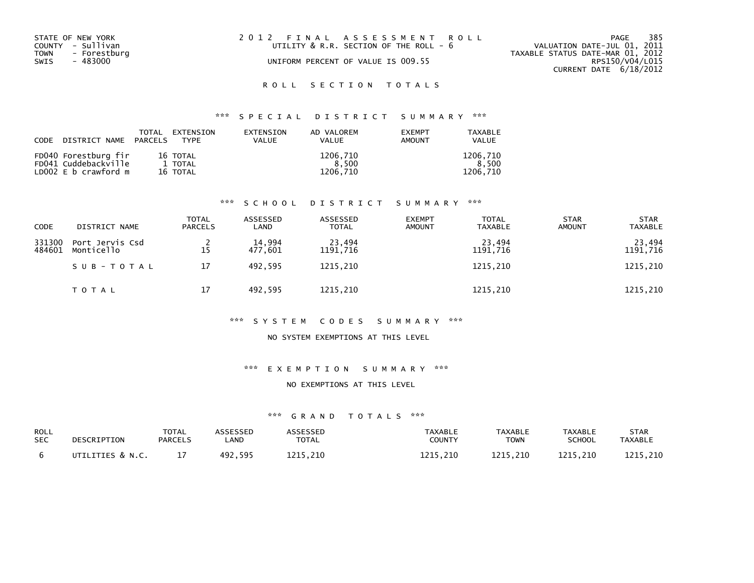STATE OF NEW YORK
COUNTY - Sullivan
TOWN - Forestburg
SWIS - 483000

2 0 1 2 F I N A L A S S E S S M E N T R O L L
UTILITY & R.R. SECTION OF THE ROLL - 6
UNIFORM PERCENT OF VALUE IS 009.55

VALUATION DATE-JUL 01, 2011
TAXABLE STATUS DATE-MAR 01, 2012
RPS150/V04/L015
CURRENT DATE 6/18/2012

## R O L L S E C T I O N T O T A L S

### *** S P E C I A L D I S T R I C T S U M M A R Y ***

| CODE | DISTRICT NAME | TOTAL PARCELS | EXTENSION TYPE | EXTENSION VALUE | AD VALOREM VALUE | EXEMPT AMOUNT | TAXABLE VALUE |
|---|---|---|---|---|---|---|---|
| FD040 | Forestburg fir | 16 | TOTAL | | 1206,710 | | 1206,710 |
| FD041 | Cuddebackville | 1 | TOTAL | | 8,500 | | 8,500 |
| LD002 | E b crawford m | 16 | TOTAL | | 1206,710 | | 1206,710 |

### *** S C H O O L D I S T R I C T S U M M A R Y ***

| CODE | DISTRICT NAME | TOTAL PARCELS | ASSESSED LAND | ASSESSED TOTAL | EXEMPT AMOUNT | TOTAL TAXABLE | STAR AMOUNT | STAR TAXABLE |
|---|---|---|---|---|---|---|---|---|
| 331300 | Port Jervis Csd | 2 | 14,994 | 23,494 | | 23,494 | | 23,494 |
| 484601 | Monticello | 15 | 477,601 | 1191,716 | | 1191,716 | | 1191,716 |
| | S U B - T O T A L | 17 | 492,595 | 1215,210 | | 1215,210 | | 1215,210 |
| | T O T A L | 17 | 492,595 | 1215,210 | | 1215,210 | | 1215,210 |

### *** S Y S T E M C O D E S S U M M A R Y ***

NO SYSTEM EXEMPTIONS AT THIS LEVEL

### *** E X E M P T I O N S U M M A R Y ***

NO EXEMPTIONS AT THIS LEVEL

### *** G R A N D T O T A L S ***

| ROLL SEC | DESCRIPTION | TOTAL PARCELS | ASSESSED LAND | ASSESSED TOTAL | TAXABLE COUNTY | TAXABLE TOWN | TAXABLE SCHOOL | STAR TAXABLE |
|---|---|---|---|---|---|---|---|---|
| 6 | UTILITIES & N.C. | 17 | 492,595 | 1215,210 | 1215,210 | 1215,210 | 1215,210 | 1215,210 |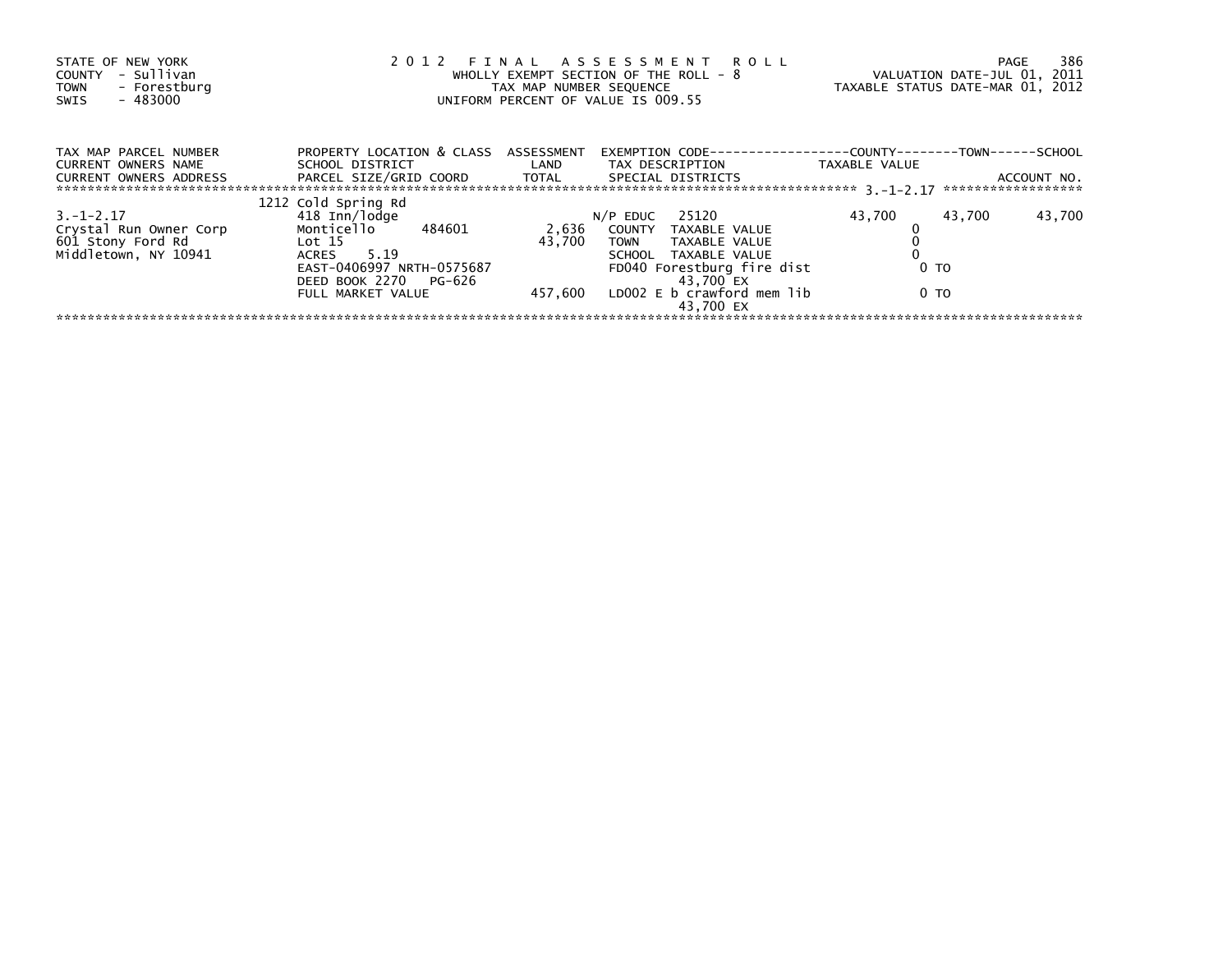STATE OF NEW YORK
COUNTY - Sullivan
TOWN - Forestburg
SWIS - 483000

2 0 1 2 F I N A L A S S E S S M E N T R O L L
WHOLLY EXEMPT SECTION OF THE ROLL - 8
TAX MAP NUMBER SEQUENCE
UNIFORM PERCENT OF VALUE IS 009.55

VALUATION DATE-JUL 01, 2011
TAXABLE STATUS DATE-MAR 01, 2012

| TAX MAP PARCEL NUMBER / CURRENT OWNERS NAME / CURRENT OWNERS ADDRESS | PROPERTY LOCATION & CLASS / SCHOOL DISTRICT / PARCEL SIZE/GRID COORD | ASSESSMENT LAND / TOTAL | EXEMPTION CODE / TAX DESCRIPTION / SPECIAL DISTRICTS | COUNTY TAXABLE VALUE | TOWN | SCHOOL / ACCOUNT NO. |
|---|---|---|---|---|---|---|
| 3.-1-2.17 | 1212 Cold Spring Rd | | | | | |
| | 418 Inn/lodge | | N/P EDUC 25120 | 43,700 | 43,700 | 43,700 |
| Crystal Run Owner Corp | Monticello 484601 | 2,636 | COUNTY TAXABLE VALUE | 0 | | |
| 601 Stony Ford Rd | Lot 15 | 43,700 | TOWN TAXABLE VALUE | 0 | | |
| Middletown, NY 10941 | ACRES 5.19 | | SCHOOL TAXABLE VALUE | 0 | | |
| | EAST-0406997 NRTH-0575687 | | FD040 Forestburg fire dist | 0 TO | | |
| | DEED BOOK 2270 PG-626 | | 43,700 EX | | | |
| | FULL MARKET VALUE | 457,600 | LD002 E b crawford mem lib | 0 TO | | |
| | | | 43,700 EX | | | |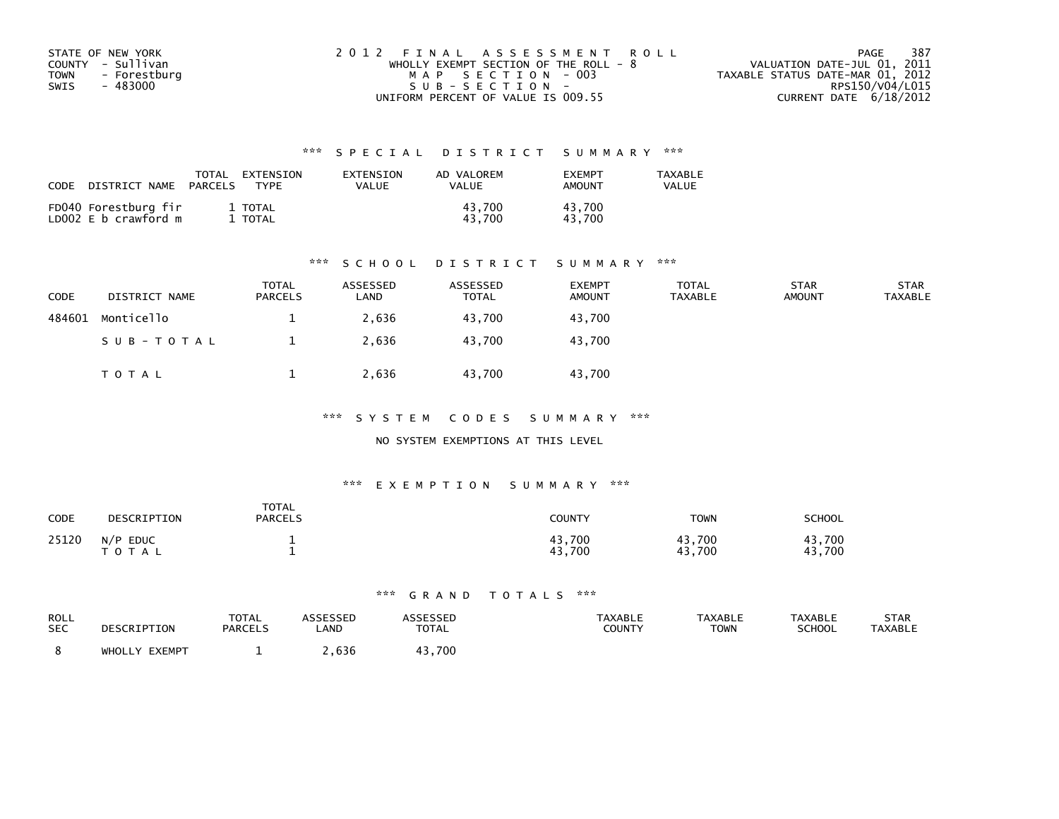STATE OF NEW YORK
COUNTY - Sullivan
TOWN - Forestburg
SWIS - 483000

2012 FINAL ASSESSMENT ROLL
WHOLLY EXEMPT SECTION OF THE ROLL - 8
MAP SECTION - 003
SUB-SECTION -
UNIFORM PERCENT OF VALUE IS 009.55

VALUATION DATE-JUL 01, 2011
TAXABLE STATUS DATE-MAR 01, 2012
RPS150/V04/L015
CURRENT DATE 6/18/2012

## *** SPECIAL DISTRICT SUMMARY ***

| CODE | DISTRICT NAME | TOTAL PARCELS | EXTENSION TYPE | EXTENSION VALUE | AD VALOREM VALUE | EXEMPT AMOUNT | TAXABLE VALUE |
|---|---|---|---|---|---|---|---|
| FD040 | Forestburg fir | 1 | TOTAL | | 43,700 | 43,700 | |
| LD002 | E b crawford m | 1 | TOTAL | | 43,700 | 43,700 | |

## *** SCHOOL DISTRICT SUMMARY ***

| CODE | DISTRICT NAME | TOTAL PARCELS | ASSESSED LAND | ASSESSED TOTAL | EXEMPT AMOUNT | TOTAL TAXABLE | STAR AMOUNT | STAR TAXABLE |
|---|---|---|---|---|---|---|---|---|
| 484601 | Monticello | 1 | 2,636 | 43,700 | 43,700 | | | |
| | SUB-TOTAL | 1 | 2,636 | 43,700 | 43,700 | | | |
| | TOTAL | 1 | 2,636 | 43,700 | 43,700 | | | |

## *** SYSTEM CODES SUMMARY ***

NO SYSTEM EXEMPTIONS AT THIS LEVEL

## *** EXEMPTION SUMMARY ***

| CODE | DESCRIPTION | TOTAL PARCELS | COUNTY | TOWN | SCHOOL |
|---|---|---|---|---|---|
| 25120 | N/P EDUC | 1 | 43,700 | 43,700 | 43,700 |
| | TOTAL | 1 | 43,700 | 43,700 | 43,700 |

## *** GRAND TOTALS ***

| ROLL SEC | DESCRIPTION | TOTAL PARCELS | ASSESSED LAND | ASSESSED TOTAL | TAXABLE COUNTY | TAXABLE TOWN | TAXABLE SCHOOL | STAR TAXABLE |
|---|---|---|---|---|---|---|---|---|
| 8 | WHOLLY EXEMPT | 1 | 2,636 | 43,700 | | | | |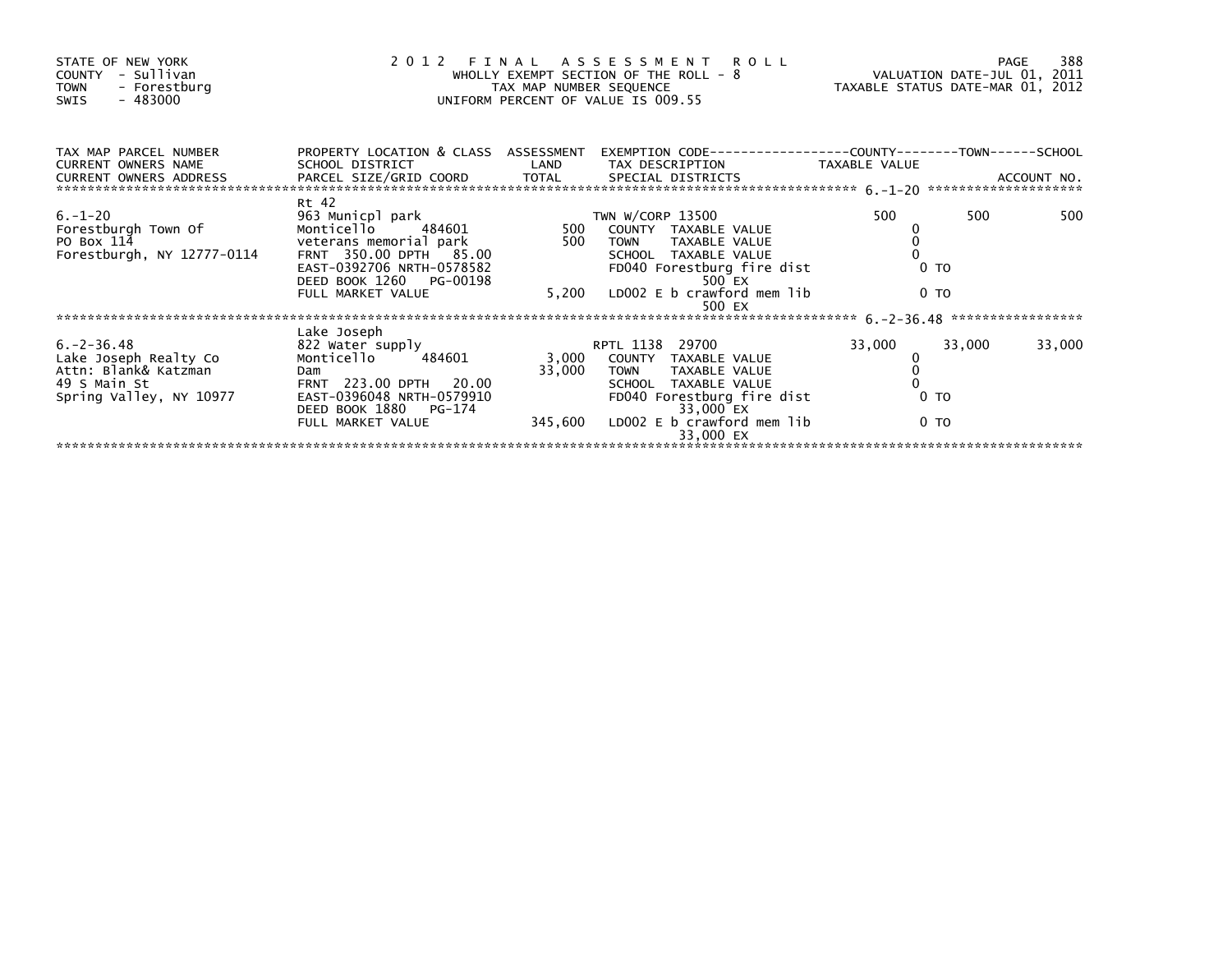STATE OF NEW YORK
COUNTY - Sullivan
TOWN - Forestburg
SWIS - 483000

# 2012 FINAL ASSESSMENT ROLL

WHOLLY EXEMPT SECTION OF THE ROLL - 8
TAX MAP NUMBER SEQUENCE
UNIFORM PERCENT OF VALUE IS 009.55

VALUATION DATE-JUL 01, 2011
TAXABLE STATUS DATE-MAR 01, 2012

| TAX MAP PARCEL NUMBER / CURRENT OWNERS NAME / CURRENT OWNERS ADDRESS | PROPERTY LOCATION & CLASS / SCHOOL DISTRICT / PARCEL SIZE/GRID COORD | ASSESSMENT LAND / TOTAL | EXEMPTION CODE / TAX DESCRIPTION / SPECIAL DISTRICTS | COUNTY TAXABLE VALUE | TOWN | SCHOOL / ACCOUNT NO. |
|---|---|---|---|---|---|---|
| 6.-1-20 | Rt 42 | | | | | |
| | 963 Municpl park | | TWN W/CORP 13500 | 500 | 500 | 500 |
| Forestburgh Town Of | Monticello 484601 | 500 | COUNTY TAXABLE VALUE | 0 | | |
| PO Box 114 | veterans memorial park | 500 | TOWN TAXABLE VALUE | 0 | | |
| Forestburgh, NY 12777-0114 | FRNT 350.00 DPTH 85.00 | | SCHOOL TAXABLE VALUE | 0 | | |
| | EAST-0392706 NRTH-0578582 | | FD040 Forestburg fire dist 500 EX | 0 TO | | |
| | DEED BOOK 1260 PG-00198 | | | | | |
| | FULL MARKET VALUE | 5,200 | LD002 E b crawford mem lib 500 EX | 0 TO | | |
| 6.-2-36.48 | Lake Joseph | | | | | |
| | 822 Water supply | | RPTL 1138 29700 | 33,000 | 33,000 | 33,000 |
| Lake Joseph Realty Co | Monticello 484601 | 3,000 | COUNTY TAXABLE VALUE | 0 | | |
| Attn: Blank& Katzman | Dam | 33,000 | TOWN TAXABLE VALUE | 0 | | |
| 49 S Main St | FRNT 223.00 DPTH 20.00 | | SCHOOL TAXABLE VALUE | 0 | | |
| Spring Valley, NY 10977 | EAST-0396048 NRTH-0579910 | | FD040 Forestburg fire dist 33,000 EX | 0 TO | | |
| | DEED BOOK 1880 PG-174 | | | | | |
| | FULL MARKET VALUE | 345,600 | LD002 E b crawford mem lib 33,000 EX | 0 TO | | |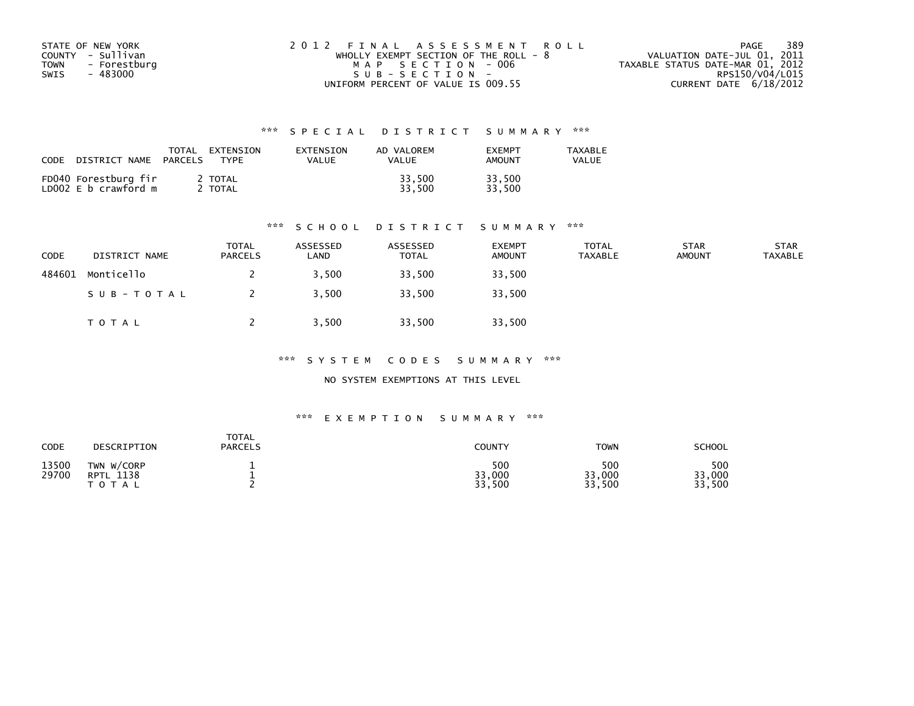STATE OF NEW YORK
COUNTY - Sullivan
TOWN - Forestburg
SWIS - 483000

2 0 1 2 F I N A L A S S E S S M E N T R O L L
WHOLLY EXEMPT SECTION OF THE ROLL - 8
M A P S E C T I O N - 006
S U B - S E C T I O N -
UNIFORM PERCENT OF VALUE IS 009.55

VALUATION DATE-JUL 01, 2011
TAXABLE STATUS DATE-MAR 01, 2012
RPS150/V04/L015
CURRENT DATE 6/18/2012

### *** S P E C I A L D I S T R I C T S U M M A R Y ***

| CODE | DISTRICT NAME | TOTAL PARCELS | EXTENSION TYPE | EXTENSION VALUE | AD VALOREM VALUE | EXEMPT AMOUNT | TAXABLE VALUE |
|---|---|---|---|---|---|---|---|
| FD040 | Forestburg fir | 2 | TOTAL | | 33,500 | 33,500 | |
| LD002 | E b crawford m | 2 | TOTAL | | 33,500 | 33,500 | |

### *** S C H O O L D I S T R I C T S U M M A R Y ***

| CODE | DISTRICT NAME | TOTAL PARCELS | ASSESSED LAND | ASSESSED TOTAL | EXEMPT AMOUNT | TOTAL TAXABLE | STAR AMOUNT | STAR TAXABLE |
|---|---|---|---|---|---|---|---|---|
| 484601 | Monticello | 2 | 3,500 | 33,500 | 33,500 | | | |
| | S U B - T O T A L | 2 | 3,500 | 33,500 | 33,500 | | | |
| | T O T A L | 2 | 3,500 | 33,500 | 33,500 | | | |

### *** S Y S T E M C O D E S S U M M A R Y ***

NO SYSTEM EXEMPTIONS AT THIS LEVEL

### *** E X E M P T I O N S U M M A R Y ***

| CODE | DESCRIPTION | TOTAL PARCELS | COUNTY | TOWN | SCHOOL |
|---|---|---|---|---|---|
| 13500 | TWN W/CORP | 1 | 500 | 500 | 500 |
| 29700 | RPTL 1138 | 1 | 33,000 | 33,000 | 33,000 |
| | T O T A L | 2 | 33,500 | 33,500 | 33,500 |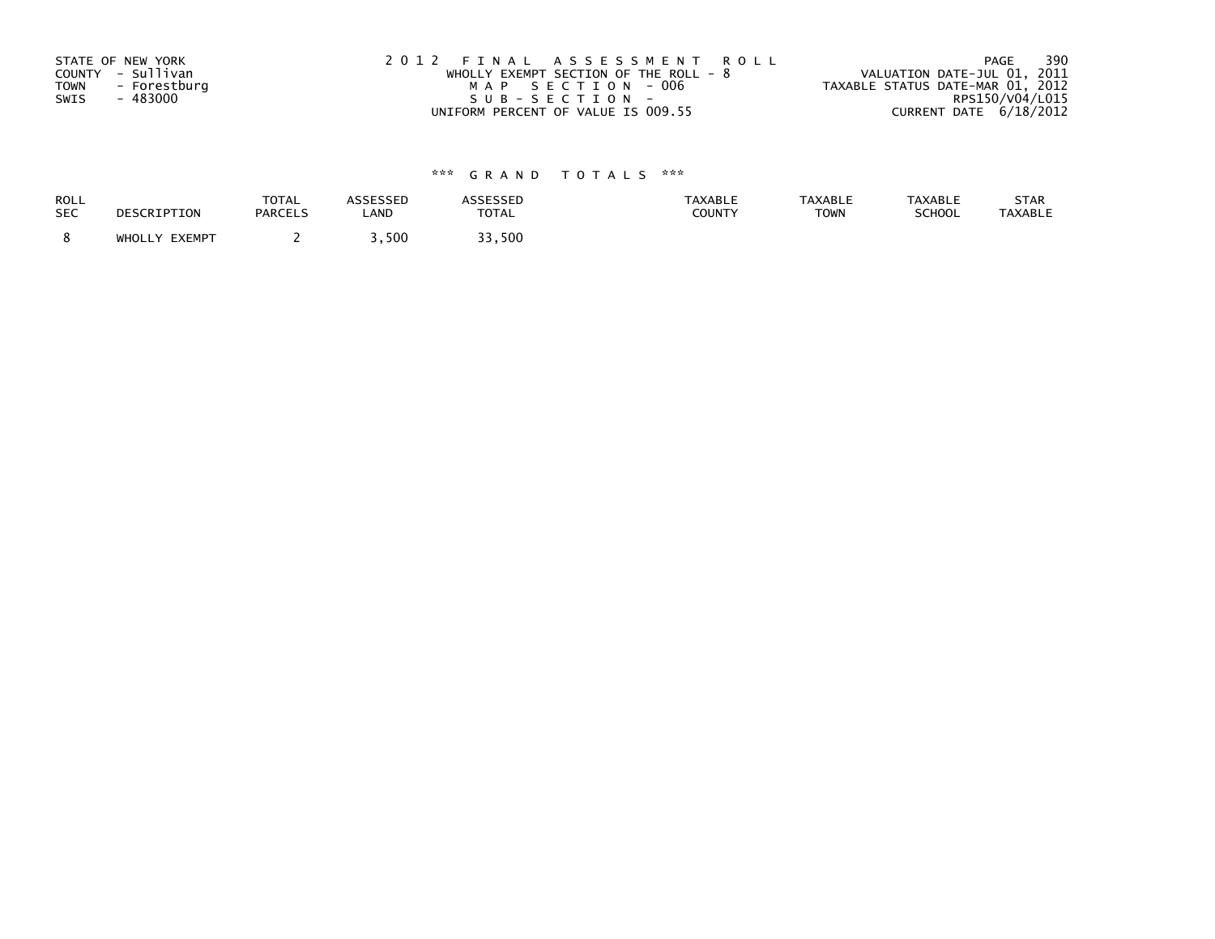STATE OF NEW YORK
COUNTY - Sullivan
TOWN - Forestburg
SWIS - 483000

2012 FINAL ASSESSMENT ROLL
WHOLLY EXEMPT SECTION OF THE ROLL - 8
MAP SECTION - 006
SUB-SECTION -
UNIFORM PERCENT OF VALUE IS 009.55

VALUATION DATE-JUL 01, 2011
TAXABLE STATUS DATE-MAR 01, 2012
RPS150/V04/L015
CURRENT DATE 6/18/2012

### *** GRAND TOTALS ***

| ROLL SEC | DESCRIPTION | TOTAL PARCELS | ASSESSED LAND | ASSESSED TOTAL | TAXABLE COUNTY | TAXABLE TOWN | TAXABLE SCHOOL | STAR TAXABLE |
|---|---|---|---|---|---|---|---|---|
| 8 | WHOLLY EXEMPT | 2 | 3,500 | 33,500 | | | | |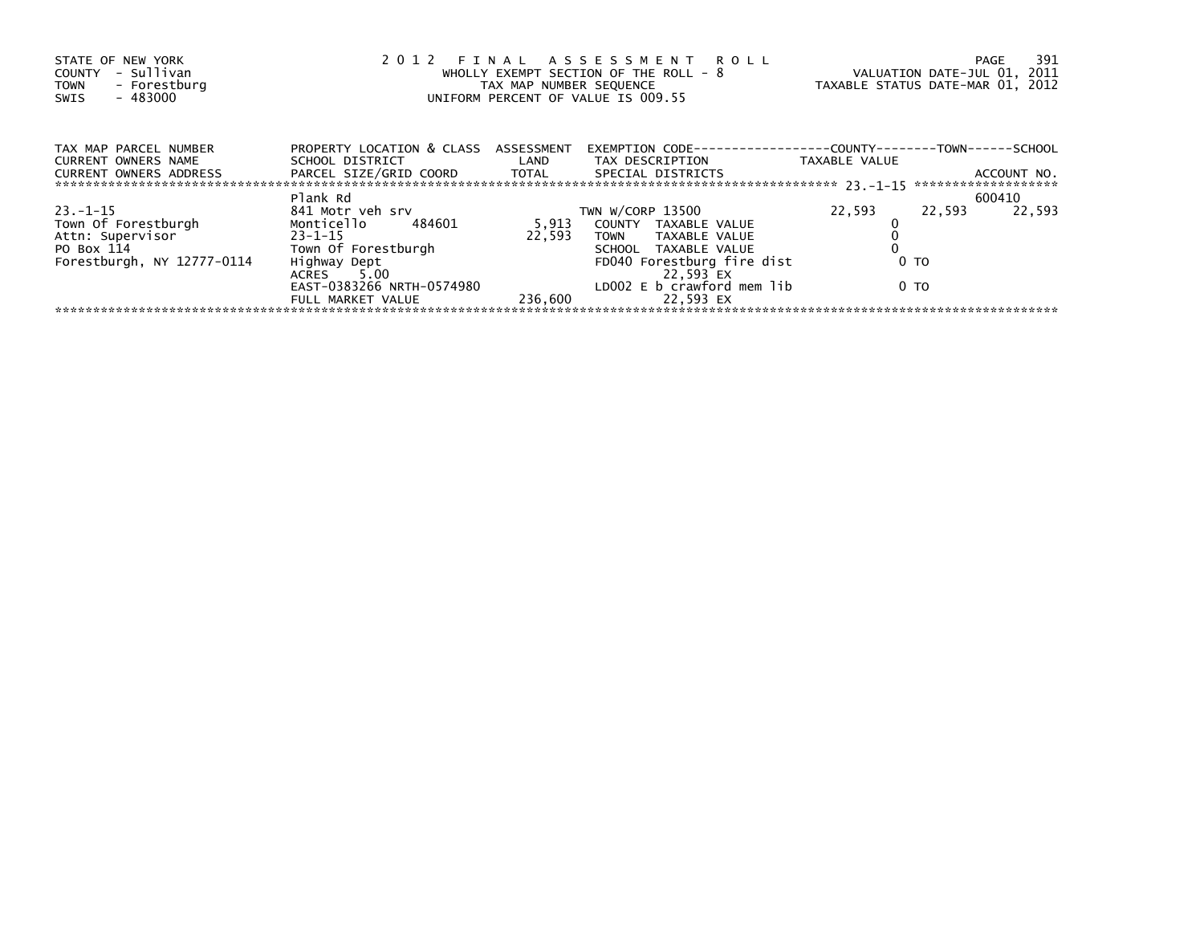STATE OF NEW YORK
COUNTY - Sullivan
TOWN - Forestburg
SWIS - 483000

2 0 1 2 F I N A L A S S E S S M E N T R O L L
WHOLLY EXEMPT SECTION OF THE ROLL - 8
TAX MAP NUMBER SEQUENCE
UNIFORM PERCENT OF VALUE IS 009.55

VALUATION DATE-JUL 01, 2011
TAXABLE STATUS DATE-MAR 01, 2012

| TAX MAP PARCEL NUMBER / CURRENT OWNERS NAME / CURRENT OWNERS ADDRESS | PROPERTY LOCATION & CLASS / SCHOOL DISTRICT / PARCEL SIZE/GRID COORD | ASSESSMENT LAND / TOTAL | EXEMPTION CODE / TAX DESCRIPTION / SPECIAL DISTRICTS | COUNTY TAXABLE VALUE | TOWN | SCHOOL / ACCOUNT NO. |
|---|---|---|---|---|---|---|
| | Plank Rd | | | | | 600410 |
| 23.-1-15 | 841 Motr veh srv | | TWN W/CORP 13500 | 22,593 | 22,593 | 22,593 |
| Town Of Forestburgh | Monticello 484601 | 5,913 | COUNTY TAXABLE VALUE | 0 | | |
| Attn: Supervisor | 23-1-15 | 22,593 | TOWN TAXABLE VALUE | 0 | | |
| PO Box 114 | Town Of Forestburgh | | SCHOOL TAXABLE VALUE | 0 | | |
| Forestburgh, NY 12777-0114 | Highway Dept | | FD040 Forestburg fire dist | 0 TO | | |
| | ACRES 5.00 | | 22,593 EX | | | |
| | EAST-0383266 NRTH-0574980 | | LD002 E b crawford mem lib | 0 TO | | |
| | FULL MARKET VALUE | 236,600 | 22,593 EX | | | |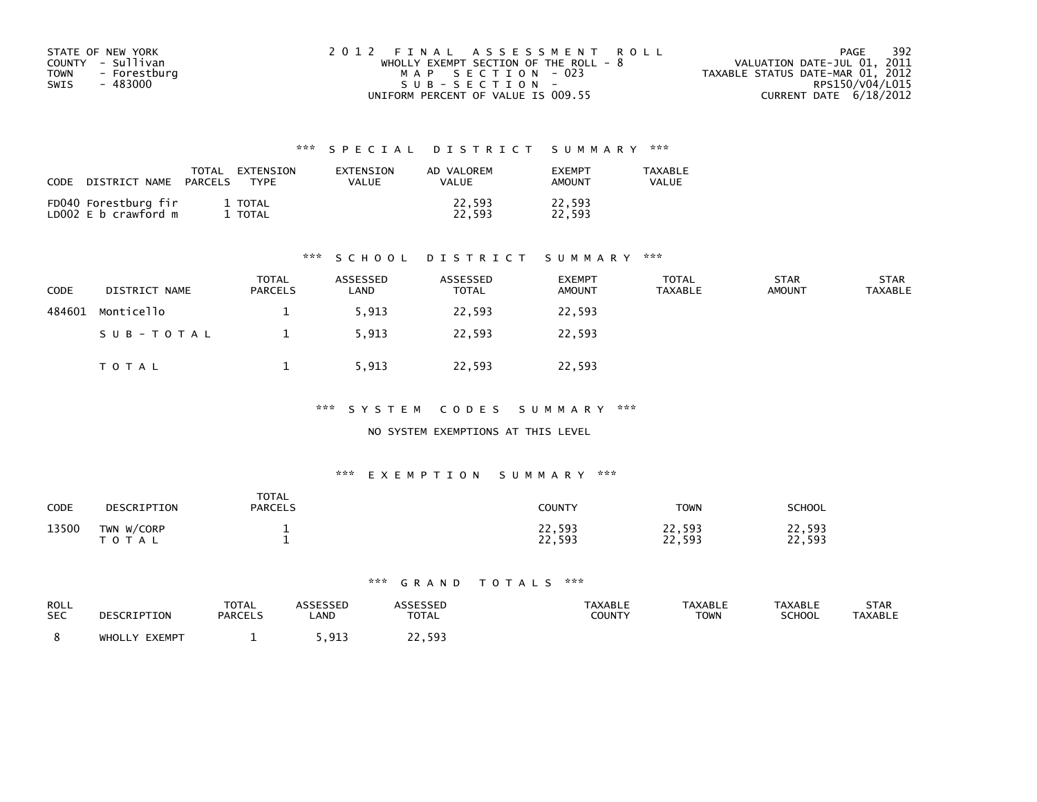STATE OF NEW YORK
COUNTY - Sullivan
TOWN - Forestburg
SWIS - 483000

2012 FINAL ASSESSMENT ROLL
WHOLLY EXEMPT SECTION OF THE ROLL - 8
MAP SECTION - 023
SUB-SECTION -
UNIFORM PERCENT OF VALUE IS 009.55

VALUATION DATE-JUL 01, 2011
TAXABLE STATUS DATE-MAR 01, 2012
RPS150/V04/L015
CURRENT DATE 6/18/2012

## *** SPECIAL DISTRICT SUMMARY ***

| CODE | DISTRICT NAME | TOTAL PARCELS | EXTENSION TYPE | EXTENSION VALUE | AD VALOREM VALUE | EXEMPT AMOUNT | TAXABLE VALUE |
|---|---|---|---|---|---|---|---|
| FD040 | Forestburg fir | 1 | TOTAL | | 22,593 | 22,593 | |
| LD002 | E b crawford m | 1 | TOTAL | | 22,593 | 22,593 | |

## *** SCHOOL DISTRICT SUMMARY ***

| CODE | DISTRICT NAME | TOTAL PARCELS | ASSESSED LAND | ASSESSED TOTAL | EXEMPT AMOUNT | TOTAL TAXABLE | STAR AMOUNT | STAR TAXABLE |
|---|---|---|---|---|---|---|---|---|
| 484601 | Monticello | 1 | 5,913 | 22,593 | 22,593 | | | |
| | SUB-TOTAL | 1 | 5,913 | 22,593 | 22,593 | | | |
| | TOTAL | 1 | 5,913 | 22,593 | 22,593 | | | |

## *** SYSTEM CODES SUMMARY ***

NO SYSTEM EXEMPTIONS AT THIS LEVEL

## *** EXEMPTION SUMMARY ***

| CODE | DESCRIPTION | TOTAL PARCELS | COUNTY | TOWN | SCHOOL |
|---|---|---|---|---|---|
| 13500 | TWN W/CORP | 1 | 22,593 | 22,593 | 22,593 |
| | TOTAL | 1 | 22,593 | 22,593 | 22,593 |

## *** GRAND TOTALS ***

| ROLL SEC | DESCRIPTION | TOTAL PARCELS | ASSESSED LAND | ASSESSED TOTAL | TAXABLE COUNTY | TAXABLE TOWN | TAXABLE SCHOOL | STAR TAXABLE |
|---|---|---|---|---|---|---|---|---|
| 8 | WHOLLY EXEMPT | 1 | 5,913 | 22,593 | | | | |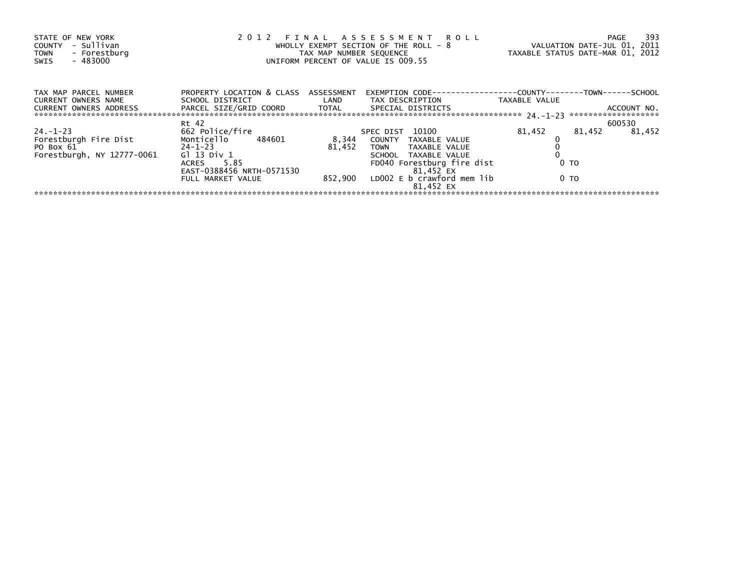STATE OF NEW YORK
COUNTY - Sullivan
TOWN - Forestburg
SWIS - 483000

2 0 1 2 F I N A L A S S E S S M E N T R O L L
WHOLLY EXEMPT SECTION OF THE ROLL - 8
TAX MAP NUMBER SEQUENCE
UNIFORM PERCENT OF VALUE IS 009.55

VALUATION DATE-JUL 01, 2011
TAXABLE STATUS DATE-MAR 01, 2012

| TAX MAP PARCEL NUMBER<br>CURRENT OWNERS NAME<br>CURRENT OWNERS ADDRESS | PROPERTY LOCATION & CLASS<br>SCHOOL DISTRICT<br>PARCEL SIZE/GRID COORD | ASSESSMENT<br>LAND<br>TOTAL | EXEMPTION CODE<br>TAX DESCRIPTION<br>SPECIAL DISTRICTS | COUNTY<br>TAXABLE VALUE | TOWN | SCHOOL<br><br>ACCOUNT NO. |
|---|---|---|---|---|---|---|
| | Rt 42 | | | | | 600530 |
| 24.-1-23 | 662 Police/fire | | SPEC DIST 10100 | 81,452 | 81,452 | 81,452 |
| Forestburgh Fire Dist | Monticello 484601 | 8,344 | COUNTY TAXABLE VALUE | 0 | | |
| PO Box 61 | 24-1-23 | 81,452 | TOWN TAXABLE VALUE | 0 | | |
| Forestburgh, NY 12777-0061 | Gl 13 Div 1 | | SCHOOL TAXABLE VALUE | 0 | | |
| | ACRES 5.85 | | FD040 Forestburg fire dist<br>81,452 EX | 0 TO | | |
| | EAST-0388456 NRTH-0571530 | | | | | |
| | FULL MARKET VALUE | 852,900 | LD002 E b crawford mem lib<br>81,452 EX | 0 TO | | |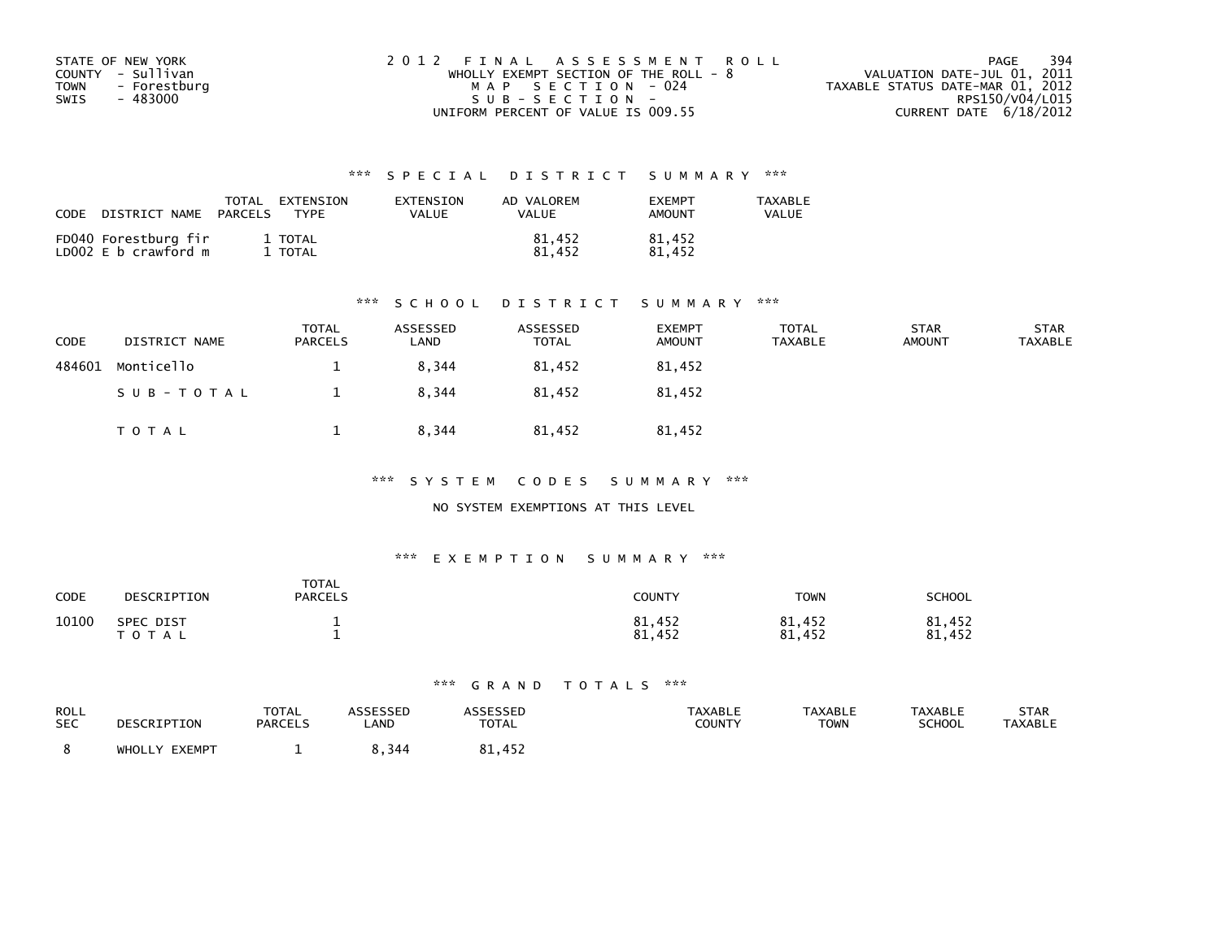STATE OF NEW YORK
COUNTY - Sullivan
TOWN - Forestburg
SWIS - 483000

2 0 1 2 F I N A L A S S E S S M E N T R O L L
WHOLLY EXEMPT SECTION OF THE ROLL - 8
M A P S E C T I O N - 024
S U B - S E C T I O N -
UNIFORM PERCENT OF VALUE IS 009.55

VALUATION DATE-JUL 01, 2011
TAXABLE STATUS DATE-MAR 01, 2012
RPS150/V04/L015
CURRENT DATE 6/18/2012

### *** S P E C I A L D I S T R I C T S U M M A R Y ***

| CODE DISTRICT NAME | TOTAL PARCELS | EXTENSION TYPE | EXTENSION VALUE | AD VALOREM VALUE | EXEMPT AMOUNT | TAXABLE VALUE |
|---|---|---|---|---|---|---|
| FD040 Forestburg fir | 1 | TOTAL | | 81,452 | 81,452 | |
| LD002 E b crawford m | 1 | TOTAL | | 81,452 | 81,452 | |

### *** S C H O O L D I S T R I C T S U M M A R Y ***

| CODE | DISTRICT NAME | TOTAL PARCELS | ASSESSED LAND | ASSESSED TOTAL | EXEMPT AMOUNT | TOTAL TAXABLE | STAR AMOUNT | STAR TAXABLE |
|---|---|---|---|---|---|---|---|---|
| 484601 | Monticello | 1 | 8,344 | 81,452 | 81,452 | | | |
| | S U B - T O T A L | 1 | 8,344 | 81,452 | 81,452 | | | |
| | T O T A L | 1 | 8,344 | 81,452 | 81,452 | | | |

### *** S Y S T E M C O D E S S U M M A R Y ***

NO SYSTEM EXEMPTIONS AT THIS LEVEL

### *** E X E M P T I O N S U M M A R Y ***

| CODE | DESCRIPTION | TOTAL PARCELS | COUNTY | TOWN | SCHOOL |
|---|---|---|---|---|---|
| 10100 | SPEC DIST | 1 | 81,452 | 81,452 | 81,452 |
| | T O T A L | 1 | 81,452 | 81,452 | 81,452 |

### *** G R A N D T O T A L S ***

| ROLL SEC | DESCRIPTION | TOTAL PARCELS | ASSESSED LAND | ASSESSED TOTAL | TAXABLE COUNTY | TAXABLE TOWN | TAXABLE SCHOOL | STAR TAXABLE |
|---|---|---|---|---|---|---|---|---|
| 8 | WHOLLY EXEMPT | 1 | 8,344 | 81,452 | | | | |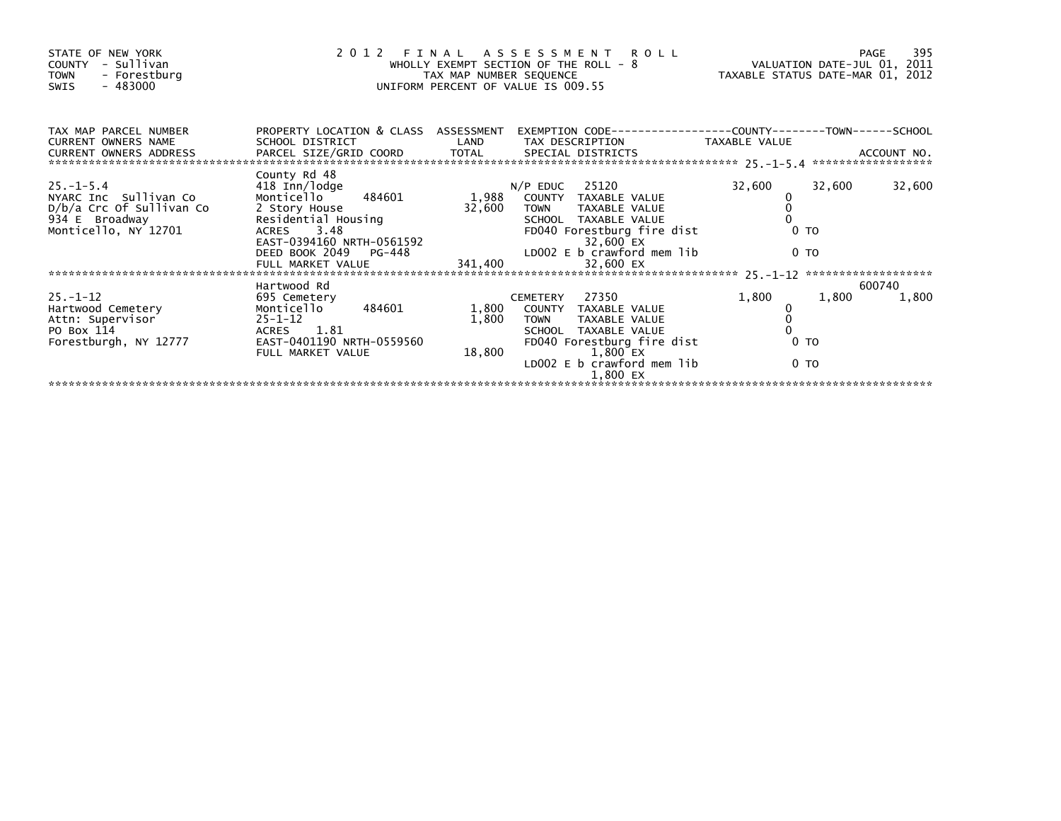STATE OF NEW YORK
COUNTY - Sullivan
TOWN - Forestburg
SWIS - 483000

2 0 1 2 F I N A L A S S E S S M E N T R O L L
WHOLLY EXEMPT SECTION OF THE ROLL - 8
TAX MAP NUMBER SEQUENCE
UNIFORM PERCENT OF VALUE IS 009.55

VALUATION DATE-JUL 01, 2011
TAXABLE STATUS DATE-MAR 01, 2012

| TAX MAP PARCEL NUMBER<br>CURRENT OWNERS NAME<br>CURRENT OWNERS ADDRESS | PROPERTY LOCATION & CLASS<br>SCHOOL DISTRICT<br>PARCEL SIZE/GRID COORD | ASSESSMENT<br>LAND<br>TOTAL | EXEMPTION CODE<br>TAX DESCRIPTION<br>SPECIAL DISTRICTS | COUNTY<br>TAXABLE VALUE | TOWN | SCHOOL<br>ACCOUNT NO. |
|---|---|---|---|---|---|---|
| 25.-1-5.4 | County Rd 48 | | | | | |
| | 418 Inn/lodge | | N/P EDUC 25120 | 32,600 | 32,600 | 32,600 |
| NYARC Inc Sullivan Co | Monticello 484601 | 1,988 | COUNTY TAXABLE VALUE | 0 | | |
| D/b/a Crc Of Sullivan Co | 2 Story House | 32,600 | TOWN TAXABLE VALUE | 0 | | |
| 934 E Broadway | Residential Housing | | SCHOOL TAXABLE VALUE | 0 | | |
| Monticello, NY 12701 | ACRES 3.48 | | FD040 Forestburg fire dist | 0 TO | | |
| | EAST-0394160 NRTH-0561592 | | 32,600 EX | | | |
| | DEED BOOK 2049 PG-448 | | LD002 E b crawford mem lib | 0 TO | | |
| | FULL MARKET VALUE | 341,400 | 32,600 EX | | | |
| 25.-1-12 | Hartwood Rd | | | | | 600740 |
| | 695 Cemetery | | CEMETERY 27350 | 1,800 | 1,800 | 1,800 |
| Hartwood Cemetery | Monticello 484601 | 1,800 | COUNTY TAXABLE VALUE | 0 | | |
| Attn: Supervisor | 25-1-12 | 1,800 | TOWN TAXABLE VALUE | 0 | | |
| PO Box 114 | ACRES 1.81 | | SCHOOL TAXABLE VALUE | 0 | | |
| Forestburgh, NY 12777 | EAST-0401190 NRTH-0559560 | | FD040 Forestburg fire dist | 0 TO | | |
| | FULL MARKET VALUE | 18,800 | 1,800 EX | | | |
| | | | LD002 E b crawford mem lib | 0 TO | | |
| | | | 1,800 EX | | | |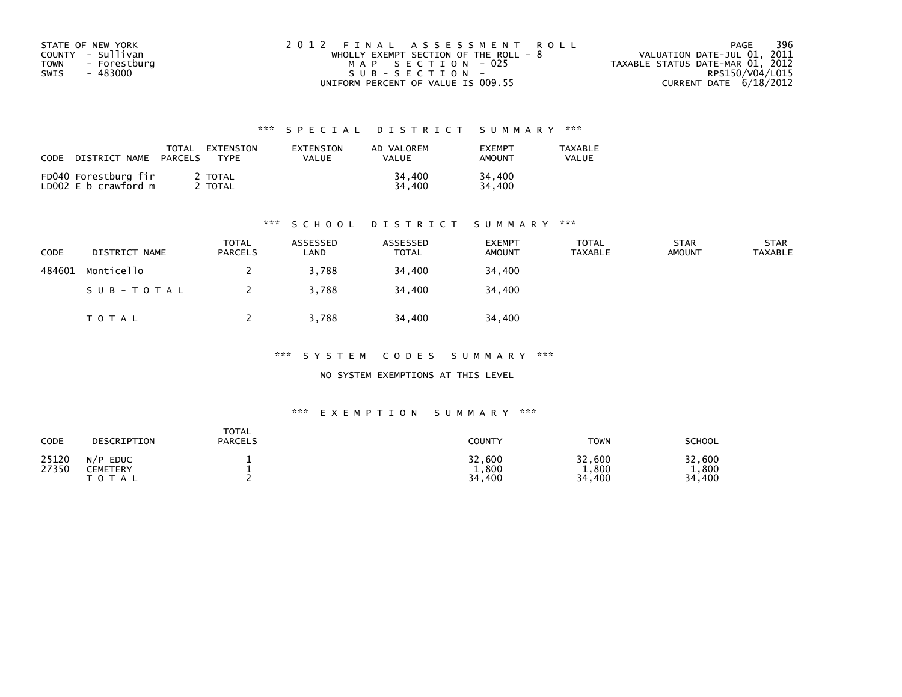STATE OF NEW YORK
COUNTY - Sullivan
TOWN - Forestburg
SWIS - 483000

2012 FINAL ASSESSMENT ROLL
WHOLLY EXEMPT SECTION OF THE ROLL - 8
MAP SECTION - 025
SUB-SECTION -
UNIFORM PERCENT OF VALUE IS 009.55

VALUATION DATE-JUL 01, 2011
TAXABLE STATUS DATE-MAR 01, 2012
RPS150/V04/L015
CURRENT DATE 6/18/2012

### *** SPECIAL DISTRICT SUMMARY ***

| CODE DISTRICT NAME | TOTAL PARCELS | EXTENSION TYPE | EXTENSION VALUE | AD VALOREM VALUE | EXEMPT AMOUNT | TAXABLE VALUE |
|---|---|---|---|---|---|---|
| FD040 Forestburg fir | 2 | TOTAL | | 34,400 | 34,400 | |
| LD002 E b crawford m | 2 | TOTAL | | 34,400 | 34,400 | |

### *** SCHOOL DISTRICT SUMMARY ***

| CODE | DISTRICT NAME | TOTAL PARCELS | ASSESSED LAND | ASSESSED TOTAL | EXEMPT AMOUNT | TOTAL TAXABLE | STAR AMOUNT | STAR TAXABLE |
|---|---|---|---|---|---|---|---|---|
| 484601 | Monticello | 2 | 3,788 | 34,400 | 34,400 | | | |
| | SUB-TOTAL | 2 | 3,788 | 34,400 | 34,400 | | | |
| | TOTAL | 2 | 3,788 | 34,400 | 34,400 | | | |

### *** SYSTEM CODES SUMMARY ***

NO SYSTEM EXEMPTIONS AT THIS LEVEL

### *** EXEMPTION SUMMARY ***

| CODE | DESCRIPTION | TOTAL PARCELS | COUNTY | TOWN | SCHOOL |
|---|---|---|---|---|---|
| 25120 | N/P EDUC | 1 | 32,600 | 32,600 | 32,600 |
| 27350 | CEMETERY | 1 | 1,800 | 1,800 | 1,800 |
| | TOTAL | 2 | 34,400 | 34,400 | 34,400 |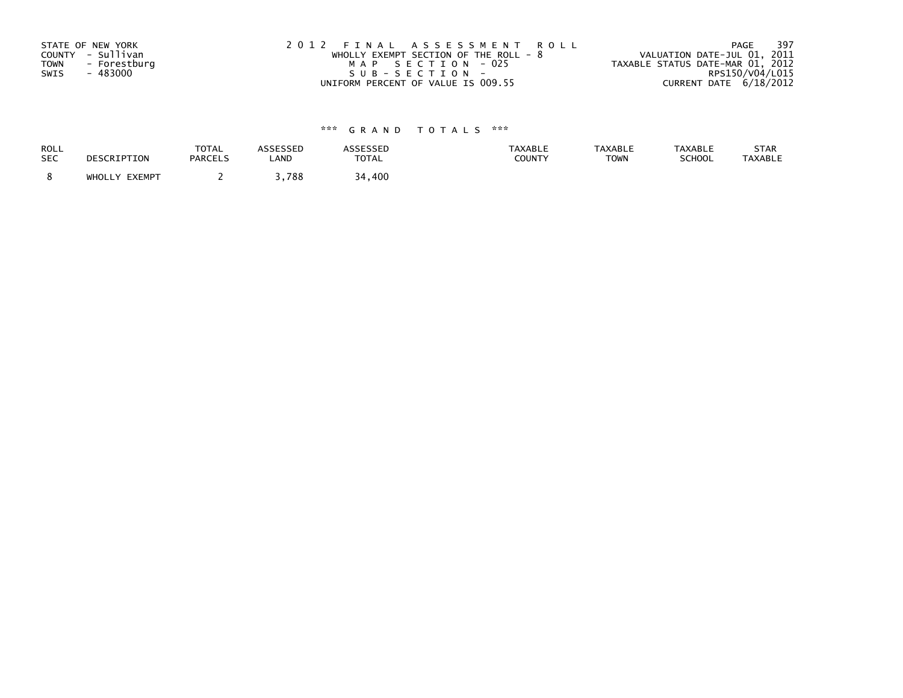STATE OF NEW YORK
COUNTY - Sullivan
TOWN - Forestburg
SWIS - 483000

2012 FINAL ASSESSMENT ROLL
WHOLLY EXEMPT SECTION OF THE ROLL - 8
MAP SECTION - 025
SUB-SECTION -
UNIFORM PERCENT OF VALUE IS 009.55

VALUATION DATE-JUL 01, 2011
TAXABLE STATUS DATE-MAR 01, 2012
RPS150/V04/L015
CURRENT DATE 6/18/2012

### *** GRAND TOTALS ***

| ROLL SEC | DESCRIPTION | TOTAL PARCELS | ASSESSED LAND | ASSESSED TOTAL | TAXABLE COUNTY | TAXABLE TOWN | TAXABLE SCHOOL | STAR TAXABLE |
|---|---|---|---|---|---|---|---|---|
| 8 | WHOLLY EXEMPT | 2 | 3,788 | 34,400 | | | | |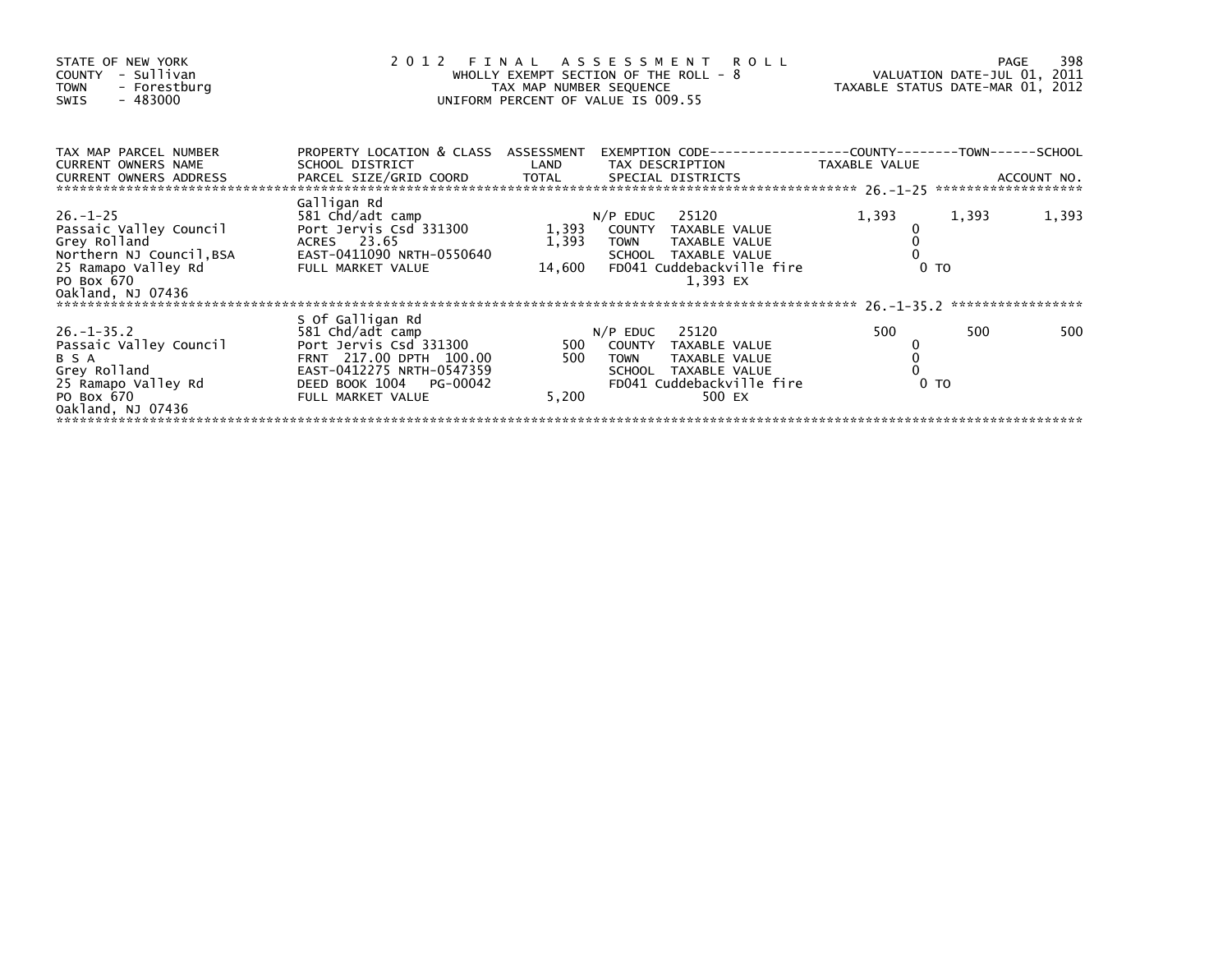STATE OF NEW YORK
COUNTY - Sullivan
TOWN - Forestburg
SWIS - 483000

# 2012 FINAL ASSESSMENT ROLL

WHOLLY EXEMPT SECTION OF THE ROLL - 8
TAX MAP NUMBER SEQUENCE
UNIFORM PERCENT OF VALUE IS 009.55

VALUATION DATE-JUL 01, 2011
TAXABLE STATUS DATE-MAR 01, 2012

| TAX MAP PARCEL NUMBER / CURRENT OWNERS NAME / CURRENT OWNERS ADDRESS | PROPERTY LOCATION & CLASS / SCHOOL DISTRICT / PARCEL SIZE/GRID COORD | ASSESSMENT LAND / TOTAL | EXEMPTION CODE / TAX DESCRIPTION / SPECIAL DISTRICTS | COUNTY TAXABLE VALUE | TOWN | SCHOOL |
|---|---|---|---|---|---|---|
| **26.-1-25** | Galligan Rd | | | | | |
| 26.-1-25 | 581 Chd/adt camp | | N/P EDUC 25120 | 1,393 | 1,393 | 1,393 |
| Passaic Valley Council | Port Jervis Csd 331300 | 1,393 | COUNTY TAXABLE VALUE | 0 | | |
| Grey Rolland | ACRES 23.65 | 1,393 | TOWN TAXABLE VALUE | 0 | | |
| Northern NJ Council,BSA | EAST-0411090 NRTH-0550640 | | SCHOOL TAXABLE VALUE | 0 | | |
| 25 Ramapo Valley Rd | FULL MARKET VALUE | 14,600 | FD041 Cuddebackville fire | 0 TO | | |
| PO Box 670 | | | 1,393 EX | | | |
| Oakland, NJ 07436 | | | | | | |
| **26.-1-35.2** | S Of Galligan Rd | | | | | |
| 26.-1-35.2 | 581 Chd/adt camp | | N/P EDUC 25120 | 500 | 500 | 500 |
| Passaic Valley Council | Port Jervis Csd 331300 | 500 | COUNTY TAXABLE VALUE | 0 | | |
| B S A | FRNT 217.00 DPTH 100.00 | 500 | TOWN TAXABLE VALUE | 0 | | |
| Grey Rolland | EAST-0412275 NRTH-0547359 | | SCHOOL TAXABLE VALUE | 0 | | |
| 25 Ramapo Valley Rd | DEED BOOK 1004 PG-00042 | | FD041 Cuddebackville fire | 0 TO | | |
| PO Box 670 | FULL MARKET VALUE | 5,200 | 500 EX | | | |
| Oakland, NJ 07436 | | | | | | |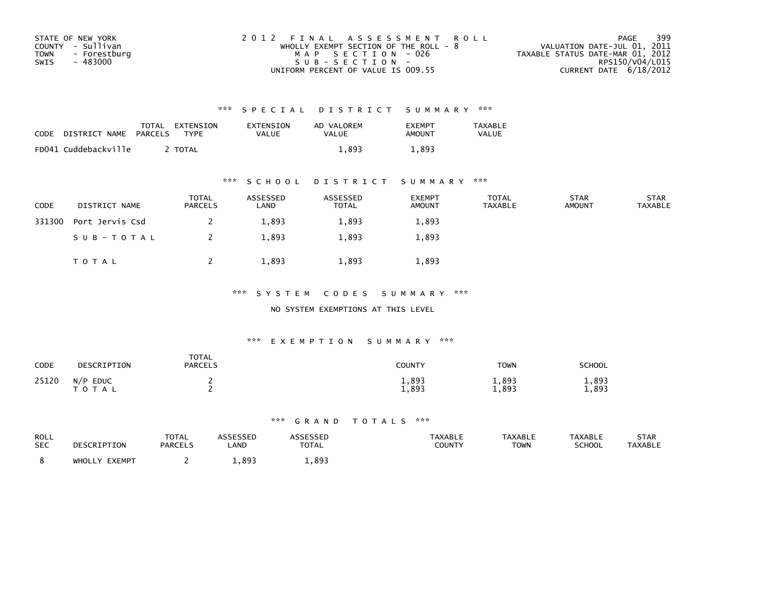STATE OF NEW YORK
COUNTY - Sullivan
TOWN - Forestburg
SWIS - 483000

2012 FINAL ASSESSMENT ROLL
WHOLLY EXEMPT SECTION OF THE ROLL - 8
MAP SECTION - 026
SUB-SECTION -
UNIFORM PERCENT OF VALUE IS 009.55

VALUATION DATE-JUL 01, 2011
TAXABLE STATUS DATE-MAR 01, 2012
RPS150/V04/L015
CURRENT DATE 6/18/2012

## *** SPECIAL DISTRICT SUMMARY ***

| CODE | DISTRICT NAME | TOTAL PARCELS | EXTENSION TYPE | EXTENSION VALUE | AD VALOREM VALUE | EXEMPT AMOUNT | TAXABLE VALUE |
|---|---|---|---|---|---|---|---|
| FD041 | Cuddebackville | 2 | TOTAL | | 1,893 | 1,893 | |

## *** SCHOOL DISTRICT SUMMARY ***

| CODE | DISTRICT NAME | TOTAL PARCELS | ASSESSED LAND | ASSESSED TOTAL | EXEMPT AMOUNT | TOTAL TAXABLE | STAR AMOUNT | STAR TAXABLE |
|---|---|---|---|---|---|---|---|---|
| 331300 | Port Jervis Csd | 2 | 1,893 | 1,893 | 1,893 | | | |
| | SUB-TOTAL | 2 | 1,893 | 1,893 | 1,893 | | | |
| | TOTAL | 2 | 1,893 | 1,893 | 1,893 | | | |

## *** SYSTEM CODES SUMMARY ***

NO SYSTEM EXEMPTIONS AT THIS LEVEL

## *** EXEMPTION SUMMARY ***

| CODE | DESCRIPTION | TOTAL PARCELS | COUNTY | TOWN | SCHOOL |
|---|---|---|---|---|---|
| 25120 | N/P EDUC | 2 | 1,893 | 1,893 | 1,893 |
| | TOTAL | 2 | 1,893 | 1,893 | 1,893 |

## *** GRAND TOTALS ***

| ROLL SEC | DESCRIPTION | TOTAL PARCELS | ASSESSED LAND | ASSESSED TOTAL | TAXABLE COUNTY | TAXABLE TOWN | TAXABLE SCHOOL | STAR TAXABLE |
|---|---|---|---|---|---|---|---|---|
| 8 | WHOLLY EXEMPT | 2 | 1,893 | 1,893 | | | | |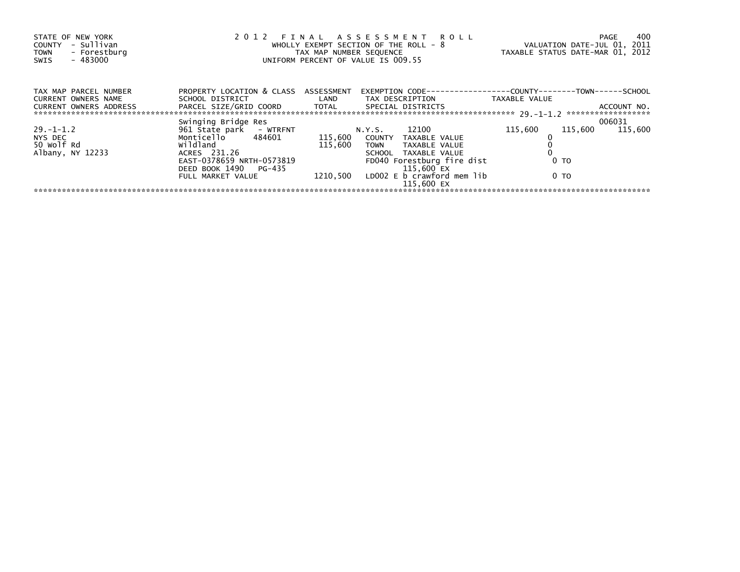STATE OF NEW YORK
COUNTY - Sullivan
TOWN - Forestburg
SWIS - 483000

2012 FINAL ASSESSMENT ROLL
WHOLLY EXEMPT SECTION OF THE ROLL - 8
TAX MAP NUMBER SEQUENCE
UNIFORM PERCENT OF VALUE IS 009.55

VALUATION DATE-JUL 01, 2011
TAXABLE STATUS DATE-MAR 01, 2012

| TAX MAP PARCEL NUMBER / CURRENT OWNERS NAME / CURRENT OWNERS ADDRESS | PROPERTY LOCATION & CLASS / SCHOOL DISTRICT / PARCEL SIZE/GRID COORD | ASSESSMENT LAND / TOTAL | EXEMPTION CODE / TAX DESCRIPTION / SPECIAL DISTRICTS | COUNTY TAXABLE VALUE | TOWN | SCHOOL / ACCOUNT NO. |
|---|---|---|---|---|---|---|
| 29.-1-1.2 | Swinging Bridge Res | | | | | 006031 |
| 29.-1-1.2 | 961 State park - WTRFNT | | N.Y.S. 12100 | 115,600 | 115,600 | 115,600 |
| NYS DEC | Monticello 484601 | 115,600 | COUNTY TAXABLE VALUE | 0 | | |
| 50 Wolf Rd | Wildland | 115,600 | TOWN TAXABLE VALUE | 0 | | |
| Albany, NY 12233 | ACRES 231.26 | | SCHOOL TAXABLE VALUE | 0 | | |
| | EAST-0378659 NRTH-0573819 | | FD040 Forestburg fire dist | 0 TO | | |
| | DEED BOOK 1490 PG-435 | | 115,600 EX | | | |
| | FULL MARKET VALUE | 1210,500 | LD002 E b crawford mem lib | 0 TO | | |
| | | | 115,600 EX | | | |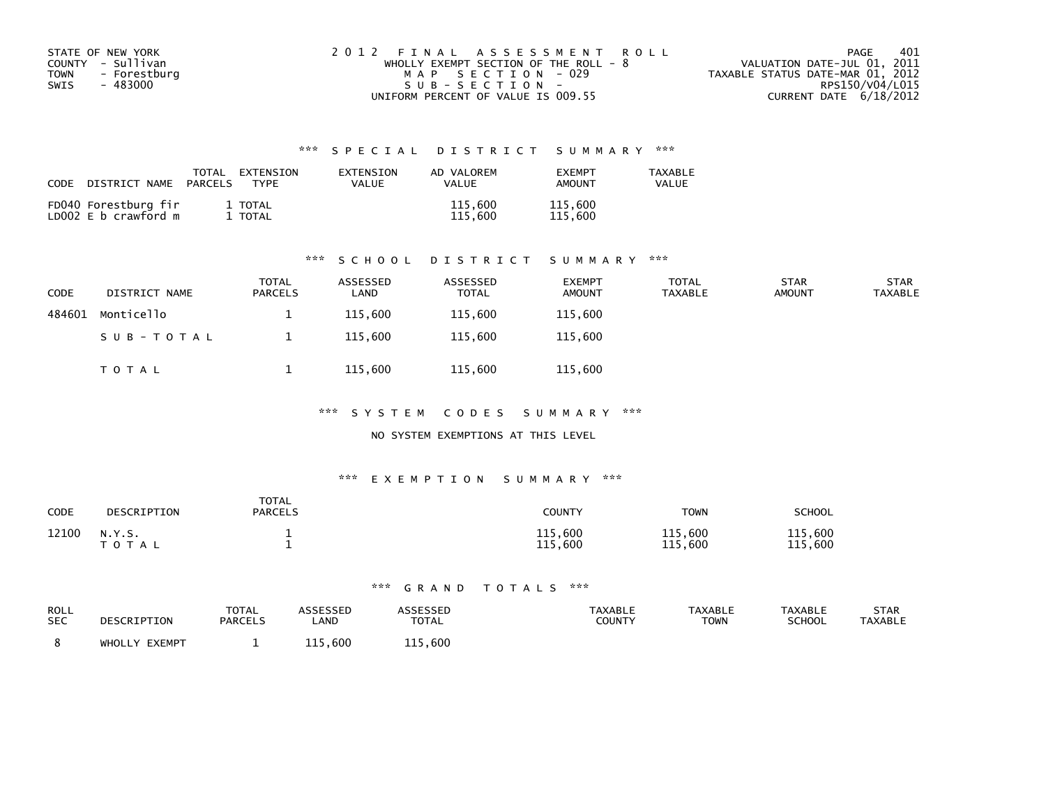STATE OF NEW YORK
COUNTY - Sullivan
TOWN - Forestburg
SWIS - 483000

2 0 1 2 F I N A L A S S E S S M E N T R O L L
WHOLLY EXEMPT SECTION OF THE ROLL - 8
M A P S E C T I O N - 029
S U B - S E C T I O N -
UNIFORM PERCENT OF VALUE IS 009.55

VALUATION DATE-JUL 01, 2011
TAXABLE STATUS DATE-MAR 01, 2012
RPS150/V04/L015
CURRENT DATE 6/18/2012

### *** S P E C I A L D I S T R I C T S U M M A R Y ***

| CODE | DISTRICT NAME | TOTAL PARCELS | EXTENSION TYPE | EXTENSION VALUE | AD VALOREM VALUE | EXEMPT AMOUNT | TAXABLE VALUE |
|---|---|---|---|---|---|---|---|
| FD040 | Forestburg fir | 1 | TOTAL | | 115,600 | 115,600 | |
| LD002 | E b crawford m | 1 | TOTAL | | 115,600 | 115,600 | |

### *** S C H O O L D I S T R I C T S U M M A R Y ***

| CODE | DISTRICT NAME | TOTAL PARCELS | ASSESSED LAND | ASSESSED TOTAL | EXEMPT AMOUNT | TOTAL TAXABLE | STAR AMOUNT | STAR TAXABLE |
|---|---|---|---|---|---|---|---|---|
| 484601 | Monticello | 1 | 115,600 | 115,600 | 115,600 | | | |
| | S U B - T O T A L | 1 | 115,600 | 115,600 | 115,600 | | | |
| | T O T A L | 1 | 115,600 | 115,600 | 115,600 | | | |

### *** S Y S T E M C O D E S S U M M A R Y ***

NO SYSTEM EXEMPTIONS AT THIS LEVEL

### *** E X E M P T I O N S U M M A R Y ***

| CODE | DESCRIPTION | TOTAL PARCELS | COUNTY | TOWN | SCHOOL |
|---|---|---|---|---|---|
| 12100 | N.Y.S. | 1 | 115,600 | 115,600 | 115,600 |
| | T O T A L | 1 | 115,600 | 115,600 | 115,600 |

### *** G R A N D T O T A L S ***

| ROLL SEC | DESCRIPTION | TOTAL PARCELS | ASSESSED LAND | ASSESSED TOTAL | TAXABLE COUNTY | TAXABLE TOWN | TAXABLE SCHOOL | STAR TAXABLE |
|---|---|---|---|---|---|---|---|---|
| 8 | WHOLLY EXEMPT | 1 | 115,600 | 115,600 | | | | |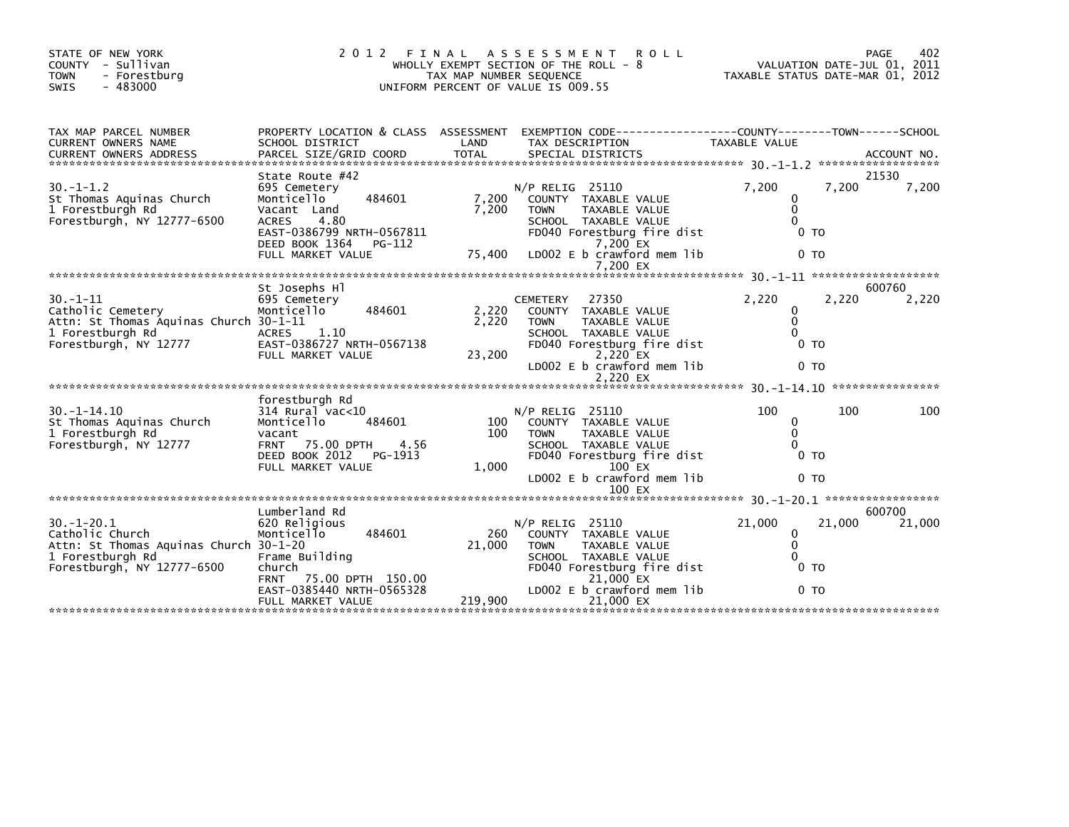STATE OF NEW YORK
COUNTY - Sullivan
TOWN - Forestburg
SWIS - 483000

2012 FINAL ASSESSMENT ROLL
WHOLLY EXEMPT SECTION OF THE ROLL - 8
TAX MAP NUMBER SEQUENCE
UNIFORM PERCENT OF VALUE IS 009.55

VALUATION DATE-JUL 01, 2011
TAXABLE STATUS DATE-MAR 01, 2012

| TAX MAP PARCEL NUMBER / CURRENT OWNERS NAME / CURRENT OWNERS ADDRESS | PROPERTY LOCATION & CLASS / SCHOOL DISTRICT / PARCEL SIZE/GRID COORD | ASSESSMENT LAND / TOTAL | EXEMPTION CODE / TAX DESCRIPTION / SPECIAL DISTRICTS | COUNTY TAXABLE VALUE | TOWN | SCHOOL | ACCOUNT NO. |
|---|---|---|---|---|---|---|---|
| **30.-1-1.2** | State Route #42 | | | | | | 21530 |
| 30.-1-1.2 | 695 Cemetery | | N/P RELIG 25110 | 7,200 | 7,200 | 7,200 | |
| St Thomas Aquinas Church | Monticello 484601 | 7,200 | COUNTY TAXABLE VALUE | 0 | | | |
| 1 Forestburgh Rd | Vacant Land | 7,200 | TOWN TAXABLE VALUE | 0 | | | |
| Forestburgh, NY 12777-6500 | ACRES 4.80 | | SCHOOL TAXABLE VALUE | 0 | | | |
| | EAST-0386799 NRTH-0567811 | | FD040 Forestburg fire dist | 0 TO | | | |
| | DEED BOOK 1364 PG-112 | | 7,200 EX | | | | |
| | FULL MARKET VALUE | 75,400 | LD002 E b crawford mem lib | 0 TO | | | |
| | | | 7,200 EX | | | | |
| **30.-1-11** | St Josephs Hl | | | | | | 600760 |
| 30.-1-11 | 695 Cemetery | | CEMETERY 27350 | 2,220 | 2,220 | 2,220 | |
| Catholic Cemetery | Monticello 484601 | 2,220 | COUNTY TAXABLE VALUE | 0 | | | |
| Attn: St Thomas Aquinas Church | 30-1-11 | 2,220 | TOWN TAXABLE VALUE | 0 | | | |
| 1 Forestburgh Rd | ACRES 1.10 | | SCHOOL TAXABLE VALUE | 0 | | | |
| Forestburgh, NY 12777 | EAST-0386727 NRTH-0567138 | | FD040 Forestburg fire dist | 0 TO | | | |
| | FULL MARKET VALUE | 23,200 | 2,220 EX | | | | |
| | | | LD002 E b crawford mem lib | 0 TO | | | |
| | | | 2,220 EX | | | | |
| **30.-1-14.10** | forestburgh Rd | | | | | | |
| 30.-1-14.10 | 314 Rural vac<10 | | N/P RELIG 25110 | 100 | 100 | 100 | |
| St Thomas Aquinas Church | Monticello 484601 | 100 | COUNTY TAXABLE VALUE | 0 | | | |
| 1 Forestburgh Rd | vacant | 100 | TOWN TAXABLE VALUE | 0 | | | |
| Forestburgh, NY 12777 | FRNT 75.00 DPTH 4.56 | | SCHOOL TAXABLE VALUE | 0 | | | |
| | DEED BOOK 2012 PG-1913 | | FD040 Forestburg fire dist | 0 TO | | | |
| | FULL MARKET VALUE | 1,000 | 100 EX | | | | |
| | | | LD002 E b crawford mem lib | 0 TO | | | |
| | | | 100 EX | | | | |
| **30.-1-20.1** | Lumberland Rd | | | | | | 600700 |
| 30.-1-20.1 | 620 Religious | | N/P RELIG 25110 | 21,000 | 21,000 | 21,000 | |
| Catholic Church | Monticello 484601 | 260 | COUNTY TAXABLE VALUE | 0 | | | |
| Attn: St Thomas Aquinas Church | 30-1-20 | 21,000 | TOWN TAXABLE VALUE | 0 | | | |
| 1 Forestburgh Rd | Frame Building | | SCHOOL TAXABLE VALUE | 0 | | | |
| Forestburgh, NY 12777-6500 | church | | FD040 Forestburg fire dist | 0 TO | | | |
| | FRNT 75.00 DPTH 150.00 | | 21,000 EX | | | | |
| | EAST-0385440 NRTH-0565328 | | LD002 E b crawford mem lib | 0 TO | | | |
| | FULL MARKET VALUE | 219,900 | 21,000 EX | | | | |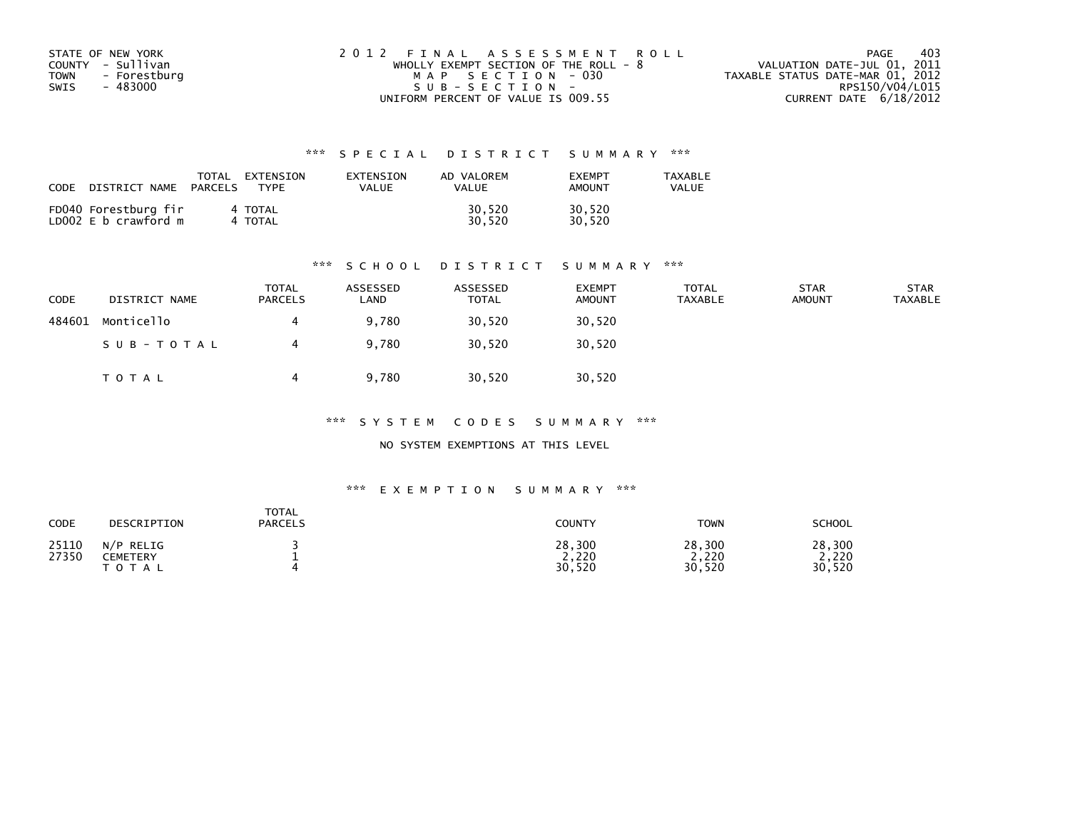STATE OF NEW YORK
COUNTY - Sullivan
TOWN - Forestburg
SWIS - 483000

2 0 1 2 F I N A L A S S E S S M E N T R O L L
WHOLLY EXEMPT SECTION OF THE ROLL - 8
M A P S E C T I O N - 030
S U B - S E C T I O N -
UNIFORM PERCENT OF VALUE IS 009.55

VALUATION DATE-JUL 01, 2011
TAXABLE STATUS DATE-MAR 01, 2012
RPS150/V04/L015
CURRENT DATE 6/18/2012

### *** S P E C I A L D I S T R I C T S U M M A R Y ***

| CODE DISTRICT NAME | TOTAL PARCELS | EXTENSION TYPE | EXTENSION VALUE | AD VALOREM VALUE | EXEMPT AMOUNT | TAXABLE VALUE |
|---|---|---|---|---|---|---|
| FD040 Forestburg fir | 4 | TOTAL | | 30,520 | 30,520 | |
| LD002 E b crawford m | 4 | TOTAL | | 30,520 | 30,520 | |

### *** S C H O O L D I S T R I C T S U M M A R Y ***

| CODE | DISTRICT NAME | TOTAL PARCELS | ASSESSED LAND | ASSESSED TOTAL | EXEMPT AMOUNT | TOTAL TAXABLE | STAR AMOUNT | STAR TAXABLE |
|---|---|---|---|---|---|---|---|---|
| 484601 | Monticello | 4 | 9,780 | 30,520 | 30,520 | | | |
| | S U B - T O T A L | 4 | 9,780 | 30,520 | 30,520 | | | |
| | T O T A L | 4 | 9,780 | 30,520 | 30,520 | | | |

### *** S Y S T E M C O D E S S U M M A R Y ***

NO SYSTEM EXEMPTIONS AT THIS LEVEL

### *** E X E M P T I O N S U M M A R Y ***

| CODE | DESCRIPTION | TOTAL PARCELS | COUNTY | TOWN | SCHOOL |
|---|---|---|---|---|---|
| 25110 | N/P RELIG | 3 | 28,300 | 28,300 | 28,300 |
| 27350 | CEMETERY | 1 | 2,220 | 2,220 | 2,220 |
| | T O T A L | 4 | 30,520 | 30,520 | 30,520 |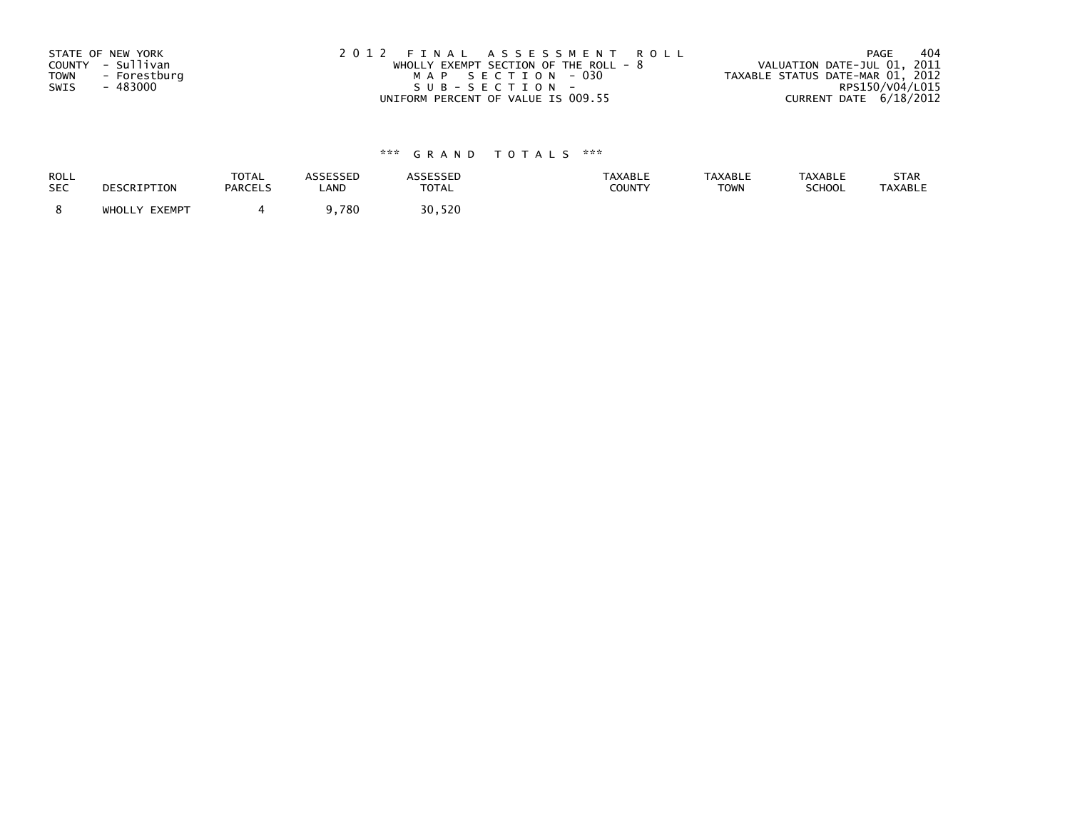STATE OF NEW YORK
COUNTY - Sullivan
TOWN - Forestburg
SWIS - 483000

2 0 1 2 F I N A L A S S E S S M E N T R O L L
WHOLLY EXEMPT SECTION OF THE ROLL - 8
M A P S E C T I O N - 030
S U B - S E C T I O N -
UNIFORM PERCENT OF VALUE IS 009.55

VALUATION DATE-JUL 01, 2011
TAXABLE STATUS DATE-MAR 01, 2012
RPS150/V04/L015
CURRENT DATE 6/18/2012

### \*\*\* G R A N D T O T A L S \*\*\*

| ROLL SEC | DESCRIPTION | TOTAL PARCELS | ASSESSED LAND | ASSESSED TOTAL | TAXABLE COUNTY | TAXABLE TOWN | TAXABLE SCHOOL | STAR TAXABLE |
|---|---|---|---|---|---|---|---|---|
| 8 | WHOLLY EXEMPT | 4 | 9,780 | 30,520 | | | | |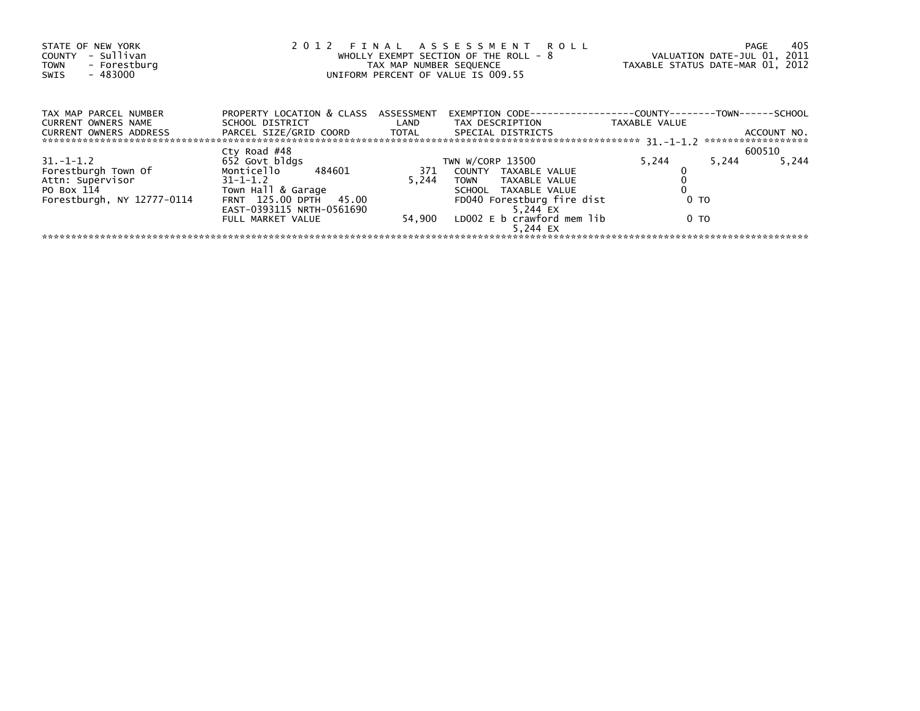STATE OF NEW YORK
COUNTY - Sullivan
TOWN - Forestburg
SWIS - 483000

2 0 1 2 F I N A L A S S E S S M E N T R O L L
WHOLLY EXEMPT SECTION OF THE ROLL - 8
TAX MAP NUMBER SEQUENCE
UNIFORM PERCENT OF VALUE IS 009.55

VALUATION DATE-JUL 01, 2011
TAXABLE STATUS DATE-MAR 01, 2012

| TAX MAP PARCEL NUMBER / CURRENT OWNERS NAME / CURRENT OWNERS ADDRESS | PROPERTY LOCATION & CLASS / SCHOOL DISTRICT / PARCEL SIZE/GRID COORD | ASSESSMENT LAND / TOTAL | EXEMPTION CODE / TAX DESCRIPTION / SPECIAL DISTRICTS | COUNTY TAXABLE VALUE | TOWN | SCHOOL / ACCOUNT NO. |
|---|---|---|---|---|---|---|
| | Cty Road #48 | | | | | 600510 |
| 31.-1-1.2 | 652 Govt bldgs | | TWN W/CORP 13500 | 5,244 | 5,244 | 5,244 |
| Forestburgh Town Of | Monticello 484601 | 371 | COUNTY TAXABLE VALUE | 0 | | |
| Attn: Supervisor | 31-1-1.2 | 5,244 | TOWN TAXABLE VALUE | 0 | | |
| PO Box 114 | Town Hall & Garage | | SCHOOL TAXABLE VALUE | 0 | | |
| Forestburgh, NY 12777-0114 | FRNT 125.00 DPTH 45.00 | | FD040 Forestburg fire dist | 0 TO | | |
| | EAST-0393115 NRTH-0561690 | | 5,244 EX | | | |
| | FULL MARKET VALUE | 54,900 | LD002 E b crawford mem lib | 0 TO | | |
| | | | 5,244 EX | | | |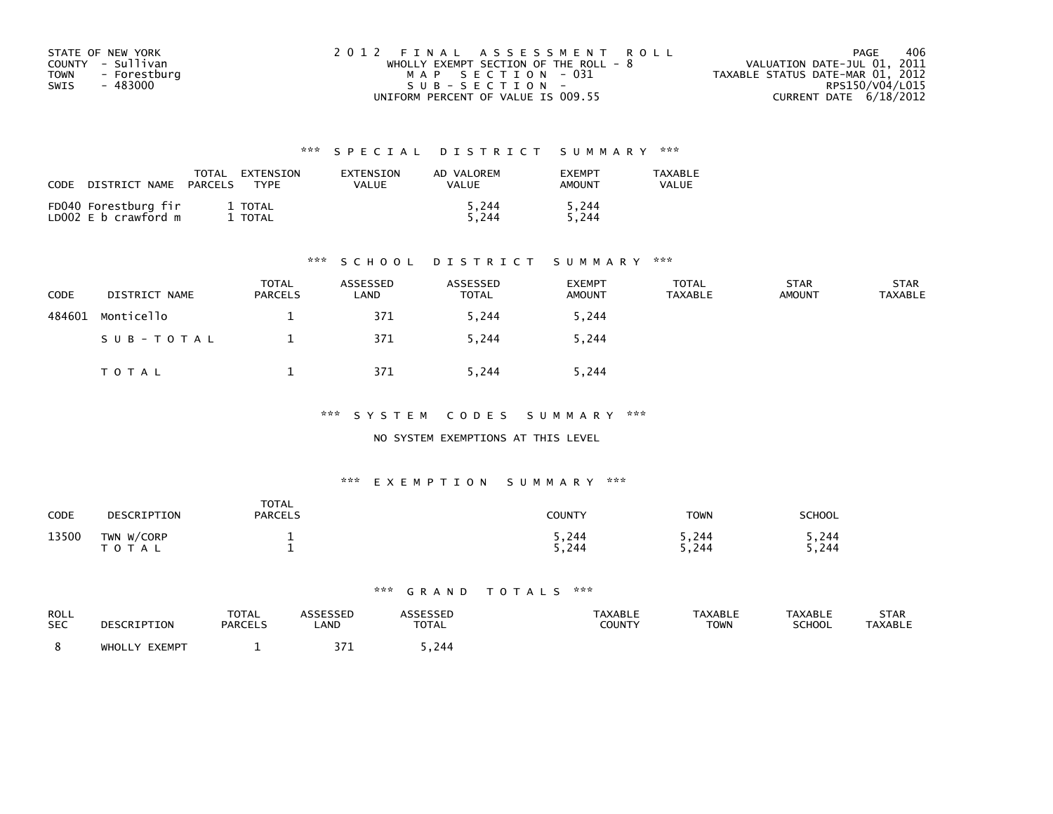STATE OF NEW YORK
COUNTY - Sullivan
TOWN - Forestburg
SWIS - 483000

2012 FINAL ASSESSMENT ROLL
WHOLLY EXEMPT SECTION OF THE ROLL - 8
MAP SECTION - 031
SUB-SECTION -
UNIFORM PERCENT OF VALUE IS 009.55

VALUATION DATE-JUL 01, 2011
TAXABLE STATUS DATE-MAR 01, 2012
RPS150/V04/L015
CURRENT DATE 6/18/2012

### *** SPECIAL DISTRICT SUMMARY ***

| CODE | DISTRICT NAME | TOTAL PARCELS | EXTENSION TYPE | EXTENSION VALUE | AD VALOREM VALUE | EXEMPT AMOUNT | TAXABLE VALUE |
|---|---|---|---|---|---|---|---|
| FD040 | Forestburg fir | 1 | TOTAL | | 5,244 | 5,244 | |
| LD002 | E b crawford m | 1 | TOTAL | | 5,244 | 5,244 | |

### *** SCHOOL DISTRICT SUMMARY ***

| CODE | DISTRICT NAME | TOTAL PARCELS | ASSESSED LAND | ASSESSED TOTAL | EXEMPT AMOUNT | TOTAL TAXABLE | STAR AMOUNT | STAR TAXABLE |
|---|---|---|---|---|---|---|---|---|
| 484601 | Monticello | 1 | 371 | 5,244 | 5,244 | | | |
| | SUB-TOTAL | 1 | 371 | 5,244 | 5,244 | | | |
| | TOTAL | 1 | 371 | 5,244 | 5,244 | | | |

### *** SYSTEM CODES SUMMARY ***

NO SYSTEM EXEMPTIONS AT THIS LEVEL

### *** EXEMPTION SUMMARY ***

| CODE | DESCRIPTION | TOTAL PARCELS | COUNTY | TOWN | SCHOOL |
|---|---|---|---|---|---|
| 13500 | TWN W/CORP | 1 | 5,244 | 5,244 | 5,244 |
| | TOTAL | 1 | 5,244 | 5,244 | 5,244 |

### *** GRAND TOTALS ***

| ROLL SEC | DESCRIPTION | TOTAL PARCELS | ASSESSED LAND | ASSESSED TOTAL | TAXABLE COUNTY | TAXABLE TOWN | TAXABLE SCHOOL | STAR TAXABLE |
|---|---|---|---|---|---|---|---|---|
| 8 | WHOLLY EXEMPT | 1 | 371 | 5,244 | | | | |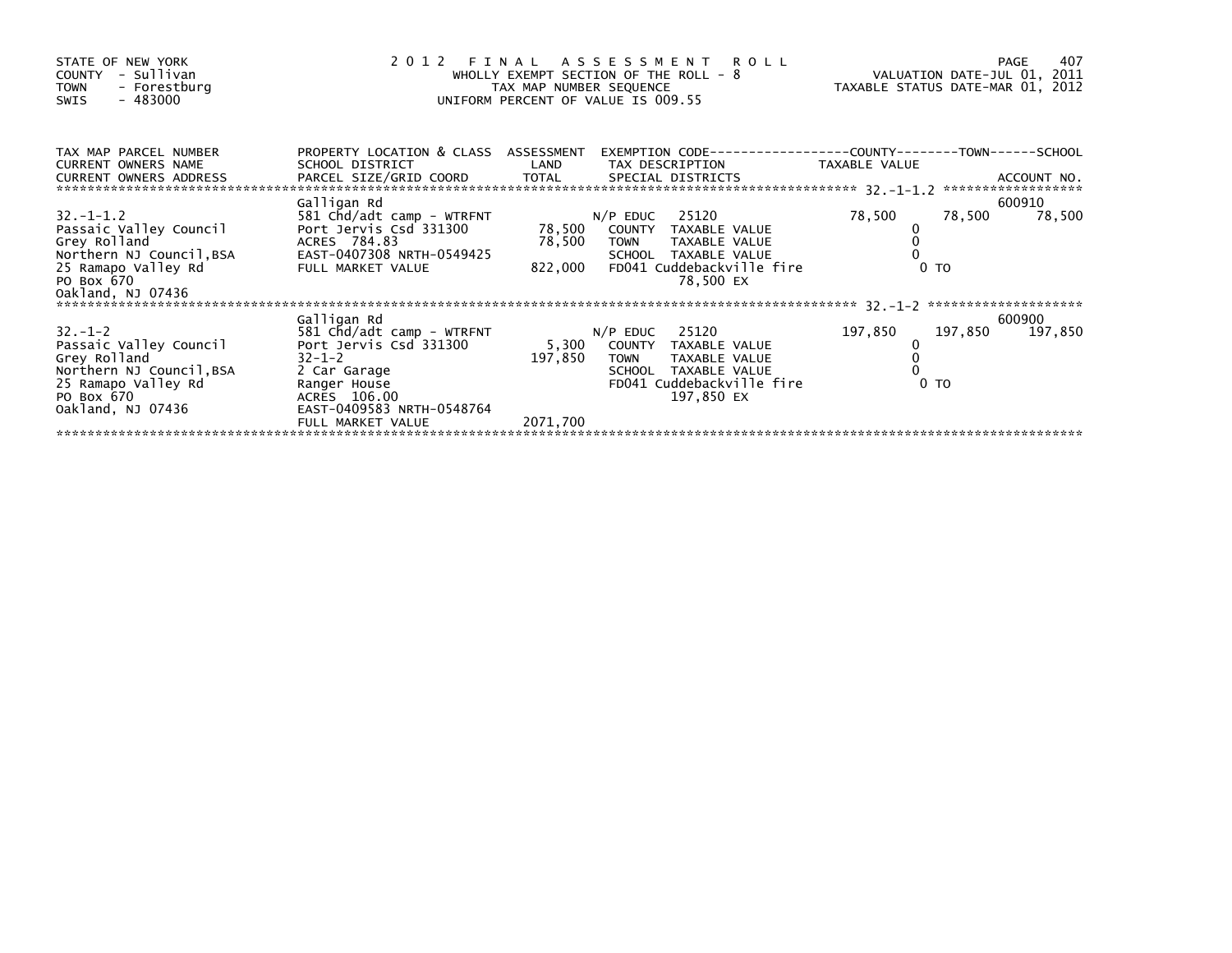STATE OF NEW YORK
COUNTY - Sullivan
TOWN - Forestburg
SWIS - 483000

2 0 1 2 F I N A L A S S E S S M E N T R O L L
WHOLLY EXEMPT SECTION OF THE ROLL - 8
TAX MAP NUMBER SEQUENCE
UNIFORM PERCENT OF VALUE IS 009.55

VALUATION DATE-JUL 01, 2011
TAXABLE STATUS DATE-MAR 01, 2012

| TAX MAP PARCEL NUMBER / CURRENT OWNERS NAME / CURRENT OWNERS ADDRESS | PROPERTY LOCATION & CLASS / SCHOOL DISTRICT / PARCEL SIZE/GRID COORD | ASSESSMENT LAND / TOTAL | EXEMPTION CODE / TAX DESCRIPTION / SPECIAL DISTRICTS | COUNTY TAXABLE VALUE | TOWN | SCHOOL / ACCOUNT NO. |
|---|---|---|---|---|---|---|
| 32.-1-1.2 | Galligan Rd | | | | | 600910 |
| | 581 Chd/adt camp - WTRFNT | | N/P EDUC 25120 | 78,500 | 78,500 | 78,500 |
| Passaic Valley Council | Port Jervis Csd 331300 | 78,500 | COUNTY TAXABLE VALUE | 0 | | |
| Grey Rolland | ACRES 784.83 | 78,500 | TOWN TAXABLE VALUE | 0 | | |
| Northern NJ Council,BSA | EAST-0407308 NRTH-0549425 | | SCHOOL TAXABLE VALUE | 0 | | |
| 25 Ramapo Valley Rd | FULL MARKET VALUE | 822,000 | FD041 Cuddebackville fire | 0 TO | | |
| PO Box 670 | | | 78,500 EX | | | |
| Oakland, NJ 07436 | | | | | | |
| 32.-1-2 | Galligan Rd | | | | | 600900 |
| | 581 Chd/adt camp - WTRFNT | | N/P EDUC 25120 | 197,850 | 197,850 | 197,850 |
| Passaic Valley Council | Port Jervis Csd 331300 | 5,300 | COUNTY TAXABLE VALUE | 0 | | |
| Grey Rolland | 32-1-2 | 197,850 | TOWN TAXABLE VALUE | 0 | | |
| Northern NJ Council,BSA | 2 Car Garage | | SCHOOL TAXABLE VALUE | 0 | | |
| 25 Ramapo Valley Rd | Ranger House | | FD041 Cuddebackville fire | 0 TO | | |
| PO Box 670 | ACRES 106.00 | | 197,850 EX | | | |
| Oakland, NJ 07436 | EAST-0409583 NRTH-0548764 | | | | | |
| | FULL MARKET VALUE | 2071,700 | | | | |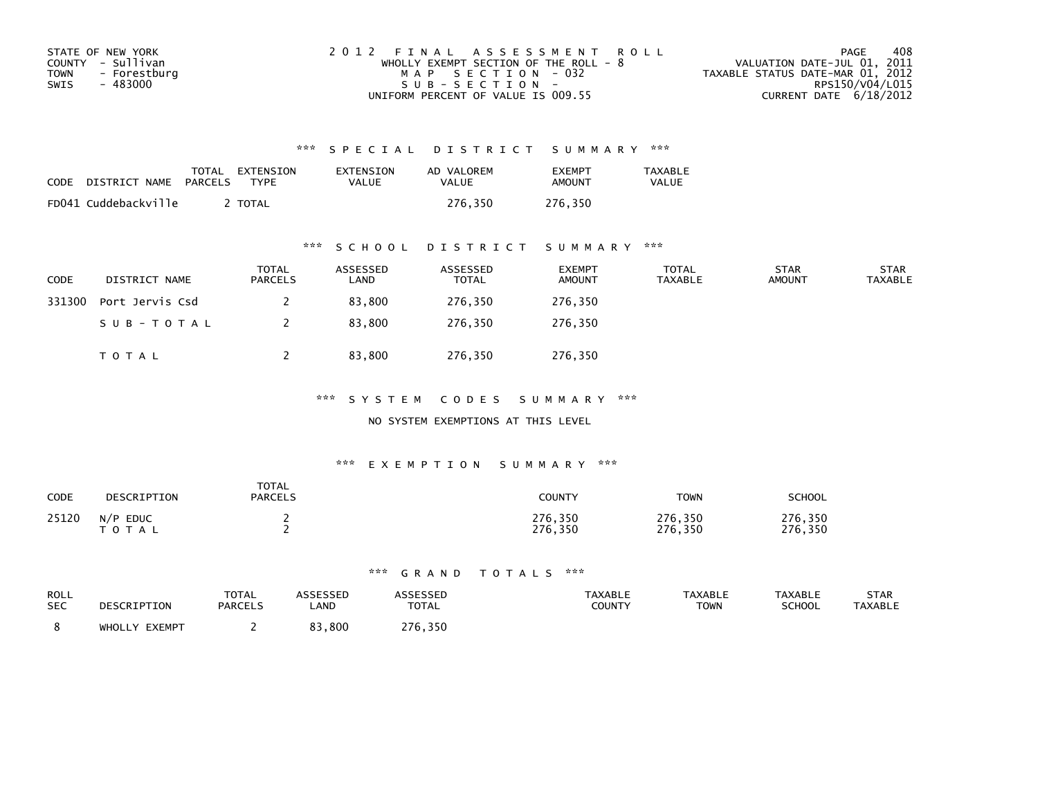STATE OF NEW YORK
COUNTY - Sullivan
TOWN - Forestburg
SWIS - 483000

2 0 1 2 F I N A L A S S E S S M E N T R O L L
WHOLLY EXEMPT SECTION OF THE ROLL - 8
M A P S E C T I O N - 032
S U B - S E C T I O N -
UNIFORM PERCENT OF VALUE IS 009.55

VALUATION DATE-JUL 01, 2011
TAXABLE STATUS DATE-MAR 01, 2012
RPS150/V04/L015
CURRENT DATE 6/18/2012

### *** S P E C I A L D I S T R I C T S U M M A R Y ***

| CODE | DISTRICT NAME | TOTAL PARCELS | EXTENSION TYPE | EXTENSION VALUE | AD VALOREM VALUE | EXEMPT AMOUNT | TAXABLE VALUE |
|---|---|---|---|---|---|---|---|
| FD041 | Cuddebackville | 2 | TOTAL | | 276,350 | 276,350 | |

### *** S C H O O L D I S T R I C T S U M M A R Y ***

| CODE | DISTRICT NAME | TOTAL PARCELS | ASSESSED LAND | ASSESSED TOTAL | EXEMPT AMOUNT | TOTAL TAXABLE | STAR AMOUNT | STAR TAXABLE |
|---|---|---|---|---|---|---|---|---|
| 331300 | Port Jervis Csd | 2 | 83,800 | 276,350 | 276,350 | | | |
| | S U B - T O T A L | 2 | 83,800 | 276,350 | 276,350 | | | |
| | T O T A L | 2 | 83,800 | 276,350 | 276,350 | | | |

### *** S Y S T E M C O D E S S U M M A R Y ***

NO SYSTEM EXEMPTIONS AT THIS LEVEL

### *** E X E M P T I O N S U M M A R Y ***

| CODE | DESCRIPTION | TOTAL PARCELS | COUNTY | TOWN | SCHOOL |
|---|---|---|---|---|---|
| 25120 | N/P EDUC | 2 | 276,350 | 276,350 | 276,350 |
| | T O T A L | 2 | 276,350 | 276,350 | 276,350 |

### *** G R A N D T O T A L S ***

| ROLL SEC | DESCRIPTION | TOTAL PARCELS | ASSESSED LAND | ASSESSED TOTAL | TAXABLE COUNTY | TAXABLE TOWN | TAXABLE SCHOOL | STAR TAXABLE |
|---|---|---|---|---|---|---|---|---|
| 8 | WHOLLY EXEMPT | 2 | 83,800 | 276,350 | | | | |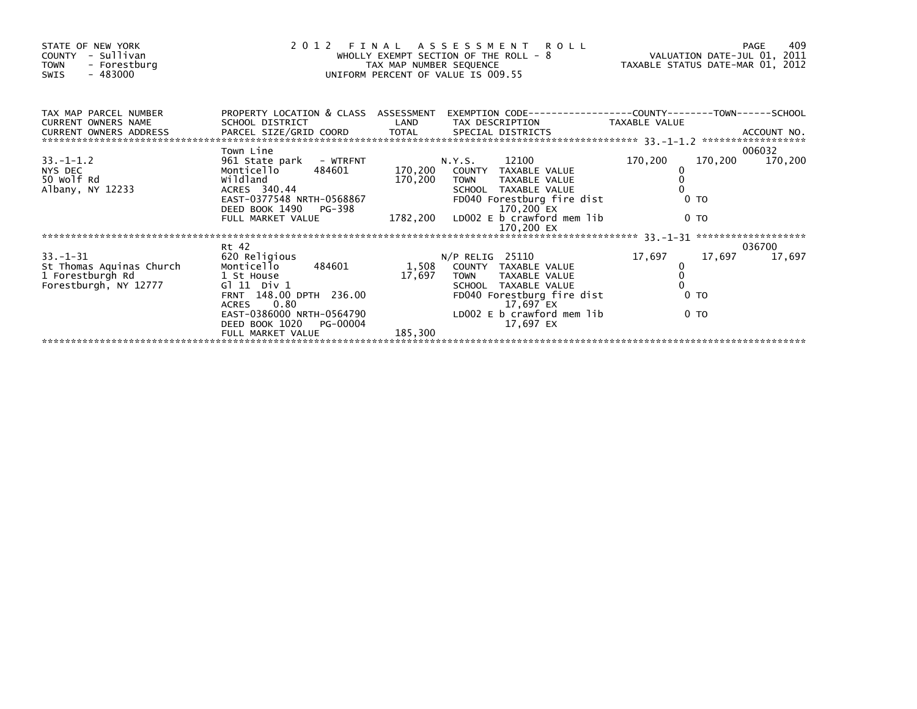STATE OF NEW YORK
COUNTY - Sullivan
TOWN - Forestburg
SWIS - 483000

2012 FINAL ASSESSMENT ROLL
WHOLLY EXEMPT SECTION OF THE ROLL - 8
TAX MAP NUMBER SEQUENCE
UNIFORM PERCENT OF VALUE IS 009.55

VALUATION DATE-JUL 01, 2011
TAXABLE STATUS DATE-MAR 01, 2012

| TAX MAP PARCEL NUMBER / CURRENT OWNERS NAME / CURRENT OWNERS ADDRESS | PROPERTY LOCATION & CLASS / SCHOOL DISTRICT / PARCEL SIZE/GRID COORD | ASSESSMENT LAND / TOTAL | EXEMPTION CODE / TAX DESCRIPTION / SPECIAL DISTRICTS | COUNTY TAXABLE VALUE | TOWN | SCHOOL / ACCOUNT NO. |
|---|---|---|---|---|---|---|
| 33.-1-1.2 | Town Line | | | | | 006032 |
| 33.-1-1.2 | 961 State park - WTRFNT | | N.Y.S. 12100 | 170,200 | 170,200 | 170,200 |
| NYS DEC | Monticello 484601 | 170,200 | COUNTY TAXABLE VALUE | 0 | | |
| 50 Wolf Rd | Wildland | 170,200 | TOWN TAXABLE VALUE | 0 | | |
| Albany, NY 12233 | ACRES 340.44 | | SCHOOL TAXABLE VALUE | 0 | | |
| | EAST-0377548 NRTH-0568867 | | FD040 Forestburg fire dist 170,200 EX | 0 TO | | |
| | DEED BOOK 1490 PG-398 | | | | | |
| | FULL MARKET VALUE | 1782,200 | LD002 E b crawford mem lib 170,200 EX | 0 TO | | |
| 33.-1-31 | Rt 42 | | | | | 036700 |
| 33.-1-31 | 620 Religious | | N/P RELIG 25110 | 17,697 | 17,697 | 17,697 |
| St Thomas Aquinas Church | Monticello 484601 | 1,508 | COUNTY TAXABLE VALUE | 0 | | |
| 1 Forestburgh Rd | 1 St House | 17,697 | TOWN TAXABLE VALUE | 0 | | |
| Forestburgh, NY 12777 | Gl 11 Div 1 | | SCHOOL TAXABLE VALUE | 0 | | |
| | FRNT 148.00 DPTH 236.00 | | FD040 Forestburg fire dist 17,697 EX | 0 TO | | |
| | ACRES 0.80 | | | | | |
| | EAST-0386000 NRTH-0564790 | | LD002 E b crawford mem lib 17,697 EX | 0 TO | | |
| | DEED BOOK 1020 PG-00004 | | | | | |
| | FULL MARKET VALUE | 185,300 | | | | |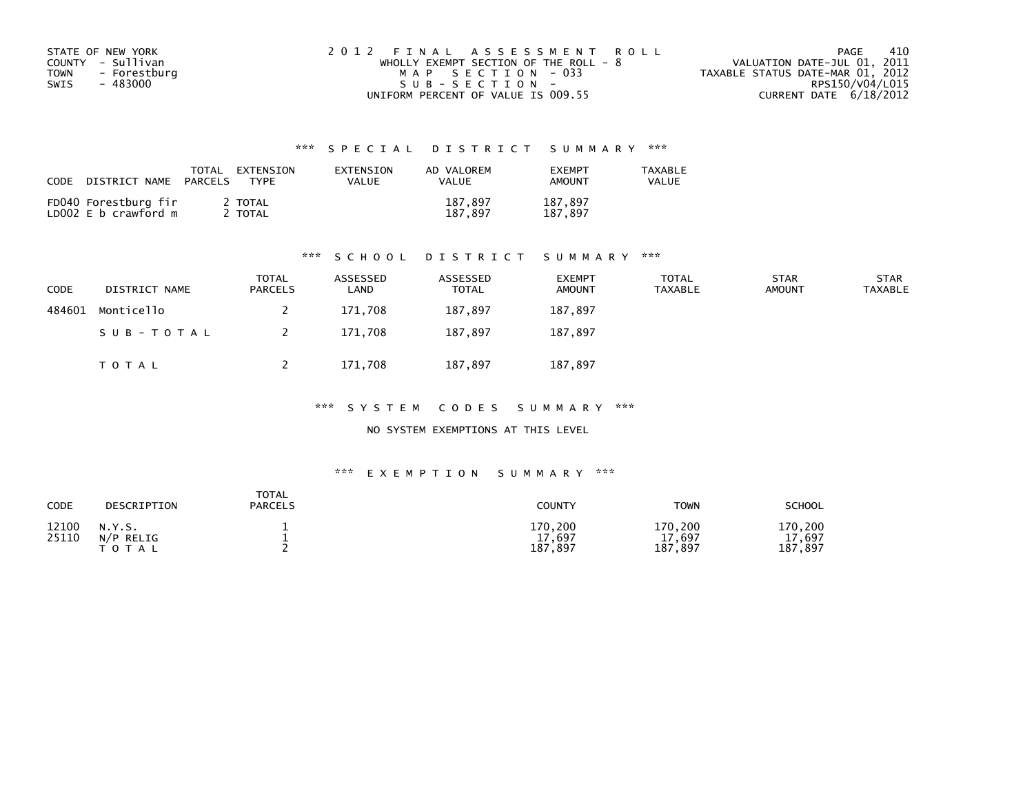STATE OF NEW YORK
COUNTY - Sullivan
TOWN - Forestburg
SWIS - 483000

2 0 1 2 F I N A L A S S E S S M E N T R O L L
WHOLLY EXEMPT SECTION OF THE ROLL - 8
M A P S E C T I O N - 033
S U B - S E C T I O N -
UNIFORM PERCENT OF VALUE IS 009.55

PAGE 410
VALUATION DATE-JUL 01, 2011
TAXABLE STATUS DATE-MAR 01, 2012
RPS150/V04/L015
CURRENT DATE 6/18/2012

### *** S P E C I A L D I S T R I C T S U M M A R Y ***

| CODE | DISTRICT NAME | TOTAL PARCELS | EXTENSION TYPE | EXTENSION VALUE | AD VALOREM VALUE | EXEMPT AMOUNT | TAXABLE VALUE |
|---|---|---|---|---|---|---|---|
| FD040 | Forestburg fir | 2 | TOTAL | | 187,897 | 187,897 | |
| LD002 | E b crawford m | 2 | TOTAL | | 187,897 | 187,897 | |

### *** S C H O O L D I S T R I C T S U M M A R Y ***

| CODE | DISTRICT NAME | TOTAL PARCELS | ASSESSED LAND | ASSESSED TOTAL | EXEMPT AMOUNT | TOTAL TAXABLE | STAR AMOUNT | STAR TAXABLE |
|---|---|---|---|---|---|---|---|---|
| 484601 | Monticello | 2 | 171,708 | 187,897 | 187,897 | | | |
| | S U B - T O T A L | 2 | 171,708 | 187,897 | 187,897 | | | |
| | T O T A L | 2 | 171,708 | 187,897 | 187,897 | | | |

### *** S Y S T E M C O D E S S U M M A R Y ***

NO SYSTEM EXEMPTIONS AT THIS LEVEL

### *** E X E M P T I O N S U M M A R Y ***

| CODE | DESCRIPTION | TOTAL PARCELS | COUNTY | TOWN | SCHOOL |
|---|---|---|---|---|---|
| 12100 | N.Y.S. | 1 | 170,200 | 170,200 | 170,200 |
| 25110 | N/P RELIG | 1 | 17,697 | 17,697 | 17,697 |
| | T O T A L | 2 | 187,897 | 187,897 | 187,897 |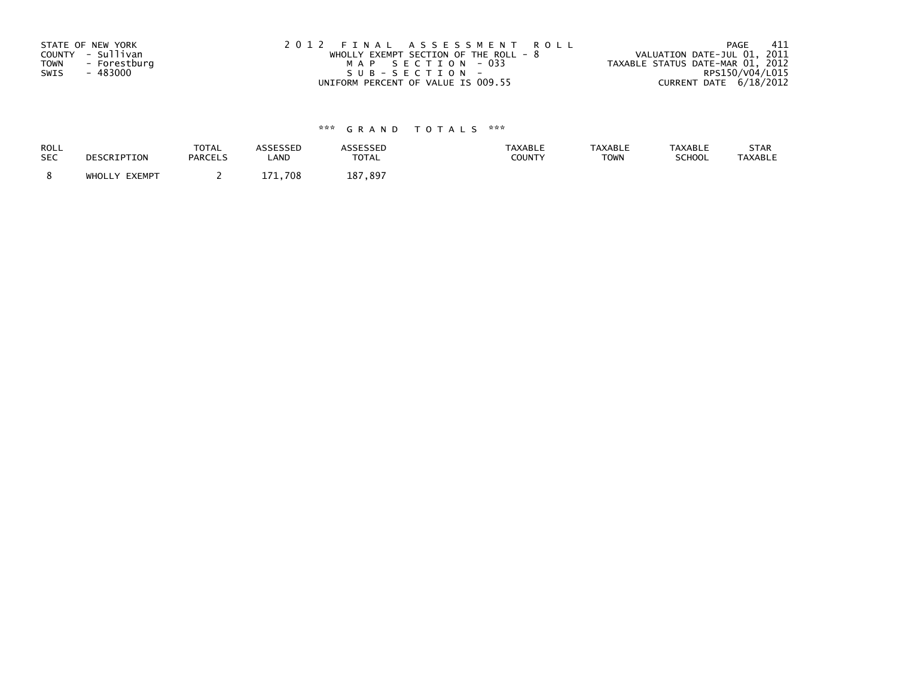STATE OF NEW YORK
COUNTY - Sullivan
TOWN - Forestburg
SWIS - 483000

2012 FINAL ASSESSMENT ROLL
WHOLLY EXEMPT SECTION OF THE ROLL - 8
MAP SECTION - 033
SUB-SECTION -
UNIFORM PERCENT OF VALUE IS 009.55

VALUATION DATE-JUL 01, 2011
TAXABLE STATUS DATE-MAR 01, 2012
RPS150/V04/L015
CURRENT DATE 6/18/2012

### *** GRAND TOTALS ***

| ROLL SEC | DESCRIPTION | TOTAL PARCELS | ASSESSED LAND | ASSESSED TOTAL | TAXABLE COUNTY | TAXABLE TOWN | TAXABLE SCHOOL | STAR TAXABLE |
|---|---|---|---|---|---|---|---|---|
| 8 | WHOLLY EXEMPT | 2 | 171,708 | 187,897 | | | | |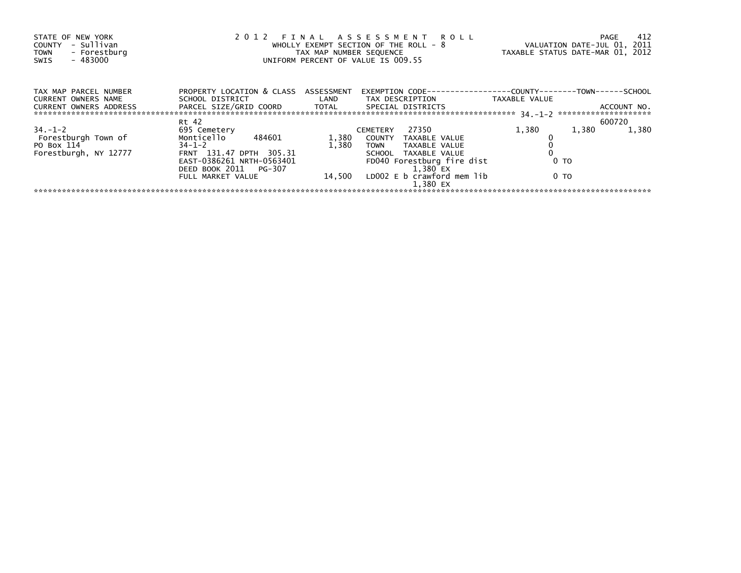STATE OF NEW YORK
COUNTY - Sullivan
TOWN - Forestburg
SWIS - 483000

2 0 1 2 F I N A L A S S E S S M E N T R O L L
WHOLLY EXEMPT SECTION OF THE ROLL - 8
TAX MAP NUMBER SEQUENCE
UNIFORM PERCENT OF VALUE IS 009.55

VALUATION DATE-JUL 01, 2011
TAXABLE STATUS DATE-MAR 01, 2012

| TAX MAP PARCEL NUMBER<br>CURRENT OWNERS NAME<br>CURRENT OWNERS ADDRESS | PROPERTY LOCATION & CLASS<br>SCHOOL DISTRICT<br>PARCEL SIZE/GRID COORD | ASSESSMENT<br>LAND<br>TOTAL | EXEMPTION CODE<br>TAX DESCRIPTION<br>SPECIAL DISTRICTS | COUNTY<br>TAXABLE VALUE | TOWN | SCHOOL<br>ACCOUNT NO. |
|---|---|---|---|---|---|---|
| | Rt 42 | | | | | 600720 |
| 34.-1-2 | 695 Cemetery | | CEMETERY 27350 | 1,380 | 1,380 | 1,380 |
| Forestburgh Town of | Monticello 484601 | 1,380 | COUNTY TAXABLE VALUE | 0 | | |
| PO Box 114 | 34-1-2 | 1,380 | TOWN TAXABLE VALUE | 0 | | |
| Forestburgh, NY 12777 | FRNT 131.47 DPTH 305.31 | | SCHOOL TAXABLE VALUE | 0 | | |
| | EAST-0386261 NRTH-0563401 | | FD040 Forestburg fire dist | 0 TO | | |
| | DEED BOOK 2011 PG-307 | | 1,380 EX | | | |
| | FULL MARKET VALUE | 14,500 | LD002 E b crawford mem lib | 0 TO | | |
| | | | 1,380 EX | | | |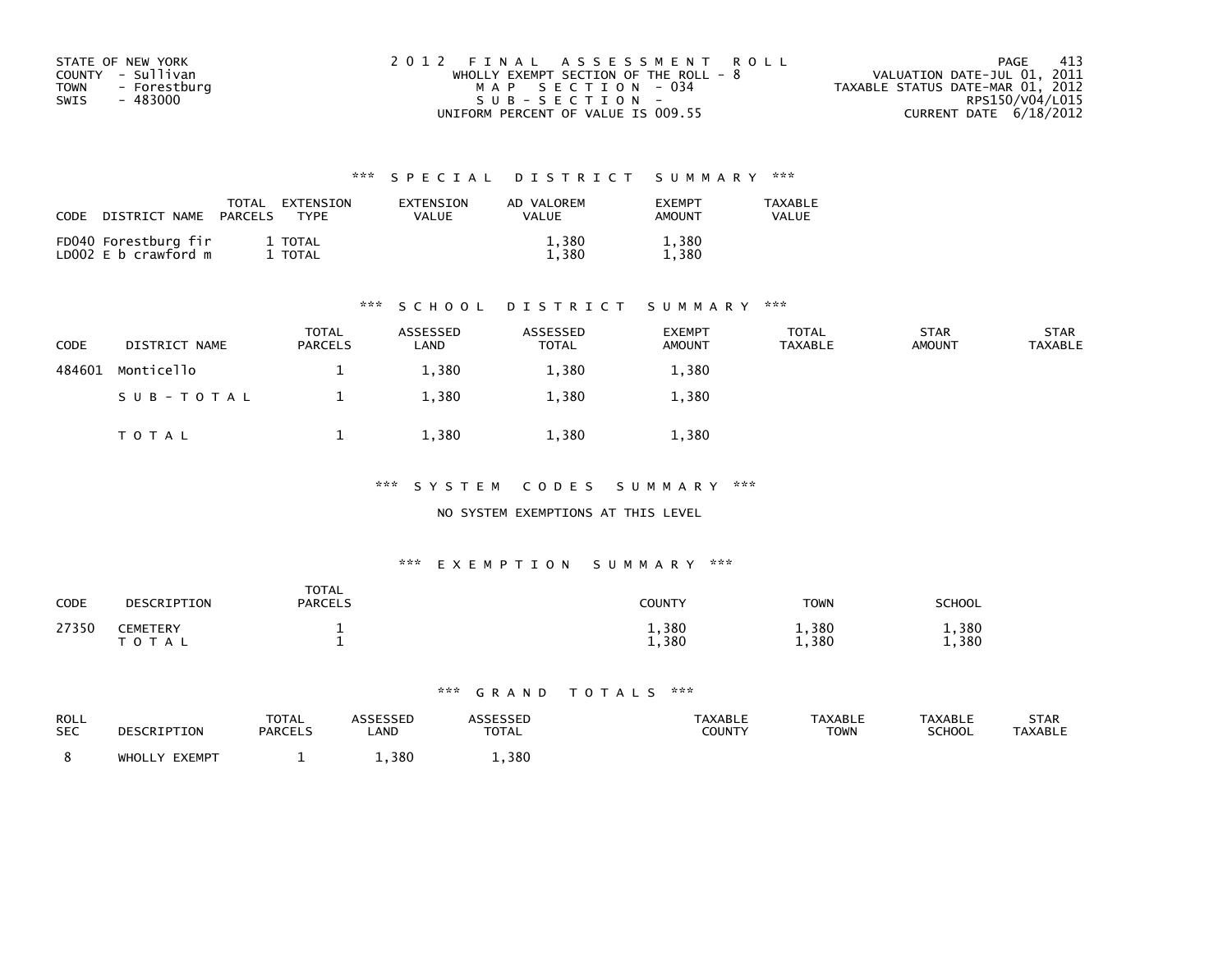STATE OF NEW YORK
COUNTY - Sullivan
TOWN - Forestburg
SWIS - 483000

2012 FINAL ASSESSMENT ROLL
WHOLLY EXEMPT SECTION OF THE ROLL - 8
MAP SECTION - 034
SUB-SECTION -
UNIFORM PERCENT OF VALUE IS 009.55

VALUATION DATE-JUL 01, 2011
TAXABLE STATUS DATE-MAR 01, 2012
RPS150/V04/L015
CURRENT DATE 6/18/2012

## *** SPECIAL DISTRICT SUMMARY ***

| CODE | DISTRICT NAME | TOTAL PARCELS | EXTENSION TYPE | EXTENSION VALUE | AD VALOREM VALUE | EXEMPT AMOUNT | TAXABLE VALUE |
|---|---|---|---|---|---|---|---|
| FD040 | Forestburg fir | 1 | TOTAL | | 1,380 | 1,380 | |
| LD002 | E b crawford m | 1 | TOTAL | | 1,380 | 1,380 | |

## *** SCHOOL DISTRICT SUMMARY ***

| CODE | DISTRICT NAME | TOTAL PARCELS | ASSESSED LAND | ASSESSED TOTAL | EXEMPT AMOUNT | TOTAL TAXABLE | STAR AMOUNT | STAR TAXABLE |
|---|---|---|---|---|---|---|---|---|
| 484601 | Monticello | 1 | 1,380 | 1,380 | 1,380 | | | |
| | SUB-TOTAL | 1 | 1,380 | 1,380 | 1,380 | | | |
| | TOTAL | 1 | 1,380 | 1,380 | 1,380 | | | |

## *** SYSTEM CODES SUMMARY ***

NO SYSTEM EXEMPTIONS AT THIS LEVEL

## *** EXEMPTION SUMMARY ***

| CODE | DESCRIPTION | TOTAL PARCELS | COUNTY | TOWN | SCHOOL |
|---|---|---|---|---|---|
| 27350 | CEMETERY | 1 | 1,380 | 1,380 | 1,380 |
| | TOTAL | 1 | 1,380 | 1,380 | 1,380 |

## *** GRAND TOTALS ***

| ROLL SEC | DESCRIPTION | TOTAL PARCELS | ASSESSED LAND | ASSESSED TOTAL | TAXABLE COUNTY | TAXABLE TOWN | TAXABLE SCHOOL | STAR TAXABLE |
|---|---|---|---|---|---|---|---|---|
| 8 | WHOLLY EXEMPT | 1 | 1,380 | 1,380 | | | | |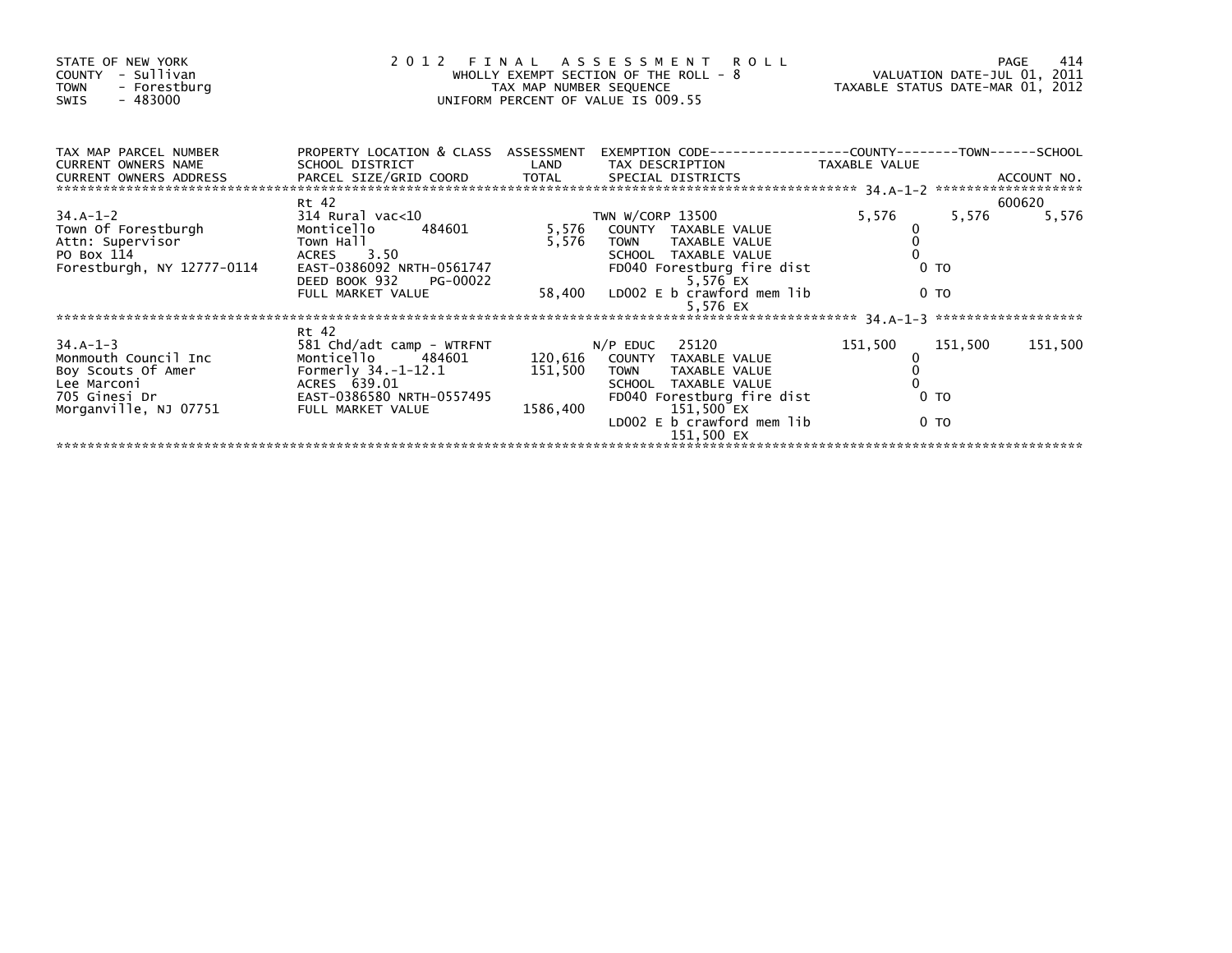STATE OF NEW YORK
COUNTY - Sullivan
TOWN - Forestburg
SWIS - 483000

2 0 1 2 F I N A L A S S E S S M E N T R O L L
WHOLLY EXEMPT SECTION OF THE ROLL - 8
TAX MAP NUMBER SEQUENCE
UNIFORM PERCENT OF VALUE IS 009.55

VALUATION DATE-JUL 01, 2011
TAXABLE STATUS DATE-MAR 01, 2012

| TAX MAP PARCEL NUMBER / CURRENT OWNERS NAME / CURRENT OWNERS ADDRESS | PROPERTY LOCATION & CLASS / SCHOOL DISTRICT / PARCEL SIZE/GRID COORD | ASSESSMENT LAND / TOTAL | EXEMPTION CODE / TAX DESCRIPTION / SPECIAL DISTRICTS | COUNTY TAXABLE VALUE | TOWN | SCHOOL / ACCOUNT NO. |
|---|---|---|---|---|---|---|
| ******* 34.A-1-2 ******* | | | | | | |
| | Rt 42 | | | | | 600620 |
| 34.A-1-2 | 314 Rural vac<10 | | TWN W/CORP 13500 | 5,576 | 5,576 | 5,576 |
| Town Of Forestburgh | Monticello 484601 | 5,576 | COUNTY TAXABLE VALUE | 0 | | |
| Attn: Supervisor | Town Hall | 5,576 | TOWN TAXABLE VALUE | 0 | | |
| PO Box 114 | ACRES 3.50 | | SCHOOL TAXABLE VALUE | 0 | | |
| Forestburgh, NY 12777-0114 | EAST-0386092 NRTH-0561747 | | FD040 Forestburg fire dist | 0 TO | | |
| | DEED BOOK 932 PG-00022 | | 5,576 EX | | | |
| | FULL MARKET VALUE | 58,400 | LD002 E b crawford mem lib | 0 TO | | |
| | | | 5,576 EX | | | |
| ******* 34.A-1-3 ******* | | | | | | |
| | Rt 42 | | | | | |
| 34.A-1-3 | 581 Chd/adt camp - WTRFNT | | N/P EDUC 25120 | 151,500 | 151,500 | 151,500 |
| Monmouth Council Inc | Monticello 484601 | 120,616 | COUNTY TAXABLE VALUE | 0 | | |
| Boy Scouts Of Amer | Formerly 34.-1-12.1 | 151,500 | TOWN TAXABLE VALUE | 0 | | |
| Lee Marconi | ACRES 639.01 | | SCHOOL TAXABLE VALUE | 0 | | |
| 705 Ginesi Dr | EAST-0386580 NRTH-0557495 | | FD040 Forestburg fire dist | 0 TO | | |
| Morganville, NJ 07751 | FULL MARKET VALUE | 1586,400 | 151,500 EX | | | |
| | | | LD002 E b crawford mem lib | 0 TO | | |
| | | | 151,500 EX | | | |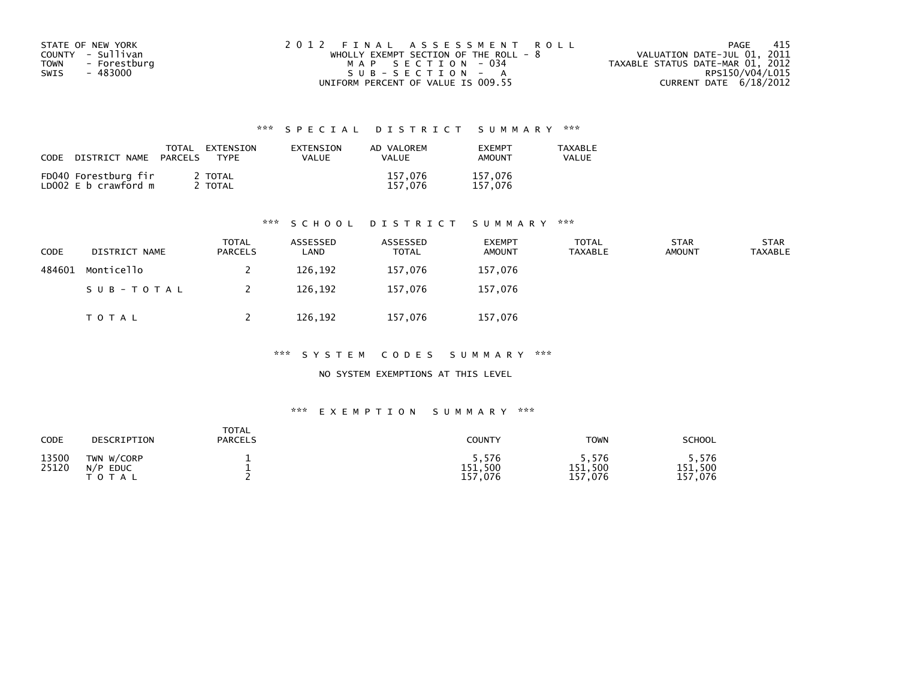STATE OF NEW YORK
COUNTY - Sullivan
TOWN - Forestburg
SWIS - 483000

2012 FINAL ASSESSMENT ROLL
WHOLLY EXEMPT SECTION OF THE ROLL - 8
MAP SECTION - 034
SUB-SECTION - A
UNIFORM PERCENT OF VALUE IS 009.55

VALUATION DATE-JUL 01, 2011
TAXABLE STATUS DATE-MAR 01, 2012
RPS150/V04/L015
CURRENT DATE 6/18/2012

## *** SPECIAL DISTRICT SUMMARY ***

| CODE | DISTRICT NAME | TOTAL PARCELS | EXTENSION TYPE | EXTENSION VALUE | AD VALOREM VALUE | EXEMPT AMOUNT | TAXABLE VALUE |
|---|---|---|---|---|---|---|---|
| FD040 | Forestburg fir | 2 | TOTAL | | 157,076 | 157,076 | |
| LD002 | E b crawford m | 2 | TOTAL | | 157,076 | 157,076 | |

## *** SCHOOL DISTRICT SUMMARY ***

| CODE | DISTRICT NAME | TOTAL PARCELS | ASSESSED LAND | ASSESSED TOTAL | EXEMPT AMOUNT | TOTAL TAXABLE | STAR AMOUNT | STAR TAXABLE |
|---|---|---|---|---|---|---|---|---|
| 484601 | Monticello | 2 | 126,192 | 157,076 | 157,076 | | | |
| | SUB-TOTAL | 2 | 126,192 | 157,076 | 157,076 | | | |
| | TOTAL | 2 | 126,192 | 157,076 | 157,076 | | | |

## *** SYSTEM CODES SUMMARY ***

NO SYSTEM EXEMPTIONS AT THIS LEVEL

## *** EXEMPTION SUMMARY ***

| CODE | DESCRIPTION | TOTAL PARCELS | COUNTY | TOWN | SCHOOL |
|---|---|---|---|---|---|
| 13500 | TWN W/CORP | 1 | 5,576 | 5,576 | 5,576 |
| 25120 | N/P EDUC | 1 | 151,500 | 151,500 | 151,500 |
| | TOTAL | 2 | 157,076 | 157,076 | 157,076 |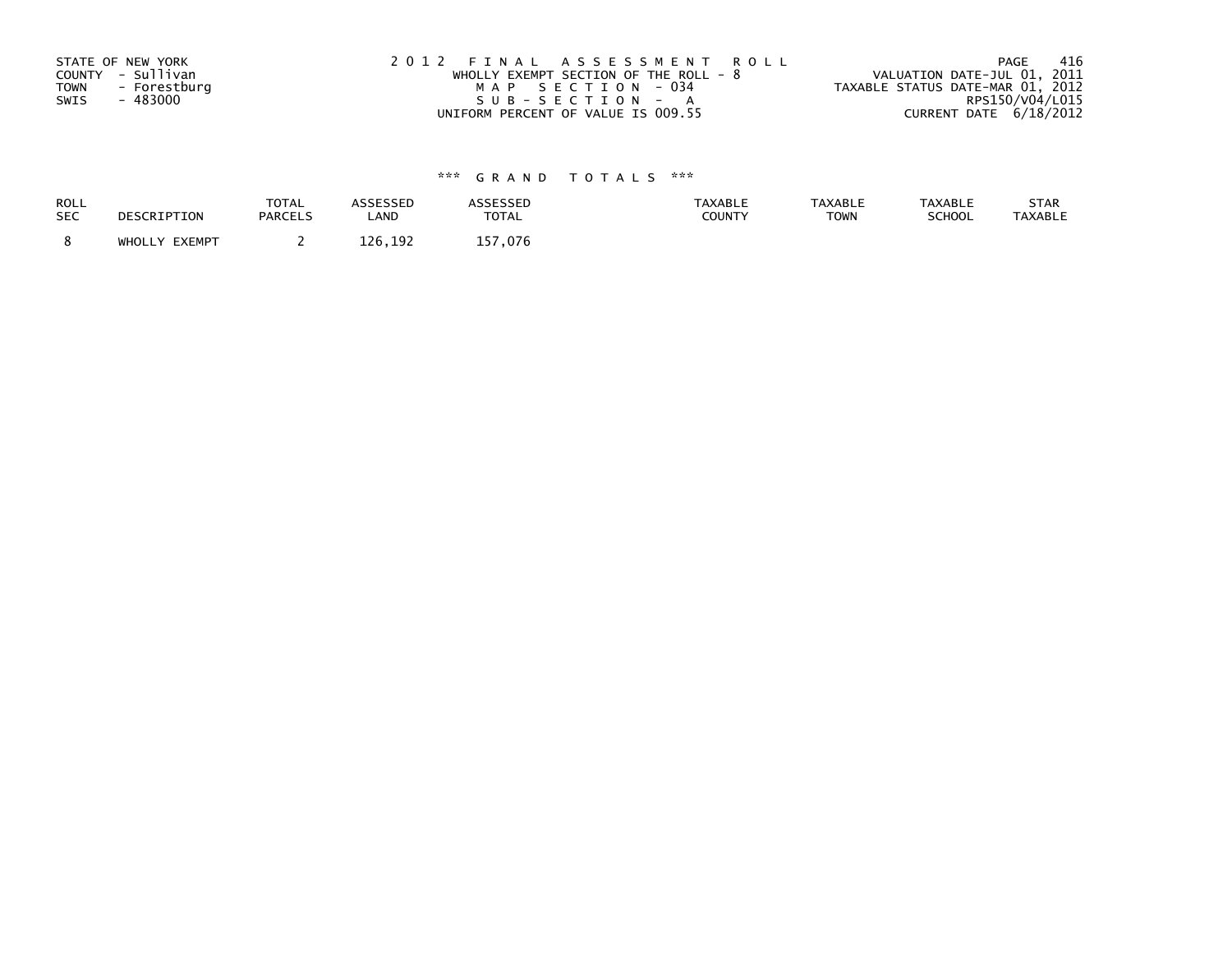STATE OF NEW YORK
COUNTY - Sullivan
TOWN - Forestburg
SWIS - 483000

2012 FINAL ASSESSMENT ROLL
WHOLLY EXEMPT SECTION OF THE ROLL - 8
MAP SECTION - 034
SUB-SECTION - A
UNIFORM PERCENT OF VALUE IS 009.55

VALUATION DATE-JUL 01, 2011
TAXABLE STATUS DATE-MAR 01, 2012
RPS150/V04/L015
CURRENT DATE 6/18/2012

## *** GRAND TOTALS ***

| ROLL SEC | DESCRIPTION | TOTAL PARCELS | ASSESSED LAND | ASSESSED TOTAL | TAXABLE COUNTY | TAXABLE TOWN | TAXABLE SCHOOL | STAR TAXABLE |
|---|---|---|---|---|---|---|---|---|
| 8 | WHOLLY EXEMPT | 2 | 126,192 | 157,076 | | | | |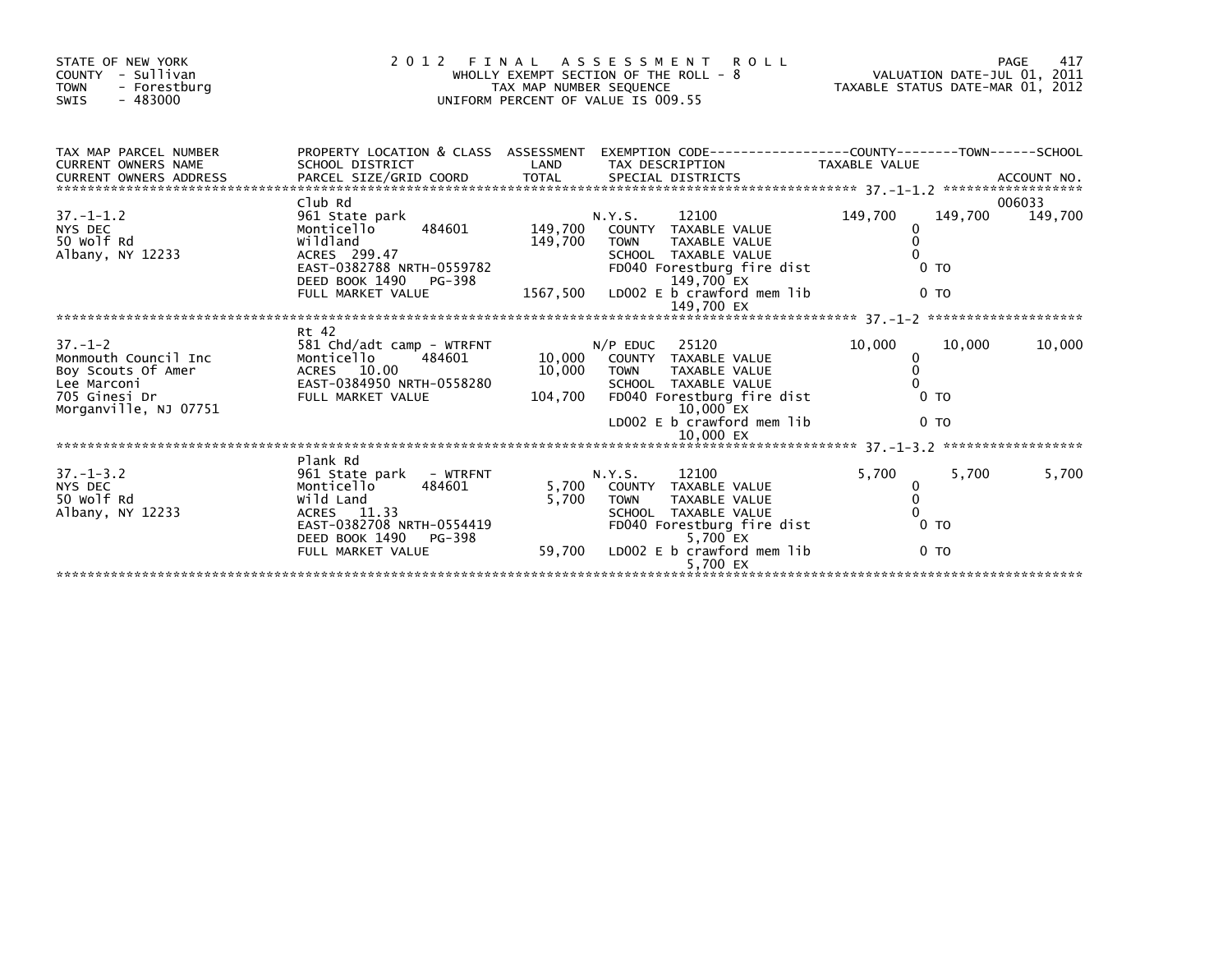STATE OF NEW YORK
COUNTY - Sullivan
TOWN - Forestburg
SWIS - 483000

# 2012 FINAL ASSESSMENT ROLL

WHOLLY EXEMPT SECTION OF THE ROLL - 8
TAX MAP NUMBER SEQUENCE
UNIFORM PERCENT OF VALUE IS 009.55

VALUATION DATE-JUL 01, 2011
TAXABLE STATUS DATE-MAR 01, 2012

| TAX MAP PARCEL NUMBER / CURRENT OWNERS NAME / CURRENT OWNERS ADDRESS | PROPERTY LOCATION & CLASS / SCHOOL DISTRICT / PARCEL SIZE/GRID COORD | ASSESSMENT LAND | TOTAL | EXEMPTION CODE / TAX DESCRIPTION / SPECIAL DISTRICTS | COUNTY TAXABLE VALUE | TOWN | SCHOOL / ACCOUNT NO. |
|---|---|---|---|---|---|---|---|
| **37.-1-1.2** | Club Rd | | | | | | 006033 |
| 37.-1-1.2 | 961 State park | | | N.Y.S. 12100 | 149,700 | 149,700 | 149,700 |
| NYS DEC | Monticello 484601 | 149,700 | | COUNTY TAXABLE VALUE | 0 | | |
| 50 Wolf Rd | Wildland | | 149,700 | TOWN TAXABLE VALUE | 0 | | |
| Albany, NY 12233 | ACRES 299.47 | | | SCHOOL TAXABLE VALUE | 0 | | |
| | EAST-0382788 NRTH-0559782 | | | FD040 Forestburg fire dist 149,700 EX | 0 TO | | |
| | DEED BOOK 1490 PG-398 | | | | | | |
| | FULL MARKET VALUE | | 1567,500 | LD002 E b crawford mem lib 149,700 EX | 0 TO | | |
| **37.-1-2** | Rt 42 | | | | | | |
| 37.-1-2 | 581 Chd/adt camp - WTRFNT | | | N/P EDUC 25120 | 10,000 | 10,000 | 10,000 |
| Monmouth Council Inc | Monticello 484601 | 10,000 | | COUNTY TAXABLE VALUE | 0 | | |
| Boy Scouts Of Amer | ACRES 10.00 | | 10,000 | TOWN TAXABLE VALUE | 0 | | |
| Lee Marconi | EAST-0384950 NRTH-0558280 | | | SCHOOL TAXABLE VALUE | 0 | | |
| 705 Ginesi Dr | FULL MARKET VALUE | | 104,700 | FD040 Forestburg fire dist 10,000 EX | 0 TO | | |
| Morganville, NJ 07751 | | | | LD002 E b crawford mem lib 10,000 EX | 0 TO | | |
| **37.-1-3.2** | Plank Rd | | | | | | |
| 37.-1-3.2 | 961 State park - WTRFNT | | | N.Y.S. 12100 | 5,700 | 5,700 | 5,700 |
| NYS DEC | Monticello 484601 | 5,700 | | COUNTY TAXABLE VALUE | 0 | | |
| 50 Wolf Rd | Wild Land | | 5,700 | TOWN TAXABLE VALUE | 0 | | |
| Albany, NY 12233 | ACRES 11.33 | | | SCHOOL TAXABLE VALUE | 0 | | |
| | EAST-0382708 NRTH-0554419 | | | FD040 Forestburg fire dist 5,700 EX | 0 TO | | |
| | DEED BOOK 1490 PG-398 | | | | | | |
| | FULL MARKET VALUE | | 59,700 | LD002 E b crawford mem lib 5,700 EX | 0 TO | | |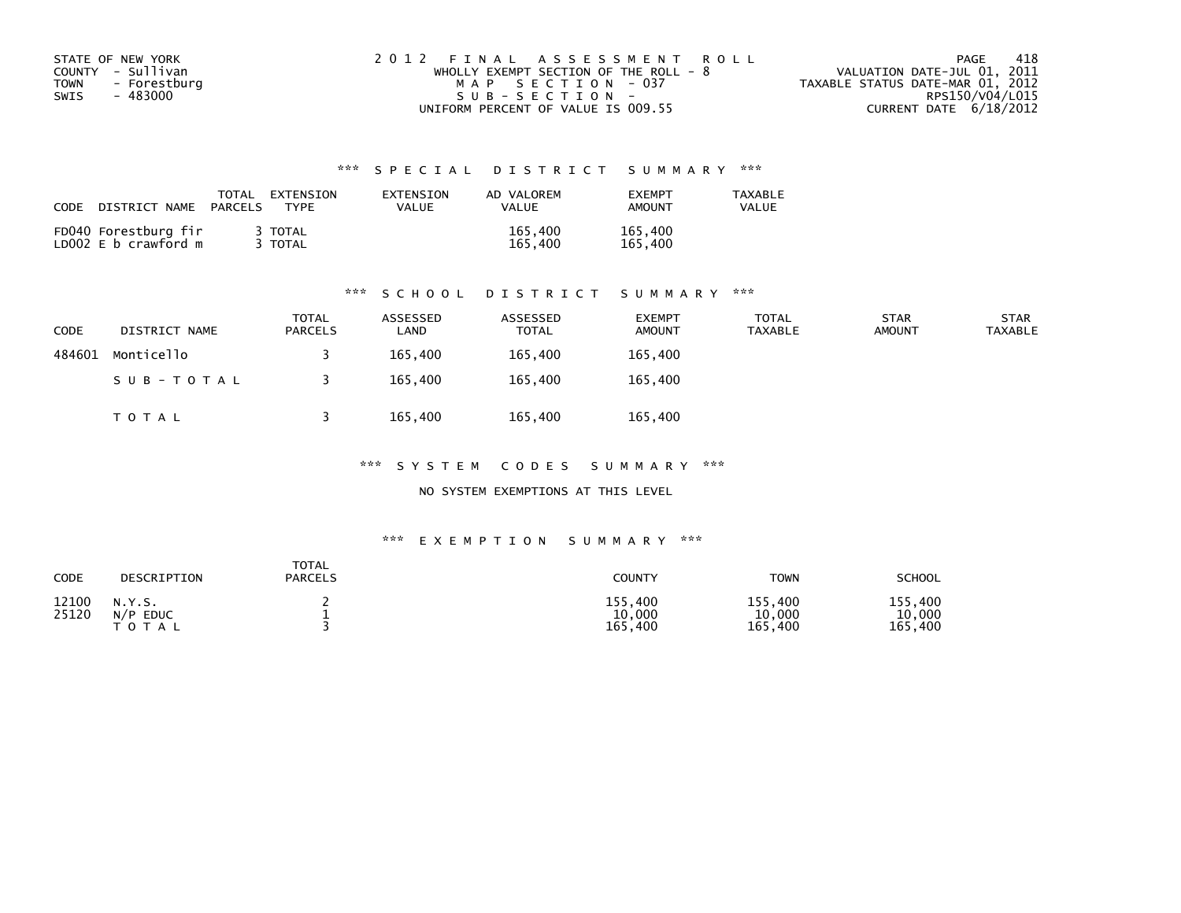STATE OF NEW YORK
COUNTY - Sullivan
TOWN - Forestburg
SWIS - 483000

2012 FINAL ASSESSMENT ROLL
WHOLLY EXEMPT SECTION OF THE ROLL - 8
MAP SECTION - 037
SUB-SECTION -
UNIFORM PERCENT OF VALUE IS 009.55

VALUATION DATE-JUL 01, 2011
TAXABLE STATUS DATE-MAR 01, 2012
RPS150/V04/L015
CURRENT DATE 6/18/2012

### *** SPECIAL DISTRICT SUMMARY ***

| CODE DISTRICT NAME | TOTAL PARCELS | EXTENSION TYPE | EXTENSION VALUE | AD VALOREM VALUE | EXEMPT AMOUNT | TAXABLE VALUE |
|---|---|---|---|---|---|---|
| FD040 Forestburg fir | 3 | TOTAL | | 165,400 | 165,400 | |
| LD002 E b crawford m | 3 | TOTAL | | 165,400 | 165,400 | |

### *** SCHOOL DISTRICT SUMMARY ***

| CODE | DISTRICT NAME | TOTAL PARCELS | ASSESSED LAND | ASSESSED TOTAL | EXEMPT AMOUNT | TOTAL TAXABLE | STAR AMOUNT | STAR TAXABLE |
|---|---|---|---|---|---|---|---|---|
| 484601 | Monticello | 3 | 165,400 | 165,400 | 165,400 | | | |
| | SUB-TOTAL | 3 | 165,400 | 165,400 | 165,400 | | | |
| | TOTAL | 3 | 165,400 | 165,400 | 165,400 | | | |

### *** SYSTEM CODES SUMMARY ***

NO SYSTEM EXEMPTIONS AT THIS LEVEL

### *** EXEMPTION SUMMARY ***

| CODE | DESCRIPTION | TOTAL PARCELS | COUNTY | TOWN | SCHOOL |
|---|---|---|---|---|---|
| 12100 | N.Y.S. | 2 | 155,400 | 155,400 | 155,400 |
| 25120 | N/P EDUC | 1 | 10,000 | 10,000 | 10,000 |
| | TOTAL | 3 | 165,400 | 165,400 | 165,400 |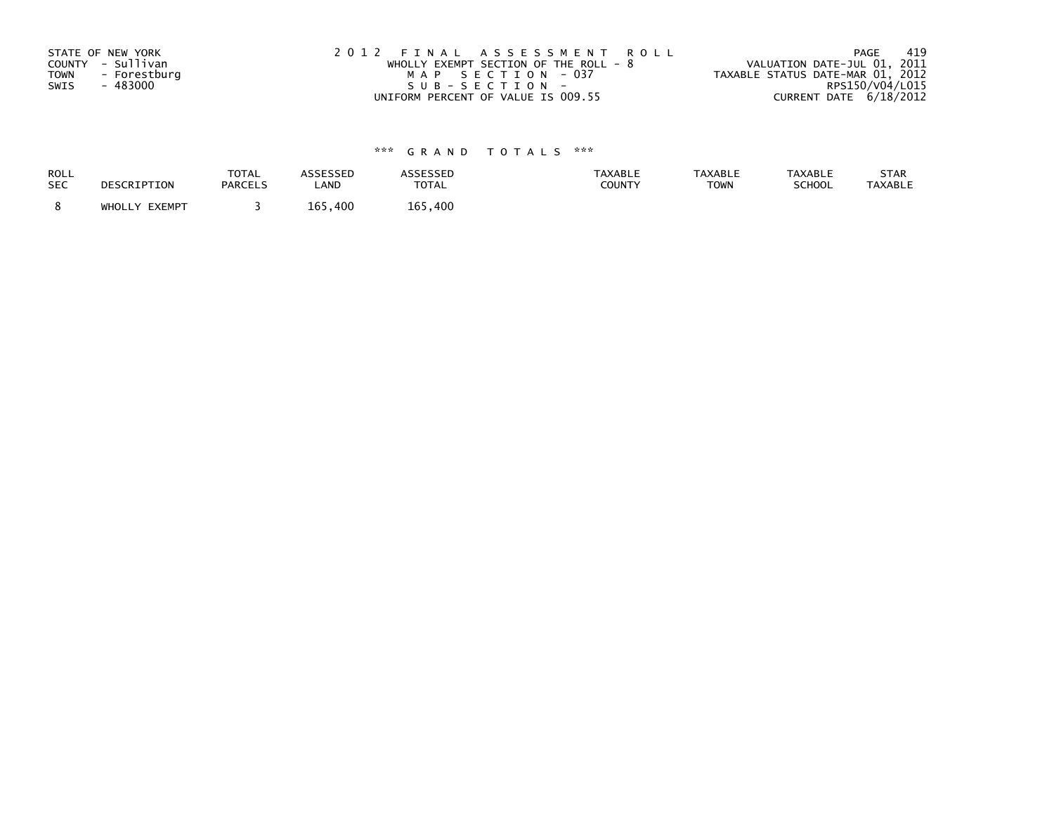STATE OF NEW YORK
COUNTY - Sullivan
TOWN - Forestburg
SWIS - 483000

2012 FINAL ASSESSMENT ROLL
WHOLLY EXEMPT SECTION OF THE ROLL - 8
MAP SECTION - 037
SUB-SECTION -
UNIFORM PERCENT OF VALUE IS 009.55

VALUATION DATE-JUL 01, 2011
TAXABLE STATUS DATE-MAR 01, 2012
RPS150/V04/L015
CURRENT DATE 6/18/2012

### *** GRAND TOTALS ***

| ROLL SEC | DESCRIPTION | TOTAL PARCELS | ASSESSED LAND | ASSESSED TOTAL | TAXABLE COUNTY | TAXABLE TOWN | TAXABLE SCHOOL | STAR TAXABLE |
|---|---|---|---|---|---|---|---|---|
| 8 | WHOLLY EXEMPT | 3 | 165,400 | 165,400 | | | | |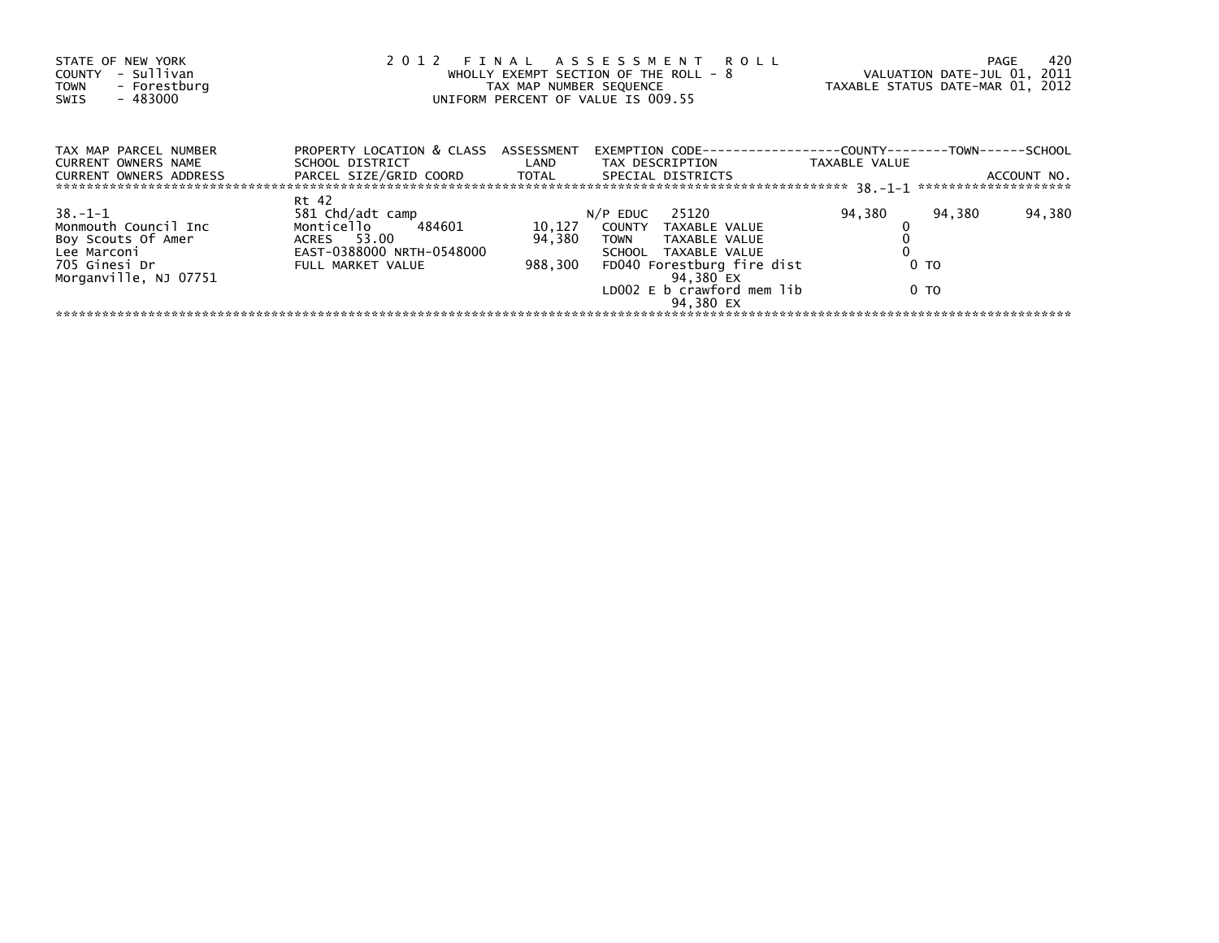STATE OF NEW YORK
COUNTY - Sullivan
TOWN - Forestburg
SWIS - 483000

2 0 1 2 F I N A L A S S E S S M E N T R O L L
WHOLLY EXEMPT SECTION OF THE ROLL - 8
TAX MAP NUMBER SEQUENCE
UNIFORM PERCENT OF VALUE IS 009.55

VALUATION DATE-JUL 01, 2011
TAXABLE STATUS DATE-MAR 01, 2012

| TAX MAP PARCEL NUMBER / CURRENT OWNERS NAME / CURRENT OWNERS ADDRESS | PROPERTY LOCATION & CLASS / SCHOOL DISTRICT / PARCEL SIZE/GRID COORD | ASSESSMENT LAND / TOTAL | EXEMPTION CODE / TAX DESCRIPTION / SPECIAL DISTRICTS | COUNTY TAXABLE VALUE | TOWN | SCHOOL / ACCOUNT NO. |
|---|---|---|---|---|---|---|
| | Rt 42 | | | | | 38.-1-1 |
| 38.-1-1 | 581 Chd/adt camp | | N/P EDUC 25120 | 94,380 | 94,380 | 94,380 |
| Monmouth Council Inc | Monticello 484601 | 10,127 | COUNTY TAXABLE VALUE | 0 | | |
| Boy Scouts Of Amer | ACRES 53.00 | 94,380 | TOWN TAXABLE VALUE | 0 | | |
| Lee Marconi | EAST-0388000 NRTH-0548000 | | SCHOOL TAXABLE VALUE | 0 | | |
| 705 Ginesi Dr | FULL MARKET VALUE | 988,300 | FD040 Forestburg fire dist | 0 TO | | |
| Morganville, NJ 07751 | | | 94,380 EX | | | |
| | | | LD002 E b crawford mem lib | 0 TO | | |
| | | | 94,380 EX | | | |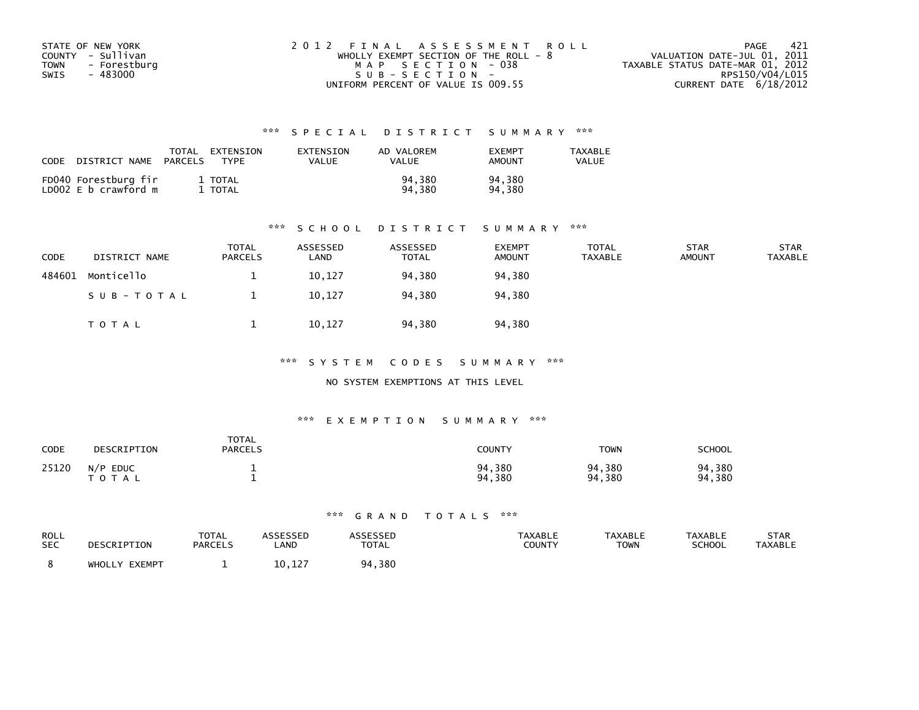STATE OF NEW YORK
COUNTY - Sullivan
TOWN - Forestburg
SWIS - 483000

2012 FINAL ASSESSMENT ROLL
WHOLLY EXEMPT SECTION OF THE ROLL - 8
MAP SECTION - 038
SUB-SECTION -
UNIFORM PERCENT OF VALUE IS 009.55

VALUATION DATE-JUL 01, 2011
TAXABLE STATUS DATE-MAR 01, 2012
RPS150/V04/L015
CURRENT DATE 6/18/2012

### *** SPECIAL DISTRICT SUMMARY ***

| CODE | DISTRICT NAME | TOTAL PARCELS | EXTENSION TYPE | EXTENSION VALUE | AD VALOREM VALUE | EXEMPT AMOUNT | TAXABLE VALUE |
|---|---|---|---|---|---|---|---|
| FD040 | Forestburg fir | 1 | TOTAL | | 94,380 | 94,380 | |
| LD002 | E b crawford m | 1 | TOTAL | | 94,380 | 94,380 | |

### *** SCHOOL DISTRICT SUMMARY ***

| CODE | DISTRICT NAME | TOTAL PARCELS | ASSESSED LAND | ASSESSED TOTAL | EXEMPT AMOUNT | TOTAL TAXABLE | STAR AMOUNT | STAR TAXABLE |
|---|---|---|---|---|---|---|---|---|
| 484601 | Monticello | 1 | 10,127 | 94,380 | 94,380 | | | |
| | SUB-TOTAL | 1 | 10,127 | 94,380 | 94,380 | | | |
| | TOTAL | 1 | 10,127 | 94,380 | 94,380 | | | |

### *** SYSTEM CODES SUMMARY ***

NO SYSTEM EXEMPTIONS AT THIS LEVEL

### *** EXEMPTION SUMMARY ***

| CODE | DESCRIPTION | TOTAL PARCELS | COUNTY | TOWN | SCHOOL |
|---|---|---|---|---|---|
| 25120 | N/P EDUC | 1 | 94,380 | 94,380 | 94,380 |
| | TOTAL | 1 | 94,380 | 94,380 | 94,380 |

### *** GRAND TOTALS ***

| ROLL SEC | DESCRIPTION | TOTAL PARCELS | ASSESSED LAND | ASSESSED TOTAL | TAXABLE COUNTY | TAXABLE TOWN | TAXABLE SCHOOL | STAR TAXABLE |
|---|---|---|---|---|---|---|---|---|
| 8 | WHOLLY EXEMPT | 1 | 10,127 | 94,380 | | | | |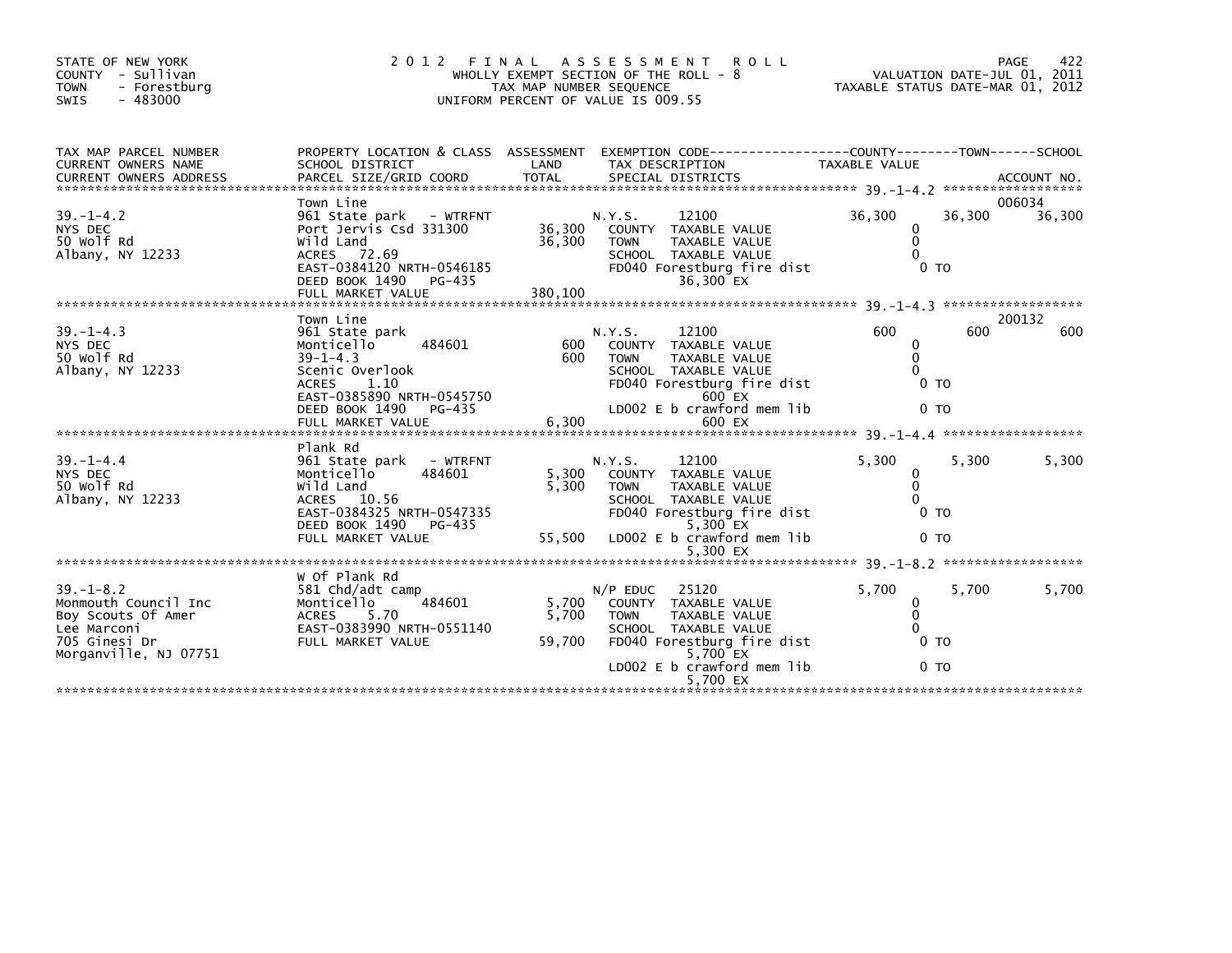STATE OF NEW YORK
COUNTY - Sullivan
TOWN - Forestburg
SWIS - 483000

2012 FINAL ASSESSMENT ROLL
WHOLLY EXEMPT SECTION OF THE ROLL - 8
TAX MAP NUMBER SEQUENCE
UNIFORM PERCENT OF VALUE IS 009.55

VALUATION DATE-JUL 01, 2011
TAXABLE STATUS DATE-MAR 01, 2012

| TAX MAP PARCEL NUMBER / CURRENT OWNERS NAME / CURRENT OWNERS ADDRESS | PROPERTY LOCATION & CLASS / SCHOOL DISTRICT / PARCEL SIZE/GRID COORD | ASSESSMENT LAND / TOTAL | EXEMPTION CODE / TAX DESCRIPTION / SPECIAL DISTRICTS | COUNTY TAXABLE VALUE | TOWN | SCHOOL / ACCOUNT NO. |
|---|---|---|---|---|---|---|
| 39.-1-4.2 | Town Line | | | | | 006034 |
| NYS DEC | 961 State park - WTRFNT | | N.Y.S. 12100 | 36,300 | 36,300 | 36,300 |
| 50 Wolf Rd | Port Jervis Csd 331300 | 36,300 | COUNTY TAXABLE VALUE | 0 | | |
| Albany, NY 12233 | Wild Land | 36,300 | TOWN TAXABLE VALUE | 0 | | |
| | ACRES 72.69 | | SCHOOL TAXABLE VALUE | 0 | | |
| | EAST-0384120 NRTH-0546185 | | FD040 Forestburg fire dist 36,300 EX | 0 TO | | |
| | DEED BOOK 1490 PG-435 | | | | | |
| | FULL MARKET VALUE | 380,100 | | | | |
| 39.-1-4.3 | Town Line | | | | | 200132 |
| NYS DEC | 961 State park | | N.Y.S. 12100 | 600 | 600 | 600 |
| 50 Wolf Rd | Monticello 484601 | 600 | COUNTY TAXABLE VALUE | 0 | | |
| Albany, NY 12233 | 39-1-4.3 | 600 | TOWN TAXABLE VALUE | 0 | | |
| | Scenic Overlook | | SCHOOL TAXABLE VALUE | 0 | | |
| | ACRES 1.10 | | FD040 Forestburg fire dist 600 EX | 0 TO | | |
| | EAST-0385890 NRTH-0545750 | | | | | |
| | DEED BOOK 1490 PG-435 | | LD002 E b crawford mem lib 600 EX | 0 TO | | |
| | FULL MARKET VALUE | 6,300 | | | | |
| 39.-1-4.4 | Plank Rd | | | | | |
| NYS DEC | 961 State park - WTRFNT | | N.Y.S. 12100 | 5,300 | 5,300 | 5,300 |
| 50 Wolf Rd | Monticello 484601 | 5,300 | COUNTY TAXABLE VALUE | 0 | | |
| Albany, NY 12233 | Wild Land | 5,300 | TOWN TAXABLE VALUE | 0 | | |
| | ACRES 10.56 | | SCHOOL TAXABLE VALUE | 0 | | |
| | EAST-0384325 NRTH-0547335 | | FD040 Forestburg fire dist 5,300 EX | 0 TO | | |
| | DEED BOOK 1490 PG-435 | | | | | |
| | FULL MARKET VALUE | 55,500 | LD002 E b crawford mem lib 5,300 EX | 0 TO | | |
| 39.-1-8.2 | W Of Plank Rd | | | | | |
| Monmouth Council Inc | 581 Chd/adt camp | | N/P EDUC 25120 | 5,700 | 5,700 | 5,700 |
| Boy Scouts Of Amer | Monticello 484601 | 5,700 | COUNTY TAXABLE VALUE | 0 | | |
| Lee Marconi | ACRES 5.70 | 5,700 | TOWN TAXABLE VALUE | 0 | | |
| 705 Ginesi Dr | EAST-0383990 NRTH-0551140 | | SCHOOL TAXABLE VALUE | 0 | | |
| Morganville, NJ 07751 | FULL MARKET VALUE | 59,700 | FD040 Forestburg fire dist 5,700 EX | 0 TO | | |
| | | | LD002 E b crawford mem lib 5,700 EX | 0 TO | | |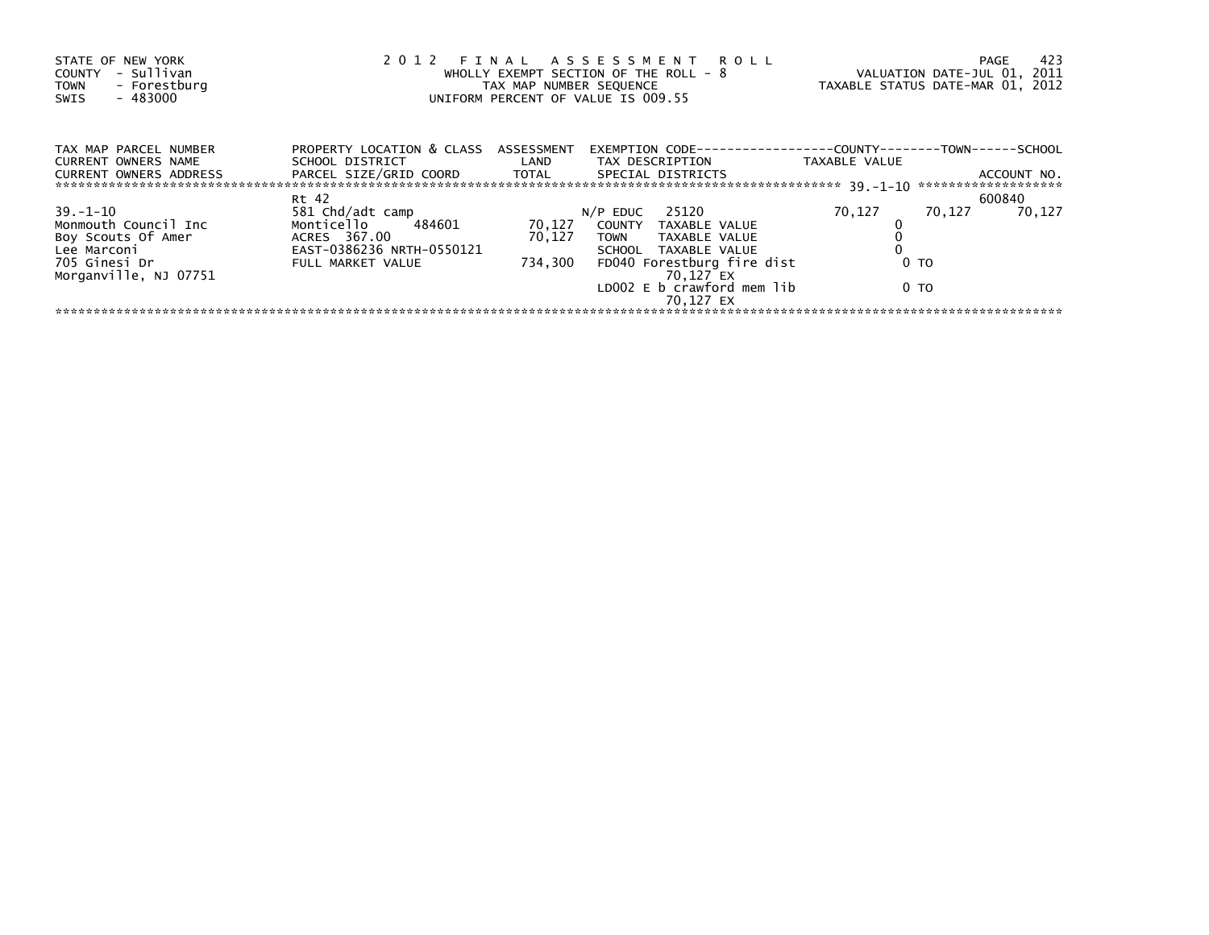STATE OF NEW YORK
COUNTY - Sullivan
TOWN - Forestburg
SWIS - 483000

2012 FINAL ASSESSMENT ROLL
WHOLLY EXEMPT SECTION OF THE ROLL - 8
TAX MAP NUMBER SEQUENCE
UNIFORM PERCENT OF VALUE IS 009.55

VALUATION DATE-JUL 01, 2011
TAXABLE STATUS DATE-MAR 01, 2012

| TAX MAP PARCEL NUMBER<br>CURRENT OWNERS NAME<br>CURRENT OWNERS ADDRESS | PROPERTY LOCATION & CLASS<br>SCHOOL DISTRICT<br>PARCEL SIZE/GRID COORD | ASSESSMENT<br>LAND<br>TOTAL | EXEMPTION CODE<br>TAX DESCRIPTION<br>SPECIAL DISTRICTS | COUNTY<br>TAXABLE VALUE | TOWN | SCHOOL<br>ACCOUNT NO. |
|---|---|---|---|---|---|---|
| | Rt 42 | | | | | 600840 |
| 39.-1-10 | 581 Chd/adt camp | | N/P EDUC 25120 | 70,127 | 70,127 | 70,127 |
| Monmouth Council Inc | Monticello 484601 | 70,127 | COUNTY TAXABLE VALUE | 0 | | |
| Boy Scouts Of Amer | ACRES 367.00 | 70,127 | TOWN TAXABLE VALUE | 0 | | |
| Lee Marconi | EAST-0386236 NRTH-0550121 | | SCHOOL TAXABLE VALUE | 0 | | |
| 705 Ginesi Dr | FULL MARKET VALUE | 734,300 | FD040 Forestburg fire dist<br>70,127 EX | 0 TO | | |
| Morganville, NJ 07751 | | | LD002 E b crawford mem lib<br>70,127 EX | 0 TO | | |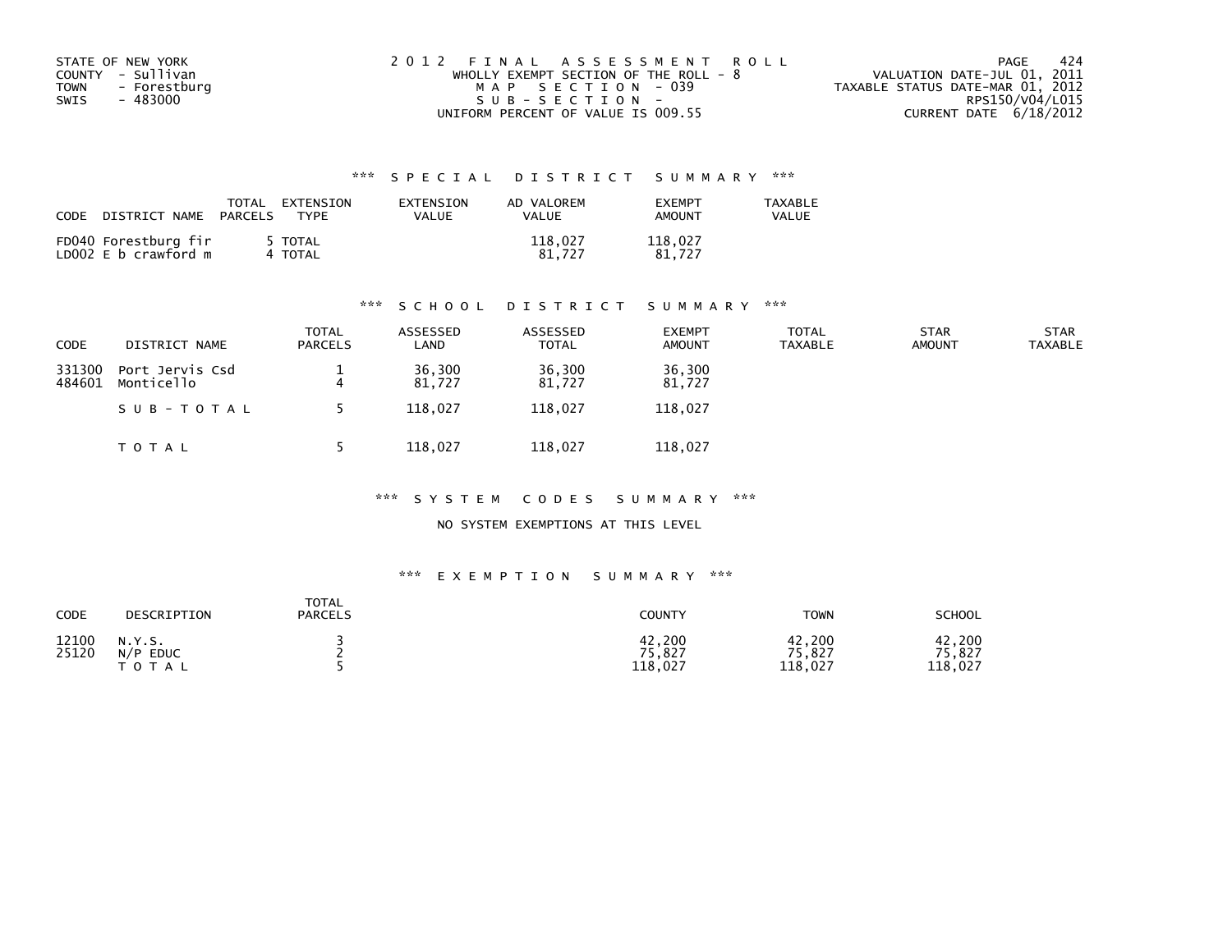STATE OF NEW YORK
COUNTY - Sullivan
TOWN - Forestburg
SWIS - 483000

2012 FINAL ASSESSMENT ROLL
WHOLLY EXEMPT SECTION OF THE ROLL - 8
MAP SECTION - 039
SUB-SECTION -
UNIFORM PERCENT OF VALUE IS 009.55

VALUATION DATE-JUL 01, 2011
TAXABLE STATUS DATE-MAR 01, 2012
RPS150/V04/L015
CURRENT DATE 6/18/2012

### *** SPECIAL DISTRICT SUMMARY ***

| CODE | DISTRICT NAME | TOTAL PARCELS | EXTENSION TYPE | EXTENSION VALUE | AD VALOREM VALUE | EXEMPT AMOUNT | TAXABLE VALUE |
|---|---|---|---|---|---|---|---|
| FD040 | Forestburg fir | 5 | TOTAL | | 118,027 | 118,027 | |
| LD002 | E b crawford m | 4 | TOTAL | | 81,727 | 81,727 | |

### *** SCHOOL DISTRICT SUMMARY ***

| CODE | DISTRICT NAME | TOTAL PARCELS | ASSESSED LAND | ASSESSED TOTAL | EXEMPT AMOUNT | TOTAL TAXABLE | STAR AMOUNT | STAR TAXABLE |
|---|---|---|---|---|---|---|---|---|
| 331300 | Port Jervis Csd | 1 | 36,300 | 36,300 | 36,300 | | | |
| 484601 | Monticello | 4 | 81,727 | 81,727 | 81,727 | | | |
| | SUB-TOTAL | 5 | 118,027 | 118,027 | 118,027 | | | |
| | TOTAL | 5 | 118,027 | 118,027 | 118,027 | | | |

### *** SYSTEM CODES SUMMARY ***

NO SYSTEM EXEMPTIONS AT THIS LEVEL

### *** EXEMPTION SUMMARY ***

| CODE | DESCRIPTION | TOTAL PARCELS | COUNTY | TOWN | SCHOOL |
|---|---|---|---|---|---|
| 12100 | N.Y.S. | 3 | 42,200 | 42,200 | 42,200 |
| 25120 | N/P EDUC | 2 | 75,827 | 75,827 | 75,827 |
| | TOTAL | 5 | 118,027 | 118,027 | 118,027 |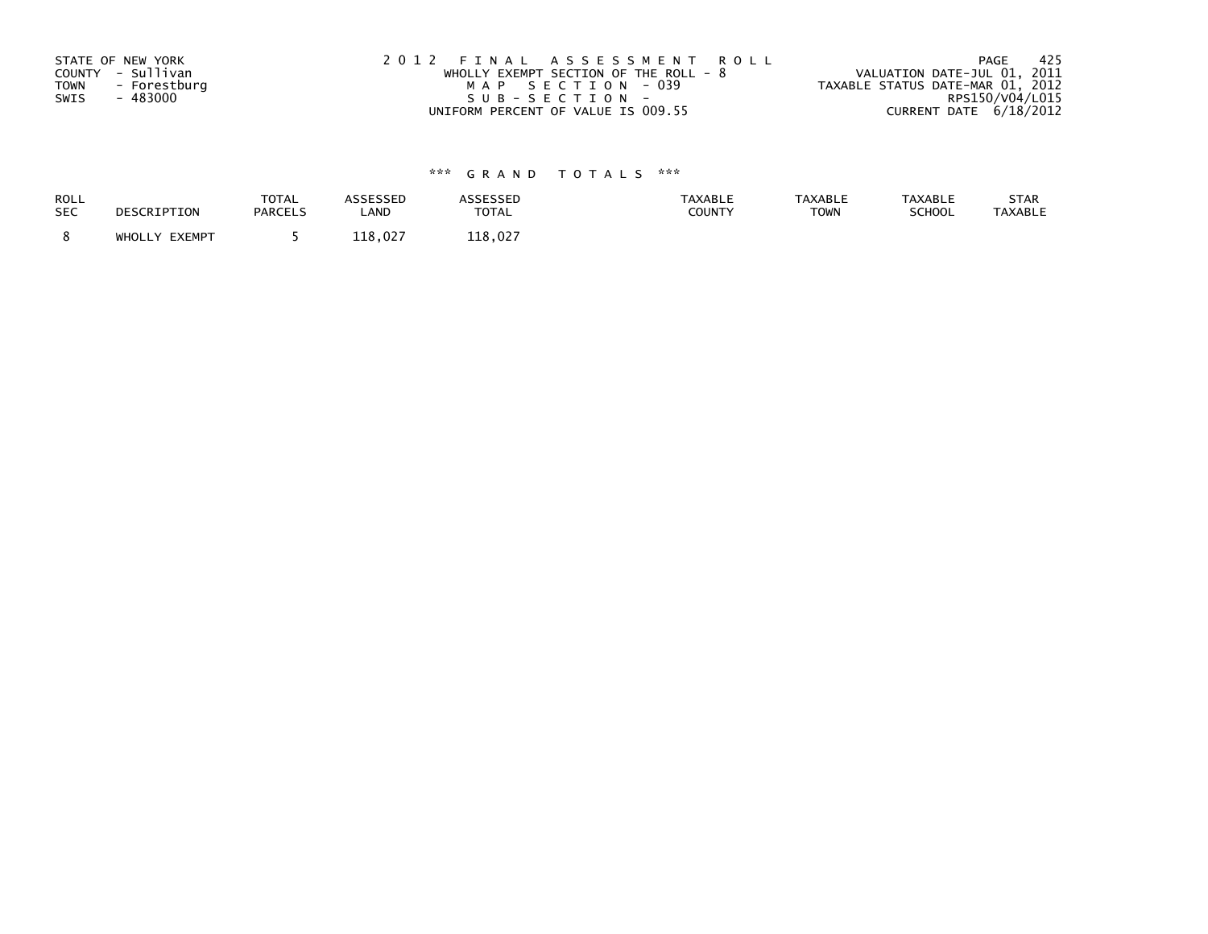STATE OF NEW YORK
COUNTY - Sullivan
TOWN - Forestburg
SWIS - 483000

2012 FINAL ASSESSMENT ROLL
WHOLLY EXEMPT SECTION OF THE ROLL - 8
MAP SECTION - 039
SUB-SECTION -
UNIFORM PERCENT OF VALUE IS 009.55

VALUATION DATE-JUL 01, 2011
TAXABLE STATUS DATE-MAR 01, 2012
RPS150/V04/L015
CURRENT DATE 6/18/2012

### *** GRAND TOTALS ***

| ROLL SEC | DESCRIPTION | TOTAL PARCELS | ASSESSED LAND | ASSESSED TOTAL | TAXABLE COUNTY | TAXABLE TOWN | TAXABLE SCHOOL | STAR TAXABLE |
|---|---|---|---|---|---|---|---|---|
| 8 | WHOLLY EXEMPT | 5 | 118,027 | 118,027 | | | | |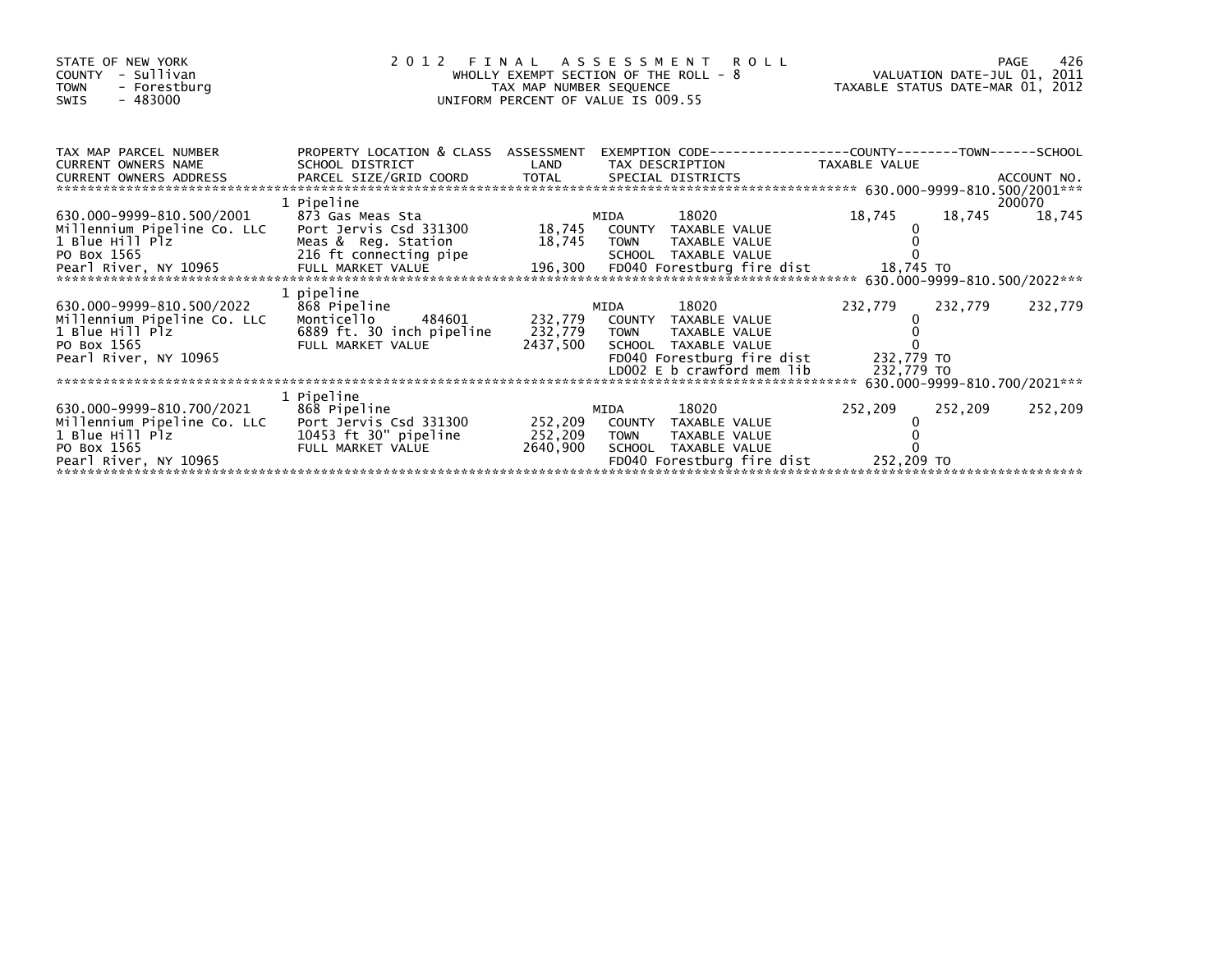STATE OF NEW YORK
COUNTY - Sullivan
TOWN - Forestburg
SWIS - 483000

# 2012 FINAL ASSESSMENT ROLL

WHOLLY EXEMPT SECTION OF THE ROLL - 8
TAX MAP NUMBER SEQUENCE
UNIFORM PERCENT OF VALUE IS 009.55

VALUATION DATE-JUL 01, 2011
TAXABLE STATUS DATE-MAR 01, 2012

| TAX MAP PARCEL NUMBER / CURRENT OWNERS NAME / CURRENT OWNERS ADDRESS | PROPERTY LOCATION & CLASS / SCHOOL DISTRICT / PARCEL SIZE/GRID COORD | ASSESSMENT LAND / TOTAL | EXEMPTION CODE / TAX DESCRIPTION / SPECIAL DISTRICTS | COUNTY TAXABLE VALUE | TOWN | SCHOOL / ACCOUNT NO. |
|---|---|---|---|---|---|---|
| **630.000-9999-810.500/2001** | 1 Pipeline | | | | | 200070 |
| 630.000-9999-810.500/2001 | 873 Gas Meas Sta | | MIDA 18020 | 18,745 | 18,745 | 18,745 |
| Millennium Pipeline Co. LLC | Port Jervis Csd 331300 | 18,745 | COUNTY TAXABLE VALUE | 0 | | |
| 1 Blue Hill Plz | Meas & Reg. Station | 18,745 | TOWN TAXABLE VALUE | 0 | | |
| PO Box 1565 | 216 ft connecting pipe | | SCHOOL TAXABLE VALUE | 0 | | |
| Pearl River, NY 10965 | FULL MARKET VALUE | 196,300 | FD040 Forestburg fire dist | 18,745 TO | | |
| **630.000-9999-810.500/2022** | 1 pipeline | | | | | |
| 630.000-9999-810.500/2022 | 868 Pipeline | | MIDA 18020 | 232,779 | 232,779 | 232,779 |
| Millennium Pipeline Co. LLC | Monticello 484601 | 232,779 | COUNTY TAXABLE VALUE | 0 | | |
| 1 Blue Hill Plz | 6889 ft. 30 inch pipeline | 232,779 | TOWN TAXABLE VALUE | 0 | | |
| PO Box 1565 | FULL MARKET VALUE | 2437,500 | SCHOOL TAXABLE VALUE | 0 | | |
| Pearl River, NY 10965 | | | FD040 Forestburg fire dist | 232,779 TO | | |
| | | | LD002 E b crawford mem lib | 232,779 TO | | |
| **630.000-9999-810.700/2021** | 1 Pipeline | | | | | |
| 630.000-9999-810.700/2021 | 868 Pipeline | | MIDA 18020 | 252,209 | 252,209 | 252,209 |
| Millennium Pipeline Co. LLC | Port Jervis Csd 331300 | 252,209 | COUNTY TAXABLE VALUE | 0 | | |
| 1 Blue Hill Plz | 10453 ft 30" pipeline | 252,209 | TOWN TAXABLE VALUE | 0 | | |
| PO Box 1565 | FULL MARKET VALUE | 2640,900 | SCHOOL TAXABLE VALUE | 0 | | |
| Pearl River, NY 10965 | | | FD040 Forestburg fire dist | 252,209 TO | | |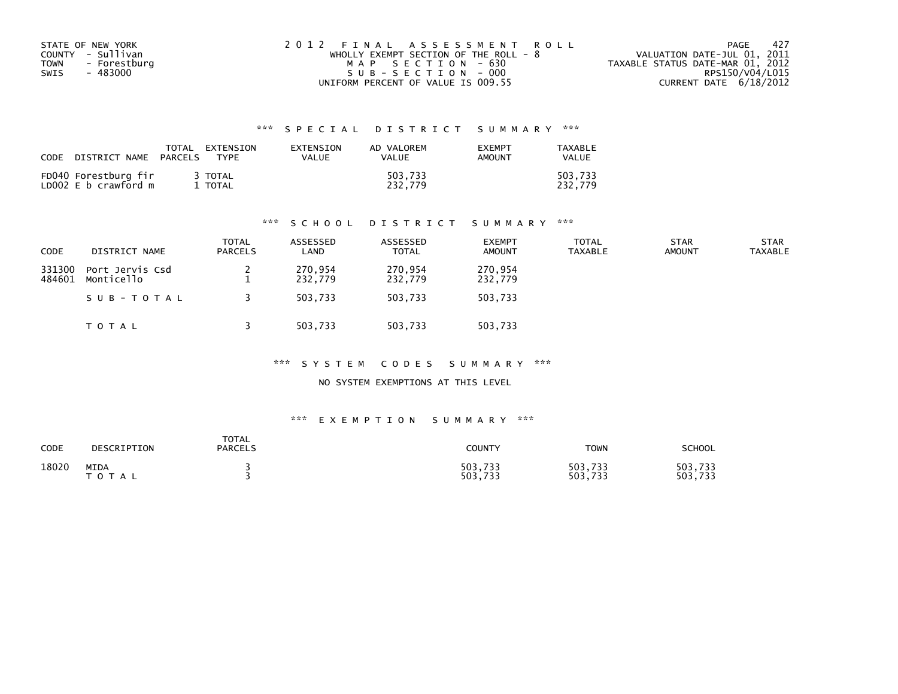STATE OF NEW YORK
COUNTY - Sullivan
TOWN - Forestburg
SWIS - 483000

2012 FINAL ASSESSMENT ROLL
WHOLLY EXEMPT SECTION OF THE ROLL - 8
MAP SECTION - 630
SUB-SECTION - 000
UNIFORM PERCENT OF VALUE IS 009.55

VALUATION DATE-JUL 01, 2011
TAXABLE STATUS DATE-MAR 01, 2012
RPS150/V04/L015
CURRENT DATE 6/18/2012

## *** SPECIAL DISTRICT SUMMARY ***

| CODE DISTRICT NAME | TOTAL PARCELS | EXTENSION TYPE | EXTENSION VALUE | AD VALOREM VALUE | EXEMPT AMOUNT | TAXABLE VALUE |
|---|---|---|---|---|---|---|
| FD040 Forestburg fir | 3 | TOTAL | | 503,733 | | 503,733 |
| LD002 E b crawford m | 1 | TOTAL | | 232,779 | | 232,779 |

## *** SCHOOL DISTRICT SUMMARY ***

| CODE | DISTRICT NAME | TOTAL PARCELS | ASSESSED LAND | ASSESSED TOTAL | EXEMPT AMOUNT | TOTAL TAXABLE | STAR AMOUNT | STAR TAXABLE |
|---|---|---|---|---|---|---|---|---|
| 331300 | Port Jervis Csd | 2 | 270,954 | 270,954 | 270,954 | | | |
| 484601 | Monticello | 1 | 232,779 | 232,779 | 232,779 | | | |
| | SUB-TOTAL | 3 | 503,733 | 503,733 | 503,733 | | | |
| | TOTAL | 3 | 503,733 | 503,733 | 503,733 | | | |

## *** SYSTEM CODES SUMMARY ***

NO SYSTEM EXEMPTIONS AT THIS LEVEL

## *** EXEMPTION SUMMARY ***

| CODE | DESCRIPTION | TOTAL PARCELS | COUNTY | TOWN | SCHOOL |
|---|---|---|---|---|---|
| 18020 | MIDA | 3 | 503,733 | 503,733 | 503,733 |
| | TOTAL | 3 | 503,733 | 503,733 | 503,733 |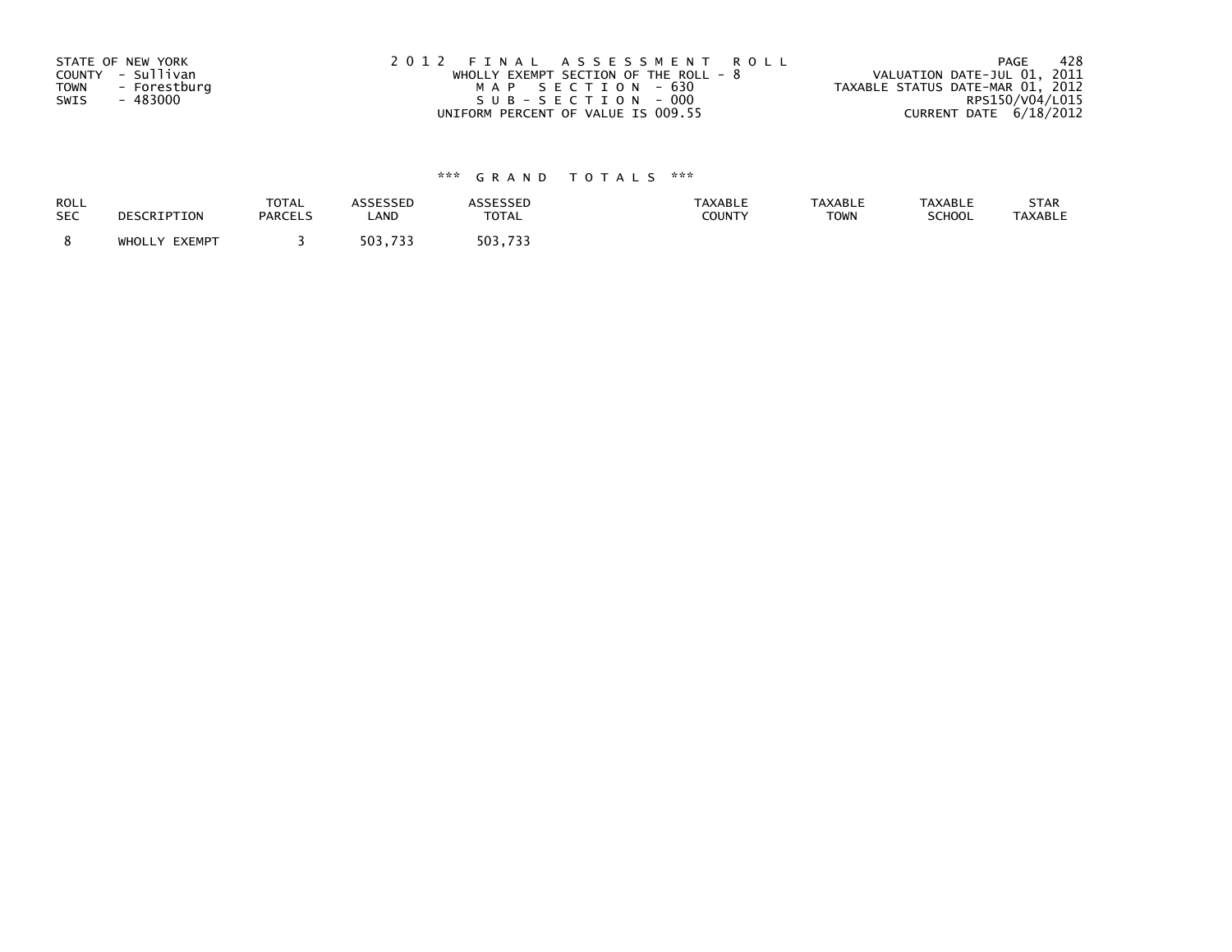STATE OF NEW YORK
COUNTY - Sullivan
TOWN - Forestburg
SWIS - 483000

2 0 1 2 F I N A L A S S E S S M E N T R O L L
WHOLLY EXEMPT SECTION OF THE ROLL - 8
M A P S E C T I O N - 630
S U B - S E C T I O N - 000
UNIFORM PERCENT OF VALUE IS 009.55

VALUATION DATE-JUL 01, 2011
TAXABLE STATUS DATE-MAR 01, 2012
RPS150/V04/L015
CURRENT DATE 6/18/2012

### \*\*\* G R A N D T O T A L S \*\*\*

| ROLL SEC | DESCRIPTION | TOTAL PARCELS | ASSESSED LAND | ASSESSED TOTAL | TAXABLE COUNTY | TAXABLE TOWN | TAXABLE SCHOOL | STAR TAXABLE |
|---|---|---|---|---|---|---|---|---|
| 8 | WHOLLY EXEMPT | 3 | 503,733 | 503,733 | | | | |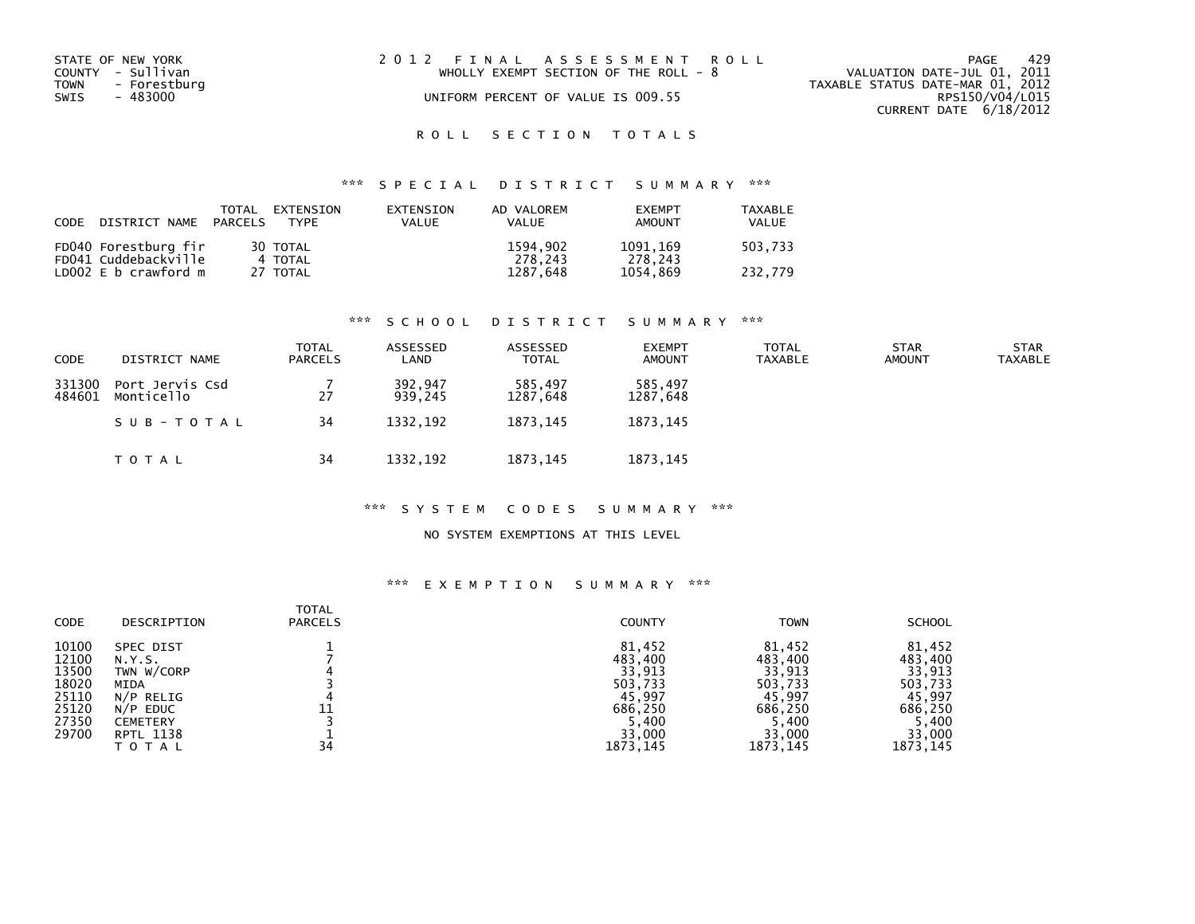STATE OF NEW YORK
COUNTY - Sullivan
TOWN - Forestburg
SWIS - 483000

2012 FINAL ASSESSMENT ROLL
WHOLLY EXEMPT SECTION OF THE ROLL - 8
UNIFORM PERCENT OF VALUE IS 009.55

VALUATION DATE-JUL 01, 2011
TAXABLE STATUS DATE-MAR 01, 2012
RPS150/V04/L015
CURRENT DATE 6/18/2012

## ROLL SECTION TOTALS

### *** SPECIAL DISTRICT SUMMARY ***

| CODE | DISTRICT NAME | TOTAL PARCELS | EXTENSION TYPE | EXTENSION VALUE | AD VALOREM VALUE | EXEMPT AMOUNT | TAXABLE VALUE |
|---|---|---|---|---|---|---|---|
| FD040 | Forestburg fir | 30 | TOTAL | | 1594,902 | 1091,169 | 503,733 |
| FD041 | Cuddebackville | 4 | TOTAL | | 278,243 | 278,243 | |
| LD002 | E b crawford m | 27 | TOTAL | | 1287,648 | 1054,869 | 232,779 |

### *** SCHOOL DISTRICT SUMMARY ***

| CODE | DISTRICT NAME | TOTAL PARCELS | ASSESSED LAND | ASSESSED TOTAL | EXEMPT AMOUNT | TOTAL TAXABLE | STAR AMOUNT | STAR TAXABLE |
|---|---|---|---|---|---|---|---|---|
| 331300 | Port Jervis Csd | 7 | 392,947 | 585,497 | 585,497 | | | |
| 484601 | Monticello | 27 | 939,245 | 1287,648 | 1287,648 | | | |
| | SUB-TOTAL | 34 | 1332,192 | 1873,145 | 1873,145 | | | |
| | TOTAL | 34 | 1332,192 | 1873,145 | 1873,145 | | | |

### *** SYSTEM CODES SUMMARY ***

NO SYSTEM EXEMPTIONS AT THIS LEVEL

### *** EXEMPTION SUMMARY ***

| CODE | DESCRIPTION | TOTAL PARCELS | COUNTY | TOWN | SCHOOL |
|---|---|---|---|---|---|
| 10100 | SPEC DIST | 1 | 81,452 | 81,452 | 81,452 |
| 12100 | N.Y.S. | 7 | 483,400 | 483,400 | 483,400 |
| 13500 | TWN W/CORP | 4 | 33,913 | 33,913 | 33,913 |
| 18020 | MIDA | 3 | 503,733 | 503,733 | 503,733 |
| 25110 | N/P RELIG | 4 | 45,997 | 45,997 | 45,997 |
| 25120 | N/P EDUC | 11 | 686,250 | 686,250 | 686,250 |
| 27350 | CEMETERY | 3 | 5,400 | 5,400 | 5,400 |
| 29700 | RPTL 1138 | 1 | 33,000 | 33,000 | 33,000 |
| | TOTAL | 34 | 1873,145 | 1873,145 | 1873,145 |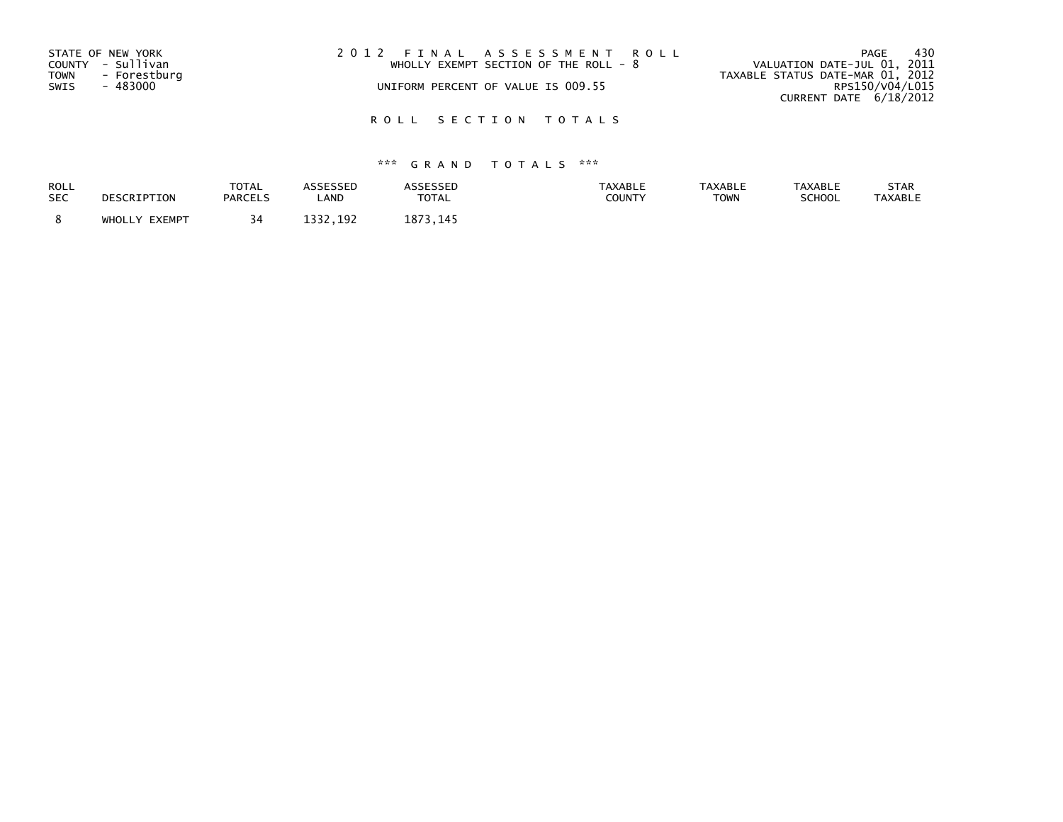STATE OF NEW YORK
COUNTY - Sullivan
TOWN - Forestburg
SWIS - 483000

2 0 1 2 F I N A L A S S E S S M E N T R O L L
WHOLLY EXEMPT SECTION OF THE ROLL - 8
UNIFORM PERCENT OF VALUE IS 009.55

VALUATION DATE-JUL 01, 2011
TAXABLE STATUS DATE-MAR 01, 2012
RPS150/V04/L015
CURRENT DATE 6/18/2012

R O L L S E C T I O N T O T A L S

*** G R A N D T O T A L S ***

| ROLL SEC | DESCRIPTION | TOTAL PARCELS | ASSESSED LAND | ASSESSED TOTAL | TAXABLE COUNTY | TAXABLE TOWN | TAXABLE SCHOOL | STAR TAXABLE |
|---|---|---|---|---|---|---|---|---|
| 8 | WHOLLY EXEMPT | 34 | 1332,192 | 1873,145 | | | | |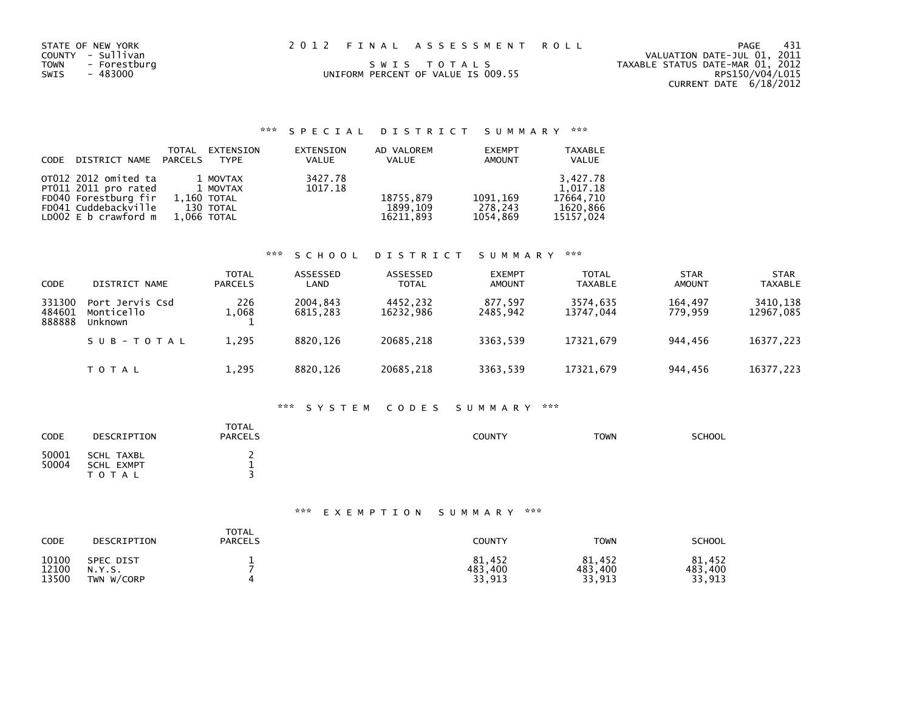STATE OF NEW YORK
COUNTY - Sullivan
TOWN - Forestburg
SWIS - 483000

# 2 0 1 2 F I N A L A S S E S S M E N T R O L L

S W I S T O T A L S
UNIFORM PERCENT OF VALUE IS 009.55

VALUATION DATE-JUL 01, 2011
TAXABLE STATUS DATE-MAR 01, 2012
RPS150/V04/L015
CURRENT DATE 6/18/2012

## *** S P E C I A L D I S T R I C T S U M M A R Y ***

| CODE | DISTRICT NAME | TOTAL PARCELS | EXTENSION TYPE | EXTENSION VALUE | AD VALOREM VALUE | EXEMPT AMOUNT | TAXABLE VALUE |
|---|---|---|---|---|---|---|---|
| OT012 | 2012 omited ta | 1 | MOVTAX | 3427.78 | | | 3,427.78 |
| PT011 | 2011 pro rated | 1 | MOVTAX | 1017.18 | | | 1,017.18 |
| FD040 | Forestburg fir | 1,160 | TOTAL | | 18755,879 | 1091,169 | 17664,710 |
| FD041 | Cuddebackville | 130 | TOTAL | | 1899,109 | 278,243 | 1620,866 |
| LD002 | E b crawford m | 1,066 | TOTAL | | 16211,893 | 1054,869 | 15157,024 |

## *** S C H O O L D I S T R I C T S U M M A R Y ***

| CODE | DISTRICT NAME | TOTAL PARCELS | ASSESSED LAND | ASSESSED TOTAL | EXEMPT AMOUNT | TOTAL TAXABLE | STAR AMOUNT | STAR TAXABLE |
|---|---|---|---|---|---|---|---|---|
| 331300 | Port Jervis Csd | 226 | 2004,843 | 4452,232 | 877,597 | 3574,635 | 164,497 | 3410,138 |
| 484601 | Monticello | 1,068 | 6815,283 | 16232,986 | 2485,942 | 13747,044 | 779,959 | 12967,085 |
| 888888 | Unknown | 1 | | | | | | |
| | S U B - T O T A L | 1,295 | 8820,126 | 20685,218 | 3363,539 | 17321,679 | 944,456 | 16377,223 |
| | T O T A L | 1,295 | 8820,126 | 20685,218 | 3363,539 | 17321,679 | 944,456 | 16377,223 |

## *** S Y S T E M C O D E S S U M M A R Y ***

| CODE | DESCRIPTION | TOTAL PARCELS | COUNTY | TOWN | SCHOOL |
|---|---|---|---|---|---|
| 50001 | SCHL TAXBL | 2 | | | |
| 50004 | SCHL EXMPT | 1 | | | |
| | T O T A L | 3 | | | |

## *** E X E M P T I O N S U M M A R Y ***

| CODE | DESCRIPTION | TOTAL PARCELS | COUNTY | TOWN | SCHOOL |
|---|---|---|---|---|---|
| 10100 | SPEC DIST | 1 | 81,452 | 81,452 | 81,452 |
| 12100 | N.Y.S. | 7 | 483,400 | 483,400 | 483,400 |
| 13500 | TWN W/CORP | 4 | 33,913 | 33,913 | 33,913 |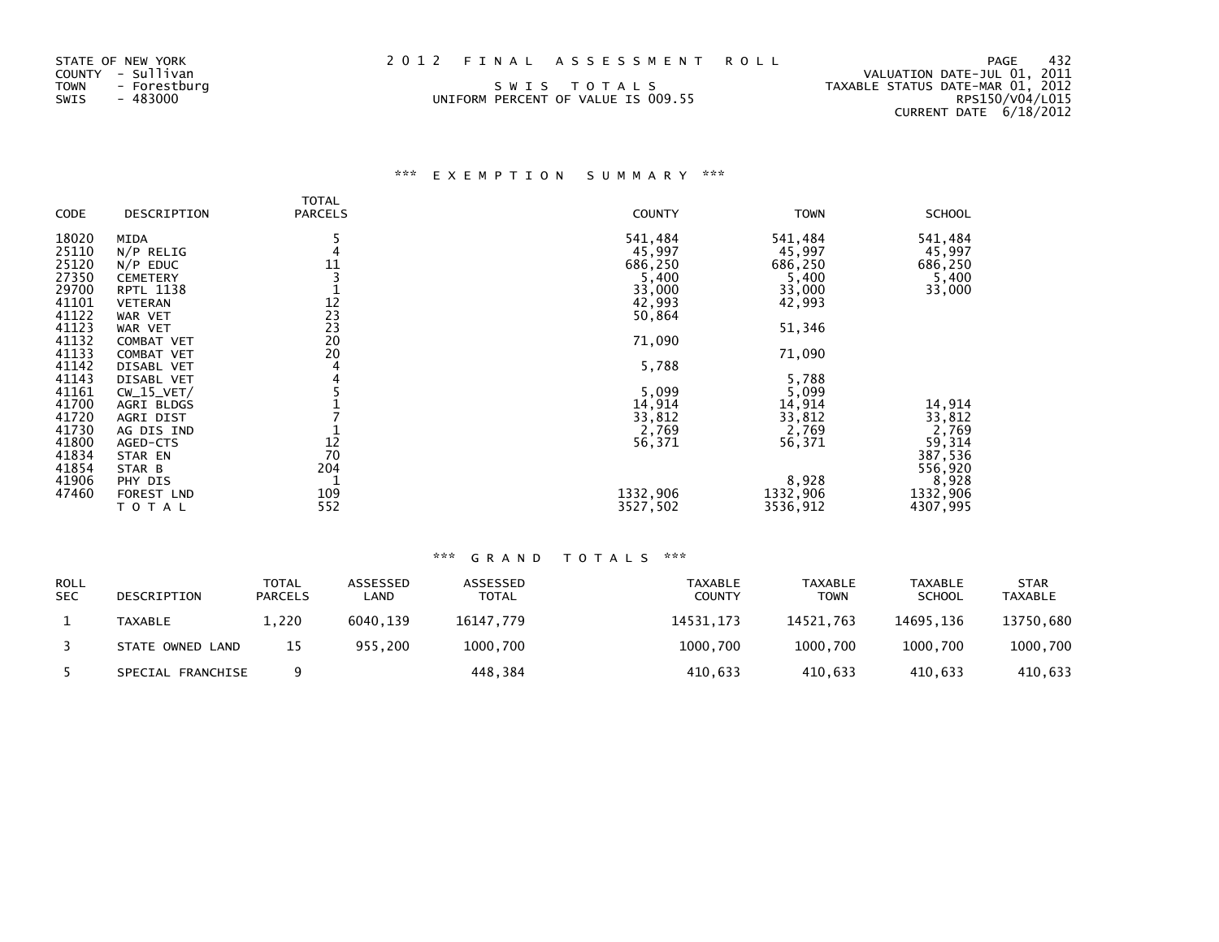STATE OF NEW YORK
COUNTY - Sullivan
TOWN - Forestburg
SWIS - 483000

# 2012 FINAL ASSESSMENT ROLL

SWIS TOTALS
UNIFORM PERCENT OF VALUE IS 009.55

VALUATION DATE-JUL 01, 2011
TAXABLE STATUS DATE-MAR 01, 2012
RPS150/V04/L015
CURRENT DATE 6/18/2012

## *** EXEMPTION SUMMARY ***

| CODE | DESCRIPTION | TOTAL PARCELS | COUNTY | TOWN | SCHOOL |
|---|---|---|---|---|---|
| 18020 | MIDA | 5 | 541,484 | 541,484 | 541,484 |
| 25110 | N/P RELIG | 4 | 45,997 | 45,997 | 45,997 |
| 25120 | N/P EDUC | 11 | 686,250 | 686,250 | 686,250 |
| 27350 | CEMETERY | 3 | 5,400 | 5,400 | 5,400 |
| 29700 | RPTL 1138 | 1 | 33,000 | 33,000 | 33,000 |
| 41101 | VETERAN | 12 | 42,993 | 42,993 | |
| 41122 | WAR VET | 23 | 50,864 | | |
| 41123 | WAR VET | 23 | | 51,346 | |
| 41132 | COMBAT VET | 20 | 71,090 | | |
| 41133 | COMBAT VET | 20 | | 71,090 | |
| 41142 | DISABL VET | 4 | 5,788 | | |
| 41143 | DISABL VET | 4 | | 5,788 | |
| 41161 | CW_15_VET/ | 5 | 5,099 | 5,099 | |
| 41700 | AGRI BLDGS | 1 | 14,914 | 14,914 | 14,914 |
| 41720 | AGRI DIST | 7 | 33,812 | 33,812 | 33,812 |
| 41730 | AG DIS IND | 1 | 2,769 | 2,769 | 2,769 |
| 41800 | AGED-CTS | 12 | 56,371 | 56,371 | 59,314 |
| 41834 | STAR EN | 70 | | | 387,536 |
| 41854 | STAR B | 204 | | | 556,920 |
| 41906 | PHY DIS | 1 | | 8,928 | 8,928 |
| 47460 | FOREST LND | 109 | 1332,906 | 1332,906 | 1332,906 |
| | TOTAL | 552 | 3527,502 | 3536,912 | 4307,995 |

## *** GRAND TOTALS ***

| ROLL SEC | DESCRIPTION | TOTAL PARCELS | ASSESSED LAND | ASSESSED TOTAL | TAXABLE COUNTY | TAXABLE TOWN | TAXABLE SCHOOL | STAR TAXABLE |
|---|---|---|---|---|---|---|---|---|
| 1 | TAXABLE | 1,220 | 6040,139 | 16147,779 | 14531,173 | 14521,763 | 14695,136 | 13750,680 |
| 3 | STATE OWNED LAND | 15 | 955,200 | 1000,700 | 1000,700 | 1000,700 | 1000,700 | 1000,700 |
| 5 | SPECIAL FRANCHISE | 9 | | 448,384 | 410,633 | 410,633 | 410,633 | 410,633 |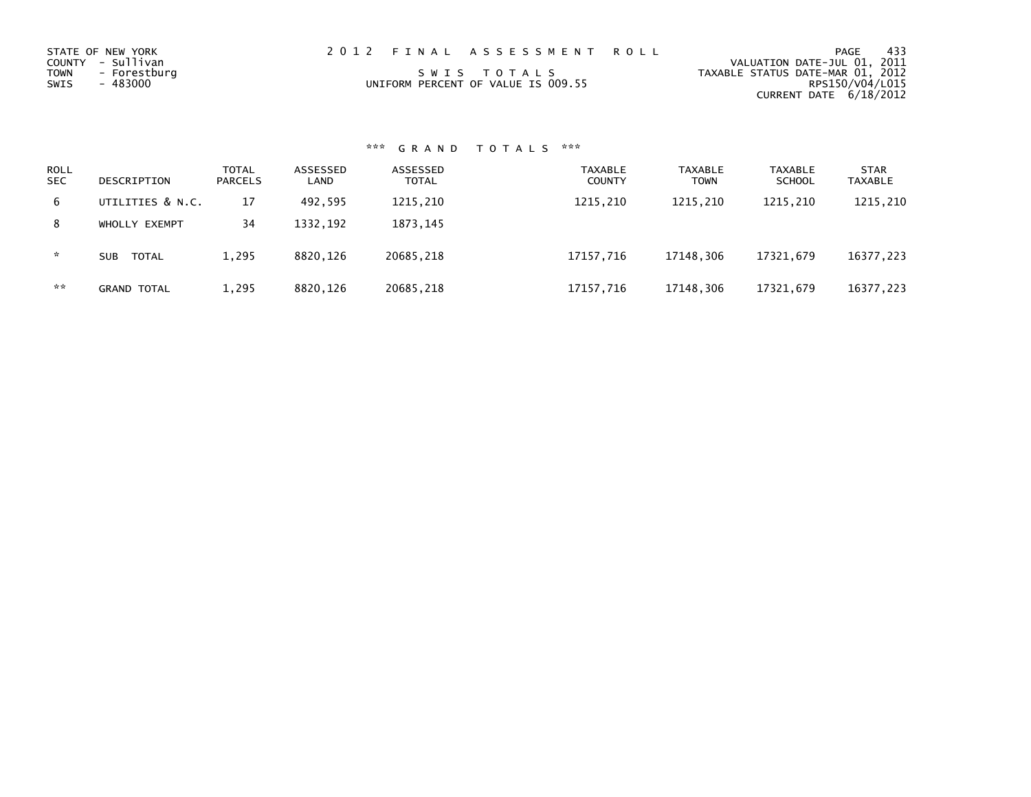STATE OF NEW YORK
COUNTY - Sullivan
TOWN - Forestburg
SWIS - 483000

# 2012 FINAL ASSESSMENT ROLL

SWIS TOTALS
UNIFORM PERCENT OF VALUE IS 009.55

VALUATION DATE-JUL 01, 2011
TAXABLE STATUS DATE-MAR 01, 2012
RPS150/V04/L015
CURRENT DATE 6/18/2012

## *** GRAND TOTALS ***

| ROLL SEC | DESCRIPTION | TOTAL PARCELS | ASSESSED LAND | ASSESSED TOTAL | TAXABLE COUNTY | TAXABLE TOWN | TAXABLE SCHOOL | STAR TAXABLE |
|---|---|---|---|---|---|---|---|---|
| 6 | UTILITIES & N.C. | 17 | 492,595 | 1215,210 | 1215,210 | 1215,210 | 1215,210 | 1215,210 |
| 8 | WHOLLY EXEMPT | 34 | 1332,192 | 1873,145 | | | | |
| * | SUB TOTAL | 1,295 | 8820,126 | 20685,218 | 17157,716 | 17148,306 | 17321,679 | 16377,223 |
| ** | GRAND TOTAL | 1,295 | 8820,126 | 20685,218 | 17157,716 | 17148,306 | 17321,679 | 16377,223 |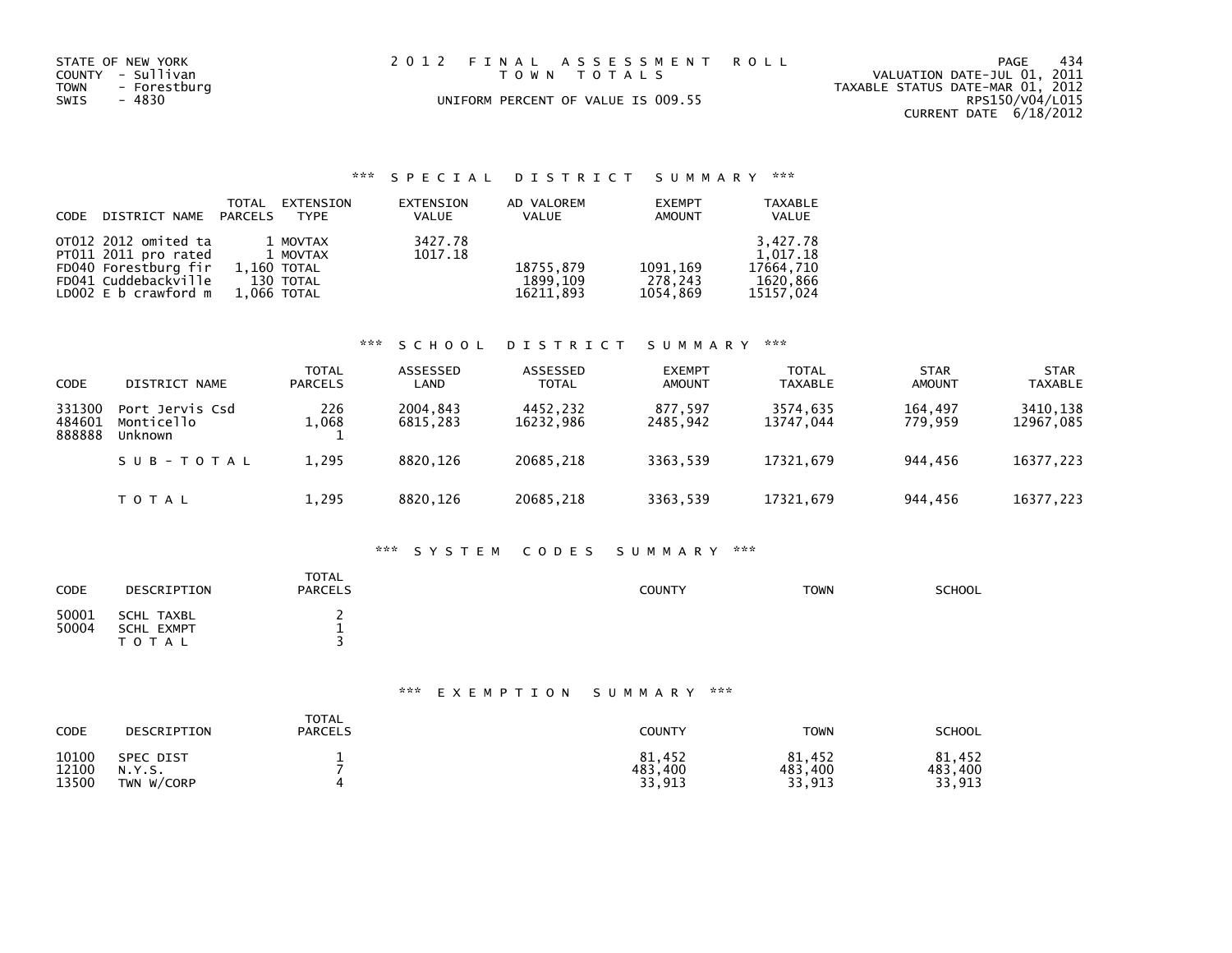STATE OF NEW YORK
COUNTY - Sullivan
TOWN - Forestburg
SWIS - 4830

2012 FINAL ASSESSMENT ROLL
TOWN TOTALS
UNIFORM PERCENT OF VALUE IS 009.55

VALUATION DATE-JUL 01, 2011
TAXABLE STATUS DATE-MAR 01, 2012
RPS150/V04/L015
CURRENT DATE 6/18/2012

### *** SPECIAL DISTRICT SUMMARY ***

| CODE | DISTRICT NAME | TOTAL PARCELS | EXTENSION TYPE | EXTENSION VALUE | AD VALOREM VALUE | EXEMPT AMOUNT | TAXABLE VALUE |
|---|---|---|---|---|---|---|---|
| OT012 | 2012 omited ta | 1 | MOVTAX | 3427.78 | | | 3,427.78 |
| PT011 | 2011 pro rated | 1 | MOVTAX | 1017.18 | | | 1,017.18 |
| FD040 | Forestburg fir | 1,160 | TOTAL | | 18755,879 | 1091,169 | 17664,710 |
| FD041 | Cuddebackville | 130 | TOTAL | | 1899,109 | 278,243 | 1620,866 |
| LD002 | E b crawford m | 1,066 | TOTAL | | 16211,893 | 1054,869 | 15157,024 |

### *** SCHOOL DISTRICT SUMMARY ***

| CODE | DISTRICT NAME | TOTAL PARCELS | ASSESSED LAND | ASSESSED TOTAL | EXEMPT AMOUNT | TOTAL TAXABLE | STAR AMOUNT | STAR TAXABLE |
|---|---|---|---|---|---|---|---|---|
| 331300 | Port Jervis Csd | 226 | 2004,843 | 4452,232 | 877,597 | 3574,635 | 164,497 | 3410,138 |
| 484601 | Monticello | 1,068 | 6815,283 | 16232,986 | 2485,942 | 13747,044 | 779,959 | 12967,085 |
| 888888 | Unknown | 1 | | | | | | |
| | SUB-TOTAL | 1,295 | 8820,126 | 20685,218 | 3363,539 | 17321,679 | 944,456 | 16377,223 |
| | TOTAL | 1,295 | 8820,126 | 20685,218 | 3363,539 | 17321,679 | 944,456 | 16377,223 |

### *** SYSTEM CODES SUMMARY ***

| CODE | DESCRIPTION | TOTAL PARCELS | COUNTY | TOWN | SCHOOL |
|---|---|---|---|---|---|
| 50001 | SCHL TAXBL | 2 | | | |
| 50004 | SCHL EXMPT | 1 | | | |
| | TOTAL | 3 | | | |

### *** EXEMPTION SUMMARY ***

| CODE | DESCRIPTION | TOTAL PARCELS | COUNTY | TOWN | SCHOOL |
|---|---|---|---|---|---|
| 10100 | SPEC DIST | 1 | 81,452 | 81,452 | 81,452 |
| 12100 | N.Y.S. | 7 | 483,400 | 483,400 | 483,400 |
| 13500 | TWN W/CORP | 4 | 33,913 | 33,913 | 33,913 |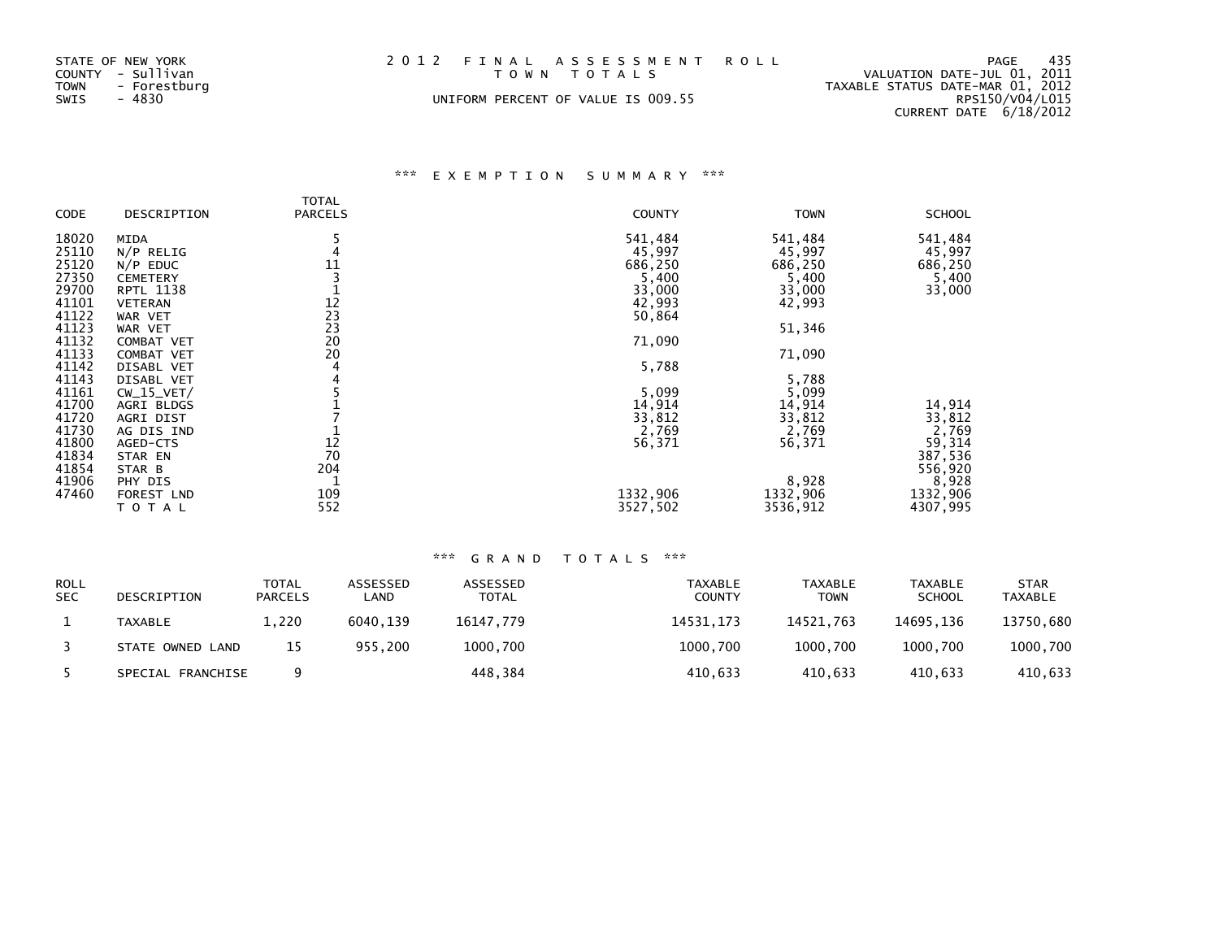STATE OF NEW YORK
COUNTY - Sullivan
TOWN - Forestburg
SWIS - 4830

2 0 1 2 F I N A L A S S E S S M E N T R O L L
T O W N T O T A L S

UNIFORM PERCENT OF VALUE IS 009.55

VALUATION DATE-JUL 01, 2011
TAXABLE STATUS DATE-MAR 01, 2012
RPS150/V04/L015
CURRENT DATE 6/18/2012

### *** E X E M P T I O N S U M M A R Y ***

| CODE | DESCRIPTION | TOTAL PARCELS | COUNTY | TOWN | SCHOOL |
|---|---|---|---|---|---|
| 18020 | MIDA | 5 | 541,484 | 541,484 | 541,484 |
| 25110 | N/P RELIG | 4 | 45,997 | 45,997 | 45,997 |
| 25120 | N/P EDUC | 11 | 686,250 | 686,250 | 686,250 |
| 27350 | CEMETERY | 3 | 5,400 | 5,400 | 5,400 |
| 29700 | RPTL 1138 | 1 | 33,000 | 33,000 | 33,000 |
| 41101 | VETERAN | 12 | 42,993 | 42,993 | |
| 41122 | WAR VET | 23 | 50,864 | | |
| 41123 | WAR VET | 23 | | 51,346 | |
| 41132 | COMBAT VET | 20 | 71,090 | | |
| 41133 | COMBAT VET | 20 | | 71,090 | |
| 41142 | DISABL VET | 4 | 5,788 | | |
| 41143 | DISABL VET | 4 | | 5,788 | |
| 41161 | CW_15_VET/ | 5 | 5,099 | 5,099 | |
| 41700 | AGRI BLDGS | 1 | 14,914 | 14,914 | 14,914 |
| 41720 | AGRI DIST | 7 | 33,812 | 33,812 | 33,812 |
| 41730 | AG DIS IND | 1 | 2,769 | 2,769 | 2,769 |
| 41800 | AGED-CTS | 12 | 56,371 | 56,371 | 59,314 |
| 41834 | STAR EN | 70 | | | 387,536 |
| 41854 | STAR B | 204 | | | 556,920 |
| 41906 | PHY DIS | 1 | | 8,928 | 8,928 |
| 47460 | FOREST LND | 109 | 1332,906 | 1332,906 | 1332,906 |
| | T O T A L | 552 | 3527,502 | 3536,912 | 4307,995 |

### *** G R A N D T O T A L S ***

| ROLL SEC | DESCRIPTION | TOTAL PARCELS | ASSESSED LAND | ASSESSED TOTAL | TAXABLE COUNTY | TAXABLE TOWN | TAXABLE SCHOOL | STAR TAXABLE |
|---|---|---|---|---|---|---|---|---|
| 1 | TAXABLE | 1,220 | 6040,139 | 16147,779 | 14531,173 | 14521,763 | 14695,136 | 13750,680 |
| 3 | STATE OWNED LAND | 15 | 955,200 | 1000,700 | 1000,700 | 1000,700 | 1000,700 | 1000,700 |
| 5 | SPECIAL FRANCHISE | 9 | | 448,384 | 410,633 | 410,633 | 410,633 | 410,633 |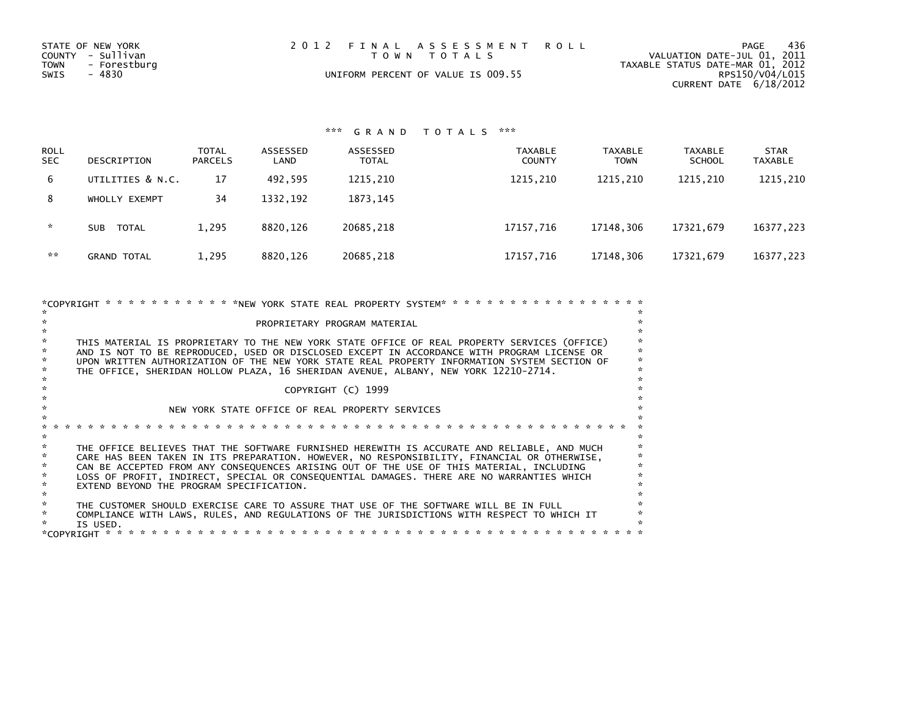STATE OF NEW YORK
COUNTY - Sullivan
TOWN - Forestburg
SWIS - 4830

2012 FINAL ASSESSMENT ROLL
TOWN TOTALS

UNIFORM PERCENT OF VALUE IS 009.55

VALUATION DATE-JUL 01, 2011
TAXABLE STATUS DATE-MAR 01, 2012
RPS150/V04/L015
CURRENT DATE 6/18/2012

### *** GRAND TOTALS ***

| ROLL SEC | DESCRIPTION | TOTAL PARCELS | ASSESSED LAND | ASSESSED TOTAL | TAXABLE COUNTY | TAXABLE TOWN | TAXABLE SCHOOL | STAR TAXABLE |
|---|---|---|---|---|---|---|---|---|
| 6 | UTILITIES & N.C. | 17 | 492,595 | 1215,210 | 1215,210 | 1215,210 | 1215,210 | 1215,210 |
| 8 | WHOLLY EXEMPT | 34 | 1332,192 | 1873,145 | | | | |
| * | SUB TOTAL | 1,295 | 8820,126 | 20685,218 | 17157,716 | 17148,306 | 17321,679 | 16377,223 |
| ** | GRAND TOTAL | 1,295 | 8820,126 | 20685,218 | 17157,716 | 17148,306 | 17321,679 | 16377,223 |

*COPYRIGHT * * * * * * * * * * * *NEW YORK STATE REAL PROPERTY SYSTEM* * * * * * * * * * * * * * * * * *

PROPRIETARY PROGRAM MATERIAL

THIS MATERIAL IS PROPRIETARY TO THE NEW YORK STATE OFFICE OF REAL PROPERTY SERVICES (OFFICE) AND IS NOT TO BE REPRODUCED, USED OR DISCLOSED EXCEPT IN ACCORDANCE WITH PROGRAM LICENSE OR UPON WRITTEN AUTHORIZATION OF THE NEW YORK STATE REAL PROPERTY INFORMATION SYSTEM SECTION OF THE OFFICE, SHERIDAN HOLLOW PLAZA, 16 SHERIDAN AVENUE, ALBANY, NEW YORK 12210-2714.

COPYRIGHT (C) 1999

NEW YORK STATE OFFICE OF REAL PROPERTY SERVICES

THE OFFICE BELIEVES THAT THE SOFTWARE FURNISHED HEREWITH IS ACCURATE AND RELIABLE, AND MUCH CARE HAS BEEN TAKEN IN ITS PREPARATION. HOWEVER, NO RESPONSIBILITY, FINANCIAL OR OTHERWISE, CAN BE ACCEPTED FROM ANY CONSEQUENCES ARISING OUT OF THE USE OF THIS MATERIAL, INCLUDING LOSS OF PROFIT, INDIRECT, SPECIAL OR CONSEQUENTIAL DAMAGES. THERE ARE NO WARRANTIES WHICH EXTEND BEYOND THE PROGRAM SPECIFICATION.

THE CUSTOMER SHOULD EXERCISE CARE TO ASSURE THAT USE OF THE SOFTWARE WILL BE IN FULL COMPLIANCE WITH LAWS, RULES, AND REGULATIONS OF THE JURISDICTIONS WITH RESPECT TO WHICH IT IS USED.

*COPYRIGHT * * * * * * * * * * * * * * * * * * * * * * * * * * * * * * * * * * * * * * * * * * * * * * *